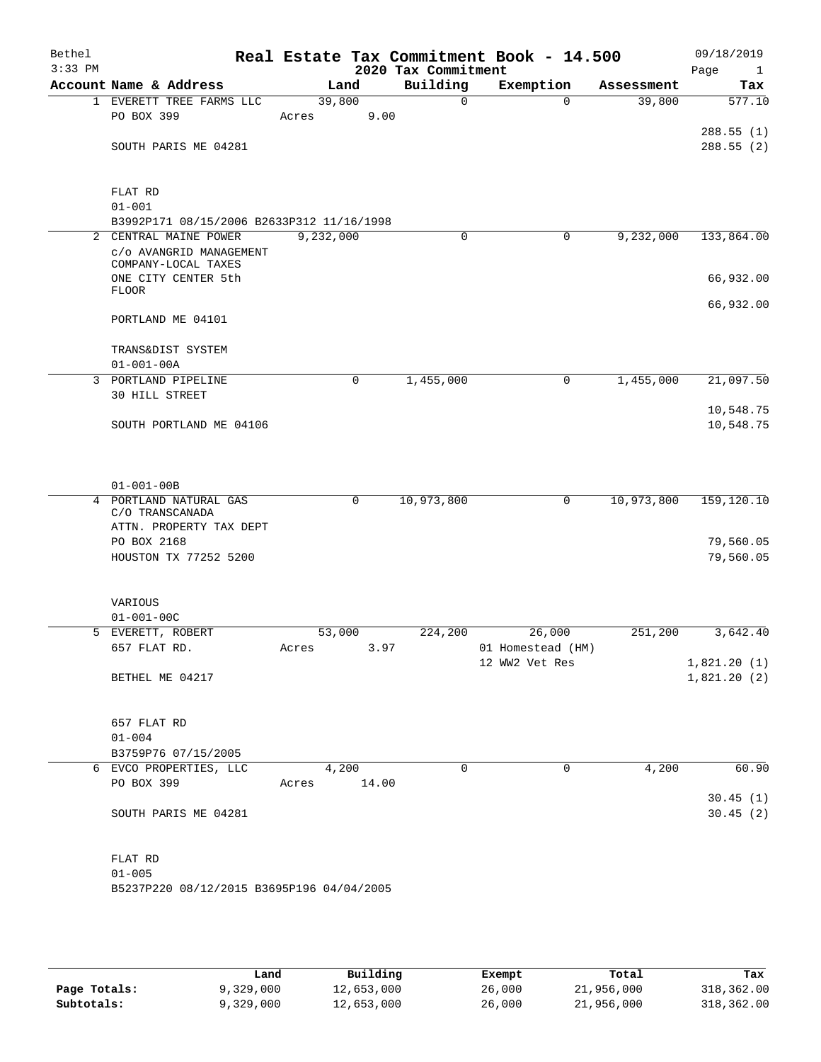# Real Estate Tax Commitment Book - 14.500

Bethel
3:33 PM

2020 Tax Commitment

09/18/2019

| Account Name & Address | Land | Building | Exemption | Assessment | Tax |
|---|---|---|---|---|---|
| 1 EVERETT TREE FARMS LLC | 39,800 | 0 | 0 | 39,800 | 577.10 |
| PO BOX 399 | Acres 9.00 | | | | |
| | | | | | 288.55 (1) |
| SOUTH PARIS ME 04281 | | | | | 288.55 (2) |
| FLAT RD | | | | | |
| 01-001 | | | | | |
| B3992P171 08/15/2006 B2633P312 11/16/1998 | | | | | |
| 2 CENTRAL MAINE POWER | 9,232,000 | 0 | 0 | 9,232,000 | 133,864.00 |
| c/o AVANGRID MANAGEMENT COMPANY-LOCAL TAXES | | | | | |
| ONE CITY CENTER 5th FLOOR | | | | | 66,932.00 |
| | | | | | 66,932.00 |
| PORTLAND ME 04101 | | | | | |
| TRANS&DIST SYSTEM | | | | | |
| 01-001-00A | | | | | |
| 3 PORTLAND PIPELINE | 0 | 1,455,000 | 0 | 1,455,000 | 21,097.50 |
| 30 HILL STREET | | | | | |
| | | | | | 10,548.75 |
| SOUTH PORTLAND ME 04106 | | | | | 10,548.75 |
| 01-001-00B | | | | | |
| 4 PORTLAND NATURAL GAS | 0 | 10,973,800 | 0 | 10,973,800 | 159,120.10 |
| C/O TRANSCANADA | | | | | |
| ATTN. PROPERTY TAX DEPT | | | | | |
| PO BOX 2168 | | | | | 79,560.05 |
| HOUSTON TX 77252 5200 | | | | | 79,560.05 |
| VARIOUS | | | | | |
| 01-001-00C | | | | | |
| 5 EVERETT, ROBERT | 53,000 | 224,200 | 26,000 | 251,200 | 3,642.40 |
| 657 FLAT RD. | Acres 3.97 | | 01 Homestead (HM) | | |
| | | | 12 WW2 Vet Res | | 1,821.20 (1) |
| BETHEL ME 04217 | | | | | 1,821.20 (2) |
| 657 FLAT RD | | | | | |
| 01-004 | | | | | |
| B3759P76 07/15/2005 | | | | | |
| 6 EVCO PROPERTIES, LLC | 4,200 | 0 | 0 | 4,200 | 60.90 |
| PO BOX 399 | Acres 14.00 | | | | |
| | | | | | 30.45 (1) |
| SOUTH PARIS ME 04281 | | | | | 30.45 (2) |
| FLAT RD | | | | | |
| 01-005 | | | | | |
| B5237P220 08/12/2015 B3695P196 04/04/2005 | | | | | |

| | Land | Building | Exempt | Total | Tax |
|---|---|---|---|---|---|
| Page Totals: | 9,329,000 | 12,653,000 | 26,000 | 21,956,000 | 318,362.00 |
| Subtotals: | 9,329,000 | 12,653,000 | 26,000 | 21,956,000 | 318,362.00 |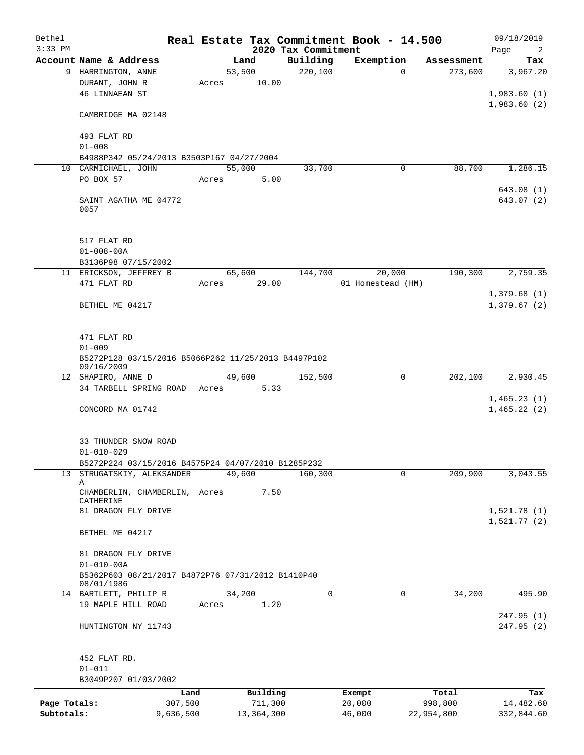Bethel 3:33 PM

# Real Estate Tax Commitment Book - 14.500

## 2020 Tax Commitment

09/18/2019

| Account Name & Address | Land | Building | Exemption | Assessment | Tax |
|---|---|---|---|---|---|
| 9 HARRINGTON, ANNE<br>DURANT, JOHN R<br>46 LINNAEAN ST<br><br>CAMBRIDGE MA 02148<br><br>493 FLAT RD<br>01-008<br>B4988P342 05/24/2013 B3503P167 04/27/2004 | 53,500<br>Acres 10.00 | 220,100 | 0 | 273,600 | 3,967.20<br><br>1,983.60 (1)<br>1,983.60 (2) |
| 10 CARMICHAEL, JOHN<br>PO BOX 57<br><br>SAINT AGATHA ME 04772<br>0057<br><br>517 FLAT RD<br>01-008-00A<br>B3136P98 07/15/2002 | 55,000<br>Acres 5.00 | 33,700 | 0 | 88,700 | 1,286.15<br><br>643.08 (1)<br>643.07 (2) |
| 11 ERICKSON, JEFFREY B<br>471 FLAT RD<br><br>BETHEL ME 04217<br><br>471 FLAT RD<br>01-009<br>B5272P128 03/15/2016 B5066P262 11/25/2013 B4497P102 09/16/2009 | 65,600<br>Acres 29.00 | 144,700 | 20,000<br>01 Homestead (HM) | 190,300 | 2,759.35<br><br>1,379.68 (1)<br>1,379.67 (2) |
| 12 SHAPIRO, ANNE D<br>34 TARBELL SPRING ROAD<br><br>CONCORD MA 01742<br><br>33 THUNDER SNOW ROAD<br>01-010-029<br>B5272P224 03/15/2016 B4575P24 04/07/2010 B1285P232 | 49,600<br>Acres 5.33 | 152,500 | 0 | 202,100 | 2,930.45<br><br>1,465.23 (1)<br>1,465.22 (2) |
| 13 STRUGATSKIY, ALEKSANDER A<br>CHAMBERLIN, CHAMBERLIN, CATHERINE<br>81 DRAGON FLY DRIVE<br><br>BETHEL ME 04217<br><br>81 DRAGON FLY DRIVE<br>01-010-00A<br>B5362P603 08/21/2017 B4872P76 07/31/2012 B1410P40 08/01/1986 | 49,600<br>Acres 7.50 | 160,300 | 0 | 209,900 | 3,043.55<br><br>1,521.78 (1)<br>1,521.77 (2) |
| 14 BARTLETT, PHILIP R<br>19 MAPLE HILL ROAD<br><br>HUNTINGTON NY 11743<br><br>452 FLAT RD.<br>01-011<br>B3049P207 01/03/2002 | 34,200<br>Acres 1.20 | 0 | 0 | 34,200 | 495.90<br><br>247.95 (1)<br>247.95 (2) |

| | Land | Building | Exempt | Total | Tax |
|---|---|---|---|---|---|
| Page Totals: | 307,500 | 711,300 | 20,000 | 998,800 | 14,482.60 |
| Subtotals: | 9,636,500 | 13,364,300 | 46,000 | 22,954,800 | 332,844.60 |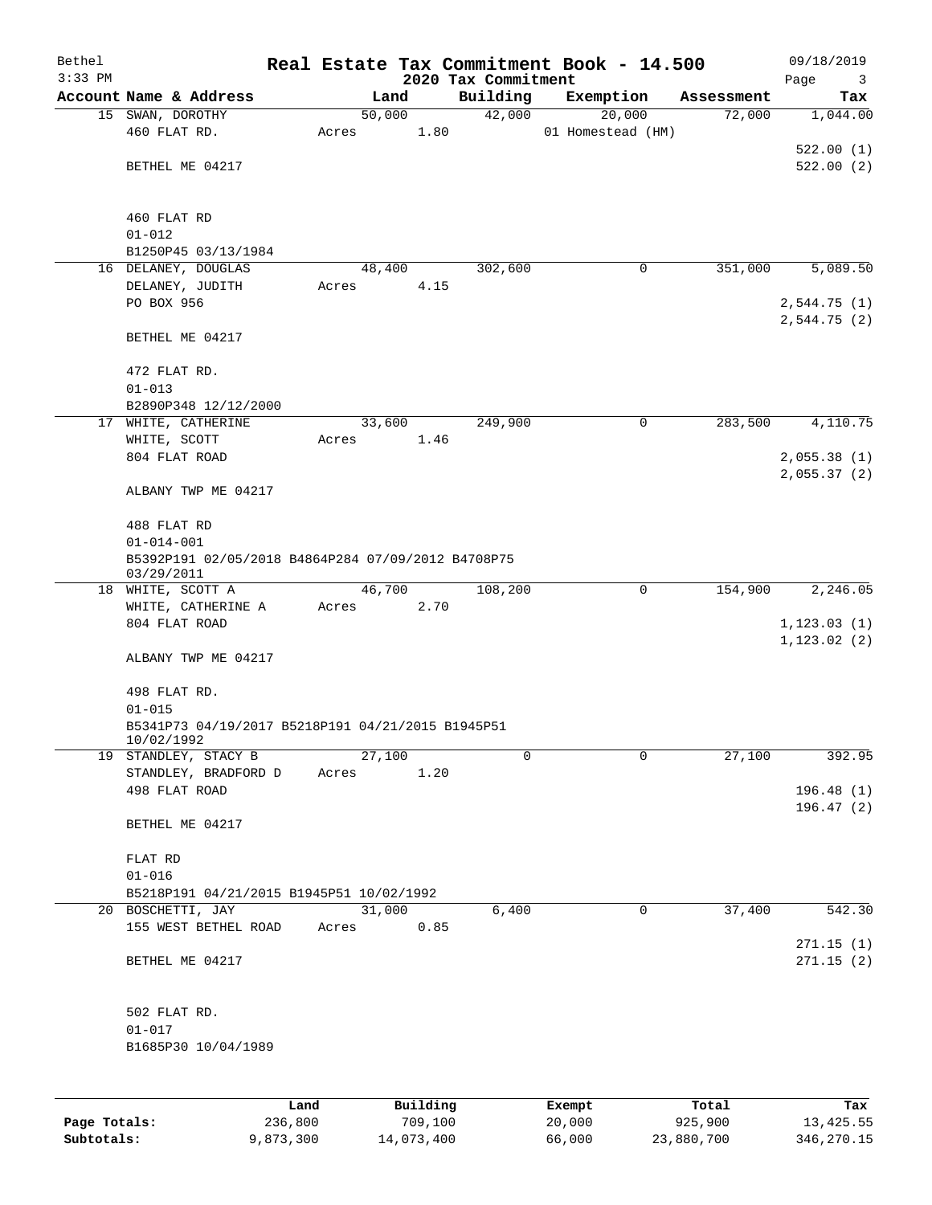# Real Estate Tax Commitment Book - 14.500

Bethel
3:33 PM

2020 Tax Commitment

09/18/2019

| Account Name & Address | Land | Building | Exemption | Assessment | Tax |
|---|---|---|---|---|---|
| 15 SWAN, DOROTHY | 50,000 | 42,000 | 20,000 | 72,000 | 1,044.00 |
| 460 FLAT RD. | Acres 1.80 | | 01 Homestead (HM) | | |
| | | | | | 522.00 (1) |
| BETHEL ME 04217 | | | | | 522.00 (2) |
| 460 FLAT RD | | | | | |
| 01-012 | | | | | |
| B1250P45 03/13/1984 | | | | | |
| 16 DELANEY, DOUGLAS | 48,400 | 302,600 | 0 | 351,000 | 5,089.50 |
| DELANEY, JUDITH | Acres 4.15 | | | | |
| PO BOX 956 | | | | | 2,544.75 (1) |
| | | | | | 2,544.75 (2) |
| BETHEL ME 04217 | | | | | |
| 472 FLAT RD. | | | | | |
| 01-013 | | | | | |
| B2890P348 12/12/2000 | | | | | |
| 17 WHITE, CATHERINE | 33,600 | 249,900 | 0 | 283,500 | 4,110.75 |
| WHITE, SCOTT | Acres 1.46 | | | | |
| 804 FLAT ROAD | | | | | 2,055.38 (1) |
| | | | | | 2,055.37 (2) |
| ALBANY TWP ME 04217 | | | | | |
| 488 FLAT RD | | | | | |
| 01-014-001 | | | | | |
| B5392P191 02/05/2018 B4864P284 07/09/2012 B4708P75 03/29/2011 | | | | | |
| 18 WHITE, SCOTT A | 46,700 | 108,200 | 0 | 154,900 | 2,246.05 |
| WHITE, CATHERINE A | Acres 2.70 | | | | |
| 804 FLAT ROAD | | | | | 1,123.03 (1) |
| | | | | | 1,123.02 (2) |
| ALBANY TWP ME 04217 | | | | | |
| 498 FLAT RD. | | | | | |
| 01-015 | | | | | |
| B5341P73 04/19/2017 B5218P191 04/21/2015 B1945P51 10/02/1992 | | | | | |
| 19 STANDLEY, STACY B | 27,100 | 0 | 0 | 27,100 | 392.95 |
| STANDLEY, BRADFORD D | Acres 1.20 | | | | |
| 498 FLAT ROAD | | | | | 196.48 (1) |
| | | | | | 196.47 (2) |
| BETHEL ME 04217 | | | | | |
| FLAT RD | | | | | |
| 01-016 | | | | | |
| B5218P191 04/21/2015 B1945P51 10/02/1992 | | | | | |
| 20 BOSCHETTI, JAY | 31,000 | 6,400 | 0 | 37,400 | 542.30 |
| 155 WEST BETHEL ROAD | Acres 0.85 | | | | |
| | | | | | 271.15 (1) |
| BETHEL ME 04217 | | | | | 271.15 (2) |
| 502 FLAT RD. | | | | | |
| 01-017 | | | | | |
| B1685P30 10/04/1989 | | | | | |

| | Land | Building | Exempt | Total | Tax |
|---|---|---|---|---|---|
| Page Totals: | 236,800 | 709,100 | 20,000 | 925,900 | 13,425.55 |
| Subtotals: | 9,873,300 | 14,073,400 | 66,000 | 23,880,700 | 346,270.15 |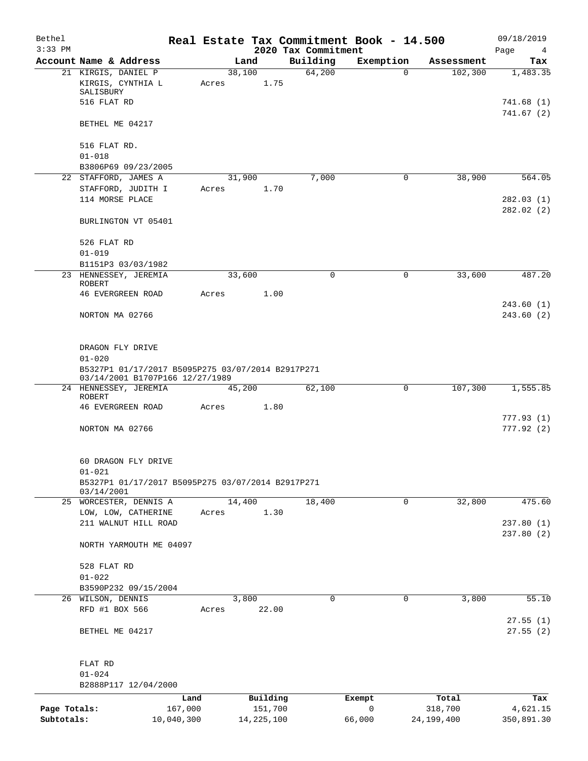Bethel
3:33 PM

# Real Estate Tax Commitment Book - 14.500

## 2020 Tax Commitment

09/18/2019

| Account Name & Address | Land | Building | Exemption | Assessment | Tax |
|---|---|---|---|---|---|
| 21 KIRGIS, DANIEL P<br>KIRGIS, CYNTHIA L SALISBURY<br>516 FLAT RD<br><br>BETHEL ME 04217<br><br>516 FLAT RD.<br>01-018<br>B3806P69 09/23/2005 | 38,100<br>Acres 1.75 | 64,200 | 0 | 102,300 | 1,483.35<br><br>741.68 (1)<br>741.67 (2) |
| 22 STAFFORD, JAMES A<br>STAFFORD, JUDITH I<br>114 MORSE PLACE<br><br>BURLINGTON VT 05401<br><br>526 FLAT RD<br>01-019<br>B1151P3 03/03/1982 | 31,900<br>Acres 1.70 | 7,000 | 0 | 38,900 | 564.05<br><br>282.03 (1)<br>282.02 (2) |
| 23 HENNESSEY, JEREMIA ROBERT<br>46 EVERGREEN ROAD<br><br>NORTON MA 02766<br><br>DRAGON FLY DRIVE<br>01-020<br>B5327P1 01/17/2017 B5095P275 03/07/2014 B2917P271 03/14/2001 B1707P166 12/27/1989 | 33,600<br>Acres 1.00 | 0 | 0 | 33,600 | 487.20<br><br>243.60 (1)<br>243.60 (2) |
| 24 HENNESSEY, JEREMIA ROBERT<br>46 EVERGREEN ROAD<br><br>NORTON MA 02766<br><br>60 DRAGON FLY DRIVE<br>01-021<br>B5327P1 01/17/2017 B5095P275 03/07/2014 B2917P271 03/14/2001 | 45,200<br>Acres 1.80 | 62,100 | 0 | 107,300 | 1,555.85<br><br>777.93 (1)<br>777.92 (2) |
| 25 WORCESTER, DENNIS A<br>LOW, LOW, CATHERINE<br>211 WALNUT HILL ROAD<br><br>NORTH YARMOUTH ME 04097<br><br>528 FLAT RD<br>01-022<br>B3590P232 09/15/2004 | 14,400<br>Acres 1.30 | 18,400 | 0 | 32,800 | 475.60<br><br>237.80 (1)<br>237.80 (2) |
| 26 WILSON, DENNIS<br>RFD #1 BOX 566<br><br>BETHEL ME 04217<br><br>FLAT RD<br>01-024<br>B2888P117 12/04/2000 | 3,800<br>Acres 22.00 | 0 | 0 | 3,800 | 55.10<br><br>27.55 (1)<br>27.55 (2) |

| | Land | Building | Exempt | Total | Tax |
|---|---|---|---|---|---|
| Page Totals: | 167,000 | 151,700 | 0 | 318,700 | 4,621.15 |
| Subtotals: | 10,040,300 | 14,225,100 | 66,000 | 24,199,400 | 350,891.30 |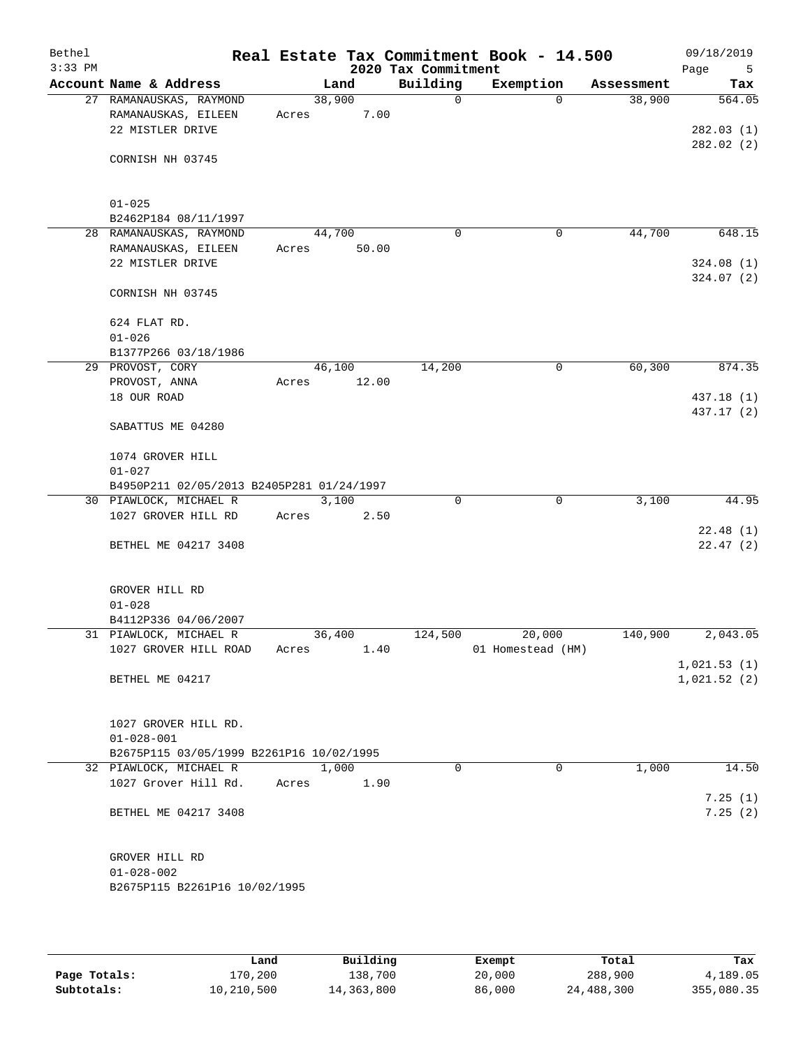Bethel 3:33 PM

# Real Estate Tax Commitment Book - 14.500

## 2020 Tax Commitment

09/18/2019

| Account Name & Address | Land | Building | Exemption | Assessment | Tax |
|---|---|---|---|---|---|
| 27 RAMANAUSKAS, RAYMOND<br>RAMANAUSKAS, EILEEN<br>22 MISTLER DRIVE<br><br>CORNISH NH 03745<br><br>01-025<br>B2462P184 08/11/1997 | 38,900<br>Acres 7.00 | 0 | 0 | 38,900 | 564.05<br><br>282.03 (1)<br>282.02 (2) |
| 28 RAMANAUSKAS, RAYMOND<br>RAMANAUSKAS, EILEEN<br>22 MISTLER DRIVE<br><br>CORNISH NH 03745<br><br>624 FLAT RD.<br>01-026<br>B1377P266 03/18/1986 | 44,700<br>Acres 50.00 | 0 | 0 | 44,700 | 648.15<br><br>324.08 (1)<br>324.07 (2) |
| 29 PROVOST, CORY<br>PROVOST, ANNA<br>18 OUR ROAD<br><br>SABATTUS ME 04280<br><br>1074 GROVER HILL<br>01-027<br>B4950P211 02/05/2013 B2405P281 01/24/1997 | 46,100<br>Acres 12.00 | 14,200 | 0 | 60,300 | 874.35<br><br>437.18 (1)<br>437.17 (2) |
| 30 PIAWLOCK, MICHAEL R<br>1027 GROVER HILL RD<br><br>BETHEL ME 04217 3408<br><br>GROVER HILL RD<br>01-028<br>B4112P336 04/06/2007 | 3,100<br>Acres 2.50 | 0 | 0 | 3,100 | 44.95<br><br>22.48 (1)<br>22.47 (2) |
| 31 PIAWLOCK, MICHAEL R<br>1027 GROVER HILL ROAD<br><br>BETHEL ME 04217<br><br>1027 GROVER HILL RD.<br>01-028-001<br>B2675P115 03/05/1999 B2261P16 10/02/1995 | 36,400<br>Acres 1.40 | 124,500 | 20,000<br>01 Homestead (HM) | 140,900 | 2,043.05<br><br>1,021.53 (1)<br>1,021.52 (2) |
| 32 PIAWLOCK, MICHAEL R<br>1027 Grover Hill Rd.<br><br>BETHEL ME 04217 3408<br><br>GROVER HILL RD<br>01-028-002<br>B2675P115 B2261P16 10/02/1995 | 1,000<br>Acres 1.90 | 0 | 0 | 1,000 | 14.50<br><br>7.25 (1)<br>7.25 (2) |

| | Land | Building | Exempt | Total | Tax |
|---|---|---|---|---|---|
| **Page Totals:** | 170,200 | 138,700 | 20,000 | 288,900 | 4,189.05 |
| **Subtotals:** | 10,210,500 | 14,363,800 | 86,000 | 24,488,300 | 355,080.35 |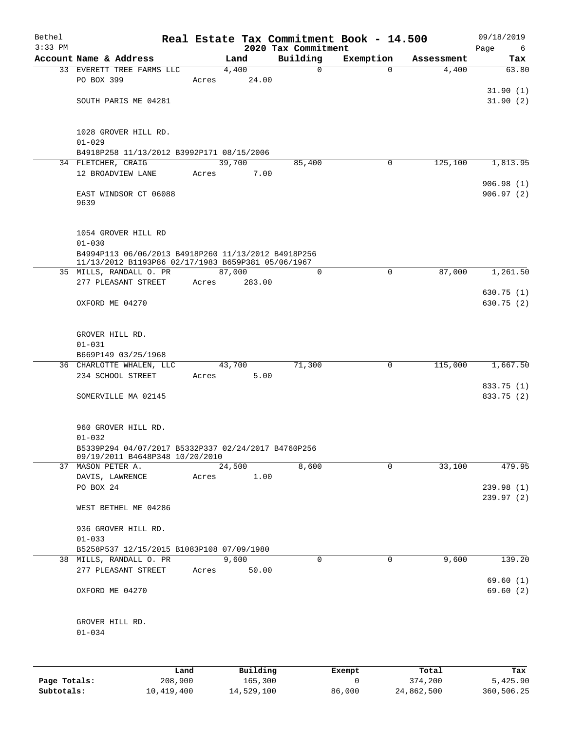Bethel 3:33 PM

# Real Estate Tax Commitment Book - 14.500

## 2020 Tax Commitment

09/18/2019

| Account Name & Address | Land | Building | Exemption | Assessment | Tax |
|---|---|---|---|---|---|
| 33 EVERETT TREE FARMS LLC | 4,400 | 0 | 0 | 4,400 | 63.80 |
| PO BOX 399 | Acres 24.00 | | | | |
| | | | | | 31.90 (1) |
| SOUTH PARIS ME 04281 | | | | | 31.90 (2) |
| 1028 GROVER HILL RD. | | | | | |
| 01-029 | | | | | |
| B4918P258 11/13/2012 B3992P171 08/15/2006 | | | | | |
| 34 FLETCHER, CRAIG | 39,700 | 85,400 | 0 | 125,100 | 1,813.95 |
| 12 BROADVIEW LANE | Acres 7.00 | | | | |
| | | | | | 906.98 (1) |
| EAST WINDSOR CT 06088 9639 | | | | | 906.97 (2) |
| 1054 GROVER HILL RD | | | | | |
| 01-030 | | | | | |
| B4994P113 06/06/2013 B4918P260 11/13/2012 B4918P256 11/13/2012 B1193P86 02/17/1983 B659P381 05/06/1967 | | | | | |
| 35 MILLS, RANDALL O. PR | 87,000 | 0 | 0 | 87,000 | 1,261.50 |
| 277 PLEASANT STREET | Acres 283.00 | | | | |
| | | | | | 630.75 (1) |
| OXFORD ME 04270 | | | | | 630.75 (2) |
| GROVER HILL RD. | | | | | |
| 01-031 | | | | | |
| B669P149 03/25/1968 | | | | | |
| 36 CHARLOTTE WHALEN, LLC | 43,700 | 71,300 | 0 | 115,000 | 1,667.50 |
| 234 SCHOOL STREET | Acres 5.00 | | | | |
| | | | | | 833.75 (1) |
| SOMERVILLE MA 02145 | | | | | 833.75 (2) |
| 960 GROVER HILL RD. | | | | | |
| 01-032 | | | | | |
| B5339P294 04/07/2017 B5332P337 02/24/2017 B4760P256 09/19/2011 B4648P348 10/20/2010 | | | | | |
| 37 MASON PETER A. | 24,500 | 8,600 | 0 | 33,100 | 479.95 |
| DAVIS, LAWRENCE | Acres 1.00 | | | | |
| PO BOX 24 | | | | | 239.98 (1) |
| | | | | | 239.97 (2) |
| WEST BETHEL ME 04286 | | | | | |
| 936 GROVER HILL RD. | | | | | |
| 01-033 | | | | | |
| B5258P537 12/15/2015 B1083P108 07/09/1980 | | | | | |
| 38 MILLS, RANDALL O. PR | 9,600 | 0 | 0 | 9,600 | 139.20 |
| 277 PLEASANT STREET | Acres 50.00 | | | | |
| | | | | | 69.60 (1) |
| OXFORD ME 04270 | | | | | 69.60 (2) |
| GROVER HILL RD. | | | | | |
| 01-034 | | | | | |

| | Land | Building | Exempt | Total | Tax |
|---|---|---|---|---|---|
| Page Totals: | 208,900 | 165,300 | 0 | 374,200 | 5,425.90 |
| Subtotals: | 10,419,400 | 14,529,100 | 86,000 | 24,862,500 | 360,506.25 |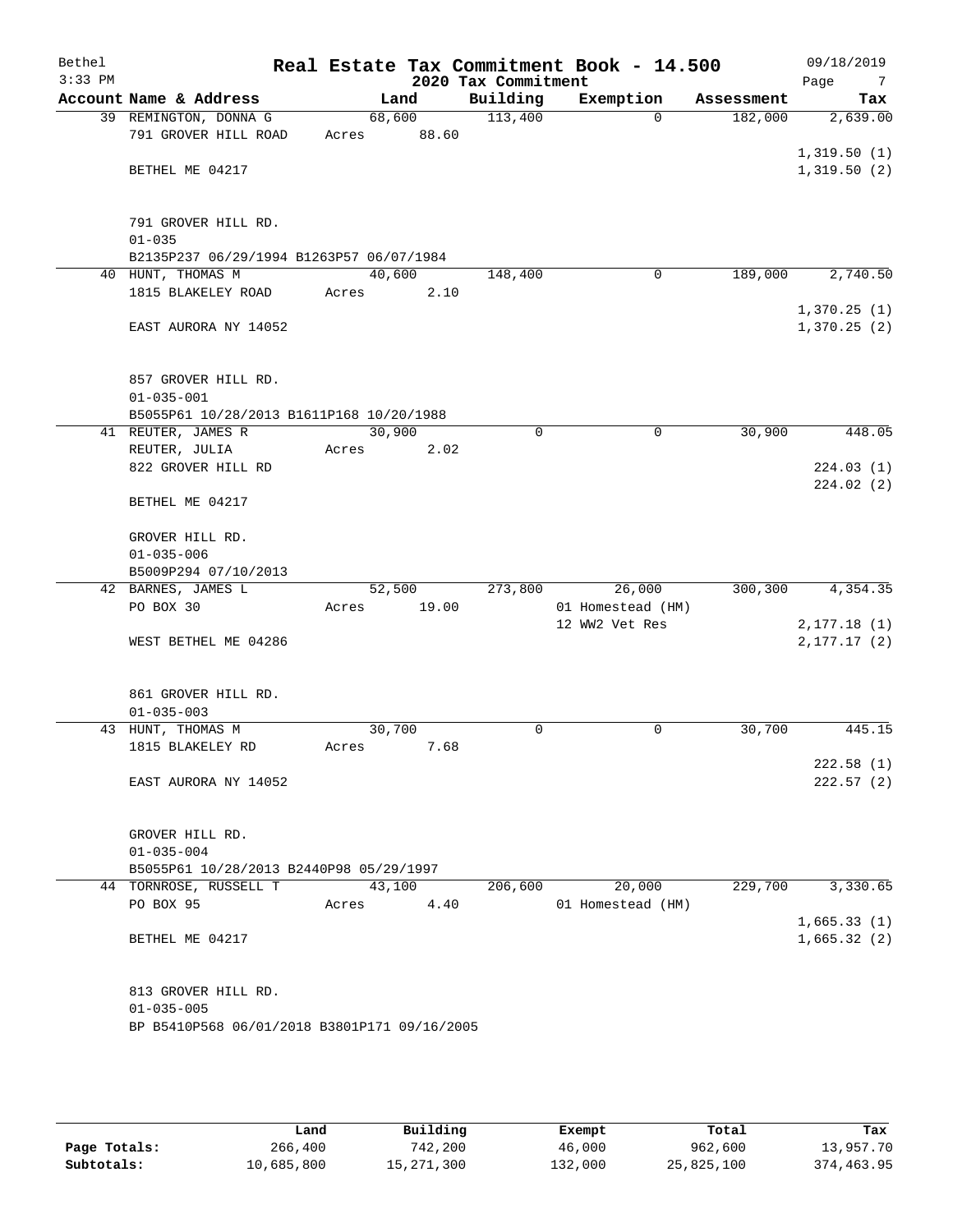Bethel
3:33 PM

# Real Estate Tax Commitment Book - 14.500

## 2020 Tax Commitment

09/18/2019

| Account Name & Address | Land | Building | Exemption | Assessment | Tax |
|---|---|---|---|---|---|
| 39 REMINGTON, DONNA G | 68,600 | 113,400 | 0 | 182,000 | 2,639.00 |
| 791 GROVER HILL ROAD | Acres 88.60 | | | | |
| | | | | | 1,319.50 (1) |
| BETHEL ME 04217 | | | | | 1,319.50 (2) |
| 791 GROVER HILL RD. | | | | | |
| 01-035 | | | | | |
| B2135P237 06/29/1994 B1263P57 06/07/1984 | | | | | |
| 40 HUNT, THOMAS M | 40,600 | 148,400 | 0 | 189,000 | 2,740.50 |
| 1815 BLAKELEY ROAD | Acres 2.10 | | | | |
| | | | | | 1,370.25 (1) |
| EAST AURORA NY 14052 | | | | | 1,370.25 (2) |
| 857 GROVER HILL RD. | | | | | |
| 01-035-001 | | | | | |
| B5055P61 10/28/2013 B1611P168 10/20/1988 | | | | | |
| 41 REUTER, JAMES R | 30,900 | 0 | 0 | 30,900 | 448.05 |
| REUTER, JULIA | Acres 2.02 | | | | |
| 822 GROVER HILL RD | | | | | 224.03 (1) |
| | | | | | 224.02 (2) |
| BETHEL ME 04217 | | | | | |
| GROVER HILL RD. | | | | | |
| 01-035-006 | | | | | |
| B5009P294 07/10/2013 | | | | | |
| 42 BARNES, JAMES L | 52,500 | 273,800 | 26,000 | 300,300 | 4,354.35 |
| PO BOX 30 | Acres 19.00 | | 01 Homestead (HM) | | |
| | | | 12 WW2 Vet Res | | 2,177.18 (1) |
| WEST BETHEL ME 04286 | | | | | 2,177.17 (2) |
| 861 GROVER HILL RD. | | | | | |
| 01-035-003 | | | | | |
| 43 HUNT, THOMAS M | 30,700 | 0 | 0 | 30,700 | 445.15 |
| 1815 BLAKELEY RD | Acres 7.68 | | | | |
| | | | | | 222.58 (1) |
| EAST AURORA NY 14052 | | | | | 222.57 (2) |
| GROVER HILL RD. | | | | | |
| 01-035-004 | | | | | |
| B5055P61 10/28/2013 B2440P98 05/29/1997 | | | | | |
| 44 TORNROSE, RUSSELL T | 43,100 | 206,600 | 20,000 | 229,700 | 3,330.65 |
| PO BOX 95 | Acres 4.40 | | 01 Homestead (HM) | | |
| | | | | | 1,665.33 (1) |
| BETHEL ME 04217 | | | | | 1,665.32 (2) |
| 813 GROVER HILL RD. | | | | | |
| 01-035-005 | | | | | |
| BP B5410P568 06/01/2018 B3801P171 09/16/2005 | | | | | |

| | Land | Building | Exempt | Total | Tax |
|---|---|---|---|---|---|
| **Page Totals:** | 266,400 | 742,200 | 46,000 | 962,600 | 13,957.70 |
| **Subtotals:** | 10,685,800 | 15,271,300 | 132,000 | 25,825,100 | 374,463.95 |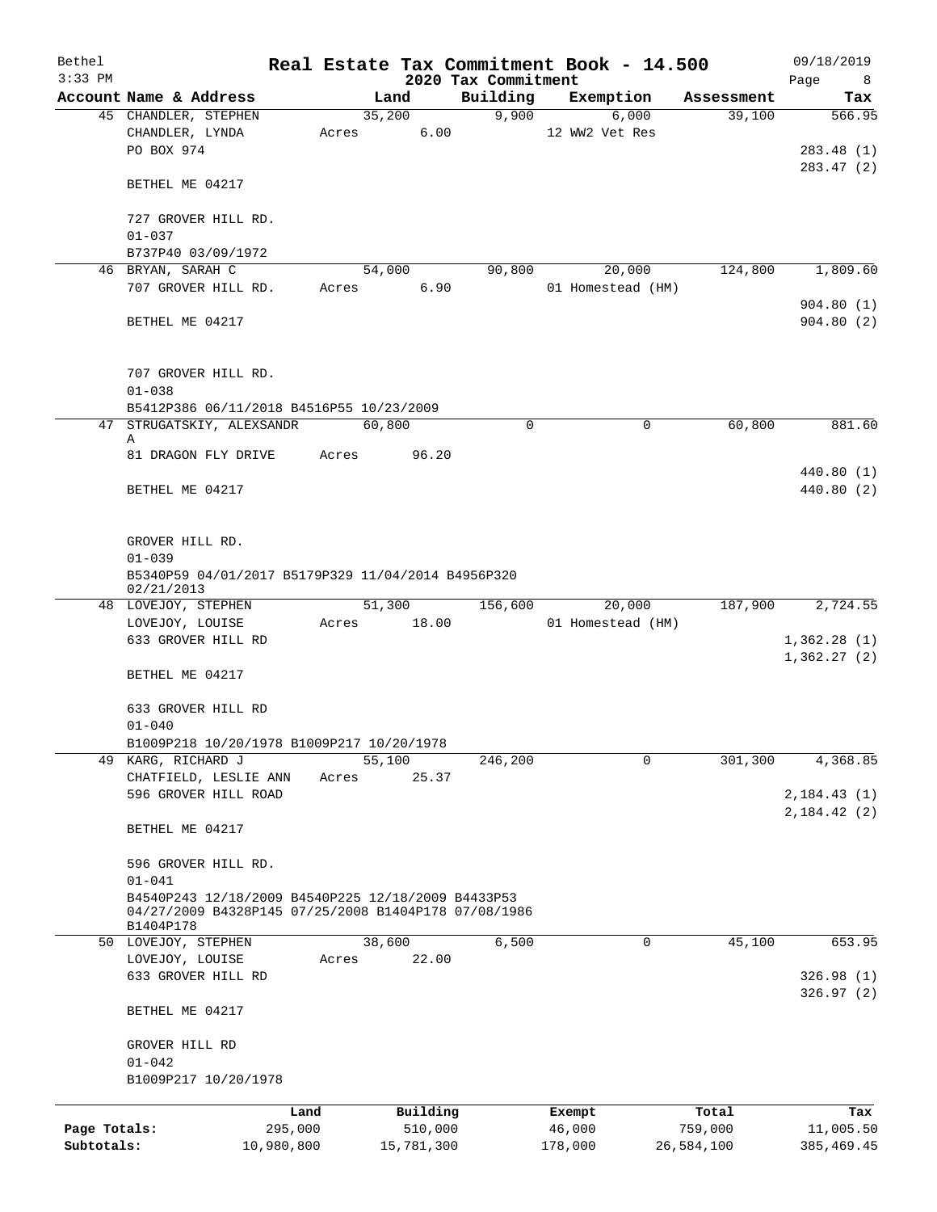Bethel 3:33 PM

# Real Estate Tax Commitment Book - 14.500

## 2020 Tax Commitment

09/18/2019

| Account Name & Address | Land | Building | Exemption | Assessment | Tax |
|---|---|---|---|---|---|
| 45 CHANDLER, STEPHEN | 35,200 | 9,900 | 6,000 | 39,100 | 566.95 |
| CHANDLER, LYNDA | Acres 6.00 | | 12 WW2 Vet Res | | |
| PO BOX 974 | | | | | 283.48 (1) |
| | | | | | 283.47 (2) |
| BETHEL ME 04217 | | | | | |
| 727 GROVER HILL RD. | | | | | |
| 01-037 | | | | | |
| B737P40 03/09/1972 | | | | | |
| 46 BRYAN, SARAH C | 54,000 | 90,800 | 20,000 | 124,800 | 1,809.60 |
| 707 GROVER HILL RD. | Acres 6.90 | | 01 Homestead (HM) | | |
| | | | | | 904.80 (1) |
| BETHEL ME 04217 | | | | | 904.80 (2) |
| 707 GROVER HILL RD. | | | | | |
| 01-038 | | | | | |
| B5412P386 06/11/2018 B4516P55 10/23/2009 | | | | | |
| 47 STRUGATSKIY, ALEXSANDR A | 60,800 | 0 | 0 | 60,800 | 881.60 |
| 81 DRAGON FLY DRIVE | Acres 96.20 | | | | |
| | | | | | 440.80 (1) |
| BETHEL ME 04217 | | | | | 440.80 (2) |
| GROVER HILL RD. | | | | | |
| 01-039 | | | | | |
| B5340P59 04/01/2017 B5179P329 11/04/2014 B4956P320 02/21/2013 | | | | | |
| 48 LOVEJOY, STEPHEN | 51,300 | 156,600 | 20,000 | 187,900 | 2,724.55 |
| LOVEJOY, LOUISE | Acres 18.00 | | 01 Homestead (HM) | | |
| 633 GROVER HILL RD | | | | | 1,362.28 (1) |
| | | | | | 1,362.27 (2) |
| BETHEL ME 04217 | | | | | |
| 633 GROVER HILL RD | | | | | |
| 01-040 | | | | | |
| B1009P218 10/20/1978 B1009P217 10/20/1978 | | | | | |
| 49 KARG, RICHARD J | 55,100 | 246,200 | 0 | 301,300 | 4,368.85 |
| CHATFIELD, LESLIE ANN | Acres 25.37 | | | | |
| 596 GROVER HILL ROAD | | | | | 2,184.43 (1) |
| | | | | | 2,184.42 (2) |
| BETHEL ME 04217 | | | | | |
| 596 GROVER HILL RD. | | | | | |
| 01-041 | | | | | |
| B4540P243 12/18/2009 B4540P225 12/18/2009 B4433P53 04/27/2009 B4328P145 07/25/2008 B1404P178 07/08/1986 B1404P178 | | | | | |
| 50 LOVEJOY, STEPHEN | 38,600 | 6,500 | 0 | 45,100 | 653.95 |
| LOVEJOY, LOUISE | Acres 22.00 | | | | |
| 633 GROVER HILL RD | | | | | 326.98 (1) |
| | | | | | 326.97 (2) |
| BETHEL ME 04217 | | | | | |
| GROVER HILL RD | | | | | |
| 01-042 | | | | | |
| B1009P217 10/20/1978 | | | | | |

| | Land | Building | Exempt | Total | Tax |
|---|---|---|---|---|---|
| Page Totals: | 295,000 | 510,000 | 46,000 | 759,000 | 11,005.50 |
| Subtotals: | 10,980,800 | 15,781,300 | 178,000 | 26,584,100 | 385,469.45 |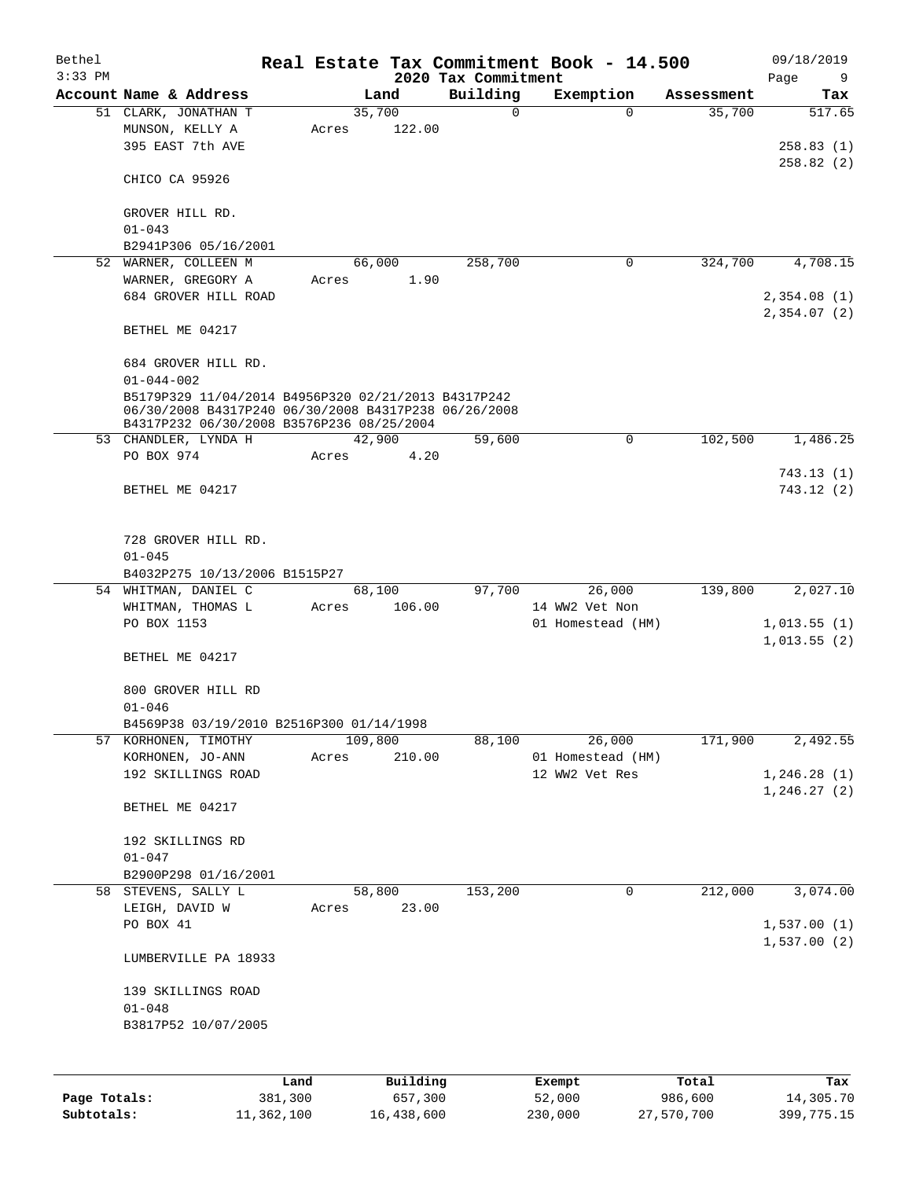# Real Estate Tax Commitment Book - 14.500

Bethel
3:33 PM

09/18/2019

## 2020 Tax Commitment

| Account Name & Address | Land | Building | Exemption | Assessment | Tax |
|---|---|---|---|---|---|
| 51 CLARK, JONATHAN T | 35,700 | 0 | 0 | 35,700 | 517.65 |
| MUNSON, KELLY A | Acres 122.00 | | | | |
| 395 EAST 7th AVE | | | | | 258.83 (1) |
| | | | | | 258.82 (2) |
| CHICO CA 95926 | | | | | |
| GROVER HILL RD. | | | | | |
| 01-043 | | | | | |
| B2941P306 05/16/2001 | | | | | |
| 52 WARNER, COLLEEN M | 66,000 | 258,700 | 0 | 324,700 | 4,708.15 |
| WARNER, GREGORY A | Acres 1.90 | | | | |
| 684 GROVER HILL ROAD | | | | | 2,354.08 (1) |
| | | | | | 2,354.07 (2) |
| BETHEL ME 04217 | | | | | |
| 684 GROVER HILL RD. | | | | | |
| 01-044-002 | | | | | |
| B5179P329 11/04/2014 B4956P320 02/21/2013 B4317P242 06/30/2008 B4317P240 06/30/2008 B4317P238 06/26/2008 B4317P232 06/30/2008 B3576P236 08/25/2004 | | | | | |
| 53 CHANDLER, LYNDA H | 42,900 | 59,600 | 0 | 102,500 | 1,486.25 |
| PO BOX 974 | Acres 4.20 | | | | |
| | | | | | 743.13 (1) |
| BETHEL ME 04217 | | | | | 743.12 (2) |
| 728 GROVER HILL RD. | | | | | |
| 01-045 | | | | | |
| B4032P275 10/13/2006 B1515P27 | | | | | |
| 54 WHITMAN, DANIEL C | 68,100 | 97,700 | 26,000 | 139,800 | 2,027.10 |
| WHITMAN, THOMAS L | Acres 106.00 | | 14 WW2 Vet Non | | |
| PO BOX 1153 | | | 01 Homestead (HM) | | 1,013.55 (1) |
| | | | | | 1,013.55 (2) |
| BETHEL ME 04217 | | | | | |
| 800 GROVER HILL RD | | | | | |
| 01-046 | | | | | |
| B4569P38 03/19/2010 B2516P300 01/14/1998 | | | | | |
| 57 KORHONEN, TIMOTHY | 109,800 | 88,100 | 26,000 | 171,900 | 2,492.55 |
| KORHONEN, JO-ANN | Acres 210.00 | | 01 Homestead (HM) | | |
| 192 SKILLINGS ROAD | | | 12 WW2 Vet Res | | 1,246.28 (1) |
| | | | | | 1,246.27 (2) |
| BETHEL ME 04217 | | | | | |
| 192 SKILLINGS RD | | | | | |
| 01-047 | | | | | |
| B2900P298 01/16/2001 | | | | | |
| 58 STEVENS, SALLY L | 58,800 | 153,200 | 0 | 212,000 | 3,074.00 |
| LEIGH, DAVID W | Acres 23.00 | | | | |
| PO BOX 41 | | | | | 1,537.00 (1) |
| | | | | | 1,537.00 (2) |
| LUMBERVILLE PA 18933 | | | | | |
| 139 SKILLINGS ROAD | | | | | |
| 01-048 | | | | | |
| B3817P52 10/07/2005 | | | | | |

| | Land | Building | Exempt | Total | Tax |
|---|---|---|---|---|---|
| Page Totals: | 381,300 | 657,300 | 52,000 | 986,600 | 14,305.70 |
| Subtotals: | 11,362,100 | 16,438,600 | 230,000 | 27,570,700 | 399,775.15 |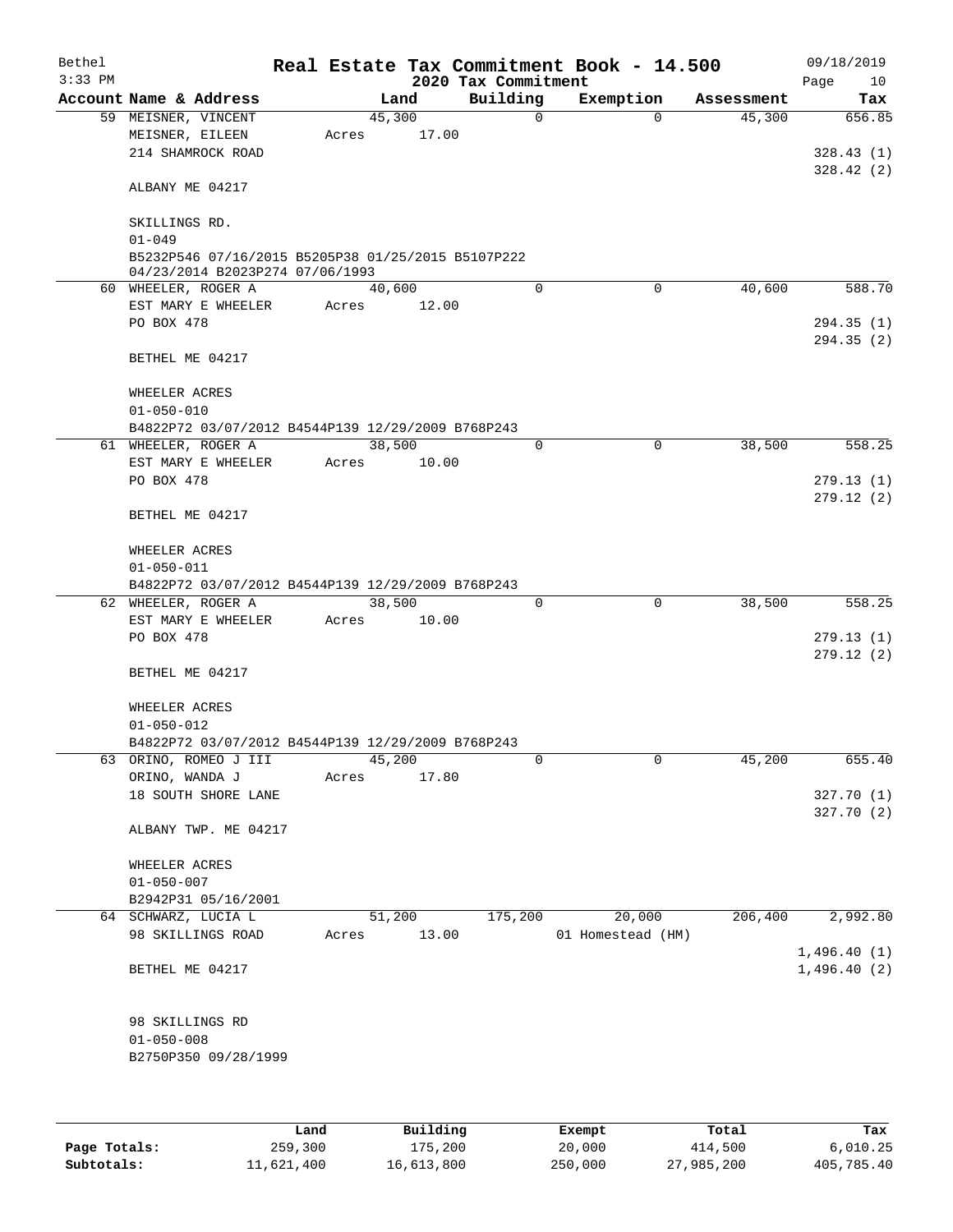# Real Estate Tax Commitment Book - 14.500

Bethel
3:33 PM

2020 Tax Commitment

09/18/2019

| Account Name & Address | Land | Building | Exemption | Assessment | Tax |
|---|---|---|---|---|---|
| 59 MEISNER, VINCENT | 45,300 | 0 | 0 | 45,300 | 656.85 |
| MEISNER, EILEEN | Acres 17.00 | | | | |
| 214 SHAMROCK ROAD | | | | | 328.43 (1) |
| | | | | | 328.42 (2) |
| ALBANY ME 04217 | | | | | |
| SKILLINGS RD. | | | | | |
| 01-049 | | | | | |
| B5232P546 07/16/2015 B5205P38 01/25/2015 B5107P222 04/23/2014 B2023P274 07/06/1993 | | | | | |
| 60 WHEELER, ROGER A | 40,600 | 0 | 0 | 40,600 | 588.70 |
| EST MARY E WHEELER | Acres 12.00 | | | | |
| PO BOX 478 | | | | | 294.35 (1) |
| | | | | | 294.35 (2) |
| BETHEL ME 04217 | | | | | |
| WHEELER ACRES | | | | | |
| 01-050-010 | | | | | |
| B4822P72 03/07/2012 B4544P139 12/29/2009 B768P243 | | | | | |
| 61 WHEELER, ROGER A | 38,500 | 0 | 0 | 38,500 | 558.25 |
| EST MARY E WHEELER | Acres 10.00 | | | | |
| PO BOX 478 | | | | | 279.13 (1) |
| | | | | | 279.12 (2) |
| BETHEL ME 04217 | | | | | |
| WHEELER ACRES | | | | | |
| 01-050-011 | | | | | |
| B4822P72 03/07/2012 B4544P139 12/29/2009 B768P243 | | | | | |
| 62 WHEELER, ROGER A | 38,500 | 0 | 0 | 38,500 | 558.25 |
| EST MARY E WHEELER | Acres 10.00 | | | | |
| PO BOX 478 | | | | | 279.13 (1) |
| | | | | | 279.12 (2) |
| BETHEL ME 04217 | | | | | |
| WHEELER ACRES | | | | | |
| 01-050-012 | | | | | |
| B4822P72 03/07/2012 B4544P139 12/29/2009 B768P243 | | | | | |
| 63 ORINO, ROMEO J III | 45,200 | 0 | 0 | 45,200 | 655.40 |
| ORINO, WANDA J | Acres 17.80 | | | | |
| 18 SOUTH SHORE LANE | | | | | 327.70 (1) |
| | | | | | 327.70 (2) |
| ALBANY TWP. ME 04217 | | | | | |
| WHEELER ACRES | | | | | |
| 01-050-007 | | | | | |
| B2942P31 05/16/2001 | | | | | |
| 64 SCHWARZ, LUCIA L | 51,200 | 175,200 | 20,000 | 206,400 | 2,992.80 |
| 98 SKILLINGS ROAD | Acres 13.00 | | 01 Homestead (HM) | | |
| | | | | | 1,496.40 (1) |
| BETHEL ME 04217 | | | | | 1,496.40 (2) |
| 98 SKILLINGS RD | | | | | |
| 01-050-008 | | | | | |
| B2750P350 09/28/1999 | | | | | |

| | Land | Building | Exempt | Total | Tax |
|---|---|---|---|---|---|
| Page Totals: | 259,300 | 175,200 | 20,000 | 414,500 | 6,010.25 |
| Subtotals: | 11,621,400 | 16,613,800 | 250,000 | 27,985,200 | 405,785.40 |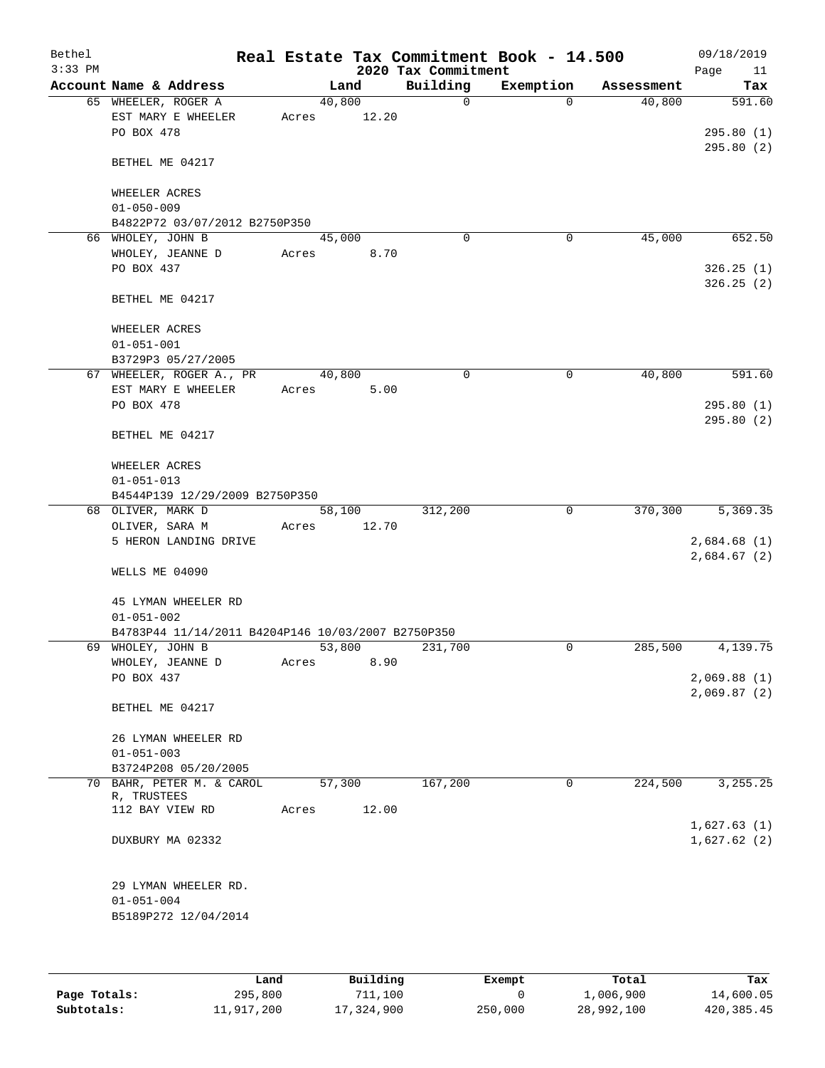Bethel  3:33 PM

# Real Estate Tax Commitment Book - 14.500

## 2020 Tax Commitment

09/18/2019

| Account Name & Address | Land | Building | Exemption | Assessment | Tax |
|---|---|---|---|---|---|
| 65 WHEELER, ROGER A<br>EST MARY E WHEELER<br>PO BOX 478<br><br>BETHEL ME 04217<br><br>WHEELER ACRES<br>01-050-009<br>B4822P72 03/07/2012 B2750P350 | 40,800<br>Acres 12.20 | 0 | 0 | 40,800 | 591.60<br><br>295.80 (1)<br>295.80 (2) |
| 66 WHOLEY, JOHN B<br>WHOLEY, JEANNE D<br>PO BOX 437<br><br>BETHEL ME 04217<br><br>WHEELER ACRES<br>01-051-001<br>B3729P3 05/27/2005 | 45,000<br>Acres 8.70 | 0 | 0 | 45,000 | 652.50<br><br>326.25 (1)<br>326.25 (2) |
| 67 WHEELER, ROGER A., PR<br>EST MARY E WHEELER<br>PO BOX 478<br><br>BETHEL ME 04217<br><br>WHEELER ACRES<br>01-051-013<br>B4544P139 12/29/2009 B2750P350 | 40,800<br>Acres 5.00 | 0 | 0 | 40,800 | 591.60<br><br>295.80 (1)<br>295.80 (2) |
| 68 OLIVER, MARK D<br>OLIVER, SARA M<br>5 HERON LANDING DRIVE<br><br>WELLS ME 04090<br><br>45 LYMAN WHEELER RD<br>01-051-002<br>B4783P44 11/14/2011 B4204P146 10/03/2007 B2750P350 | 58,100<br>Acres 12.70 | 312,200 | 0 | 370,300 | 5,369.35<br><br>2,684.68 (1)<br>2,684.67 (2) |
| 69 WHOLEY, JOHN B<br>WHOLEY, JEANNE D<br>PO BOX 437<br><br>BETHEL ME 04217<br><br>26 LYMAN WHEELER RD<br>01-051-003<br>B3724P208 05/20/2005 | 53,800<br>Acres 8.90 | 231,700 | 0 | 285,500 | 4,139.75<br><br>2,069.88 (1)<br>2,069.87 (2) |
| 70 BAHR, PETER M. & CAROL R, TRUSTEES<br>112 BAY VIEW RD<br><br>DUXBURY MA 02332<br><br>29 LYMAN WHEELER RD.<br>01-051-004<br>B5189P272 12/04/2014 | 57,300<br>Acres 12.00 | 167,200 | 0 | 224,500 | 3,255.25<br><br>1,627.63 (1)<br>1,627.62 (2) |

| | Land | Building | Exempt | Total | Tax |
|---|---|---|---|---|---|
| **Page Totals:** | 295,800 | 711,100 | 0 | 1,006,900 | 14,600.05 |
| **Subtotals:** | 11,917,200 | 17,324,900 | 250,000 | 28,992,100 | 420,385.45 |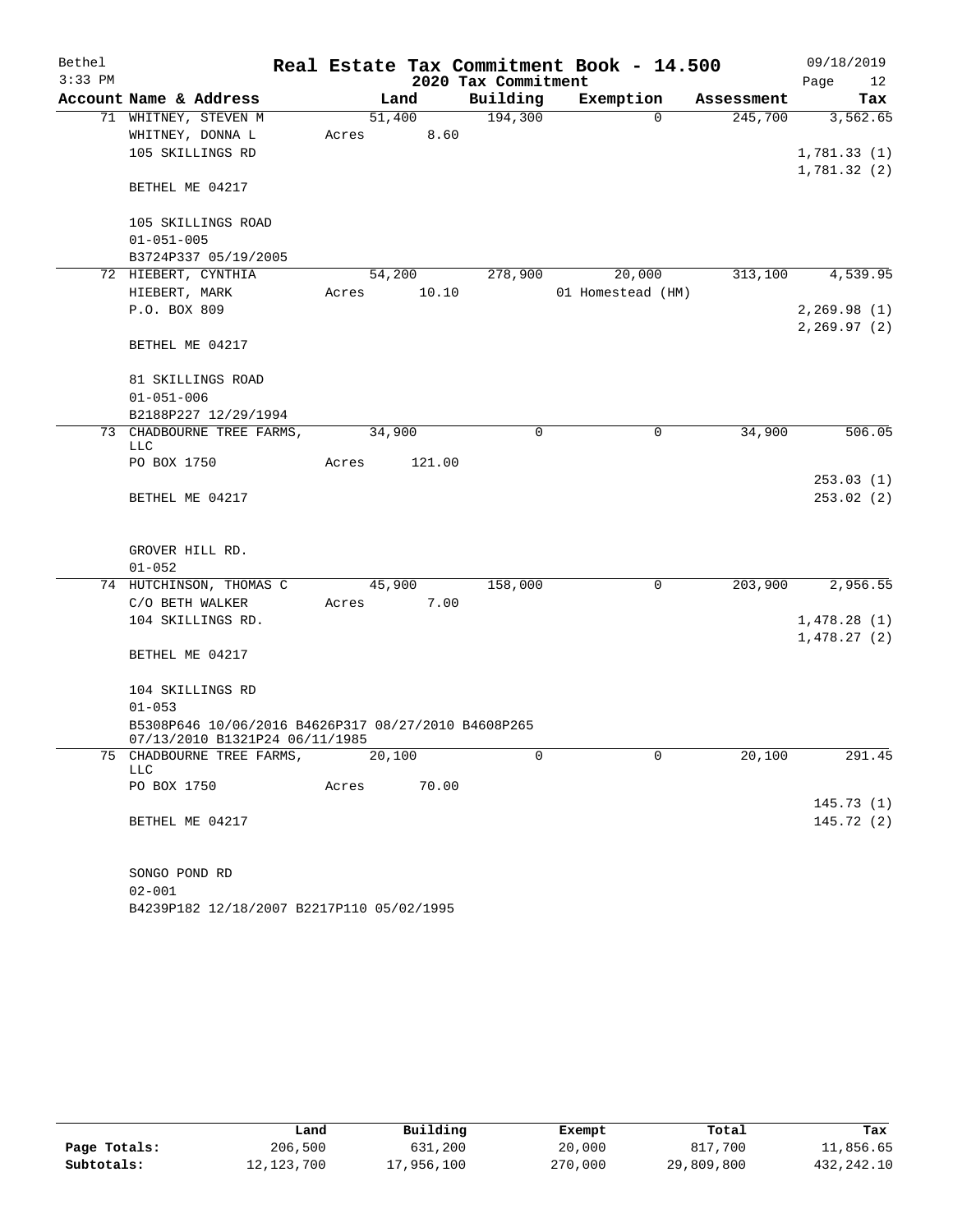# Real Estate Tax Commitment Book - 14.500

Bethel
3:33 PM

09/18/2019

## 2020 Tax Commitment

| Account Name & Address | Land | Building | Exemption | Assessment | Tax |
|---|---|---|---|---|---|
| 71 WHITNEY, STEVEN M | 51,400 | 194,300 | 0 | 245,700 | 3,562.65 |
| WHITNEY, DONNA L | Acres 8.60 | | | | |
| 105 SKILLINGS RD | | | | | 1,781.33 (1) |
| | | | | | 1,781.32 (2) |
| BETHEL ME 04217 | | | | | |
| 105 SKILLINGS ROAD | | | | | |
| 01-051-005 | | | | | |
| B3724P337 05/19/2005 | | | | | |
| 72 HIEBERT, CYNTHIA | 54,200 | 278,900 | 20,000 | 313,100 | 4,539.95 |
| HIEBERT, MARK | Acres 10.10 | | 01 Homestead (HM) | | |
| P.O. BOX 809 | | | | | 2,269.98 (1) |
| | | | | | 2,269.97 (2) |
| BETHEL ME 04217 | | | | | |
| 81 SKILLINGS ROAD | | | | | |
| 01-051-006 | | | | | |
| B2188P227 12/29/1994 | | | | | |
| 73 CHADBOURNE TREE FARMS, LLC | 34,900 | 0 | 0 | 34,900 | 506.05 |
| PO BOX 1750 | Acres 121.00 | | | | |
| | | | | | 253.03 (1) |
| BETHEL ME 04217 | | | | | 253.02 (2) |
| GROVER HILL RD. | | | | | |
| 01-052 | | | | | |
| 74 HUTCHINSON, THOMAS C | 45,900 | 158,000 | 0 | 203,900 | 2,956.55 |
| C/O BETH WALKER | Acres 7.00 | | | | |
| 104 SKILLINGS RD. | | | | | 1,478.28 (1) |
| | | | | | 1,478.27 (2) |
| BETHEL ME 04217 | | | | | |
| 104 SKILLINGS RD | | | | | |
| 01-053 | | | | | |
| B5308P646 10/06/2016 B4626P317 08/27/2010 B4608P265 07/13/2010 B1321P24 06/11/1985 | | | | | |
| 75 CHADBOURNE TREE FARMS, LLC | 20,100 | 0 | 0 | 20,100 | 291.45 |
| PO BOX 1750 | Acres 70.00 | | | | |
| | | | | | 145.73 (1) |
| BETHEL ME 04217 | | | | | 145.72 (2) |
| SONGO POND RD | | | | | |
| 02-001 | | | | | |
| B4239P182 12/18/2007 B2217P110 05/02/1995 | | | | | |

| | Land | Building | Exempt | Total | Tax |
|---|---|---|---|---|---|
| Page Totals: | 206,500 | 631,200 | 20,000 | 817,700 | 11,856.65 |
| Subtotals: | 12,123,700 | 17,956,100 | 270,000 | 29,809,800 | 432,242.10 |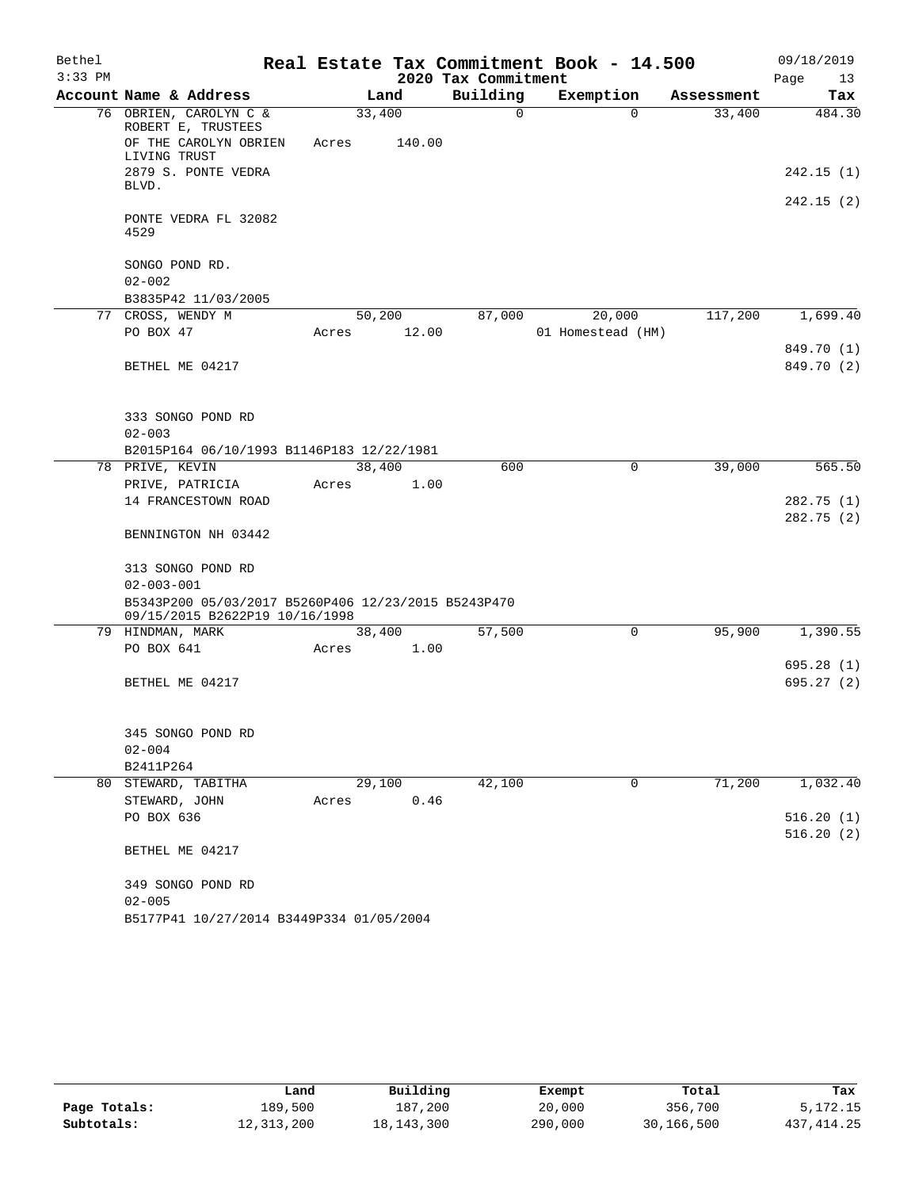Bethel 3:33 PM

# Real Estate Tax Commitment Book - 14.500

## 2020 Tax Commitment

09/18/2019

| Account Name & Address | Land | Building | Exemption | Assessment | Tax |
|---|---|---|---|---|---|
| 76 OBRIEN, CAROLYN C & ROBERT E, TRUSTEES | 33,400 | 0 | 0 | 33,400 | 484.30 |
| OF THE CAROLYN OBRIEN LIVING TRUST | Acres 140.00 | | | | |
| 2879 S. PONTE VEDRA BLVD. | | | | | 242.15 (1) |
| | | | | | 242.15 (2) |
| PONTE VEDRA FL 32082 4529 | | | | | |
| SONGO POND RD. | | | | | |
| 02-002 | | | | | |
| B3835P42 11/03/2005 | | | | | |
| 77 CROSS, WENDY M | 50,200 | 87,000 | 20,000 | 117,200 | 1,699.40 |
| PO BOX 47 | Acres 12.00 | | 01 Homestead (HM) | | |
| | | | | | 849.70 (1) |
| BETHEL ME 04217 | | | | | 849.70 (2) |
| 333 SONGO POND RD | | | | | |
| 02-003 | | | | | |
| B2015P164 06/10/1993 B1146P183 12/22/1981 | | | | | |
| 78 PRIVE, KEVIN | 38,400 | 600 | 0 | 39,000 | 565.50 |
| PRIVE, PATRICIA | Acres 1.00 | | | | |
| 14 FRANCESTOWN ROAD | | | | | 282.75 (1) |
| | | | | | 282.75 (2) |
| BENNINGTON NH 03442 | | | | | |
| 313 SONGO POND RD | | | | | |
| 02-003-001 | | | | | |
| B5343P200 05/03/2017 B5260P406 12/23/2015 B5243P470 09/15/2015 B2622P19 10/16/1998 | | | | | |
| 79 HINDMAN, MARK | 38,400 | 57,500 | 0 | 95,900 | 1,390.55 |
| PO BOX 641 | Acres 1.00 | | | | |
| | | | | | 695.28 (1) |
| BETHEL ME 04217 | | | | | 695.27 (2) |
| 345 SONGO POND RD | | | | | |
| 02-004 | | | | | |
| B2411P264 | | | | | |
| 80 STEWARD, TABITHA | 29,100 | 42,100 | 0 | 71,200 | 1,032.40 |
| STEWARD, JOHN | Acres 0.46 | | | | |
| PO BOX 636 | | | | | 516.20 (1) |
| | | | | | 516.20 (2) |
| BETHEL ME 04217 | | | | | |
| 349 SONGO POND RD | | | | | |
| 02-005 | | | | | |
| B5177P41 10/27/2014 B3449P334 01/05/2004 | | | | | |

| | Land | Building | Exempt | Total | Tax |
|---|---|---|---|---|---|
| Page Totals: | 189,500 | 187,200 | 20,000 | 356,700 | 5,172.15 |
| Subtotals: | 12,313,200 | 18,143,300 | 290,000 | 30,166,500 | 437,414.25 |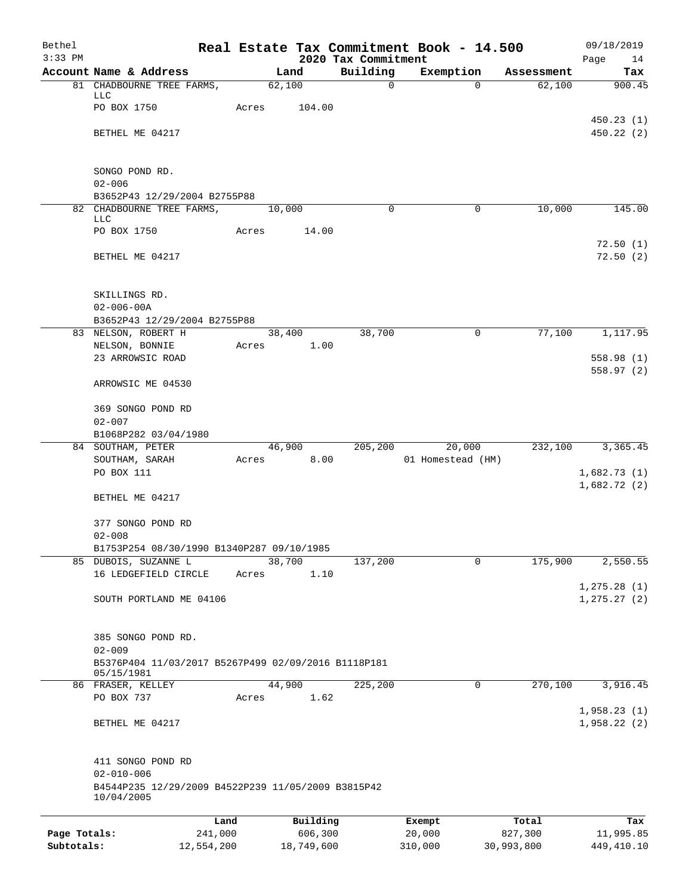# Bethel — Real Estate Tax Commitment Book - 14.500

3:33 PM — 2020 Tax Commitment — 09/18/2019

| Account Name & Address | Land | Building | Exemption | Assessment | Tax |
|---|---|---|---|---|---|
| 81 CHADBOURNE TREE FARMS, LLC | 62,100 | 0 | 0 | 62,100 | 900.45 |
| PO BOX 1750 | Acres 104.00 | | | | |
| | | | | | 450.23 (1) |
| BETHEL ME 04217 | | | | | 450.22 (2) |
| SONGO POND RD. | | | | | |
| 02-006 | | | | | |
| B3652P43 12/29/2004 B2755P88 | | | | | |
| 82 CHADBOURNE TREE FARMS, LLC | 10,000 | 0 | 0 | 10,000 | 145.00 |
| PO BOX 1750 | Acres 14.00 | | | | |
| | | | | | 72.50 (1) |
| BETHEL ME 04217 | | | | | 72.50 (2) |
| SKILLINGS RD. | | | | | |
| 02-006-00A | | | | | |
| B3652P43 12/29/2004 B2755P88 | | | | | |
| 83 NELSON, ROBERT H | 38,400 | 38,700 | 0 | 77,100 | 1,117.95 |
| NELSON, BONNIE | Acres 1.00 | | | | |
| 23 ARROWSIC ROAD | | | | | 558.98 (1) |
| | | | | | 558.97 (2) |
| ARROWSIC ME 04530 | | | | | |
| 369 SONGO POND RD | | | | | |
| 02-007 | | | | | |
| B1068P282 03/04/1980 | | | | | |
| 84 SOUTHAM, PETER | 46,900 | 205,200 | 20,000 | 232,100 | 3,365.45 |
| SOUTHAM, SARAH | Acres 8.00 | | 01 Homestead (HM) | | |
| PO BOX 111 | | | | | 1,682.73 (1) |
| | | | | | 1,682.72 (2) |
| BETHEL ME 04217 | | | | | |
| 377 SONGO POND RD | | | | | |
| 02-008 | | | | | |
| B1753P254 08/30/1990 B1340P287 09/10/1985 | | | | | |
| 85 DUBOIS, SUZANNE L | 38,700 | 137,200 | 0 | 175,900 | 2,550.55 |
| 16 LEDGEFIELD CIRCLE | Acres 1.10 | | | | |
| | | | | | 1,275.28 (1) |
| SOUTH PORTLAND ME 04106 | | | | | 1,275.27 (2) |
| 385 SONGO POND RD. | | | | | |
| 02-009 | | | | | |
| B5376P404 11/03/2017 B5267P499 02/09/2016 B1118P181 05/15/1981 | | | | | |
| 86 FRASER, KELLEY | 44,900 | 225,200 | 0 | 270,100 | 3,916.45 |
| PO BOX 737 | Acres 1.62 | | | | |
| | | | | | 1,958.23 (1) |
| BETHEL ME 04217 | | | | | 1,958.22 (2) |
| 411 SONGO POND RD | | | | | |
| 02-010-006 | | | | | |
| B4544P235 12/29/2009 B4522P239 11/05/2009 B3815P42 10/04/2005 | | | | | |

| | Land | Building | Exempt | Total | Tax |
|---|---|---|---|---|---|
| Page Totals: | 241,000 | 606,300 | 20,000 | 827,300 | 11,995.85 |
| Subtotals: | 12,554,200 | 18,749,600 | 310,000 | 30,993,800 | 449,410.10 |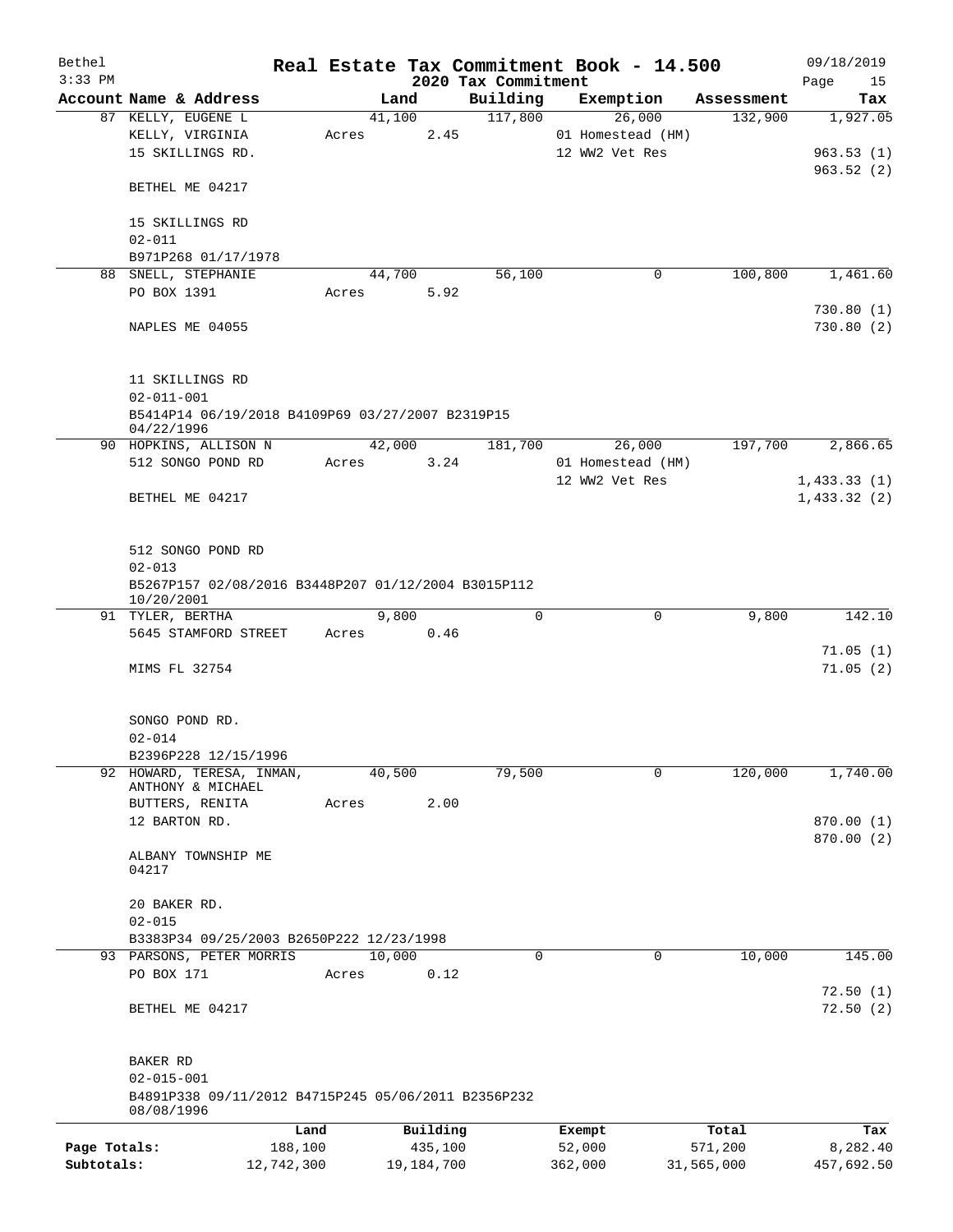# Real Estate Tax Commitment Book - 14.500

## 2020 Tax Commitment

| Account Name & Address | Land | Building | Exemption | Assessment | Tax |
|---|---|---|---|---|---|
| 87 KELLY, EUGENE L<br>KELLY, VIRGINIA<br>15 SKILLINGS RD.<br><br>BETHEL ME 04217<br><br>15 SKILLINGS RD<br>02-011<br>B971P268 01/17/1978 | 41,100<br>Acres 2.45 | 117,800 | 26,000<br>01 Homestead (HM)<br>12 WW2 Vet Res | 132,900 | 1,927.05<br><br>963.53 (1)<br>963.52 (2) |
| 88 SNELL, STEPHANIE<br>PO BOX 1391<br><br>NAPLES ME 04055<br><br>11 SKILLINGS RD<br>02-011-001<br>B5414P14 06/19/2018 B4109P69 03/27/2007 B2319P15 04/22/1996 | 44,700<br>Acres 5.92 | 56,100 | 0 | 100,800 | 1,461.60<br><br>730.80 (1)<br>730.80 (2) |
| 90 HOPKINS, ALLISON N<br>512 SONGO POND RD<br><br>BETHEL ME 04217<br><br>512 SONGO POND RD<br>02-013<br>B5267P157 02/08/2016 B3448P207 01/12/2004 B3015P112 10/20/2001 | 42,000<br>Acres 3.24 | 181,700 | 26,000<br>01 Homestead (HM)<br>12 WW2 Vet Res | 197,700 | 2,866.65<br><br>1,433.33 (1)<br>1,433.32 (2) |
| 91 TYLER, BERTHA<br>5645 STAMFORD STREET<br><br>MIMS FL 32754<br><br>SONGO POND RD.<br>02-014<br>B2396P228 12/15/1996 | 9,800<br>Acres 0.46 | 0 | 0 | 9,800 | 142.10<br><br>71.05 (1)<br>71.05 (2) |
| 92 HOWARD, TERESA, INMAN, ANTHONY & MICHAEL<br>BUTTERS, RENITA<br>12 BARTON RD.<br><br>ALBANY TOWNSHIP ME 04217<br><br>20 BAKER RD.<br>02-015<br>B3383P34 09/25/2003 B2650P222 12/23/1998 | 40,500<br>Acres 2.00 | 79,500 | 0 | 120,000 | 1,740.00<br><br>870.00 (1)<br>870.00 (2) |
| 93 PARSONS, PETER MORRIS<br>PO BOX 171<br><br>BETHEL ME 04217<br><br>BAKER RD<br>02-015-001<br>B4891P338 09/11/2012 B4715P245 05/06/2011 B2356P232 08/08/1996 | 10,000<br>Acres 0.12 | 0 | 0 | 10,000 | 145.00<br><br>72.50 (1)<br>72.50 (2) |

| | Land | Building | Exempt | Total | Tax |
|---|---|---|---|---|---|
| Page Totals: | 188,100 | 435,100 | 52,000 | 571,200 | 8,282.40 |
| Subtotals: | 12,742,300 | 19,184,700 | 362,000 | 31,565,000 | 457,692.50 |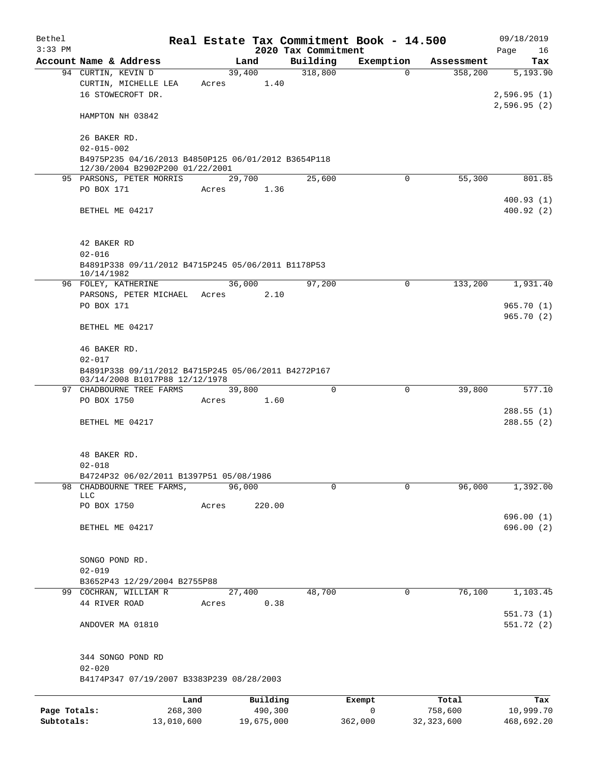# Real Estate Tax Commitment Book - 14.500

Bethel
3:33 PM

2020 Tax Commitment

09/18/2019

| Account Name & Address | Land | Building | Exemption | Assessment | Tax |
|---|---|---|---|---|---|
| 94 CURTIN, KEVIN D | 39,400 | 318,800 | 0 | 358,200 | 5,193.90 |
| CURTIN, MICHELLE LEA | Acres 1.40 | | | | |
| 16 STOWECROFT DR. | | | | | 2,596.95 (1) |
| | | | | | 2,596.95 (2) |
| HAMPTON NH 03842 | | | | | |
| 26 BAKER RD. | | | | | |
| 02-015-002 | | | | | |
| B4975P235 04/16/2013 B4850P125 06/01/2012 B3654P118 12/30/2004 B2902P200 01/22/2001 | | | | | |
| 95 PARSONS, PETER MORRIS | 29,700 | 25,600 | 0 | 55,300 | 801.85 |
| PO BOX 171 | Acres 1.36 | | | | |
| | | | | | 400.93 (1) |
| BETHEL ME 04217 | | | | | 400.92 (2) |
| 42 BAKER RD | | | | | |
| 02-016 | | | | | |
| B4891P338 09/11/2012 B4715P245 05/06/2011 B1178P53 10/14/1982 | | | | | |
| 96 FOLEY, KATHERINE | 36,000 | 97,200 | 0 | 133,200 | 1,931.40 |
| PARSONS, PETER MICHAEL | Acres 2.10 | | | | |
| PO BOX 171 | | | | | 965.70 (1) |
| | | | | | 965.70 (2) |
| BETHEL ME 04217 | | | | | |
| 46 BAKER RD. | | | | | |
| 02-017 | | | | | |
| B4891P338 09/11/2012 B4715P245 05/06/2011 B4272P167 03/14/2008 B1017P88 12/12/1978 | | | | | |
| 97 CHADBOURNE TREE FARMS | 39,800 | 0 | 0 | 39,800 | 577.10 |
| PO BOX 1750 | Acres 1.60 | | | | |
| | | | | | 288.55 (1) |
| BETHEL ME 04217 | | | | | 288.55 (2) |
| 48 BAKER RD. | | | | | |
| 02-018 | | | | | |
| B4724P32 06/02/2011 B1397P51 05/08/1986 | | | | | |
| 98 CHADBOURNE TREE FARMS, LLC | 96,000 | 0 | 0 | 96,000 | 1,392.00 |
| PO BOX 1750 | Acres 220.00 | | | | |
| | | | | | 696.00 (1) |
| BETHEL ME 04217 | | | | | 696.00 (2) |
| SONGO POND RD. | | | | | |
| 02-019 | | | | | |
| B3652P43 12/29/2004 B2755P88 | | | | | |
| 99 COCHRAN, WILLIAM R | 27,400 | 48,700 | 0 | 76,100 | 1,103.45 |
| 44 RIVER ROAD | Acres 0.38 | | | | |
| | | | | | 551.73 (1) |
| ANDOVER MA 01810 | | | | | 551.72 (2) |
| 344 SONGO POND RD | | | | | |
| 02-020 | | | | | |
| B4174P347 07/19/2007 B3383P239 08/28/2003 | | | | | |

| | Land | Building | Exempt | Total | Tax |
|---|---|---|---|---|---|
| Page Totals: | 268,300 | 490,300 | 0 | 758,600 | 10,999.70 |
| Subtotals: | 13,010,600 | 19,675,000 | 362,000 | 32,323,600 | 468,692.20 |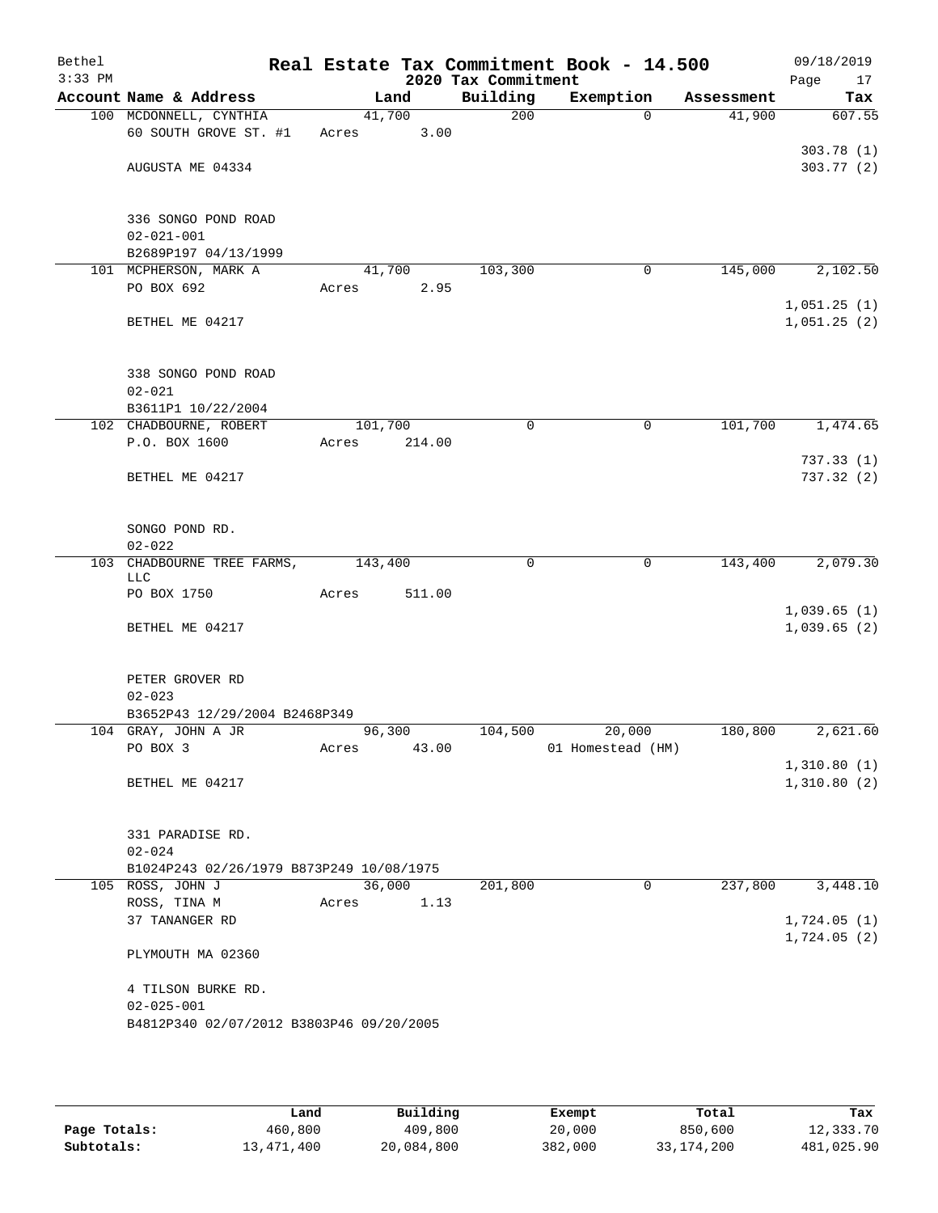Bethel
3:33 PM

# Real Estate Tax Commitment Book - 14.500

## 2020 Tax Commitment

09/18/2019

| Account | Name & Address | Land | Building | Exemption | Assessment | Tax |
|---|---|---|---|---|---|---|
| 100 | MCDONNELL, CYNTHIA<br>60 SOUTH GROVE ST. #1<br>AUGUSTA ME 04334<br><br>336 SONGO POND ROAD<br>02-021-001<br>B2689P197 04/13/1999 | 41,700<br>Acres 3.00 | 200 | 0 | 41,900 | 607.55<br>303.78 (1)<br>303.77 (2) |
| 101 | MCPHERSON, MARK A<br>PO BOX 692<br>BETHEL ME 04217<br><br>338 SONGO POND ROAD<br>02-021<br>B3611P1 10/22/2004 | 41,700<br>Acres 2.95 | 103,300 | 0 | 145,000 | 2,102.50<br>1,051.25 (1)<br>1,051.25 (2) |
| 102 | CHADBOURNE, ROBERT<br>P.O. BOX 1600<br>BETHEL ME 04217<br><br>SONGO POND RD.<br>02-022 | 101,700<br>Acres 214.00 | 0 | 0 | 101,700 | 1,474.65<br>737.33 (1)<br>737.32 (2) |
| 103 | CHADBOURNE TREE FARMS, LLC<br>PO BOX 1750<br>BETHEL ME 04217<br><br>PETER GROVER RD<br>02-023<br>B3652P43 12/29/2004 B2468P349 | 143,400<br>Acres 511.00 | 0 | 0 | 143,400 | 2,079.30<br>1,039.65 (1)<br>1,039.65 (2) |
| 104 | GRAY, JOHN A JR<br>PO BOX 3<br>BETHEL ME 04217<br><br>331 PARADISE RD.<br>02-024<br>B1024P243 02/26/1979 B873P249 10/08/1975 | 96,300<br>Acres 43.00 | 104,500 | 20,000<br>01 Homestead (HM) | 180,800 | 2,621.60<br>1,310.80 (1)<br>1,310.80 (2) |
| 105 | ROSS, JOHN J<br>ROSS, TINA M<br>37 TANANGER RD<br>PLYMOUTH MA 02360<br><br>4 TILSON BURKE RD.<br>02-025-001<br>B4812P340 02/07/2012 B3803P46 09/20/2005 | 36,000<br>Acres 1.13 | 201,800 | 0 | 237,800 | 3,448.10<br>1,724.05 (1)<br>1,724.05 (2) |

| | Land | Building | Exempt | Total | Tax |
|---|---|---|---|---|---|
| Page Totals: | 460,800 | 409,800 | 20,000 | 850,600 | 12,333.70 |
| Subtotals: | 13,471,400 | 20,084,800 | 382,000 | 33,174,200 | 481,025.90 |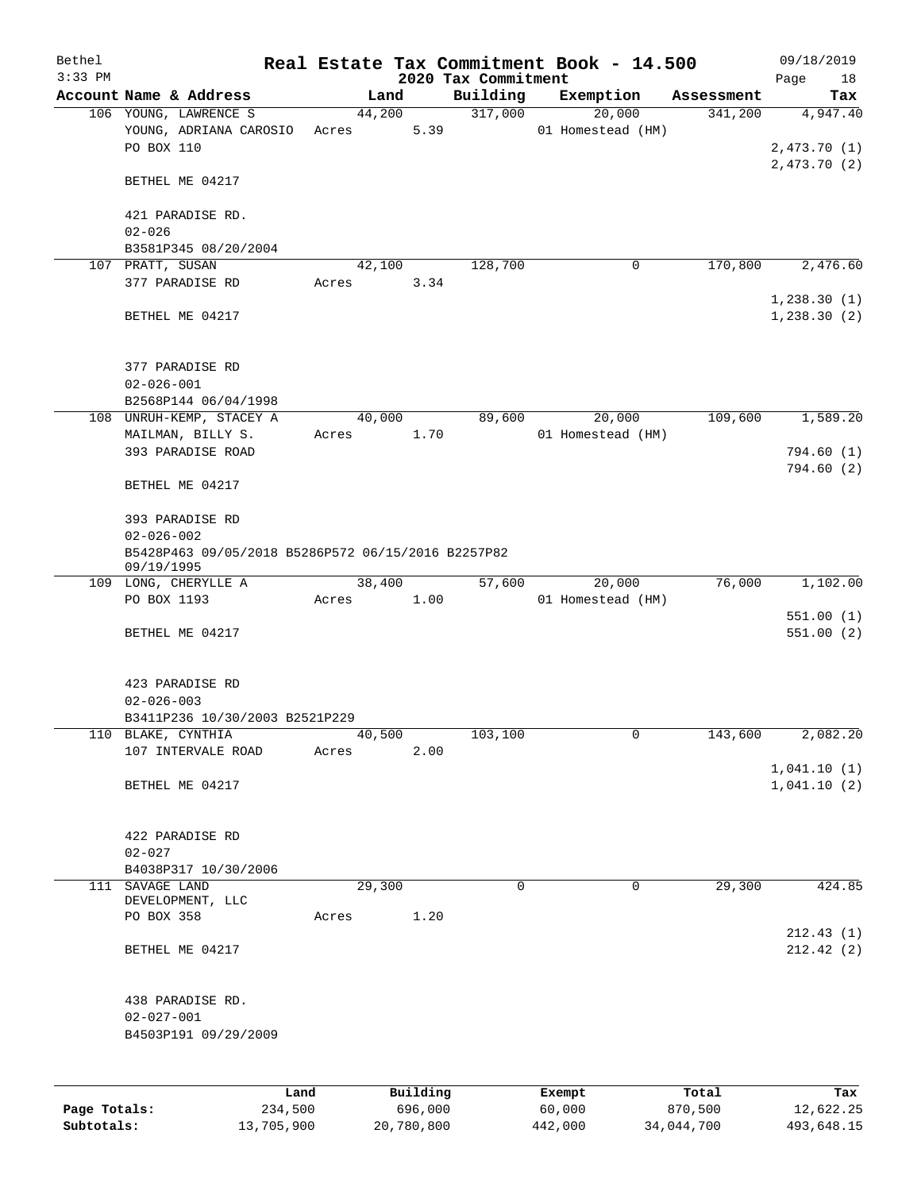Bethel 3:33 PM

# Real Estate Tax Commitment Book - 14.500

## 2020 Tax Commitment

09/18/2019

| Account Name & Address | Land | Building | Exemption | Assessment | Tax |
|---|---|---|---|---|---|
| 106 YOUNG, LAWRENCE S | 44,200 | 317,000 | 20,000 | 341,200 | 4,947.40 |
| YOUNG, ADRIANA CAROSIO | Acres 5.39 | | 01 Homestead (HM) | | |
| PO BOX 110 | | | | | 2,473.70 (1) |
| | | | | | 2,473.70 (2) |
| BETHEL ME 04217 | | | | | |
| 421 PARADISE RD. | | | | | |
| 02-026 | | | | | |
| B3581P345 08/20/2004 | | | | | |
| 107 PRATT, SUSAN | 42,100 | 128,700 | 0 | 170,800 | 2,476.60 |
| 377 PARADISE RD | Acres 3.34 | | | | |
| | | | | | 1,238.30 (1) |
| BETHEL ME 04217 | | | | | 1,238.30 (2) |
| 377 PARADISE RD | | | | | |
| 02-026-001 | | | | | |
| B2568P144 06/04/1998 | | | | | |
| 108 UNRUH-KEMP, STACEY A | 40,000 | 89,600 | 20,000 | 109,600 | 1,589.20 |
| MAILMAN, BILLY S. | Acres 1.70 | | 01 Homestead (HM) | | |
| 393 PARADISE ROAD | | | | | 794.60 (1) |
| | | | | | 794.60 (2) |
| BETHEL ME 04217 | | | | | |
| 393 PARADISE RD | | | | | |
| 02-026-002 | | | | | |
| B5428P463 09/05/2018 B5286P572 06/15/2016 B2257P82 09/19/1995 | | | | | |
| 109 LONG, CHERYLLE A | 38,400 | 57,600 | 20,000 | 76,000 | 1,102.00 |
| PO BOX 1193 | Acres 1.00 | | 01 Homestead (HM) | | |
| | | | | | 551.00 (1) |
| BETHEL ME 04217 | | | | | 551.00 (2) |
| 423 PARADISE RD | | | | | |
| 02-026-003 | | | | | |
| B3411P236 10/30/2003 B2521P229 | | | | | |
| 110 BLAKE, CYNTHIA | 40,500 | 103,100 | 0 | 143,600 | 2,082.20 |
| 107 INTERVALE ROAD | Acres 2.00 | | | | |
| | | | | | 1,041.10 (1) |
| BETHEL ME 04217 | | | | | 1,041.10 (2) |
| 422 PARADISE RD | | | | | |
| 02-027 | | | | | |
| B4038P317 10/30/2006 | | | | | |
| 111 SAVAGE LAND DEVELOPMENT, LLC | 29,300 | 0 | 0 | 29,300 | 424.85 |
| PO BOX 358 | Acres 1.20 | | | | |
| | | | | | 212.43 (1) |
| BETHEL ME 04217 | | | | | 212.42 (2) |
| 438 PARADISE RD. | | | | | |
| 02-027-001 | | | | | |
| B4503P191 09/29/2009 | | | | | |

| | Land | Building | Exempt | Total | Tax |
|---|---|---|---|---|---|
| Page Totals: | 234,500 | 696,000 | 60,000 | 870,500 | 12,622.25 |
| Subtotals: | 13,705,900 | 20,780,800 | 442,000 | 34,044,700 | 493,648.15 |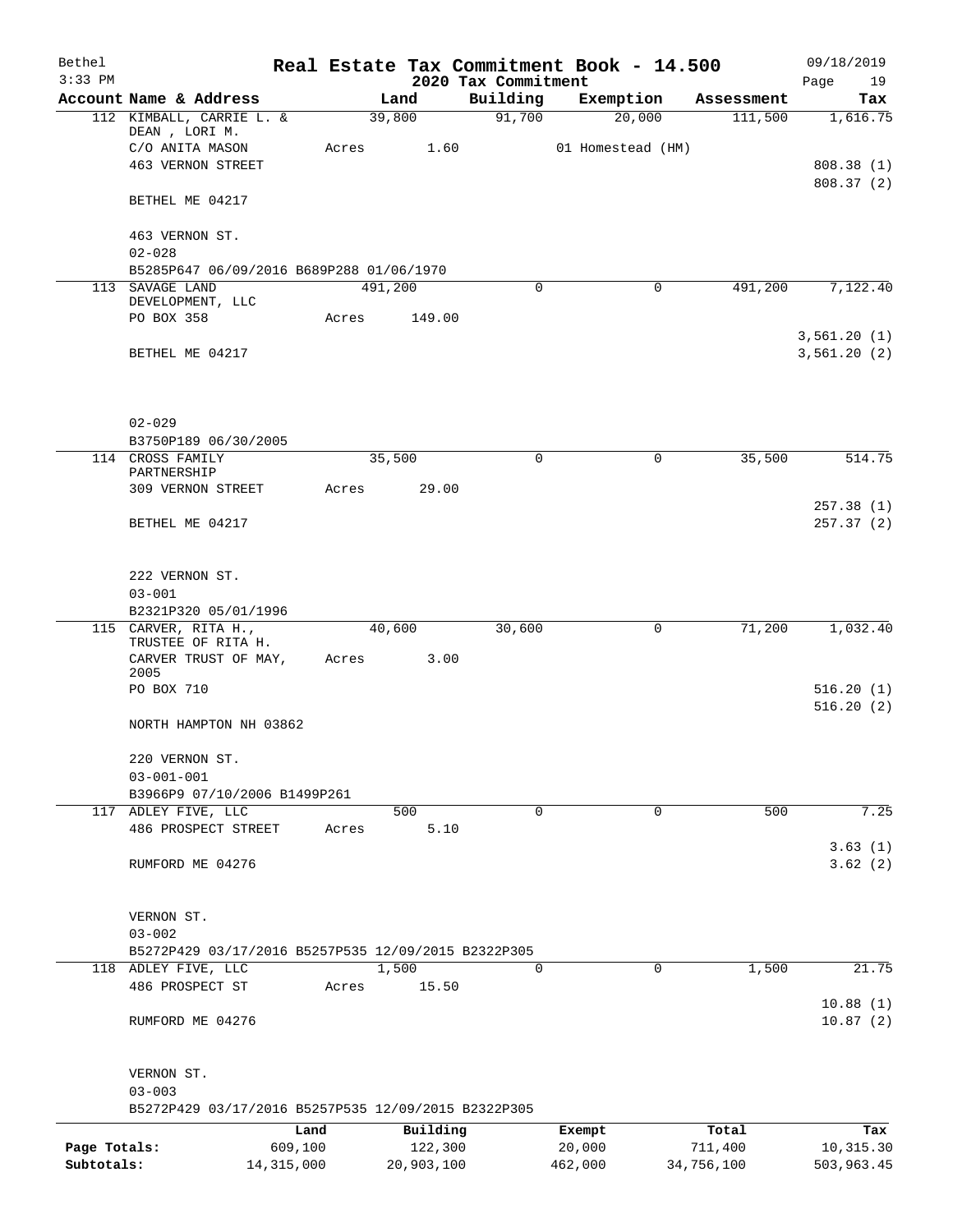# Real Estate Tax Commitment Book - 14.500

Bethel 3:33 PM — 2020 Tax Commitment — 09/18/2019

| Account Name & Address | Land | Building | Exemption | Assessment | Tax |
|---|---|---|---|---|---|
| 112 KIMBALL, CARRIE L. & DEAN , LORI M. | 39,800 | 91,700 | 20,000 | 111,500 | 1,616.75 |
| C/O ANITA MASON | Acres 1.60 | | 01 Homestead (HM) | | |
| 463 VERNON STREET | | | | | 808.38 (1) |
| | | | | | 808.37 (2) |
| BETHEL ME 04217 | | | | | |
| 463 VERNON ST. | | | | | |
| 02-028 | | | | | |
| B5285P647 06/09/2016 B689P288 01/06/1970 | | | | | |
| 113 SAVAGE LAND DEVELOPMENT, LLC | 491,200 | 0 | 0 | 491,200 | 7,122.40 |
| PO BOX 358 | Acres 149.00 | | | | |
| | | | | | 3,561.20 (1) |
| BETHEL ME 04217 | | | | | 3,561.20 (2) |
| 02-029 | | | | | |
| B3750P189 06/30/2005 | | | | | |
| 114 CROSS FAMILY PARTNERSHIP | 35,500 | 0 | 0 | 35,500 | 514.75 |
| 309 VERNON STREET | Acres 29.00 | | | | |
| | | | | | 257.38 (1) |
| BETHEL ME 04217 | | | | | 257.37 (2) |
| 222 VERNON ST. | | | | | |
| 03-001 | | | | | |
| B2321P320 05/01/1996 | | | | | |
| 115 CARVER, RITA H., TRUSTEE OF RITA H. | 40,600 | 30,600 | 0 | 71,200 | 1,032.40 |
| CARVER TRUST OF MAY, 2005 | Acres 3.00 | | | | |
| PO BOX 710 | | | | | 516.20 (1) |
| | | | | | 516.20 (2) |
| NORTH HAMPTON NH 03862 | | | | | |
| 220 VERNON ST. | | | | | |
| 03-001-001 | | | | | |
| B3966P9 07/10/2006 B1499P261 | | | | | |
| 117 ADLEY FIVE, LLC | 500 | 0 | 0 | 500 | 7.25 |
| 486 PROSPECT STREET | Acres 5.10 | | | | |
| | | | | | 3.63 (1) |
| RUMFORD ME 04276 | | | | | 3.62 (2) |
| VERNON ST. | | | | | |
| 03-002 | | | | | |
| B5272P429 03/17/2016 B5257P535 12/09/2015 B2322P305 | | | | | |
| 118 ADLEY FIVE, LLC | 1,500 | 0 | 0 | 1,500 | 21.75 |
| 486 PROSPECT ST | Acres 15.50 | | | | |
| | | | | | 10.88 (1) |
| RUMFORD ME 04276 | | | | | 10.87 (2) |
| VERNON ST. | | | | | |
| 03-003 | | | | | |
| B5272P429 03/17/2016 B5257P535 12/09/2015 B2322P305 | | | | | |

| | Land | Building | Exempt | Total | Tax |
|---|---|---|---|---|---|
| Page Totals: | 609,100 | 122,300 | 20,000 | 711,400 | 10,315.30 |
| Subtotals: | 14,315,000 | 20,903,100 | 462,000 | 34,756,100 | 503,963.45 |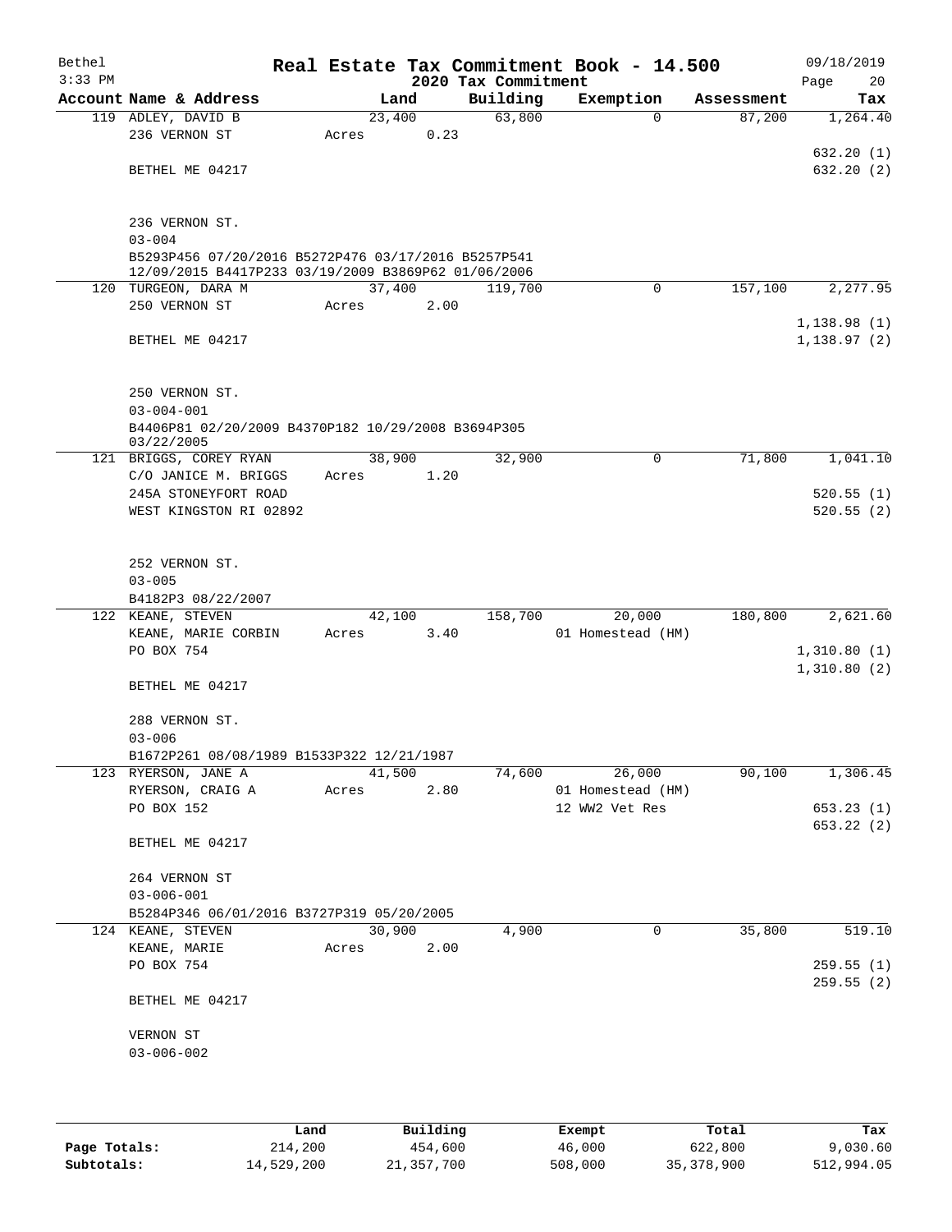# Real Estate Tax Commitment Book - 14.500

Bethel
3:33 PM

2020 Tax Commitment

09/18/2019

| Account Name & Address | Land | Building | Exemption | Assessment | Tax |
|---|---|---|---|---|---|
| 119 ADLEY, DAVID B | 23,400 | 63,800 | 0 | 87,200 | 1,264.40 |
| 236 VERNON ST | Acres 0.23 | | | | |
| | | | | | 632.20 (1) |
| BETHEL ME 04217 | | | | | 632.20 (2) |
| 236 VERNON ST. | | | | | |
| 03-004 | | | | | |
| B5293P456 07/20/2016 B5272P476 03/17/2016 B5257P541 12/09/2015 B4417P233 03/19/2009 B3869P62 01/06/2006 | | | | | |
| 120 TURGEON, DARA M | 37,400 | 119,700 | 0 | 157,100 | 2,277.95 |
| 250 VERNON ST | Acres 2.00 | | | | |
| | | | | | 1,138.98 (1) |
| BETHEL ME 04217 | | | | | 1,138.97 (2) |
| 250 VERNON ST. | | | | | |
| 03-004-001 | | | | | |
| B4406P81 02/20/2009 B4370P182 10/29/2008 B3694P305 03/22/2005 | | | | | |
| 121 BRIGGS, COREY RYAN | 38,900 | 32,900 | 0 | 71,800 | 1,041.10 |
| C/O JANICE M. BRIGGS | Acres 1.20 | | | | |
| 245A STONEYFORT ROAD | | | | | 520.55 (1) |
| WEST KINGSTON RI 02892 | | | | | 520.55 (2) |
| 252 VERNON ST. | | | | | |
| 03-005 | | | | | |
| B4182P3 08/22/2007 | | | | | |
| 122 KEANE, STEVEN | 42,100 | 158,700 | 20,000 | 180,800 | 2,621.60 |
| KEANE, MARIE CORBIN | Acres 3.40 | | 01 Homestead (HM) | | |
| PO BOX 754 | | | | | 1,310.80 (1) |
| | | | | | 1,310.80 (2) |
| BETHEL ME 04217 | | | | | |
| 288 VERNON ST. | | | | | |
| 03-006 | | | | | |
| B1672P261 08/08/1989 B1533P322 12/21/1987 | | | | | |
| 123 RYERSON, JANE A | 41,500 | 74,600 | 26,000 | 90,100 | 1,306.45 |
| RYERSON, CRAIG A | Acres 2.80 | | 01 Homestead (HM) | | |
| PO BOX 152 | | | 12 WW2 Vet Res | | 653.23 (1) |
| | | | | | 653.22 (2) |
| BETHEL ME 04217 | | | | | |
| 264 VERNON ST | | | | | |
| 03-006-001 | | | | | |
| B5284P346 06/01/2016 B3727P319 05/20/2005 | | | | | |
| 124 KEANE, STEVEN | 30,900 | 4,900 | 0 | 35,800 | 519.10 |
| KEANE, MARIE | Acres 2.00 | | | | |
| PO BOX 754 | | | | | 259.55 (1) |
| | | | | | 259.55 (2) |
| BETHEL ME 04217 | | | | | |
| VERNON ST | | | | | |
| 03-006-002 | | | | | |

| | Land | Building | Exempt | Total | Tax |
|---|---|---|---|---|---|
| Page Totals: | 214,200 | 454,600 | 46,000 | 622,800 | 9,030.60 |
| Subtotals: | 14,529,200 | 21,357,700 | 508,000 | 35,378,900 | 512,994.05 |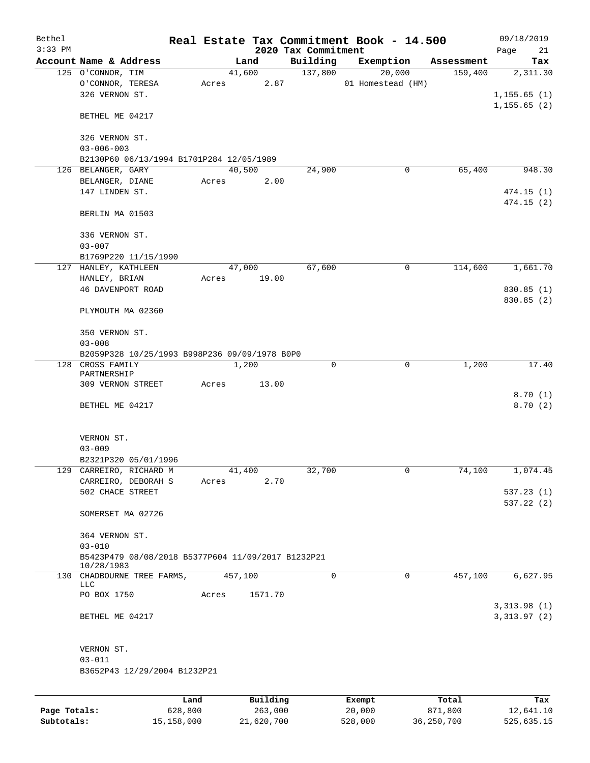Bethel 3:33 PM

# Real Estate Tax Commitment Book - 14.500

## 2020 Tax Commitment

09/18/2019 Page 21

| Account Name & Address | Land | Building | Exemption | Assessment | Tax |
|---|---|---|---|---|---|
| 125 O'CONNOR, TIM | 41,600 | 137,800 | 20,000 | 159,400 | 2,311.30 |
| O'CONNOR, TERESA | Acres 2.87 | | 01 Homestead (HM) | | |
| 326 VERNON ST. | | | | | 1,155.65 (1) |
| | | | | | 1,155.65 (2) |
| BETHEL ME 04217 | | | | | |
| 326 VERNON ST. | | | | | |
| 03-006-003 | | | | | |
| B2130P60 06/13/1994 B1701P284 12/05/1989 | | | | | |
| 126 BELANGER, GARY | 40,500 | 24,900 | 0 | 65,400 | 948.30 |
| BELANGER, DIANE | Acres 2.00 | | | | |
| 147 LINDEN ST. | | | | | 474.15 (1) |
| | | | | | 474.15 (2) |
| BERLIN MA 01503 | | | | | |
| 336 VERNON ST. | | | | | |
| 03-007 | | | | | |
| B1769P220 11/15/1990 | | | | | |
| 127 HANLEY, KATHLEEN | 47,000 | 67,600 | 0 | 114,600 | 1,661.70 |
| HANLEY, BRIAN | Acres 19.00 | | | | |
| 46 DAVENPORT ROAD | | | | | 830.85 (1) |
| | | | | | 830.85 (2) |
| PLYMOUTH MA 02360 | | | | | |
| 350 VERNON ST. | | | | | |
| 03-008 | | | | | |
| B2059P328 10/25/1993 B998P236 09/09/1978 B0P0 | | | | | |
| 128 CROSS FAMILY PARTNERSHIP | 1,200 | 0 | 0 | 1,200 | 17.40 |
| 309 VERNON STREET | Acres 13.00 | | | | |
| | | | | | 8.70 (1) |
| BETHEL ME 04217 | | | | | 8.70 (2) |
| VERNON ST. | | | | | |
| 03-009 | | | | | |
| B2321P320 05/01/1996 | | | | | |
| 129 CARREIRO, RICHARD M | 41,400 | 32,700 | 0 | 74,100 | 1,074.45 |
| CARREIRO, DEBORAH S | Acres 2.70 | | | | |
| 502 CHACE STREET | | | | | 537.23 (1) |
| | | | | | 537.22 (2) |
| SOMERSET MA 02726 | | | | | |
| 364 VERNON ST. | | | | | |
| 03-010 | | | | | |
| B5423P479 08/08/2018 B5377P604 11/09/2017 B1232P21 10/28/1983 | | | | | |
| 130 CHADBOURNE TREE FARMS, LLC | 457,100 | 0 | 0 | 457,100 | 6,627.95 |
| PO BOX 1750 | Acres 1571.70 | | | | |
| | | | | | 3,313.98 (1) |
| BETHEL ME 04217 | | | | | 3,313.97 (2) |
| VERNON ST. | | | | | |
| 03-011 | | | | | |
| B3652P43 12/29/2004 B1232P21 | | | | | |

| | Land | Building | Exempt | Total | Tax |
|---|---|---|---|---|---|
| Page Totals: | 628,800 | 263,000 | 20,000 | 871,800 | 12,641.10 |
| Subtotals: | 15,158,000 | 21,620,700 | 528,000 | 36,250,700 | 525,635.15 |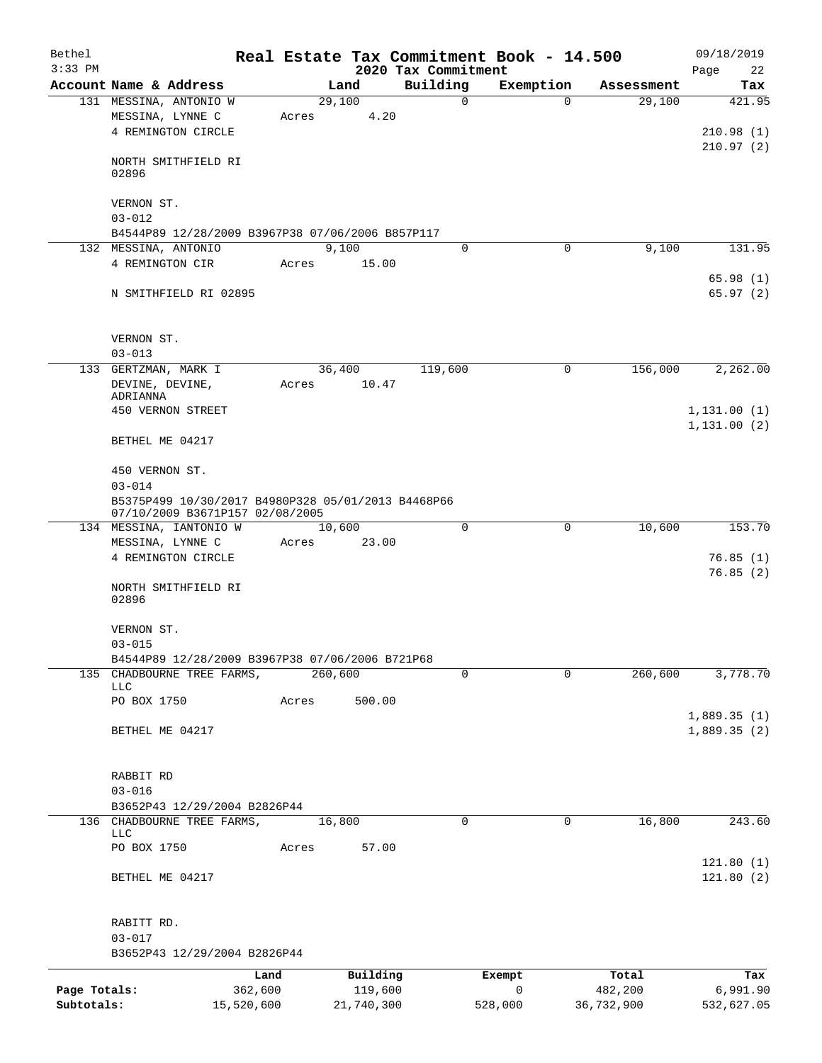# Real Estate Tax Commitment Book - 14.500

Bethel
3:33 PM

## 2020 Tax Commitment

09/18/2019
Page 22

| Account Name & Address | Land | Building | Exemption | Assessment | Tax |
|---|---|---|---|---|---|
| 131 MESSINA, ANTONIO W | 29,100 | 0 | 0 | 29,100 | 421.95 |
| MESSINA, LYNNE C | Acres 4.20 | | | | |
| 4 REMINGTON CIRCLE | | | | | 210.98 (1) |
| | | | | | 210.97 (2) |
| NORTH SMITHFIELD RI 02896 | | | | | |
| VERNON ST. | | | | | |
| 03-012 | | | | | |
| B4544P89 12/28/2009 B3967P38 07/06/2006 B857P117 | | | | | |
| 132 MESSINA, ANTONIO | 9,100 | 0 | 0 | 9,100 | 131.95 |
| 4 REMINGTON CIR | Acres 15.00 | | | | |
| | | | | | 65.98 (1) |
| N SMITHFIELD RI 02895 | | | | | 65.97 (2) |
| VERNON ST. | | | | | |
| 03-013 | | | | | |
| 133 GERTZMAN, MARK I | 36,400 | 119,600 | 0 | 156,000 | 2,262.00 |
| DEVINE, DEVINE, ADRIANNA | Acres 10.47 | | | | |
| 450 VERNON STREET | | | | | 1,131.00 (1) |
| | | | | | 1,131.00 (2) |
| BETHEL ME 04217 | | | | | |
| 450 VERNON ST. | | | | | |
| 03-014 | | | | | |
| B5375P499 10/30/2017 B4980P328 05/01/2013 B4468P66 07/10/2009 B3671P157 02/08/2005 | | | | | |
| 134 MESSINA, IANTONIO W | 10,600 | 0 | 0 | 10,600 | 153.70 |
| MESSINA, LYNNE C | Acres 23.00 | | | | |
| 4 REMINGTON CIRCLE | | | | | 76.85 (1) |
| | | | | | 76.85 (2) |
| NORTH SMITHFIELD RI 02896 | | | | | |
| VERNON ST. | | | | | |
| 03-015 | | | | | |
| B4544P89 12/28/2009 B3967P38 07/06/2006 B721P68 | | | | | |
| 135 CHADBOURNE TREE FARMS, LLC | 260,600 | 0 | 0 | 260,600 | 3,778.70 |
| PO BOX 1750 | Acres 500.00 | | | | |
| | | | | | 1,889.35 (1) |
| BETHEL ME 04217 | | | | | 1,889.35 (2) |
| RABBIT RD | | | | | |
| 03-016 | | | | | |
| B3652P43 12/29/2004 B2826P44 | | | | | |
| 136 CHADBOURNE TREE FARMS, LLC | 16,800 | 0 | 0 | 16,800 | 243.60 |
| PO BOX 1750 | Acres 57.00 | | | | |
| | | | | | 121.80 (1) |
| BETHEL ME 04217 | | | | | 121.80 (2) |
| RABITT RD. | | | | | |
| 03-017 | | | | | |
| B3652P43 12/29/2004 B2826P44 | | | | | |

| | Land | Building | Exempt | Total | Tax |
|---|---|---|---|---|---|
| Page Totals: | 362,600 | 119,600 | 0 | 482,200 | 6,991.90 |
| Subtotals: | 15,520,600 | 21,740,300 | 528,000 | 36,732,900 | 532,627.05 |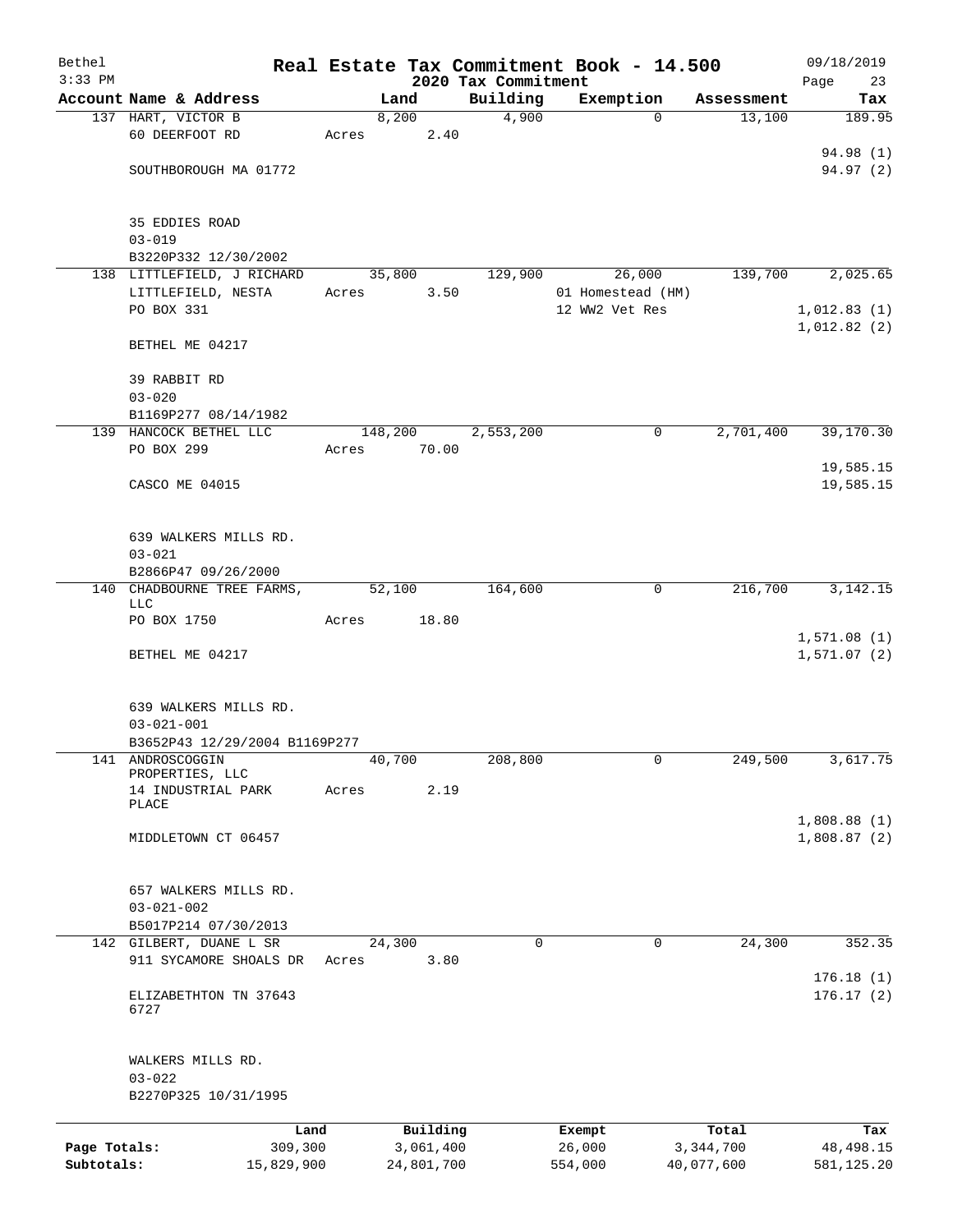# Real Estate Tax Commitment Book - 14.500

## 2020 Tax Commitment

Bethel 09/18/2019 3:33 PM

| Account Name & Address | Land | Building | Exemption | Assessment | Tax |
|---|---|---|---|---|---|
| 137 HART, VICTOR B | 8,200 | 4,900 | 0 | 13,100 | 189.95 |
| 60 DEERFOOT RD | Acres 2.40 | | | | |
| | | | | | 94.98 (1) |
| SOUTHBOROUGH MA 01772 | | | | | 94.97 (2) |
| 35 EDDIES ROAD | | | | | |
| 03-019 | | | | | |
| B3220P332 12/30/2002 | | | | | |
| 138 LITTLEFIELD, J RICHARD | 35,800 | 129,900 | 26,000 | 139,700 | 2,025.65 |
| LITTLEFIELD, NESTA | Acres 3.50 | | 01 Homestead (HM) | | |
| PO BOX 331 | | | 12 WW2 Vet Res | | 1,012.83 (1) |
| | | | | | 1,012.82 (2) |
| BETHEL ME 04217 | | | | | |
| 39 RABBIT RD | | | | | |
| 03-020 | | | | | |
| B1169P277 08/14/1982 | | | | | |
| 139 HANCOCK BETHEL LLC | 148,200 | 2,553,200 | 0 | 2,701,400 | 39,170.30 |
| PO BOX 299 | Acres 70.00 | | | | |
| | | | | | 19,585.15 |
| CASCO ME 04015 | | | | | 19,585.15 |
| 639 WALKERS MILLS RD. | | | | | |
| 03-021 | | | | | |
| B2866P47 09/26/2000 | | | | | |
| 140 CHADBOURNE TREE FARMS, LLC | 52,100 | 164,600 | 0 | 216,700 | 3,142.15 |
| PO BOX 1750 | Acres 18.80 | | | | |
| | | | | | 1,571.08 (1) |
| BETHEL ME 04217 | | | | | 1,571.07 (2) |
| 639 WALKERS MILLS RD. | | | | | |
| 03-021-001 | | | | | |
| B3652P43 12/29/2004 B1169P277 | | | | | |
| 141 ANDROSCOGGIN PROPERTIES, LLC | 40,700 | 208,800 | 0 | 249,500 | 3,617.75 |
| 14 INDUSTRIAL PARK PLACE | Acres 2.19 | | | | |
| | | | | | 1,808.88 (1) |
| MIDDLETOWN CT 06457 | | | | | 1,808.87 (2) |
| 657 WALKERS MILLS RD. | | | | | |
| 03-021-002 | | | | | |
| B5017P214 07/30/2013 | | | | | |
| 142 GILBERT, DUANE L SR | 24,300 | 0 | 0 | 24,300 | 352.35 |
| 911 SYCAMORE SHOALS DR | Acres 3.80 | | | | |
| | | | | | 176.18 (1) |
| ELIZABETHTON TN 37643 6727 | | | | | 176.17 (2) |
| WALKERS MILLS RD. | | | | | |
| 03-022 | | | | | |
| B2270P325 10/31/1995 | | | | | |

| | Land | Building | Exempt | Total | Tax |
|---|---|---|---|---|---|
| Page Totals: | 309,300 | 3,061,400 | 26,000 | 3,344,700 | 48,498.15 |
| Subtotals: | 15,829,900 | 24,801,700 | 554,000 | 40,077,600 | 581,125.20 |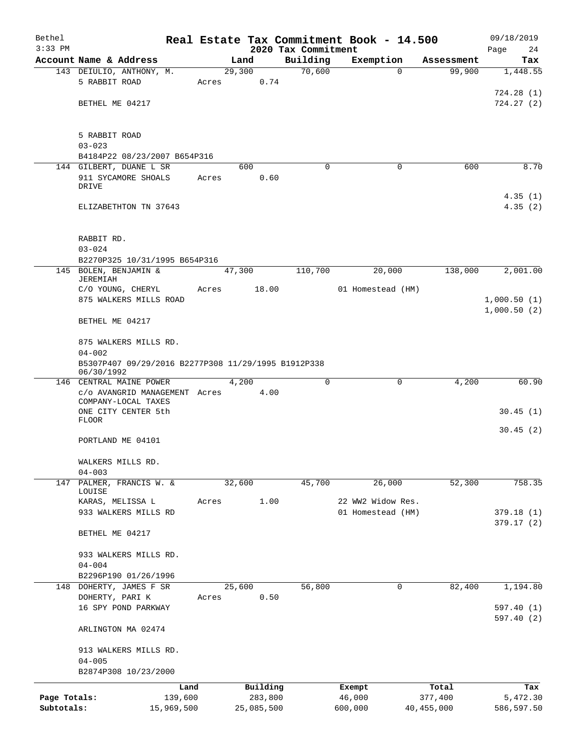# Real Estate Tax Commitment Book - 14.500

Bethel 3:33 PM — 2020 Tax Commitment — 09/18/2019

| Account Name & Address | Land | Building | Exemption | Assessment | Tax |
|---|---|---|---|---|---|
| 143 DEIULIO, ANTHONY, M. | 29,300 | 70,600 | 0 | 99,900 | 1,448.55 |
| 5 RABBIT ROAD | Acres 0.74 | | | | |
| | | | | | 724.28 (1) |
| BETHEL ME 04217 | | | | | 724.27 (2) |
| 5 RABBIT ROAD | | | | | |
| 03-023 | | | | | |
| B4184P22 08/23/2007 B654P316 | | | | | |
| 144 GILBERT, DUANE L SR | 600 | 0 | 0 | 600 | 8.70 |
| 911 SYCAMORE SHOALS DRIVE | Acres 0.60 | | | | |
| | | | | | 4.35 (1) |
| ELIZABETHTON TN 37643 | | | | | 4.35 (2) |
| RABBIT RD. | | | | | |
| 03-024 | | | | | |
| B2270P325 10/31/1995 B654P316 | | | | | |
| 145 BOLEN, BENJAMIN & JEREMIAH | 47,300 | 110,700 | 20,000 | 138,000 | 2,001.00 |
| C/O YOUNG, CHERYL | Acres 18.00 | | 01 Homestead (HM) | | |
| 875 WALKERS MILLS ROAD | | | | | 1,000.50 (1) |
| | | | | | 1,000.50 (2) |
| BETHEL ME 04217 | | | | | |
| 875 WALKERS MILLS RD. | | | | | |
| 04-002 | | | | | |
| B5307P407 09/29/2016 B2277P308 11/29/1995 B1912P338 06/30/1992 | | | | | |
| 146 CENTRAL MAINE POWER | 4,200 | 0 | 0 | 4,200 | 60.90 |
| c/o AVANGRID MANAGEMENT COMPANY-LOCAL TAXES | Acres 4.00 | | | | |
| ONE CITY CENTER 5th FLOOR | | | | | 30.45 (1) |
| | | | | | 30.45 (2) |
| PORTLAND ME 04101 | | | | | |
| WALKERS MILLS RD. | | | | | |
| 04-003 | | | | | |
| 147 PALMER, FRANCIS W. & LOUISE | 32,600 | 45,700 | 26,000 | 52,300 | 758.35 |
| KARAS, MELISSA L | Acres 1.00 | | 22 WW2 Widow Res. | | |
| 933 WALKERS MILLS RD | | | 01 Homestead (HM) | | 379.18 (1) |
| | | | | | 379.17 (2) |
| BETHEL ME 04217 | | | | | |
| 933 WALKERS MILLS RD. | | | | | |
| 04-004 | | | | | |
| B2296P190 01/26/1996 | | | | | |
| 148 DOHERTY, JAMES F SR | 25,600 | 56,800 | 0 | 82,400 | 1,194.80 |
| DOHERTY, PARI K | Acres 0.50 | | | | |
| 16 SPY POND PARKWAY | | | | | 597.40 (1) |
| | | | | | 597.40 (2) |
| ARLINGTON MA 02474 | | | | | |
| 913 WALKERS MILLS RD. | | | | | |
| 04-005 | | | | | |
| B2874P308 10/23/2000 | | | | | |

| | Land | Building | Exempt | Total | Tax |
|---|---|---|---|---|---|
| Page Totals: | 139,600 | 283,800 | 46,000 | 377,400 | 5,472.30 |
| Subtotals: | 15,969,500 | 25,085,500 | 600,000 | 40,455,000 | 586,597.50 |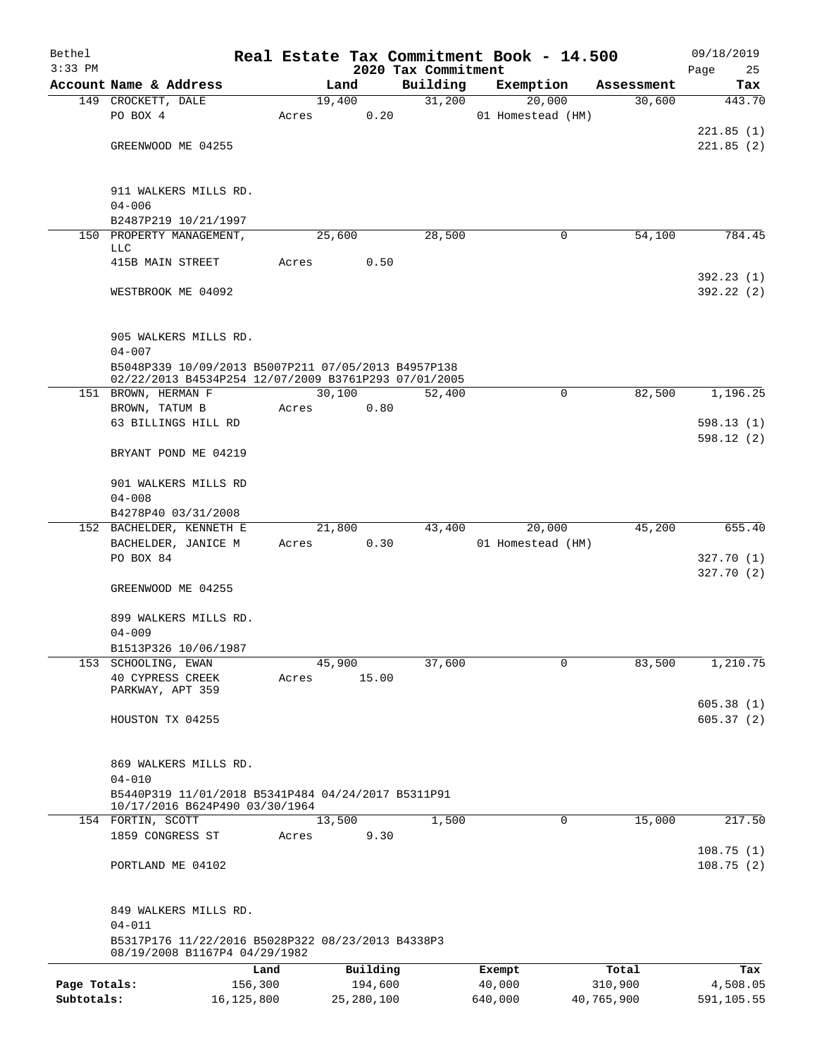Bethel 3:33 PM

# Real Estate Tax Commitment Book - 14.500

## 2020 Tax Commitment

09/18/2019

| Account Name & Address | Land | Building | Exemption | Assessment | Tax |
|---|---|---|---|---|---|
| 149 CROCKETT, DALE | 19,400 | 31,200 | 20,000 | 30,600 | 443.70 |
| PO BOX 4 | Acres 0.20 | | 01 Homestead (HM) | | |
| | | | | | 221.85 (1) |
| GREENWOOD ME 04255 | | | | | 221.85 (2) |
| 911 WALKERS MILLS RD. | | | | | |
| 04-006 | | | | | |
| B2487P219 10/21/1997 | | | | | |
| 150 PROPERTY MANAGEMENT, LLC | 25,600 | 28,500 | 0 | 54,100 | 784.45 |
| 415B MAIN STREET | Acres 0.50 | | | | |
| | | | | | 392.23 (1) |
| WESTBROOK ME 04092 | | | | | 392.22 (2) |
| 905 WALKERS MILLS RD. | | | | | |
| 04-007 | | | | | |
| B5048P339 10/09/2013 B5007P211 07/05/2013 B4957P138 02/22/2013 B4534P254 12/07/2009 B3761P293 07/01/2005 | | | | | |
| 151 BROWN, HERMAN F | 30,100 | 52,400 | 0 | 82,500 | 1,196.25 |
| BROWN, TATUM B | Acres 0.80 | | | | |
| 63 BILLINGS HILL RD | | | | | 598.13 (1) |
| | | | | | 598.12 (2) |
| BRYANT POND ME 04219 | | | | | |
| 901 WALKERS MILLS RD | | | | | |
| 04-008 | | | | | |
| B4278P40 03/31/2008 | | | | | |
| 152 BACHELDER, KENNETH E | 21,800 | 43,400 | 20,000 | 45,200 | 655.40 |
| BACHELDER, JANICE M | Acres 0.30 | | 01 Homestead (HM) | | |
| PO BOX 84 | | | | | 327.70 (1) |
| | | | | | 327.70 (2) |
| GREENWOOD ME 04255 | | | | | |
| 899 WALKERS MILLS RD. | | | | | |
| 04-009 | | | | | |
| B1513P326 10/06/1987 | | | | | |
| 153 SCHOOLING, EWAN | 45,900 | 37,600 | 0 | 83,500 | 1,210.75 |
| 40 CYPRESS CREEK PARKWAY, APT 359 | Acres 15.00 | | | | |
| | | | | | 605.38 (1) |
| HOUSTON TX 04255 | | | | | 605.37 (2) |
| 869 WALKERS MILLS RD. | | | | | |
| 04-010 | | | | | |
| B5440P319 11/01/2018 B5341P484 04/24/2017 B5311P91 10/17/2016 B624P490 03/30/1964 | | | | | |
| 154 FORTIN, SCOTT | 13,500 | 1,500 | 0 | 15,000 | 217.50 |
| 1859 CONGRESS ST | Acres 9.30 | | | | |
| | | | | | 108.75 (1) |
| PORTLAND ME 04102 | | | | | 108.75 (2) |
| 849 WALKERS MILLS RD. | | | | | |
| 04-011 | | | | | |
| B5317P176 11/22/2016 B5028P322 08/23/2013 B4338P3 08/19/2008 B1167P4 04/29/1982 | | | | | |

| | Land | Building | Exempt | Total | Tax |
|---|---|---|---|---|---|
| Page Totals: | 156,300 | 194,600 | 40,000 | 310,900 | 4,508.05 |
| Subtotals: | 16,125,800 | 25,280,100 | 640,000 | 40,765,900 | 591,105.55 |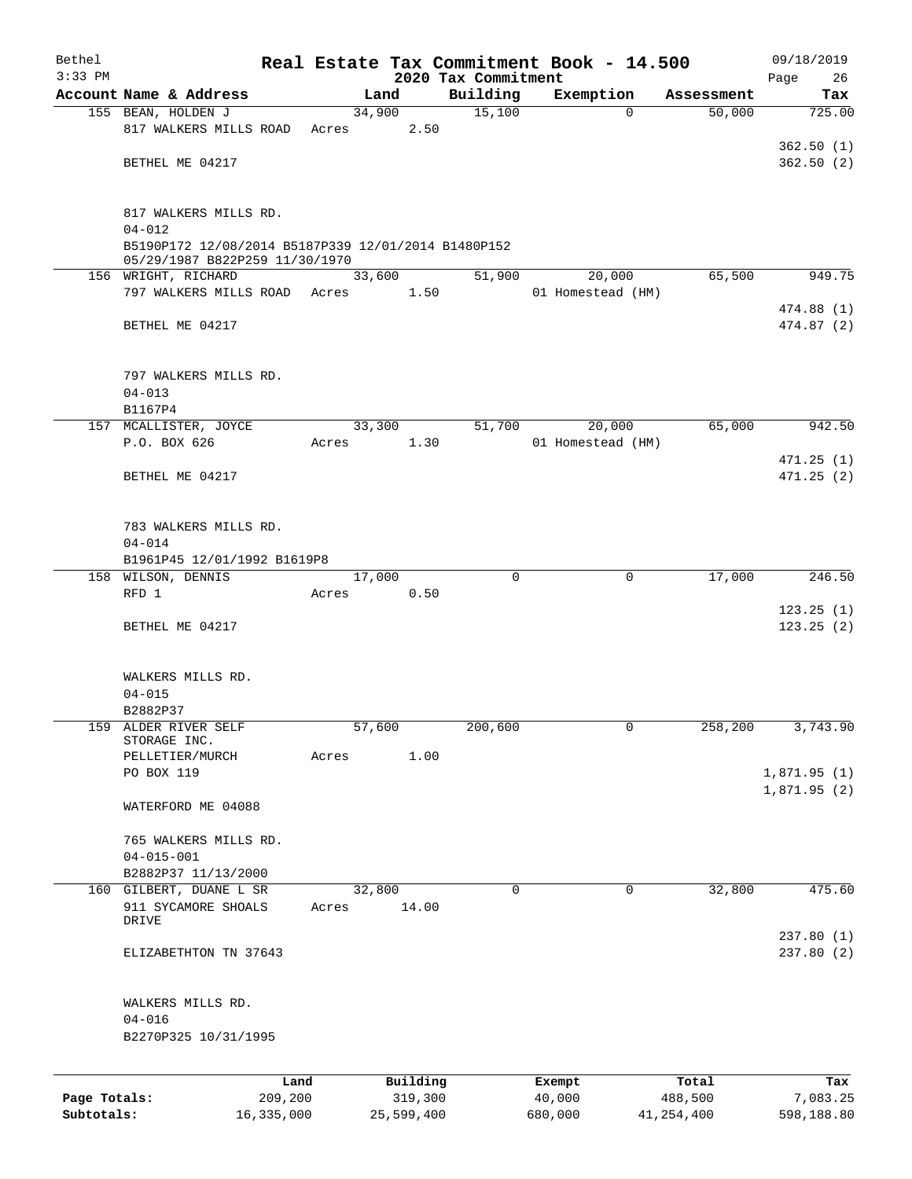Bethel 3:33 PM

# Real Estate Tax Commitment Book - 14.500

## 2020 Tax Commitment

09/18/2019

| Account Name & Address | Land | Building | Exemption | Assessment | Tax |
|---|---|---|---|---|---|
| 155 BEAN, HOLDEN J | 34,900 | 15,100 | 0 | 50,000 | 725.00 |
| 817 WALKERS MILLS ROAD | Acres 2.50 | | | | |
| | | | | | 362.50 (1) |
| BETHEL ME 04217 | | | | | 362.50 (2) |
| 817 WALKERS MILLS RD. | | | | | |
| 04-012 | | | | | |
| B5190P172 12/08/2014 B5187P339 12/01/2014 B1480P152 05/29/1987 B822P259 11/30/1970 | | | | | |
| 156 WRIGHT, RICHARD | 33,600 | 51,900 | 20,000 | 65,500 | 949.75 |
| 797 WALKERS MILLS ROAD | Acres 1.50 | | 01 Homestead (HM) | | |
| | | | | | 474.88 (1) |
| BETHEL ME 04217 | | | | | 474.87 (2) |
| 797 WALKERS MILLS RD. | | | | | |
| 04-013 | | | | | |
| B1167P4 | | | | | |
| 157 MCALLISTER, JOYCE | 33,300 | 51,700 | 20,000 | 65,000 | 942.50 |
| P.O. BOX 626 | Acres 1.30 | | 01 Homestead (HM) | | |
| | | | | | 471.25 (1) |
| BETHEL ME 04217 | | | | | 471.25 (2) |
| 783 WALKERS MILLS RD. | | | | | |
| 04-014 | | | | | |
| B1961P45 12/01/1992 B1619P8 | | | | | |
| 158 WILSON, DENNIS | 17,000 | 0 | 0 | 17,000 | 246.50 |
| RFD 1 | Acres 0.50 | | | | |
| | | | | | 123.25 (1) |
| BETHEL ME 04217 | | | | | 123.25 (2) |
| WALKERS MILLS RD. | | | | | |
| 04-015 | | | | | |
| B2882P37 | | | | | |
| 159 ALDER RIVER SELF STORAGE INC. | 57,600 | 200,600 | 0 | 258,200 | 3,743.90 |
| PELLETIER/MURCH | Acres 1.00 | | | | |
| PO BOX 119 | | | | | 1,871.95 (1) |
| | | | | | 1,871.95 (2) |
| WATERFORD ME 04088 | | | | | |
| 765 WALKERS MILLS RD. | | | | | |
| 04-015-001 | | | | | |
| B2882P37 11/13/2000 | | | | | |
| 160 GILBERT, DUANE L SR | 32,800 | 0 | 0 | 32,800 | 475.60 |
| 911 SYCAMORE SHOALS DRIVE | Acres 14.00 | | | | |
| | | | | | 237.80 (1) |
| ELIZABETHTON TN 37643 | | | | | 237.80 (2) |
| WALKERS MILLS RD. | | | | | |
| 04-016 | | | | | |
| B2270P325 10/31/1995 | | | | | |

| | Land | Building | Exempt | Total | Tax |
|---|---|---|---|---|---|
| Page Totals: | 209,200 | 319,300 | 40,000 | 488,500 | 7,083.25 |
| Subtotals: | 16,335,000 | 25,599,400 | 680,000 | 41,254,400 | 598,188.80 |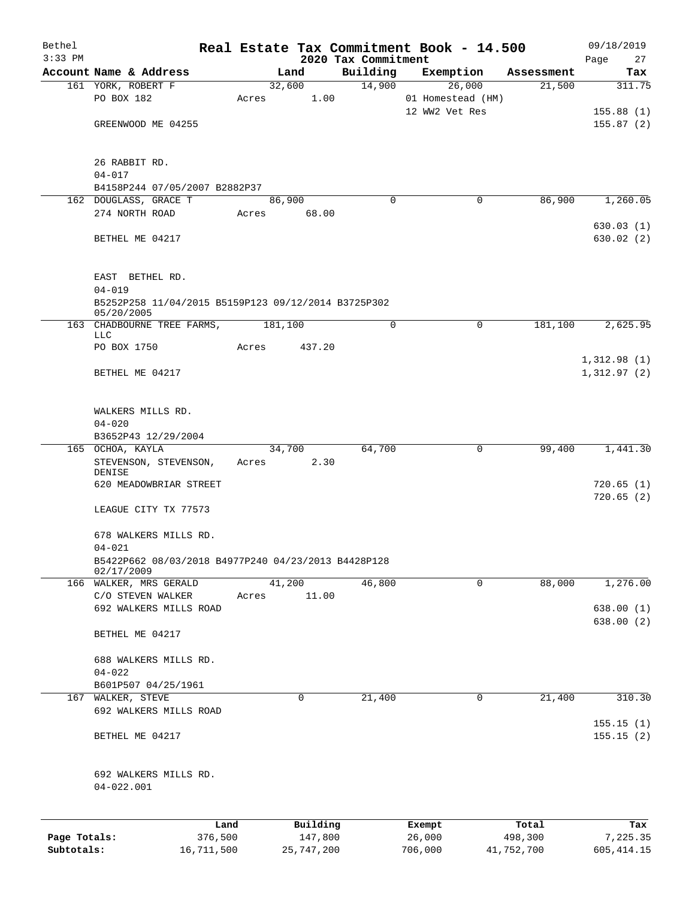# Real Estate Tax Commitment Book - 14.500

Bethel
3:33 PM

## 2020 Tax Commitment

09/18/2019

| Account Name & Address | Land | Building | Exemption | Assessment | Tax |
|---|---|---|---|---|---|
| 161 YORK, ROBERT F<br>PO BOX 182<br><br>GREENWOOD ME 04255<br><br>26 RABBIT RD.<br>04-017<br>B4158P244 07/05/2007 B2882P37 | 32,600<br>Acres 1.00 | 14,900 | 26,000<br>01 Homestead (HM)<br>12 WW2 Vet Res | 21,500 | 311.75<br><br>155.88 (1)<br>155.87 (2) |
| 162 DOUGLASS, GRACE T<br>274 NORTH ROAD<br><br>BETHEL ME 04217<br><br>EAST BETHEL RD.<br>04-019<br>B5252P258 11/04/2015 B5159P123 09/12/2014 B3725P302 05/20/2005 | 86,900<br>Acres 68.00 | 0 | 0 | 86,900 | 1,260.05<br><br>630.03 (1)<br>630.02 (2) |
| 163 CHADBOURNE TREE FARMS, LLC<br>PO BOX 1750<br><br>BETHEL ME 04217<br><br>WALKERS MILLS RD.<br>04-020<br>B3652P43 12/29/2004 | 181,100<br>Acres 437.20 | 0 | 0 | 181,100 | 2,625.95<br><br>1,312.98 (1)<br>1,312.97 (2) |
| 165 OCHOA, KAYLA<br>STEVENSON, STEVENSON, DENISE<br>620 MEADOWBRIAR STREET<br><br>LEAGUE CITY TX 77573<br><br>678 WALKERS MILLS RD.<br>04-021<br>B5422P662 08/03/2018 B4977P240 04/23/2013 B4428P128 02/17/2009 | 34,700<br>Acres 2.30 | 64,700 | 0 | 99,400 | 1,441.30<br><br>720.65 (1)<br>720.65 (2) |
| 166 WALKER, MRS GERALD<br>C/O STEVEN WALKER<br>692 WALKERS MILLS ROAD<br><br>BETHEL ME 04217<br><br>688 WALKERS MILLS RD.<br>04-022<br>B601P507 04/25/1961 | 41,200<br>Acres 11.00 | 46,800 | 0 | 88,000 | 1,276.00<br><br>638.00 (1)<br>638.00 (2) |
| 167 WALKER, STEVE<br>692 WALKERS MILLS ROAD<br><br>BETHEL ME 04217<br><br>692 WALKERS MILLS RD.<br>04-022.001 | 0 | 21,400 | 0 | 21,400 | 310.30<br><br>155.15 (1)<br>155.15 (2) |

| | Land | Building | Exempt | Total | Tax |
|---|---|---|---|---|---|
| Page Totals: | 376,500 | 147,800 | 26,000 | 498,300 | 7,225.35 |
| Subtotals: | 16,711,500 | 25,747,200 | 706,000 | 41,752,700 | 605,414.15 |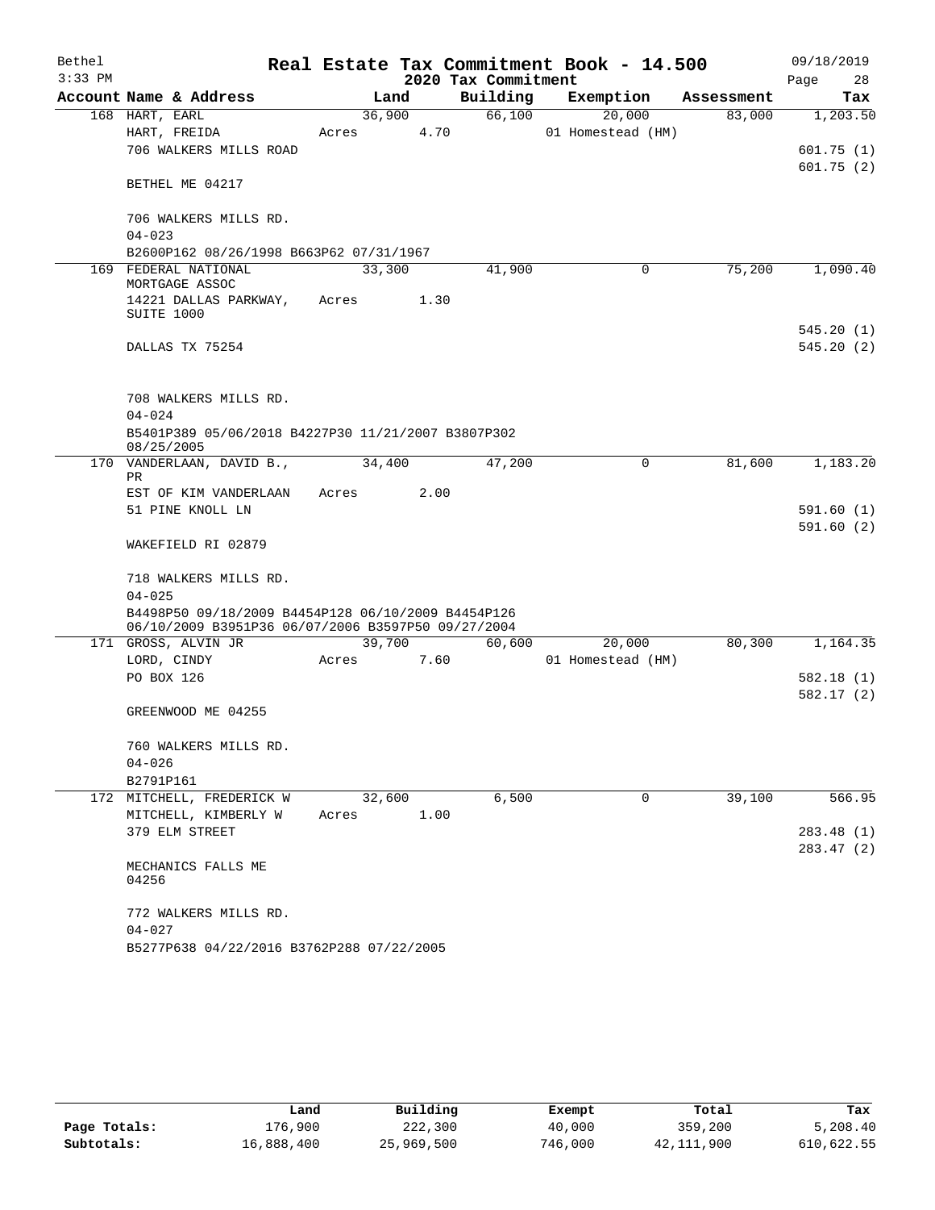# Real Estate Tax Commitment Book - 14.500

Bethel 3:33 PM — 2020 Tax Commitment — 09/18/2019

| Account Name & Address | Land | Building | Exemption | Assessment | Tax |
|---|---|---|---|---|---|
| 168 HART, EARL | 36,900 | 66,100 | 20,000 | 83,000 | 1,203.50 |
| HART, FREIDA | Acres 4.70 | | 01 Homestead (HM) | | |
| 706 WALKERS MILLS ROAD | | | | | 601.75 (1) |
| | | | | | 601.75 (2) |
| BETHEL ME 04217 | | | | | |
| 706 WALKERS MILLS RD. | | | | | |
| 04-023 | | | | | |
| B2600P162 08/26/1998 B663P62 07/31/1967 | | | | | |
| 169 FEDERAL NATIONAL MORTGAGE ASSOC | 33,300 | 41,900 | 0 | 75,200 | 1,090.40 |
| 14221 DALLAS PARKWAY, SUITE 1000 | Acres 1.30 | | | | |
| | | | | | 545.20 (1) |
| DALLAS TX 75254 | | | | | 545.20 (2) |
| 708 WALKERS MILLS RD. | | | | | |
| 04-024 | | | | | |
| B5401P389 05/06/2018 B4227P30 11/21/2007 B3807P302 08/25/2005 | | | | | |
| 170 VANDERLAAN, DAVID B., PR | 34,400 | 47,200 | 0 | 81,600 | 1,183.20 |
| EST OF KIM VANDERLAAN | Acres 2.00 | | | | |
| 51 PINE KNOLL LN | | | | | 591.60 (1) |
| | | | | | 591.60 (2) |
| WAKEFIELD RI 02879 | | | | | |
| 718 WALKERS MILLS RD. | | | | | |
| 04-025 | | | | | |
| B4498P50 09/18/2009 B4454P128 06/10/2009 B4454P126 06/10/2009 B3951P36 06/07/2006 B3597P50 09/27/2004 | | | | | |
| 171 GROSS, ALVIN JR | 39,700 | 60,600 | 20,000 | 80,300 | 1,164.35 |
| LORD, CINDY | Acres 7.60 | | 01 Homestead (HM) | | |
| PO BOX 126 | | | | | 582.18 (1) |
| | | | | | 582.17 (2) |
| GREENWOOD ME 04255 | | | | | |
| 760 WALKERS MILLS RD. | | | | | |
| 04-026 | | | | | |
| B2791P161 | | | | | |
| 172 MITCHELL, FREDERICK W | 32,600 | 6,500 | 0 | 39,100 | 566.95 |
| MITCHELL, KIMBERLY W | Acres 1.00 | | | | |
| 379 ELM STREET | | | | | 283.48 (1) |
| | | | | | 283.47 (2) |
| MECHANICS FALLS ME 04256 | | | | | |
| 772 WALKERS MILLS RD. | | | | | |
| 04-027 | | | | | |
| B5277P638 04/22/2016 B3762P288 07/22/2005 | | | | | |

| | Land | Building | Exempt | Total | Tax |
|---|---|---|---|---|---|
| Page Totals: | 176,900 | 222,300 | 40,000 | 359,200 | 5,208.40 |
| Subtotals: | 16,888,400 | 25,969,500 | 746,000 | 42,111,900 | 610,622.55 |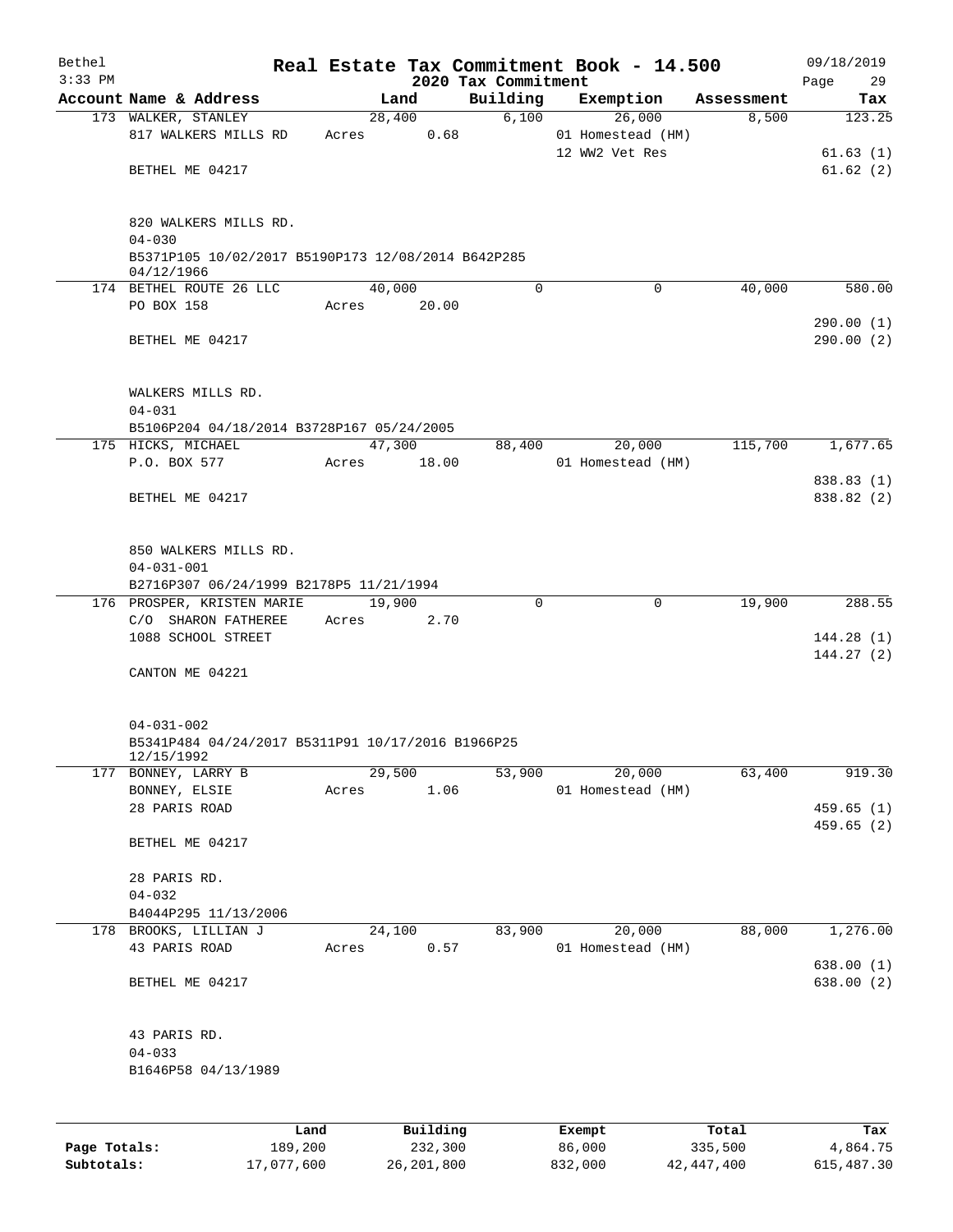# Real Estate Tax Commitment Book - 14.500

Bethel
2020 Tax Commitment

| Account Name & Address | Land | Building | Exemption | Assessment | Tax |
|---|---|---|---|---|---|
| 173 WALKER, STANLEY | 28,400 | 6,100 | 26,000 | 8,500 | 123.25 |
| 817 WALKERS MILLS RD | Acres 0.68 | | 01 Homestead (HM) | | |
| | | | 12 WW2 Vet Res | | 61.63 (1) |
| BETHEL ME 04217 | | | | | 61.62 (2) |
| 820 WALKERS MILLS RD. | | | | | |
| 04-030 | | | | | |
| B5371P105 10/02/2017 B5190P173 12/08/2014 B642P285 04/12/1966 | | | | | |
| 174 BETHEL ROUTE 26 LLC | 40,000 | 0 | 0 | 40,000 | 580.00 |
| PO BOX 158 | Acres 20.00 | | | | |
| | | | | | 290.00 (1) |
| BETHEL ME 04217 | | | | | 290.00 (2) |
| WALKERS MILLS RD. | | | | | |
| 04-031 | | | | | |
| B5106P204 04/18/2014 B3728P167 05/24/2005 | | | | | |
| 175 HICKS, MICHAEL | 47,300 | 88,400 | 20,000 | 115,700 | 1,677.65 |
| P.O. BOX 577 | Acres 18.00 | | 01 Homestead (HM) | | |
| | | | | | 838.83 (1) |
| BETHEL ME 04217 | | | | | 838.82 (2) |
| 850 WALKERS MILLS RD. | | | | | |
| 04-031-001 | | | | | |
| B2716P307 06/24/1999 B2178P5 11/21/1994 | | | | | |
| 176 PROSPER, KRISTEN MARIE | 19,900 | 0 | 0 | 19,900 | 288.55 |
| C/O SHARON FATHEREE | Acres 2.70 | | | | |
| 1088 SCHOOL STREET | | | | | 144.28 (1) |
| | | | | | 144.27 (2) |
| CANTON ME 04221 | | | | | |
| 04-031-002 | | | | | |
| B5341P484 04/24/2017 B5311P91 10/17/2016 B1966P25 12/15/1992 | | | | | |
| 177 BONNEY, LARRY B | 29,500 | 53,900 | 20,000 | 63,400 | 919.30 |
| BONNEY, ELSIE | Acres 1.06 | | 01 Homestead (HM) | | |
| 28 PARIS ROAD | | | | | 459.65 (1) |
| | | | | | 459.65 (2) |
| BETHEL ME 04217 | | | | | |
| 28 PARIS RD. | | | | | |
| 04-032 | | | | | |
| B4044P295 11/13/2006 | | | | | |
| 178 BROOKS, LILLIAN J | 24,100 | 83,900 | 20,000 | 88,000 | 1,276.00 |
| 43 PARIS ROAD | Acres 0.57 | | 01 Homestead (HM) | | |
| | | | | | 638.00 (1) |
| BETHEL ME 04217 | | | | | 638.00 (2) |
| 43 PARIS RD. | | | | | |
| 04-033 | | | | | |
| B1646P58 04/13/1989 | | | | | |

| | Land | Building | Exempt | Total | Tax |
|---|---|---|---|---|---|
| Page Totals: | 189,200 | 232,300 | 86,000 | 335,500 | 4,864.75 |
| Subtotals: | 17,077,600 | 26,201,800 | 832,000 | 42,447,400 | 615,487.30 |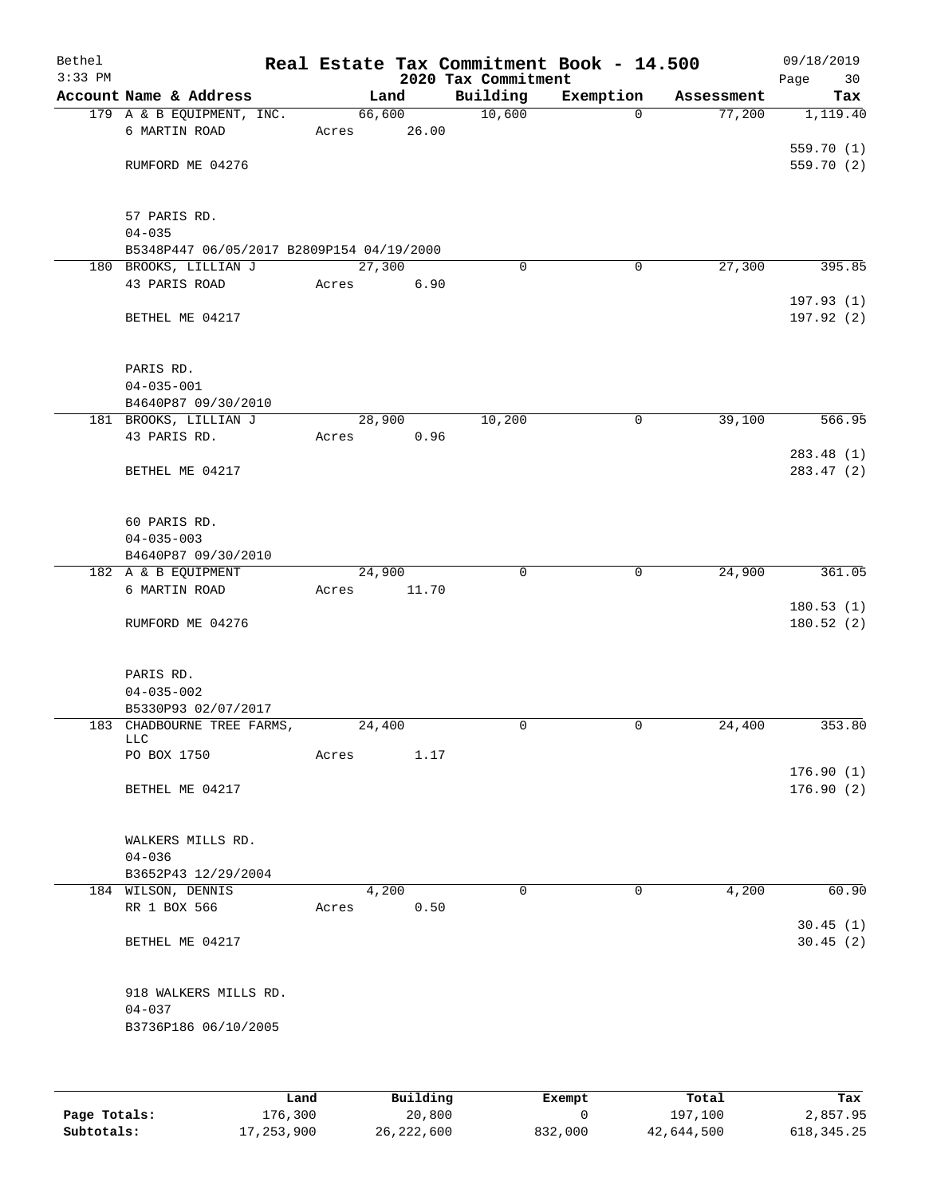# Real Estate Tax Commitment Book - 14.500

Bethel
3:33 PM

2020 Tax Commitment

09/18/2019

| Account Name & Address | Land | Building | Exemption | Assessment | Tax |
|---|---|---|---|---|---|
| 179 A & B EQUIPMENT, INC. | 66,600 | 10,600 | 0 | 77,200 | 1,119.40 |
| 6 MARTIN ROAD | Acres 26.00 | | | | |
| | | | | | 559.70 (1) |
| RUMFORD ME 04276 | | | | | 559.70 (2) |
| 57 PARIS RD. | | | | | |
| 04-035 | | | | | |
| B5348P447 06/05/2017 B2809P154 04/19/2000 | | | | | |
| 180 BROOKS, LILLIAN J | 27,300 | 0 | 0 | 27,300 | 395.85 |
| 43 PARIS ROAD | Acres 6.90 | | | | |
| | | | | | 197.93 (1) |
| BETHEL ME 04217 | | | | | 197.92 (2) |
| PARIS RD. | | | | | |
| 04-035-001 | | | | | |
| B4640P87 09/30/2010 | | | | | |
| 181 BROOKS, LILLIAN J | 28,900 | 10,200 | 0 | 39,100 | 566.95 |
| 43 PARIS RD. | Acres 0.96 | | | | |
| | | | | | 283.48 (1) |
| BETHEL ME 04217 | | | | | 283.47 (2) |
| 60 PARIS RD. | | | | | |
| 04-035-003 | | | | | |
| B4640P87 09/30/2010 | | | | | |
| 182 A & B EQUIPMENT | 24,900 | 0 | 0 | 24,900 | 361.05 |
| 6 MARTIN ROAD | Acres 11.70 | | | | |
| | | | | | 180.53 (1) |
| RUMFORD ME 04276 | | | | | 180.52 (2) |
| PARIS RD. | | | | | |
| 04-035-002 | | | | | |
| B5330P93 02/07/2017 | | | | | |
| 183 CHADBOURNE TREE FARMS, LLC | 24,400 | 0 | 0 | 24,400 | 353.80 |
| PO BOX 1750 | Acres 1.17 | | | | |
| | | | | | 176.90 (1) |
| BETHEL ME 04217 | | | | | 176.90 (2) |
| WALKERS MILLS RD. | | | | | |
| 04-036 | | | | | |
| B3652P43 12/29/2004 | | | | | |
| 184 WILSON, DENNIS | 4,200 | 0 | 0 | 4,200 | 60.90 |
| RR 1 BOX 566 | Acres 0.50 | | | | |
| | | | | | 30.45 (1) |
| BETHEL ME 04217 | | | | | 30.45 (2) |
| 918 WALKERS MILLS RD. | | | | | |
| 04-037 | | | | | |
| B3736P186 06/10/2005 | | | | | |

| | Land | Building | Exempt | Total | Tax |
|---|---|---|---|---|---|
| Page Totals: | 176,300 | 20,800 | 0 | 197,100 | 2,857.95 |
| Subtotals: | 17,253,900 | 26,222,600 | 832,000 | 42,644,500 | 618,345.25 |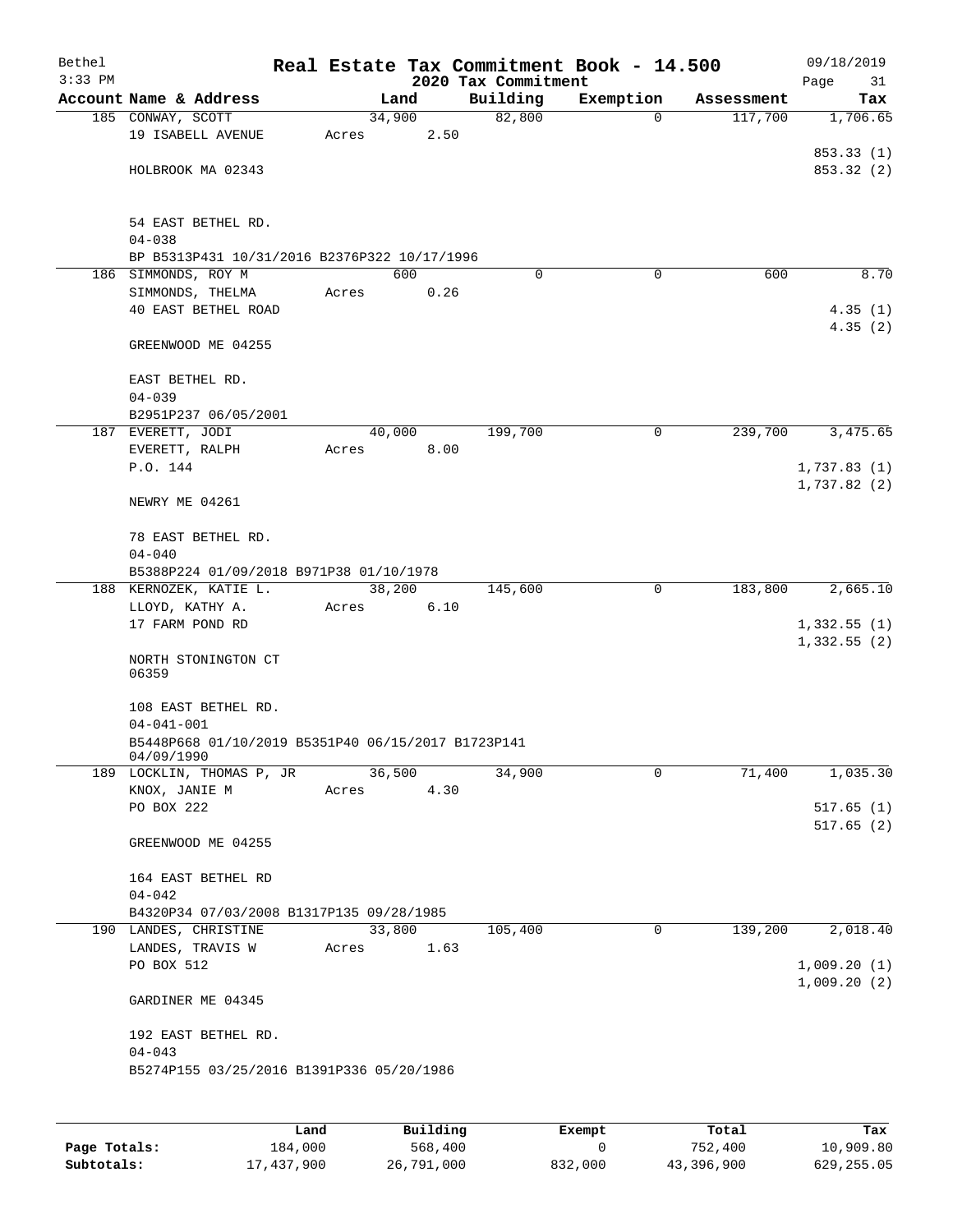# Real Estate Tax Commitment Book - 14.500

## 2020 Tax Commitment

Bethel
3:33 PM

09/18/2019

| Account | Name & Address | Land | Building | Exemption | Assessment | Tax |
|---|---|---|---|---|---|---|
| 185 | CONWAY, SCOTT<br>19 ISABELL AVENUE<br><br>HOLBROOK MA 02343<br><br>54 EAST BETHEL RD.<br>04-038<br>BP B5313P431 10/31/2016 B2376P322 10/17/1996 | 34,900<br>Acres 2.50 | 82,800 | 0 | 117,700 | 1,706.65<br><br>853.33 (1)<br>853.32 (2) |
| 186 | SIMMONDS, ROY M<br>SIMMONDS, THELMA<br>40 EAST BETHEL ROAD<br><br>GREENWOOD ME 04255<br><br>EAST BETHEL RD.<br>04-039<br>B2951P237 06/05/2001 | 600<br>Acres 0.26 | 0 | 0 | 600 | 8.70<br><br>4.35 (1)<br>4.35 (2) |
| 187 | EVERETT, JODI<br>EVERETT, RALPH<br>P.O. 144<br><br>NEWRY ME 04261<br><br>78 EAST BETHEL RD.<br>04-040<br>B5388P224 01/09/2018 B971P38 01/10/1978 | 40,000<br>Acres 8.00 | 199,700 | 0 | 239,700 | 3,475.65<br><br>1,737.83 (1)<br>1,737.82 (2) |
| 188 | KERNOZEK, KATIE L.<br>LLOYD, KATHY A.<br>17 FARM POND RD<br><br>NORTH STONINGTON CT 06359<br><br>108 EAST BETHEL RD.<br>04-041-001<br>B5448P668 01/10/2019 B5351P40 06/15/2017 B1723P141 04/09/1990 | 38,200<br>Acres 6.10 | 145,600 | 0 | 183,800 | 2,665.10<br><br>1,332.55 (1)<br>1,332.55 (2) |
| 189 | LOCKLIN, THOMAS P, JR<br>KNOX, JANIE M<br>PO BOX 222<br><br>GREENWOOD ME 04255<br><br>164 EAST BETHEL RD<br>04-042<br>B4320P34 07/03/2008 B1317P135 09/28/1985 | 36,500<br>Acres 4.30 | 34,900 | 0 | 71,400 | 1,035.30<br><br>517.65 (1)<br>517.65 (2) |
| 190 | LANDES, CHRISTINE<br>LANDES, TRAVIS W<br>PO BOX 512<br><br>GARDINER ME 04345<br><br>192 EAST BETHEL RD.<br>04-043<br>B5274P155 03/25/2016 B1391P336 05/20/1986 | 33,800<br>Acres 1.63 | 105,400 | 0 | 139,200 | 2,018.40<br><br>1,009.20 (1)<br>1,009.20 (2) |

| | Land | Building | Exempt | Total | Tax |
|---|---|---|---|---|---|
| Page Totals: | 184,000 | 568,400 | 0 | 752,400 | 10,909.80 |
| Subtotals: | 17,437,900 | 26,791,000 | 832,000 | 43,396,900 | 629,255.05 |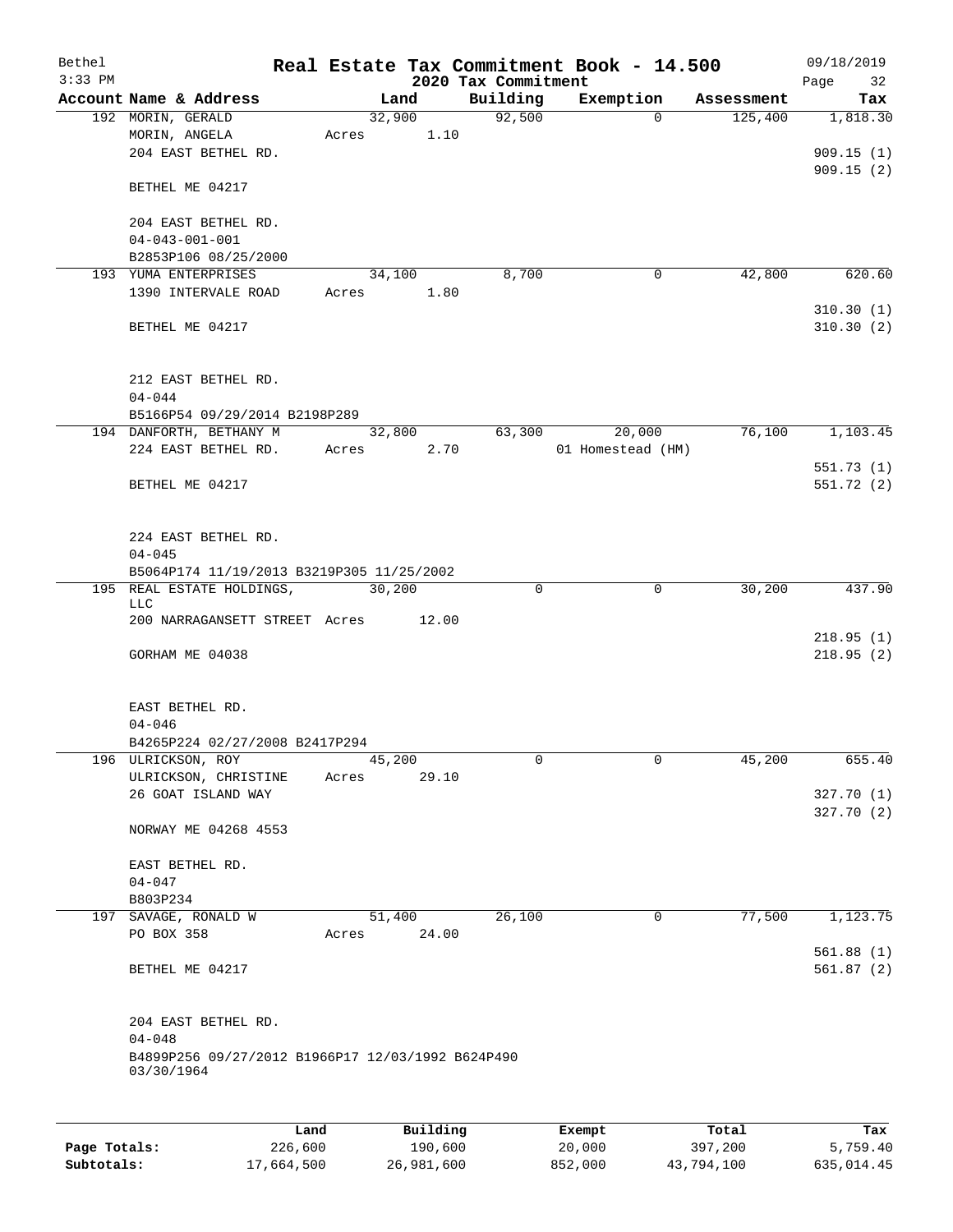# Real Estate Tax Commitment Book - 14.500

Bethel
3:33 PM

2020 Tax Commitment

09/18/2019

| Account Name & Address | Land | Building | Exemption | Assessment | Tax |
|---|---|---|---|---|---|
| 192 MORIN, GERALD<br>MORIN, ANGELA<br>204 EAST BETHEL RD.<br><br>BETHEL ME 04217<br><br>204 EAST BETHEL RD.<br>04-043-001-001<br>B2853P106 08/25/2000 | 32,900<br>Acres 1.10 | 92,500 | 0 | 125,400 | 1,818.30<br><br>909.15 (1)<br>909.15 (2) |
| 193 YUMA ENTERPRISES<br>1390 INTERVALE ROAD<br><br>BETHEL ME 04217<br><br>212 EAST BETHEL RD.<br>04-044<br>B5166P54 09/29/2014 B2198P289 | 34,100<br>Acres 1.80 | 8,700 | 0 | 42,800 | 620.60<br><br>310.30 (1)<br>310.30 (2) |
| 194 DANFORTH, BETHANY M<br>224 EAST BETHEL RD.<br><br>BETHEL ME 04217<br><br>224 EAST BETHEL RD.<br>04-045<br>B5064P174 11/19/2013 B3219P305 11/25/2002 | 32,800<br>Acres 2.70 | 63,300 | 20,000<br>01 Homestead (HM) | 76,100 | 1,103.45<br><br>551.73 (1)<br>551.72 (2) |
| 195 REAL ESTATE HOLDINGS, LLC<br>200 NARRAGANSETT STREET<br><br>GORHAM ME 04038<br><br>EAST BETHEL RD.<br>04-046<br>B4265P224 02/27/2008 B2417P294 | 30,200<br>Acres 12.00 | 0 | 0 | 30,200 | 437.90<br><br>218.95 (1)<br>218.95 (2) |
| 196 ULRICKSON, ROY<br>ULRICKSON, CHRISTINE<br>26 GOAT ISLAND WAY<br><br>NORWAY ME 04268 4553<br><br>EAST BETHEL RD.<br>04-047<br>B803P234 | 45,200<br>Acres 29.10 | 0 | 0 | 45,200 | 655.40<br><br>327.70 (1)<br>327.70 (2) |
| 197 SAVAGE, RONALD W<br>PO BOX 358<br><br>BETHEL ME 04217<br><br>204 EAST BETHEL RD.<br>04-048<br>B4899P256 09/27/2012 B1966P17 12/03/1992 B624P490 03/30/1964 | 51,400<br>Acres 24.00 | 26,100 | 0 | 77,500 | 1,123.75<br><br>561.88 (1)<br>561.87 (2) |

| | Land | Building | Exempt | Total | Tax |
|---|---|---|---|---|---|
| Page Totals: | 226,600 | 190,600 | 20,000 | 397,200 | 5,759.40 |
| Subtotals: | 17,664,500 | 26,981,600 | 852,000 | 43,794,100 | 635,014.45 |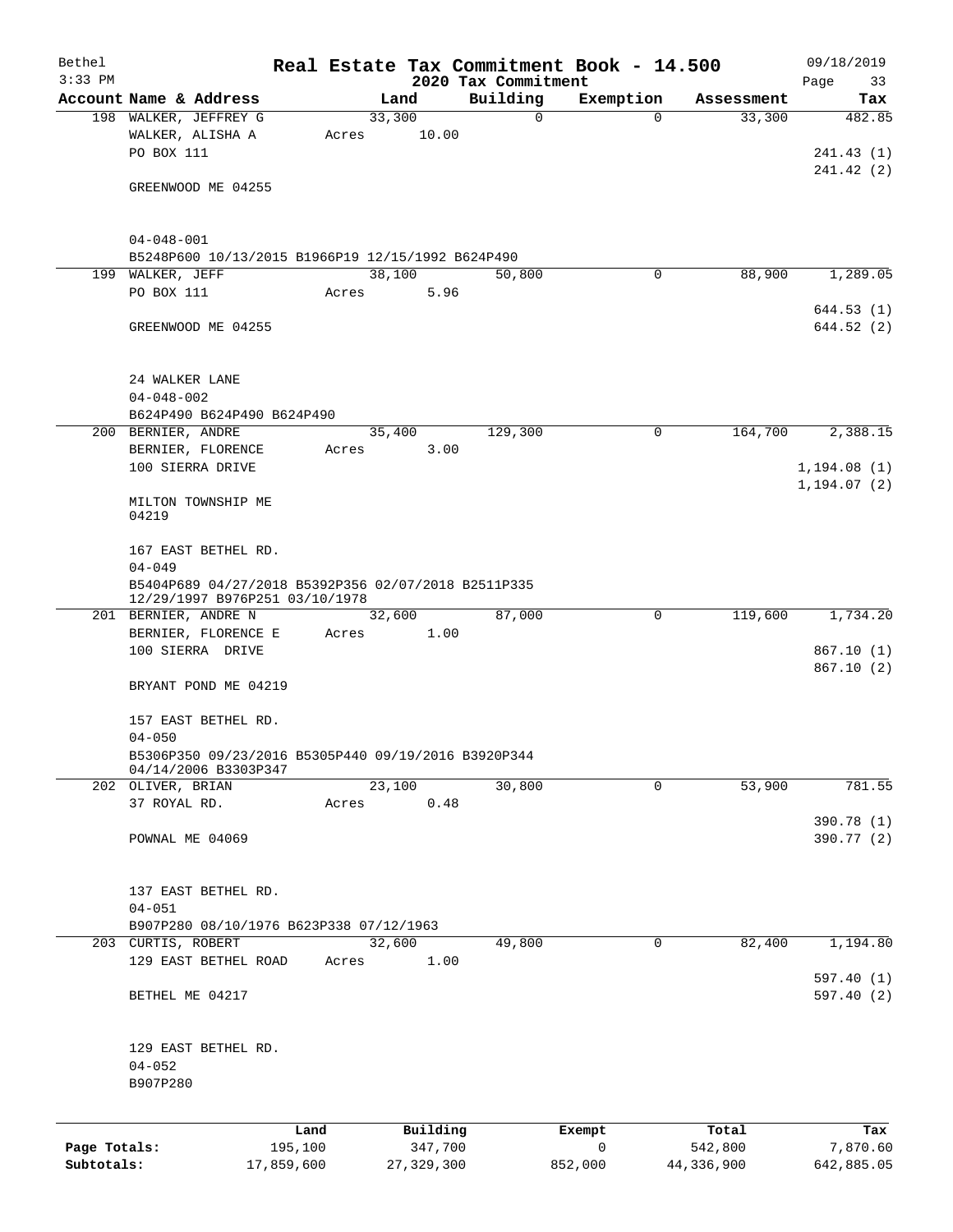# Real Estate Tax Commitment Book - 14.500

Bethel
3:33 PM

2020 Tax Commitment

09/18/2019
Page 33

| Account Name & Address | Land | Building | Exemption | Assessment | Tax |
|---|---|---|---|---|---|
| 198 WALKER, JEFFREY G<br>WALKER, ALISHA A<br>PO BOX 111<br><br>GREENWOOD ME 04255<br><br>04-048-001<br>B5248P600 10/13/2015 B1966P19 12/15/1992 B624P490 | 33,300<br>Acres 10.00 | 0 | 0 | 33,300 | 482.85<br><br>241.43 (1)<br>241.42 (2) |
| 199 WALKER, JEFF<br>PO BOX 111<br><br>GREENWOOD ME 04255<br><br>24 WALKER LANE<br>04-048-002<br>B624P490 B624P490 B624P490 | 38,100<br>Acres 5.96 | 50,800 | 0 | 88,900 | 1,289.05<br><br>644.53 (1)<br>644.52 (2) |
| 200 BERNIER, ANDRE<br>BERNIER, FLORENCE<br>100 SIERRA DRIVE<br><br>MILTON TOWNSHIP ME 04219<br><br>167 EAST BETHEL RD.<br>04-049<br>B5404P689 04/27/2018 B5392P356 02/07/2018 B2511P335 12/29/1997 B976P251 03/10/1978 | 35,400<br>Acres 3.00 | 129,300 | 0 | 164,700 | 2,388.15<br><br>1,194.08 (1)<br>1,194.07 (2) |
| 201 BERNIER, ANDRE N<br>BERNIER, FLORENCE E<br>100 SIERRA DRIVE<br><br>BRYANT POND ME 04219<br><br>157 EAST BETHEL RD.<br>04-050<br>B5306P350 09/23/2016 B5305P440 09/19/2016 B3920P344 04/14/2006 B3303P347 | 32,600<br>Acres 1.00 | 87,000 | 0 | 119,600 | 1,734.20<br><br>867.10 (1)<br>867.10 (2) |
| 202 OLIVER, BRIAN<br>37 ROYAL RD.<br><br>POWNAL ME 04069<br><br>137 EAST BETHEL RD.<br>04-051<br>B907P280 08/10/1976 B623P338 07/12/1963 | 23,100<br>Acres 0.48 | 30,800 | 0 | 53,900 | 781.55<br><br>390.78 (1)<br>390.77 (2) |
| 203 CURTIS, ROBERT<br>129 EAST BETHEL ROAD<br><br>BETHEL ME 04217<br><br>129 EAST BETHEL RD.<br>04-052<br>B907P280 | 32,600<br>Acres 1.00 | 49,800 | 0 | 82,400 | 1,194.80<br><br>597.40 (1)<br>597.40 (2) |

| | Land | Building | Exempt | Total | Tax |
|---|---|---|---|---|---|
| Page Totals: | 195,100 | 347,700 | 0 | 542,800 | 7,870.60 |
| Subtotals: | 17,859,600 | 27,329,300 | 852,000 | 44,336,900 | 642,885.05 |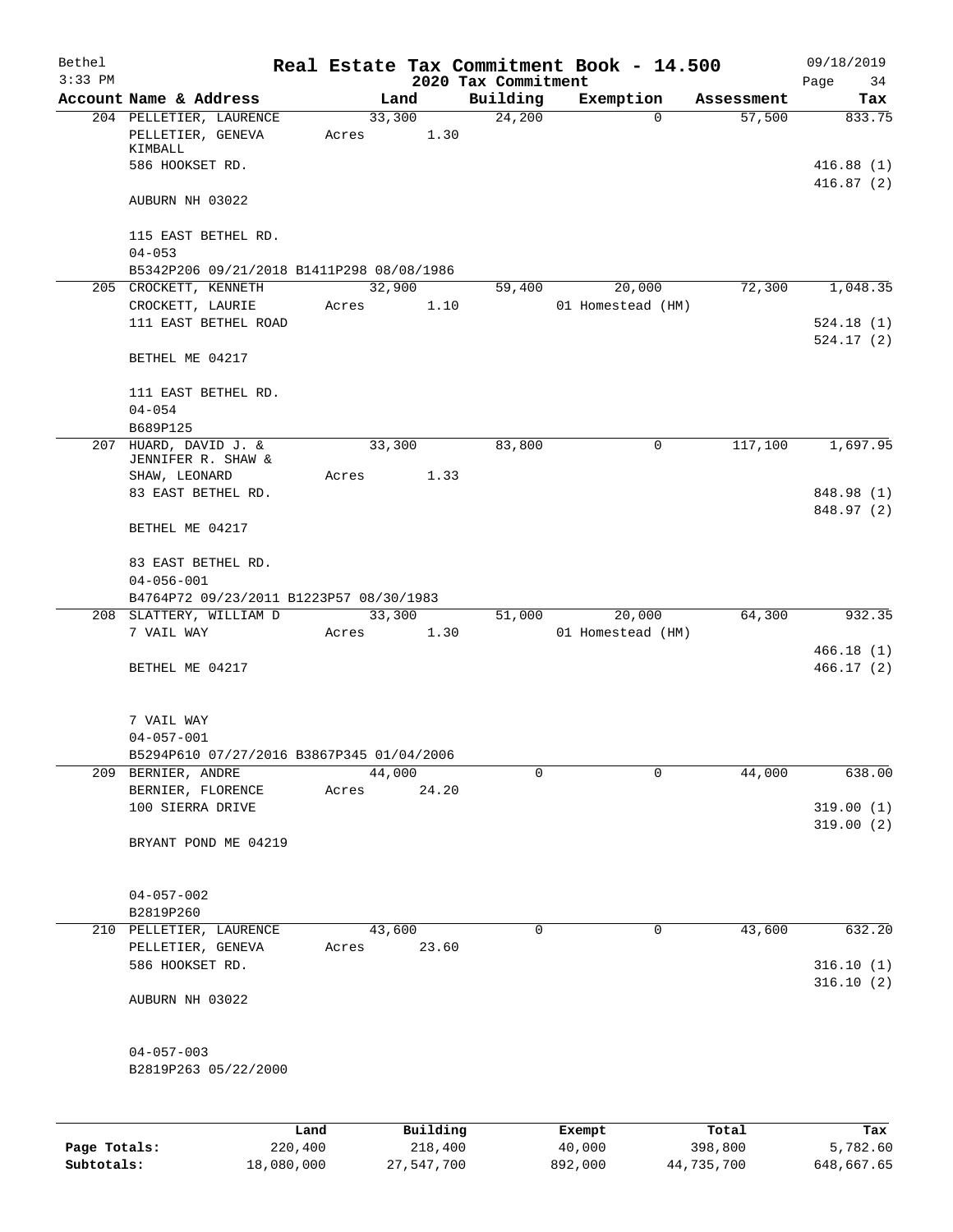# Real Estate Tax Commitment Book - 14.500

Bethel
3:33 PM

2020 Tax Commitment

09/18/2019

| Account Name & Address | Land | Building | Exemption | Assessment | Tax |
|---|---|---|---|---|---|
| 204 PELLETIER, LAURENCE | 33,300 | 24,200 | 0 | 57,500 | 833.75 |
| PELLETIER, GENEVA KIMBALL | Acres 1.30 | | | | |
| 586 HOOKSET RD. | | | | | 416.88 (1) |
| | | | | | 416.87 (2) |
| AUBURN NH 03022 | | | | | |
| 115 EAST BETHEL RD. | | | | | |
| 04-053 | | | | | |
| B5342P206 09/21/2018 B1411P298 08/08/1986 | | | | | |
| 205 CROCKETT, KENNETH | 32,900 | 59,400 | 20,000 | 72,300 | 1,048.35 |
| CROCKETT, LAURIE | Acres 1.10 | | 01 Homestead (HM) | | |
| 111 EAST BETHEL ROAD | | | | | 524.18 (1) |
| | | | | | 524.17 (2) |
| BETHEL ME 04217 | | | | | |
| 111 EAST BETHEL RD. | | | | | |
| 04-054 | | | | | |
| B689P125 | | | | | |
| 207 HUARD, DAVID J. & JENNIFER R. SHAW & | 33,300 | 83,800 | 0 | 117,100 | 1,697.95 |
| SHAW, LEONARD | Acres 1.33 | | | | |
| 83 EAST BETHEL RD. | | | | | 848.98 (1) |
| | | | | | 848.97 (2) |
| BETHEL ME 04217 | | | | | |
| 83 EAST BETHEL RD. | | | | | |
| 04-056-001 | | | | | |
| B4764P72 09/23/2011 B1223P57 08/30/1983 | | | | | |
| 208 SLATTERY, WILLIAM D | 33,300 | 51,000 | 20,000 | 64,300 | 932.35 |
| 7 VAIL WAY | Acres 1.30 | | 01 Homestead (HM) | | |
| | | | | | 466.18 (1) |
| BETHEL ME 04217 | | | | | 466.17 (2) |
| 7 VAIL WAY | | | | | |
| 04-057-001 | | | | | |
| B5294P610 07/27/2016 B3867P345 01/04/2006 | | | | | |
| 209 BERNIER, ANDRE | 44,000 | 0 | 0 | 44,000 | 638.00 |
| BERNIER, FLORENCE | Acres 24.20 | | | | |
| 100 SIERRA DRIVE | | | | | 319.00 (1) |
| | | | | | 319.00 (2) |
| BRYANT POND ME 04219 | | | | | |
| 04-057-002 | | | | | |
| B2819P260 | | | | | |
| 210 PELLETIER, LAURENCE | 43,600 | 0 | 0 | 43,600 | 632.20 |
| PELLETIER, GENEVA | Acres 23.60 | | | | |
| 586 HOOKSET RD. | | | | | 316.10 (1) |
| | | | | | 316.10 (2) |
| AUBURN NH 03022 | | | | | |
| 04-057-003 | | | | | |
| B2819P263 05/22/2000 | | | | | |

| | Land | Building | Exempt | Total | Tax |
|---|---|---|---|---|---|
| Page Totals: | 220,400 | 218,400 | 40,000 | 398,800 | 5,782.60 |
| Subtotals: | 18,080,000 | 27,547,700 | 892,000 | 44,735,700 | 648,667.65 |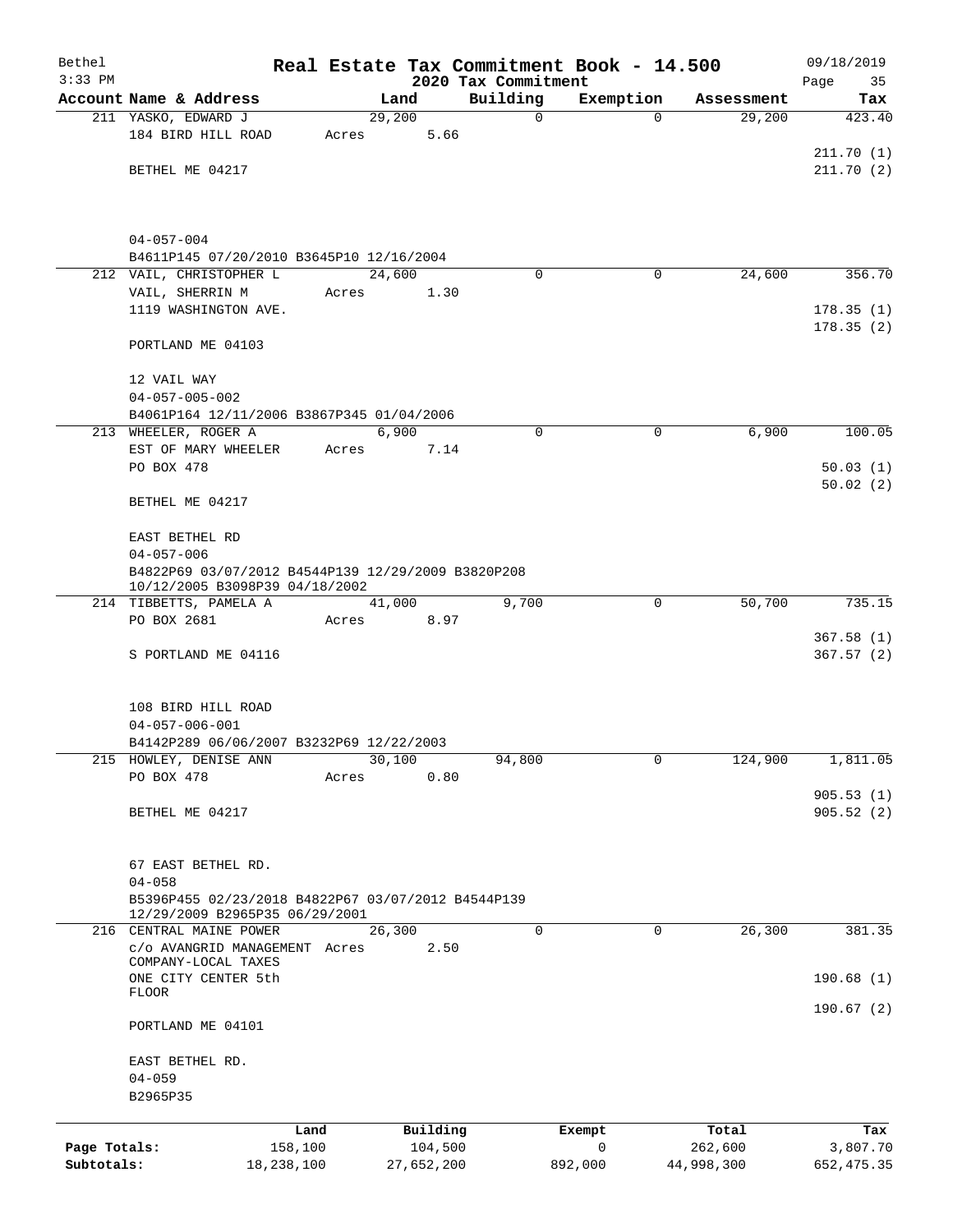# Real Estate Tax Commitment Book - 14.500

## 2020 Tax Commitment

Bethel
3:33 PM
09/18/2019

| Account | Name & Address | Land | Building | Exemption | Assessment | Tax |
|---|---|---|---|---|---|---|
| 211 | YASKO, EDWARD J<br>184 BIRD HILL ROAD<br><br>BETHEL ME 04217<br><br>04-057-004<br>B4611P145 07/20/2010 B3645P10 12/16/2004 | 29,200<br>Acres 5.66 | 0 | 0 | 29,200 | 423.40<br><br>211.70 (1)<br>211.70 (2) |
| 212 | VAIL, CHRISTOPHER L<br>VAIL, SHERRIN M<br>1119 WASHINGTON AVE.<br><br>PORTLAND ME 04103<br><br>12 VAIL WAY<br>04-057-005-002<br>B4061P164 12/11/2006 B3867P345 01/04/2006 | 24,600<br>Acres 1.30 | 0 | 0 | 24,600 | 356.70<br><br>178.35 (1)<br>178.35 (2) |
| 213 | WHEELER, ROGER A<br>EST OF MARY WHEELER<br>PO BOX 478<br><br>BETHEL ME 04217<br><br>EAST BETHEL RD<br>04-057-006<br>B4822P69 03/07/2012 B4544P139 12/29/2009 B3820P208 10/12/2005 B3098P39 04/18/2002 | 6,900<br>Acres 7.14 | 0 | 0 | 6,900 | 100.05<br><br>50.03 (1)<br>50.02 (2) |
| 214 | TIBBETTS, PAMELA A<br>PO BOX 2681<br><br>S PORTLAND ME 04116<br><br>108 BIRD HILL ROAD<br>04-057-006-001<br>B4142P289 06/06/2007 B3232P69 12/22/2003 | 41,000<br>Acres 8.97 | 9,700 | 0 | 50,700 | 735.15<br><br>367.58 (1)<br>367.57 (2) |
| 215 | HOWLEY, DENISE ANN<br>PO BOX 478<br><br>BETHEL ME 04217<br><br>67 EAST BETHEL RD.<br>04-058<br>B5396P455 02/23/2018 B4822P67 03/07/2012 B4544P139 12/29/2009 B2965P35 06/29/2001 | 30,100<br>Acres 0.80 | 94,800 | 0 | 124,900 | 1,811.05<br><br>905.53 (1)<br>905.52 (2) |
| 216 | CENTRAL MAINE POWER<br>c/o AVANGRID MANAGEMENT COMPANY-LOCAL TAXES<br>ONE CITY CENTER 5th FLOOR<br><br>PORTLAND ME 04101<br><br>EAST BETHEL RD.<br>04-059<br>B2965P35 | 26,300<br>Acres 2.50 | 0 | 0 | 26,300 | 381.35<br><br>190.68 (1)<br>190.67 (2) |

| | Land | Building | Exempt | Total | Tax |
|---|---|---|---|---|---|
| Page Totals: | 158,100 | 104,500 | 0 | 262,600 | 3,807.70 |
| Subtotals: | 18,238,100 | 27,652,200 | 892,000 | 44,998,300 | 652,475.35 |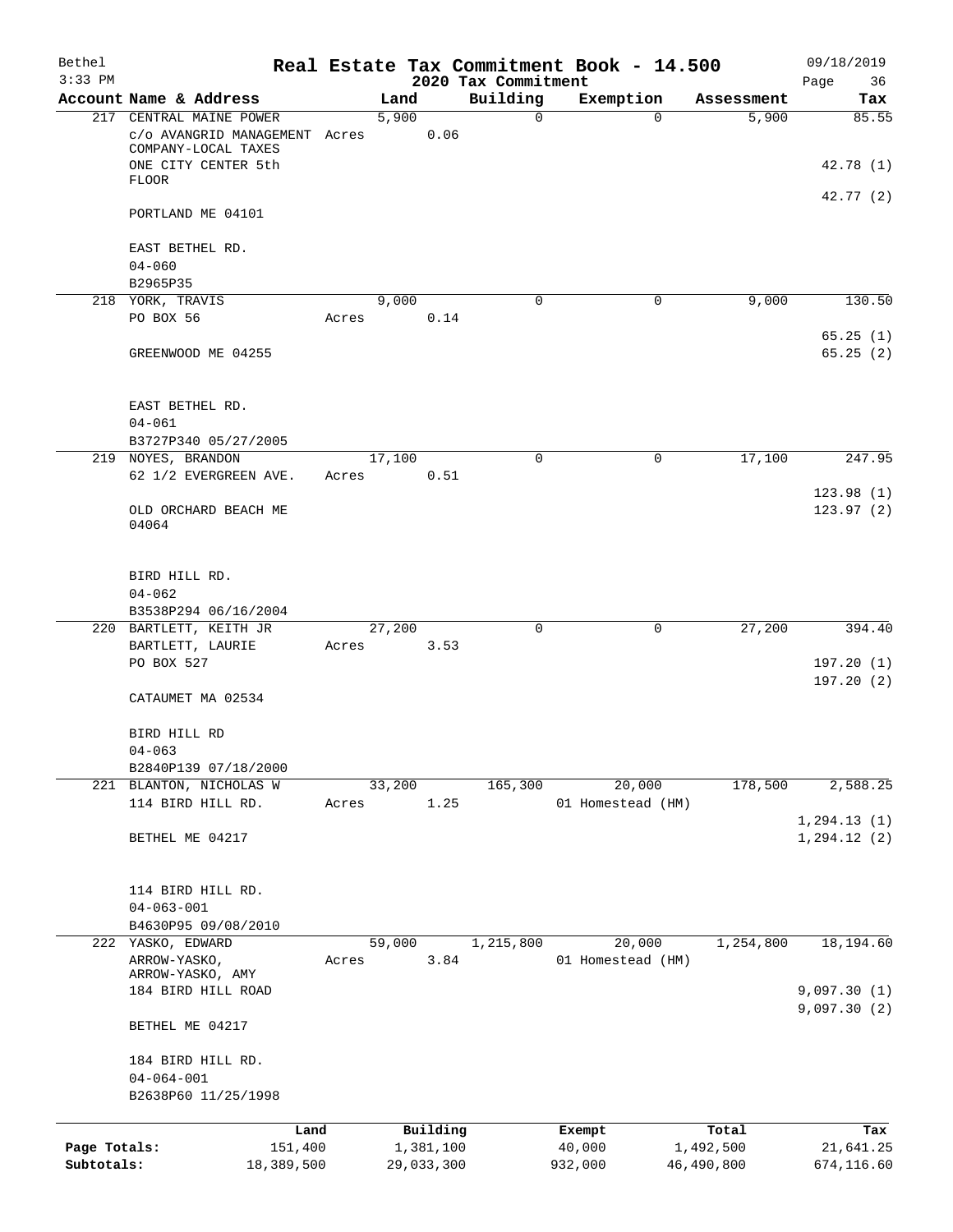# Real Estate Tax Commitment Book - 14.500

Bethel
3:33 PM

2020 Tax Commitment

09/18/2019

| Account Name & Address | Land | Building | Exemption | Assessment | Tax |
|---|---|---|---|---|---|
| 217 CENTRAL MAINE POWER<br>c/o AVANGRID MANAGEMENT COMPANY-LOCAL TAXES<br>ONE CITY CENTER 5th FLOOR<br>PORTLAND ME 04101<br><br>EAST BETHEL RD.<br>04-060<br>B2965P35 | 5,900<br>Acres 0.06 | 0 | 0 | 5,900 | 85.55<br><br>42.78 (1)<br>42.77 (2) |
| 218 YORK, TRAVIS<br>PO BOX 56<br>GREENWOOD ME 04255<br><br>EAST BETHEL RD.<br>04-061<br>B3727P340 05/27/2005 | 9,000<br>Acres 0.14 | 0 | 0 | 9,000 | 130.50<br><br>65.25 (1)<br>65.25 (2) |
| 219 NOYES, BRANDON<br>62 1/2 EVERGREEN AVE.<br>OLD ORCHARD BEACH ME 04064<br><br>BIRD HILL RD.<br>04-062<br>B3538P294 06/16/2004 | 17,100<br>Acres 0.51 | 0 | 0 | 17,100 | 247.95<br><br>123.98 (1)<br>123.97 (2) |
| 220 BARTLETT, KEITH JR<br>BARTLETT, LAURIE<br>PO BOX 527<br>CATAUMET MA 02534<br><br>BIRD HILL RD<br>04-063<br>B2840P139 07/18/2000 | 27,200<br>Acres 3.53 | 0 | 0 | 27,200 | 394.40<br><br>197.20 (1)<br>197.20 (2) |
| 221 BLANTON, NICHOLAS W<br>114 BIRD HILL RD.<br>BETHEL ME 04217<br><br>114 BIRD HILL RD.<br>04-063-001<br>B4630P95 09/08/2010 | 33,200<br>Acres 1.25 | 165,300 | 20,000<br>01 Homestead (HM) | 178,500 | 2,588.25<br><br>1,294.13 (1)<br>1,294.12 (2) |
| 222 YASKO, EDWARD<br>ARROW-YASKO, ARROW-YASKO, AMY<br>184 BIRD HILL ROAD<br>BETHEL ME 04217<br><br>184 BIRD HILL RD.<br>04-064-001<br>B2638P60 11/25/1998 | 59,000<br>Acres 3.84 | 1,215,800 | 20,000<br>01 Homestead (HM) | 1,254,800 | 18,194.60<br><br>9,097.30 (1)<br>9,097.30 (2) |

| | Land | Building | Exempt | Total | Tax |
|---|---|---|---|---|---|
| Page Totals: | 151,400 | 1,381,100 | 40,000 | 1,492,500 | 21,641.25 |
| Subtotals: | 18,389,500 | 29,033,300 | 932,000 | 46,490,800 | 674,116.60 |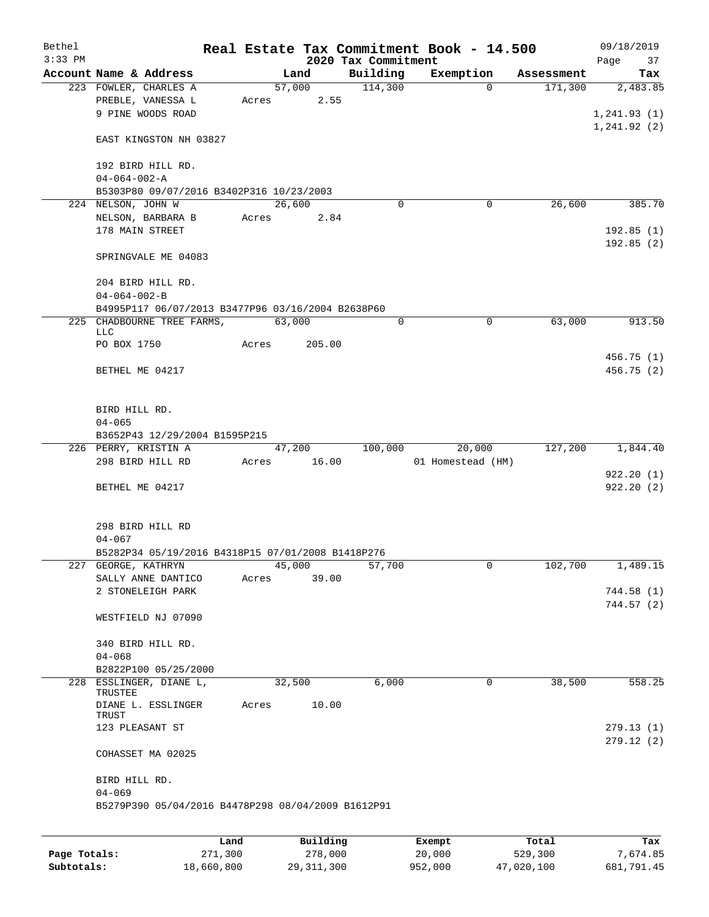Bethel
3:33 PM

# Real Estate Tax Commitment Book - 14.500

## 2020 Tax Commitment

09/18/2019

| Account Name & Address | Land | Building | Exemption | Assessment | Tax |
|---|---|---|---|---|---|
| 223 FOWLER, CHARLES A | 57,000 | 114,300 | 0 | 171,300 | 2,483.85 |
| PREBLE, VANESSA L | Acres 2.55 | | | | |
| 9 PINE WOODS ROAD | | | | | 1,241.93 (1) |
| | | | | | 1,241.92 (2) |
| EAST KINGSTON NH 03827 | | | | | |
| 192 BIRD HILL RD. | | | | | |
| 04-064-002-A | | | | | |
| B5303P80 09/07/2016 B3402P316 10/23/2003 | | | | | |
| 224 NELSON, JOHN W | 26,600 | 0 | 0 | 26,600 | 385.70 |
| NELSON, BARBARA B | Acres 2.84 | | | | |
| 178 MAIN STREET | | | | | 192.85 (1) |
| | | | | | 192.85 (2) |
| SPRINGVALE ME 04083 | | | | | |
| 204 BIRD HILL RD. | | | | | |
| 04-064-002-B | | | | | |
| B4995P117 06/07/2013 B3477P96 03/16/2004 B2638P60 | | | | | |
| 225 CHADBOURNE TREE FARMS, LLC | 63,000 | 0 | 0 | 63,000 | 913.50 |
| PO BOX 1750 | Acres 205.00 | | | | |
| | | | | | 456.75 (1) |
| BETHEL ME 04217 | | | | | 456.75 (2) |
| BIRD HILL RD. | | | | | |
| 04-065 | | | | | |
| B3652P43 12/29/2004 B1595P215 | | | | | |
| 226 PERRY, KRISTIN A | 47,200 | 100,000 | 20,000 | 127,200 | 1,844.40 |
| 298 BIRD HILL RD | Acres 16.00 | | 01 Homestead (HM) | | |
| | | | | | 922.20 (1) |
| BETHEL ME 04217 | | | | | 922.20 (2) |
| 298 BIRD HILL RD | | | | | |
| 04-067 | | | | | |
| B5282P34 05/19/2016 B4318P15 07/01/2008 B1418P276 | | | | | |
| 227 GEORGE, KATHRYN | 45,000 | 57,700 | 0 | 102,700 | 1,489.15 |
| SALLY ANNE DANTICO | Acres 39.00 | | | | |
| 2 STONELEIGH PARK | | | | | 744.58 (1) |
| | | | | | 744.57 (2) |
| WESTFIELD NJ 07090 | | | | | |
| 340 BIRD HILL RD. | | | | | |
| 04-068 | | | | | |
| B2822P100 05/25/2000 | | | | | |
| 228 ESSLINGER, DIANE L, TRUSTEE | 32,500 | 6,000 | 0 | 38,500 | 558.25 |
| DIANE L. ESSLINGER TRUST | Acres 10.00 | | | | |
| 123 PLEASANT ST | | | | | 279.13 (1) |
| | | | | | 279.12 (2) |
| COHASSET MA 02025 | | | | | |
| BIRD HILL RD. | | | | | |
| 04-069 | | | | | |
| B5279P390 05/04/2016 B4478P298 08/04/2009 B1612P91 | | | | | |

| | Land | Building | Exempt | Total | Tax |
|---|---|---|---|---|---|
| Page Totals: | 271,300 | 278,000 | 20,000 | 529,300 | 7,674.85 |
| Subtotals: | 18,660,800 | 29,311,300 | 952,000 | 47,020,100 | 681,791.45 |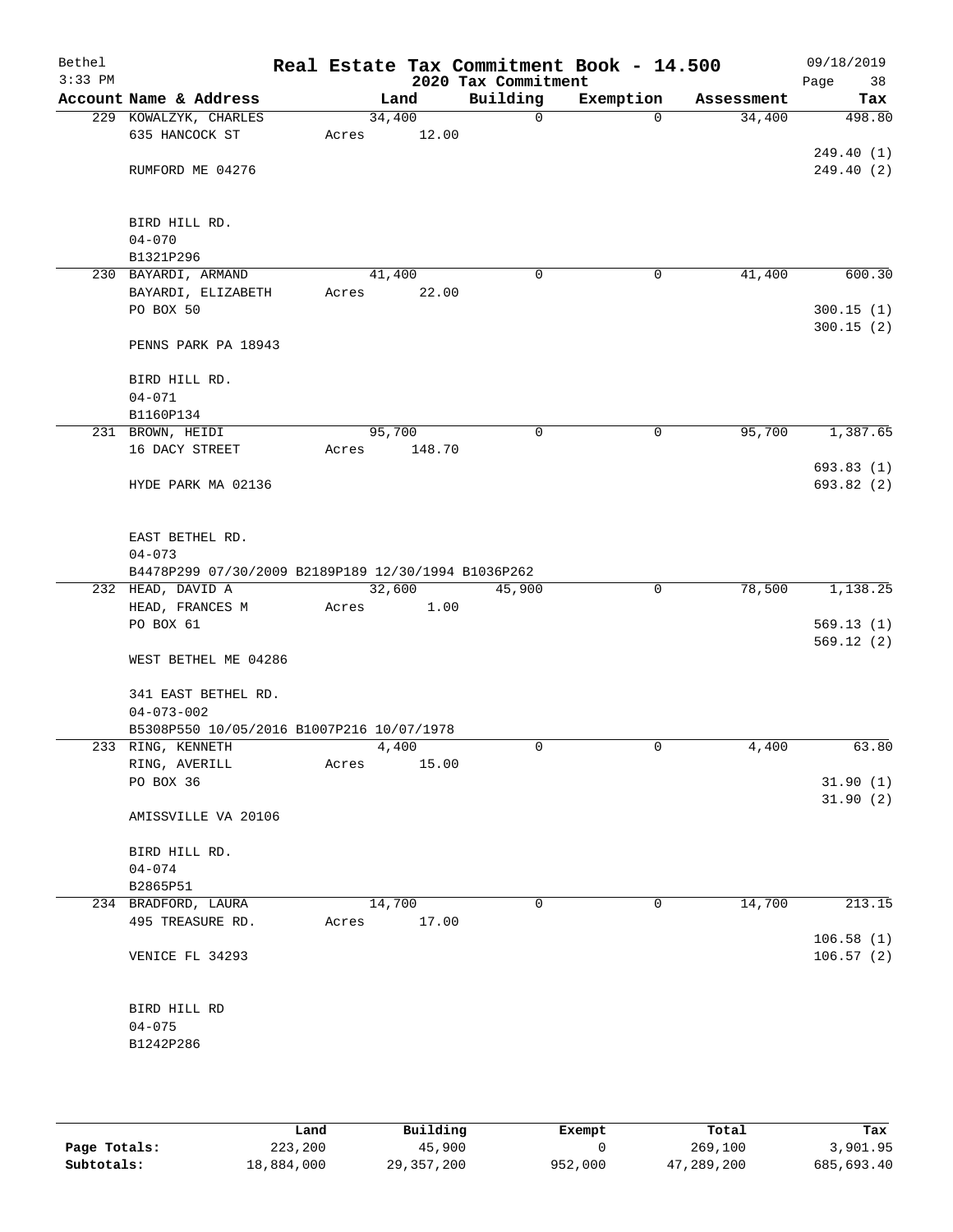# Real Estate Tax Commitment Book - 14.500

Bethel
3:33 PM

2020 Tax Commitment

09/18/2019

| Account Name & Address | Land | Building | Exemption | Assessment | Tax |
|---|---|---|---|---|---|
| 229 KOWALZYK, CHARLES<br>635 HANCOCK ST<br><br>RUMFORD ME 04276<br><br>BIRD HILL RD.<br>04-070<br>B1321P296 | 34,400<br>Acres 12.00 | 0 | 0 | 34,400 | 498.80<br><br>249.40 (1)<br>249.40 (2) |
| 230 BAYARDI, ARMAND<br>BAYARDI, ELIZABETH<br>PO BOX 50<br><br>PENNS PARK PA 18943<br><br>BIRD HILL RD.<br>04-071<br>B1160P134 | 41,400<br>Acres 22.00 | 0 | 0 | 41,400 | 600.30<br><br>300.15 (1)<br>300.15 (2) |
| 231 BROWN, HEIDI<br>16 DACY STREET<br><br>HYDE PARK MA 02136<br><br>EAST BETHEL RD.<br>04-073<br>B4478P299 07/30/2009 B2189P189 12/30/1994 B1036P262 | 95,700<br>Acres 148.70 | 0 | 0 | 95,700 | 1,387.65<br><br>693.83 (1)<br>693.82 (2) |
| 232 HEAD, DAVID A<br>HEAD, FRANCES M<br>PO BOX 61<br><br>WEST BETHEL ME 04286<br><br>341 EAST BETHEL RD.<br>04-073-002<br>B5308P550 10/05/2016 B1007P216 10/07/1978 | 32,600<br>Acres 1.00 | 45,900 | 0 | 78,500 | 1,138.25<br><br>569.13 (1)<br>569.12 (2) |
| 233 RING, KENNETH<br>RING, AVERILL<br>PO BOX 36<br><br>AMISSVILLE VA 20106<br><br>BIRD HILL RD.<br>04-074<br>B2865P51 | 4,400<br>Acres 15.00 | 0 | 0 | 4,400 | 63.80<br><br>31.90 (1)<br>31.90 (2) |
| 234 BRADFORD, LAURA<br>495 TREASURE RD.<br><br>VENICE FL 34293<br><br>BIRD HILL RD<br>04-075<br>B1242P286 | 14,700<br>Acres 17.00 | 0 | 0 | 14,700 | 213.15<br><br>106.58 (1)<br>106.57 (2) |

| | Land | Building | Exempt | Total | Tax |
|---|---|---|---|---|---|
| Page Totals: | 223,200 | 45,900 | 0 | 269,100 | 3,901.95 |
| Subtotals: | 18,884,000 | 29,357,200 | 952,000 | 47,289,200 | 685,693.40 |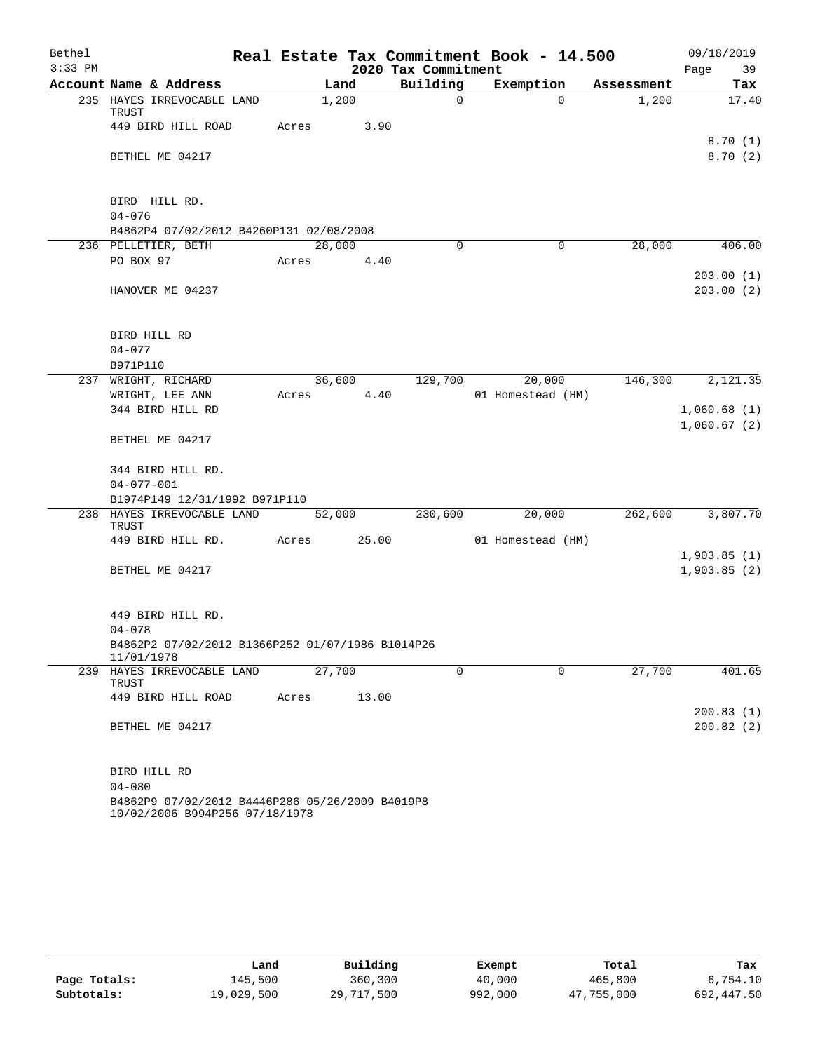# Real Estate Tax Commitment Book - 14.500

Bethel 09/18/2019
3:33 PM
2020 Tax Commitment

| Account Name & Address | Land | Building | Exemption | Assessment | Tax |
|---|---|---|---|---|---|
| 235 HAYES IRREVOCABLE LAND TRUST | 1,200 | 0 | 0 | 1,200 | 17.40 |
| 449 BIRD HILL ROAD | Acres 3.90 | | | | |
| | | | | | 8.70 (1) |
| BETHEL ME 04217 | | | | | 8.70 (2) |
| BIRD HILL RD. | | | | | |
| 04-076 | | | | | |
| B4862P4 07/02/2012 B4260P131 02/08/2008 | | | | | |
| 236 PELLETIER, BETH | 28,000 | 0 | 0 | 28,000 | 406.00 |
| PO BOX 97 | Acres 4.40 | | | | |
| | | | | | 203.00 (1) |
| HANOVER ME 04237 | | | | | 203.00 (2) |
| BIRD HILL RD | | | | | |
| 04-077 | | | | | |
| B971P110 | | | | | |
| 237 WRIGHT, RICHARD | 36,600 | 129,700 | 20,000 | 146,300 | 2,121.35 |
| WRIGHT, LEE ANN | Acres 4.40 | | 01 Homestead (HM) | | |
| 344 BIRD HILL RD | | | | | 1,060.68 (1) |
| | | | | | 1,060.67 (2) |
| BETHEL ME 04217 | | | | | |
| 344 BIRD HILL RD. | | | | | |
| 04-077-001 | | | | | |
| B1974P149 12/31/1992 B971P110 | | | | | |
| 238 HAYES IRREVOCABLE LAND TRUST | 52,000 | 230,600 | 20,000 | 262,600 | 3,807.70 |
| 449 BIRD HILL RD. | Acres 25.00 | | 01 Homestead (HM) | | |
| | | | | | 1,903.85 (1) |
| BETHEL ME 04217 | | | | | 1,903.85 (2) |
| 449 BIRD HILL RD. | | | | | |
| 04-078 | | | | | |
| B4862P2 07/02/2012 B1366P252 01/07/1986 B1014P26 11/01/1978 | | | | | |
| 239 HAYES IRREVOCABLE LAND TRUST | 27,700 | 0 | 0 | 27,700 | 401.65 |
| 449 BIRD HILL ROAD | Acres 13.00 | | | | |
| | | | | | 200.83 (1) |
| BETHEL ME 04217 | | | | | 200.82 (2) |
| BIRD HILL RD | | | | | |
| 04-080 | | | | | |
| B4862P9 07/02/2012 B4446P286 05/26/2009 B4019P8 10/02/2006 B994P256 07/18/1978 | | | | | |

| | Land | Building | Exempt | Total | Tax |
|---|---|---|---|---|---|
| Page Totals: | 145,500 | 360,300 | 40,000 | 465,800 | 6,754.10 |
| Subtotals: | 19,029,500 | 29,717,500 | 992,000 | 47,755,000 | 692,447.50 |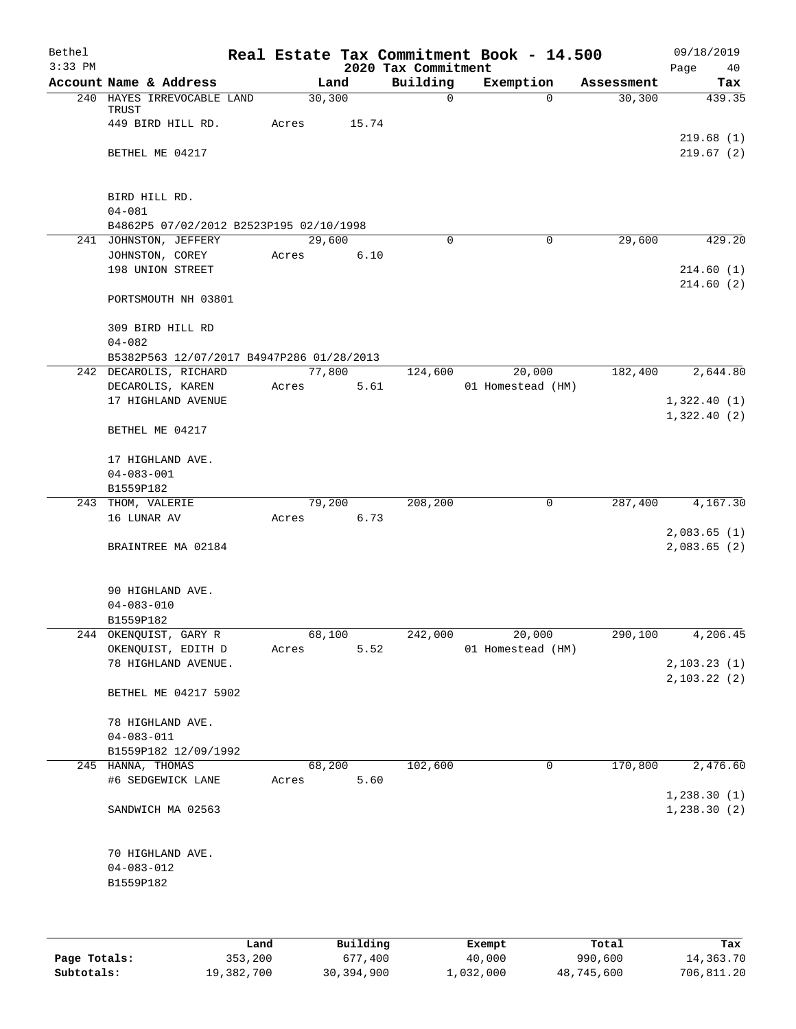# Real Estate Tax Commitment Book - 14.500

Bethel
3:33 PM

2020 Tax Commitment

09/18/2019

| Account Name & Address | Land | Building | Exemption | Assessment | Tax |
|---|---|---|---|---|---|
| 240 HAYES IRREVOCABLE LAND TRUST | 30,300 | 0 | 0 | 30,300 | 439.35 |
| 449 BIRD HILL RD. | Acres 15.74 | | | | |
| | | | | | 219.68 (1) |
| BETHEL ME 04217 | | | | | 219.67 (2) |
| BIRD HILL RD. | | | | | |
| 04-081 | | | | | |
| B4862P5 07/02/2012 B2523P195 02/10/1998 | | | | | |
| 241 JOHNSTON, JEFFERY | 29,600 | 0 | 0 | 29,600 | 429.20 |
| JOHNSTON, COREY | Acres 6.10 | | | | |
| 198 UNION STREET | | | | | 214.60 (1) |
| | | | | | 214.60 (2) |
| PORTSMOUTH NH 03801 | | | | | |
| 309 BIRD HILL RD | | | | | |
| 04-082 | | | | | |
| B5382P563 12/07/2017 B4947P286 01/28/2013 | | | | | |
| 242 DECAROLIS, RICHARD | 77,800 | 124,600 | 20,000 | 182,400 | 2,644.80 |
| DECAROLIS, KAREN | Acres 5.61 | | 01 Homestead (HM) | | |
| 17 HIGHLAND AVENUE | | | | | 1,322.40 (1) |
| | | | | | 1,322.40 (2) |
| BETHEL ME 04217 | | | | | |
| 17 HIGHLAND AVE. | | | | | |
| 04-083-001 | | | | | |
| B1559P182 | | | | | |
| 243 THOM, VALERIE | 79,200 | 208,200 | 0 | 287,400 | 4,167.30 |
| 16 LUNAR AV | Acres 6.73 | | | | |
| | | | | | 2,083.65 (1) |
| BRAINTREE MA 02184 | | | | | 2,083.65 (2) |
| 90 HIGHLAND AVE. | | | | | |
| 04-083-010 | | | | | |
| B1559P182 | | | | | |
| 244 OKENQUIST, GARY R | 68,100 | 242,000 | 20,000 | 290,100 | 4,206.45 |
| OKENQUIST, EDITH D | Acres 5.52 | | 01 Homestead (HM) | | |
| 78 HIGHLAND AVENUE. | | | | | 2,103.23 (1) |
| | | | | | 2,103.22 (2) |
| BETHEL ME 04217 5902 | | | | | |
| 78 HIGHLAND AVE. | | | | | |
| 04-083-011 | | | | | |
| B1559P182 12/09/1992 | | | | | |
| 245 HANNA, THOMAS | 68,200 | 102,600 | 0 | 170,800 | 2,476.60 |
| #6 SEDGEWICK LANE | Acres 5.60 | | | | |
| | | | | | 1,238.30 (1) |
| SANDWICH MA 02563 | | | | | 1,238.30 (2) |
| 70 HIGHLAND AVE. | | | | | |
| 04-083-012 | | | | | |
| B1559P182 | | | | | |

| | Land | Building | Exempt | Total | Tax |
|---|---|---|---|---|---|
| Page Totals: | 353,200 | 677,400 | 40,000 | 990,600 | 14,363.70 |
| Subtotals: | 19,382,700 | 30,394,900 | 1,032,000 | 48,745,600 | 706,811.20 |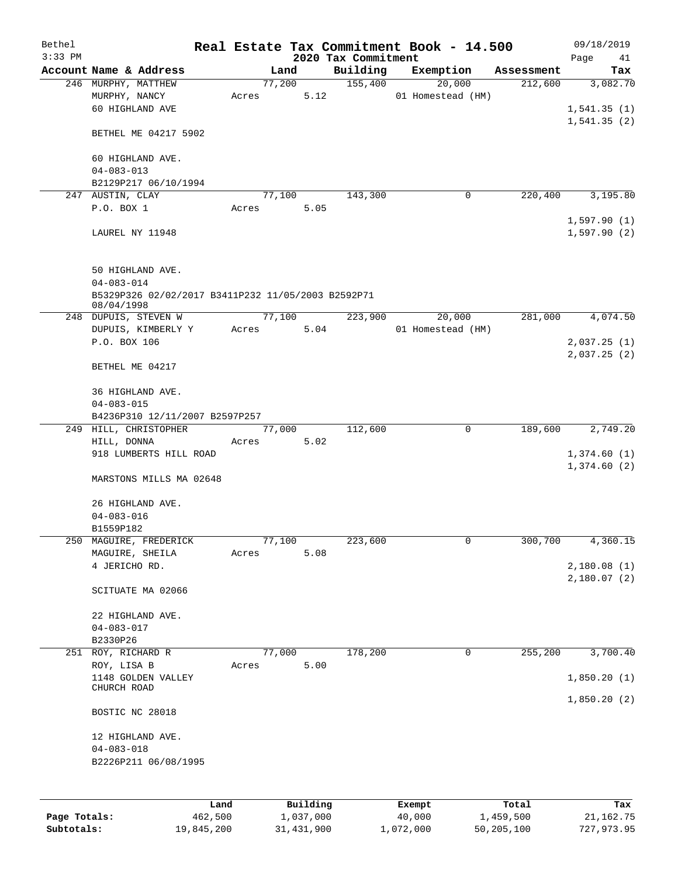# Real Estate Tax Commitment Book - 14.500

Bethel
3:33 PM

2020 Tax Commitment

09/18/2019

| Account Name & Address | Land | Building | Exemption | Assessment | Tax |
|---|---|---|---|---|---|
| 246 MURPHY, MATTHEW<br>MURPHY, NANCY<br>60 HIGHLAND AVE<br><br>BETHEL ME 04217 5902<br><br>60 HIGHLAND AVE.<br>04-083-013<br>B2129P217 06/10/1994 | 77,200<br>Acres 5.12 | 155,400 | 20,000<br>01 Homestead (HM) | 212,600 | 3,082.70<br><br>1,541.35 (1)<br>1,541.35 (2) |
| 247 AUSTIN, CLAY<br>P.O. BOX 1<br><br>LAUREL NY 11948<br><br>50 HIGHLAND AVE.<br>04-083-014<br>B5329P326 02/02/2017 B3411P232 11/05/2003 B2592P71 08/04/1998 | 77,100<br>Acres 5.05 | 143,300 | 0 | 220,400 | 3,195.80<br><br>1,597.90 (1)<br>1,597.90 (2) |
| 248 DUPUIS, STEVEN W<br>DUPUIS, KIMBERLY Y<br>P.O. BOX 106<br><br>BETHEL ME 04217<br><br>36 HIGHLAND AVE.<br>04-083-015<br>B4236P310 12/11/2007 B2597P257 | 77,100<br>Acres 5.04 | 223,900 | 20,000<br>01 Homestead (HM) | 281,000 | 4,074.50<br><br>2,037.25 (1)<br>2,037.25 (2) |
| 249 HILL, CHRISTOPHER<br>HILL, DONNA<br>918 LUMBERTS HILL ROAD<br><br>MARSTONS MILLS MA 02648<br><br>26 HIGHLAND AVE.<br>04-083-016<br>B1559P182 | 77,000<br>Acres 5.02 | 112,600 | 0 | 189,600 | 2,749.20<br><br>1,374.60 (1)<br>1,374.60 (2) |
| 250 MAGUIRE, FREDERICK<br>MAGUIRE, SHEILA<br>4 JERICHO RD.<br><br>SCITUATE MA 02066<br><br>22 HIGHLAND AVE.<br>04-083-017<br>B2330P26 | 77,100<br>Acres 5.08 | 223,600 | 0 | 300,700 | 4,360.15<br><br>2,180.08 (1)<br>2,180.07 (2) |
| 251 ROY, RICHARD R<br>ROY, LISA B<br>1148 GOLDEN VALLEY CHURCH ROAD<br><br>BOSTIC NC 28018<br><br>12 HIGHLAND AVE.<br>04-083-018<br>B2226P211 06/08/1995 | 77,000<br>Acres 5.00 | 178,200 | 0 | 255,200 | 3,700.40<br><br>1,850.20 (1)<br>1,850.20 (2) |

| | Land | Building | Exempt | Total | Tax |
|---|---|---|---|---|---|
| Page Totals: | 462,500 | 1,037,000 | 40,000 | 1,459,500 | 21,162.75 |
| Subtotals: | 19,845,200 | 31,431,900 | 1,072,000 | 50,205,100 | 727,973.95 |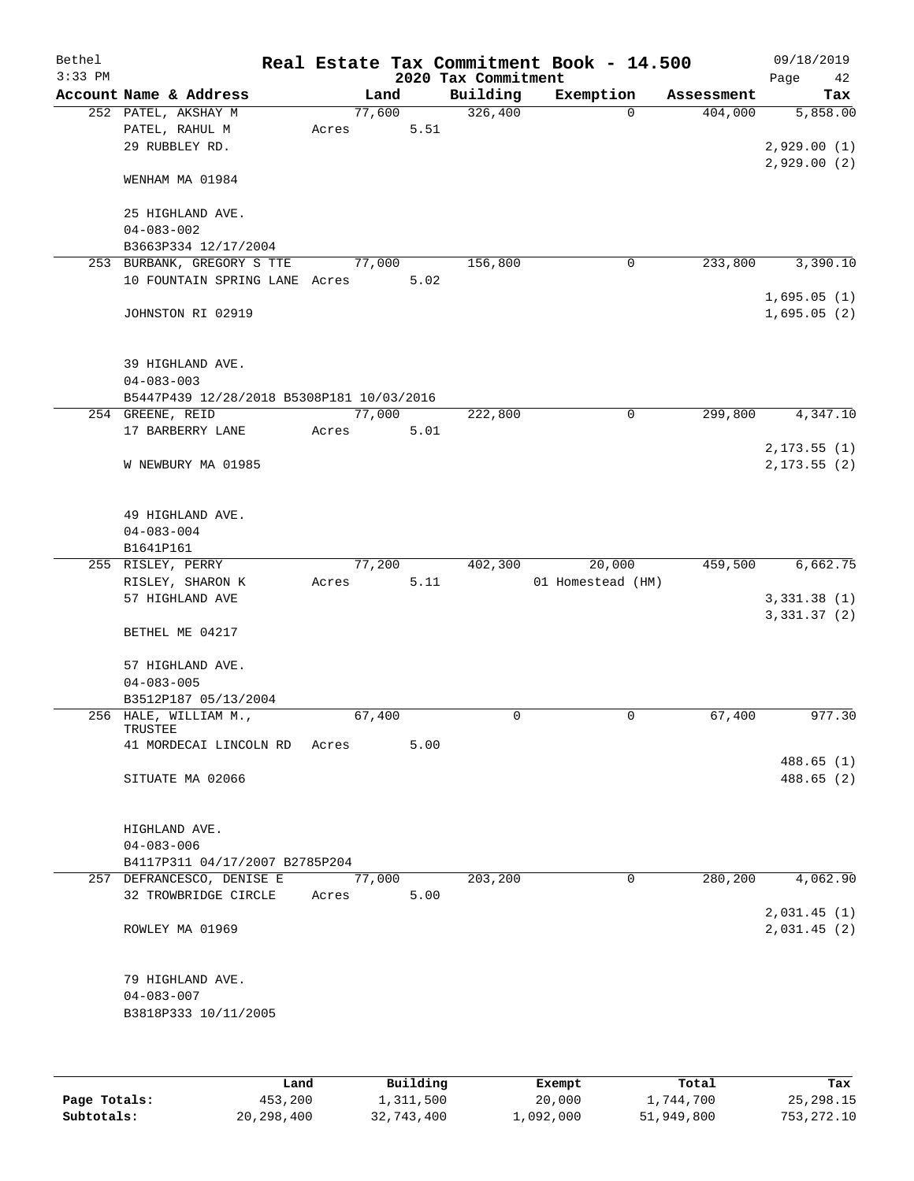# Real Estate Tax Commitment Book - 14.500

Bethel
3:33 PM

2020 Tax Commitment

09/18/2019

| Account Name & Address | Land | Building | Exemption | Assessment | Tax |
|---|---|---|---|---|---|
| 252 PATEL, AKSHAY M | 77,600 | 326,400 | 0 | 404,000 | 5,858.00 |
| PATEL, RAHUL M | Acres 5.51 | | | | |
| 29 RUBBLEY RD. | | | | | 2,929.00 (1) |
| | | | | | 2,929.00 (2) |
| WENHAM MA 01984 | | | | | |
| 25 HIGHLAND AVE. | | | | | |
| 04-083-002 | | | | | |
| B3663P334 12/17/2004 | | | | | |
| 253 BURBANK, GREGORY S TTE | 77,000 | 156,800 | 0 | 233,800 | 3,390.10 |
| 10 FOUNTAIN SPRING LANE | Acres 5.02 | | | | |
| | | | | | 1,695.05 (1) |
| JOHNSTON RI 02919 | | | | | 1,695.05 (2) |
| 39 HIGHLAND AVE. | | | | | |
| 04-083-003 | | | | | |
| B5447P439 12/28/2018 B5308P181 10/03/2016 | | | | | |
| 254 GREENE, REID | 77,000 | 222,800 | 0 | 299,800 | 4,347.10 |
| 17 BARBERRY LANE | Acres 5.01 | | | | |
| | | | | | 2,173.55 (1) |
| W NEWBURY MA 01985 | | | | | 2,173.55 (2) |
| 49 HIGHLAND AVE. | | | | | |
| 04-083-004 | | | | | |
| B1641P161 | | | | | |
| 255 RISLEY, PERRY | 77,200 | 402,300 | 20,000 | 459,500 | 6,662.75 |
| RISLEY, SHARON K | Acres 5.11 | | 01 Homestead (HM) | | |
| 57 HIGHLAND AVE | | | | | 3,331.38 (1) |
| | | | | | 3,331.37 (2) |
| BETHEL ME 04217 | | | | | |
| 57 HIGHLAND AVE. | | | | | |
| 04-083-005 | | | | | |
| B3512P187 05/13/2004 | | | | | |
| 256 HALE, WILLIAM M., TRUSTEE | 67,400 | 0 | 0 | 67,400 | 977.30 |
| 41 MORDECAI LINCOLN RD | Acres 5.00 | | | | |
| | | | | | 488.65 (1) |
| SITUATE MA 02066 | | | | | 488.65 (2) |
| HIGHLAND AVE. | | | | | |
| 04-083-006 | | | | | |
| B4117P311 04/17/2007 B2785P204 | | | | | |
| 257 DEFRANCESCO, DENISE E | 77,000 | 203,200 | 0 | 280,200 | 4,062.90 |
| 32 TROWBRIDGE CIRCLE | Acres 5.00 | | | | |
| | | | | | 2,031.45 (1) |
| ROWLEY MA 01969 | | | | | 2,031.45 (2) |
| 79 HIGHLAND AVE. | | | | | |
| 04-083-007 | | | | | |
| B3818P333 10/11/2005 | | | | | |

| | Land | Building | Exempt | Total | Tax |
|---|---|---|---|---|---|
| Page Totals: | 453,200 | 1,311,500 | 20,000 | 1,744,700 | 25,298.15 |
| Subtotals: | 20,298,400 | 32,743,400 | 1,092,000 | 51,949,800 | 753,272.10 |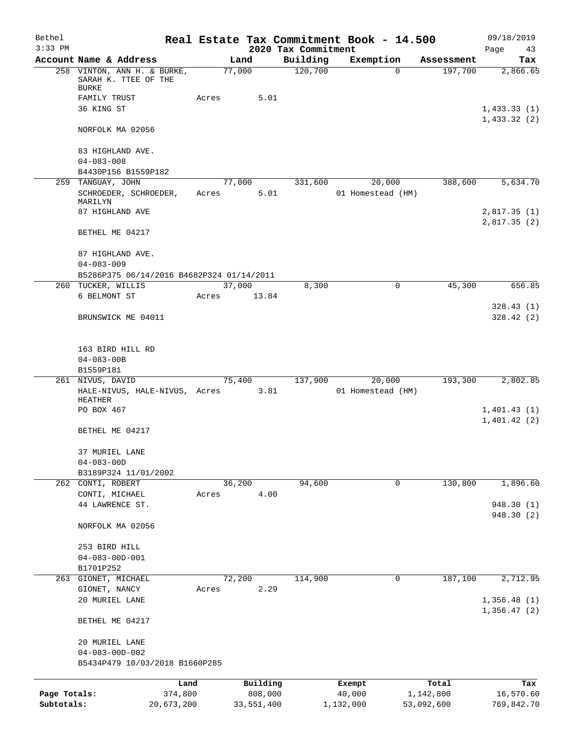Bethel 3:33 PM

# Real Estate Tax Commitment Book - 14.500

## 2020 Tax Commitment

09/18/2019 Page 43

| Account Name & Address | Land | Building | Exemption | Assessment | Tax |
|---|---|---|---|---|---|
| 258 VINTON, ANN H. & BURKE, SARAH K. TTEE OF THE BURKE FAMILY TRUST<br>36 KING ST<br>NORFOLK MA 02056<br><br>83 HIGHLAND AVE.<br>04-083-008<br>B4430P156 B1559P182 | 77,000<br>Acres 5.01 | 120,700 | 0 | 197,700 | 2,866.65<br><br>1,433.33 (1)<br>1,433.32 (2) |
| 259 TANGUAY, JOHN<br>SCHROEDER, SCHROEDER, MARILYN<br>87 HIGHLAND AVE<br>BETHEL ME 04217<br><br>87 HIGHLAND AVE.<br>04-083-009<br>B5286P375 06/14/2016 B4682P324 01/14/2011 | 77,000<br>Acres 5.01 | 331,600 | 20,000<br>01 Homestead (HM) | 388,600 | 5,634.70<br><br>2,817.35 (1)<br>2,817.35 (2) |
| 260 TUCKER, WILLIS<br>6 BELMONT ST<br>BRUNSWICK ME 04011<br><br>163 BIRD HILL RD<br>04-083-00B<br>B1559P181 | 37,000<br>Acres 13.84 | 8,300 | 0 | 45,300 | 656.85<br><br>328.43 (1)<br>328.42 (2) |
| 261 NIVUS, DAVID<br>HALE-NIVUS, HALE-NIVUS, HEATHER<br>PO BOX 467<br>BETHEL ME 04217<br><br>37 MURIEL LANE<br>04-083-00D<br>B3189P324 11/01/2002 | 75,400<br>Acres 3.81 | 137,900 | 20,000<br>01 Homestead (HM) | 193,300 | 2,802.85<br><br>1,401.43 (1)<br>1,401.42 (2) |
| 262 CONTI, ROBERT<br>CONTI, MICHAEL<br>44 LAWRENCE ST.<br>NORFOLK MA 02056<br><br>253 BIRD HILL<br>04-083-00D-001<br>B1701P252 | 36,200<br>Acres 4.00 | 94,600 | 0 | 130,800 | 1,896.60<br><br>948.30 (1)<br>948.30 (2) |
| 263 GIONET, MICHAEL<br>GIONET, NANCY<br>20 MURIEL LANE<br>BETHEL ME 04217<br><br>20 MURIEL LANE<br>04-083-00D-002<br>B5434P479 10/03/2018 B1660P285 | 72,200<br>Acres 2.29 | 114,900 | 0 | 187,100 | 2,712.95<br><br>1,356.48 (1)<br>1,356.47 (2) |

| | Land | Building | Exempt | Total | Tax |
|---|---|---|---|---|---|
| Page Totals: | 374,800 | 808,000 | 40,000 | 1,142,800 | 16,570.60 |
| Subtotals: | 20,673,200 | 33,551,400 | 1,132,000 | 53,092,600 | 769,842.70 |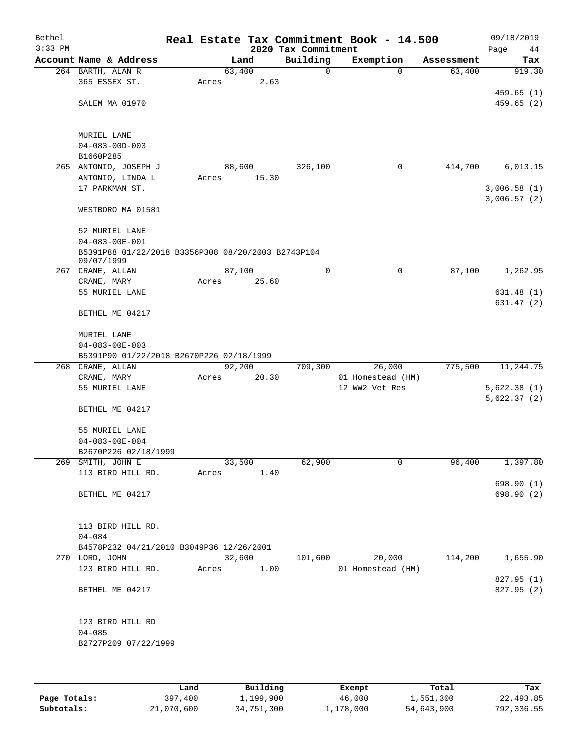# Real Estate Tax Commitment Book - 14.500

Bethel
3:33 PM

2020 Tax Commitment

09/18/2019

| Account Name & Address | Land | Building | Exemption | Assessment | Tax |
|---|---|---|---|---|---|
| 264 BARTH, ALAN R<br>365 ESSEX ST.<br><br>SALEM MA 01970<br><br>MURIEL LANE<br>04-083-00D-003<br>B1660P285 | 63,400<br>Acres 2.63 | 0 | 0 | 63,400 | 919.30<br><br>459.65 (1)<br>459.65 (2) |
| 265 ANTONIO, JOSEPH J<br>ANTONIO, LINDA L<br>17 PARKMAN ST.<br><br>WESTBORO MA 01581<br><br>52 MURIEL LANE<br>04-083-00E-001<br>B5391P88 01/22/2018 B3356P308 08/20/2003 B2743P104 09/07/1999 | 88,600<br>Acres 15.30 | 326,100 | 0 | 414,700 | 6,013.15<br><br>3,006.58 (1)<br>3,006.57 (2) |
| 267 CRANE, ALLAN<br>CRANE, MARY<br>55 MURIEL LANE<br><br>BETHEL ME 04217<br><br>MURIEL LANE<br>04-083-00E-003<br>B5391P90 01/22/2018 B2670P226 02/18/1999 | 87,100<br>Acres 25.60 | 0 | 0 | 87,100 | 1,262.95<br><br>631.48 (1)<br>631.47 (2) |
| 268 CRANE, ALLAN<br>CRANE, MARY<br>55 MURIEL LANE<br><br>BETHEL ME 04217<br><br>55 MURIEL LANE<br>04-083-00E-004<br>B2670P226 02/18/1999 | 92,200<br>Acres 20.30 | 709,300 | 26,000<br>01 Homestead (HM)<br>12 WW2 Vet Res | 775,500 | 11,244.75<br><br>5,622.38 (1)<br>5,622.37 (2) |
| 269 SMITH, JOHN E<br>113 BIRD HILL RD.<br><br>BETHEL ME 04217<br><br>113 BIRD HILL RD.<br>04-084<br>B4578P232 04/21/2010 B3049P36 12/26/2001 | 33,500<br>Acres 1.40 | 62,900 | 0 | 96,400 | 1,397.80<br><br>698.90 (1)<br>698.90 (2) |
| 270 LORD, JOHN<br>123 BIRD HILL RD.<br><br>BETHEL ME 04217<br><br>123 BIRD HILL RD<br>04-085<br>B2727P209 07/22/1999 | 32,600<br>Acres 1.00 | 101,600 | 20,000<br>01 Homestead (HM) | 114,200 | 1,655.90<br><br>827.95 (1)<br>827.95 (2) |

| | Land | Building | Exempt | Total | Tax |
|---|---|---|---|---|---|
| Page Totals: | 397,400 | 1,199,900 | 46,000 | 1,551,300 | 22,493.85 |
| Subtotals: | 21,070,600 | 34,751,300 | 1,178,000 | 54,643,900 | 792,336.55 |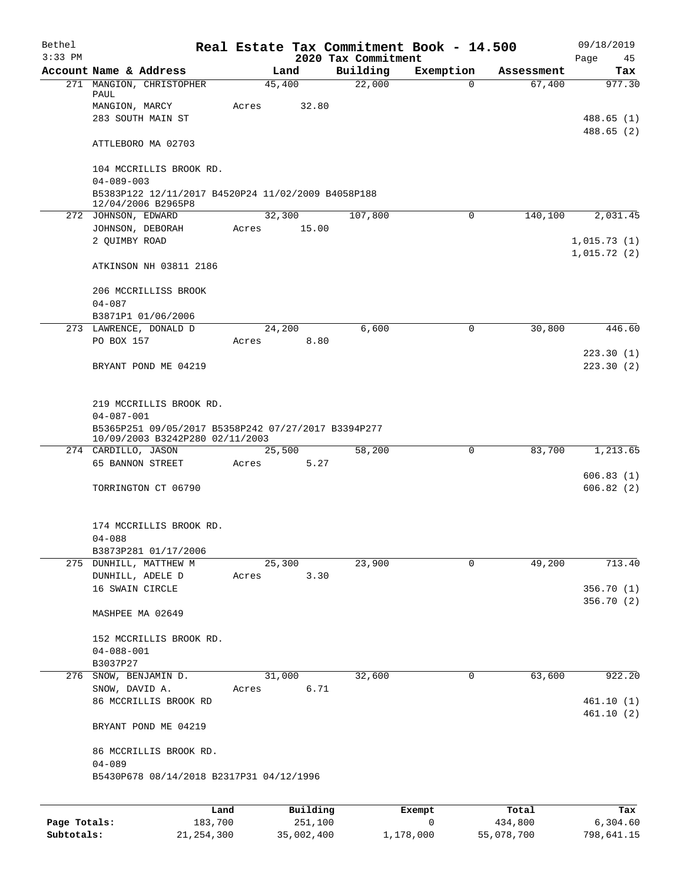# Real Estate Tax Commitment Book - 14.500

## 2020 Tax Commitment

| Account Name & Address | Land | Building | Exemption | Assessment | Tax |
|---|---|---|---|---|---|
| 271 MANGION, CHRISTOPHER PAUL | 45,400 | 22,000 | 0 | 67,400 | 977.30 |
| MANGION, MARCY | Acres 32.80 | | | | |
| 283 SOUTH MAIN ST | | | | | 488.65 (1) |
| | | | | | 488.65 (2) |
| ATTLEBORO MA 02703 | | | | | |
| 104 MCCRILLIS BROOK RD. | | | | | |
| 04-089-003 | | | | | |
| B5383P122 12/11/2017 B4520P24 11/02/2009 B4058P188 12/04/2006 B2965P8 | | | | | |
| 272 JOHNSON, EDWARD | 32,300 | 107,800 | 0 | 140,100 | 2,031.45 |
| JOHNSON, DEBORAH | Acres 15.00 | | | | |
| 2 QUIMBY ROAD | | | | | 1,015.73 (1) |
| | | | | | 1,015.72 (2) |
| ATKINSON NH 03811 2186 | | | | | |
| 206 MCCRILLISS BROOK | | | | | |
| 04-087 | | | | | |
| B3871P1 01/06/2006 | | | | | |
| 273 LAWRENCE, DONALD D | 24,200 | 6,600 | 0 | 30,800 | 446.60 |
| PO BOX 157 | Acres 8.80 | | | | |
| | | | | | 223.30 (1) |
| BRYANT POND ME 04219 | | | | | 223.30 (2) |
| 219 MCCRILLIS BROOK RD. | | | | | |
| 04-087-001 | | | | | |
| B5365P251 09/05/2017 B5358P242 07/27/2017 B3394P277 10/09/2003 B3242P280 02/11/2003 | | | | | |
| 274 CARDILLO, JASON | 25,500 | 58,200 | 0 | 83,700 | 1,213.65 |
| 65 BANNON STREET | Acres 5.27 | | | | |
| | | | | | 606.83 (1) |
| TORRINGTON CT 06790 | | | | | 606.82 (2) |
| 174 MCCRILLIS BROOK RD. | | | | | |
| 04-088 | | | | | |
| B3873P281 01/17/2006 | | | | | |
| 275 DUNHILL, MATTHEW M | 25,300 | 23,900 | 0 | 49,200 | 713.40 |
| DUNHILL, ADELE D | Acres 3.30 | | | | |
| 16 SWAIN CIRCLE | | | | | 356.70 (1) |
| | | | | | 356.70 (2) |
| MASHPEE MA 02649 | | | | | |
| 152 MCCRILLIS BROOK RD. | | | | | |
| 04-088-001 | | | | | |
| B3037P27 | | | | | |
| 276 SNOW, BENJAMIN D. | 31,000 | 32,600 | 0 | 63,600 | 922.20 |
| SNOW, DAVID A. | Acres 6.71 | | | | |
| 86 MCCRILLIS BROOK RD | | | | | 461.10 (1) |
| | | | | | 461.10 (2) |
| BRYANT POND ME 04219 | | | | | |
| 86 MCCRILLIS BROOK RD. | | | | | |
| 04-089 | | | | | |
| B5430P678 08/14/2018 B2317P31 04/12/1996 | | | | | |

| | Land | Building | Exempt | Total | Tax |
|---|---|---|---|---|---|
| Page Totals: | 183,700 | 251,100 | 0 | 434,800 | 6,304.60 |
| Subtotals: | 21,254,300 | 35,002,400 | 1,178,000 | 55,078,700 | 798,641.15 |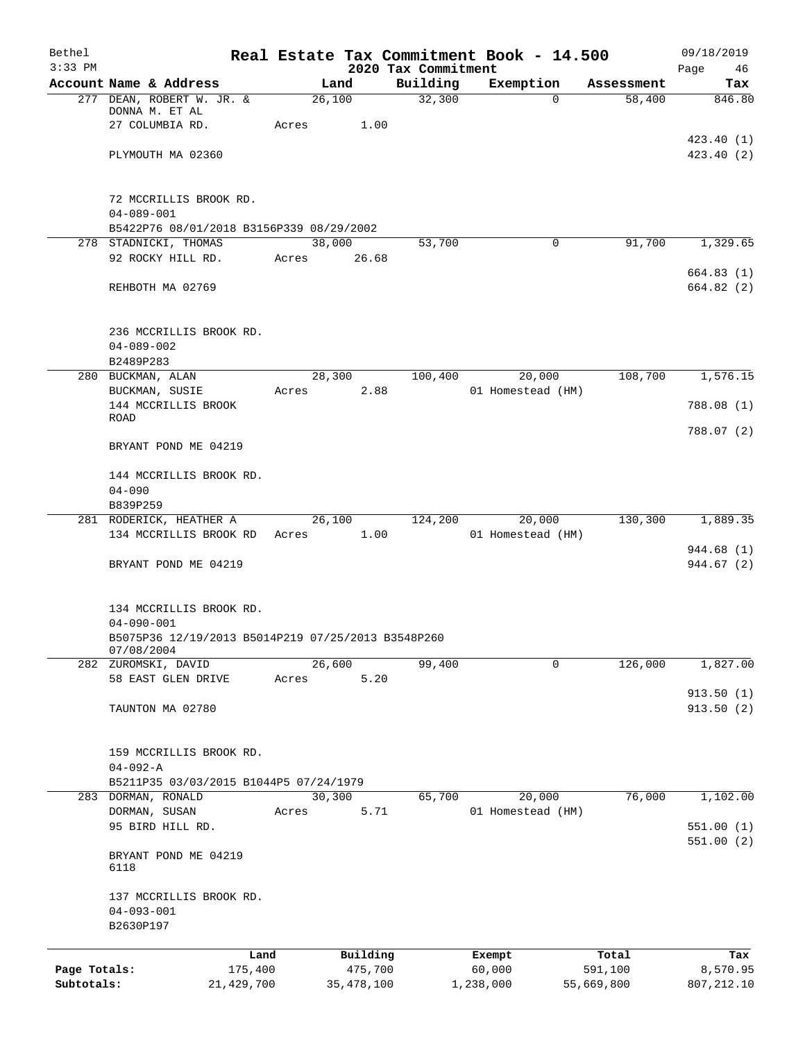# Real Estate Tax Commitment Book - 14.500

Bethel 3:33 PM — 2020 Tax Commitment — 09/18/2019

| Account Name & Address | Land | Building | Exemption | Assessment | Tax |
|---|---|---|---|---|---|
| 277 DEAN, ROBERT W. JR. & DONNA M. ET AL<br>27 COLUMBIA RD.<br>PLYMOUTH MA 02360<br><br>72 MCCRILLIS BROOK RD.<br>04-089-001<br>B5422P76 08/01/2018 B3156P339 08/29/2002 | 26,100<br>Acres 1.00 | 32,300 | 0 | 58,400 | 846.80<br>423.40 (1)<br>423.40 (2) |
| 278 STADNICKI, THOMAS<br>92 ROCKY HILL RD.<br>REHBOTH MA 02769<br><br>236 MCCRILLIS BROOK RD.<br>04-089-002<br>B2489P283 | 38,000<br>Acres 26.68 | 53,700 | 0 | 91,700 | 1,329.65<br>664.83 (1)<br>664.82 (2) |
| 280 BUCKMAN, ALAN<br>BUCKMAN, SUSIE<br>144 MCCRILLIS BROOK ROAD<br>BRYANT POND ME 04219<br><br>144 MCCRILLIS BROOK RD.<br>04-090<br>B839P259 | 28,300<br>Acres 2.88 | 100,400 | 20,000<br>01 Homestead (HM) | 108,700 | 1,576.15<br>788.08 (1)<br>788.07 (2) |
| 281 RODERICK, HEATHER A<br>134 MCCRILLIS BROOK RD<br>BRYANT POND ME 04219<br><br>134 MCCRILLIS BROOK RD.<br>04-090-001<br>B5075P36 12/19/2013 B5014P219 07/25/2013 B3548P260 07/08/2004 | 26,100<br>Acres 1.00 | 124,200 | 20,000<br>01 Homestead (HM) | 130,300 | 1,889.35<br>944.68 (1)<br>944.67 (2) |
| 282 ZUROMSKI, DAVID<br>58 EAST GLEN DRIVE<br>TAUNTON MA 02780<br><br>159 MCCRILLIS BROOK RD.<br>04-092-A<br>B5211P35 03/03/2015 B1044P5 07/24/1979 | 26,600<br>Acres 5.20 | 99,400 | 0 | 126,000 | 1,827.00<br>913.50 (1)<br>913.50 (2) |
| 283 DORMAN, RONALD<br>DORMAN, SUSAN<br>95 BIRD HILL RD.<br>BRYANT POND ME 04219 6118<br><br>137 MCCRILLIS BROOK RD.<br>04-093-001<br>B2630P197 | 30,300<br>Acres 5.71 | 65,700 | 20,000<br>01 Homestead (HM) | 76,000 | 1,102.00<br>551.00 (1)<br>551.00 (2) |

| | Land | Building | Exempt | Total | Tax |
|---|---|---|---|---|---|
| Page Totals: | 175,400 | 475,700 | 60,000 | 591,100 | 8,570.95 |
| Subtotals: | 21,429,700 | 35,478,100 | 1,238,000 | 55,669,800 | 807,212.10 |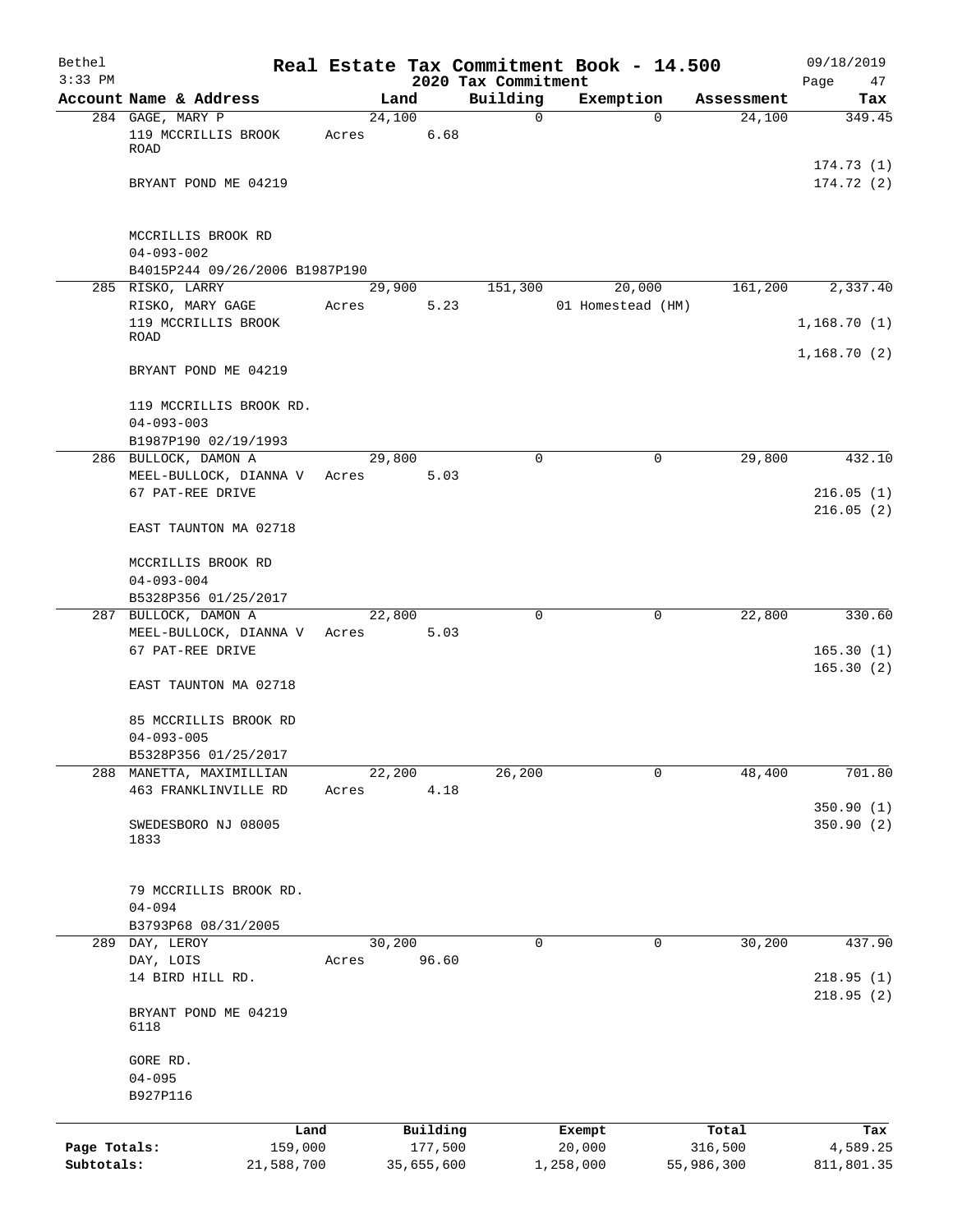# Real Estate Tax Commitment Book - 14.500

Bethel
3:33 PM

2020 Tax Commitment

09/18/2019

| Account Name & Address | Land | Building | Exemption | Assessment | Tax |
|---|---|---|---|---|---|
| 284 GAGE, MARY P<br>119 MCCRILLIS BROOK ROAD<br><br>BRYANT POND ME 04219<br><br>MCCRILLIS BROOK RD<br>04-093-002<br>B4015P244 09/26/2006 B1987P190 | 24,100<br>Acres 6.68 | 0 | 0 | 24,100 | 349.45<br><br>174.73 (1)<br>174.72 (2) |
| 285 RISKO, LARRY<br>RISKO, MARY GAGE<br>119 MCCRILLIS BROOK ROAD<br><br>BRYANT POND ME 04219<br><br>119 MCCRILLIS BROOK RD.<br>04-093-003<br>B1987P190 02/19/1993 | 29,900<br>Acres 5.23 | 151,300 | 20,000<br>01 Homestead (HM) | 161,200 | 2,337.40<br><br>1,168.70 (1)<br>1,168.70 (2) |
| 286 BULLOCK, DAMON A<br>MEEL-BULLOCK, DIANNA V<br>67 PAT-REE DRIVE<br><br>EAST TAUNTON MA 02718<br><br>MCCRILLIS BROOK RD<br>04-093-004<br>B5328P356 01/25/2017 | 29,800<br>Acres 5.03 | 0 | 0 | 29,800 | 432.10<br><br>216.05 (1)<br>216.05 (2) |
| 287 BULLOCK, DAMON A<br>MEEL-BULLOCK, DIANNA V<br>67 PAT-REE DRIVE<br><br>EAST TAUNTON MA 02718<br><br>85 MCCRILLIS BROOK RD<br>04-093-005<br>B5328P356 01/25/2017 | 22,800<br>Acres 5.03 | 0 | 0 | 22,800 | 330.60<br><br>165.30 (1)<br>165.30 (2) |
| 288 MANETTA, MAXIMILLIAN<br>463 FRANKLINVILLE RD<br><br>SWEDESBORO NJ 08005 1833<br><br>79 MCCRILLIS BROOK RD.<br>04-094<br>B3793P68 08/31/2005 | 22,200<br>Acres 4.18 | 26,200 | 0 | 48,400 | 701.80<br><br>350.90 (1)<br>350.90 (2) |
| 289 DAY, LEROY<br>DAY, LOIS<br>14 BIRD HILL RD.<br><br>BRYANT POND ME 04219 6118<br><br>GORE RD.<br>04-095<br>B927P116 | 30,200<br>Acres 96.60 | 0 | 0 | 30,200 | 437.90<br><br>218.95 (1)<br>218.95 (2) |

| | Land | Building | Exempt | Total | Tax |
|---|---|---|---|---|---|
| Page Totals: | 159,000 | 177,500 | 20,000 | 316,500 | 4,589.25 |
| Subtotals: | 21,588,700 | 35,655,600 | 1,258,000 | 55,986,300 | 811,801.35 |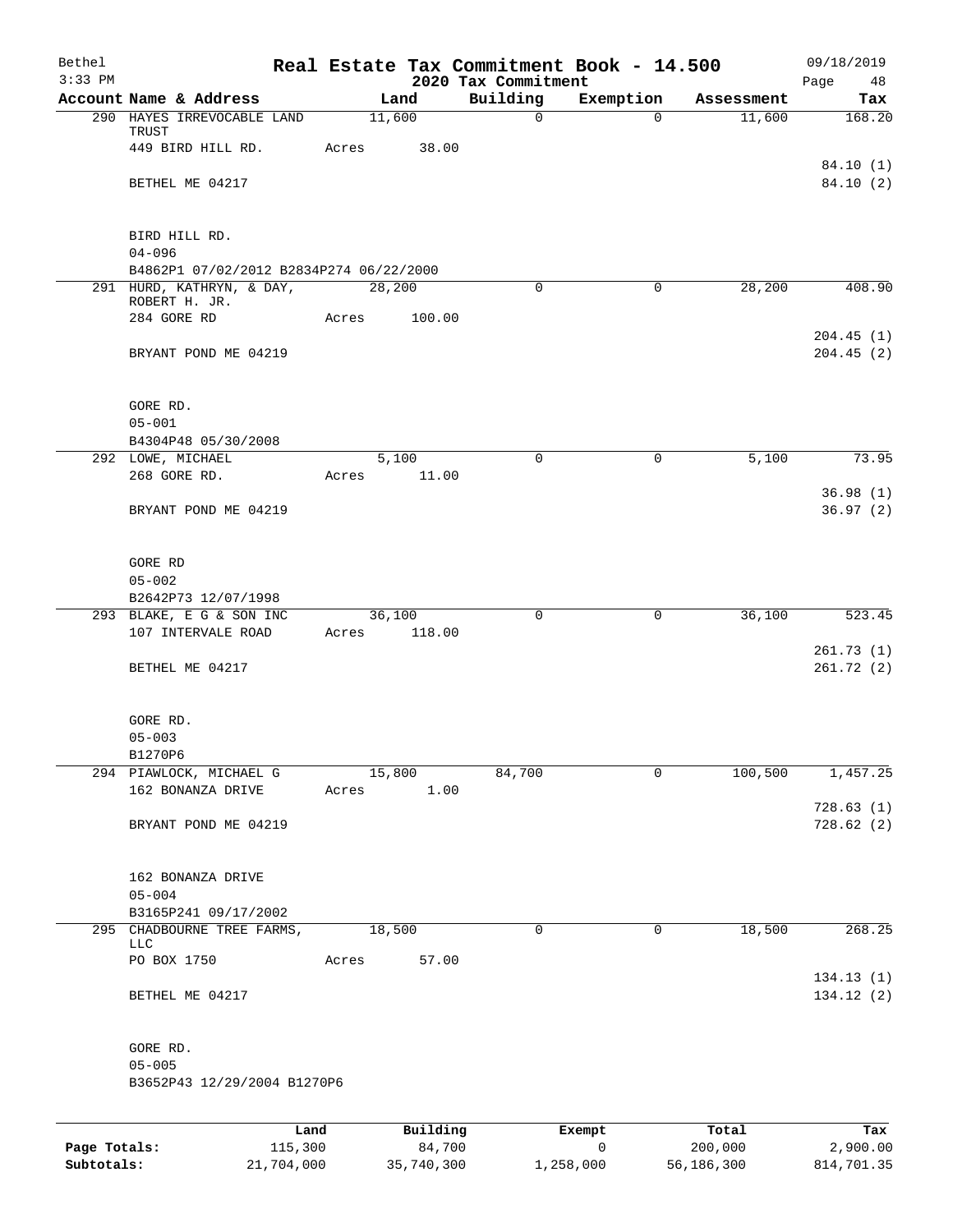# Real Estate Tax Commitment Book - 14.500

Bethel
3:33 PM

2020 Tax Commitment

09/18/2019

| Account Name & Address | Land | Building | Exemption | Assessment | Tax |
|---|---|---|---|---|---|
| 290 HAYES IRREVOCABLE LAND TRUST | 11,600 | 0 | 0 | 11,600 | 168.20 |
| 449 BIRD HILL RD. | Acres 38.00 | | | | |
| | | | | | 84.10 (1) |
| BETHEL ME 04217 | | | | | 84.10 (2) |
| BIRD HILL RD. | | | | | |
| 04-096 | | | | | |
| B4862P1 07/02/2012 B2834P274 06/22/2000 | | | | | |
| 291 HURD, KATHRYN, & DAY, ROBERT H. JR. | 28,200 | 0 | 0 | 28,200 | 408.90 |
| 284 GORE RD | Acres 100.00 | | | | |
| | | | | | 204.45 (1) |
| BRYANT POND ME 04219 | | | | | 204.45 (2) |
| GORE RD. | | | | | |
| 05-001 | | | | | |
| B4304P48 05/30/2008 | | | | | |
| 292 LOWE, MICHAEL | 5,100 | 0 | 0 | 5,100 | 73.95 |
| 268 GORE RD. | Acres 11.00 | | | | |
| | | | | | 36.98 (1) |
| BRYANT POND ME 04219 | | | | | 36.97 (2) |
| GORE RD | | | | | |
| 05-002 | | | | | |
| B2642P73 12/07/1998 | | | | | |
| 293 BLAKE, E G & SON INC | 36,100 | 0 | 0 | 36,100 | 523.45 |
| 107 INTERVALE ROAD | Acres 118.00 | | | | |
| | | | | | 261.73 (1) |
| BETHEL ME 04217 | | | | | 261.72 (2) |
| GORE RD. | | | | | |
| 05-003 | | | | | |
| B1270P6 | | | | | |
| 294 PIAWLOCK, MICHAEL G | 15,800 | 84,700 | 0 | 100,500 | 1,457.25 |
| 162 BONANZA DRIVE | Acres 1.00 | | | | |
| | | | | | 728.63 (1) |
| BRYANT POND ME 04219 | | | | | 728.62 (2) |
| 162 BONANZA DRIVE | | | | | |
| 05-004 | | | | | |
| B3165P241 09/17/2002 | | | | | |
| 295 CHADBOURNE TREE FARMS, LLC | 18,500 | 0 | 0 | 18,500 | 268.25 |
| PO BOX 1750 | Acres 57.00 | | | | |
| | | | | | 134.13 (1) |
| BETHEL ME 04217 | | | | | 134.12 (2) |
| GORE RD. | | | | | |
| 05-005 | | | | | |
| B3652P43 12/29/2004 B1270P6 | | | | | |

| | Land | Building | Exempt | Total | Tax |
|---|---|---|---|---|---|
| Page Totals: | 115,300 | 84,700 | 0 | 200,000 | 2,900.00 |
| Subtotals: | 21,704,000 | 35,740,300 | 1,258,000 | 56,186,300 | 814,701.35 |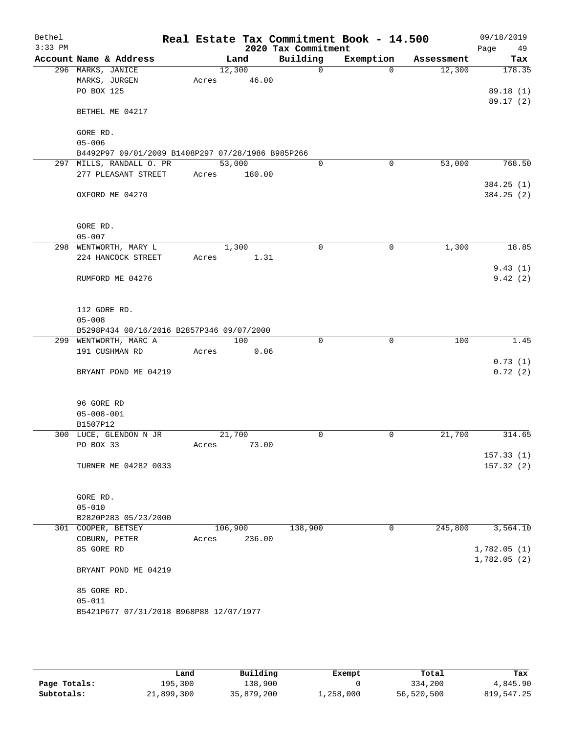Bethel 3:33 PM

# Real Estate Tax Commitment Book - 14.500

## 2020 Tax Commitment

09/18/2019

| Account Name & Address | Land | Building | Exemption | Assessment | Tax |
|---|---|---|---|---|---|
| 296 MARKS, JANICE | 12,300 | 0 | 0 | 12,300 | 178.35 |
| MARKS, JURGEN | Acres 46.00 | | | | |
| PO BOX 125 | | | | | 89.18 (1) |
| | | | | | 89.17 (2) |
| BETHEL ME 04217 | | | | | |
| GORE RD. | | | | | |
| 05-006 | | | | | |
| B4492P97 09/01/2009 B1408P297 07/28/1986 B985P266 | | | | | |
| 297 MILLS, RANDALL O. PR | 53,000 | 0 | 0 | 53,000 | 768.50 |
| 277 PLEASANT STREET | Acres 180.00 | | | | |
| | | | | | 384.25 (1) |
| OXFORD ME 04270 | | | | | 384.25 (2) |
| GORE RD. | | | | | |
| 05-007 | | | | | |
| 298 WENTWORTH, MARY L | 1,300 | 0 | 0 | 1,300 | 18.85 |
| 224 HANCOCK STREET | Acres 1.31 | | | | |
| | | | | | 9.43 (1) |
| RUMFORD ME 04276 | | | | | 9.42 (2) |
| 112 GORE RD. | | | | | |
| 05-008 | | | | | |
| B5298P434 08/16/2016 B2857P346 09/07/2000 | | | | | |
| 299 WENTWORTH, MARC A | 100 | 0 | 0 | 100 | 1.45 |
| 191 CUSHMAN RD | Acres 0.06 | | | | |
| | | | | | 0.73 (1) |
| BRYANT POND ME 04219 | | | | | 0.72 (2) |
| 96 GORE RD | | | | | |
| 05-008-001 | | | | | |
| B1507P12 | | | | | |
| 300 LUCE, GLENDON N JR | 21,700 | 0 | 0 | 21,700 | 314.65 |
| PO BOX 33 | Acres 73.00 | | | | |
| | | | | | 157.33 (1) |
| TURNER ME 04282 0033 | | | | | 157.32 (2) |
| GORE RD. | | | | | |
| 05-010 | | | | | |
| B2820P283 05/23/2000 | | | | | |
| 301 COOPER, BETSEY | 106,900 | 138,900 | 0 | 245,800 | 3,564.10 |
| COBURN, PETER | Acres 236.00 | | | | |
| 85 GORE RD | | | | | 1,782.05 (1) |
| | | | | | 1,782.05 (2) |
| BRYANT POND ME 04219 | | | | | |
| 85 GORE RD. | | | | | |
| 05-011 | | | | | |
| B5421P677 07/31/2018 B968P88 12/07/1977 | | | | | |

| | Land | Building | Exempt | Total | Tax |
|---|---|---|---|---|---|
| Page Totals: | 195,300 | 138,900 | 0 | 334,200 | 4,845.90 |
| Subtotals: | 21,899,300 | 35,879,200 | 1,258,000 | 56,520,500 | 819,547.25 |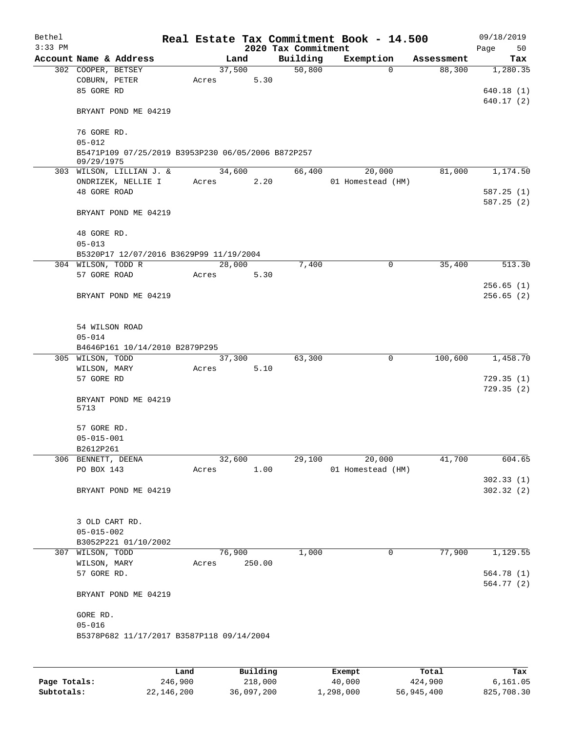# Real Estate Tax Commitment Book - 14.500

Bethel
3:33 PM

2020 Tax Commitment

09/18/2019

| Account Name & Address | Land | Building | Exemption | Assessment | Tax |
|---|---|---|---|---|---|
| 302 COOPER, BETSEY | 37,500 | 50,800 | 0 | 88,300 | 1,280.35 |
| COBURN, PETER | Acres 5.30 | | | | |
| 85 GORE RD | | | | | 640.18 (1) |
| | | | | | 640.17 (2) |
| BRYANT POND ME 04219 | | | | | |
| 76 GORE RD. | | | | | |
| 05-012 | | | | | |
| B5471P109 07/25/2019 B3953P230 06/05/2006 B872P257 09/29/1975 | | | | | |
| 303 WILSON, LILLIAN J. & | 34,600 | 66,400 | 20,000 | 81,000 | 1,174.50 |
| ONDRIZEK, NELLIE I | Acres 2.20 | | 01 Homestead (HM) | | |
| 48 GORE ROAD | | | | | 587.25 (1) |
| | | | | | 587.25 (2) |
| BRYANT POND ME 04219 | | | | | |
| 48 GORE RD. | | | | | |
| 05-013 | | | | | |
| B5320P17 12/07/2016 B3629P99 11/19/2004 | | | | | |
| 304 WILSON, TODD R | 28,000 | 7,400 | 0 | 35,400 | 513.30 |
| 57 GORE ROAD | Acres 5.30 | | | | |
| | | | | | 256.65 (1) |
| BRYANT POND ME 04219 | | | | | 256.65 (2) |
| 54 WILSON ROAD | | | | | |
| 05-014 | | | | | |
| B4646P161 10/14/2010 B2879P295 | | | | | |
| 305 WILSON, TODD | 37,300 | 63,300 | 0 | 100,600 | 1,458.70 |
| WILSON, MARY | Acres 5.10 | | | | |
| 57 GORE RD | | | | | 729.35 (1) |
| | | | | | 729.35 (2) |
| BRYANT POND ME 04219 5713 | | | | | |
| 57 GORE RD. | | | | | |
| 05-015-001 | | | | | |
| B2612P261 | | | | | |
| 306 BENNETT, DEENA | 32,600 | 29,100 | 20,000 | 41,700 | 604.65 |
| PO BOX 143 | Acres 1.00 | | 01 Homestead (HM) | | |
| | | | | | 302.33 (1) |
| BRYANT POND ME 04219 | | | | | 302.32 (2) |
| 3 OLD CART RD. | | | | | |
| 05-015-002 | | | | | |
| B3052P221 01/10/2002 | | | | | |
| 307 WILSON, TODD | 76,900 | 1,000 | 0 | 77,900 | 1,129.55 |
| WILSON, MARY | Acres 250.00 | | | | |
| 57 GORE RD. | | | | | 564.78 (1) |
| | | | | | 564.77 (2) |
| BRYANT POND ME 04219 | | | | | |
| GORE RD. | | | | | |
| 05-016 | | | | | |
| B5378P682 11/17/2017 B3587P118 09/14/2004 | | | | | |

| | Land | Building | Exempt | Total | Tax |
|---|---|---|---|---|---|
| Page Totals: | 246,900 | 218,000 | 40,000 | 424,900 | 6,161.05 |
| Subtotals: | 22,146,200 | 36,097,200 | 1,298,000 | 56,945,400 | 825,708.30 |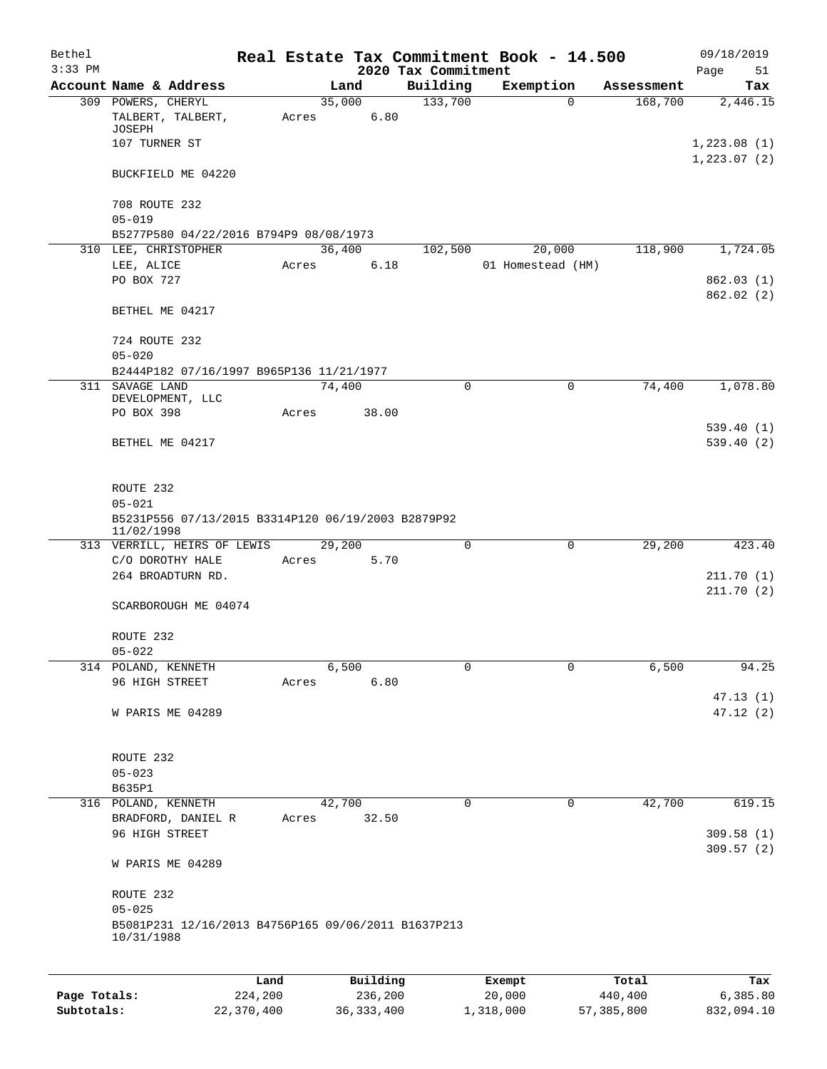# Real Estate Tax Commitment Book - 14.500

Bethel
3:33 PM

2020 Tax Commitment

09/18/2019

| Account Name & Address | Land | Building | Exemption | Assessment | Tax |
|---|---|---|---|---|---|
| 309 POWERS, CHERYL | 35,000 | 133,700 | 0 | 168,700 | 2,446.15 |
| TALBERT, TALBERT, JOSEPH | Acres 6.80 | | | | |
| 107 TURNER ST | | | | | 1,223.08 (1) |
| | | | | | 1,223.07 (2) |
| BUCKFIELD ME 04220 | | | | | |
| 708 ROUTE 232 | | | | | |
| 05-019 | | | | | |
| B5277P580 04/22/2016 B794P9 08/08/1973 | | | | | |
| 310 LEE, CHRISTOPHER | 36,400 | 102,500 | 20,000 | 118,900 | 1,724.05 |
| LEE, ALICE | Acres 6.18 | | 01 Homestead (HM) | | |
| PO BOX 727 | | | | | 862.03 (1) |
| | | | | | 862.02 (2) |
| BETHEL ME 04217 | | | | | |
| 724 ROUTE 232 | | | | | |
| 05-020 | | | | | |
| B2444P182 07/16/1997 B965P136 11/21/1977 | | | | | |
| 311 SAVAGE LAND DEVELOPMENT, LLC | 74,400 | 0 | 0 | 74,400 | 1,078.80 |
| PO BOX 398 | Acres 38.00 | | | | |
| | | | | | 539.40 (1) |
| BETHEL ME 04217 | | | | | 539.40 (2) |
| ROUTE 232 | | | | | |
| 05-021 | | | | | |
| B5231P556 07/13/2015 B3314P120 06/19/2003 B2879P92 11/02/1998 | | | | | |
| 313 VERRILL, HEIRS OF LEWIS | 29,200 | 0 | 0 | 29,200 | 423.40 |
| C/O DOROTHY HALE | Acres 5.70 | | | | |
| 264 BROADTURN RD. | | | | | 211.70 (1) |
| | | | | | 211.70 (2) |
| SCARBOROUGH ME 04074 | | | | | |
| ROUTE 232 | | | | | |
| 05-022 | | | | | |
| 314 POLAND, KENNETH | 6,500 | 0 | 0 | 6,500 | 94.25 |
| 96 HIGH STREET | Acres 6.80 | | | | |
| | | | | | 47.13 (1) |
| W PARIS ME 04289 | | | | | 47.12 (2) |
| ROUTE 232 | | | | | |
| 05-023 | | | | | |
| B635P1 | | | | | |
| 316 POLAND, KENNETH | 42,700 | 0 | 0 | 42,700 | 619.15 |
| BRADFORD, DANIEL R | Acres 32.50 | | | | |
| 96 HIGH STREET | | | | | 309.58 (1) |
| | | | | | 309.57 (2) |
| W PARIS ME 04289 | | | | | |
| ROUTE 232 | | | | | |
| 05-025 | | | | | |
| B5081P231 12/16/2013 B4756P165 09/06/2011 B1637P213 10/31/1988 | | | | | |

| | Land | Building | Exempt | Total | Tax |
|---|---|---|---|---|---|
| Page Totals: | 224,200 | 236,200 | 20,000 | 440,400 | 6,385.80 |
| Subtotals: | 22,370,400 | 36,333,400 | 1,318,000 | 57,385,800 | 832,094.10 |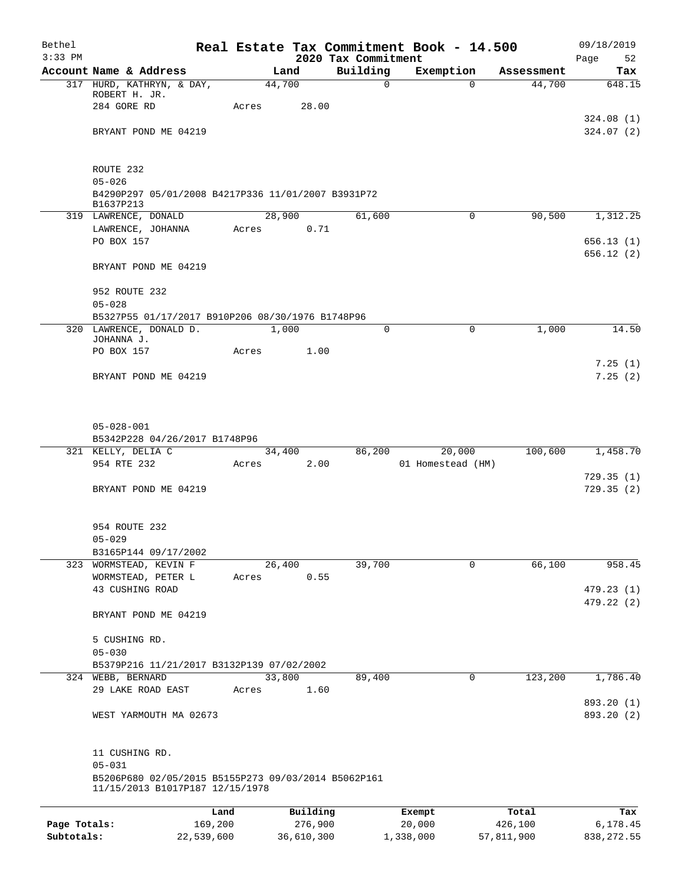# Real Estate Tax Commitment Book - 14.500

Bethel
3:33 PM

2020 Tax Commitment

09/18/2019

| Account Name & Address | Land | Building | Exemption | Assessment | Tax |
|---|---|---|---|---|---|
| 317 HURD, KATHRYN, & DAY, ROBERT H. JR. | 44,700 | 0 | 0 | 44,700 | 648.15 |
| 284 GORE RD | Acres 28.00 | | | | |
| | | | | | 324.08 (1) |
| BRYANT POND ME 04219 | | | | | 324.07 (2) |
| ROUTE 232 | | | | | |
| 05-026 | | | | | |
| B4290P297 05/01/2008 B4217P336 11/01/2007 B3931P72 B1637P213 | | | | | |
| 319 LAWRENCE, DONALD | 28,900 | 61,600 | 0 | 90,500 | 1,312.25 |
| LAWRENCE, JOHANNA | Acres 0.71 | | | | |
| PO BOX 157 | | | | | 656.13 (1) |
| | | | | | 656.12 (2) |
| BRYANT POND ME 04219 | | | | | |
| 952 ROUTE 232 | | | | | |
| 05-028 | | | | | |
| B5327P55 01/17/2017 B910P206 08/30/1976 B1748P96 | | | | | |
| 320 LAWRENCE, DONALD D. JOHANNA J. | 1,000 | 0 | 0 | 1,000 | 14.50 |
| PO BOX 157 | Acres 1.00 | | | | |
| | | | | | 7.25 (1) |
| BRYANT POND ME 04219 | | | | | 7.25 (2) |
| 05-028-001 | | | | | |
| B5342P228 04/26/2017 B1748P96 | | | | | |
| 321 KELLY, DELIA C | 34,400 | 86,200 | 20,000 | 100,600 | 1,458.70 |
| 954 RTE 232 | Acres 2.00 | | 01 Homestead (HM) | | |
| | | | | | 729.35 (1) |
| BRYANT POND ME 04219 | | | | | 729.35 (2) |
| 954 ROUTE 232 | | | | | |
| 05-029 | | | | | |
| B3165P144 09/17/2002 | | | | | |
| 323 WORMSTEAD, KEVIN F | 26,400 | 39,700 | 0 | 66,100 | 958.45 |
| WORMSTEAD, PETER L | Acres 0.55 | | | | |
| 43 CUSHING ROAD | | | | | 479.23 (1) |
| | | | | | 479.22 (2) |
| BRYANT POND ME 04219 | | | | | |
| 5 CUSHING RD. | | | | | |
| 05-030 | | | | | |
| B5379P216 11/21/2017 B3132P139 07/02/2002 | | | | | |
| 324 WEBB, BERNARD | 33,800 | 89,400 | 0 | 123,200 | 1,786.40 |
| 29 LAKE ROAD EAST | Acres 1.60 | | | | |
| | | | | | 893.20 (1) |
| WEST YARMOUTH MA 02673 | | | | | 893.20 (2) |
| 11 CUSHING RD. | | | | | |
| 05-031 | | | | | |
| B5206P680 02/05/2015 B5155P273 09/03/2014 B5062P161 11/15/2013 B1017P187 12/15/1978 | | | | | |

| | Land | Building | Exempt | Total | Tax |
|---|---|---|---|---|---|
| Page Totals: | 169,200 | 276,900 | 20,000 | 426,100 | 6,178.45 |
| Subtotals: | 22,539,600 | 36,610,300 | 1,338,000 | 57,811,900 | 838,272.55 |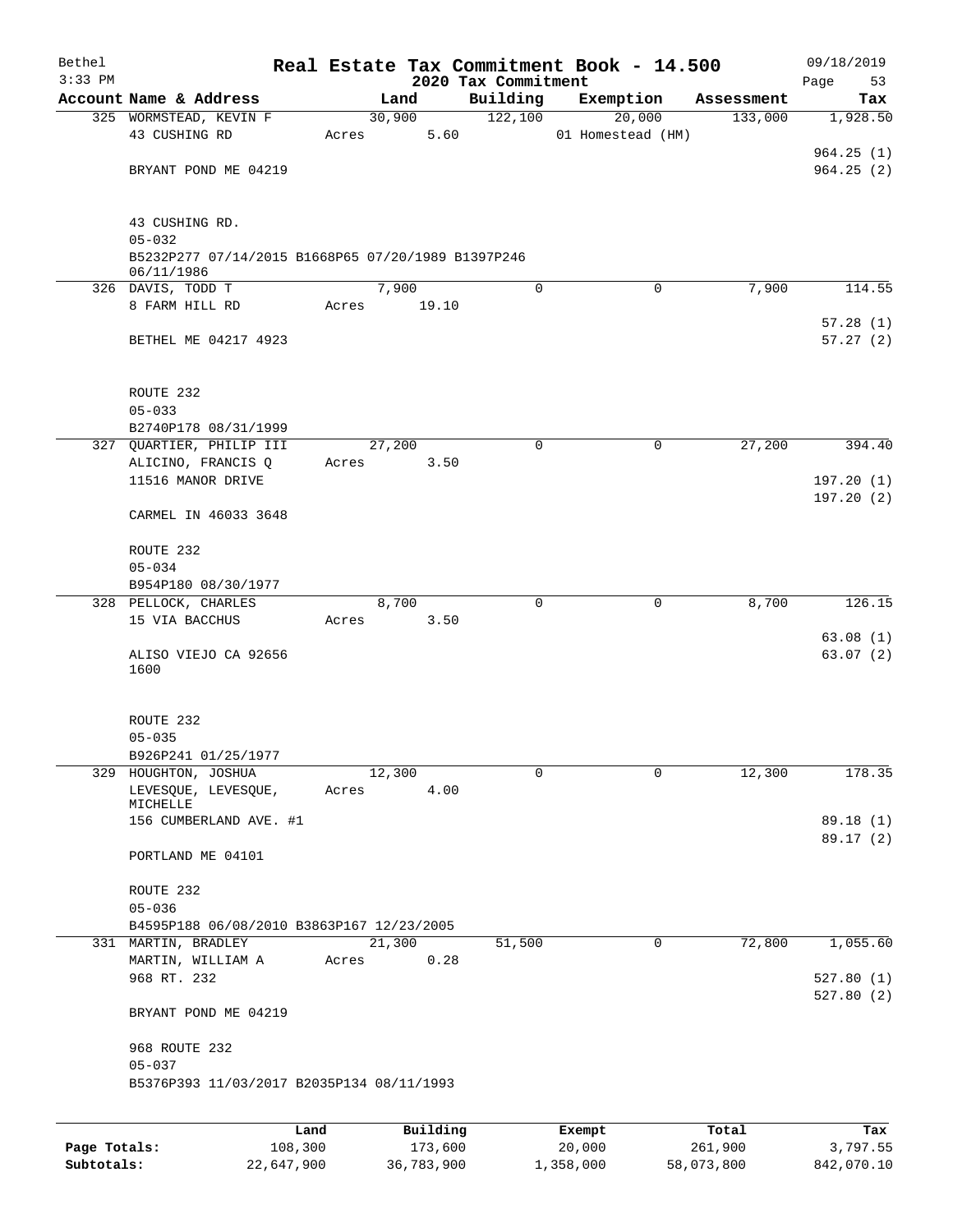# Real Estate Tax Commitment Book - 14.500

Bethel
3:33 PM

2020 Tax Commitment

09/18/2019

| Account Name & Address | Land | Building | Exemption | Assessment | Tax |
|---|---|---|---|---|---|
| 325 WORMSTEAD, KEVIN F<br>43 CUSHING RD<br><br>BRYANT POND ME 04219<br><br>43 CUSHING RD.<br>05-032<br>B5232P277 07/14/2015 B1668P65 07/20/1989 B1397P246 06/11/1986 | 30,900<br>Acres 5.60 | 122,100 | 20,000<br>01 Homestead (HM) | 133,000 | 1,928.50<br><br>964.25 (1)<br>964.25 (2) |
| 326 DAVIS, TODD T<br>8 FARM HILL RD<br><br>BETHEL ME 04217 4923<br><br>ROUTE 232<br>05-033<br>B2740P178 08/31/1999 | 7,900<br>Acres 19.10 | 0 | 0 | 7,900 | 114.55<br><br>57.28 (1)<br>57.27 (2) |
| 327 QUARTIER, PHILIP III<br>ALICINO, FRANCIS Q<br>11516 MANOR DRIVE<br><br>CARMEL IN 46033 3648<br><br>ROUTE 232<br>05-034<br>B954P180 08/30/1977 | 27,200<br>Acres 3.50 | 0 | 0 | 27,200 | 394.40<br><br>197.20 (1)<br>197.20 (2) |
| 328 PELLOCK, CHARLES<br>15 VIA BACCHUS<br><br>ALISO VIEJO CA 92656 1600<br><br>ROUTE 232<br>05-035<br>B926P241 01/25/1977 | 8,700<br>Acres 3.50 | 0 | 0 | 8,700 | 126.15<br><br>63.08 (1)<br>63.07 (2) |
| 329 HOUGHTON, JOSHUA<br>LEVESQUE, LEVESQUE, MICHELLE<br>156 CUMBERLAND AVE. #1<br><br>PORTLAND ME 04101<br><br>ROUTE 232<br>05-036<br>B4595P188 06/08/2010 B3863P167 12/23/2005 | 12,300<br>Acres 4.00 | 0 | 0 | 12,300 | 178.35<br><br>89.18 (1)<br>89.17 (2) |
| 331 MARTIN, BRADLEY<br>MARTIN, WILLIAM A<br>968 RT. 232<br><br>BRYANT POND ME 04219<br><br>968 ROUTE 232<br>05-037<br>B5376P393 11/03/2017 B2035P134 08/11/1993 | 21,300<br>Acres 0.28 | 51,500 | 0 | 72,800 | 1,055.60<br><br>527.80 (1)<br>527.80 (2) |

| | Land | Building | Exempt | Total | Tax |
|---|---|---|---|---|---|
| Page Totals: | 108,300 | 173,600 | 20,000 | 261,900 | 3,797.55 |
| Subtotals: | 22,647,900 | 36,783,900 | 1,358,000 | 58,073,800 | 842,070.10 |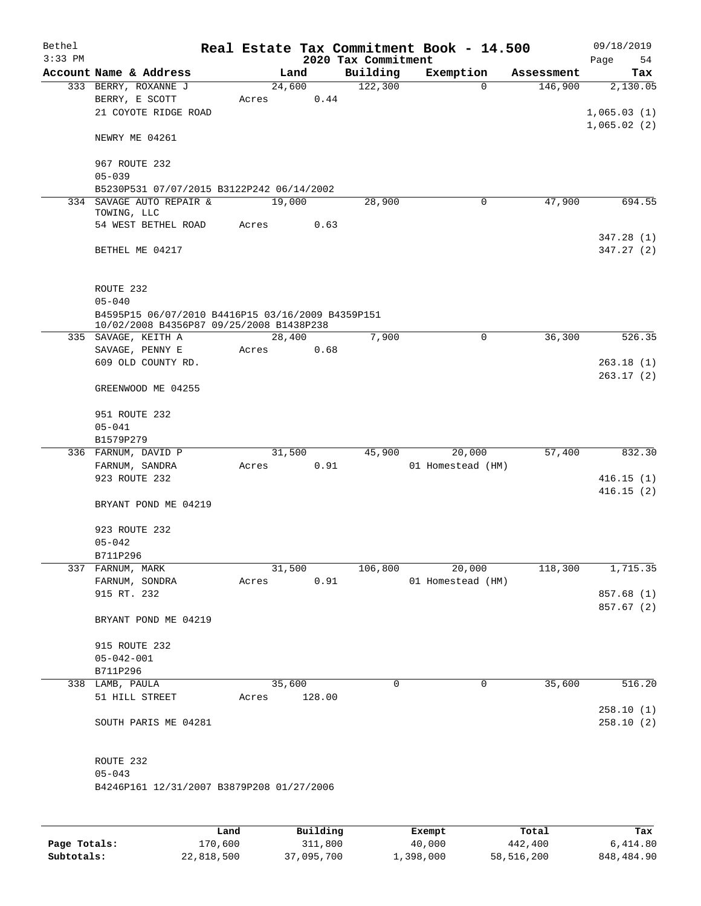Bethel 3:33 PM

# Real Estate Tax Commitment Book - 14.500

## 2020 Tax Commitment

09/18/2019 Page 54

| Account Name & Address | Land | Building | Exemption | Assessment | Tax |
|---|---|---|---|---|---|
| 333 BERRY, ROXANNE J | 24,600 | 122,300 | 0 | 146,900 | 2,130.05 |
| BERRY, E SCOTT | Acres 0.44 | | | | |
| 21 COYOTE RIDGE ROAD | | | | | 1,065.03 (1) |
| | | | | | 1,065.02 (2) |
| NEWRY ME 04261 | | | | | |
| 967 ROUTE 232 | | | | | |
| 05-039 | | | | | |
| B5230P531 07/07/2015 B3122P242 06/14/2002 | | | | | |
| 334 SAVAGE AUTO REPAIR & TOWING, LLC | 19,000 | 28,900 | 0 | 47,900 | 694.55 |
| 54 WEST BETHEL ROAD | Acres 0.63 | | | | |
| | | | | | 347.28 (1) |
| BETHEL ME 04217 | | | | | 347.27 (2) |
| ROUTE 232 | | | | | |
| 05-040 | | | | | |
| B4595P15 06/07/2010 B4416P15 03/16/2009 B4359P151 10/02/2008 B4356P87 09/25/2008 B1438P238 | | | | | |
| 335 SAVAGE, KEITH A | 28,400 | 7,900 | 0 | 36,300 | 526.35 |
| SAVAGE, PENNY E | Acres 0.68 | | | | |
| 609 OLD COUNTY RD. | | | | | 263.18 (1) |
| | | | | | 263.17 (2) |
| GREENWOOD ME 04255 | | | | | |
| 951 ROUTE 232 | | | | | |
| 05-041 | | | | | |
| B1579P279 | | | | | |
| 336 FARNUM, DAVID P | 31,500 | 45,900 | 20,000 | 57,400 | 832.30 |
| FARNUM, SANDRA | Acres 0.91 | | 01 Homestead (HM) | | |
| 923 ROUTE 232 | | | | | 416.15 (1) |
| | | | | | 416.15 (2) |
| BRYANT POND ME 04219 | | | | | |
| 923 ROUTE 232 | | | | | |
| 05-042 | | | | | |
| B711P296 | | | | | |
| 337 FARNUM, MARK | 31,500 | 106,800 | 20,000 | 118,300 | 1,715.35 |
| FARNUM, SONDRA | Acres 0.91 | | 01 Homestead (HM) | | |
| 915 RT. 232 | | | | | 857.68 (1) |
| | | | | | 857.67 (2) |
| BRYANT POND ME 04219 | | | | | |
| 915 ROUTE 232 | | | | | |
| 05-042-001 | | | | | |
| B711P296 | | | | | |
| 338 LAMB, PAULA | 35,600 | 0 | 0 | 35,600 | 516.20 |
| 51 HILL STREET | Acres 128.00 | | | | |
| | | | | | 258.10 (1) |
| SOUTH PARIS ME 04281 | | | | | 258.10 (2) |
| ROUTE 232 | | | | | |
| 05-043 | | | | | |
| B4246P161 12/31/2007 B3879P208 01/27/2006 | | | | | |

| | Land | Building | Exempt | Total | Tax |
|---|---|---|---|---|---|
| Page Totals: | 170,600 | 311,800 | 40,000 | 442,400 | 6,414.80 |
| Subtotals: | 22,818,500 | 37,095,700 | 1,398,000 | 58,516,200 | 848,484.90 |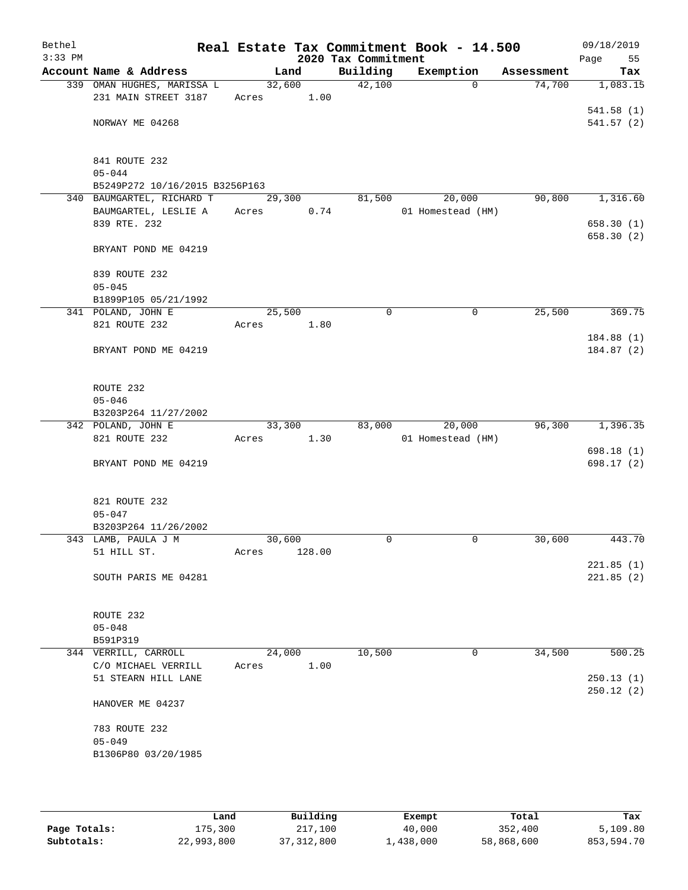Bethel 3:33 PM

# Real Estate Tax Commitment Book - 14.500

## 2020 Tax Commitment

09/18/2019

| Account Name & Address | Land | Building | Exemption | Assessment | Tax |
|---|---|---|---|---|---|
| 339 OMAN HUGHES, MARISSA L<br>231 MAIN STREET 3187<br><br>NORWAY ME 04268<br><br>841 ROUTE 232<br>05-044<br>B5249P272 10/16/2015 B3256P163 | 32,600<br>Acres 1.00 | 42,100 | 0 | 74,700 | 1,083.15<br><br>541.58 (1)<br>541.57 (2) |
| 340 BAUMGARTEL, RICHARD T<br>BAUMGARTEL, LESLIE A<br>839 RTE. 232<br><br>BRYANT POND ME 04219<br><br>839 ROUTE 232<br>05-045<br>B1899P105 05/21/1992 | 29,300<br>Acres 0.74 | 81,500 | 20,000<br>01 Homestead (HM) | 90,800 | 1,316.60<br><br>658.30 (1)<br>658.30 (2) |
| 341 POLAND, JOHN E<br>821 ROUTE 232<br><br>BRYANT POND ME 04219<br><br>ROUTE 232<br>05-046<br>B3203P264 11/27/2002 | 25,500<br>Acres 1.80 | 0 | 0 | 25,500 | 369.75<br><br>184.88 (1)<br>184.87 (2) |
| 342 POLAND, JOHN E<br>821 ROUTE 232<br><br>BRYANT POND ME 04219<br><br>821 ROUTE 232<br>05-047<br>B3203P264 11/26/2002 | 33,300<br>Acres 1.30 | 83,000 | 20,000<br>01 Homestead (HM) | 96,300 | 1,396.35<br><br>698.18 (1)<br>698.17 (2) |
| 343 LAMB, PAULA J M<br>51 HILL ST.<br><br>SOUTH PARIS ME 04281<br><br>ROUTE 232<br>05-048<br>B591P319 | 30,600<br>Acres 128.00 | 0 | 0 | 30,600 | 443.70<br><br>221.85 (1)<br>221.85 (2) |
| 344 VERRILL, CARROLL<br>C/O MICHAEL VERRILL<br>51 STEARN HILL LANE<br><br>HANOVER ME 04237<br><br>783 ROUTE 232<br>05-049<br>B1306P80 03/20/1985 | 24,000<br>Acres 1.00 | 10,500 | 0 | 34,500 | 500.25<br><br>250.13 (1)<br>250.12 (2) |

|  | Land | Building | Exempt | Total | Tax |
|---|---|---|---|---|---|
| Page Totals: | 175,300 | 217,100 | 40,000 | 352,400 | 5,109.80 |
| Subtotals: | 22,993,800 | 37,312,800 | 1,438,000 | 58,868,600 | 853,594.70 |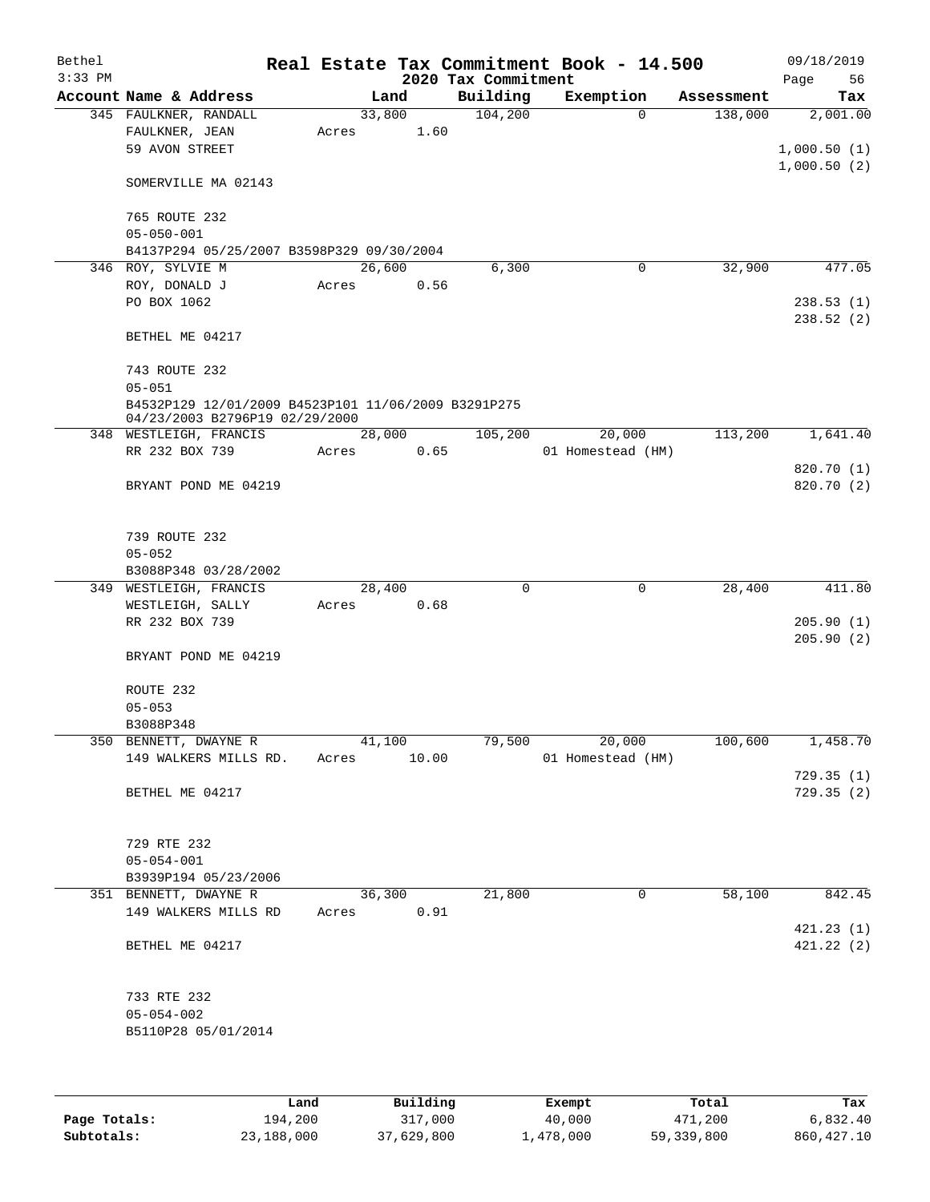# Real Estate Tax Commitment Book - 14.500

Bethel
3:33 PM

2020 Tax Commitment

09/18/2019

| Account Name & Address | Land | Building | Exemption | Assessment | Tax |
|---|---|---|---|---|---|
| 345 FAULKNER, RANDALL | 33,800 | 104,200 | 0 | 138,000 | 2,001.00 |
| FAULKNER, JEAN | Acres 1.60 | | | | |
| 59 AVON STREET | | | | | 1,000.50 (1) |
| | | | | | 1,000.50 (2) |
| SOMERVILLE MA 02143 | | | | | |
| 765 ROUTE 232 | | | | | |
| 05-050-001 | | | | | |
| B4137P294 05/25/2007 B3598P329 09/30/2004 | | | | | |
| 346 ROY, SYLVIE M | 26,600 | 6,300 | 0 | 32,900 | 477.05 |
| ROY, DONALD J | Acres 0.56 | | | | |
| PO BOX 1062 | | | | | 238.53 (1) |
| | | | | | 238.52 (2) |
| BETHEL ME 04217 | | | | | |
| 743 ROUTE 232 | | | | | |
| 05-051 | | | | | |
| B4532P129 12/01/2009 B4523P101 11/06/2009 B3291P275 04/23/2003 B2796P19 02/29/2000 | | | | | |
| 348 WESTLEIGH, FRANCIS | 28,000 | 105,200 | 20,000 | 113,200 | 1,641.40 |
| RR 232 BOX 739 | Acres 0.65 | | 01 Homestead (HM) | | |
| | | | | | 820.70 (1) |
| BRYANT POND ME 04219 | | | | | 820.70 (2) |
| 739 ROUTE 232 | | | | | |
| 05-052 | | | | | |
| B3088P348 03/28/2002 | | | | | |
| 349 WESTLEIGH, FRANCIS | 28,400 | 0 | 0 | 28,400 | 411.80 |
| WESTLEIGH, SALLY | Acres 0.68 | | | | |
| RR 232 BOX 739 | | | | | 205.90 (1) |
| | | | | | 205.90 (2) |
| BRYANT POND ME 04219 | | | | | |
| ROUTE 232 | | | | | |
| 05-053 | | | | | |
| B3088P348 | | | | | |
| 350 BENNETT, DWAYNE R | 41,100 | 79,500 | 20,000 | 100,600 | 1,458.70 |
| 149 WALKERS MILLS RD. | Acres 10.00 | | 01 Homestead (HM) | | |
| | | | | | 729.35 (1) |
| BETHEL ME 04217 | | | | | 729.35 (2) |
| 729 RTE 232 | | | | | |
| 05-054-001 | | | | | |
| B3939P194 05/23/2006 | | | | | |
| 351 BENNETT, DWAYNE R | 36,300 | 21,800 | 0 | 58,100 | 842.45 |
| 149 WALKERS MILLS RD | Acres 0.91 | | | | |
| | | | | | 421.23 (1) |
| BETHEL ME 04217 | | | | | 421.22 (2) |
| 733 RTE 232 | | | | | |
| 05-054-002 | | | | | |
| B5110P28 05/01/2014 | | | | | |

| | Land | Building | Exempt | Total | Tax |
|---|---|---|---|---|---|
| Page Totals: | 194,200 | 317,000 | 40,000 | 471,200 | 6,832.40 |
| Subtotals: | 23,188,000 | 37,629,800 | 1,478,000 | 59,339,800 | 860,427.10 |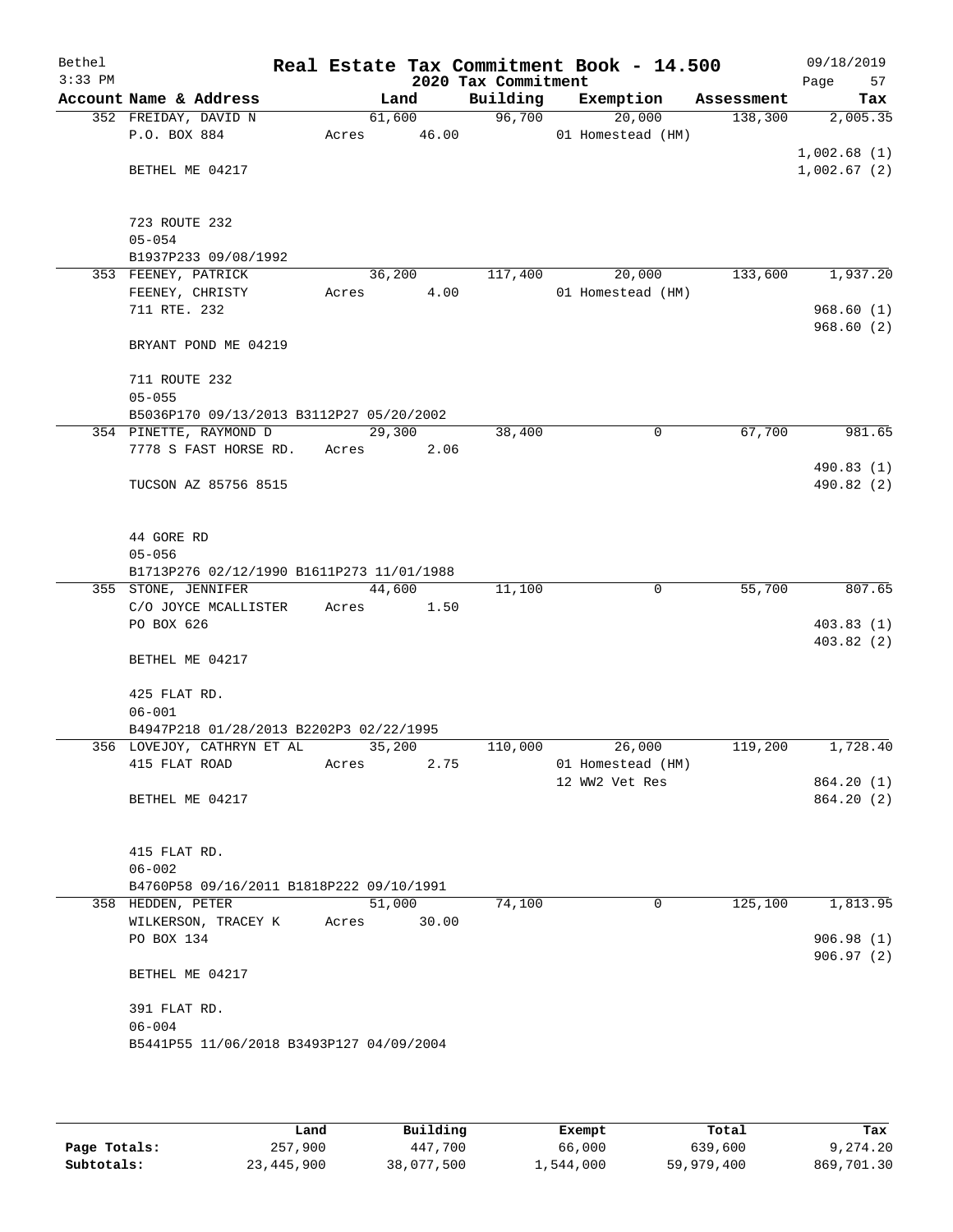# Real Estate Tax Commitment Book - 14.500

Bethel
3:33 PM

09/18/2019

2020 Tax Commitment

| Account Name & Address | Land | Building | Exemption | Assessment | Tax |
|---|---|---|---|---|---|
| 352 FREIDAY, DAVID N | 61,600 | 96,700 | 20,000 | 138,300 | 2,005.35 |
| P.O. BOX 884 | Acres 46.00 | | 01 Homestead (HM) | | |
| | | | | | 1,002.68 (1) |
| BETHEL ME 04217 | | | | | 1,002.67 (2) |
| 723 ROUTE 232 | | | | | |
| 05-054 | | | | | |
| B1937P233 09/08/1992 | | | | | |
| 353 FEENEY, PATRICK | 36,200 | 117,400 | 20,000 | 133,600 | 1,937.20 |
| FEENEY, CHRISTY | Acres 4.00 | | 01 Homestead (HM) | | |
| 711 RTE. 232 | | | | | 968.60 (1) |
| | | | | | 968.60 (2) |
| BRYANT POND ME 04219 | | | | | |
| 711 ROUTE 232 | | | | | |
| 05-055 | | | | | |
| B5036P170 09/13/2013 B3112P27 05/20/2002 | | | | | |
| 354 PINETTE, RAYMOND D | 29,300 | 38,400 | 0 | 67,700 | 981.65 |
| 7778 S FAST HORSE RD. | Acres 2.06 | | | | |
| | | | | | 490.83 (1) |
| TUCSON AZ 85756 8515 | | | | | 490.82 (2) |
| 44 GORE RD | | | | | |
| 05-056 | | | | | |
| B1713P276 02/12/1990 B1611P273 11/01/1988 | | | | | |
| 355 STONE, JENNIFER | 44,600 | 11,100 | 0 | 55,700 | 807.65 |
| C/O JOYCE MCALLISTER | Acres 1.50 | | | | |
| PO BOX 626 | | | | | 403.83 (1) |
| | | | | | 403.82 (2) |
| BETHEL ME 04217 | | | | | |
| 425 FLAT RD. | | | | | |
| 06-001 | | | | | |
| B4947P218 01/28/2013 B2202P3 02/22/1995 | | | | | |
| 356 LOVEJOY, CATHRYN ET AL | 35,200 | 110,000 | 26,000 | 119,200 | 1,728.40 |
| 415 FLAT ROAD | Acres 2.75 | | 01 Homestead (HM) | | |
| | | | 12 WW2 Vet Res | | 864.20 (1) |
| BETHEL ME 04217 | | | | | 864.20 (2) |
| 415 FLAT RD. | | | | | |
| 06-002 | | | | | |
| B4760P58 09/16/2011 B1818P222 09/10/1991 | | | | | |
| 358 HEDDEN, PETER | 51,000 | 74,100 | 0 | 125,100 | 1,813.95 |
| WILKERSON, TRACEY K | Acres 30.00 | | | | |
| PO BOX 134 | | | | | 906.98 (1) |
| | | | | | 906.97 (2) |
| BETHEL ME 04217 | | | | | |
| 391 FLAT RD. | | | | | |
| 06-004 | | | | | |
| B5441P55 11/06/2018 B3493P127 04/09/2004 | | | | | |

| | Land | Building | Exempt | Total | Tax |
|---|---|---|---|---|---|
| Page Totals: | 257,900 | 447,700 | 66,000 | 639,600 | 9,274.20 |
| Subtotals: | 23,445,900 | 38,077,500 | 1,544,000 | 59,979,400 | 869,701.30 |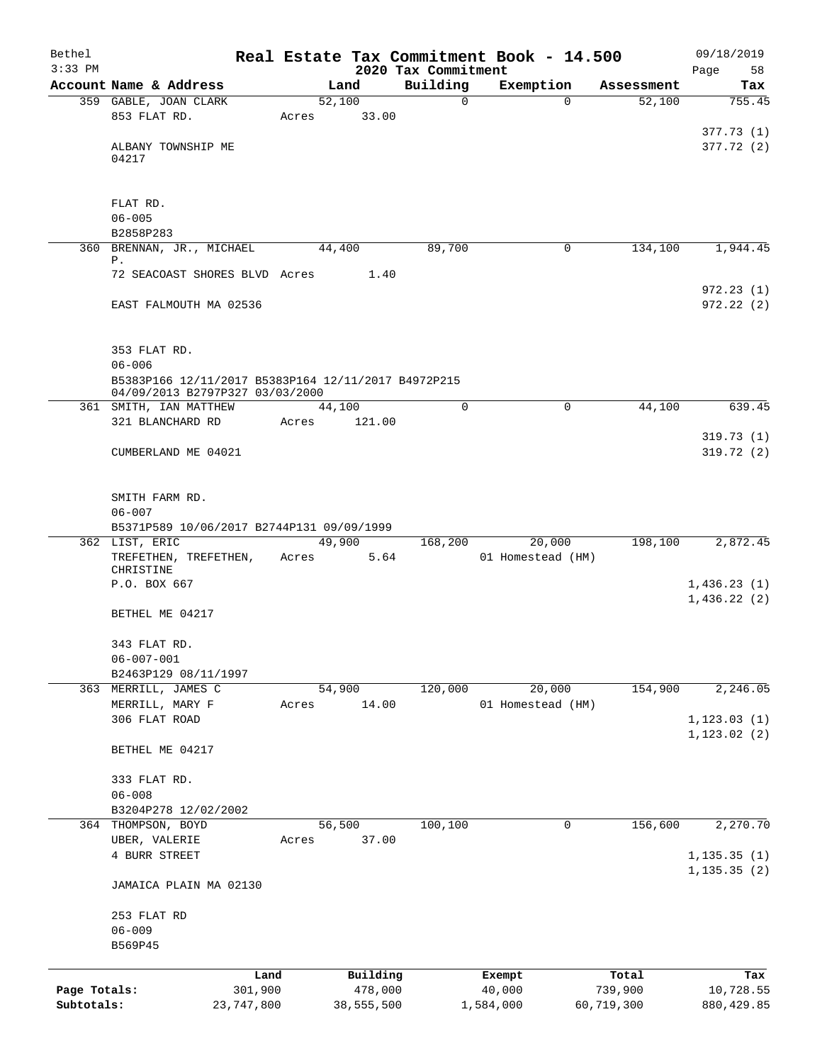Bethel
3:33 PM

**Real Estate Tax Commitment Book - 14.500**
**2020 Tax Commitment**

09/18/2019
Page 58

| Account Name & Address | Land | Building | Exemption | Assessment | Tax |
|---|---|---|---|---|---|
| 359 GABLE, JOAN CLARK | 52,100 | 0 | 0 | 52,100 | 755.45 |
| 853 FLAT RD. | Acres 33.00 | | | | |
| | | | | | 377.73 (1) |
| ALBANY TOWNSHIP ME 04217 | | | | | 377.72 (2) |
| FLAT RD. | | | | | |
| 06-005 | | | | | |
| B2858P283 | | | | | |
| 360 BRENNAN, JR., MICHAEL P. | 44,400 | 89,700 | 0 | 134,100 | 1,944.45 |
| 72 SEACOAST SHORES BLVD | Acres 1.40 | | | | |
| | | | | | 972.23 (1) |
| EAST FALMOUTH MA 02536 | | | | | 972.22 (2) |
| 353 FLAT RD. | | | | | |
| 06-006 | | | | | |
| B5383P166 12/11/2017 B5383P164 12/11/2017 B4972P215 04/09/2013 B2797P327 03/03/2000 | | | | | |
| 361 SMITH, IAN MATTHEW | 44,100 | 0 | 0 | 44,100 | 639.45 |
| 321 BLANCHARD RD | Acres 121.00 | | | | |
| | | | | | 319.73 (1) |
| CUMBERLAND ME 04021 | | | | | 319.72 (2) |
| SMITH FARM RD. | | | | | |
| 06-007 | | | | | |
| B5371P589 10/06/2017 B2744P131 09/09/1999 | | | | | |
| 362 LIST, ERIC | 49,900 | 168,200 | 20,000 | 198,100 | 2,872.45 |
| TREFETHEN, TREFETHEN, CHRISTINE | Acres 5.64 | | 01 Homestead (HM) | | |
| P.O. BOX 667 | | | | | 1,436.23 (1) |
| | | | | | 1,436.22 (2) |
| BETHEL ME 04217 | | | | | |
| 343 FLAT RD. | | | | | |
| 06-007-001 | | | | | |
| B2463P129 08/11/1997 | | | | | |
| 363 MERRILL, JAMES C | 54,900 | 120,000 | 20,000 | 154,900 | 2,246.05 |
| MERRILL, MARY F | Acres 14.00 | | 01 Homestead (HM) | | |
| 306 FLAT ROAD | | | | | 1,123.03 (1) |
| | | | | | 1,123.02 (2) |
| BETHEL ME 04217 | | | | | |
| 333 FLAT RD. | | | | | |
| 06-008 | | | | | |
| B3204P278 12/02/2002 | | | | | |
| 364 THOMPSON, BOYD | 56,500 | 100,100 | 0 | 156,600 | 2,270.70 |
| UBER, VALERIE | Acres 37.00 | | | | |
| 4 BURR STREET | | | | | 1,135.35 (1) |
| | | | | | 1,135.35 (2) |
| JAMAICA PLAIN MA 02130 | | | | | |
| 253 FLAT RD | | | | | |
| 06-009 | | | | | |
| B569P45 | | | | | |

| | Land | Building | Exempt | Total | Tax |
|---|---|---|---|---|---|
| Page Totals: | 301,900 | 478,000 | 40,000 | 739,900 | 10,728.55 |
| Subtotals: | 23,747,800 | 38,555,500 | 1,584,000 | 60,719,300 | 880,429.85 |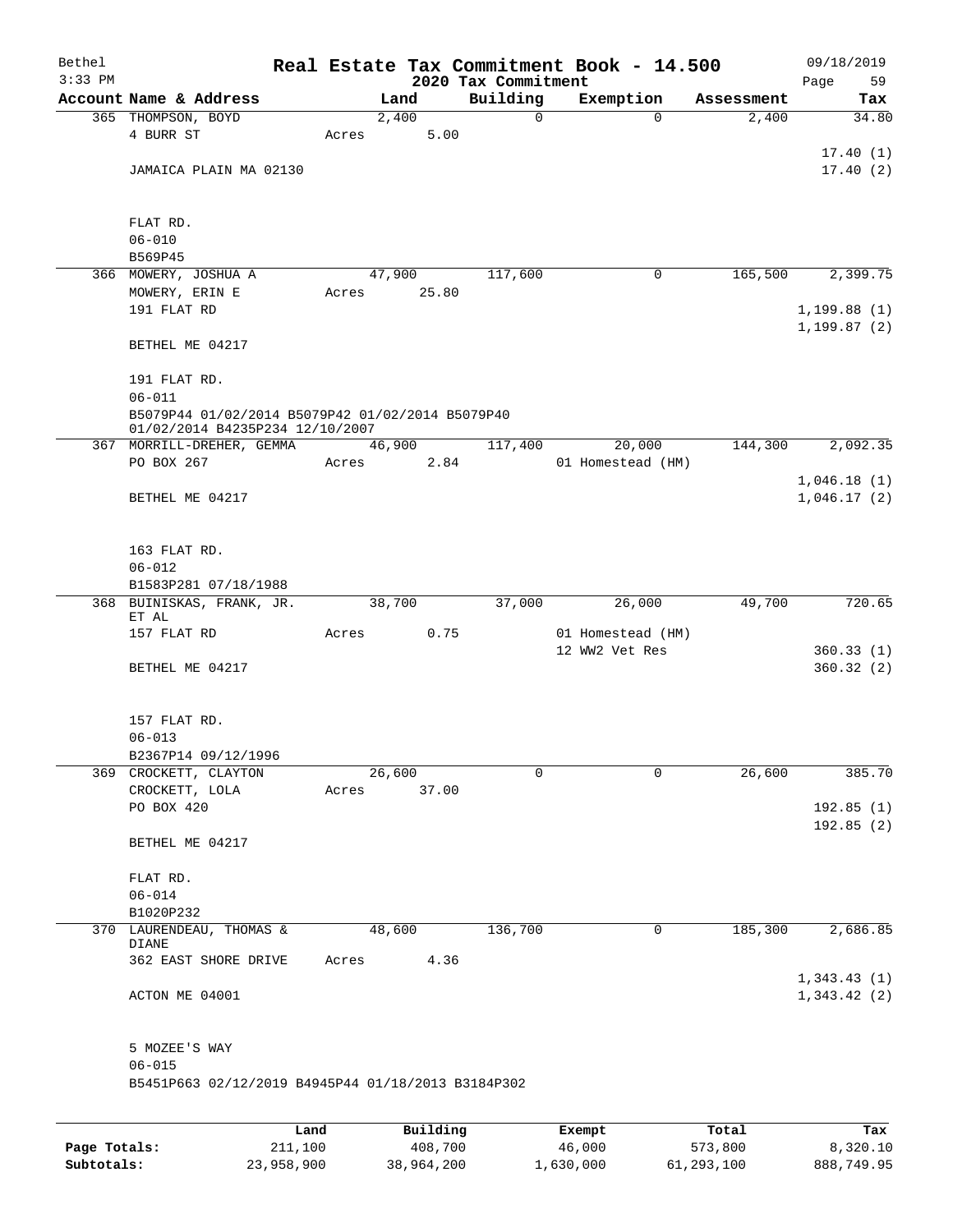Bethel 3:33 PM

# Real Estate Tax Commitment Book - 14.500

## 2020 Tax Commitment

09/18/2019

| Account | Name & Address | Land | Building | Exemption | Assessment | Tax |
|---|---|---|---|---|---|---|
| 365 | THOMPSON, BOYD<br>4 BURR ST<br><br>JAMAICA PLAIN MA 02130<br><br>FLAT RD.<br>06-010<br>B569P45 | 2,400<br>Acres 5.00 | 0 | 0 | 2,400 | 34.80<br><br>17.40 (1)<br>17.40 (2) |
| 366 | MOWERY, JOSHUA A<br>MOWERY, ERIN E<br>191 FLAT RD<br><br>BETHEL ME 04217<br><br>191 FLAT RD.<br>06-011<br>B5079P44 01/02/2014 B5079P42 01/02/2014 B5079P40 01/02/2014 B4235P234 12/10/2007 | 47,900<br>Acres 25.80 | 117,600 | 0 | 165,500 | 2,399.75<br><br>1,199.88 (1)<br>1,199.87 (2) |
| 367 | MORRILL-DREHER, GEMMA<br>PO BOX 267<br><br>BETHEL ME 04217<br><br>163 FLAT RD.<br>06-012<br>B1583P281 07/18/1988 | 46,900<br>Acres 2.84 | 117,400 | 20,000<br>01 Homestead (HM) | 144,300 | 2,092.35<br><br>1,046.18 (1)<br>1,046.17 (2) |
| 368 | BUINISKAS, FRANK, JR. ET AL<br>157 FLAT RD<br><br>BETHEL ME 04217<br><br>157 FLAT RD.<br>06-013<br>B2367P14 09/12/1996 | 38,700<br>Acres 0.75 | 37,000 | 26,000<br>01 Homestead (HM)<br>12 WW2 Vet Res | 49,700 | 720.65<br><br>360.33 (1)<br>360.32 (2) |
| 369 | CROCKETT, CLAYTON<br>CROCKETT, LOLA<br>PO BOX 420<br><br>BETHEL ME 04217<br><br>FLAT RD.<br>06-014<br>B1020P232 | 26,600<br>Acres 37.00 | 0 | 0 | 26,600 | 385.70<br><br>192.85 (1)<br>192.85 (2) |
| 370 | LAURENDEAU, THOMAS & DIANE<br>362 EAST SHORE DRIVE<br><br>ACTON ME 04001<br><br>5 MOZEE'S WAY<br>06-015<br>B5451P663 02/12/2019 B4945P44 01/18/2013 B3184P302 | 48,600<br>Acres 4.36 | 136,700 | 0 | 185,300 | 2,686.85<br><br>1,343.43 (1)<br>1,343.42 (2) |

| | Land | Building | Exempt | Total | Tax |
|---|---|---|---|---|---|
| Page Totals: | 211,100 | 408,700 | 46,000 | 573,800 | 8,320.10 |
| Subtotals: | 23,958,900 | 38,964,200 | 1,630,000 | 61,293,100 | 888,749.95 |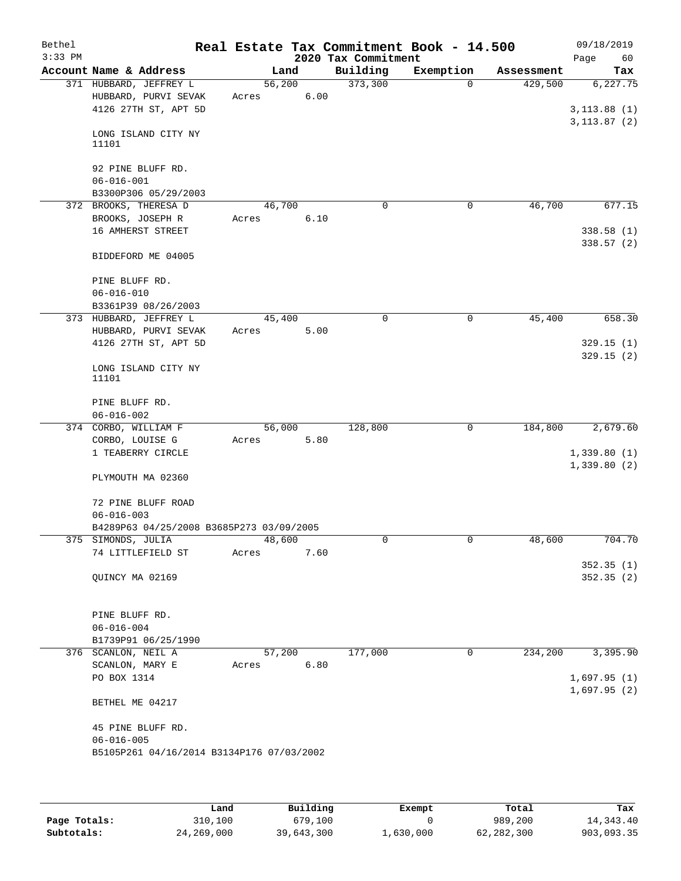Bethel 3:33 PM

# Real Estate Tax Commitment Book - 14.500

## 2020 Tax Commitment

09/18/2019

| Account Name & Address | Land | Building | Exemption | Assessment | Tax |
|---|---|---|---|---|---|
| 371 HUBBARD, JEFFREY L | 56,200 | 373,300 | 0 | 429,500 | 6,227.75 |
| HUBBARD, PURVI SEVAK | Acres 6.00 | | | | |
| 4126 27TH ST, APT 5D | | | | | 3,113.88 (1) |
| | | | | | 3,113.87 (2) |
| LONG ISLAND CITY NY 11101 | | | | | |
| 92 PINE BLUFF RD. | | | | | |
| 06-016-001 | | | | | |
| B3300P306 05/29/2003 | | | | | |
| 372 BROOKS, THERESA D | 46,700 | 0 | 0 | 46,700 | 677.15 |
| BROOKS, JOSEPH R | Acres 6.10 | | | | |
| 16 AMHERST STREET | | | | | 338.58 (1) |
| | | | | | 338.57 (2) |
| BIDDEFORD ME 04005 | | | | | |
| PINE BLUFF RD. | | | | | |
| 06-016-010 | | | | | |
| B3361P39 08/26/2003 | | | | | |
| 373 HUBBARD, JEFFREY L | 45,400 | 0 | 0 | 45,400 | 658.30 |
| HUBBARD, PURVI SEVAK | Acres 5.00 | | | | |
| 4126 27TH ST, APT 5D | | | | | 329.15 (1) |
| | | | | | 329.15 (2) |
| LONG ISLAND CITY NY 11101 | | | | | |
| PINE BLUFF RD. | | | | | |
| 06-016-002 | | | | | |
| 374 CORBO, WILLIAM F | 56,000 | 128,800 | 0 | 184,800 | 2,679.60 |
| CORBO, LOUISE G | Acres 5.80 | | | | |
| 1 TEABERRY CIRCLE | | | | | 1,339.80 (1) |
| | | | | | 1,339.80 (2) |
| PLYMOUTH MA 02360 | | | | | |
| 72 PINE BLUFF ROAD | | | | | |
| 06-016-003 | | | | | |
| B4289P63 04/25/2008 B3685P273 03/09/2005 | | | | | |
| 375 SIMONDS, JULIA | 48,600 | 0 | 0 | 48,600 | 704.70 |
| 74 LITTLEFIELD ST | Acres 7.60 | | | | |
| | | | | | 352.35 (1) |
| QUINCY MA 02169 | | | | | 352.35 (2) |
| PINE BLUFF RD. | | | | | |
| 06-016-004 | | | | | |
| B1739P91 06/25/1990 | | | | | |
| 376 SCANLON, NEIL A | 57,200 | 177,000 | 0 | 234,200 | 3,395.90 |
| SCANLON, MARY E | Acres 6.80 | | | | |
| PO BOX 1314 | | | | | 1,697.95 (1) |
| | | | | | 1,697.95 (2) |
| BETHEL ME 04217 | | | | | |
| 45 PINE BLUFF RD. | | | | | |
| 06-016-005 | | | | | |
| B5105P261 04/16/2014 B3134P176 07/03/2002 | | | | | |

| | Land | Building | Exempt | Total | Tax |
|---|---|---|---|---|---|
| Page Totals: | 310,100 | 679,100 | 0 | 989,200 | 14,343.40 |
| Subtotals: | 24,269,000 | 39,643,300 | 1,630,000 | 62,282,300 | 903,093.35 |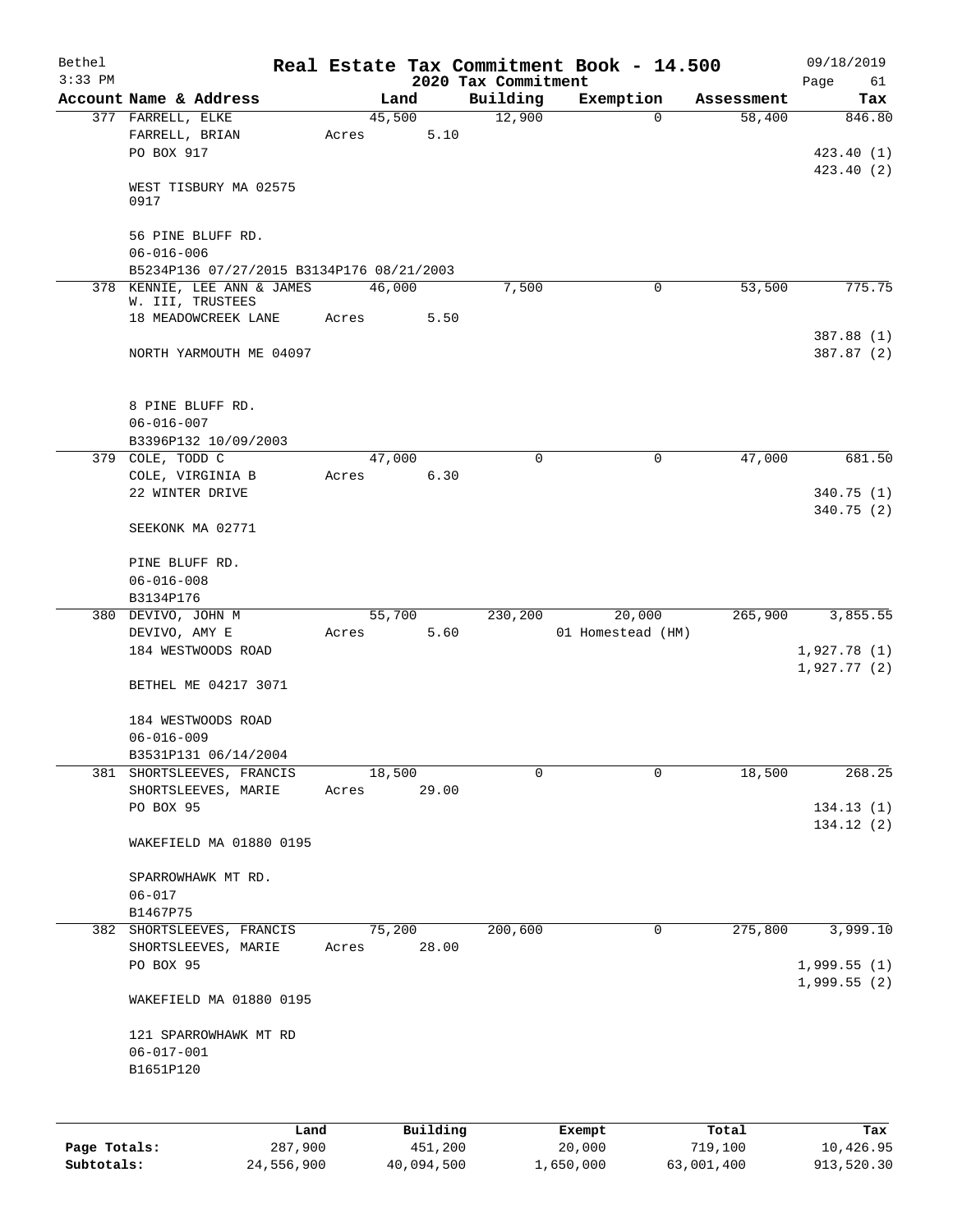Bethel 3:33 PM

# Real Estate Tax Commitment Book - 14.500

## 2020 Tax Commitment

09/18/2019

| Account Name & Address | Land | Building | Exemption | Assessment | Tax |
|---|---|---|---|---|---|
| 377 FARRELL, ELKE<br>FARRELL, BRIAN<br>PO BOX 917<br><br>WEST TISBURY MA 02575 0917<br><br>56 PINE BLUFF RD.<br>06-016-006<br>B5234P136 07/27/2015 B3134P176 08/21/2003 | 45,500<br>Acres 5.10 | 12,900 | 0 | 58,400 | 846.80<br><br>423.40 (1)<br>423.40 (2) |
| 378 KENNIE, LEE ANN & JAMES W. III, TRUSTEES<br>18 MEADOWCREEK LANE<br><br>NORTH YARMOUTH ME 04097<br><br>8 PINE BLUFF RD.<br>06-016-007<br>B3396P132 10/09/2003 | 46,000<br>Acres 5.50 | 7,500 | 0 | 53,500 | 775.75<br><br>387.88 (1)<br>387.87 (2) |
| 379 COLE, TODD C<br>COLE, VIRGINIA B<br>22 WINTER DRIVE<br><br>SEEKONK MA 02771<br><br>PINE BLUFF RD.<br>06-016-008<br>B3134P176 | 47,000<br>Acres 6.30 | 0 | 0 | 47,000 | 681.50<br><br>340.75 (1)<br>340.75 (2) |
| 380 DEVIVO, JOHN M<br>DEVIVO, AMY E<br>184 WESTWOODS ROAD<br><br>BETHEL ME 04217 3071<br><br>184 WESTWOODS ROAD<br>06-016-009<br>B3531P131 06/14/2004 | 55,700<br>Acres 5.60 | 230,200 | 20,000<br>01 Homestead (HM) | 265,900 | 3,855.55<br><br>1,927.78 (1)<br>1,927.77 (2) |
| 381 SHORTSLEEVES, FRANCIS<br>SHORTSLEEVES, MARIE<br>PO BOX 95<br><br>WAKEFIELD MA 01880 0195<br><br>SPARROWHAWK MT RD.<br>06-017<br>B1467P75 | 18,500<br>Acres 29.00 | 0 | 0 | 18,500 | 268.25<br><br>134.13 (1)<br>134.12 (2) |
| 382 SHORTSLEEVES, FRANCIS<br>SHORTSLEEVES, MARIE<br>PO BOX 95<br><br>WAKEFIELD MA 01880 0195<br><br>121 SPARROWHAWK MT RD<br>06-017-001<br>B1651P120 | 75,200<br>Acres 28.00 | 200,600 | 0 | 275,800 | 3,999.10<br><br>1,999.55 (1)<br>1,999.55 (2) |

| | Land | Building | Exempt | Total | Tax |
|---|---|---|---|---|---|
| Page Totals: | 287,900 | 451,200 | 20,000 | 719,100 | 10,426.95 |
| Subtotals: | 24,556,900 | 40,094,500 | 1,650,000 | 63,001,400 | 913,520.30 |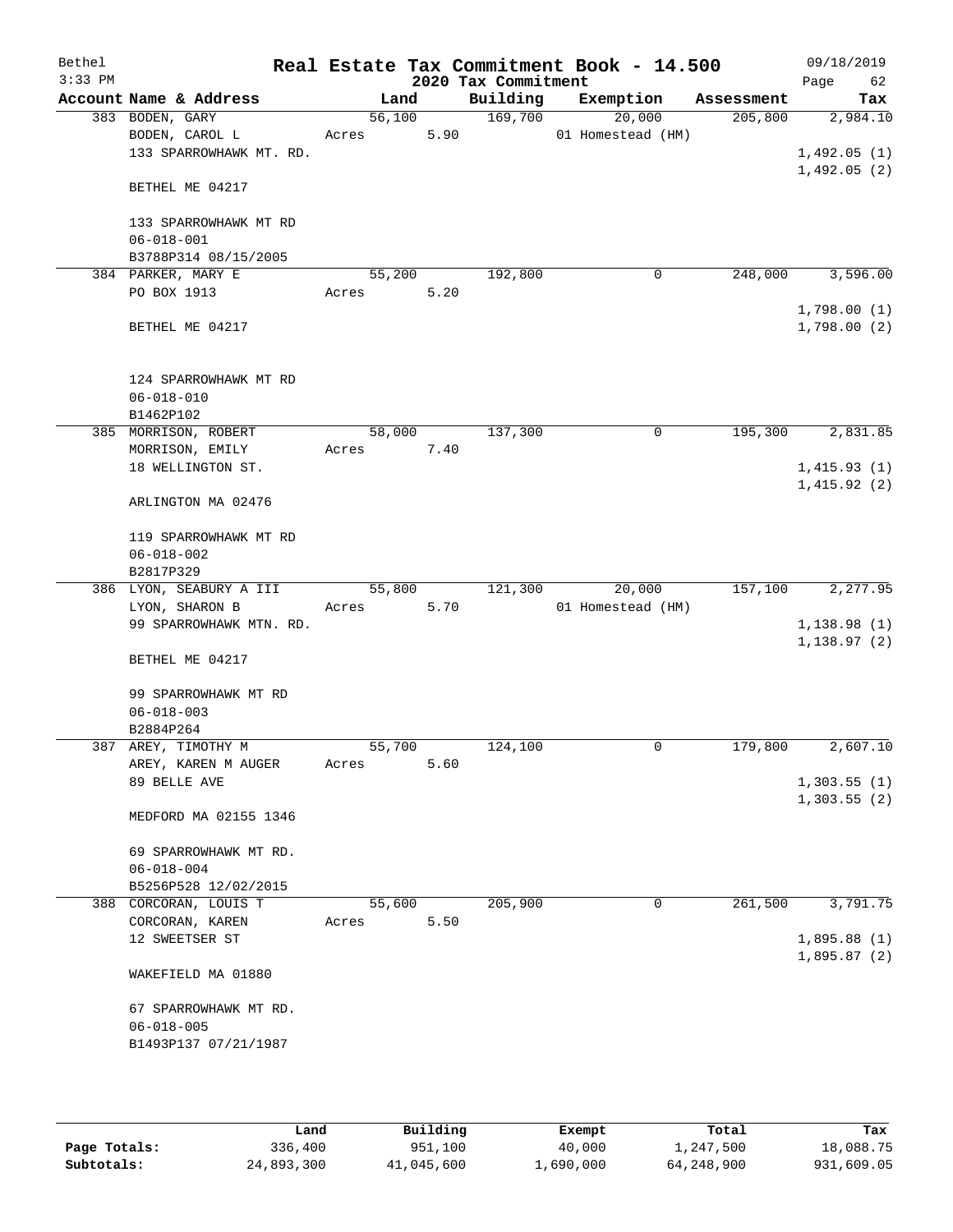# Real Estate Tax Commitment Book - 14.500

Bethel
3:33 PM
09/18/2019

## 2020 Tax Commitment

| Account Name & Address | Land | Building | Exemption | Assessment | Tax |
|---|---|---|---|---|---|
| 383 BODEN, GARY | 56,100 | 169,700 | 20,000 | 205,800 | 2,984.10 |
| BODEN, CAROL L | Acres 5.90 | | 01 Homestead (HM) | | |
| 133 SPARROWHAWK MT. RD. | | | | | 1,492.05 (1) |
| | | | | | 1,492.05 (2) |
| BETHEL ME 04217 | | | | | |
| 133 SPARROWHAWK MT RD | | | | | |
| 06-018-001 | | | | | |
| B3788P314 08/15/2005 | | | | | |
| 384 PARKER, MARY E | 55,200 | 192,800 | 0 | 248,000 | 3,596.00 |
| PO BOX 1913 | Acres 5.20 | | | | |
| | | | | | 1,798.00 (1) |
| BETHEL ME 04217 | | | | | 1,798.00 (2) |
| 124 SPARROWHAWK MT RD | | | | | |
| 06-018-010 | | | | | |
| B1462P102 | | | | | |
| 385 MORRISON, ROBERT | 58,000 | 137,300 | 0 | 195,300 | 2,831.85 |
| MORRISON, EMILY | Acres 7.40 | | | | |
| 18 WELLINGTON ST. | | | | | 1,415.93 (1) |
| | | | | | 1,415.92 (2) |
| ARLINGTON MA 02476 | | | | | |
| 119 SPARROWHAWK MT RD | | | | | |
| 06-018-002 | | | | | |
| B2817P329 | | | | | |
| 386 LYON, SEABURY A III | 55,800 | 121,300 | 20,000 | 157,100 | 2,277.95 |
| LYON, SHARON B | Acres 5.70 | | 01 Homestead (HM) | | |
| 99 SPARROWHAWK MTN. RD. | | | | | 1,138.98 (1) |
| | | | | | 1,138.97 (2) |
| BETHEL ME 04217 | | | | | |
| 99 SPARROWHAWK MT RD | | | | | |
| 06-018-003 | | | | | |
| B2884P264 | | | | | |
| 387 AREY, TIMOTHY M | 55,700 | 124,100 | 0 | 179,800 | 2,607.10 |
| AREY, KAREN M AUGER | Acres 5.60 | | | | |
| 89 BELLE AVE | | | | | 1,303.55 (1) |
| | | | | | 1,303.55 (2) |
| MEDFORD MA 02155 1346 | | | | | |
| 69 SPARROWHAWK MT RD. | | | | | |
| 06-018-004 | | | | | |
| B5256P528 12/02/2015 | | | | | |
| 388 CORCORAN, LOUIS T | 55,600 | 205,900 | 0 | 261,500 | 3,791.75 |
| CORCORAN, KAREN | Acres 5.50 | | | | |
| 12 SWEETSER ST | | | | | 1,895.88 (1) |
| | | | | | 1,895.87 (2) |
| WAKEFIELD MA 01880 | | | | | |
| 67 SPARROWHAWK MT RD. | | | | | |
| 06-018-005 | | | | | |
| B1493P137 07/21/1987 | | | | | |

| | Land | Building | Exempt | Total | Tax |
|---|---|---|---|---|---|
| Page Totals: | 336,400 | 951,100 | 40,000 | 1,247,500 | 18,088.75 |
| Subtotals: | 24,893,300 | 41,045,600 | 1,690,000 | 64,248,900 | 931,609.05 |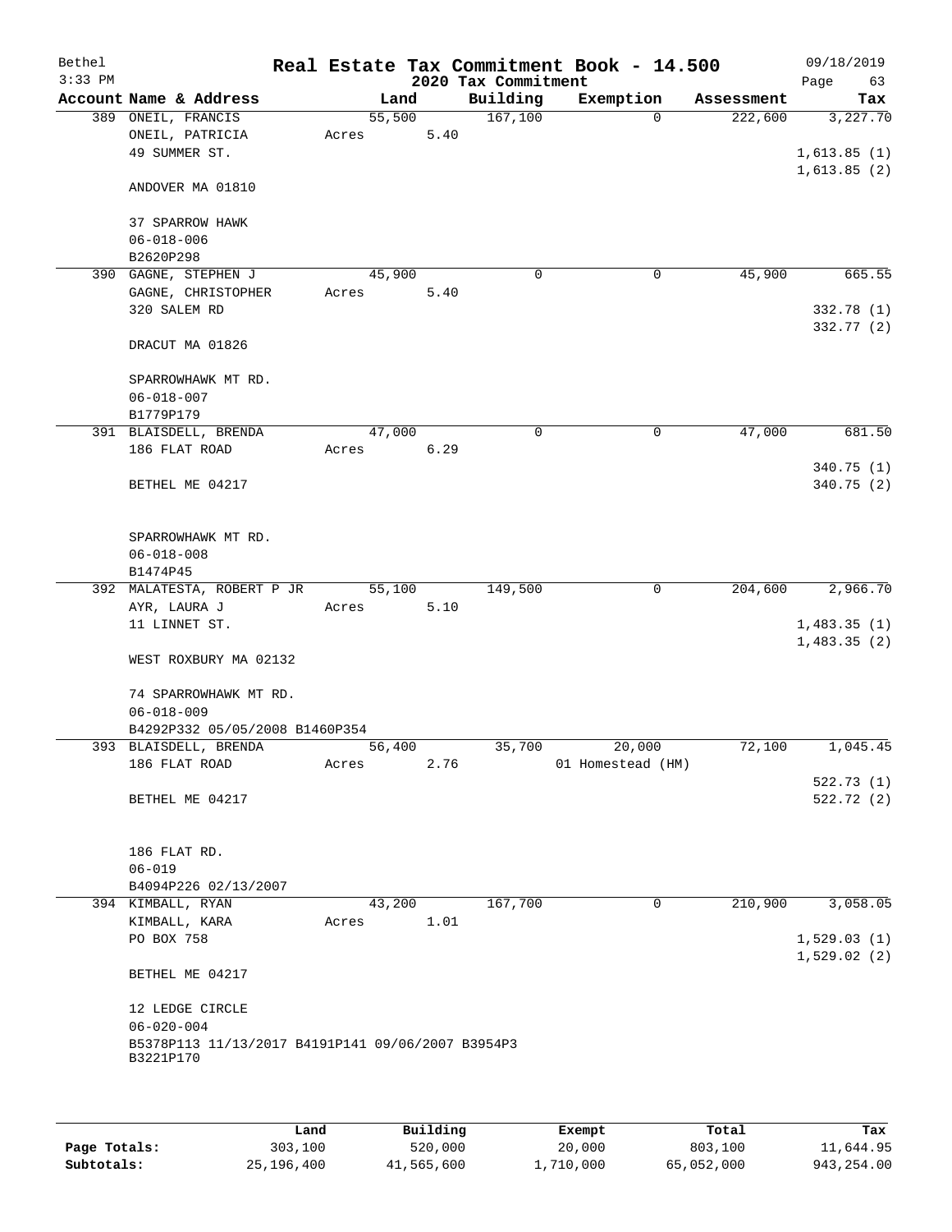Bethel 3:33 PM

# Real Estate Tax Commitment Book - 14.500

## 2020 Tax Commitment

09/18/2019

| Account Name & Address | Land | Building | Exemption | Assessment | Tax |
|---|---|---|---|---|---|
| 389 ONEIL, FRANCIS<br>ONEIL, PATRICIA<br>49 SUMMER ST.<br><br>ANDOVER MA 01810<br><br>37 SPARROW HAWK<br>06-018-006<br>B2620P298 | 55,500<br>Acres 5.40 | 167,100 | 0 | 222,600 | 3,227.70<br><br>1,613.85 (1)<br>1,613.85 (2) |
| 390 GAGNE, STEPHEN J<br>GAGNE, CHRISTOPHER<br>320 SALEM RD<br><br>DRACUT MA 01826<br><br>SPARROWHAWK MT RD.<br>06-018-007<br>B1779P179 | 45,900<br>Acres 5.40 | 0 | 0 | 45,900 | 665.55<br><br>332.78 (1)<br>332.77 (2) |
| 391 BLAISDELL, BRENDA<br>186 FLAT ROAD<br><br>BETHEL ME 04217<br><br>SPARROWHAWK MT RD.<br>06-018-008<br>B1474P45 | 47,000<br>Acres 6.29 | 0 | 0 | 47,000 | 681.50<br><br>340.75 (1)<br>340.75 (2) |
| 392 MALATESTA, ROBERT P JR<br>AYR, LAURA J<br>11 LINNET ST.<br><br>WEST ROXBURY MA 02132<br><br>74 SPARROWHAWK MT RD.<br>06-018-009<br>B4292P332 05/05/2008 B1460P354 | 55,100<br>Acres 5.10 | 149,500 | 0 | 204,600 | 2,966.70<br><br>1,483.35 (1)<br>1,483.35 (2) |
| 393 BLAISDELL, BRENDA<br>186 FLAT ROAD<br><br>BETHEL ME 04217<br><br>186 FLAT RD.<br>06-019<br>B4094P226 02/13/2007 | 56,400<br>Acres 2.76 | 35,700 | 20,000<br>01 Homestead (HM) | 72,100 | 1,045.45<br><br>522.73 (1)<br>522.72 (2) |
| 394 KIMBALL, RYAN<br>KIMBALL, KARA<br>PO BOX 758<br><br>BETHEL ME 04217<br><br>12 LEDGE CIRCLE<br>06-020-004<br>B5378P113 11/13/2017 B4191P141 09/06/2007 B3954P3 B3221P170 | 43,200<br>Acres 1.01 | 167,700 | 0 | 210,900 | 3,058.05<br><br>1,529.03 (1)<br>1,529.02 (2) |

| | Land | Building | Exempt | Total | Tax |
|---|---|---|---|---|---|
| Page Totals: | 303,100 | 520,000 | 20,000 | 803,100 | 11,644.95 |
| Subtotals: | 25,196,400 | 41,565,600 | 1,710,000 | 65,052,000 | 943,254.00 |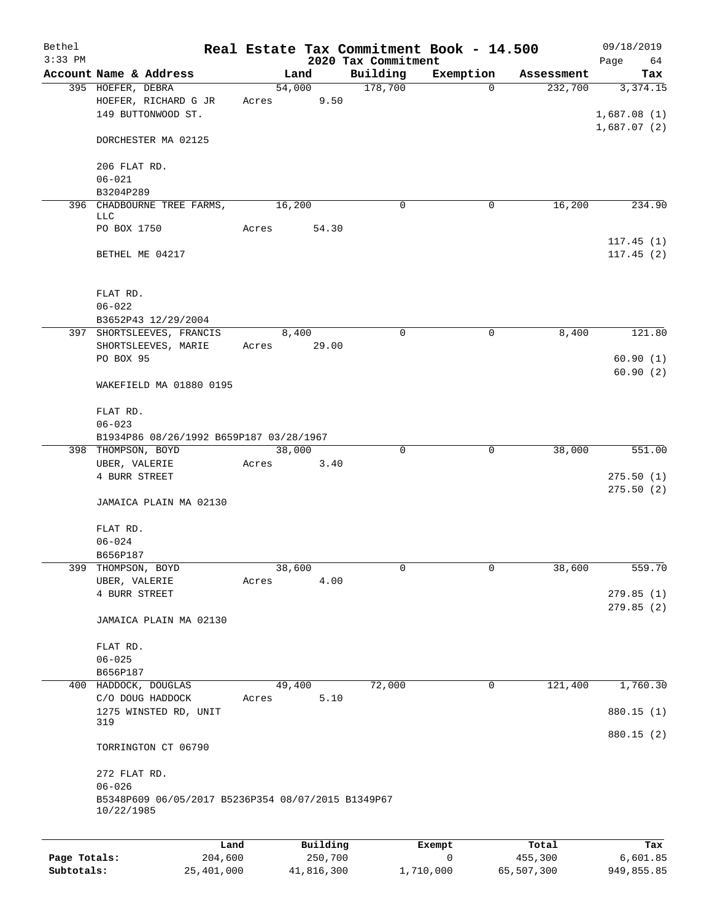Bethel 3:33 PM

# Real Estate Tax Commitment Book - 14.500

## 2020 Tax Commitment

09/18/2019 Page 64

| Account Name & Address | Land | Building | Exemption | Assessment | Tax |
|---|---|---|---|---|---|
| 395 HOEFER, DEBRA<br>HOEFER, RICHARD G JR<br>149 BUTTONWOOD ST.<br><br>DORCHESTER MA 02125<br><br>206 FLAT RD.<br>06-021<br>B3204P289 | 54,000<br>Acres 9.50 | 178,700 | 0 | 232,700 | 3,374.15<br><br>1,687.08 (1)<br>1,687.07 (2) |
| 396 CHADBOURNE TREE FARMS, LLC<br>PO BOX 1750<br><br>BETHEL ME 04217<br><br>FLAT RD.<br>06-022<br>B3652P43 12/29/2004 | 16,200<br>Acres 54.30 | 0 | 0 | 16,200 | 234.90<br><br>117.45 (1)<br>117.45 (2) |
| 397 SHORTSLEEVES, FRANCIS<br>SHORTSLEEVES, MARIE<br>PO BOX 95<br><br>WAKEFIELD MA 01880 0195<br><br>FLAT RD.<br>06-023<br>B1934P86 08/26/1992 B659P187 03/28/1967 | 8,400<br>Acres 29.00 | 0 | 0 | 8,400 | 121.80<br><br>60.90 (1)<br>60.90 (2) |
| 398 THOMPSON, BOYD<br>UBER, VALERIE<br>4 BURR STREET<br><br>JAMAICA PLAIN MA 02130<br><br>FLAT RD.<br>06-024<br>B656P187 | 38,000<br>Acres 3.40 | 0 | 0 | 38,000 | 551.00<br><br>275.50 (1)<br>275.50 (2) |
| 399 THOMPSON, BOYD<br>UBER, VALERIE<br>4 BURR STREET<br><br>JAMAICA PLAIN MA 02130<br><br>FLAT RD.<br>06-025<br>B656P187 | 38,600<br>Acres 4.00 | 0 | 0 | 38,600 | 559.70<br><br>279.85 (1)<br>279.85 (2) |
| 400 HADDOCK, DOUGLAS<br>C/O DOUG HADDOCK<br>1275 WINSTED RD, UNIT 319<br><br>TORRINGTON CT 06790<br><br>272 FLAT RD.<br>06-026<br>B5348P609 06/05/2017 B5236P354 08/07/2015 B1349P67 10/22/1985 | 49,400<br>Acres 5.10 | 72,000 | 0 | 121,400 | 1,760.30<br><br>880.15 (1)<br>880.15 (2) |

| | Land | Building | Exempt | Total | Tax |
|---|---|---|---|---|---|
| Page Totals: | 204,600 | 250,700 | 0 | 455,300 | 6,601.85 |
| Subtotals: | 25,401,000 | 41,816,300 | 1,710,000 | 65,507,300 | 949,855.85 |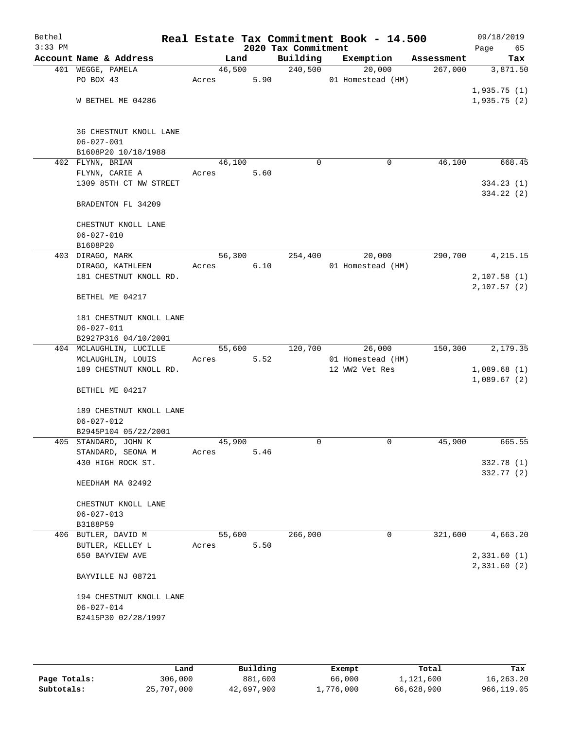# Real Estate Tax Commitment Book - 14.500

Bethel
3:33 PM

2020 Tax Commitment

09/18/2019

| Account Name & Address | Land | Building | Exemption | Assessment | Tax |
|---|---|---|---|---|---|
| 401 WEGGE, PAMELA | 46,500 | 240,500 | 20,000 | 267,000 | 3,871.50 |
| PO BOX 43 | Acres 5.90 | | 01 Homestead (HM) | | |
| | | | | | 1,935.75 (1) |
| W BETHEL ME 04286 | | | | | 1,935.75 (2) |
| 36 CHESTNUT KNOLL LANE | | | | | |
| 06-027-001 | | | | | |
| B1608P20 10/18/1988 | | | | | |
| 402 FLYNN, BRIAN | 46,100 | 0 | 0 | 46,100 | 668.45 |
| FLYNN, CARIE A | Acres 5.60 | | | | |
| 1309 85TH CT NW STREET | | | | | 334.23 (1) |
| | | | | | 334.22 (2) |
| BRADENTON FL 34209 | | | | | |
| CHESTNUT KNOLL LANE | | | | | |
| 06-027-010 | | | | | |
| B1608P20 | | | | | |
| 403 DIRAGO, MARK | 56,300 | 254,400 | 20,000 | 290,700 | 4,215.15 |
| DIRAGO, KATHLEEN | Acres 6.10 | | 01 Homestead (HM) | | |
| 181 CHESTNUT KNOLL RD. | | | | | 2,107.58 (1) |
| | | | | | 2,107.57 (2) |
| BETHEL ME 04217 | | | | | |
| 181 CHESTNUT KNOLL LANE | | | | | |
| 06-027-011 | | | | | |
| B2927P316 04/10/2001 | | | | | |
| 404 MCLAUGHLIN, LUCILLE | 55,600 | 120,700 | 26,000 | 150,300 | 2,179.35 |
| MCLAUGHLIN, LOUIS | Acres 5.52 | | 01 Homestead (HM) | | |
| 189 CHESTNUT KNOLL RD. | | | 12 WW2 Vet Res | | 1,089.68 (1) |
| | | | | | 1,089.67 (2) |
| BETHEL ME 04217 | | | | | |
| 189 CHESTNUT KNOLL LANE | | | | | |
| 06-027-012 | | | | | |
| B2945P104 05/22/2001 | | | | | |
| 405 STANDARD, JOHN K | 45,900 | 0 | 0 | 45,900 | 665.55 |
| STANDARD, SEONA M | Acres 5.46 | | | | |
| 430 HIGH ROCK ST. | | | | | 332.78 (1) |
| | | | | | 332.77 (2) |
| NEEDHAM MA 02492 | | | | | |
| CHESTNUT KNOLL LANE | | | | | |
| 06-027-013 | | | | | |
| B3188P59 | | | | | |
| 406 BUTLER, DAVID M | 55,600 | 266,000 | 0 | 321,600 | 4,663.20 |
| BUTLER, KELLEY L | Acres 5.50 | | | | |
| 650 BAYVIEW AVE | | | | | 2,331.60 (1) |
| | | | | | 2,331.60 (2) |
| BAYVILLE NJ 08721 | | | | | |
| 194 CHESTNUT KNOLL LANE | | | | | |
| 06-027-014 | | | | | |
| B2415P30 02/28/1997 | | | | | |

| | Land | Building | Exempt | Total | Tax |
|---|---|---|---|---|---|
| Page Totals: | 306,000 | 881,600 | 66,000 | 1,121,600 | 16,263.20 |
| Subtotals: | 25,707,000 | 42,697,900 | 1,776,000 | 66,628,900 | 966,119.05 |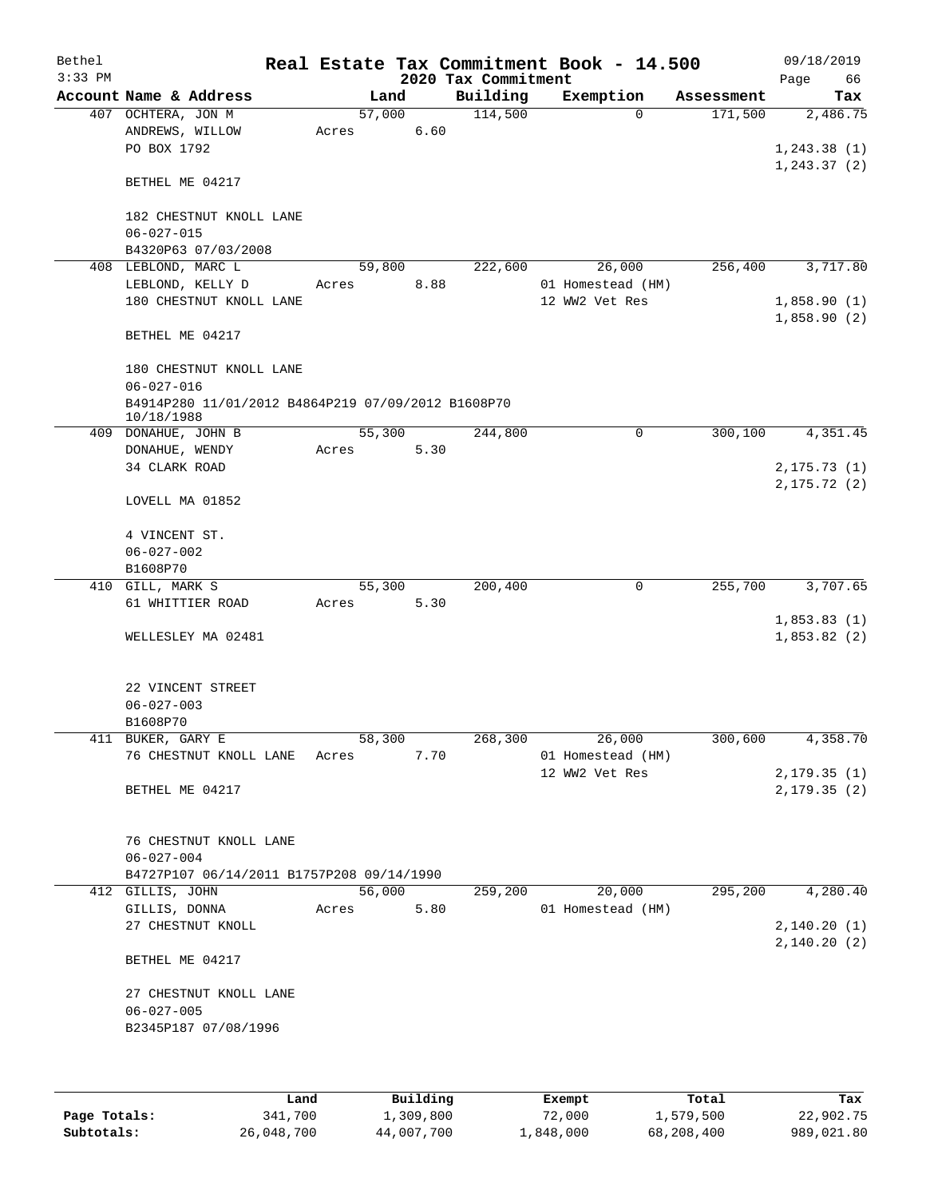Bethel 3:33 PM

# Real Estate Tax Commitment Book - 14.500

## 2020 Tax Commitment

09/18/2019

| Account Name & Address | Land | Building | Exemption | Assessment | Tax |
|---|---|---|---|---|---|
| 407 OCHTERA, JON M | 57,000 | 114,500 | 0 | 171,500 | 2,486.75 |
| ANDREWS, WILLOW | Acres 6.60 | | | | |
| PO BOX 1792 | | | | | 1,243.38 (1) |
| | | | | | 1,243.37 (2) |
| BETHEL ME 04217 | | | | | |
| 182 CHESTNUT KNOLL LANE | | | | | |
| 06-027-015 | | | | | |
| B4320P63 07/03/2008 | | | | | |
| 408 LEBLOND, MARC L | 59,800 | 222,600 | 26,000 | 256,400 | 3,717.80 |
| LEBLOND, KELLY D | Acres 8.88 | | 01 Homestead (HM) | | |
| 180 CHESTNUT KNOLL LANE | | | 12 WW2 Vet Res | | 1,858.90 (1) |
| | | | | | 1,858.90 (2) |
| BETHEL ME 04217 | | | | | |
| 180 CHESTNUT KNOLL LANE | | | | | |
| 06-027-016 | | | | | |
| B4914P280 11/01/2012 B4864P219 07/09/2012 B1608P70 10/18/1988 | | | | | |
| 409 DONAHUE, JOHN B | 55,300 | 244,800 | 0 | 300,100 | 4,351.45 |
| DONAHUE, WENDY | Acres 5.30 | | | | |
| 34 CLARK ROAD | | | | | 2,175.73 (1) |
| | | | | | 2,175.72 (2) |
| LOVELL MA 01852 | | | | | |
| 4 VINCENT ST. | | | | | |
| 06-027-002 | | | | | |
| B1608P70 | | | | | |
| 410 GILL, MARK S | 55,300 | 200,400 | 0 | 255,700 | 3,707.65 |
| 61 WHITTIER ROAD | Acres 5.30 | | | | |
| | | | | | 1,853.83 (1) |
| WELLESLEY MA 02481 | | | | | 1,853.82 (2) |
| 22 VINCENT STREET | | | | | |
| 06-027-003 | | | | | |
| B1608P70 | | | | | |
| 411 BUKER, GARY E | 58,300 | 268,300 | 26,000 | 300,600 | 4,358.70 |
| 76 CHESTNUT KNOLL LANE | Acres 7.70 | | 01 Homestead (HM) | | |
| | | | 12 WW2 Vet Res | | 2,179.35 (1) |
| BETHEL ME 04217 | | | | | 2,179.35 (2) |
| 76 CHESTNUT KNOLL LANE | | | | | |
| 06-027-004 | | | | | |
| B4727P107 06/14/2011 B1757P208 09/14/1990 | | | | | |
| 412 GILLIS, JOHN | 56,000 | 259,200 | 20,000 | 295,200 | 4,280.40 |
| GILLIS, DONNA | Acres 5.80 | | 01 Homestead (HM) | | |
| 27 CHESTNUT KNOLL | | | | | 2,140.20 (1) |
| | | | | | 2,140.20 (2) |
| BETHEL ME 04217 | | | | | |
| 27 CHESTNUT KNOLL LANE | | | | | |
| 06-027-005 | | | | | |
| B2345P187 07/08/1996 | | | | | |

| | Land | Building | Exempt | Total | Tax |
|---|---|---|---|---|---|
| Page Totals: | 341,700 | 1,309,800 | 72,000 | 1,579,500 | 22,902.75 |
| Subtotals: | 26,048,700 | 44,007,700 | 1,848,000 | 68,208,400 | 989,021.80 |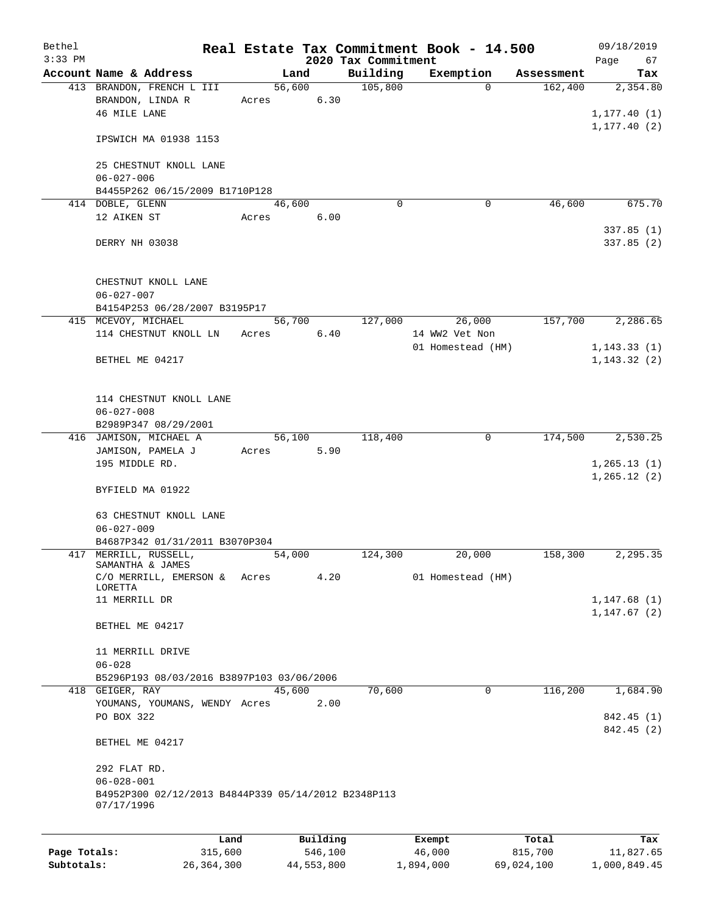Bethel 3:33 PM

# Real Estate Tax Commitment Book - 14.500

## 2020 Tax Commitment

09/18/2019

| Account Name & Address | Land | Building | Exemption | Assessment | Tax |
|---|---|---|---|---|---|
| 413 BRANDON, FRENCH L III<br>BRANDON, LINDA R<br>46 MILE LANE<br><br>IPSWICH MA 01938 1153<br><br>25 CHESTNUT KNOLL LANE<br>06-027-006<br>B4455P262 06/15/2009 B1710P128 | 56,600<br>Acres 6.30 | 105,800 | 0 | 162,400 | 2,354.80<br><br>1,177.40 (1)<br>1,177.40 (2) |
| 414 DOBLE, GLENN<br>12 AIKEN ST<br><br>DERRY NH 03038<br><br>CHESTNUT KNOLL LANE<br>06-027-007<br>B4154P253 06/28/2007 B3195P17 | 46,600<br>Acres 6.00 | 0 | 0 | 46,600 | 675.70<br><br>337.85 (1)<br>337.85 (2) |
| 415 MCEVOY, MICHAEL<br>114 CHESTNUT KNOLL LN<br><br>BETHEL ME 04217<br><br>114 CHESTNUT KNOLL LANE<br>06-027-008<br>B2989P347 08/29/2001 | 56,700<br>Acres 6.40 | 127,000 | 26,000<br>14 WW2 Vet Non<br>01 Homestead (HM) | 157,700 | 2,286.65<br><br>1,143.33 (1)<br>1,143.32 (2) |
| 416 JAMISON, MICHAEL A<br>JAMISON, PAMELA J<br>195 MIDDLE RD.<br><br>BYFIELD MA 01922<br><br>63 CHESTNUT KNOLL LANE<br>06-027-009<br>B4687P342 01/31/2011 B3070P304 | 56,100<br>Acres 5.90 | 118,400 | 0 | 174,500 | 2,530.25<br><br>1,265.13 (1)<br>1,265.12 (2) |
| 417 MERRILL, RUSSELL, SAMANTHA & JAMES<br>C/O MERRILL, EMERSON & LORETTA<br>11 MERRILL DR<br><br>BETHEL ME 04217<br><br>11 MERRILL DRIVE<br>06-028<br>B5296P193 08/03/2016 B3897P103 03/06/2006 | 54,000<br>Acres 4.20 | 124,300 | 20,000<br>01 Homestead (HM) | 158,300 | 2,295.35<br><br>1,147.68 (1)<br>1,147.67 (2) |
| 418 GEIGER, RAY<br>YOUMANS, YOUMANS, WENDY<br>PO BOX 322<br><br>BETHEL ME 04217<br><br>292 FLAT RD.<br>06-028-001<br>B4952P300 02/12/2013 B4844P339 05/14/2012 B2348P113 07/17/1996 | 45,600<br>Acres 2.00 | 70,600 | 0 | 116,200 | 1,684.90<br><br>842.45 (1)<br>842.45 (2) |

| | Land | Building | Exempt | Total | Tax |
|---|---|---|---|---|---|
| Page Totals: | 315,600 | 546,100 | 46,000 | 815,700 | 11,827.65 |
| Subtotals: | 26,364,300 | 44,553,800 | 1,894,000 | 69,024,100 | 1,000,849.45 |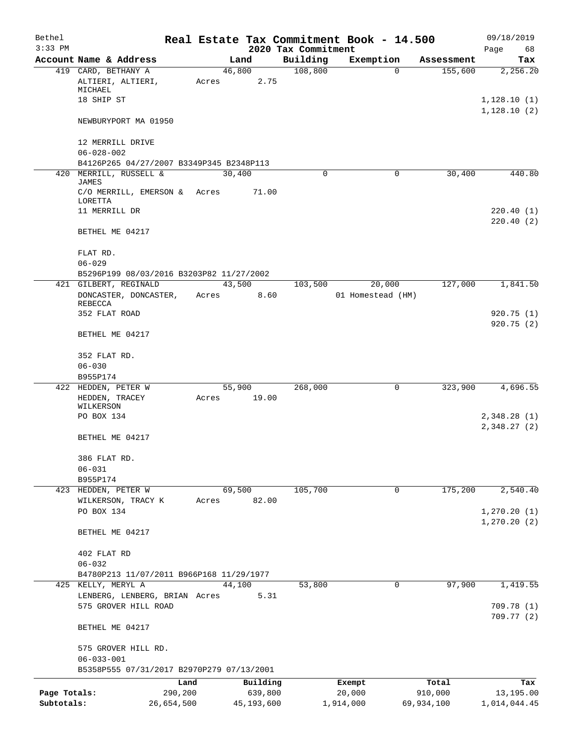Bethel 3:33 PM

# Real Estate Tax Commitment Book - 14.500

## 2020 Tax Commitment

09/18/2019 Page 68

| Account Name & Address | Land | Building | Exemption | Assessment | Tax |
|---|---|---|---|---|---|
| 419 CARD, BETHANY A | 46,800 | 108,800 | 0 | 155,600 | 2,256.20 |
| ALTIERI, ALTIERI, MICHAEL | Acres 2.75 | | | | |
| 18 SHIP ST | | | | | 1,128.10 (1) |
| | | | | | 1,128.10 (2) |
| NEWBURYPORT MA 01950 | | | | | |
| 12 MERRILL DRIVE | | | | | |
| 06-028-002 | | | | | |
| B4126P265 04/27/2007 B3349P345 B2348P113 | | | | | |
| 420 MERRILL, RUSSELL & JAMES | 30,400 | 0 | 0 | 30,400 | 440.80 |
| C/O MERRILL, EMERSON & LORETTA | Acres 71.00 | | | | |
| 11 MERRILL DR | | | | | 220.40 (1) |
| | | | | | 220.40 (2) |
| BETHEL ME 04217 | | | | | |
| FLAT RD. | | | | | |
| 06-029 | | | | | |
| B5296P199 08/03/2016 B3203P82 11/27/2002 | | | | | |
| 421 GILBERT, REGINALD | 43,500 | 103,500 | 20,000 | 127,000 | 1,841.50 |
| DONCASTER, DONCASTER, REBECCA | Acres 8.60 | | 01 Homestead (HM) | | |
| 352 FLAT ROAD | | | | | 920.75 (1) |
| | | | | | 920.75 (2) |
| BETHEL ME 04217 | | | | | |
| 352 FLAT RD. | | | | | |
| 06-030 | | | | | |
| B955P174 | | | | | |
| 422 HEDDEN, PETER W | 55,900 | 268,000 | 0 | 323,900 | 4,696.55 |
| HEDDEN, TRACEY WILKERSON | Acres 19.00 | | | | |
| PO BOX 134 | | | | | 2,348.28 (1) |
| | | | | | 2,348.27 (2) |
| BETHEL ME 04217 | | | | | |
| 386 FLAT RD. | | | | | |
| 06-031 | | | | | |
| B955P174 | | | | | |
| 423 HEDDEN, PETER W | 69,500 | 105,700 | 0 | 175,200 | 2,540.40 |
| WILKERSON, TRACY K | Acres 82.00 | | | | |
| PO BOX 134 | | | | | 1,270.20 (1) |
| | | | | | 1,270.20 (2) |
| BETHEL ME 04217 | | | | | |
| 402 FLAT RD | | | | | |
| 06-032 | | | | | |
| B4780P213 11/07/2011 B966P168 11/29/1977 | | | | | |
| 425 KELLY, MERYL A | 44,100 | 53,800 | 0 | 97,900 | 1,419.55 |
| LENBERG, LENBERG, BRIAN | Acres 5.31 | | | | |
| 575 GROVER HILL ROAD | | | | | 709.78 (1) |
| | | | | | 709.77 (2) |
| BETHEL ME 04217 | | | | | |
| 575 GROVER HILL RD. | | | | | |
| 06-033-001 | | | | | |
| B5358P555 07/31/2017 B2970P279 07/13/2001 | | | | | |

| | Land | Building | Exempt | Total | Tax |
|---|---|---|---|---|---|
| Page Totals: | 290,200 | 639,800 | 20,000 | 910,000 | 13,195.00 |
| Subtotals: | 26,654,500 | 45,193,600 | 1,914,000 | 69,934,100 | 1,014,044.45 |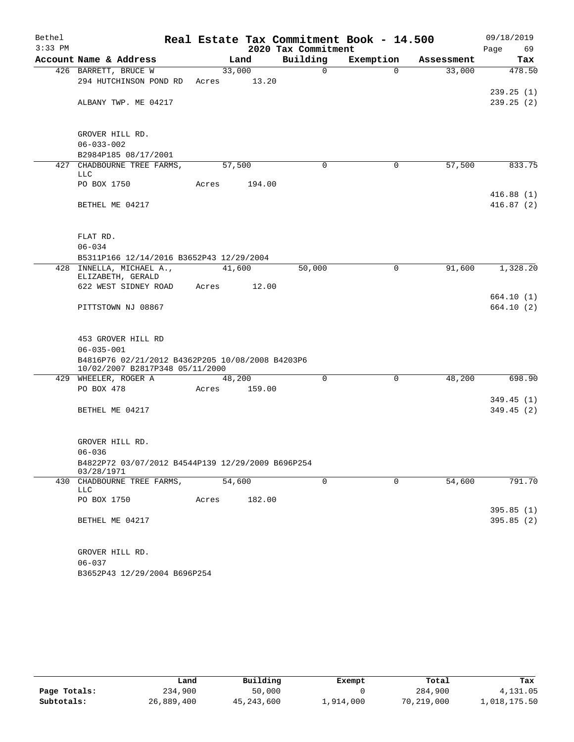# Real Estate Tax Commitment Book - 14.500

Bethel 3:33 PM — 2020 Tax Commitment — 09/18/2019

| Account Name & Address | Land | Building | Exemption | Assessment | Tax |
|---|---|---|---|---|---|
| 426 BARRETT, BRUCE W | 33,000 | 0 | 0 | 33,000 | 478.50 |
| 294 HUTCHINSON POND RD | Acres 13.20 | | | | |
| | | | | | 239.25 (1) |
| ALBANY TWP. ME 04217 | | | | | 239.25 (2) |
| GROVER HILL RD. | | | | | |
| 06-033-002 | | | | | |
| B2984P185 08/17/2001 | | | | | |
| 427 CHADBOURNE TREE FARMS, LLC | 57,500 | 0 | 0 | 57,500 | 833.75 |
| PO BOX 1750 | Acres 194.00 | | | | |
| | | | | | 416.88 (1) |
| BETHEL ME 04217 | | | | | 416.87 (2) |
| FLAT RD. | | | | | |
| 06-034 | | | | | |
| B5311P166 12/14/2016 B3652P43 12/29/2004 | | | | | |
| 428 INNELLA, MICHAEL A., ELIZABETH, GERALD | 41,600 | 50,000 | 0 | 91,600 | 1,328.20 |
| 622 WEST SIDNEY ROAD | Acres 12.00 | | | | |
| | | | | | 664.10 (1) |
| PITTSTOWN NJ 08867 | | | | | 664.10 (2) |
| 453 GROVER HILL RD | | | | | |
| 06-035-001 | | | | | |
| B4816P76 02/21/2012 B4362P205 10/08/2008 B4203P6 10/02/2007 B2817P348 05/11/2000 | | | | | |
| 429 WHEELER, ROGER A | 48,200 | 0 | 0 | 48,200 | 698.90 |
| PO BOX 478 | Acres 159.00 | | | | |
| | | | | | 349.45 (1) |
| BETHEL ME 04217 | | | | | 349.45 (2) |
| GROVER HILL RD. | | | | | |
| 06-036 | | | | | |
| B4822P72 03/07/2012 B4544P139 12/29/2009 B696P254 03/28/1971 | | | | | |
| 430 CHADBOURNE TREE FARMS, LLC | 54,600 | 0 | 0 | 54,600 | 791.70 |
| PO BOX 1750 | Acres 182.00 | | | | |
| | | | | | 395.85 (1) |
| BETHEL ME 04217 | | | | | 395.85 (2) |
| GROVER HILL RD. | | | | | |
| 06-037 | | | | | |
| B3652P43 12/29/2004 B696P254 | | | | | |

| | Land | Building | Exempt | Total | Tax |
|---|---|---|---|---|---|
| Page Totals: | 234,900 | 50,000 | 0 | 284,900 | 4,131.05 |
| Subtotals: | 26,889,400 | 45,243,600 | 1,914,000 | 70,219,000 | 1,018,175.50 |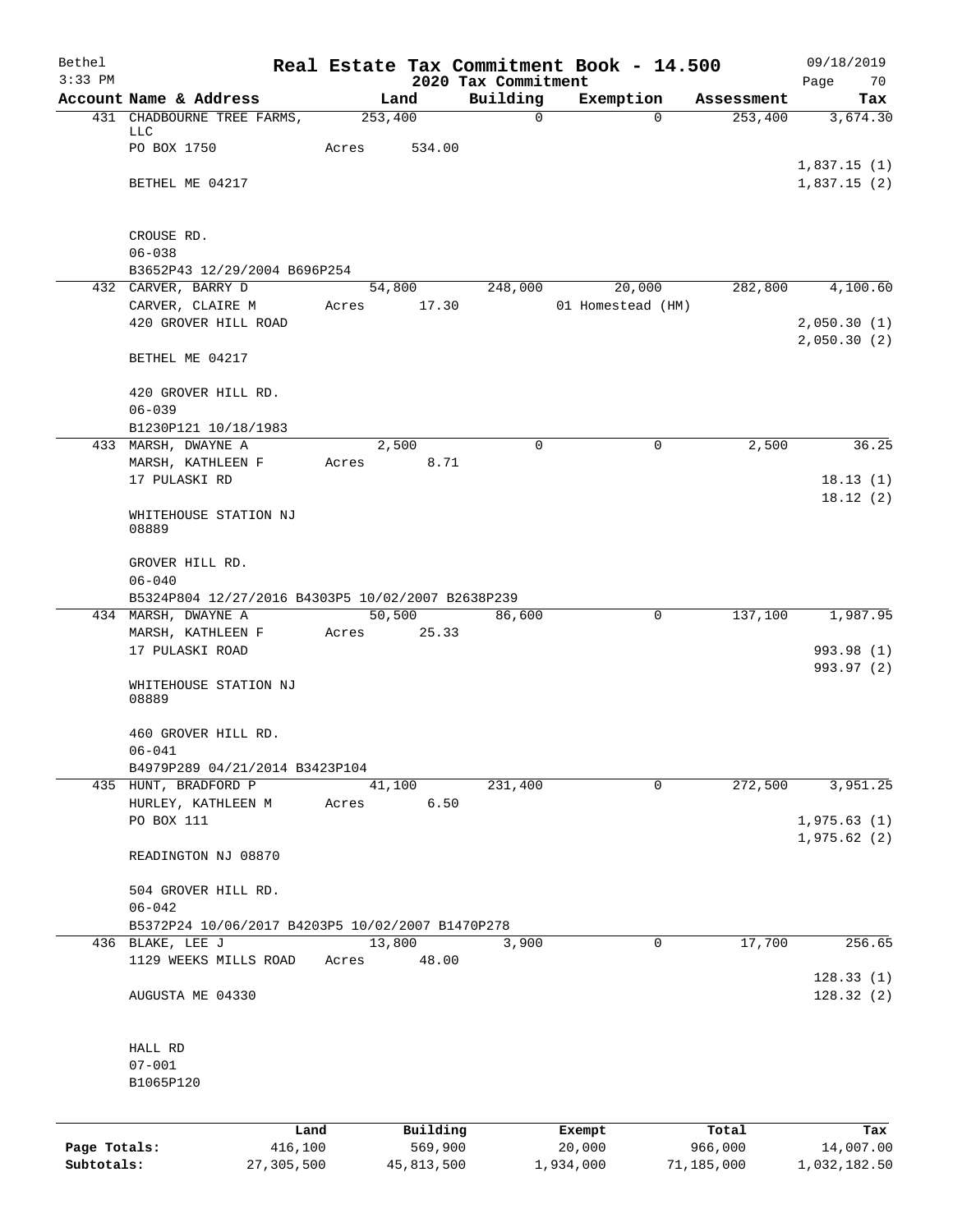Bethel 3:33 PM

# Real Estate Tax Commitment Book - 14.500

## 2020 Tax Commitment

09/18/2019

| Account Name & Address | Land | Building | Exemption | Assessment | Tax |
|---|---|---|---|---|---|
| 431 CHADBOURNE TREE FARMS, LLC | 253,400 | 0 | 0 | 253,400 | 3,674.30 |
| PO BOX 1750 | Acres 534.00 | | | | |
| | | | | | 1,837.15 (1) |
| BETHEL ME 04217 | | | | | 1,837.15 (2) |
| CROUSE RD. | | | | | |
| 06-038 | | | | | |
| B3652P43 12/29/2004 B696P254 | | | | | |
| 432 CARVER, BARRY D | 54,800 | 248,000 | 20,000 | 282,800 | 4,100.60 |
| CARVER, CLAIRE M | Acres 17.30 | | 01 Homestead (HM) | | |
| 420 GROVER HILL ROAD | | | | | 2,050.30 (1) |
| | | | | | 2,050.30 (2) |
| BETHEL ME 04217 | | | | | |
| 420 GROVER HILL RD. | | | | | |
| 06-039 | | | | | |
| B1230P121 10/18/1983 | | | | | |
| 433 MARSH, DWAYNE A | 2,500 | 0 | 0 | 2,500 | 36.25 |
| MARSH, KATHLEEN F | Acres 8.71 | | | | |
| 17 PULASKI RD | | | | | 18.13 (1) |
| | | | | | 18.12 (2) |
| WHITEHOUSE STATION NJ 08889 | | | | | |
| GROVER HILL RD. | | | | | |
| 06-040 | | | | | |
| B5324P804 12/27/2016 B4303P5 10/02/2007 B2638P239 | | | | | |
| 434 MARSH, DWAYNE A | 50,500 | 86,600 | 0 | 137,100 | 1,987.95 |
| MARSH, KATHLEEN F | Acres 25.33 | | | | |
| 17 PULASKI ROAD | | | | | 993.98 (1) |
| | | | | | 993.97 (2) |
| WHITEHOUSE STATION NJ 08889 | | | | | |
| 460 GROVER HILL RD. | | | | | |
| 06-041 | | | | | |
| B4979P289 04/21/2014 B3423P104 | | | | | |
| 435 HUNT, BRADFORD P | 41,100 | 231,400 | 0 | 272,500 | 3,951.25 |
| HURLEY, KATHLEEN M | Acres 6.50 | | | | |
| PO BOX 111 | | | | | 1,975.63 (1) |
| | | | | | 1,975.62 (2) |
| READINGTON NJ 08870 | | | | | |
| 504 GROVER HILL RD. | | | | | |
| 06-042 | | | | | |
| B5372P24 10/06/2017 B4203P5 10/02/2007 B1470P278 | | | | | |
| 436 BLAKE, LEE J | 13,800 | 3,900 | 0 | 17,700 | 256.65 |
| 1129 WEEKS MILLS ROAD | Acres 48.00 | | | | |
| | | | | | 128.33 (1) |
| AUGUSTA ME 04330 | | | | | 128.32 (2) |
| HALL RD | | | | | |
| 07-001 | | | | | |
| B1065P120 | | | | | |

| | Land | Building | Exempt | Total | Tax |
|---|---|---|---|---|---|
| Page Totals: | 416,100 | 569,900 | 20,000 | 966,000 | 14,007.00 |
| Subtotals: | 27,305,500 | 45,813,500 | 1,934,000 | 71,185,000 | 1,032,182.50 |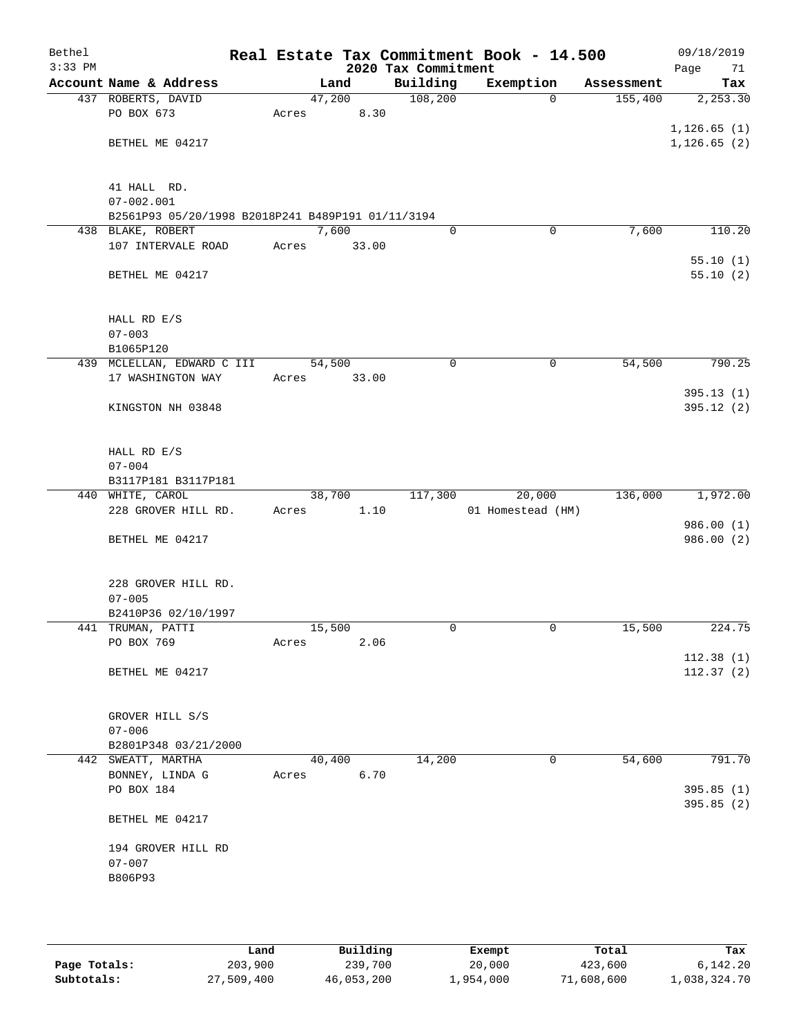# Real Estate Tax Commitment Book - 14.500

## 2020 Tax Commitment

| Account Name & Address | Land | Building | Exemption | Assessment | Tax |
|---|---|---|---|---|---|
| 437 ROBERTS, DAVID | 47,200 | 108,200 | 0 | 155,400 | 2,253.30 |
| PO BOX 673 | Acres 8.30 | | | | |
| | | | | | 1,126.65 (1) |
| BETHEL ME 04217 | | | | | 1,126.65 (2) |
| 41 HALL RD. | | | | | |
| 07-002.001 | | | | | |
| B2561P93 05/20/1998 B2018P241 B489P191 01/11/3194 | | | | | |
| 438 BLAKE, ROBERT | 7,600 | 0 | 0 | 7,600 | 110.20 |
| 107 INTERVALE ROAD | Acres 33.00 | | | | |
| | | | | | 55.10 (1) |
| BETHEL ME 04217 | | | | | 55.10 (2) |
| HALL RD E/S | | | | | |
| 07-003 | | | | | |
| B1065P120 | | | | | |
| 439 MCLELLAN, EDWARD C III | 54,500 | 0 | 0 | 54,500 | 790.25 |
| 17 WASHINGTON WAY | Acres 33.00 | | | | |
| | | | | | 395.13 (1) |
| KINGSTON NH 03848 | | | | | 395.12 (2) |
| HALL RD E/S | | | | | |
| 07-004 | | | | | |
| B3117P181 B3117P181 | | | | | |
| 440 WHITE, CAROL | 38,700 | 117,300 | 20,000 | 136,000 | 1,972.00 |
| 228 GROVER HILL RD. | Acres 1.10 | | 01 Homestead (HM) | | |
| | | | | | 986.00 (1) |
| BETHEL ME 04217 | | | | | 986.00 (2) |
| 228 GROVER HILL RD. | | | | | |
| 07-005 | | | | | |
| B2410P36 02/10/1997 | | | | | |
| 441 TRUMAN, PATTI | 15,500 | 0 | 0 | 15,500 | 224.75 |
| PO BOX 769 | Acres 2.06 | | | | |
| | | | | | 112.38 (1) |
| BETHEL ME 04217 | | | | | 112.37 (2) |
| GROVER HILL S/S | | | | | |
| 07-006 | | | | | |
| B2801P348 03/21/2000 | | | | | |
| 442 SWEATT, MARTHA | 40,400 | 14,200 | 0 | 54,600 | 791.70 |
| BONNEY, LINDA G | Acres 6.70 | | | | |
| PO BOX 184 | | | | | 395.85 (1) |
| | | | | | 395.85 (2) |
| BETHEL ME 04217 | | | | | |
| 194 GROVER HILL RD | | | | | |
| 07-007 | | | | | |
| B806P93 | | | | | |

| | Land | Building | Exempt | Total | Tax |
|---|---|---|---|---|---|
| Page Totals: | 203,900 | 239,700 | 20,000 | 423,600 | 6,142.20 |
| Subtotals: | 27,509,400 | 46,053,200 | 1,954,000 | 71,608,600 | 1,038,324.70 |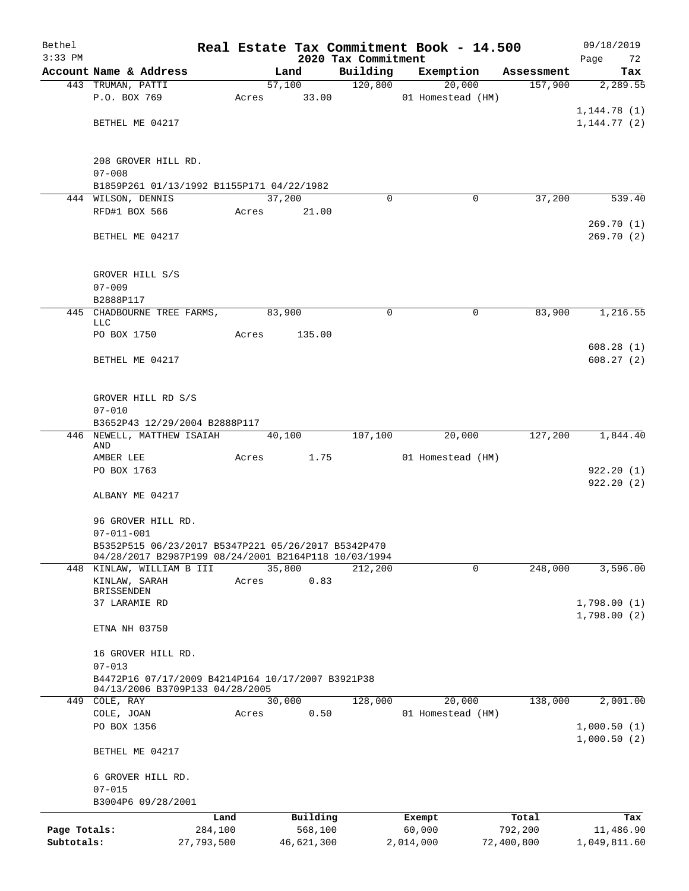Bethel 3:33 PM

# Real Estate Tax Commitment Book - 14.500

## 2020 Tax Commitment

09/18/2019

| Account Name & Address | Land | Building | Exemption | Assessment | Tax |
|---|---|---|---|---|---|
| 443 TRUMAN, PATTI | 57,100 | 120,800 | 20,000 | 157,900 | 2,289.55 |
| P.O. BOX 769 | Acres 33.00 | | 01 Homestead (HM) | | |
| | | | | | 1,144.78 (1) |
| BETHEL ME 04217 | | | | | 1,144.77 (2) |
| 208 GROVER HILL RD. | | | | | |
| 07-008 | | | | | |
| B1859P261 01/13/1992 B1155P171 04/22/1982 | | | | | |
| 444 WILSON, DENNIS | 37,200 | 0 | 0 | 37,200 | 539.40 |
| RFD#1 BOX 566 | Acres 21.00 | | | | |
| | | | | | 269.70 (1) |
| BETHEL ME 04217 | | | | | 269.70 (2) |
| GROVER HILL S/S | | | | | |
| 07-009 | | | | | |
| B2888P117 | | | | | |
| 445 CHADBOURNE TREE FARMS, LLC | 83,900 | 0 | 0 | 83,900 | 1,216.55 |
| PO BOX 1750 | Acres 135.00 | | | | |
| | | | | | 608.28 (1) |
| BETHEL ME 04217 | | | | | 608.27 (2) |
| GROVER HILL RD S/S | | | | | |
| 07-010 | | | | | |
| B3652P43 12/29/2004 B2888P117 | | | | | |
| 446 NEWELL, MATTHEW ISAIAH AND | 40,100 | 107,100 | 20,000 | 127,200 | 1,844.40 |
| AMBER LEE | Acres 1.75 | | 01 Homestead (HM) | | |
| PO BOX 1763 | | | | | 922.20 (1) |
| | | | | | 922.20 (2) |
| ALBANY ME 04217 | | | | | |
| 96 GROVER HILL RD. | | | | | |
| 07-011-001 | | | | | |
| B5352P515 06/23/2017 B5347P221 05/26/2017 B5342P470 04/28/2017 B2987P199 08/24/2001 B2164P118 10/03/1994 | | | | | |
| 448 KINLAW, WILLIAM B III | 35,800 | 212,200 | 0 | 248,000 | 3,596.00 |
| KINLAW, SARAH BRISSENDEN | Acres 0.83 | | | | |
| 37 LARAMIE RD | | | | | 1,798.00 (1) |
| | | | | | 1,798.00 (2) |
| ETNA NH 03750 | | | | | |
| 16 GROVER HILL RD. | | | | | |
| 07-013 | | | | | |
| B4472P16 07/17/2009 B4214P164 10/17/2007 B3921P38 04/13/2006 B3709P133 04/28/2005 | | | | | |
| 449 COLE, RAY | 30,000 | 128,000 | 20,000 | 138,000 | 2,001.00 |
| COLE, JOAN | Acres 0.50 | | 01 Homestead (HM) | | |
| PO BOX 1356 | | | | | 1,000.50 (1) |
| | | | | | 1,000.50 (2) |
| BETHEL ME 04217 | | | | | |
| 6 GROVER HILL RD. | | | | | |
| 07-015 | | | | | |
| B3004P6 09/28/2001 | | | | | |

| | Land | Building | Exempt | Total | Tax |
|---|---|---|---|---|---|
| Page Totals: | 284,100 | 568,100 | 60,000 | 792,200 | 11,486.90 |
| Subtotals: | 27,793,500 | 46,621,300 | 2,014,000 | 72,400,800 | 1,049,811.60 |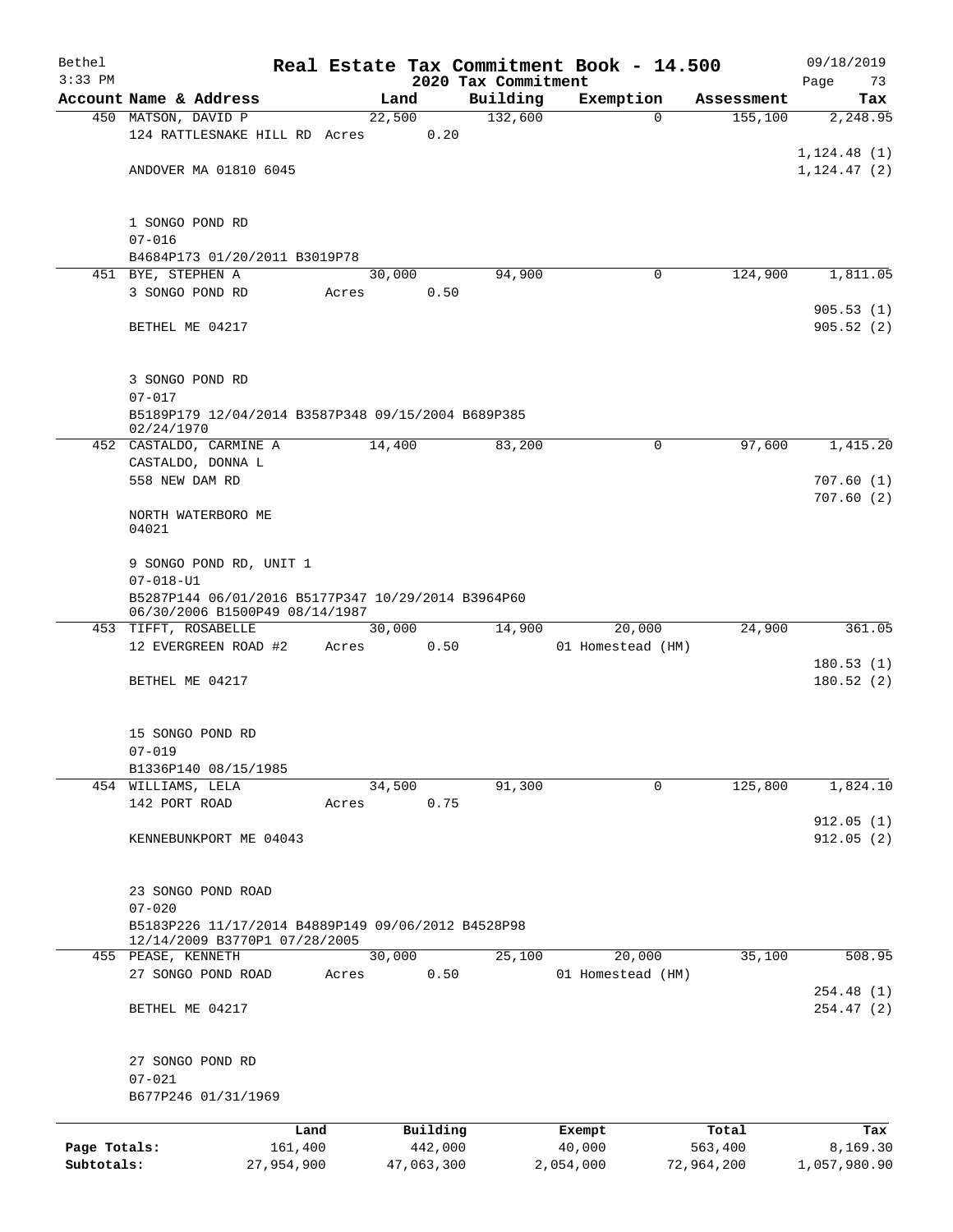Bethel 3:33 PM

# Real Estate Tax Commitment Book - 14.500

## 2020 Tax Commitment

09/18/2019

| Account Name & Address | Land | Building | Exemption | Assessment | Tax |
|---|---|---|---|---|---|
| 450 MATSON, DAVID P<br>124 RATTLESNAKE HILL RD<br>ANDOVER MA 01810 6045<br><br>1 SONGO POND RD<br>07-016<br>B4684P173 01/20/2011 B3019P78 | 22,500<br>Acres 0.20 | 132,600 | 0 | 155,100 | 2,248.95<br>1,124.48 (1)<br>1,124.47 (2) |
| 451 BYE, STEPHEN A<br>3 SONGO POND RD<br>BETHEL ME 04217<br><br>3 SONGO POND RD<br>07-017<br>B5189P179 12/04/2014 B3587P348 09/15/2004 B689P385 02/24/1970 | 30,000<br>Acres 0.50 | 94,900 | 0 | 124,900 | 1,811.05<br>905.53 (1)<br>905.52 (2) |
| 452 CASTALDO, CARMINE A<br>CASTALDO, DONNA L<br>558 NEW DAM RD<br>NORTH WATERBORO ME 04021<br><br>9 SONGO POND RD, UNIT 1<br>07-018-U1<br>B5287P144 06/01/2016 B5177P347 10/29/2014 B3964P60 06/30/2006 B1500P49 08/14/1987 | 14,400 | 83,200 | 0 | 97,600 | 1,415.20<br>707.60 (1)<br>707.60 (2) |
| 453 TIFFT, ROSABELLE<br>12 EVERGREEN ROAD #2<br>BETHEL ME 04217<br><br>15 SONGO POND RD<br>07-019<br>B1336P140 08/15/1985 | 30,000<br>Acres 0.50 | 14,900 | 20,000<br>01 Homestead (HM) | 24,900 | 361.05<br>180.53 (1)<br>180.52 (2) |
| 454 WILLIAMS, LELA<br>142 PORT ROAD<br>KENNEBUNKPORT ME 04043<br><br>23 SONGO POND ROAD<br>07-020<br>B5183P226 11/17/2014 B4889P149 09/06/2012 B4528P98 12/14/2009 B3770P1 07/28/2005 | 34,500<br>Acres 0.75 | 91,300 | 0 | 125,800 | 1,824.10<br>912.05 (1)<br>912.05 (2) |
| 455 PEASE, KENNETH<br>27 SONGO POND ROAD<br>BETHEL ME 04217<br><br>27 SONGO POND RD<br>07-021<br>B677P246 01/31/1969 | 30,000<br>Acres 0.50 | 25,100 | 20,000<br>01 Homestead (HM) | 35,100 | 508.95<br>254.48 (1)<br>254.47 (2) |

| | Land | Building | Exempt | Total | Tax |
|---|---|---|---|---|---|
| Page Totals: | 161,400 | 442,000 | 40,000 | 563,400 | 8,169.30 |
| Subtotals: | 27,954,900 | 47,063,300 | 2,054,000 | 72,964,200 | 1,057,980.90 |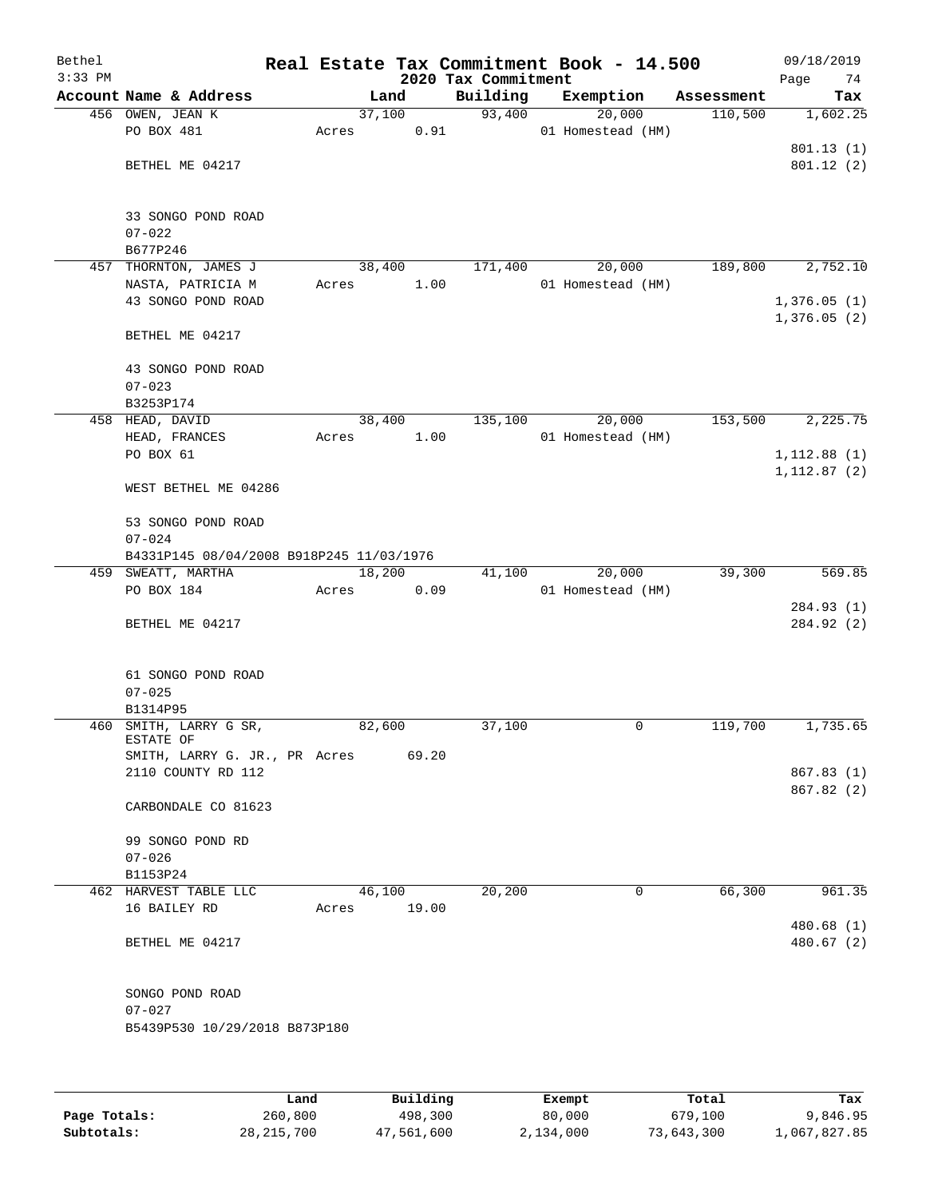Bethel 3:33 PM

# Real Estate Tax Commitment Book - 14.500

## 2020 Tax Commitment

09/18/2019

| Account | Name & Address | Land | Building | Exemption | Assessment | Tax |
|---|---|---|---|---|---|---|
| 456 | OWEN, JEAN K<br>PO BOX 481<br><br>BETHEL ME 04217<br><br>33 SONGO POND ROAD<br>07-022<br>B677P246 | 37,100<br>Acres 0.91 | 93,400 | 20,000<br>01 Homestead (HM) | 110,500 | 1,602.25<br><br>801.13 (1)<br>801.12 (2) |
| 457 | THORNTON, JAMES J<br>NASTA, PATRICIA M<br>43 SONGO POND ROAD<br><br>BETHEL ME 04217<br><br>43 SONGO POND ROAD<br>07-023<br>B3253P174 | 38,400<br>Acres 1.00 | 171,400 | 20,000<br>01 Homestead (HM) | 189,800 | 2,752.10<br><br>1,376.05 (1)<br>1,376.05 (2) |
| 458 | HEAD, DAVID<br>HEAD, FRANCES<br>PO BOX 61<br><br>WEST BETHEL ME 04286<br><br>53 SONGO POND ROAD<br>07-024<br>B4331P145 08/04/2008 B918P245 11/03/1976 | 38,400<br>Acres 1.00 | 135,100 | 20,000<br>01 Homestead (HM) | 153,500 | 2,225.75<br><br>1,112.88 (1)<br>1,112.87 (2) |
| 459 | SWEATT, MARTHA<br>PO BOX 184<br><br>BETHEL ME 04217<br><br>61 SONGO POND ROAD<br>07-025<br>B1314P95 | 18,200<br>Acres 0.09 | 41,100 | 20,000<br>01 Homestead (HM) | 39,300 | 569.85<br><br>284.93 (1)<br>284.92 (2) |
| 460 | SMITH, LARRY G SR, ESTATE OF<br>SMITH, LARRY G. JR., PR<br>2110 COUNTY RD 112<br><br>CARBONDALE CO 81623<br><br>99 SONGO POND RD<br>07-026<br>B1153P24 | 82,600<br>Acres 69.20 | 37,100 | 0 | 119,700 | 1,735.65<br><br>867.83 (1)<br>867.82 (2) |
| 462 | HARVEST TABLE LLC<br>16 BAILEY RD<br><br>BETHEL ME 04217<br><br>SONGO POND ROAD<br>07-027<br>B5439P530 10/29/2018 B873P180 | 46,100<br>Acres 19.00 | 20,200 | 0 | 66,300 | 961.35<br><br>480.68 (1)<br>480.67 (2) |

| | Land | Building | Exempt | Total | Tax |
|---|---|---|---|---|---|
| Page Totals: | 260,800 | 498,300 | 80,000 | 679,100 | 9,846.95 |
| Subtotals: | 28,215,700 | 47,561,600 | 2,134,000 | 73,643,300 | 1,067,827.85 |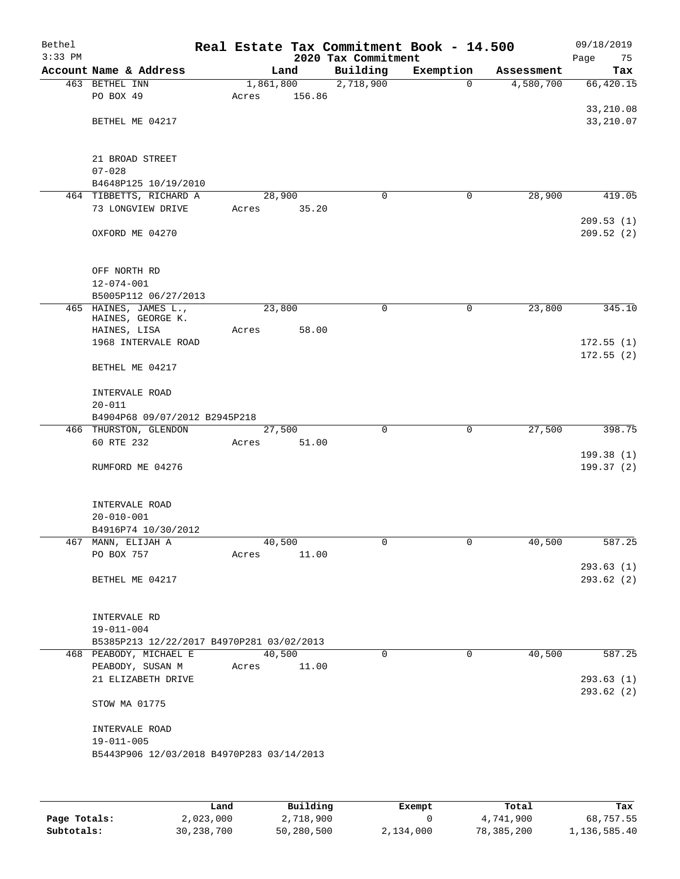# Real Estate Tax Commitment Book - 14.500

Bethel
3:33 PM

2020 Tax Commitment

09/18/2019

| Account Name & Address | Land | Building | Exemption | Assessment | Tax |
|---|---|---|---|---|---|
| 463 BETHEL INN | 1,861,800 | 2,718,900 | 0 | 4,580,700 | 66,420.15 |
| PO BOX 49 | Acres 156.86 | | | | |
| | | | | | 33,210.08 |
| BETHEL ME 04217 | | | | | 33,210.07 |
| 21 BROAD STREET | | | | | |
| 07-028 | | | | | |
| B4648P125 10/19/2010 | | | | | |
| 464 TIBBETTS, RICHARD A | 28,900 | 0 | 0 | 28,900 | 419.05 |
| 73 LONGVIEW DRIVE | Acres 35.20 | | | | |
| | | | | | 209.53 (1) |
| OXFORD ME 04270 | | | | | 209.52 (2) |
| OFF NORTH RD | | | | | |
| 12-074-001 | | | | | |
| B5005P112 06/27/2013 | | | | | |
| 465 HAINES, JAMES L., | 23,800 | 0 | 0 | 23,800 | 345.10 |
| HAINES, GEORGE K. | | | | | |
| HAINES, LISA | Acres 58.00 | | | | |
| 1968 INTERVALE ROAD | | | | | 172.55 (1) |
| | | | | | 172.55 (2) |
| BETHEL ME 04217 | | | | | |
| INTERVALE ROAD | | | | | |
| 20-011 | | | | | |
| B4904P68 09/07/2012 B2945P218 | | | | | |
| 466 THURSTON, GLENDON | 27,500 | 0 | 0 | 27,500 | 398.75 |
| 60 RTE 232 | Acres 51.00 | | | | |
| | | | | | 199.38 (1) |
| RUMFORD ME 04276 | | | | | 199.37 (2) |
| INTERVALE ROAD | | | | | |
| 20-010-001 | | | | | |
| B4916P74 10/30/2012 | | | | | |
| 467 MANN, ELIJAH A | 40,500 | 0 | 0 | 40,500 | 587.25 |
| PO BOX 757 | Acres 11.00 | | | | |
| | | | | | 293.63 (1) |
| BETHEL ME 04217 | | | | | 293.62 (2) |
| INTERVALE RD | | | | | |
| 19-011-004 | | | | | |
| B5385P213 12/22/2017 B4970P281 03/02/2013 | | | | | |
| 468 PEABODY, MICHAEL E | 40,500 | 0 | 0 | 40,500 | 587.25 |
| PEABODY, SUSAN M | Acres 11.00 | | | | |
| 21 ELIZABETH DRIVE | | | | | 293.63 (1) |
| | | | | | 293.62 (2) |
| STOW MA 01775 | | | | | |
| INTERVALE ROAD | | | | | |
| 19-011-005 | | | | | |
| B5443P906 12/03/2018 B4970P283 03/14/2013 | | | | | |

| | Land | Building | Exempt | Total | Tax |
|---|---|---|---|---|---|
| Page Totals: | 2,023,000 | 2,718,900 | 0 | 4,741,900 | 68,757.55 |
| Subtotals: | 30,238,700 | 50,280,500 | 2,134,000 | 78,385,200 | 1,136,585.40 |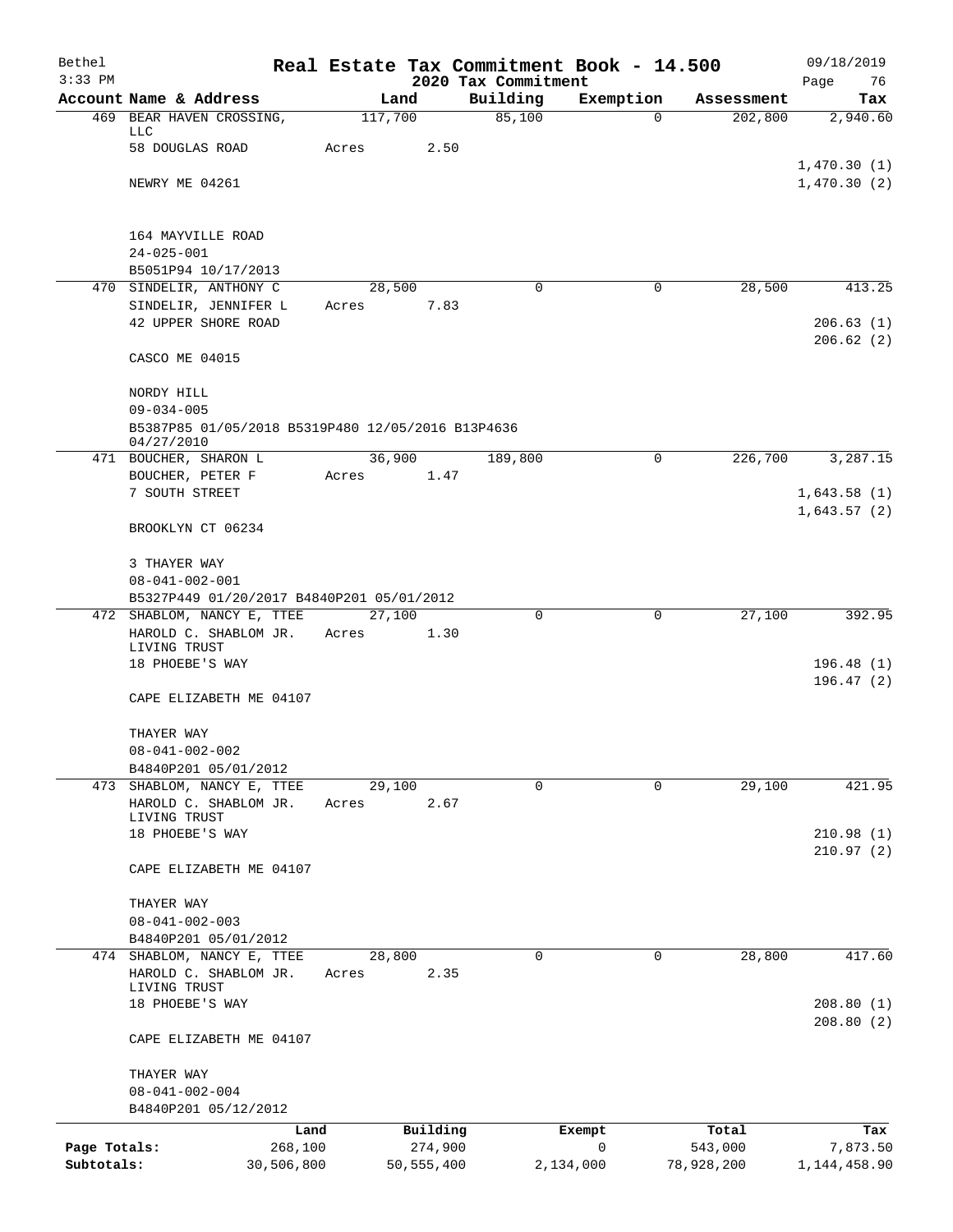Bethel 3:33 PM

# Real Estate Tax Commitment Book - 14.500

## 2020 Tax Commitment

09/18/2019 Page 76

| Account Name & Address | Land | Building | Exemption | Assessment | Tax |
|---|---|---|---|---|---|
| 469 BEAR HAVEN CROSSING, LLC | 117,700 | 85,100 | 0 | 202,800 | 2,940.60 |
| 58 DOUGLAS ROAD | Acres 2.50 | | | | |
| | | | | | 1,470.30 (1) |
| NEWRY ME 04261 | | | | | 1,470.30 (2) |
| 164 MAYVILLE ROAD | | | | | |
| 24-025-001 | | | | | |
| B5051P94 10/17/2013 | | | | | |
| 470 SINDELIR, ANTHONY C | 28,500 | 0 | 0 | 28,500 | 413.25 |
| SINDELIR, JENNIFER L | Acres 7.83 | | | | |
| 42 UPPER SHORE ROAD | | | | | 206.63 (1) |
| | | | | | 206.62 (2) |
| CASCO ME 04015 | | | | | |
| NORDY HILL | | | | | |
| 09-034-005 | | | | | |
| B5387P85 01/05/2018 B5319P480 12/05/2016 B13P4636 04/27/2010 | | | | | |
| 471 BOUCHER, SHARON L | 36,900 | 189,800 | 0 | 226,700 | 3,287.15 |
| BOUCHER, PETER F | Acres 1.47 | | | | |
| 7 SOUTH STREET | | | | | 1,643.58 (1) |
| | | | | | 1,643.57 (2) |
| BROOKLYN CT 06234 | | | | | |
| 3 THAYER WAY | | | | | |
| 08-041-002-001 | | | | | |
| B5327P449 01/20/2017 B4840P201 05/01/2012 | | | | | |
| 472 SHABLOM, NANCY E, TTEE | 27,100 | 0 | 0 | 27,100 | 392.95 |
| HAROLD C. SHABLOM JR. LIVING TRUST | Acres 1.30 | | | | |
| 18 PHOEBE'S WAY | | | | | 196.48 (1) |
| | | | | | 196.47 (2) |
| CAPE ELIZABETH ME 04107 | | | | | |
| THAYER WAY | | | | | |
| 08-041-002-002 | | | | | |
| B4840P201 05/01/2012 | | | | | |
| 473 SHABLOM, NANCY E, TTEE | 29,100 | 0 | 0 | 29,100 | 421.95 |
| HAROLD C. SHABLOM JR. LIVING TRUST | Acres 2.67 | | | | |
| 18 PHOEBE'S WAY | | | | | 210.98 (1) |
| | | | | | 210.97 (2) |
| CAPE ELIZABETH ME 04107 | | | | | |
| THAYER WAY | | | | | |
| 08-041-002-003 | | | | | |
| B4840P201 05/01/2012 | | | | | |
| 474 SHABLOM, NANCY E, TTEE | 28,800 | 0 | 0 | 28,800 | 417.60 |
| HAROLD C. SHABLOM JR. LIVING TRUST | Acres 2.35 | | | | |
| 18 PHOEBE'S WAY | | | | | 208.80 (1) |
| | | | | | 208.80 (2) |
| CAPE ELIZABETH ME 04107 | | | | | |
| THAYER WAY | | | | | |
| 08-041-002-004 | | | | | |
| B4840P201 05/12/2012 | | | | | |

| | Land | Building | Exempt | Total | Tax |
|---|---|---|---|---|---|
| Page Totals: | 268,100 | 274,900 | 0 | 543,000 | 7,873.50 |
| Subtotals: | 30,506,800 | 50,555,400 | 2,134,000 | 78,928,200 | 1,144,458.90 |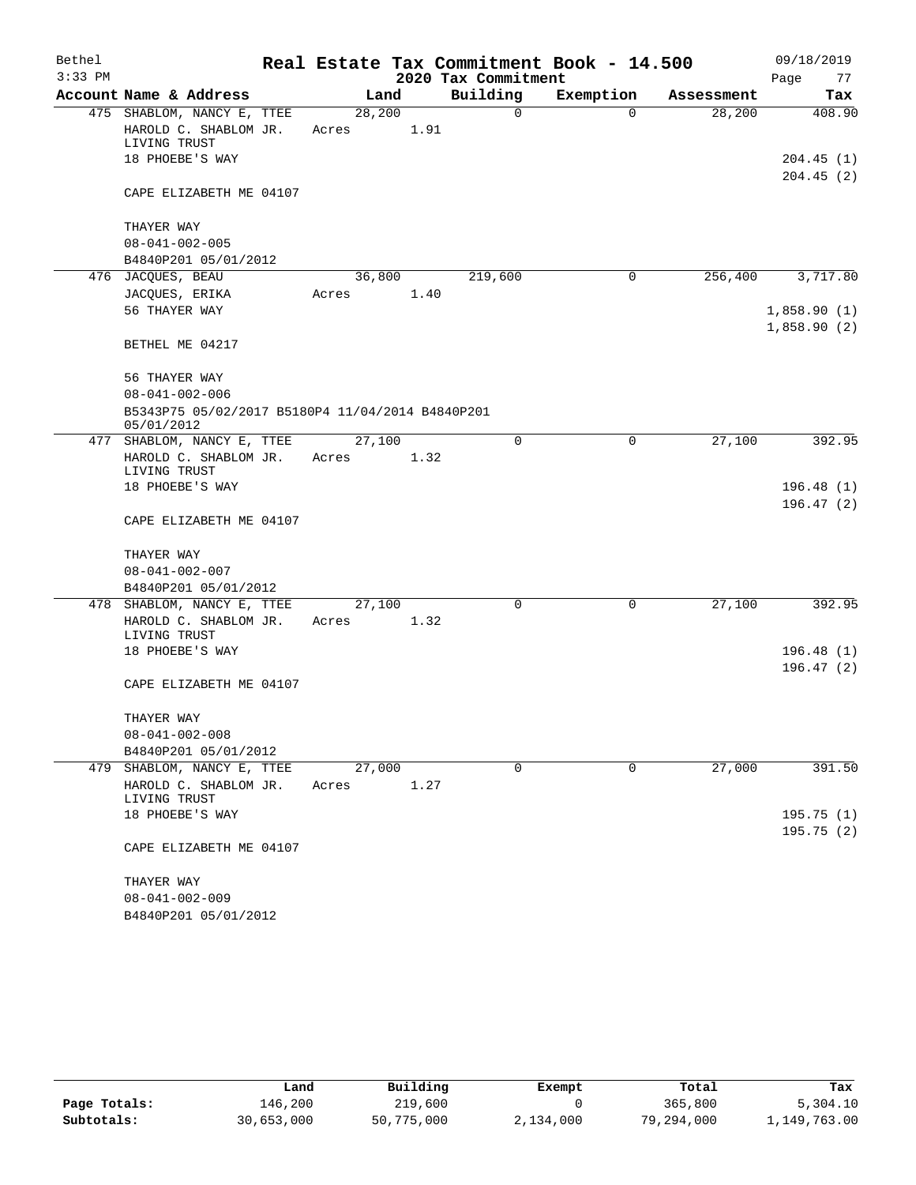Bethel 3:33 PM

# Real Estate Tax Commitment Book - 14.500

## 2020 Tax Commitment

09/18/2019

| Account Name & Address | Land | Building | Exemption | Assessment | Tax |
|---|---|---|---|---|---|
| 475 SHABLOM, NANCY E, TTEE | 28,200 | 0 | 0 | 28,200 | 408.90 |
| HAROLD C. SHABLOM JR. LIVING TRUST | Acres 1.91 | | | | |
| 18 PHOEBE'S WAY | | | | | 204.45 (1) |
| | | | | | 204.45 (2) |
| CAPE ELIZABETH ME 04107 | | | | | |
| THAYER WAY | | | | | |
| 08-041-002-005 | | | | | |
| B4840P201 05/01/2012 | | | | | |
| 476 JACQUES, BEAU | 36,800 | 219,600 | 0 | 256,400 | 3,717.80 |
| JACQUES, ERIKA | Acres 1.40 | | | | |
| 56 THAYER WAY | | | | | 1,858.90 (1) |
| | | | | | 1,858.90 (2) |
| BETHEL ME 04217 | | | | | |
| 56 THAYER WAY | | | | | |
| 08-041-002-006 | | | | | |
| B5343P75 05/02/2017 B5180P4 11/04/2014 B4840P201 05/01/2012 | | | | | |
| 477 SHABLOM, NANCY E, TTEE | 27,100 | 0 | 0 | 27,100 | 392.95 |
| HAROLD C. SHABLOM JR. LIVING TRUST | Acres 1.32 | | | | |
| 18 PHOEBE'S WAY | | | | | 196.48 (1) |
| | | | | | 196.47 (2) |
| CAPE ELIZABETH ME 04107 | | | | | |
| THAYER WAY | | | | | |
| 08-041-002-007 | | | | | |
| B4840P201 05/01/2012 | | | | | |
| 478 SHABLOM, NANCY E, TTEE | 27,100 | 0 | 0 | 27,100 | 392.95 |
| HAROLD C. SHABLOM JR. LIVING TRUST | Acres 1.32 | | | | |
| 18 PHOEBE'S WAY | | | | | 196.48 (1) |
| | | | | | 196.47 (2) |
| CAPE ELIZABETH ME 04107 | | | | | |
| THAYER WAY | | | | | |
| 08-041-002-008 | | | | | |
| B4840P201 05/01/2012 | | | | | |
| 479 SHABLOM, NANCY E, TTEE | 27,000 | 0 | 0 | 27,000 | 391.50 |
| HAROLD C. SHABLOM JR. LIVING TRUST | Acres 1.27 | | | | |
| 18 PHOEBE'S WAY | | | | | 195.75 (1) |
| | | | | | 195.75 (2) |
| CAPE ELIZABETH ME 04107 | | | | | |
| THAYER WAY | | | | | |
| 08-041-002-009 | | | | | |
| B4840P201 05/01/2012 | | | | | |

| | Land | Building | Exempt | Total | Tax |
|---|---|---|---|---|---|
| Page Totals: | 146,200 | 219,600 | 0 | 365,800 | 5,304.10 |
| Subtotals: | 30,653,000 | 50,775,000 | 2,134,000 | 79,294,000 | 1,149,763.00 |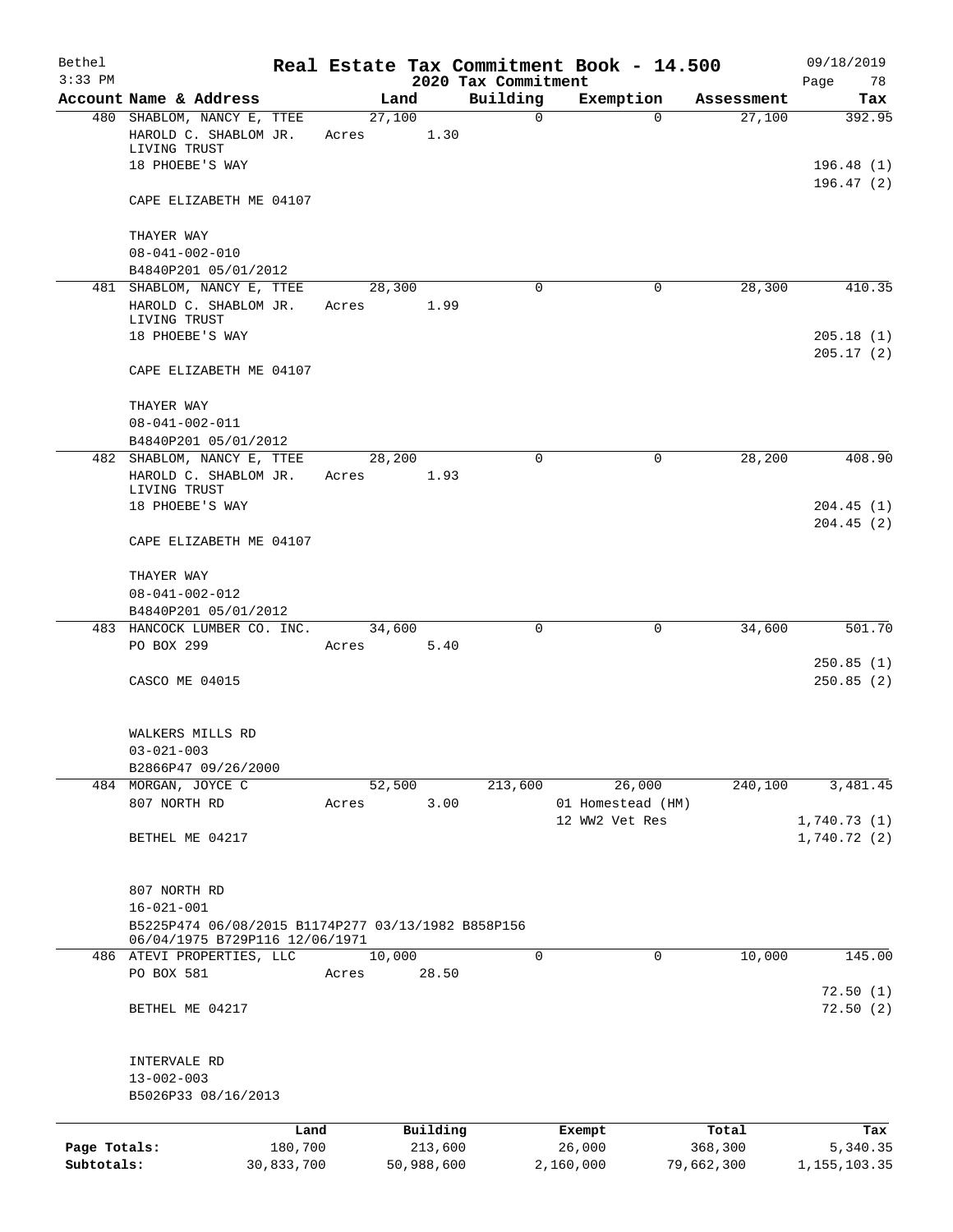# Real Estate Tax Commitment Book - 14.500

## 2020 Tax Commitment

Bethel 3:33 PM — 09/18/2019

| Account Name & Address | Land | Building | Exemption | Assessment | Tax |
|---|---|---|---|---|---|
| 480 SHABLOM, NANCY E, TTEE | 27,100 | 0 | 0 | 27,100 | 392.95 |
| HAROLD C. SHABLOM JR. LIVING TRUST | Acres 1.30 | | | | |
| 18 PHOEBE'S WAY | | | | | 196.48 (1) |
| | | | | | 196.47 (2) |
| CAPE ELIZABETH ME 04107 | | | | | |
| THAYER WAY | | | | | |
| 08-041-002-010 | | | | | |
| B4840P201 05/01/2012 | | | | | |
| 481 SHABLOM, NANCY E, TTEE | 28,300 | 0 | 0 | 28,300 | 410.35 |
| HAROLD C. SHABLOM JR. LIVING TRUST | Acres 1.99 | | | | |
| 18 PHOEBE'S WAY | | | | | 205.18 (1) |
| | | | | | 205.17 (2) |
| CAPE ELIZABETH ME 04107 | | | | | |
| THAYER WAY | | | | | |
| 08-041-002-011 | | | | | |
| B4840P201 05/01/2012 | | | | | |
| 482 SHABLOM, NANCY E, TTEE | 28,200 | 0 | 0 | 28,200 | 408.90 |
| HAROLD C. SHABLOM JR. LIVING TRUST | Acres 1.93 | | | | |
| 18 PHOEBE'S WAY | | | | | 204.45 (1) |
| | | | | | 204.45 (2) |
| CAPE ELIZABETH ME 04107 | | | | | |
| THAYER WAY | | | | | |
| 08-041-002-012 | | | | | |
| B4840P201 05/01/2012 | | | | | |
| 483 HANCOCK LUMBER CO. INC. | 34,600 | 0 | 0 | 34,600 | 501.70 |
| PO BOX 299 | Acres 5.40 | | | | |
| | | | | | 250.85 (1) |
| CASCO ME 04015 | | | | | 250.85 (2) |
| WALKERS MILLS RD | | | | | |
| 03-021-003 | | | | | |
| B2866P47 09/26/2000 | | | | | |
| 484 MORGAN, JOYCE C | 52,500 | 213,600 | 26,000 | 240,100 | 3,481.45 |
| 807 NORTH RD | Acres 3.00 | | 01 Homestead (HM) | | |
| | | | 12 WW2 Vet Res | | 1,740.73 (1) |
| BETHEL ME 04217 | | | | | 1,740.72 (2) |
| 807 NORTH RD | | | | | |
| 16-021-001 | | | | | |
| B5225P474 06/08/2015 B1174P277 03/13/1982 B858P156 06/04/1975 B729P116 12/06/1971 | | | | | |
| 486 ATEVI PROPERTIES, LLC | 10,000 | 0 | 0 | 10,000 | 145.00 |
| PO BOX 581 | Acres 28.50 | | | | |
| | | | | | 72.50 (1) |
| BETHEL ME 04217 | | | | | 72.50 (2) |
| INTERVALE RD | | | | | |
| 13-002-003 | | | | | |
| B5026P33 08/16/2013 | | | | | |

| | Land | Building | Exempt | Total | Tax |
|---|---|---|---|---|---|
| Page Totals: | 180,700 | 213,600 | 26,000 | 368,300 | 5,340.35 |
| Subtotals: | 30,833,700 | 50,988,600 | 2,160,000 | 79,662,300 | 1,155,103.35 |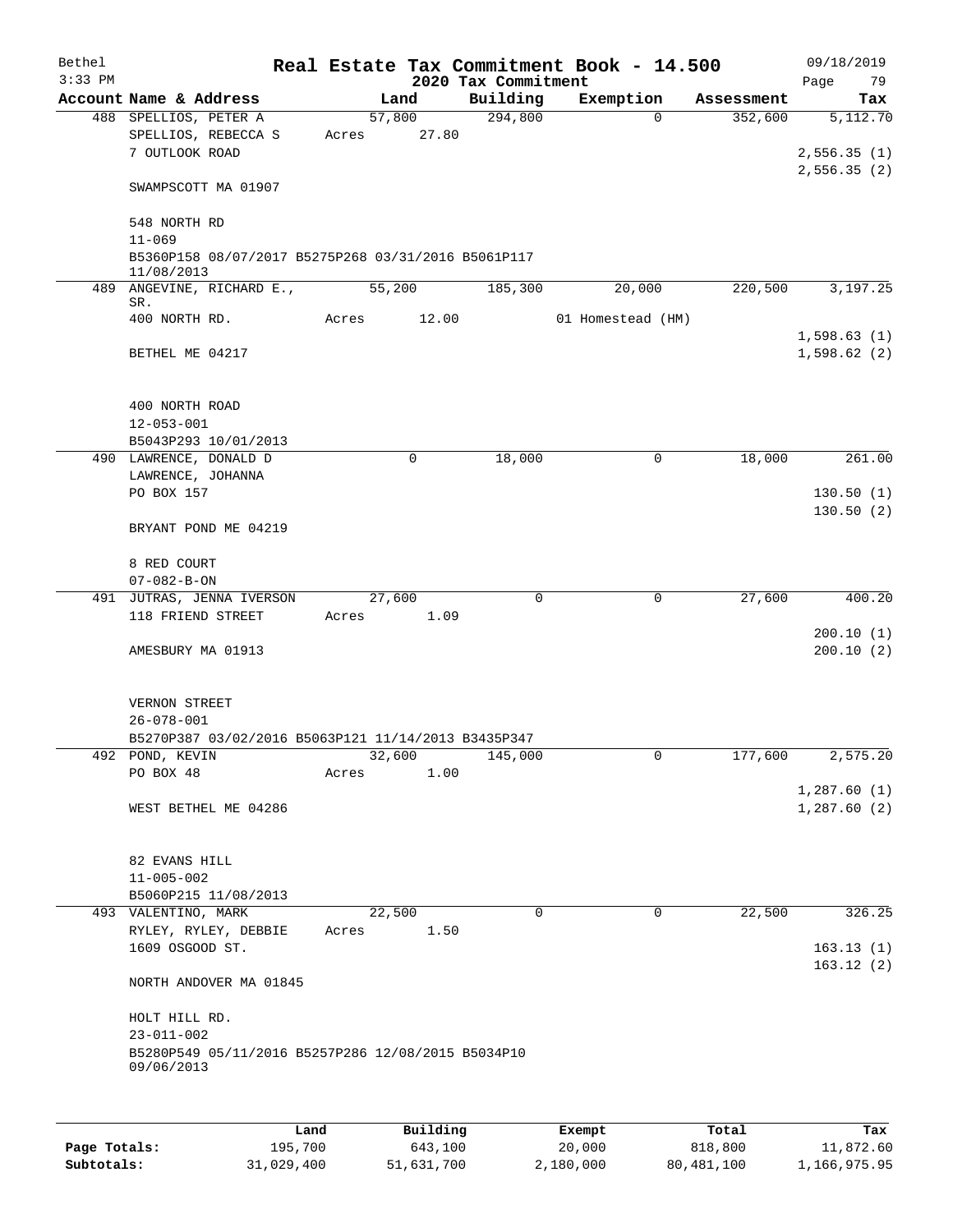# Real Estate Tax Commitment Book - 14.500

Bethel 3:33 PM — 2020 Tax Commitment — 09/18/2019

| Account Name & Address | Land | Building | Exemption | Assessment | Tax |
|---|---|---|---|---|---|
| 488 SPELLIOS, PETER A | 57,800 | 294,800 | 0 | 352,600 | 5,112.70 |
| SPELLIOS, REBECCA S | Acres 27.80 | | | | |
| 7 OUTLOOK ROAD | | | | | 2,556.35 (1) |
| | | | | | 2,556.35 (2) |
| SWAMPSCOTT MA 01907 | | | | | |
| 548 NORTH RD | | | | | |
| 11-069 | | | | | |
| B5360P158 08/07/2017 B5275P268 03/31/2016 B5061P117 11/08/2013 | | | | | |
| 489 ANGEVINE, RICHARD E., SR. | 55,200 | 185,300 | 20,000 | 220,500 | 3,197.25 |
| 400 NORTH RD. | Acres 12.00 | | 01 Homestead (HM) | | |
| | | | | | 1,598.63 (1) |
| BETHEL ME 04217 | | | | | 1,598.62 (2) |
| 400 NORTH ROAD | | | | | |
| 12-053-001 | | | | | |
| B5043P293 10/01/2013 | | | | | |
| 490 LAWRENCE, DONALD D | 0 | 18,000 | 0 | 18,000 | 261.00 |
| LAWRENCE, JOHANNA | | | | | |
| PO BOX 157 | | | | | 130.50 (1) |
| | | | | | 130.50 (2) |
| BRYANT POND ME 04219 | | | | | |
| 8 RED COURT | | | | | |
| 07-082-B-ON | | | | | |
| 491 JUTRAS, JENNA IVERSON | 27,600 | 0 | 0 | 27,600 | 400.20 |
| 118 FRIEND STREET | Acres 1.09 | | | | |
| | | | | | 200.10 (1) |
| AMESBURY MA 01913 | | | | | 200.10 (2) |
| VERNON STREET | | | | | |
| 26-078-001 | | | | | |
| B5270P387 03/02/2016 B5063P121 11/14/2013 B3435P347 | | | | | |
| 492 POND, KEVIN | 32,600 | 145,000 | 0 | 177,600 | 2,575.20 |
| PO BOX 48 | Acres 1.00 | | | | |
| | | | | | 1,287.60 (1) |
| WEST BETHEL ME 04286 | | | | | 1,287.60 (2) |
| 82 EVANS HILL | | | | | |
| 11-005-002 | | | | | |
| B5060P215 11/08/2013 | | | | | |
| 493 VALENTINO, MARK | 22,500 | 0 | 0 | 22,500 | 326.25 |
| RYLEY, RYLEY, DEBBIE | Acres 1.50 | | | | |
| 1609 OSGOOD ST. | | | | | 163.13 (1) |
| | | | | | 163.12 (2) |
| NORTH ANDOVER MA 01845 | | | | | |
| HOLT HILL RD. | | | | | |
| 23-011-002 | | | | | |
| B5280P549 05/11/2016 B5257P286 12/08/2015 B5034P10 09/06/2013 | | | | | |

| | Land | Building | Exempt | Total | Tax |
|---|---|---|---|---|---|
| Page Totals: | 195,700 | 643,100 | 20,000 | 818,800 | 11,872.60 |
| Subtotals: | 31,029,400 | 51,631,700 | 2,180,000 | 80,481,100 | 1,166,975.95 |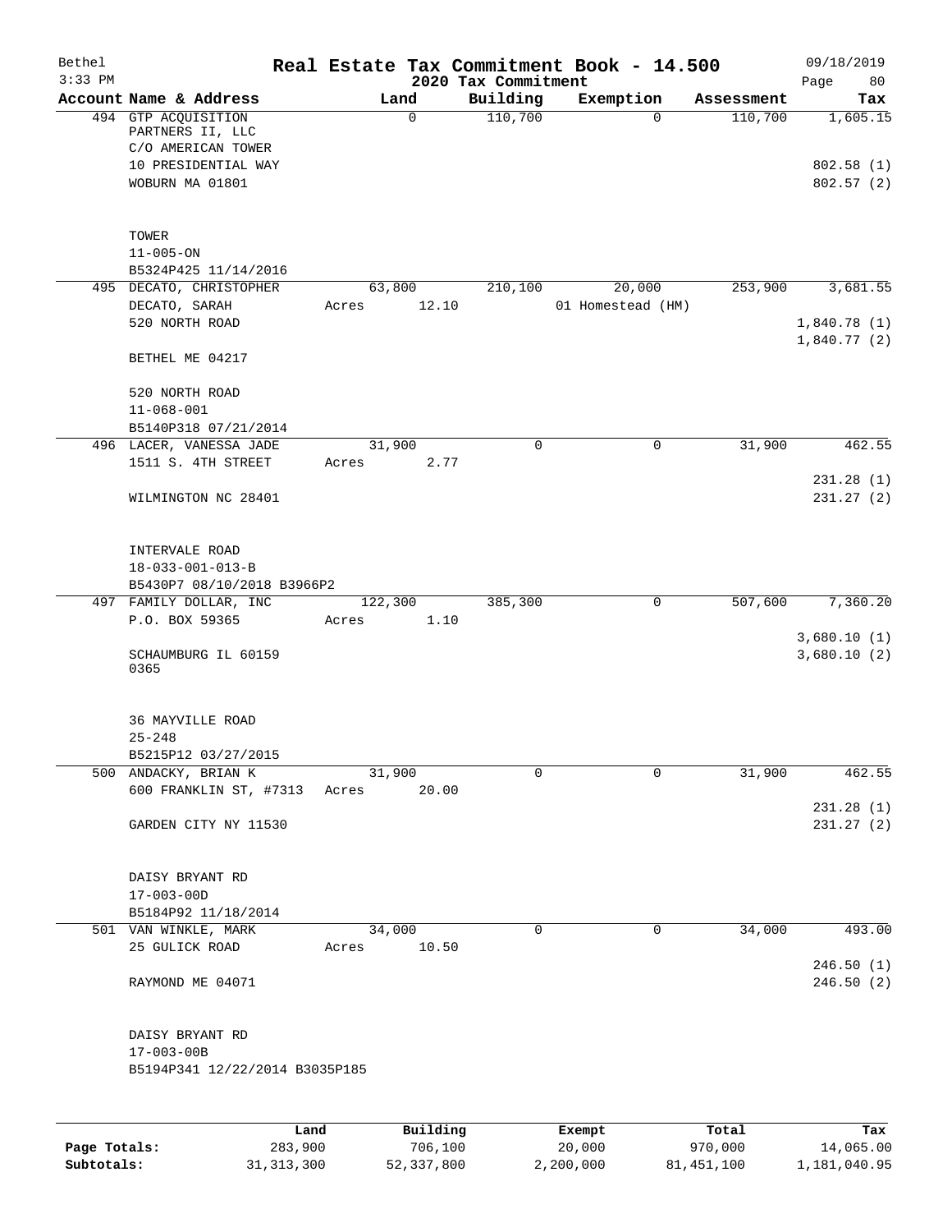# Real Estate Tax Commitment Book - 14.500

Bethel
3:33 PM

2020 Tax Commitment

09/18/2019

| Account Name & Address | Land | Building | Exemption | Assessment | Tax |
|---|---|---|---|---|---|
| 494 GTP ACQUISITION PARTNERS II, LLC<br>C/O AMERICAN TOWER<br>10 PRESIDENTIAL WAY<br>WOBURN MA 01801<br><br>TOWER<br>11-005-ON<br>B5324P425 11/14/2016 | 0 | 110,700 | 0 | 110,700 | 1,605.15<br><br>802.58 (1)<br>802.57 (2) |
| 495 DECATO, CHRISTOPHER<br>DECATO, SARAH<br>520 NORTH ROAD<br><br>BETHEL ME 04217<br><br>520 NORTH ROAD<br>11-068-001<br>B5140P318 07/21/2014 | 63,800<br>Acres 12.10 | 210,100 | 20,000<br>01 Homestead (HM) | 253,900 | 3,681.55<br><br>1,840.78 (1)<br>1,840.77 (2) |
| 496 LACER, VANESSA JADE<br>1511 S. 4TH STREET<br><br>WILMINGTON NC 28401<br><br>INTERVALE ROAD<br>18-033-001-013-B<br>B5430P7 08/10/2018 B3966P2 | 31,900<br>Acres 2.77 | 0 | 0 | 31,900 | 462.55<br><br>231.28 (1)<br>231.27 (2) |
| 497 FAMILY DOLLAR, INC<br>P.O. BOX 59365<br><br>SCHAUMBURG IL 60159<br>0365<br><br>36 MAYVILLE ROAD<br>25-248<br>B5215P12 03/27/2015 | 122,300<br>Acres 1.10 | 385,300 | 0 | 507,600 | 7,360.20<br><br>3,680.10 (1)<br>3,680.10 (2) |
| 500 ANDACKY, BRIAN K<br>600 FRANKLIN ST, #7313<br><br>GARDEN CITY NY 11530<br><br>DAISY BRYANT RD<br>17-003-00D<br>B5184P92 11/18/2014 | 31,900<br>Acres 20.00 | 0 | 0 | 31,900 | 462.55<br><br>231.28 (1)<br>231.27 (2) |
| 501 VAN WINKLE, MARK<br>25 GULICK ROAD<br><br>RAYMOND ME 04071<br><br>DAISY BRYANT RD<br>17-003-00B<br>B5194P341 12/22/2014 B3035P185 | 34,000<br>Acres 10.50 | 0 | 0 | 34,000 | 493.00<br><br>246.50 (1)<br>246.50 (2) |

| | Land | Building | Exempt | Total | Tax |
|---|---|---|---|---|---|
| Page Totals: | 283,900 | 706,100 | 20,000 | 970,000 | 14,065.00 |
| Subtotals: | 31,313,300 | 52,337,800 | 2,200,000 | 81,451,100 | 1,181,040.95 |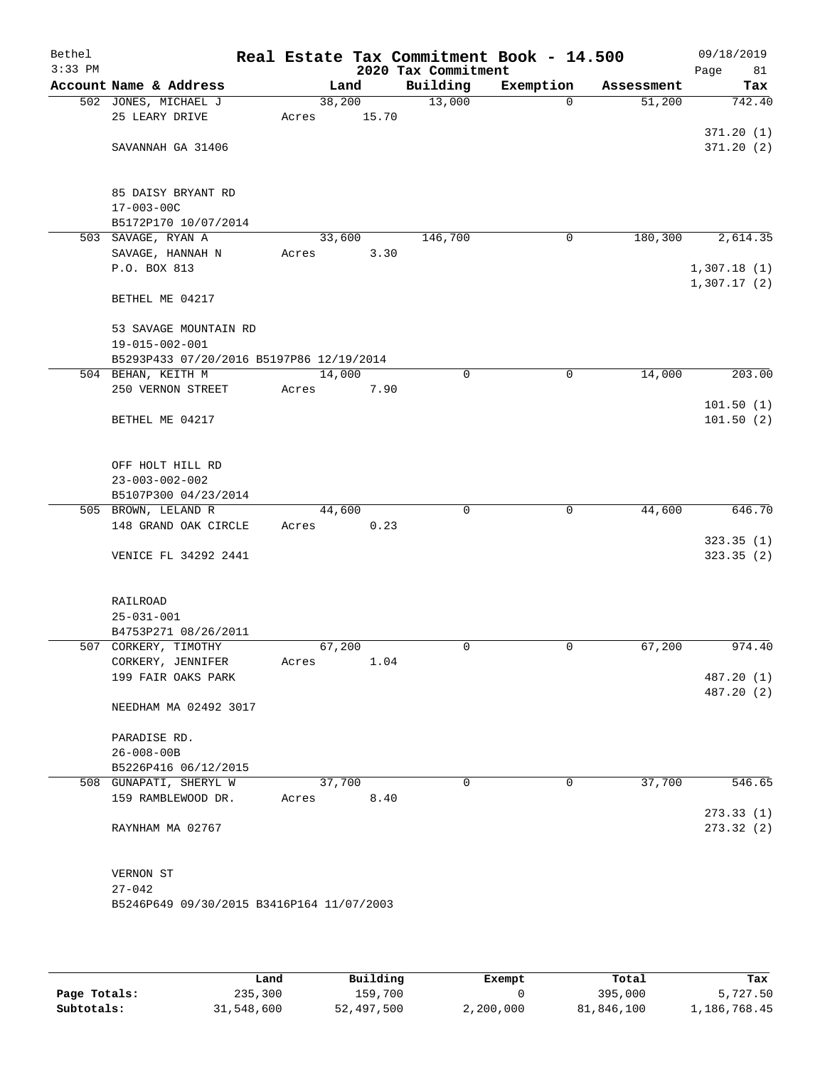# Real Estate Tax Commitment Book - 14.500

## 2020 Tax Commitment

Bethel, 3:33 PM — 09/18/2019

| Account Name & Address | Land | Building | Exemption | Assessment | Tax |
|---|---|---|---|---|---|
| 502 JONES, MICHAEL J | 38,200 | 13,000 | 0 | 51,200 | 742.40 |
| 25 LEARY DRIVE | Acres 15.70 | | | | |
| | | | | | 371.20 (1) |
| SAVANNAH GA 31406 | | | | | 371.20 (2) |
| 85 DAISY BRYANT RD | | | | | |
| 17-003-00C | | | | | |
| B5172P170 10/07/2014 | | | | | |
| 503 SAVAGE, RYAN A | 33,600 | 146,700 | 0 | 180,300 | 2,614.35 |
| SAVAGE, HANNAH N | Acres 3.30 | | | | |
| P.O. BOX 813 | | | | | 1,307.18 (1) |
| | | | | | 1,307.17 (2) |
| BETHEL ME 04217 | | | | | |
| 53 SAVAGE MOUNTAIN RD | | | | | |
| 19-015-002-001 | | | | | |
| B5293P433 07/20/2016 B5197P86 12/19/2014 | | | | | |
| 504 BEHAN, KEITH M | 14,000 | 0 | 0 | 14,000 | 203.00 |
| 250 VERNON STREET | Acres 7.90 | | | | |
| | | | | | 101.50 (1) |
| BETHEL ME 04217 | | | | | 101.50 (2) |
| OFF HOLT HILL RD | | | | | |
| 23-003-002-002 | | | | | |
| B5107P300 04/23/2014 | | | | | |
| 505 BROWN, LELAND R | 44,600 | 0 | 0 | 44,600 | 646.70 |
| 148 GRAND OAK CIRCLE | Acres 0.23 | | | | |
| | | | | | 323.35 (1) |
| VENICE FL 34292 2441 | | | | | 323.35 (2) |
| RAILROAD | | | | | |
| 25-031-001 | | | | | |
| B4753P271 08/26/2011 | | | | | |
| 507 CORKERY, TIMOTHY | 67,200 | 0 | 0 | 67,200 | 974.40 |
| CORKERY, JENNIFER | Acres 1.04 | | | | |
| 199 FAIR OAKS PARK | | | | | 487.20 (1) |
| | | | | | 487.20 (2) |
| NEEDHAM MA 02492 3017 | | | | | |
| PARADISE RD. | | | | | |
| 26-008-00B | | | | | |
| B5226P416 06/12/2015 | | | | | |
| 508 GUNAPATI, SHERYL W | 37,700 | 0 | 0 | 37,700 | 546.65 |
| 159 RAMBLEWOOD DR. | Acres 8.40 | | | | |
| | | | | | 273.33 (1) |
| RAYNHAM MA 02767 | | | | | 273.32 (2) |
| VERNON ST | | | | | |
| 27-042 | | | | | |
| B5246P649 09/30/2015 B3416P164 11/07/2003 | | | | | |

| | Land | Building | Exempt | Total | Tax |
|---|---|---|---|---|---|
| **Page Totals:** | 235,300 | 159,700 | 0 | 395,000 | 5,727.50 |
| **Subtotals:** | 31,548,600 | 52,497,500 | 2,200,000 | 81,846,100 | 1,186,768.45 |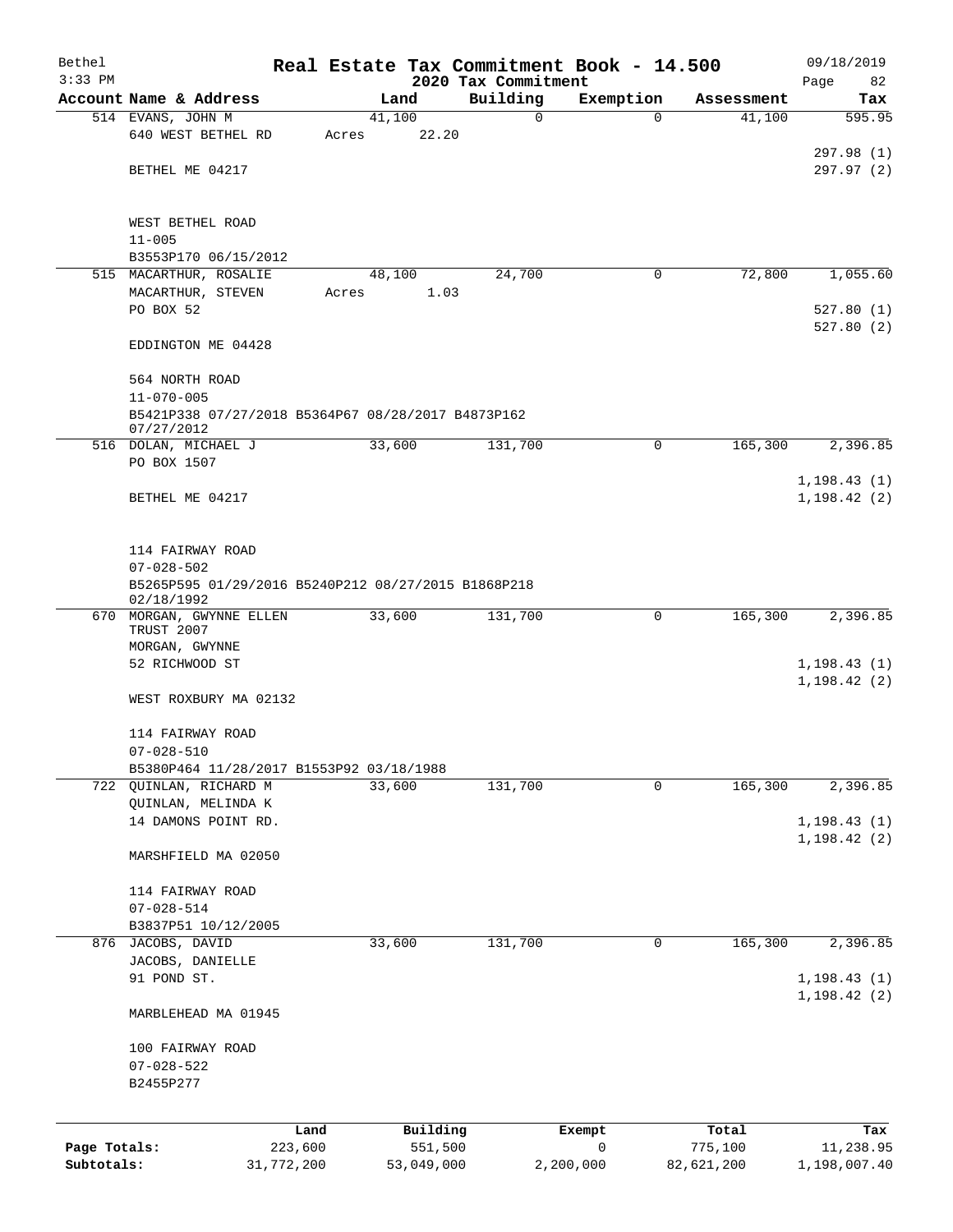# Real Estate Tax Commitment Book - 14.500

Bethel
3:33 PM

2020 Tax Commitment

09/18/2019

| Account Name & Address | Land | Building | Exemption | Assessment | Tax |
|---|---|---|---|---|---|
| 514 EVANS, JOHN M<br>640 WEST BETHEL RD<br><br>BETHEL ME 04217<br><br>WEST BETHEL ROAD<br>11-005<br>B3553P170 06/15/2012 | 41,100<br>Acres 22.20 | 0 | 0 | 41,100 | 595.95<br><br>297.98 (1)<br>297.97 (2) |
| 515 MACARTHUR, ROSALIE<br>MACARTHUR, STEVEN<br>PO BOX 52<br><br>EDDINGTON ME 04428<br><br>564 NORTH ROAD<br>11-070-005<br>B5421P338 07/27/2018 B5364P67 08/28/2017 B4873P162 07/27/2012 | 48,100<br>Acres 1.03 | 24,700 | 0 | 72,800 | 1,055.60<br><br>527.80 (1)<br>527.80 (2) |
| 516 DOLAN, MICHAEL J<br>PO BOX 1507<br><br>BETHEL ME 04217<br><br>114 FAIRWAY ROAD<br>07-028-502<br>B5265P595 01/29/2016 B5240P212 08/27/2015 B1868P218 02/18/1992 | 33,600 | 131,700 | 0 | 165,300 | 2,396.85<br><br>1,198.43 (1)<br>1,198.42 (2) |
| 670 MORGAN, GWYNNE ELLEN TRUST 2007<br>MORGAN, GWYNNE<br>52 RICHWOOD ST<br><br>WEST ROXBURY MA 02132<br><br>114 FAIRWAY ROAD<br>07-028-510<br>B5380P464 11/28/2017 B1553P92 03/18/1988 | 33,600 | 131,700 | 0 | 165,300 | 2,396.85<br><br>1,198.43 (1)<br>1,198.42 (2) |
| 722 QUINLAN, RICHARD M<br>QUINLAN, MELINDA K<br>14 DAMONS POINT RD.<br><br>MARSHFIELD MA 02050<br><br>114 FAIRWAY ROAD<br>07-028-514<br>B3837P51 10/12/2005 | 33,600 | 131,700 | 0 | 165,300 | 2,396.85<br><br>1,198.43 (1)<br>1,198.42 (2) |
| 876 JACOBS, DAVID<br>JACOBS, DANIELLE<br>91 POND ST.<br><br>MARBLEHEAD MA 01945<br><br>100 FAIRWAY ROAD<br>07-028-522<br>B2455P277 | 33,600 | 131,700 | 0 | 165,300 | 2,396.85<br><br>1,198.43 (1)<br>1,198.42 (2) |

| | Land | Building | Exempt | Total | Tax |
|---|---|---|---|---|---|
| Page Totals: | 223,600 | 551,500 | 0 | 775,100 | 11,238.95 |
| Subtotals: | 31,772,200 | 53,049,000 | 2,200,000 | 82,621,200 | 1,198,007.40 |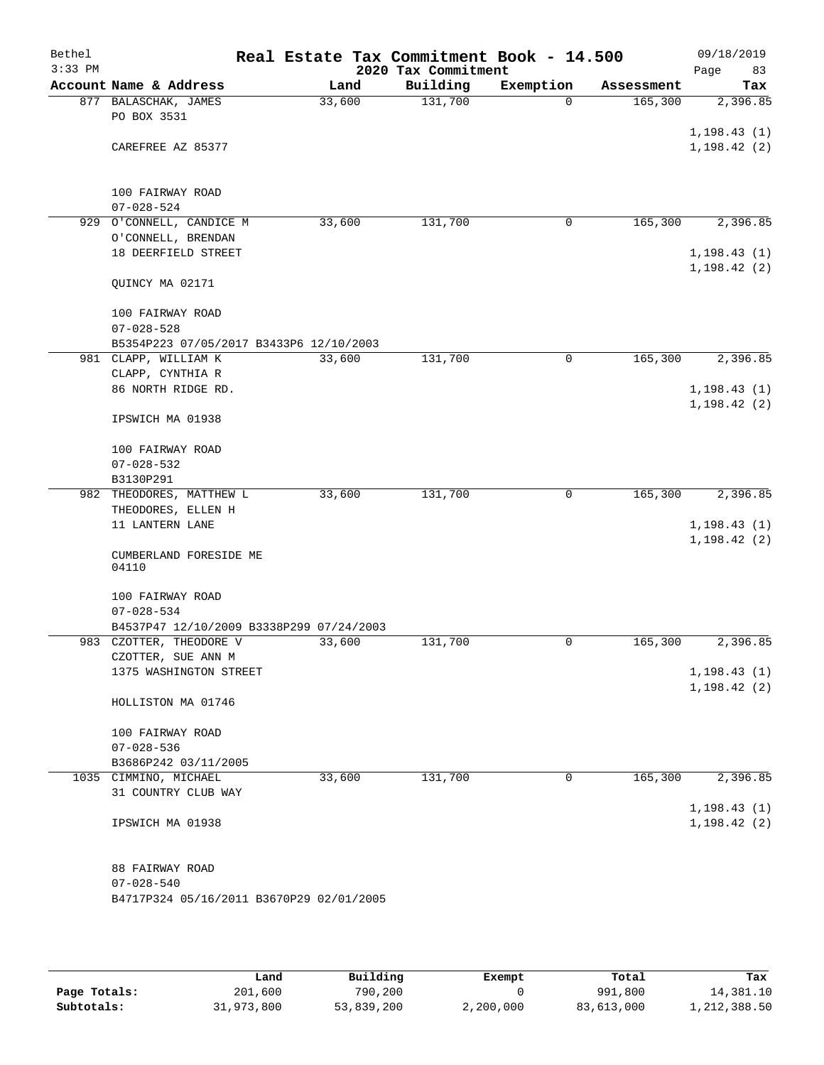Bethel
3:33 PM

# Real Estate Tax Commitment Book - 14.500

## 2020 Tax Commitment

09/18/2019

| Account Name & Address | Land | Building | Exemption | Assessment | Tax |
|---|---|---|---|---|---|
| 877 BALASCHAK, JAMES<br>PO BOX 3531<br><br>CAREFREE AZ 85377<br><br>100 FAIRWAY ROAD<br>07-028-524 | 33,600 | 131,700 | 0 | 165,300 | 2,396.85<br><br>1,198.43 (1)<br>1,198.42 (2) |
| 929 O'CONNELL, CANDICE M<br>O'CONNELL, BRENDAN<br>18 DEERFIELD STREET<br><br>QUINCY MA 02171<br><br>100 FAIRWAY ROAD<br>07-028-528<br>B5354P223 07/05/2017 B3433P6 12/10/2003 | 33,600 | 131,700 | 0 | 165,300 | 2,396.85<br><br>1,198.43 (1)<br>1,198.42 (2) |
| 981 CLAPP, WILLIAM K<br>CLAPP, CYNTHIA R<br>86 NORTH RIDGE RD.<br><br>IPSWICH MA 01938<br><br>100 FAIRWAY ROAD<br>07-028-532<br>B3130P291 | 33,600 | 131,700 | 0 | 165,300 | 2,396.85<br><br>1,198.43 (1)<br>1,198.42 (2) |
| 982 THEODORES, MATTHEW L<br>THEODORES, ELLEN H<br>11 LANTERN LANE<br><br>CUMBERLAND FORESIDE ME 04110<br><br>100 FAIRWAY ROAD<br>07-028-534<br>B4537P47 12/10/2009 B3338P299 07/24/2003 | 33,600 | 131,700 | 0 | 165,300 | 2,396.85<br><br>1,198.43 (1)<br>1,198.42 (2) |
| 983 CZOTTER, THEODORE V<br>CZOTTER, SUE ANN M<br>1375 WASHINGTON STREET<br><br>HOLLISTON MA 01746<br><br>100 FAIRWAY ROAD<br>07-028-536<br>B3686P242 03/11/2005 | 33,600 | 131,700 | 0 | 165,300 | 2,396.85<br><br>1,198.43 (1)<br>1,198.42 (2) |
| 1035 CIMMINO, MICHAEL<br>31 COUNTRY CLUB WAY<br><br>IPSWICH MA 01938<br><br>88 FAIRWAY ROAD<br>07-028-540<br>B4717P324 05/16/2011 B3670P29 02/01/2005 | 33,600 | 131,700 | 0 | 165,300 | 2,396.85<br><br>1,198.43 (1)<br>1,198.42 (2) |

| | Land | Building | Exempt | Total | Tax |
|---|---|---|---|---|---|
| **Page Totals:** | 201,600 | 790,200 | 0 | 991,800 | 14,381.10 |
| **Subtotals:** | 31,973,800 | 53,839,200 | 2,200,000 | 83,613,000 | 1,212,388.50 |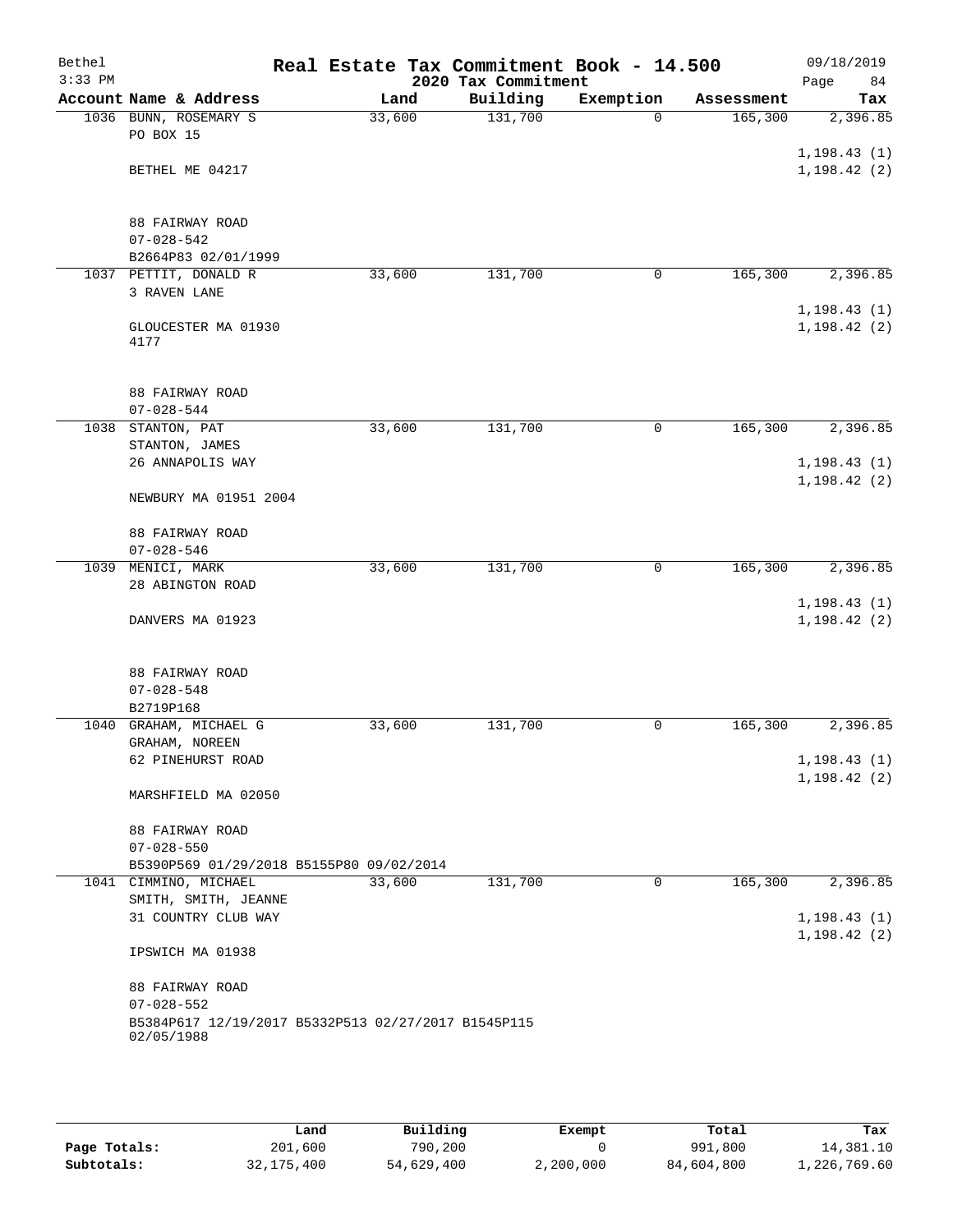Bethel 3:33 PM

# Real Estate Tax Commitment Book - 14.500

## 2020 Tax Commitment

09/18/2019 Page 84

| Account Name & Address | Land | Building | Exemption | Assessment | Tax |
|---|---|---|---|---|---|
| 1036 BUNN, ROSEMARY S<br>PO BOX 15<br><br>BETHEL ME 04217<br><br>88 FAIRWAY ROAD<br>07-028-542<br>B2664P83 02/01/1999 | 33,600 | 131,700 | 0 | 165,300 | 2,396.85<br>1,198.43 (1)<br>1,198.42 (2) |
| 1037 PETTIT, DONALD R<br>3 RAVEN LANE<br><br>GLOUCESTER MA 01930<br>4177<br><br>88 FAIRWAY ROAD<br>07-028-544 | 33,600 | 131,700 | 0 | 165,300 | 2,396.85<br>1,198.43 (1)<br>1,198.42 (2) |
| 1038 STANTON, PAT<br>STANTON, JAMES<br>26 ANNAPOLIS WAY<br><br>NEWBURY MA 01951 2004<br><br>88 FAIRWAY ROAD<br>07-028-546 | 33,600 | 131,700 | 0 | 165,300 | 2,396.85<br>1,198.43 (1)<br>1,198.42 (2) |
| 1039 MENICI, MARK<br>28 ABINGTON ROAD<br><br>DANVERS MA 01923<br><br>88 FAIRWAY ROAD<br>07-028-548<br>B2719P168 | 33,600 | 131,700 | 0 | 165,300 | 2,396.85<br>1,198.43 (1)<br>1,198.42 (2) |
| 1040 GRAHAM, MICHAEL G<br>GRAHAM, NOREEN<br>62 PINEHURST ROAD<br><br>MARSHFIELD MA 02050<br><br>88 FAIRWAY ROAD<br>07-028-550<br>B5390P569 01/29/2018 B5155P80 09/02/2014 | 33,600 | 131,700 | 0 | 165,300 | 2,396.85<br>1,198.43 (1)<br>1,198.42 (2) |
| 1041 CIMMINO, MICHAEL<br>SMITH, SMITH, JEANNE<br>31 COUNTRY CLUB WAY<br><br>IPSWICH MA 01938<br><br>88 FAIRWAY ROAD<br>07-028-552<br>B5384P617 12/19/2017 B5332P513 02/27/2017 B1545P115 02/05/1988 | 33,600 | 131,700 | 0 | 165,300 | 2,396.85<br>1,198.43 (1)<br>1,198.42 (2) |

| | Land | Building | Exempt | Total | Tax |
|---|---|---|---|---|---|
| Page Totals: | 201,600 | 790,200 | 0 | 991,800 | 14,381.10 |
| Subtotals: | 32,175,400 | 54,629,400 | 2,200,000 | 84,604,800 | 1,226,769.60 |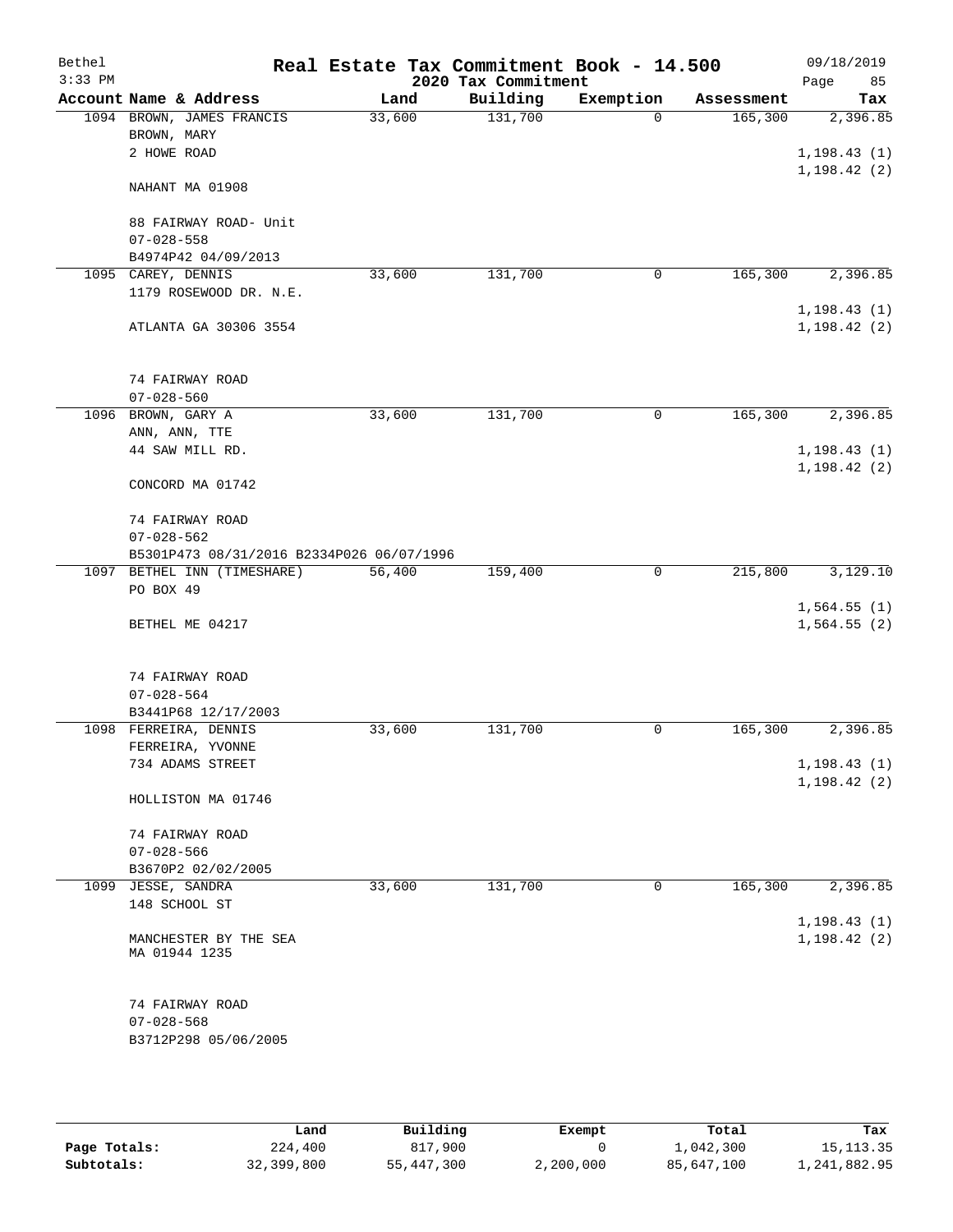Bethel  3:33 PM

# Real Estate Tax Commitment Book - 14.500
## 2020 Tax Commitment

09/18/2019  Page 85

| Account Name & Address | Land | Building | Exemption | Assessment | Tax |
|---|---|---|---|---|---|
| 1094 BROWN, JAMES FRANCIS<br>BROWN, MARY<br>2 HOWE ROAD<br><br>NAHANT MA 01908<br><br>88 FAIRWAY ROAD- Unit<br>07-028-558<br>B4974P42 04/09/2013 | 33,600 | 131,700 | 0 | 165,300 | 2,396.85<br><br>1,198.43 (1)<br>1,198.42 (2) |
| 1095 CAREY, DENNIS<br>1179 ROSEWOOD DR. N.E.<br><br>ATLANTA GA 30306 3554<br><br>74 FAIRWAY ROAD<br>07-028-560 | 33,600 | 131,700 | 0 | 165,300 | 2,396.85<br><br>1,198.43 (1)<br>1,198.42 (2) |
| 1096 BROWN, GARY A<br>ANN, ANN, TTE<br>44 SAW MILL RD.<br><br>CONCORD MA 01742<br><br>74 FAIRWAY ROAD<br>07-028-562<br>B5301P473 08/31/2016 B2334P026 06/07/1996 | 33,600 | 131,700 | 0 | 165,300 | 2,396.85<br><br>1,198.43 (1)<br>1,198.42 (2) |
| 1097 BETHEL INN (TIMESHARE)<br>PO BOX 49<br><br>BETHEL ME 04217<br><br>74 FAIRWAY ROAD<br>07-028-564<br>B3441P68 12/17/2003 | 56,400 | 159,400 | 0 | 215,800 | 3,129.10<br><br>1,564.55 (1)<br>1,564.55 (2) |
| 1098 FERREIRA, DENNIS<br>FERREIRA, YVONNE<br>734 ADAMS STREET<br><br>HOLLISTON MA 01746<br><br>74 FAIRWAY ROAD<br>07-028-566<br>B3670P2 02/02/2005 | 33,600 | 131,700 | 0 | 165,300 | 2,396.85<br><br>1,198.43 (1)<br>1,198.42 (2) |
| 1099 JESSE, SANDRA<br>148 SCHOOL ST<br><br>MANCHESTER BY THE SEA<br>MA 01944 1235<br><br>74 FAIRWAY ROAD<br>07-028-568<br>B3712P298 05/06/2005 | 33,600 | 131,700 | 0 | 165,300 | 2,396.85<br><br>1,198.43 (1)<br>1,198.42 (2) |

| | Land | Building | Exempt | Total | Tax |
|---|---|---|---|---|---|
| Page Totals: | 224,400 | 817,900 | 0 | 1,042,300 | 15,113.35 |
| Subtotals: | 32,399,800 | 55,447,300 | 2,200,000 | 85,647,100 | 1,241,882.95 |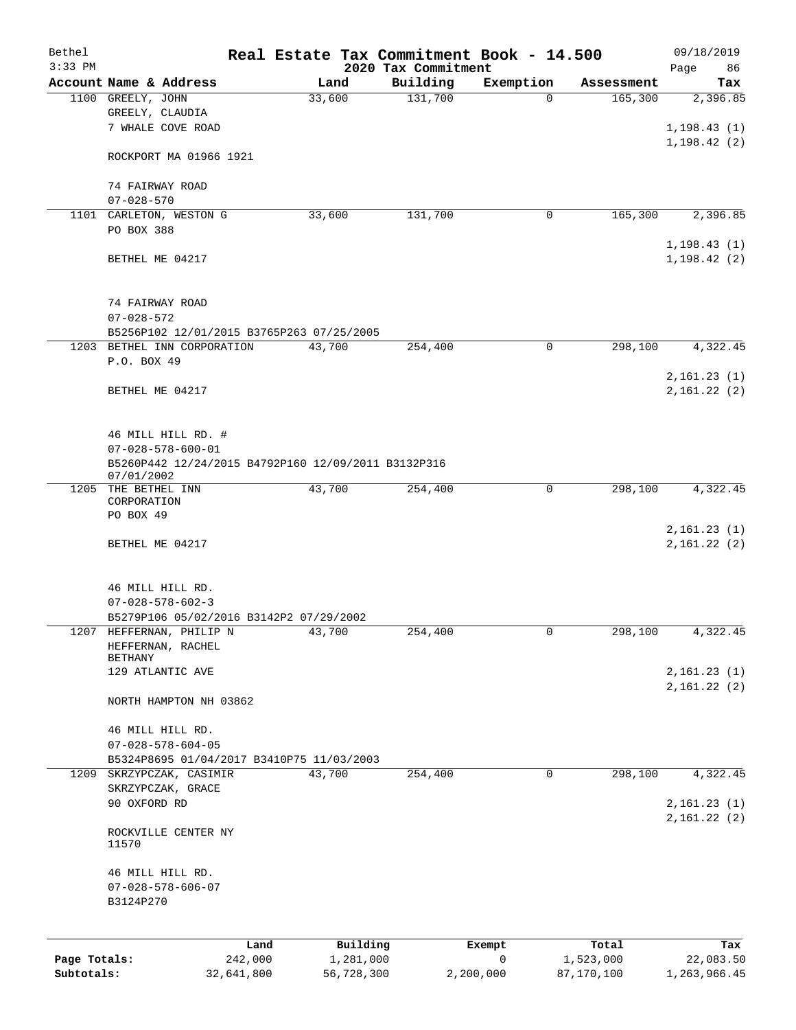Bethel 3:33 PM

# Real Estate Tax Commitment Book - 14.500

## 2020 Tax Commitment

09/18/2019 Page 86

| Account | Name & Address | Land | Building | Exemption | Assessment | Tax |
|---|---|---|---|---|---|---|
| 1100 | GREELY, JOHN<br>GREELY, CLAUDIA<br>7 WHALE COVE ROAD<br><br>ROCKPORT MA 01966 1921<br><br>74 FAIRWAY ROAD<br>07-028-570 | 33,600 | 131,700 | 0 | 165,300 | 2,396.85<br><br>1,198.43 (1)<br>1,198.42 (2) |
| 1101 | CARLETON, WESTON G<br>PO BOX 388<br><br>BETHEL ME 04217<br><br>74 FAIRWAY ROAD<br>07-028-572<br>B5256P102 12/01/2015 B3765P263 07/25/2005 | 33,600 | 131,700 | 0 | 165,300 | 2,396.85<br><br>1,198.43 (1)<br>1,198.42 (2) |
| 1203 | BETHEL INN CORPORATION<br>P.O. BOX 49<br><br>BETHEL ME 04217<br><br>46 MILL HILL RD. #<br>07-028-578-600-01<br>B5260P442 12/24/2015 B4792P160 12/09/2011 B3132P316 07/01/2002 | 43,700 | 254,400 | 0 | 298,100 | 4,322.45<br><br>2,161.23 (1)<br>2,161.22 (2) |
| 1205 | THE BETHEL INN CORPORATION<br>PO BOX 49<br><br>BETHEL ME 04217<br><br>46 MILL HILL RD.<br>07-028-578-602-3<br>B5279P106 05/02/2016 B3142P2 07/29/2002 | 43,700 | 254,400 | 0 | 298,100 | 4,322.45<br><br>2,161.23 (1)<br>2,161.22 (2) |
| 1207 | HEFFERNAN, PHILIP N<br>HEFFERNAN, RACHEL BETHANY<br>129 ATLANTIC AVE<br><br>NORTH HAMPTON NH 03862<br><br>46 MILL HILL RD.<br>07-028-578-604-05<br>B5324P8695 01/04/2017 B3410P75 11/03/2003 | 43,700 | 254,400 | 0 | 298,100 | 4,322.45<br><br>2,161.23 (1)<br>2,161.22 (2) |
| 1209 | SKRZYPCZAK, CASIMIR<br>SKRZYPCZAK, GRACE<br>90 OXFORD RD<br><br>ROCKVILLE CENTER NY 11570<br><br>46 MILL HILL RD.<br>07-028-578-606-07<br>B3124P270 | 43,700 | 254,400 | 0 | 298,100 | 4,322.45<br><br>2,161.23 (1)<br>2,161.22 (2) |

| | Land | Building | Exempt | Total | Tax |
|---|---|---|---|---|---|
| Page Totals: | 242,000 | 1,281,000 | 0 | 1,523,000 | 22,083.50 |
| Subtotals: | 32,641,800 | 56,728,300 | 2,200,000 | 87,170,100 | 1,263,966.45 |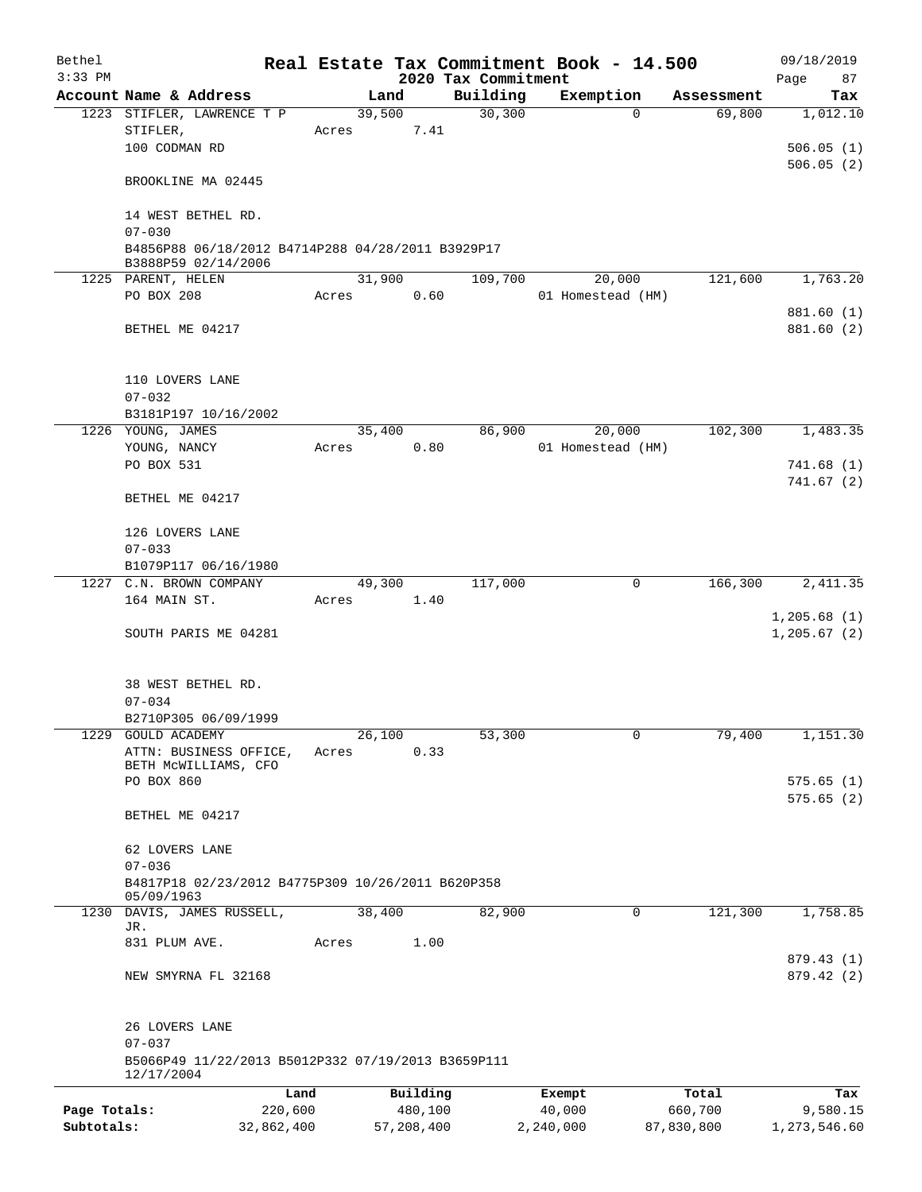# Real Estate Tax Commitment Book - 14.500

Bethel
3:33 PM

2020 Tax Commitment

09/18/2019

| Account Name & Address | Land | Building | Exemption | Assessment | Tax |
|---|---|---|---|---|---|
| 1223 STIFLER, LAWRENCE T P | 39,500 | 30,300 | 0 | 69,800 | 1,012.10 |
| STIFLER, | Acres 7.41 | | | | |
| 100 CODMAN RD | | | | | 506.05 (1) |
| | | | | | 506.05 (2) |
| BROOKLINE MA 02445 | | | | | |
| 14 WEST BETHEL RD. | | | | | |
| 07-030 | | | | | |
| B4856P88 06/18/2012 B4714P288 04/28/2011 B3929P17 B3888P59 02/14/2006 | | | | | |
| 1225 PARENT, HELEN | 31,900 | 109,700 | 20,000 | 121,600 | 1,763.20 |
| PO BOX 208 | Acres 0.60 | | 01 Homestead (HM) | | |
| | | | | | 881.60 (1) |
| BETHEL ME 04217 | | | | | 881.60 (2) |
| 110 LOVERS LANE | | | | | |
| 07-032 | | | | | |
| B3181P197 10/16/2002 | | | | | |
| 1226 YOUNG, JAMES | 35,400 | 86,900 | 20,000 | 102,300 | 1,483.35 |
| YOUNG, NANCY | Acres 0.80 | | 01 Homestead (HM) | | |
| PO BOX 531 | | | | | 741.68 (1) |
| | | | | | 741.67 (2) |
| BETHEL ME 04217 | | | | | |
| 126 LOVERS LANE | | | | | |
| 07-033 | | | | | |
| B1079P117 06/16/1980 | | | | | |
| 1227 C.N. BROWN COMPANY | 49,300 | 117,000 | 0 | 166,300 | 2,411.35 |
| 164 MAIN ST. | Acres 1.40 | | | | |
| | | | | | 1,205.68 (1) |
| SOUTH PARIS ME 04281 | | | | | 1,205.67 (2) |
| 38 WEST BETHEL RD. | | | | | |
| 07-034 | | | | | |
| B2710P305 06/09/1999 | | | | | |
| 1229 GOULD ACADEMY | 26,100 | 53,300 | 0 | 79,400 | 1,151.30 |
| ATTN: BUSINESS OFFICE, BETH McWILLIAMS, CFO | Acres 0.33 | | | | |
| PO BOX 860 | | | | | 575.65 (1) |
| | | | | | 575.65 (2) |
| BETHEL ME 04217 | | | | | |
| 62 LOVERS LANE | | | | | |
| 07-036 | | | | | |
| B4817P18 02/23/2012 B4775P309 10/26/2011 B620P358 05/09/1963 | | | | | |
| 1230 DAVIS, JAMES RUSSELL, JR. | 38,400 | 82,900 | 0 | 121,300 | 1,758.85 |
| 831 PLUM AVE. | Acres 1.00 | | | | |
| | | | | | 879.43 (1) |
| NEW SMYRNA FL 32168 | | | | | 879.42 (2) |
| 26 LOVERS LANE | | | | | |
| 07-037 | | | | | |
| B5066P49 11/22/2013 B5012P332 07/19/2013 B3659P111 12/17/2004 | | | | | |

| | Land | Building | Exempt | Total | Tax |
|---|---|---|---|---|---|
| Page Totals: | 220,600 | 480,100 | 40,000 | 660,700 | 9,580.15 |
| Subtotals: | 32,862,400 | 57,208,400 | 2,240,000 | 87,830,800 | 1,273,546.60 |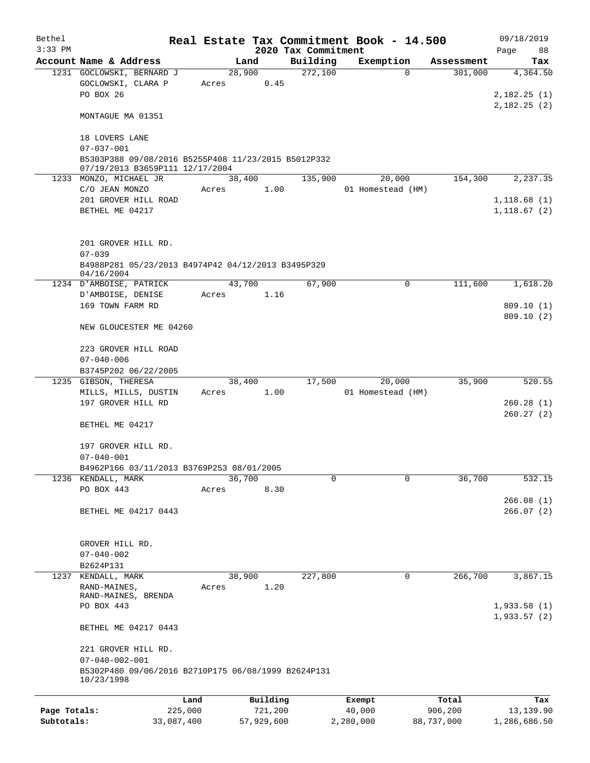# Real Estate Tax Commitment Book - 14.500

## 2020 Tax Commitment

Bethel
3:33 PM

09/18/2019

| Account Name & Address | Land | Building | Exemption | Assessment | Tax |
|---|---|---|---|---|---|
| 1231 GOCLOWSKI, BERNARD J<br>GOCLOWSKI, CLARA P<br>PO BOX 26<br><br>MONTAGUE MA 01351<br><br>18 LOVERS LANE<br>07-037-001<br>B5303P388 09/08/2016 B5255P408 11/23/2015 B5012P332 07/19/2013 B3659P111 12/17/2004 | 28,900<br>Acres 0.45 | 272,100 | 0 | 301,000 | 4,364.50<br><br>2,182.25 (1)<br>2,182.25 (2) |
| 1233 MONZO, MICHAEL JR<br>C/O JEAN MONZO<br>201 GROVER HILL ROAD<br>BETHEL ME 04217<br><br>201 GROVER HILL RD.<br>07-039<br>B4988P281 05/23/2013 B4974P42 04/12/2013 B3495P329 04/16/2004 | 38,400<br>Acres 1.00 | 135,900 | 20,000<br>01 Homestead (HM) | 154,300 | 2,237.35<br><br>1,118.68 (1)<br>1,118.67 (2) |
| 1234 D'AMBOISE, PATRICK<br>D'AMBOISE, DENISE<br>169 TOWN FARM RD<br><br>NEW GLOUCESTER ME 04260<br><br>223 GROVER HILL ROAD<br>07-040-006<br>B3745P202 06/22/2005 | 43,700<br>Acres 1.16 | 67,900 | 0 | 111,600 | 1,618.20<br><br>809.10 (1)<br>809.10 (2) |
| 1235 GIBSON, THERESA<br>MILLS, MILLS, DUSTIN<br>197 GROVER HILL RD<br><br>BETHEL ME 04217<br><br>197 GROVER HILL RD.<br>07-040-001<br>B4962P166 03/11/2013 B3769P253 08/01/2005 | 38,400<br>Acres 1.00 | 17,500 | 20,000<br>01 Homestead (HM) | 35,900 | 520.55<br><br>260.28 (1)<br>260.27 (2) |
| 1236 KENDALL, MARK<br>PO BOX 443<br><br>BETHEL ME 04217 0443<br><br>GROVER HILL RD.<br>07-040-002<br>B2624P131 | 36,700<br>Acres 8.30 | 0 | 0 | 36,700 | 532.15<br><br>266.08 (1)<br>266.07 (2) |
| 1237 KENDALL, MARK<br>RAND-MAINES,<br>RAND-MAINES, BRENDA<br>PO BOX 443<br><br>BETHEL ME 04217 0443<br><br>221 GROVER HILL RD.<br>07-040-002-001<br>B5302P480 09/06/2016 B2710P175 06/08/1999 B2624P131 10/23/1998 | 38,900<br>Acres 1.20 | 227,800 | 0 | 266,700 | 3,867.15<br><br>1,933.58 (1)<br>1,933.57 (2) |

| | Land | Building | Exempt | Total | Tax |
|---|---|---|---|---|---|
| Page Totals: | 225,000 | 721,200 | 40,000 | 906,200 | 13,139.90 |
| Subtotals: | 33,087,400 | 57,929,600 | 2,280,000 | 88,737,000 | 1,286,686.50 |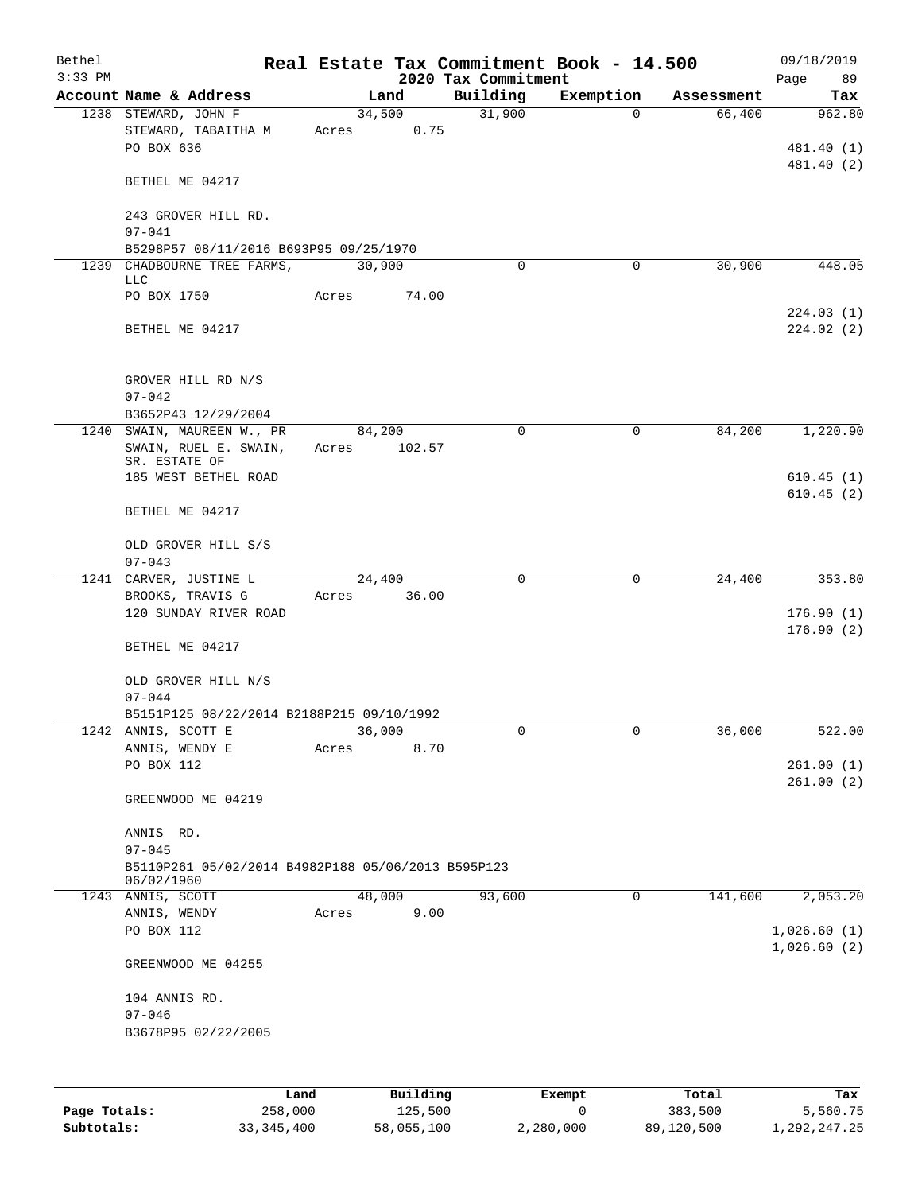Bethel
3:33 PM

# Real Estate Tax Commitment Book - 14.500
## 2020 Tax Commitment

09/18/2019
Page 89

| Account Name & Address | Land | Building | Exemption | Assessment | Tax |
|---|---|---|---|---|---|
| 1238 STEWARD, JOHN F | 34,500 | 31,900 | 0 | 66,400 | 962.80 |
| STEWARD, TABAITHA M | Acres 0.75 | | | | |
| PO BOX 636 | | | | | 481.40 (1) |
| | | | | | 481.40 (2) |
| BETHEL ME 04217 | | | | | |
| 243 GROVER HILL RD. | | | | | |
| 07-041 | | | | | |
| B5298P57 08/11/2016 B693P95 09/25/1970 | | | | | |
| 1239 CHADBOURNE TREE FARMS, LLC | 30,900 | 0 | 0 | 30,900 | 448.05 |
| PO BOX 1750 | Acres 74.00 | | | | |
| | | | | | 224.03 (1) |
| BETHEL ME 04217 | | | | | 224.02 (2) |
| GROVER HILL RD N/S | | | | | |
| 07-042 | | | | | |
| B3652P43 12/29/2004 | | | | | |
| 1240 SWAIN, MAUREEN W., PR | 84,200 | 0 | 0 | 84,200 | 1,220.90 |
| SWAIN, RUEL E. SWAIN, SR. ESTATE OF | Acres 102.57 | | | | |
| 185 WEST BETHEL ROAD | | | | | 610.45 (1) |
| | | | | | 610.45 (2) |
| BETHEL ME 04217 | | | | | |
| OLD GROVER HILL S/S | | | | | |
| 07-043 | | | | | |
| 1241 CARVER, JUSTINE L | 24,400 | 0 | 0 | 24,400 | 353.80 |
| BROOKS, TRAVIS G | Acres 36.00 | | | | |
| 120 SUNDAY RIVER ROAD | | | | | 176.90 (1) |
| | | | | | 176.90 (2) |
| BETHEL ME 04217 | | | | | |
| OLD GROVER HILL N/S | | | | | |
| 07-044 | | | | | |
| B5151P125 08/22/2014 B2188P215 09/10/1992 | | | | | |
| 1242 ANNIS, SCOTT E | 36,000 | 0 | 0 | 36,000 | 522.00 |
| ANNIS, WENDY E | Acres 8.70 | | | | |
| PO BOX 112 | | | | | 261.00 (1) |
| | | | | | 261.00 (2) |
| GREENWOOD ME 04219 | | | | | |
| ANNIS RD. | | | | | |
| 07-045 | | | | | |
| B5110P261 05/02/2014 B4982P188 05/06/2013 B595P123 06/02/1960 | | | | | |
| 1243 ANNIS, SCOTT | 48,000 | 93,600 | 0 | 141,600 | 2,053.20 |
| ANNIS, WENDY | Acres 9.00 | | | | |
| PO BOX 112 | | | | | 1,026.60 (1) |
| | | | | | 1,026.60 (2) |
| GREENWOOD ME 04255 | | | | | |
| 104 ANNIS RD. | | | | | |
| 07-046 | | | | | |
| B3678P95 02/22/2005 | | | | | |

| | Land | Building | Exempt | Total | Tax |
|---|---|---|---|---|---|
| Page Totals: | 258,000 | 125,500 | 0 | 383,500 | 5,560.75 |
| Subtotals: | 33,345,400 | 58,055,100 | 2,280,000 | 89,120,500 | 1,292,247.25 |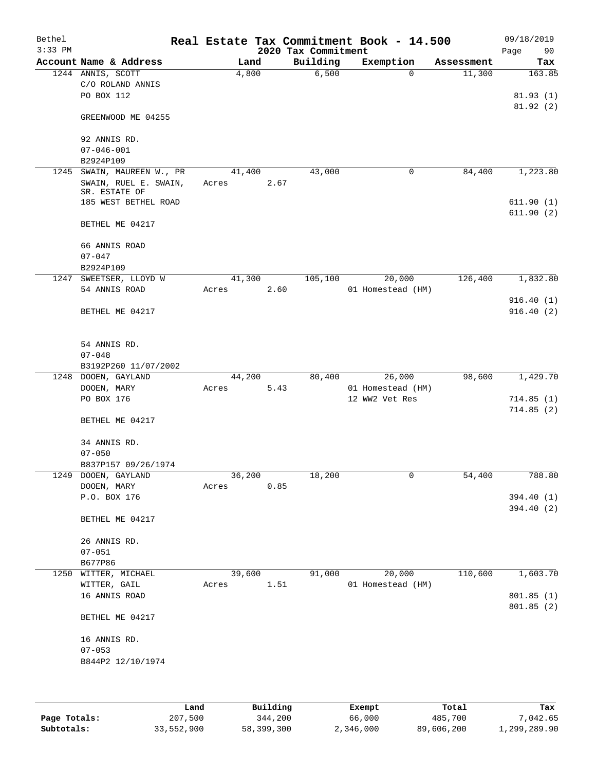# Real Estate Tax Commitment Book - 14.500

## 2020 Tax Commitment

Bethel 3:33 PM — 09/18/2019

| Account | Name & Address | Land | Building | Exemption | Assessment | Tax |
|---|---|---|---|---|---|---|
| 1244 | ANNIS, SCOTT<br>C/O ROLAND ANNIS<br>PO BOX 112<br><br>GREENWOOD ME 04255<br><br>92 ANNIS RD.<br>07-046-001<br>B2924P109 | 4,800 | 6,500 | 0 | 11,300 | 163.85<br><br>81.93 (1)<br>81.92 (2) |
| 1245 | SWAIN, MAUREEN W., PR<br>SWAIN, RUEL E. SWAIN, SR. ESTATE OF<br>185 WEST BETHEL ROAD<br><br>BETHEL ME 04217<br><br>66 ANNIS ROAD<br>07-047<br>B2924P109 | 41,400<br>Acres 2.67 | 43,000 | 0 | 84,400 | 1,223.80<br><br>611.90 (1)<br>611.90 (2) |
| 1247 | SWEETSER, LLOYD W<br>54 ANNIS ROAD<br><br>BETHEL ME 04217<br><br>54 ANNIS RD.<br>07-048<br>B3192P260 11/07/2002 | 41,300<br>Acres 2.60 | 105,100 | 20,000<br>01 Homestead (HM) | 126,400 | 1,832.80<br><br>916.40 (1)<br>916.40 (2) |
| 1248 | DOOEN, GAYLAND<br>DOOEN, MARY<br>PO BOX 176<br><br>BETHEL ME 04217<br><br>34 ANNIS RD.<br>07-050<br>B837P157 09/26/1974 | 44,200<br>Acres 5.43 | 80,400 | 26,000<br>01 Homestead (HM)<br>12 WW2 Vet Res | 98,600 | 1,429.70<br><br>714.85 (1)<br>714.85 (2) |
| 1249 | DOOEN, GAYLAND<br>DOOEN, MARY<br>P.O. BOX 176<br><br>BETHEL ME 04217<br><br>26 ANNIS RD.<br>07-051<br>B677P86 | 36,200<br>Acres 0.85 | 18,200 | 0 | 54,400 | 788.80<br><br>394.40 (1)<br>394.40 (2) |
| 1250 | WITTER, MICHAEL<br>WITTER, GAIL<br>16 ANNIS ROAD<br><br>BETHEL ME 04217<br><br>16 ANNIS RD.<br>07-053<br>B844P2 12/10/1974 | 39,600<br>Acres 1.51 | 91,000 | 20,000<br>01 Homestead (HM) | 110,600 | 1,603.70<br><br>801.85 (1)<br>801.85 (2) |

| | Land | Building | Exempt | Total | Tax |
|---|---|---|---|---|---|
| Page Totals: | 207,500 | 344,200 | 66,000 | 485,700 | 7,042.65 |
| Subtotals: | 33,552,900 | 58,399,300 | 2,346,000 | 89,606,200 | 1,299,289.90 |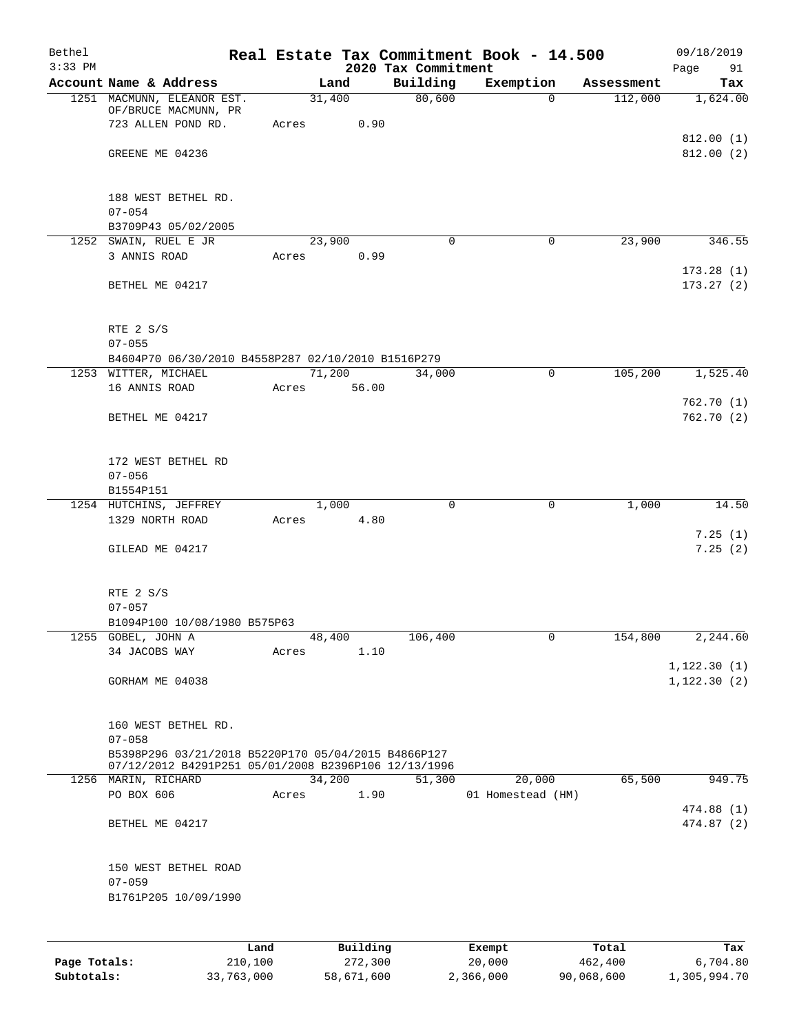# Real Estate Tax Commitment Book - 14.500

Bethel 3:33 PM — 2020 Tax Commitment — 09/18/2019

| Account Name & Address | Land | Building | Exemption | Assessment | Tax |
|---|---|---|---|---|---|
| 1251 MACMUNN, ELEANOR EST. | 31,400 | 80,600 | 0 | 112,000 | 1,624.00 |
| OF/BRUCE MACMUNN, PR | | | | | |
| 723 ALLEN POND RD. | Acres 0.90 | | | | |
| | | | | | 812.00 (1) |
| GREENE ME 04236 | | | | | 812.00 (2) |
| 188 WEST BETHEL RD. | | | | | |
| 07-054 | | | | | |
| B3709P43 05/02/2005 | | | | | |
| 1252 SWAIN, RUEL E JR | 23,900 | 0 | 0 | 23,900 | 346.55 |
| 3 ANNIS ROAD | Acres 0.99 | | | | |
| | | | | | 173.28 (1) |
| BETHEL ME 04217 | | | | | 173.27 (2) |
| RTE 2 S/S | | | | | |
| 07-055 | | | | | |
| B4604P70 06/30/2010 B4558P287 02/10/2010 B1516P279 | | | | | |
| 1253 WITTER, MICHAEL | 71,200 | 34,000 | 0 | 105,200 | 1,525.40 |
| 16 ANNIS ROAD | Acres 56.00 | | | | |
| | | | | | 762.70 (1) |
| BETHEL ME 04217 | | | | | 762.70 (2) |
| 172 WEST BETHEL RD | | | | | |
| 07-056 | | | | | |
| B1554P151 | | | | | |
| 1254 HUTCHINS, JEFFREY | 1,000 | 0 | 0 | 1,000 | 14.50 |
| 1329 NORTH ROAD | Acres 4.80 | | | | |
| | | | | | 7.25 (1) |
| GILEAD ME 04217 | | | | | 7.25 (2) |
| RTE 2 S/S | | | | | |
| 07-057 | | | | | |
| B1094P100 10/08/1980 B575P63 | | | | | |
| 1255 GOBEL, JOHN A | 48,400 | 106,400 | 0 | 154,800 | 2,244.60 |
| 34 JACOBS WAY | Acres 1.10 | | | | |
| | | | | | 1,122.30 (1) |
| GORHAM ME 04038 | | | | | 1,122.30 (2) |
| 160 WEST BETHEL RD. | | | | | |
| 07-058 | | | | | |
| B5398P296 03/21/2018 B5220P170 05/04/2015 B4866P127 07/12/2012 B4291P251 05/01/2008 B2396P106 12/13/1996 | | | | | |
| 1256 MARIN, RICHARD | 34,200 | 51,300 | 20,000 | 65,500 | 949.75 |
| PO BOX 606 | Acres 1.90 | | 01 Homestead (HM) | | |
| | | | | | 474.88 (1) |
| BETHEL ME 04217 | | | | | 474.87 (2) |
| 150 WEST BETHEL ROAD | | | | | |
| 07-059 | | | | | |
| B1761P205 10/09/1990 | | | | | |

| | Land | Building | Exempt | Total | Tax |
|---|---|---|---|---|---|
| Page Totals: | 210,100 | 272,300 | 20,000 | 462,400 | 6,704.80 |
| Subtotals: | 33,763,000 | 58,671,600 | 2,366,000 | 90,068,600 | 1,305,994.70 |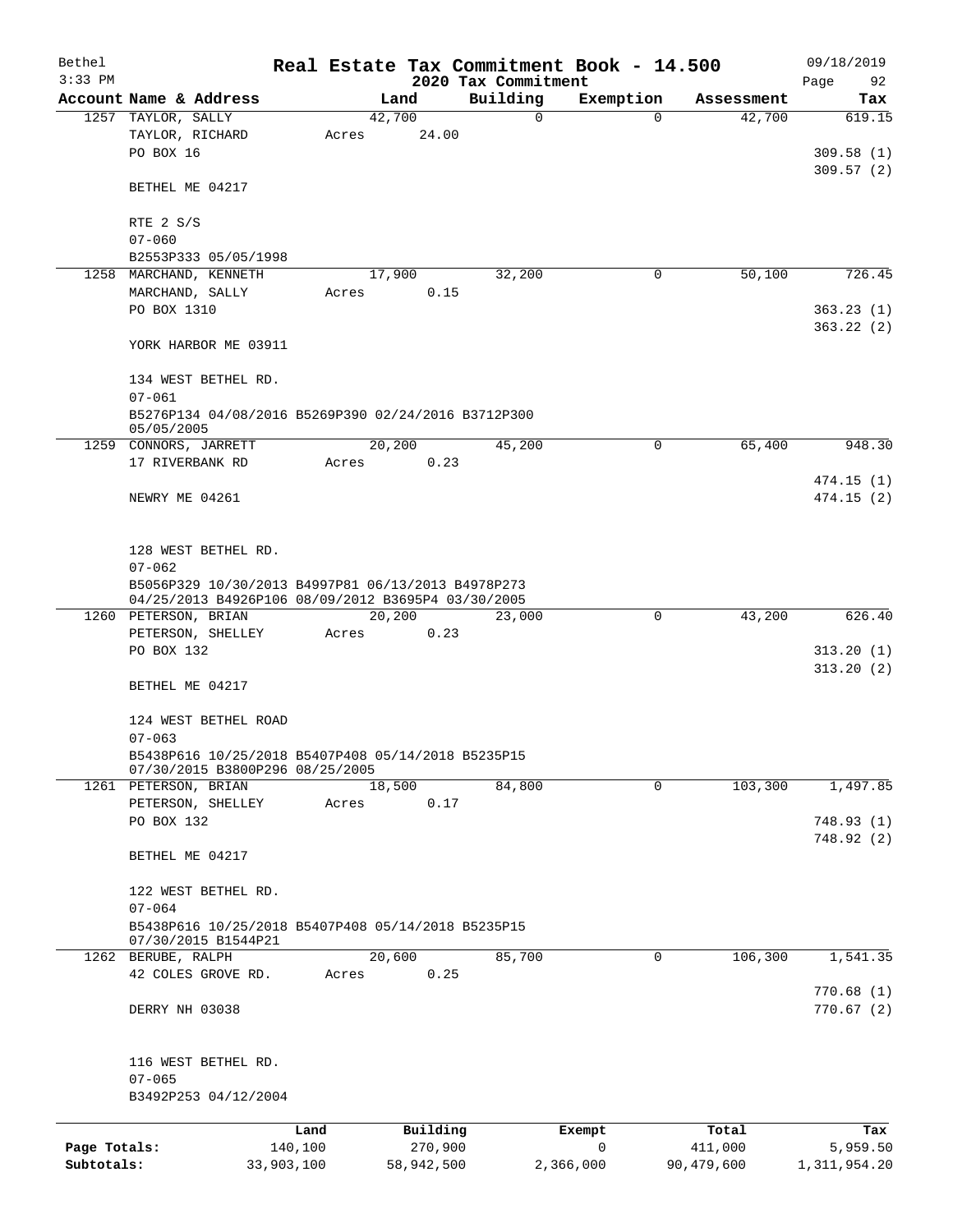# Real Estate Tax Commitment Book - 14.500

## 2020 Tax Commitment

Bethel
3:33 PM
09/18/2019

| Account Name & Address | Land | Building | Exemption | Assessment | Tax |
|---|---|---|---|---|---|
| 1257 TAYLOR, SALLY | 42,700 | 0 | 0 | 42,700 | 619.15 |
| TAYLOR, RICHARD | Acres 24.00 | | | | |
| PO BOX 16 | | | | | 309.58 (1) |
| | | | | | 309.57 (2) |
| BETHEL ME 04217 | | | | | |
| RTE 2 S/S | | | | | |
| 07-060 | | | | | |
| B2553P333 05/05/1998 | | | | | |
| 1258 MARCHAND, KENNETH | 17,900 | 32,200 | 0 | 50,100 | 726.45 |
| MARCHAND, SALLY | Acres 0.15 | | | | |
| PO BOX 1310 | | | | | 363.23 (1) |
| | | | | | 363.22 (2) |
| YORK HARBOR ME 03911 | | | | | |
| 134 WEST BETHEL RD. | | | | | |
| 07-061 | | | | | |
| B5276P134 04/08/2016 B5269P390 02/24/2016 B3712P300 05/05/2005 | | | | | |
| 1259 CONNORS, JARRETT | 20,200 | 45,200 | 0 | 65,400 | 948.30 |
| 17 RIVERBANK RD | Acres 0.23 | | | | |
| | | | | | 474.15 (1) |
| NEWRY ME 04261 | | | | | 474.15 (2) |
| 128 WEST BETHEL RD. | | | | | |
| 07-062 | | | | | |
| B5056P329 10/30/2013 B4997P81 06/13/2013 B4978P273 04/25/2013 B4926P106 08/09/2012 B3695P4 03/30/2005 | | | | | |
| 1260 PETERSON, BRIAN | 20,200 | 23,000 | 0 | 43,200 | 626.40 |
| PETERSON, SHELLEY | Acres 0.23 | | | | |
| PO BOX 132 | | | | | 313.20 (1) |
| | | | | | 313.20 (2) |
| BETHEL ME 04217 | | | | | |
| 124 WEST BETHEL ROAD | | | | | |
| 07-063 | | | | | |
| B5438P616 10/25/2018 B5407P408 05/14/2018 B5235P15 07/30/2015 B3800P296 08/25/2005 | | | | | |
| 1261 PETERSON, BRIAN | 18,500 | 84,800 | 0 | 103,300 | 1,497.85 |
| PETERSON, SHELLEY | Acres 0.17 | | | | |
| PO BOX 132 | | | | | 748.93 (1) |
| | | | | | 748.92 (2) |
| BETHEL ME 04217 | | | | | |
| 122 WEST BETHEL RD. | | | | | |
| 07-064 | | | | | |
| B5438P616 10/25/2018 B5407P408 05/14/2018 B5235P15 07/30/2015 B1544P21 | | | | | |
| 1262 BERUBE, RALPH | 20,600 | 85,700 | 0 | 106,300 | 1,541.35 |
| 42 COLES GROVE RD. | Acres 0.25 | | | | |
| | | | | | 770.68 (1) |
| DERRY NH 03038 | | | | | 770.67 (2) |
| 116 WEST BETHEL RD. | | | | | |
| 07-065 | | | | | |
| B3492P253 04/12/2004 | | | | | |

| | Land | Building | Exempt | Total | Tax |
|---|---|---|---|---|---|
| Page Totals: | 140,100 | 270,900 | 0 | 411,000 | 5,959.50 |
| Subtotals: | 33,903,100 | 58,942,500 | 2,366,000 | 90,479,600 | 1,311,954.20 |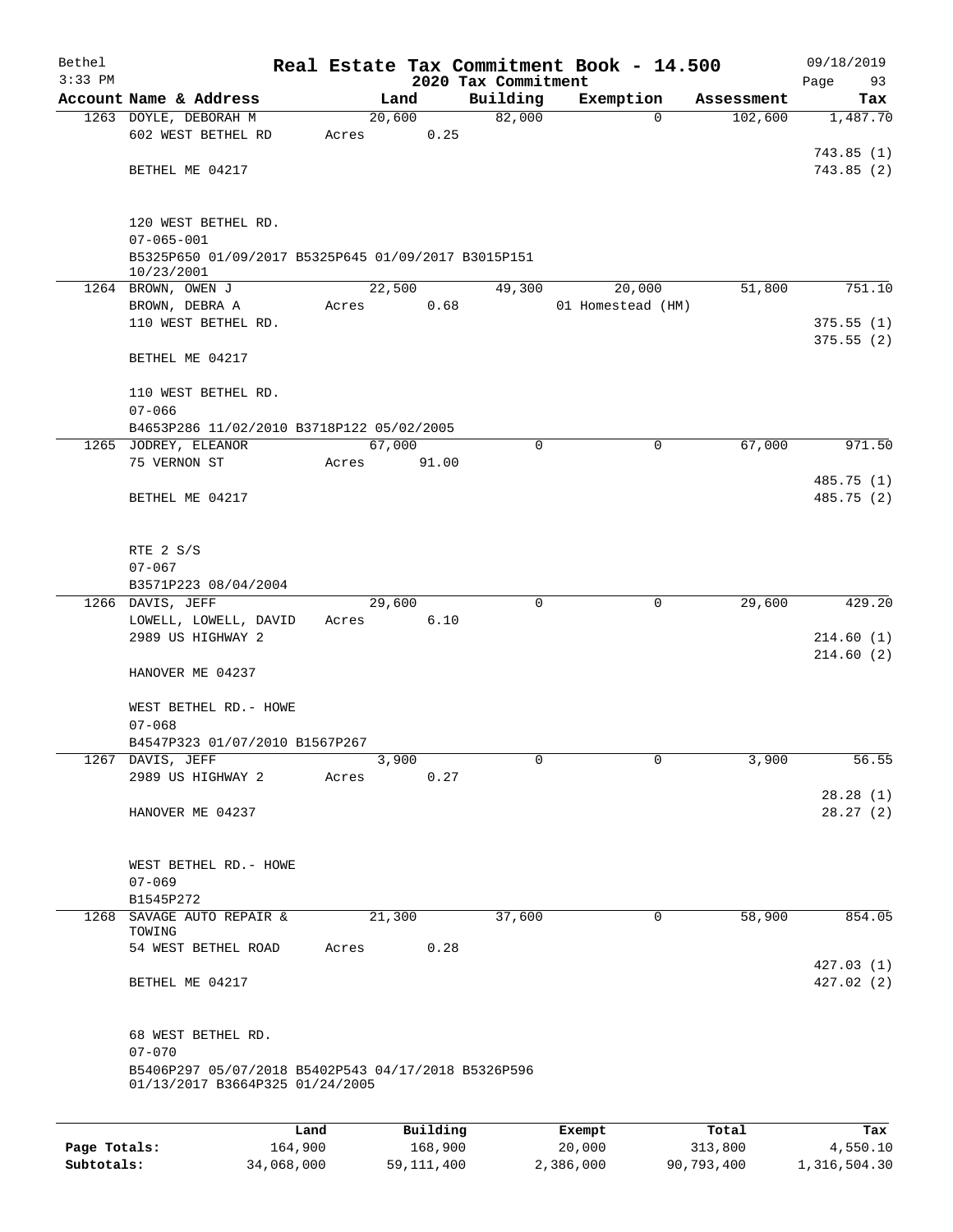Bethel 3:33 PM — **Real Estate Tax Commitment Book - 14.500** — 2020 Tax Commitment — 09/18/2019

| Account Name & Address | Land | Building | Exemption | Assessment | Tax |
|---|---|---|---|---|---|
| 1263 DOYLE, DEBORAH M<br>602 WEST BETHEL RD<br>BETHEL ME 04217<br><br>120 WEST BETHEL RD.<br>07-065-001<br>B5325P650 01/09/2017 B5325P645 01/09/2017 B3015P151 10/23/2001 | 20,600<br>Acres 0.25 | 82,000 | 0 | 102,600 | 1,487.70<br>743.85 (1)<br>743.85 (2) |
| 1264 BROWN, OWEN J<br>BROWN, DEBRA A<br>110 WEST BETHEL RD.<br>BETHEL ME 04217<br><br>110 WEST BETHEL RD.<br>07-066<br>B4653P286 11/02/2010 B3718P122 05/02/2005 | 22,500<br>Acres 0.68 | 49,300 | 20,000<br>01 Homestead (HM) | 51,800 | 751.10<br>375.55 (1)<br>375.55 (2) |
| 1265 JODREY, ELEANOR<br>75 VERNON ST<br>BETHEL ME 04217<br><br>RTE 2 S/S<br>07-067<br>B3571P223 08/04/2004 | 67,000<br>Acres 91.00 | 0 | 0 | 67,000 | 971.50<br>485.75 (1)<br>485.75 (2) |
| 1266 DAVIS, JEFF<br>LOWELL, LOWELL, DAVID<br>2989 US HIGHWAY 2<br>HANOVER ME 04237<br><br>WEST BETHEL RD.- HOWE<br>07-068<br>B4547P323 01/07/2010 B1567P267 | 29,600<br>Acres 6.10 | 0 | 0 | 29,600 | 429.20<br>214.60 (1)<br>214.60 (2) |
| 1267 DAVIS, JEFF<br>2989 US HIGHWAY 2<br>HANOVER ME 04237<br><br>WEST BETHEL RD.- HOWE<br>07-069<br>B1545P272 | 3,900<br>Acres 0.27 | 0 | 0 | 3,900 | 56.55<br>28.28 (1)<br>28.27 (2) |
| 1268 SAVAGE AUTO REPAIR & TOWING<br>54 WEST BETHEL ROAD<br>BETHEL ME 04217<br><br>68 WEST BETHEL RD.<br>07-070<br>B5406P297 05/07/2018 B5402P543 04/17/2018 B5326P596 01/13/2017 B3664P325 01/24/2005 | 21,300<br>Acres 0.28 | 37,600 | 0 | 58,900 | 854.05<br>427.03 (1)<br>427.02 (2) |

| | Land | Building | Exempt | Total | Tax |
|---|---|---|---|---|---|
| Page Totals: | 164,900 | 168,900 | 20,000 | 313,800 | 4,550.10 |
| Subtotals: | 34,068,000 | 59,111,400 | 2,386,000 | 90,793,400 | 1,316,504.30 |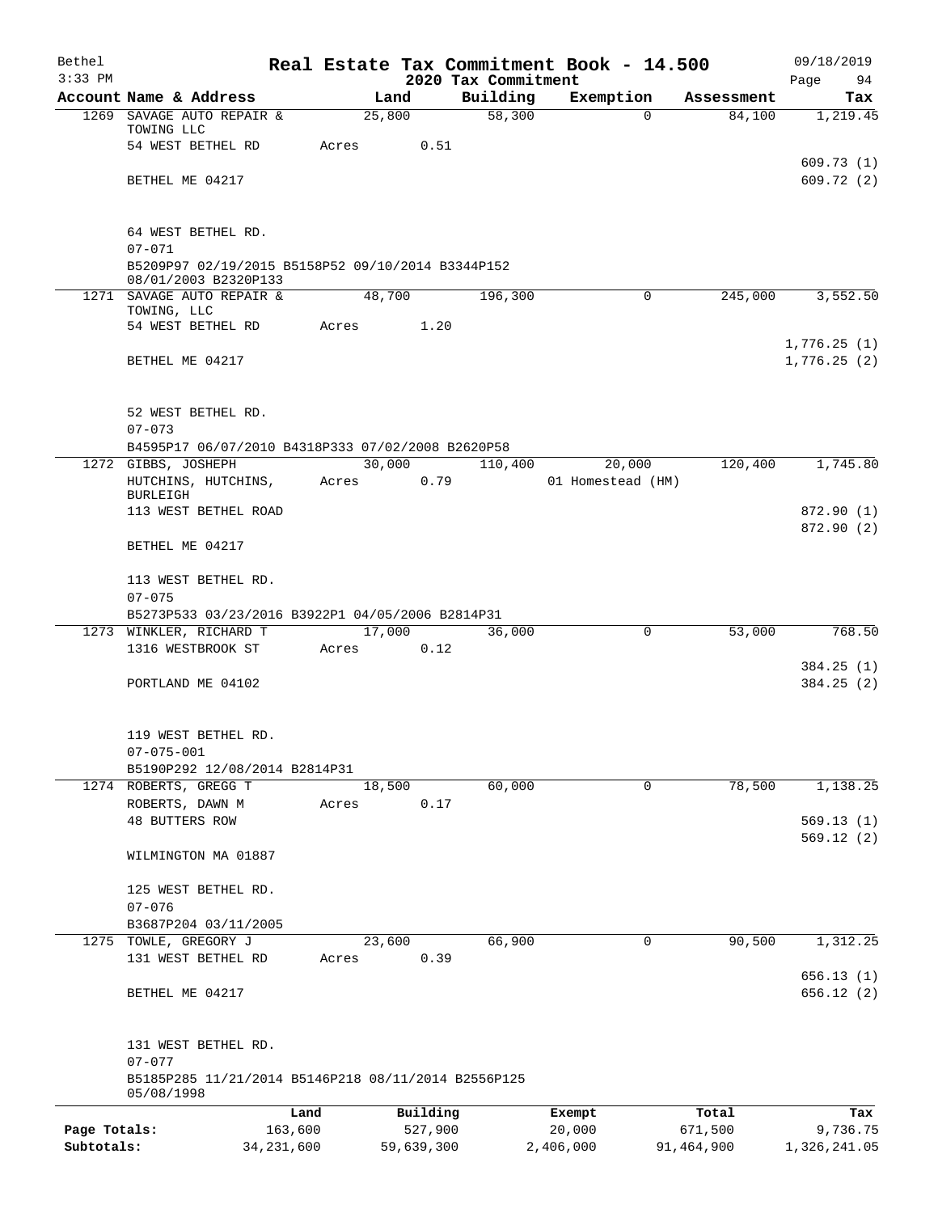Bethel
3:33 PM

# Real Estate Tax Commitment Book - 14.500

## 2020 Tax Commitment

09/18/2019

| Account | Name & Address | Land | Building | Exemption | Assessment | Tax |
|---|---|---|---|---|---|---|
| 1269 | SAVAGE AUTO REPAIR & TOWING LLC<br>54 WEST BETHEL RD<br><br>BETHEL ME 04217<br><br>64 WEST BETHEL RD.<br>07-071<br>B5209P97 02/19/2015 B5158P52 09/10/2014 B3344P152 08/01/2003 B2320P133 | 25,800<br>Acres 0.51 | 58,300 | 0 | 84,100 | 1,219.45<br><br>609.73 (1)<br>609.72 (2) |
| 1271 | SAVAGE AUTO REPAIR & TOWING, LLC<br>54 WEST BETHEL RD<br><br>BETHEL ME 04217<br><br>52 WEST BETHEL RD.<br>07-073<br>B4595P17 06/07/2010 B4318P333 07/02/2008 B2620P58 | 48,700<br>Acres 1.20 | 196,300 | 0 | 245,000 | 3,552.50<br><br>1,776.25 (1)<br>1,776.25 (2) |
| 1272 | GIBBS, JOSHEPH<br>HUTCHINS, HUTCHINS, BURLEIGH<br>113 WEST BETHEL ROAD<br><br>BETHEL ME 04217<br><br>113 WEST BETHEL RD.<br>07-075<br>B5273P533 03/23/2016 B3922P1 04/05/2006 B2814P31 | 30,000<br>Acres 0.79 | 110,400 | 20,000<br>01 Homestead (HM) | 120,400 | 1,745.80<br><br>872.90 (1)<br>872.90 (2) |
| 1273 | WINKLER, RICHARD T<br>1316 WESTBROOK ST<br><br>PORTLAND ME 04102<br><br>119 WEST BETHEL RD.<br>07-075-001<br>B5190P292 12/08/2014 B2814P31 | 17,000<br>Acres 0.12 | 36,000 | 0 | 53,000 | 768.50<br><br>384.25 (1)<br>384.25 (2) |
| 1274 | ROBERTS, GREGG T<br>ROBERTS, DAWN M<br>48 BUTTERS ROW<br><br>WILMINGTON MA 01887<br><br>125 WEST BETHEL RD.<br>07-076<br>B3687P204 03/11/2005 | 18,500<br>Acres 0.17 | 60,000 | 0 | 78,500 | 1,138.25<br><br>569.13 (1)<br>569.12 (2) |
| 1275 | TOWLE, GREGORY J<br>131 WEST BETHEL RD<br><br>BETHEL ME 04217<br><br>131 WEST BETHEL RD.<br>07-077<br>B5185P285 11/21/2014 B5146P218 08/11/2014 B2556P125 05/08/1998 | 23,600<br>Acres 0.39 | 66,900 | 0 | 90,500 | 1,312.25<br><br>656.13 (1)<br>656.12 (2) |

| | Land | Building | Exempt | Total | Tax |
|---|---|---|---|---|---|
| Page Totals: | 163,600 | 527,900 | 20,000 | 671,500 | 9,736.75 |
| Subtotals: | 34,231,600 | 59,639,300 | 2,406,000 | 91,464,900 | 1,326,241.05 |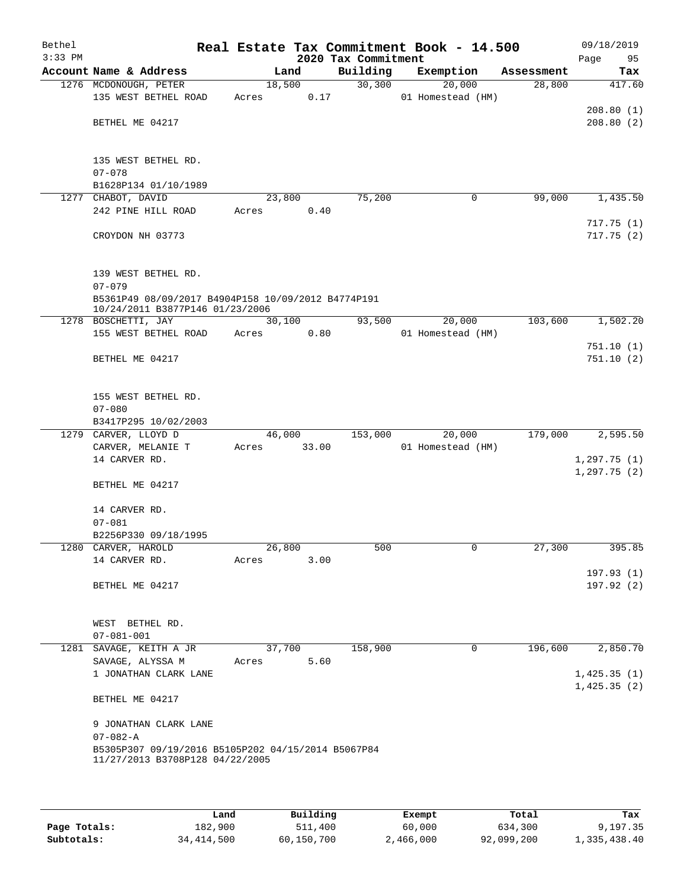# Real Estate Tax Commitment Book - 14.500

Bethel 09/18/2019
3:33 PM
2020 Tax Commitment

| Account Name & Address | Land | Building | Exemption | Assessment | Tax |
|---|---|---|---|---|---|
| 1276 MCDONOUGH, PETER | 18,500 | 30,300 | 20,000 | 28,800 | 417.60 |
| 135 WEST BETHEL ROAD | Acres 0.17 | | 01 Homestead (HM) | | |
| | | | | | 208.80 (1) |
| BETHEL ME 04217 | | | | | 208.80 (2) |
| 135 WEST BETHEL RD. | | | | | |
| 07-078 | | | | | |
| B1628P134 01/10/1989 | | | | | |
| 1277 CHABOT, DAVID | 23,800 | 75,200 | 0 | 99,000 | 1,435.50 |
| 242 PINE HILL ROAD | Acres 0.40 | | | | |
| | | | | | 717.75 (1) |
| CROYDON NH 03773 | | | | | 717.75 (2) |
| 139 WEST BETHEL RD. | | | | | |
| 07-079 | | | | | |
| B5361P49 08/09/2017 B4904P158 10/09/2012 B4774P191 10/24/2011 B3877P146 01/23/2006 | | | | | |
| 1278 BOSCHETTI, JAY | 30,100 | 93,500 | 20,000 | 103,600 | 1,502.20 |
| 155 WEST BETHEL ROAD | Acres 0.80 | | 01 Homestead (HM) | | |
| | | | | | 751.10 (1) |
| BETHEL ME 04217 | | | | | 751.10 (2) |
| 155 WEST BETHEL RD. | | | | | |
| 07-080 | | | | | |
| B3417P295 10/02/2003 | | | | | |
| 1279 CARVER, LLOYD D | 46,000 | 153,000 | 20,000 | 179,000 | 2,595.50 |
| CARVER, MELANIE T | Acres 33.00 | | 01 Homestead (HM) | | |
| 14 CARVER RD. | | | | | 1,297.75 (1) |
| | | | | | 1,297.75 (2) |
| BETHEL ME 04217 | | | | | |
| 14 CARVER RD. | | | | | |
| 07-081 | | | | | |
| B2256P330 09/18/1995 | | | | | |
| 1280 CARVER, HAROLD | 26,800 | 500 | 0 | 27,300 | 395.85 |
| 14 CARVER RD. | Acres 3.00 | | | | |
| | | | | | 197.93 (1) |
| BETHEL ME 04217 | | | | | 197.92 (2) |
| WEST BETHEL RD. | | | | | |
| 07-081-001 | | | | | |
| 1281 SAVAGE, KEITH A JR | 37,700 | 158,900 | 0 | 196,600 | 2,850.70 |
| SAVAGE, ALYSSA M | Acres 5.60 | | | | |
| 1 JONATHAN CLARK LANE | | | | | 1,425.35 (1) |
| | | | | | 1,425.35 (2) |
| BETHEL ME 04217 | | | | | |
| 9 JONATHAN CLARK LANE | | | | | |
| 07-082-A | | | | | |
| B5305P307 09/19/2016 B5105P202 04/15/2014 B5067P84 11/27/2013 B3708P128 04/22/2005 | | | | | |

| | Land | Building | Exempt | Total | Tax |
|---|---|---|---|---|---|
| Page Totals: | 182,900 | 511,400 | 60,000 | 634,300 | 9,197.35 |
| Subtotals: | 34,414,500 | 60,150,700 | 2,466,000 | 92,099,200 | 1,335,438.40 |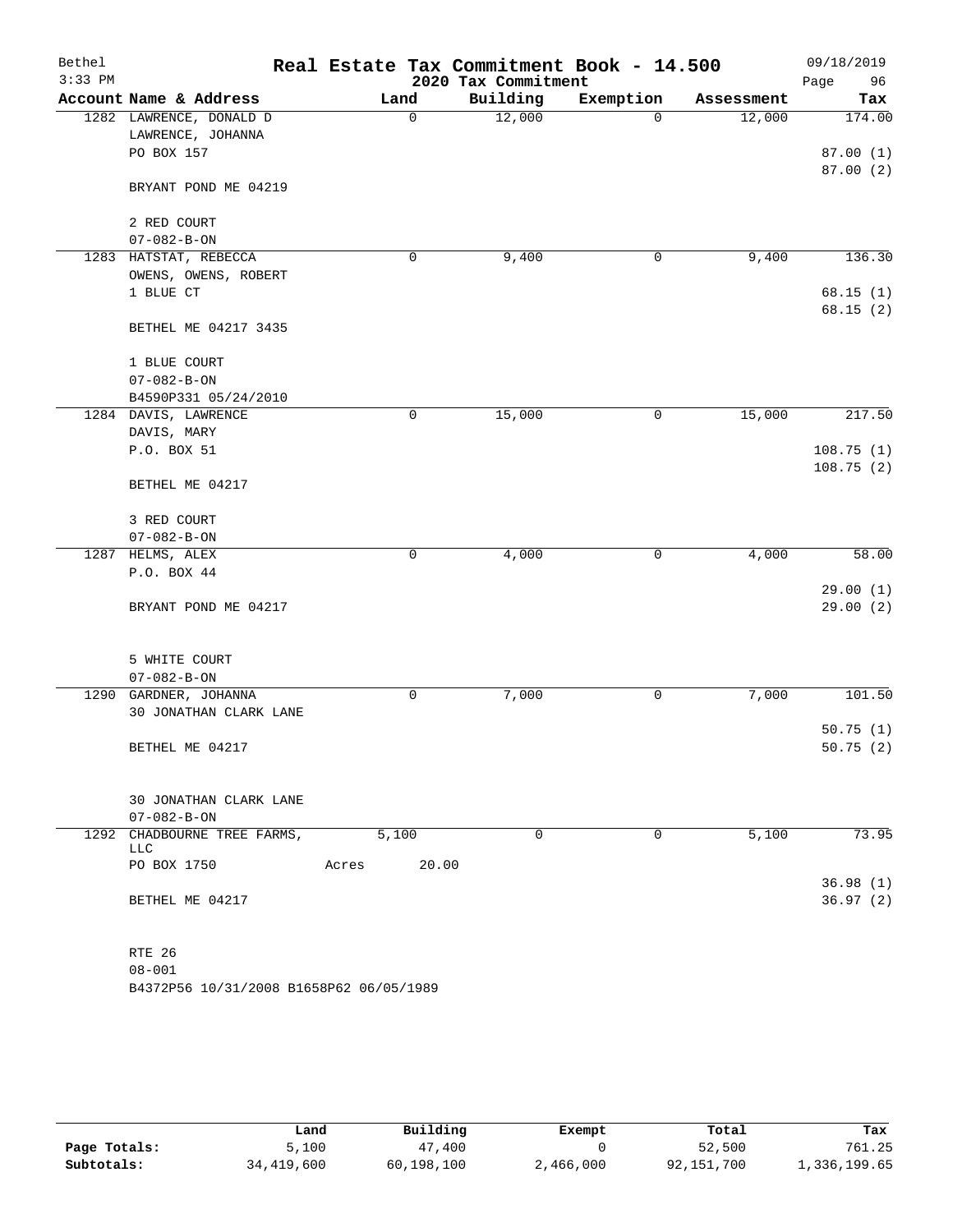# Real Estate Tax Commitment Book - 14.500

Bethel 3:33 PM — 2020 Tax Commitment — 09/18/2019

| Account | Name & Address | Land | Building | Exemption | Assessment | Tax |
|---|---|---|---|---|---|---|
| 1282 | LAWRENCE, DONALD D<br>LAWRENCE, JOHANNA<br>PO BOX 157<br><br>BRYANT POND ME 04219<br><br>2 RED COURT<br>07-082-B-ON | 0 | 12,000 | 0 | 12,000 | 174.00<br><br>87.00 (1)<br>87.00 (2) |
| 1283 | HATSTAT, REBECCA<br>OWENS, OWENS, ROBERT<br>1 BLUE CT<br><br>BETHEL ME 04217 3435<br><br>1 BLUE COURT<br>07-082-B-ON<br>B4590P331 05/24/2010 | 0 | 9,400 | 0 | 9,400 | 136.30<br><br>68.15 (1)<br>68.15 (2) |
| 1284 | DAVIS, LAWRENCE<br>DAVIS, MARY<br>P.O. BOX 51<br><br>BETHEL ME 04217<br><br>3 RED COURT<br>07-082-B-ON | 0 | 15,000 | 0 | 15,000 | 217.50<br><br>108.75 (1)<br>108.75 (2) |
| 1287 | HELMS, ALEX<br>P.O. BOX 44<br><br>BRYANT POND ME 04217<br><br>5 WHITE COURT<br>07-082-B-ON | 0 | 4,000 | 0 | 4,000 | 58.00<br><br>29.00 (1)<br>29.00 (2) |
| 1290 | GARDNER, JOHANNA<br>30 JONATHAN CLARK LANE<br><br>BETHEL ME 04217<br><br>30 JONATHAN CLARK LANE<br>07-082-B-ON | 0 | 7,000 | 0 | 7,000 | 101.50<br><br>50.75 (1)<br>50.75 (2) |
| 1292 | CHADBOURNE TREE FARMS, LLC<br>PO BOX 1750<br><br>BETHEL ME 04217<br><br>RTE 26<br>08-001<br>B4372P56 10/31/2008 B1658P62 06/05/1989 | 5,100<br>Acres 20.00 | 0 | 0 | 5,100 | 73.95<br><br>36.98 (1)<br>36.97 (2) |

| | Land | Building | Exempt | Total | Tax |
|---|---|---|---|---|---|
| Page Totals: | 5,100 | 47,400 | 0 | 52,500 | 761.25 |
| Subtotals: | 34,419,600 | 60,198,100 | 2,466,000 | 92,151,700 | 1,336,199.65 |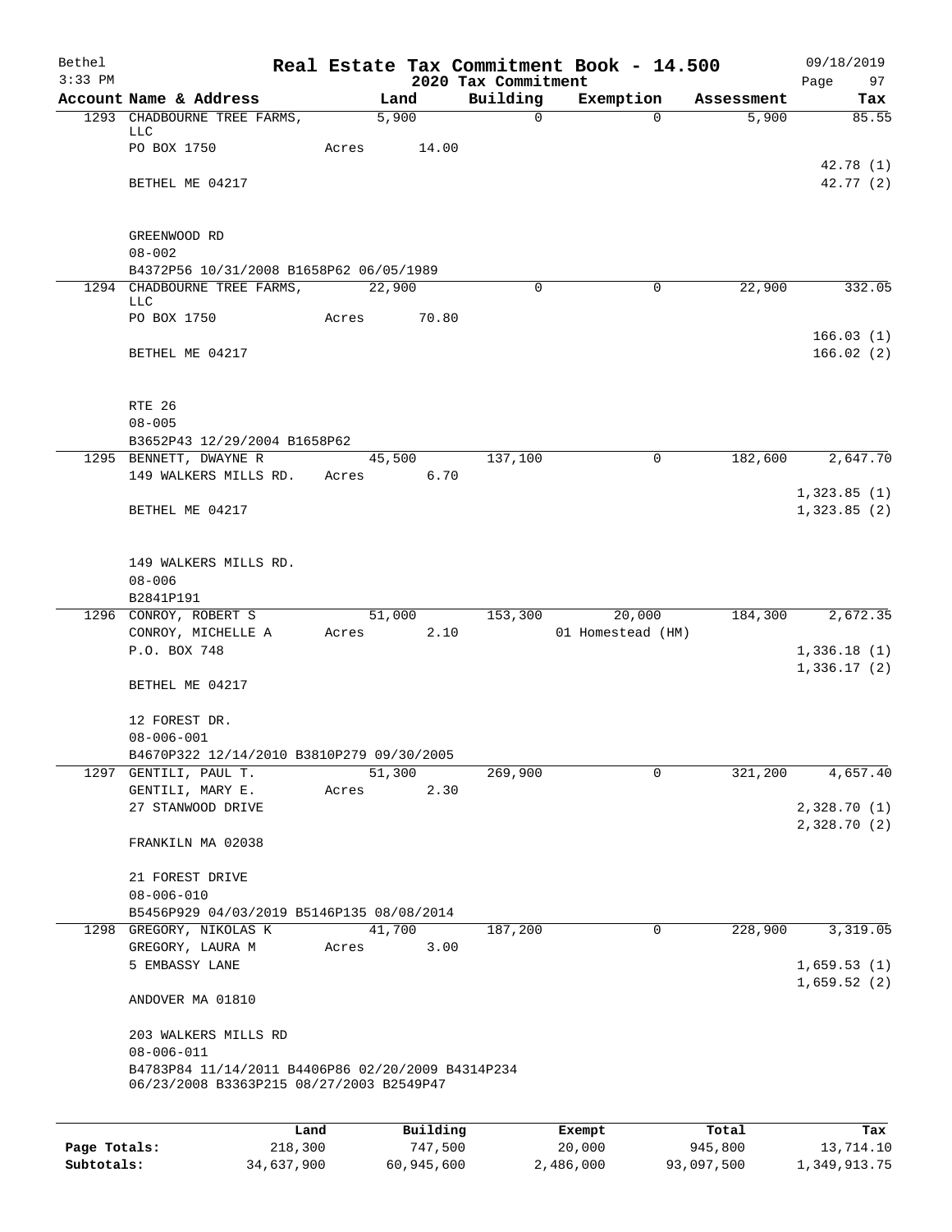# Real Estate Tax Commitment Book - 14.500

Bethel
3:33 PM

2020 Tax Commitment

09/18/2019

| Account Name & Address | Land | Building | Exemption | Assessment | Tax |
|---|---|---|---|---|---|
| 1293 CHADBOURNE TREE FARMS, LLC | 5,900 | 0 | 0 | 5,900 | 85.55 |
| PO BOX 1750 | Acres 14.00 | | | | |
| | | | | | 42.78 (1) |
| BETHEL ME 04217 | | | | | 42.77 (2) |
| GREENWOOD RD | | | | | |
| 08-002 | | | | | |
| B4372P56 10/31/2008 B1658P62 06/05/1989 | | | | | |
| 1294 CHADBOURNE TREE FARMS, LLC | 22,900 | 0 | 0 | 22,900 | 332.05 |
| PO BOX 1750 | Acres 70.80 | | | | |
| | | | | | 166.03 (1) |
| BETHEL ME 04217 | | | | | 166.02 (2) |
| RTE 26 | | | | | |
| 08-005 | | | | | |
| B3652P43 12/29/2004 B1658P62 | | | | | |
| 1295 BENNETT, DWAYNE R | 45,500 | 137,100 | 0 | 182,600 | 2,647.70 |
| 149 WALKERS MILLS RD. | Acres 6.70 | | | | |
| | | | | | 1,323.85 (1) |
| BETHEL ME 04217 | | | | | 1,323.85 (2) |
| 149 WALKERS MILLS RD. | | | | | |
| 08-006 | | | | | |
| B2841P191 | | | | | |
| 1296 CONROY, ROBERT S | 51,000 | 153,300 | 20,000 | 184,300 | 2,672.35 |
| CONROY, MICHELLE A | Acres 2.10 | | 01 Homestead (HM) | | |
| P.O. BOX 748 | | | | | 1,336.18 (1) |
| | | | | | 1,336.17 (2) |
| BETHEL ME 04217 | | | | | |
| 12 FOREST DR. | | | | | |
| 08-006-001 | | | | | |
| B4670P322 12/14/2010 B3810P279 09/30/2005 | | | | | |
| 1297 GENTILI, PAUL T. | 51,300 | 269,900 | 0 | 321,200 | 4,657.40 |
| GENTILI, MARY E. | Acres 2.30 | | | | |
| 27 STANWOOD DRIVE | | | | | 2,328.70 (1) |
| | | | | | 2,328.70 (2) |
| FRAKILN MA 02038 | | | | | |
| 21 FOREST DRIVE | | | | | |
| 08-006-010 | | | | | |
| B5456P929 04/03/2019 B5146P135 08/08/2014 | | | | | |
| 1298 GREGORY, NIKOLAS K | 41,700 | 187,200 | 0 | 228,900 | 3,319.05 |
| GREGORY, LAURA M | Acres 3.00 | | | | |
| 5 EMBASSY LANE | | | | | 1,659.53 (1) |
| | | | | | 1,659.52 (2) |
| ANDOVER MA 01810 | | | | | |
| 203 WALKERS MILLS RD | | | | | |
| 08-006-011 | | | | | |
| B4783P84 11/14/2011 B4406P86 02/20/2009 B4314P234 06/23/2008 B3363P215 08/27/2003 B2549P47 | | | | | |

| | Land | Building | Exempt | Total | Tax |
|---|---|---|---|---|---|
| Page Totals: | 218,300 | 747,500 | 20,000 | 945,800 | 13,714.10 |
| Subtotals: | 34,637,900 | 60,945,600 | 2,486,000 | 93,097,500 | 1,349,913.75 |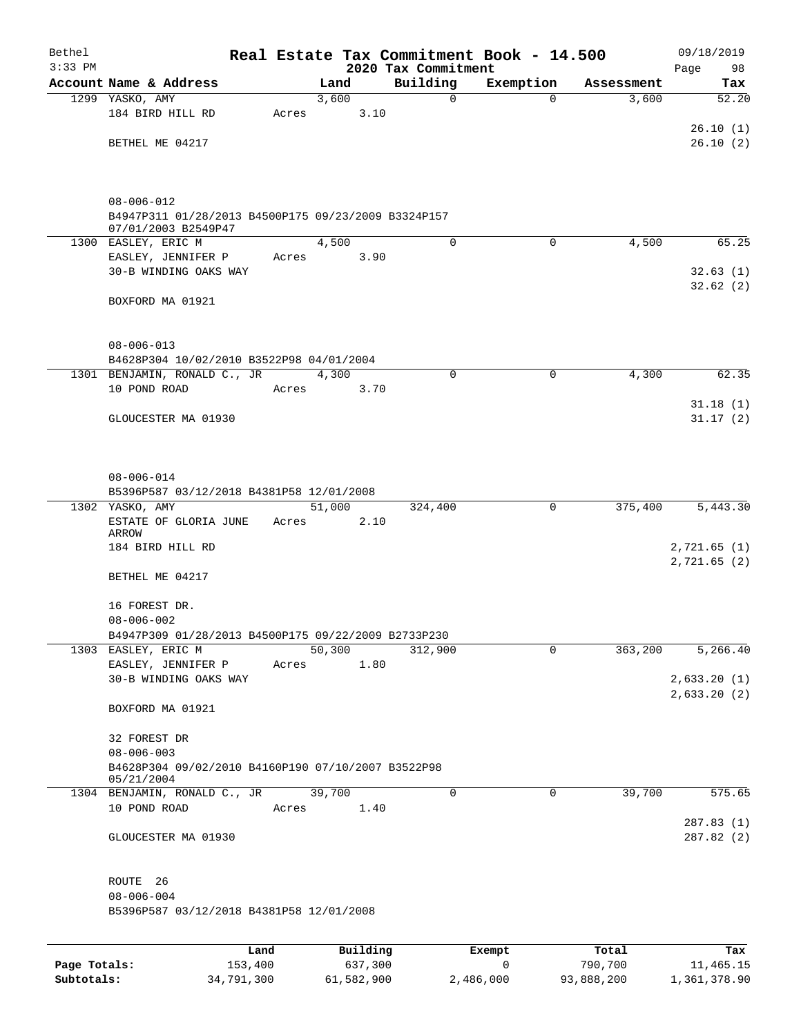# Real Estate Tax Commitment Book - 14.500

Bethel
3:33 PM

09/18/2019

## 2020 Tax Commitment

| Account Name & Address | Land | Building | Exemption | Assessment | Tax |
|---|---|---|---|---|---|
| 1299 YASKO, AMY | 3,600 | 0 | 0 | 3,600 | 52.20 |
| 184 BIRD HILL RD | Acres 3.10 | | | | |
| | | | | | 26.10 (1) |
| BETHEL ME 04217 | | | | | 26.10 (2) |
| 08-006-012 | | | | | |
| B4947P311 01/28/2013 B4500P175 09/23/2009 B3324P157 07/01/2003 B2549P47 | | | | | |
| 1300 EASLEY, ERIC M | 4,500 | 0 | 0 | 4,500 | 65.25 |
| EASLEY, JENNIFER P | Acres 3.90 | | | | |
| 30-B WINDING OAKS WAY | | | | | 32.63 (1) |
| | | | | | 32.62 (2) |
| BOXFORD MA 01921 | | | | | |
| 08-006-013 | | | | | |
| B4628P304 10/02/2010 B3522P98 04/01/2004 | | | | | |
| 1301 BENJAMIN, RONALD C., JR | 4,300 | 0 | 0 | 4,300 | 62.35 |
| 10 POND ROAD | Acres 3.70 | | | | |
| | | | | | 31.18 (1) |
| GLOUCESTER MA 01930 | | | | | 31.17 (2) |
| 08-006-014 | | | | | |
| B5396P587 03/12/2018 B4381P58 12/01/2008 | | | | | |
| 1302 YASKO, AMY | 51,000 | 324,400 | 0 | 375,400 | 5,443.30 |
| ESTATE OF GLORIA JUNE ARROW | Acres 2.10 | | | | |
| 184 BIRD HILL RD | | | | | 2,721.65 (1) |
| | | | | | 2,721.65 (2) |
| BETHEL ME 04217 | | | | | |
| 16 FOREST DR. | | | | | |
| 08-006-002 | | | | | |
| B4947P309 01/28/2013 B4500P175 09/22/2009 B2733P230 | | | | | |
| 1303 EASLEY, ERIC M | 50,300 | 312,900 | 0 | 363,200 | 5,266.40 |
| EASLEY, JENNIFER P | Acres 1.80 | | | | |
| 30-B WINDING OAKS WAY | | | | | 2,633.20 (1) |
| | | | | | 2,633.20 (2) |
| BOXFORD MA 01921 | | | | | |
| 32 FOREST DR | | | | | |
| 08-006-003 | | | | | |
| B4628P304 09/02/2010 B4160P190 07/10/2007 B3522P98 05/21/2004 | | | | | |
| 1304 BENJAMIN, RONALD C., JR | 39,700 | 0 | 0 | 39,700 | 575.65 |
| 10 POND ROAD | Acres 1.40 | | | | |
| | | | | | 287.83 (1) |
| GLOUCESTER MA 01930 | | | | | 287.82 (2) |
| ROUTE 26 | | | | | |
| 08-006-004 | | | | | |
| B5396P587 03/12/2018 B4381P58 12/01/2008 | | | | | |

| | Land | Building | Exempt | Total | Tax |
|---|---|---|---|---|---|
| Page Totals: | 153,400 | 637,300 | 0 | 790,700 | 11,465.15 |
| Subtotals: | 34,791,300 | 61,582,900 | 2,486,000 | 93,888,200 | 1,361,378.90 |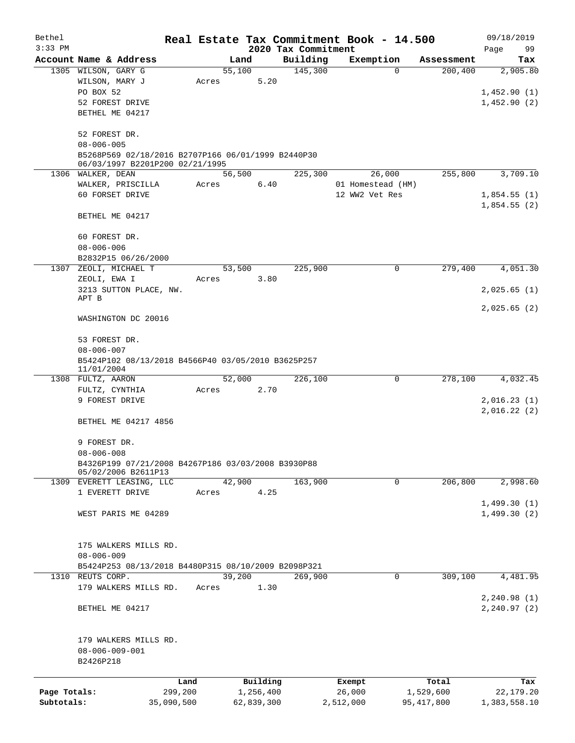Bethel 3:33 PM

# Real Estate Tax Commitment Book - 14.500

## 2020 Tax Commitment

09/18/2019

| Account Name & Address | Land | Building | Exemption | Assessment | Tax |
|---|---|---|---|---|---|
| 1305 WILSON, GARY G | 55,100 | 145,300 | 0 | 200,400 | 2,905.80 |
| WILSON, MARY J | Acres 5.20 | | | | |
| PO BOX 52 | | | | | 1,452.90 (1) |
| 52 FOREST DRIVE | | | | | 1,452.90 (2) |
| BETHEL ME 04217 | | | | | |
| 52 FOREST DR. | | | | | |
| 08-006-005 | | | | | |
| B5268P569 02/18/2016 B2707P166 06/01/1999 B2440P30 06/03/1997 B2201P200 02/21/1995 | | | | | |
| 1306 WALKER, DEAN | 56,500 | 225,300 | 26,000 | 255,800 | 3,709.10 |
| WALKER, PRISCILLA | Acres 6.40 | | 01 Homestead (HM) | | |
| 60 FORSET DRIVE | | | 12 WW2 Vet Res | | 1,854.55 (1) |
| | | | | | 1,854.55 (2) |
| BETHEL ME 04217 | | | | | |
| 60 FOREST DR. | | | | | |
| 08-006-006 | | | | | |
| B2832P15 06/26/2000 | | | | | |
| 1307 ZEOLI, MICHAEL T | 53,500 | 225,900 | 0 | 279,400 | 4,051.30 |
| ZEOLI, EWA I | Acres 3.80 | | | | |
| 3213 SUTTON PLACE, NW. APT B | | | | | 2,025.65 (1) |
| | | | | | 2,025.65 (2) |
| WASHINGTON DC 20016 | | | | | |
| 53 FOREST DR. | | | | | |
| 08-006-007 | | | | | |
| B5424P102 08/13/2018 B4566P40 03/05/2010 B3625P257 11/01/2004 | | | | | |
| 1308 FULTZ, AARON | 52,000 | 226,100 | 0 | 278,100 | 4,032.45 |
| FULTZ, CYNTHIA | Acres 2.70 | | | | |
| 9 FOREST DRIVE | | | | | 2,016.23 (1) |
| | | | | | 2,016.22 (2) |
| BETHEL ME 04217 4856 | | | | | |
| 9 FOREST DR. | | | | | |
| 08-006-008 | | | | | |
| B4326P199 07/21/2008 B4267P186 03/03/2008 B3930P88 05/02/2006 B2611P13 | | | | | |
| 1309 EVERETT LEASING, LLC | 42,900 | 163,900 | 0 | 206,800 | 2,998.60 |
| 1 EVERETT DRIVE | Acres 4.25 | | | | |
| | | | | | 1,499.30 (1) |
| WEST PARIS ME 04289 | | | | | 1,499.30 (2) |
| 175 WALKERS MILLS RD. | | | | | |
| 08-006-009 | | | | | |
| B5424P253 08/13/2018 B4480P315 08/10/2009 B2098P321 | | | | | |
| 1310 REUTS CORP. | 39,200 | 269,900 | 0 | 309,100 | 4,481.95 |
| 179 WALKERS MILLS RD. | Acres 1.30 | | | | |
| | | | | | 2,240.98 (1) |
| BETHEL ME 04217 | | | | | 2,240.97 (2) |
| 179 WALKERS MILLS RD. | | | | | |
| 08-006-009-001 | | | | | |
| B2426P218 | | | | | |

| | Land | Building | Exempt | Total | Tax |
|---|---|---|---|---|---|
| Page Totals: | 299,200 | 1,256,400 | 26,000 | 1,529,600 | 22,179.20 |
| Subtotals: | 35,090,500 | 62,839,300 | 2,512,000 | 95,417,800 | 1,383,558.10 |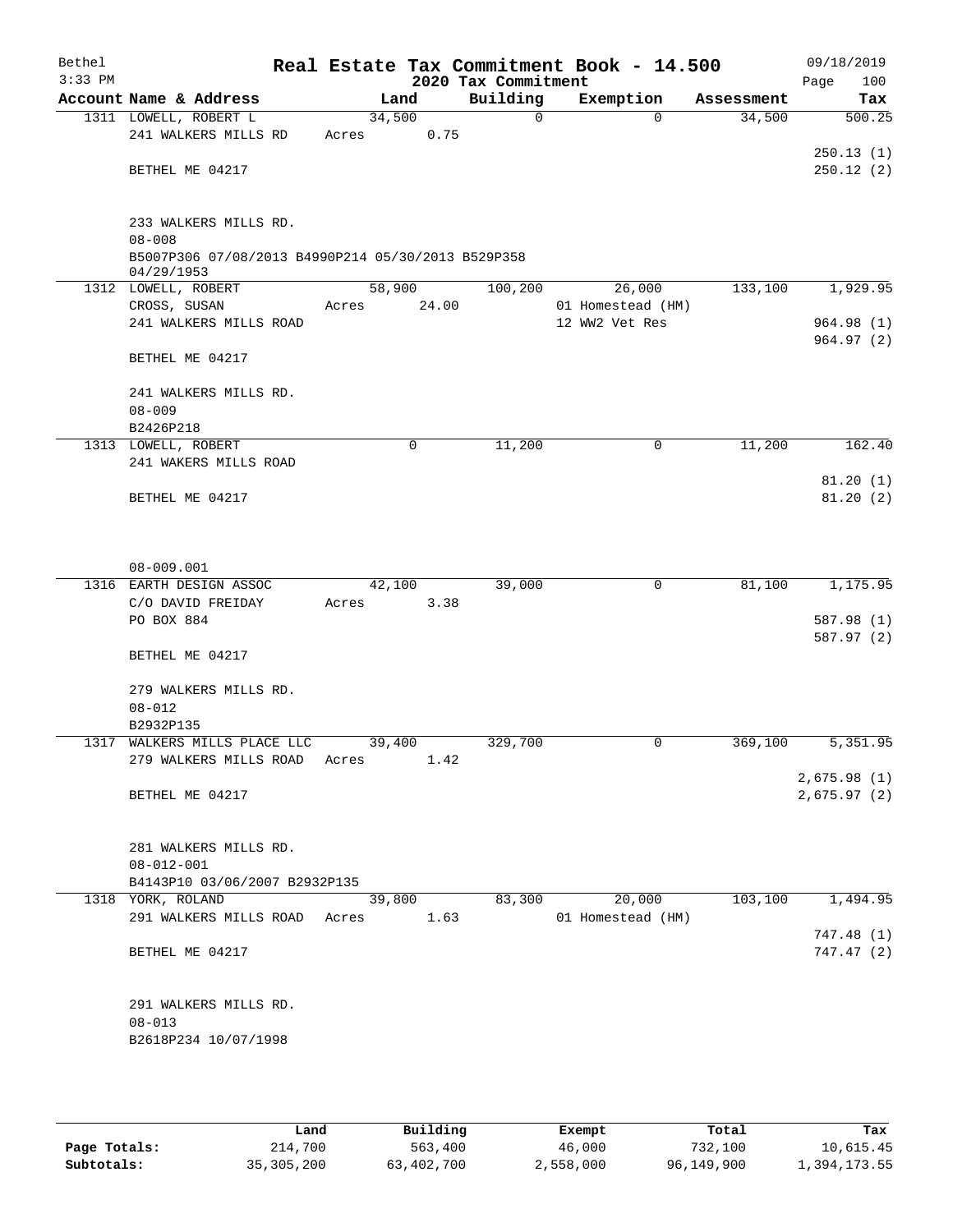# Real Estate Tax Commitment Book - 14.500

Bethel
3:33 PM

09/18/2019
Page 100

## 2020 Tax Commitment

| Account Name & Address | Land | Building | Exemption | Assessment | Tax |
|---|---|---|---|---|---|
| 1311 LOWELL, ROBERT L | 34,500 | 0 | 0 | 34,500 | 500.25 |
| 241 WALKERS MILLS RD | Acres 0.75 | | | | |
| | | | | | 250.13 (1) |
| BETHEL ME 04217 | | | | | 250.12 (2) |
| 233 WALKERS MILLS RD. | | | | | |
| 08-008 | | | | | |
| B5007P306 07/08/2013 B4990P214 05/30/2013 B529P358 04/29/1953 | | | | | |
| 1312 LOWELL, ROBERT | 58,900 | 100,200 | 26,000 | 133,100 | 1,929.95 |
| CROSS, SUSAN | Acres 24.00 | | 01 Homestead (HM) | | |
| 241 WALKERS MILLS ROAD | | | 12 WW2 Vet Res | | 964.98 (1) |
| | | | | | 964.97 (2) |
| BETHEL ME 04217 | | | | | |
| 241 WALKERS MILLS RD. | | | | | |
| 08-009 | | | | | |
| B2426P218 | | | | | |
| 1313 LOWELL, ROBERT | 0 | 11,200 | 0 | 11,200 | 162.40 |
| 241 WAKERS MILLS ROAD | | | | | |
| | | | | | 81.20 (1) |
| BETHEL ME 04217 | | | | | 81.20 (2) |
| 08-009.001 | | | | | |
| 1316 EARTH DESIGN ASSOC | 42,100 | 39,000 | 0 | 81,100 | 1,175.95 |
| C/O DAVID FREIDAY | Acres 3.38 | | | | |
| PO BOX 884 | | | | | 587.98 (1) |
| | | | | | 587.97 (2) |
| BETHEL ME 04217 | | | | | |
| 279 WALKERS MILLS RD. | | | | | |
| 08-012 | | | | | |
| B2932P135 | | | | | |
| 1317 WALKERS MILLS PLACE LLC | 39,400 | 329,700 | 0 | 369,100 | 5,351.95 |
| 279 WALKERS MILLS ROAD | Acres 1.42 | | | | |
| | | | | | 2,675.98 (1) |
| BETHEL ME 04217 | | | | | 2,675.97 (2) |
| 281 WALKERS MILLS RD. | | | | | |
| 08-012-001 | | | | | |
| B4143P10 03/06/2007 B2932P135 | | | | | |
| 1318 YORK, ROLAND | 39,800 | 83,300 | 20,000 | 103,100 | 1,494.95 |
| 291 WALKERS MILLS ROAD | Acres 1.63 | | 01 Homestead (HM) | | |
| | | | | | 747.48 (1) |
| BETHEL ME 04217 | | | | | 747.47 (2) |
| 291 WALKERS MILLS RD. | | | | | |
| 08-013 | | | | | |
| B2618P234 10/07/1998 | | | | | |

| | Land | Building | Exempt | Total | Tax |
|---|---|---|---|---|---|
| **Page Totals:** | 214,700 | 563,400 | 46,000 | 732,100 | 10,615.45 |
| **Subtotals:** | 35,305,200 | 63,402,700 | 2,558,000 | 96,149,900 | 1,394,173.55 |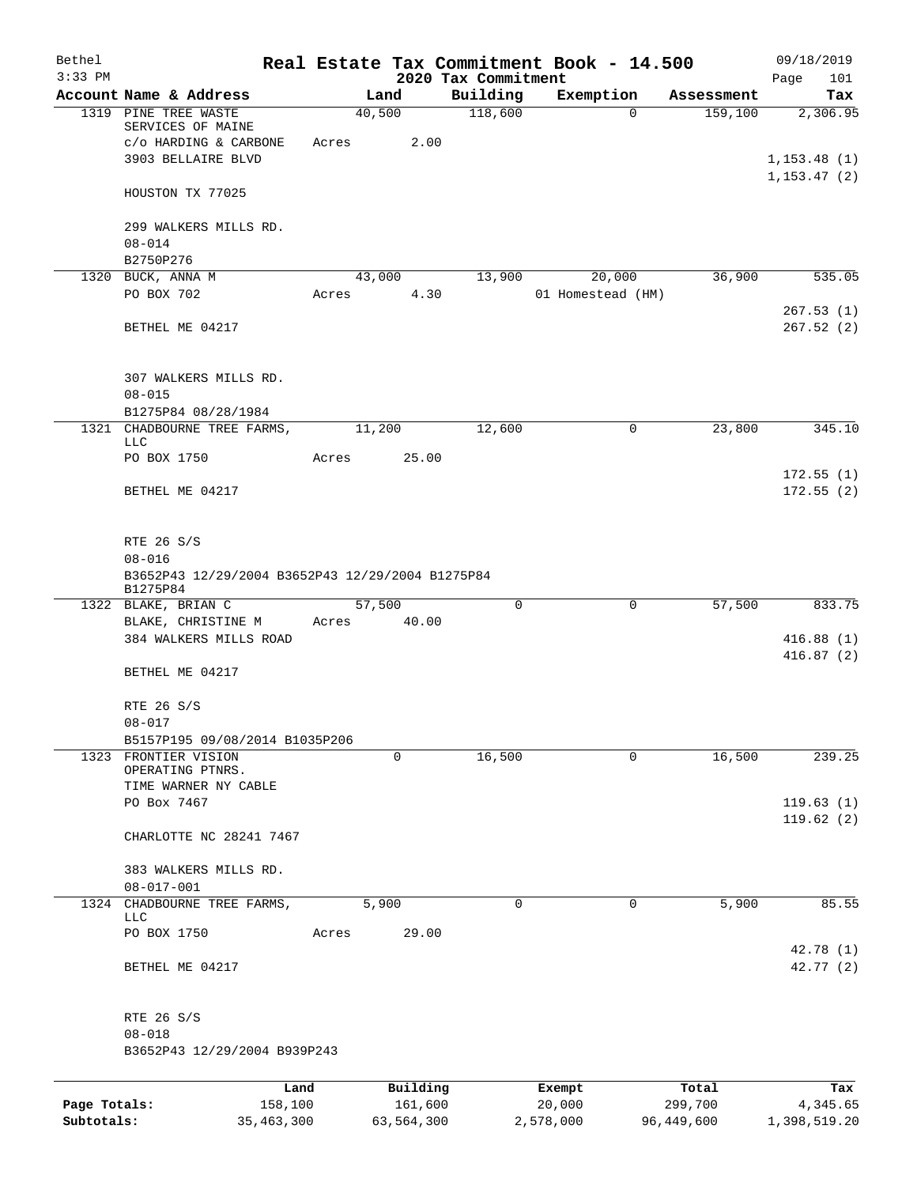# Real Estate Tax Commitment Book - 14.500

Bethel, 3:33 PM — 2020 Tax Commitment — 09/18/2019

| Account | Name & Address | Land | Building | Exemption | Assessment | Tax |
|---|---|---|---|---|---|---|
| 1319 | PINE TREE WASTE SERVICES OF MAINE<br>c/o HARDING & CARBONE<br>3903 BELLAIRE BLVD<br>HOUSTON TX 77025<br><br>299 WALKERS MILLS RD.<br>08-014<br>B2750P276 | 40,500<br>Acres 2.00 | 118,600 | 0 | 159,100 | 2,306.95<br>1,153.48 (1)<br>1,153.47 (2) |
| 1320 | BUCK, ANNA M<br>PO BOX 702<br>BETHEL ME 04217<br><br>307 WALKERS MILLS RD.<br>08-015<br>B1275P84 08/28/1984 | 43,000<br>Acres 4.30 | 13,900 | 20,000<br>01 Homestead (HM) | 36,900 | 535.05<br>267.53 (1)<br>267.52 (2) |
| 1321 | CHADBOURNE TREE FARMS, LLC<br>PO BOX 1750<br>BETHEL ME 04217<br><br>RTE 26 S/S<br>08-016<br>B3652P43 12/29/2004 B3652P43 12/29/2004 B1275P84 B1275P84 | 11,200<br>Acres 25.00 | 12,600 | 0 | 23,800 | 345.10<br>172.55 (1)<br>172.55 (2) |
| 1322 | BLAKE, BRIAN C<br>BLAKE, CHRISTINE M<br>384 WALKERS MILLS ROAD<br>BETHEL ME 04217<br><br>RTE 26 S/S<br>08-017<br>B5157P195 09/08/2014 B1035P206 | 57,500<br>Acres 40.00 | 0 | 0 | 57,500 | 833.75<br>416.88 (1)<br>416.87 (2) |
| 1323 | FRONTIER VISION OPERATING PTNRS.<br>TIME WARNER NY CABLE<br>PO Box 7467<br>CHARLOTTE NC 28241 7467<br><br>383 WALKERS MILLS RD.<br>08-017-001 | 0 | 16,500 | 0 | 16,500 | 239.25<br>119.63 (1)<br>119.62 (2) |
| 1324 | CHADBOURNE TREE FARMS, LLC<br>PO BOX 1750<br>BETHEL ME 04217<br><br>RTE 26 S/S<br>08-018<br>B3652P43 12/29/2004 B939P243 | 5,900<br>Acres 29.00 | 0 | 0 | 5,900 | 85.55<br>42.78 (1)<br>42.77 (2) |

| | Land | Building | Exempt | Total | Tax |
|---|---|---|---|---|---|
| Page Totals: | 158,100 | 161,600 | 20,000 | 299,700 | 4,345.65 |
| Subtotals: | 35,463,300 | 63,564,300 | 2,578,000 | 96,449,600 | 1,398,519.20 |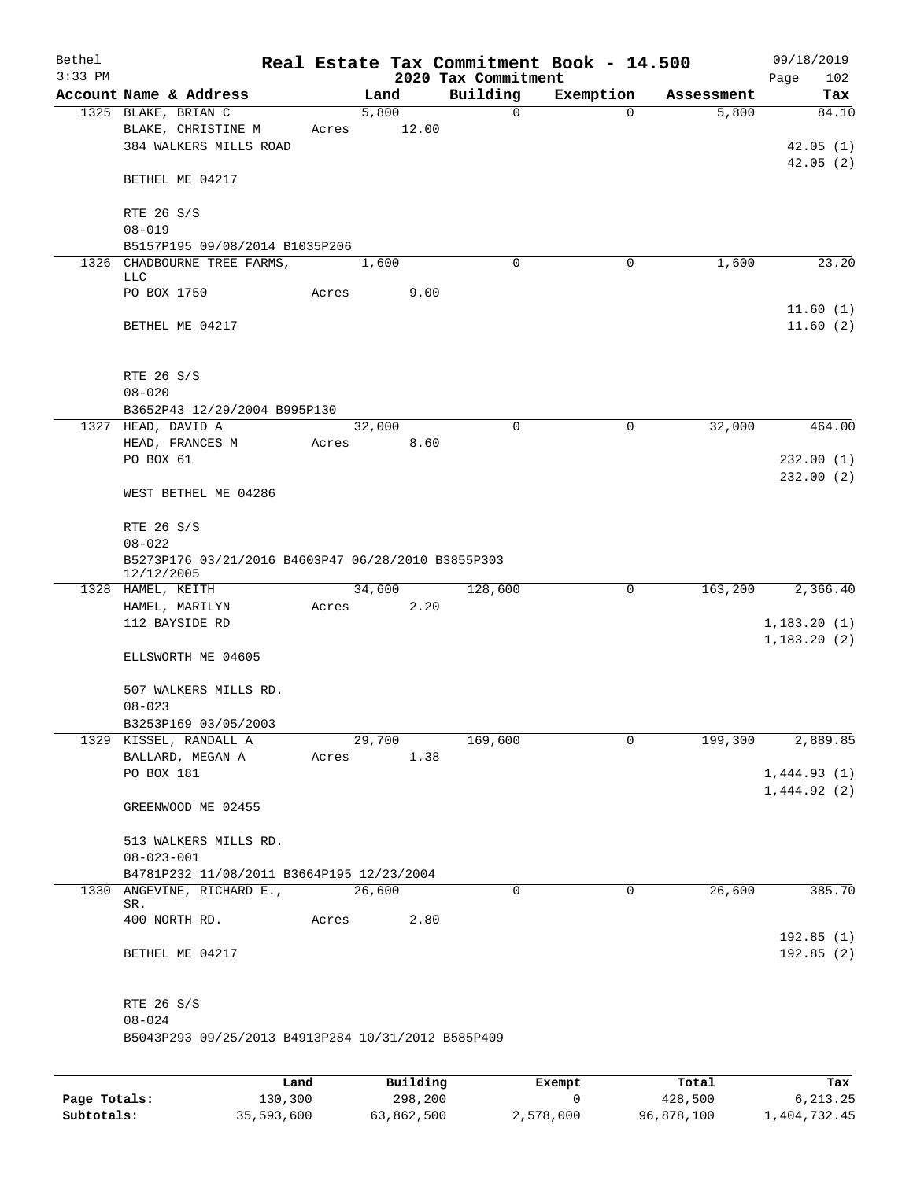# Real Estate Tax Commitment Book - 14.500

## 2020 Tax Commitment

| Account Name & Address | Land | Building | Exemption | Assessment | Tax |
|---|---|---|---|---|---|
| 1325 BLAKE, BRIAN C<br>BLAKE, CHRISTINE M<br>384 WALKERS MILLS ROAD<br><br>BETHEL ME 04217<br><br>RTE 26 S/S<br>08-019<br>B5157P195 09/08/2014 B1035P206 | 5,800<br>Acres 12.00 | 0 | 0 | 5,800 | 84.10<br><br>42.05 (1)<br>42.05 (2) |
| 1326 CHADBOURNE TREE FARMS, LLC<br>PO BOX 1750<br><br>BETHEL ME 04217<br><br>RTE 26 S/S<br>08-020<br>B3652P43 12/29/2004 B995P130 | 1,600<br>Acres 9.00 | 0 | 0 | 1,600 | 23.20<br><br>11.60 (1)<br>11.60 (2) |
| 1327 HEAD, DAVID A<br>HEAD, FRANCES M<br>PO BOX 61<br><br>WEST BETHEL ME 04286<br><br>RTE 26 S/S<br>08-022<br>B5273P176 03/21/2016 B4603P47 06/28/2010 B3855P303 12/12/2005 | 32,000<br>Acres 8.60 | 0 | 0 | 32,000 | 464.00<br><br>232.00 (1)<br>232.00 (2) |
| 1328 HAMEL, KEITH<br>HAMEL, MARILYN<br>112 BAYSIDE RD<br><br>ELLSWORTH ME 04605<br><br>507 WALKERS MILLS RD.<br>08-023<br>B3253P169 03/05/2003 | 34,600<br>Acres 2.20 | 128,600 | 0 | 163,200 | 2,366.40<br><br>1,183.20 (1)<br>1,183.20 (2) |
| 1329 KISSEL, RANDALL A<br>BALLARD, MEGAN A<br>PO BOX 181<br><br>GREENWOOD ME 02455<br><br>513 WALKERS MILLS RD.<br>08-023-001<br>B4781P232 11/08/2011 B3664P195 12/23/2004 | 29,700<br>Acres 1.38 | 169,600 | 0 | 199,300 | 2,889.85<br><br>1,444.93 (1)<br>1,444.92 (2) |
| 1330 ANGEVINE, RICHARD E., SR.<br>400 NORTH RD.<br><br>BETHEL ME 04217<br><br>RTE 26 S/S<br>08-024<br>B5043P293 09/25/2013 B4913P284 10/31/2012 B585P409 | 26,600<br>Acres 2.80 | 0 | 0 | 26,600 | 385.70<br><br>192.85 (1)<br>192.85 (2) |

| | Land | Building | Exempt | Total | Tax |
|---|---|---|---|---|---|
| Page Totals: | 130,300 | 298,200 | 0 | 428,500 | 6,213.25 |
| Subtotals: | 35,593,600 | 63,862,500 | 2,578,000 | 96,878,100 | 1,404,732.45 |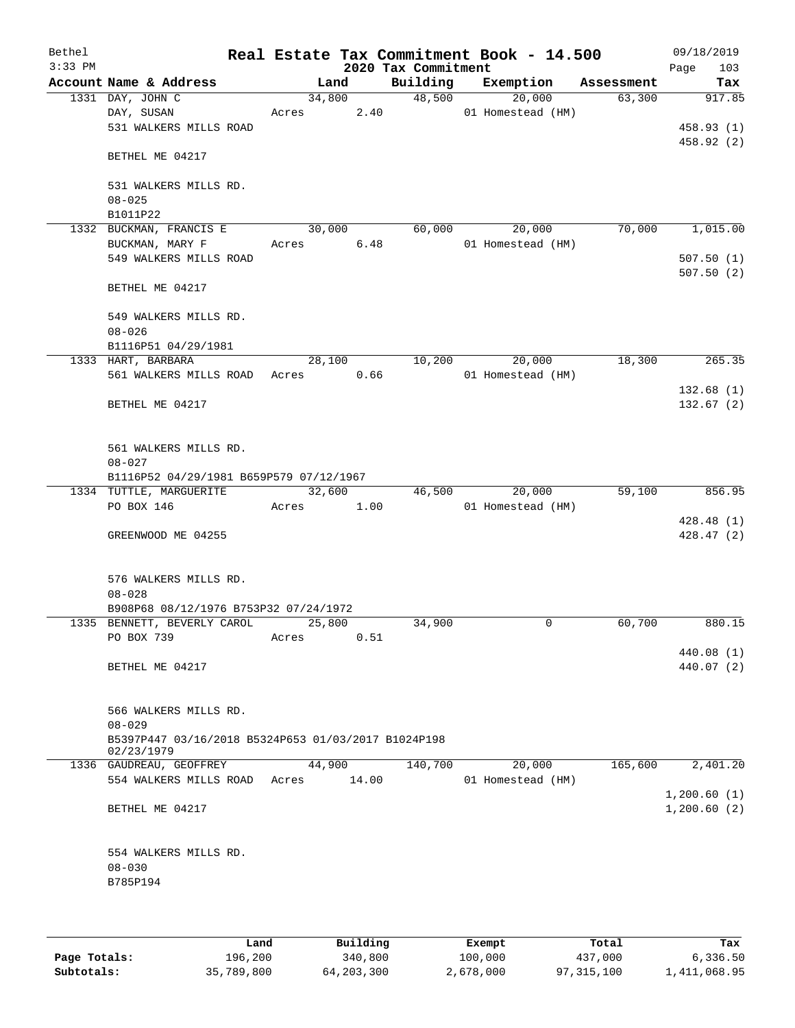# Real Estate Tax Commitment Book - 14.500

Bethel
3:33 PM
2020 Tax Commitment
09/18/2019

| Account Name & Address | Land | Building | Exemption | Assessment | Tax |
|---|---|---|---|---|---|
| 1331 DAY, JOHN C | 34,800 | 48,500 | 20,000 | 63,300 | 917.85 |
| DAY, SUSAN | Acres 2.40 | | 01 Homestead (HM) | | |
| 531 WALKERS MILLS ROAD | | | | | 458.93 (1) |
| | | | | | 458.92 (2) |
| BETHEL ME 04217 | | | | | |
| 531 WALKERS MILLS RD. | | | | | |
| 08-025 | | | | | |
| B1011P22 | | | | | |
| 1332 BUCKMAN, FRANCIS E | 30,000 | 60,000 | 20,000 | 70,000 | 1,015.00 |
| BUCKMAN, MARY F | Acres 6.48 | | 01 Homestead (HM) | | |
| 549 WALKERS MILLS ROAD | | | | | 507.50 (1) |
| | | | | | 507.50 (2) |
| BETHEL ME 04217 | | | | | |
| 549 WALKERS MILLS RD. | | | | | |
| 08-026 | | | | | |
| B1116P51 04/29/1981 | | | | | |
| 1333 HART, BARBARA | 28,100 | 10,200 | 20,000 | 18,300 | 265.35 |
| 561 WALKERS MILLS ROAD | Acres 0.66 | | 01 Homestead (HM) | | |
| | | | | | 132.68 (1) |
| BETHEL ME 04217 | | | | | 132.67 (2) |
| 561 WALKERS MILLS RD. | | | | | |
| 08-027 | | | | | |
| B1116P52 04/29/1981 B659P579 07/12/1967 | | | | | |
| 1334 TUTTLE, MARGUERITE | 32,600 | 46,500 | 20,000 | 59,100 | 856.95 |
| PO BOX 146 | Acres 1.00 | | 01 Homestead (HM) | | |
| | | | | | 428.48 (1) |
| GREENWOOD ME 04255 | | | | | 428.47 (2) |
| 576 WALKERS MILLS RD. | | | | | |
| 08-028 | | | | | |
| B908P68 08/12/1976 B753P32 07/24/1972 | | | | | |
| 1335 BENNETT, BEVERLY CAROL | 25,800 | 34,900 | 0 | 60,700 | 880.15 |
| PO BOX 739 | Acres 0.51 | | | | |
| | | | | | 440.08 (1) |
| BETHEL ME 04217 | | | | | 440.07 (2) |
| 566 WALKERS MILLS RD. | | | | | |
| 08-029 | | | | | |
| B5397P447 03/16/2018 B5324P653 01/03/2017 B1024P198 02/23/1979 | | | | | |
| 1336 GAUDREAU, GEOFFREY | 44,900 | 140,700 | 20,000 | 165,600 | 2,401.20 |
| 554 WALKERS MILLS ROAD | Acres 14.00 | | 01 Homestead (HM) | | |
| | | | | | 1,200.60 (1) |
| BETHEL ME 04217 | | | | | 1,200.60 (2) |
| 554 WALKERS MILLS RD. | | | | | |
| 08-030 | | | | | |
| B785P194 | | | | | |

| | Land | Building | Exempt | Total | Tax |
|---|---|---|---|---|---|
| Page Totals: | 196,200 | 340,800 | 100,000 | 437,000 | 6,336.50 |
| Subtotals: | 35,789,800 | 64,203,300 | 2,678,000 | 97,315,100 | 1,411,068.95 |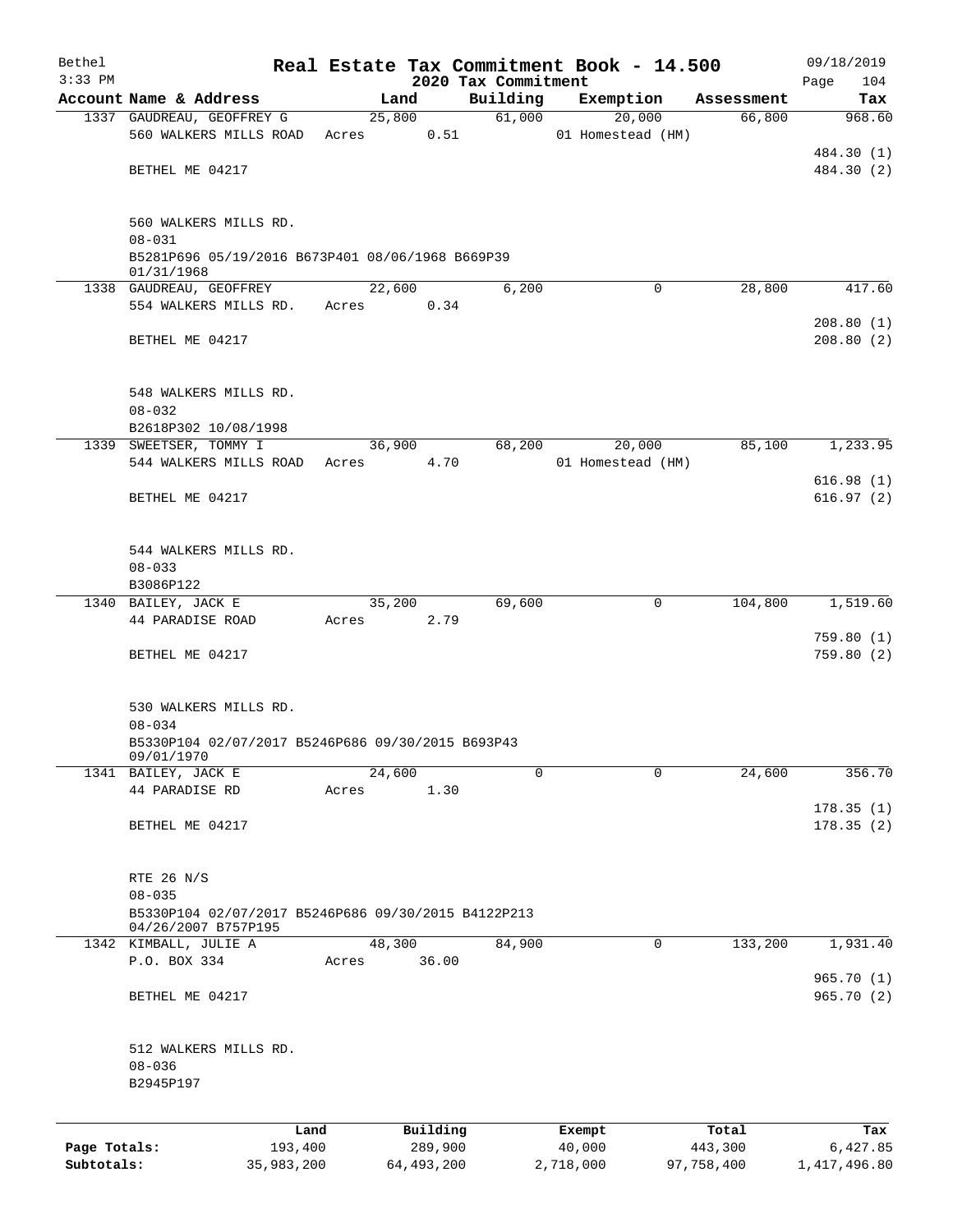# Real Estate Tax Commitment Book - 14.500

Bethel
3:33 PM

2020 Tax Commitment

09/18/2019

| Account | Name & Address | Land | Building | Exemption | Assessment | Tax |
|---|---|---|---|---|---|---|
| 1337 | GAUDREAU, GEOFFREY G<br>560 WALKERS MILLS ROAD<br>BETHEL ME 04217<br><br>560 WALKERS MILLS RD.<br>08-031<br>B5281P696 05/19/2016 B673P401 08/06/1968 B669P39 01/31/1968 | 25,800<br>Acres 0.51 | 61,000 | 20,000<br>01 Homestead (HM) | 66,800 | 968.60<br>484.30 (1)<br>484.30 (2) |
| 1338 | GAUDREAU, GEOFFREY<br>554 WALKERS MILLS RD.<br>BETHEL ME 04217<br><br>548 WALKERS MILLS RD.<br>08-032<br>B2618P302 10/08/1998 | 22,600<br>Acres 0.34 | 6,200 | 0 | 28,800 | 417.60<br>208.80 (1)<br>208.80 (2) |
| 1339 | SWEETSER, TOMMY I<br>544 WALKERS MILLS ROAD<br>BETHEL ME 04217<br><br>544 WALKERS MILLS RD.<br>08-033<br>B3086P122 | 36,900<br>Acres 4.70 | 68,200 | 20,000<br>01 Homestead (HM) | 85,100 | 1,233.95<br>616.98 (1)<br>616.97 (2) |
| 1340 | BAILEY, JACK E<br>44 PARADISE ROAD<br>BETHEL ME 04217<br><br>530 WALKERS MILLS RD.<br>08-034<br>B5330P104 02/07/2017 B5246P686 09/30/2015 B693P43 09/01/1970 | 35,200<br>Acres 2.79 | 69,600 | 0 | 104,800 | 1,519.60<br>759.80 (1)<br>759.80 (2) |
| 1341 | BAILEY, JACK E<br>44 PARADISE RD<br>BETHEL ME 04217<br><br>RTE 26 N/S<br>08-035<br>B5330P104 02/07/2017 B5246P686 09/30/2015 B4122P213 04/26/2007 B757P195 | 24,600<br>Acres 1.30 | 0 | 0 | 24,600 | 356.70<br>178.35 (1)<br>178.35 (2) |
| 1342 | KIMBALL, JULIE A<br>P.O. BOX 334<br>BETHEL ME 04217<br><br>512 WALKERS MILLS RD.<br>08-036<br>B2945P197 | 48,300<br>Acres 36.00 | 84,900 | 0 | 133,200 | 1,931.40<br>965.70 (1)<br>965.70 (2) |

| | Land | Building | Exempt | Total | Tax |
|---|---|---|---|---|---|
| Page Totals: | 193,400 | 289,900 | 40,000 | 443,300 | 6,427.85 |
| Subtotals: | 35,983,200 | 64,493,200 | 2,718,000 | 97,758,400 | 1,417,496.80 |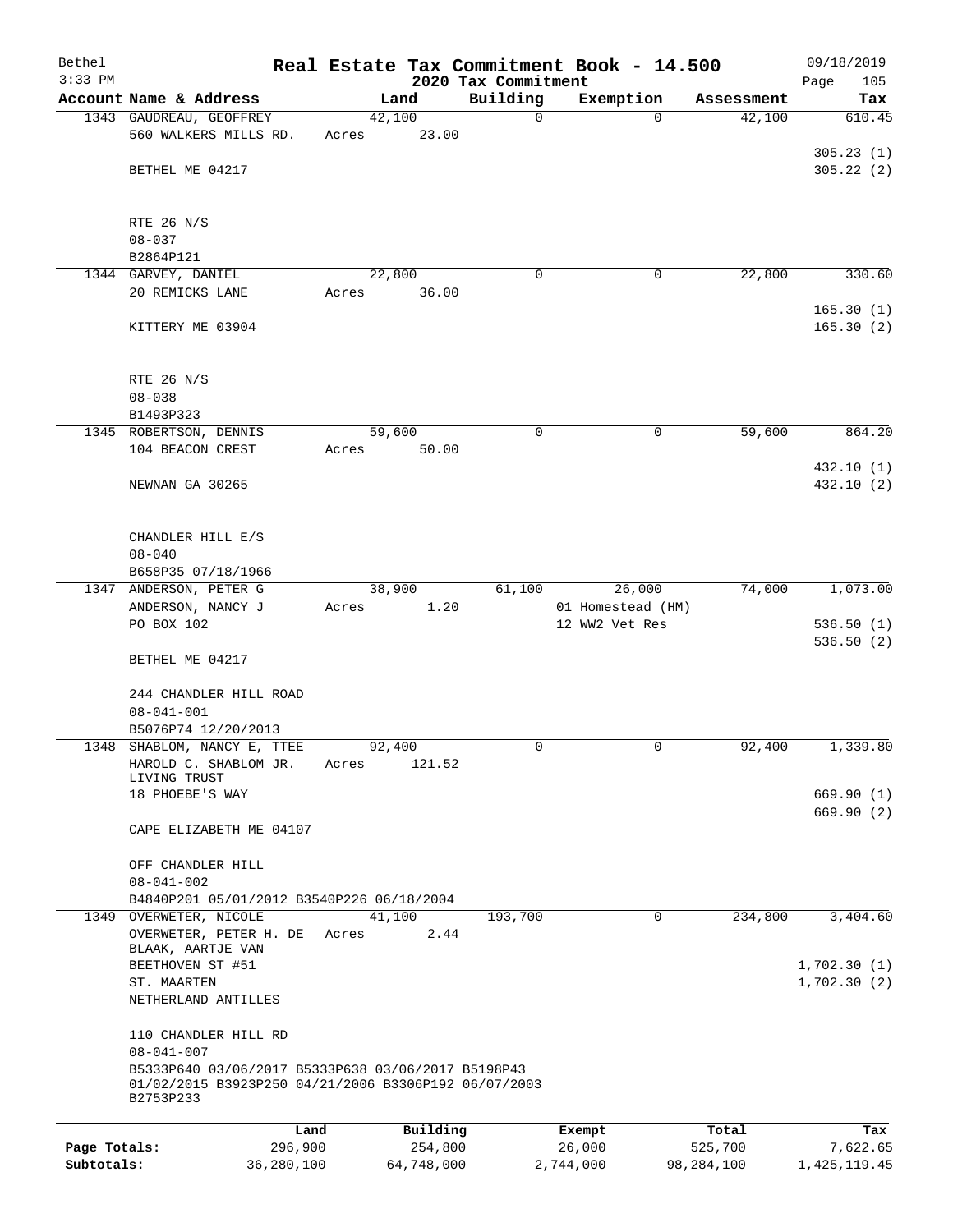Bethel 3:33 PM

**Real Estate Tax Commitment Book - 14.500**

**2020 Tax Commitment**

09/18/2019

| Account | Name & Address | Land | Building | Exemption | Assessment | Tax |
|---|---|---|---|---|---|---|
| 1343 | GAUDREAU, GEOFFREY<br>560 WALKERS MILLS RD.<br><br>BETHEL ME 04217<br><br>RTE 26 N/S<br>08-037<br>B2864P121 | 42,100<br>Acres 23.00 | 0 | 0 | 42,100 | 610.45<br><br>305.23 (1)<br>305.22 (2) |
| 1344 | GARVEY, DANIEL<br>20 REMICKS LANE<br><br>KITTERY ME 03904<br><br>RTE 26 N/S<br>08-038<br>B1493P323 | 22,800<br>Acres 36.00 | 0 | 0 | 22,800 | 330.60<br><br>165.30 (1)<br>165.30 (2) |
| 1345 | ROBERTSON, DENNIS<br>104 BEACON CREST<br><br>NEWNAN GA 30265<br><br>CHANDLER HILL E/S<br>08-040<br>B658P35 07/18/1966 | 59,600<br>Acres 50.00 | 0 | 0 | 59,600 | 864.20<br><br>432.10 (1)<br>432.10 (2) |
| 1347 | ANDERSON, PETER G<br>ANDERSON, NANCY J<br>PO BOX 102<br><br>BETHEL ME 04217<br><br>244 CHANDLER HILL ROAD<br>08-041-001<br>B5076P74 12/20/2013 | 38,900<br>Acres 1.20 | 61,100 | 26,000<br>01 Homestead (HM)<br>12 WW2 Vet Res | 74,000 | 1,073.00<br><br>536.50 (1)<br>536.50 (2) |
| 1348 | SHABLOM, NANCY E, TTEE<br>HAROLD C. SHABLOM JR. LIVING TRUST<br>18 PHOEBE'S WAY<br><br>CAPE ELIZABETH ME 04107<br><br>OFF CHANDLER HILL<br>08-041-002<br>B4840P201 05/01/2012 B3540P226 06/18/2004 | 92,400<br>Acres 121.52 | 0 | 0 | 92,400 | 1,339.80<br><br>669.90 (1)<br>669.90 (2) |
| 1349 | OVERWETER, NICOLE<br>OVERWETER, PETER H. DE BLAAK, AARTJE VAN<br>BEETHOVEN ST #51<br>ST. MAARTEN<br>NETHERLAND ANTILLES<br><br>110 CHANDLER HILL RD<br>08-041-007<br>B5333P640 03/06/2017 B5333P638 03/06/2017 B5198P43 01/02/2015 B3923P250 04/21/2006 B3306P192 06/07/2003 B2753P233 | 41,100<br>Acres 2.44 | 193,700 | 0 | 234,800 | 3,404.60<br><br>1,702.30 (1)<br>1,702.30 (2) |

| | Land | Building | Exempt | Total | Tax |
|---|---|---|---|---|---|
| Page Totals: | 296,900 | 254,800 | 26,000 | 525,700 | 7,622.65 |
| Subtotals: | 36,280,100 | 64,748,000 | 2,744,000 | 98,284,100 | 1,425,119.45 |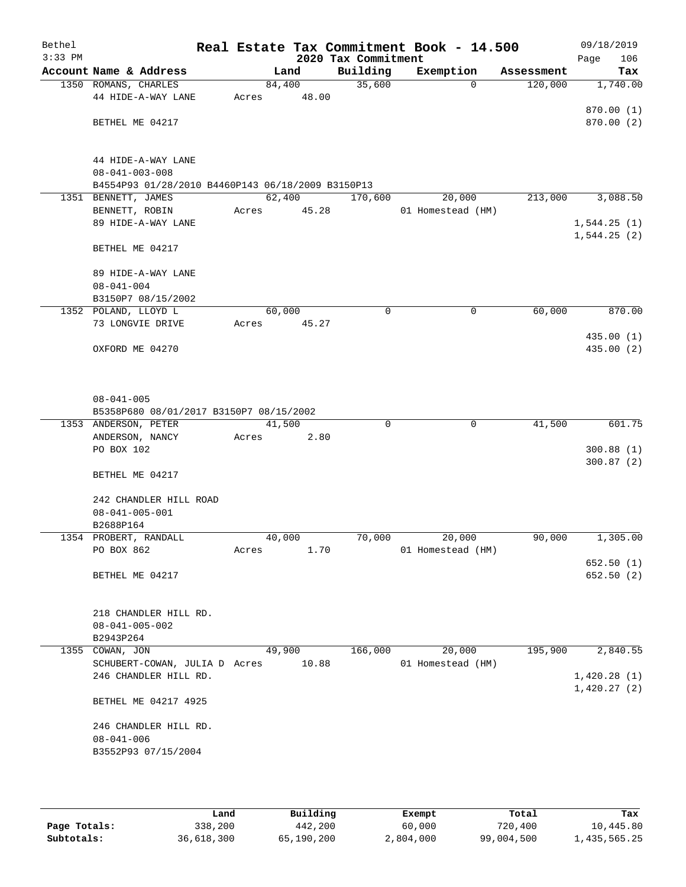# Real Estate Tax Commitment Book - 14.500

Bethel
3:33 PM
2020 Tax Commitment
09/18/2019

| Account | Name & Address | Land | Building | Exemption | Assessment | Tax |
|---|---|---|---|---|---|---|
| 1350 | ROMANS, CHARLES<br>44 HIDE-A-WAY LANE<br><br>BETHEL ME 04217<br><br>44 HIDE-A-WAY LANE<br>08-041-003-008<br>B4554P93 01/28/2010 B4460P143 06/18/2009 B3150P13 | 84,400<br>Acres 48.00 | 35,600 | 0 | 120,000 | 1,740.00<br>870.00 (1)<br>870.00 (2) |
| 1351 | BENNETT, JAMES<br>BENNETT, ROBIN<br>89 HIDE-A-WAY LANE<br><br>BETHEL ME 04217<br><br>89 HIDE-A-WAY LANE<br>08-041-004<br>B3150P7 08/15/2002 | 62,400<br>Acres 45.28 | 170,600 | 20,000<br>01 Homestead (HM) | 213,000 | 3,088.50<br>1,544.25 (1)<br>1,544.25 (2) |
| 1352 | POLAND, LLOYD L<br>73 LONGVIE DRIVE<br><br>OXFORD ME 04270<br><br>08-041-005<br>B5358P680 08/01/2017 B3150P7 08/15/2002 | 60,000<br>Acres 45.27 | 0 | 0 | 60,000 | 870.00<br>435.00 (1)<br>435.00 (2) |
| 1353 | ANDERSON, PETER<br>ANDERSON, NANCY<br>PO BOX 102<br><br>BETHEL ME 04217<br><br>242 CHANDLER HILL ROAD<br>08-041-005-001<br>B2688P164 | 41,500<br>Acres 2.80 | 0 | 0 | 41,500 | 601.75<br>300.88 (1)<br>300.87 (2) |
| 1354 | PROBERT, RANDALL<br>PO BOX 862<br><br>BETHEL ME 04217<br><br>218 CHANDLER HILL RD.<br>08-041-005-002<br>B2943P264 | 40,000<br>Acres 1.70 | 70,000 | 20,000<br>01 Homestead (HM) | 90,000 | 1,305.00<br>652.50 (1)<br>652.50 (2) |
| 1355 | COWAN, JON<br>SCHUBERT-COWAN, JULIA D<br>246 CHANDLER HILL RD.<br><br>BETHEL ME 04217 4925<br><br>246 CHANDLER HILL RD.<br>08-041-006<br>B3552P93 07/15/2004 | 49,900<br>Acres 10.88 | 166,000 | 20,000<br>01 Homestead (HM) | 195,900 | 2,840.55<br>1,420.28 (1)<br>1,420.27 (2) |

| | Land | Building | Exempt | Total | Tax |
|---|---|---|---|---|---|
| Page Totals: | 338,200 | 442,200 | 60,000 | 720,400 | 10,445.80 |
| Subtotals: | 36,618,300 | 65,190,200 | 2,804,000 | 99,004,500 | 1,435,565.25 |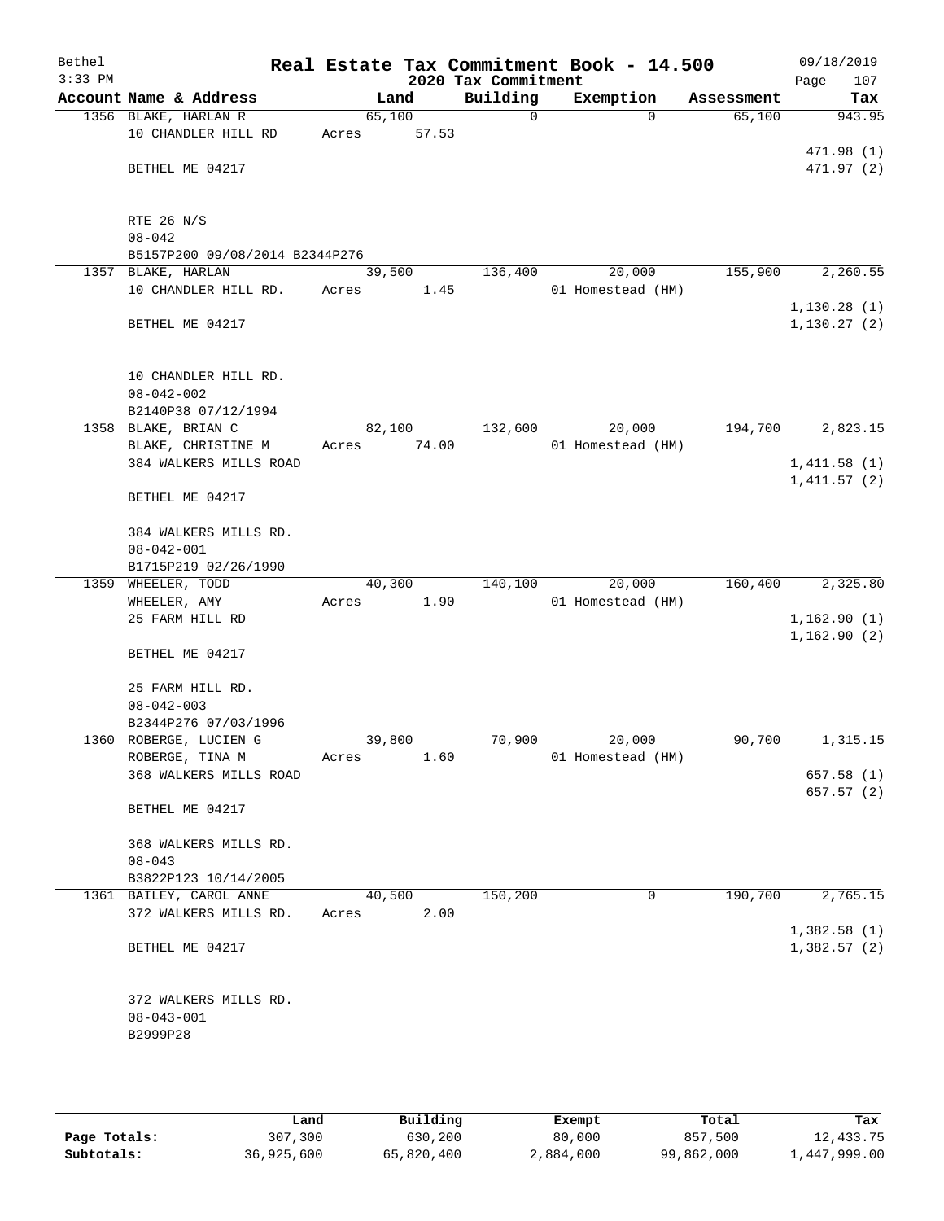# Real Estate Tax Commitment Book - 14.500

Bethel
3:33 PM

2020 Tax Commitment

09/18/2019

| Account Name & Address | Land | Building | Exemption | Assessment | Tax |
|---|---|---|---|---|---|
| 1356 BLAKE, HARLAN R | 65,100 | 0 | 0 | 65,100 | 943.95 |
| 10 CHANDLER HILL RD | Acres 57.53 | | | | |
| | | | | | 471.98 (1) |
| BETHEL ME 04217 | | | | | 471.97 (2) |
| RTE 26 N/S | | | | | |
| 08-042 | | | | | |
| B5157P200 09/08/2014 B2344P276 | | | | | |
| 1357 BLAKE, HARLAN | 39,500 | 136,400 | 20,000 | 155,900 | 2,260.55 |
| 10 CHANDLER HILL RD. | Acres 1.45 | | 01 Homestead (HM) | | |
| | | | | | 1,130.28 (1) |
| BETHEL ME 04217 | | | | | 1,130.27 (2) |
| 10 CHANDLER HILL RD. | | | | | |
| 08-042-002 | | | | | |
| B2140P38 07/12/1994 | | | | | |
| 1358 BLAKE, BRIAN C | 82,100 | 132,600 | 20,000 | 194,700 | 2,823.15 |
| BLAKE, CHRISTINE M | Acres 74.00 | | 01 Homestead (HM) | | |
| 384 WALKERS MILLS ROAD | | | | | 1,411.58 (1) |
| | | | | | 1,411.57 (2) |
| BETHEL ME 04217 | | | | | |
| 384 WALKERS MILLS RD. | | | | | |
| 08-042-001 | | | | | |
| B1715P219 02/26/1990 | | | | | |
| 1359 WHEELER, TODD | 40,300 | 140,100 | 20,000 | 160,400 | 2,325.80 |
| WHEELER, AMY | Acres 1.90 | | 01 Homestead (HM) | | |
| 25 FARM HILL RD | | | | | 1,162.90 (1) |
| | | | | | 1,162.90 (2) |
| BETHEL ME 04217 | | | | | |
| 25 FARM HILL RD. | | | | | |
| 08-042-003 | | | | | |
| B2344P276 07/03/1996 | | | | | |
| 1360 ROBERGE, LUCIEN G | 39,800 | 70,900 | 20,000 | 90,700 | 1,315.15 |
| ROBERGE, TINA M | Acres 1.60 | | 01 Homestead (HM) | | |
| 368 WALKERS MILLS ROAD | | | | | 657.58 (1) |
| | | | | | 657.57 (2) |
| BETHEL ME 04217 | | | | | |
| 368 WALKERS MILLS RD. | | | | | |
| 08-043 | | | | | |
| B3822P123 10/14/2005 | | | | | |
| 1361 BAILEY, CAROL ANNE | 40,500 | 150,200 | 0 | 190,700 | 2,765.15 |
| 372 WALKERS MILLS RD. | Acres 2.00 | | | | |
| | | | | | 1,382.58 (1) |
| BETHEL ME 04217 | | | | | 1,382.57 (2) |
| 372 WALKERS MILLS RD. | | | | | |
| 08-043-001 | | | | | |
| B2999P28 | | | | | |

| | Land | Building | Exempt | Total | Tax |
|---|---|---|---|---|---|
| Page Totals: | 307,300 | 630,200 | 80,000 | 857,500 | 12,433.75 |
| Subtotals: | 36,925,600 | 65,820,400 | 2,884,000 | 99,862,000 | 1,447,999.00 |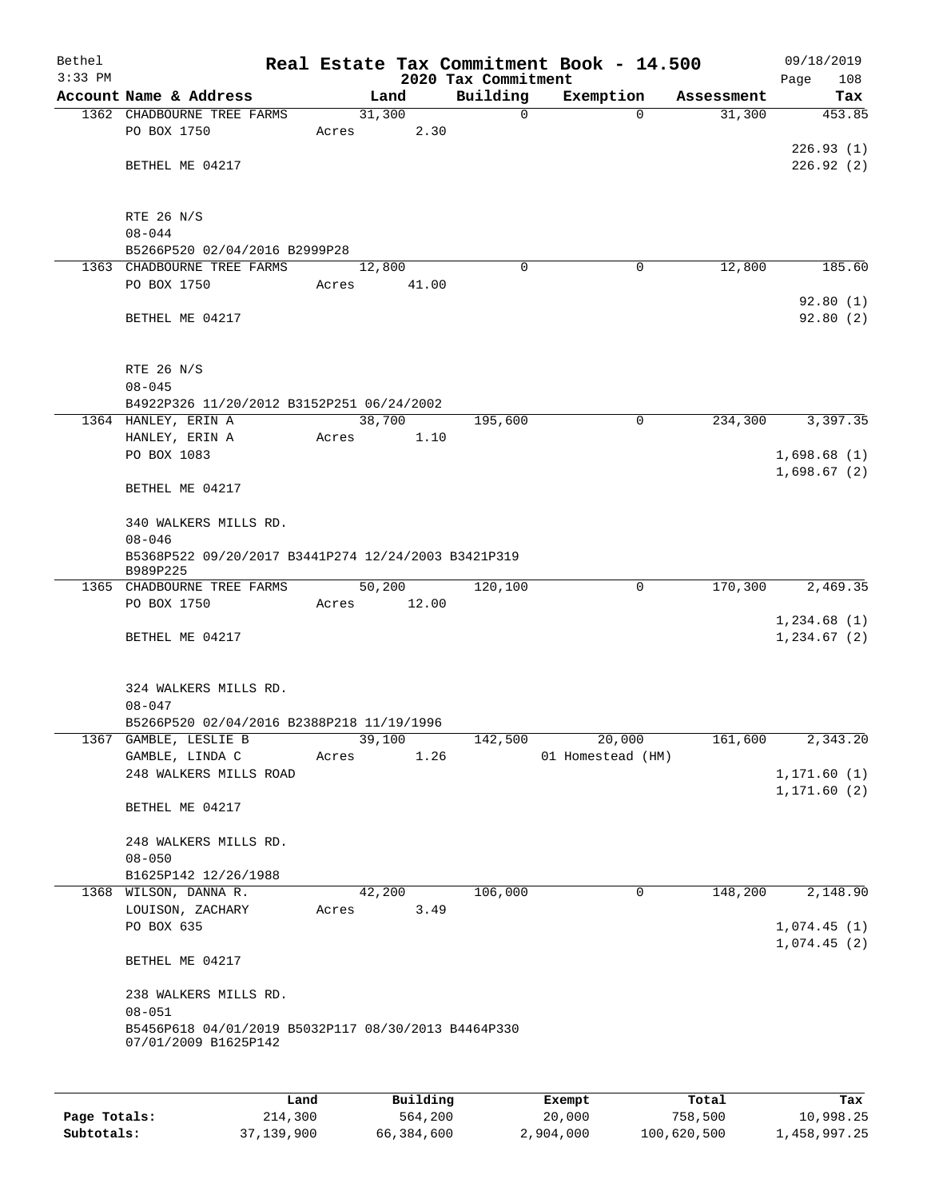# Real Estate Tax Commitment Book - 14.500

Bethel
3:33 PM
2020 Tax Commitment
09/18/2019

| Account Name & Address | Land | Building | Exemption | Assessment | Tax |
|---|---|---|---|---|---|
| 1362 CHADBOURNE TREE FARMS | 31,300 | 0 | 0 | 31,300 | 453.85 |
| PO BOX 1750 | Acres 2.30 | | | | |
| | | | | | 226.93 (1) |
| BETHEL ME 04217 | | | | | 226.92 (2) |
| RTE 26 N/S | | | | | |
| 08-044 | | | | | |
| B5266P520 02/04/2016 B2999P28 | | | | | |
| 1363 CHADBOURNE TREE FARMS | 12,800 | 0 | 0 | 12,800 | 185.60 |
| PO BOX 1750 | Acres 41.00 | | | | |
| | | | | | 92.80 (1) |
| BETHEL ME 04217 | | | | | 92.80 (2) |
| RTE 26 N/S | | | | | |
| 08-045 | | | | | |
| B4922P326 11/20/2012 B3152P251 06/24/2002 | | | | | |
| 1364 HANLEY, ERIN A | 38,700 | 195,600 | 0 | 234,300 | 3,397.35 |
| HANLEY, ERIN A | Acres 1.10 | | | | |
| PO BOX 1083 | | | | | 1,698.68 (1) |
| | | | | | 1,698.67 (2) |
| BETHEL ME 04217 | | | | | |
| 340 WALKERS MILLS RD. | | | | | |
| 08-046 | | | | | |
| B5368P522 09/20/2017 B3441P274 12/24/2003 B3421P319 B989P225 | | | | | |
| 1365 CHADBOURNE TREE FARMS | 50,200 | 120,100 | 0 | 170,300 | 2,469.35 |
| PO BOX 1750 | Acres 12.00 | | | | |
| | | | | | 1,234.68 (1) |
| BETHEL ME 04217 | | | | | 1,234.67 (2) |
| 324 WALKERS MILLS RD. | | | | | |
| 08-047 | | | | | |
| B5266P520 02/04/2016 B2388P218 11/19/1996 | | | | | |
| 1367 GAMBLE, LESLIE B | 39,100 | 142,500 | 20,000 | 161,600 | 2,343.20 |
| GAMBLE, LINDA C | Acres 1.26 | | 01 Homestead (HM) | | |
| 248 WALKERS MILLS ROAD | | | | | 1,171.60 (1) |
| | | | | | 1,171.60 (2) |
| BETHEL ME 04217 | | | | | |
| 248 WALKERS MILLS RD. | | | | | |
| 08-050 | | | | | |
| B1625P142 12/26/1988 | | | | | |
| 1368 WILSON, DANNA R. | 42,200 | 106,000 | 0 | 148,200 | 2,148.90 |
| LOUISON, ZACHARY | Acres 3.49 | | | | |
| PO BOX 635 | | | | | 1,074.45 (1) |
| | | | | | 1,074.45 (2) |
| BETHEL ME 04217 | | | | | |
| 238 WALKERS MILLS RD. | | | | | |
| 08-051 | | | | | |
| B5456P618 04/01/2019 B5032P117 08/30/2013 B4464P330 07/01/2009 B1625P142 | | | | | |

| | Land | Building | Exempt | Total | Tax |
|---|---|---|---|---|---|
| Page Totals: | 214,300 | 564,200 | 20,000 | 758,500 | 10,998.25 |
| Subtotals: | 37,139,900 | 66,384,600 | 2,904,000 | 100,620,500 | 1,458,997.25 |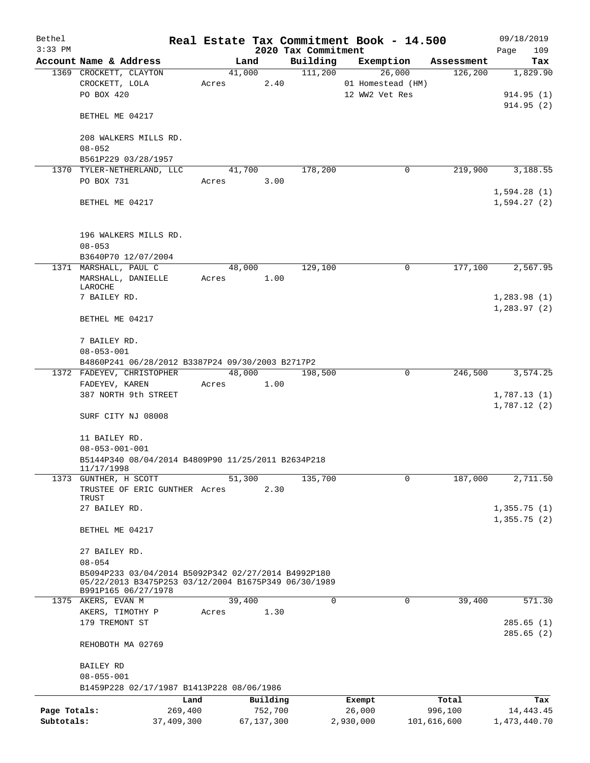# Real Estate Tax Commitment Book - 14.500

## 2020 Tax Commitment

Bethel
3:33 PM
09/18/2019

| Account Name & Address | Land | Building | Exemption | Assessment | Tax |
|---|---|---|---|---|---|
| 1369 CROCKETT, CLAYTON | 41,000 | 111,200 | 26,000 | 126,200 | 1,829.90 |
| CROCKETT, LOLA | Acres 2.40 | | 01 Homestead (HM) | | |
| PO BOX 420 | | | 12 WW2 Vet Res | | 914.95 (1) |
| | | | | | 914.95 (2) |
| BETHEL ME 04217 | | | | | |
| 208 WALKERS MILLS RD. | | | | | |
| 08-052 | | | | | |
| B561P229 03/28/1957 | | | | | |
| 1370 TYLER-NETHERLAND, LLC | 41,700 | 178,200 | 0 | 219,900 | 3,188.55 |
| PO BOX 731 | Acres 3.00 | | | | |
| | | | | | 1,594.28 (1) |
| BETHEL ME 04217 | | | | | 1,594.27 (2) |
| 196 WALKERS MILLS RD. | | | | | |
| 08-053 | | | | | |
| B3640P70 12/07/2004 | | | | | |
| 1371 MARSHALL, PAUL C | 48,000 | 129,100 | 0 | 177,100 | 2,567.95 |
| MARSHALL, DANIELLE LAROCHE | Acres 1.00 | | | | |
| 7 BAILEY RD. | | | | | 1,283.98 (1) |
| | | | | | 1,283.97 (2) |
| BETHEL ME 04217 | | | | | |
| 7 BAILEY RD. | | | | | |
| 08-053-001 | | | | | |
| B4860P241 06/28/2012 B3387P24 09/30/2003 B2717P2 | | | | | |
| 1372 FADEYEV, CHRISTOPHER | 48,000 | 198,500 | 0 | 246,500 | 3,574.25 |
| FADEYEV, KAREN | Acres 1.00 | | | | |
| 387 NORTH 9th STREET | | | | | 1,787.13 (1) |
| | | | | | 1,787.12 (2) |
| SURF CITY NJ 08008 | | | | | |
| 11 BAILEY RD. | | | | | |
| 08-053-001-001 | | | | | |
| B5144P340 08/04/2014 B4809P90 11/25/2011 B2634P218 11/17/1998 | | | | | |
| 1373 GUNTHER, H SCOTT | 51,300 | 135,700 | 0 | 187,000 | 2,711.50 |
| TRUSTEE OF ERIC GUNTHER TRUST | Acres 2.30 | | | | |
| 27 BAILEY RD. | | | | | 1,355.75 (1) |
| | | | | | 1,355.75 (2) |
| BETHEL ME 04217 | | | | | |
| 27 BAILEY RD. | | | | | |
| 08-054 | | | | | |
| B5094P233 03/04/2014 B5092P342 02/27/2014 B4992P180 05/22/2013 B3475P253 03/12/2004 B1675P349 06/30/1989 B991P165 06/27/1978 | | | | | |
| 1375 AKERS, EVAN M | 39,400 | 0 | 0 | 39,400 | 571.30 |
| AKERS, TIMOTHY P | Acres 1.30 | | | | |
| 179 TREMONT ST | | | | | 285.65 (1) |
| | | | | | 285.65 (2) |
| REHOBOTH MA 02769 | | | | | |
| BAILEY RD | | | | | |
| 08-055-001 | | | | | |
| B1459P228 02/17/1987 B1413P228 08/06/1986 | | | | | |

| | Land | Building | Exempt | Total | Tax |
|---|---|---|---|---|---|
| Page Totals: | 269,400 | 752,700 | 26,000 | 996,100 | 14,443.45 |
| Subtotals: | 37,409,300 | 67,137,300 | 2,930,000 | 101,616,600 | 1,473,440.70 |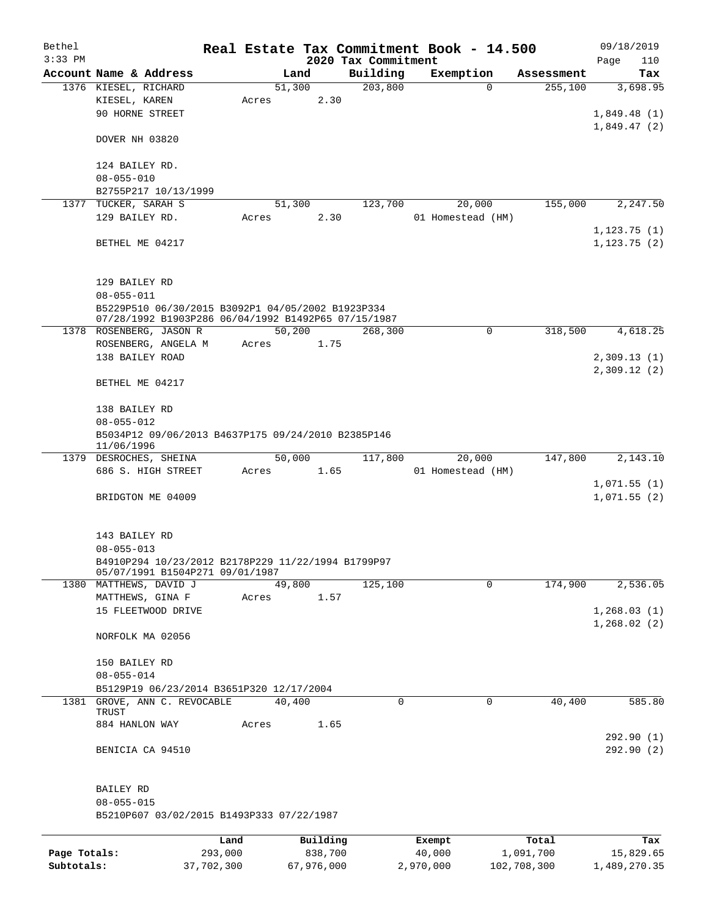Bethel 3:33 PM

**Real Estate Tax Commitment Book - 14.500**
**2020 Tax Commitment**

09/18/2019 Page 110

| Account Name & Address | Land | Building | Exemption | Assessment | Tax |
|---|---|---|---|---|---|
| 1376 KIESEL, RICHARD | 51,300 | 203,800 | 0 | 255,100 | 3,698.95 |
| KIESEL, KAREN | Acres 2.30 | | | | |
| 90 HORNE STREET | | | | | 1,849.48 (1) |
| | | | | | 1,849.47 (2) |
| DOVER NH 03820 | | | | | |
| 124 BAILEY RD. | | | | | |
| 08-055-010 | | | | | |
| B2755P217 10/13/1999 | | | | | |
| 1377 TUCKER, SARAH S | 51,300 | 123,700 | 20,000 | 155,000 | 2,247.50 |
| 129 BAILEY RD. | Acres 2.30 | | 01 Homestead (HM) | | |
| | | | | | 1,123.75 (1) |
| BETHEL ME 04217 | | | | | 1,123.75 (2) |
| 129 BAILEY RD | | | | | |
| 08-055-011 | | | | | |
| B5229P510 06/30/2015 B3092P1 04/05/2002 B1923P334 07/28/1992 B1903P286 06/04/1992 B1492P65 07/15/1987 | | | | | |
| 1378 ROSENBERG, JASON R | 50,200 | 268,300 | 0 | 318,500 | 4,618.25 |
| ROSENBERG, ANGELA M | Acres 1.75 | | | | |
| 138 BAILEY ROAD | | | | | 2,309.13 (1) |
| | | | | | 2,309.12 (2) |
| BETHEL ME 04217 | | | | | |
| 138 BAILEY RD | | | | | |
| 08-055-012 | | | | | |
| B5034P12 09/06/2013 B4637P175 09/24/2010 B2385P146 11/06/1996 | | | | | |
| 1379 DESROCHES, SHEINA | 50,000 | 117,800 | 20,000 | 147,800 | 2,143.10 |
| 686 S. HIGH STREET | Acres 1.65 | | 01 Homestead (HM) | | |
| | | | | | 1,071.55 (1) |
| BRIDGTON ME 04009 | | | | | 1,071.55 (2) |
| 143 BAILEY RD | | | | | |
| 08-055-013 | | | | | |
| B4910P294 10/23/2012 B2178P229 11/22/1994 B1799P97 05/07/1991 B1504P271 09/01/1987 | | | | | |
| 1380 MATTHEWS, DAVID J | 49,800 | 125,100 | 0 | 174,900 | 2,536.05 |
| MATTHEWS, GINA F | Acres 1.57 | | | | |
| 15 FLEETWOOD DRIVE | | | | | 1,268.03 (1) |
| | | | | | 1,268.02 (2) |
| NORFOLK MA 02056 | | | | | |
| 150 BAILEY RD | | | | | |
| 08-055-014 | | | | | |
| B5129P19 06/23/2014 B3651P320 12/17/2004 | | | | | |
| 1381 GROVE, ANN C. REVOCABLE TRUST | 40,400 | 0 | 0 | 40,400 | 585.80 |
| 884 HANLON WAY | Acres 1.65 | | | | |
| | | | | | 292.90 (1) |
| BENICIA CA 94510 | | | | | 292.90 (2) |
| BAILEY RD | | | | | |
| 08-055-015 | | | | | |
| B5210P607 03/02/2015 B1493P333 07/22/1987 | | | | | |

| | Land | Building | Exempt | Total | Tax |
|---|---|---|---|---|---|
| Page Totals: | 293,000 | 838,700 | 40,000 | 1,091,700 | 15,829.65 |
| Subtotals: | 37,702,300 | 67,976,000 | 2,970,000 | 102,708,300 | 1,489,270.35 |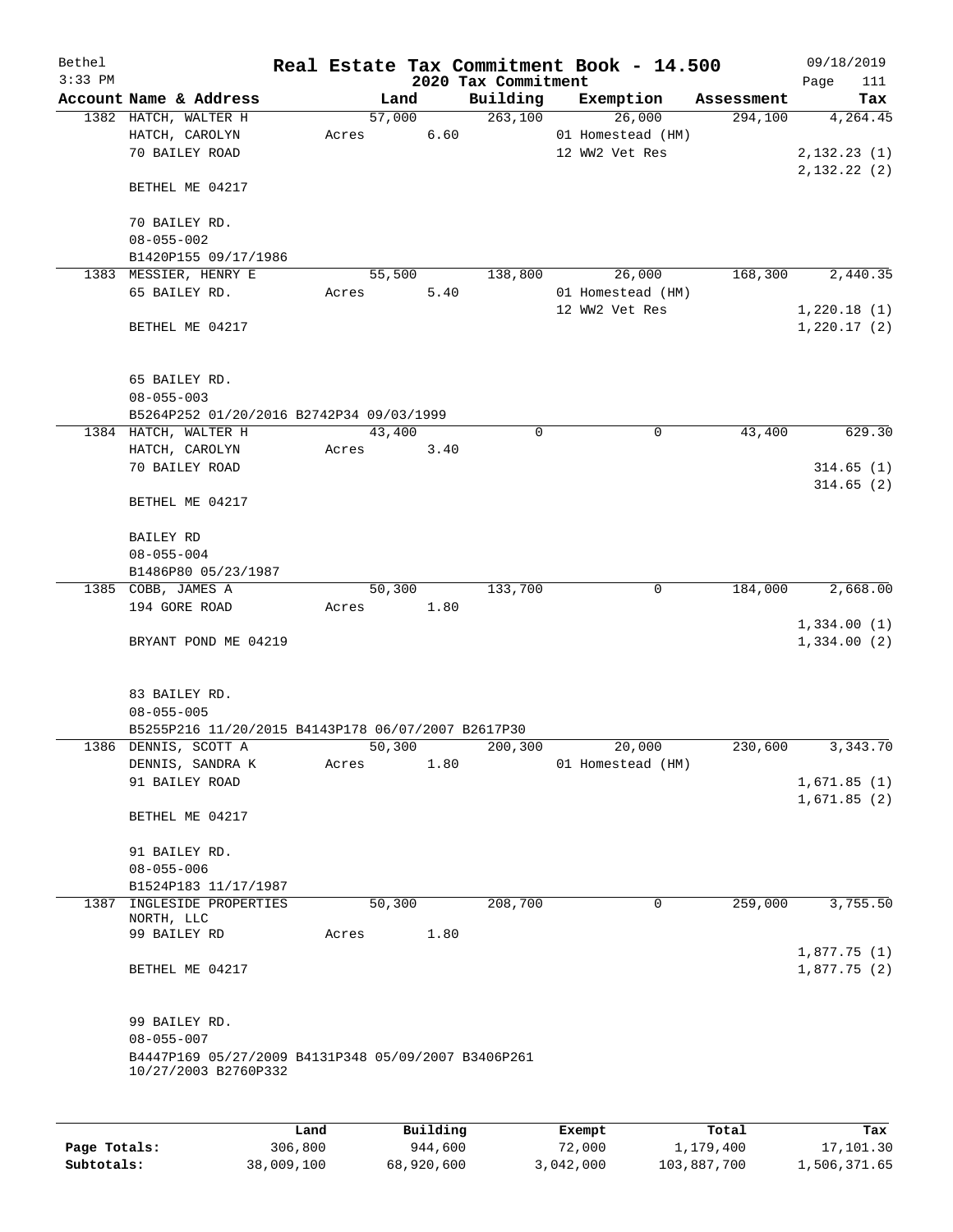Bethel | Real Estate Tax Commitment Book - 14.500 | 09/18/2019
3:33 PM | 2020 Tax Commitment | Page 111

| Account Name & Address | Land | Building | Exemption | Assessment | Tax |
|---|---|---|---|---|---|
| 1382 HATCH, WALTER H | 57,000 | 263,100 | 26,000 | 294,100 | 4,264.45 |
| HATCH, CAROLYN | Acres 6.60 | | 01 Homestead (HM) | | |
| 70 BAILEY ROAD | | | 12 WW2 Vet Res | | 2,132.23 (1) |
| | | | | | 2,132.22 (2) |
| BETHEL ME 04217 | | | | | |
| 70 BAILEY RD. | | | | | |
| 08-055-002 | | | | | |
| B1420P155 09/17/1986 | | | | | |
| 1383 MESSIER, HENRY E | 55,500 | 138,800 | 26,000 | 168,300 | 2,440.35 |
| 65 BAILEY RD. | Acres 5.40 | | 01 Homestead (HM) | | |
| | | | 12 WW2 Vet Res | | 1,220.18 (1) |
| BETHEL ME 04217 | | | | | 1,220.17 (2) |
| 65 BAILEY RD. | | | | | |
| 08-055-003 | | | | | |
| B5264P252 01/20/2016 B2742P34 09/03/1999 | | | | | |
| 1384 HATCH, WALTER H | 43,400 | 0 | 0 | 43,400 | 629.30 |
| HATCH, CAROLYN | Acres 3.40 | | | | |
| 70 BAILEY ROAD | | | | | 314.65 (1) |
| | | | | | 314.65 (2) |
| BETHEL ME 04217 | | | | | |
| BAILEY RD | | | | | |
| 08-055-004 | | | | | |
| B1486P80 05/23/1987 | | | | | |
| 1385 COBB, JAMES A | 50,300 | 133,700 | 0 | 184,000 | 2,668.00 |
| 194 GORE ROAD | Acres 1.80 | | | | |
| | | | | | 1,334.00 (1) |
| BRYANT POND ME 04219 | | | | | 1,334.00 (2) |
| 83 BAILEY RD. | | | | | |
| 08-055-005 | | | | | |
| B5255P216 11/20/2015 B4143P178 06/07/2007 B2617P30 | | | | | |
| 1386 DENNIS, SCOTT A | 50,300 | 200,300 | 20,000 | 230,600 | 3,343.70 |
| DENNIS, SANDRA K | Acres 1.80 | | 01 Homestead (HM) | | |
| 91 BAILEY ROAD | | | | | 1,671.85 (1) |
| | | | | | 1,671.85 (2) |
| BETHEL ME 04217 | | | | | |
| 91 BAILEY RD. | | | | | |
| 08-055-006 | | | | | |
| B1524P183 11/17/1987 | | | | | |
| 1387 INGLESIDE PROPERTIES NORTH, LLC | 50,300 | 208,700 | 0 | 259,000 | 3,755.50 |
| 99 BAILEY RD | Acres 1.80 | | | | |
| | | | | | 1,877.75 (1) |
| BETHEL ME 04217 | | | | | 1,877.75 (2) |
| 99 BAILEY RD. | | | | | |
| 08-055-007 | | | | | |
| B4447P169 05/27/2009 B4131P348 05/09/2007 B3406P261 10/27/2003 B2760P332 | | | | | |

| | Land | Building | Exempt | Total | Tax |
|---|---|---|---|---|---|
| Page Totals: | 306,800 | 944,600 | 72,000 | 1,179,400 | 17,101.30 |
| Subtotals: | 38,009,100 | 68,920,600 | 3,042,000 | 103,887,700 | 1,506,371.65 |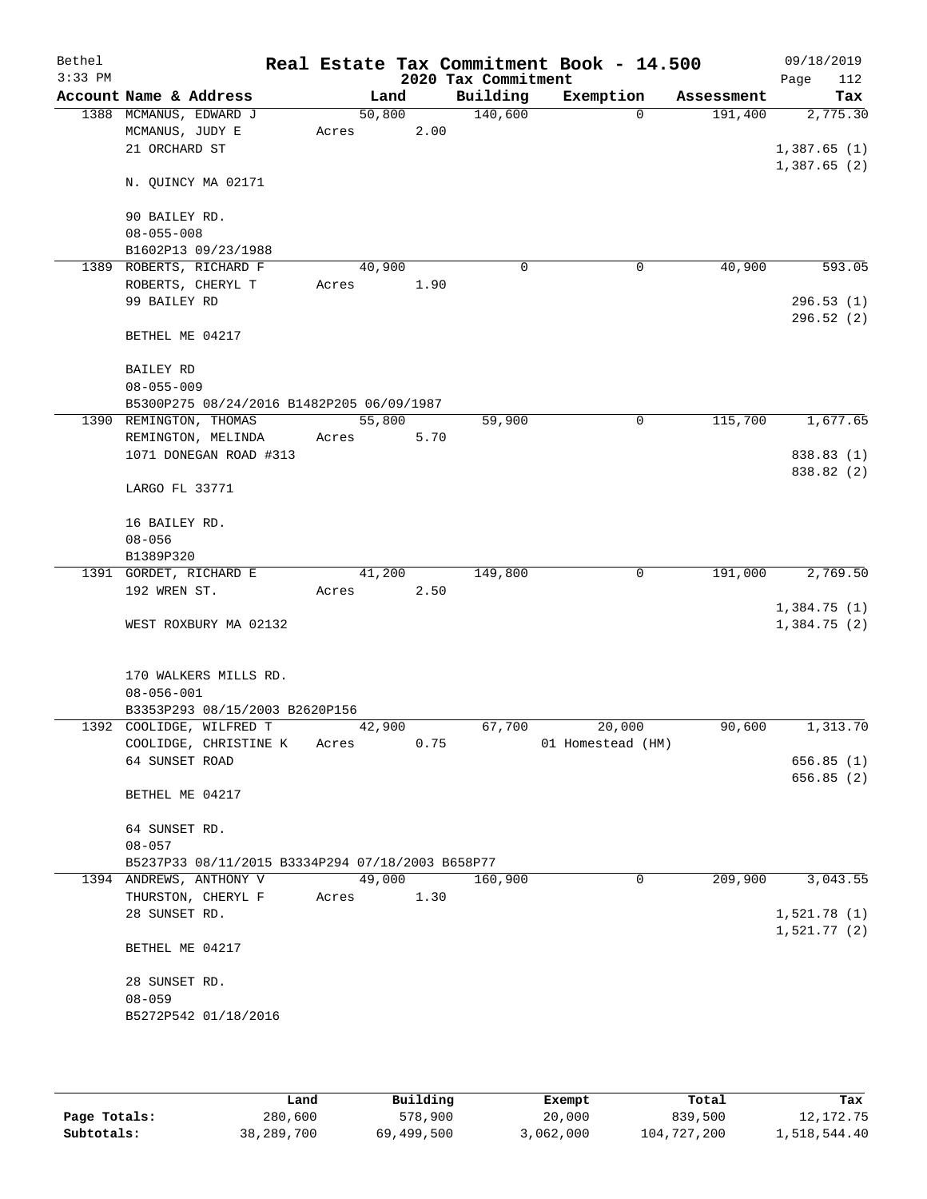# Real Estate Tax Commitment Book - 14.500

Bethel
3:33 PM

2020 Tax Commitment

09/18/2019
Page 112

| Account Name & Address | Land | Building | Exemption | Assessment | Tax |
|---|---|---|---|---|---|
| 1388 MCMANUS, EDWARD J<br>MCMANUS, JUDY E<br>21 ORCHARD ST<br><br>N. QUINCY MA 02171<br><br>90 BAILEY RD.<br>08-055-008<br>B1602P13 09/23/1988 | 50,800<br>Acres 2.00 | 140,600 | 0 | 191,400 | 2,775.30<br><br>1,387.65 (1)<br>1,387.65 (2) |
| 1389 ROBERTS, RICHARD F<br>ROBERTS, CHERYL T<br>99 BAILEY RD<br><br>BETHEL ME 04217<br><br>BAILEY RD<br>08-055-009<br>B5300P275 08/24/2016 B1482P205 06/09/1987 | 40,900<br>Acres 1.90 | 0 | 0 | 40,900 | 593.05<br><br>296.53 (1)<br>296.52 (2) |
| 1390 REMINGTON, THOMAS<br>REMINGTON, MELINDA<br>1071 DONEGAN ROAD #313<br><br>LARGO FL 33771<br><br>16 BAILEY RD.<br>08-056<br>B1389P320 | 55,800<br>Acres 5.70 | 59,900 | 0 | 115,700 | 1,677.65<br><br>838.83 (1)<br>838.82 (2) |
| 1391 GORDET, RICHARD E<br>192 WREN ST.<br><br>WEST ROXBURY MA 02132<br><br>170 WALKERS MILLS RD.<br>08-056-001<br>B3353P293 08/15/2003 B2620P156 | 41,200<br>Acres 2.50 | 149,800 | 0 | 191,000 | 2,769.50<br><br>1,384.75 (1)<br>1,384.75 (2) |
| 1392 COOLIDGE, WILFRED T<br>COOLIDGE, CHRISTINE K<br>64 SUNSET ROAD<br><br>BETHEL ME 04217<br><br>64 SUNSET RD.<br>08-057<br>B5237P33 08/11/2015 B3334P294 07/18/2003 B658P77 | 42,900<br>Acres 0.75 | 67,700 | 20,000<br>01 Homestead (HM) | 90,600 | 1,313.70<br><br>656.85 (1)<br>656.85 (2) |
| 1394 ANDREWS, ANTHONY V<br>THURSTON, CHERYL F<br>28 SUNSET RD.<br><br>BETHEL ME 04217<br><br>28 SUNSET RD.<br>08-059<br>B5272P542 01/18/2016 | 49,000<br>Acres 1.30 | 160,900 | 0 | 209,900 | 3,043.55<br><br>1,521.78 (1)<br>1,521.77 (2) |

| | Land | Building | Exempt | Total | Tax |
|---|---|---|---|---|---|
| Page Totals: | 280,600 | 578,900 | 20,000 | 839,500 | 12,172.75 |
| Subtotals: | 38,289,700 | 69,499,500 | 3,062,000 | 104,727,200 | 1,518,544.40 |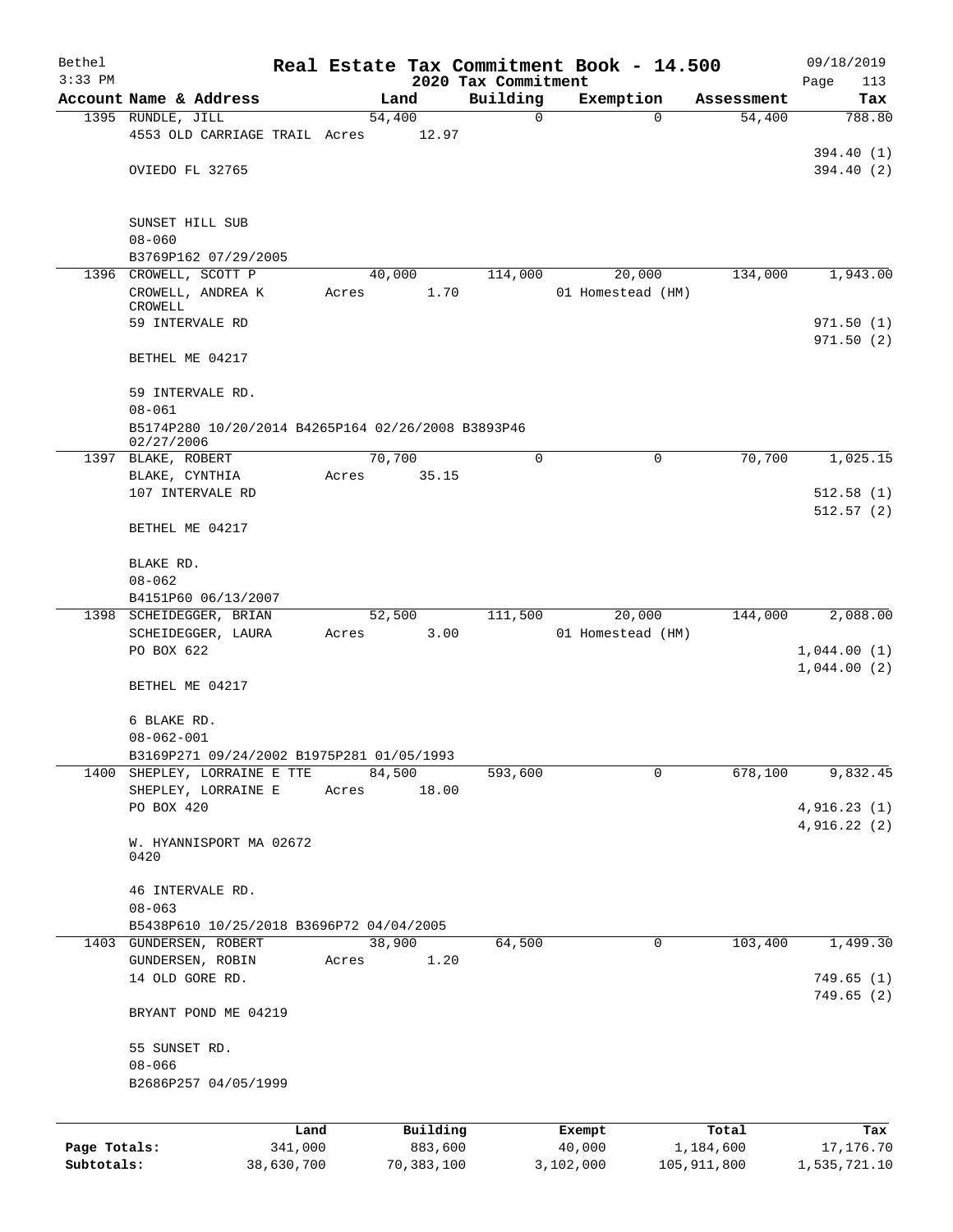# Real Estate Tax Commitment Book - 14.500

Bethel
3:33 PM

2020 Tax Commitment

09/18/2019
Page 113

| Account Name & Address | Land | Building | Exemption | Assessment | Tax |
|---|---|---|---|---|---|
| 1395 RUNDLE, JILL | 54,400 | 0 | 0 | 54,400 | 788.80 |
| 4553 OLD CARRIAGE TRAIL | Acres 12.97 | | | | |
| | | | | | 394.40 (1) |
| OVIEDO FL 32765 | | | | | 394.40 (2) |
| SUNSET HILL SUB | | | | | |
| 08-060 | | | | | |
| B3769P162 07/29/2005 | | | | | |
| 1396 CROWELL, SCOTT P | 40,000 | 114,000 | 20,000 | 134,000 | 1,943.00 |
| CROWELL, ANDREA K CROWELL | Acres 1.70 | | 01 Homestead (HM) | | |
| 59 INTERVALE RD | | | | | 971.50 (1) |
| | | | | | 971.50 (2) |
| BETHEL ME 04217 | | | | | |
| 59 INTERVALE RD. | | | | | |
| 08-061 | | | | | |
| B5174P280 10/20/2014 B4265P164 02/26/2008 B3893P46 02/27/2006 | | | | | |
| 1397 BLAKE, ROBERT | 70,700 | 0 | 0 | 70,700 | 1,025.15 |
| BLAKE, CYNTHIA | Acres 35.15 | | | | |
| 107 INTERVALE RD | | | | | 512.58 (1) |
| | | | | | 512.57 (2) |
| BETHEL ME 04217 | | | | | |
| BLAKE RD. | | | | | |
| 08-062 | | | | | |
| B4151P60 06/13/2007 | | | | | |
| 1398 SCHEIDEGGER, BRIAN | 52,500 | 111,500 | 20,000 | 144,000 | 2,088.00 |
| SCHEIDEGGER, LAURA | Acres 3.00 | | 01 Homestead (HM) | | |
| PO BOX 622 | | | | | 1,044.00 (1) |
| | | | | | 1,044.00 (2) |
| BETHEL ME 04217 | | | | | |
| 6 BLAKE RD. | | | | | |
| 08-062-001 | | | | | |
| B3169P271 09/24/2002 B1975P281 01/05/1993 | | | | | |
| 1400 SHEPLEY, LORRAINE E TTE | 84,500 | 593,600 | 0 | 678,100 | 9,832.45 |
| SHEPLEY, LORRAINE E | Acres 18.00 | | | | |
| PO BOX 420 | | | | | 4,916.23 (1) |
| | | | | | 4,916.22 (2) |
| W. HYANNISPORT MA 02672 0420 | | | | | |
| 46 INTERVALE RD. | | | | | |
| 08-063 | | | | | |
| B5438P610 10/25/2018 B3696P72 04/04/2005 | | | | | |
| 1403 GUNDERSEN, ROBERT | 38,900 | 64,500 | 0 | 103,400 | 1,499.30 |
| GUNDERSEN, ROBIN | Acres 1.20 | | | | |
| 14 OLD GORE RD. | | | | | 749.65 (1) |
| | | | | | 749.65 (2) |
| BRYANT POND ME 04219 | | | | | |
| 55 SUNSET RD. | | | | | |
| 08-066 | | | | | |
| B2686P257 04/05/1999 | | | | | |

| | Land | Building | Exempt | Total | Tax |
|---|---|---|---|---|---|
| Page Totals: | 341,000 | 883,600 | 40,000 | 1,184,600 | 17,176.70 |
| Subtotals: | 38,630,700 | 70,383,100 | 3,102,000 | 105,911,800 | 1,535,721.10 |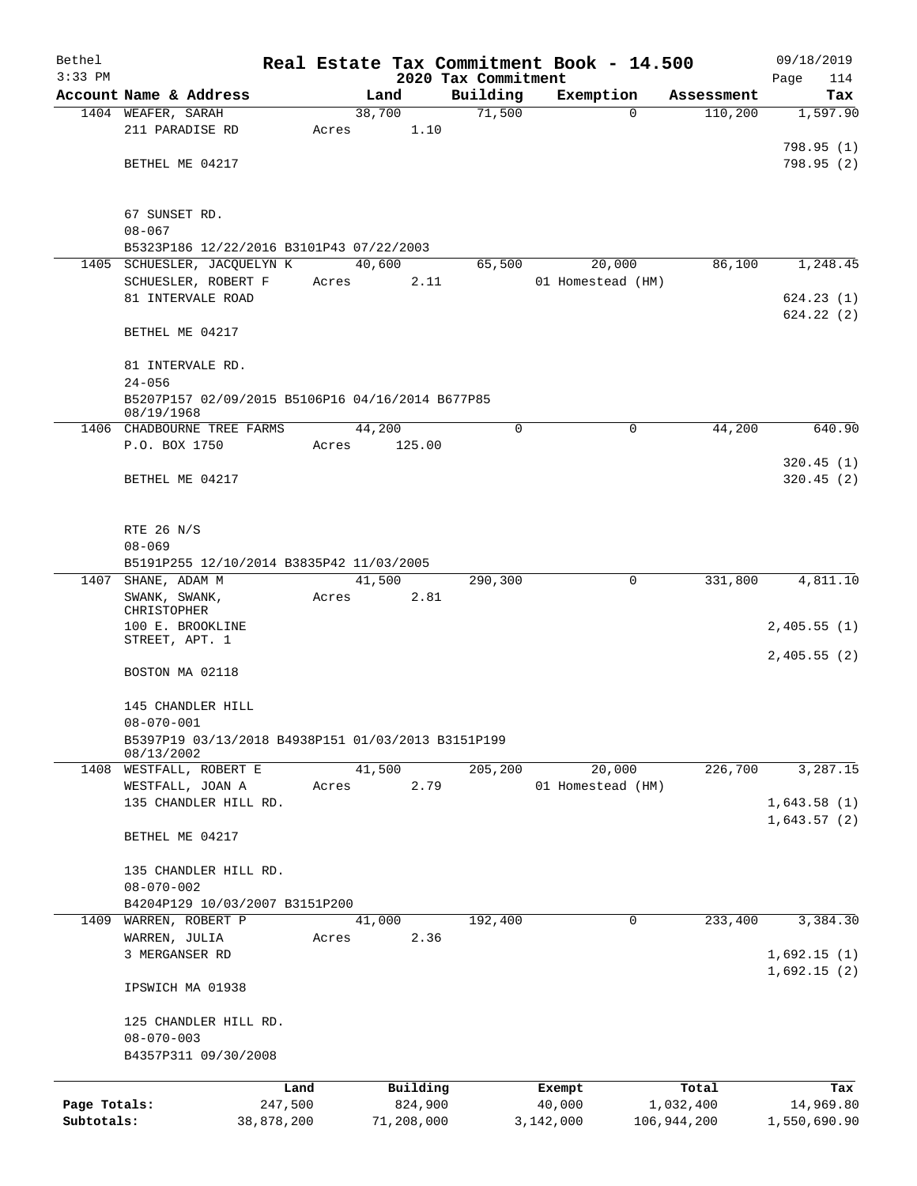# Real Estate Tax Commitment Book - 14.500

Bethel
3:33 PM

2020 Tax Commitment

09/18/2019

| Account | Name & Address | Land | Building | Exemption | Assessment | Tax |
|---|---|---|---|---|---|---|
| 1404 | WEAFER, SARAH<br>211 PARADISE RD<br><br>BETHEL ME 04217<br><br>67 SUNSET RD.<br>08-067<br>B5323P186 12/22/2016 B3101P43 07/22/2003 | 38,700<br>Acres 1.10 | 71,500 | 0 | 110,200 | 1,597.90<br><br>798.95 (1)<br>798.95 (2) |
| 1405 | SCHUESLER, JACQUELYN K<br>SCHUESLER, ROBERT F<br>81 INTERVALE ROAD<br><br>BETHEL ME 04217<br><br>81 INTERVALE RD.<br>24-056<br>B5207P157 02/09/2015 B5106P16 04/16/2014 B677P85 08/19/1968 | 40,600<br>Acres 2.11 | 65,500 | 20,000<br>01 Homestead (HM) | 86,100 | 1,248.45<br><br>624.23 (1)<br>624.22 (2) |
| 1406 | CHADBOURNE TREE FARMS<br>P.O. BOX 1750<br><br>BETHEL ME 04217<br><br>RTE 26 N/S<br>08-069<br>B5191P255 12/10/2014 B3835P42 11/03/2005 | 44,200<br>Acres 125.00 | 0 | 0 | 44,200 | 640.90<br><br>320.45 (1)<br>320.45 (2) |
| 1407 | SHANE, ADAM M<br>SWANK, SWANK, CHRISTOPHER<br>100 E. BROOKLINE STREET, APT. 1<br><br>BOSTON MA 02118<br><br>145 CHANDLER HILL<br>08-070-001<br>B5397P19 03/13/2018 B4938P151 01/03/2013 B3151P199 08/13/2002 | 41,500<br>Acres 2.81 | 290,300 | 0 | 331,800 | 4,811.10<br><br>2,405.55 (1)<br>2,405.55 (2) |
| 1408 | WESTFALL, ROBERT E<br>WESTFALL, JOAN A<br>135 CHANDLER HILL RD.<br><br>BETHEL ME 04217<br><br>135 CHANDLER HILL RD.<br>08-070-002<br>B4204P129 10/03/2007 B3151P200 | 41,500<br>Acres 2.79 | 205,200 | 20,000<br>01 Homestead (HM) | 226,700 | 3,287.15<br><br>1,643.58 (1)<br>1,643.57 (2) |
| 1409 | WARREN, ROBERT P<br>WARREN, JULIA<br>3 MERGANSER RD<br><br>IPSWICH MA 01938<br><br>125 CHANDLER HILL RD.<br>08-070-003<br>B4357P311 09/30/2008 | 41,000<br>Acres 2.36 | 192,400 | 0 | 233,400 | 3,384.30<br><br>1,692.15 (1)<br>1,692.15 (2) |

| | Land | Building | Exempt | Total | Tax |
|---|---|---|---|---|---|
| Page Totals: | 247,500 | 824,900 | 40,000 | 1,032,400 | 14,969.80 |
| Subtotals: | 38,878,200 | 71,208,000 | 3,142,000 | 106,944,200 | 1,550,690.90 |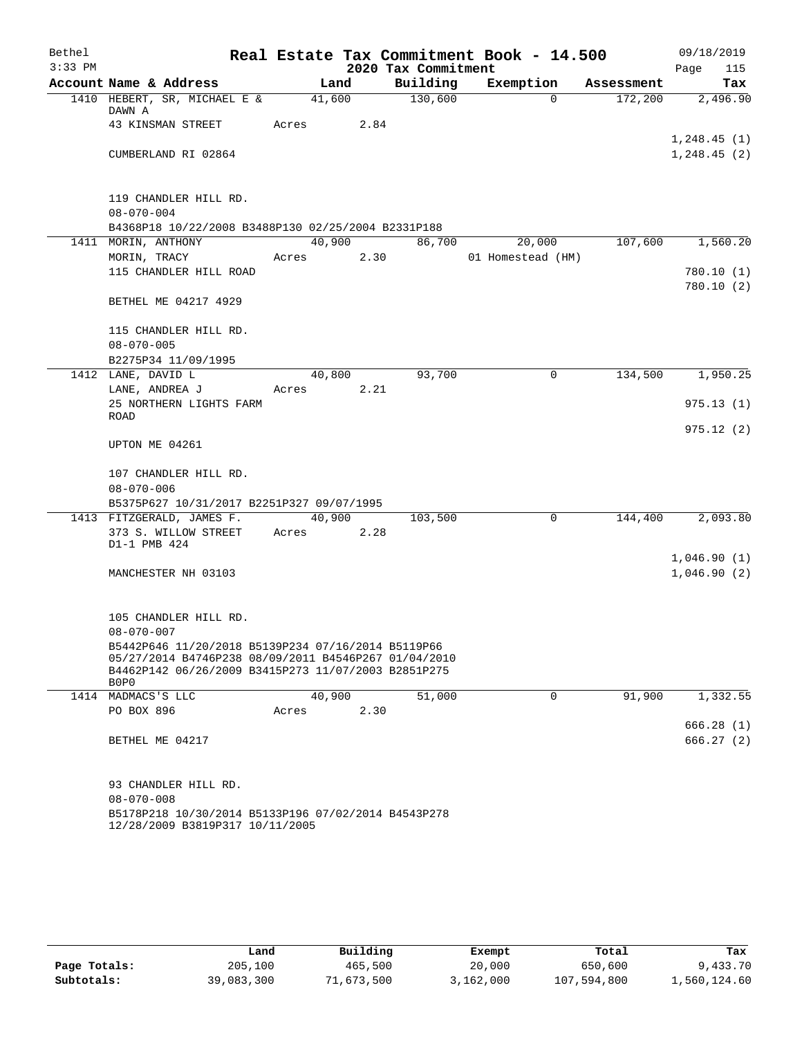# Real Estate Tax Commitment Book - 14.500

## 2020 Tax Commitment

Bethel 3:33 PM — 09/18/2019

| Account | Name & Address | Land | Building | Exemption | Assessment | Tax |
|---|---|---|---|---|---|---|
| 1410 | HEBERT, SR, MICHAEL E & DAWN A<br>43 KINSMAN STREET<br>CUMBERLAND RI 02864<br><br>119 CHANDLER HILL RD.<br>08-070-004<br>B4368P18 10/22/2008 B3488P130 02/25/2004 B2331P188 | 41,600<br>Acres 2.84 | 130,600 | 0 | 172,200 | 2,496.90<br>1,248.45 (1)<br>1,248.45 (2) |
| 1411 | MORIN, ANTHONY<br>MORIN, TRACY<br>115 CHANDLER HILL ROAD<br>BETHEL ME 04217 4929<br><br>115 CHANDLER HILL RD.<br>08-070-005<br>B2275P34 11/09/1995 | 40,900<br>Acres 2.30 | 86,700 | 20,000<br>01 Homestead (HM) | 107,600 | 1,560.20<br>780.10 (1)<br>780.10 (2) |
| 1412 | LANE, DAVID L<br>LANE, ANDREA J<br>25 NORTHERN LIGHTS FARM ROAD<br>UPTON ME 04261<br><br>107 CHANDLER HILL RD.<br>08-070-006<br>B5375P627 10/31/2017 B2251P327 09/07/1995 | 40,800<br>Acres 2.21 | 93,700 | 0 | 134,500 | 1,950.25<br>975.13 (1)<br>975.12 (2) |
| 1413 | FITZGERALD, JAMES F.<br>373 S. WILLOW STREET D1-1 PMB 424<br>MANCHESTER NH 03103<br><br>105 CHANDLER HILL RD.<br>08-070-007<br>B5442P646 11/20/2018 B5139P234 07/16/2014 B5119P66 05/27/2014 B4746P238 08/09/2011 B4546P267 01/04/2010 B4462P142 06/26/2009 B3415P273 11/07/2003 B2851P275 B0P0 | 40,900<br>Acres 2.28 | 103,500 | 0 | 144,400 | 2,093.80<br>1,046.90 (1)<br>1,046.90 (2) |
| 1414 | MADMACS'S LLC<br>PO BOX 896<br>BETHEL ME 04217<br><br>93 CHANDLER HILL RD.<br>08-070-008<br>B5178P218 10/30/2014 B5133P196 07/02/2014 B4543P278 12/28/2009 B3819P317 10/11/2005 | 40,900<br>Acres 2.30 | 51,000 | 0 | 91,900 | 1,332.55<br>666.28 (1)<br>666.27 (2) |

| | Land | Building | Exempt | Total | Tax |
|---|---|---|---|---|---|
| Page Totals: | 205,100 | 465,500 | 20,000 | 650,600 | 9,433.70 |
| Subtotals: | 39,083,300 | 71,673,500 | 3,162,000 | 107,594,800 | 1,560,124.60 |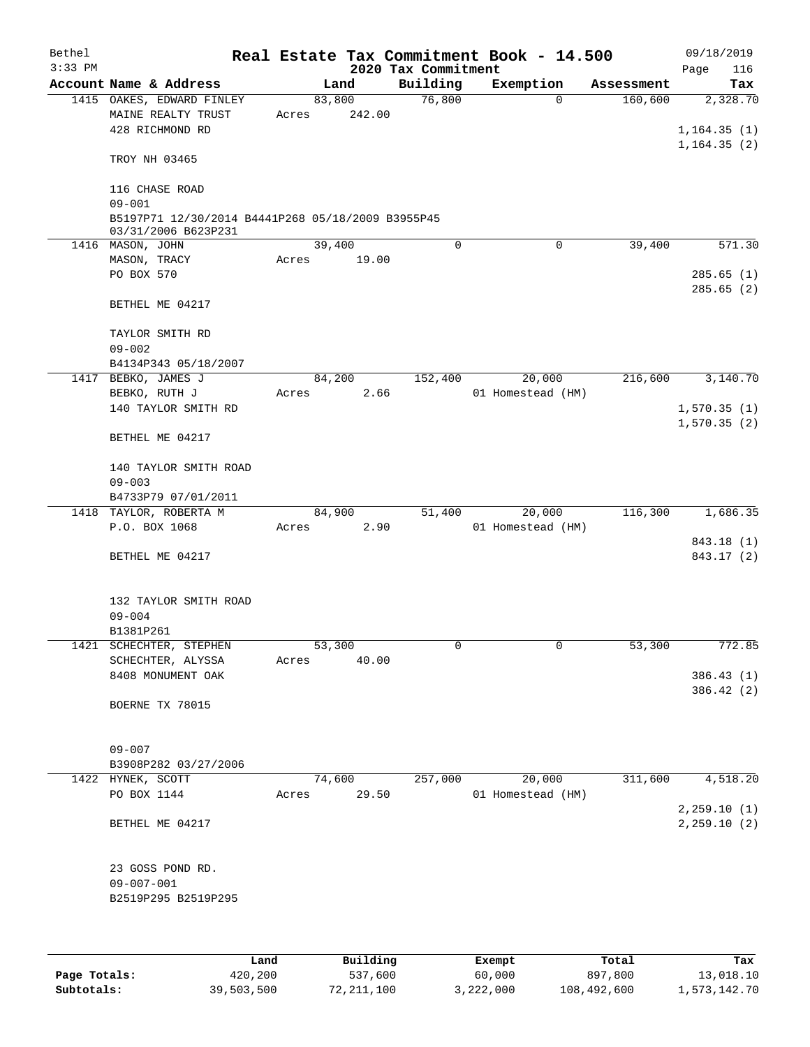# Real Estate Tax Commitment Book - 14.500

Bethel 3:33 PM — 2020 Tax Commitment — 09/18/2019

| Account Name & Address | Land | Building | Exemption | Assessment | Tax |
|---|---|---|---|---|---|
| 1415 OAKES, EDWARD FINLEY<br>MAINE REALTY TRUST<br>428 RICHMOND RD<br><br>TROY NH 03465<br><br>116 CHASE ROAD<br>09-001<br>B5197P71 12/30/2014 B4441P268 05/18/2009 B3955P45 03/31/2006 B623P231 | 83,800<br>Acres 242.00 | 76,800 | 0 | 160,600 | 2,328.70<br><br>1,164.35 (1)<br>1,164.35 (2) |
| 1416 MASON, JOHN<br>MASON, TRACY<br>PO BOX 570<br><br>BETHEL ME 04217<br><br>TAYLOR SMITH RD<br>09-002<br>B4134P343 05/18/2007 | 39,400<br>Acres 19.00 | 0 | 0 | 39,400 | 571.30<br><br>285.65 (1)<br>285.65 (2) |
| 1417 BEBKO, JAMES J<br>BEBKO, RUTH J<br>140 TAYLOR SMITH RD<br><br>BETHEL ME 04217<br><br>140 TAYLOR SMITH ROAD<br>09-003<br>B4733P79 07/01/2011 | 84,200<br>Acres 2.66 | 152,400 | 20,000<br>01 Homestead (HM) | 216,600 | 3,140.70<br><br>1,570.35 (1)<br>1,570.35 (2) |
| 1418 TAYLOR, ROBERTA M<br>P.O. BOX 1068<br><br>BETHEL ME 04217<br><br>132 TAYLOR SMITH ROAD<br>09-004<br>B1381P261 | 84,900<br>Acres 2.90 | 51,400 | 20,000<br>01 Homestead (HM) | 116,300 | 1,686.35<br><br>843.18 (1)<br>843.17 (2) |
| 1421 SCHECHTER, STEPHEN<br>SCHECHTER, ALYSSA<br>8408 MONUMENT OAK<br><br>BOERNE TX 78015<br><br>09-007<br>B3908P282 03/27/2006 | 53,300<br>Acres 40.00 | 0 | 0 | 53,300 | 772.85<br><br>386.43 (1)<br>386.42 (2) |
| 1422 HYNEK, SCOTT<br>PO BOX 1144<br><br>BETHEL ME 04217<br><br>23 GOSS POND RD.<br>09-007-001<br>B2519P295 B2519P295 | 74,600<br>Acres 29.50 | 257,000 | 20,000<br>01 Homestead (HM) | 311,600 | 4,518.20<br><br>2,259.10 (1)<br>2,259.10 (2) |

| | Land | Building | Exempt | Total | Tax |
|---|---|---|---|---|---|
| Page Totals: | 420,200 | 537,600 | 60,000 | 897,800 | 13,018.10 |
| Subtotals: | 39,503,500 | 72,211,100 | 3,222,000 | 108,492,600 | 1,573,142.70 |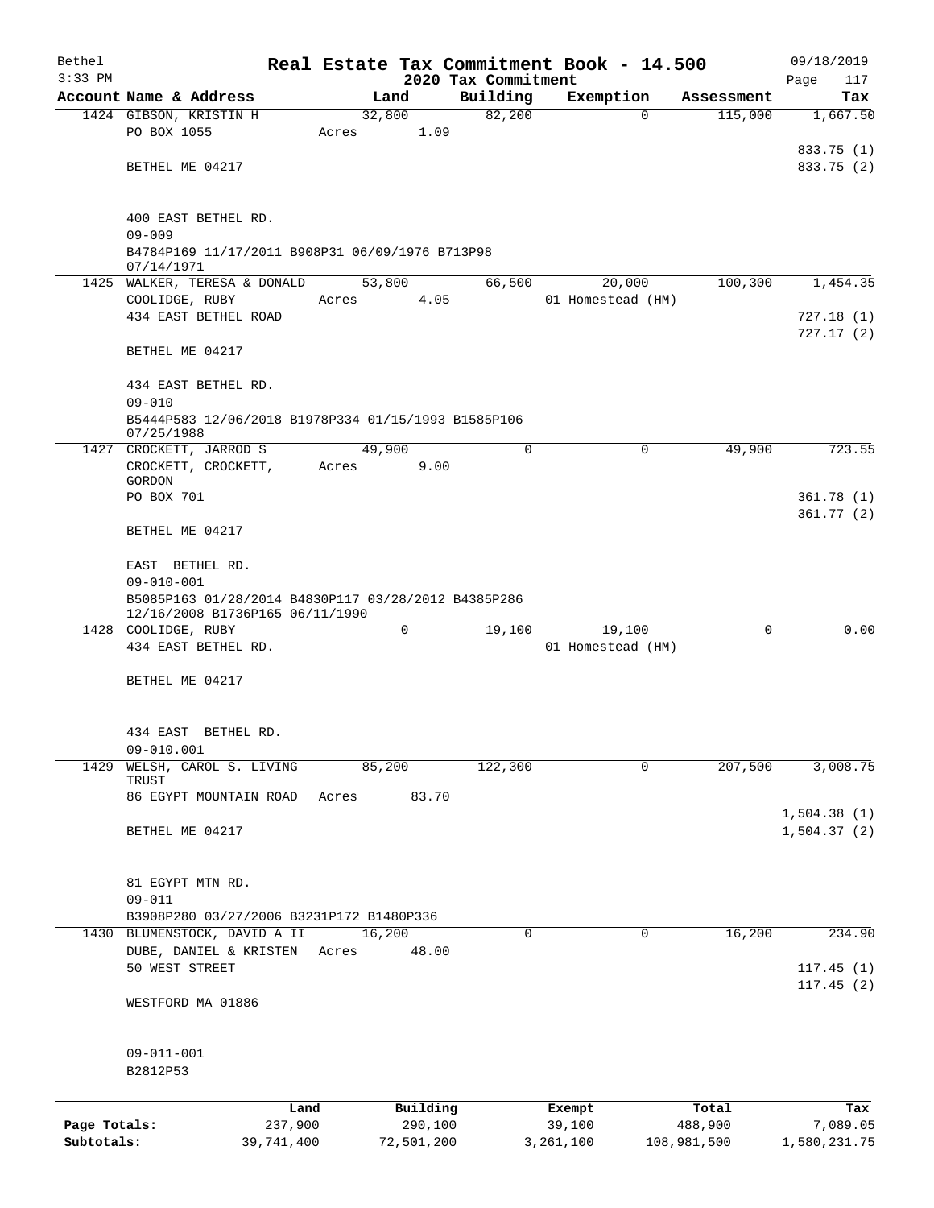# Real Estate Tax Commitment Book - 14.500

Bethel
3:33 PM

2020 Tax Commitment

09/18/2019

| Account | Name & Address | Land | Building | Exemption | Assessment | Tax |
|---|---|---|---|---|---|---|
| 1424 | GIBSON, KRISTIN H<br>PO BOX 1055<br><br>BETHEL ME 04217<br><br>400 EAST BETHEL RD.<br>09-009<br>B4784P169 11/17/2011 B908P31 06/09/1976 B713P98 07/14/1971 | 32,800<br>Acres 1.09 | 82,200 | 0 | 115,000 | 1,667.50<br><br>833.75 (1)<br>833.75 (2) |
| 1425 | WALKER, TERESA & DONALD<br>COOLIDGE, RUBY<br>434 EAST BETHEL ROAD<br><br>BETHEL ME 04217<br><br>434 EAST BETHEL RD.<br>09-010<br>B5444P583 12/06/2018 B1978P334 01/15/1993 B1585P106 07/25/1988 | 53,800<br>Acres 4.05 | 66,500 | 20,000<br>01 Homestead (HM) | 100,300 | 1,454.35<br><br>727.18 (1)<br>727.17 (2) |
| 1427 | CROCKETT, JARROD S<br>CROCKETT, CROCKETT, GORDON<br>PO BOX 701<br><br>BETHEL ME 04217<br><br>EAST BETHEL RD.<br>09-010-001<br>B5085P163 01/28/2014 B4830P117 03/28/2012 B4385P286 12/16/2008 B1736P165 06/11/1990 | 49,900<br>Acres 9.00 | 0 | 0 | 49,900 | 723.55<br><br>361.78 (1)<br>361.77 (2) |
| 1428 | COOLIDGE, RUBY<br>434 EAST BETHEL RD.<br><br>BETHEL ME 04217<br><br>434 EAST BETHEL RD.<br>09-010.001 | 0 | 19,100 | 19,100<br>01 Homestead (HM) | 0 | 0.00 |
| 1429 | WELSH, CAROL S. LIVING TRUST<br>86 EGYPT MOUNTAIN ROAD<br><br>BETHEL ME 04217<br><br>81 EGYPT MTN RD.<br>09-011<br>B3908P280 03/27/2006 B3231P172 B1480P336 | 85,200<br>Acres 83.70 | 122,300 | 0 | 207,500 | 3,008.75<br><br>1,504.38 (1)<br>1,504.37 (2) |
| 1430 | BLUMENSTOCK, DAVID A II<br>DUBE, DANIEL & KRISTEN<br>50 WEST STREET<br><br>WESTFORD MA 01886<br><br>09-011-001<br>B2812P53 | 16,200<br>Acres 48.00 | 0 | 0 | 16,200 | 234.90<br><br>117.45 (1)<br>117.45 (2) |

| | Land | Building | Exempt | Total | Tax |
|---|---|---|---|---|---|
| Page Totals: | 237,900 | 290,100 | 39,100 | 488,900 | 7,089.05 |
| Subtotals: | 39,741,400 | 72,501,200 | 3,261,100 | 108,981,500 | 1,580,231.75 |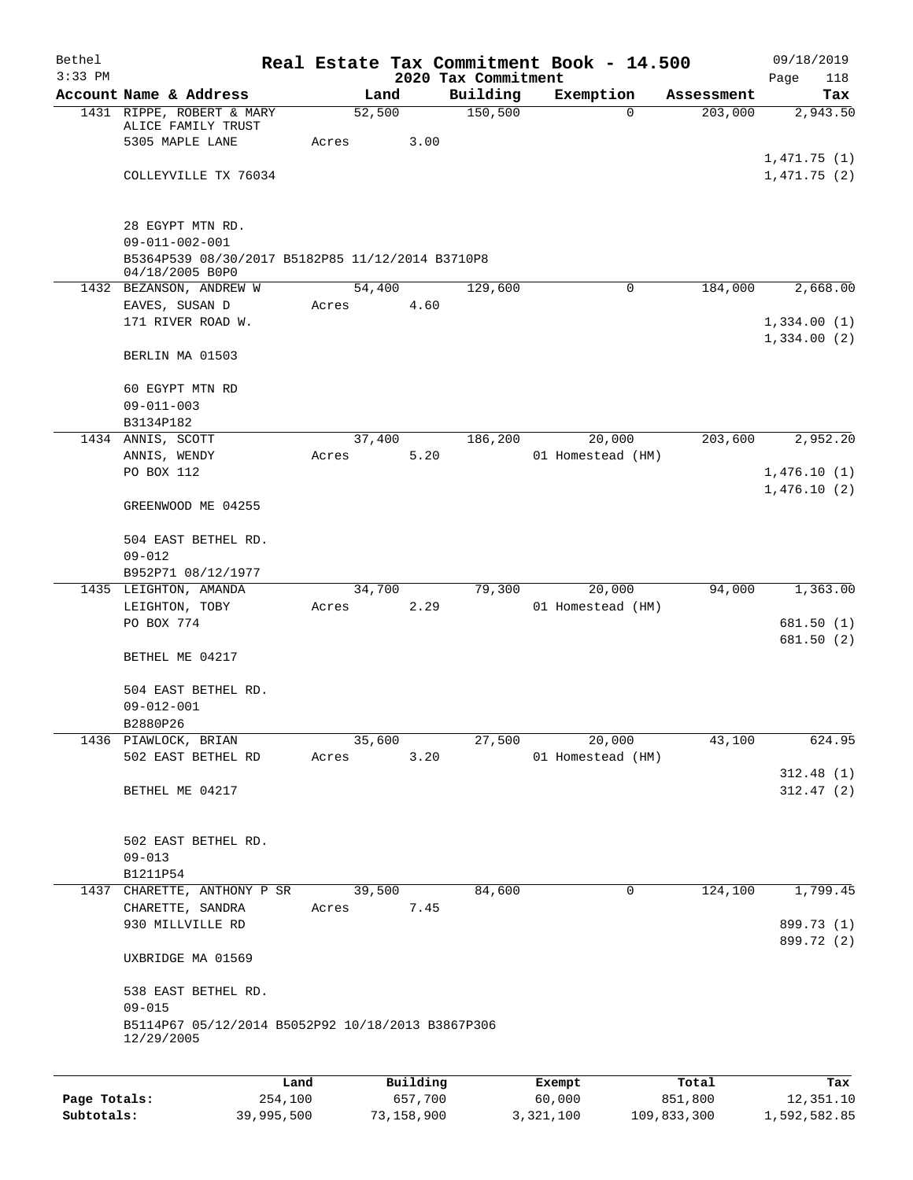# Real Estate Tax Commitment Book - 14.500

## 2020 Tax Commitment

Bethel 09/18/2019
3:33 PM

| Account Name & Address | Land | Building | Exemption | Assessment | Tax |
|---|---|---|---|---|---|
| 1431 RIPPE, ROBERT & MARY ALICE FAMILY TRUST | 52,500 | 150,500 | 0 | 203,000 | 2,943.50 |
| 5305 MAPLE LANE | Acres 3.00 | | | | |
| | | | | | 1,471.75 (1) |
| COLLEYVILLE TX 76034 | | | | | 1,471.75 (2) |
| 28 EGYPT MTN RD. | | | | | |
| 09-011-002-001 | | | | | |
| B5364P539 08/30/2017 B5182P85 11/12/2014 B3710P8 04/18/2005 B0P0 | | | | | |
| 1432 BEZANSON, ANDREW W | 54,400 | 129,600 | 0 | 184,000 | 2,668.00 |
| EAVES, SUSAN D | Acres 4.60 | | | | |
| 171 RIVER ROAD W. | | | | | 1,334.00 (1) |
| | | | | | 1,334.00 (2) |
| BERLIN MA 01503 | | | | | |
| 60 EGYPT MTN RD | | | | | |
| 09-011-003 | | | | | |
| B3134P182 | | | | | |
| 1434 ANNIS, SCOTT | 37,400 | 186,200 | 20,000 | 203,600 | 2,952.20 |
| ANNIS, WENDY | Acres 5.20 | | 01 Homestead (HM) | | |
| PO BOX 112 | | | | | 1,476.10 (1) |
| | | | | | 1,476.10 (2) |
| GREENWOOD ME 04255 | | | | | |
| 504 EAST BETHEL RD. | | | | | |
| 09-012 | | | | | |
| B952P71 08/12/1977 | | | | | |
| 1435 LEIGHTON, AMANDA | 34,700 | 79,300 | 20,000 | 94,000 | 1,363.00 |
| LEIGHTON, TOBY | Acres 2.29 | | 01 Homestead (HM) | | |
| PO BOX 774 | | | | | 681.50 (1) |
| | | | | | 681.50 (2) |
| BETHEL ME 04217 | | | | | |
| 504 EAST BETHEL RD. | | | | | |
| 09-012-001 | | | | | |
| B2880P26 | | | | | |
| 1436 PIAWLOCK, BRIAN | 35,600 | 27,500 | 20,000 | 43,100 | 624.95 |
| 502 EAST BETHEL RD | Acres 3.20 | | 01 Homestead (HM) | | |
| | | | | | 312.48 (1) |
| BETHEL ME 04217 | | | | | 312.47 (2) |
| 502 EAST BETHEL RD. | | | | | |
| 09-013 | | | | | |
| B1211P54 | | | | | |
| 1437 CHARETTE, ANTHONY P SR | 39,500 | 84,600 | 0 | 124,100 | 1,799.45 |
| CHARETTE, SANDRA | Acres 7.45 | | | | |
| 930 MILLVILLE RD | | | | | 899.73 (1) |
| | | | | | 899.72 (2) |
| UXBRIDGE MA 01569 | | | | | |
| 538 EAST BETHEL RD. | | | | | |
| 09-015 | | | | | |
| B5114P67 05/12/2014 B5052P92 10/18/2013 B3867P306 12/29/2005 | | | | | |

| | Land | Building | Exempt | Total | Tax |
|---|---|---|---|---|---|
| Page Totals: | 254,100 | 657,700 | 60,000 | 851,800 | 12,351.10 |
| Subtotals: | 39,995,500 | 73,158,900 | 3,321,100 | 109,833,300 | 1,592,582.85 |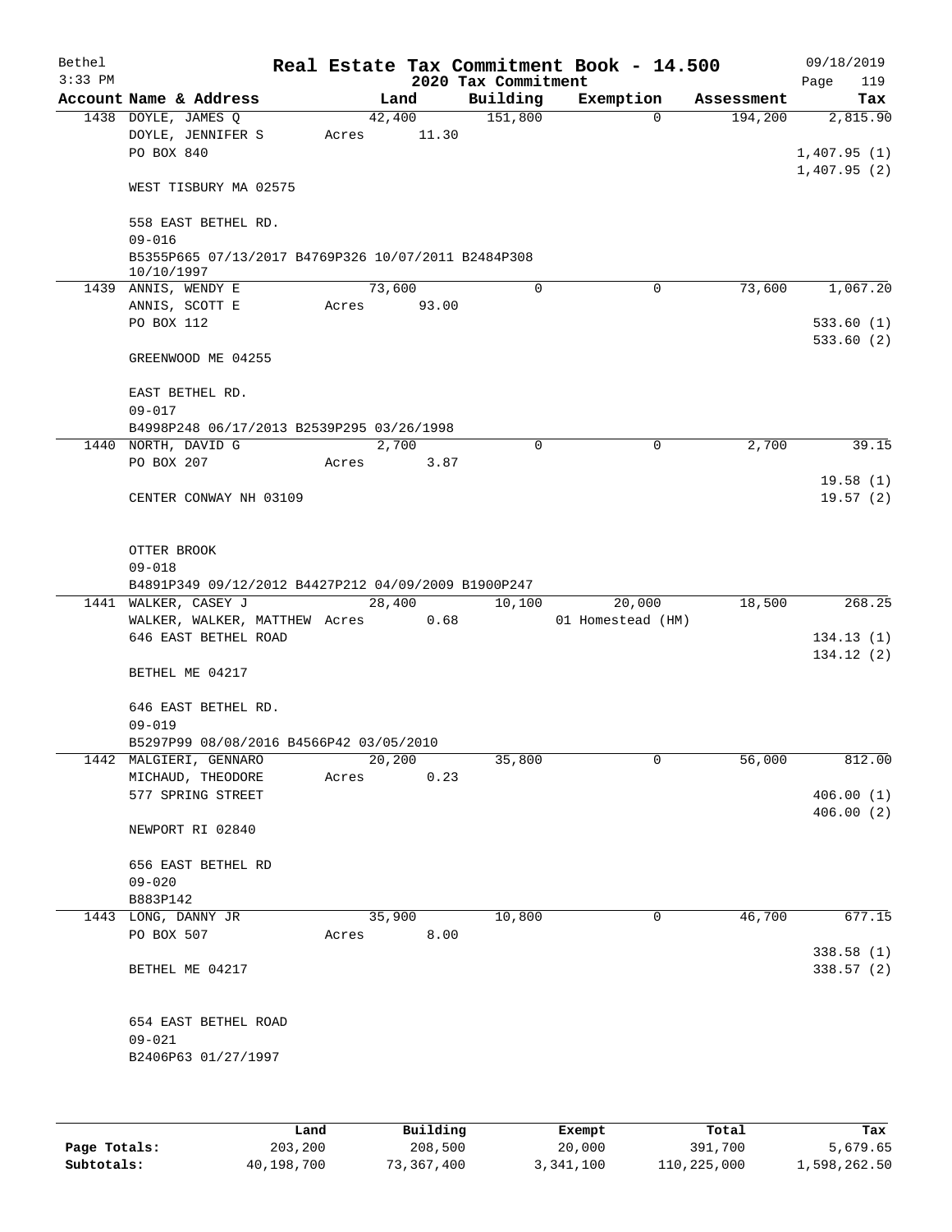Bethel — Real Estate Tax Commitment Book - 14.500 — 09/18/2019
3:33 PM — 2020 Tax Commitment

| Account Name & Address | Land | Building | Exemption | Assessment | Tax |
|---|---|---|---|---|---|
| 1438 DOYLE, JAMES Q | 42,400 | 151,800 | 0 | 194,200 | 2,815.90 |
| DOYLE, JENNIFER S | Acres 11.30 | | | | |
| PO BOX 840 | | | | | 1,407.95 (1) |
| | | | | | 1,407.95 (2) |
| WEST TISBURY MA 02575 | | | | | |
| 558 EAST BETHEL RD. | | | | | |
| 09-016 | | | | | |
| B5355P665 07/13/2017 B4769P326 10/07/2011 B2484P308 10/10/1997 | | | | | |
| 1439 ANNIS, WENDY E | 73,600 | 0 | 0 | 73,600 | 1,067.20 |
| ANNIS, SCOTT E | Acres 93.00 | | | | |
| PO BOX 112 | | | | | 533.60 (1) |
| | | | | | 533.60 (2) |
| GREENWOOD ME 04255 | | | | | |
| EAST BETHEL RD. | | | | | |
| 09-017 | | | | | |
| B4998P248 06/17/2013 B2539P295 03/26/1998 | | | | | |
| 1440 NORTH, DAVID G | 2,700 | 0 | 0 | 2,700 | 39.15 |
| PO BOX 207 | Acres 3.87 | | | | |
| | | | | | 19.58 (1) |
| CENTER CONWAY NH 03109 | | | | | 19.57 (2) |
| OTTER BROOK | | | | | |
| 09-018 | | | | | |
| B4891P349 09/12/2012 B4427P212 04/09/2009 B1900P247 | | | | | |
| 1441 WALKER, CASEY J | 28,400 | 10,100 | 20,000 | 18,500 | 268.25 |
| WALKER, WALKER, MATTHEW | Acres 0.68 | | 01 Homestead (HM) | | |
| 646 EAST BETHEL ROAD | | | | | 134.13 (1) |
| | | | | | 134.12 (2) |
| BETHEL ME 04217 | | | | | |
| 646 EAST BETHEL RD. | | | | | |
| 09-019 | | | | | |
| B5297P99 08/08/2016 B4566P42 03/05/2010 | | | | | |
| 1442 MALGIERI, GENNARO | 20,200 | 35,800 | 0 | 56,000 | 812.00 |
| MICHAUD, THEODORE | Acres 0.23 | | | | |
| 577 SPRING STREET | | | | | 406.00 (1) |
| | | | | | 406.00 (2) |
| NEWPORT RI 02840 | | | | | |
| 656 EAST BETHEL RD | | | | | |
| 09-020 | | | | | |
| B883P142 | | | | | |
| 1443 LONG, DANNY JR | 35,900 | 10,800 | 0 | 46,700 | 677.15 |
| PO BOX 507 | Acres 8.00 | | | | |
| | | | | | 338.58 (1) |
| BETHEL ME 04217 | | | | | 338.57 (2) |
| 654 EAST BETHEL ROAD | | | | | |
| 09-021 | | | | | |
| B2406P63 01/27/1997 | | | | | |

| | Land | Building | Exempt | Total | Tax |
|---|---|---|---|---|---|
| Page Totals: | 203,200 | 208,500 | 20,000 | 391,700 | 5,679.65 |
| Subtotals: | 40,198,700 | 73,367,400 | 3,341,100 | 110,225,000 | 1,598,262.50 |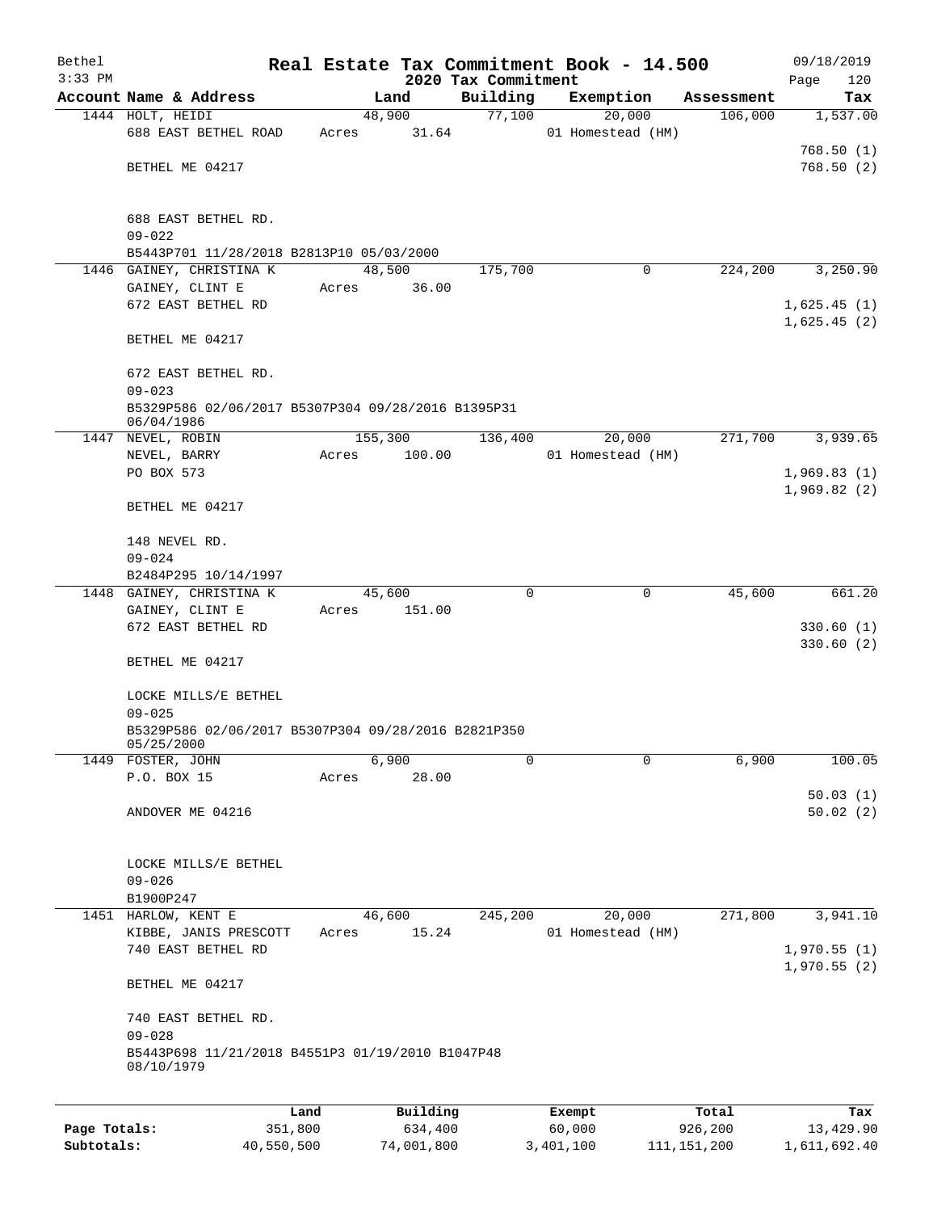# Real Estate Tax Commitment Book - 14.500

Bethel
3:33 PM

2020 Tax Commitment

09/18/2019

| Account | Name & Address | Land | Building | Exemption | Assessment | Tax |
|---|---|---|---|---|---|---|
| 1444 | HOLT, HEIDI<br>688 EAST BETHEL ROAD<br><br>BETHEL ME 04217<br><br>688 EAST BETHEL RD.<br>09-022<br>B5443P701 11/28/2018 B2813P10 05/03/2000 | 48,900<br>Acres 31.64 | 77,100 | 20,000<br>01 Homestead (HM) | 106,000 | 1,537.00<br><br>768.50 (1)<br>768.50 (2) |
| 1446 | GAINEY, CHRISTINA K<br>GAINEY, CLINT E<br>672 EAST BETHEL RD<br><br>BETHEL ME 04217<br><br>672 EAST BETHEL RD.<br>09-023<br>B5329P586 02/06/2017 B5307P304 09/28/2016 B1395P31 06/04/1986 | 48,500<br>Acres 36.00 | 175,700 | 0 | 224,200 | 3,250.90<br><br>1,625.45 (1)<br>1,625.45 (2) |
| 1447 | NEVEL, ROBIN<br>NEVEL, BARRY<br>PO BOX 573<br><br>BETHEL ME 04217<br><br>148 NEVEL RD.<br>09-024<br>B2484P295 10/14/1997 | 155,300<br>Acres 100.00 | 136,400 | 20,000<br>01 Homestead (HM) | 271,700 | 3,939.65<br><br>1,969.83 (1)<br>1,969.82 (2) |
| 1448 | GAINEY, CHRISTINA K<br>GAINEY, CLINT E<br>672 EAST BETHEL RD<br><br>BETHEL ME 04217<br><br>LOCKE MILLS/E BETHEL<br>09-025<br>B5329P586 02/06/2017 B5307P304 09/28/2016 B2821P350 05/25/2000 | 45,600<br>Acres 151.00 | 0 | 0 | 45,600 | 661.20<br><br>330.60 (1)<br>330.60 (2) |
| 1449 | FOSTER, JOHN<br>P.O. BOX 15<br><br>ANDOVER ME 04216<br><br>LOCKE MILLS/E BETHEL<br>09-026<br>B1900P247 | 6,900<br>Acres 28.00 | 0 | 0 | 6,900 | 100.05<br><br>50.03 (1)<br>50.02 (2) |
| 1451 | HARLOW, KENT E<br>KIBBE, JANIS PRESCOTT<br>740 EAST BETHEL RD<br><br>BETHEL ME 04217<br><br>740 EAST BETHEL RD.<br>09-028<br>B5443P698 11/21/2018 B4551P3 01/19/2010 B1047P48 08/10/1979 | 46,600<br>Acres 15.24 | 245,200 | 20,000<br>01 Homestead (HM) | 271,800 | 3,941.10<br><br>1,970.55 (1)<br>1,970.55 (2) |

| | Land | Building | Exempt | Total | Tax |
|---|---|---|---|---|---|
| Page Totals: | 351,800 | 634,400 | 60,000 | 926,200 | 13,429.90 |
| Subtotals: | 40,550,500 | 74,001,800 | 3,401,100 | 111,151,200 | 1,611,692.40 |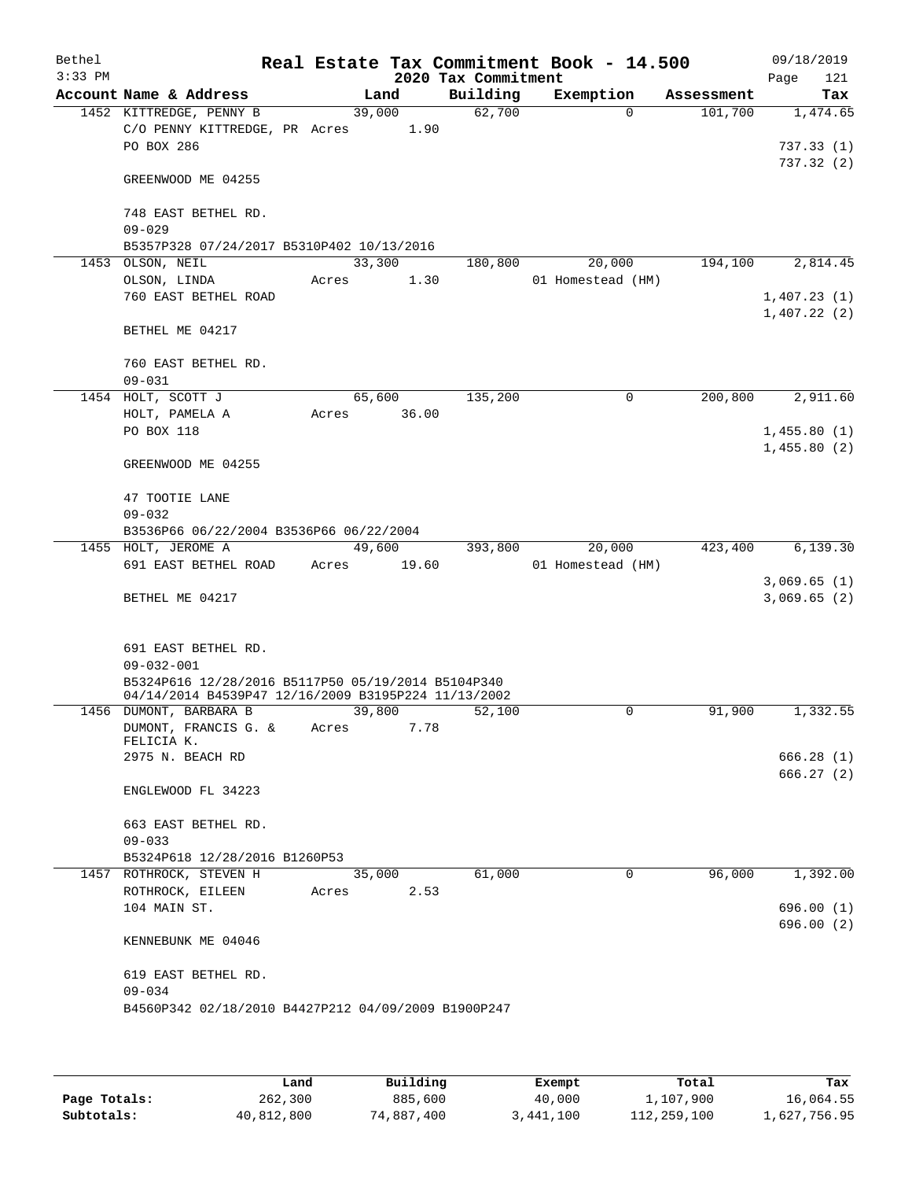Bethel 3:33 PM

# Real Estate Tax Commitment Book - 14.500

## 2020 Tax Commitment

09/18/2019

| Account | Name & Address | Land | Building | Exemption | Assessment | Tax |
|---|---|---|---|---|---|---|
| 1452 | KITTREDGE, PENNY B<br>C/O PENNY KITTREDGE, PR Acres 1.90<br>PO BOX 286<br><br>GREENWOOD ME 04255<br><br>748 EAST BETHEL RD.<br>09-029<br>B5357P328 07/24/2017 B5310P402 10/13/2016 | 39,000 | 62,700 | 0 | 101,700 | 1,474.65<br><br>737.33 (1)<br>737.32 (2) |
| 1453 | OLSON, NEIL<br>OLSON, LINDA Acres 1.30<br>760 EAST BETHEL ROAD<br><br>BETHEL ME 04217<br><br>760 EAST BETHEL RD.<br>09-031 | 33,300 | 180,800 | 20,000<br>01 Homestead (HM) | 194,100 | 2,814.45<br><br>1,407.23 (1)<br>1,407.22 (2) |
| 1454 | HOLT, SCOTT J<br>HOLT, PAMELA A Acres 36.00<br>PO BOX 118<br><br>GREENWOOD ME 04255<br><br>47 TOOTIE LANE<br>09-032<br>B3536P66 06/22/2004 B3536P66 06/22/2004 | 65,600 | 135,200 | 0 | 200,800 | 2,911.60<br><br>1,455.80 (1)<br>1,455.80 (2) |
| 1455 | HOLT, JEROME A<br>691 EAST BETHEL ROAD Acres 19.60<br><br>BETHEL ME 04217<br><br>691 EAST BETHEL RD.<br>09-032-001<br>B5324P616 12/28/2016 B5117P50 05/19/2014 B5104P340 04/14/2014 B4539P47 12/16/2009 B3195P224 11/13/2002 | 49,600 | 393,800 | 20,000<br>01 Homestead (HM) | 423,400 | 6,139.30<br><br>3,069.65 (1)<br>3,069.65 (2) |
| 1456 | DUMONT, BARBARA B<br>DUMONT, FRANCIS G. & FELICIA K. Acres 7.78<br>2975 N. BEACH RD<br><br>ENGLEWOOD FL 34223<br><br>663 EAST BETHEL RD.<br>09-033<br>B5324P618 12/28/2016 B1260P53 | 39,800 | 52,100 | 0 | 91,900 | 1,332.55<br><br>666.28 (1)<br>666.27 (2) |
| 1457 | ROTHROCK, STEVEN H<br>ROTHROCK, EILEEN Acres 2.53<br>104 MAIN ST.<br><br>KENNEBUNK ME 04046<br><br>619 EAST BETHEL RD.<br>09-034<br>B4560P342 02/18/2010 B4427P212 04/09/2009 B1900P247 | 35,000 | 61,000 | 0 | 96,000 | 1,392.00<br><br>696.00 (1)<br>696.00 (2) |

| | Land | Building | Exempt | Total | Tax |
|---|---|---|---|---|---|
| Page Totals: | 262,300 | 885,600 | 40,000 | 1,107,900 | 16,064.55 |
| Subtotals: | 40,812,800 | 74,887,400 | 3,441,100 | 112,259,100 | 1,627,756.95 |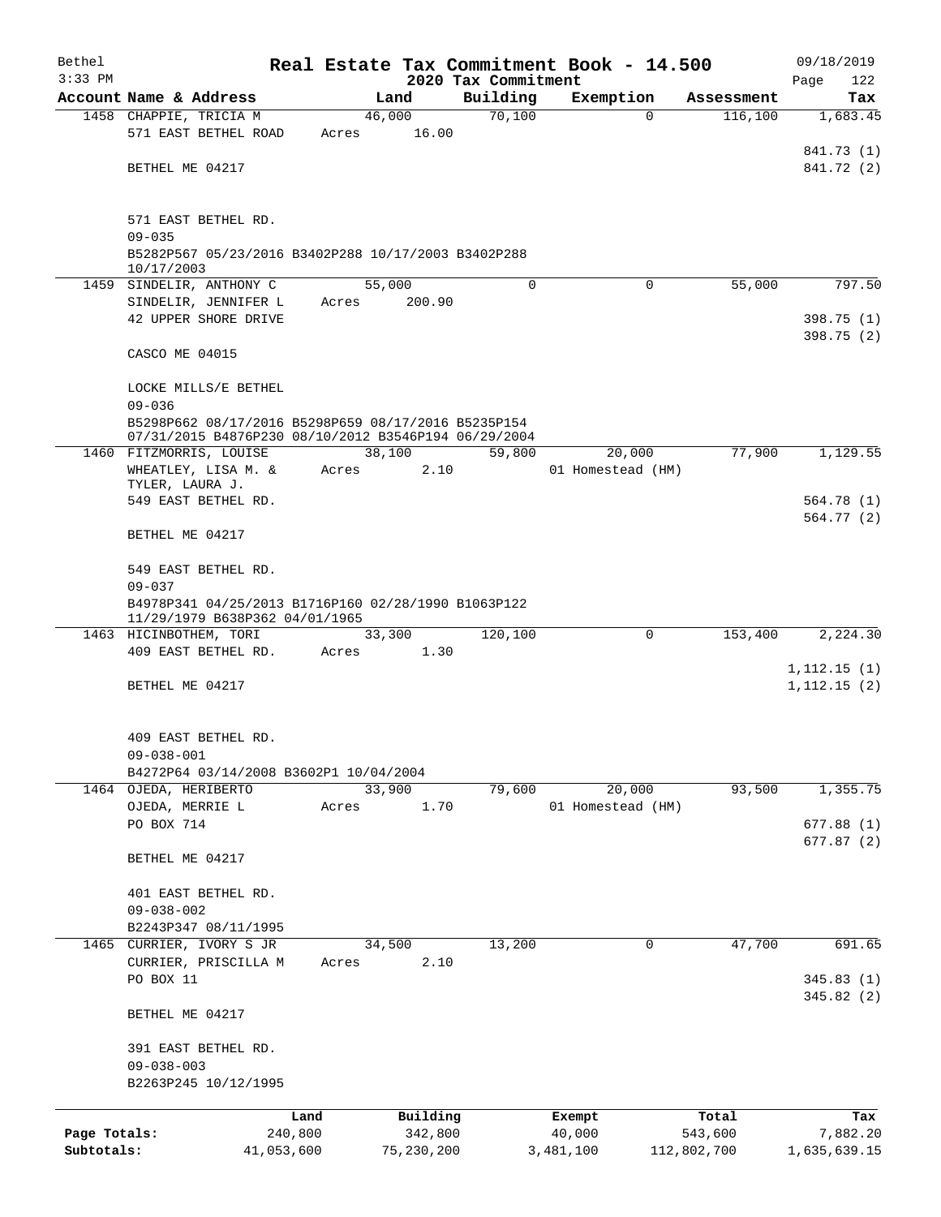Bethel 3:33 PM

# Real Estate Tax Commitment Book - 14.500

## 2020 Tax Commitment

09/18/2019 Page 122

| Account Name & Address | Land | Building | Exemption | Assessment | Tax |
|---|---|---|---|---|---|
| 1458 CHAPPIE, TRICIA M<br>571 EAST BETHEL ROAD<br><br>BETHEL ME 04217<br><br>571 EAST BETHEL RD.<br>09-035<br>B5282P567 05/23/2016 B3402P288 10/17/2003 B3402P288 10/17/2003 | 46,000<br>Acres 16.00 | 70,100 | 0 | 116,100 | 1,683.45<br><br>841.73 (1)<br>841.72 (2) |
| 1459 SINDELIR, ANTHONY C<br>SINDELIR, JENNIFER L<br>42 UPPER SHORE DRIVE<br><br>CASCO ME 04015<br><br>LOCKE MILLS/E BETHEL<br>09-036<br>B5298P662 08/17/2016 B5298P659 08/17/2016 B5235P154 07/31/2015 B4876P230 08/10/2012 B3546P194 06/29/2004 | 55,000<br>Acres 200.90 | 0 | 0 | 55,000 | 797.50<br><br>398.75 (1)<br>398.75 (2) |
| 1460 FITZMORRIS, LOUISE<br>WHEATLEY, LISA M. &<br>TYLER, LAURA J.<br>549 EAST BETHEL RD.<br><br>BETHEL ME 04217<br><br>549 EAST BETHEL RD.<br>09-037<br>B4978P341 04/25/2013 B1716P160 02/28/1990 B1063P122 11/29/1979 B638P362 04/01/1965 | 38,100<br>Acres 2.10 | 59,800 | 20,000<br>01 Homestead (HM) | 77,900 | 1,129.55<br><br>564.78 (1)<br>564.77 (2) |
| 1463 HICINBOTHEM, TORI<br>409 EAST BETHEL RD.<br><br>BETHEL ME 04217<br><br>409 EAST BETHEL RD.<br>09-038-001<br>B4272P64 03/14/2008 B3602P1 10/04/2004 | 33,300<br>Acres 1.30 | 120,100 | 0 | 153,400 | 2,224.30<br><br>1,112.15 (1)<br>1,112.15 (2) |
| 1464 OJEDA, HERIBERTO<br>OJEDA, MERRIE L<br>PO BOX 714<br><br>BETHEL ME 04217<br><br>401 EAST BETHEL RD.<br>09-038-002<br>B2243P347 08/11/1995 | 33,900<br>Acres 1.70 | 79,600 | 20,000<br>01 Homestead (HM) | 93,500 | 1,355.75<br><br>677.88 (1)<br>677.87 (2) |
| 1465 CURRIER, IVORY S JR<br>CURRIER, PRISCILLA M<br>PO BOX 11<br><br>BETHEL ME 04217<br><br>391 EAST BETHEL RD.<br>09-038-003<br>B2263P245 10/12/1995 | 34,500<br>Acres 2.10 | 13,200 | 0 | 47,700 | 691.65<br><br>345.83 (1)<br>345.82 (2) |

| | Land | Building | Exempt | Total | Tax |
|---|---|---|---|---|---|
| Page Totals: | 240,800 | 342,800 | 40,000 | 543,600 | 7,882.20 |
| Subtotals: | 41,053,600 | 75,230,200 | 3,481,100 | 112,802,700 | 1,635,639.15 |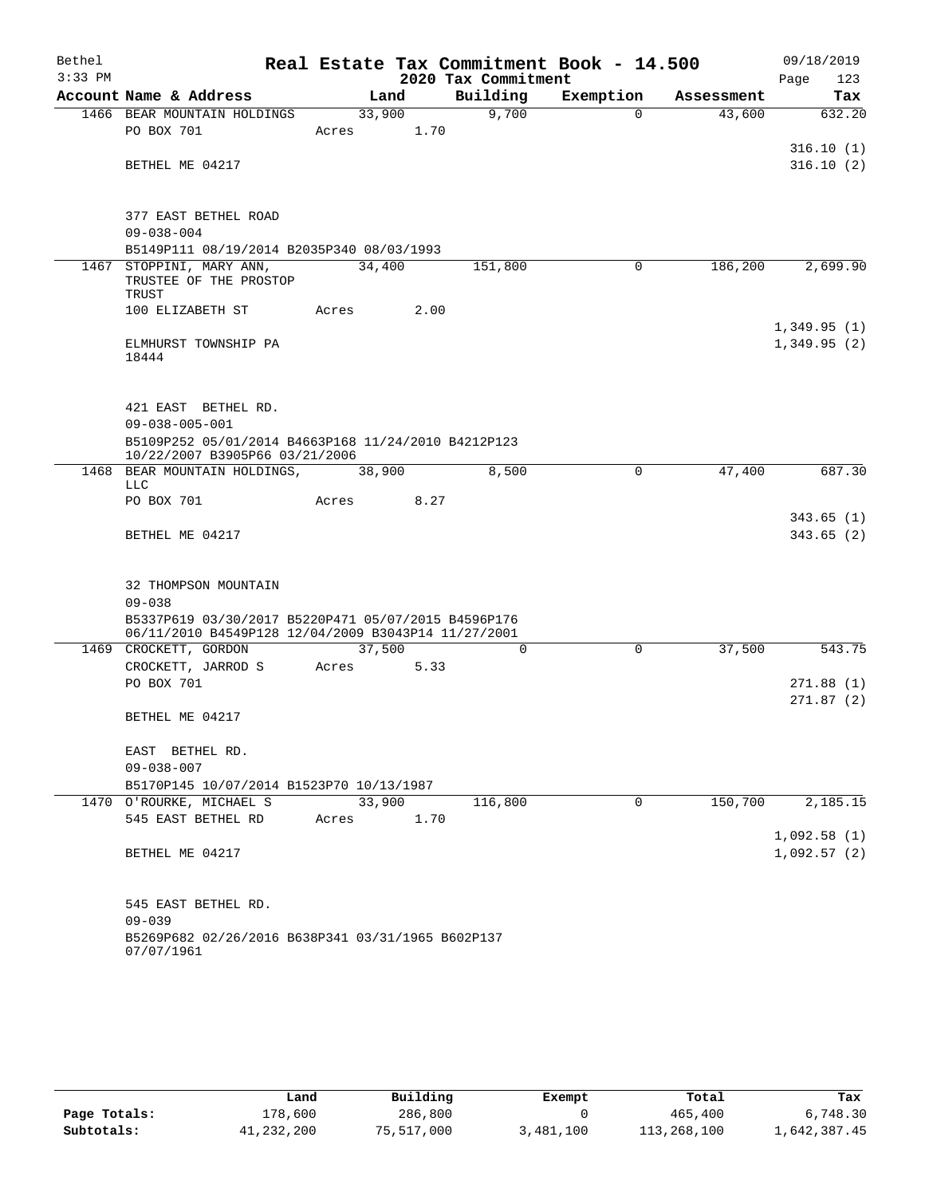Bethel
$3:33 PM

# Real Estate Tax Commitment Book - 14.500
## 2020 Tax Commitment

09/18/2019
Page 123

| Account Name & Address | Land | Building | Exemption | Assessment | Tax |
|---|---|---|---|---|---|
| 1466 BEAR MOUNTAIN HOLDINGS | 33,900 | 9,700 | 0 | 43,600 | 632.20 |
| PO BOX 701 | Acres 1.70 | | | | |
| | | | | | 316.10 (1) |
| BETHEL ME 04217 | | | | | 316.10 (2) |
| 377 EAST BETHEL ROAD | | | | | |
| 09-038-004 | | | | | |
| B5149P111 08/19/2014 B2035P340 08/03/1993 | | | | | |
| 1467 STOPPINI, MARY ANN, TRUSTEE OF THE PROSTOP TRUST | 34,400 | 151,800 | 0 | 186,200 | 2,699.90 |
| 100 ELIZABETH ST | Acres 2.00 | | | | |
| | | | | | 1,349.95 (1) |
| ELMHURST TOWNSHIP PA 18444 | | | | | 1,349.95 (2) |
| 421 EAST BETHEL RD. | | | | | |
| 09-038-005-001 | | | | | |
| B5109P252 05/01/2014 B4663P168 11/24/2010 B4212P123 10/22/2007 B3905P66 03/21/2006 | | | | | |
| 1468 BEAR MOUNTAIN HOLDINGS, LLC | 38,900 | 8,500 | 0 | 47,400 | 687.30 |
| PO BOX 701 | Acres 8.27 | | | | |
| | | | | | 343.65 (1) |
| BETHEL ME 04217 | | | | | 343.65 (2) |
| 32 THOMPSON MOUNTAIN | | | | | |
| 09-038 | | | | | |
| B5337P619 03/30/2017 B5220P471 05/07/2015 B4596P176 06/11/2010 B4549P128 12/04/2009 B3043P14 11/27/2001 | | | | | |
| 1469 CROCKETT, GORDON | 37,500 | 0 | 0 | 37,500 | 543.75 |
| CROCKETT, JARROD S | Acres 5.33 | | | | |
| PO BOX 701 | | | | | 271.88 (1) |
| | | | | | 271.87 (2) |
| BETHEL ME 04217 | | | | | |
| EAST BETHEL RD. | | | | | |
| 09-038-007 | | | | | |
| B5170P145 10/07/2014 B1523P70 10/13/1987 | | | | | |
| 1470 O'ROURKE, MICHAEL S | 33,900 | 116,800 | 0 | 150,700 | 2,185.15 |
| 545 EAST BETHEL RD | Acres 1.70 | | | | |
| | | | | | 1,092.58 (1) |
| BETHEL ME 04217 | | | | | 1,092.57 (2) |
| 545 EAST BETHEL RD. | | | | | |
| 09-039 | | | | | |
| B5269P682 02/26/2016 B638P341 03/31/1965 B602P137 07/07/1961 | | | | | |

| | Land | Building | Exempt | Total | Tax |
|---|---|---|---|---|---|
| Page Totals: | 178,600 | 286,800 | 0 | 465,400 | 6,748.30 |
| Subtotals: | 41,232,200 | 75,517,000 | 3,481,100 | 113,268,100 | 1,642,387.45 |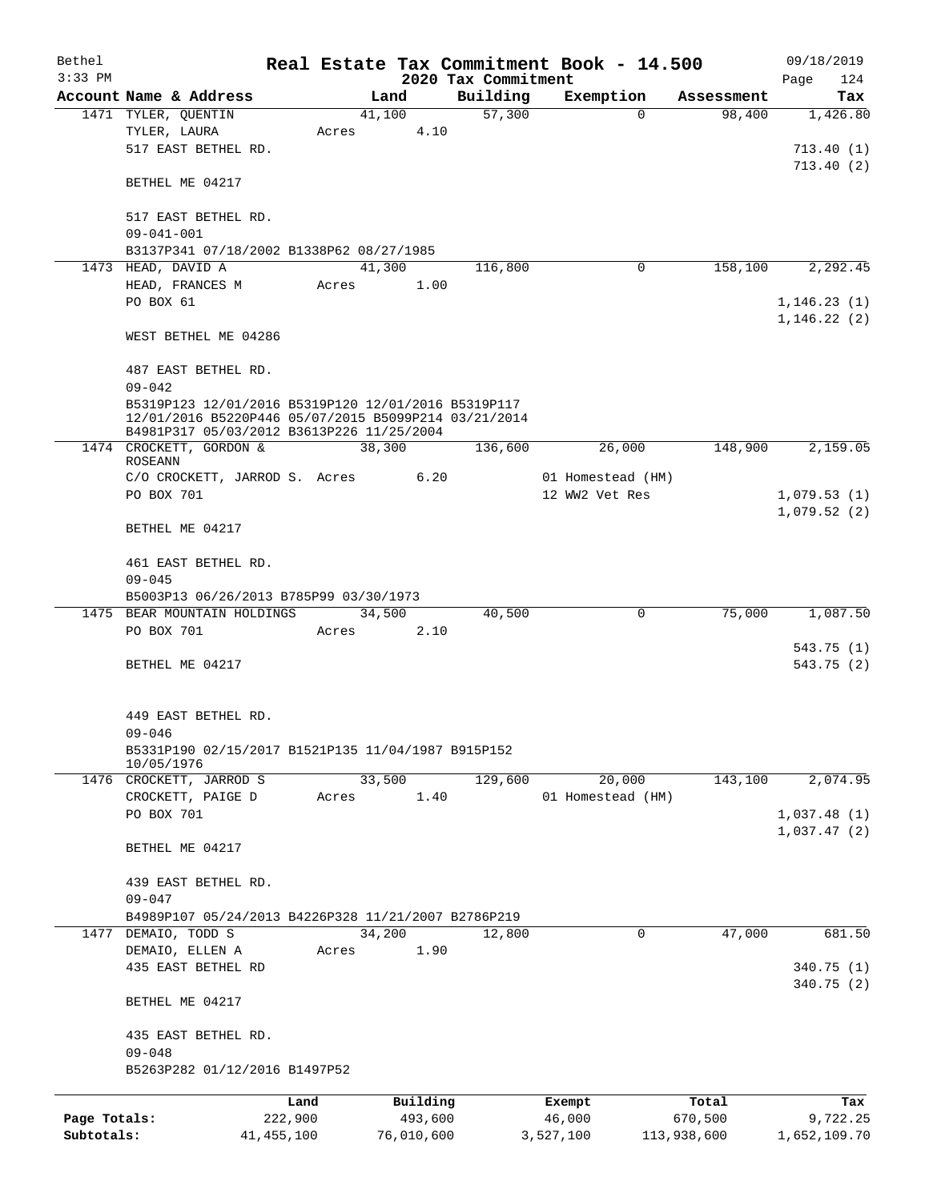# Real Estate Tax Commitment Book - 14.500

Bethel
3:33 PM

09/18/2019

## 2020 Tax Commitment

| Account | Name & Address | Land | Building | Exemption | Assessment | Tax |
|---|---|---|---|---|---|---|
| 1471 | TYLER, QUENTIN | 41,100 | 57,300 | 0 | 98,400 | 1,426.80 |
| | TYLER, LAURA | Acres 4.10 | | | | |
| | 517 EAST BETHEL RD. | | | | | 713.40 (1) |
| | | | | | | 713.40 (2) |
| | BETHEL ME 04217 | | | | | |
| | 517 EAST BETHEL RD. | | | | | |
| | 09-041-001 | | | | | |
| | B3137P341 07/18/2002 B1338P62 08/27/1985 | | | | | |
| 1473 | HEAD, DAVID A | 41,300 | 116,800 | 0 | 158,100 | 2,292.45 |
| | HEAD, FRANCES M | Acres 1.00 | | | | |
| | PO BOX 61 | | | | | 1,146.23 (1) |
| | | | | | | 1,146.22 (2) |
| | WEST BETHEL ME 04286 | | | | | |
| | 487 EAST BETHEL RD. | | | | | |
| | 09-042 | | | | | |
| | B5319P123 12/01/2016 B5319P120 12/01/2016 B5319P117 12/01/2016 B5220P446 05/07/2015 B5099P214 03/21/2014 B4981P317 05/03/2012 B3613P226 11/25/2004 | | | | | |
| 1474 | CROCKETT, GORDON & ROSEANN | 38,300 | 136,600 | 26,000 | 148,900 | 2,159.05 |
| | C/O CROCKETT, JARROD S. | Acres 6.20 | | 01 Homestead (HM) | | |
| | PO BOX 701 | | | 12 WW2 Vet Res | | 1,079.53 (1) |
| | | | | | | 1,079.52 (2) |
| | BETHEL ME 04217 | | | | | |
| | 461 EAST BETHEL RD. | | | | | |
| | 09-045 | | | | | |
| | B5003P13 06/26/2013 B785P99 03/30/1973 | | | | | |
| 1475 | BEAR MOUNTAIN HOLDINGS | 34,500 | 40,500 | 0 | 75,000 | 1,087.50 |
| | PO BOX 701 | Acres 2.10 | | | | |
| | | | | | | 543.75 (1) |
| | BETHEL ME 04217 | | | | | 543.75 (2) |
| | 449 EAST BETHEL RD. | | | | | |
| | 09-046 | | | | | |
| | B5331P190 02/15/2017 B1521P135 11/04/1987 B915P152 10/05/1976 | | | | | |
| 1476 | CROCKETT, JARROD S | 33,500 | 129,600 | 20,000 | 143,100 | 2,074.95 |
| | CROCKETT, PAIGE D | Acres 1.40 | | 01 Homestead (HM) | | |
| | PO BOX 701 | | | | | 1,037.48 (1) |
| | | | | | | 1,037.47 (2) |
| | BETHEL ME 04217 | | | | | |
| | 439 EAST BETHEL RD. | | | | | |
| | 09-047 | | | | | |
| | B4989P107 05/24/2013 B4226P328 11/21/2007 B2786P219 | | | | | |
| 1477 | DEMAIO, TODD S | 34,200 | 12,800 | 0 | 47,000 | 681.50 |
| | DEMAIO, ELLEN A | Acres 1.90 | | | | |
| | 435 EAST BETHEL RD | | | | | 340.75 (1) |
| | | | | | | 340.75 (2) |
| | BETHEL ME 04217 | | | | | |
| | 435 EAST BETHEL RD. | | | | | |
| | 09-048 | | | | | |
| | B5263P282 01/12/2016 B1497P52 | | | | | |

| | Land | Building | Exempt | Total | Tax |
|---|---|---|---|---|---|
| Page Totals: | 222,900 | 493,600 | 46,000 | 670,500 | 9,722.25 |
| Subtotals: | 41,455,100 | 76,010,600 | 3,527,100 | 113,938,600 | 1,652,109.70 |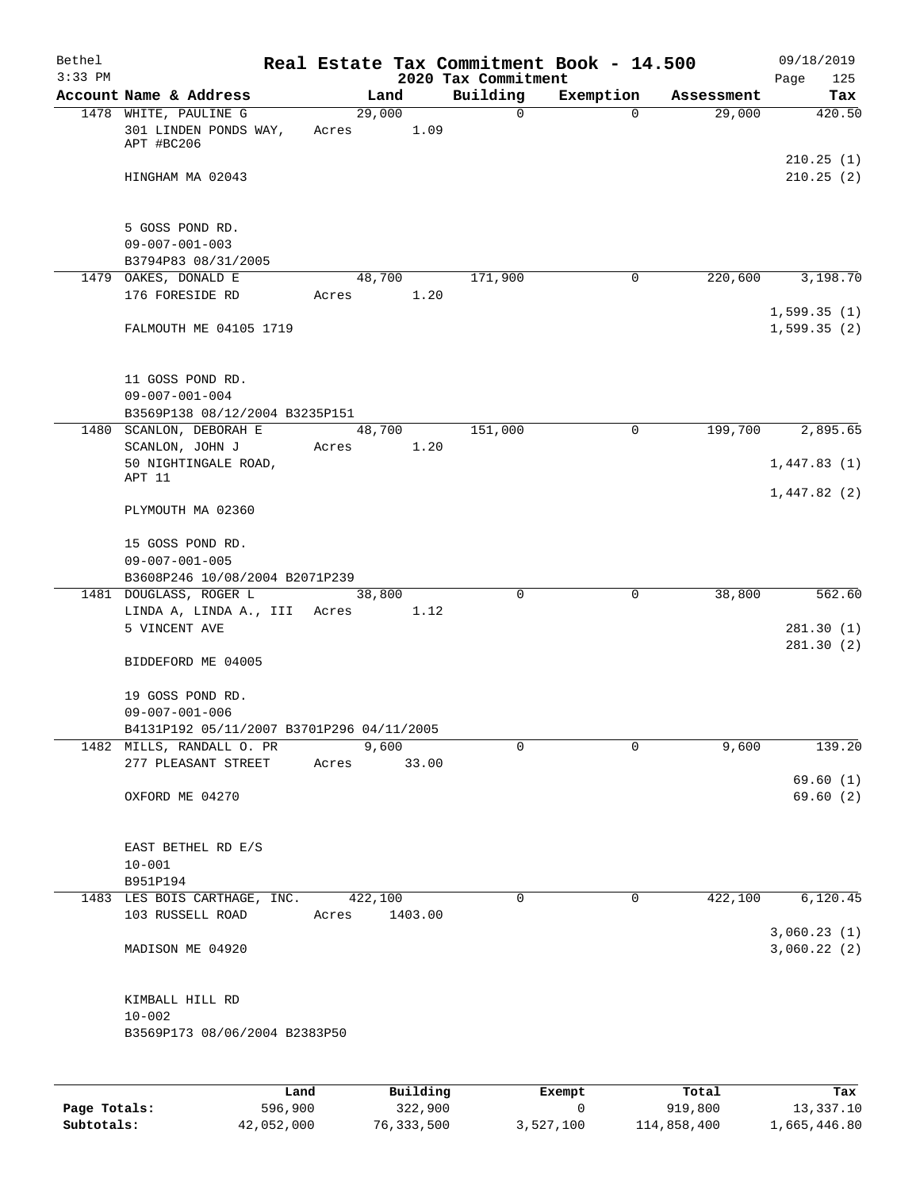# Real Estate Tax Commitment Book - 14.500

## 2020 Tax Commitment

Bethel 09/18/2019
3:33 PM

| Account Name & Address | Land | Building | Exemption | Assessment | Tax |
|---|---|---|---|---|---|
| 1478 WHITE, PAULINE G<br>301 LINDEN PONDS WAY, APT #BC206<br>HINGHAM MA 02043<br><br>5 GOSS POND RD.<br>09-007-001-003<br>B3794P83 08/31/2005 | 29,000<br>Acres 1.09 | 0 | 0 | 29,000 | 420.50<br>210.25 (1)<br>210.25 (2) |
| 1479 OAKES, DONALD E<br>176 FORESIDE RD<br>FALMOUTH ME 04105 1719<br><br>11 GOSS POND RD.<br>09-007-001-004<br>B3569P138 08/12/2004 B3235P151 | 48,700<br>Acres 1.20 | 171,900 | 0 | 220,600 | 3,198.70<br>1,599.35 (1)<br>1,599.35 (2) |
| 1480 SCANLON, DEBORAH E<br>SCANLON, JOHN J<br>50 NIGHTINGALE ROAD, APT 11<br>PLYMOUTH MA 02360<br><br>15 GOSS POND RD.<br>09-007-001-005<br>B3608P246 10/08/2004 B2071P239 | 48,700<br>Acres 1.20 | 151,000 | 0 | 199,700 | 2,895.65<br>1,447.83 (1)<br>1,447.82 (2) |
| 1481 DOUGLASS, ROGER L<br>LINDA A, LINDA A., III<br>5 VINCENT AVE<br>BIDDEFORD ME 04005<br><br>19 GOSS POND RD.<br>09-007-001-006<br>B4131P192 05/11/2007 B3701P296 04/11/2005 | 38,800<br>Acres 1.12 | 0 | 0 | 38,800 | 562.60<br>281.30 (1)<br>281.30 (2) |
| 1482 MILLS, RANDALL O. PR<br>277 PLEASANT STREET<br>OXFORD ME 04270<br><br>EAST BETHEL RD E/S<br>10-001<br>B951P194 | 9,600<br>Acres 33.00 | 0 | 0 | 9,600 | 139.20<br>69.60 (1)<br>69.60 (2) |
| 1483 LES BOIS CARTHAGE, INC.<br>103 RUSSELL ROAD<br>MADISON ME 04920<br><br>KIMBALL HILL RD<br>10-002<br>B3569P173 08/06/2004 B2383P50 | 422,100<br>Acres 1403.00 | 0 | 0 | 422,100 | 6,120.45<br>3,060.23 (1)<br>3,060.22 (2) |

| | Land | Building | Exempt | Total | Tax |
|---|---|---|---|---|---|
| Page Totals: | 596,900 | 322,900 | 0 | 919,800 | 13,337.10 |
| Subtotals: | 42,052,000 | 76,333,500 | 3,527,100 | 114,858,400 | 1,665,446.80 |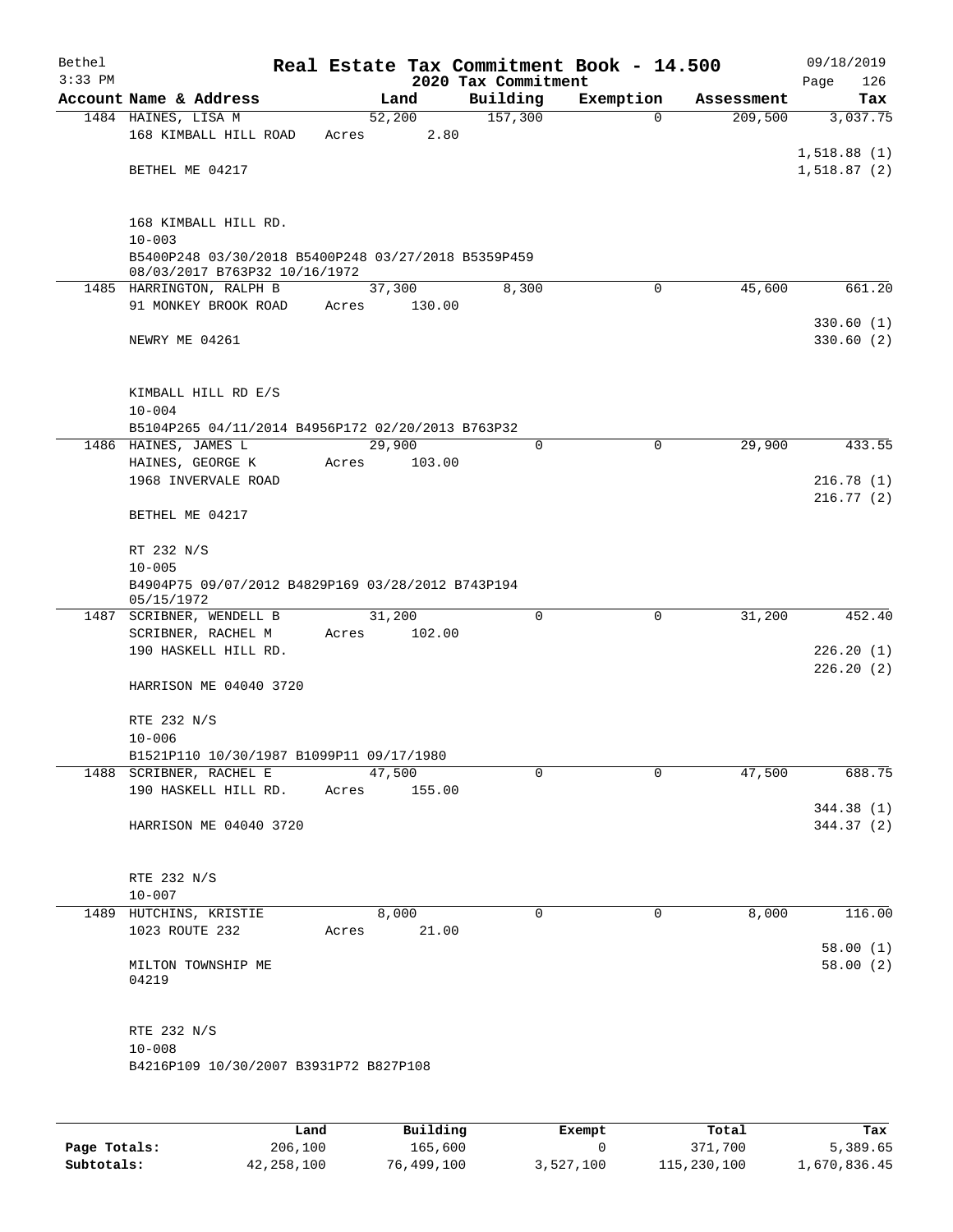# Real Estate Tax Commitment Book - 14.500

Bethel
3:33 PM
2020 Tax Commitment
09/18/2019

| Account Name & Address | Land | Building | Exemption | Assessment | Tax |
|---|---|---|---|---|---|
| 1484 HAINES, LISA M | 52,200 | 157,300 | 0 | 209,500 | 3,037.75 |
| 168 KIMBALL HILL ROAD | Acres 2.80 | | | | |
| | | | | | 1,518.88 (1) |
| BETHEL ME 04217 | | | | | 1,518.87 (2) |
| 168 KIMBALL HILL RD. | | | | | |
| 10-003 | | | | | |
| B5400P248 03/30/2018 B5400P248 03/27/2018 B5359P459 08/03/2017 B763P32 10/16/1972 | | | | | |
| 1485 HARRINGTON, RALPH B | 37,300 | 8,300 | 0 | 45,600 | 661.20 |
| 91 MONKEY BROOK ROAD | Acres 130.00 | | | | |
| | | | | | 330.60 (1) |
| NEWRY ME 04261 | | | | | 330.60 (2) |
| KIMBALL HILL RD E/S | | | | | |
| 10-004 | | | | | |
| B5104P265 04/11/2014 B4956P172 02/20/2013 B763P32 | | | | | |
| 1486 HAINES, JAMES L | 29,900 | 0 | 0 | 29,900 | 433.55 |
| HAINES, GEORGE K | Acres 103.00 | | | | |
| 1968 INVERVALE ROAD | | | | | 216.78 (1) |
| | | | | | 216.77 (2) |
| BETHEL ME 04217 | | | | | |
| RT 232 N/S | | | | | |
| 10-005 | | | | | |
| B4904P75 09/07/2012 B4829P169 03/28/2012 B743P194 05/15/1972 | | | | | |
| 1487 SCRIBNER, WENDELL B | 31,200 | 0 | 0 | 31,200 | 452.40 |
| SCRIBNER, RACHEL M | Acres 102.00 | | | | |
| 190 HASKELL HILL RD. | | | | | 226.20 (1) |
| | | | | | 226.20 (2) |
| HARRISON ME 04040 3720 | | | | | |
| RTE 232 N/S | | | | | |
| 10-006 | | | | | |
| B1521P110 10/30/1987 B1099P11 09/17/1980 | | | | | |
| 1488 SCRIBNER, RACHEL E | 47,500 | 0 | 0 | 47,500 | 688.75 |
| 190 HASKELL HILL RD. | Acres 155.00 | | | | |
| | | | | | 344.38 (1) |
| HARRISON ME 04040 3720 | | | | | 344.37 (2) |
| RTE 232 N/S | | | | | |
| 10-007 | | | | | |
| 1489 HUTCHINS, KRISTIE | 8,000 | 0 | 0 | 8,000 | 116.00 |
| 1023 ROUTE 232 | Acres 21.00 | | | | |
| | | | | | 58.00 (1) |
| MILTON TOWNSHIP ME 04219 | | | | | 58.00 (2) |
| RTE 232 N/S | | | | | |
| 10-008 | | | | | |
| B4216P109 10/30/2007 B3931P72 B827P108 | | | | | |

| | Land | Building | Exempt | Total | Tax |
|---|---|---|---|---|---|
| Page Totals: | 206,100 | 165,600 | 0 | 371,700 | 5,389.65 |
| Subtotals: | 42,258,100 | 76,499,100 | 3,527,100 | 115,230,100 | 1,670,836.45 |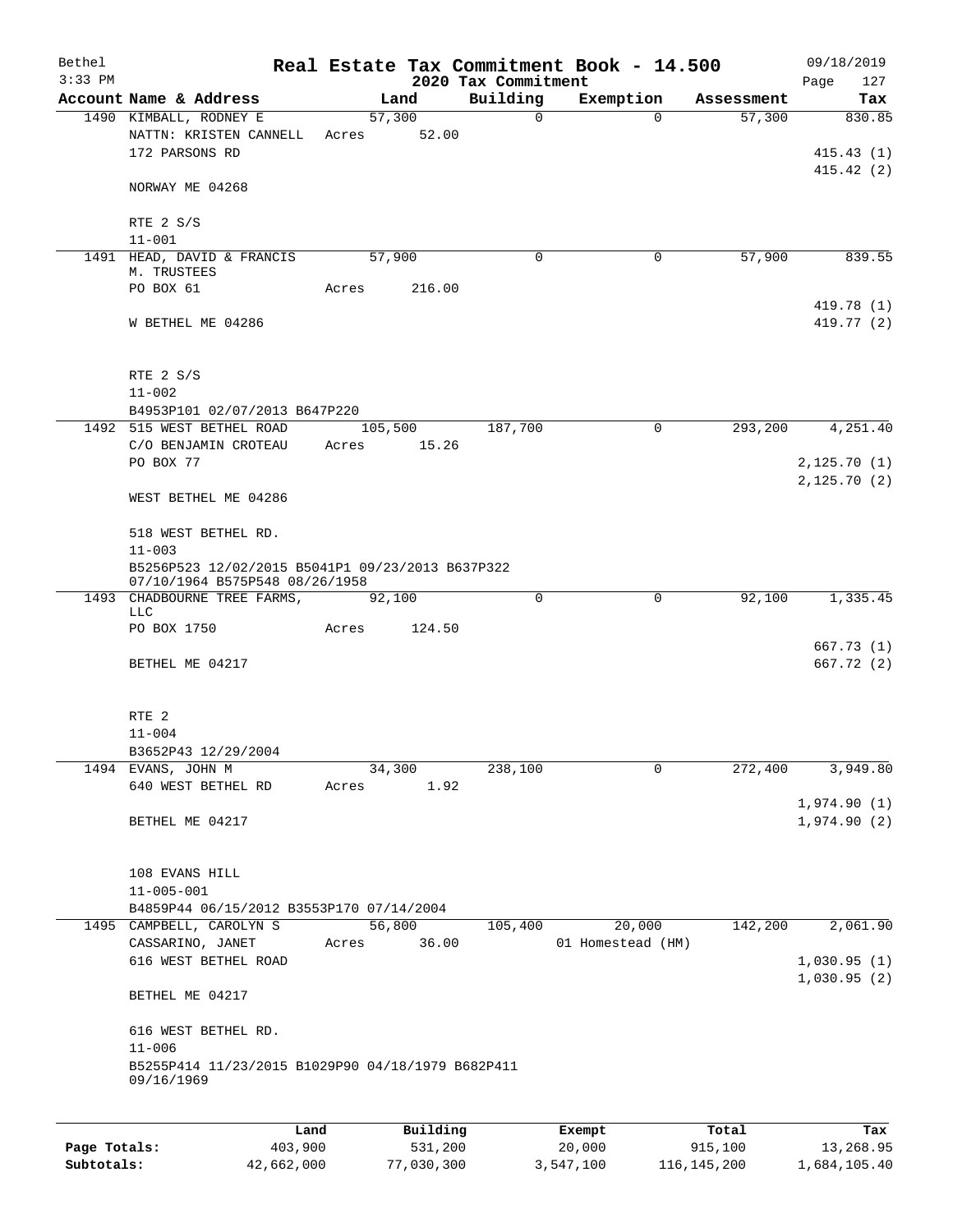Bethel 3:33 PM

# Real Estate Tax Commitment Book - 14.500

## 2020 Tax Commitment

09/18/2019 Page 127

| Account Name & Address | Land | Building | Exemption | Assessment | Tax |
|---|---|---|---|---|---|
| 1490 KIMBALL, RODNEY E | 57,300 | 0 | 0 | 57,300 | 830.85 |
| NATTN: KRISTEN CANNELL | Acres 52.00 | | | | |
| 172 PARSONS RD | | | | | 415.43 (1) |
| | | | | | 415.42 (2) |
| NORWAY ME 04268 | | | | | |
| RTE 2 S/S | | | | | |
| 11-001 | | | | | |
| 1491 HEAD, DAVID & FRANCIS M. TRUSTEES | 57,900 | 0 | 0 | 57,900 | 839.55 |
| PO BOX 61 | Acres 216.00 | | | | |
| | | | | | 419.78 (1) |
| W BETHEL ME 04286 | | | | | 419.77 (2) |
| RTE 2 S/S | | | | | |
| 11-002 | | | | | |
| B4953P101 02/07/2013 B647P220 | | | | | |
| 1492 515 WEST BETHEL ROAD | 105,500 | 187,700 | 0 | 293,200 | 4,251.40 |
| C/O BENJAMIN CROTEAU | Acres 15.26 | | | | |
| PO BOX 77 | | | | | 2,125.70 (1) |
| | | | | | 2,125.70 (2) |
| WEST BETHEL ME 04286 | | | | | |
| 518 WEST BETHEL RD. | | | | | |
| 11-003 | | | | | |
| B5256P523 12/02/2015 B5041P1 09/23/2013 B637P322 07/10/1964 B575P548 08/26/1958 | | | | | |
| 1493 CHADBOURNE TREE FARMS, LLC | 92,100 | 0 | 0 | 92,100 | 1,335.45 |
| PO BOX 1750 | Acres 124.50 | | | | |
| | | | | | 667.73 (1) |
| BETHEL ME 04217 | | | | | 667.72 (2) |
| RTE 2 | | | | | |
| 11-004 | | | | | |
| B3652P43 12/29/2004 | | | | | |
| 1494 EVANS, JOHN M | 34,300 | 238,100 | 0 | 272,400 | 3,949.80 |
| 640 WEST BETHEL RD | Acres 1.92 | | | | |
| | | | | | 1,974.90 (1) |
| BETHEL ME 04217 | | | | | 1,974.90 (2) |
| 108 EVANS HILL | | | | | |
| 11-005-001 | | | | | |
| B4859P44 06/15/2012 B3553P170 07/14/2004 | | | | | |
| 1495 CAMPBELL, CAROLYN S | 56,800 | 105,400 | 20,000 | 142,200 | 2,061.90 |
| CASSARINO, JANET | Acres 36.00 | | 01 Homestead (HM) | | |
| 616 WEST BETHEL ROAD | | | | | 1,030.95 (1) |
| | | | | | 1,030.95 (2) |
| BETHEL ME 04217 | | | | | |
| 616 WEST BETHEL RD. | | | | | |
| 11-006 | | | | | |
| B5255P414 11/23/2015 B1029P90 04/18/1979 B682P411 09/16/1969 | | | | | |

| | Land | Building | Exempt | Total | Tax |
|---|---|---|---|---|---|
| Page Totals: | 403,900 | 531,200 | 20,000 | 915,100 | 13,268.95 |
| Subtotals: | 42,662,000 | 77,030,300 | 3,547,100 | 116,145,200 | 1,684,105.40 |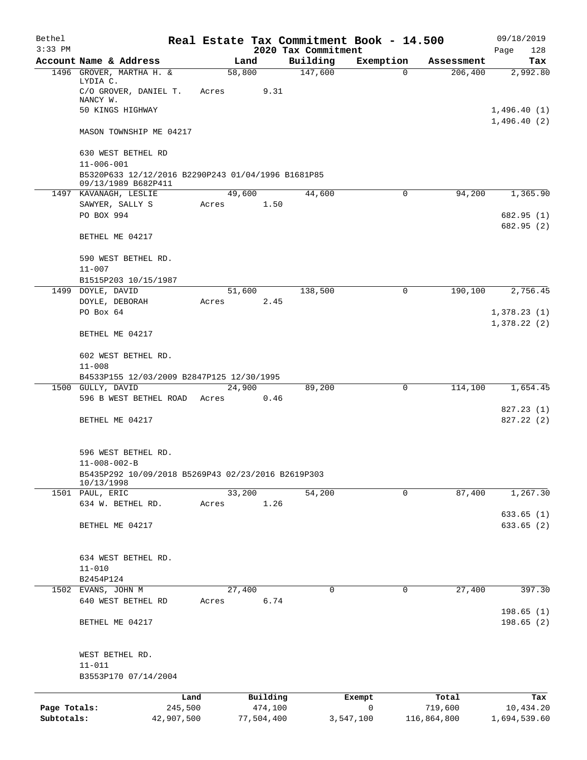Bethel
3:33 PM

# Real Estate Tax Commitment Book - 14.500

## 2020 Tax Commitment

09/18/2019

| Account | Name & Address | Land | Building | Exemption | Assessment | Tax |
|---|---|---|---|---|---|---|
| 1496 | GROVER, MARTHA H. & LYDIA C.<br>C/O GROVER, DANIEL T. NANCY W.<br>50 KINGS HIGHWAY<br><br>MASON TOWNSHIP ME 04217<br><br>630 WEST BETHEL RD<br>11-006-001<br>B5320P633 12/12/2016 B2290P243 01/04/1996 B1681P85 09/13/1989 B682P411 | 58,800<br>Acres 9.31 | 147,600 | 0 | 206,400 | 2,992.80<br><br>1,496.40 (1)<br>1,496.40 (2) |
| 1497 | KAVANAGH, LESLIE<br>SAWYER, SALLY S<br>PO BOX 994<br><br>BETHEL ME 04217<br><br>590 WEST BETHEL RD.<br>11-007<br>B1515P203 10/15/1987 | 49,600<br>Acres 1.50 | 44,600 | 0 | 94,200 | 1,365.90<br><br>682.95 (1)<br>682.95 (2) |
| 1499 | DOYLE, DAVID<br>DOYLE, DEBORAH<br>PO Box 64<br><br>BETHEL ME 04217<br><br>602 WEST BETHEL RD.<br>11-008<br>B4533P155 12/03/2009 B2847P125 12/30/1995 | 51,600<br>Acres 2.45 | 138,500 | 0 | 190,100 | 2,756.45<br><br>1,378.23 (1)<br>1,378.22 (2) |
| 1500 | GULLY, DAVID<br>596 B WEST BETHEL ROAD<br><br>BETHEL ME 04217<br><br>596 WEST BETHEL RD.<br>11-008-002-B<br>B5435P292 10/09/2018 B5269P43 02/23/2016 B2619P303 10/13/1998 | 24,900<br>Acres 0.46 | 89,200 | 0 | 114,100 | 1,654.45<br><br>827.23 (1)<br>827.22 (2) |
| 1501 | PAUL, ERIC<br>634 W. BETHEL RD.<br><br>BETHEL ME 04217<br><br>634 WEST BETHEL RD.<br>11-010<br>B2454P124 | 33,200<br>Acres 1.26 | 54,200 | 0 | 87,400 | 1,267.30<br><br>633.65 (1)<br>633.65 (2) |
| 1502 | EVANS, JOHN M<br>640 WEST BETHEL RD<br><br>BETHEL ME 04217<br><br>WEST BETHEL RD.<br>11-011<br>B3553P170 07/14/2004 | 27,400<br>Acres 6.74 | 0 | 0 | 27,400 | 397.30<br><br>198.65 (1)<br>198.65 (2) |

| | Land | Building | Exempt | Total | Tax |
|---|---|---|---|---|---|
| Page Totals: | 245,500 | 474,100 | 0 | 719,600 | 10,434.20 |
| Subtotals: | 42,907,500 | 77,504,400 | 3,547,100 | 116,864,800 | 1,694,539.60 |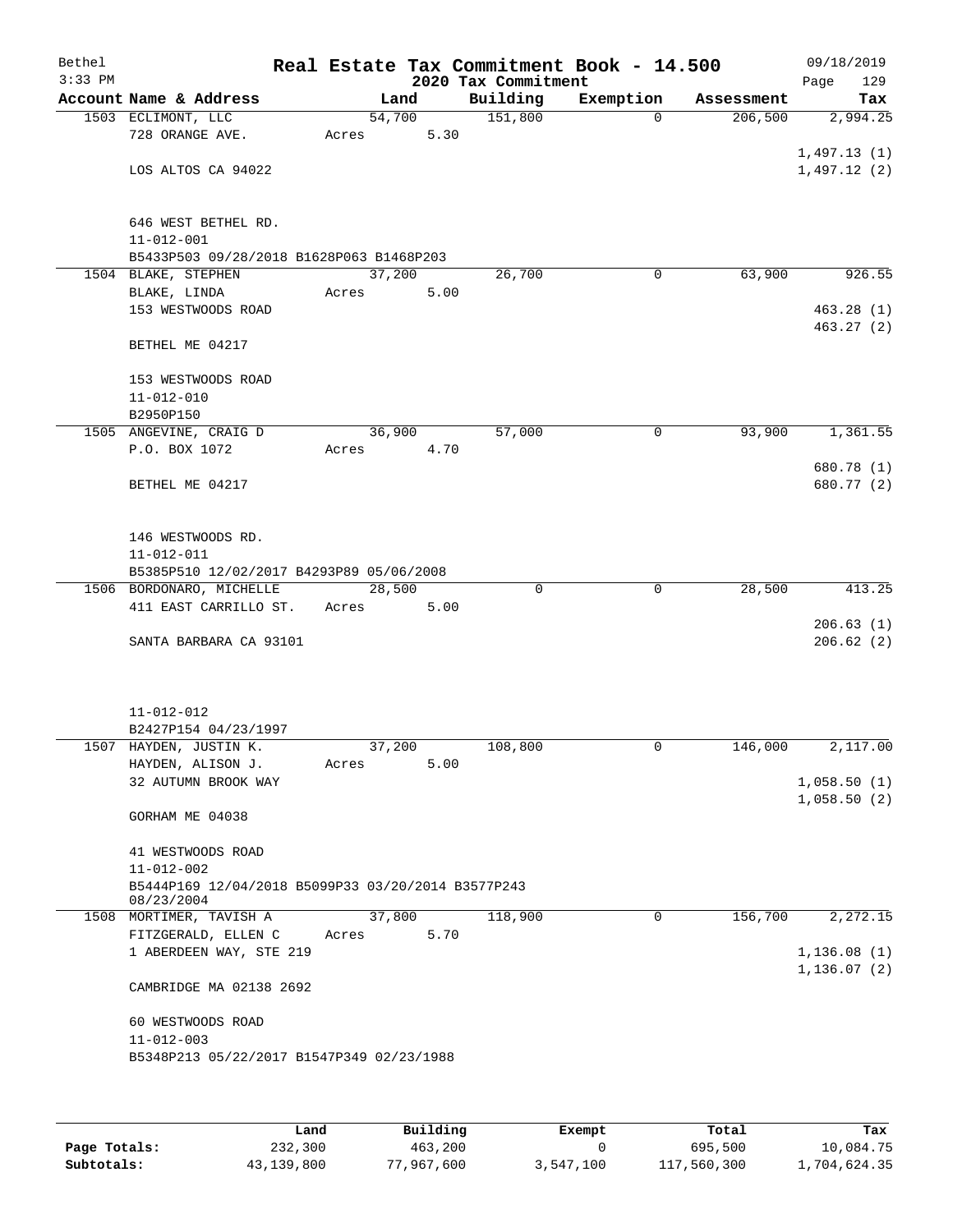# Real Estate Tax Commitment Book - 14.500

Bethel
3:33 PM

2020 Tax Commitment

09/18/2019

| Account Name & Address | Land | Building | Exemption | Assessment | Tax |
|---|---|---|---|---|---|
| 1503 ECLIMONT, LLC<br>728 ORANGE AVE.<br><br>LOS ALTOS CA 94022<br><br>646 WEST BETHEL RD.<br>11-012-001<br>B5433P503 09/28/2018 B1628P063 B1468P203 | 54,700<br>Acres 5.30 | 151,800 | 0 | 206,500 | 2,994.25<br><br>1,497.13 (1)<br>1,497.12 (2) |
| 1504 BLAKE, STEPHEN<br>BLAKE, LINDA<br>153 WESTWOODS ROAD<br><br>BETHEL ME 04217<br><br>153 WESTWOODS ROAD<br>11-012-010<br>B2950P150 | 37,200<br>Acres 5.00 | 26,700 | 0 | 63,900 | 926.55<br><br>463.28 (1)<br>463.27 (2) |
| 1505 ANGEVINE, CRAIG D<br>P.O. BOX 1072<br><br>BETHEL ME 04217<br><br>146 WESTWOODS RD.<br>11-012-011<br>B5385P510 12/02/2017 B4293P89 05/06/2008 | 36,900<br>Acres 4.70 | 57,000 | 0 | 93,900 | 1,361.55<br><br>680.78 (1)<br>680.77 (2) |
| 1506 BORDONARO, MICHELLE<br>411 EAST CARRILLO ST.<br><br>SANTA BARBARA CA 93101<br><br>11-012-012<br>B2427P154 04/23/1997 | 28,500<br>Acres 5.00 | 0 | 0 | 28,500 | 413.25<br><br>206.63 (1)<br>206.62 (2) |
| 1507 HAYDEN, JUSTIN K.<br>HAYDEN, ALISON J.<br>32 AUTUMN BROOK WAY<br><br>GORHAM ME 04038<br><br>41 WESTWOODS ROAD<br>11-012-002<br>B5444P169 12/04/2018 B5099P33 03/20/2014 B3577P243 08/23/2004 | 37,200<br>Acres 5.00 | 108,800 | 0 | 146,000 | 2,117.00<br><br>1,058.50 (1)<br>1,058.50 (2) |
| 1508 MORTIMER, TAVISH A<br>FITZGERALD, ELLEN C<br>1 ABERDEEN WAY, STE 219<br><br>CAMBRIDGE MA 02138 2692<br><br>60 WESTWOODS ROAD<br>11-012-003<br>B5348P213 05/22/2017 B1547P349 02/23/1988 | 37,800<br>Acres 5.70 | 118,900 | 0 | 156,700 | 2,272.15<br><br>1,136.08 (1)<br>1,136.07 (2) |

| | Land | Building | Exempt | Total | Tax |
|---|---|---|---|---|---|
| Page Totals: | 232,300 | 463,200 | 0 | 695,500 | 10,084.75 |
| Subtotals: | 43,139,800 | 77,967,600 | 3,547,100 | 117,560,300 | 1,704,624.35 |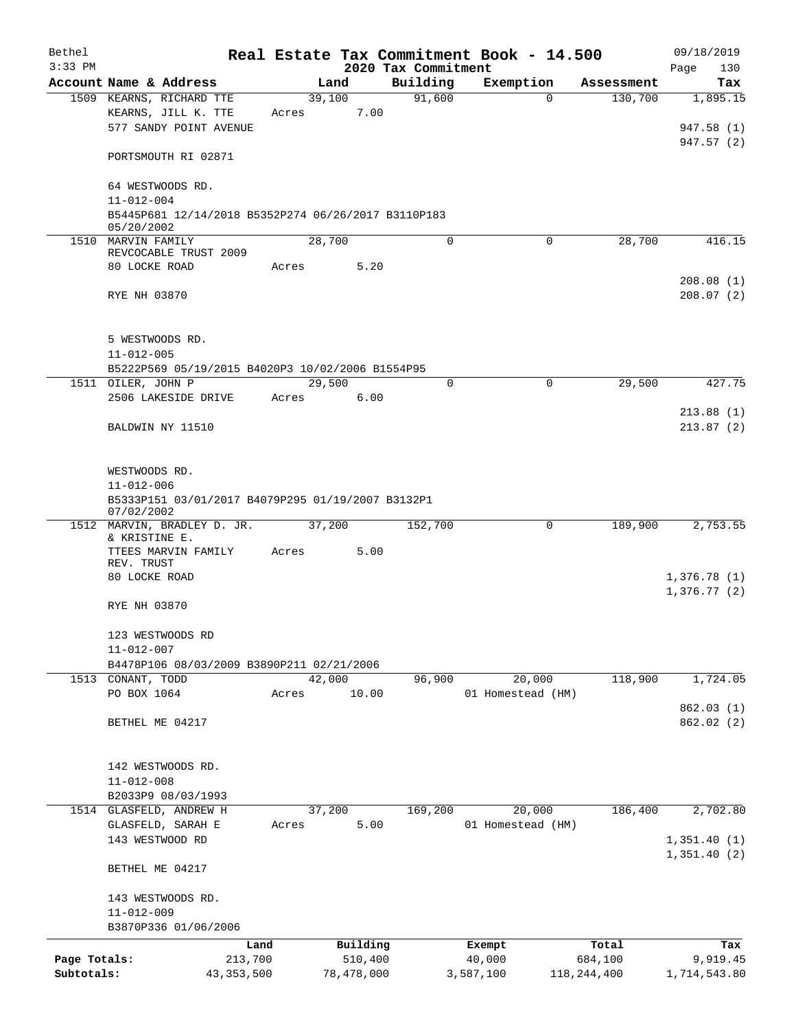# Real Estate Tax Commitment Book - 14.500

Bethel
3:33 PM

2020 Tax Commitment

09/18/2019
Page 130

| Account Name & Address | Land | Building | Exemption | Assessment | Tax |
|---|---|---|---|---|---|
| 1509 KEARNS, RICHARD TTE | 39,100 | 91,600 | 0 | 130,700 | 1,895.15 |
| KEARNS, JILL K. TTE | Acres 7.00 | | | | |
| 577 SANDY POINT AVENUE | | | | | 947.58 (1) |
| | | | | | 947.57 (2) |
| PORTSMOUTH RI 02871 | | | | | |
| 64 WESTWOODS RD. | | | | | |
| 11-012-004 | | | | | |
| B5445P681 12/14/2018 B5352P274 06/26/2017 B3110P183 05/20/2002 | | | | | |
| 1510 MARVIN FAMILY REVCOCABLE TRUST 2009 | 28,700 | 0 | 0 | 28,700 | 416.15 |
| 80 LOCKE ROAD | Acres 5.20 | | | | |
| | | | | | 208.08 (1) |
| RYE NH 03870 | | | | | 208.07 (2) |
| 5 WESTWOODS RD. | | | | | |
| 11-012-005 | | | | | |
| B5222P569 05/19/2015 B4020P3 10/02/2006 B1554P95 | | | | | |
| 1511 OILER, JOHN P | 29,500 | 0 | 0 | 29,500 | 427.75 |
| 2506 LAKESIDE DRIVE | Acres 6.00 | | | | |
| | | | | | 213.88 (1) |
| BALDWIN NY 11510 | | | | | 213.87 (2) |
| WESTWOODS RD. | | | | | |
| 11-012-006 | | | | | |
| B5333P151 03/01/2017 B4079P295 01/19/2007 B3132P1 07/02/2002 | | | | | |
| 1512 MARVIN, BRADLEY D. JR. & KRISTINE E. | 37,200 | 152,700 | 0 | 189,900 | 2,753.55 |
| TTEES MARVIN FAMILY REV. TRUST | Acres 5.00 | | | | |
| 80 LOCKE ROAD | | | | | 1,376.78 (1) |
| | | | | | 1,376.77 (2) |
| RYE NH 03870 | | | | | |
| 123 WESTWOODS RD | | | | | |
| 11-012-007 | | | | | |
| B4478P106 08/03/2009 B3890P211 02/21/2006 | | | | | |
| 1513 CONANT, TODD | 42,000 | 96,900 | 20,000 | 118,900 | 1,724.05 |
| PO BOX 1064 | Acres 10.00 | | 01 Homestead (HM) | | |
| | | | | | 862.03 (1) |
| BETHEL ME 04217 | | | | | 862.02 (2) |
| 142 WESTWOODS RD. | | | | | |
| 11-012-008 | | | | | |
| B2033P9 08/03/1993 | | | | | |
| 1514 GLASFELD, ANDREW H | 37,200 | 169,200 | 20,000 | 186,400 | 2,702.80 |
| GLASFELD, SARAH E | Acres 5.00 | | 01 Homestead (HM) | | |
| 143 WESTWOOD RD | | | | | 1,351.40 (1) |
| | | | | | 1,351.40 (2) |
| BETHEL ME 04217 | | | | | |
| 143 WESTWOODS RD. | | | | | |
| 11-012-009 | | | | | |
| B3870P336 01/06/2006 | | | | | |

| | Land | Building | Exempt | Total | Tax |
|---|---|---|---|---|---|
| Page Totals: | 213,700 | 510,400 | 40,000 | 684,100 | 9,919.45 |
| Subtotals: | 43,353,500 | 78,478,000 | 3,587,100 | 118,244,400 | 1,714,543.80 |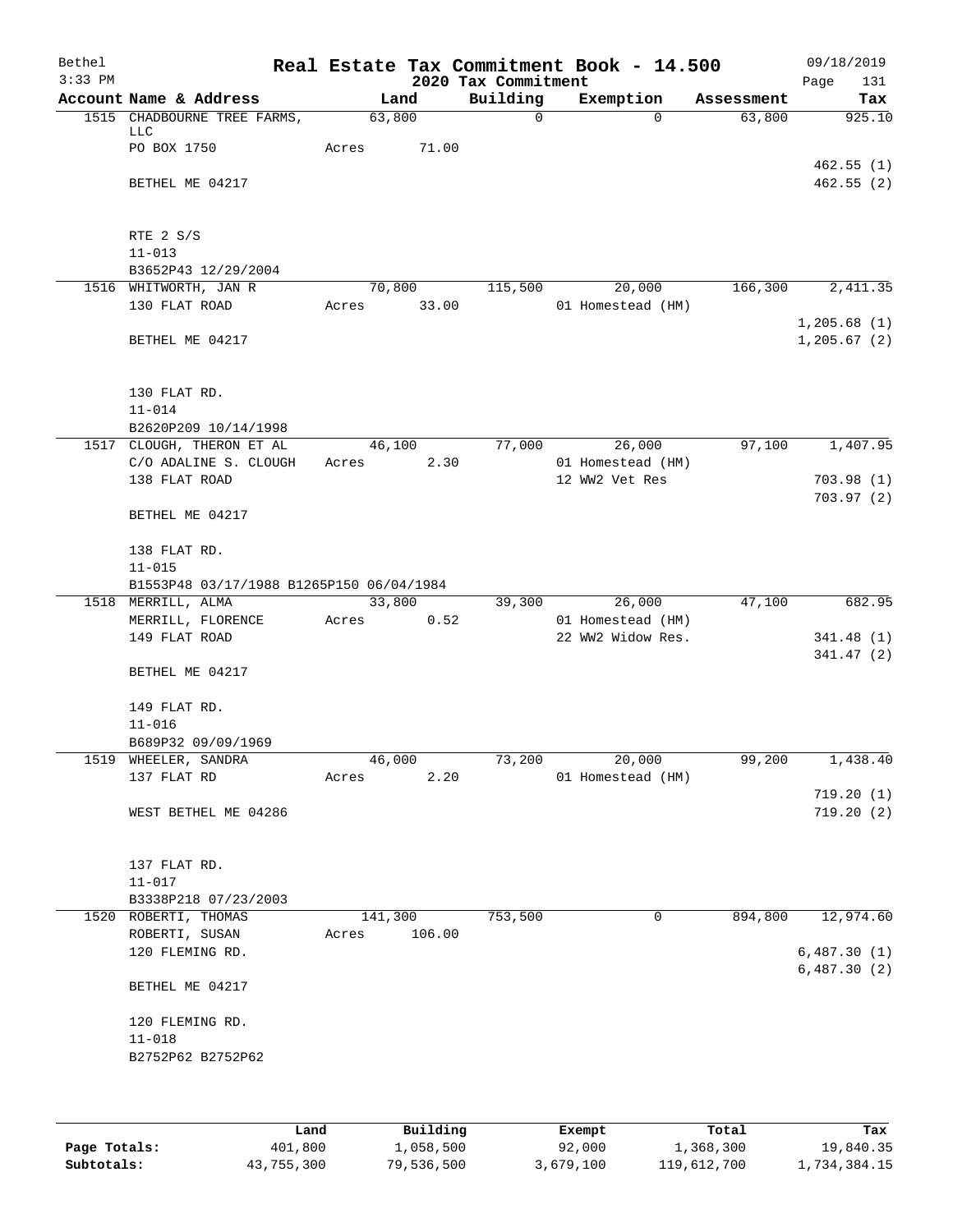Bethel 3:33 PM

# Real Estate Tax Commitment Book - 14.500

## 2020 Tax Commitment

09/18/2019 Page 131

| Account Name & Address | Land | Building | Exemption | Assessment | Tax |
|---|---|---|---|---|---|
| 1515 CHADBOURNE TREE FARMS, LLC | 63,800 | 0 | 0 | 63,800 | 925.10 |
| PO BOX 1750 | Acres 71.00 | | | | |
| | | | | | 462.55 (1) |
| BETHEL ME 04217 | | | | | 462.55 (2) |
| RTE 2 S/S | | | | | |
| 11-013 | | | | | |
| B3652P43 12/29/2004 | | | | | |
| 1516 WHITWORTH, JAN R | 70,800 | 115,500 | 20,000 | 166,300 | 2,411.35 |
| 130 FLAT ROAD | Acres 33.00 | | 01 Homestead (HM) | | |
| | | | | | 1,205.68 (1) |
| BETHEL ME 04217 | | | | | 1,205.67 (2) |
| 130 FLAT RD. | | | | | |
| 11-014 | | | | | |
| B2620P209 10/14/1998 | | | | | |
| 1517 CLOUGH, THERON ET AL | 46,100 | 77,000 | 26,000 | 97,100 | 1,407.95 |
| C/O ADALINE S. CLOUGH | Acres 2.30 | | 01 Homestead (HM) | | |
| 138 FLAT ROAD | | | 12 WW2 Vet Res | | 703.98 (1) |
| | | | | | 703.97 (2) |
| BETHEL ME 04217 | | | | | |
| 138 FLAT RD. | | | | | |
| 11-015 | | | | | |
| B1553P48 03/17/1988 B1265P150 06/04/1984 | | | | | |
| 1518 MERRILL, ALMA | 33,800 | 39,300 | 26,000 | 47,100 | 682.95 |
| MERRILL, FLORENCE | Acres 0.52 | | 01 Homestead (HM) | | |
| 149 FLAT ROAD | | | 22 WW2 Widow Res. | | 341.48 (1) |
| | | | | | 341.47 (2) |
| BETHEL ME 04217 | | | | | |
| 149 FLAT RD. | | | | | |
| 11-016 | | | | | |
| B689P32 09/09/1969 | | | | | |
| 1519 WHEELER, SANDRA | 46,000 | 73,200 | 20,000 | 99,200 | 1,438.40 |
| 137 FLAT RD | Acres 2.20 | | 01 Homestead (HM) | | |
| | | | | | 719.20 (1) |
| WEST BETHEL ME 04286 | | | | | 719.20 (2) |
| 137 FLAT RD. | | | | | |
| 11-017 | | | | | |
| B3338P218 07/23/2003 | | | | | |
| 1520 ROBERTI, THOMAS | 141,300 | 753,500 | 0 | 894,800 | 12,974.60 |
| ROBERTI, SUSAN | Acres 106.00 | | | | |
| 120 FLEMING RD. | | | | | 6,487.30 (1) |
| | | | | | 6,487.30 (2) |
| BETHEL ME 04217 | | | | | |
| 120 FLEMING RD. | | | | | |
| 11-018 | | | | | |
| B2752P62 B2752P62 | | | | | |

| | Land | Building | Exempt | Total | Tax |
|---|---|---|---|---|---|
| Page Totals: | 401,800 | 1,058,500 | 92,000 | 1,368,300 | 19,840.35 |
| Subtotals: | 43,755,300 | 79,536,500 | 3,679,100 | 119,612,700 | 1,734,384.15 |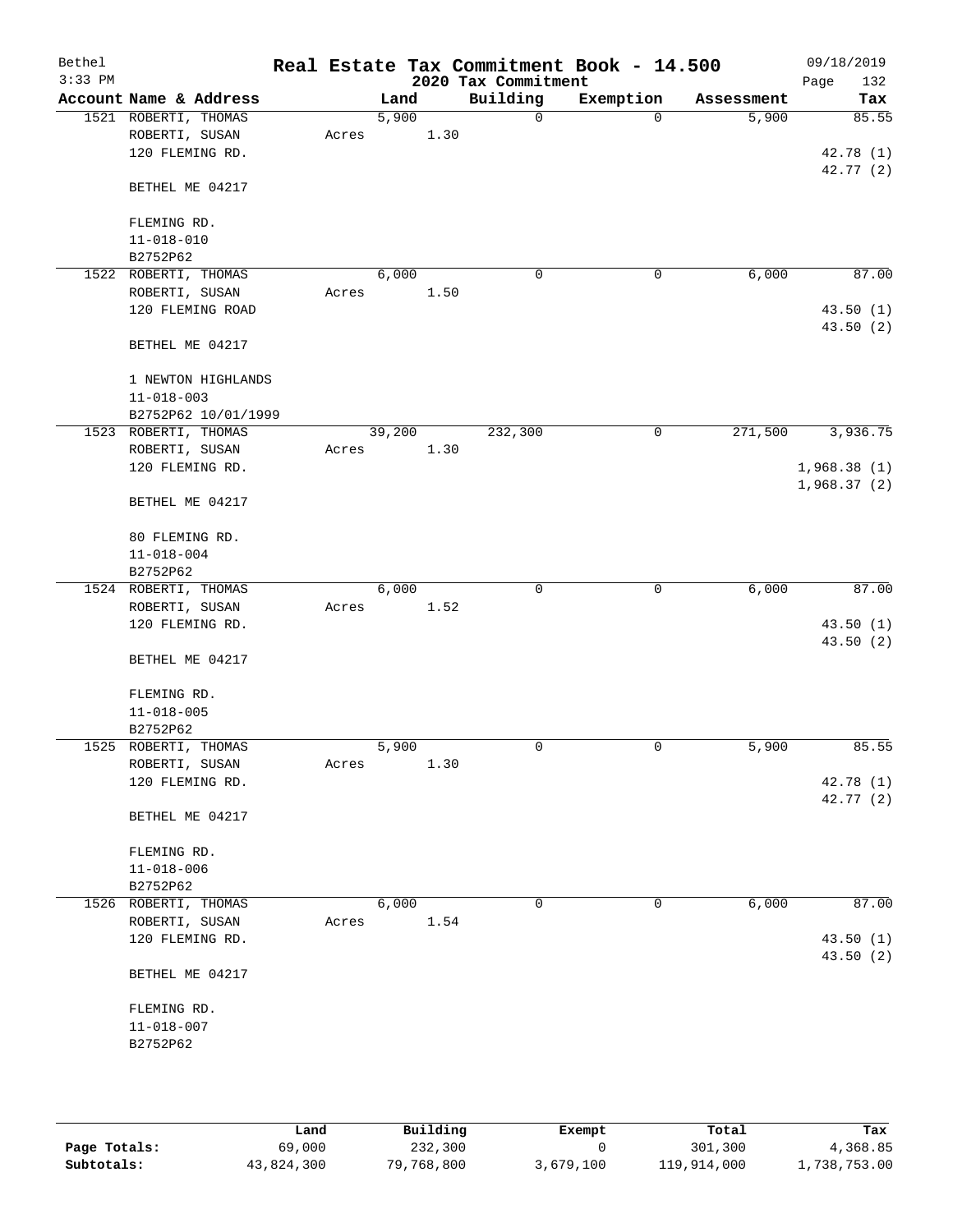# Real Estate Tax Commitment Book - 14.500

## 2020 Tax Commitment

Bethel
3:33 PM

09/18/2019

| Account | Name & Address | Land | Building | Exemption | Assessment | Tax |
|---|---|---|---|---|---|---|
| 1521 | ROBERTI, THOMAS<br>ROBERTI, SUSAN<br>120 FLEMING RD.<br><br>BETHEL ME 04217<br><br>FLEMING RD.<br>11-018-010<br>B2752P62 | 5,900<br>Acres 1.30 | 0 | 0 | 5,900 | 85.55<br><br>42.78 (1)<br>42.77 (2) |
| 1522 | ROBERTI, THOMAS<br>ROBERTI, SUSAN<br>120 FLEMING ROAD<br><br>BETHEL ME 04217<br><br>1 NEWTON HIGHLANDS<br>11-018-003<br>B2752P62 10/01/1999 | 6,000<br>Acres 1.50 | 0 | 0 | 6,000 | 87.00<br><br>43.50 (1)<br>43.50 (2) |
| 1523 | ROBERTI, THOMAS<br>ROBERTI, SUSAN<br>120 FLEMING RD.<br><br>BETHEL ME 04217<br><br>80 FLEMING RD.<br>11-018-004<br>B2752P62 | 39,200<br>Acres 1.30 | 232,300 | 0 | 271,500 | 3,936.75<br><br>1,968.38 (1)<br>1,968.37 (2) |
| 1524 | ROBERTI, THOMAS<br>ROBERTI, SUSAN<br>120 FLEMING RD.<br><br>BETHEL ME 04217<br><br>FLEMING RD.<br>11-018-005<br>B2752P62 | 6,000<br>Acres 1.52 | 0 | 0 | 6,000 | 87.00<br><br>43.50 (1)<br>43.50 (2) |
| 1525 | ROBERTI, THOMAS<br>ROBERTI, SUSAN<br>120 FLEMING RD.<br><br>BETHEL ME 04217<br><br>FLEMING RD.<br>11-018-006<br>B2752P62 | 5,900<br>Acres 1.30 | 0 | 0 | 5,900 | 85.55<br><br>42.78 (1)<br>42.77 (2) |
| 1526 | ROBERTI, THOMAS<br>ROBERTI, SUSAN<br>120 FLEMING RD.<br><br>BETHEL ME 04217<br><br>FLEMING RD.<br>11-018-007<br>B2752P62 | 6,000<br>Acres 1.54 | 0 | 0 | 6,000 | 87.00<br><br>43.50 (1)<br>43.50 (2) |

| | Land | Building | Exempt | Total | Tax |
|---|---|---|---|---|---|
| **Page Totals:** | 69,000 | 232,300 | 0 | 301,300 | 4,368.85 |
| **Subtotals:** | 43,824,300 | 79,768,800 | 3,679,100 | 119,914,000 | 1,738,753.00 |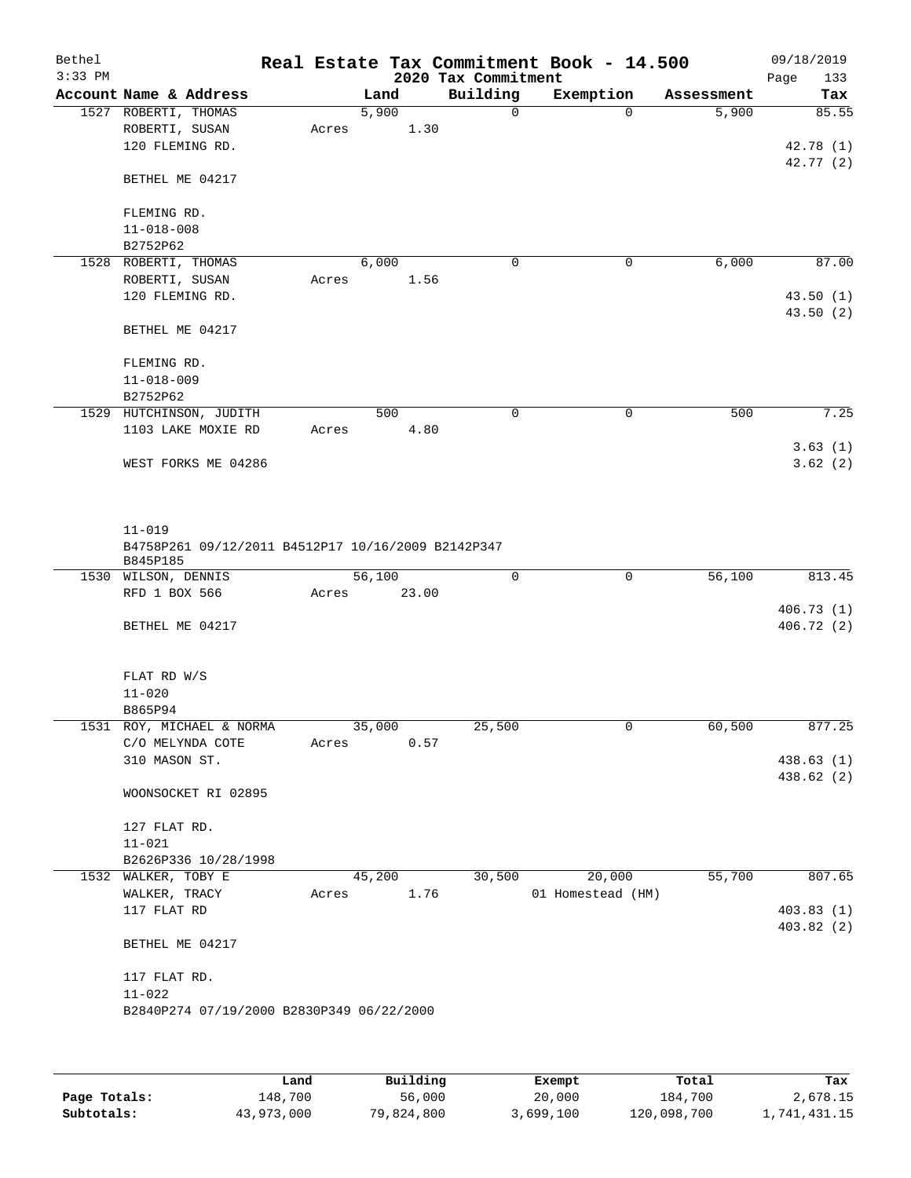Bethel · Real Estate Tax Commitment Book - 14.500 · 09/18/2019
3:33 PM · 2020 Tax Commitment

| Account Name & Address | Land | Building | Exemption | Assessment | Tax |
|---|---|---|---|---|---|
| 1527 ROBERTI, THOMAS<br>ROBERTI, SUSAN<br>120 FLEMING RD.<br><br>BETHEL ME 04217<br><br>FLEMING RD.<br>11-018-008<br>B2752P62 | 5,900<br>Acres 1.30 | 0 | 0 | 5,900 | 85.55<br><br>42.78 (1)<br>42.77 (2) |
| 1528 ROBERTI, THOMAS<br>ROBERTI, SUSAN<br>120 FLEMING RD.<br><br>BETHEL ME 04217<br><br>FLEMING RD.<br>11-018-009<br>B2752P62 | 6,000<br>Acres 1.56 | 0 | 0 | 6,000 | 87.00<br><br>43.50 (1)<br>43.50 (2) |
| 1529 HUTCHINSON, JUDITH<br>1103 LAKE MOXIE RD<br><br>WEST FORKS ME 04286<br><br>11-019<br>B4758P261 09/12/2011 B4512P17 10/16/2009 B2142P347<br>B845P185 | 500<br>Acres 4.80 | 0 | 0 | 500 | 7.25<br><br>3.63 (1)<br>3.62 (2) |
| 1530 WILSON, DENNIS<br>RFD 1 BOX 566<br><br>BETHEL ME 04217<br><br>FLAT RD W/S<br>11-020<br>B865P94 | 56,100<br>Acres 23.00 | 0 | 0 | 56,100 | 813.45<br><br>406.73 (1)<br>406.72 (2) |
| 1531 ROY, MICHAEL & NORMA<br>C/O MELYNDA COTE<br>310 MASON ST.<br><br>WOONSOCKET RI 02895<br><br>127 FLAT RD.<br>11-021<br>B2626P336 10/28/1998 | 35,000<br>Acres 0.57 | 25,500 | 0 | 60,500 | 877.25<br><br>438.63 (1)<br>438.62 (2) |
| 1532 WALKER, TOBY E<br>WALKER, TRACY<br>117 FLAT RD<br><br>BETHEL ME 04217<br><br>117 FLAT RD.<br>11-022<br>B2840P274 07/19/2000 B2830P349 06/22/2000 | 45,200<br>Acres 1.76 | 30,500 | 20,000<br>01 Homestead (HM) | 55,700 | 807.65<br><br>403.83 (1)<br>403.82 (2) |

| | Land | Building | Exempt | Total | Tax |
|---|---|---|---|---|---|
| Page Totals: | 148,700 | 56,000 | 20,000 | 184,700 | 2,678.15 |
| Subtotals: | 43,973,000 | 79,824,800 | 3,699,100 | 120,098,700 | 1,741,431.15 |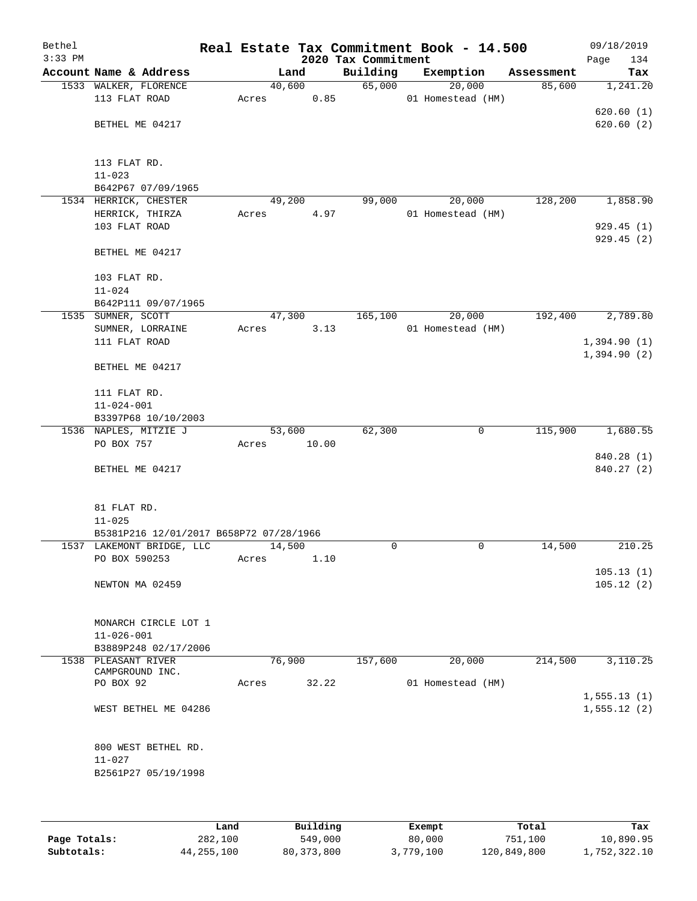Bethel 3:33 PM

# Real Estate Tax Commitment Book - 14.500

## 2020 Tax Commitment

09/18/2019 Page 134

| Account Name & Address | Land | Building | Exemption | Assessment | Tax |
|---|---|---|---|---|---|
| 1533 WALKER, FLORENCE | 40,600 | 65,000 | 20,000 | 85,600 | 1,241.20 |
| 113 FLAT ROAD | Acres 0.85 | | 01 Homestead (HM) | | |
| | | | | | 620.60 (1) |
| BETHEL ME 04217 | | | | | 620.60 (2) |
| 113 FLAT RD. | | | | | |
| 11-023 | | | | | |
| B642P67 07/09/1965 | | | | | |
| 1534 HERRICK, CHESTER | 49,200 | 99,000 | 20,000 | 128,200 | 1,858.90 |
| HERRICK, THIRZA | Acres 4.97 | | 01 Homestead (HM) | | |
| 103 FLAT ROAD | | | | | 929.45 (1) |
| | | | | | 929.45 (2) |
| BETHEL ME 04217 | | | | | |
| 103 FLAT RD. | | | | | |
| 11-024 | | | | | |
| B642P111 09/07/1965 | | | | | |
| 1535 SUMNER, SCOTT | 47,300 | 165,100 | 20,000 | 192,400 | 2,789.80 |
| SUMNER, LORRAINE | Acres 3.13 | | 01 Homestead (HM) | | |
| 111 FLAT ROAD | | | | | 1,394.90 (1) |
| | | | | | 1,394.90 (2) |
| BETHEL ME 04217 | | | | | |
| 111 FLAT RD. | | | | | |
| 11-024-001 | | | | | |
| B3397P68 10/10/2003 | | | | | |
| 1536 NAPLES, MITZIE J | 53,600 | 62,300 | 0 | 115,900 | 1,680.55 |
| PO BOX 757 | Acres 10.00 | | | | |
| | | | | | 840.28 (1) |
| BETHEL ME 04217 | | | | | 840.27 (2) |
| 81 FLAT RD. | | | | | |
| 11-025 | | | | | |
| B5381P216 12/01/2017 B658P72 07/28/1966 | | | | | |
| 1537 LAKEMONT BRIDGE, LLC | 14,500 | 0 | 0 | 14,500 | 210.25 |
| PO BOX 590253 | Acres 1.10 | | | | |
| | | | | | 105.13 (1) |
| NEWTON MA 02459 | | | | | 105.12 (2) |
| MONARCH CIRCLE LOT 1 | | | | | |
| 11-026-001 | | | | | |
| B3889P248 02/17/2006 | | | | | |
| 1538 PLEASANT RIVER CAMPGROUND INC. | 76,900 | 157,600 | 20,000 | 214,500 | 3,110.25 |
| PO BOX 92 | Acres 32.22 | | 01 Homestead (HM) | | |
| | | | | | 1,555.13 (1) |
| WEST BETHEL ME 04286 | | | | | 1,555.12 (2) |
| 800 WEST BETHEL RD. | | | | | |
| 11-027 | | | | | |
| B2561P27 05/19/1998 | | | | | |

| | Land | Building | Exempt | Total | Tax |
|---|---|---|---|---|---|
| Page Totals: | 282,100 | 549,000 | 80,000 | 751,100 | 10,890.95 |
| Subtotals: | 44,255,100 | 80,373,800 | 3,779,100 | 120,849,800 | 1,752,322.10 |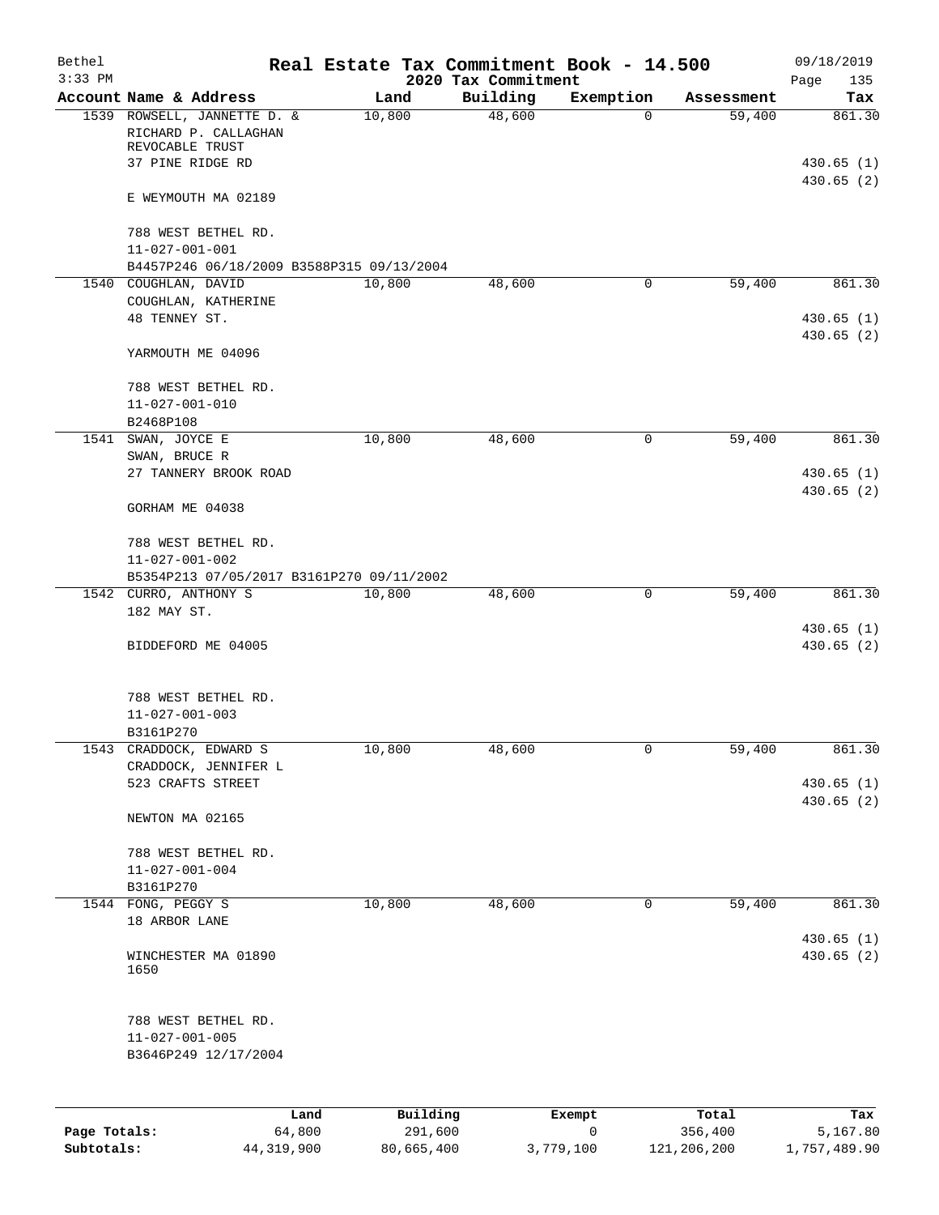Bethel  
3:33 PM

# Real Estate Tax Commitment Book - 14.500

## 2020 Tax Commitment

09/18/2019

| Account Name & Address | Land | Building | Exemption | Assessment | Tax |
|---|---|---|---|---|---|
| 1539 ROWSELL, JANNETTE D. & RICHARD P. CALLAGHAN REVOCABLE TRUST<br>37 PINE RIDGE RD<br>E WEYMOUTH MA 02189<br><br>788 WEST BETHEL RD.<br>11-027-001-001<br>B4457P246 06/18/2009 B3588P315 09/13/2004 | 10,800 | 48,600 | 0 | 59,400 | 861.30<br>430.65 (1)<br>430.65 (2) |
| 1540 COUGHLAN, DAVID<br>COUGHLAN, KATHERINE<br>48 TENNEY ST.<br>YARMOUTH ME 04096<br><br>788 WEST BETHEL RD.<br>11-027-001-010<br>B2468P108 | 10,800 | 48,600 | 0 | 59,400 | 861.30<br>430.65 (1)<br>430.65 (2) |
| 1541 SWAN, JOYCE E<br>SWAN, BRUCE R<br>27 TANNERY BROOK ROAD<br>GORHAM ME 04038<br><br>788 WEST BETHEL RD.<br>11-027-001-002<br>B5354P213 07/05/2017 B3161P270 09/11/2002 | 10,800 | 48,600 | 0 | 59,400 | 861.30<br>430.65 (1)<br>430.65 (2) |
| 1542 CURRO, ANTHONY S<br>182 MAY ST.<br>BIDDEFORD ME 04005<br><br>788 WEST BETHEL RD.<br>11-027-001-003<br>B3161P270 | 10,800 | 48,600 | 0 | 59,400 | 861.30<br>430.65 (1)<br>430.65 (2) |
| 1543 CRADDOCK, EDWARD S<br>CRADDOCK, JENNIFER L<br>523 CRAFTS STREET<br>NEWTON MA 02165<br><br>788 WEST BETHEL RD.<br>11-027-001-004<br>B3161P270 | 10,800 | 48,600 | 0 | 59,400 | 861.30<br>430.65 (1)<br>430.65 (2) |
| 1544 FONG, PEGGY S<br>18 ARBOR LANE<br>WINCHESTER MA 01890<br>1650<br><br>788 WEST BETHEL RD.<br>11-027-001-005<br>B3646P249 12/17/2004 | 10,800 | 48,600 | 0 | 59,400 | 861.30<br>430.65 (1)<br>430.65 (2) |

| | Land | Building | Exempt | Total | Tax |
|---|---|---|---|---|---|
| **Page Totals:** | 64,800 | 291,600 | 0 | 356,400 | 5,167.80 |
| **Subtotals:** | 44,319,900 | 80,665,400 | 3,779,100 | 121,206,200 | 1,757,489.90 |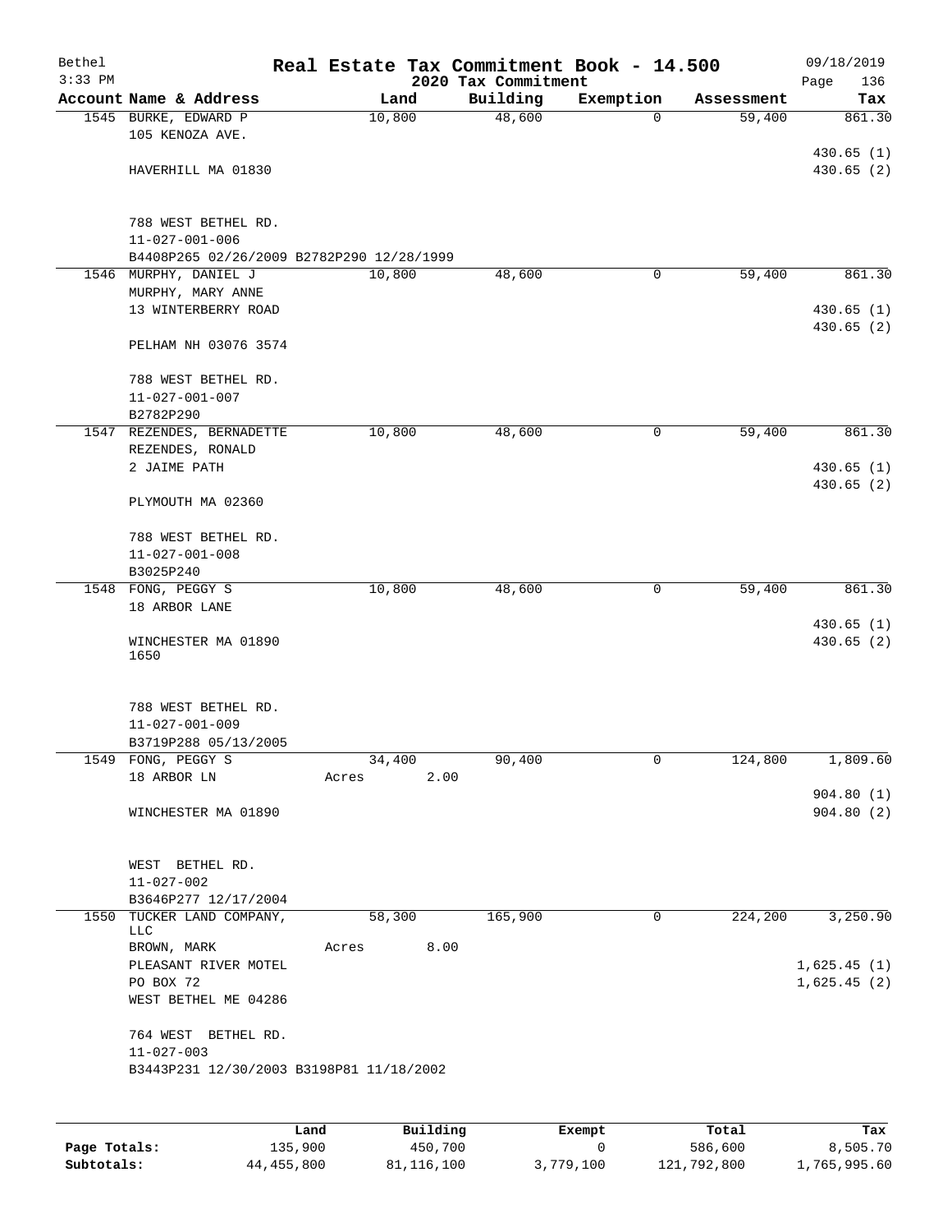# Real Estate Tax Commitment Book - 14.500

Bethel 3:33 PM — 2020 Tax Commitment — 09/18/2019

| Account Name & Address | Land | Building | Exemption | Assessment | Tax |
|---|---|---|---|---|---|
| 1545 BURKE, EDWARD P<br>105 KENOZA AVE.<br><br>HAVERHILL MA 01830<br><br>788 WEST BETHEL RD.<br>11-027-001-006<br>B4408P265 02/26/2009 B2782P290 12/28/1999 | 10,800 | 48,600 | 0 | 59,400 | 861.30<br><br>430.65 (1)<br>430.65 (2) |
| 1546 MURPHY, DANIEL J<br>MURPHY, MARY ANNE<br>13 WINTERBERRY ROAD<br><br>PELHAM NH 03076 3574<br><br>788 WEST BETHEL RD.<br>11-027-001-007<br>B2782P290 | 10,800 | 48,600 | 0 | 59,400 | 861.30<br><br>430.65 (1)<br>430.65 (2) |
| 1547 REZENDES, BERNADETTE<br>REZENDES, RONALD<br>2 JAIME PATH<br><br>PLYMOUTH MA 02360<br><br>788 WEST BETHEL RD.<br>11-027-001-008<br>B3025P240 | 10,800 | 48,600 | 0 | 59,400 | 861.30<br><br>430.65 (1)<br>430.65 (2) |
| 1548 FONG, PEGGY S<br>18 ARBOR LANE<br><br>WINCHESTER MA 01890<br>1650<br><br>788 WEST BETHEL RD.<br>11-027-001-009<br>B3719P288 05/13/2005 | 10,800 | 48,600 | 0 | 59,400 | 861.30<br><br>430.65 (1)<br>430.65 (2) |
| 1549 FONG, PEGGY S<br>18 ARBOR LN<br><br>WINCHESTER MA 01890<br><br>WEST BETHEL RD.<br>11-027-002<br>B3646P277 12/17/2004 | 34,400<br>Acres 2.00 | 90,400 | 0 | 124,800 | 1,809.60<br><br>904.80 (1)<br>904.80 (2) |
| 1550 TUCKER LAND COMPANY, LLC<br>BROWN, MARK<br>PLEASANT RIVER MOTEL<br>PO BOX 72<br>WEST BETHEL ME 04286<br><br>764 WEST BETHEL RD.<br>11-027-003<br>B3443P231 12/30/2003 B3198P81 11/18/2002 | 58,300<br>Acres 8.00 | 165,900 | 0 | 224,200 | 3,250.90<br><br>1,625.45 (1)<br>1,625.45 (2) |

| | Land | Building | Exempt | Total | Tax |
|---|---|---|---|---|---|
| Page Totals: | 135,900 | 450,700 | 0 | 586,600 | 8,505.70 |
| Subtotals: | 44,455,800 | 81,116,100 | 3,779,100 | 121,792,800 | 1,765,995.60 |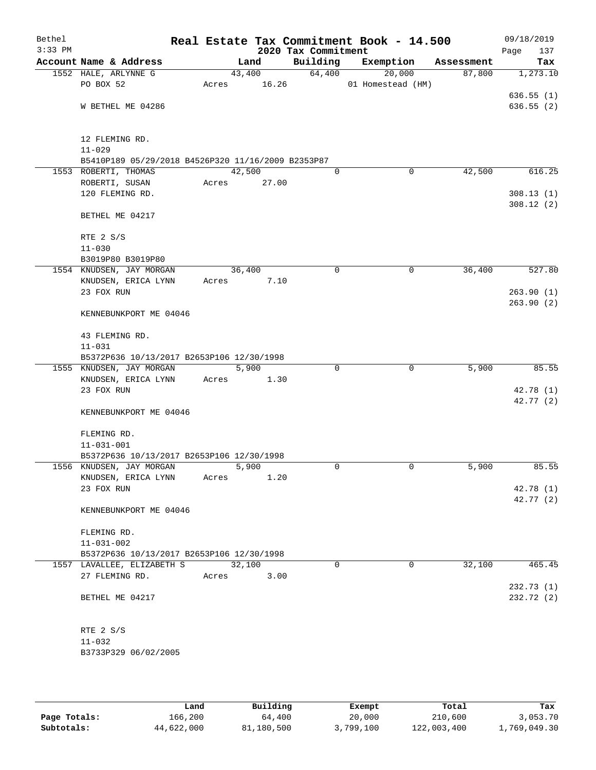Bethel — Real Estate Tax Commitment Book - 14.500 — 09/18/2019
3:33 PM — 2020 Tax Commitment — Page 137

| Account Name & Address | Land | Building | Exemption | Assessment | Tax |
|---|---|---|---|---|---|
| 1552 HALE, ARLYNNE G | 43,400 | 64,400 | 20,000 | 87,800 | 1,273.10 |
| PO BOX 52 | Acres 16.26 | | 01 Homestead (HM) | | |
| | | | | | 636.55 (1) |
| W BETHEL ME 04286 | | | | | 636.55 (2) |
| 12 FLEMING RD. | | | | | |
| 11-029 | | | | | |
| B5410P189 05/29/2018 B4526P320 11/16/2009 B2353P87 | | | | | |
| 1553 ROBERTI, THOMAS | 42,500 | 0 | 0 | 42,500 | 616.25 |
| ROBERTI, SUSAN | Acres 27.00 | | | | |
| 120 FLEMING RD. | | | | | 308.13 (1) |
| | | | | | 308.12 (2) |
| BETHEL ME 04217 | | | | | |
| RTE 2 S/S | | | | | |
| 11-030 | | | | | |
| B3019P80 B3019P80 | | | | | |
| 1554 KNUDSEN, JAY MORGAN | 36,400 | 0 | 0 | 36,400 | 527.80 |
| KNUDSEN, ERICA LYNN | Acres 7.10 | | | | |
| 23 FOX RUN | | | | | 263.90 (1) |
| | | | | | 263.90 (2) |
| KENNEBUNKPORT ME 04046 | | | | | |
| 43 FLEMING RD. | | | | | |
| 11-031 | | | | | |
| B5372P636 10/13/2017 B2653P106 12/30/1998 | | | | | |
| 1555 KNUDSEN, JAY MORGAN | 5,900 | 0 | 0 | 5,900 | 85.55 |
| KNUDSEN, ERICA LYNN | Acres 1.30 | | | | |
| 23 FOX RUN | | | | | 42.78 (1) |
| | | | | | 42.77 (2) |
| KENNEBUNKPORT ME 04046 | | | | | |
| FLEMING RD. | | | | | |
| 11-031-001 | | | | | |
| B5372P636 10/13/2017 B2653P106 12/30/1998 | | | | | |
| 1556 KNUDSEN, JAY MORGAN | 5,900 | 0 | 0 | 5,900 | 85.55 |
| KNUDSEN, ERICA LYNN | Acres 1.20 | | | | |
| 23 FOX RUN | | | | | 42.78 (1) |
| | | | | | 42.77 (2) |
| KENNEBUNKPORT ME 04046 | | | | | |
| FLEMING RD. | | | | | |
| 11-031-002 | | | | | |
| B5372P636 10/13/2017 B2653P106 12/30/1998 | | | | | |
| 1557 LAVALLEE, ELIZABETH S | 32,100 | 0 | 0 | 32,100 | 465.45 |
| 27 FLEMING RD. | Acres 3.00 | | | | |
| | | | | | 232.73 (1) |
| BETHEL ME 04217 | | | | | 232.72 (2) |
| RTE 2 S/S | | | | | |
| 11-032 | | | | | |
| B3733P329 06/02/2005 | | | | | |

| | Land | Building | Exempt | Total | Tax |
|---|---|---|---|---|---|
| Page Totals: | 166,200 | 64,400 | 20,000 | 210,600 | 3,053.70 |
| Subtotals: | 44,622,000 | 81,180,500 | 3,799,100 | 122,003,400 | 1,769,049.30 |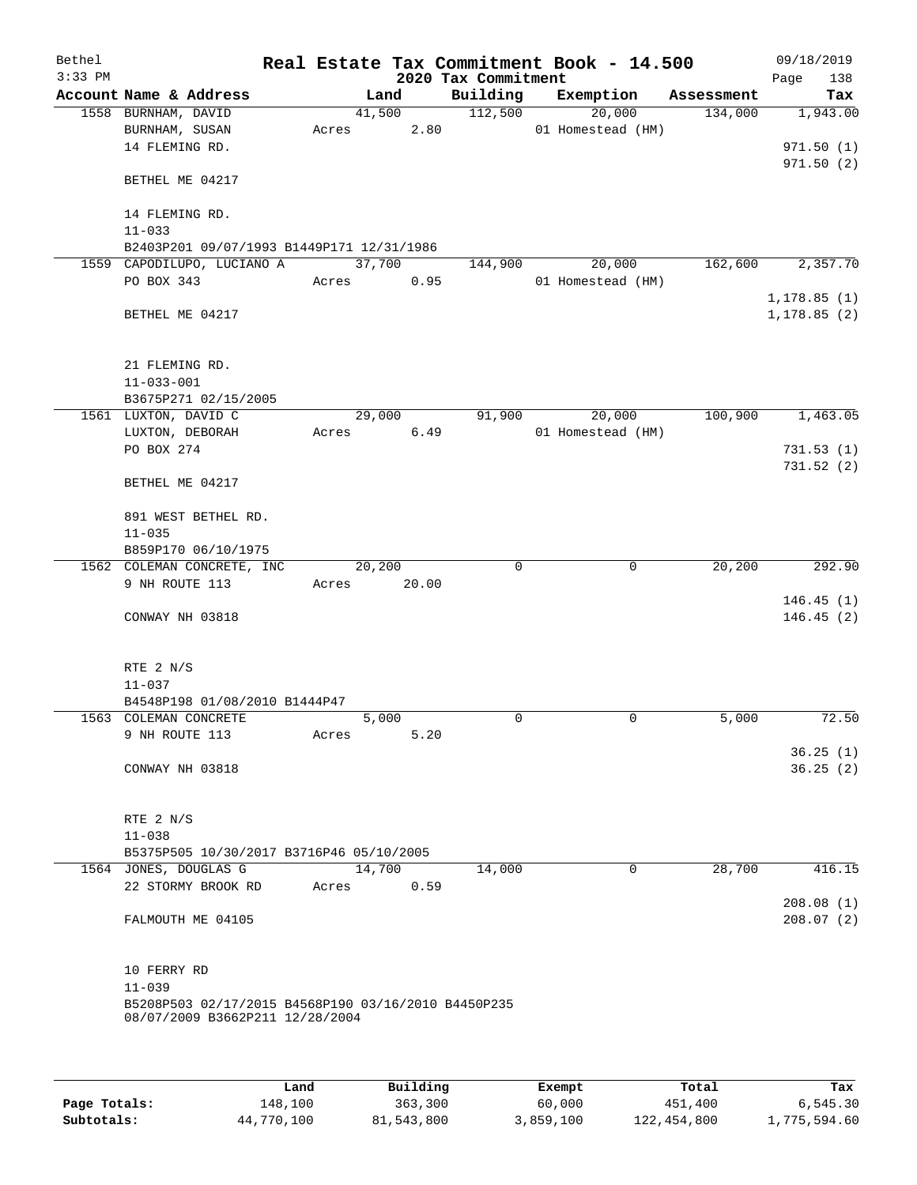Bethel
3:33 PM

# Real Estate Tax Commitment Book - 14.500

## 2020 Tax Commitment

09/18/2019

| Account | Name & Address | Land | Building | Exemption | Assessment | Tax |
|---|---|---|---|---|---|---|
| 1558 | BURNHAM, DAVID<br>BURNHAM, SUSAN<br>14 FLEMING RD.<br><br>BETHEL ME 04217<br><br>14 FLEMING RD.<br>11-033<br>B2403P201 09/07/1993 B1449P171 12/31/1986 | 41,500<br>Acres 2.80 | 112,500 | 20,000<br>01 Homestead (HM) | 134,000 | 1,943.00<br><br>971.50 (1)<br>971.50 (2) |
| 1559 | CAPODILUPO, LUCIANO A<br>PO BOX 343<br><br>BETHEL ME 04217<br><br>21 FLEMING RD.<br>11-033-001<br>B3675P271 02/15/2005 | 37,700<br>Acres 0.95 | 144,900 | 20,000<br>01 Homestead (HM) | 162,600 | 2,357.70<br><br>1,178.85 (1)<br>1,178.85 (2) |
| 1561 | LUXTON, DAVID C<br>LUXTON, DEBORAH<br>PO BOX 274<br><br>BETHEL ME 04217<br><br>891 WEST BETHEL RD.<br>11-035<br>B859P170 06/10/1975 | 29,000<br>Acres 6.49 | 91,900 | 20,000<br>01 Homestead (HM) | 100,900 | 1,463.05<br><br>731.53 (1)<br>731.52 (2) |
| 1562 | COLEMAN CONCRETE, INC<br>9 NH ROUTE 113<br><br>CONWAY NH 03818<br><br>RTE 2 N/S<br>11-037<br>B4548P198 01/08/2010 B1444P47 | 20,200<br>Acres 20.00 | 0 | 0 | 20,200 | 292.90<br><br>146.45 (1)<br>146.45 (2) |
| 1563 | COLEMAN CONCRETE<br>9 NH ROUTE 113<br><br>CONWAY NH 03818<br><br>RTE 2 N/S<br>11-038<br>B5375P505 10/30/2017 B3716P46 05/10/2005 | 5,000<br>Acres 5.20 | 0 | 0 | 5,000 | 72.50<br><br>36.25 (1)<br>36.25 (2) |
| 1564 | JONES, DOUGLAS G<br>22 STORMY BROOK RD<br><br>FALMOUTH ME 04105<br><br>10 FERRY RD<br>11-039<br>B5208P503 02/17/2015 B4568P190 03/16/2010 B4450P235 08/07/2009 B3662P211 12/28/2004 | 14,700<br>Acres 0.59 | 14,000 | 0 | 28,700 | 416.15<br><br>208.08 (1)<br>208.07 (2) |

| | Land | Building | Exempt | Total | Tax |
|---|---|---|---|---|---|
| **Page Totals:** | 148,100 | 363,300 | 60,000 | 451,400 | 6,545.30 |
| **Subtotals:** | 44,770,100 | 81,543,800 | 3,859,100 | 122,454,800 | 1,775,594.60 |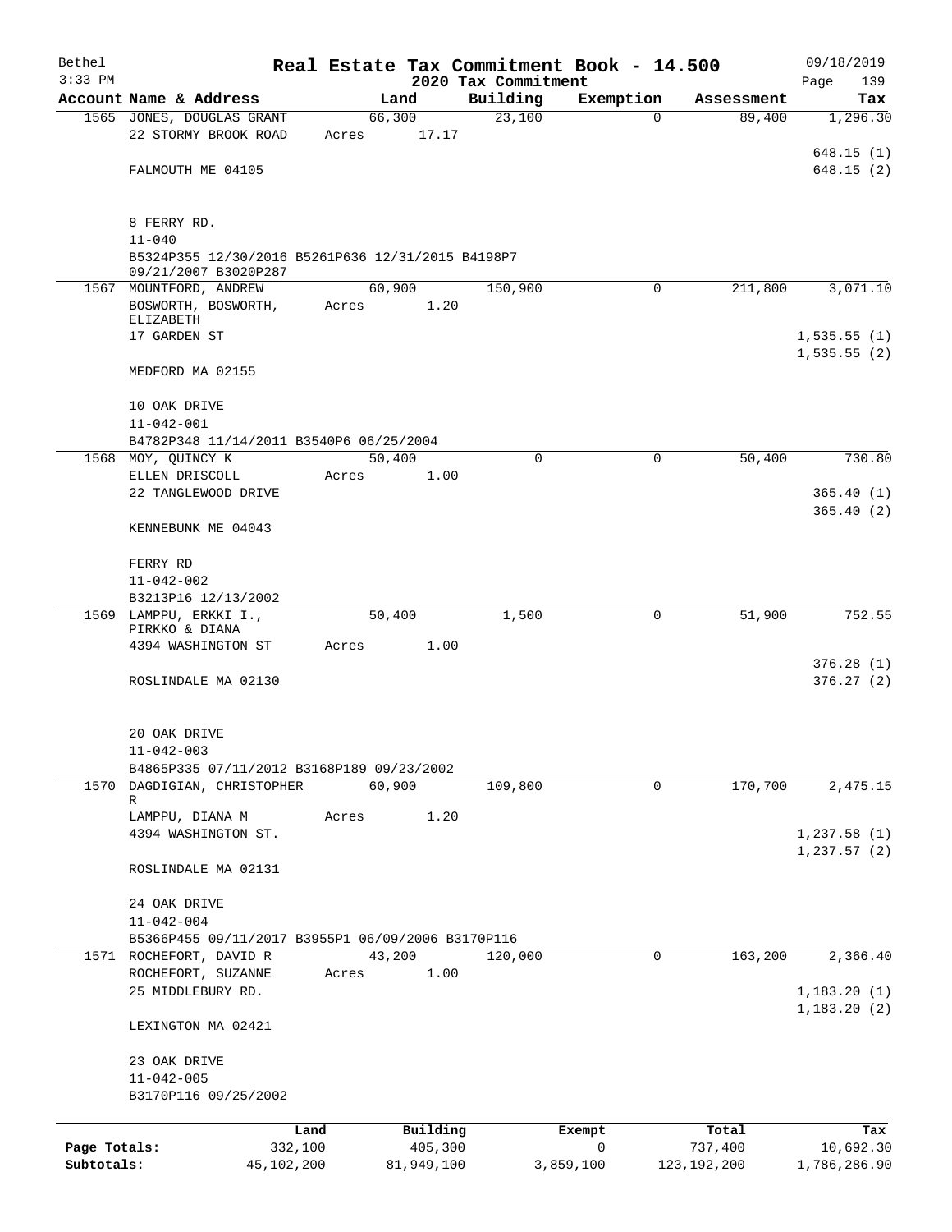Bethel 3:33 PM

# Real Estate Tax Commitment Book - 14.500

## 2020 Tax Commitment

09/18/2019 Page 139

| Account Name & Address | Land | Building | Exemption | Assessment | Tax |
|---|---|---|---|---|---|
| 1565 JONES, DOUGLAS GRANT | 66,300 | 23,100 | 0 | 89,400 | 1,296.30 |
| 22 STORMY BROOK ROAD | Acres 17.17 | | | | |
| | | | | | 648.15 (1) |
| FALMOUTH ME 04105 | | | | | 648.15 (2) |
| 8 FERRY RD. | | | | | |
| 11-040 | | | | | |
| B5324P355 12/30/2016 B5261P636 12/31/2015 B4198P7 09/21/2007 B3020P287 | | | | | |
| 1567 MOUNTFORD, ANDREW | 60,900 | 150,900 | 0 | 211,800 | 3,071.10 |
| BOSWORTH, BOSWORTH, ELIZABETH | Acres 1.20 | | | | |
| 17 GARDEN ST | | | | | 1,535.55 (1) |
| | | | | | 1,535.55 (2) |
| MEDFORD MA 02155 | | | | | |
| 10 OAK DRIVE | | | | | |
| 11-042-001 | | | | | |
| B4782P348 11/14/2011 B3540P6 06/25/2004 | | | | | |
| 1568 MOY, QUINCY K | 50,400 | 0 | 0 | 50,400 | 730.80 |
| ELLEN DRISCOLL | Acres 1.00 | | | | |
| 22 TANGLEWOOD DRIVE | | | | | 365.40 (1) |
| | | | | | 365.40 (2) |
| KENNEBUNK ME 04043 | | | | | |
| FERRY RD | | | | | |
| 11-042-002 | | | | | |
| B3213P16 12/13/2002 | | | | | |
| 1569 LAMPPU, ERKKI I., PIRKKO & DIANA | 50,400 | 1,500 | 0 | 51,900 | 752.55 |
| 4394 WASHINGTON ST | Acres 1.00 | | | | |
| | | | | | 376.28 (1) |
| ROSLINDALE MA 02130 | | | | | 376.27 (2) |
| 20 OAK DRIVE | | | | | |
| 11-042-003 | | | | | |
| B4865P335 07/11/2012 B3168P189 09/23/2002 | | | | | |
| 1570 DAGDIGIAN, CHRISTOPHER R | 60,900 | 109,800 | 0 | 170,700 | 2,475.15 |
| LAMPPU, DIANA M | Acres 1.20 | | | | |
| 4394 WASHINGTON ST. | | | | | 1,237.58 (1) |
| | | | | | 1,237.57 (2) |
| ROSLINDALE MA 02131 | | | | | |
| 24 OAK DRIVE | | | | | |
| 11-042-004 | | | | | |
| B5366P455 09/11/2017 B3955P1 06/09/2006 B3170P116 | | | | | |
| 1571 ROCHEFORT, DAVID R | 43,200 | 120,000 | 0 | 163,200 | 2,366.40 |
| ROCHEFORT, SUZANNE | Acres 1.00 | | | | |
| 25 MIDDLEBURY RD. | | | | | 1,183.20 (1) |
| | | | | | 1,183.20 (2) |
| LEXINGTON MA 02421 | | | | | |
| 23 OAK DRIVE | | | | | |
| 11-042-005 | | | | | |
| B3170P116 09/25/2002 | | | | | |

| | Land | Building | Exempt | Total | Tax |
|---|---|---|---|---|---|
| Page Totals: | 332,100 | 405,300 | 0 | 737,400 | 10,692.30 |
| Subtotals: | 45,102,200 | 81,949,100 | 3,859,100 | 123,192,200 | 1,786,286.90 |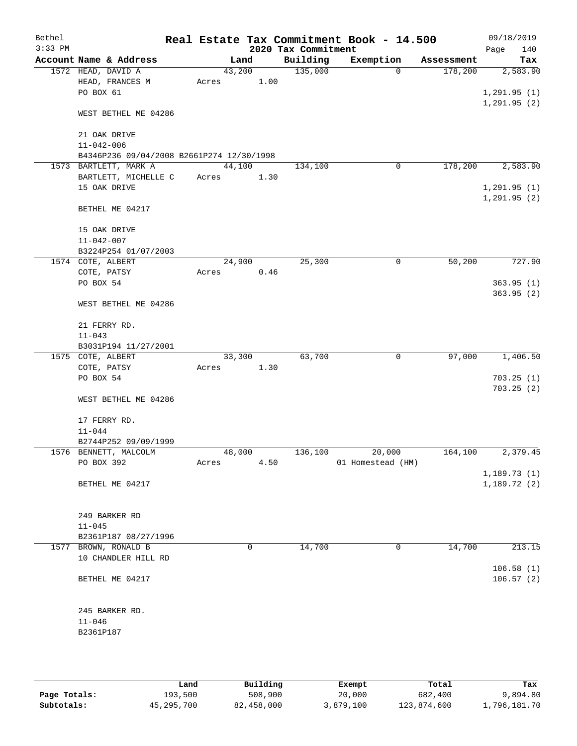# Real Estate Tax Commitment Book - 14.500

## 2020 Tax Commitment

Bethel, 3:33 PM, 09/18/2019

| Account Name & Address | Land | Building | Exemption | Assessment | Tax |
|---|---|---|---|---|---|
| 1572 HEAD, DAVID A<br>HEAD, FRANCES M<br>PO BOX 61<br><br>WEST BETHEL ME 04286<br><br>21 OAK DRIVE<br>11-042-006<br>B4346P236 09/04/2008 B2661P274 12/30/1998 | 43,200<br>Acres 1.00 | 135,000 | 0 | 178,200 | 2,583.90<br><br>1,291.95 (1)<br>1,291.95 (2) |
| 1573 BARTLETT, MARK A<br>BARTLETT, MICHELLE C<br>15 OAK DRIVE<br><br>BETHEL ME 04217<br><br>15 OAK DRIVE<br>11-042-007<br>B3224P254 01/07/2003 | 44,100<br>Acres 1.30 | 134,100 | 0 | 178,200 | 2,583.90<br><br>1,291.95 (1)<br>1,291.95 (2) |
| 1574 COTE, ALBERT<br>COTE, PATSY<br>PO BOX 54<br><br>WEST BETHEL ME 04286<br><br>21 FERRY RD.<br>11-043<br>B3031P194 11/27/2001 | 24,900<br>Acres 0.46 | 25,300 | 0 | 50,200 | 727.90<br><br>363.95 (1)<br>363.95 (2) |
| 1575 COTE, ALBERT<br>COTE, PATSY<br>PO BOX 54<br><br>WEST BETHEL ME 04286<br><br>17 FERRY RD.<br>11-044<br>B2744P252 09/09/1999 | 33,300<br>Acres 1.30 | 63,700 | 0 | 97,000 | 1,406.50<br><br>703.25 (1)<br>703.25 (2) |
| 1576 BENNETT, MALCOLM<br>PO BOX 392<br><br>BETHEL ME 04217<br><br>249 BARKER RD<br>11-045<br>B2361P187 08/27/1996 | 48,000<br>Acres 4.50 | 136,100 | 20,000<br>01 Homestead (HM) | 164,100 | 2,379.45<br><br>1,189.73 (1)<br>1,189.72 (2) |
| 1577 BROWN, RONALD B<br>10 CHANDLER HILL RD<br><br>BETHEL ME 04217<br><br>245 BARKER RD.<br>11-046<br>B2361P187 | 0 | 14,700 | 0 | 14,700 | 213.15<br><br>106.58 (1)<br>106.57 (2) |

| | Land | Building | Exempt | Total | Tax |
|---|---|---|---|---|---|
| Page Totals: | 193,500 | 508,900 | 20,000 | 682,400 | 9,894.80 |
| Subtotals: | 45,295,700 | 82,458,000 | 3,879,100 | 123,874,600 | 1,796,181.70 |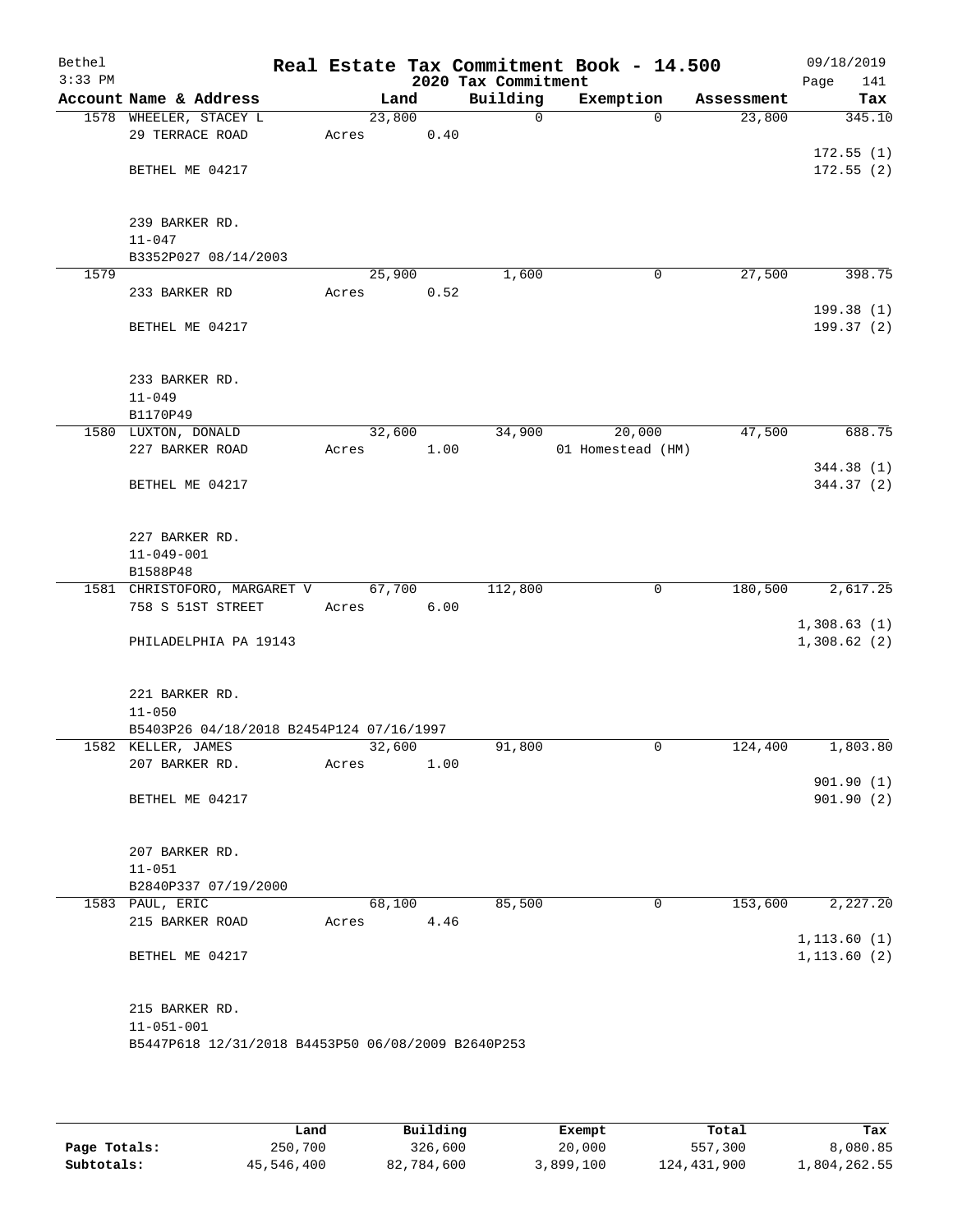Bethel 3:33 PM

# Real Estate Tax Commitment Book - 14.500

## 2020 Tax Commitment

09/18/2019 Page 141

| Account Name & Address | Land | Building | Exemption | Assessment | Tax |
|---|---|---|---|---|---|
| 1578 WHEELER, STACEY L | 23,800 | 0 | 0 | 23,800 | 345.10 |
| 29 TERRACE ROAD | Acres 0.40 | | | | |
| | | | | | 172.55 (1) |
| BETHEL ME 04217 | | | | | 172.55 (2) |
| 239 BARKER RD. | | | | | |
| 11-047 | | | | | |
| B3352P027 08/14/2003 | | | | | |
| 1579 | 25,900 | 1,600 | 0 | 27,500 | 398.75 |
| 233 BARKER RD | Acres 0.52 | | | | |
| | | | | | 199.38 (1) |
| BETHEL ME 04217 | | | | | 199.37 (2) |
| 233 BARKER RD. | | | | | |
| 11-049 | | | | | |
| B1170P49 | | | | | |
| 1580 LUXTON, DONALD | 32,600 | 34,900 | 20,000 | 47,500 | 688.75 |
| 227 BARKER ROAD | Acres 1.00 | | 01 Homestead (HM) | | |
| | | | | | 344.38 (1) |
| BETHEL ME 04217 | | | | | 344.37 (2) |
| 227 BARKER RD. | | | | | |
| 11-049-001 | | | | | |
| B1588P48 | | | | | |
| 1581 CHRISTOFORO, MARGARET V | 67,700 | 112,800 | 0 | 180,500 | 2,617.25 |
| 758 S 51ST STREET | Acres 6.00 | | | | |
| | | | | | 1,308.63 (1) |
| PHILADELPHIA PA 19143 | | | | | 1,308.62 (2) |
| 221 BARKER RD. | | | | | |
| 11-050 | | | | | |
| B5403P26 04/18/2018 B2454P124 07/16/1997 | | | | | |
| 1582 KELLER, JAMES | 32,600 | 91,800 | 0 | 124,400 | 1,803.80 |
| 207 BARKER RD. | Acres 1.00 | | | | |
| | | | | | 901.90 (1) |
| BETHEL ME 04217 | | | | | 901.90 (2) |
| 207 BARKER RD. | | | | | |
| 11-051 | | | | | |
| B2840P337 07/19/2000 | | | | | |
| 1583 PAUL, ERIC | 68,100 | 85,500 | 0 | 153,600 | 2,227.20 |
| 215 BARKER ROAD | Acres 4.46 | | | | |
| | | | | | 1,113.60 (1) |
| BETHEL ME 04217 | | | | | 1,113.60 (2) |
| 215 BARKER RD. | | | | | |
| 11-051-001 | | | | | |
| B5447P618 12/31/2018 B4453P50 06/08/2009 B2640P253 | | | | | |

| | Land | Building | Exempt | Total | Tax |
|---|---|---|---|---|---|
| Page Totals: | 250,700 | 326,600 | 20,000 | 557,300 | 8,080.85 |
| Subtotals: | 45,546,400 | 82,784,600 | 3,899,100 | 124,431,900 | 1,804,262.55 |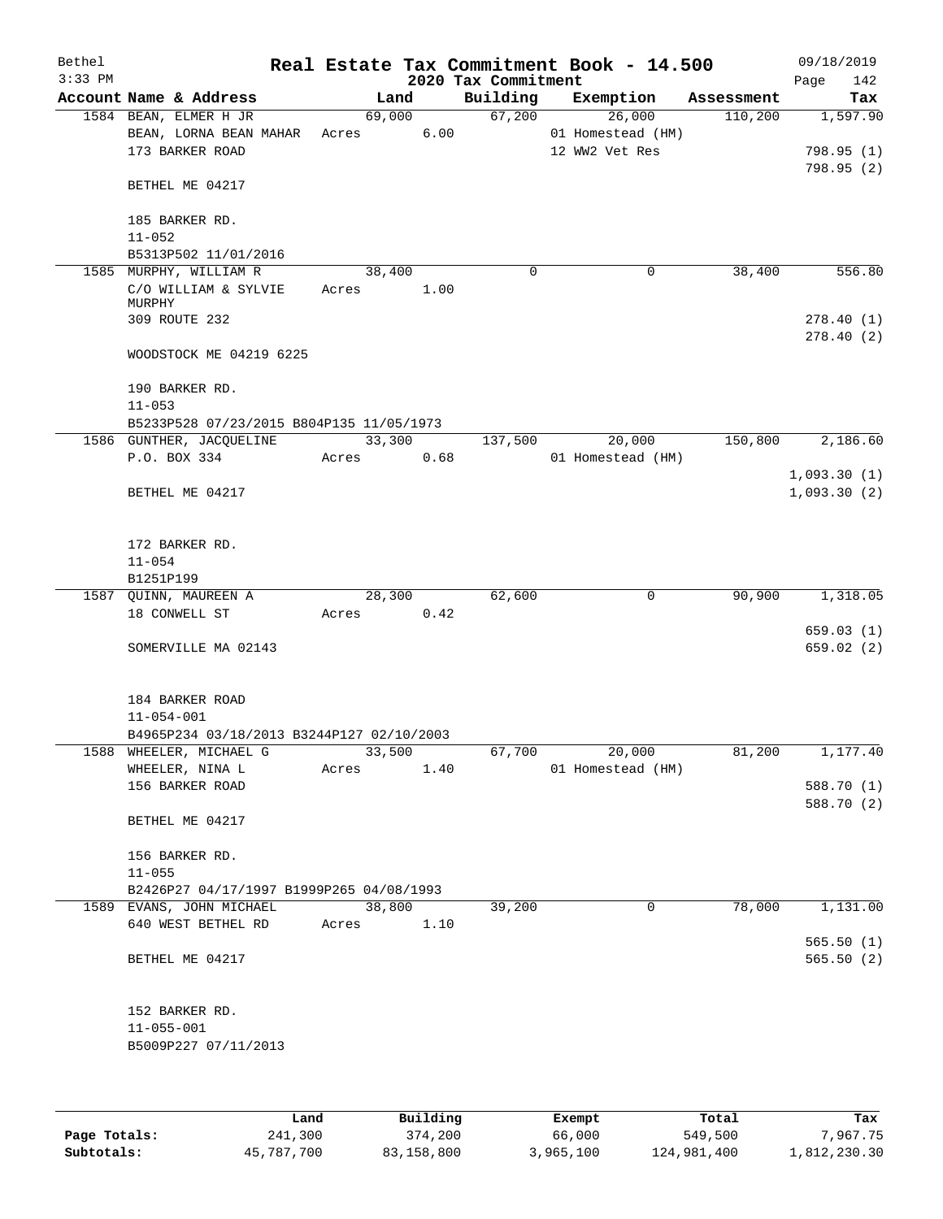# Real Estate Tax Commitment Book - 14.500

Bethel
3:33 PM

2020 Tax Commitment

09/18/2019
Page 142

| Account Name & Address | Land | Building | Exemption | Assessment | Tax |
|---|---|---|---|---|---|
| 1584 BEAN, ELMER H JR | 69,000 | 67,200 | 26,000 | 110,200 | 1,597.90 |
| BEAN, LORNA BEAN MAHAR | Acres 6.00 | | 01 Homestead (HM) | | |
| 173 BARKER ROAD | | | 12 WW2 Vet Res | | 798.95 (1) |
| | | | | | 798.95 (2) |
| BETHEL ME 04217 | | | | | |
| 185 BARKER RD. | | | | | |
| 11-052 | | | | | |
| B5313P502 11/01/2016 | | | | | |
| 1585 MURPHY, WILLIAM R | 38,400 | 0 | 0 | 38,400 | 556.80 |
| C/O WILLIAM & SYLVIE MURPHY | Acres 1.00 | | | | |
| 309 ROUTE 232 | | | | | 278.40 (1) |
| | | | | | 278.40 (2) |
| WOODSTOCK ME 04219 6225 | | | | | |
| 190 BARKER RD. | | | | | |
| 11-053 | | | | | |
| B5233P528 07/23/2015 B804P135 11/05/1973 | | | | | |
| 1586 GUNTHER, JACQUELINE | 33,300 | 137,500 | 20,000 | 150,800 | 2,186.60 |
| P.O. BOX 334 | Acres 0.68 | | 01 Homestead (HM) | | |
| | | | | | 1,093.30 (1) |
| BETHEL ME 04217 | | | | | 1,093.30 (2) |
| 172 BARKER RD. | | | | | |
| 11-054 | | | | | |
| B1251P199 | | | | | |
| 1587 QUINN, MAUREEN A | 28,300 | 62,600 | 0 | 90,900 | 1,318.05 |
| 18 CONWELL ST | Acres 0.42 | | | | |
| | | | | | 659.03 (1) |
| SOMERVILLE MA 02143 | | | | | 659.02 (2) |
| 184 BARKER ROAD | | | | | |
| 11-054-001 | | | | | |
| B4965P234 03/18/2013 B3244P127 02/10/2003 | | | | | |
| 1588 WHEELER, MICHAEL G | 33,500 | 67,700 | 20,000 | 81,200 | 1,177.40 |
| WHEELER, NINA L | Acres 1.40 | | 01 Homestead (HM) | | |
| 156 BARKER ROAD | | | | | 588.70 (1) |
| | | | | | 588.70 (2) |
| BETHEL ME 04217 | | | | | |
| 156 BARKER RD. | | | | | |
| 11-055 | | | | | |
| B2426P27 04/17/1997 B1999P265 04/08/1993 | | | | | |
| 1589 EVANS, JOHN MICHAEL | 38,800 | 39,200 | 0 | 78,000 | 1,131.00 |
| 640 WEST BETHEL RD | Acres 1.10 | | | | |
| | | | | | 565.50 (1) |
| BETHEL ME 04217 | | | | | 565.50 (2) |
| 152 BARKER RD. | | | | | |
| 11-055-001 | | | | | |
| B5009P227 07/11/2013 | | | | | |

| | Land | Building | Exempt | Total | Tax |
|---|---|---|---|---|---|
| Page Totals: | 241,300 | 374,200 | 66,000 | 549,500 | 7,967.75 |
| Subtotals: | 45,787,700 | 83,158,800 | 3,965,100 | 124,981,400 | 1,812,230.30 |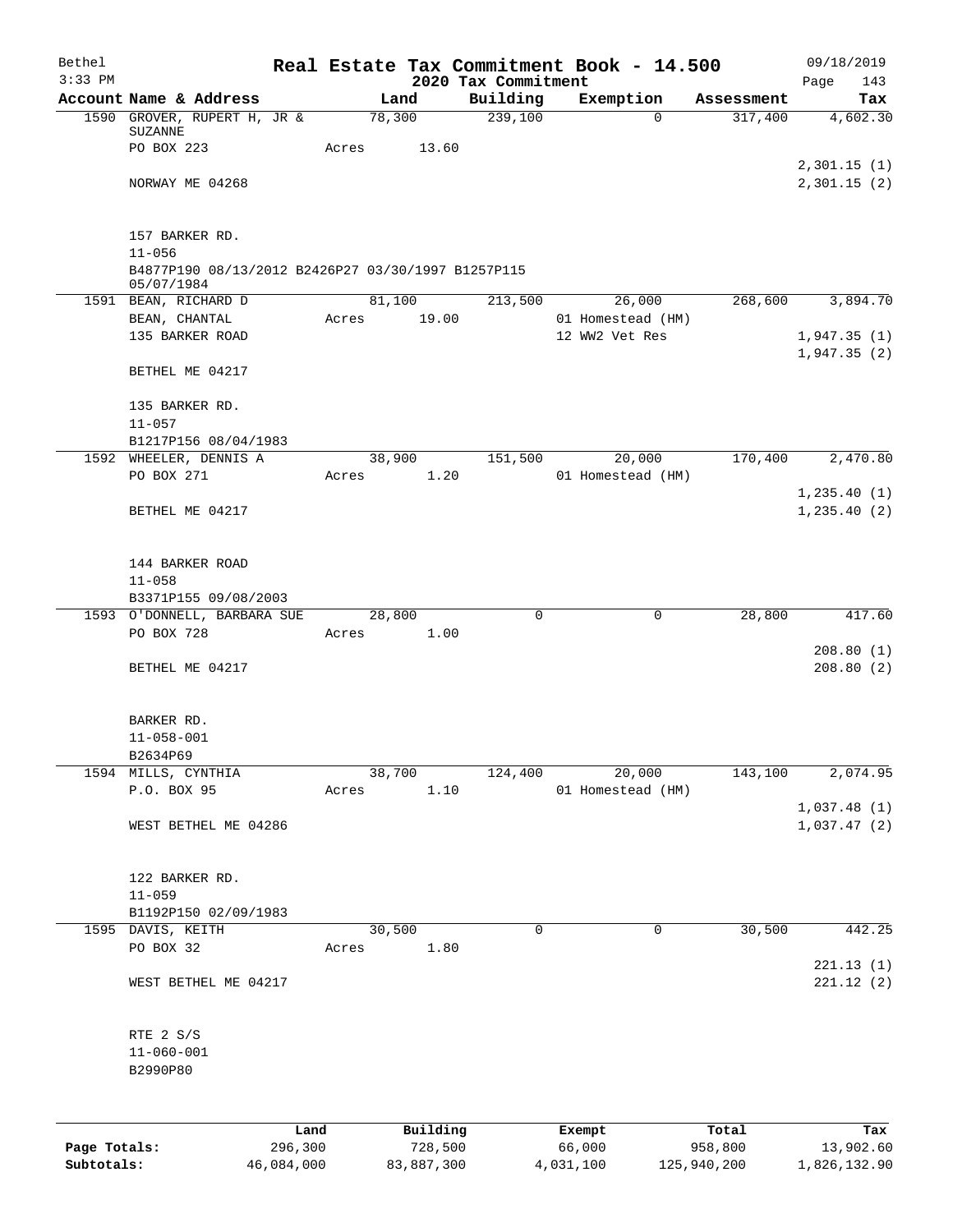# Real Estate Tax Commitment Book - 14.500

Bethel
3:33 PM

2020 Tax Commitment

09/18/2019

| Account | Name & Address | Land | Building | Exemption | Assessment | Tax |
|---|---|---|---|---|---|---|
| 1590 | GROVER, RUPERT H, JR & SUZANNE | 78,300 | 239,100 | 0 | 317,400 | 4,602.30 |
| | PO BOX 223 | Acres 13.60 | | | | |
| | | | | | | 2,301.15 (1) |
| | NORWAY ME 04268 | | | | | 2,301.15 (2) |
| | 157 BARKER RD. | | | | | |
| | 11-056 | | | | | |
| | B4877P190 08/13/2012 B2426P27 03/30/1997 B1257P115 05/07/1984 | | | | | |
| 1591 | BEAN, RICHARD D | 81,100 | 213,500 | 26,000 | 268,600 | 3,894.70 |
| | BEAN, CHANTAL | Acres 19.00 | | 01 Homestead (HM) | | |
| | 135 BARKER ROAD | | | 12 WW2 Vet Res | | 1,947.35 (1) |
| | | | | | | 1,947.35 (2) |
| | BETHEL ME 04217 | | | | | |
| | 135 BARKER RD. | | | | | |
| | 11-057 | | | | | |
| | B1217P156 08/04/1983 | | | | | |
| 1592 | WHEELER, DENNIS A | 38,900 | 151,500 | 20,000 | 170,400 | 2,470.80 |
| | PO BOX 271 | Acres 1.20 | | 01 Homestead (HM) | | |
| | | | | | | 1,235.40 (1) |
| | BETHEL ME 04217 | | | | | 1,235.40 (2) |
| | 144 BARKER ROAD | | | | | |
| | 11-058 | | | | | |
| | B3371P155 09/08/2003 | | | | | |
| 1593 | O'DONNELL, BARBARA SUE | 28,800 | 0 | 0 | 28,800 | 417.60 |
| | PO BOX 728 | Acres 1.00 | | | | |
| | | | | | | 208.80 (1) |
| | BETHEL ME 04217 | | | | | 208.80 (2) |
| | BARKER RD. | | | | | |
| | 11-058-001 | | | | | |
| | B2634P69 | | | | | |
| 1594 | MILLS, CYNTHIA | 38,700 | 124,400 | 20,000 | 143,100 | 2,074.95 |
| | P.O. BOX 95 | Acres 1.10 | | 01 Homestead (HM) | | |
| | | | | | | 1,037.48 (1) |
| | WEST BETHEL ME 04286 | | | | | 1,037.47 (2) |
| | 122 BARKER RD. | | | | | |
| | 11-059 | | | | | |
| | B1192P150 02/09/1983 | | | | | |
| 1595 | DAVIS, KEITH | 30,500 | 0 | 0 | 30,500 | 442.25 |
| | PO BOX 32 | Acres 1.80 | | | | |
| | | | | | | 221.13 (1) |
| | WEST BETHEL ME 04217 | | | | | 221.12 (2) |
| | RTE 2 S/S | | | | | |
| | 11-060-001 | | | | | |
| | B2990P80 | | | | | |

| | Land | Building | Exempt | Total | Tax |
|---|---|---|---|---|---|
| Page Totals: | 296,300 | 728,500 | 66,000 | 958,800 | 13,902.60 |
| Subtotals: | 46,084,000 | 83,887,300 | 4,031,100 | 125,940,200 | 1,826,132.90 |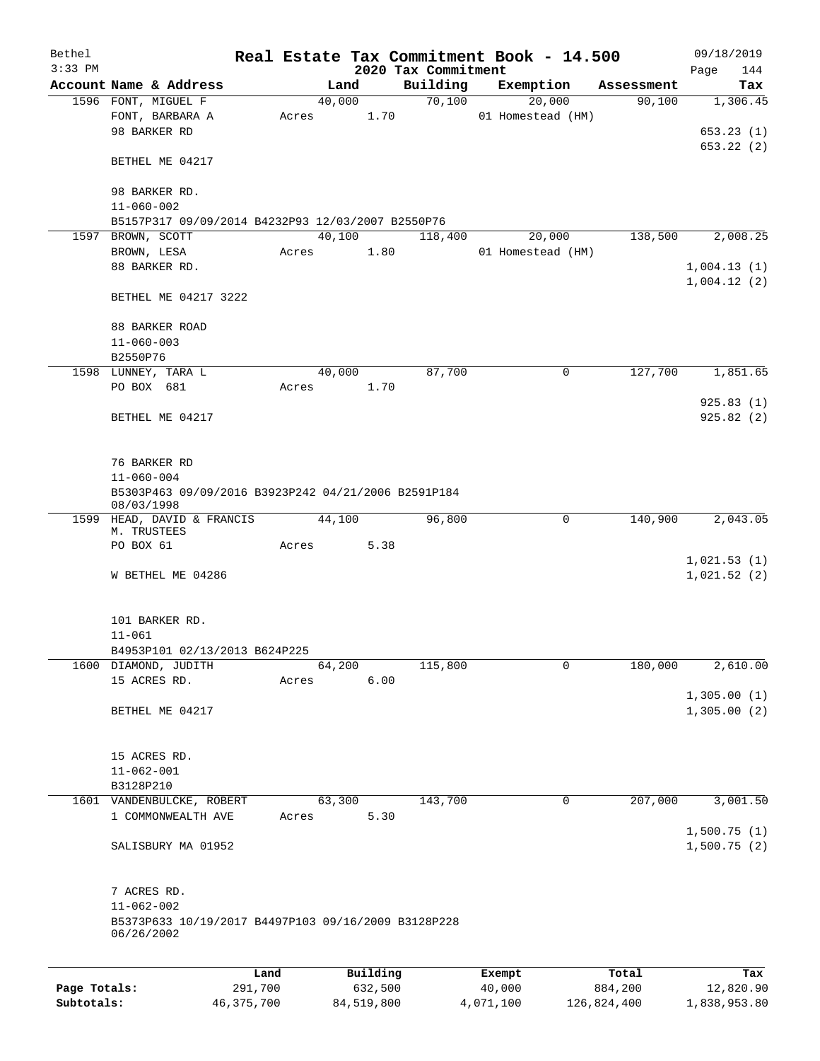Bethel 3:33 PM

# Real Estate Tax Commitment Book - 14.500

## 2020 Tax Commitment

09/18/2019 Page 144

| Account Name & Address | Land | Building | Exemption | Assessment | Tax |
|---|---|---|---|---|---|
| 1596 FONT, MIGUEL F | 40,000 | 70,100 | 20,000 | 90,100 | 1,306.45 |
| FONT, BARBARA A | Acres 1.70 | | 01 Homestead (HM) | | |
| 98 BARKER RD | | | | | 653.23 (1) |
| | | | | | 653.22 (2) |
| BETHEL ME 04217 | | | | | |
| 98 BARKER RD. | | | | | |
| 11-060-002 | | | | | |
| B5157P317 09/09/2014 B4232P93 12/03/2007 B2550P76 | | | | | |
| 1597 BROWN, SCOTT | 40,100 | 118,400 | 20,000 | 138,500 | 2,008.25 |
| BROWN, LESA | Acres 1.80 | | 01 Homestead (HM) | | |
| 88 BARKER RD. | | | | | 1,004.13 (1) |
| | | | | | 1,004.12 (2) |
| BETHEL ME 04217 3222 | | | | | |
| 88 BARKER ROAD | | | | | |
| 11-060-003 | | | | | |
| B2550P76 | | | | | |
| 1598 LUNNEY, TARA L | 40,000 | 87,700 | 0 | 127,700 | 1,851.65 |
| PO BOX 681 | Acres 1.70 | | | | |
| | | | | | 925.83 (1) |
| BETHEL ME 04217 | | | | | 925.82 (2) |
| 76 BARKER RD | | | | | |
| 11-060-004 | | | | | |
| B5303P463 09/09/2016 B3923P242 04/21/2006 B2591P184 08/03/1998 | | | | | |
| 1599 HEAD, DAVID & FRANCIS M. TRUSTEES | 44,100 | 96,800 | 0 | 140,900 | 2,043.05 |
| PO BOX 61 | Acres 5.38 | | | | |
| | | | | | 1,021.53 (1) |
| W BETHEL ME 04286 | | | | | 1,021.52 (2) |
| 101 BARKER RD. | | | | | |
| 11-061 | | | | | |
| B4953P101 02/13/2013 B624P225 | | | | | |
| 1600 DIAMOND, JUDITH | 64,200 | 115,800 | 0 | 180,000 | 2,610.00 |
| 15 ACRES RD. | Acres 6.00 | | | | |
| | | | | | 1,305.00 (1) |
| BETHEL ME 04217 | | | | | 1,305.00 (2) |
| 15 ACRES RD. | | | | | |
| 11-062-001 | | | | | |
| B3128P210 | | | | | |
| 1601 VANDENBULCKE, ROBERT | 63,300 | 143,700 | 0 | 207,000 | 3,001.50 |
| 1 COMMONWEALTH AVE | Acres 5.30 | | | | |
| | | | | | 1,500.75 (1) |
| SALISBURY MA 01952 | | | | | 1,500.75 (2) |
| 7 ACRES RD. | | | | | |
| 11-062-002 | | | | | |
| B5373P633 10/19/2017 B4497P103 09/16/2009 B3128P228 06/26/2002 | | | | | |

| | Land | Building | Exempt | Total | Tax |
|---|---|---|---|---|---|
| Page Totals: | 291,700 | 632,500 | 40,000 | 884,200 | 12,820.90 |
| Subtotals: | 46,375,700 | 84,519,800 | 4,071,100 | 126,824,400 | 1,838,953.80 |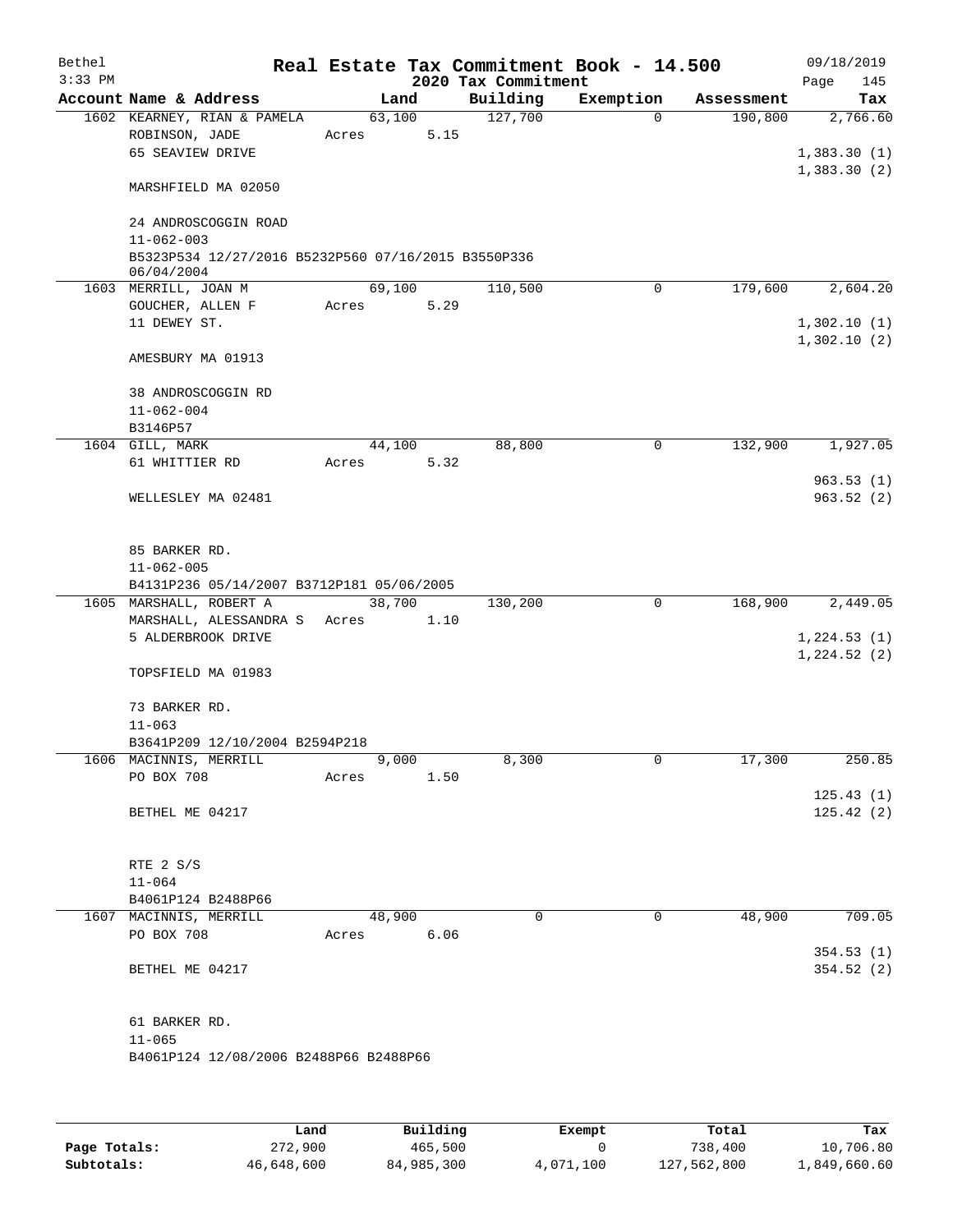# Real Estate Tax Commitment Book - 14.500

Bethel
3:33 PM

2020 Tax Commitment

09/18/2019
Page 145

| Account Name & Address | Land | Building | Exemption | Assessment | Tax |
|---|---|---|---|---|---|
| 1602 KEARNEY, RIAN & PAMELA | 63,100 | 127,700 | 0 | 190,800 | 2,766.60 |
| ROBINSON, JADE | Acres 5.15 | | | | |
| 65 SEAVIEW DRIVE | | | | | 1,383.30 (1) |
| | | | | | 1,383.30 (2) |
| MARSHFIELD MA 02050 | | | | | |
| 24 ANDROSCOGGIN ROAD | | | | | |
| 11-062-003 | | | | | |
| B5323P534 12/27/2016 B5232P560 07/16/2015 B3550P336 06/04/2004 | | | | | |
| 1603 MERRILL, JOAN M | 69,100 | 110,500 | 0 | 179,600 | 2,604.20 |
| GOUCHER, ALLEN F | Acres 5.29 | | | | |
| 11 DEWEY ST. | | | | | 1,302.10 (1) |
| | | | | | 1,302.10 (2) |
| AMESBURY MA 01913 | | | | | |
| 38 ANDROSCOGGIN RD | | | | | |
| 11-062-004 | | | | | |
| B3146P57 | | | | | |
| 1604 GILL, MARK | 44,100 | 88,800 | 0 | 132,900 | 1,927.05 |
| 61 WHITTIER RD | Acres 5.32 | | | | |
| | | | | | 963.53 (1) |
| WELLESLEY MA 02481 | | | | | 963.52 (2) |
| 85 BARKER RD. | | | | | |
| 11-062-005 | | | | | |
| B4131P236 05/14/2007 B3712P181 05/06/2005 | | | | | |
| 1605 MARSHALL, ROBERT A | 38,700 | 130,200 | 0 | 168,900 | 2,449.05 |
| MARSHALL, ALESSANDRA S | Acres 1.10 | | | | |
| 5 ALDERBROOK DRIVE | | | | | 1,224.53 (1) |
| | | | | | 1,224.52 (2) |
| TOPSFIELD MA 01983 | | | | | |
| 73 BARKER RD. | | | | | |
| 11-063 | | | | | |
| B3641P209 12/10/2004 B2594P218 | | | | | |
| 1606 MACINNIS, MERRILL | 9,000 | 8,300 | 0 | 17,300 | 250.85 |
| PO BOX 708 | Acres 1.50 | | | | |
| | | | | | 125.43 (1) |
| BETHEL ME 04217 | | | | | 125.42 (2) |
| RTE 2 S/S | | | | | |
| 11-064 | | | | | |
| B4061P124 B2488P66 | | | | | |
| 1607 MACINNIS, MERRILL | 48,900 | 0 | 0 | 48,900 | 709.05 |
| PO BOX 708 | Acres 6.06 | | | | |
| | | | | | 354.53 (1) |
| BETHEL ME 04217 | | | | | 354.52 (2) |
| 61 BARKER RD. | | | | | |
| 11-065 | | | | | |
| B4061P124 12/08/2006 B2488P66 B2488P66 | | | | | |

| | Land | Building | Exempt | Total | Tax |
|---|---|---|---|---|---|
| Page Totals: | 272,900 | 465,500 | 0 | 738,400 | 10,706.80 |
| Subtotals: | 46,648,600 | 84,985,300 | 4,071,100 | 127,562,800 | 1,849,660.60 |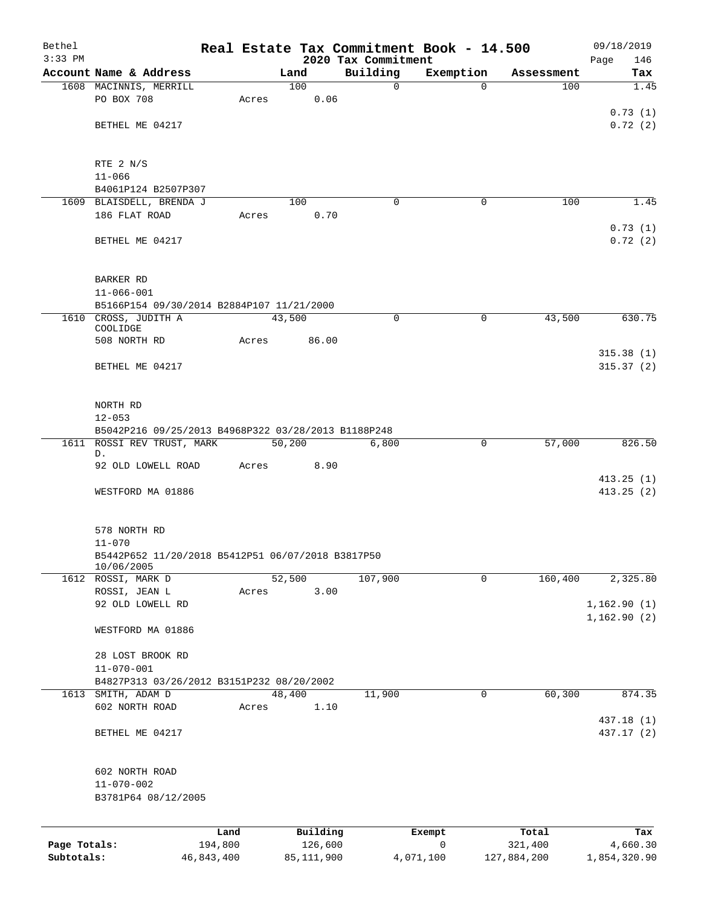Bethel
3:33 PM

# Real Estate Tax Commitment Book - 14.500

## 2020 Tax Commitment

09/18/2019

| Account | Name & Address | Land | Building | Exemption | Assessment | Tax |
|---|---|---|---|---|---|---|
| 1608 | MACINNIS, MERRILL | 100 | 0 | 0 | 100 | 1.45 |
| | PO BOX 708 | Acres 0.06 | | | | |
| | | | | | | 0.73 (1) |
| | BETHEL ME 04217 | | | | | 0.72 (2) |
| | RTE 2 N/S | | | | | |
| | 11-066 | | | | | |
| | B4061P124 B2507P307 | | | | | |
| 1609 | BLAISDELL, BRENDA J | 100 | 0 | 0 | 100 | 1.45 |
| | 186 FLAT ROAD | Acres 0.70 | | | | |
| | | | | | | 0.73 (1) |
| | BETHEL ME 04217 | | | | | 0.72 (2) |
| | BARKER RD | | | | | |
| | 11-066-001 | | | | | |
| | B5166P154 09/30/2014 B2884P107 11/21/2000 | | | | | |
| 1610 | CROSS, JUDITH A COOLIDGE | 43,500 | 0 | 0 | 43,500 | 630.75 |
| | 508 NORTH RD | Acres 86.00 | | | | |
| | | | | | | 315.38 (1) |
| | BETHEL ME 04217 | | | | | 315.37 (2) |
| | NORTH RD | | | | | |
| | 12-053 | | | | | |
| | B5042P216 09/25/2013 B4968P322 03/28/2013 B1188P248 | | | | | |
| 1611 | ROSSI REV TRUST, MARK D. | 50,200 | 6,800 | 0 | 57,000 | 826.50 |
| | 92 OLD LOWELL ROAD | Acres 8.90 | | | | |
| | | | | | | 413.25 (1) |
| | WESTFORD MA 01886 | | | | | 413.25 (2) |
| | 578 NORTH RD | | | | | |
| | 11-070 | | | | | |
| | B5442P652 11/20/2018 B5412P51 06/07/2018 B3817P50 10/06/2005 | | | | | |
| 1612 | ROSSI, MARK D | 52,500 | 107,900 | 0 | 160,400 | 2,325.80 |
| | ROSSI, JEAN L | Acres 3.00 | | | | |
| | 92 OLD LOWELL RD | | | | | 1,162.90 (1) |
| | | | | | | 1,162.90 (2) |
| | WESTFORD MA 01886 | | | | | |
| | 28 LOST BROOK RD | | | | | |
| | 11-070-001 | | | | | |
| | B4827P313 03/26/2012 B3151P232 08/20/2002 | | | | | |
| 1613 | SMITH, ADAM D | 48,400 | 11,900 | 0 | 60,300 | 874.35 |
| | 602 NORTH ROAD | Acres 1.10 | | | | |
| | | | | | | 437.18 (1) |
| | BETHEL ME 04217 | | | | | 437.17 (2) |
| | 602 NORTH ROAD | | | | | |
| | 11-070-002 | | | | | |
| | B3781P64 08/12/2005 | | | | | |

| | Land | Building | Exempt | Total | Tax |
|---|---|---|---|---|---|
| Page Totals: | 194,800 | 126,600 | 0 | 321,400 | 4,660.30 |
| Subtotals: | 46,843,400 | 85,111,900 | 4,071,100 | 127,884,200 | 1,854,320.90 |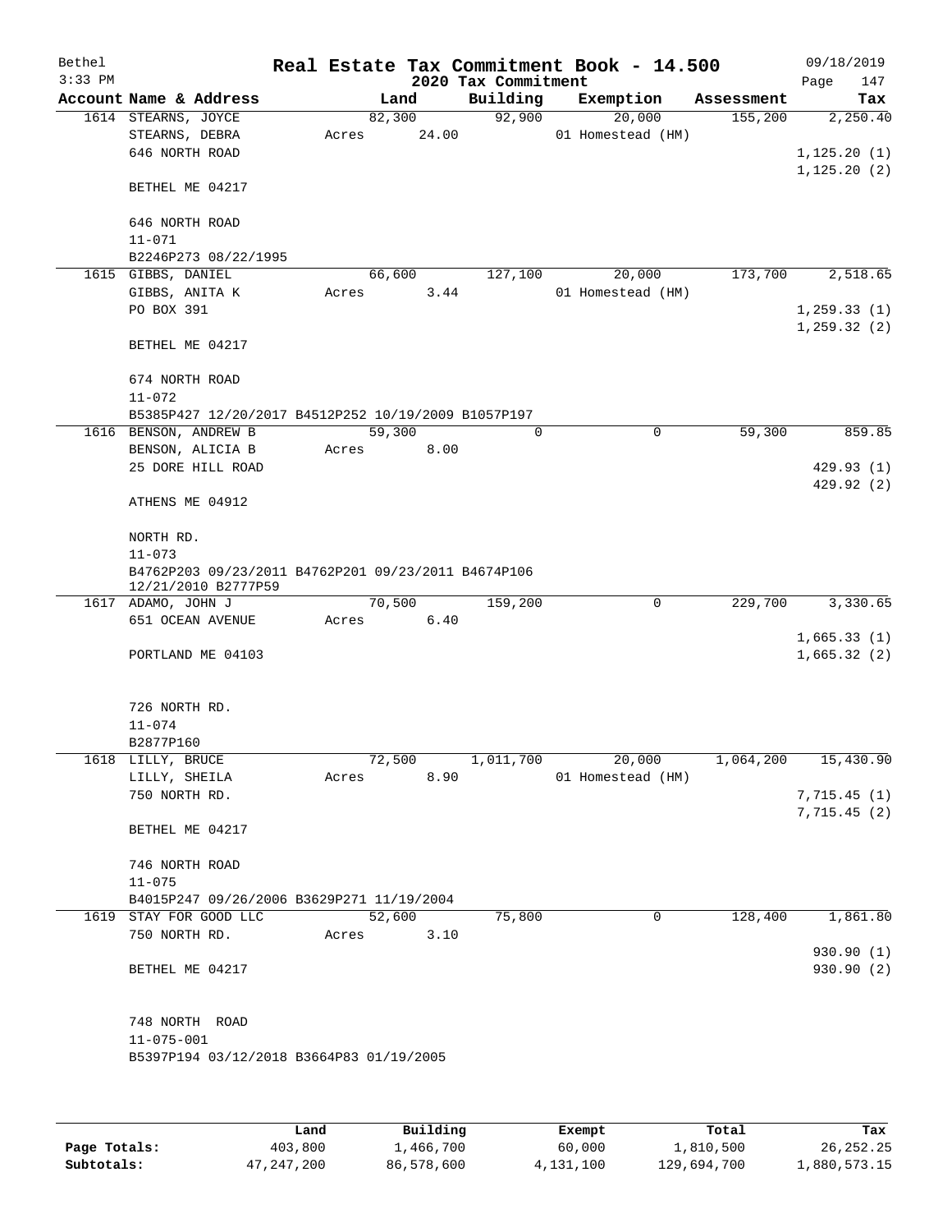Bethel 3:33 PM

# Real Estate Tax Commitment Book - 14.500

## 2020 Tax Commitment

09/18/2019

| Account Name & Address | Land | Building | Exemption | Assessment | Tax |
|---|---|---|---|---|---|
| 1614 STEARNS, JOYCE | 82,300 | 92,900 | 20,000 | 155,200 | 2,250.40 |
| STEARNS, DEBRA | Acres 24.00 | | 01 Homestead (HM) | | |
| 646 NORTH ROAD | | | | | 1,125.20 (1) |
| | | | | | 1,125.20 (2) |
| BETHEL ME 04217 | | | | | |
| 646 NORTH ROAD | | | | | |
| 11-071 | | | | | |
| B2246P273 08/22/1995 | | | | | |
| 1615 GIBBS, DANIEL | 66,600 | 127,100 | 20,000 | 173,700 | 2,518.65 |
| GIBBS, ANITA K | Acres 3.44 | | 01 Homestead (HM) | | |
| PO BOX 391 | | | | | 1,259.33 (1) |
| | | | | | 1,259.32 (2) |
| BETHEL ME 04217 | | | | | |
| 674 NORTH ROAD | | | | | |
| 11-072 | | | | | |
| B5385P427 12/20/2017 B4512P252 10/19/2009 B1057P197 | | | | | |
| 1616 BENSON, ANDREW B | 59,300 | 0 | 0 | 59,300 | 859.85 |
| BENSON, ALICIA B | Acres 8.00 | | | | |
| 25 DORE HILL ROAD | | | | | 429.93 (1) |
| | | | | | 429.92 (2) |
| ATHENS ME 04912 | | | | | |
| NORTH RD. | | | | | |
| 11-073 | | | | | |
| B4762P203 09/23/2011 B4762P201 09/23/2011 B4674P106 12/21/2010 B2777P59 | | | | | |
| 1617 ADAMO, JOHN J | 70,500 | 159,200 | 0 | 229,700 | 3,330.65 |
| 651 OCEAN AVENUE | Acres 6.40 | | | | |
| | | | | | 1,665.33 (1) |
| PORTLAND ME 04103 | | | | | 1,665.32 (2) |
| 726 NORTH RD. | | | | | |
| 11-074 | | | | | |
| B2877P160 | | | | | |
| 1618 LILLY, BRUCE | 72,500 | 1,011,700 | 20,000 | 1,064,200 | 15,430.90 |
| LILLY, SHEILA | Acres 8.90 | | 01 Homestead (HM) | | |
| 750 NORTH RD. | | | | | 7,715.45 (1) |
| | | | | | 7,715.45 (2) |
| BETHEL ME 04217 | | | | | |
| 746 NORTH ROAD | | | | | |
| 11-075 | | | | | |
| B4015P247 09/26/2006 B3629P271 11/19/2004 | | | | | |
| 1619 STAY FOR GOOD LLC | 52,600 | 75,800 | 0 | 128,400 | 1,861.80 |
| 750 NORTH RD. | Acres 3.10 | | | | |
| | | | | | 930.90 (1) |
| BETHEL ME 04217 | | | | | 930.90 (2) |
| 748 NORTH ROAD | | | | | |
| 11-075-001 | | | | | |
| B5397P194 03/12/2018 B3664P83 01/19/2005 | | | | | |

| | Land | Building | Exempt | Total | Tax |
|---|---|---|---|---|---|
| Page Totals: | 403,800 | 1,466,700 | 60,000 | 1,810,500 | 26,252.25 |
| Subtotals: | 47,247,200 | 86,578,600 | 4,131,100 | 129,694,700 | 1,880,573.15 |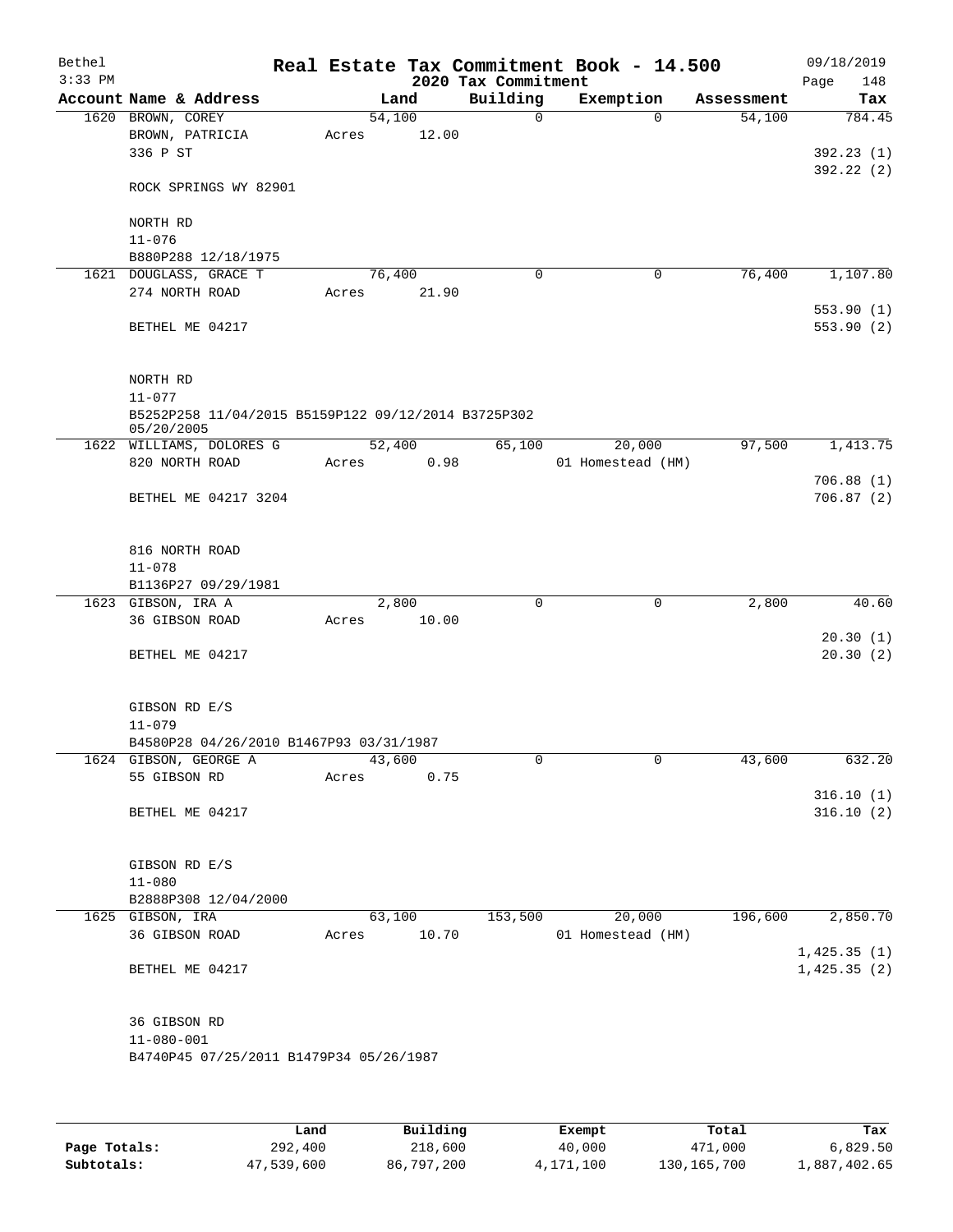Bethel 3:33 PM

# Real Estate Tax Commitment Book - 14.500

## 2020 Tax Commitment

09/18/2019

| Account | Name & Address | Land | Building | Exemption | Assessment | Tax |
|---|---|---|---|---|---|---|
| 1620 | BROWN, COREY<br>BROWN, PATRICIA<br>336 P ST<br><br>ROCK SPRINGS WY 82901<br><br>NORTH RD<br>11-076<br>B880P288 12/18/1975 | 54,100<br>Acres 12.00 | 0 | 0 | 54,100 | 784.45<br><br>392.23 (1)<br>392.22 (2) |
| 1621 | DOUGLASS, GRACE T<br>274 NORTH ROAD<br><br>BETHEL ME 04217<br><br>NORTH RD<br>11-077<br>B5252P258 11/04/2015 B5159P122 09/12/2014 B3725P302 05/20/2005 | 76,400<br>Acres 21.90 | 0 | 0 | 76,400 | 1,107.80<br><br>553.90 (1)<br>553.90 (2) |
| 1622 | WILLIAMS, DOLORES G<br>820 NORTH ROAD<br><br>BETHEL ME 04217 3204<br><br>816 NORTH ROAD<br>11-078<br>B1136P27 09/29/1981 | 52,400<br>Acres 0.98 | 65,100 | 20,000<br>01 Homestead (HM) | 97,500 | 1,413.75<br><br>706.88 (1)<br>706.87 (2) |
| 1623 | GIBSON, IRA A<br>36 GIBSON ROAD<br><br>BETHEL ME 04217<br><br>GIBSON RD E/S<br>11-079<br>B4580P28 04/26/2010 B1467P93 03/31/1987 | 2,800<br>Acres 10.00 | 0 | 0 | 2,800 | 40.60<br><br>20.30 (1)<br>20.30 (2) |
| 1624 | GIBSON, GEORGE A<br>55 GIBSON RD<br><br>BETHEL ME 04217<br><br>GIBSON RD E/S<br>11-080<br>B2888P308 12/04/2000 | 43,600<br>Acres 0.75 | 0 | 0 | 43,600 | 632.20<br><br>316.10 (1)<br>316.10 (2) |
| 1625 | GIBSON, IRA<br>36 GIBSON ROAD<br><br>BETHEL ME 04217<br><br>36 GIBSON RD<br>11-080-001<br>B4740P45 07/25/2011 B1479P34 05/26/1987 | 63,100<br>Acres 10.70 | 153,500 | 20,000<br>01 Homestead (HM) | 196,600 | 2,850.70<br><br>1,425.35 (1)<br>1,425.35 (2) |

| | Land | Building | Exempt | Total | Tax |
|---|---|---|---|---|---|
| Page Totals: | 292,400 | 218,600 | 40,000 | 471,000 | 6,829.50 |
| Subtotals: | 47,539,600 | 86,797,200 | 4,171,100 | 130,165,700 | 1,887,402.65 |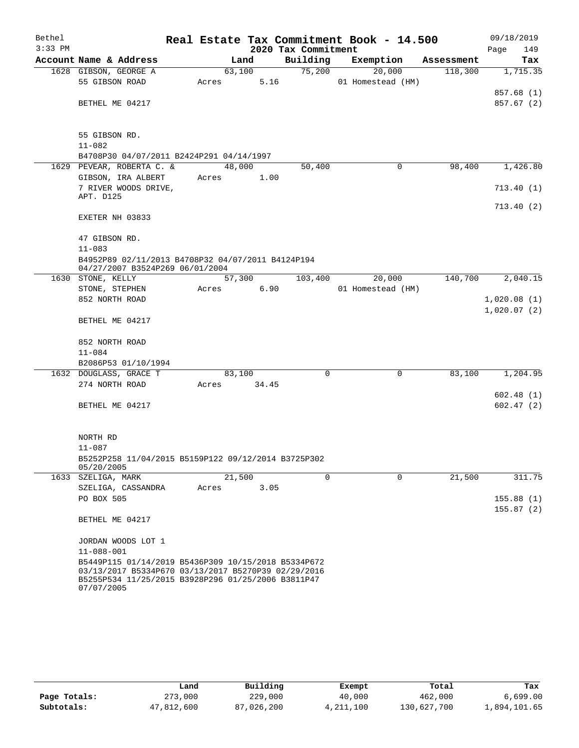Bethel
3:33 PM

# Real Estate Tax Commitment Book - 14.500

## 2020 Tax Commitment

09/18/2019

| Account Name & Address | Land | Building | Exemption | Assessment | Tax |
|---|---|---|---|---|---|
| 1628 GIBSON, GEORGE A | 63,100 | 75,200 | 20,000 | 118,300 | 1,715.35 |
| 55 GIBSON ROAD | Acres 5.16 | | 01 Homestead (HM) | | |
| | | | | | 857.68 (1) |
| BETHEL ME 04217 | | | | | 857.67 (2) |
| 55 GIBSON RD. | | | | | |
| 11-082 | | | | | |
| B4708P30 04/07/2011 B2424P291 04/14/1997 | | | | | |
| 1629 PEVEAR, ROBERTA C. & | 48,000 | 50,400 | 0 | 98,400 | 1,426.80 |
| GIBSON, IRA ALBERT | Acres 1.00 | | | | |
| 7 RIVER WOODS DRIVE, APT. D125 | | | | | 713.40 (1) |
| | | | | | 713.40 (2) |
| EXETER NH 03833 | | | | | |
| 47 GIBSON RD. | | | | | |
| 11-083 | | | | | |
| B4952P89 02/11/2013 B4708P32 04/07/2011 B4124P194 04/27/2007 B3524P269 06/01/2004 | | | | | |
| 1630 STONE, KELLY | 57,300 | 103,400 | 20,000 | 140,700 | 2,040.15 |
| STONE, STEPHEN | Acres 6.90 | | 01 Homestead (HM) | | |
| 852 NORTH ROAD | | | | | 1,020.08 (1) |
| | | | | | 1,020.07 (2) |
| BETHEL ME 04217 | | | | | |
| 852 NORTH ROAD | | | | | |
| 11-084 | | | | | |
| B2086P53 01/10/1994 | | | | | |
| 1632 DOUGLASS, GRACE T | 83,100 | 0 | 0 | 83,100 | 1,204.95 |
| 274 NORTH ROAD | Acres 34.45 | | | | |
| | | | | | 602.48 (1) |
| BETHEL ME 04217 | | | | | 602.47 (2) |
| NORTH RD | | | | | |
| 11-087 | | | | | |
| B5252P258 11/04/2015 B5159P122 09/12/2014 B3725P302 05/20/2005 | | | | | |
| 1633 SZELIGA, MARK | 21,500 | 0 | 0 | 21,500 | 311.75 |
| SZELIGA, CASSANDRA | Acres 3.05 | | | | |
| PO BOX 505 | | | | | 155.88 (1) |
| | | | | | 155.87 (2) |
| BETHEL ME 04217 | | | | | |
| JORDAN WOODS LOT 1 | | | | | |
| 11-088-001 | | | | | |
| B5449P115 01/14/2019 B5436P309 10/15/2018 B5334P672 03/13/2017 B5334P670 03/13/2017 B5270P39 02/29/2016 B5255P534 11/25/2015 B3928P296 01/25/2006 B3811P47 07/07/2005 | | | | | |

| | Land | Building | Exempt | Total | Tax |
|---|---|---|---|---|---|
| Page Totals: | 273,000 | 229,000 | 40,000 | 462,000 | 6,699.00 |
| Subtotals: | 47,812,600 | 87,026,200 | 4,211,100 | 130,627,700 | 1,894,101.65 |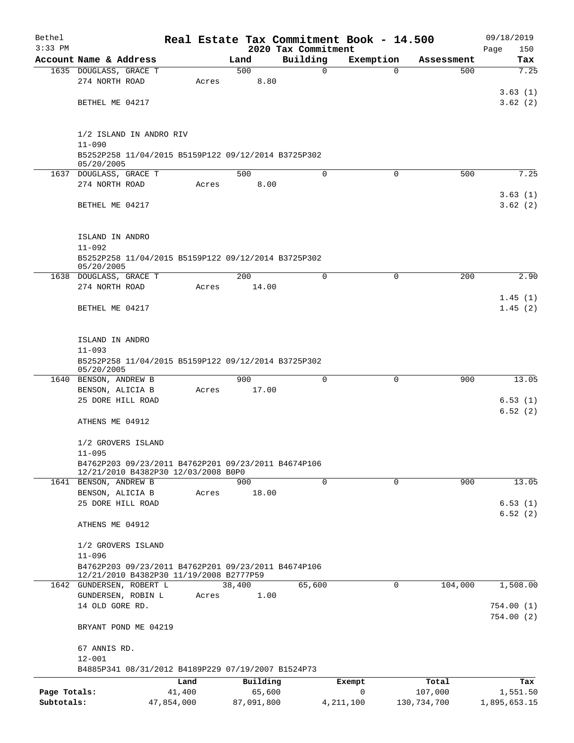# Real Estate Tax Commitment Book - 14.500

Bethel 3:33 PM — 2020 Tax Commitment — 09/18/2019

| Account Name & Address | Land | Building | Exemption | Assessment | Tax |
|---|---|---|---|---|---|
| 1635 DOUGLASS, GRACE T | 500 | 0 | 0 | 500 | 7.25 |
| 274 NORTH ROAD | Acres 8.80 | | | | |
| | | | | | 3.63 (1) |
| BETHEL ME 04217 | | | | | 3.62 (2) |
| 1/2 ISLAND IN ANDRO RIV | | | | | |
| 11-090 | | | | | |
| B5252P258 11/04/2015 B5159P122 09/12/2014 B3725P302 05/20/2005 | | | | | |
| 1637 DOUGLASS, GRACE T | 500 | 0 | 0 | 500 | 7.25 |
| 274 NORTH ROAD | Acres 8.00 | | | | |
| | | | | | 3.63 (1) |
| BETHEL ME 04217 | | | | | 3.62 (2) |
| ISLAND IN ANDRO | | | | | |
| 11-092 | | | | | |
| B5252P258 11/04/2015 B5159P122 09/12/2014 B3725P302 05/20/2005 | | | | | |
| 1638 DOUGLASS, GRACE T | 200 | 0 | 0 | 200 | 2.90 |
| 274 NORTH ROAD | Acres 14.00 | | | | |
| | | | | | 1.45 (1) |
| BETHEL ME 04217 | | | | | 1.45 (2) |
| ISLAND IN ANDRO | | | | | |
| 11-093 | | | | | |
| B5252P258 11/04/2015 B5159P122 09/12/2014 B3725P302 05/20/2005 | | | | | |
| 1640 BENSON, ANDREW B | 900 | 0 | 0 | 900 | 13.05 |
| BENSON, ALICIA B | Acres 17.00 | | | | |
| 25 DORE HILL ROAD | | | | | 6.53 (1) |
| | | | | | 6.52 (2) |
| ATHENS ME 04912 | | | | | |
| 1/2 GROVERS ISLAND | | | | | |
| 11-095 | | | | | |
| B4762P203 09/23/2011 B4762P201 09/23/2011 B4674P106 12/21/2010 B4382P30 12/03/2008 B0P0 | | | | | |
| 1641 BENSON, ANDREW B | 900 | 0 | 0 | 900 | 13.05 |
| BENSON, ALICIA B | Acres 18.00 | | | | |
| 25 DORE HILL ROAD | | | | | 6.53 (1) |
| | | | | | 6.52 (2) |
| ATHENS ME 04912 | | | | | |
| 1/2 GROVERS ISLAND | | | | | |
| 11-096 | | | | | |
| B4762P203 09/23/2011 B4762P201 09/23/2011 B4674P106 12/21/2010 B4382P30 11/19/2008 B2777P59 | | | | | |
| 1642 GUNDERSEN, ROBERT L | 38,400 | 65,600 | 0 | 104,000 | 1,508.00 |
| GUNDERSEN, ROBIN L | Acres 1.00 | | | | |
| 14 OLD GORE RD. | | | | | 754.00 (1) |
| | | | | | 754.00 (2) |
| BRYANT POND ME 04219 | | | | | |
| 67 ANNIS RD. | | | | | |
| 12-001 | | | | | |
| B4885P341 08/31/2012 B4189P229 07/19/2007 B1524P73 | | | | | |

| | Land | Building | Exempt | Total | Tax |
|---|---|---|---|---|---|
| Page Totals: | 41,400 | 65,600 | 0 | 107,000 | 1,551.50 |
| Subtotals: | 47,854,000 | 87,091,800 | 4,211,100 | 130,734,700 | 1,895,653.15 |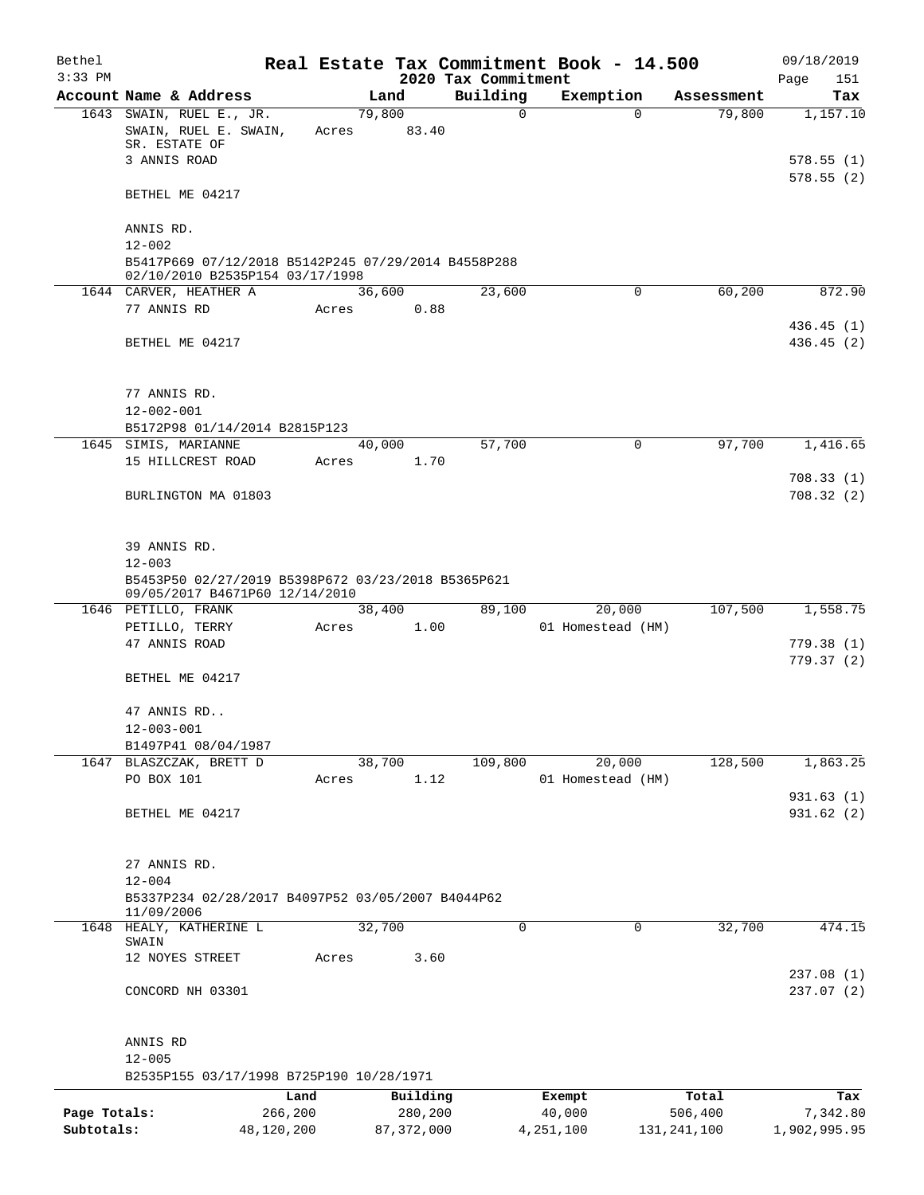# Real Estate Tax Commitment Book - 14.500

## 2020 Tax Commitment

Bethel
3:33 PM

09/18/2019
Page 151

| Account Name & Address | Land | Building | Exemption | Assessment | Tax |
|---|---|---|---|---|---|
| 1643 SWAIN, RUEL E., JR. | 79,800 | 0 | 0 | 79,800 | 1,157.10 |
| SWAIN, RUEL E. SWAIN, SR. ESTATE OF | Acres 83.40 | | | | |
| 3 ANNIS ROAD | | | | | 578.55 (1) |
| | | | | | 578.55 (2) |
| BETHEL ME 04217 | | | | | |
| ANNIS RD. | | | | | |
| 12-002 | | | | | |
| B5417P669 07/12/2018 B5142P245 07/29/2014 B4558P288 02/10/2010 B2535P154 03/17/1998 | | | | | |
| 1644 CARVER, HEATHER A | 36,600 | 23,600 | 0 | 60,200 | 872.90 |
| 77 ANNIS RD | Acres 0.88 | | | | |
| | | | | | 436.45 (1) |
| BETHEL ME 04217 | | | | | 436.45 (2) |
| 77 ANNIS RD. | | | | | |
| 12-002-001 | | | | | |
| B5172P98 01/14/2014 B2815P123 | | | | | |
| 1645 SIMIS, MARIANNE | 40,000 | 57,700 | 0 | 97,700 | 1,416.65 |
| 15 HILLCREST ROAD | Acres 1.70 | | | | |
| | | | | | 708.33 (1) |
| BURLINGTON MA 01803 | | | | | 708.32 (2) |
| 39 ANNIS RD. | | | | | |
| 12-003 | | | | | |
| B5453P50 02/27/2019 B5398P672 03/23/2018 B5365P621 09/05/2017 B4671P60 12/14/2010 | | | | | |
| 1646 PETILLO, FRANK | 38,400 | 89,100 | 20,000 | 107,500 | 1,558.75 |
| PETILLO, TERRY | Acres 1.00 | | 01 Homestead (HM) | | |
| 47 ANNIS ROAD | | | | | 779.38 (1) |
| | | | | | 779.37 (2) |
| BETHEL ME 04217 | | | | | |
| 47 ANNIS RD.. | | | | | |
| 12-003-001 | | | | | |
| B1497P41 08/04/1987 | | | | | |
| 1647 BLASZCZAK, BRETT D | 38,700 | 109,800 | 20,000 | 128,500 | 1,863.25 |
| PO BOX 101 | Acres 1.12 | | 01 Homestead (HM) | | |
| | | | | | 931.63 (1) |
| BETHEL ME 04217 | | | | | 931.62 (2) |
| 27 ANNIS RD. | | | | | |
| 12-004 | | | | | |
| B5337P234 02/28/2017 B4097P52 03/05/2007 B4044P62 11/09/2006 | | | | | |
| 1648 HEALY, KATHERINE L SWAIN | 32,700 | 0 | 0 | 32,700 | 474.15 |
| 12 NOYES STREET | Acres 3.60 | | | | |
| | | | | | 237.08 (1) |
| CONCORD NH 03301 | | | | | 237.07 (2) |
| ANNIS RD | | | | | |
| 12-005 | | | | | |
| B2535P155 03/17/1998 B725P190 10/28/1971 | | | | | |

| | Land | Building | Exempt | Total | Tax |
|---|---|---|---|---|---|
| Page Totals: | 266,200 | 280,200 | 40,000 | 506,400 | 7,342.80 |
| Subtotals: | 48,120,200 | 87,372,000 | 4,251,100 | 131,241,100 | 1,902,995.95 |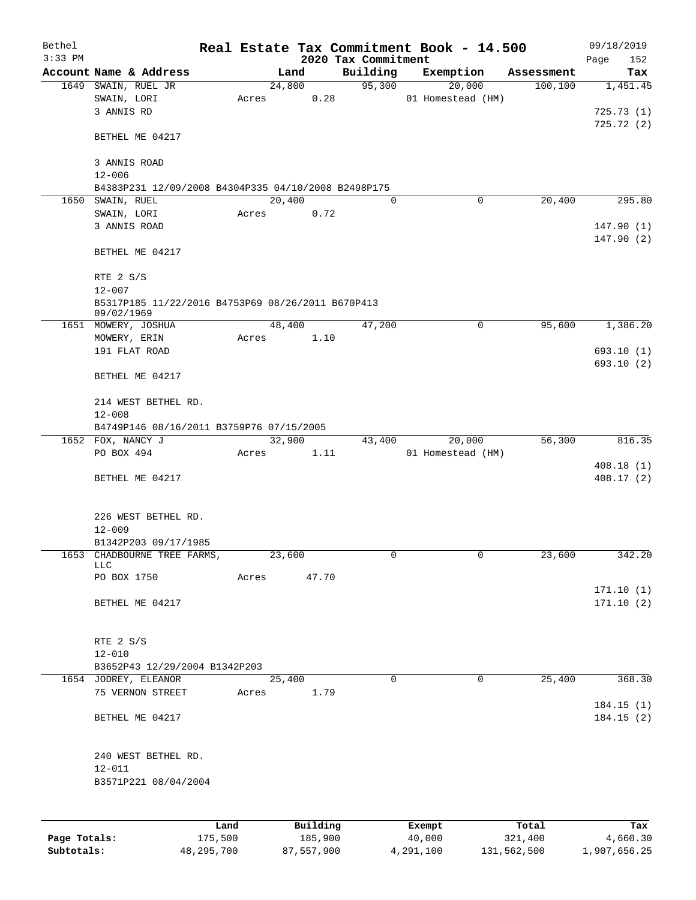# Real Estate Tax Commitment Book - 14.500

Bethel
3:33 PM
2020 Tax Commitment
09/18/2019

| Account Name & Address | Land | Building | Exemption | Assessment | Tax |
|---|---|---|---|---|---|
| 1649 SWAIN, RUEL JR | 24,800 | 95,300 | 20,000 | 100,100 | 1,451.45 |
| SWAIN, LORI | Acres 0.28 | | 01 Homestead (HM) | | |
| 3 ANNIS RD | | | | | 725.73 (1) |
| | | | | | 725.72 (2) |
| BETHEL ME 04217 | | | | | |
| 3 ANNIS ROAD | | | | | |
| 12-006 | | | | | |
| B4383P231 12/09/2008 B4304P335 04/10/2008 B2498P175 | | | | | |
| 1650 SWAIN, RUEL | 20,400 | 0 | 0 | 20,400 | 295.80 |
| SWAIN, LORI | Acres 0.72 | | | | |
| 3 ANNIS ROAD | | | | | 147.90 (1) |
| | | | | | 147.90 (2) |
| BETHEL ME 04217 | | | | | |
| RTE 2 S/S | | | | | |
| 12-007 | | | | | |
| B5317P185 11/22/2016 B4753P69 08/26/2011 B670P413 09/02/1969 | | | | | |
| 1651 MOWERY, JOSHUA | 48,400 | 47,200 | 0 | 95,600 | 1,386.20 |
| MOWERY, ERIN | Acres 1.10 | | | | |
| 191 FLAT ROAD | | | | | 693.10 (1) |
| | | | | | 693.10 (2) |
| BETHEL ME 04217 | | | | | |
| 214 WEST BETHEL RD. | | | | | |
| 12-008 | | | | | |
| B4749P146 08/16/2011 B3759P76 07/15/2005 | | | | | |
| 1652 FOX, NANCY J | 32,900 | 43,400 | 20,000 | 56,300 | 816.35 |
| PO BOX 494 | Acres 1.11 | | 01 Homestead (HM) | | |
| | | | | | 408.18 (1) |
| BETHEL ME 04217 | | | | | 408.17 (2) |
| 226 WEST BETHEL RD. | | | | | |
| 12-009 | | | | | |
| B1342P203 09/17/1985 | | | | | |
| 1653 CHADBOURNE TREE FARMS, LLC | 23,600 | 0 | 0 | 23,600 | 342.20 |
| PO BOX 1750 | Acres 47.70 | | | | |
| | | | | | 171.10 (1) |
| BETHEL ME 04217 | | | | | 171.10 (2) |
| RTE 2 S/S | | | | | |
| 12-010 | | | | | |
| B3652P43 12/29/2004 B1342P203 | | | | | |
| 1654 JODREY, ELEANOR | 25,400 | 0 | 0 | 25,400 | 368.30 |
| 75 VERNON STREET | Acres 1.79 | | | | |
| | | | | | 184.15 (1) |
| BETHEL ME 04217 | | | | | 184.15 (2) |
| 240 WEST BETHEL RD. | | | | | |
| 12-011 | | | | | |
| B3571P221 08/04/2004 | | | | | |

| | Land | Building | Exempt | Total | Tax |
|---|---|---|---|---|---|
| Page Totals: | 175,500 | 185,900 | 40,000 | 321,400 | 4,660.30 |
| Subtotals: | 48,295,700 | 87,557,900 | 4,291,100 | 131,562,500 | 1,907,656.25 |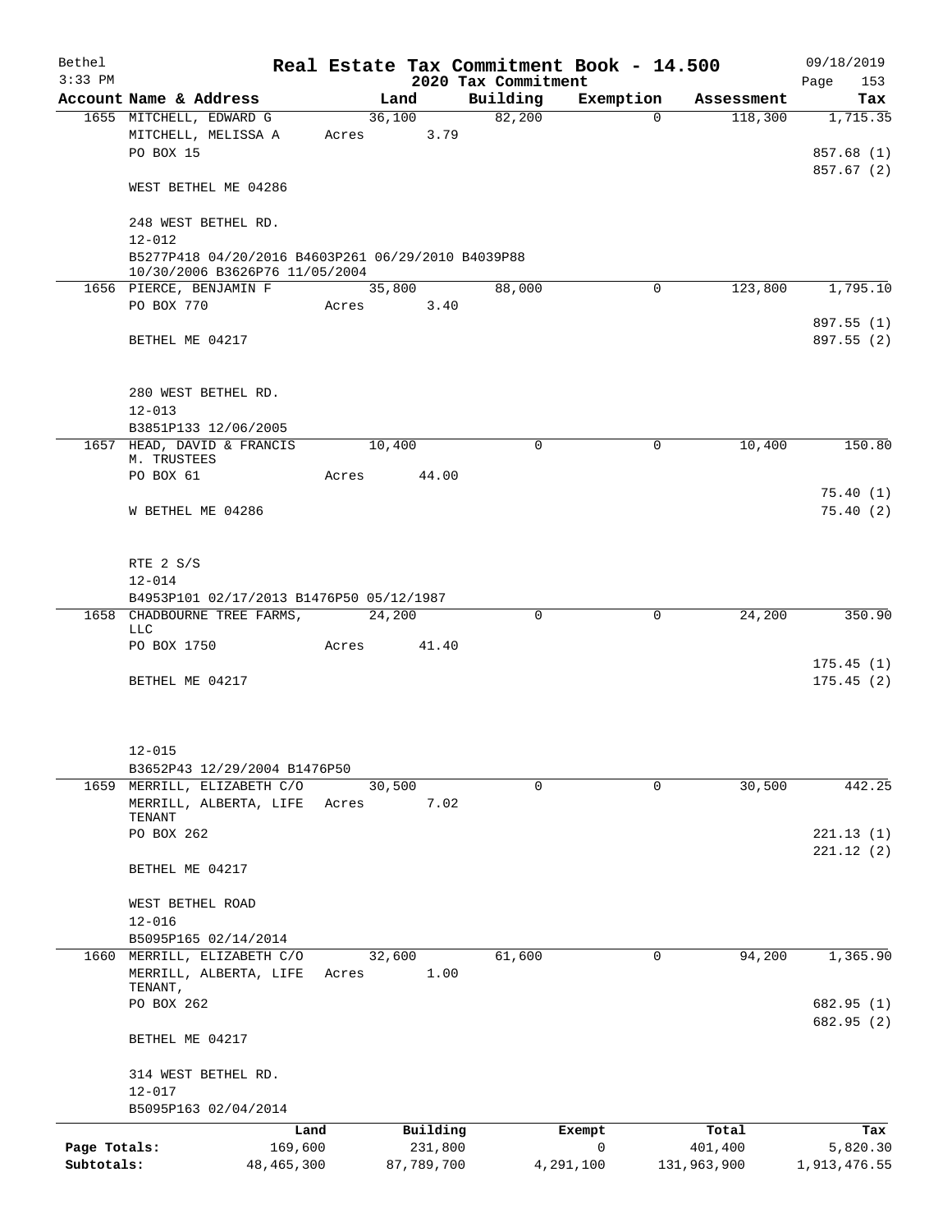Bethel 3:33 PM

# Real Estate Tax Commitment Book - 14.500

## 2020 Tax Commitment

09/18/2019

| Account Name & Address | Land | Building | Exemption | Assessment | Tax |
|---|---|---|---|---|---|
| 1655 MITCHELL, EDWARD G | 36,100 | 82,200 | 0 | 118,300 | 1,715.35 |
| MITCHELL, MELISSA A | Acres 3.79 | | | | |
| PO BOX 15 | | | | | 857.68 (1) |
| | | | | | 857.67 (2) |
| WEST BETHEL ME 04286 | | | | | |
| 248 WEST BETHEL RD. | | | | | |
| 12-012 | | | | | |
| B5277P418 04/20/2016 B4603P261 06/29/2010 B4039P88 10/30/2006 B3626P76 11/05/2004 | | | | | |
| 1656 PIERCE, BENJAMIN F | 35,800 | 88,000 | 0 | 123,800 | 1,795.10 |
| PO BOX 770 | Acres 3.40 | | | | |
| | | | | | 897.55 (1) |
| BETHEL ME 04217 | | | | | 897.55 (2) |
| 280 WEST BETHEL RD. | | | | | |
| 12-013 | | | | | |
| B3851P133 12/06/2005 | | | | | |
| 1657 HEAD, DAVID & FRANCIS M. TRUSTEES | 10,400 | 0 | 0 | 10,400 | 150.80 |
| PO BOX 61 | Acres 44.00 | | | | |
| | | | | | 75.40 (1) |
| W BETHEL ME 04286 | | | | | 75.40 (2) |
| RTE 2 S/S | | | | | |
| 12-014 | | | | | |
| B4953P101 02/17/2013 B1476P50 05/12/1987 | | | | | |
| 1658 CHADBOURNE TREE FARMS, LLC | 24,200 | 0 | 0 | 24,200 | 350.90 |
| PO BOX 1750 | Acres 41.40 | | | | |
| | | | | | 175.45 (1) |
| BETHEL ME 04217 | | | | | 175.45 (2) |
| 12-015 | | | | | |
| B3652P43 12/29/2004 B1476P50 | | | | | |
| 1659 MERRILL, ELIZABETH C/O | 30,500 | 0 | 0 | 30,500 | 442.25 |
| MERRILL, ALBERTA, LIFE TENANT | Acres 7.02 | | | | |
| PO BOX 262 | | | | | 221.13 (1) |
| | | | | | 221.12 (2) |
| BETHEL ME 04217 | | | | | |
| WEST BETHEL ROAD | | | | | |
| 12-016 | | | | | |
| B5095P165 02/14/2014 | | | | | |
| 1660 MERRILL, ELIZABETH C/O | 32,600 | 61,600 | 0 | 94,200 | 1,365.90 |
| MERRILL, ALBERTA, LIFE TENANT, | Acres 1.00 | | | | |
| PO BOX 262 | | | | | 682.95 (1) |
| | | | | | 682.95 (2) |
| BETHEL ME 04217 | | | | | |
| 314 WEST BETHEL RD. | | | | | |
| 12-017 | | | | | |
| B5095P163 02/04/2014 | | | | | |

| | Land | Building | Exempt | Total | Tax |
|---|---|---|---|---|---|
| Page Totals: | 169,600 | 231,800 | 0 | 401,400 | 5,820.30 |
| Subtotals: | 48,465,300 | 87,789,700 | 4,291,100 | 131,963,900 | 1,913,476.55 |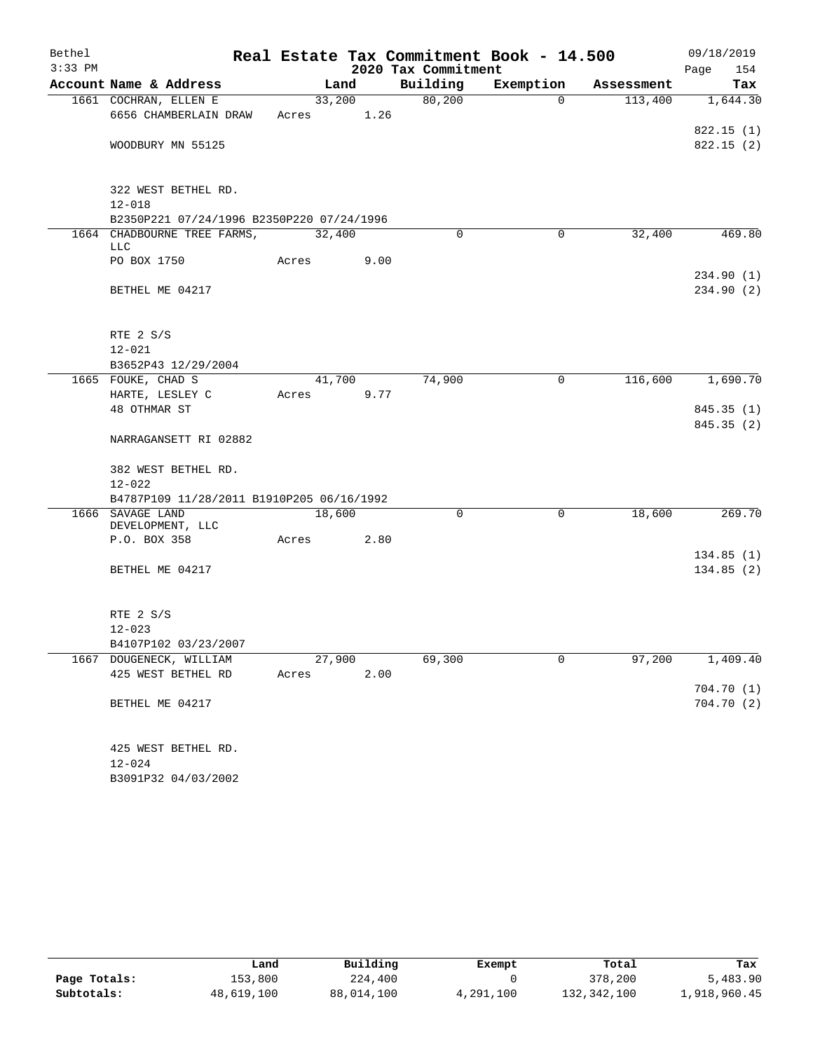# Real Estate Tax Commitment Book - 14.500

## 2020 Tax Commitment

Bethel 3:33 PM — 09/18/2019

| Account Name & Address | Land | Building | Exemption | Assessment | Tax |
|---|---|---|---|---|---|
| 1661 COCHRAN, ELLEN E | 33,200 | 80,200 | 0 | 113,400 | 1,644.30 |
| 6656 CHAMBERLAIN DRAW | Acres 1.26 | | | | |
| | | | | | 822.15 (1) |
| WOODBURY MN 55125 | | | | | 822.15 (2) |
| 322 WEST BETHEL RD. | | | | | |
| 12-018 | | | | | |
| B2350P221 07/24/1996 B2350P220 07/24/1996 | | | | | |
| 1664 CHADBOURNE TREE FARMS, LLC | 32,400 | 0 | 0 | 32,400 | 469.80 |
| PO BOX 1750 | Acres 9.00 | | | | |
| | | | | | 234.90 (1) |
| BETHEL ME 04217 | | | | | 234.90 (2) |
| RTE 2 S/S | | | | | |
| 12-021 | | | | | |
| B3652P43 12/29/2004 | | | | | |
| 1665 FOUKE, CHAD S | 41,700 | 74,900 | 0 | 116,600 | 1,690.70 |
| HARTE, LESLEY C | Acres 9.77 | | | | |
| 48 OTHMAR ST | | | | | 845.35 (1) |
| | | | | | 845.35 (2) |
| NARRAGANSETT RI 02882 | | | | | |
| 382 WEST BETHEL RD. | | | | | |
| 12-022 | | | | | |
| B4787P109 11/28/2011 B1910P205 06/16/1992 | | | | | |
| 1666 SAVAGE LAND DEVELOPMENT, LLC | 18,600 | 0 | 0 | 18,600 | 269.70 |
| P.O. BOX 358 | Acres 2.80 | | | | |
| | | | | | 134.85 (1) |
| BETHEL ME 04217 | | | | | 134.85 (2) |
| RTE 2 S/S | | | | | |
| 12-023 | | | | | |
| B4107P102 03/23/2007 | | | | | |
| 1667 DOUGENECK, WILLIAM | 27,900 | 69,300 | 0 | 97,200 | 1,409.40 |
| 425 WEST BETHEL RD | Acres 2.00 | | | | |
| | | | | | 704.70 (1) |
| BETHEL ME 04217 | | | | | 704.70 (2) |
| 425 WEST BETHEL RD. | | | | | |
| 12-024 | | | | | |
| B3091P32 04/03/2002 | | | | | |

| | Land | Building | Exempt | Total | Tax |
|---|---|---|---|---|---|
| Page Totals: | 153,800 | 224,400 | 0 | 378,200 | 5,483.90 |
| Subtotals: | 48,619,100 | 88,014,100 | 4,291,100 | 132,342,100 | 1,918,960.45 |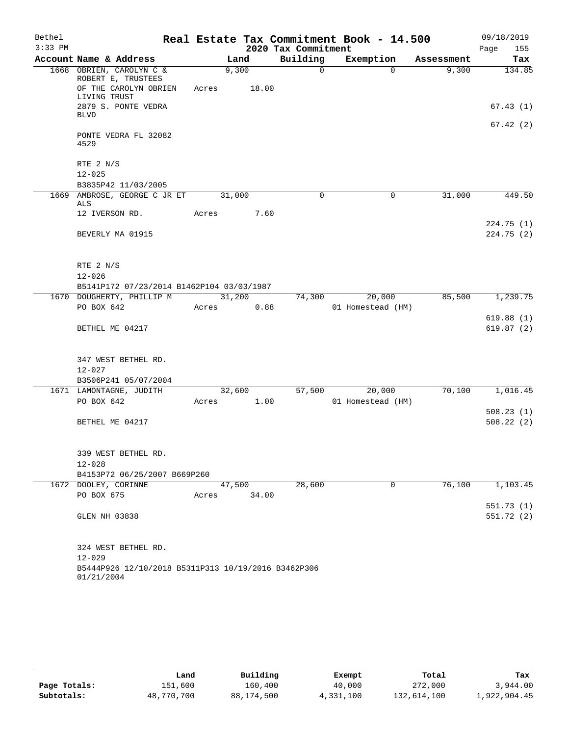# Real Estate Tax Commitment Book - 14.500

Bethel 3:33 PM — 2020 Tax Commitment — 09/18/2019

| Account | Name & Address | Land | Building | Exemption | Assessment | Tax |
|---|---|---|---|---|---|---|
| 1668 | OBRIEN, CAROLYN C & ROBERT E, TRUSTEES OF THE CAROLYN OBRIEN LIVING TRUST 2879 S. PONTE VEDRA BLVD PONTE VEDRA FL 32082 4529 | 9,300 Acres 18.00 | 0 | 0 | 9,300 | 134.85 67.43 (1) 67.42 (2) |
| | RTE 2 N/S 12-025 B3835P42 11/03/2005 | | | | | |
| 1669 | AMBROSE, GEORGE C JR ET ALS 12 IVERSON RD. BEVERLY MA 01915 | 31,000 Acres 7.60 | 0 | 0 | 31,000 | 449.50 224.75 (1) 224.75 (2) |
| | RTE 2 N/S 12-026 B5141P172 07/23/2014 B1462P104 03/03/1987 | | | | | |
| 1670 | DOUGHERTY, PHILLIP M PO BOX 642 BETHEL ME 04217 | 31,200 Acres 0.88 | 74,300 | 20,000 01 Homestead (HM) | 85,500 | 1,239.75 619.88 (1) 619.87 (2) |
| | 347 WEST BETHEL RD. 12-027 B3506P241 05/07/2004 | | | | | |
| 1671 | LAMONTAGNE, JUDITH PO BOX 642 BETHEL ME 04217 | 32,600 Acres 1.00 | 57,500 | 20,000 01 Homestead (HM) | 70,100 | 1,016.45 508.23 (1) 508.22 (2) |
| | 339 WEST BETHEL RD. 12-028 B4153P72 06/25/2007 B669P260 | | | | | |
| 1672 | DOOLEY, CORINNE PO BOX 675 GLEN NH 03838 | 47,500 Acres 34.00 | 28,600 | 0 | 76,100 | 1,103.45 551.73 (1) 551.72 (2) |
| | 324 WEST BETHEL RD. 12-029 B5444P926 12/10/2018 B5311P313 10/19/2016 B3462P306 01/21/2004 | | | | | |

| | Land | Building | Exempt | Total | Tax |
|---|---|---|---|---|---|
| Page Totals: | 151,600 | 160,400 | 40,000 | 272,000 | 3,944.00 |
| Subtotals: | 48,770,700 | 88,174,500 | 4,331,100 | 132,614,100 | 1,922,904.45 |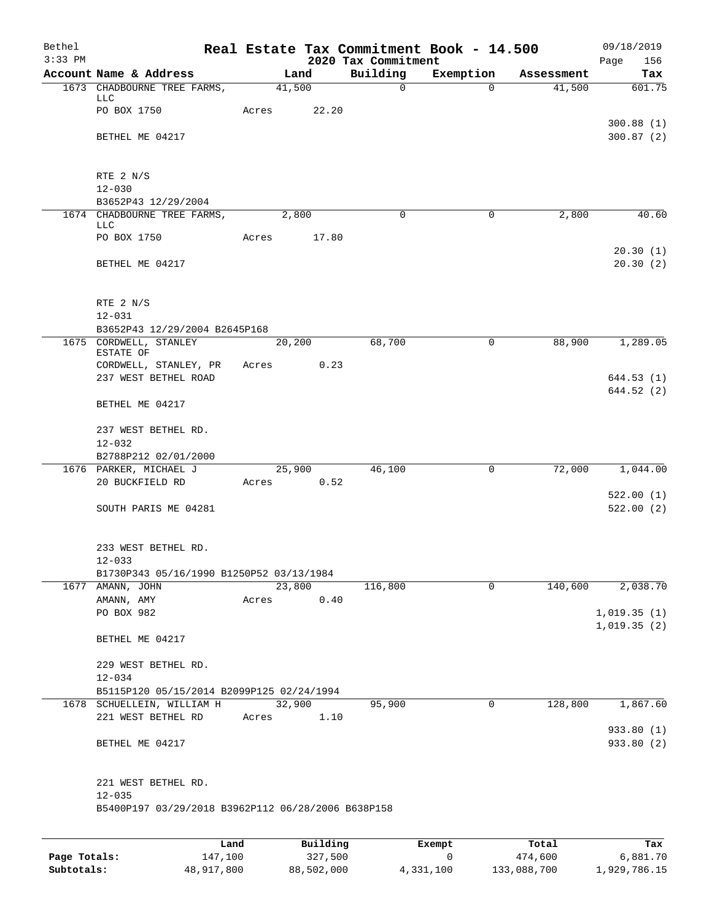Bethel 3:33 PM

# Real Estate Tax Commitment Book - 14.500

## 2020 Tax Commitment

09/18/2019 Page 156

| Account Name & Address | Land | Building | Exemption | Assessment | Tax |
|---|---|---|---|---|---|
| 1673 CHADBOURNE TREE FARMS, LLC | 41,500 | 0 | 0 | 41,500 | 601.75 |
| PO BOX 1750 | Acres 22.20 | | | | |
| | | | | | 300.88 (1) |
| BETHEL ME 04217 | | | | | 300.87 (2) |
| RTE 2 N/S | | | | | |
| 12-030 | | | | | |
| B3652P43 12/29/2004 | | | | | |
| 1674 CHADBOURNE TREE FARMS, LLC | 2,800 | 0 | 0 | 2,800 | 40.60 |
| PO BOX 1750 | Acres 17.80 | | | | |
| | | | | | 20.30 (1) |
| BETHEL ME 04217 | | | | | 20.30 (2) |
| RTE 2 N/S | | | | | |
| 12-031 | | | | | |
| B3652P43 12/29/2004 B2645P168 | | | | | |
| 1675 CORDWELL, STANLEY ESTATE OF | 20,200 | 68,700 | 0 | 88,900 | 1,289.05 |
| CORDWELL, STANLEY, PR | Acres 0.23 | | | | |
| 237 WEST BETHEL ROAD | | | | | 644.53 (1) |
| | | | | | 644.52 (2) |
| BETHEL ME 04217 | | | | | |
| 237 WEST BETHEL RD. | | | | | |
| 12-032 | | | | | |
| B2788P212 02/01/2000 | | | | | |
| 1676 PARKER, MICHAEL J | 25,900 | 46,100 | 0 | 72,000 | 1,044.00 |
| 20 BUCKFIELD RD | Acres 0.52 | | | | |
| | | | | | 522.00 (1) |
| SOUTH PARIS ME 04281 | | | | | 522.00 (2) |
| 233 WEST BETHEL RD. | | | | | |
| 12-033 | | | | | |
| B1730P343 05/16/1990 B1250P52 03/13/1984 | | | | | |
| 1677 AMANN, JOHN | 23,800 | 116,800 | 0 | 140,600 | 2,038.70 |
| AMANN, AMY | Acres 0.40 | | | | |
| PO BOX 982 | | | | | 1,019.35 (1) |
| | | | | | 1,019.35 (2) |
| BETHEL ME 04217 | | | | | |
| 229 WEST BETHEL RD. | | | | | |
| 12-034 | | | | | |
| B5115P120 05/15/2014 B2099P125 02/24/1994 | | | | | |
| 1678 SCHUELLEIN, WILLIAM H | 32,900 | 95,900 | 0 | 128,800 | 1,867.60 |
| 221 WEST BETHEL RD | Acres 1.10 | | | | |
| | | | | | 933.80 (1) |
| BETHEL ME 04217 | | | | | 933.80 (2) |
| 221 WEST BETHEL RD. | | | | | |
| 12-035 | | | | | |
| B5400P197 03/29/2018 B3962P112 06/28/2006 B638P158 | | | | | |

| | Land | Building | Exempt | Total | Tax |
|---|---|---|---|---|---|
| Page Totals: | 147,100 | 327,500 | 0 | 474,600 | 6,881.70 |
| Subtotals: | 48,917,800 | 88,502,000 | 4,331,100 | 133,088,700 | 1,929,786.15 |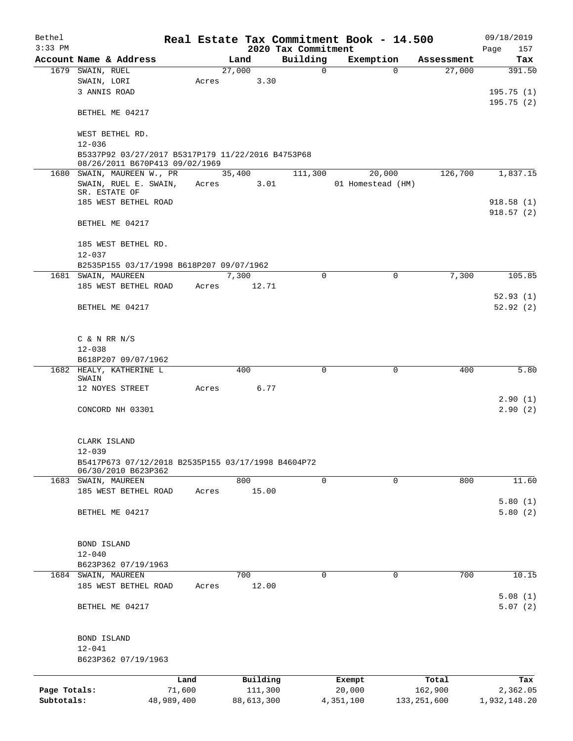Bethel 3:33 PM

# Real Estate Tax Commitment Book - 14.500

## 2020 Tax Commitment

09/18/2019 Page 157

| Account Name & Address | Land | Building | Exemption | Assessment | Tax |
|---|---|---|---|---|---|
| 1679 SWAIN, RUEL<br>SWAIN, LORI<br>3 ANNIS ROAD<br><br>BETHEL ME 04217<br><br>WEST BETHEL RD.<br>12-036<br>B5337P92 03/27/2017 B5317P179 11/22/2016 B4753P68 08/26/2011 B670P413 09/02/1969 | 27,000<br>Acres 3.30 | 0 | 0 | 27,000 | 391.50<br><br>195.75 (1)<br>195.75 (2) |
| 1680 SWAIN, MAUREEN W., PR<br>SWAIN, RUEL E. SWAIN, SR. ESTATE OF<br>185 WEST BETHEL ROAD<br><br>BETHEL ME 04217<br><br>185 WEST BETHEL RD.<br>12-037<br>B2535P155 03/17/1998 B618P207 09/07/1962 | 35,400<br>Acres 3.01 | 111,300 | 20,000<br>01 Homestead (HM) | 126,700 | 1,837.15<br><br>918.58 (1)<br>918.57 (2) |
| 1681 SWAIN, MAUREEN<br>185 WEST BETHEL ROAD<br><br>BETHEL ME 04217<br><br>C & N RR N/S<br>12-038<br>B618P207 09/07/1962 | 7,300<br>Acres 12.71 | 0 | 0 | 7,300 | 105.85<br><br>52.93 (1)<br>52.92 (2) |
| 1682 HEALY, KATHERINE L SWAIN<br>12 NOYES STREET<br><br>CONCORD NH 03301<br><br>CLARK ISLAND<br>12-039<br>B5417P673 07/12/2018 B2535P155 03/17/1998 B4604P72 06/30/2010 B623P362 | 400<br>Acres 6.77 | 0 | 0 | 400 | 5.80<br><br>2.90 (1)<br>2.90 (2) |
| 1683 SWAIN, MAUREEN<br>185 WEST BETHEL ROAD<br><br>BETHEL ME 04217<br><br>BOND ISLAND<br>12-040<br>B623P362 07/19/1963 | 800<br>Acres 15.00 | 0 | 0 | 800 | 11.60<br><br>5.80 (1)<br>5.80 (2) |
| 1684 SWAIN, MAUREEN<br>185 WEST BETHEL ROAD<br><br>BETHEL ME 04217<br><br>BOND ISLAND<br>12-041<br>B623P362 07/19/1963 | 700<br>Acres 12.00 | 0 | 0 | 700 | 10.15<br><br>5.08 (1)<br>5.07 (2) |

| | Land | Building | Exempt | Total | Tax |
|---|---|---|---|---|---|
| Page Totals: | 71,600 | 111,300 | 20,000 | 162,900 | 2,362.05 |
| Subtotals: | 48,989,400 | 88,613,300 | 4,351,100 | 133,251,600 | 1,932,148.20 |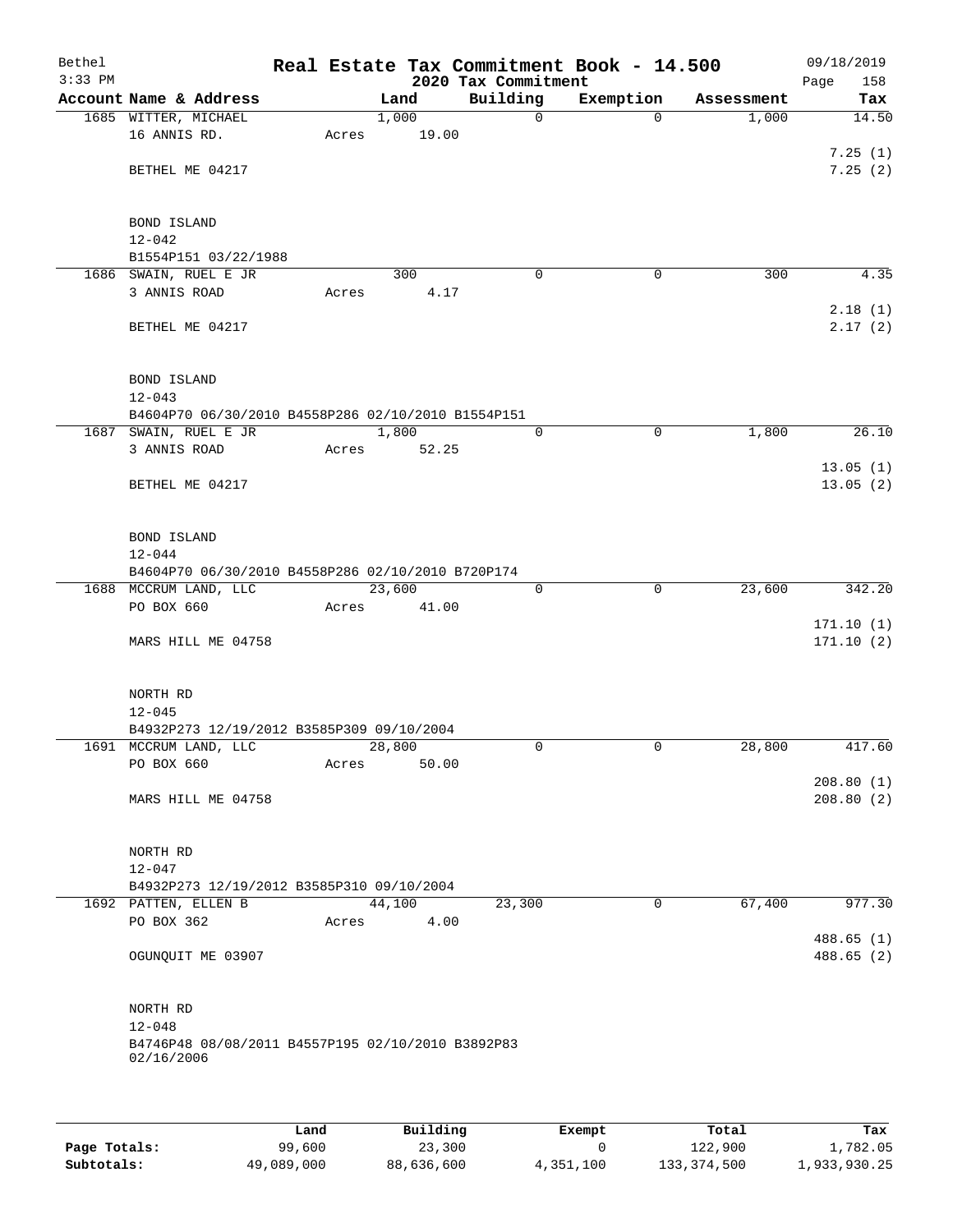Bethel  
3:33 PM

## Real Estate Tax Commitment Book - 14.500
### 2020 Tax Commitment

09/18/2019  
Page 158

| Account Name & Address | Land | Building | Exemption | Assessment | Tax |
|---|---|---|---|---|---|
| 1685 WITTER, MICHAEL<br>16 ANNIS RD.<br><br>BETHEL ME 04217<br><br>BOND ISLAND<br>12-042<br>B1554P151 03/22/1988 | 1,000<br>Acres 19.00 | 0 | 0 | 1,000 | 14.50<br><br>7.25 (1)<br>7.25 (2) |
| 1686 SWAIN, RUEL E JR<br>3 ANNIS ROAD<br><br>BETHEL ME 04217<br><br>BOND ISLAND<br>12-043<br>B4604P70 06/30/2010 B4558P286 02/10/2010 B1554P151 | 300<br>Acres 4.17 | 0 | 0 | 300 | 4.35<br><br>2.18 (1)<br>2.17 (2) |
| 1687 SWAIN, RUEL E JR<br>3 ANNIS ROAD<br><br>BETHEL ME 04217<br><br>BOND ISLAND<br>12-044<br>B4604P70 06/30/2010 B4558P286 02/10/2010 B720P174 | 1,800<br>Acres 52.25 | 0 | 0 | 1,800 | 26.10<br><br>13.05 (1)<br>13.05 (2) |
| 1688 MCCRUM LAND, LLC<br>PO BOX 660<br><br>MARS HILL ME 04758<br><br>NORTH RD<br>12-045<br>B4932P273 12/19/2012 B3585P309 09/10/2004 | 23,600<br>Acres 41.00 | 0 | 0 | 23,600 | 342.20<br><br>171.10 (1)<br>171.10 (2) |
| 1691 MCCRUM LAND, LLC<br>PO BOX 660<br><br>MARS HILL ME 04758<br><br>NORTH RD<br>12-047<br>B4932P273 12/19/2012 B3585P310 09/10/2004 | 28,800<br>Acres 50.00 | 0 | 0 | 28,800 | 417.60<br><br>208.80 (1)<br>208.80 (2) |
| 1692 PATTEN, ELLEN B<br>PO BOX 362<br><br>OGUNQUIT ME 03907<br><br>NORTH RD<br>12-048<br>B4746P48 08/08/2011 B4557P195 02/10/2010 B3892P83 02/16/2006 | 44,100<br>Acres 4.00 | 23,300 | 0 | 67,400 | 977.30<br><br>488.65 (1)<br>488.65 (2) |

| | Land | Building | Exempt | Total | Tax |
|---|---|---|---|---|---|
| **Page Totals:** | 99,600 | 23,300 | 0 | 122,900 | 1,782.05 |
| **Subtotals:** | 49,089,000 | 88,636,600 | 4,351,100 | 133,374,500 | 1,933,930.25 |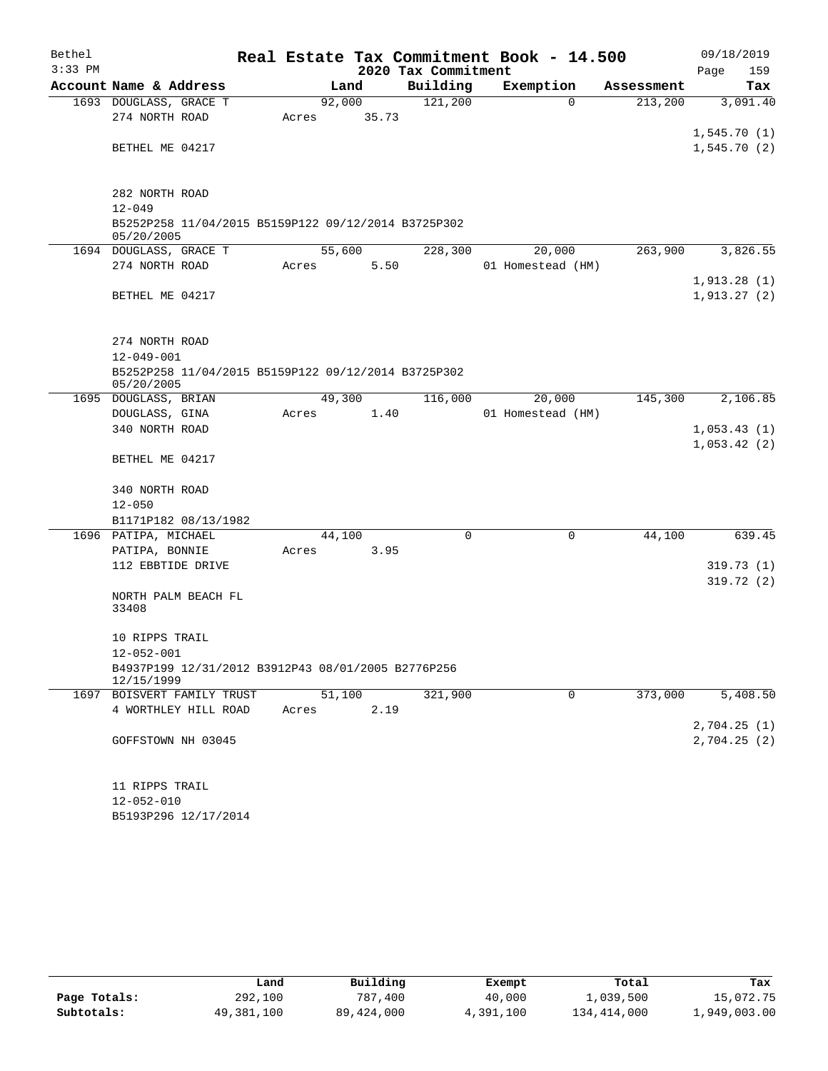Bethel  
3:33 PM

# Real Estate Tax Commitment Book - 14.500

## 2020 Tax Commitment

09/18/2019  
Page 159

| Account Name & Address | Land | Building | Exemption | Assessment | Tax |
|---|---|---|---|---|---|
| 1693 DOUGLASS, GRACE T | 92,000 | 121,200 | 0 | 213,200 | 3,091.40 |
| 274 NORTH ROAD | Acres 35.73 | | | | |
| | | | | | 1,545.70 (1) |
| BETHEL ME 04217 | | | | | 1,545.70 (2) |
| 282 NORTH ROAD | | | | | |
| 12-049 | | | | | |
| B5252P258 11/04/2015 B5159P122 09/12/2014 B3725P302 05/20/2005 | | | | | |
| 1694 DOUGLASS, GRACE T | 55,600 | 228,300 | 20,000 | 263,900 | 3,826.55 |
| 274 NORTH ROAD | Acres 5.50 | | 01 Homestead (HM) | | |
| | | | | | 1,913.28 (1) |
| BETHEL ME 04217 | | | | | 1,913.27 (2) |
| 274 NORTH ROAD | | | | | |
| 12-049-001 | | | | | |
| B5252P258 11/04/2015 B5159P122 09/12/2014 B3725P302 05/20/2005 | | | | | |
| 1695 DOUGLASS, BRIAN | 49,300 | 116,000 | 20,000 | 145,300 | 2,106.85 |
| DOUGLASS, GINA | Acres 1.40 | | 01 Homestead (HM) | | |
| 340 NORTH ROAD | | | | | 1,053.43 (1) |
| | | | | | 1,053.42 (2) |
| BETHEL ME 04217 | | | | | |
| 340 NORTH ROAD | | | | | |
| 12-050 | | | | | |
| B1171P182 08/13/1982 | | | | | |
| 1696 PATIPA, MICHAEL | 44,100 | 0 | 0 | 44,100 | 639.45 |
| PATIPA, BONNIE | Acres 3.95 | | | | |
| 112 EBBTIDE DRIVE | | | | | 319.73 (1) |
| | | | | | 319.72 (2) |
| NORTH PALM BEACH FL 33408 | | | | | |
| 10 RIPPS TRAIL | | | | | |
| 12-052-001 | | | | | |
| B4937P199 12/31/2012 B3912P43 08/01/2005 B2776P256 12/15/1999 | | | | | |
| 1697 BOISVERT FAMILY TRUST | 51,100 | 321,900 | 0 | 373,000 | 5,408.50 |
| 4 WORTHLEY HILL ROAD | Acres 2.19 | | | | |
| | | | | | 2,704.25 (1) |
| GOFFSTOWN NH 03045 | | | | | 2,704.25 (2) |
| 11 RIPPS TRAIL | | | | | |
| 12-052-010 | | | | | |
| B5193P296 12/17/2014 | | | | | |

| | Land | Building | Exempt | Total | Tax |
|---|---|---|---|---|---|
| Page Totals: | 292,100 | 787,400 | 40,000 | 1,039,500 | 15,072.75 |
| Subtotals: | 49,381,100 | 89,424,000 | 4,391,100 | 134,414,000 | 1,949,003.00 |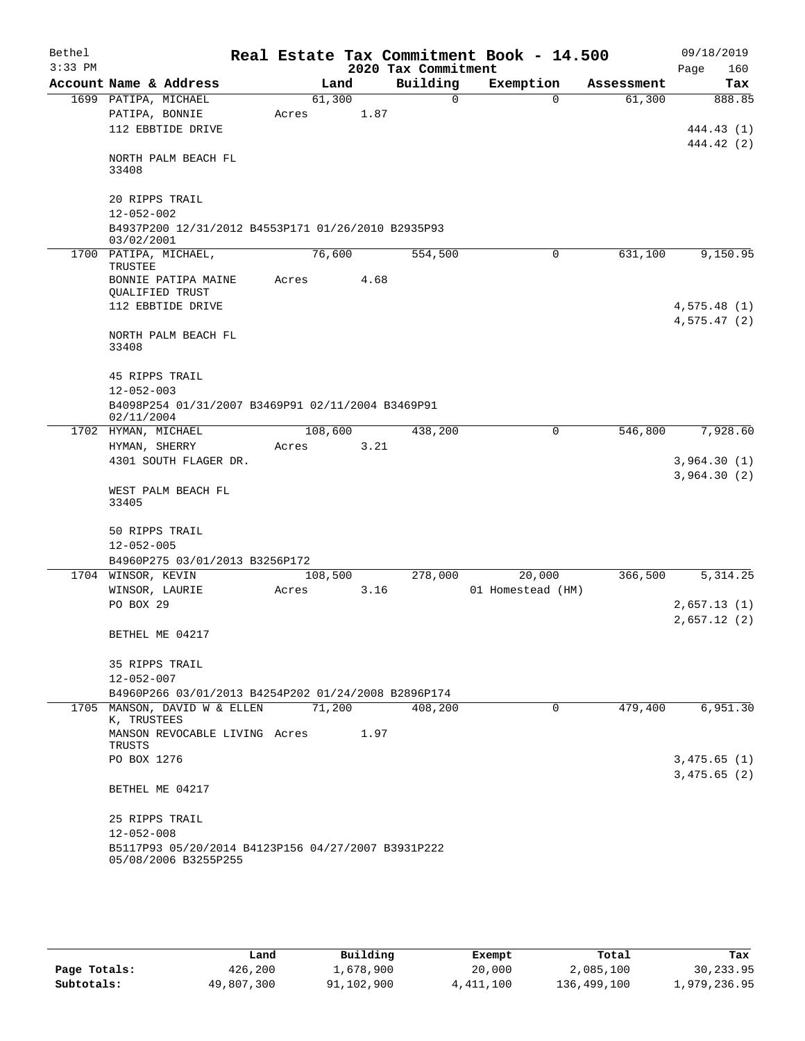Bethel — Real Estate Tax Commitment Book - 14.500 — 09/18/2019

3:33 PM — 2020 Tax Commitment

| Account Name & Address | Land | Building | Exemption | Assessment | Tax |
|---|---|---|---|---|---|
| 1699 PATIPA, MICHAEL | 61,300 | 0 | 0 | 61,300 | 888.85 |
| PATIPA, BONNIE | Acres 1.87 | | | | |
| 112 EBBTIDE DRIVE | | | | | 444.43 (1) |
| | | | | | 444.42 (2) |
| NORTH PALM BEACH FL 33408 | | | | | |
| 20 RIPPS TRAIL | | | | | |
| 12-052-002 | | | | | |
| B4937P200 12/31/2012 B4553P171 01/26/2010 B2935P93 03/02/2001 | | | | | |
| 1700 PATIPA, MICHAEL, TRUSTEE | 76,600 | 554,500 | 0 | 631,100 | 9,150.95 |
| BONNIE PATIPA MAINE QUALIFIED TRUST | Acres 4.68 | | | | |
| 112 EBBTIDE DRIVE | | | | | 4,575.48 (1) |
| | | | | | 4,575.47 (2) |
| NORTH PALM BEACH FL 33408 | | | | | |
| 45 RIPPS TRAIL | | | | | |
| 12-052-003 | | | | | |
| B4098P254 01/31/2007 B3469P91 02/11/2004 B3469P91 02/11/2004 | | | | | |
| 1702 HYMAN, MICHAEL | 108,600 | 438,200 | 0 | 546,800 | 7,928.60 |
| HYMAN, SHERRY | Acres 3.21 | | | | |
| 4301 SOUTH FLAGER DR. | | | | | 3,964.30 (1) |
| | | | | | 3,964.30 (2) |
| WEST PALM BEACH FL 33405 | | | | | |
| 50 RIPPS TRAIL | | | | | |
| 12-052-005 | | | | | |
| B4960P275 03/01/2013 B3256P172 | | | | | |
| 1704 WINSOR, KEVIN | 108,500 | 278,000 | 20,000 | 366,500 | 5,314.25 |
| WINSOR, LAURIE | Acres 3.16 | | 01 Homestead (HM) | | |
| PO BOX 29 | | | | | 2,657.13 (1) |
| | | | | | 2,657.12 (2) |
| BETHEL ME 04217 | | | | | |
| 35 RIPPS TRAIL | | | | | |
| 12-052-007 | | | | | |
| B4960P266 03/01/2013 B4254P202 01/24/2008 B2896P174 | | | | | |
| 1705 MANSON, DAVID W & ELLEN K, TRUSTEES | 71,200 | 408,200 | 0 | 479,400 | 6,951.30 |
| MANSON REVOCABLE LIVING TRUSTS | Acres 1.97 | | | | |
| PO BOX 1276 | | | | | 3,475.65 (1) |
| | | | | | 3,475.65 (2) |
| BETHEL ME 04217 | | | | | |
| 25 RIPPS TRAIL | | | | | |
| 12-052-008 | | | | | |
| B5117P93 05/20/2014 B4123P156 04/27/2007 B3931P222 05/08/2006 B3255P255 | | | | | |

| | Land | Building | Exempt | Total | Tax |
|---|---|---|---|---|---|
| Page Totals: | 426,200 | 1,678,900 | 20,000 | 2,085,100 | 30,233.95 |
| Subtotals: | 49,807,300 | 91,102,900 | 4,411,100 | 136,499,100 | 1,979,236.95 |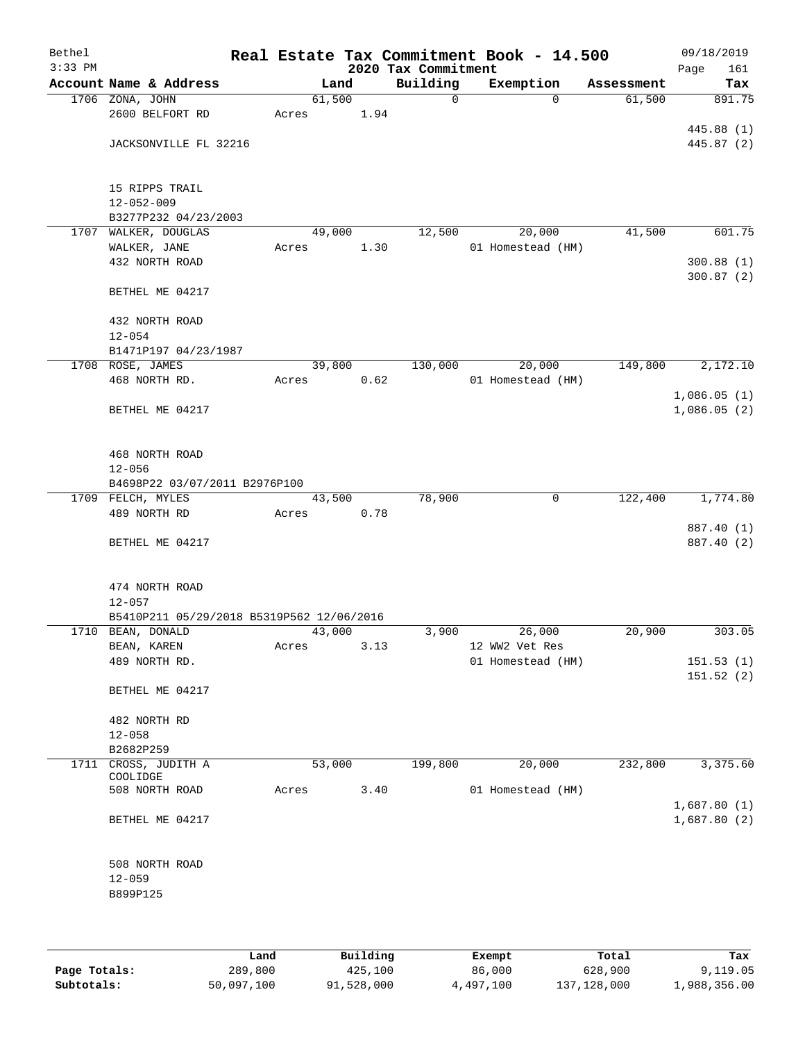# Real Estate Tax Commitment Book - 14.500

Bethel
3:33 PM

2020 Tax Commitment

09/18/2019

| Account | Name & Address | Land | Building | Exemption | Assessment | Tax |
|---|---|---|---|---|---|---|
| 1706 | ZONA, JOHN<br>2600 BELFORT RD<br><br>JACKSONVILLE FL 32216<br><br>15 RIPPS TRAIL<br>12-052-009<br>B3277P232 04/23/2003 | 61,500<br>Acres 1.94 | 0 | 0 | 61,500 | 891.75<br><br>445.88 (1)<br>445.87 (2) |
| 1707 | WALKER, DOUGLAS<br>WALKER, JANE<br>432 NORTH ROAD<br><br>BETHEL ME 04217<br><br>432 NORTH ROAD<br>12-054<br>B1471P197 04/23/1987 | 49,000<br>Acres 1.30 | 12,500 | 20,000<br>01 Homestead (HM) | 41,500 | 601.75<br><br>300.88 (1)<br>300.87 (2) |
| 1708 | ROSE, JAMES<br>468 NORTH RD.<br><br>BETHEL ME 04217<br><br>468 NORTH ROAD<br>12-056<br>B4698P22 03/07/2011 B2976P100 | 39,800<br>Acres 0.62 | 130,000 | 20,000<br>01 Homestead (HM) | 149,800 | 2,172.10<br><br>1,086.05 (1)<br>1,086.05 (2) |
| 1709 | FELCH, MYLES<br>489 NORTH RD<br><br>BETHEL ME 04217<br><br>474 NORTH ROAD<br>12-057<br>B5410P211 05/29/2018 B5319P562 12/06/2016 | 43,500<br>Acres 0.78 | 78,900 | 0 | 122,400 | 1,774.80<br><br>887.40 (1)<br>887.40 (2) |
| 1710 | BEAN, DONALD<br>BEAN, KAREN<br>489 NORTH RD.<br><br>BETHEL ME 04217<br><br>482 NORTH RD<br>12-058<br>B2682P259 | 43,000<br>Acres 3.13 | 3,900 | 26,000<br>12 WW2 Vet Res<br>01 Homestead (HM) | 20,900 | 303.05<br><br>151.53 (1)<br>151.52 (2) |
| 1711 | CROSS, JUDITH A<br>COOLIDGE<br>508 NORTH ROAD<br><br>BETHEL ME 04217<br><br>508 NORTH ROAD<br>12-059<br>B899P125 | 53,000<br>Acres 3.40 | 199,800 | 20,000<br>01 Homestead (HM) | 232,800 | 3,375.60<br><br>1,687.80 (1)<br>1,687.80 (2) |

| | Land | Building | Exempt | Total | Tax |
|---|---|---|---|---|---|
| Page Totals: | 289,800 | 425,100 | 86,000 | 628,900 | 9,119.05 |
| Subtotals: | 50,097,100 | 91,528,000 | 4,497,100 | 137,128,000 | 1,988,356.00 |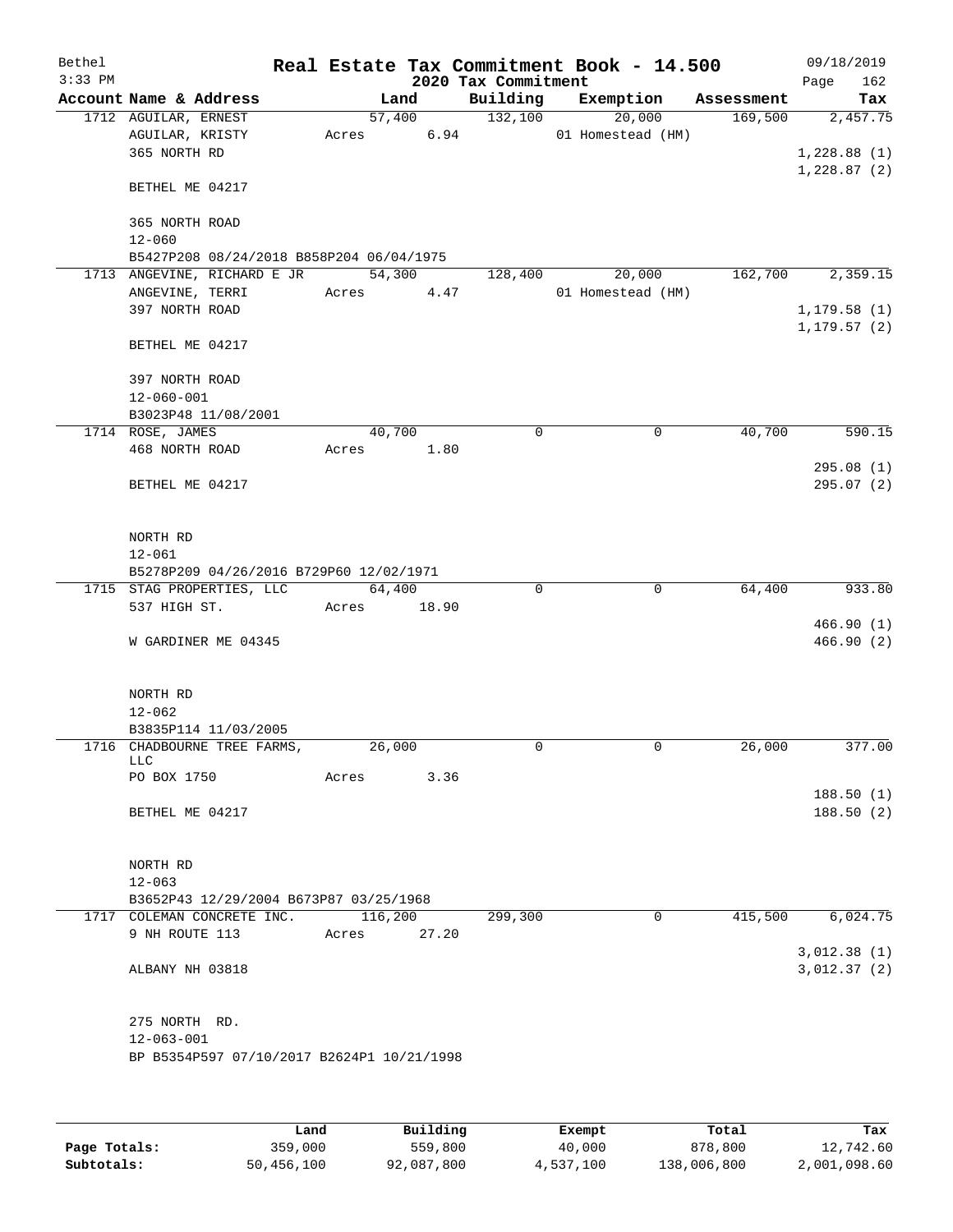# Real Estate Tax Commitment Book - 14.500

Bethel
3:33 PM

2020 Tax Commitment

09/18/2019

| Account | Name & Address | Land | Building | Exemption | Assessment | Tax |
|---|---|---|---|---|---|---|
| 1712 | AGUILAR, ERNEST<br>AGUILAR, KRISTY<br>365 NORTH RD<br><br>BETHEL ME 04217<br><br>365 NORTH ROAD<br>12-060<br>B5427P208 08/24/2018 B858P204 06/04/1975 | 57,400<br>Acres 6.94 | 132,100 | 20,000<br>01 Homestead (HM) | 169,500 | 2,457.75<br><br>1,228.88 (1)<br>1,228.87 (2) |
| 1713 | ANGEVINE, RICHARD E JR<br>ANGEVINE, TERRI<br>397 NORTH ROAD<br><br>BETHEL ME 04217<br><br>397 NORTH ROAD<br>12-060-001<br>B3023P48 11/08/2001 | 54,300<br>Acres 4.47 | 128,400 | 20,000<br>01 Homestead (HM) | 162,700 | 2,359.15<br><br>1,179.58 (1)<br>1,179.57 (2) |
| 1714 | ROSE, JAMES<br>468 NORTH ROAD<br><br>BETHEL ME 04217<br><br>NORTH RD<br>12-061<br>B5278P209 04/26/2016 B729P60 12/02/1971 | 40,700<br>Acres 1.80 | 0 | 0 | 40,700 | 590.15<br><br>295.08 (1)<br>295.07 (2) |
| 1715 | STAG PROPERTIES, LLC<br>537 HIGH ST.<br><br>W GARDINER ME 04345<br><br>NORTH RD<br>12-062<br>B3835P114 11/03/2005 | 64,400<br>Acres 18.90 | 0 | 0 | 64,400 | 933.80<br><br>466.90 (1)<br>466.90 (2) |
| 1716 | CHADBOURNE TREE FARMS, LLC<br>PO BOX 1750<br><br>BETHEL ME 04217<br><br>NORTH RD<br>12-063<br>B3652P43 12/29/2004 B673P87 03/25/1968 | 26,000<br>Acres 3.36 | 0 | 0 | 26,000 | 377.00<br><br>188.50 (1)<br>188.50 (2) |
| 1717 | COLEMAN CONCRETE INC.<br>9 NH ROUTE 113<br><br>ALBANY NH 03818<br><br>275 NORTH RD.<br>12-063-001<br>BP B5354P597 07/10/2017 B2624P1 10/21/1998 | 116,200<br>Acres 27.20 | 299,300 | 0 | 415,500 | 6,024.75<br><br>3,012.38 (1)<br>3,012.37 (2) |

| | Land | Building | Exempt | Total | Tax |
|---|---|---|---|---|---|
| **Page Totals:** | 359,000 | 559,800 | 40,000 | 878,800 | 12,742.60 |
| **Subtotals:** | 50,456,100 | 92,087,800 | 4,537,100 | 138,006,800 | 2,001,098.60 |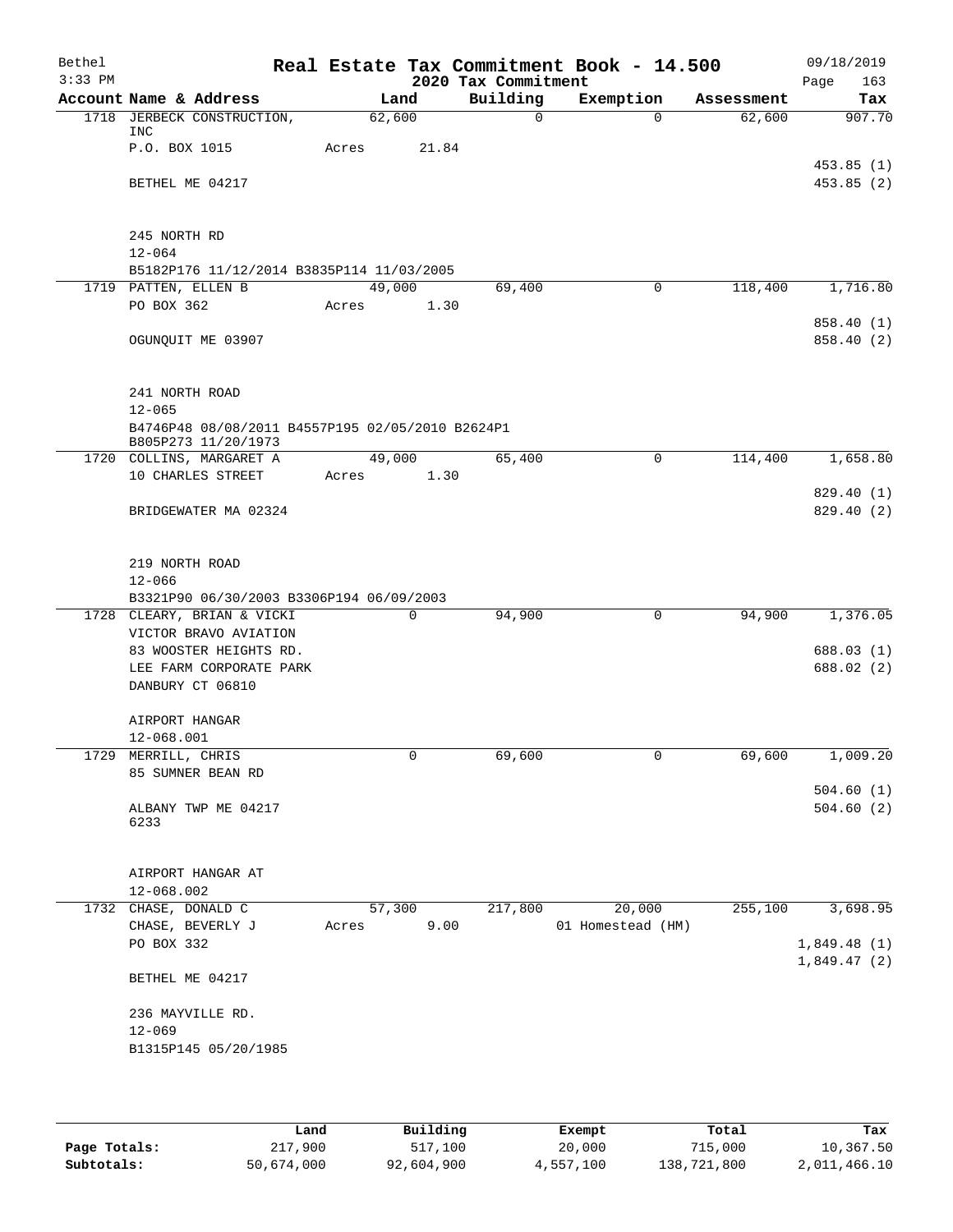# Real Estate Tax Commitment Book - 14.500

Bethel
3:33 PM

2020 Tax Commitment

09/18/2019

| Account Name & Address | Land | Building | Exemption | Assessment | Tax |
|---|---|---|---|---|---|
| 1718 JERBECK CONSTRUCTION, INC | 62,600 | 0 | 0 | 62,600 | 907.70 |
| P.O. BOX 1015 | Acres 21.84 | | | | |
| | | | | | 453.85 (1) |
| BETHEL ME 04217 | | | | | 453.85 (2) |
| 245 NORTH RD | | | | | |
| 12-064 | | | | | |
| B5182P176 11/12/2014 B3835P114 11/03/2005 | | | | | |
| 1719 PATTEN, ELLEN B | 49,000 | 69,400 | 0 | 118,400 | 1,716.80 |
| PO BOX 362 | Acres 1.30 | | | | |
| | | | | | 858.40 (1) |
| OGUNQUIT ME 03907 | | | | | 858.40 (2) |
| 241 NORTH ROAD | | | | | |
| 12-065 | | | | | |
| B4746P48 08/08/2011 B4557P195 02/05/2010 B2624P1 B805P273 11/20/1973 | | | | | |
| 1720 COLLINS, MARGARET A | 49,000 | 65,400 | 0 | 114,400 | 1,658.80 |
| 10 CHARLES STREET | Acres 1.30 | | | | |
| | | | | | 829.40 (1) |
| BRIDGEWATER MA 02324 | | | | | 829.40 (2) |
| 219 NORTH ROAD | | | | | |
| 12-066 | | | | | |
| B3321P90 06/30/2003 B3306P194 06/09/2003 | | | | | |
| 1728 CLEARY, BRIAN & VICKI | 0 | 94,900 | 0 | 94,900 | 1,376.05 |
| VICTOR BRAVO AVIATION | | | | | |
| 83 WOOSTER HEIGHTS RD. | | | | | 688.03 (1) |
| LEE FARM CORPORATE PARK | | | | | 688.02 (2) |
| DANBURY CT 06810 | | | | | |
| AIRPORT HANGAR | | | | | |
| 12-068.001 | | | | | |
| 1729 MERRILL, CHRIS | 0 | 69,600 | 0 | 69,600 | 1,009.20 |
| 85 SUMNER BEAN RD | | | | | |
| | | | | | 504.60 (1) |
| ALBANY TWP ME 04217 6233 | | | | | 504.60 (2) |
| AIRPORT HANGAR AT | | | | | |
| 12-068.002 | | | | | |
| 1732 CHASE, DONALD C | 57,300 | 217,800 | 20,000 | 255,100 | 3,698.95 |
| CHASE, BEVERLY J | Acres 9.00 | | 01 Homestead (HM) | | |
| PO BOX 332 | | | | | 1,849.48 (1) |
| | | | | | 1,849.47 (2) |
| BETHEL ME 04217 | | | | | |
| 236 MAYVILLE RD. | | | | | |
| 12-069 | | | | | |
| B1315P145 05/20/1985 | | | | | |

| | Land | Building | Exempt | Total | Tax |
|---|---|---|---|---|---|
| Page Totals: | 217,900 | 517,100 | 20,000 | 715,000 | 10,367.50 |
| Subtotals: | 50,674,000 | 92,604,900 | 4,557,100 | 138,721,800 | 2,011,466.10 |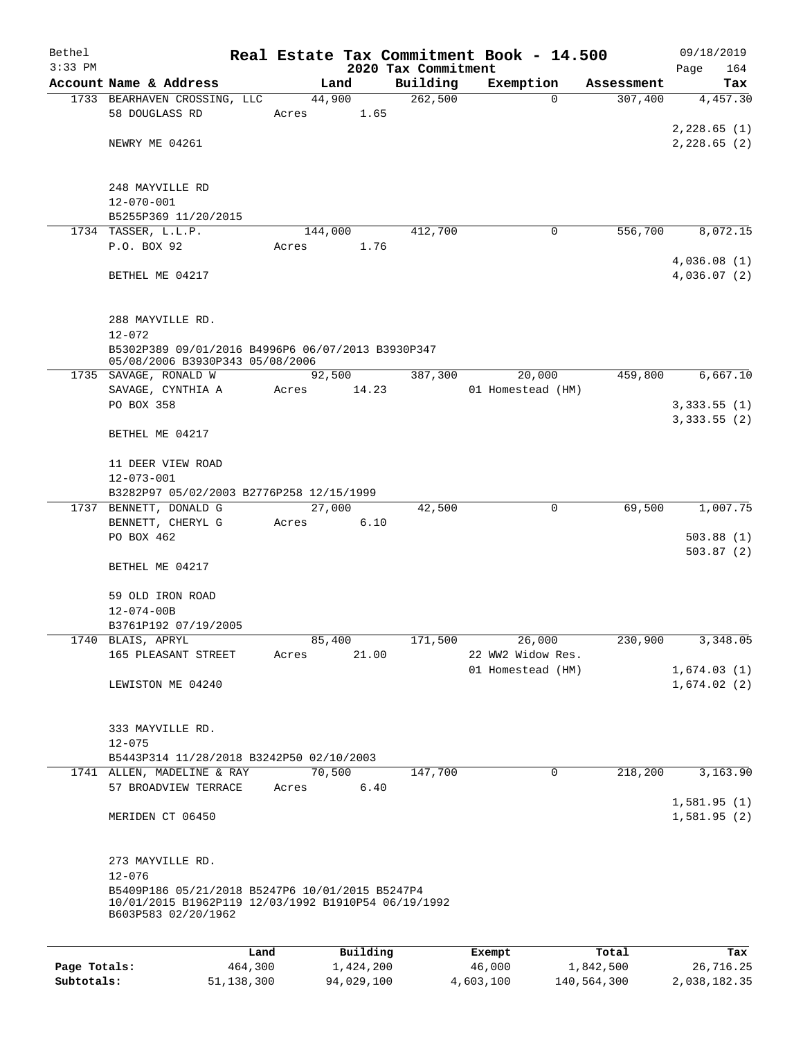# Real Estate Tax Commitment Book - 14.500

Bethel 09/18/2019
3:33 PM
2020 Tax Commitment

| Account Name & Address | Land | Building | Exemption | Assessment | Tax |
|---|---|---|---|---|---|
| 1733 BEARHAVEN CROSSING, LLC | 44,900 | 262,500 | 0 | 307,400 | 4,457.30 |
| 58 DOUGLASS RD | Acres 1.65 | | | | |
| | | | | | 2,228.65 (1) |
| NEWRY ME 04261 | | | | | 2,228.65 (2) |
| 248 MAYVILLE RD | | | | | |
| 12-070-001 | | | | | |
| B5255P369 11/20/2015 | | | | | |
| 1734 TASSER, L.L.P. | 144,000 | 412,700 | 0 | 556,700 | 8,072.15 |
| P.O. BOX 92 | Acres 1.76 | | | | |
| | | | | | 4,036.08 (1) |
| BETHEL ME 04217 | | | | | 4,036.07 (2) |
| 288 MAYVILLE RD. | | | | | |
| 12-072 | | | | | |
| B5302P389 09/01/2016 B4996P6 06/07/2013 B3930P347 05/08/2006 B3930P343 05/08/2006 | | | | | |
| 1735 SAVAGE, RONALD W | 92,500 | 387,300 | 20,000 | 459,800 | 6,667.10 |
| SAVAGE, CYNTHIA A | Acres 14.23 | | 01 Homestead (HM) | | |
| PO BOX 358 | | | | | 3,333.55 (1) |
| | | | | | 3,333.55 (2) |
| BETHEL ME 04217 | | | | | |
| 11 DEER VIEW ROAD | | | | | |
| 12-073-001 | | | | | |
| B3282P97 05/02/2003 B2776P258 12/15/1999 | | | | | |
| 1737 BENNETT, DONALD G | 27,000 | 42,500 | 0 | 69,500 | 1,007.75 |
| BENNETT, CHERYL G | Acres 6.10 | | | | |
| PO BOX 462 | | | | | 503.88 (1) |
| | | | | | 503.87 (2) |
| BETHEL ME 04217 | | | | | |
| 59 OLD IRON ROAD | | | | | |
| 12-074-00B | | | | | |
| B3761P192 07/19/2005 | | | | | |
| 1740 BLAIS, APRYL | 85,400 | 171,500 | 26,000 | 230,900 | 3,348.05 |
| 165 PLEASANT STREET | Acres 21.00 | | 22 WW2 Widow Res. | | |
| | | | 01 Homestead (HM) | | 1,674.03 (1) |
| LEWISTON ME 04240 | | | | | 1,674.02 (2) |
| 333 MAYVILLE RD. | | | | | |
| 12-075 | | | | | |
| B5443P314 11/28/2018 B3242P50 02/10/2003 | | | | | |
| 1741 ALLEN, MADELINE & RAY | 70,500 | 147,700 | 0 | 218,200 | 3,163.90 |
| 57 BROADVIEW TERRACE | Acres 6.40 | | | | |
| | | | | | 1,581.95 (1) |
| MERIDEN CT 06450 | | | | | 1,581.95 (2) |
| 273 MAYVILLE RD. | | | | | |
| 12-076 | | | | | |
| B5409P186 05/21/2018 B5247P6 10/01/2015 B5247P4 10/01/2015 B1962P119 12/03/1992 B1910P54 06/19/1992 B603P583 02/20/1962 | | | | | |

| | Land | Building | Exempt | Total | Tax |
|---|---|---|---|---|---|
| Page Totals: | 464,300 | 1,424,200 | 46,000 | 1,842,500 | 26,716.25 |
| Subtotals: | 51,138,300 | 94,029,100 | 4,603,100 | 140,564,300 | 2,038,182.35 |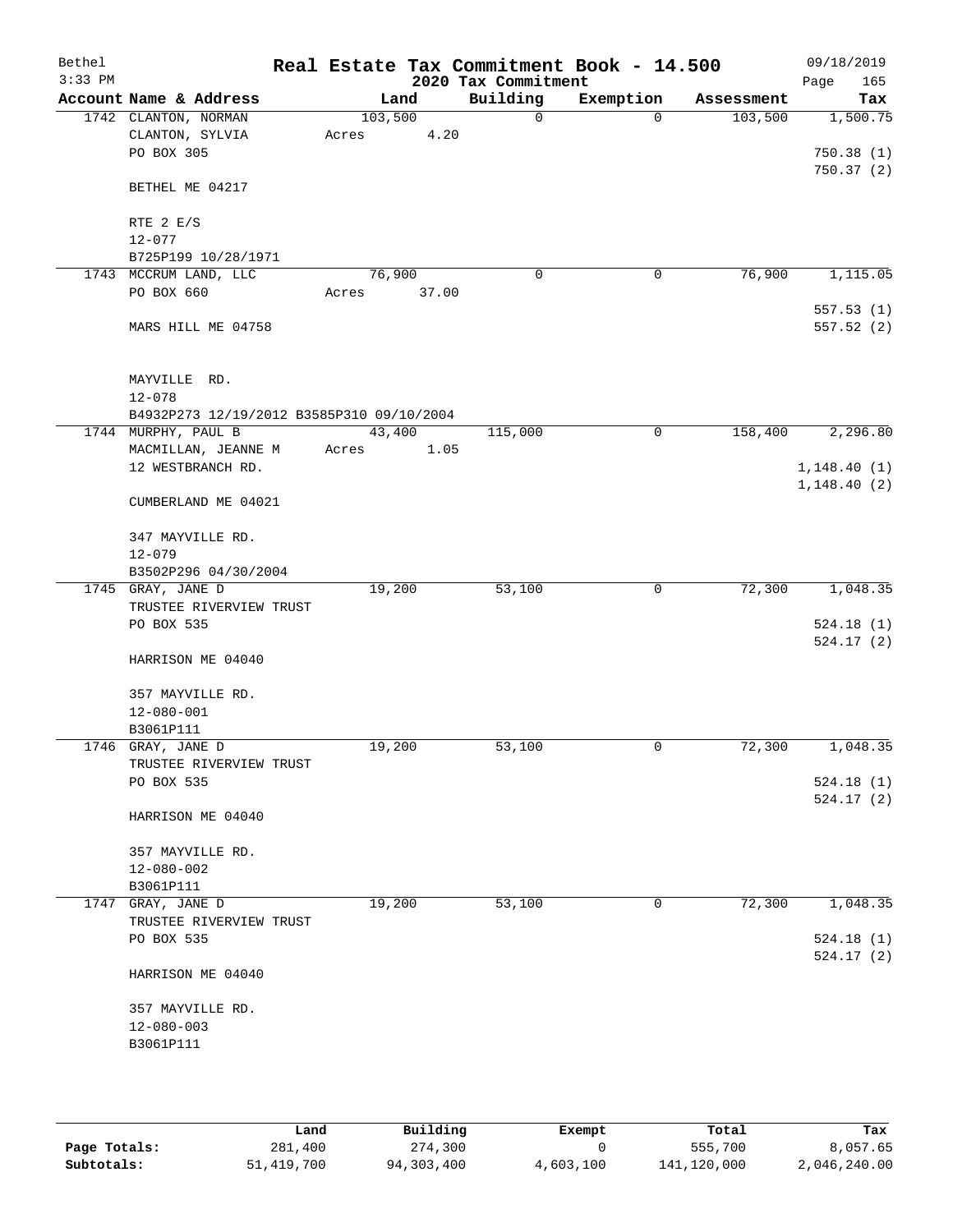# Real Estate Tax Commitment Book - 14.500

Bethel 3:33 PM — 2020 Tax Commitment — 09/18/2019

| Account | Name & Address | Land | Building | Exemption | Assessment | Tax |
|---|---|---|---|---|---|---|
| 1742 | CLANTON, NORMAN<br>CLANTON, SYLVIA<br>PO BOX 305<br><br>BETHEL ME 04217<br><br>RTE 2 E/S<br>12-077<br>B725P199 10/28/1971 | 103,500<br>Acres 4.20 | 0 | 0 | 103,500 | 1,500.75<br><br>750.38 (1)<br>750.37 (2) |
| 1743 | MCCRUM LAND, LLC<br>PO BOX 660<br><br>MARS HILL ME 04758<br><br>MAYVILLE RD.<br>12-078<br>B4932P273 12/19/2012 B3585P310 09/10/2004 | 76,900<br>Acres 37.00 | 0 | 0 | 76,900 | 1,115.05<br><br>557.53 (1)<br>557.52 (2) |
| 1744 | MURPHY, PAUL B<br>MACMILLAN, JEANNE M<br>12 WESTBRANCH RD.<br><br>CUMBERLAND ME 04021<br><br>347 MAYVILLE RD.<br>12-079<br>B3502P296 04/30/2004 | 43,400<br>Acres 1.05 | 115,000 | 0 | 158,400 | 2,296.80<br><br>1,148.40 (1)<br>1,148.40 (2) |
| 1745 | GRAY, JANE D<br>TRUSTEE RIVERVIEW TRUST<br>PO BOX 535<br><br>HARRISON ME 04040<br><br>357 MAYVILLE RD.<br>12-080-001<br>B3061P111 | 19,200 | 53,100 | 0 | 72,300 | 1,048.35<br><br>524.18 (1)<br>524.17 (2) |
| 1746 | GRAY, JANE D<br>TRUSTEE RIVERVIEW TRUST<br>PO BOX 535<br><br>HARRISON ME 04040<br><br>357 MAYVILLE RD.<br>12-080-002<br>B3061P111 | 19,200 | 53,100 | 0 | 72,300 | 1,048.35<br><br>524.18 (1)<br>524.17 (2) |
| 1747 | GRAY, JANE D<br>TRUSTEE RIVERVIEW TRUST<br>PO BOX 535<br><br>HARRISON ME 04040<br><br>357 MAYVILLE RD.<br>12-080-003<br>B3061P111 | 19,200 | 53,100 | 0 | 72,300 | 1,048.35<br><br>524.18 (1)<br>524.17 (2) |

| | Land | Building | Exempt | Total | Tax |
|---|---|---|---|---|---|
| Page Totals: | 281,400 | 274,300 | 0 | 555,700 | 8,057.65 |
| Subtotals: | 51,419,700 | 94,303,400 | 4,603,100 | 141,120,000 | 2,046,240.00 |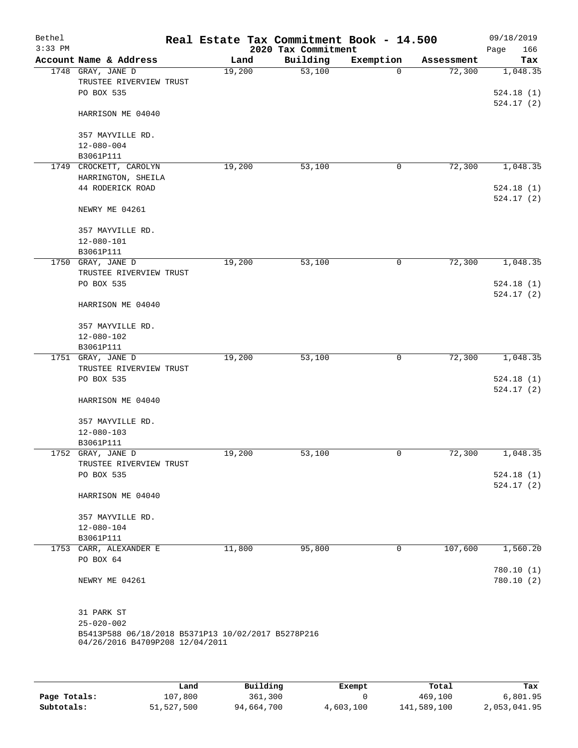Bethel — Real Estate Tax Commitment Book - 14.500 — 09/18/2019

3:33 PM — 2020 Tax Commitment — Page 166

| Account Name & Address | Land | Building | Exemption | Assessment | Tax |
|---|---|---|---|---|---|
| 1748 GRAY, JANE D<br>TRUSTEE RIVERVIEW TRUST<br>PO BOX 535<br><br>HARRISON ME 04040<br><br>357 MAYVILLE RD.<br>12-080-004<br>B3061P111 | 19,200 | 53,100 | 0 | 72,300 | 1,048.35<br><br>524.18 (1)<br>524.17 (2) |
| 1749 CROCKETT, CAROLYN<br>HARRINGTON, SHEILA<br>44 RODERICK ROAD<br><br>NEWRY ME 04261<br><br>357 MAYVILLE RD.<br>12-080-101<br>B3061P111 | 19,200 | 53,100 | 0 | 72,300 | 1,048.35<br><br>524.18 (1)<br>524.17 (2) |
| 1750 GRAY, JANE D<br>TRUSTEE RIVERVIEW TRUST<br>PO BOX 535<br><br>HARRISON ME 04040<br><br>357 MAYVILLE RD.<br>12-080-102<br>B3061P111 | 19,200 | 53,100 | 0 | 72,300 | 1,048.35<br><br>524.18 (1)<br>524.17 (2) |
| 1751 GRAY, JANE D<br>TRUSTEE RIVERVIEW TRUST<br>PO BOX 535<br><br>HARRISON ME 04040<br><br>357 MAYVILLE RD.<br>12-080-103<br>B3061P111 | 19,200 | 53,100 | 0 | 72,300 | 1,048.35<br><br>524.18 (1)<br>524.17 (2) |
| 1752 GRAY, JANE D<br>TRUSTEE RIVERVIEW TRUST<br>PO BOX 535<br><br>HARRISON ME 04040<br><br>357 MAYVILLE RD.<br>12-080-104<br>B3061P111 | 19,200 | 53,100 | 0 | 72,300 | 1,048.35<br><br>524.18 (1)<br>524.17 (2) |
| 1753 CARR, ALEXANDER E<br>PO BOX 64<br><br>NEWRY ME 04261<br><br>31 PARK ST<br>25-020-002<br>B5413P588 06/18/2018 B5371P13 10/02/2017 B5278P216 04/26/2016 B4709P208 12/04/2011 | 11,800 | 95,800 | 0 | 107,600 | 1,560.20<br><br>780.10 (1)<br>780.10 (2) |

| | Land | Building | Exempt | Total | Tax |
|---|---|---|---|---|---|
| Page Totals: | 107,800 | 361,300 | 0 | 469,100 | 6,801.95 |
| Subtotals: | 51,527,500 | 94,664,700 | 4,603,100 | 141,589,100 | 2,053,041.95 |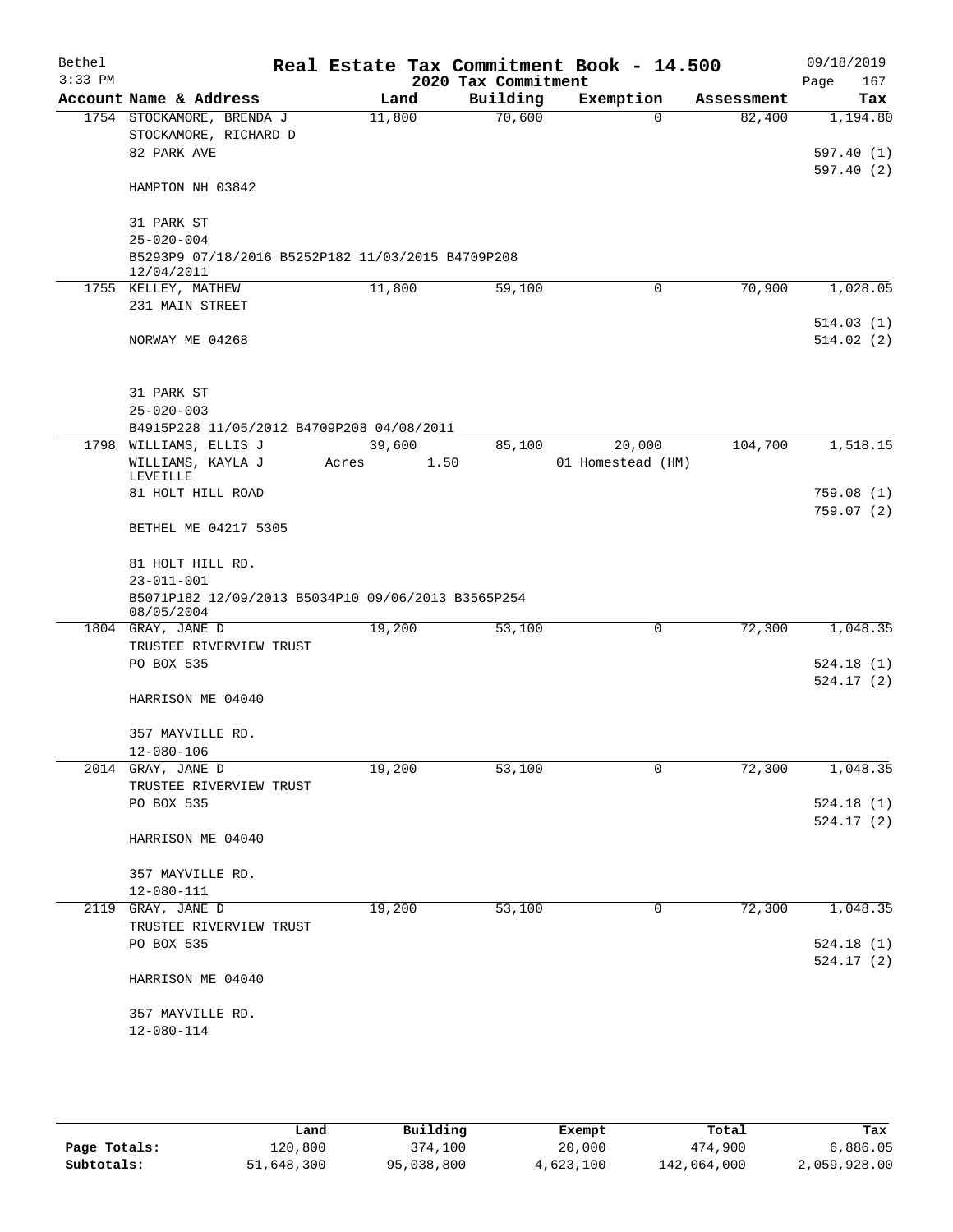# Real Estate Tax Commitment Book - 14.500

Bethel
3:33 PM

2020 Tax Commitment

09/18/2019
Page 167

| Account Name & Address | Land | Building | Exemption | Assessment | Tax |
|---|---|---|---|---|---|
| 1754 STOCKAMORE, BRENDA J | 11,800 | 70,600 | 0 | 82,400 | 1,194.80 |
| STOCKAMORE, RICHARD D | | | | | |
| 82 PARK AVE | | | | | 597.40 (1) |
| | | | | | 597.40 (2) |
| HAMPTON NH 03842 | | | | | |
| 31 PARK ST | | | | | |
| 25-020-004 | | | | | |
| B5293P9 07/18/2016 B5252P182 11/03/2015 B4709P208 12/04/2011 | | | | | |
| 1755 KELLEY, MATHEW | 11,800 | 59,100 | 0 | 70,900 | 1,028.05 |
| 231 MAIN STREET | | | | | |
| | | | | | 514.03 (1) |
| NORWAY ME 04268 | | | | | 514.02 (2) |
| 31 PARK ST | | | | | |
| 25-020-003 | | | | | |
| B4915P228 11/05/2012 B4709P208 04/08/2011 | | | | | |
| 1798 WILLIAMS, ELLIS J | 39,600 | 85,100 | 20,000 | 104,700 | 1,518.15 |
| WILLIAMS, KAYLA J LEVEILLE | Acres 1.50 | | 01 Homestead (HM) | | |
| 81 HOLT HILL ROAD | | | | | 759.08 (1) |
| | | | | | 759.07 (2) |
| BETHEL ME 04217 5305 | | | | | |
| 81 HOLT HILL RD. | | | | | |
| 23-011-001 | | | | | |
| B5071P182 12/09/2013 B5034P10 09/06/2013 B3565P254 08/05/2004 | | | | | |
| 1804 GRAY, JANE D | 19,200 | 53,100 | 0 | 72,300 | 1,048.35 |
| TRUSTEE RIVERVIEW TRUST | | | | | |
| PO BOX 535 | | | | | 524.18 (1) |
| | | | | | 524.17 (2) |
| HARRISON ME 04040 | | | | | |
| 357 MAYVILLE RD. | | | | | |
| 12-080-106 | | | | | |
| 2014 GRAY, JANE D | 19,200 | 53,100 | 0 | 72,300 | 1,048.35 |
| TRUSTEE RIVERVIEW TRUST | | | | | |
| PO BOX 535 | | | | | 524.18 (1) |
| | | | | | 524.17 (2) |
| HARRISON ME 04040 | | | | | |
| 357 MAYVILLE RD. | | | | | |
| 12-080-111 | | | | | |
| 2119 GRAY, JANE D | 19,200 | 53,100 | 0 | 72,300 | 1,048.35 |
| TRUSTEE RIVERVIEW TRUST | | | | | |
| PO BOX 535 | | | | | 524.18 (1) |
| | | | | | 524.17 (2) |
| HARRISON ME 04040 | | | | | |
| 357 MAYVILLE RD. | | | | | |
| 12-080-114 | | | | | |

| | Land | Building | Exempt | Total | Tax |
|---|---|---|---|---|---|
| Page Totals: | 120,800 | 374,100 | 20,000 | 474,900 | 6,886.05 |
| Subtotals: | 51,648,300 | 95,038,800 | 4,623,100 | 142,064,000 | 2,059,928.00 |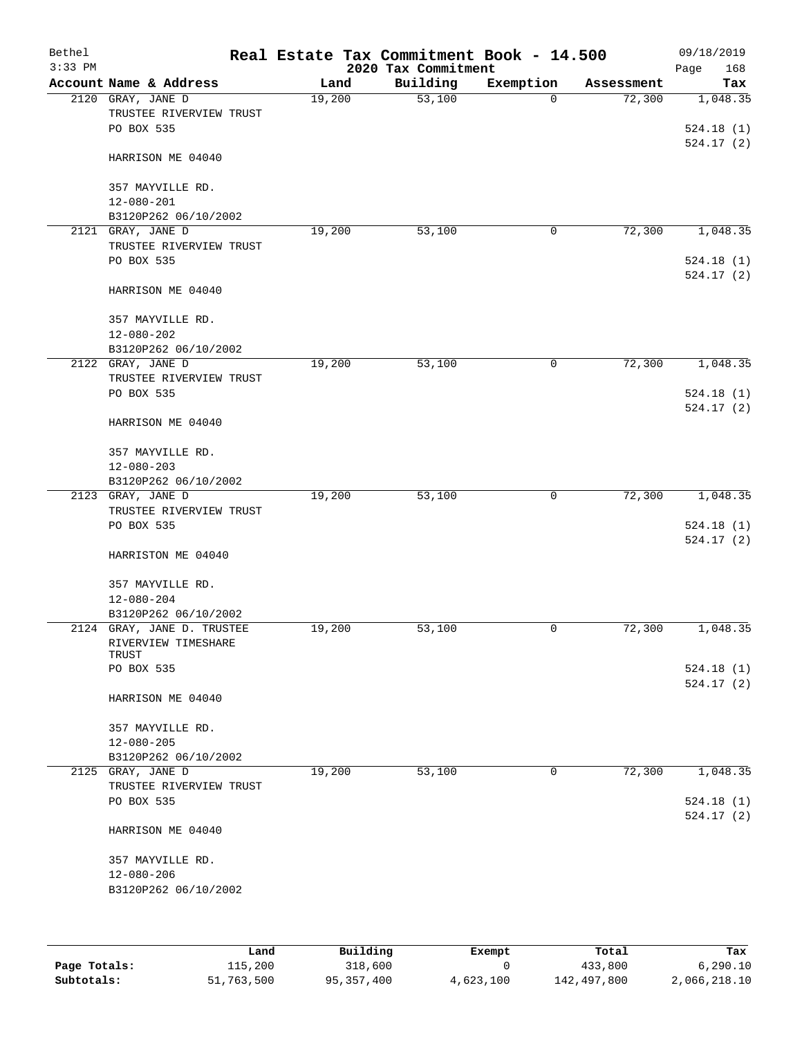Bethel 3:33 PM

**Real Estate Tax Commitment Book - 14.500**

**2020 Tax Commitment**

09/18/2019

| Account | Name & Address | Land | Building | Exemption | Assessment | Tax |
|---|---|---|---|---|---|---|
| 2120 | GRAY, JANE D<br>TRUSTEE RIVERVIEW TRUST<br>PO BOX 535<br><br>HARRISON ME 04040<br><br>357 MAYVILLE RD.<br>12-080-201<br>B3120P262 06/10/2002 | 19,200 | 53,100 | 0 | 72,300 | 1,048.35<br><br>524.18 (1)<br>524.17 (2) |
| 2121 | GRAY, JANE D<br>TRUSTEE RIVERVIEW TRUST<br>PO BOX 535<br><br>HARRISON ME 04040<br><br>357 MAYVILLE RD.<br>12-080-202<br>B3120P262 06/10/2002 | 19,200 | 53,100 | 0 | 72,300 | 1,048.35<br><br>524.18 (1)<br>524.17 (2) |
| 2122 | GRAY, JANE D<br>TRUSTEE RIVERVIEW TRUST<br>PO BOX 535<br><br>HARRISON ME 04040<br><br>357 MAYVILLE RD.<br>12-080-203<br>B3120P262 06/10/2002 | 19,200 | 53,100 | 0 | 72,300 | 1,048.35<br><br>524.18 (1)<br>524.17 (2) |
| 2123 | GRAY, JANE D<br>TRUSTEE RIVERVIEW TRUST<br>PO BOX 535<br><br>HARRISTON ME 04040<br><br>357 MAYVILLE RD.<br>12-080-204<br>B3120P262 06/10/2002 | 19,200 | 53,100 | 0 | 72,300 | 1,048.35<br><br>524.18 (1)<br>524.17 (2) |
| 2124 | GRAY, JANE D. TRUSTEE<br>RIVERVIEW TIMESHARE<br>TRUST<br>PO BOX 535<br><br>HARRISON ME 04040<br><br>357 MAYVILLE RD.<br>12-080-205<br>B3120P262 06/10/2002 | 19,200 | 53,100 | 0 | 72,300 | 1,048.35<br><br>524.18 (1)<br>524.17 (2) |
| 2125 | GRAY, JANE D<br>TRUSTEE RIVERVIEW TRUST<br>PO BOX 535<br><br>HARRISON ME 04040<br><br>357 MAYVILLE RD.<br>12-080-206<br>B3120P262 06/10/2002 | 19,200 | 53,100 | 0 | 72,300 | 1,048.35<br><br>524.18 (1)<br>524.17 (2) |

| | Land | Building | Exempt | Total | Tax |
|---|---|---|---|---|---|
| **Page Totals:** | 115,200 | 318,600 | 0 | 433,800 | 6,290.10 |
| **Subtotals:** | 51,763,500 | 95,357,400 | 4,623,100 | 142,497,800 | 2,066,218.10 |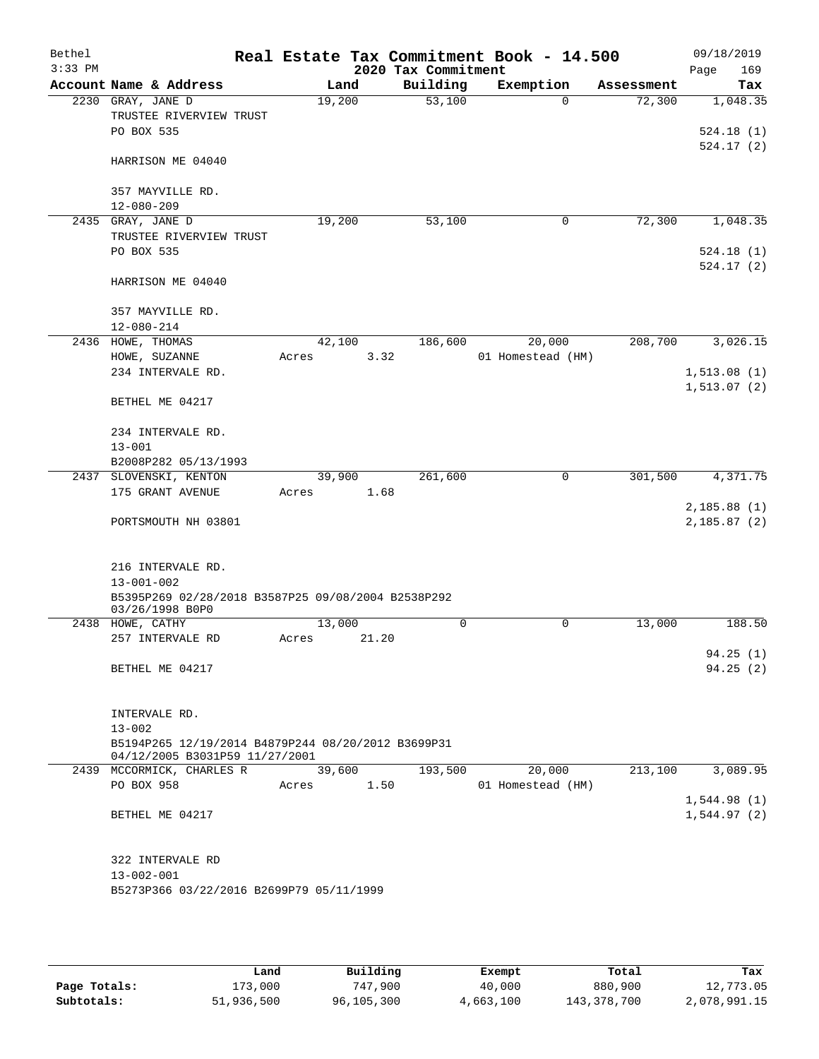# Real Estate Tax Commitment Book - 14.500

Bethel 09/18/2019
3:33 PM
2020 Tax Commitment

| Account Name & Address | Land | Building | Exemption | Assessment | Tax |
|---|---|---|---|---|---|
| 2230 GRAY, JANE D | 19,200 | 53,100 | 0 | 72,300 | 1,048.35 |
| TRUSTEE RIVERVIEW TRUST | | | | | |
| PO BOX 535 | | | | | 524.18 (1) |
| | | | | | 524.17 (2) |
| HARRISON ME 04040 | | | | | |
| 357 MAYVILLE RD. | | | | | |
| 12-080-209 | | | | | |
| 2435 GRAY, JANE D | 19,200 | 53,100 | 0 | 72,300 | 1,048.35 |
| TRUSTEE RIVERVIEW TRUST | | | | | |
| PO BOX 535 | | | | | 524.18 (1) |
| | | | | | 524.17 (2) |
| HARRISON ME 04040 | | | | | |
| 357 MAYVILLE RD. | | | | | |
| 12-080-214 | | | | | |
| 2436 HOWE, THOMAS | 42,100 | 186,600 | 20,000 | 208,700 | 3,026.15 |
| HOWE, SUZANNE | Acres 3.32 | | 01 Homestead (HM) | | |
| 234 INTERVALE RD. | | | | | 1,513.08 (1) |
| | | | | | 1,513.07 (2) |
| BETHEL ME 04217 | | | | | |
| 234 INTERVALE RD. | | | | | |
| 13-001 | | | | | |
| B2008P282 05/13/1993 | | | | | |
| 2437 SLOVENSKI, KENTON | 39,900 | 261,600 | 0 | 301,500 | 4,371.75 |
| 175 GRANT AVENUE | Acres 1.68 | | | | |
| | | | | | 2,185.88 (1) |
| PORTSMOUTH NH 03801 | | | | | 2,185.87 (2) |
| 216 INTERVALE RD. | | | | | |
| 13-001-002 | | | | | |
| B5395P269 02/28/2018 B3587P25 09/08/2004 B2538P292 03/26/1998 B0P0 | | | | | |
| 2438 HOWE, CATHY | 13,000 | 0 | 0 | 13,000 | 188.50 |
| 257 INTERVALE RD | Acres 21.20 | | | | |
| | | | | | 94.25 (1) |
| BETHEL ME 04217 | | | | | 94.25 (2) |
| INTERVALE RD. | | | | | |
| 13-002 | | | | | |
| B5194P265 12/19/2014 B4879P244 08/20/2012 B3699P31 04/12/2005 B3031P59 11/27/2001 | | | | | |
| 2439 MCCORMICK, CHARLES R | 39,600 | 193,500 | 20,000 | 213,100 | 3,089.95 |
| PO BOX 958 | Acres 1.50 | | 01 Homestead (HM) | | |
| | | | | | 1,544.98 (1) |
| BETHEL ME 04217 | | | | | 1,544.97 (2) |
| 322 INTERVALE RD | | | | | |
| 13-002-001 | | | | | |
| B5273P366 03/22/2016 B2699P79 05/11/1999 | | | | | |

| | Land | Building | Exempt | Total | Tax |
|---|---|---|---|---|---|
| Page Totals: | 173,000 | 747,900 | 40,000 | 880,900 | 12,773.05 |
| Subtotals: | 51,936,500 | 96,105,300 | 4,663,100 | 143,378,700 | 2,078,991.15 |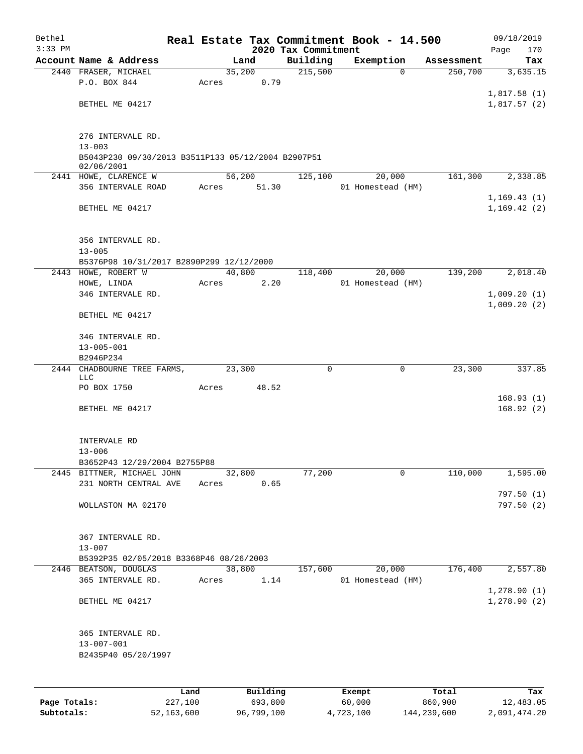# Real Estate Tax Commitment Book - 14.500

Bethel
3:33 PM

2020 Tax Commitment

09/18/2019

| Account Name & Address | Land | Building | Exemption | Assessment | Tax |
|---|---|---|---|---|---|
| 2440 FRASER, MICHAEL<br>P.O. BOX 844<br><br>BETHEL ME 04217<br><br>276 INTERVALE RD.<br>13-003<br>B5043P230 09/30/2013 B3511P133 05/12/2004 B2907P51 02/06/2001 | 35,200<br>Acres 0.79 | 215,500 | 0 | 250,700 | 3,635.15<br><br>1,817.58 (1)<br>1,817.57 (2) |
| 2441 HOWE, CLARENCE W<br>356 INTERVALE ROAD<br><br>BETHEL ME 04217<br><br>356 INTERVALE RD.<br>13-005<br>B5376P98 10/31/2017 B2890P299 12/12/2000 | 56,200<br>Acres 51.30 | 125,100 | 20,000<br>01 Homestead (HM) | 161,300 | 2,338.85<br><br>1,169.43 (1)<br>1,169.42 (2) |
| 2443 HOWE, ROBERT W<br>HOWE, LINDA<br>346 INTERVALE RD.<br><br>BETHEL ME 04217<br><br>346 INTERVALE RD.<br>13-005-001<br>B2946P234 | 40,800<br>Acres 2.20 | 118,400 | 20,000<br>01 Homestead (HM) | 139,200 | 2,018.40<br><br>1,009.20 (1)<br>1,009.20 (2) |
| 2444 CHADBOURNE TREE FARMS, LLC<br>PO BOX 1750<br><br>BETHEL ME 04217<br><br>INTERVALE RD<br>13-006<br>B3652P43 12/29/2004 B2755P88 | 23,300<br>Acres 48.52 | 0 | 0 | 23,300 | 337.85<br><br>168.93 (1)<br>168.92 (2) |
| 2445 BITTNER, MICHAEL JOHN<br>231 NORTH CENTRAL AVE<br><br>WOLLASTON MA 02170<br><br>367 INTERVALE RD.<br>13-007<br>B5392P35 02/05/2018 B3368P46 08/26/2003 | 32,800<br>Acres 0.65 | 77,200 | 0 | 110,000 | 1,595.00<br><br>797.50 (1)<br>797.50 (2) |
| 2446 BEATSON, DOUGLAS<br>365 INTERVALE RD.<br><br>BETHEL ME 04217<br><br>365 INTERVALE RD.<br>13-007-001<br>B2435P40 05/20/1997 | 38,800<br>Acres 1.14 | 157,600 | 20,000<br>01 Homestead (HM) | 176,400 | 2,557.80<br><br>1,278.90 (1)<br>1,278.90 (2) |

| | Land | Building | Exempt | Total | Tax |
|---|---|---|---|---|---|
| Page Totals: | 227,100 | 693,800 | 60,000 | 860,900 | 12,483.05 |
| Subtotals: | 52,163,600 | 96,799,100 | 4,723,100 | 144,239,600 | 2,091,474.20 |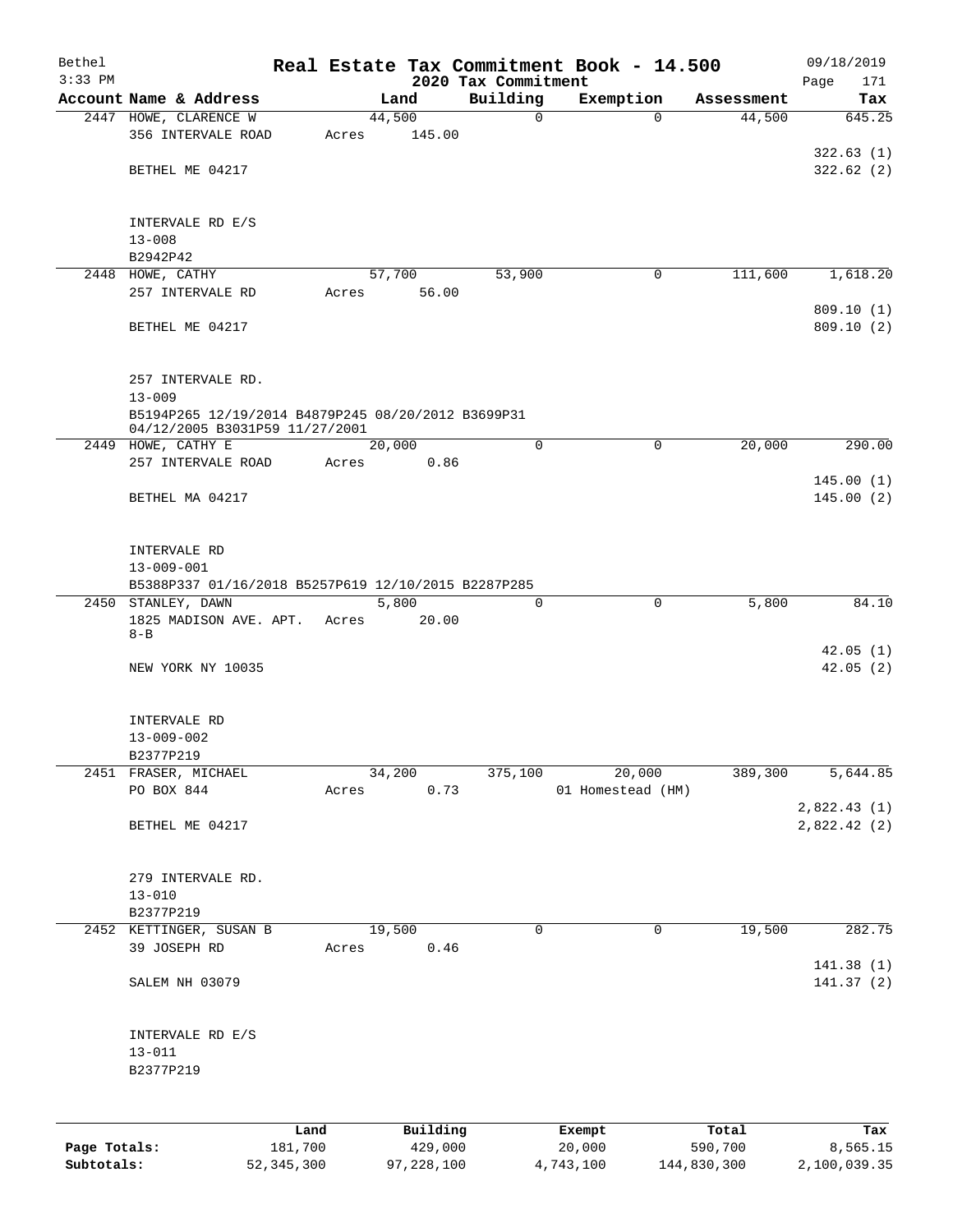Bethel                                    Real Estate Tax Commitment Book - 14.500                    09/18/2019
3:33 PM                                            2020 Tax Commitment

| Account | Name & Address | Land | Building | Exemption | Assessment | Tax |
|---|---|---|---|---|---|---|
| 2447 | HOWE, CLARENCE W<br>356 INTERVALE ROAD<br><br>BETHEL ME 04217<br><br>INTERVALE RD E/S<br>13-008<br>B2942P42 | 44,500<br>Acres 145.00 | 0 | 0 | 44,500 | 645.25<br><br>322.63 (1)<br>322.62 (2) |
| 2448 | HOWE, CATHY<br>257 INTERVALE RD<br><br>BETHEL ME 04217<br><br>257 INTERVALE RD.<br>13-009<br>B5194P265 12/19/2014 B4879P245 08/20/2012 B3699P31 04/12/2005 B3031P59 11/27/2001 | 57,700<br>Acres 56.00 | 53,900 | 0 | 111,600 | 1,618.20<br><br>809.10 (1)<br>809.10 (2) |
| 2449 | HOWE, CATHY E<br>257 INTERVALE ROAD<br><br>BETHEL MA 04217<br><br>INTERVALE RD<br>13-009-001<br>B5388P337 01/16/2018 B5257P619 12/10/2015 B2287P285 | 20,000<br>Acres 0.86 | 0 | 0 | 20,000 | 290.00<br><br>145.00 (1)<br>145.00 (2) |
| 2450 | STANLEY, DAWN<br>1825 MADISON AVE. APT. 8-B<br><br>NEW YORK NY 10035<br><br>INTERVALE RD<br>13-009-002<br>B2377P219 | 5,800<br>Acres 20.00 | 0 | 0 | 5,800 | 84.10<br><br>42.05 (1)<br>42.05 (2) |
| 2451 | FRASER, MICHAEL<br>PO BOX 844<br><br>BETHEL ME 04217<br><br>279 INTERVALE RD.<br>13-010<br>B2377P219 | 34,200<br>Acres 0.73 | 375,100 | 20,000<br>01 Homestead (HM) | 389,300 | 5,644.85<br><br>2,822.43 (1)<br>2,822.42 (2) |
| 2452 | KETTINGER, SUSAN B<br>39 JOSEPH RD<br><br>SALEM NH 03079<br><br>INTERVALE RD E/S<br>13-011<br>B2377P219 | 19,500<br>Acres 0.46 | 0 | 0 | 19,500 | 282.75<br><br>141.38 (1)<br>141.37 (2) |

| | Land | Building | Exempt | Total | Tax |
|---|---|---|---|---|---|
| Page Totals: | 181,700 | 429,000 | 20,000 | 590,700 | 8,565.15 |
| Subtotals: | 52,345,300 | 97,228,100 | 4,743,100 | 144,830,300 | 2,100,039.35 |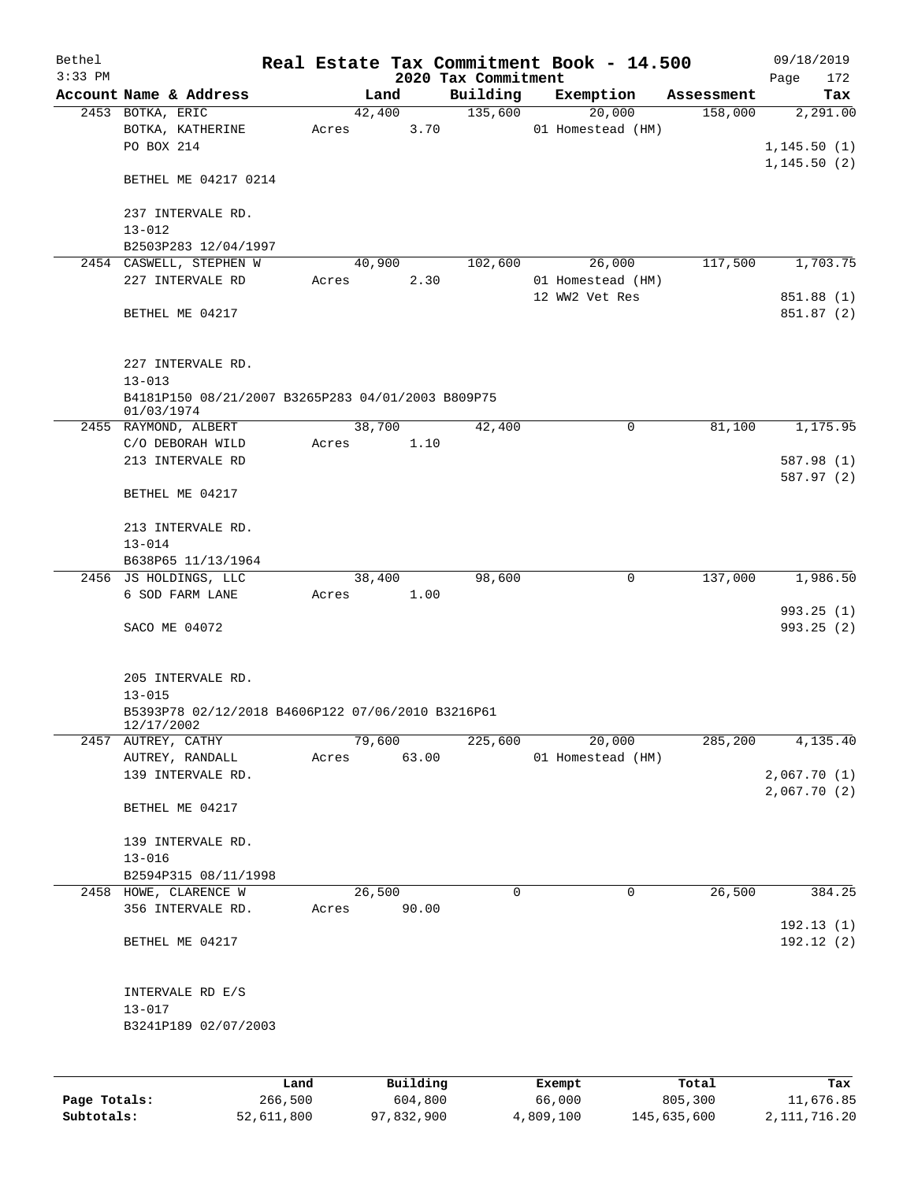# Real Estate Tax Commitment Book - 14.500

Bethel
3:33 PM

2020 Tax Commitment

09/18/2019

| Account Name & Address | Land | Building | Exemption | Assessment | Tax |
|---|---|---|---|---|---|
| 2453 BOTKA, ERIC | 42,400 | 135,600 | 20,000 | 158,000 | 2,291.00 |
| BOTKA, KATHERINE | Acres 3.70 | | 01 Homestead (HM) | | |
| PO BOX 214 | | | | | 1,145.50 (1) |
| | | | | | 1,145.50 (2) |
| BETHEL ME 04217 0214 | | | | | |
| 237 INTERVALE RD. | | | | | |
| 13-012 | | | | | |
| B2503P283 12/04/1997 | | | | | |
| 2454 CASWELL, STEPHEN W | 40,900 | 102,600 | 26,000 | 117,500 | 1,703.75 |
| 227 INTERVALE RD | Acres 2.30 | | 01 Homestead (HM) | | |
| | | | 12 WW2 Vet Res | | 851.88 (1) |
| BETHEL ME 04217 | | | | | 851.87 (2) |
| 227 INTERVALE RD. | | | | | |
| 13-013 | | | | | |
| B4181P150 08/21/2007 B3265P283 04/01/2003 B809P75 01/03/1974 | | | | | |
| 2455 RAYMOND, ALBERT | 38,700 | 42,400 | 0 | 81,100 | 1,175.95 |
| C/O DEBORAH WILD | Acres 1.10 | | | | |
| 213 INTERVALE RD | | | | | 587.98 (1) |
| | | | | | 587.97 (2) |
| BETHEL ME 04217 | | | | | |
| 213 INTERVALE RD. | | | | | |
| 13-014 | | | | | |
| B638P65 11/13/1964 | | | | | |
| 2456 JS HOLDINGS, LLC | 38,400 | 98,600 | 0 | 137,000 | 1,986.50 |
| 6 SOD FARM LANE | Acres 1.00 | | | | |
| | | | | | 993.25 (1) |
| SACO ME 04072 | | | | | 993.25 (2) |
| 205 INTERVALE RD. | | | | | |
| 13-015 | | | | | |
| B5393P78 02/12/2018 B4606P122 07/06/2010 B3216P61 12/17/2002 | | | | | |
| 2457 AUTREY, CATHY | 79,600 | 225,600 | 20,000 | 285,200 | 4,135.40 |
| AUTREY, RANDALL | Acres 63.00 | | 01 Homestead (HM) | | |
| 139 INTERVALE RD. | | | | | 2,067.70 (1) |
| | | | | | 2,067.70 (2) |
| BETHEL ME 04217 | | | | | |
| 139 INTERVALE RD. | | | | | |
| 13-016 | | | | | |
| B2594P315 08/11/1998 | | | | | |
| 2458 HOWE, CLARENCE W | 26,500 | 0 | 0 | 26,500 | 384.25 |
| 356 INTERVALE RD. | Acres 90.00 | | | | |
| | | | | | 192.13 (1) |
| BETHEL ME 04217 | | | | | 192.12 (2) |
| INTERVALE RD E/S | | | | | |
| 13-017 | | | | | |
| B3241P189 02/07/2003 | | | | | |

| | Land | Building | Exempt | Total | Tax |
|---|---|---|---|---|---|
| Page Totals: | 266,500 | 604,800 | 66,000 | 805,300 | 11,676.85 |
| Subtotals: | 52,611,800 | 97,832,900 | 4,809,100 | 145,635,600 | 2,111,716.20 |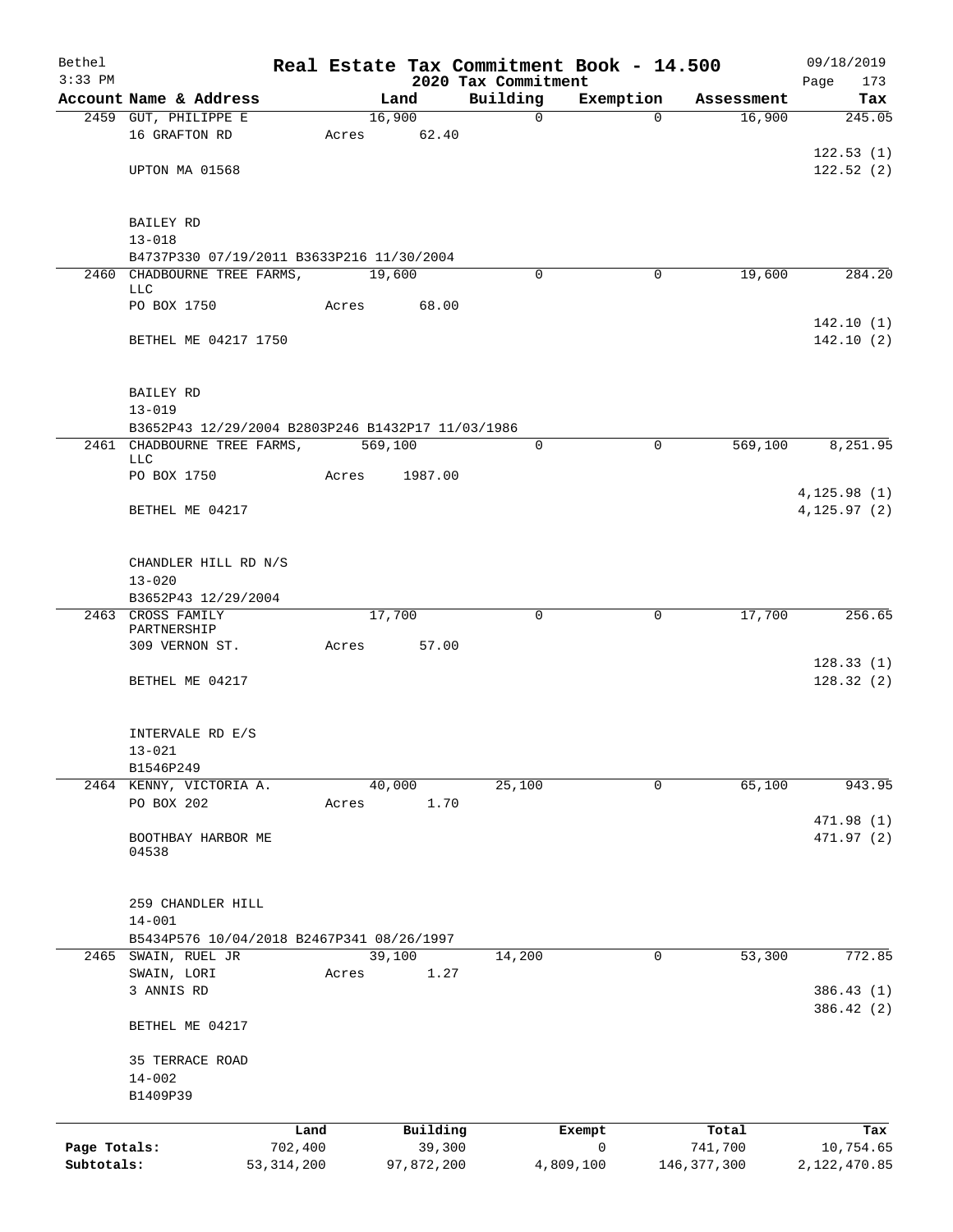Bethel 3:33 PM

# Real Estate Tax Commitment Book - 14.500

## 2020 Tax Commitment

09/18/2019

| Account | Name & Address | Land | Building | Exemption | Assessment | Tax |
|---|---|---|---|---|---|---|
| 2459 | GUT, PHILIPPE E | 16,900 | 0 | 0 | 16,900 | 245.05 |
| | 16 GRAFTON RD | Acres 62.40 | | | | |
| | | | | | | 122.53 (1) |
| | UPTON MA 01568 | | | | | 122.52 (2) |
| | BAILEY RD | | | | | |
| | 13-018 | | | | | |
| | B4737P330 07/19/2011 B3633P216 11/30/2004 | | | | | |
| 2460 | CHADBOURNE TREE FARMS, LLC | 19,600 | 0 | 0 | 19,600 | 284.20 |
| | PO BOX 1750 | Acres 68.00 | | | | |
| | | | | | | 142.10 (1) |
| | BETHEL ME 04217 1750 | | | | | 142.10 (2) |
| | BAILEY RD | | | | | |
| | 13-019 | | | | | |
| | B3652P43 12/29/2004 B2803P246 B1432P17 11/03/1986 | | | | | |
| 2461 | CHADBOURNE TREE FARMS, LLC | 569,100 | 0 | 0 | 569,100 | 8,251.95 |
| | PO BOX 1750 | Acres 1987.00 | | | | |
| | | | | | | 4,125.98 (1) |
| | BETHEL ME 04217 | | | | | 4,125.97 (2) |
| | CHANDLER HILL RD N/S | | | | | |
| | 13-020 | | | | | |
| | B3652P43 12/29/2004 | | | | | |
| 2463 | CROSS FAMILY PARTNERSHIP | 17,700 | 0 | 0 | 17,700 | 256.65 |
| | 309 VERNON ST. | Acres 57.00 | | | | |
| | | | | | | 128.33 (1) |
| | BETHEL ME 04217 | | | | | 128.32 (2) |
| | INTERVALE RD E/S | | | | | |
| | 13-021 | | | | | |
| | B1546P249 | | | | | |
| 2464 | KENNY, VICTORIA A. | 40,000 | 25,100 | 0 | 65,100 | 943.95 |
| | PO BOX 202 | Acres 1.70 | | | | |
| | | | | | | 471.98 (1) |
| | BOOTHBAY HARBOR ME 04538 | | | | | 471.97 (2) |
| | 259 CHANDLER HILL | | | | | |
| | 14-001 | | | | | |
| | B5434P576 10/04/2018 B2467P341 08/26/1997 | | | | | |
| 2465 | SWAIN, RUEL JR | 39,100 | 14,200 | 0 | 53,300 | 772.85 |
| | SWAIN, LORI | Acres 1.27 | | | | |
| | 3 ANNIS RD | | | | | 386.43 (1) |
| | | | | | | 386.42 (2) |
| | BETHEL ME 04217 | | | | | |
| | 35 TERRACE ROAD | | | | | |
| | 14-002 | | | | | |
| | B1409P39 | | | | | |

| | Land | Building | Exempt | Total | Tax |
|---|---|---|---|---|---|
| Page Totals: | 702,400 | 39,300 | 0 | 741,700 | 10,754.65 |
| Subtotals: | 53,314,200 | 97,872,200 | 4,809,100 | 146,377,300 | 2,122,470.85 |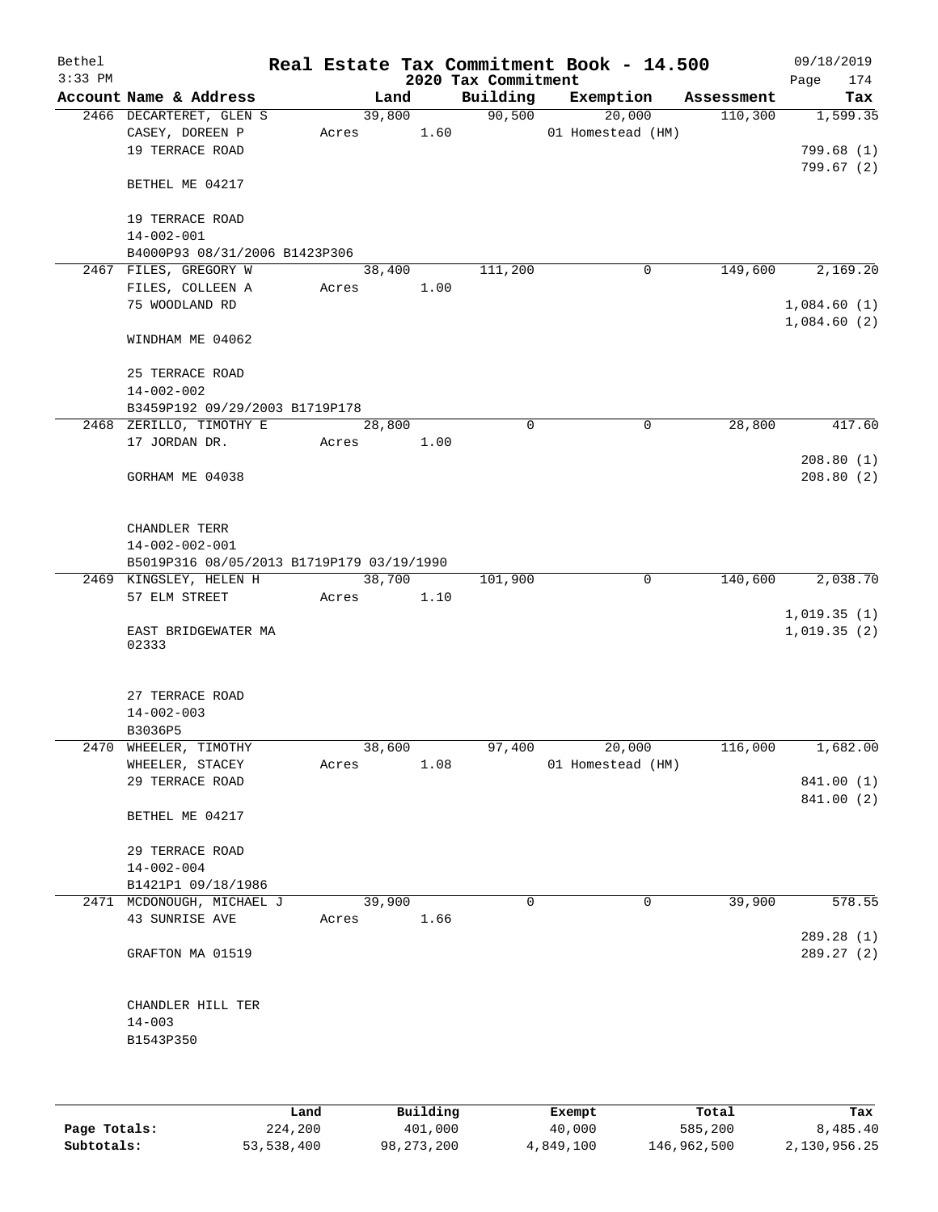# Real Estate Tax Commitment Book - 14.500

## 2020 Tax Commitment

Bethel
3:33 PM

09/18/2019
Page 174

| Account Name & Address | Land | Building | Exemption | Assessment | Tax |
|---|---|---|---|---|---|
| 2466 DECARTERET, GLEN S | 39,800 | 90,500 | 20,000 | 110,300 | 1,599.35 |
| CASEY, DOREEN P | Acres 1.60 | | 01 Homestead (HM) | | |
| 19 TERRACE ROAD | | | | | 799.68 (1) |
| | | | | | 799.67 (2) |
| BETHEL ME 04217 | | | | | |
| 19 TERRACE ROAD | | | | | |
| 14-002-001 | | | | | |
| B4000P93 08/31/2006 B1423P306 | | | | | |
| 2467 FILES, GREGORY W | 38,400 | 111,200 | 0 | 149,600 | 2,169.20 |
| FILES, COLLEEN A | Acres 1.00 | | | | |
| 75 WOODLAND RD | | | | | 1,084.60 (1) |
| | | | | | 1,084.60 (2) |
| WINDHAM ME 04062 | | | | | |
| 25 TERRACE ROAD | | | | | |
| 14-002-002 | | | | | |
| B3459P192 09/29/2003 B1719P178 | | | | | |
| 2468 ZERILLO, TIMOTHY E | 28,800 | 0 | 0 | 28,800 | 417.60 |
| 17 JORDAN DR. | Acres 1.00 | | | | |
| | | | | | 208.80 (1) |
| GORHAM ME 04038 | | | | | 208.80 (2) |
| CHANDLER TERR | | | | | |
| 14-002-002-001 | | | | | |
| B5019P316 08/05/2013 B1719P179 03/19/1990 | | | | | |
| 2469 KINGSLEY, HELEN H | 38,700 | 101,900 | 0 | 140,600 | 2,038.70 |
| 57 ELM STREET | Acres 1.10 | | | | |
| | | | | | 1,019.35 (1) |
| EAST BRIDGEWATER MA 02333 | | | | | 1,019.35 (2) |
| 27 TERRACE ROAD | | | | | |
| 14-002-003 | | | | | |
| B3036P5 | | | | | |
| 2470 WHEELER, TIMOTHY | 38,600 | 97,400 | 20,000 | 116,000 | 1,682.00 |
| WHEELER, STACEY | Acres 1.08 | | 01 Homestead (HM) | | |
| 29 TERRACE ROAD | | | | | 841.00 (1) |
| | | | | | 841.00 (2) |
| BETHEL ME 04217 | | | | | |
| 29 TERRACE ROAD | | | | | |
| 14-002-004 | | | | | |
| B1421P1 09/18/1986 | | | | | |
| 2471 MCDONOUGH, MICHAEL J | 39,900 | 0 | 0 | 39,900 | 578.55 |
| 43 SUNRISE AVE | Acres 1.66 | | | | |
| | | | | | 289.28 (1) |
| GRAFTON MA 01519 | | | | | 289.27 (2) |
| CHANDLER HILL TER | | | | | |
| 14-003 | | | | | |
| B1543P350 | | | | | |

| | Land | Building | Exempt | Total | Tax |
|---|---|---|---|---|---|
| Page Totals: | 224,200 | 401,000 | 40,000 | 585,200 | 8,485.40 |
| Subtotals: | 53,538,400 | 98,273,200 | 4,849,100 | 146,962,500 | 2,130,956.25 |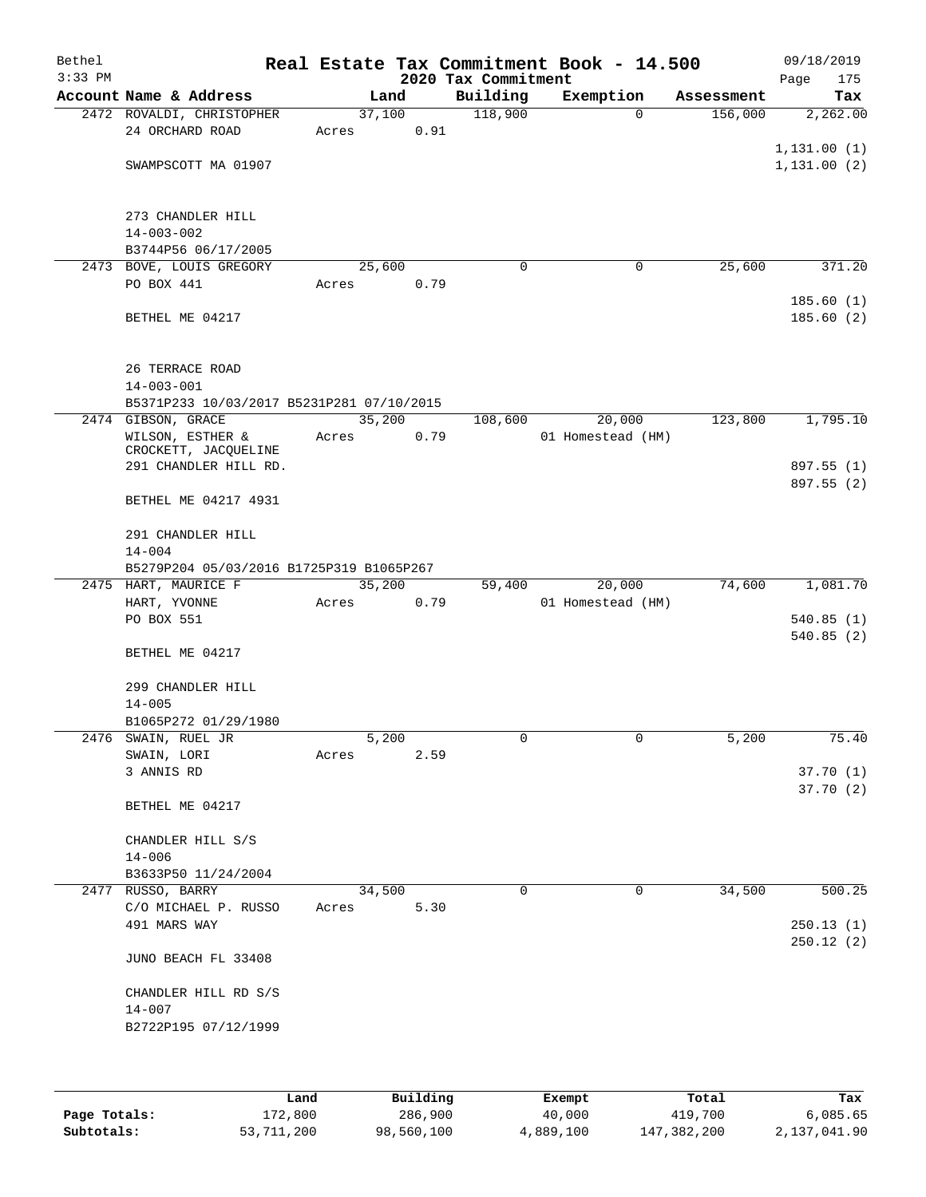# Real Estate Tax Commitment Book - 14.500

Bethel 3:33 PM — 2020 Tax Commitment — 09/18/2019

| Account Name & Address | Land | Building | Exemption | Assessment | Tax |
|---|---|---|---|---|---|
| 2472 ROVALDI, CHRISTOPHER | 37,100 | 118,900 | 0 | 156,000 | 2,262.00 |
| 24 ORCHARD ROAD | Acres 0.91 | | | | |
| | | | | | 1,131.00 (1) |
| SWAMPSCOTT MA 01907 | | | | | 1,131.00 (2) |
| 273 CHANDLER HILL | | | | | |
| 14-003-002 | | | | | |
| B3744P56 06/17/2005 | | | | | |
| 2473 BOVE, LOUIS GREGORY | 25,600 | 0 | 0 | 25,600 | 371.20 |
| PO BOX 441 | Acres 0.79 | | | | |
| | | | | | 185.60 (1) |
| BETHEL ME 04217 | | | | | 185.60 (2) |
| 26 TERRACE ROAD | | | | | |
| 14-003-001 | | | | | |
| B5371P233 10/03/2017 B5231P281 07/10/2015 | | | | | |
| 2474 GIBSON, GRACE | 35,200 | 108,600 | 20,000 | 123,800 | 1,795.10 |
| WILSON, ESTHER & | Acres 0.79 | | 01 Homestead (HM) | | |
| CROCKETT, JACQUELINE | | | | | |
| 291 CHANDLER HILL RD. | | | | | 897.55 (1) |
| | | | | | 897.55 (2) |
| BETHEL ME 04217 4931 | | | | | |
| 291 CHANDLER HILL | | | | | |
| 14-004 | | | | | |
| B5279P204 05/03/2016 B1725P319 B1065P267 | | | | | |
| 2475 HART, MAURICE F | 35,200 | 59,400 | 20,000 | 74,600 | 1,081.70 |
| HART, YVONNE | Acres 0.79 | | 01 Homestead (HM) | | |
| PO BOX 551 | | | | | 540.85 (1) |
| | | | | | 540.85 (2) |
| BETHEL ME 04217 | | | | | |
| 299 CHANDLER HILL | | | | | |
| 14-005 | | | | | |
| B1065P272 01/29/1980 | | | | | |
| 2476 SWAIN, RUEL JR | 5,200 | 0 | 0 | 5,200 | 75.40 |
| SWAIN, LORI | Acres 2.59 | | | | |
| 3 ANNIS RD | | | | | 37.70 (1) |
| | | | | | 37.70 (2) |
| BETHEL ME 04217 | | | | | |
| CHANDLER HILL S/S | | | | | |
| 14-006 | | | | | |
| B3633P50 11/24/2004 | | | | | |
| 2477 RUSSO, BARRY | 34,500 | 0 | 0 | 34,500 | 500.25 |
| C/O MICHAEL P. RUSSO | Acres 5.30 | | | | |
| 491 MARS WAY | | | | | 250.13 (1) |
| | | | | | 250.12 (2) |
| JUNO BEACH FL 33408 | | | | | |
| CHANDLER HILL RD S/S | | | | | |
| 14-007 | | | | | |
| B2722P195 07/12/1999 | | | | | |

| | Land | Building | Exempt | Total | Tax |
|---|---|---|---|---|---|
| Page Totals: | 172,800 | 286,900 | 40,000 | 419,700 | 6,085.65 |
| Subtotals: | 53,711,200 | 98,560,100 | 4,889,100 | 147,382,200 | 2,137,041.90 |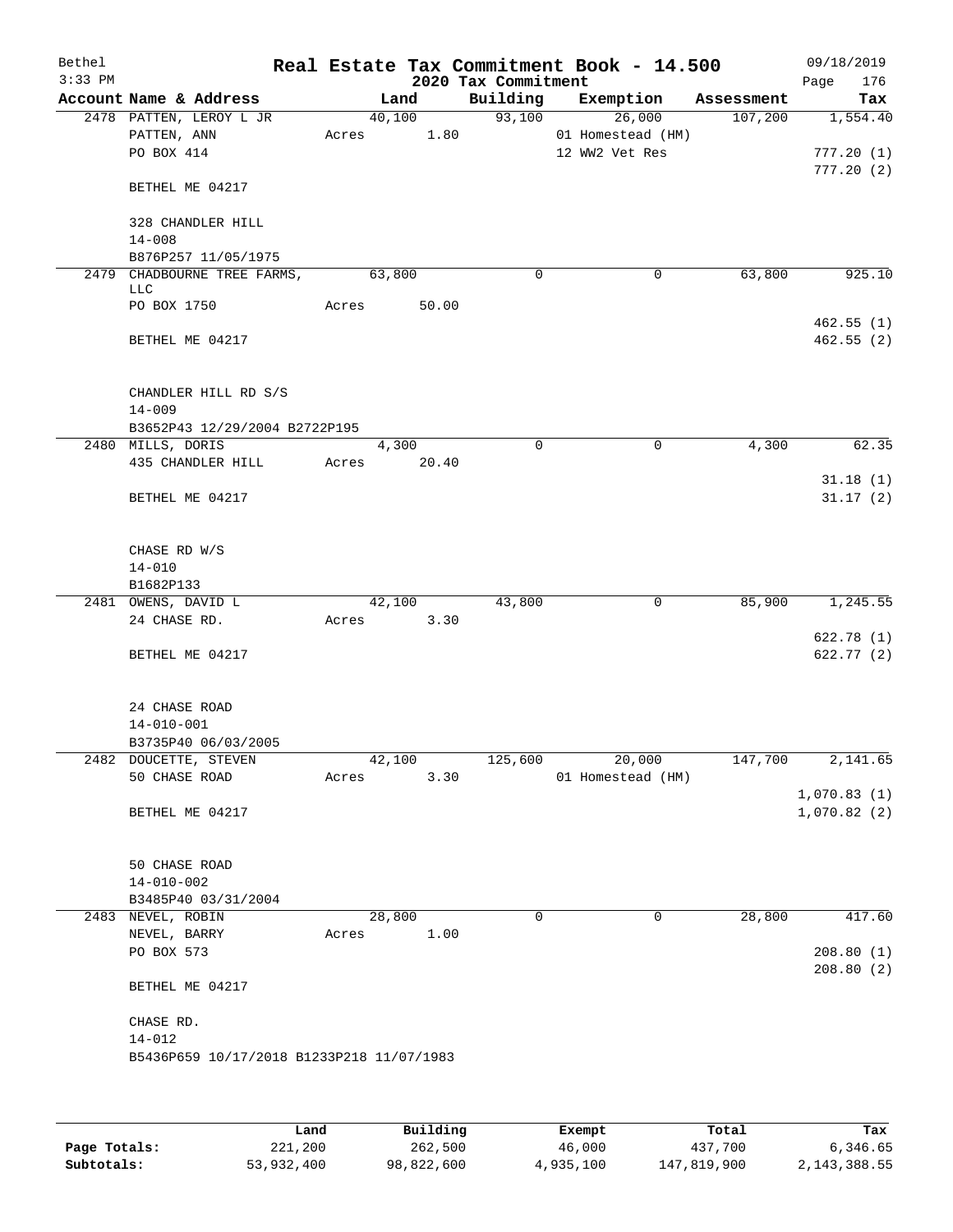Bethel 3:33 PM

# Real Estate Tax Commitment Book - 14.500

## 2020 Tax Commitment

09/18/2019

| Account | Name & Address | Land | Building | Exemption | Assessment | Tax |
|---|---|---|---|---|---|---|
| 2478 | PATTEN, LEROY L JR<br>PATTEN, ANN<br>PO BOX 414<br><br>BETHEL ME 04217<br><br>328 CHANDLER HILL<br>14-008<br>B876P257 11/05/1975 | 40,100<br>Acres 1.80 | 93,100 | 26,000<br>01 Homestead (HM)<br>12 WW2 Vet Res | 107,200 | 1,554.40<br><br>777.20 (1)<br>777.20 (2) |
| 2479 | CHADBOURNE TREE FARMS, LLC<br>PO BOX 1750<br><br>BETHEL ME 04217<br><br>CHANDLER HILL RD S/S<br>14-009<br>B3652P43 12/29/2004 B2722P195 | 63,800<br>Acres 50.00 | 0 | 0 | 63,800 | 925.10<br><br>462.55 (1)<br>462.55 (2) |
| 2480 | MILLS, DORIS<br>435 CHANDLER HILL<br><br>BETHEL ME 04217<br><br>CHASE RD W/S<br>14-010<br>B1682P133 | 4,300<br>Acres 20.40 | 0 | 0 | 4,300 | 62.35<br><br>31.18 (1)<br>31.17 (2) |
| 2481 | OWENS, DAVID L<br>24 CHASE RD.<br><br>BETHEL ME 04217<br><br>24 CHASE ROAD<br>14-010-001<br>B3735P40 06/03/2005 | 42,100<br>Acres 3.30 | 43,800 | 0 | 85,900 | 1,245.55<br><br>622.78 (1)<br>622.77 (2) |
| 2482 | DOUCETTE, STEVEN<br>50 CHASE ROAD<br><br>BETHEL ME 04217<br><br>50 CHASE ROAD<br>14-010-002<br>B3485P40 03/31/2004 | 42,100<br>Acres 3.30 | 125,600 | 20,000<br>01 Homestead (HM) | 147,700 | 2,141.65<br><br>1,070.83 (1)<br>1,070.82 (2) |
| 2483 | NEVEL, ROBIN<br>NEVEL, BARRY<br>PO BOX 573<br><br>BETHEL ME 04217<br><br>CHASE RD.<br>14-012<br>B5436P659 10/17/2018 B1233P218 11/07/1983 | 28,800<br>Acres 1.00 | 0 | 0 | 28,800 | 417.60<br><br>208.80 (1)<br>208.80 (2) |

| | Land | Building | Exempt | Total | Tax |
|---|---|---|---|---|---|
| Page Totals: | 221,200 | 262,500 | 46,000 | 437,700 | 6,346.65 |
| Subtotals: | 53,932,400 | 98,822,600 | 4,935,100 | 147,819,900 | 2,143,388.55 |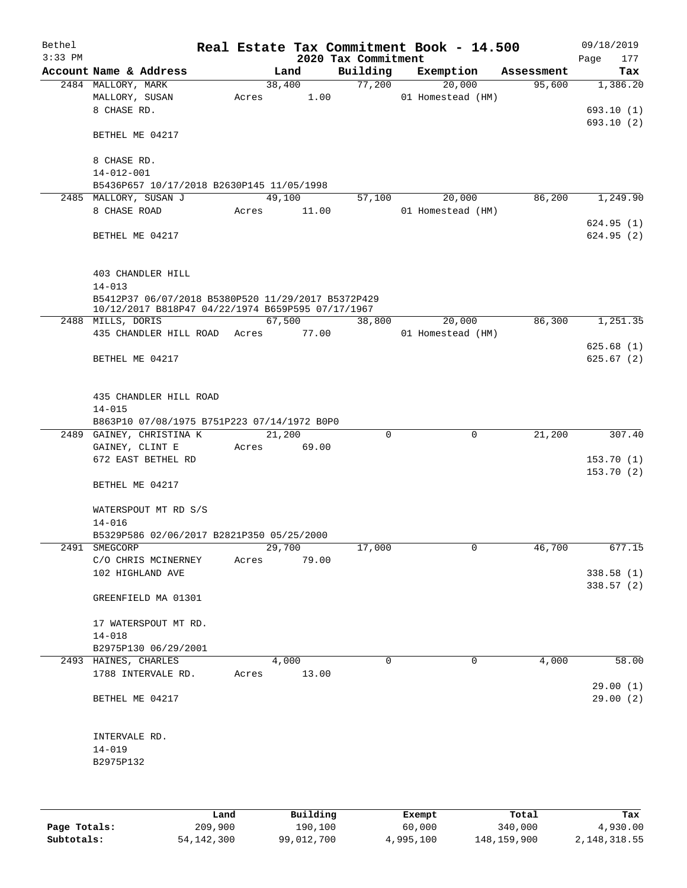# Real Estate Tax Commitment Book - 14.500

Bethel
3:33 PM

2020 Tax Commitment

09/18/2019

| Account Name & Address | Land | Building | Exemption | Assessment | Tax |
|---|---|---|---|---|---|
| 2484 MALLORY, MARK | 38,400 | 77,200 | 20,000 | 95,600 | 1,386.20 |
| MALLORY, SUSAN | Acres 1.00 | | 01 Homestead (HM) | | |
| 8 CHASE RD. | | | | | 693.10 (1) |
| | | | | | 693.10 (2) |
| BETHEL ME 04217 | | | | | |
| 8 CHASE RD. | | | | | |
| 14-012-001 | | | | | |
| B5436P657 10/17/2018 B2630P145 11/05/1998 | | | | | |
| 2485 MALLORY, SUSAN J | 49,100 | 57,100 | 20,000 | 86,200 | 1,249.90 |
| 8 CHASE ROAD | Acres 11.00 | | 01 Homestead (HM) | | |
| | | | | | 624.95 (1) |
| BETHEL ME 04217 | | | | | 624.95 (2) |
| 403 CHANDLER HILL | | | | | |
| 14-013 | | | | | |
| B5412P37 06/07/2018 B5380P520 11/29/2017 B5372P429 10/12/2017 B818P47 04/22/1974 B659P595 07/17/1967 | | | | | |
| 2488 MILLS, DORIS | 67,500 | 38,800 | 20,000 | 86,300 | 1,251.35 |
| 435 CHANDLER HILL ROAD | Acres 77.00 | | 01 Homestead (HM) | | |
| | | | | | 625.68 (1) |
| BETHEL ME 04217 | | | | | 625.67 (2) |
| 435 CHANDLER HILL ROAD | | | | | |
| 14-015 | | | | | |
| B863P10 07/08/1975 B751P223 07/14/1972 B0P0 | | | | | |
| 2489 GAINEY, CHRISTINA K | 21,200 | 0 | 0 | 21,200 | 307.40 |
| GAINEY, CLINT E | Acres 69.00 | | | | |
| 672 EAST BETHEL RD | | | | | 153.70 (1) |
| | | | | | 153.70 (2) |
| BETHEL ME 04217 | | | | | |
| WATERSPOUT MT RD S/S | | | | | |
| 14-016 | | | | | |
| B5329P586 02/06/2017 B2821P350 05/25/2000 | | | | | |
| 2491 SMEGCORP | 29,700 | 17,000 | 0 | 46,700 | 677.15 |
| C/O CHRIS MCINERNEY | Acres 79.00 | | | | |
| 102 HIGHLAND AVE | | | | | 338.58 (1) |
| | | | | | 338.57 (2) |
| GREENFIELD MA 01301 | | | | | |
| 17 WATERSPOUT MT RD. | | | | | |
| 14-018 | | | | | |
| B2975P130 06/29/2001 | | | | | |
| 2493 HAINES, CHARLES | 4,000 | 0 | 0 | 4,000 | 58.00 |
| 1788 INTERVALE RD. | Acres 13.00 | | | | |
| | | | | | 29.00 (1) |
| BETHEL ME 04217 | | | | | 29.00 (2) |
| INTERVALE RD. | | | | | |
| 14-019 | | | | | |
| B2975P132 | | | | | |

| | Land | Building | Exempt | Total | Tax |
|---|---|---|---|---|---|
| Page Totals: | 209,900 | 190,100 | 60,000 | 340,000 | 4,930.00 |
| Subtotals: | 54,142,300 | 99,012,700 | 4,995,100 | 148,159,900 | 2,148,318.55 |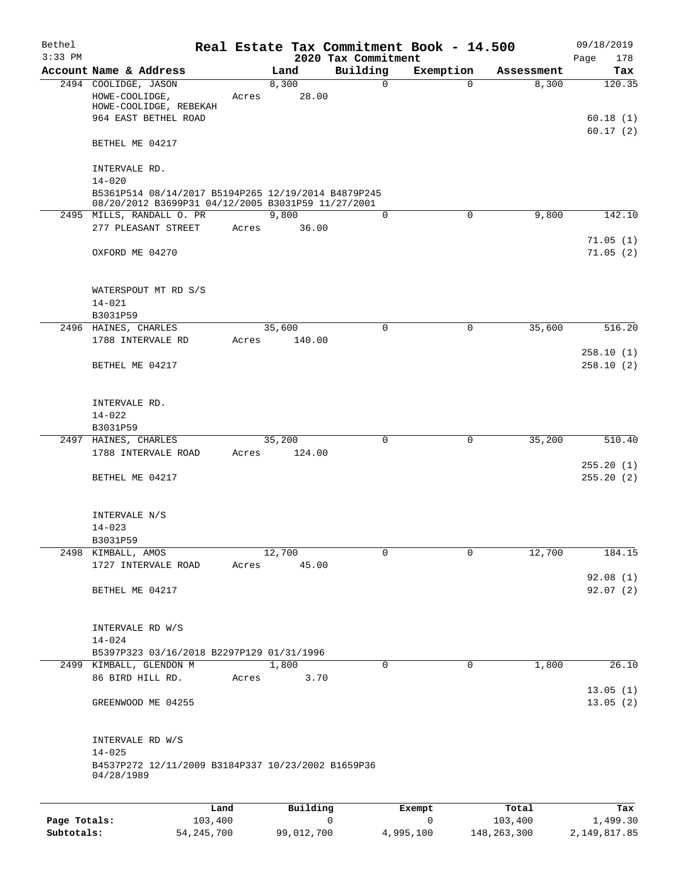Bethel 3:33 PM

# Real Estate Tax Commitment Book - 14.500

## 2020 Tax Commitment

09/18/2019

| Account Name & Address | Land | Building | Exemption | Assessment | Tax |
|---|---|---|---|---|---|
| 2494 COOLIDGE, JASON<br>HOWE-COOLIDGE,<br>HOWE-COOLIDGE, REBEKAH<br>964 EAST BETHEL ROAD<br><br>BETHEL ME 04217<br><br>INTERVALE RD.<br>14-020<br>B5361P514 08/14/2017 B5194P265 12/19/2014 B4879P245 08/20/2012 B3699P31 04/12/2005 B3031P59 11/27/2001 | 8,300<br>Acres 28.00 | 0 | 0 | 8,300 | 120.35<br><br>60.18 (1)<br>60.17 (2) |
| 2495 MILLS, RANDALL O. PR<br>277 PLEASANT STREET<br><br>OXFORD ME 04270<br><br>WATERSPOUT MT RD S/S<br>14-021<br>B3031P59 | 9,800<br>Acres 36.00 | 0 | 0 | 9,800 | 142.10<br><br>71.05 (1)<br>71.05 (2) |
| 2496 HAINES, CHARLES<br>1788 INTERVALE RD<br><br>BETHEL ME 04217<br><br>INTERVALE RD.<br>14-022<br>B3031P59 | 35,600<br>Acres 140.00 | 0 | 0 | 35,600 | 516.20<br><br>258.10 (1)<br>258.10 (2) |
| 2497 HAINES, CHARLES<br>1788 INTERVALE ROAD<br><br>BETHEL ME 04217<br><br>INTERVALE N/S<br>14-023<br>B3031P59 | 35,200<br>Acres 124.00 | 0 | 0 | 35,200 | 510.40<br><br>255.20 (1)<br>255.20 (2) |
| 2498 KIMBALL, AMOS<br>1727 INTERVALE ROAD<br><br>BETHEL ME 04217<br><br>INTERVALE RD W/S<br>14-024<br>B5397P323 03/16/2018 B2297P129 01/31/1996 | 12,700<br>Acres 45.00 | 0 | 0 | 12,700 | 184.15<br><br>92.08 (1)<br>92.07 (2) |
| 2499 KIMBALL, GLENDON M<br>86 BIRD HILL RD.<br><br>GREENWOOD ME 04255<br><br>INTERVALE RD W/S<br>14-025<br>B4537P272 12/11/2009 B3184P337 10/23/2002 B1659P36 04/28/1989 | 1,800<br>Acres 3.70 | 0 | 0 | 1,800 | 26.10<br><br>13.05 (1)<br>13.05 (2) |

| | Land | Building | Exempt | Total | Tax |
|---|---|---|---|---|---|
| Page Totals: | 103,400 | 0 | 0 | 103,400 | 1,499.30 |
| Subtotals: | 54,245,700 | 99,012,700 | 4,995,100 | 148,263,300 | 2,149,817.85 |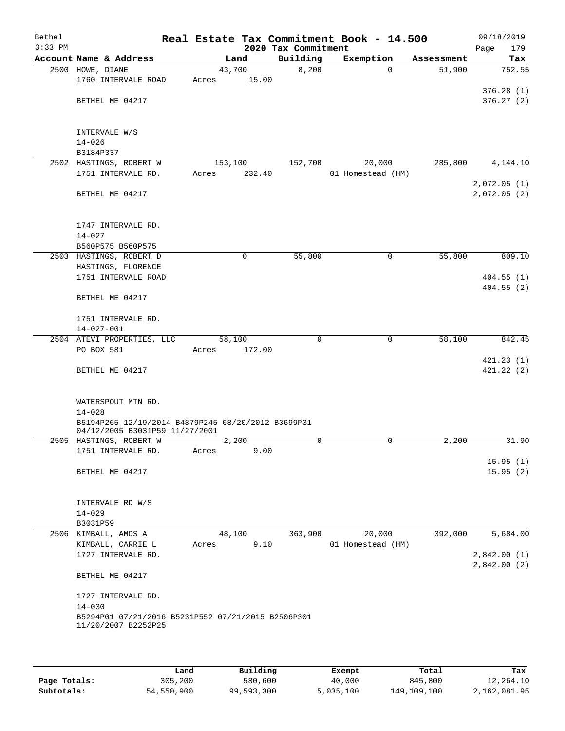# Real Estate Tax Commitment Book - 14.500

Bethel
3:33 PM

2020 Tax Commitment

09/18/2019

| Account | Name & Address | Land | Building | Exemption | Assessment | Tax |
|---|---|---|---|---|---|---|
| 2500 | HOWE, DIANE | 43,700 | 8,200 | 0 | 51,900 | 752.55 |
| | 1760 INTERVALE ROAD | Acres 15.00 | | | | |
| | | | | | | 376.28 (1) |
| | BETHEL ME 04217 | | | | | 376.27 (2) |
| | INTERVALE W/S | | | | | |
| | 14-026 | | | | | |
| | B3184P337 | | | | | |
| 2502 | HASTINGS, ROBERT W | 153,100 | 152,700 | 20,000 | 285,800 | 4,144.10 |
| | 1751 INTERVALE RD. | Acres 232.40 | | 01 Homestead (HM) | | |
| | | | | | | 2,072.05 (1) |
| | BETHEL ME 04217 | | | | | 2,072.05 (2) |
| | 1747 INTERVALE RD. | | | | | |
| | 14-027 | | | | | |
| | B560P575 B560P575 | | | | | |
| 2503 | HASTINGS, ROBERT D | 0 | 55,800 | 0 | 55,800 | 809.10 |
| | HASTINGS, FLORENCE | | | | | |
| | 1751 INTERVALE ROAD | | | | | 404.55 (1) |
| | | | | | | 404.55 (2) |
| | BETHEL ME 04217 | | | | | |
| | 1751 INTERVALE RD. | | | | | |
| | 14-027-001 | | | | | |
| 2504 | ATEVI PROPERTIES, LLC | 58,100 | 0 | 0 | 58,100 | 842.45 |
| | PO BOX 581 | Acres 172.00 | | | | |
| | | | | | | 421.23 (1) |
| | BETHEL ME 04217 | | | | | 421.22 (2) |
| | WATERSPOUT MTN RD. | | | | | |
| | 14-028 | | | | | |
| | B5194P265 12/19/2014 B4879P245 08/20/2012 B3699P31 04/12/2005 B3031P59 11/27/2001 | | | | | |
| 2505 | HASTINGS, ROBERT W | 2,200 | 0 | 0 | 2,200 | 31.90 |
| | 1751 INTERVALE RD. | Acres 9.00 | | | | |
| | | | | | | 15.95 (1) |
| | BETHEL ME 04217 | | | | | 15.95 (2) |
| | INTERVALE RD W/S | | | | | |
| | 14-029 | | | | | |
| | B3031P59 | | | | | |
| 2506 | KIMBALL, AMOS A | 48,100 | 363,900 | 20,000 | 392,000 | 5,684.00 |
| | KIMBALL, CARRIE L | Acres 9.10 | | 01 Homestead (HM) | | |
| | 1727 INTERVALE RD. | | | | | 2,842.00 (1) |
| | | | | | | 2,842.00 (2) |
| | BETHEL ME 04217 | | | | | |
| | 1727 INTERVALE RD. | | | | | |
| | 14-030 | | | | | |
| | B5294P01 07/21/2016 B5231P552 07/21/2015 B2506P301 11/20/2007 B2252P25 | | | | | |

| | Land | Building | Exempt | Total | Tax |
|---|---|---|---|---|---|
| Page Totals: | 305,200 | 580,600 | 40,000 | 845,800 | 12,264.10 |
| Subtotals: | 54,550,900 | 99,593,300 | 5,035,100 | 149,109,100 | 2,162,081.95 |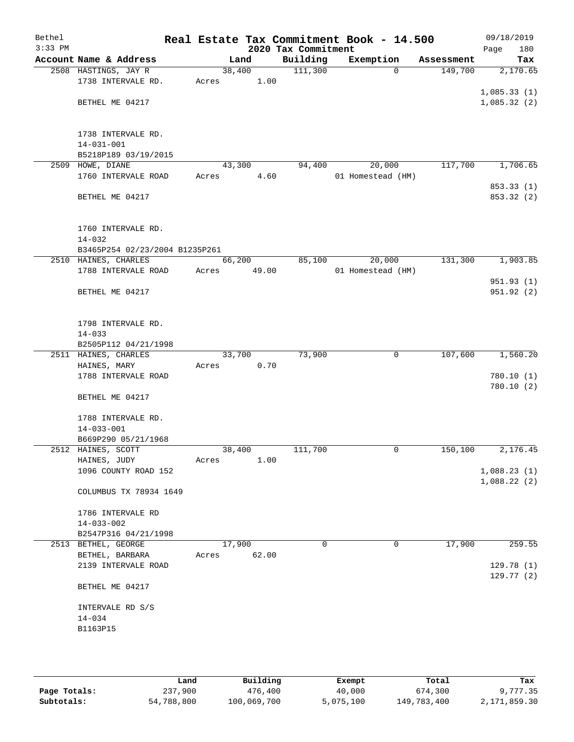# Real Estate Tax Commitment Book - 14.500

Bethel
3:33 PM

2020 Tax Commitment

09/18/2019

| Account Name & Address | Land | Building | Exemption | Assessment | Tax |
|---|---|---|---|---|---|
| 2508 HASTINGS, JAY R<br>1738 INTERVALE RD.<br><br>BETHEL ME 04217<br><br>1738 INTERVALE RD.<br>14-031-001<br>B5218P189 03/19/2015 | 38,400<br>Acres 1.00 | 111,300 | 0 | 149,700 | 2,170.65<br><br>1,085.33 (1)<br>1,085.32 (2) |
| 2509 HOWE, DIANE<br>1760 INTERVALE ROAD<br><br>BETHEL ME 04217<br><br>1760 INTERVALE RD.<br>14-032<br>B3465P254 02/23/2004 B1235P261 | 43,300<br>Acres 4.60 | 94,400 | 20,000<br>01 Homestead (HM) | 117,700 | 1,706.65<br><br>853.33 (1)<br>853.32 (2) |
| 2510 HAINES, CHARLES<br>1788 INTERVALE ROAD<br><br>BETHEL ME 04217<br><br>1798 INTERVALE RD.<br>14-033<br>B2505P112 04/21/1998 | 66,200<br>Acres 49.00 | 85,100 | 20,000<br>01 Homestead (HM) | 131,300 | 1,903.85<br><br>951.93 (1)<br>951.92 (2) |
| 2511 HAINES, CHARLES<br>HAINES, MARY<br>1788 INTERVALE ROAD<br><br>BETHEL ME 04217<br><br>1788 INTERVALE RD.<br>14-033-001<br>B669P290 05/21/1968 | 33,700<br>Acres 0.70 | 73,900 | 0 | 107,600 | 1,560.20<br><br>780.10 (1)<br>780.10 (2) |
| 2512 HAINES, SCOTT<br>HAINES, JUDY<br>1096 COUNTY ROAD 152<br><br>COLUMBUS TX 78934 1649<br><br>1786 INTERVALE RD<br>14-033-002<br>B2547P316 04/21/1998 | 38,400<br>Acres 1.00 | 111,700 | 0 | 150,100 | 2,176.45<br><br>1,088.23 (1)<br>1,088.22 (2) |
| 2513 BETHEL, GEORGE<br>BETHEL, BARBARA<br>2139 INTERVALE ROAD<br><br>BETHEL ME 04217<br><br>INTERVALE RD S/S<br>14-034<br>B1163P15 | 17,900<br>Acres 62.00 | 0 | 0 | 17,900 | 259.55<br><br>129.78 (1)<br>129.77 (2) |

| | Land | Building | Exempt | Total | Tax |
|---|---|---|---|---|---|
| Page Totals: | 237,900 | 476,400 | 40,000 | 674,300 | 9,777.35 |
| Subtotals: | 54,788,800 | 100,069,700 | 5,075,100 | 149,783,400 | 2,171,859.30 |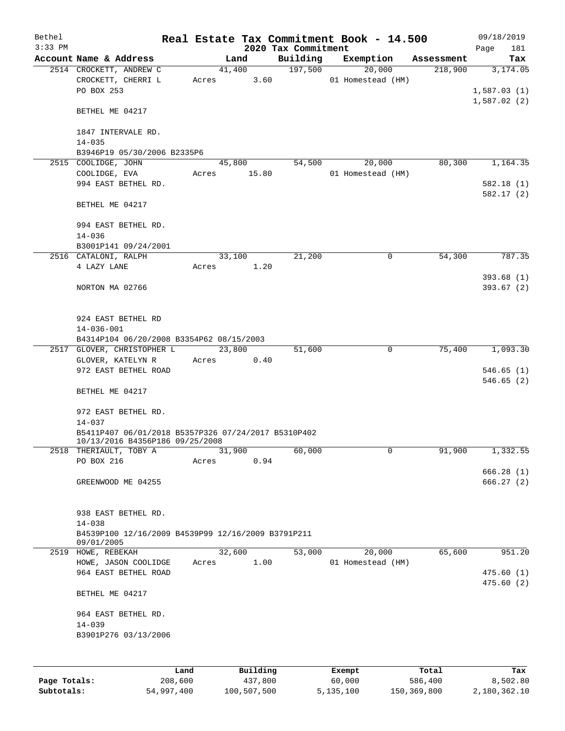# Real Estate Tax Commitment Book - 14.500

## 2020 Tax Commitment

Bethel 09/18/2019
3:33 PM

| Account Name & Address | Land | Building | Exemption | Assessment | Tax |
|---|---|---|---|---|---|
| 2514 CROCKETT, ANDREW C | 41,400 | 197,500 | 20,000 | 218,900 | 3,174.05 |
| CROCKETT, CHERRI L | Acres 3.60 | | 01 Homestead (HM) | | |
| PO BOX 253 | | | | | 1,587.03 (1) |
| | | | | | 1,587.02 (2) |
| BETHEL ME 04217 | | | | | |
| 1847 INTERVALE RD. | | | | | |
| 14-035 | | | | | |
| B3946P19 05/30/2006 B2335P6 | | | | | |
| 2515 COOLIDGE, JOHN | 45,800 | 54,500 | 20,000 | 80,300 | 1,164.35 |
| COOLIDGE, EVA | Acres 15.80 | | 01 Homestead (HM) | | |
| 994 EAST BETHEL RD. | | | | | 582.18 (1) |
| | | | | | 582.17 (2) |
| BETHEL ME 04217 | | | | | |
| 994 EAST BETHEL RD. | | | | | |
| 14-036 | | | | | |
| B3001P141 09/24/2001 | | | | | |
| 2516 CATALONI, RALPH | 33,100 | 21,200 | 0 | 54,300 | 787.35 |
| 4 LAZY LANE | Acres 1.20 | | | | |
| | | | | | 393.68 (1) |
| NORTON MA 02766 | | | | | 393.67 (2) |
| 924 EAST BETHEL RD | | | | | |
| 14-036-001 | | | | | |
| B4314P104 06/20/2008 B3354P62 08/15/2003 | | | | | |
| 2517 GLOVER, CHRISTOPHER L | 23,800 | 51,600 | 0 | 75,400 | 1,093.30 |
| GLOVER, KATELYN R | Acres 0.40 | | | | |
| 972 EAST BETHEL ROAD | | | | | 546.65 (1) |
| | | | | | 546.65 (2) |
| BETHEL ME 04217 | | | | | |
| 972 EAST BETHEL RD. | | | | | |
| 14-037 | | | | | |
| B5411P407 06/01/2018 B5357P326 07/24/2017 B5310P402 10/13/2016 B4356P186 09/25/2008 | | | | | |
| 2518 THERIAULT, TOBY A | 31,900 | 60,000 | 0 | 91,900 | 1,332.55 |
| PO BOX 216 | Acres 0.94 | | | | |
| | | | | | 666.28 (1) |
| GREENWOOD ME 04255 | | | | | 666.27 (2) |
| 938 EAST BETHEL RD. | | | | | |
| 14-038 | | | | | |
| B4539P100 12/16/2009 B4539P99 12/16/2009 B3791P211 09/01/2005 | | | | | |
| 2519 HOWE, REBEKAH | 32,600 | 53,000 | 20,000 | 65,600 | 951.20 |
| HOWE, JASON COOLIDGE | Acres 1.00 | | 01 Homestead (HM) | | |
| 964 EAST BETHEL ROAD | | | | | 475.60 (1) |
| | | | | | 475.60 (2) |
| BETHEL ME 04217 | | | | | |
| 964 EAST BETHEL RD. | | | | | |
| 14-039 | | | | | |
| B3901P276 03/13/2006 | | | | | |

| | Land | Building | Exempt | Total | Tax |
|---|---|---|---|---|---|
| Page Totals: | 208,600 | 437,800 | 60,000 | 586,400 | 8,502.80 |
| Subtotals: | 54,997,400 | 100,507,500 | 5,135,100 | 150,369,800 | 2,180,362.10 |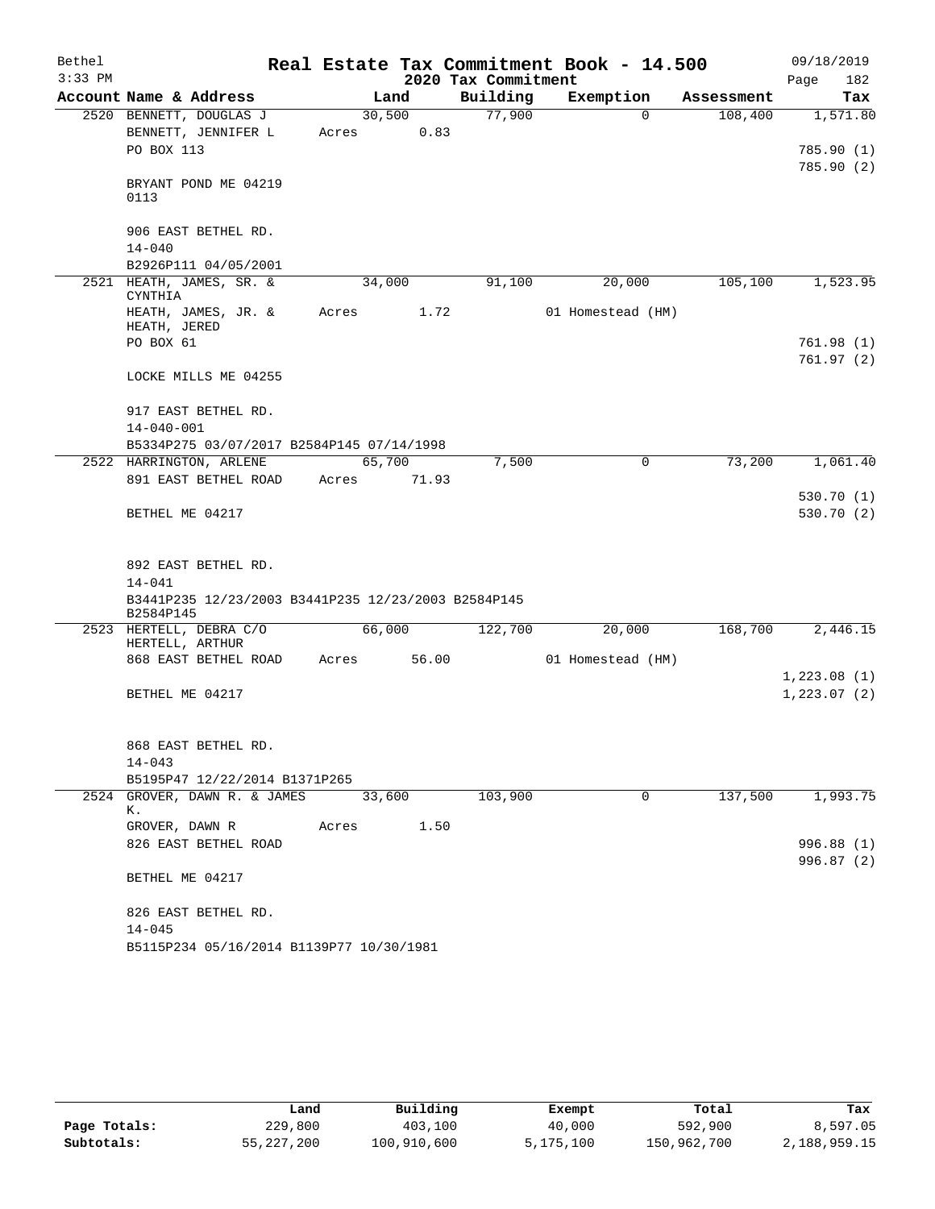Bethel 3:33 PM

# Real Estate Tax Commitment Book - 14.500

## 2020 Tax Commitment

09/18/2019 Page 182

| Account Name & Address | Land | Building | Exemption | Assessment | Tax |
|---|---|---|---|---|---|
| 2520 BENNETT, DOUGLAS J | 30,500 | 77,900 | 0 | 108,400 | 1,571.80 |
| BENNETT, JENNIFER L | Acres 0.83 | | | | |
| PO BOX 113 | | | | | 785.90 (1) |
| | | | | | 785.90 (2) |
| BRYANT POND ME 04219 0113 | | | | | |
| 906 EAST BETHEL RD. | | | | | |
| 14-040 | | | | | |
| B2926P111 04/05/2001 | | | | | |
| 2521 HEATH, JAMES, SR. & CYNTHIA | 34,000 | 91,100 | 20,000 | 105,100 | 1,523.95 |
| HEATH, JAMES, JR. & HEATH, JERED | Acres 1.72 | | 01 Homestead (HM) | | |
| PO BOX 61 | | | | | 761.98 (1) |
| | | | | | 761.97 (2) |
| LOCKE MILLS ME 04255 | | | | | |
| 917 EAST BETHEL RD. | | | | | |
| 14-040-001 | | | | | |
| B5334P275 03/07/2017 B2584P145 07/14/1998 | | | | | |
| 2522 HARRINGTON, ARLENE | 65,700 | 7,500 | 0 | 73,200 | 1,061.40 |
| 891 EAST BETHEL ROAD | Acres 71.93 | | | | |
| | | | | | 530.70 (1) |
| BETHEL ME 04217 | | | | | 530.70 (2) |
| 892 EAST BETHEL RD. | | | | | |
| 14-041 | | | | | |
| B3441P235 12/23/2003 B3441P235 12/23/2003 B2584P145 B2584P145 | | | | | |
| 2523 HERTELL, DEBRA C/O HERTELL, ARTHUR | 66,000 | 122,700 | 20,000 | 168,700 | 2,446.15 |
| 868 EAST BETHEL ROAD | Acres 56.00 | | 01 Homestead (HM) | | |
| | | | | | 1,223.08 (1) |
| BETHEL ME 04217 | | | | | 1,223.07 (2) |
| 868 EAST BETHEL RD. | | | | | |
| 14-043 | | | | | |
| B5195P47 12/22/2014 B1371P265 | | | | | |
| 2524 GROVER, DAWN R. & JAMES K. | 33,600 | 103,900 | 0 | 137,500 | 1,993.75 |
| GROVER, DAWN R | Acres 1.50 | | | | |
| 826 EAST BETHEL ROAD | | | | | 996.88 (1) |
| | | | | | 996.87 (2) |
| BETHEL ME 04217 | | | | | |
| 826 EAST BETHEL RD. | | | | | |
| 14-045 | | | | | |
| B5115P234 05/16/2014 B1139P77 10/30/1981 | | | | | |

| | Land | Building | Exempt | Total | Tax |
|---|---|---|---|---|---|
| Page Totals: | 229,800 | 403,100 | 40,000 | 592,900 | 8,597.05 |
| Subtotals: | 55,227,200 | 100,910,600 | 5,175,100 | 150,962,700 | 2,188,959.15 |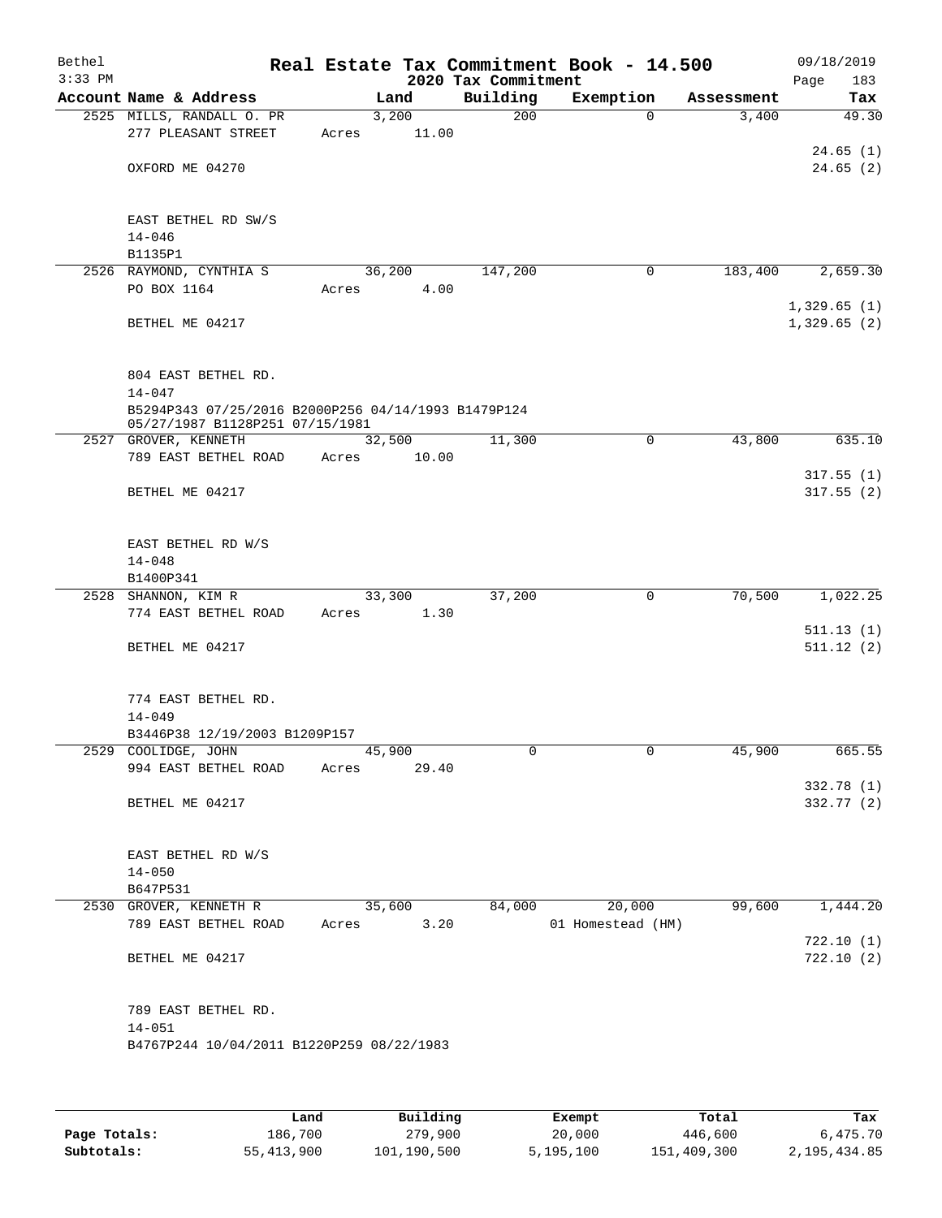# Real Estate Tax Commitment Book - 14.500

## 2020 Tax Commitment

| Account Name & Address | Land | Building | Exemption | Assessment | Tax |
|---|---|---|---|---|---|
| 2525 MILLS, RANDALL O. PR | 3,200 | 200 | 0 | 3,400 | 49.30 |
| 277 PLEASANT STREET | Acres 11.00 | | | | |
| | | | | | 24.65 (1) |
| OXFORD ME 04270 | | | | | 24.65 (2) |
| EAST BETHEL RD SW/S | | | | | |
| 14-046 | | | | | |
| B1135P1 | | | | | |
| 2526 RAYMOND, CYNTHIA S | 36,200 | 147,200 | 0 | 183,400 | 2,659.30 |
| PO BOX 1164 | Acres 4.00 | | | | |
| | | | | | 1,329.65 (1) |
| BETHEL ME 04217 | | | | | 1,329.65 (2) |
| 804 EAST BETHEL RD. | | | | | |
| 14-047 | | | | | |
| B5294P343 07/25/2016 B2000P256 04/14/1993 B1479P124 05/27/1987 B1128P251 07/15/1981 | | | | | |
| 2527 GROVER, KENNETH | 32,500 | 11,300 | 0 | 43,800 | 635.10 |
| 789 EAST BETHEL ROAD | Acres 10.00 | | | | |
| | | | | | 317.55 (1) |
| BETHEL ME 04217 | | | | | 317.55 (2) |
| EAST BETHEL RD W/S | | | | | |
| 14-048 | | | | | |
| B1400P341 | | | | | |
| 2528 SHANNON, KIM R | 33,300 | 37,200 | 0 | 70,500 | 1,022.25 |
| 774 EAST BETHEL ROAD | Acres 1.30 | | | | |
| | | | | | 511.13 (1) |
| BETHEL ME 04217 | | | | | 511.12 (2) |
| 774 EAST BETHEL RD. | | | | | |
| 14-049 | | | | | |
| B3446P38 12/19/2003 B1209P157 | | | | | |
| 2529 COOLIDGE, JOHN | 45,900 | 0 | 0 | 45,900 | 665.55 |
| 994 EAST BETHEL ROAD | Acres 29.40 | | | | |
| | | | | | 332.78 (1) |
| BETHEL ME 04217 | | | | | 332.77 (2) |
| EAST BETHEL RD W/S | | | | | |
| 14-050 | | | | | |
| B647P531 | | | | | |
| 2530 GROVER, KENNETH R | 35,600 | 84,000 | 20,000 | 99,600 | 1,444.20 |
| 789 EAST BETHEL ROAD | Acres 3.20 | | 01 Homestead (HM) | | |
| | | | | | 722.10 (1) |
| BETHEL ME 04217 | | | | | 722.10 (2) |
| 789 EAST BETHEL RD. | | | | | |
| 14-051 | | | | | |
| B4767P244 10/04/2011 B1220P259 08/22/1983 | | | | | |

| | Land | Building | Exempt | Total | Tax |
|---|---|---|---|---|---|
| Page Totals: | 186,700 | 279,900 | 20,000 | 446,600 | 6,475.70 |
| Subtotals: | 55,413,900 | 101,190,500 | 5,195,100 | 151,409,300 | 2,195,434.85 |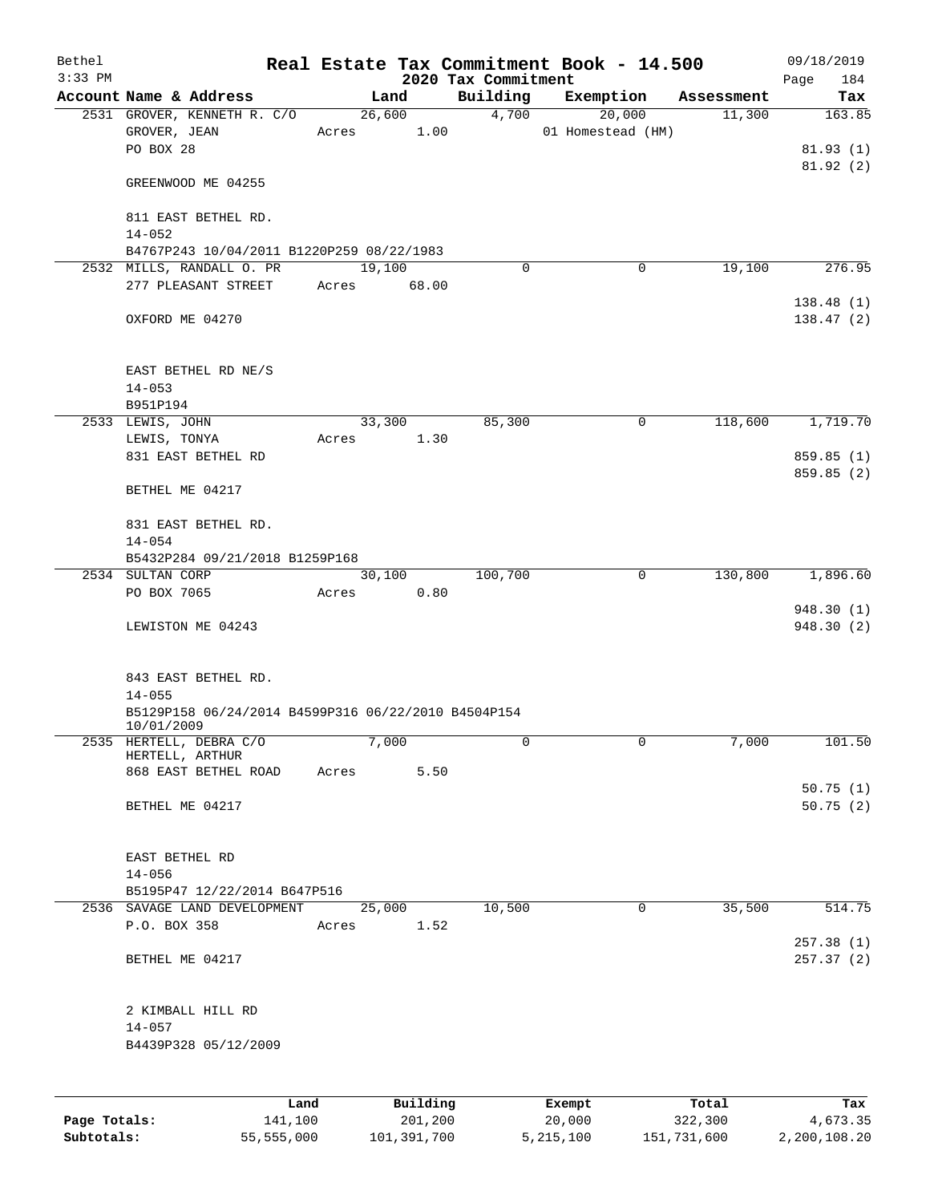# Real Estate Tax Commitment Book - 14.500

Bethel
3:33 PM

2020 Tax Commitment

09/18/2019

| Account Name & Address | Land | Building | Exemption | Assessment | Tax |
|---|---|---|---|---|---|
| 2531 GROVER, KENNETH R. C/O | 26,600 | 4,700 | 20,000 | 11,300 | 163.85 |
| GROVER, JEAN | Acres 1.00 | | 01 Homestead (HM) | | |
| PO BOX 28 | | | | | 81.93 (1) |
| | | | | | 81.92 (2) |
| GREENWOOD ME 04255 | | | | | |
| 811 EAST BETHEL RD. | | | | | |
| 14-052 | | | | | |
| B4767P243 10/04/2011 B1220P259 08/22/1983 | | | | | |
| 2532 MILLS, RANDALL O. PR | 19,100 | 0 | 0 | 19,100 | 276.95 |
| 277 PLEASANT STREET | Acres 68.00 | | | | |
| | | | | | 138.48 (1) |
| OXFORD ME 04270 | | | | | 138.47 (2) |
| EAST BETHEL RD NE/S | | | | | |
| 14-053 | | | | | |
| B951P194 | | | | | |
| 2533 LEWIS, JOHN | 33,300 | 85,300 | 0 | 118,600 | 1,719.70 |
| LEWIS, TONYA | Acres 1.30 | | | | |
| 831 EAST BETHEL RD | | | | | 859.85 (1) |
| | | | | | 859.85 (2) |
| BETHEL ME 04217 | | | | | |
| 831 EAST BETHEL RD. | | | | | |
| 14-054 | | | | | |
| B5432P284 09/21/2018 B1259P168 | | | | | |
| 2534 SULTAN CORP | 30,100 | 100,700 | 0 | 130,800 | 1,896.60 |
| PO BOX 7065 | Acres 0.80 | | | | |
| | | | | | 948.30 (1) |
| LEWISTON ME 04243 | | | | | 948.30 (2) |
| 843 EAST BETHEL RD. | | | | | |
| 14-055 | | | | | |
| B5129P158 06/24/2014 B4599P316 06/22/2010 B4504P154 10/01/2009 | | | | | |
| 2535 HERTELL, DEBRA C/O | 7,000 | 0 | 0 | 7,000 | 101.50 |
| HERTELL, ARTHUR | | | | | |
| 868 EAST BETHEL ROAD | Acres 5.50 | | | | |
| | | | | | 50.75 (1) |
| BETHEL ME 04217 | | | | | 50.75 (2) |
| EAST BETHEL RD | | | | | |
| 14-056 | | | | | |
| B5195P47 12/22/2014 B647P516 | | | | | |
| 2536 SAVAGE LAND DEVELOPMENT | 25,000 | 10,500 | 0 | 35,500 | 514.75 |
| P.O. BOX 358 | Acres 1.52 | | | | |
| | | | | | 257.38 (1) |
| BETHEL ME 04217 | | | | | 257.37 (2) |
| 2 KIMBALL HILL RD | | | | | |
| 14-057 | | | | | |
| B4439P328 05/12/2009 | | | | | |

| | Land | Building | Exempt | Total | Tax |
|---|---|---|---|---|---|
| Page Totals: | 141,100 | 201,200 | 20,000 | 322,300 | 4,673.35 |
| Subtotals: | 55,555,000 | 101,391,700 | 5,215,100 | 151,731,600 | 2,200,108.20 |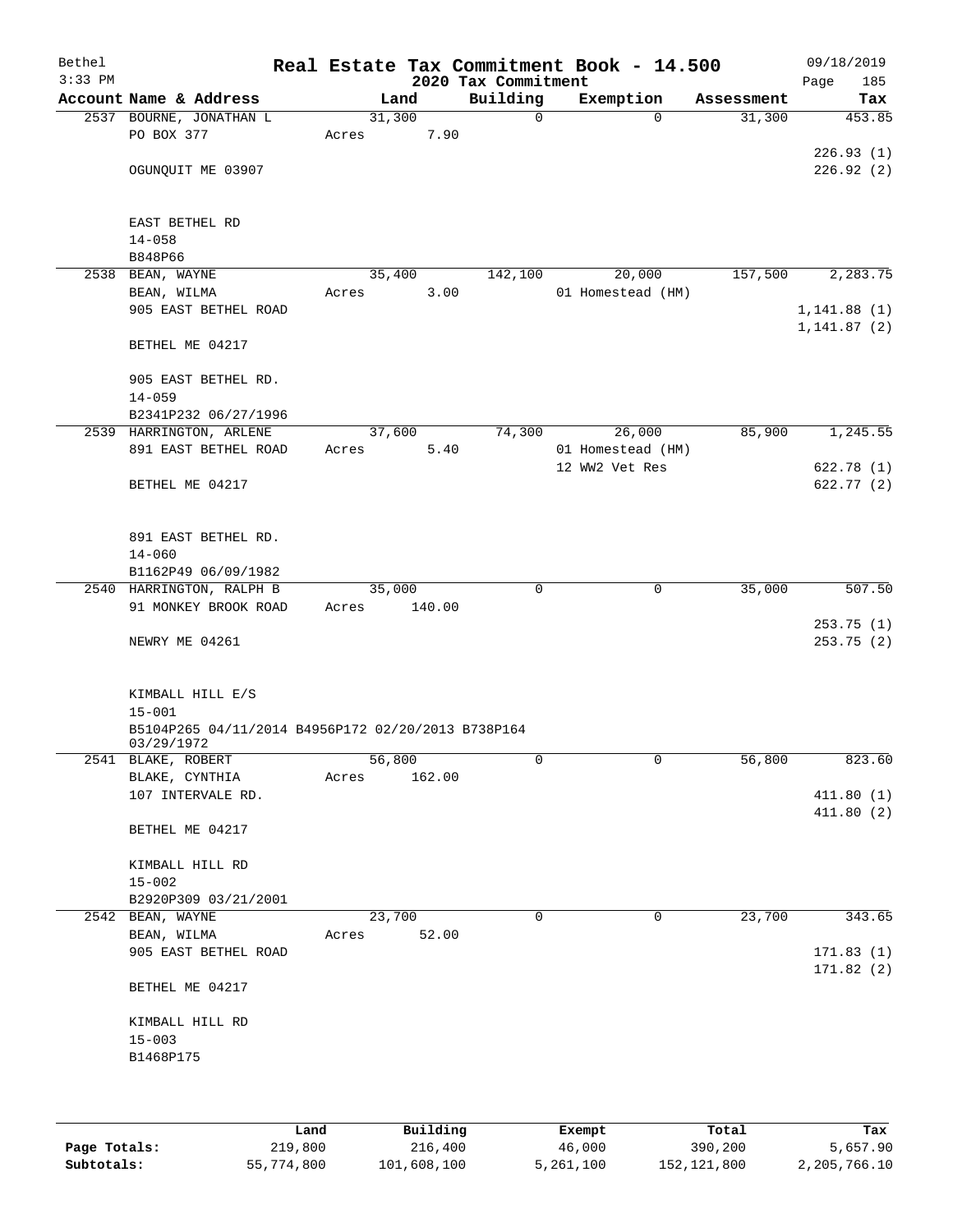# Real Estate Tax Commitment Book - 14.500

Bethel
3:33 PM

2020 Tax Commitment

09/18/2019

| Account Name & Address | Land | Building | Exemption | Assessment | Tax |
|---|---|---|---|---|---|
| 2537 BOURNE, JONATHAN L | 31,300 | 0 | 0 | 31,300 | 453.85 |
| PO BOX 377 | Acres 7.90 | | | | |
| | | | | | 226.93 (1) |
| OGUNQUIT ME 03907 | | | | | 226.92 (2) |
| EAST BETHEL RD | | | | | |
| 14-058 | | | | | |
| B848P66 | | | | | |
| 2538 BEAN, WAYNE | 35,400 | 142,100 | 20,000 | 157,500 | 2,283.75 |
| BEAN, WILMA | Acres 3.00 | | 01 Homestead (HM) | | |
| 905 EAST BETHEL ROAD | | | | | 1,141.88 (1) |
| | | | | | 1,141.87 (2) |
| BETHEL ME 04217 | | | | | |
| 905 EAST BETHEL RD. | | | | | |
| 14-059 | | | | | |
| B2341P232 06/27/1996 | | | | | |
| 2539 HARRINGTON, ARLENE | 37,600 | 74,300 | 26,000 | 85,900 | 1,245.55 |
| 891 EAST BETHEL ROAD | Acres 5.40 | | 01 Homestead (HM) | | |
| | | | 12 WW2 Vet Res | | 622.78 (1) |
| BETHEL ME 04217 | | | | | 622.77 (2) |
| 891 EAST BETHEL RD. | | | | | |
| 14-060 | | | | | |
| B1162P49 06/09/1982 | | | | | |
| 2540 HARRINGTON, RALPH B | 35,000 | 0 | 0 | 35,000 | 507.50 |
| 91 MONKEY BROOK ROAD | Acres 140.00 | | | | |
| | | | | | 253.75 (1) |
| NEWRY ME 04261 | | | | | 253.75 (2) |
| KIMBALL HILL E/S | | | | | |
| 15-001 | | | | | |
| B5104P265 04/11/2014 B4956P172 02/20/2013 B738P164 03/29/1972 | | | | | |
| 2541 BLAKE, ROBERT | 56,800 | 0 | 0 | 56,800 | 823.60 |
| BLAKE, CYNTHIA | Acres 162.00 | | | | |
| 107 INTERVALE RD. | | | | | 411.80 (1) |
| | | | | | 411.80 (2) |
| BETHEL ME 04217 | | | | | |
| KIMBALL HILL RD | | | | | |
| 15-002 | | | | | |
| B2920P309 03/21/2001 | | | | | |
| 2542 BEAN, WAYNE | 23,700 | 0 | 0 | 23,700 | 343.65 |
| BEAN, WILMA | Acres 52.00 | | | | |
| 905 EAST BETHEL ROAD | | | | | 171.83 (1) |
| | | | | | 171.82 (2) |
| BETHEL ME 04217 | | | | | |
| KIMBALL HILL RD | | | | | |
| 15-003 | | | | | |
| B1468P175 | | | | | |

| | Land | Building | Exempt | Total | Tax |
|---|---|---|---|---|---|
| Page Totals: | 219,800 | 216,400 | 46,000 | 390,200 | 5,657.90 |
| Subtotals: | 55,774,800 | 101,608,100 | 5,261,100 | 152,121,800 | 2,205,766.10 |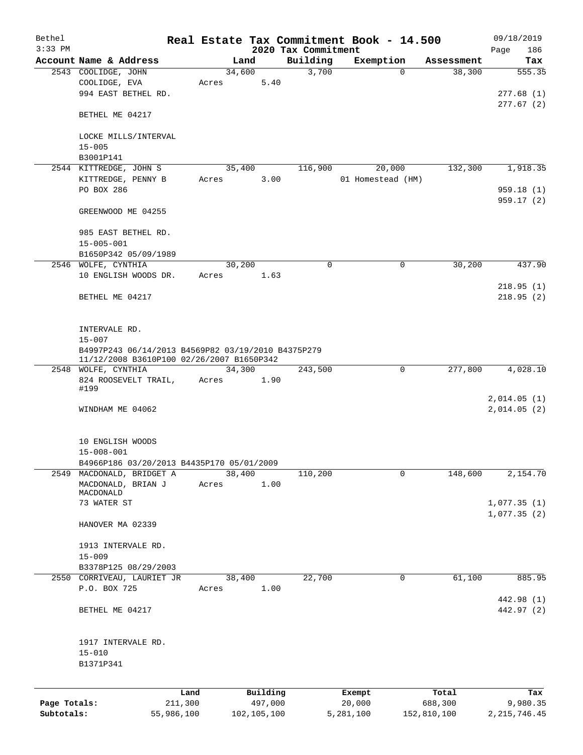# Real Estate Tax Commitment Book - 14.500

Bethel
3:33 PM

2020 Tax Commitment

09/18/2019

| Account | Name & Address | Land | Building | Exemption | Assessment | Tax |
|---|---|---|---|---|---|---|
| 2543 | COOLIDGE, JOHN<br>COOLIDGE, EVA<br>994 EAST BETHEL RD.<br><br>BETHEL ME 04217<br><br>LOCKE MILLS/INTERVAL<br>15-005<br>B3001P141 | 34,600<br>Acres 5.40 | 3,700 | 0 | 38,300 | 555.35<br><br>277.68 (1)<br>277.67 (2) |
| 2544 | KITTREDGE, JOHN S<br>KITTREDGE, PENNY B<br>PO BOX 286<br><br>GREENWOOD ME 04255<br><br>985 EAST BETHEL RD.<br>15-005-001<br>B1650P342 05/09/1989 | 35,400<br>Acres 3.00 | 116,900 | 20,000<br>01 Homestead (HM) | 132,300 | 1,918.35<br><br>959.18 (1)<br>959.17 (2) |
| 2546 | WOLFE, CYNTHIA<br>10 ENGLISH WOODS DR.<br><br>BETHEL ME 04217<br><br>INTERVALE RD.<br>15-007<br>B4997P243 06/14/2013 B4569P82 03/19/2010 B4375P279 11/12/2008 B3610P100 02/26/2007 B1650P342 | 30,200<br>Acres 1.63 | 0 | 0 | 30,200 | 437.90<br><br>218.95 (1)<br>218.95 (2) |
| 2548 | WOLFE, CYNTHIA<br>824 ROOSEVELT TRAIL, #199<br><br>WINDHAM ME 04062<br><br>10 ENGLISH WOODS<br>15-008-001<br>B4966P186 03/20/2013 B4435P170 05/01/2009 | 34,300<br>Acres 1.90 | 243,500 | 0 | 277,800 | 4,028.10<br><br>2,014.05 (1)<br>2,014.05 (2) |
| 2549 | MACDONALD, BRIDGET A<br>MACDONALD, BRIAN J MACDONALD<br>73 WATER ST<br><br>HANOVER MA 02339<br><br>1913 INTERVALE RD.<br>15-009<br>B3378P125 08/29/2003 | 38,400<br>Acres 1.00 | 110,200 | 0 | 148,600 | 2,154.70<br><br>1,077.35 (1)<br>1,077.35 (2) |
| 2550 | CORRIVEAU, LAURIET JR<br>P.O. BOX 725<br><br>BETHEL ME 04217<br><br>1917 INTERVALE RD.<br>15-010<br>B1371P341 | 38,400<br>Acres 1.00 | 22,700 | 0 | 61,100 | 885.95<br><br>442.98 (1)<br>442.97 (2) |

| | Land | Building | Exempt | Total | Tax |
|---|---|---|---|---|---|
| Page Totals: | 211,300 | 497,000 | 20,000 | 688,300 | 9,980.35 |
| Subtotals: | 55,986,100 | 102,105,100 | 5,281,100 | 152,810,100 | 2,215,746.45 |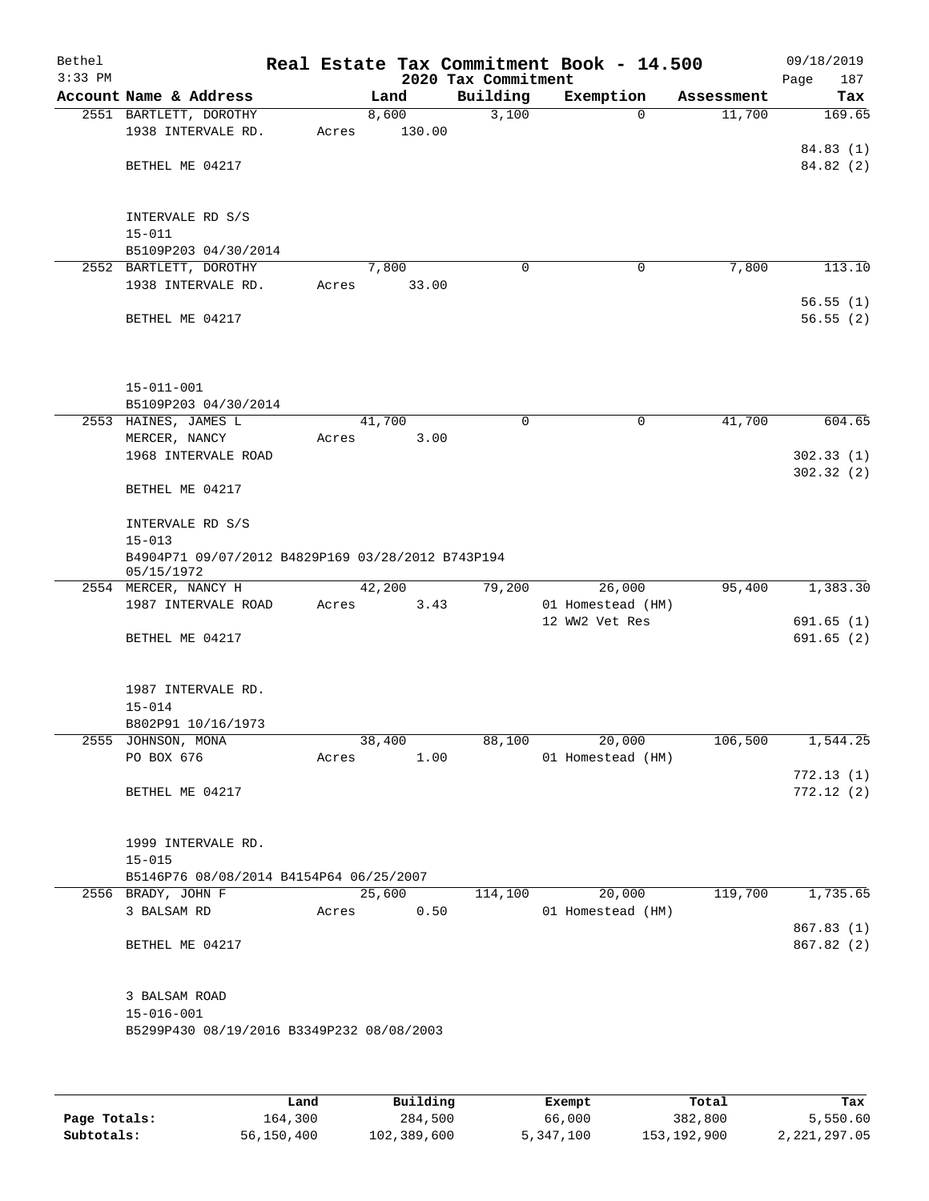# Real Estate Tax Commitment Book - 14.500

## 2020 Tax Commitment

Bethel 09/18/2019
3:33 PM

| Account Name & Address | Land | Building | Exemption | Assessment | Tax |
|---|---|---|---|---|---|
| 2551 BARTLETT, DOROTHY<br>1938 INTERVALE RD.<br><br>BETHEL ME 04217<br><br>INTERVALE RD S/S<br>15-011<br>B5109P203 04/30/2014 | 8,600<br>Acres 130.00 | 3,100 | 0 | 11,700 | 169.65<br><br>84.83 (1)<br>84.82 (2) |
| 2552 BARTLETT, DOROTHY<br>1938 INTERVALE RD.<br><br>BETHEL ME 04217<br><br>15-011-001<br>B5109P203 04/30/2014 | 7,800<br>Acres 33.00 | 0 | 0 | 7,800 | 113.10<br><br>56.55 (1)<br>56.55 (2) |
| 2553 HAINES, JAMES L<br>MERCER, NANCY<br>1968 INTERVALE ROAD<br><br>BETHEL ME 04217<br><br>INTERVALE RD S/S<br>15-013<br>B4904P71 09/07/2012 B4829P169 03/28/2012 B743P194 05/15/1972 | 41,700<br>Acres 3.00 | 0 | 0 | 41,700 | 604.65<br><br>302.33 (1)<br>302.32 (2) |
| 2554 MERCER, NANCY H<br>1987 INTERVALE ROAD<br><br>BETHEL ME 04217<br><br>1987 INTERVALE RD.<br>15-014<br>B802P91 10/16/1973 | 42,200<br>Acres 3.43 | 79,200 | 26,000<br>01 Homestead (HM)<br>12 WW2 Vet Res | 95,400 | 1,383.30<br><br>691.65 (1)<br>691.65 (2) |
| 2555 JOHNSON, MONA<br>PO BOX 676<br><br>BETHEL ME 04217<br><br>1999 INTERVALE RD.<br>15-015<br>B5146P76 08/08/2014 B4154P64 06/25/2007 | 38,400<br>Acres 1.00 | 88,100 | 20,000<br>01 Homestead (HM) | 106,500 | 1,544.25<br><br>772.13 (1)<br>772.12 (2) |
| 2556 BRADY, JOHN F<br>3 BALSAM RD<br><br>BETHEL ME 04217<br><br>3 BALSAM ROAD<br>15-016-001<br>B5299P430 08/19/2016 B3349P232 08/08/2003 | 25,600<br>Acres 0.50 | 114,100 | 20,000<br>01 Homestead (HM) | 119,700 | 1,735.65<br><br>867.83 (1)<br>867.82 (2) |

| | Land | Building | Exempt | Total | Tax |
|---|---|---|---|---|---|
| Page Totals: | 164,300 | 284,500 | 66,000 | 382,800 | 5,550.60 |
| Subtotals: | 56,150,400 | 102,389,600 | 5,347,100 | 153,192,900 | 2,221,297.05 |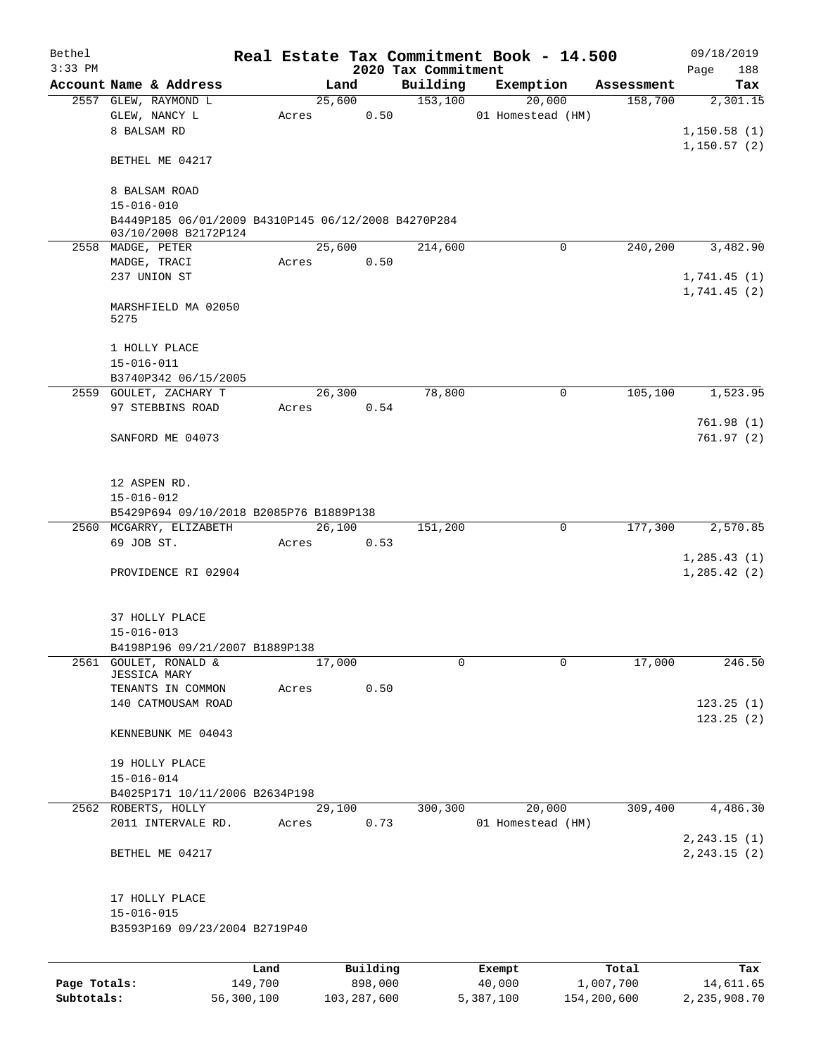# Real Estate Tax Commitment Book - 14.500

Bethel 3:33 PM — 2020 Tax Commitment — 09/18/2019

| Account Name & Address | Land | Building | Exemption | Assessment | Tax |
|---|---|---|---|---|---|
| 2557 GLEW, RAYMOND L | 25,600 | 153,100 | 20,000 | 158,700 | 2,301.15 |
| GLEW, NANCY L | Acres 0.50 | | 01 Homestead (HM) | | |
| 8 BALSAM RD | | | | | 1,150.58 (1) |
| | | | | | 1,150.57 (2) |
| BETHEL ME 04217 | | | | | |
| 8 BALSAM ROAD | | | | | |
| 15-016-010 | | | | | |
| B4449P185 06/01/2009 B4310P145 06/12/2008 B4270P284 03/10/2008 B2172P124 | | | | | |
| 2558 MADGE, PETER | 25,600 | 214,600 | 0 | 240,200 | 3,482.90 |
| MADGE, TRACI | Acres 0.50 | | | | |
| 237 UNION ST | | | | | 1,741.45 (1) |
| | | | | | 1,741.45 (2) |
| MARSHFIELD MA 02050 5275 | | | | | |
| 1 HOLLY PLACE | | | | | |
| 15-016-011 | | | | | |
| B3740P342 06/15/2005 | | | | | |
| 2559 GOULET, ZACHARY T | 26,300 | 78,800 | 0 | 105,100 | 1,523.95 |
| 97 STEBBINS ROAD | Acres 0.54 | | | | |
| | | | | | 761.98 (1) |
| SANFORD ME 04073 | | | | | 761.97 (2) |
| 12 ASPEN RD. | | | | | |
| 15-016-012 | | | | | |
| B5429P694 09/10/2018 B2085P76 B1889P138 | | | | | |
| 2560 MCGARRY, ELIZABETH | 26,100 | 151,200 | 0 | 177,300 | 2,570.85 |
| 69 JOB ST. | Acres 0.53 | | | | |
| | | | | | 1,285.43 (1) |
| PROVIDENCE RI 02904 | | | | | 1,285.42 (2) |
| 37 HOLLY PLACE | | | | | |
| 15-016-013 | | | | | |
| B4198P196 09/21/2007 B1889P138 | | | | | |
| 2561 GOULET, RONALD & JESSICA MARY | 17,000 | 0 | 0 | 17,000 | 246.50 |
| TENANTS IN COMMON | Acres 0.50 | | | | |
| 140 CATMOUSAM ROAD | | | | | 123.25 (1) |
| | | | | | 123.25 (2) |
| KENNEBUNK ME 04043 | | | | | |
| 19 HOLLY PLACE | | | | | |
| 15-016-014 | | | | | |
| B4025P171 10/11/2006 B2634P198 | | | | | |
| 2562 ROBERTS, HOLLY | 29,100 | 300,300 | 20,000 | 309,400 | 4,486.30 |
| 2011 INTERVALE RD. | Acres 0.73 | | 01 Homestead (HM) | | |
| | | | | | 2,243.15 (1) |
| BETHEL ME 04217 | | | | | 2,243.15 (2) |
| 17 HOLLY PLACE | | | | | |
| 15-016-015 | | | | | |
| B3593P169 09/23/2004 B2719P40 | | | | | |

| | Land | Building | Exempt | Total | Tax |
|---|---|---|---|---|---|
| Page Totals: | 149,700 | 898,000 | 40,000 | 1,007,700 | 14,611.65 |
| Subtotals: | 56,300,100 | 103,287,600 | 5,387,100 | 154,200,600 | 2,235,908.70 |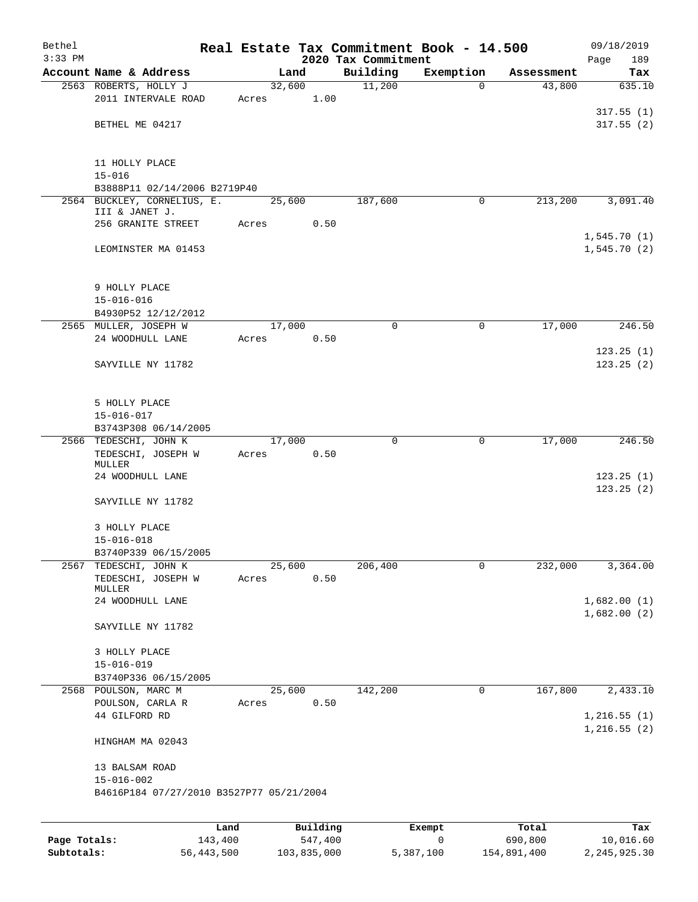Bethel
3:33 PM

# Real Estate Tax Commitment Book - 14.500

## 2020 Tax Commitment

09/18/2019

| Account Name & Address | Land | Building | Exemption | Assessment | Tax |
|---|---|---|---|---|---|
| 2563 ROBERTS, HOLLY J<br>2011 INTERVALE ROAD<br><br>BETHEL ME 04217<br><br>11 HOLLY PLACE<br>15-016<br>B3888P11 02/14/2006 B2719P40 | 32,600<br>Acres 1.00 | 11,200 | 0 | 43,800 | 635.10<br><br>317.55 (1)<br>317.55 (2) |
| 2564 BUCKLEY, CORNELIUS, E. III & JANET J.<br>256 GRANITE STREET<br><br>LEOMINSTER MA 01453<br><br>9 HOLLY PLACE<br>15-016-016<br>B4930P52 12/12/2012 | 25,600<br>Acres 0.50 | 187,600 | 0 | 213,200 | 3,091.40<br><br>1,545.70 (1)<br>1,545.70 (2) |
| 2565 MULLER, JOSEPH W<br>24 WOODHULL LANE<br><br>SAYVILLE NY 11782<br><br>5 HOLLY PLACE<br>15-016-017<br>B3743P308 06/14/2005 | 17,000<br>Acres 0.50 | 0 | 0 | 17,000 | 246.50<br><br>123.25 (1)<br>123.25 (2) |
| 2566 TEDESCHI, JOHN K<br>TEDESCHI, JOSEPH W MULLER<br>24 WOODHULL LANE<br><br>SAYVILLE NY 11782<br><br>3 HOLLY PLACE<br>15-016-018<br>B3740P339 06/15/2005 | 17,000<br>Acres 0.50 | 0 | 0 | 17,000 | 246.50<br><br>123.25 (1)<br>123.25 (2) |
| 2567 TEDESCHI, JOHN K<br>TEDESCHI, JOSEPH W MULLER<br>24 WOODHULL LANE<br><br>SAYVILLE NY 11782<br><br>3 HOLLY PLACE<br>15-016-019<br>B3740P336 06/15/2005 | 25,600<br>Acres 0.50 | 206,400 | 0 | 232,000 | 3,364.00<br><br>1,682.00 (1)<br>1,682.00 (2) |
| 2568 POULSON, MARC M<br>POULSON, CARLA R<br>44 GILFORD RD<br><br>HINGHAM MA 02043<br><br>13 BALSAM ROAD<br>15-016-002<br>B4616P184 07/27/2010 B3527P77 05/21/2004 | 25,600<br>Acres 0.50 | 142,200 | 0 | 167,800 | 2,433.10<br><br>1,216.55 (1)<br>1,216.55 (2) |

| | Land | Building | Exempt | Total | Tax |
|---|---|---|---|---|---|
| Page Totals: | 143,400 | 547,400 | 0 | 690,800 | 10,016.60 |
| Subtotals: | 56,443,500 | 103,835,000 | 5,387,100 | 154,891,400 | 2,245,925.30 |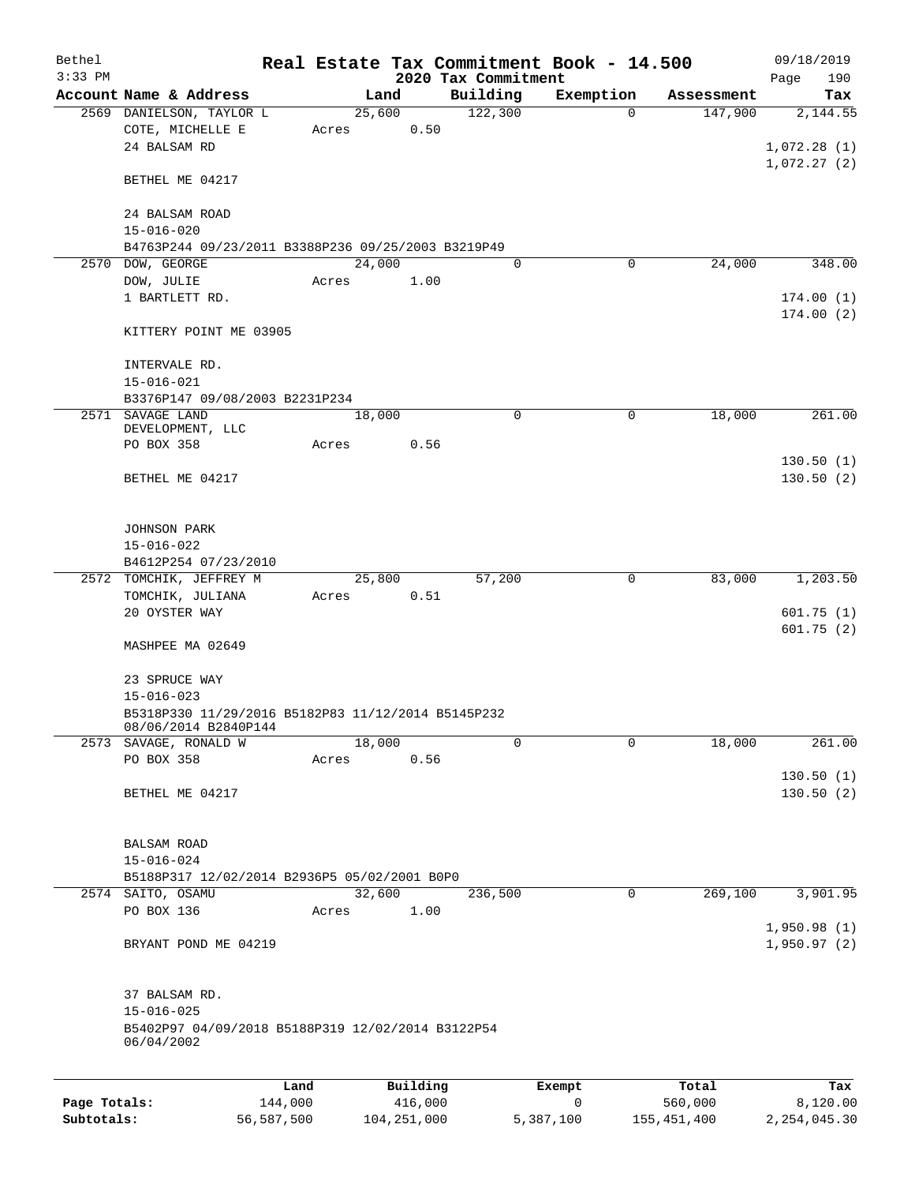# Real Estate Tax Commitment Book - 14.500

## 2020 Tax Commitment

Bethel
3:33 PM
09/18/2019

| Account Name & Address | Land | Building | Exemption | Assessment | Tax |
|---|---|---|---|---|---|
| 2569 DANIELSON, TAYLOR L | 25,600 | 122,300 | 0 | 147,900 | 2,144.55 |
| COTE, MICHELLE E | Acres 0.50 | | | | |
| 24 BALSAM RD | | | | | 1,072.28 (1) |
| | | | | | 1,072.27 (2) |
| BETHEL ME 04217 | | | | | |
| 24 BALSAM ROAD | | | | | |
| 15-016-020 | | | | | |
| B4763P244 09/23/2011 B3388P236 09/25/2003 B3219P49 | | | | | |
| 2570 DOW, GEORGE | 24,000 | 0 | 0 | 24,000 | 348.00 |
| DOW, JULIE | Acres 1.00 | | | | |
| 1 BARTLETT RD. | | | | | 174.00 (1) |
| | | | | | 174.00 (2) |
| KITTERY POINT ME 03905 | | | | | |
| INTERVALE RD. | | | | | |
| 15-016-021 | | | | | |
| B3376P147 09/08/2003 B2231P234 | | | | | |
| 2571 SAVAGE LAND DEVELOPMENT, LLC | 18,000 | 0 | 0 | 18,000 | 261.00 |
| PO BOX 358 | Acres 0.56 | | | | |
| | | | | | 130.50 (1) |
| BETHEL ME 04217 | | | | | 130.50 (2) |
| JOHNSON PARK | | | | | |
| 15-016-022 | | | | | |
| B4612P254 07/23/2010 | | | | | |
| 2572 TOMCHIK, JEFFREY M | 25,800 | 57,200 | 0 | 83,000 | 1,203.50 |
| TOMCHIK, JULIANA | Acres 0.51 | | | | |
| 20 OYSTER WAY | | | | | 601.75 (1) |
| | | | | | 601.75 (2) |
| MASHPEE MA 02649 | | | | | |
| 23 SPRUCE WAY | | | | | |
| 15-016-023 | | | | | |
| B5318P330 11/29/2016 B5182P83 11/12/2014 B5145P232 08/06/2014 B2840P144 | | | | | |
| 2573 SAVAGE, RONALD W | 18,000 | 0 | 0 | 18,000 | 261.00 |
| PO BOX 358 | Acres 0.56 | | | | |
| | | | | | 130.50 (1) |
| BETHEL ME 04217 | | | | | 130.50 (2) |
| BALSAM ROAD | | | | | |
| 15-016-024 | | | | | |
| B5188P317 12/02/2014 B2936P5 05/02/2001 B0P0 | | | | | |
| 2574 SAITO, OSAMU | 32,600 | 236,500 | 0 | 269,100 | 3,901.95 |
| PO BOX 136 | Acres 1.00 | | | | |
| | | | | | 1,950.98 (1) |
| BRYANT POND ME 04219 | | | | | 1,950.97 (2) |
| 37 BALSAM RD. | | | | | |
| 15-016-025 | | | | | |
| B5402P97 04/09/2018 B5188P319 12/02/2014 B3122P54 06/04/2002 | | | | | |

| | Land | Building | Exempt | Total | Tax |
|---|---|---|---|---|---|
| Page Totals: | 144,000 | 416,000 | 0 | 560,000 | 8,120.00 |
| Subtotals: | 56,587,500 | 104,251,000 | 5,387,100 | 155,451,400 | 2,254,045.30 |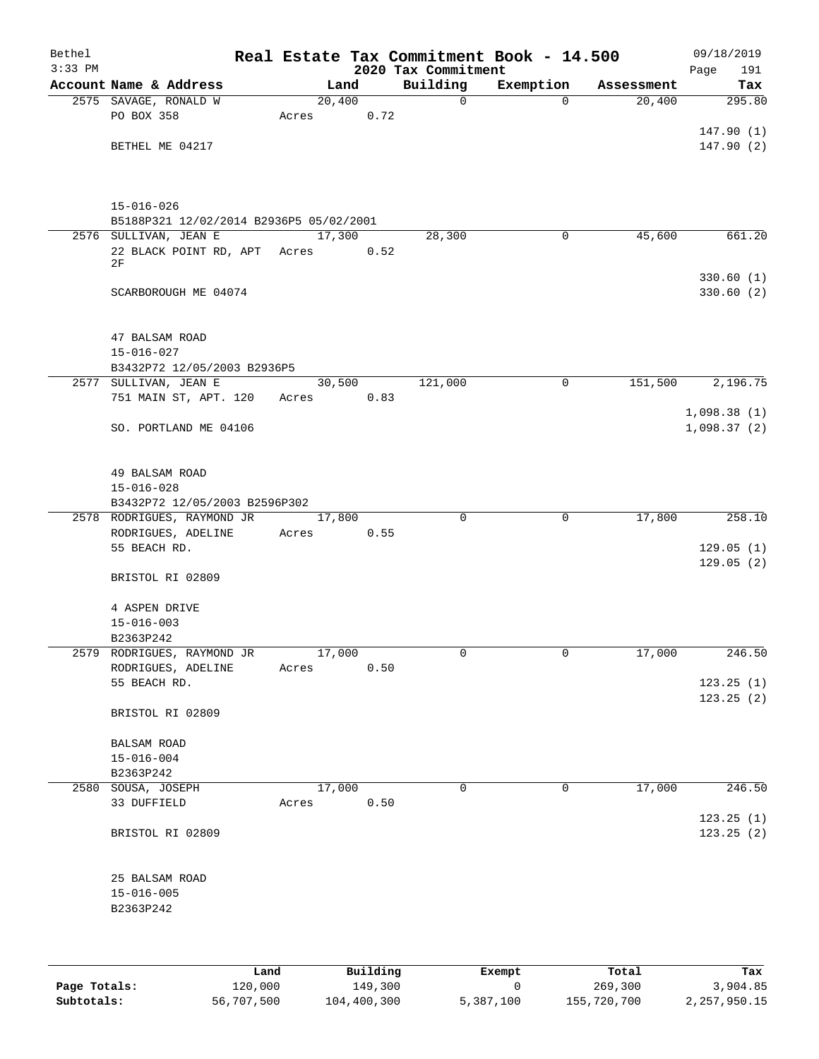# Real Estate Tax Commitment Book - 14.500

## 2020 Tax Commitment

| Account Name & Address | Land | Building | Exemption | Assessment | Tax |
|---|---|---|---|---|---|
| 2575 SAVAGE, RONALD W<br>PO BOX 358<br><br>BETHEL ME 04217<br><br>15-016-026<br>B5188P321 12/02/2014 B2936P5 05/02/2001 | 20,400<br>Acres 0.72 | 0 | 0 | 20,400 | 295.80<br><br>147.90 (1)<br>147.90 (2) |
| 2576 SULLIVAN, JEAN E<br>22 BLACK POINT RD, APT 2F<br><br>SCARBOROUGH ME 04074<br><br>47 BALSAM ROAD<br>15-016-027<br>B3432P72 12/05/2003 B2936P5 | 17,300<br>Acres 0.52 | 28,300 | 0 | 45,600 | 661.20<br><br>330.60 (1)<br>330.60 (2) |
| 2577 SULLIVAN, JEAN E<br>751 MAIN ST, APT. 120<br><br>SO. PORTLAND ME 04106<br><br>49 BALSAM ROAD<br>15-016-028<br>B3432P72 12/05/2003 B2596P302 | 30,500<br>Acres 0.83 | 121,000 | 0 | 151,500 | 2,196.75<br><br>1,098.38 (1)<br>1,098.37 (2) |
| 2578 RODRIGUES, RAYMOND JR<br>RODRIGUES, ADELINE<br>55 BEACH RD.<br><br>BRISTOL RI 02809<br><br>4 ASPEN DRIVE<br>15-016-003<br>B2363P242 | 17,800<br>Acres 0.55 | 0 | 0 | 17,800 | 258.10<br><br>129.05 (1)<br>129.05 (2) |
| 2579 RODRIGUES, RAYMOND JR<br>RODRIGUES, ADELINE<br>55 BEACH RD.<br><br>BRISTOL RI 02809<br><br>BALSAM ROAD<br>15-016-004<br>B2363P242 | 17,000<br>Acres 0.50 | 0 | 0 | 17,000 | 246.50<br><br>123.25 (1)<br>123.25 (2) |
| 2580 SOUSA, JOSEPH<br>33 DUFFIELD<br><br>BRISTOL RI 02809<br><br>25 BALSAM ROAD<br>15-016-005<br>B2363P242 | 17,000<br>Acres 0.50 | 0 | 0 | 17,000 | 246.50<br><br>123.25 (1)<br>123.25 (2) |

| | Land | Building | Exempt | Total | Tax |
|---|---|---|---|---|---|
| **Page Totals:** | 120,000 | 149,300 | 0 | 269,300 | 3,904.85 |
| **Subtotals:** | 56,707,500 | 104,400,300 | 5,387,100 | 155,720,700 | 2,257,950.15 |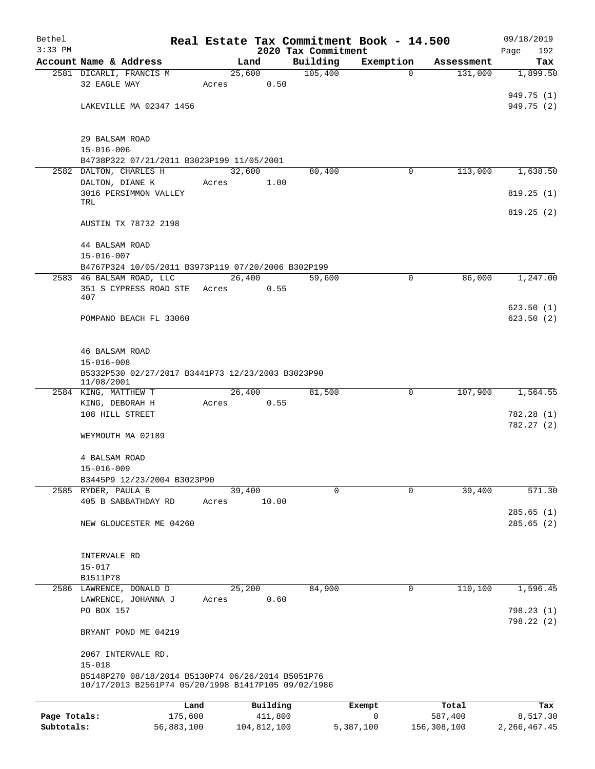# Real Estate Tax Commitment Book - 14.500

Bethel 3:33 PM — 2020 Tax Commitment — 09/18/2019

| Account Name & Address | Land | Building | Exemption | Assessment | Tax |
|---|---|---|---|---|---|
| 2581 DICARLI, FRANCIS M | 25,600 | 105,400 | 0 | 131,000 | 1,899.50 |
| 32 EAGLE WAY | Acres 0.50 | | | | |
| | | | | | 949.75 (1) |
| LAKEVILLE MA 02347 1456 | | | | | 949.75 (2) |
| 29 BALSAM ROAD | | | | | |
| 15-016-006 | | | | | |
| B4738P322 07/21/2011 B3023P199 11/05/2001 | | | | | |
| 2582 DALTON, CHARLES H | 32,600 | 80,400 | 0 | 113,000 | 1,638.50 |
| DALTON, DIANE K | Acres 1.00 | | | | |
| 3016 PERSIMMON VALLEY TRL | | | | | 819.25 (1) |
| | | | | | 819.25 (2) |
| AUSTIN TX 78732 2198 | | | | | |
| 44 BALSAM ROAD | | | | | |
| 15-016-007 | | | | | |
| B4767P324 10/05/2011 B3973P119 07/20/2006 B302P199 | | | | | |
| 2583 46 BALSAM ROAD, LLC | 26,400 | 59,600 | 0 | 86,000 | 1,247.00 |
| 351 S CYPRESS ROAD STE 407 | Acres 0.55 | | | | |
| | | | | | 623.50 (1) |
| POMPANO BEACH FL 33060 | | | | | 623.50 (2) |
| 46 BALSAM ROAD | | | | | |
| 15-016-008 | | | | | |
| B5332P530 02/27/2017 B3441P73 12/23/2003 B3023P90 11/08/2001 | | | | | |
| 2584 KING, MATTHEW T | 26,400 | 81,500 | 0 | 107,900 | 1,564.55 |
| KING, DEBORAH H | Acres 0.55 | | | | |
| 108 HILL STREET | | | | | 782.28 (1) |
| | | | | | 782.27 (2) |
| WEYMOUTH MA 02189 | | | | | |
| 4 BALSAM ROAD | | | | | |
| 15-016-009 | | | | | |
| B3445P9 12/23/2004 B3023P90 | | | | | |
| 2585 RYDER, PAULA B | 39,400 | 0 | 0 | 39,400 | 571.30 |
| 405 B SABBATHDAY RD | Acres 10.00 | | | | |
| | | | | | 285.65 (1) |
| NEW GLOUCESTER ME 04260 | | | | | 285.65 (2) |
| INTERVALE RD | | | | | |
| 15-017 | | | | | |
| B1511P78 | | | | | |
| 2586 LAWRENCE, DONALD D | 25,200 | 84,900 | 0 | 110,100 | 1,596.45 |
| LAWRENCE, JOHANNA J | Acres 0.60 | | | | |
| PO BOX 157 | | | | | 798.23 (1) |
| | | | | | 798.22 (2) |
| BRYANT POND ME 04219 | | | | | |
| 2067 INTERVALE RD. | | | | | |
| 15-018 | | | | | |
| B5148P270 08/18/2014 B5130P74 06/26/2014 B5051P76 10/17/2013 B2561P74 05/20/1998 B1417P105 09/02/1986 | | | | | |

| | Land | Building | Exempt | Total | Tax |
|---|---|---|---|---|---|
| Page Totals: | 175,600 | 411,800 | 0 | 587,400 | 8,517.30 |
| Subtotals: | 56,883,100 | 104,812,100 | 5,387,100 | 156,308,100 | 2,266,467.45 |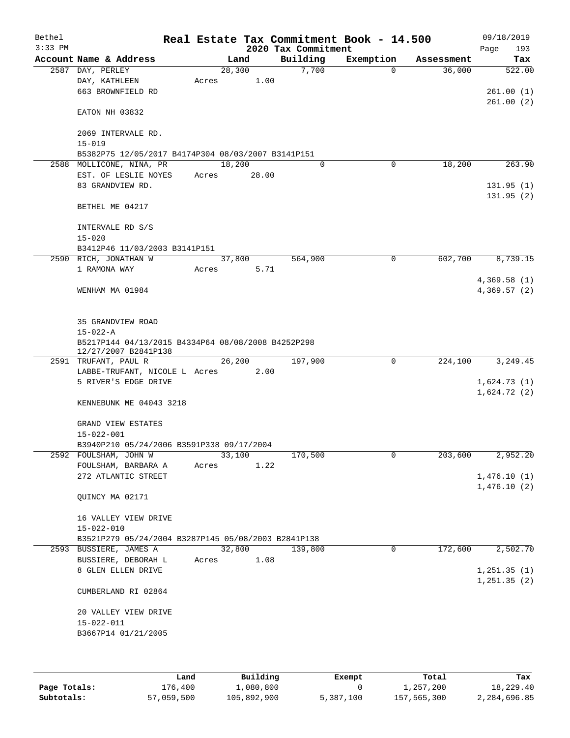Bethel 3:33 PM

# Real Estate Tax Commitment Book - 14.500

## 2020 Tax Commitment

09/18/2019

| Account Name & Address | Land | Building | Exemption | Assessment | Tax |
|---|---|---|---|---|---|
| 2587 DAY, PERLEY<br>DAY, KATHLEEN<br>663 BROWNFIELD RD<br><br>EATON NH 03832<br><br>2069 INTERVALE RD.<br>15-019<br>B5382P75 12/05/2017 B4174P304 08/03/2007 B3141P151 | 28,300<br>Acres 1.00 | 7,700 | 0 | 36,000 | 522.00<br><br>261.00 (1)<br>261.00 (2) |
| 2588 MOLLICONE, NINA, PR<br>EST. OF LESLIE NOYES<br>83 GRANDVIEW RD.<br><br>BETHEL ME 04217<br><br>INTERVALE RD S/S<br>15-020<br>B3412P46 11/03/2003 B3141P151 | 18,200<br>Acres 28.00 | 0 | 0 | 18,200 | 263.90<br><br>131.95 (1)<br>131.95 (2) |
| 2590 RICH, JONATHAN W<br>1 RAMONA WAY<br><br>WENHAM MA 01984<br><br>35 GRANDVIEW ROAD<br>15-022-A<br>B5217P144 04/13/2015 B4334P64 08/08/2008 B4252P298 12/27/2007 B2841P138 | 37,800<br>Acres 5.71 | 564,900 | 0 | 602,700 | 8,739.15<br><br>4,369.58 (1)<br>4,369.57 (2) |
| 2591 TRUFANT, PAUL R<br>LABBE-TRUFANT, NICOLE L<br>5 RIVER'S EDGE DRIVE<br><br>KENNEBUNK ME 04043 3218<br><br>GRAND VIEW ESTATES<br>15-022-001<br>B3940P210 05/24/2006 B3591P338 09/17/2004 | 26,200<br>Acres 2.00 | 197,900 | 0 | 224,100 | 3,249.45<br><br>1,624.73 (1)<br>1,624.72 (2) |
| 2592 FOULSHAM, JOHN W<br>FOULSHAM, BARBARA A<br>272 ATLANTIC STREET<br><br>QUINCY MA 02171<br><br>16 VALLEY VIEW DRIVE<br>15-022-010<br>B3521P279 05/24/2004 B3287P145 05/08/2003 B2841P138 | 33,100<br>Acres 1.22 | 170,500 | 0 | 203,600 | 2,952.20<br><br>1,476.10 (1)<br>1,476.10 (2) |
| 2593 BUSSIERE, JAMES A<br>BUSSIERE, DEBORAH L<br>8 GLEN ELLEN DRIVE<br><br>CUMBERLAND RI 02864<br><br>20 VALLEY VIEW DRIVE<br>15-022-011<br>B3667P14 01/21/2005 | 32,800<br>Acres 1.08 | 139,800 | 0 | 172,600 | 2,502.70<br><br>1,251.35 (1)<br>1,251.35 (2) |

| | Land | Building | Exempt | Total | Tax |
|---|---|---|---|---|---|
| Page Totals: | 176,400 | 1,080,800 | 0 | 1,257,200 | 18,229.40 |
| Subtotals: | 57,059,500 | 105,892,900 | 5,387,100 | 157,565,300 | 2,284,696.85 |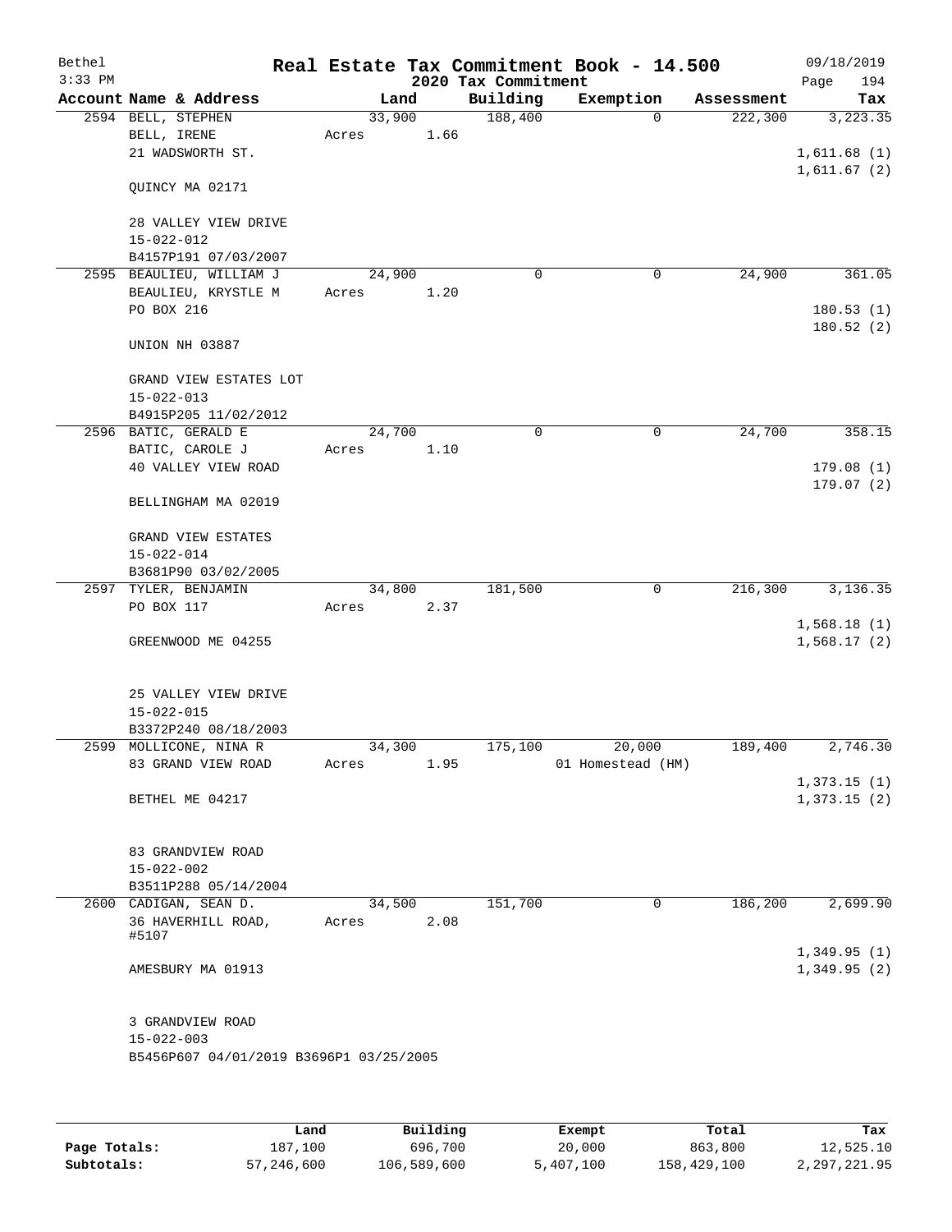Bethel 3:33 PM

# Real Estate Tax Commitment Book - 14.500

## 2020 Tax Commitment

09/18/2019

| Account Name & Address | Land | Building | Exemption | Assessment | Tax |
|---|---|---|---|---|---|
| 2594 BELL, STEPHEN<br>BELL, IRENE<br>21 WADSWORTH ST.<br><br>QUINCY MA 02171<br><br>28 VALLEY VIEW DRIVE<br>15-022-012<br>B4157P191 07/03/2007 | 33,900<br>Acres 1.66 | 188,400 | 0 | 222,300 | 3,223.35<br><br>1,611.68 (1)<br>1,611.67 (2) |
| 2595 BEAULIEU, WILLIAM J<br>BEAULIEU, KRYSTLE M<br>PO BOX 216<br><br>UNION NH 03887<br><br>GRAND VIEW ESTATES LOT<br>15-022-013<br>B4915P205 11/02/2012 | 24,900<br>Acres 1.20 | 0 | 0 | 24,900 | 361.05<br><br>180.53 (1)<br>180.52 (2) |
| 2596 BATIC, GERALD E<br>BATIC, CAROLE J<br>40 VALLEY VIEW ROAD<br><br>BELLINGHAM MA 02019<br><br>GRAND VIEW ESTATES<br>15-022-014<br>B3681P90 03/02/2005 | 24,700<br>Acres 1.10 | 0 | 0 | 24,700 | 358.15<br><br>179.08 (1)<br>179.07 (2) |
| 2597 TYLER, BENJAMIN<br>PO BOX 117<br><br>GREENWOOD ME 04255<br><br>25 VALLEY VIEW DRIVE<br>15-022-015<br>B3372P240 08/18/2003 | 34,800<br>Acres 2.37 | 181,500 | 0 | 216,300 | 3,136.35<br><br>1,568.18 (1)<br>1,568.17 (2) |
| 2599 MOLLICONE, NINA R<br>83 GRAND VIEW ROAD<br><br>BETHEL ME 04217<br><br>83 GRANDVIEW ROAD<br>15-022-002<br>B3511P288 05/14/2004 | 34,300<br>Acres 1.95 | 175,100 | 20,000<br>01 Homestead (HM) | 189,400 | 2,746.30<br><br>1,373.15 (1)<br>1,373.15 (2) |
| 2600 CADIGAN, SEAN D.<br>36 HAVERHILL ROAD, #5107<br><br>AMESBURY MA 01913<br><br>3 GRANDVIEW ROAD<br>15-022-003<br>B5456P607 04/01/2019 B3696P1 03/25/2005 | 34,500<br>Acres 2.08 | 151,700 | 0 | 186,200 | 2,699.90<br><br>1,349.95 (1)<br>1,349.95 (2) |

| | Land | Building | Exempt | Total | Tax |
|---|---|---|---|---|---|
| Page Totals: | 187,100 | 696,700 | 20,000 | 863,800 | 12,525.10 |
| Subtotals: | 57,246,600 | 106,589,600 | 5,407,100 | 158,429,100 | 2,297,221.95 |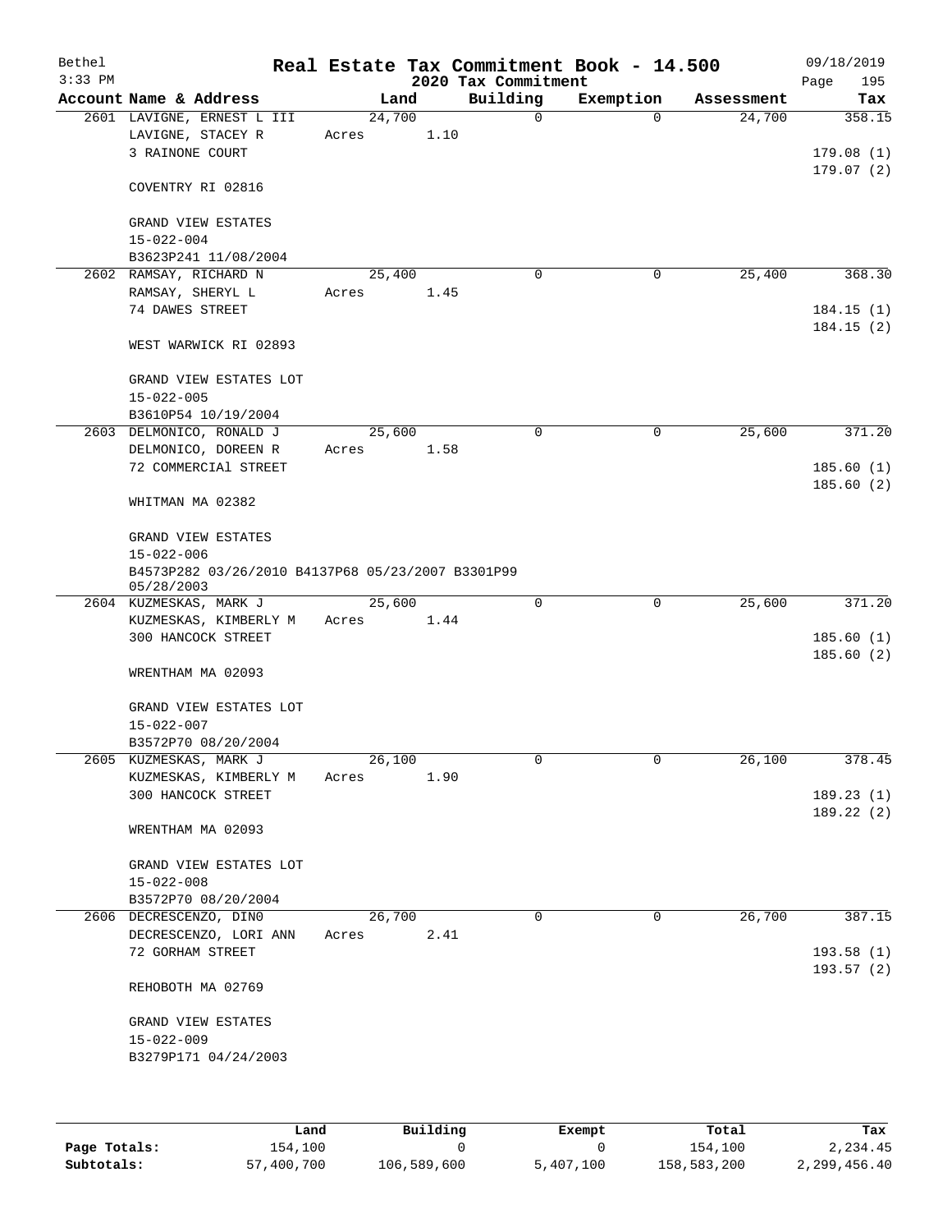# Real Estate Tax Commitment Book - 14.500

Bethel
3:33 PM

2020 Tax Commitment

09/18/2019
Page 195

| Account Name & Address | Land | Building | Exemption | Assessment | Tax |
|---|---|---|---|---|---|
| 2601 LAVIGNE, ERNEST L III | 24,700 | 0 | 0 | 24,700 | 358.15 |
| LAVIGNE, STACEY R | Acres 1.10 | | | | |
| 3 RAINONE COURT | | | | | 179.08 (1) |
| | | | | | 179.07 (2) |
| COVENTRY RI 02816 | | | | | |
| GRAND VIEW ESTATES | | | | | |
| 15-022-004 | | | | | |
| B3623P241 11/08/2004 | | | | | |
| 2602 RAMSAY, RICHARD N | 25,400 | 0 | 0 | 25,400 | 368.30 |
| RAMSAY, SHERYL L | Acres 1.45 | | | | |
| 74 DAWES STREET | | | | | 184.15 (1) |
| | | | | | 184.15 (2) |
| WEST WARWICK RI 02893 | | | | | |
| GRAND VIEW ESTATES LOT | | | | | |
| 15-022-005 | | | | | |
| B3610P54 10/19/2004 | | | | | |
| 2603 DELMONICO, RONALD J | 25,600 | 0 | 0 | 25,600 | 371.20 |
| DELMONICO, DOREEN R | Acres 1.58 | | | | |
| 72 COMMERCIAl STREET | | | | | 185.60 (1) |
| | | | | | 185.60 (2) |
| WHITMAN MA 02382 | | | | | |
| GRAND VIEW ESTATES | | | | | |
| 15-022-006 | | | | | |
| B4573P282 03/26/2010 B4137P68 05/23/2007 B3301P99 05/28/2003 | | | | | |
| 2604 KUZMESKAS, MARK J | 25,600 | 0 | 0 | 25,600 | 371.20 |
| KUZMESKAS, KIMBERLY M | Acres 1.44 | | | | |
| 300 HANCOCK STREET | | | | | 185.60 (1) |
| | | | | | 185.60 (2) |
| WRENTHAM MA 02093 | | | | | |
| GRAND VIEW ESTATES LOT | | | | | |
| 15-022-007 | | | | | |
| B3572P70 08/20/2004 | | | | | |
| 2605 KUZMESKAS, MARK J | 26,100 | 0 | 0 | 26,100 | 378.45 |
| KUZMESKAS, KIMBERLY M | Acres 1.90 | | | | |
| 300 HANCOCK STREET | | | | | 189.23 (1) |
| | | | | | 189.22 (2) |
| WRENTHAM MA 02093 | | | | | |
| GRAND VIEW ESTATES LOT | | | | | |
| 15-022-008 | | | | | |
| B3572P70 08/20/2004 | | | | | |
| 2606 DECRESCENZO, DIN0 | 26,700 | 0 | 0 | 26,700 | 387.15 |
| DECRESCENZO, LORI ANN | Acres 2.41 | | | | |
| 72 GORHAM STREET | | | | | 193.58 (1) |
| | | | | | 193.57 (2) |
| REHOBOTH MA 02769 | | | | | |
| GRAND VIEW ESTATES | | | | | |
| 15-022-009 | | | | | |
| B3279P171 04/24/2003 | | | | | |

| | Land | Building | Exempt | Total | Tax |
|---|---|---|---|---|---|
| Page Totals: | 154,100 | 0 | 0 | 154,100 | 2,234.45 |
| Subtotals: | 57,400,700 | 106,589,600 | 5,407,100 | 158,583,200 | 2,299,456.40 |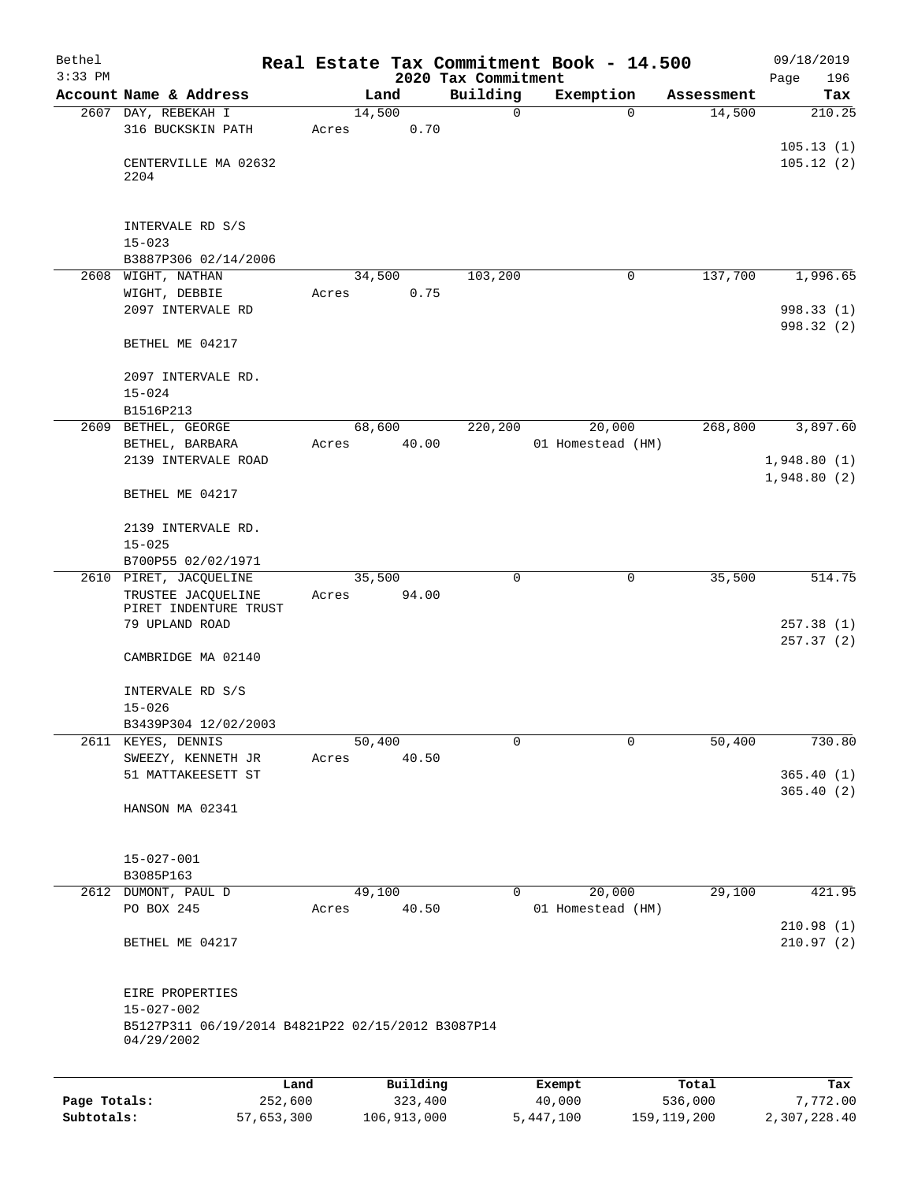Bethel 3:33 PM

# Real Estate Tax Commitment Book - 14.500

2020 Tax Commitment

09/18/2019

| Account Name & Address | Land | Building | Exemption | Assessment | Tax |
|---|---|---|---|---|---|
| 2607 DAY, REBEKAH I | 14,500 | 0 | 0 | 14,500 | 210.25 |
| 316 BUCKSKIN PATH | Acres 0.70 | | | | |
| | | | | | 105.13 (1) |
| CENTERVILLE MA 02632 2204 | | | | | 105.12 (2) |
| INTERVALE RD S/S | | | | | |
| 15-023 | | | | | |
| B3887P306 02/14/2006 | | | | | |
| 2608 WIGHT, NATHAN | 34,500 | 103,200 | 0 | 137,700 | 1,996.65 |
| WIGHT, DEBBIE | Acres 0.75 | | | | |
| 2097 INTERVALE RD | | | | | 998.33 (1) |
| | | | | | 998.32 (2) |
| BETHEL ME 04217 | | | | | |
| 2097 INTERVALE RD. | | | | | |
| 15-024 | | | | | |
| B1516P213 | | | | | |
| 2609 BETHEL, GEORGE | 68,600 | 220,200 | 20,000 | 268,800 | 3,897.60 |
| BETHEL, BARBARA | Acres 40.00 | | 01 Homestead (HM) | | |
| 2139 INTERVALE ROAD | | | | | 1,948.80 (1) |
| | | | | | 1,948.80 (2) |
| BETHEL ME 04217 | | | | | |
| 2139 INTERVALE RD. | | | | | |
| 15-025 | | | | | |
| B700P55 02/02/1971 | | | | | |
| 2610 PIRET, JACQUELINE | 35,500 | 0 | 0 | 35,500 | 514.75 |
| TRUSTEE JACQUELINE PIRET INDENTURE TRUST | Acres 94.00 | | | | |
| 79 UPLAND ROAD | | | | | 257.38 (1) |
| | | | | | 257.37 (2) |
| CAMBRIDGE MA 02140 | | | | | |
| INTERVALE RD S/S | | | | | |
| 15-026 | | | | | |
| B3439P304 12/02/2003 | | | | | |
| 2611 KEYES, DENNIS | 50,400 | 0 | 0 | 50,400 | 730.80 |
| SWEEZY, KENNETH JR | Acres 40.50 | | | | |
| 51 MATTAKEESETT ST | | | | | 365.40 (1) |
| | | | | | 365.40 (2) |
| HANSON MA 02341 | | | | | |
| 15-027-001 | | | | | |
| B3085P163 | | | | | |
| 2612 DUMONT, PAUL D | 49,100 | 0 | 20,000 | 29,100 | 421.95 |
| PO BOX 245 | Acres 40.50 | | 01 Homestead (HM) | | |
| | | | | | 210.98 (1) |
| BETHEL ME 04217 | | | | | 210.97 (2) |
| EIRE PROPERTIES | | | | | |
| 15-027-002 | | | | | |
| B5127P311 06/19/2014 B4821P22 02/15/2012 B3087P14 04/29/2002 | | | | | |

| | Land | Building | Exempt | Total | Tax |
|---|---|---|---|---|---|
| Page Totals: | 252,600 | 323,400 | 40,000 | 536,000 | 7,772.00 |
| Subtotals: | 57,653,300 | 106,913,000 | 5,447,100 | 159,119,200 | 2,307,228.40 |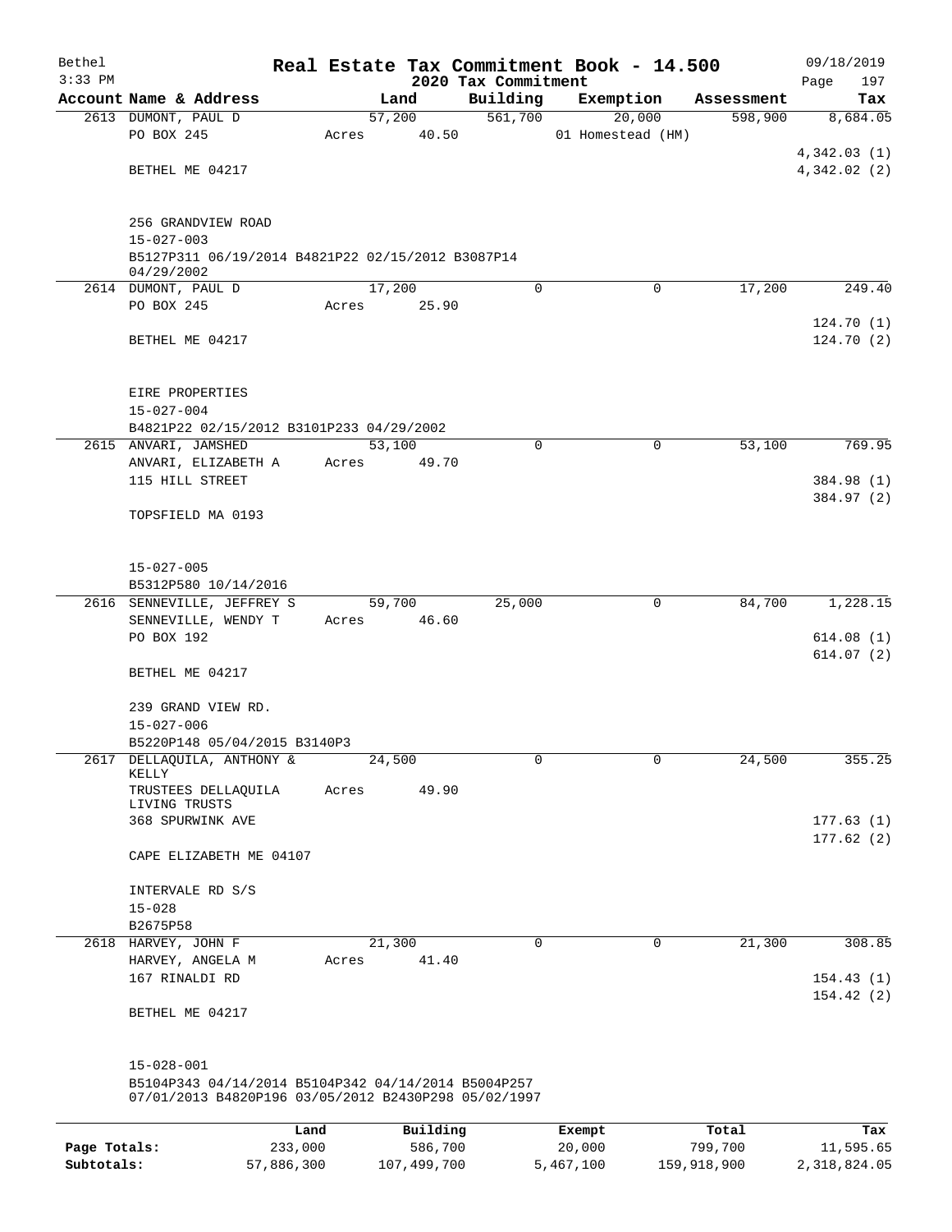Bethel
$3:33 PM

# Real Estate Tax Commitment Book - 14.500

## 2020 Tax Commitment

09/18/2019
Page 197

| Account Name & Address | Land | Building | Exemption | Assessment | Tax |
|---|---|---|---|---|---|
| 2613 DUMONT, PAUL D | 57,200 | 561,700 | 20,000 | 598,900 | 8,684.05 |
| PO BOX 245 | Acres 40.50 | | 01 Homestead (HM) | | |
| | | | | | 4,342.03 (1) |
| BETHEL ME 04217 | | | | | 4,342.02 (2) |
| 256 GRANDVIEW ROAD | | | | | |
| 15-027-003 | | | | | |
| B5127P311 06/19/2014 B4821P22 02/15/2012 B3087P14 04/29/2002 | | | | | |
| 2614 DUMONT, PAUL D | 17,200 | 0 | 0 | 17,200 | 249.40 |
| PO BOX 245 | Acres 25.90 | | | | |
| | | | | | 124.70 (1) |
| BETHEL ME 04217 | | | | | 124.70 (2) |
| EIRE PROPERTIES | | | | | |
| 15-027-004 | | | | | |
| B4821P22 02/15/2012 B3101P233 04/29/2002 | | | | | |
| 2615 ANVARI, JAMSHED | 53,100 | 0 | 0 | 53,100 | 769.95 |
| ANVARI, ELIZABETH A | Acres 49.70 | | | | |
| 115 HILL STREET | | | | | 384.98 (1) |
| | | | | | 384.97 (2) |
| TOPSFIELD MA 0193 | | | | | |
| 15-027-005 | | | | | |
| B5312P580 10/14/2016 | | | | | |
| 2616 SENNEVILLE, JEFFREY S | 59,700 | 25,000 | 0 | 84,700 | 1,228.15 |
| SENNEVILLE, WENDY T | Acres 46.60 | | | | |
| PO BOX 192 | | | | | 614.08 (1) |
| | | | | | 614.07 (2) |
| BETHEL ME 04217 | | | | | |
| 239 GRAND VIEW RD. | | | | | |
| 15-027-006 | | | | | |
| B5220P148 05/04/2015 B3140P3 | | | | | |
| 2617 DELLAQUILA, ANTHONY & KELLY | 24,500 | 0 | 0 | 24,500 | 355.25 |
| TRUSTEES DELLAQUILA LIVING TRUSTS | Acres 49.90 | | | | |
| 368 SPURWINK AVE | | | | | 177.63 (1) |
| | | | | | 177.62 (2) |
| CAPE ELIZABETH ME 04107 | | | | | |
| INTERVALE RD S/S | | | | | |
| 15-028 | | | | | |
| B2675P58 | | | | | |
| 2618 HARVEY, JOHN F | 21,300 | 0 | 0 | 21,300 | 308.85 |
| HARVEY, ANGELA M | Acres 41.40 | | | | |
| 167 RINALDI RD | | | | | 154.43 (1) |
| | | | | | 154.42 (2) |
| BETHEL ME 04217 | | | | | |
| 15-028-001 | | | | | |
| B5104P343 04/14/2014 B5104P342 04/14/2014 B5004P257 07/01/2013 B4820P196 03/05/2012 B2430P298 05/02/1997 | | | | | |

| | Land | Building | Exempt | Total | Tax |
|---|---|---|---|---|---|
| Page Totals: | 233,000 | 586,700 | 20,000 | 799,700 | 11,595.65 |
| Subtotals: | 57,886,300 | 107,499,700 | 5,467,100 | 159,918,900 | 2,318,824.05 |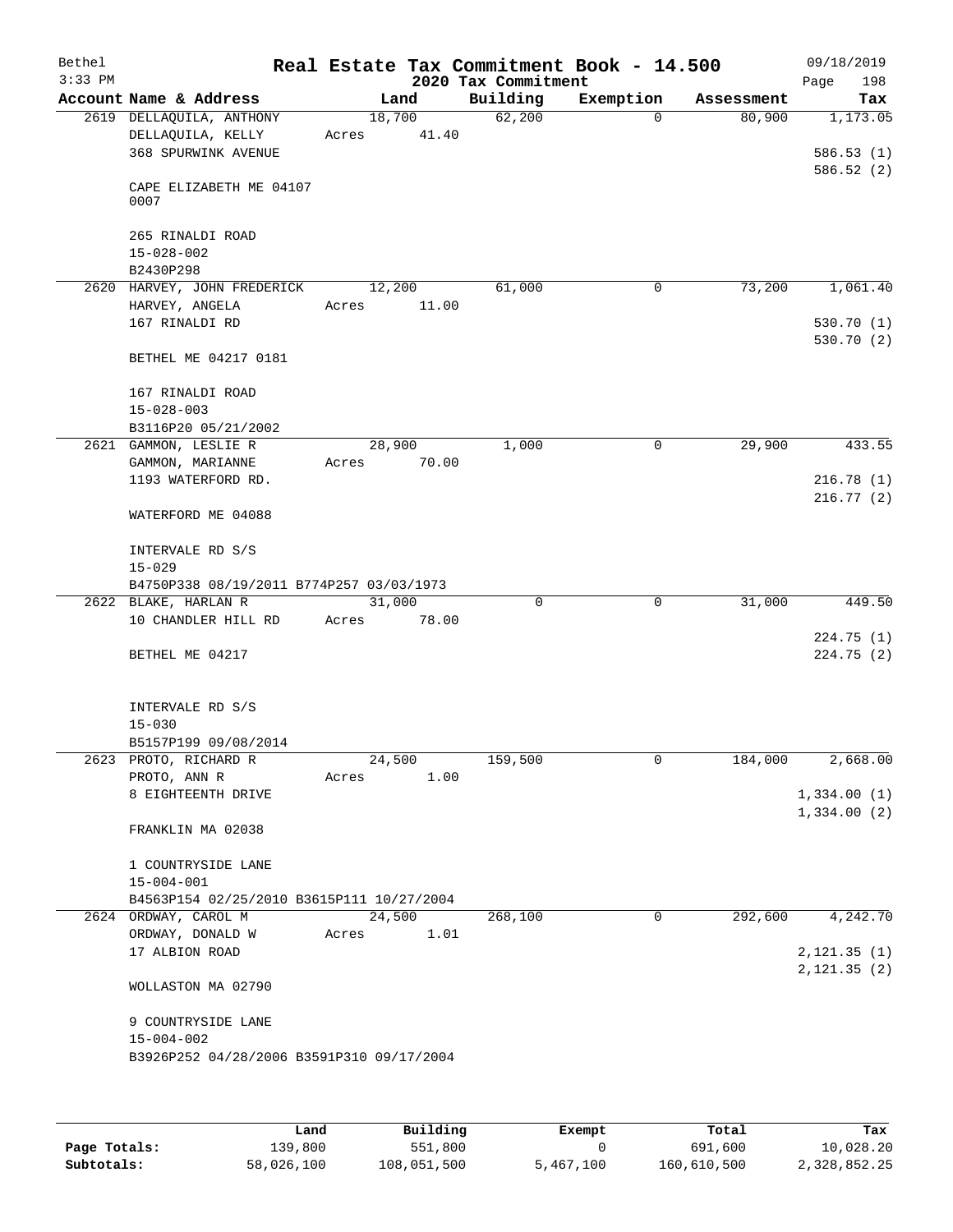# Real Estate Tax Commitment Book - 14.500

Bethel 09/18/2019
3:33 PM

2020 Tax Commitment

| Account Name & Address | Land | Building | Exemption | Assessment | Tax |
|---|---|---|---|---|---|
| 2619 DELLAQUILA, ANTHONY | 18,700 | 62,200 | 0 | 80,900 | 1,173.05 |
| DELLAQUILA, KELLY | Acres 41.40 | | | | |
| 368 SPURWINK AVENUE | | | | | 586.53 (1) |
| | | | | | 586.52 (2) |
| CAPE ELIZABETH ME 04107 0007 | | | | | |
| 265 RINALDI ROAD | | | | | |
| 15-028-002 | | | | | |
| B2430P298 | | | | | |
| 2620 HARVEY, JOHN FREDERICK | 12,200 | 61,000 | 0 | 73,200 | 1,061.40 |
| HARVEY, ANGELA | Acres 11.00 | | | | |
| 167 RINALDI RD | | | | | 530.70 (1) |
| | | | | | 530.70 (2) |
| BETHEL ME 04217 0181 | | | | | |
| 167 RINALDI ROAD | | | | | |
| 15-028-003 | | | | | |
| B3116P20 05/21/2002 | | | | | |
| 2621 GAMMON, LESLIE R | 28,900 | 1,000 | 0 | 29,900 | 433.55 |
| GAMMON, MARIANNE | Acres 70.00 | | | | |
| 1193 WATERFORD RD. | | | | | 216.78 (1) |
| | | | | | 216.77 (2) |
| WATERFORD ME 04088 | | | | | |
| INTERVALE RD S/S | | | | | |
| 15-029 | | | | | |
| B4750P338 08/19/2011 B774P257 03/03/1973 | | | | | |
| 2622 BLAKE, HARLAN R | 31,000 | 0 | 0 | 31,000 | 449.50 |
| 10 CHANDLER HILL RD | Acres 78.00 | | | | |
| | | | | | 224.75 (1) |
| BETHEL ME 04217 | | | | | 224.75 (2) |
| INTERVALE RD S/S | | | | | |
| 15-030 | | | | | |
| B5157P199 09/08/2014 | | | | | |
| 2623 PROTO, RICHARD R | 24,500 | 159,500 | 0 | 184,000 | 2,668.00 |
| PROTO, ANN R | Acres 1.00 | | | | |
| 8 EIGHTEENTH DRIVE | | | | | 1,334.00 (1) |
| | | | | | 1,334.00 (2) |
| FRANKLIN MA 02038 | | | | | |
| 1 COUNTRYSIDE LANE | | | | | |
| 15-004-001 | | | | | |
| B4563P154 02/25/2010 B3615P111 10/27/2004 | | | | | |
| 2624 ORDWAY, CAROL M | 24,500 | 268,100 | 0 | 292,600 | 4,242.70 |
| ORDWAY, DONALD W | Acres 1.01 | | | | |
| 17 ALBION ROAD | | | | | 2,121.35 (1) |
| | | | | | 2,121.35 (2) |
| WOLLASTON MA 02790 | | | | | |
| 9 COUNTRYSIDE LANE | | | | | |
| 15-004-002 | | | | | |
| B3926P252 04/28/2006 B3591P310 09/17/2004 | | | | | |

| | Land | Building | Exempt | Total | Tax |
|---|---|---|---|---|---|
| Page Totals: | 139,800 | 551,800 | 0 | 691,600 | 10,028.20 |
| Subtotals: | 58,026,100 | 108,051,500 | 5,467,100 | 160,610,500 | 2,328,852.25 |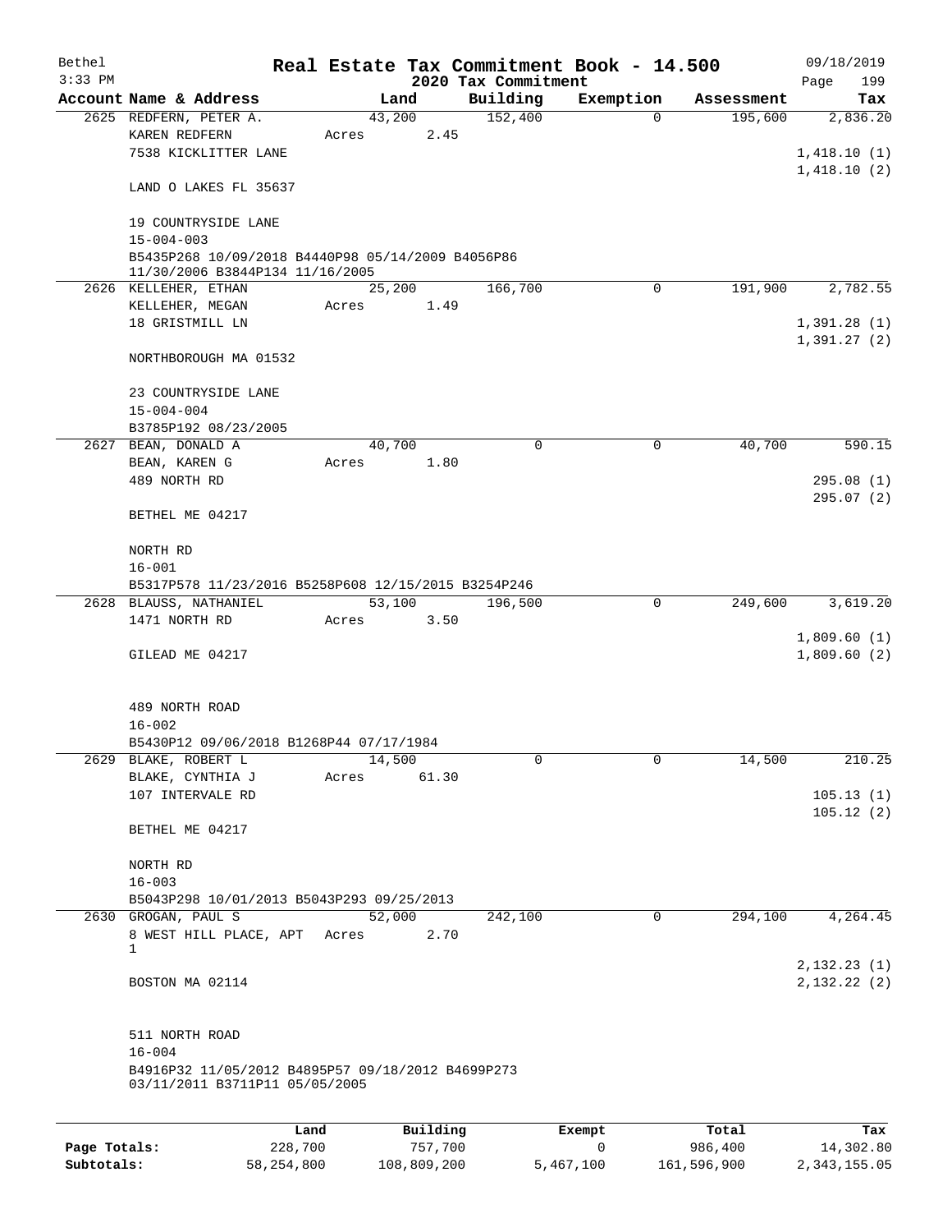Bethel  
3:33 PM

# Real Estate Tax Commitment Book - 14.500

## 2020 Tax Commitment

09/18/2019  
Page 199

| Account Name & Address | Land | Building | Exemption | Assessment | Tax |
|---|---|---|---|---|---|
| 2625 REDFERN, PETER A.<br>KAREN REDFERN<br>7538 KICKLITTER LANE<br><br>LAND O LAKES FL 35637<br><br>19 COUNTRYSIDE LANE<br>15-004-003<br>B5435P268 10/09/2018 B4440P98 05/14/2009 B4056P86 11/30/2006 B3844P134 11/16/2005 | 43,200<br>Acres 2.45 | 152,400 | 0 | 195,600 | 2,836.20<br><br>1,418.10 (1)<br>1,418.10 (2) |
| 2626 KELLEHER, ETHAN<br>KELLEHER, MEGAN<br>18 GRISTMILL LN<br><br>NORTHBOROUGH MA 01532<br><br>23 COUNTRYSIDE LANE<br>15-004-004<br>B3785P192 08/23/2005 | 25,200<br>Acres 1.49 | 166,700 | 0 | 191,900 | 2,782.55<br><br>1,391.28 (1)<br>1,391.27 (2) |
| 2627 BEAN, DONALD A<br>BEAN, KAREN G<br>489 NORTH RD<br><br>BETHEL ME 04217<br><br>NORTH RD<br>16-001<br>B5317P578 11/23/2016 B5258P608 12/15/2015 B3254P246 | 40,700<br>Acres 1.80 | 0 | 0 | 40,700 | 590.15<br><br>295.08 (1)<br>295.07 (2) |
| 2628 BLAUSS, NATHANIEL<br>1471 NORTH RD<br><br>GILEAD ME 04217<br><br>489 NORTH ROAD<br>16-002<br>B5430P12 09/06/2018 B1268P44 07/17/1984 | 53,100<br>Acres 3.50 | 196,500 | 0 | 249,600 | 3,619.20<br><br>1,809.60 (1)<br>1,809.60 (2) |
| 2629 BLAKE, ROBERT L<br>BLAKE, CYNTHIA J<br>107 INTERVALE RD<br><br>BETHEL ME 04217<br><br>NORTH RD<br>16-003<br>B5043P298 10/01/2013 B5043P293 09/25/2013 | 14,500<br>Acres 61.30 | 0 | 0 | 14,500 | 210.25<br><br>105.13 (1)<br>105.12 (2) |
| 2630 GROGAN, PAUL S<br>8 WEST HILL PLACE, APT 1<br><br>BOSTON MA 02114<br><br>511 NORTH ROAD<br>16-004<br>B4916P32 11/05/2012 B4895P57 09/18/2012 B4699P273 03/11/2011 B3711P11 05/05/2005 | 52,000<br>Acres 2.70 | 242,100 | 0 | 294,100 | 4,264.45<br><br>2,132.23 (1)<br>2,132.22 (2) |

| | Land | Building | Exempt | Total | Tax |
|---|---|---|---|---|---|
| Page Totals: | 228,700 | 757,700 | 0 | 986,400 | 14,302.80 |
| Subtotals: | 58,254,800 | 108,809,200 | 5,467,100 | 161,596,900 | 2,343,155.05 |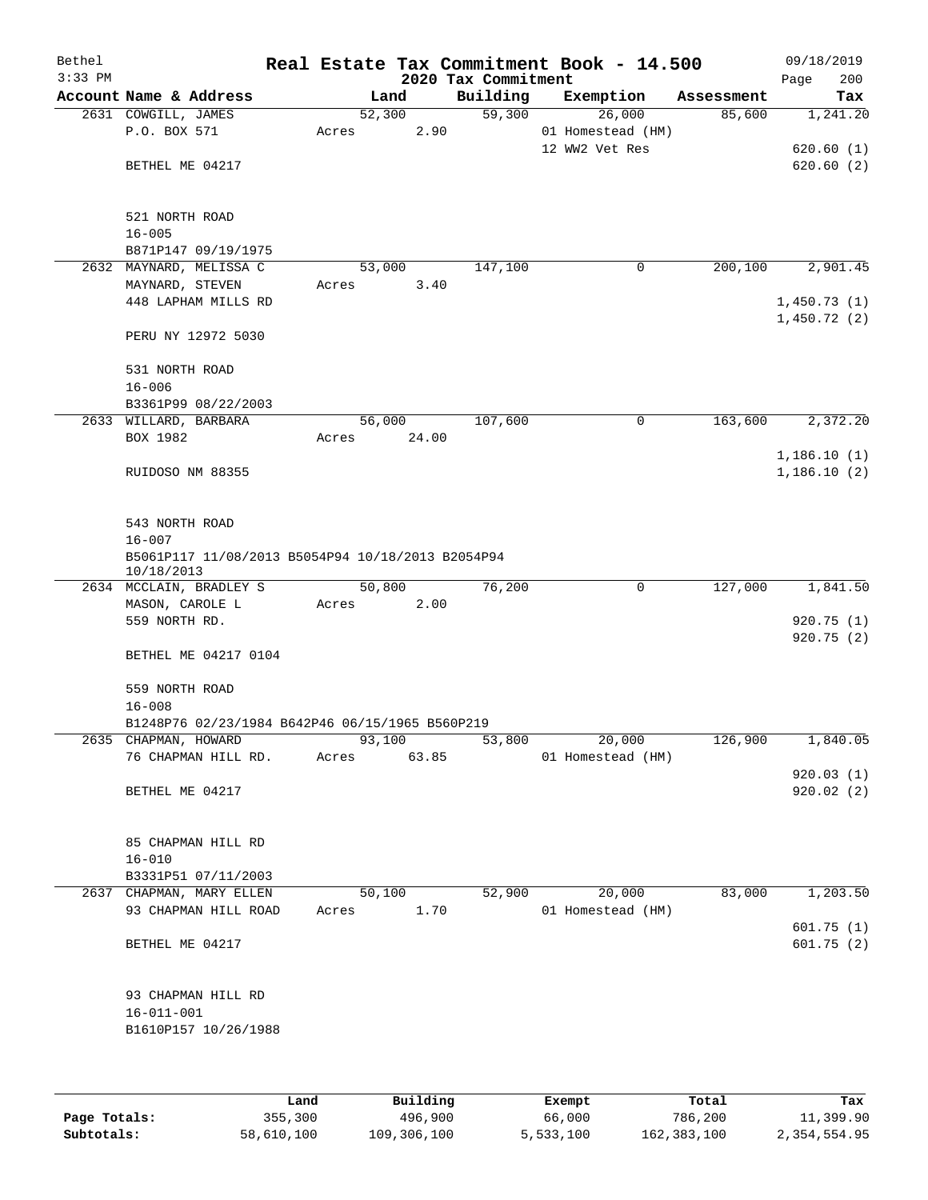# Real Estate Tax Commitment Book - 14.500

## 2020 Tax Commitment

Bethel
3:33 PM

09/18/2019

| Account Name & Address | Land | Building | Exemption | Assessment | Tax |
|---|---|---|---|---|---|
| 2631 COWGILL, JAMES | 52,300 | 59,300 | 26,000 | 85,600 | 1,241.20 |
| P.O. BOX 571 | Acres 2.90 | | 01 Homestead (HM) | | |
| | | | 12 WW2 Vet Res | | 620.60 (1) |
| BETHEL ME 04217 | | | | | 620.60 (2) |
| 521 NORTH ROAD | | | | | |
| 16-005 | | | | | |
| B871P147 09/19/1975 | | | | | |
| 2632 MAYNARD, MELISSA C | 53,000 | 147,100 | 0 | 200,100 | 2,901.45 |
| MAYNARD, STEVEN | Acres 3.40 | | | | |
| 448 LAPHAM MILLS RD | | | | | 1,450.73 (1) |
| | | | | | 1,450.72 (2) |
| PERU NY 12972 5030 | | | | | |
| 531 NORTH ROAD | | | | | |
| 16-006 | | | | | |
| B3361P99 08/22/2003 | | | | | |
| 2633 WILLARD, BARBARA | 56,000 | 107,600 | 0 | 163,600 | 2,372.20 |
| BOX 1982 | Acres 24.00 | | | | |
| | | | | | 1,186.10 (1) |
| RUIDOSO NM 88355 | | | | | 1,186.10 (2) |
| 543 NORTH ROAD | | | | | |
| 16-007 | | | | | |
| B5061P117 11/08/2013 B5054P94 10/18/2013 B2054P94 10/18/2013 | | | | | |
| 2634 MCCLAIN, BRADLEY S | 50,800 | 76,200 | 0 | 127,000 | 1,841.50 |
| MASON, CAROLE L | Acres 2.00 | | | | |
| 559 NORTH RD. | | | | | 920.75 (1) |
| | | | | | 920.75 (2) |
| BETHEL ME 04217 0104 | | | | | |
| 559 NORTH ROAD | | | | | |
| 16-008 | | | | | |
| B1248P76 02/23/1984 B642P46 06/15/1965 B560P219 | | | | | |
| 2635 CHAPMAN, HOWARD | 93,100 | 53,800 | 20,000 | 126,900 | 1,840.05 |
| 76 CHAPMAN HILL RD. | Acres 63.85 | | 01 Homestead (HM) | | |
| | | | | | 920.03 (1) |
| BETHEL ME 04217 | | | | | 920.02 (2) |
| 85 CHAPMAN HILL RD | | | | | |
| 16-010 | | | | | |
| B3331P51 07/11/2003 | | | | | |
| 2637 CHAPMAN, MARY ELLEN | 50,100 | 52,900 | 20,000 | 83,000 | 1,203.50 |
| 93 CHAPMAN HILL ROAD | Acres 1.70 | | 01 Homestead (HM) | | |
| | | | | | 601.75 (1) |
| BETHEL ME 04217 | | | | | 601.75 (2) |
| 93 CHAPMAN HILL RD | | | | | |
| 16-011-001 | | | | | |
| B1610P157 10/26/1988 | | | | | |

| | Land | Building | Exempt | Total | Tax |
|---|---|---|---|---|---|
| Page Totals: | 355,300 | 496,900 | 66,000 | 786,200 | 11,399.90 |
| Subtotals: | 58,610,100 | 109,306,100 | 5,533,100 | 162,383,100 | 2,354,554.95 |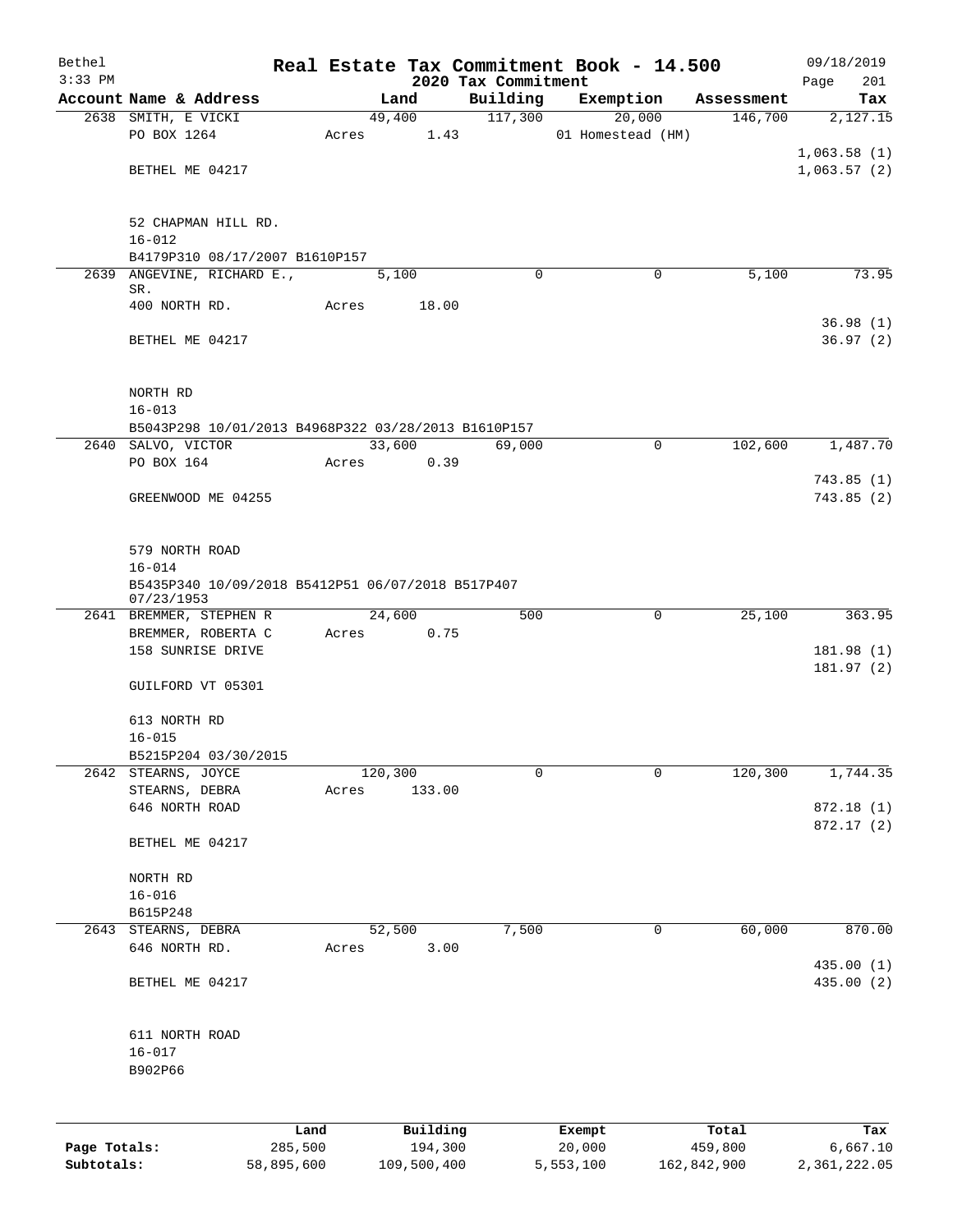# Real Estate Tax Commitment Book - 14.500

Bethel
3:33 PM

2020 Tax Commitment

09/18/2019

| Account | Name & Address | Land | Building | Exemption | Assessment | Tax |
|---|---|---|---|---|---|---|
| 2638 | SMITH, E VICKI<br>PO BOX 1264<br><br>BETHEL ME 04217<br><br>52 CHAPMAN HILL RD.<br>16-012<br>B4179P310 08/17/2007 B1610P157 | 49,400<br>Acres 1.43 | 117,300 | 20,000<br>01 Homestead (HM) | 146,700 | 2,127.15<br><br>1,063.58 (1)<br>1,063.57 (2) |
| 2639 | ANGEVINE, RICHARD E., SR.<br>400 NORTH RD.<br><br>BETHEL ME 04217<br><br>NORTH RD<br>16-013<br>B5043P298 10/01/2013 B4968P322 03/28/2013 B1610P157 | 5,100<br>Acres 18.00 | 0 | 0 | 5,100 | 73.95<br><br>36.98 (1)<br>36.97 (2) |
| 2640 | SALVO, VICTOR<br>PO BOX 164<br><br>GREENWOOD ME 04255<br><br>579 NORTH ROAD<br>16-014<br>B5435P340 10/09/2018 B5412P51 06/07/2018 B517P407 07/23/1953 | 33,600<br>Acres 0.39 | 69,000 | 0 | 102,600 | 1,487.70<br><br>743.85 (1)<br>743.85 (2) |
| 2641 | BREMMER, STEPHEN R<br>BREMMER, ROBERTA C<br>158 SUNRISE DRIVE<br><br>GUILFORD VT 05301<br><br>613 NORTH RD<br>16-015<br>B5215P204 03/30/2015 | 24,600<br>Acres 0.75 | 500 | 0 | 25,100 | 363.95<br><br>181.98 (1)<br>181.97 (2) |
| 2642 | STEARNS, JOYCE<br>STEARNS, DEBRA<br>646 NORTH ROAD<br><br>BETHEL ME 04217<br><br>NORTH RD<br>16-016<br>B615P248 | 120,300<br>Acres 133.00 | 0 | 0 | 120,300 | 1,744.35<br><br>872.18 (1)<br>872.17 (2) |
| 2643 | STEARNS, DEBRA<br>646 NORTH RD.<br><br>BETHEL ME 04217<br><br>611 NORTH ROAD<br>16-017<br>B902P66 | 52,500<br>Acres 3.00 | 7,500 | 0 | 60,000 | 870.00<br><br>435.00 (1)<br>435.00 (2) |

| | Land | Building | Exempt | Total | Tax |
|---|---|---|---|---|---|
| Page Totals: | 285,500 | 194,300 | 20,000 | 459,800 | 6,667.10 |
| Subtotals: | 58,895,600 | 109,500,400 | 5,553,100 | 162,842,900 | 2,361,222.05 |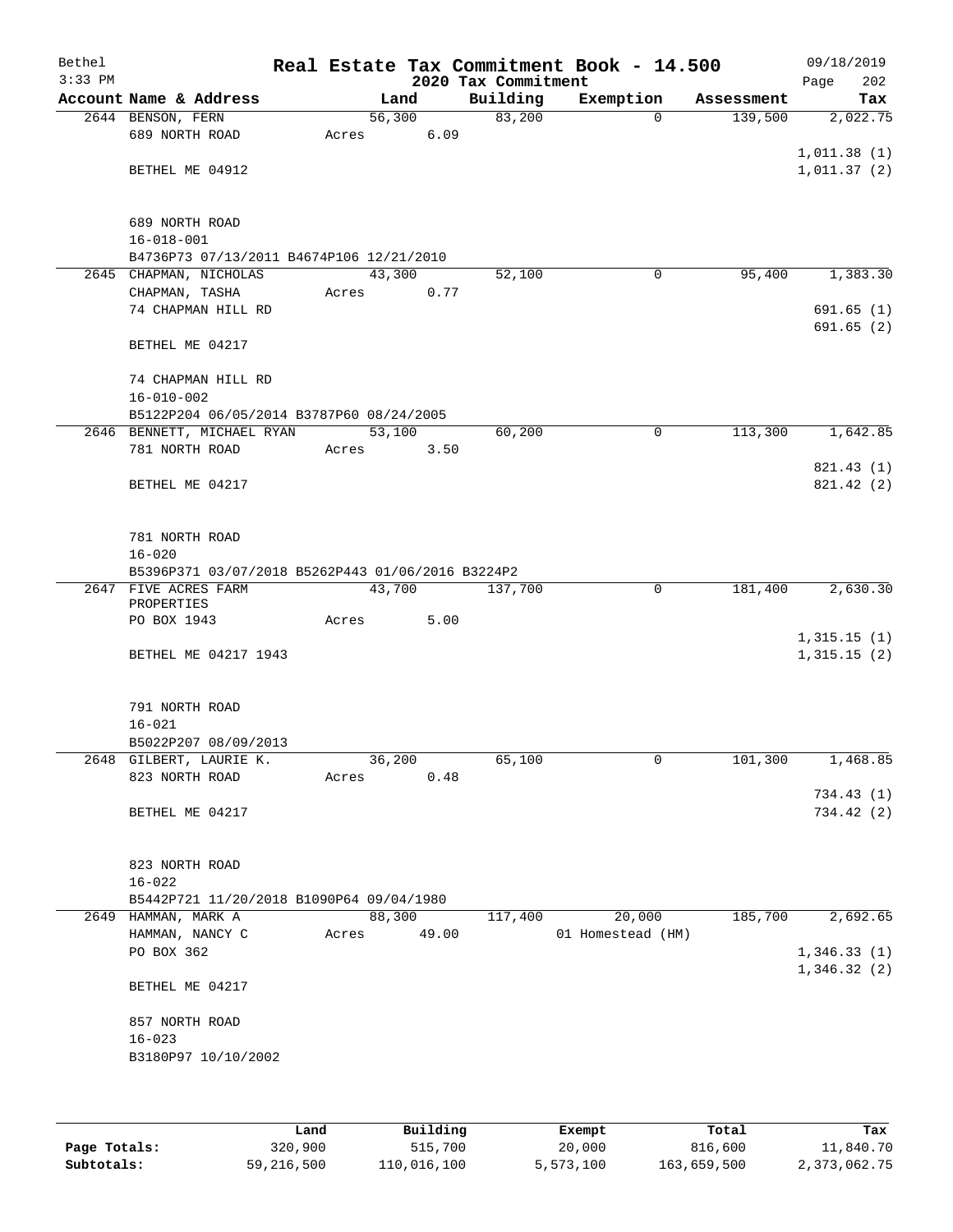# Real Estate Tax Commitment Book - 14.500

Bethel 09/18/2019
3:33 PM — 2020 Tax Commitment

| Account Name & Address | Land | Building | Exemption | Assessment | Tax |
|---|---|---|---|---|---|
| 2644 BENSON, FERN | 56,300 | 83,200 | 0 | 139,500 | 2,022.75 |
| 689 NORTH ROAD | Acres 6.09 | | | | |
| | | | | | 1,011.38 (1) |
| BETHEL ME 04912 | | | | | 1,011.37 (2) |
| 689 NORTH ROAD | | | | | |
| 16-018-001 | | | | | |
| B4736P73 07/13/2011 B4674P106 12/21/2010 | | | | | |
| 2645 CHAPMAN, NICHOLAS | 43,300 | 52,100 | 0 | 95,400 | 1,383.30 |
| CHAPMAN, TASHA | Acres 0.77 | | | | |
| 74 CHAPMAN HILL RD | | | | | 691.65 (1) |
| | | | | | 691.65 (2) |
| BETHEL ME 04217 | | | | | |
| 74 CHAPMAN HILL RD | | | | | |
| 16-010-002 | | | | | |
| B5122P204 06/05/2014 B3787P60 08/24/2005 | | | | | |
| 2646 BENNETT, MICHAEL RYAN | 53,100 | 60,200 | 0 | 113,300 | 1,642.85 |
| 781 NORTH ROAD | Acres 3.50 | | | | |
| | | | | | 821.43 (1) |
| BETHEL ME 04217 | | | | | 821.42 (2) |
| 781 NORTH ROAD | | | | | |
| 16-020 | | | | | |
| B5396P371 03/07/2018 B5262P443 01/06/2016 B3224P2 | | | | | |
| 2647 FIVE ACRES FARM PROPERTIES | 43,700 | 137,700 | 0 | 181,400 | 2,630.30 |
| PO BOX 1943 | Acres 5.00 | | | | |
| | | | | | 1,315.15 (1) |
| BETHEL ME 04217 1943 | | | | | 1,315.15 (2) |
| 791 NORTH ROAD | | | | | |
| 16-021 | | | | | |
| B5022P207 08/09/2013 | | | | | |
| 2648 GILBERT, LAURIE K. | 36,200 | 65,100 | 0 | 101,300 | 1,468.85 |
| 823 NORTH ROAD | Acres 0.48 | | | | |
| | | | | | 734.43 (1) |
| BETHEL ME 04217 | | | | | 734.42 (2) |
| 823 NORTH ROAD | | | | | |
| 16-022 | | | | | |
| B5442P721 11/20/2018 B1090P64 09/04/1980 | | | | | |
| 2649 HAMMAN, MARK A | 88,300 | 117,400 | 20,000 | 185,700 | 2,692.65 |
| HAMMAN, NANCY C | Acres 49.00 | | 01 Homestead (HM) | | |
| PO BOX 362 | | | | | 1,346.33 (1) |
| | | | | | 1,346.32 (2) |
| BETHEL ME 04217 | | | | | |
| 857 NORTH ROAD | | | | | |
| 16-023 | | | | | |
| B3180P97 10/10/2002 | | | | | |

| | Land | Building | Exempt | Total | Tax |
|---|---|---|---|---|---|
| Page Totals: | 320,900 | 515,700 | 20,000 | 816,600 | 11,840.70 |
| Subtotals: | 59,216,500 | 110,016,100 | 5,573,100 | 163,659,500 | 2,373,062.75 |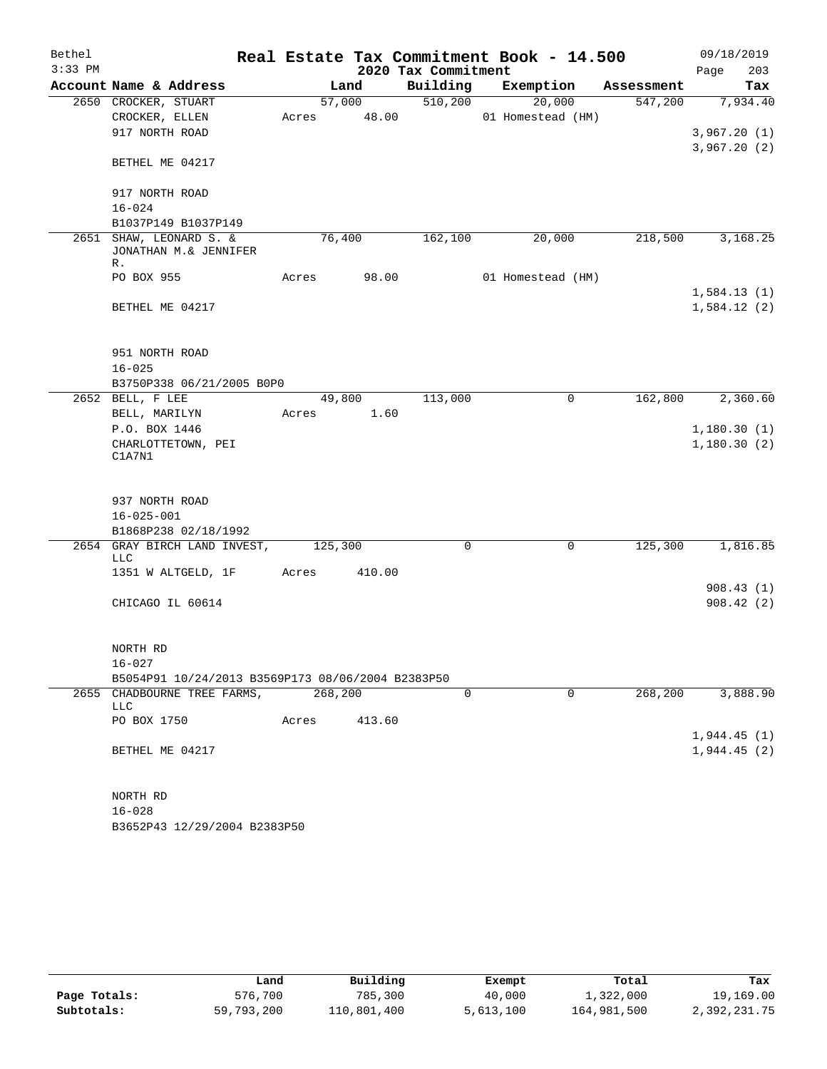Bethel — Real Estate Tax Commitment Book - 14.500 — 09/18/2019
3:33 PM — 2020 Tax Commitment — Page 203

| Account Name & Address | Land | Building | Exemption | Assessment | Tax |
|---|---|---|---|---|---|
| 2650 CROCKER, STUART | 57,000 | 510,200 | 20,000 | 547,200 | 7,934.40 |
| CROCKER, ELLEN | Acres 48.00 | | 01 Homestead (HM) | | |
| 917 NORTH ROAD | | | | | 3,967.20 (1) |
| | | | | | 3,967.20 (2) |
| BETHEL ME 04217 | | | | | |
| 917 NORTH ROAD | | | | | |
| 16-024 | | | | | |
| B1037P149 B1037P149 | | | | | |
| 2651 SHAW, LEONARD S. & JONATHAN M.& JENNIFER R. | 76,400 | 162,100 | 20,000 | 218,500 | 3,168.25 |
| PO BOX 955 | Acres 98.00 | | 01 Homestead (HM) | | |
| | | | | | 1,584.13 (1) |
| BETHEL ME 04217 | | | | | 1,584.12 (2) |
| 951 NORTH ROAD | | | | | |
| 16-025 | | | | | |
| B3750P338 06/21/2005 B0P0 | | | | | |
| 2652 BELL, F LEE | 49,800 | 113,000 | 0 | 162,800 | 2,360.60 |
| BELL, MARILYN | Acres 1.60 | | | | |
| P.O. BOX 1446 | | | | | 1,180.30 (1) |
| CHARLOTTETOWN, PEI C1A7N1 | | | | | 1,180.30 (2) |
| 937 NORTH ROAD | | | | | |
| 16-025-001 | | | | | |
| B1868P238 02/18/1992 | | | | | |
| 2654 GRAY BIRCH LAND INVEST, LLC | 125,300 | 0 | 0 | 125,300 | 1,816.85 |
| 1351 W ALTGELD, 1F | Acres 410.00 | | | | |
| | | | | | 908.43 (1) |
| CHICAGO IL 60614 | | | | | 908.42 (2) |
| NORTH RD | | | | | |
| 16-027 | | | | | |
| B5054P91 10/24/2013 B3569P173 08/06/2004 B2383P50 | | | | | |
| 2655 CHADBOURNE TREE FARMS, LLC | 268,200 | 0 | 0 | 268,200 | 3,888.90 |
| PO BOX 1750 | Acres 413.60 | | | | |
| | | | | | 1,944.45 (1) |
| BETHEL ME 04217 | | | | | 1,944.45 (2) |
| NORTH RD | | | | | |
| 16-028 | | | | | |
| B3652P43 12/29/2004 B2383P50 | | | | | |

| | Land | Building | Exempt | Total | Tax |
|---|---|---|---|---|---|
| Page Totals: | 576,700 | 785,300 | 40,000 | 1,322,000 | 19,169.00 |
| Subtotals: | 59,793,200 | 110,801,400 | 5,613,100 | 164,981,500 | 2,392,231.75 |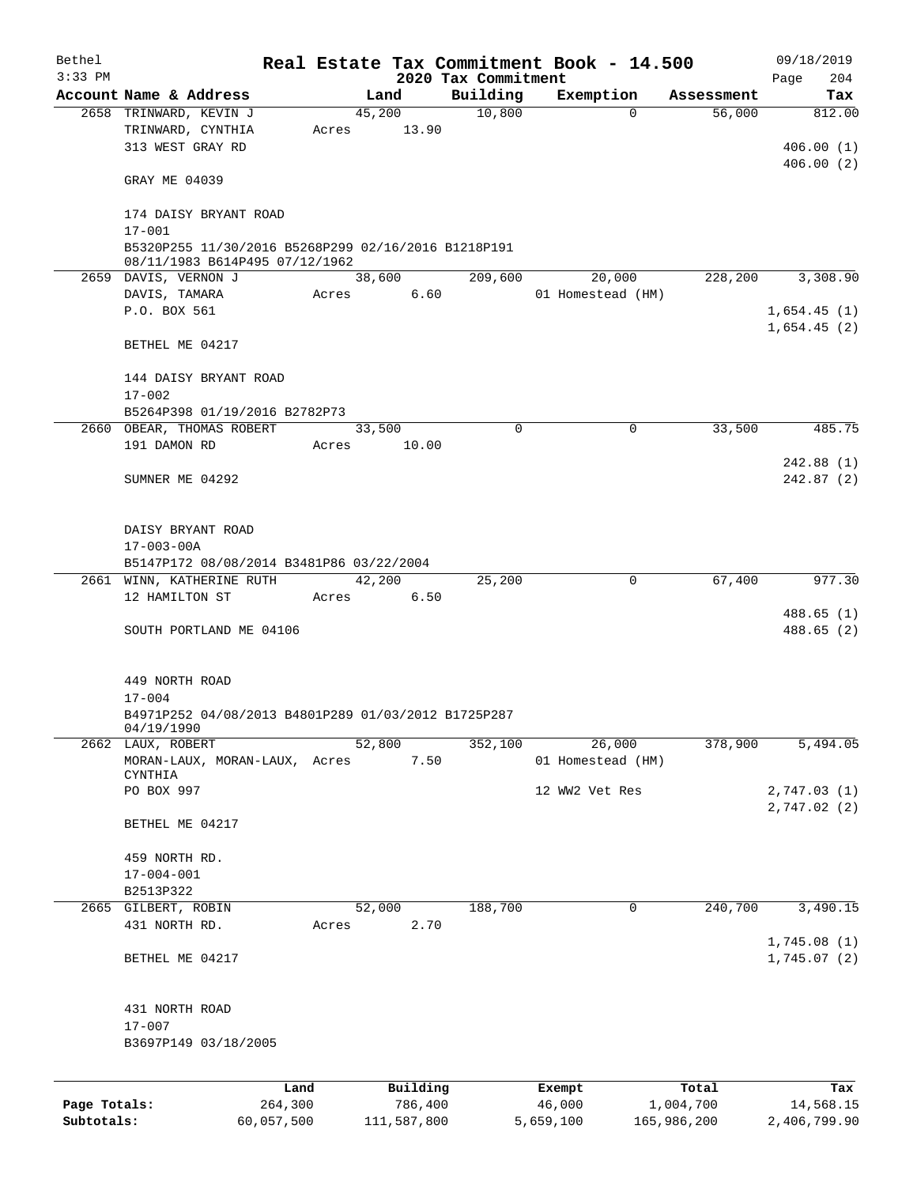# Real Estate Tax Commitment Book - 14.500

## 2020 Tax Commitment

Bethel
3:33 PM
09/18/2019

| Account Name & Address | Land | Building | Exemption | Assessment | Tax |
|---|---|---|---|---|---|
| 2658 TRINWARD, KEVIN J | 45,200 | 10,800 | 0 | 56,000 | 812.00 |
| TRINWARD, CYNTHIA | Acres 13.90 | | | | |
| 313 WEST GRAY RD | | | | | 406.00 (1) |
| | | | | | 406.00 (2) |
| GRAY ME 04039 | | | | | |
| 174 DAISY BRYANT ROAD | | | | | |
| 17-001 | | | | | |
| B5320P255 11/30/2016 B5268P299 02/16/2016 B1218P191 08/11/1983 B614P495 07/12/1962 | | | | | |
| 2659 DAVIS, VERNON J | 38,600 | 209,600 | 20,000 | 228,200 | 3,308.90 |
| DAVIS, TAMARA | Acres 6.60 | | 01 Homestead (HM) | | |
| P.O. BOX 561 | | | | | 1,654.45 (1) |
| | | | | | 1,654.45 (2) |
| BETHEL ME 04217 | | | | | |
| 144 DAISY BRYANT ROAD | | | | | |
| 17-002 | | | | | |
| B5264P398 01/19/2016 B2782P73 | | | | | |
| 2660 OBEAR, THOMAS ROBERT | 33,500 | 0 | 0 | 33,500 | 485.75 |
| 191 DAMON RD | Acres 10.00 | | | | |
| | | | | | 242.88 (1) |
| SUMNER ME 04292 | | | | | 242.87 (2) |
| DAISY BRYANT ROAD | | | | | |
| 17-003-00A | | | | | |
| B5147P172 08/08/2014 B3481P86 03/22/2004 | | | | | |
| 2661 WINN, KATHERINE RUTH | 42,200 | 25,200 | 0 | 67,400 | 977.30 |
| 12 HAMILTON ST | Acres 6.50 | | | | |
| | | | | | 488.65 (1) |
| SOUTH PORTLAND ME 04106 | | | | | 488.65 (2) |
| 449 NORTH ROAD | | | | | |
| 17-004 | | | | | |
| B4971P252 04/08/2013 B4801P289 01/03/2012 B1725P287 04/19/1990 | | | | | |
| 2662 LAUX, ROBERT | 52,800 | 352,100 | 26,000 | 378,900 | 5,494.05 |
| MORAN-LAUX, MORAN-LAUX, CYNTHIA | Acres 7.50 | | 01 Homestead (HM) | | |
| PO BOX 997 | | | 12 WW2 Vet Res | | 2,747.03 (1) |
| | | | | | 2,747.02 (2) |
| BETHEL ME 04217 | | | | | |
| 459 NORTH RD. | | | | | |
| 17-004-001 | | | | | |
| B2513P322 | | | | | |
| 2665 GILBERT, ROBIN | 52,000 | 188,700 | 0 | 240,700 | 3,490.15 |
| 431 NORTH RD. | Acres 2.70 | | | | |
| | | | | | 1,745.08 (1) |
| BETHEL ME 04217 | | | | | 1,745.07 (2) |
| 431 NORTH ROAD | | | | | |
| 17-007 | | | | | |
| B3697P149 03/18/2005 | | | | | |

| | Land | Building | Exempt | Total | Tax |
|---|---|---|---|---|---|
| Page Totals: | 264,300 | 786,400 | 46,000 | 1,004,700 | 14,568.15 |
| Subtotals: | 60,057,500 | 111,587,800 | 5,659,100 | 165,986,200 | 2,406,799.90 |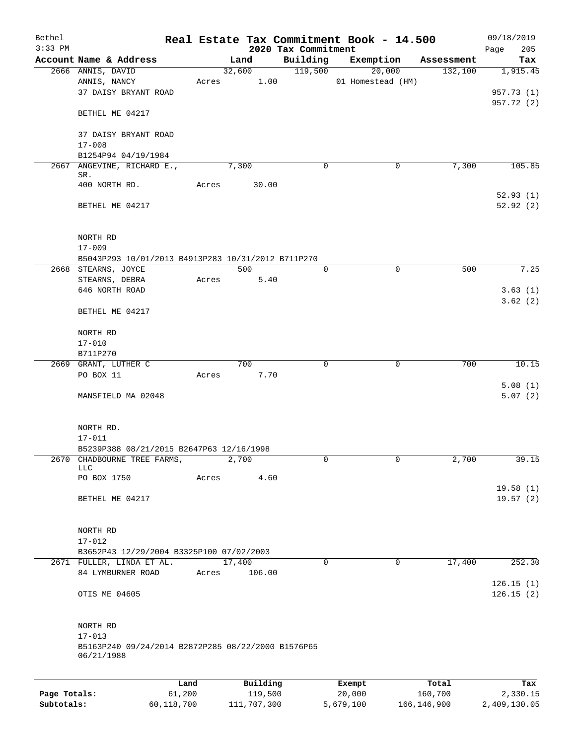# Real Estate Tax Commitment Book - 14.500

Bethel
3:33 PM

2020 Tax Commitment

09/18/2019

| Account Name & Address | Land | Building | Exemption | Assessment | Tax |
|---|---|---|---|---|---|
| 2666 ANNIS, DAVID<br>ANNIS, NANCY<br>37 DAISY BRYANT ROAD<br><br>BETHEL ME 04217<br><br>37 DAISY BRYANT ROAD<br>17-008<br>B1254P94 04/19/1984 | 32,600<br>Acres 1.00 | 119,500 | 20,000<br>01 Homestead (HM) | 132,100 | 1,915.45<br><br>957.73 (1)<br>957.72 (2) |
| 2667 ANGEVINE, RICHARD E., SR.<br>400 NORTH RD.<br><br>BETHEL ME 04217<br><br>NORTH RD<br>17-009<br>B5043P293 10/01/2013 B4913P283 10/31/2012 B711P270 | 7,300<br>Acres 30.00 | 0 | 0 | 7,300 | 105.85<br><br>52.93 (1)<br>52.92 (2) |
| 2668 STEARNS, JOYCE<br>STEARNS, DEBRA<br>646 NORTH ROAD<br><br>BETHEL ME 04217<br><br>NORTH RD<br>17-010<br>B711P270 | 500<br>Acres 5.40 | 0 | 0 | 500 | 7.25<br><br>3.63 (1)<br>3.62 (2) |
| 2669 GRANT, LUTHER C<br>PO BOX 11<br><br>MANSFIELD MA 02048<br><br>NORTH RD.<br>17-011<br>B5239P388 08/21/2015 B2647P63 12/16/1998 | 700<br>Acres 7.70 | 0 | 0 | 700 | 10.15<br><br>5.08 (1)<br>5.07 (2) |
| 2670 CHADBOURNE TREE FARMS, LLC<br>PO BOX 1750<br><br>BETHEL ME 04217<br><br>NORTH RD<br>17-012<br>B3652P43 12/29/2004 B3325P100 07/02/2003 | 2,700<br>Acres 4.60 | 0 | 0 | 2,700 | 39.15<br><br>19.58 (1)<br>19.57 (2) |
| 2671 FULLER, LINDA ET AL.<br>84 LYMBURNER ROAD<br><br>OTIS ME 04605<br><br>NORTH RD<br>17-013<br>B5163P240 09/24/2014 B2872P285 08/22/2000 B1576P65 06/21/1988 | 17,400<br>Acres 106.00 | 0 | 0 | 17,400 | 252.30<br><br>126.15 (1)<br>126.15 (2) |

| | Land | Building | Exempt | Total | Tax |
|---|---|---|---|---|---|
| Page Totals: | 61,200 | 119,500 | 20,000 | 160,700 | 2,330.15 |
| Subtotals: | 60,118,700 | 111,707,300 | 5,679,100 | 166,146,900 | 2,409,130.05 |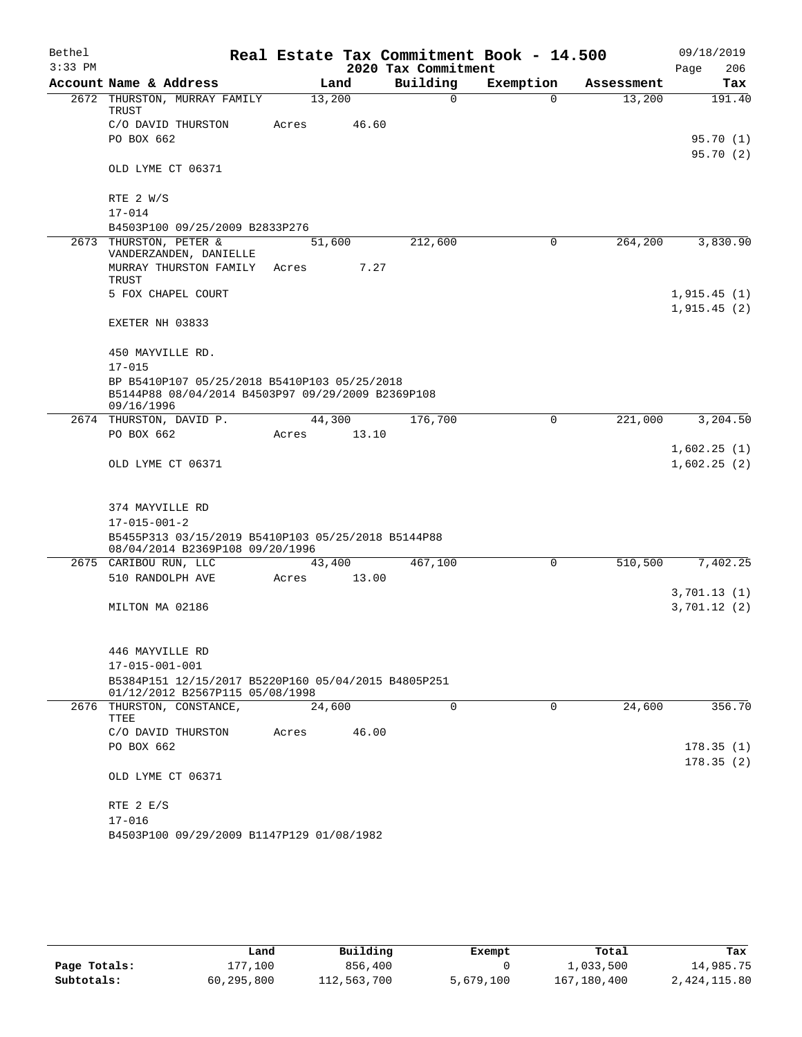Bethel 3:33 PM — Real Estate Tax Commitment Book - 14.500 — 2020 Tax Commitment — 09/18/2019

| Account Name & Address | Land | Building | Exemption | Assessment | Tax |
|---|---|---|---|---|---|
| 2672 THURSTON, MURRAY FAMILY TRUST<br>C/O DAVID THURSTON<br>PO BOX 662<br>OLD LYME CT 06371<br>RTE 2 W/S<br>17-014<br>B4503P100 09/25/2009 B2833P276 | 13,200<br>Acres 46.60 | 0 | 0 | 13,200 | 191.40<br>95.70 (1)<br>95.70 (2) |
| 2673 THURSTON, PETER & VANDERZANDEN, DANIELLE<br>MURRAY THURSTON FAMILY TRUST<br>5 FOX CHAPEL COURT<br>EXETER NH 03833<br>450 MAYVILLE RD.<br>17-015<br>BP B5410P107 05/25/2018 B5410P103 05/25/2018 B5144P88 08/04/2014 B4503P97 09/29/2009 B2369P108 09/16/1996 | 51,600<br>Acres 7.27 | 212,600 | 0 | 264,200 | 3,830.90<br>1,915.45 (1)<br>1,915.45 (2) |
| 2674 THURSTON, DAVID P.<br>PO BOX 662<br>OLD LYME CT 06371<br>374 MAYVILLE RD<br>17-015-001-2<br>B5455P313 03/15/2019 B5410P103 05/25/2018 B5144P88 08/04/2014 B2369P108 09/20/1996 | 44,300<br>Acres 13.10 | 176,700 | 0 | 221,000 | 3,204.50<br>1,602.25 (1)<br>1,602.25 (2) |
| 2675 CARIBOU RUN, LLC<br>510 RANDOLPH AVE<br>MILTON MA 02186<br>446 MAYVILLE RD<br>17-015-001-001<br>B5384P151 12/15/2017 B5220P160 05/04/2015 B4805P251 01/12/2012 B2567P115 05/08/1998 | 43,400<br>Acres 13.00 | 467,100 | 0 | 510,500 | 7,402.25<br>3,701.13 (1)<br>3,701.12 (2) |
| 2676 THURSTON, CONSTANCE, TTEE<br>C/O DAVID THURSTON<br>PO BOX 662<br>OLD LYME CT 06371<br>RTE 2 E/S<br>17-016<br>B4503P100 09/29/2009 B1147P129 01/08/1982 | 24,600<br>Acres 46.00 | 0 | 0 | 24,600 | 356.70<br>178.35 (1)<br>178.35 (2) |

| | Land | Building | Exempt | Total | Tax |
|---|---|---|---|---|---|
| Page Totals: | 177,100 | 856,400 | 0 | 1,033,500 | 14,985.75 |
| Subtotals: | 60,295,800 | 112,563,700 | 5,679,100 | 167,180,400 | 2,424,115.80 |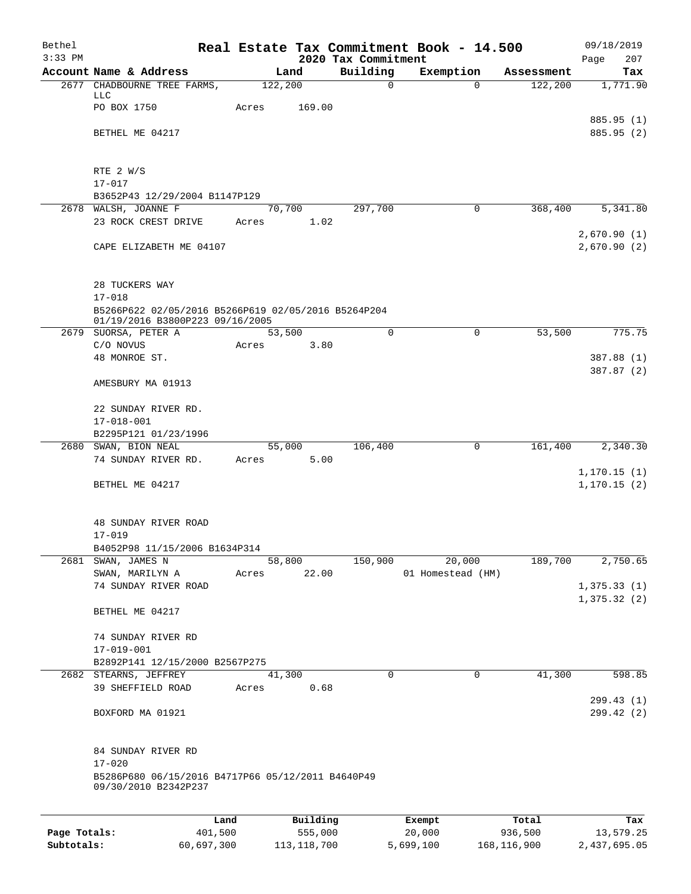Bethel
3:33 PM

**Real Estate Tax Commitment Book - 14.500**
**2020 Tax Commitment**

09/18/2019
Page 207

| Account Name & Address | Land | Building | Exemption | Assessment | Tax |
|---|---|---|---|---|---|
| 2677 CHADBOURNE TREE FARMS, LLC | 122,200 | 0 | 0 | 122,200 | 1,771.90 |
| PO BOX 1750 | Acres 169.00 | | | | |
| | | | | | 885.95 (1) |
| BETHEL ME 04217 | | | | | 885.95 (2) |
| RTE 2 W/S | | | | | |
| 17-017 | | | | | |
| B3652P43 12/29/2004 B1147P129 | | | | | |
| 2678 WALSH, JOANNE F | 70,700 | 297,700 | 0 | 368,400 | 5,341.80 |
| 23 ROCK CREST DRIVE | Acres 1.02 | | | | |
| | | | | | 2,670.90 (1) |
| CAPE ELIZABETH ME 04107 | | | | | 2,670.90 (2) |
| 28 TUCKERS WAY | | | | | |
| 17-018 | | | | | |
| B5266P622 02/05/2016 B5266P619 02/05/2016 B5264P204 01/19/2016 B3800P223 09/16/2005 | | | | | |
| 2679 SUORSA, PETER A | 53,500 | 0 | 0 | 53,500 | 775.75 |
| C/O NOVUS | Acres 3.80 | | | | |
| 48 MONROE ST. | | | | | 387.88 (1) |
| | | | | | 387.87 (2) |
| AMESBURY MA 01913 | | | | | |
| 22 SUNDAY RIVER RD. | | | | | |
| 17-018-001 | | | | | |
| B2295P121 01/23/1996 | | | | | |
| 2680 SWAN, BION NEAL | 55,000 | 106,400 | 0 | 161,400 | 2,340.30 |
| 74 SUNDAY RIVER RD. | Acres 5.00 | | | | |
| | | | | | 1,170.15 (1) |
| BETHEL ME 04217 | | | | | 1,170.15 (2) |
| 48 SUNDAY RIVER ROAD | | | | | |
| 17-019 | | | | | |
| B4052P98 11/15/2006 B1634P314 | | | | | |
| 2681 SWAN, JAMES N | 58,800 | 150,900 | 20,000 | 189,700 | 2,750.65 |
| SWAN, MARILYN A | Acres 22.00 | | 01 Homestead (HM) | | |
| 74 SUNDAY RIVER ROAD | | | | | 1,375.33 (1) |
| | | | | | 1,375.32 (2) |
| BETHEL ME 04217 | | | | | |
| 74 SUNDAY RIVER RD | | | | | |
| 17-019-001 | | | | | |
| B2892P141 12/15/2000 B2567P275 | | | | | |
| 2682 STEARNS, JEFFREY | 41,300 | 0 | 0 | 41,300 | 598.85 |
| 39 SHEFFIELD ROAD | Acres 0.68 | | | | |
| | | | | | 299.43 (1) |
| BOXFORD MA 01921 | | | | | 299.42 (2) |
| 84 SUNDAY RIVER RD | | | | | |
| 17-020 | | | | | |
| B5286P680 06/15/2016 B4717P66 05/12/2011 B4640P49 09/30/2010 B2342P237 | | | | | |

| | Land | Building | Exempt | Total | Tax |
|---|---|---|---|---|---|
| Page Totals: | 401,500 | 555,000 | 20,000 | 936,500 | 13,579.25 |
| Subtotals: | 60,697,300 | 113,118,700 | 5,699,100 | 168,116,900 | 2,437,695.05 |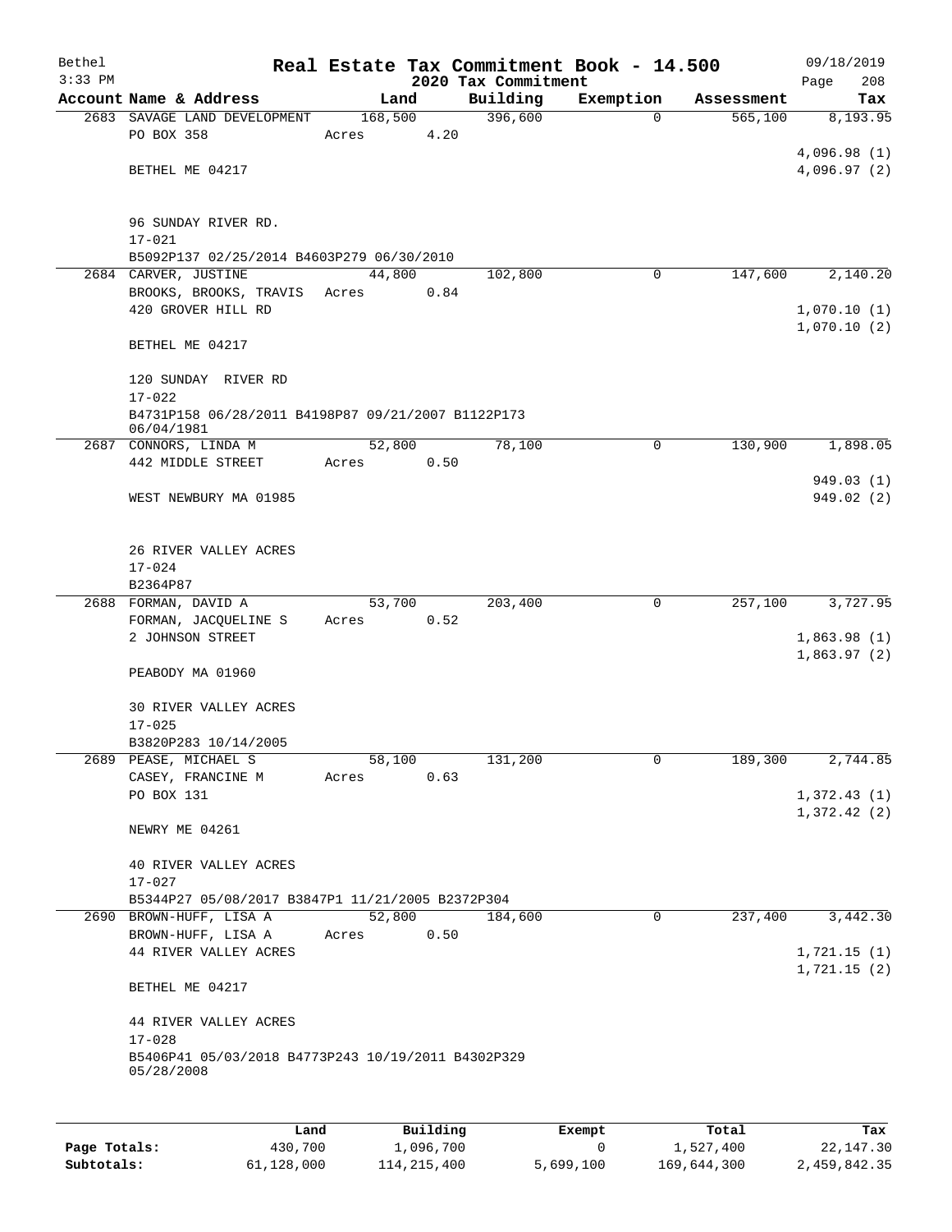Bethel
3:33 PM

# Real Estate Tax Commitment Book - 14.500

2020 Tax Commitment

09/18/2019

| Account | Name & Address | Land | Building | Exemption | Assessment | Tax |
|---|---|---|---|---|---|---|
| 2683 | SAVAGE LAND DEVELOPMENT<br>PO BOX 358<br><br>BETHEL ME 04217<br><br>96 SUNDAY RIVER RD.<br>17-021<br>B5092P137 02/25/2014 B4603P279 06/30/2010 | 168,500<br>Acres 4.20 | 396,600 | 0 | 565,100 | 8,193.95<br><br>4,096.98 (1)<br>4,096.97 (2) |
| 2684 | CARVER, JUSTINE<br>BROOKS, BROOKS, TRAVIS<br>420 GROVER HILL RD<br><br>BETHEL ME 04217<br><br>120 SUNDAY RIVER RD<br>17-022<br>B4731P158 06/28/2011 B4198P87 09/21/2007 B1122P173 06/04/1981 | 44,800<br>Acres 0.84 | 102,800 | 0 | 147,600 | 2,140.20<br><br>1,070.10 (1)<br>1,070.10 (2) |
| 2687 | CONNORS, LINDA M<br>442 MIDDLE STREET<br><br>WEST NEWBURY MA 01985<br><br>26 RIVER VALLEY ACRES<br>17-024<br>B2364P87 | 52,800<br>Acres 0.50 | 78,100 | 0 | 130,900 | 1,898.05<br><br>949.03 (1)<br>949.02 (2) |
| 2688 | FORMAN, DAVID A<br>FORMAN, JACQUELINE S<br>2 JOHNSON STREET<br><br>PEABODY MA 01960<br><br>30 RIVER VALLEY ACRES<br>17-025<br>B3820P283 10/14/2005 | 53,700<br>Acres 0.52 | 203,400 | 0 | 257,100 | 3,727.95<br><br>1,863.98 (1)<br>1,863.97 (2) |
| 2689 | PEASE, MICHAEL S<br>CASEY, FRANCINE M<br>PO BOX 131<br><br>NEWRY ME 04261<br><br>40 RIVER VALLEY ACRES<br>17-027<br>B5344P27 05/08/2017 B3847P1 11/21/2005 B2372P304 | 58,100<br>Acres 0.63 | 131,200 | 0 | 189,300 | 2,744.85<br><br>1,372.43 (1)<br>1,372.42 (2) |
| 2690 | BROWN-HUFF, LISA A<br>BROWN-HUFF, LISA A<br>44 RIVER VALLEY ACRES<br><br>BETHEL ME 04217<br><br>44 RIVER VALLEY ACRES<br>17-028<br>B5406P41 05/03/2018 B4773P243 10/19/2011 B4302P329 05/28/2008 | 52,800<br>Acres 0.50 | 184,600 | 0 | 237,400 | 3,442.30<br><br>1,721.15 (1)<br>1,721.15 (2) |

| | Land | Building | Exempt | Total | Tax |
|---|---|---|---|---|---|
| Page Totals: | 430,700 | 1,096,700 | 0 | 1,527,400 | 22,147.30 |
| Subtotals: | 61,128,000 | 114,215,400 | 5,699,100 | 169,644,300 | 2,459,842.35 |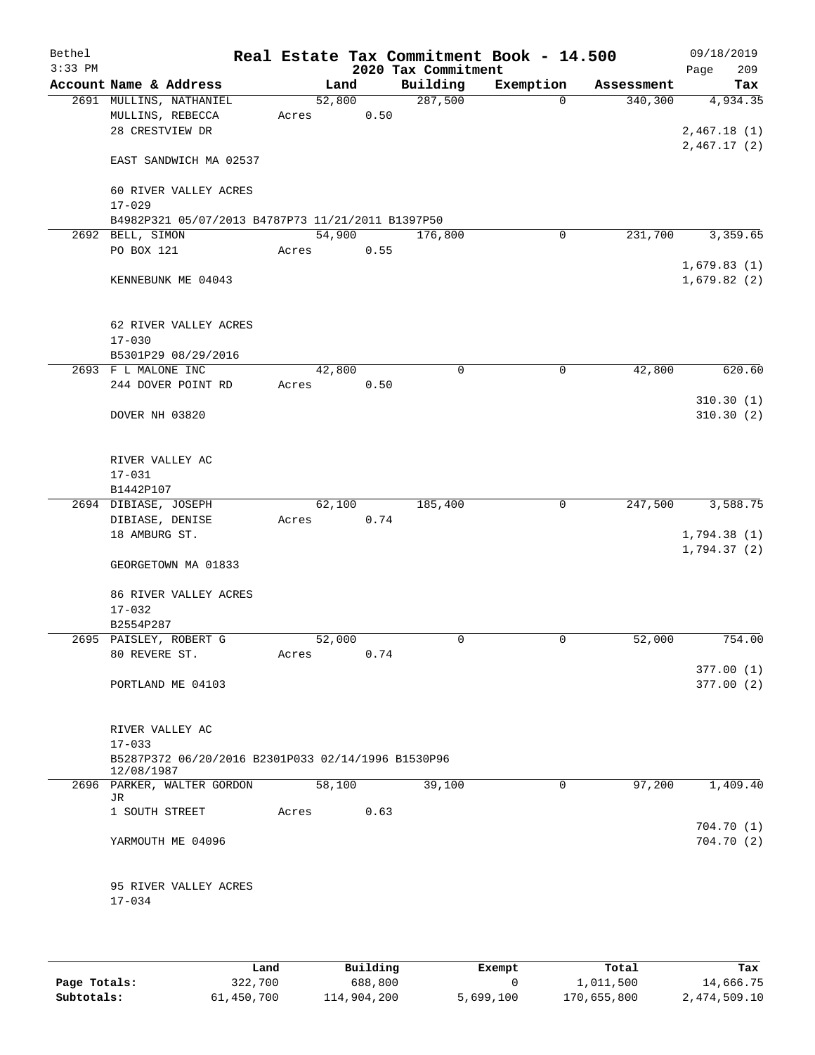Bethel 3:33 PM

**Real Estate Tax Commitment Book - 14.500** — 09/18/2019

**2020 Tax Commitment** — Page 209

| Account Name & Address | Land | Building | Exemption | Assessment | Tax |
|---|---|---|---|---|---|
| 2691 MULLINS, NATHANIEL<br>MULLINS, REBECCA<br>28 CRESTVIEW DR<br><br>EAST SANDWICH MA 02537<br><br>60 RIVER VALLEY ACRES<br>17-029<br>B4982P321 05/07/2013 B4787P73 11/21/2011 B1397P50 | 52,800<br>Acres 0.50 | 287,500 | 0 | 340,300 | 4,934.35<br><br>2,467.18 (1)<br>2,467.17 (2) |
| 2692 BELL, SIMON<br>PO BOX 121<br><br>KENNEBUNK ME 04043<br><br>62 RIVER VALLEY ACRES<br>17-030<br>B5301P29 08/29/2016 | 54,900<br>Acres 0.55 | 176,800 | 0 | 231,700 | 3,359.65<br><br>1,679.83 (1)<br>1,679.82 (2) |
| 2693 F L MALONE INC<br>244 DOVER POINT RD<br><br>DOVER NH 03820<br><br>RIVER VALLEY AC<br>17-031<br>B1442P107 | 42,800<br>Acres 0.50 | 0 | 0 | 42,800 | 620.60<br><br>310.30 (1)<br>310.30 (2) |
| 2694 DIBIASE, JOSEPH<br>DIBIASE, DENISE<br>18 AMBURG ST.<br><br>GEORGETOWN MA 01833<br><br>86 RIVER VALLEY ACRES<br>17-032<br>B2554P287 | 62,100<br>Acres 0.74 | 185,400 | 0 | 247,500 | 3,588.75<br><br>1,794.38 (1)<br>1,794.37 (2) |
| 2695 PAISLEY, ROBERT G<br>80 REVERE ST.<br><br>PORTLAND ME 04103<br><br>RIVER VALLEY AC<br>17-033<br>B5287P372 06/20/2016 B2301P033 02/14/1996 B1530P96 12/08/1987 | 52,000<br>Acres 0.74 | 0 | 0 | 52,000 | 754.00<br><br>377.00 (1)<br>377.00 (2) |
| 2696 PARKER, WALTER GORDON JR<br>1 SOUTH STREET<br><br>YARMOUTH ME 04096<br><br>95 RIVER VALLEY ACRES<br>17-034 | 58,100<br>Acres 0.63 | 39,100 | 0 | 97,200 | 1,409.40<br><br>704.70 (1)<br>704.70 (2) |

| | Land | Building | Exempt | Total | Tax |
|---|---|---|---|---|---|
| **Page Totals:** | 322,700 | 688,800 | 0 | 1,011,500 | 14,666.75 |
| **Subtotals:** | 61,450,700 | 114,904,200 | 5,699,100 | 170,655,800 | 2,474,509.10 |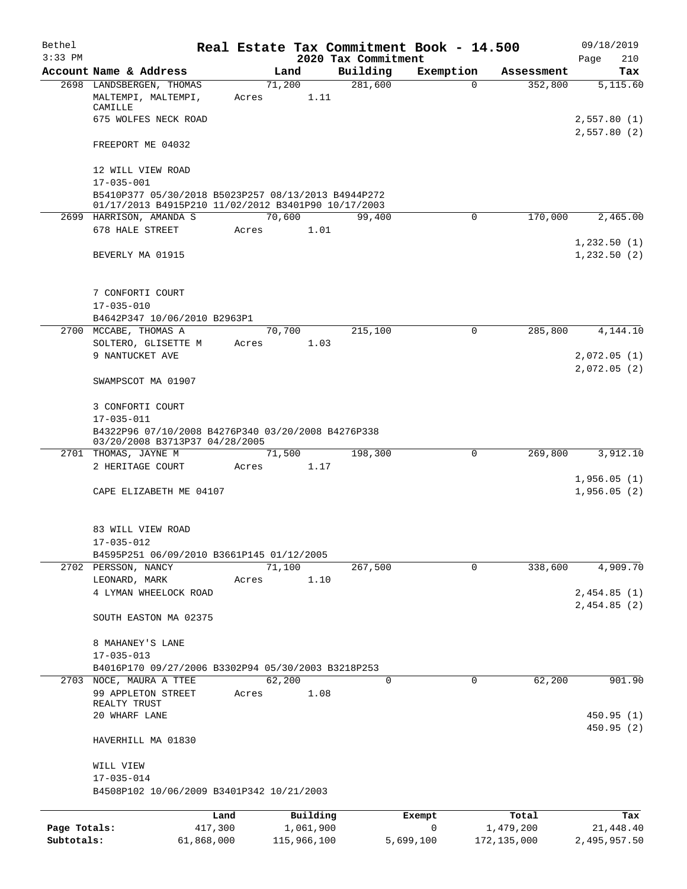# Real Estate Tax Commitment Book - 14.500

## 2020 Tax Commitment

| Account Name & Address | Land | Building | Exemption | Assessment | Tax |
|---|---|---|---|---|---|
| 2698 LANDSBERGEN, THOMAS<br>MALTEMPI, MALTEMPI, CAMILLE<br>675 WOLFES NECK ROAD<br><br>FREEPORT ME 04032<br><br>12 WILL VIEW ROAD<br>17-035-001<br>B5410P377 05/30/2018 B5023P257 08/13/2013 B4944P272 01/17/2013 B4915P210 11/02/2012 B3401P90 10/17/2003 | 71,200<br>Acres 1.11 | 281,600 | 0 | 352,800 | 5,115.60<br><br>2,557.80 (1)<br>2,557.80 (2) |
| 2699 HARRISON, AMANDA S<br>678 HALE STREET<br><br>BEVERLY MA 01915<br><br>7 CONFORTI COURT<br>17-035-010<br>B4642P347 10/06/2010 B2963P1 | 70,600<br>Acres 1.01 | 99,400 | 0 | 170,000 | 2,465.00<br><br>1,232.50 (1)<br>1,232.50 (2) |
| 2700 MCCABE, THOMAS A<br>SOLTERO, GLISETTE M<br>9 NANTUCKET AVE<br><br>SWAMPSCOT MA 01907<br><br>3 CONFORTI COURT<br>17-035-011<br>B4322P96 07/10/2008 B4276P340 03/20/2008 B4276P338 03/20/2008 B3713P37 04/28/2005 | 70,700<br>Acres 1.03 | 215,100 | 0 | 285,800 | 4,144.10<br><br>2,072.05 (1)<br>2,072.05 (2) |
| 2701 THOMAS, JAYNE M<br>2 HERITAGE COURT<br><br>CAPE ELIZABETH ME 04107<br><br>83 WILL VIEW ROAD<br>17-035-012<br>B4595P251 06/09/2010 B3661P145 01/12/2005 | 71,500<br>Acres 1.17 | 198,300 | 0 | 269,800 | 3,912.10<br><br>1,956.05 (1)<br>1,956.05 (2) |
| 2702 PERSSON, NANCY<br>LEONARD, MARK<br>4 LYMAN WHEELOCK ROAD<br><br>SOUTH EASTON MA 02375<br><br>8 MAHANEY'S LANE<br>17-035-013<br>B4016P170 09/27/2006 B3302P94 05/30/2003 B3218P253 | 71,100<br>Acres 1.10 | 267,500 | 0 | 338,600 | 4,909.70<br><br>2,454.85 (1)<br>2,454.85 (2) |
| 2703 NOCE, MAURA A TTEE<br>99 APPLETON STREET REALTY TRUST<br>20 WHARF LANE<br><br>HAVERHILL MA 01830<br><br>WILL VIEW<br>17-035-014<br>B4508P102 10/06/2009 B3401P342 10/21/2003 | 62,200<br>Acres 1.08 | 0 | 0 | 62,200 | 901.90<br><br>450.95 (1)<br>450.95 (2) |

| | Land | Building | Exempt | Total | Tax |
|---|---|---|---|---|---|
| Page Totals: | 417,300 | 1,061,900 | 0 | 1,479,200 | 21,448.40 |
| Subtotals: | 61,868,000 | 115,966,100 | 5,699,100 | 172,135,000 | 2,495,957.50 |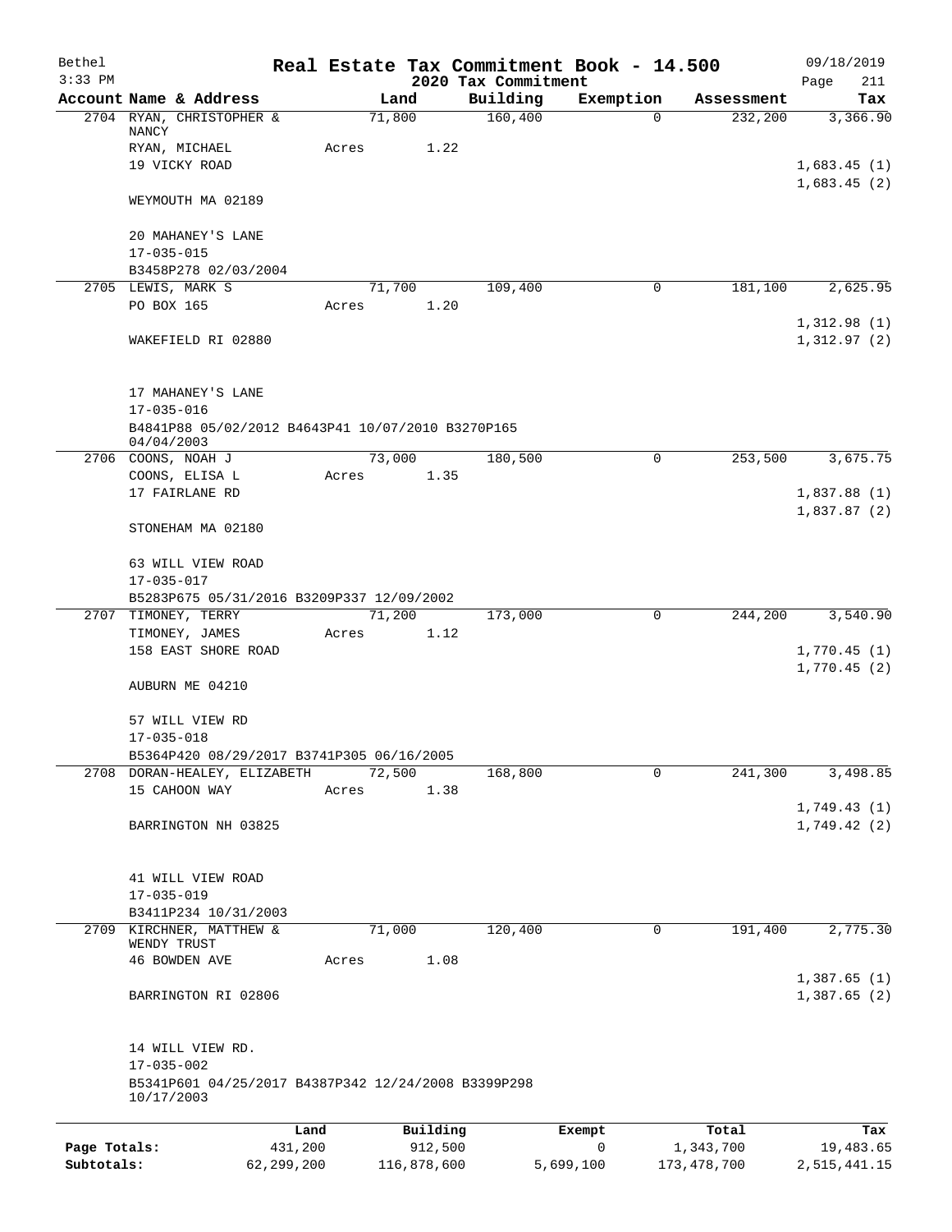# Real Estate Tax Commitment Book - 14.500

Bethel 3:33 PM — 2020 Tax Commitment — 09/18/2019

| Account Name & Address | Land | Building | Exemption | Assessment | Tax |
|---|---|---|---|---|---|
| 2704 RYAN, CHRISTOPHER & NANCY<br>RYAN, MICHAEL<br>19 VICKY ROAD<br><br>WEYMOUTH MA 02189<br><br>20 MAHANEY'S LANE<br>17-035-015<br>B3458P278 02/03/2004 | 71,800<br>Acres 1.22 | 160,400 | 0 | 232,200 | 3,366.90<br><br>1,683.45 (1)<br>1,683.45 (2) |
| 2705 LEWIS, MARK S<br>PO BOX 165<br><br>WAKEFIELD RI 02880<br><br>17 MAHANEY'S LANE<br>17-035-016<br>B4841P88 05/02/2012 B4643P41 10/07/2010 B3270P165 04/04/2003 | 71,700<br>Acres 1.20 | 109,400 | 0 | 181,100 | 2,625.95<br><br>1,312.98 (1)<br>1,312.97 (2) |
| 2706 COONS, NOAH J<br>COONS, ELISA L<br>17 FAIRLANE RD<br><br>STONEHAM MA 02180<br><br>63 WILL VIEW ROAD<br>17-035-017<br>B5283P675 05/31/2016 B3209P337 12/09/2002 | 73,000<br>Acres 1.35 | 180,500 | 0 | 253,500 | 3,675.75<br><br>1,837.88 (1)<br>1,837.87 (2) |
| 2707 TIMONEY, TERRY<br>TIMONEY, JAMES<br>158 EAST SHORE ROAD<br><br>AUBURN ME 04210<br><br>57 WILL VIEW RD<br>17-035-018<br>B5364P420 08/29/2017 B3741P305 06/16/2005 | 71,200<br>Acres 1.12 | 173,000 | 0 | 244,200 | 3,540.90<br><br>1,770.45 (1)<br>1,770.45 (2) |
| 2708 DORAN-HEALEY, ELIZABETH<br>15 CAHOON WAY<br><br>BARRINGTON NH 03825<br><br>41 WILL VIEW ROAD<br>17-035-019<br>B3411P234 10/31/2003 | 72,500<br>Acres 1.38 | 168,800 | 0 | 241,300 | 3,498.85<br><br>1,749.43 (1)<br>1,749.42 (2) |
| 2709 KIRCHNER, MATTHEW & WENDY TRUST<br>46 BOWDEN AVE<br><br>BARRINGTON RI 02806<br><br>14 WILL VIEW RD.<br>17-035-002<br>B5341P601 04/25/2017 B4387P342 12/24/2008 B3399P298 10/17/2003 | 71,000<br>Acres 1.08 | 120,400 | 0 | 191,400 | 2,775.30<br><br>1,387.65 (1)<br>1,387.65 (2) |

| | Land | Building | Exempt | Total | Tax |
|---|---|---|---|---|---|
| Page Totals: | 431,200 | 912,500 | 0 | 1,343,700 | 19,483.65 |
| Subtotals: | 62,299,200 | 116,878,600 | 5,699,100 | 173,478,700 | 2,515,441.15 |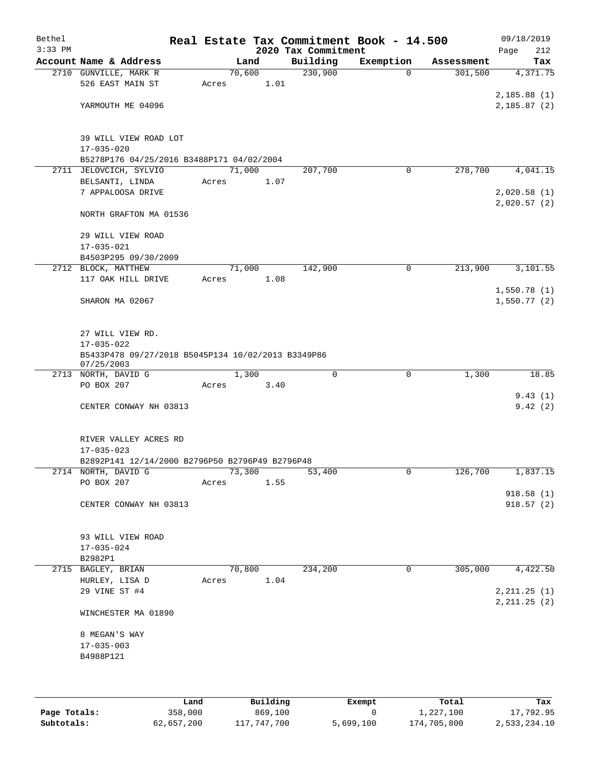Bethel 3:33 PM

# Real Estate Tax Commitment Book - 14.500

## 2020 Tax Commitment

09/18/2019

| Account | Name & Address | Land | Building | Exemption | Assessment | Tax |
|---|---|---|---|---|---|---|
| 2710 | GUNVILLE, MARK R<br>526 EAST MAIN ST<br><br>YARMOUTH ME 04096<br><br>39 WILL VIEW ROAD LOT<br>17-035-020<br>B5278P176 04/25/2016 B3488P171 04/02/2004 | 70,600<br>Acres 1.01 | 230,900 | 0 | 301,500 | 4,371.75<br><br>2,185.88 (1)<br>2,185.87 (2) |
| 2711 | JELOVCICH, SYLVIO<br>BELSANTI, LINDA<br>7 APPALOOSA DRIVE<br><br>NORTH GRAFTON MA 01536<br><br>29 WILL VIEW ROAD<br>17-035-021<br>B4503P295 09/30/2009 | 71,000<br>Acres 1.07 | 207,700 | 0 | 278,700 | 4,041.15<br><br>2,020.58 (1)<br>2,020.57 (2) |
| 2712 | BLOCK, MATTHEW<br>117 OAK HILL DRIVE<br><br>SHARON MA 02067<br><br>27 WILL VIEW RD.<br>17-035-022<br>B5433P478 09/27/2018 B5045P134 10/02/2013 B3349P86 07/25/2003 | 71,000<br>Acres 1.08 | 142,900 | 0 | 213,900 | 3,101.55<br><br>1,550.78 (1)<br>1,550.77 (2) |
| 2713 | NORTH, DAVID G<br>PO BOX 207<br><br>CENTER CONWAY NH 03813<br><br>RIVER VALLEY ACRES RD<br>17-035-023<br>B2892P141 12/14/2000 B2796P50 B2796P49 B2796P48 | 1,300<br>Acres 3.40 | 0 | 0 | 1,300 | 18.85<br><br>9.43 (1)<br>9.42 (2) |
| 2714 | NORTH, DAVID G<br>PO BOX 207<br><br>CENTER CONWAY NH 03813<br><br>93 WILL VIEW ROAD<br>17-035-024<br>B2982P1 | 73,300<br>Acres 1.55 | 53,400 | 0 | 126,700 | 1,837.15<br><br>918.58 (1)<br>918.57 (2) |
| 2715 | BAGLEY, BRIAN<br>HURLEY, LISA D<br>29 VINE ST #4<br><br>WINCHESTER MA 01890<br><br>8 MEGAN'S WAY<br>17-035-003<br>B4988P121 | 70,800<br>Acres 1.04 | 234,200 | 0 | 305,000 | 4,422.50<br><br>2,211.25 (1)<br>2,211.25 (2) |

| | Land | Building | Exempt | Total | Tax |
|---|---|---|---|---|---|
| Page Totals: | 358,000 | 869,100 | 0 | 1,227,100 | 17,792.95 |
| Subtotals: | 62,657,200 | 117,747,700 | 5,699,100 | 174,705,800 | 2,533,234.10 |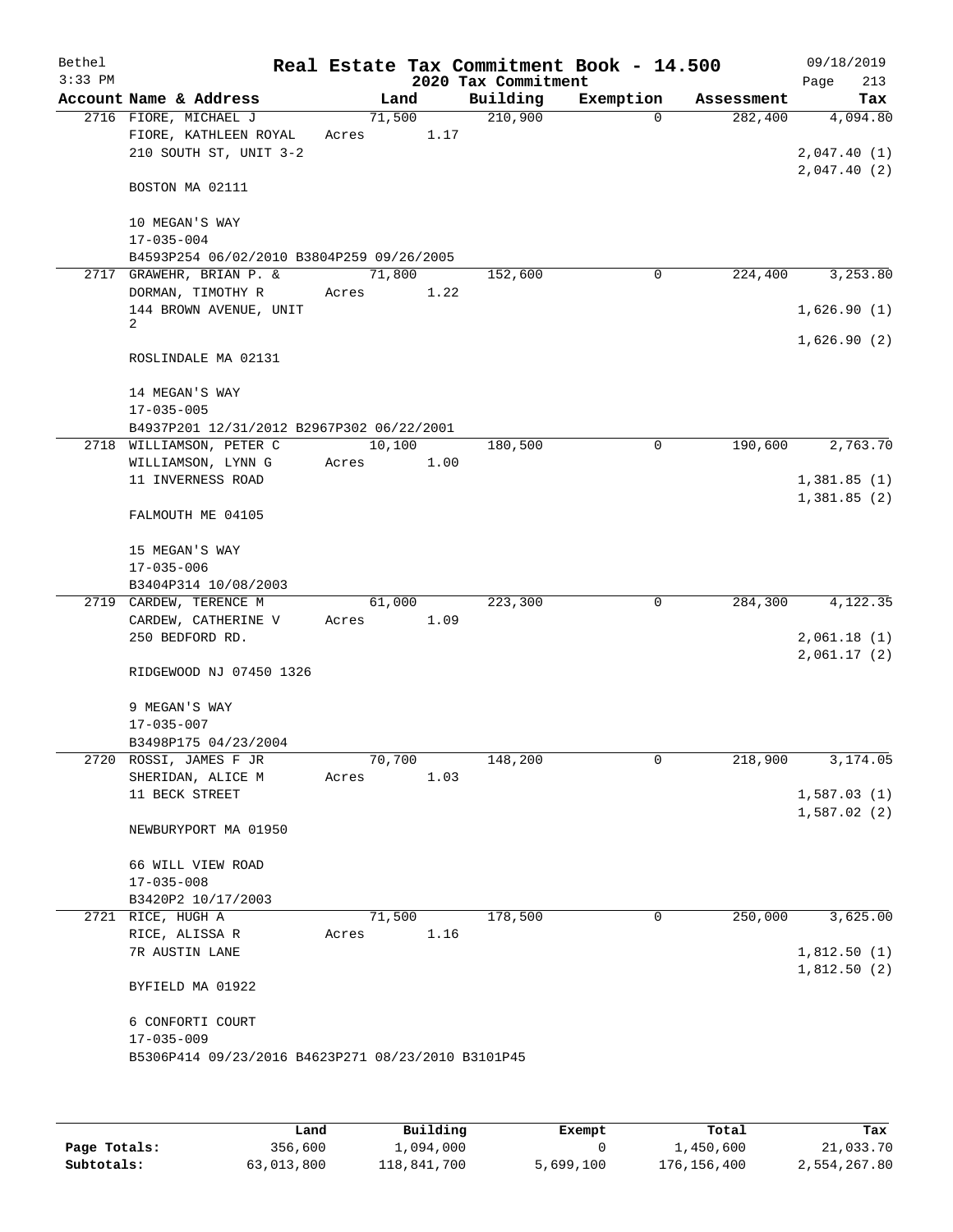# Real Estate Tax Commitment Book - 14.500

Bethel 3:33 PM — 2020 Tax Commitment — 09/18/2019

| Account Name & Address | Land | Building | Exemption | Assessment | Tax |
|---|---|---|---|---|---|
| 2716 FIORE, MICHAEL J<br>FIORE, KATHLEEN ROYAL<br>210 SOUTH ST, UNIT 3-2<br><br>BOSTON MA 02111<br><br>10 MEGAN'S WAY<br>17-035-004<br>B4593P254 06/02/2010 B3804P259 09/26/2005 | 71,500<br>Acres 1.17 | 210,900 | 0 | 282,400 | 4,094.80<br><br>2,047.40 (1)<br>2,047.40 (2) |
| 2717 GRAWEHR, BRIAN P. &<br>DORMAN, TIMOTHY R<br>144 BROWN AVENUE, UNIT 2<br><br>ROSLINDALE MA 02131<br><br>14 MEGAN'S WAY<br>17-035-005<br>B4937P201 12/31/2012 B2967P302 06/22/2001 | 71,800<br>Acres 1.22 | 152,600 | 0 | 224,400 | 3,253.80<br><br>1,626.90 (1)<br>1,626.90 (2) |
| 2718 WILLIAMSON, PETER C<br>WILLIAMSON, LYNN G<br>11 INVERNESS ROAD<br><br>FALMOUTH ME 04105<br><br>15 MEGAN'S WAY<br>17-035-006<br>B3404P314 10/08/2003 | 10,100<br>Acres 1.00 | 180,500 | 0 | 190,600 | 2,763.70<br><br>1,381.85 (1)<br>1,381.85 (2) |
| 2719 CARDEW, TERENCE M<br>CARDEW, CATHERINE V<br>250 BEDFORD RD.<br><br>RIDGEWOOD NJ 07450 1326<br><br>9 MEGAN'S WAY<br>17-035-007<br>B3498P175 04/23/2004 | 61,000<br>Acres 1.09 | 223,300 | 0 | 284,300 | 4,122.35<br><br>2,061.18 (1)<br>2,061.17 (2) |
| 2720 ROSSI, JAMES F JR<br>SHERIDAN, ALICE M<br>11 BECK STREET<br><br>NEWBURYPORT MA 01950<br><br>66 WILL VIEW ROAD<br>17-035-008<br>B3420P2 10/17/2003 | 70,700<br>Acres 1.03 | 148,200 | 0 | 218,900 | 3,174.05<br><br>1,587.03 (1)<br>1,587.02 (2) |
| 2721 RICE, HUGH A<br>RICE, ALISSA R<br>7R AUSTIN LANE<br><br>BYFIELD MA 01922<br><br>6 CONFORTI COURT<br>17-035-009<br>B5306P414 09/23/2016 B4623P271 08/23/2010 B3101P45 | 71,500<br>Acres 1.16 | 178,500 | 0 | 250,000 | 3,625.00<br><br>1,812.50 (1)<br>1,812.50 (2) |

| | Land | Building | Exempt | Total | Tax |
|---|---|---|---|---|---|
| Page Totals: | 356,600 | 1,094,000 | 0 | 1,450,600 | 21,033.70 |
| Subtotals: | 63,013,800 | 118,841,700 | 5,699,100 | 176,156,400 | 2,554,267.80 |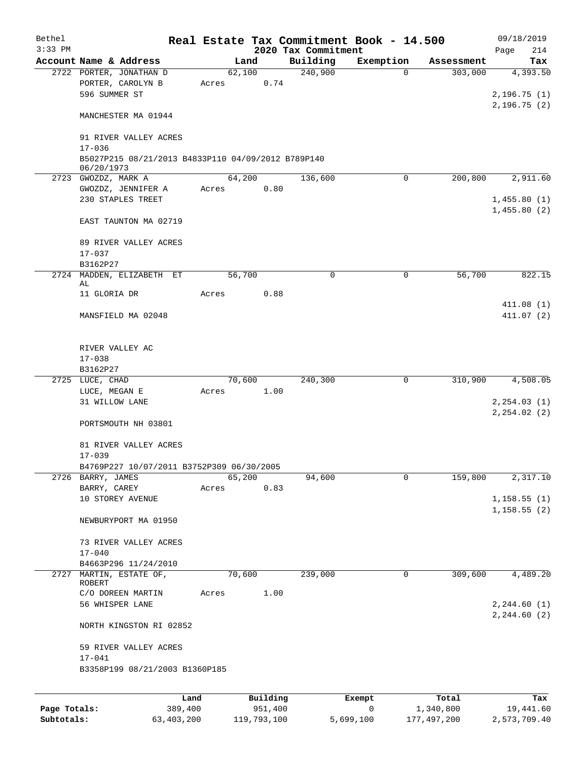# Real Estate Tax Commitment Book - 14.500

Bethel
3:33 PM

2020 Tax Commitment

09/18/2019

| Account Name & Address | Land | Building | Exemption | Assessment | Tax |
|---|---|---|---|---|---|
| 2722 PORTER, JONATHAN D<br>PORTER, CAROLYN B<br>596 SUMMER ST<br><br>MANCHESTER MA 01944<br><br>91 RIVER VALLEY ACRES<br>17-036<br>B5027P215 08/21/2013 B4833P110 04/09/2012 B789P140 06/20/1973 | 62,100<br>Acres 0.74 | 240,900 | 0 | 303,000 | 4,393.50<br><br>2,196.75 (1)<br>2,196.75 (2) |
| 2723 GWOZDZ, MARK A<br>GWOZDZ, JENNIFER A<br>230 STAPLES TREET<br><br>EAST TAUNTON MA 02719<br><br>89 RIVER VALLEY ACRES<br>17-037<br>B3162P27 | 64,200<br>Acres 0.80 | 136,600 | 0 | 200,800 | 2,911.60<br><br>1,455.80 (1)<br>1,455.80 (2) |
| 2724 MADDEN, ELIZABETH ET AL<br>11 GLORIA DR<br><br>MANSFIELD MA 02048<br><br>RIVER VALLEY AC<br>17-038<br>B3162P27 | 56,700<br>Acres 0.88 | 0 | 0 | 56,700 | 822.15<br><br>411.08 (1)<br>411.07 (2) |
| 2725 LUCE, CHAD<br>LUCE, MEGAN E<br>31 WILLOW LANE<br><br>PORTSMOUTH NH 03801<br><br>81 RIVER VALLEY ACRES<br>17-039<br>B4769P227 10/07/2011 B3752P309 06/30/2005 | 70,600<br>Acres 1.00 | 240,300 | 0 | 310,900 | 4,508.05<br><br>2,254.03 (1)<br>2,254.02 (2) |
| 2726 BARRY, JAMES<br>BARRY, CAREY<br>10 STOREY AVENUE<br><br>NEWBURYPORT MA 01950<br><br>73 RIVER VALLEY ACRES<br>17-040<br>B4663P296 11/24/2010 | 65,200<br>Acres 0.83 | 94,600 | 0 | 159,800 | 2,317.10<br><br>1,158.55 (1)<br>1,158.55 (2) |
| 2727 MARTIN, ESTATE OF, ROBERT<br>C/O DOREEN MARTIN<br>56 WHISPER LANE<br><br>NORTH KINGSTON RI 02852<br><br>59 RIVER VALLEY ACRES<br>17-041<br>B3358P199 08/21/2003 B1360P185 | 70,600<br>Acres 1.00 | 239,000 | 0 | 309,600 | 4,489.20<br><br>2,244.60 (1)<br>2,244.60 (2) |

| | Land | Building | Exempt | Total | Tax |
|---|---|---|---|---|---|
| Page Totals: | 389,400 | 951,400 | 0 | 1,340,800 | 19,441.60 |
| Subtotals: | 63,403,200 | 119,793,100 | 5,699,100 | 177,497,200 | 2,573,709.40 |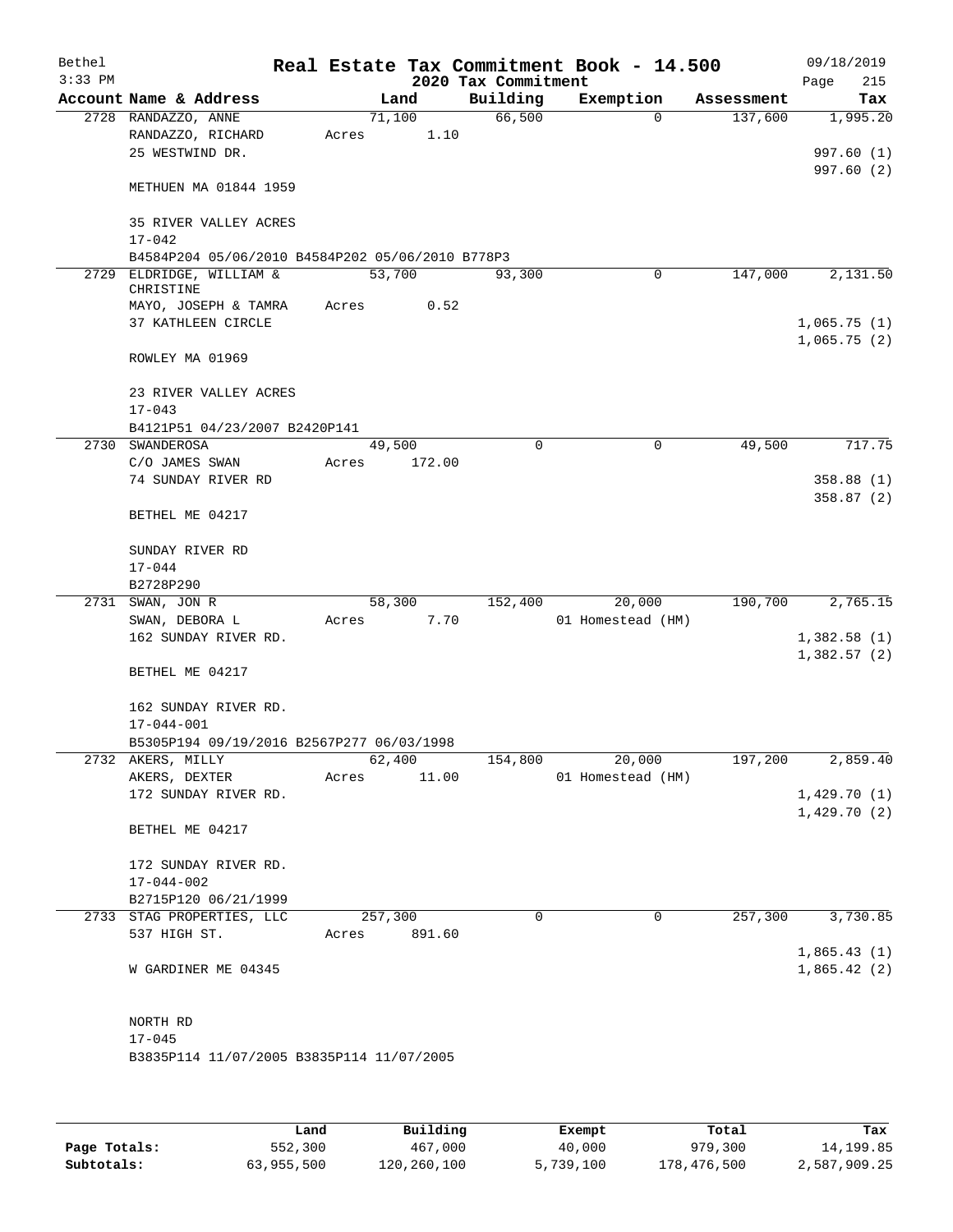# Real Estate Tax Commitment Book - 14.500

## 2020 Tax Commitment

| Account Name & Address | Land | Building | Exemption | Assessment | Tax |
|---|---|---|---|---|---|
| 2728 RANDAZZO, ANNE | 71,100 | 66,500 | 0 | 137,600 | 1,995.20 |
| RANDAZZO, RICHARD | Acres 1.10 | | | | |
| 25 WESTWIND DR. | | | | | 997.60 (1) |
| | | | | | 997.60 (2) |
| METHUEN MA 01844 1959 | | | | | |
| 35 RIVER VALLEY ACRES | | | | | |
| 17-042 | | | | | |
| B4584P204 05/06/2010 B4584P202 05/06/2010 B778P3 | | | | | |
| 2729 ELDRIDGE, WILLIAM & CHRISTINE | 53,700 | 93,300 | 0 | 147,000 | 2,131.50 |
| MAYO, JOSEPH & TAMRA | Acres 0.52 | | | | |
| 37 KATHLEEN CIRCLE | | | | | 1,065.75 (1) |
| | | | | | 1,065.75 (2) |
| ROWLEY MA 01969 | | | | | |
| 23 RIVER VALLEY ACRES | | | | | |
| 17-043 | | | | | |
| B4121P51 04/23/2007 B2420P141 | | | | | |
| 2730 SWANDEROSA | 49,500 | 0 | 0 | 49,500 | 717.75 |
| C/O JAMES SWAN | Acres 172.00 | | | | |
| 74 SUNDAY RIVER RD | | | | | 358.88 (1) |
| | | | | | 358.87 (2) |
| BETHEL ME 04217 | | | | | |
| SUNDAY RIVER RD | | | | | |
| 17-044 | | | | | |
| B2728P290 | | | | | |
| 2731 SWAN, JON R | 58,300 | 152,400 | 20,000 | 190,700 | 2,765.15 |
| SWAN, DEBORA L | Acres 7.70 | | 01 Homestead (HM) | | |
| 162 SUNDAY RIVER RD. | | | | | 1,382.58 (1) |
| | | | | | 1,382.57 (2) |
| BETHEL ME 04217 | | | | | |
| 162 SUNDAY RIVER RD. | | | | | |
| 17-044-001 | | | | | |
| B5305P194 09/19/2016 B2567P277 06/03/1998 | | | | | |
| 2732 AKERS, MILLY | 62,400 | 154,800 | 20,000 | 197,200 | 2,859.40 |
| AKERS, DEXTER | Acres 11.00 | | 01 Homestead (HM) | | |
| 172 SUNDAY RIVER RD. | | | | | 1,429.70 (1) |
| | | | | | 1,429.70 (2) |
| BETHEL ME 04217 | | | | | |
| 172 SUNDAY RIVER RD. | | | | | |
| 17-044-002 | | | | | |
| B2715P120 06/21/1999 | | | | | |
| 2733 STAG PROPERTIES, LLC | 257,300 | 0 | 0 | 257,300 | 3,730.85 |
| 537 HIGH ST. | Acres 891.60 | | | | |
| | | | | | 1,865.43 (1) |
| W GARDINER ME 04345 | | | | | 1,865.42 (2) |
| NORTH RD | | | | | |
| 17-045 | | | | | |
| B3835P114 11/07/2005 B3835P114 11/07/2005 | | | | | |

| | Land | Building | Exempt | Total | Tax |
|---|---|---|---|---|---|
| Page Totals: | 552,300 | 467,000 | 40,000 | 979,300 | 14,199.85 |
| Subtotals: | 63,955,500 | 120,260,100 | 5,739,100 | 178,476,500 | 2,587,909.25 |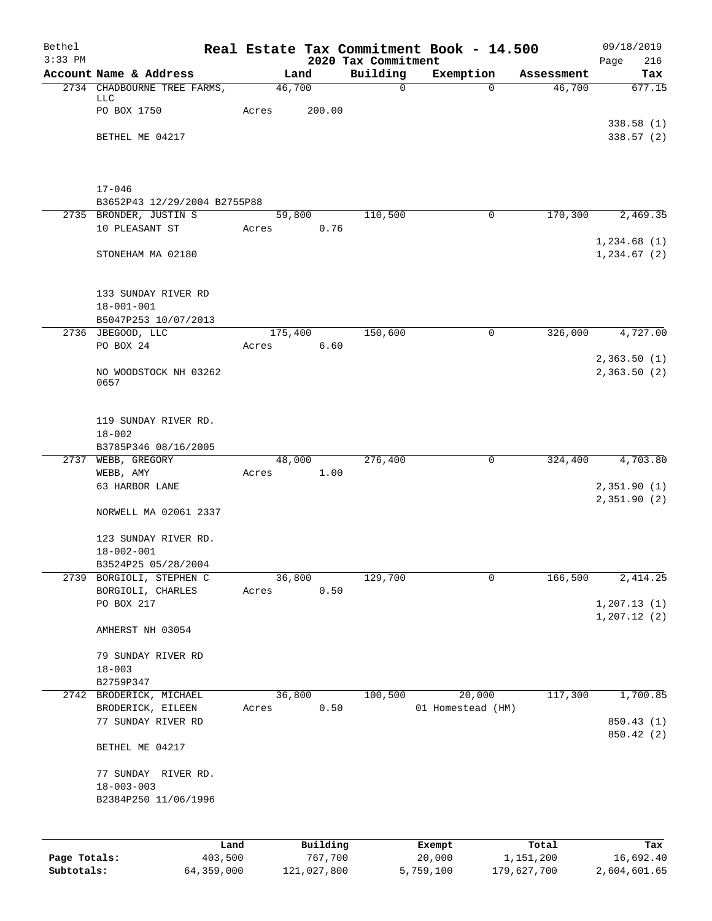# Real Estate Tax Commitment Book - 14.500

## 2020 Tax Commitment

Bethel 3:33 PM — 09/18/2019

| Account | Name & Address | Land | Building | Exemption | Assessment | Tax |
|---|---|---|---|---|---|---|
| 2734 | CHADBOURNE TREE FARMS, LLC<br>PO BOX 1750<br>BETHEL ME 04217<br>17-046<br>B3652P43 12/29/2004 B2755P88 | 46,700<br>Acres 200.00 | 0 | 0 | 46,700 | 677.15<br>338.58 (1)<br>338.57 (2) |
| 2735 | BRONDER, JUSTIN S<br>10 PLEASANT ST<br>STONEHAM MA 02180<br>133 SUNDAY RIVER RD<br>18-001-001<br>B5047P253 10/07/2013 | 59,800<br>Acres 0.76 | 110,500 | 0 | 170,300 | 2,469.35<br>1,234.68 (1)<br>1,234.67 (2) |
| 2736 | JBEGOOD, LLC<br>PO BOX 24<br>NO WOODSTOCK NH 03262 0657<br>119 SUNDAY RIVER RD.<br>18-002<br>B3785P346 08/16/2005 | 175,400<br>Acres 6.60 | 150,600 | 0 | 326,000 | 4,727.00<br>2,363.50 (1)<br>2,363.50 (2) |
| 2737 | WEBB, GREGORY<br>WEBB, AMY<br>63 HARBOR LANE<br>NORWELL MA 02061 2337<br>123 SUNDAY RIVER RD.<br>18-002-001<br>B3524P25 05/28/2004 | 48,000<br>Acres 1.00 | 276,400 | 0 | 324,400 | 4,703.80<br>2,351.90 (1)<br>2,351.90 (2) |
| 2739 | BORGIOLI, STEPHEN C<br>BORGIOLI, CHARLES<br>PO BOX 217<br>AMHERST NH 03054<br>79 SUNDAY RIVER RD<br>18-003<br>B2759P347 | 36,800<br>Acres 0.50 | 129,700 | 0 | 166,500 | 2,414.25<br>1,207.13 (1)<br>1,207.12 (2) |
| 2742 | BRODERICK, MICHAEL<br>BRODERICK, EILEEN<br>77 SUNDAY RIVER RD<br>BETHEL ME 04217<br>77 SUNDAY RIVER RD.<br>18-003-003<br>B2384P250 11/06/1996 | 36,800<br>Acres 0.50 | 100,500 | 20,000<br>01 Homestead (HM) | 117,300 | 1,700.85<br>850.43 (1)<br>850.42 (2) |

|  | Land | Building | Exempt | Total | Tax |
|---|---|---|---|---|---|
| Page Totals: | 403,500 | 767,700 | 20,000 | 1,151,200 | 16,692.40 |
| Subtotals: | 64,359,000 | 121,027,800 | 5,759,100 | 179,627,700 | 2,604,601.65 |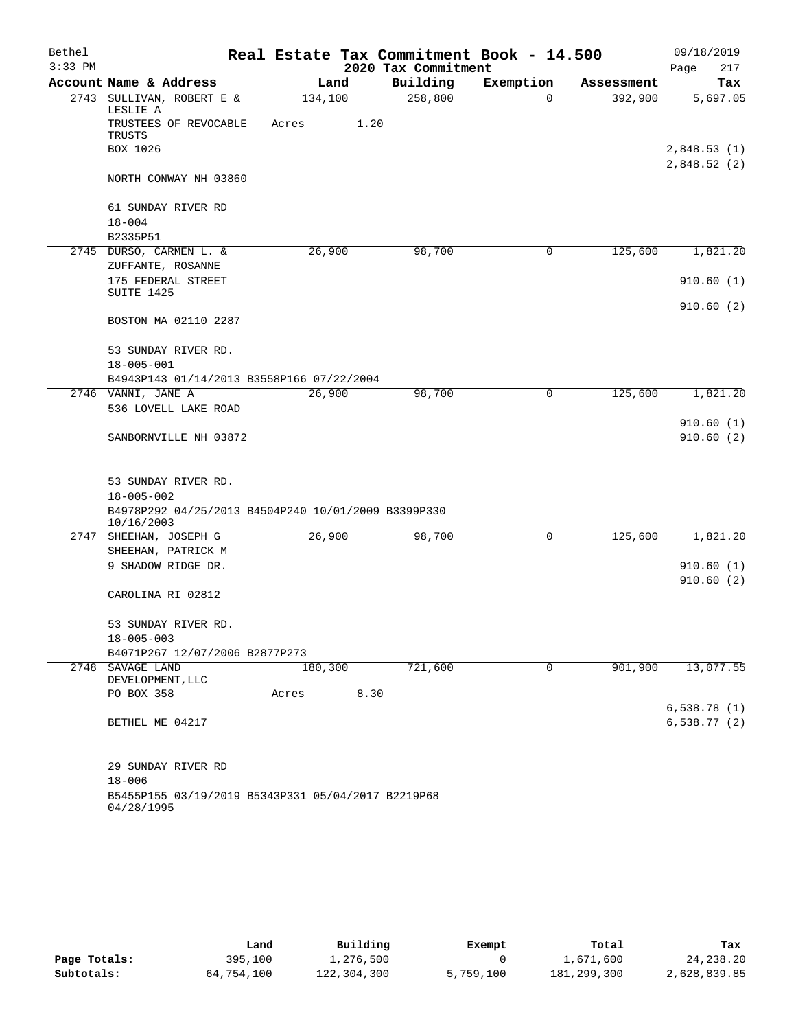Bethel 3:33 PM — Real Estate Tax Commitment Book - 14.500 — 2020 Tax Commitment — 09/18/2019

| Account Name & Address | Land | Building | Exemption | Assessment | Tax |
|---|---|---|---|---|---|
| 2743 SULLIVAN, ROBERT E & LESLIE A | 134,100 | 258,800 | 0 | 392,900 | 5,697.05 |
| TRUSTEES OF REVOCABLE TRUSTS | Acres 1.20 | | | | |
| BOX 1026 | | | | | 2,848.53 (1) |
| | | | | | 2,848.52 (2) |
| NORTH CONWAY NH 03860 | | | | | |
| 61 SUNDAY RIVER RD | | | | | |
| 18-004 | | | | | |
| B2335P51 | | | | | |
| 2745 DURSO, CARMEN L. & | 26,900 | 98,700 | 0 | 125,600 | 1,821.20 |
| ZUFFANTE, ROSANNE | | | | | |
| 175 FEDERAL STREET | | | | | 910.60 (1) |
| SUITE 1425 | | | | | 910.60 (2) |
| BOSTON MA 02110 2287 | | | | | |
| 53 SUNDAY RIVER RD. | | | | | |
| 18-005-001 | | | | | |
| B4943P143 01/14/2013 B3558P166 07/22/2004 | | | | | |
| 2746 VANNI, JANE A | 26,900 | 98,700 | 0 | 125,600 | 1,821.20 |
| 536 LOVELL LAKE ROAD | | | | | 910.60 (1) |
| SANBORNVILLE NH 03872 | | | | | 910.60 (2) |
| 53 SUNDAY RIVER RD. | | | | | |
| 18-005-002 | | | | | |
| B4978P292 04/25/2013 B4504P240 10/01/2009 B3399P330 10/16/2003 | | | | | |
| 2747 SHEEHAN, JOSEPH G | 26,900 | 98,700 | 0 | 125,600 | 1,821.20 |
| SHEEHAN, PATRICK M | | | | | |
| 9 SHADOW RIDGE DR. | | | | | 910.60 (1) |
| | | | | | 910.60 (2) |
| CAROLINA RI 02812 | | | | | |
| 53 SUNDAY RIVER RD. | | | | | |
| 18-005-003 | | | | | |
| B4071P267 12/07/2006 B2877P273 | | | | | |
| 2748 SAVAGE LAND DEVELOPMENT,LLC | 180,300 | 721,600 | 0 | 901,900 | 13,077.55 |
| PO BOX 358 | Acres 8.30 | | | | |
| | | | | | 6,538.78 (1) |
| BETHEL ME 04217 | | | | | 6,538.77 (2) |
| 29 SUNDAY RIVER RD | | | | | |
| 18-006 | | | | | |
| B5455P155 03/19/2019 B5343P331 05/04/2017 B2219P68 04/28/1995 | | | | | |

| | Land | Building | Exempt | Total | Tax |
|---|---|---|---|---|---|
| Page Totals: | 395,100 | 1,276,500 | 0 | 1,671,600 | 24,238.20 |
| Subtotals: | 64,754,100 | 122,304,300 | 5,759,100 | 181,299,300 | 2,628,839.85 |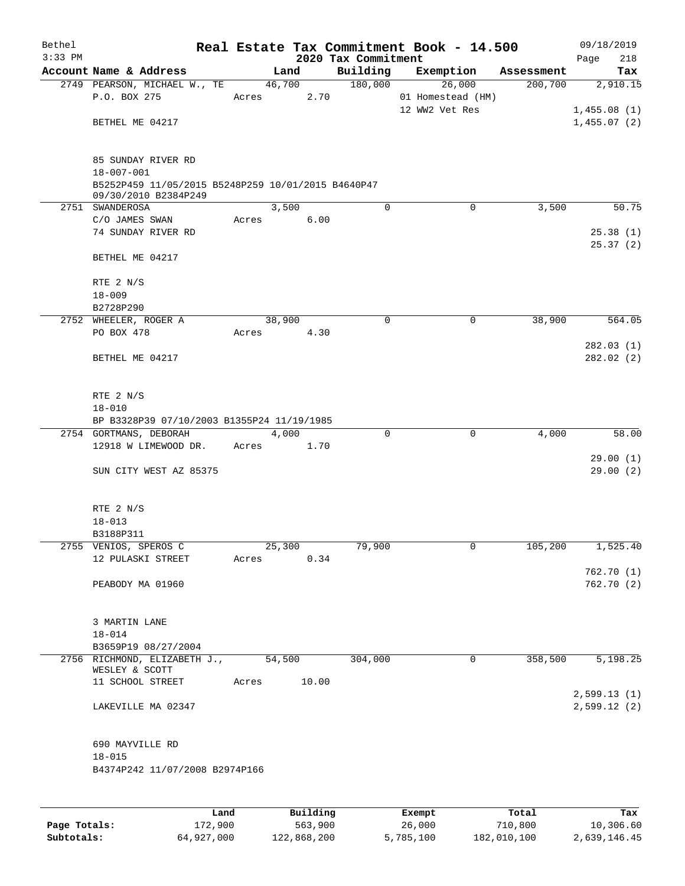Bethel 3:33 PM

# Real Estate Tax Commitment Book - 14.500

## 2020 Tax Commitment

09/18/2019

| Account Name & Address | Land | Building | Exemption | Assessment | Tax |
|---|---|---|---|---|---|
| 2749 PEARSON, MICHAEL W., TE | 46,700 | 180,000 | 26,000 | 200,700 | 2,910.15 |
| P.O. BOX 275 | Acres 2.70 | | 01 Homestead (HM) | | |
| | | | 12 WW2 Vet Res | | 1,455.08 (1) |
| BETHEL ME 04217 | | | | | 1,455.07 (2) |
| 85 SUNDAY RIVER RD | | | | | |
| 18-007-001 | | | | | |
| B5252P459 11/05/2015 B5248P259 10/01/2015 B4640P47 09/30/2010 B2384P249 | | | | | |
| 2751 SWANDEROSA | 3,500 | 0 | 0 | 3,500 | 50.75 |
| C/O JAMES SWAN | Acres 6.00 | | | | |
| 74 SUNDAY RIVER RD | | | | | 25.38 (1) |
| | | | | | 25.37 (2) |
| BETHEL ME 04217 | | | | | |
| RTE 2 N/S | | | | | |
| 18-009 | | | | | |
| B2728P290 | | | | | |
| 2752 WHEELER, ROGER A | 38,900 | 0 | 0 | 38,900 | 564.05 |
| PO BOX 478 | Acres 4.30 | | | | |
| | | | | | 282.03 (1) |
| BETHEL ME 04217 | | | | | 282.02 (2) |
| RTE 2 N/S | | | | | |
| 18-010 | | | | | |
| BP B3328P39 07/10/2003 B1355P24 11/19/1985 | | | | | |
| 2754 GORTMANS, DEBORAH | 4,000 | 0 | 0 | 4,000 | 58.00 |
| 12918 W LIMEWOOD DR. | Acres 1.70 | | | | |
| | | | | | 29.00 (1) |
| SUN CITY WEST AZ 85375 | | | | | 29.00 (2) |
| RTE 2 N/S | | | | | |
| 18-013 | | | | | |
| B3188P311 | | | | | |
| 2755 VENIOS, SPEROS C | 25,300 | 79,900 | 0 | 105,200 | 1,525.40 |
| 12 PULASKI STREET | Acres 0.34 | | | | |
| | | | | | 762.70 (1) |
| PEABODY MA 01960 | | | | | 762.70 (2) |
| 3 MARTIN LANE | | | | | |
| 18-014 | | | | | |
| B3659P19 08/27/2004 | | | | | |
| 2756 RICHMOND, ELIZABETH J., WESLEY & SCOTT | 54,500 | 304,000 | 0 | 358,500 | 5,198.25 |
| 11 SCHOOL STREET | Acres 10.00 | | | | |
| | | | | | 2,599.13 (1) |
| LAKEVILLE MA 02347 | | | | | 2,599.12 (2) |
| 690 MAYVILLE RD | | | | | |
| 18-015 | | | | | |
| B4374P242 11/07/2008 B2974P166 | | | | | |

| | Land | Building | Exempt | Total | Tax |
|---|---|---|---|---|---|
| Page Totals: | 172,900 | 563,900 | 26,000 | 710,800 | 10,306.60 |
| Subtotals: | 64,927,000 | 122,868,200 | 5,785,100 | 182,010,100 | 2,639,146.45 |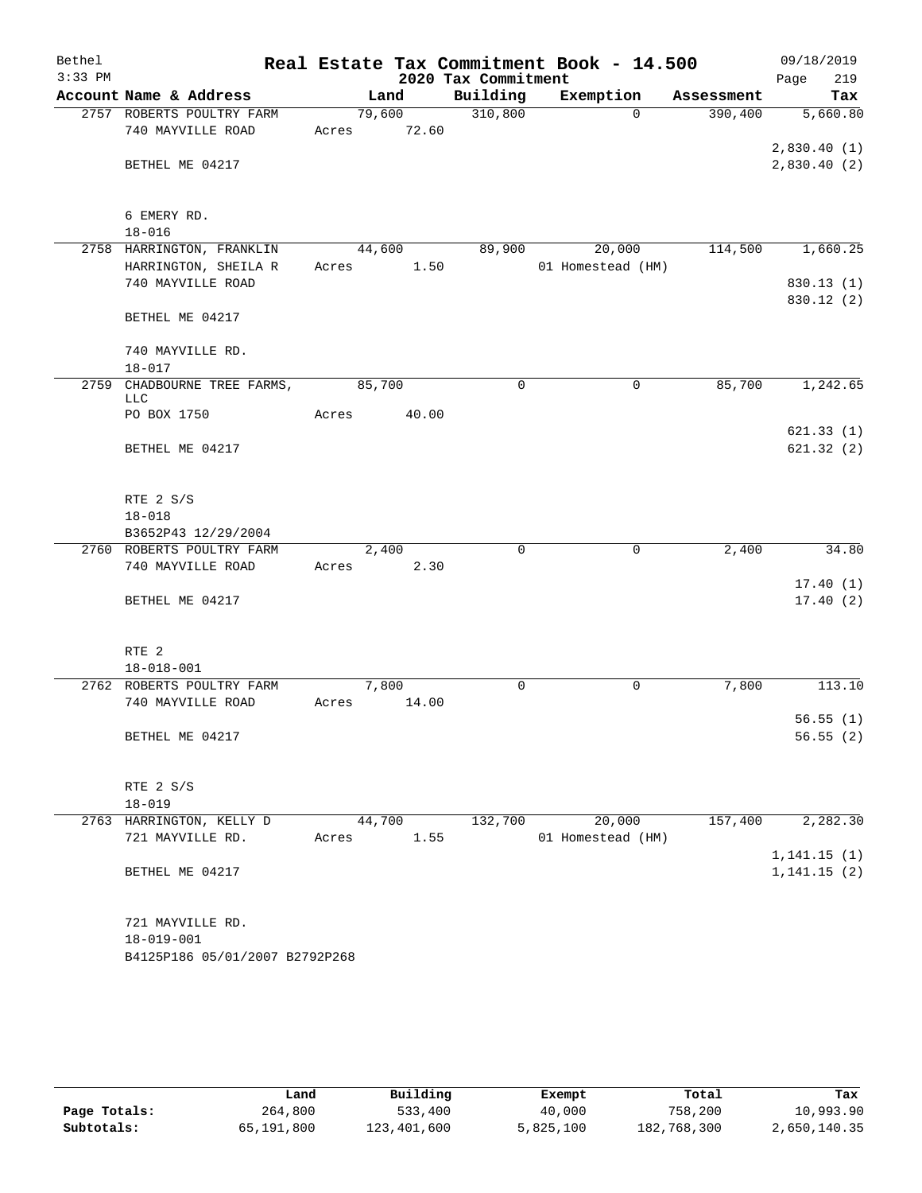# Real Estate Tax Commitment Book - 14.500

## 2020 Tax Commitment

Bethel
3:33 PM
09/18/2019

| Account Name & Address | Land | Building | Exemption | Assessment | Tax |
|---|---|---|---|---|---|
| 2757 ROBERTS POULTRY FARM<br>740 MAYVILLE ROAD<br><br>BETHEL ME 04217<br><br>6 EMERY RD.<br>18-016 | 79,600<br>Acres 72.60 | 310,800 | 0 | 390,400 | 5,660.80<br><br>2,830.40 (1)<br>2,830.40 (2) |
| 2758 HARRINGTON, FRANKLIN<br>HARRINGTON, SHEILA R<br>740 MAYVILLE ROAD<br><br>BETHEL ME 04217<br><br>740 MAYVILLE RD.<br>18-017 | 44,600<br>Acres 1.50 | 89,900 | 20,000<br>01 Homestead (HM) | 114,500 | 1,660.25<br><br>830.13 (1)<br>830.12 (2) |
| 2759 CHADBOURNE TREE FARMS, LLC<br>PO BOX 1750<br><br>BETHEL ME 04217<br><br>RTE 2 S/S<br>18-018<br>B3652P43 12/29/2004 | 85,700<br>Acres 40.00 | 0 | 0 | 85,700 | 1,242.65<br><br>621.33 (1)<br>621.32 (2) |
| 2760 ROBERTS POULTRY FARM<br>740 MAYVILLE ROAD<br><br>BETHEL ME 04217<br><br>RTE 2<br>18-018-001 | 2,400<br>Acres 2.30 | 0 | 0 | 2,400 | 34.80<br><br>17.40 (1)<br>17.40 (2) |
| 2762 ROBERTS POULTRY FARM<br>740 MAYVILLE ROAD<br><br>BETHEL ME 04217<br><br>RTE 2 S/S<br>18-019 | 7,800<br>Acres 14.00 | 0 | 0 | 7,800 | 113.10<br><br>56.55 (1)<br>56.55 (2) |
| 2763 HARRINGTON, KELLY D<br>721 MAYVILLE RD.<br><br>BETHEL ME 04217<br><br>721 MAYVILLE RD.<br>18-019-001<br>B4125P186 05/01/2007 B2792P268 | 44,700<br>Acres 1.55 | 132,700 | 20,000<br>01 Homestead (HM) | 157,400 | 2,282.30<br><br>1,141.15 (1)<br>1,141.15 (2) |

| | Land | Building | Exempt | Total | Tax |
|---|---|---|---|---|---|
| Page Totals: | 264,800 | 533,400 | 40,000 | 758,200 | 10,993.90 |
| Subtotals: | 65,191,800 | 123,401,600 | 5,825,100 | 182,768,300 | 2,650,140.35 |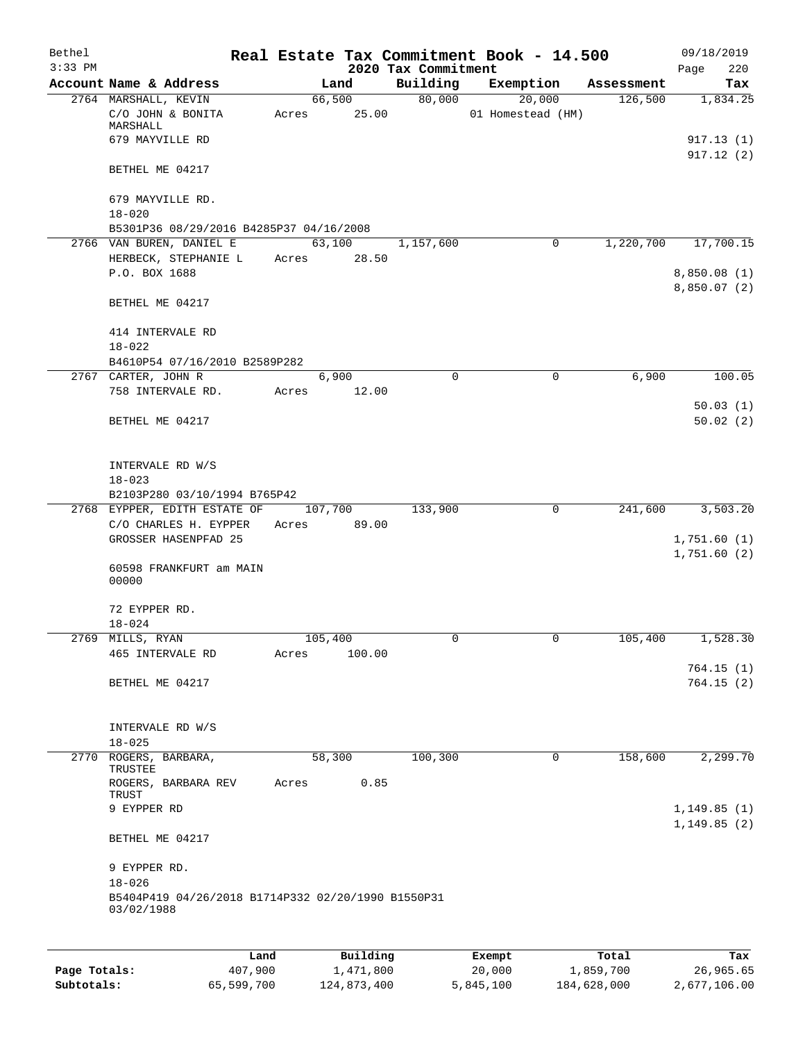# Real Estate Tax Commitment Book - 14.500

Bethel
3:33 PM

## 2020 Tax Commitment

09/18/2019

| Account Name & Address | Land | Building | Exemption | Assessment | Tax |
|---|---|---|---|---|---|
| 2764 MARSHALL, KEVIN | 66,500 | 80,000 | 20,000 | 126,500 | 1,834.25 |
| C/O JOHN & BONITA MARSHALL | Acres 25.00 | | 01 Homestead (HM) | | |
| 679 MAYVILLE RD | | | | | 917.13 (1) |
| | | | | | 917.12 (2) |
| BETHEL ME 04217 | | | | | |
| 679 MAYVILLE RD. | | | | | |
| 18-020 | | | | | |
| B5301P36 08/29/2016 B4285P37 04/16/2008 | | | | | |
| 2766 VAN BUREN, DANIEL E | 63,100 | 1,157,600 | 0 | 1,220,700 | 17,700.15 |
| HERBECK, STEPHANIE L | Acres 28.50 | | | | |
| P.O. BOX 1688 | | | | | 8,850.08 (1) |
| | | | | | 8,850.07 (2) |
| BETHEL ME 04217 | | | | | |
| 414 INTERVALE RD | | | | | |
| 18-022 | | | | | |
| B4610P54 07/16/2010 B2589P282 | | | | | |
| 2767 CARTER, JOHN R | 6,900 | 0 | 0 | 6,900 | 100.05 |
| 758 INTERVALE RD. | Acres 12.00 | | | | |
| | | | | | 50.03 (1) |
| BETHEL ME 04217 | | | | | 50.02 (2) |
| INTERVALE RD W/S | | | | | |
| 18-023 | | | | | |
| B2103P280 03/10/1994 B765P42 | | | | | |
| 2768 EYPPER, EDITH ESTATE OF | 107,700 | 133,900 | 0 | 241,600 | 3,503.20 |
| C/O CHARLES H. EYPPER | Acres 89.00 | | | | |
| GROSSER HASENPFAD 25 | | | | | 1,751.60 (1) |
| | | | | | 1,751.60 (2) |
| 60598 FRANKFURT am MAIN 00000 | | | | | |
| 72 EYPPER RD. | | | | | |
| 18-024 | | | | | |
| 2769 MILLS, RYAN | 105,400 | 0 | 0 | 105,400 | 1,528.30 |
| 465 INTERVALE RD | Acres 100.00 | | | | |
| | | | | | 764.15 (1) |
| BETHEL ME 04217 | | | | | 764.15 (2) |
| INTERVALE RD W/S | | | | | |
| 18-025 | | | | | |
| 2770 ROGERS, BARBARA, TRUSTEE | 58,300 | 100,300 | 0 | 158,600 | 2,299.70 |
| ROGERS, BARBARA REV TRUST | Acres 0.85 | | | | |
| 9 EYPPER RD | | | | | 1,149.85 (1) |
| | | | | | 1,149.85 (2) |
| BETHEL ME 04217 | | | | | |
| 9 EYPPER RD. | | | | | |
| 18-026 | | | | | |
| B5404P419 04/26/2018 B1714P332 02/20/1990 B1550P31 03/02/1988 | | | | | |

| | Land | Building | Exempt | Total | Tax |
|---|---|---|---|---|---|
| Page Totals: | 407,900 | 1,471,800 | 20,000 | 1,859,700 | 26,965.65 |
| Subtotals: | 65,599,700 | 124,873,400 | 5,845,100 | 184,628,000 | 2,677,106.00 |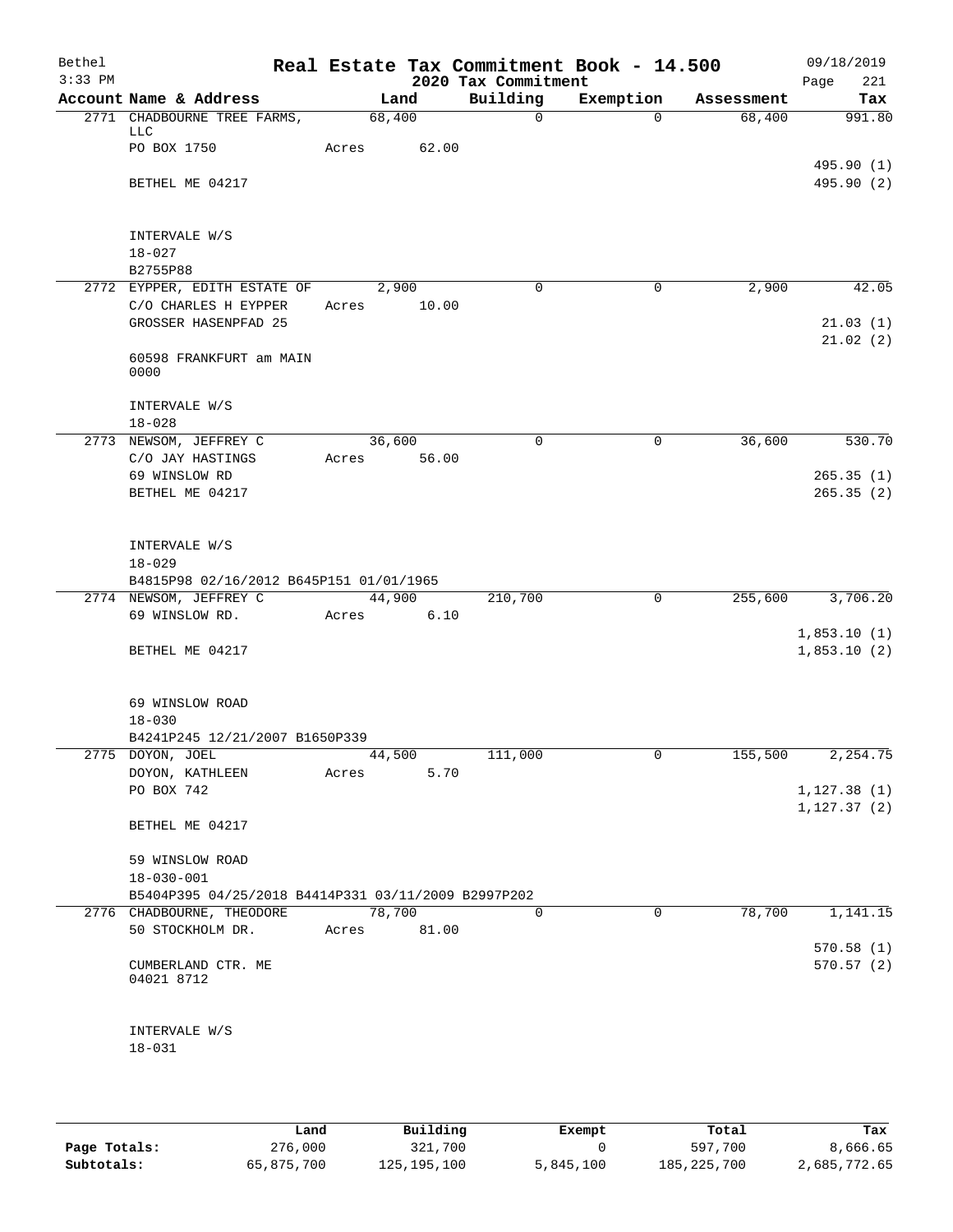# Real Estate Tax Commitment Book - 14.500

## 2020 Tax Commitment

Bethel 3:33 PM — 09/18/2019

| Account Name & Address | Land | Building | Exemption | Assessment | Tax |
|---|---|---|---|---|---|
| 2771 CHADBOURNE TREE FARMS, LLC<br>PO BOX 1750<br>BETHEL ME 04217<br><br>INTERVALE W/S<br>18-027<br>B2755P88 | 68,400<br>Acres 62.00 | 0 | 0 | 68,400 | 991.80<br>495.90 (1)<br>495.90 (2) |
| 2772 EYPPER, EDITH ESTATE OF<br>C/O CHARLES H EYPPER<br>GROSSER HASENPFAD 25<br>60598 FRANKFURT am MAIN 0000<br><br>INTERVALE W/S<br>18-028 | 2,900<br>Acres 10.00 | 0 | 0 | 2,900 | 42.05<br>21.03 (1)<br>21.02 (2) |
| 2773 NEWSOM, JEFFREY C<br>C/O JAY HASTINGS<br>69 WINSLOW RD<br>BETHEL ME 04217<br><br>INTERVALE W/S<br>18-029<br>B4815P98 02/16/2012 B645P151 01/01/1965 | 36,600<br>Acres 56.00 | 0 | 0 | 36,600 | 530.70<br>265.35 (1)<br>265.35 (2) |
| 2774 NEWSOM, JEFFREY C<br>69 WINSLOW RD.<br>BETHEL ME 04217<br><br>69 WINSLOW ROAD<br>18-030<br>B4241P245 12/21/2007 B1650P339 | 44,900<br>Acres 6.10 | 210,700 | 0 | 255,600 | 3,706.20<br>1,853.10 (1)<br>1,853.10 (2) |
| 2775 DOYON, JOEL<br>DOYON, KATHLEEN<br>PO BOX 742<br>BETHEL ME 04217<br><br>59 WINSLOW ROAD<br>18-030-001<br>B5404P395 04/25/2018 B4414P331 03/11/2009 B2997P202 | 44,500<br>Acres 5.70 | 111,000 | 0 | 155,500 | 2,254.75<br>1,127.38 (1)<br>1,127.37 (2) |
| 2776 CHADBOURNE, THEODORE<br>50 STOCKHOLM DR.<br>CUMBERLAND CTR. ME 04021 8712<br><br>INTERVALE W/S<br>18-031 | 78,700<br>Acres 81.00 | 0 | 0 | 78,700 | 1,141.15<br>570.58 (1)<br>570.57 (2) |

| | Land | Building | Exempt | Total | Tax |
|---|---|---|---|---|---|
| Page Totals: | 276,000 | 321,700 | 0 | 597,700 | 8,666.65 |
| Subtotals: | 65,875,700 | 125,195,100 | 5,845,100 | 185,225,700 | 2,685,772.65 |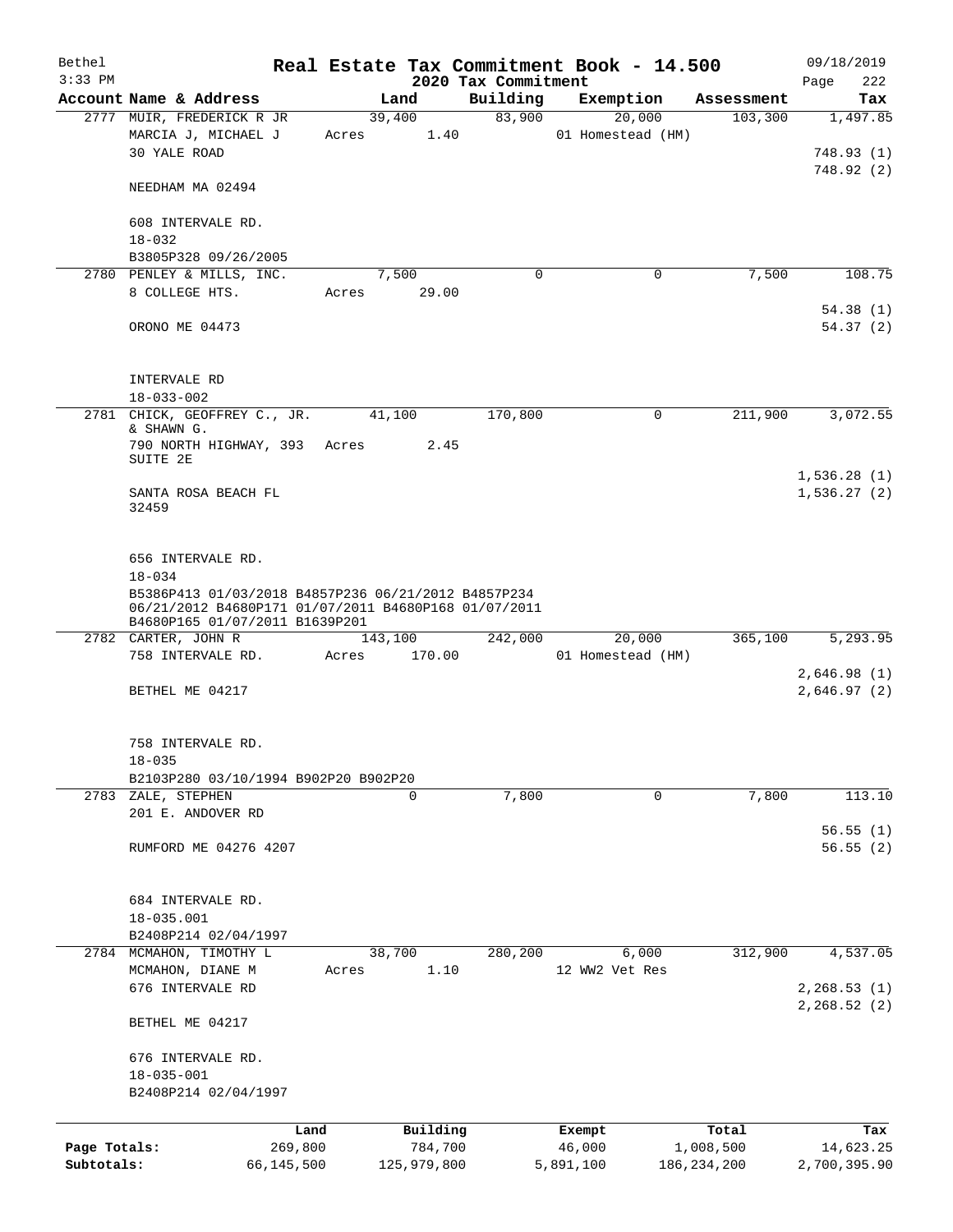# Real Estate Tax Commitment Book - 14.500

Bethel
3:33 PM

2020 Tax Commitment

09/18/2019
Page 222

| Account Name & Address | Land | Building | Exemption | Assessment | Tax |
|---|---|---|---|---|---|
| 2777 MUIR, FREDERICK R JR | 39,400 | 83,900 | 20,000 | 103,300 | 1,497.85 |
| MARCIA J, MICHAEL J | Acres 1.40 | | 01 Homestead (HM) | | |
| 30 YALE ROAD | | | | | 748.93 (1) |
| | | | | | 748.92 (2) |
| NEEDHAM MA 02494 | | | | | |
| 608 INTERVALE RD. | | | | | |
| 18-032 | | | | | |
| B3805P328 09/26/2005 | | | | | |
| 2780 PENLEY & MILLS, INC. | 7,500 | 0 | 0 | 7,500 | 108.75 |
| 8 COLLEGE HTS. | Acres 29.00 | | | | |
| | | | | | 54.38 (1) |
| ORONO ME 04473 | | | | | 54.37 (2) |
| INTERVALE RD | | | | | |
| 18-033-002 | | | | | |
| 2781 CHICK, GEOFFREY C., JR. & SHAWN G. | 41,100 | 170,800 | 0 | 211,900 | 3,072.55 |
| 790 NORTH HIGHWAY, 393 SUITE 2E | Acres 2.45 | | | | |
| | | | | | 1,536.28 (1) |
| SANTA ROSA BEACH FL 32459 | | | | | 1,536.27 (2) |
| 656 INTERVALE RD. | | | | | |
| 18-034 | | | | | |
| B5386P413 01/03/2018 B4857P236 06/21/2012 B4857P234 06/21/2012 B4680P171 01/07/2011 B4680P168 01/07/2011 B4680P165 01/07/2011 B1639P201 | | | | | |
| 2782 CARTER, JOHN R | 143,100 | 242,000 | 20,000 | 365,100 | 5,293.95 |
| 758 INTERVALE RD. | Acres 170.00 | | 01 Homestead (HM) | | |
| | | | | | 2,646.98 (1) |
| BETHEL ME 04217 | | | | | 2,646.97 (2) |
| 758 INTERVALE RD. | | | | | |
| 18-035 | | | | | |
| B2103P280 03/10/1994 B902P20 B902P20 | | | | | |
| 2783 ZALE, STEPHEN | 0 | 7,800 | 0 | 7,800 | 113.10 |
| 201 E. ANDOVER RD | | | | | |
| | | | | | 56.55 (1) |
| RUMFORD ME 04276 4207 | | | | | 56.55 (2) |
| 684 INTERVALE RD. | | | | | |
| 18-035.001 | | | | | |
| B2408P214 02/04/1997 | | | | | |
| 2784 MCMAHON, TIMOTHY L | 38,700 | 280,200 | 6,000 | 312,900 | 4,537.05 |
| MCMAHON, DIANE M | Acres 1.10 | | 12 WW2 Vet Res | | |
| 676 INTERVALE RD | | | | | 2,268.53 (1) |
| | | | | | 2,268.52 (2) |
| BETHEL ME 04217 | | | | | |
| 676 INTERVALE RD. | | | | | |
| 18-035-001 | | | | | |
| B2408P214 02/04/1997 | | | | | |

| | Land | Building | Exempt | Total | Tax |
|---|---|---|---|---|---|
| Page Totals: | 269,800 | 784,700 | 46,000 | 1,008,500 | 14,623.25 |
| Subtotals: | 66,145,500 | 125,979,800 | 5,891,100 | 186,234,200 | 2,700,395.90 |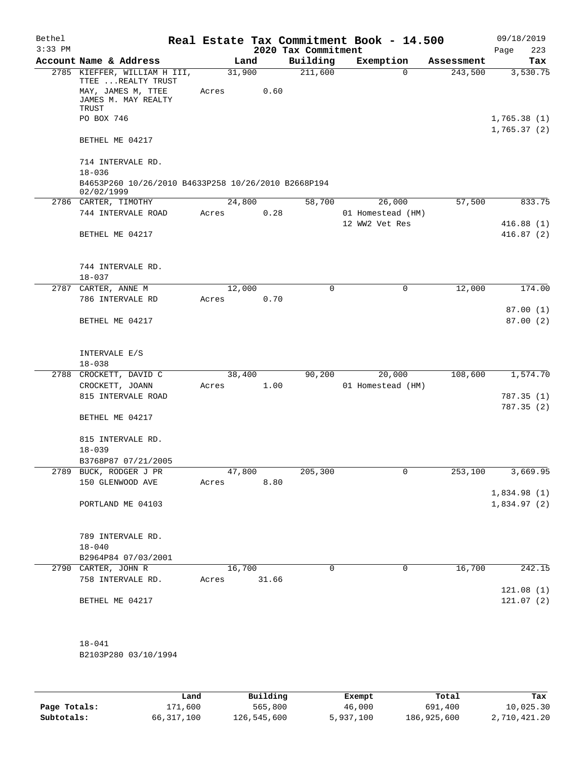Bethel 3:33 PM

# Real Estate Tax Commitment Book - 14.500

## 2020 Tax Commitment

09/18/2019

| Account Name & Address | Land | Building | Exemption | Assessment | Tax |
|---|---|---|---|---|---|
| 2785 KIEFFER, WILLIAM H III, TTEE ...REALTY TRUST | 31,900 | 211,600 | 0 | 243,500 | 3,530.75 |
| MAY, JAMES M, TTEE JAMES M. MAY REALTY TRUST | Acres 0.60 | | | | |
| PO BOX 746 | | | | | 1,765.38 (1) |
| | | | | | 1,765.37 (2) |
| BETHEL ME 04217 | | | | | |
| 714 INTERVALE RD. | | | | | |
| 18-036 | | | | | |
| B4653P260 10/26/2010 B4633P258 10/26/2010 B2668P194 02/02/1999 | | | | | |
| 2786 CARTER, TIMOTHY | 24,800 | 58,700 | 26,000 | 57,500 | 833.75 |
| 744 INTERVALE ROAD | Acres 0.28 | | 01 Homestead (HM) | | |
| | | | 12 WW2 Vet Res | | 416.88 (1) |
| BETHEL ME 04217 | | | | | 416.87 (2) |
| 744 INTERVALE RD. | | | | | |
| 18-037 | | | | | |
| 2787 CARTER, ANNE M | 12,000 | 0 | 0 | 12,000 | 174.00 |
| 786 INTERVALE RD | Acres 0.70 | | | | |
| | | | | | 87.00 (1) |
| BETHEL ME 04217 | | | | | 87.00 (2) |
| INTERVALE E/S | | | | | |
| 18-038 | | | | | |
| 2788 CROCKETT, DAVID C | 38,400 | 90,200 | 20,000 | 108,600 | 1,574.70 |
| CROCKETT, JOANN | Acres 1.00 | | 01 Homestead (HM) | | |
| 815 INTERVALE ROAD | | | | | 787.35 (1) |
| | | | | | 787.35 (2) |
| BETHEL ME 04217 | | | | | |
| 815 INTERVALE RD. | | | | | |
| 18-039 | | | | | |
| B3768P87 07/21/2005 | | | | | |
| 2789 BUCK, RODGER J PR | 47,800 | 205,300 | 0 | 253,100 | 3,669.95 |
| 150 GLENWOOD AVE | Acres 8.80 | | | | |
| | | | | | 1,834.98 (1) |
| PORTLAND ME 04103 | | | | | 1,834.97 (2) |
| 789 INTERVALE RD. | | | | | |
| 18-040 | | | | | |
| B2964P84 07/03/2001 | | | | | |
| 2790 CARTER, JOHN R | 16,700 | 0 | 0 | 16,700 | 242.15 |
| 758 INTERVALE RD. | Acres 31.66 | | | | |
| | | | | | 121.08 (1) |
| BETHEL ME 04217 | | | | | 121.07 (2) |
| 18-041 | | | | | |
| B2103P280 03/10/1994 | | | | | |

| | Land | Building | Exempt | Total | Tax |
|---|---|---|---|---|---|
| Page Totals: | 171,600 | 565,800 | 46,000 | 691,400 | 10,025.30 |
| Subtotals: | 66,317,100 | 126,545,600 | 5,937,100 | 186,925,600 | 2,710,421.20 |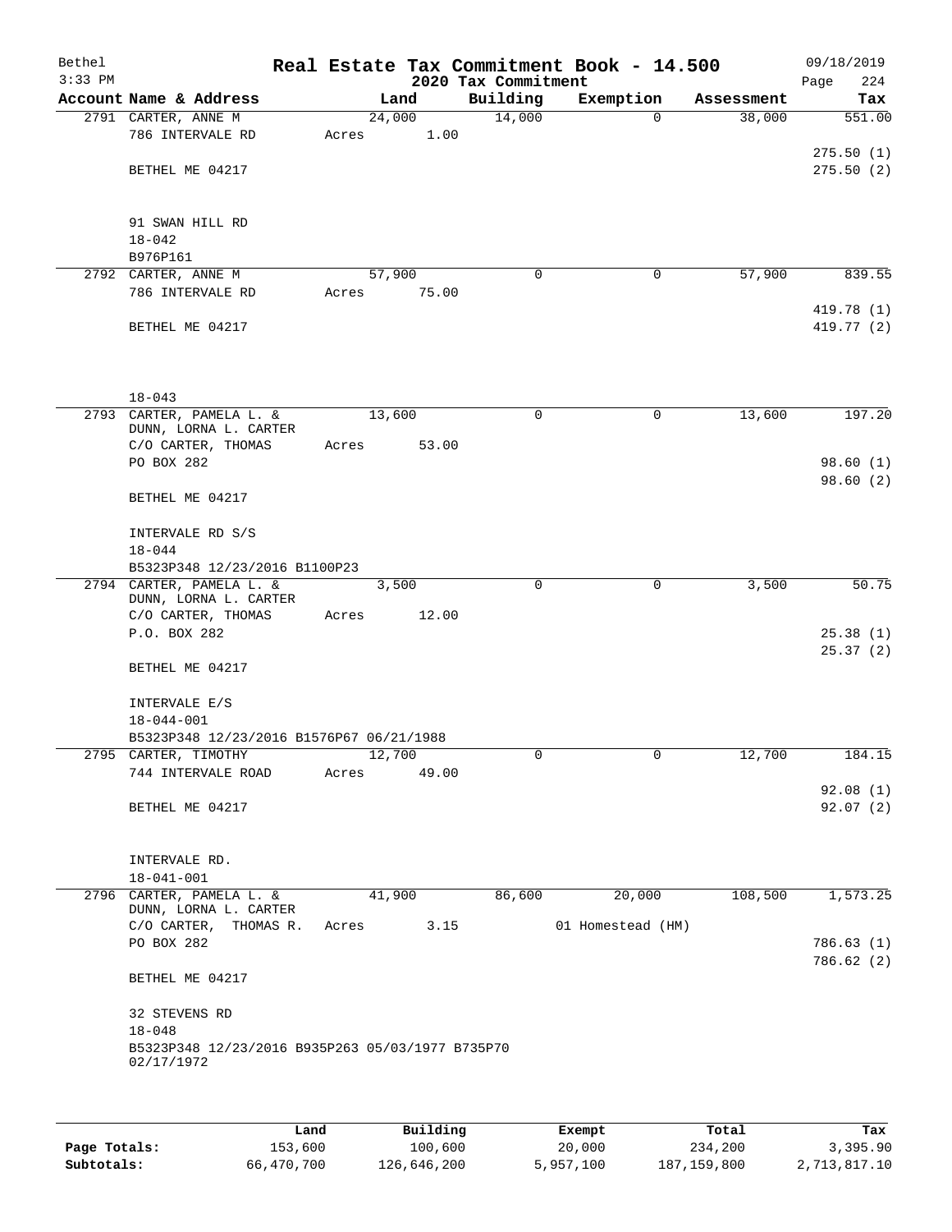Bethel
3:33 PM

# Real Estate Tax Commitment Book - 14.500

## 2020 Tax Commitment

09/18/2019

| Account Name & Address | Land | Building | Exemption | Assessment | Tax |
|---|---|---|---|---|---|
| 2791 CARTER, ANNE M | 24,000 | 14,000 | 0 | 38,000 | 551.00 |
| 786 INTERVALE RD | Acres 1.00 | | | | |
| | | | | | 275.50 (1) |
| BETHEL ME 04217 | | | | | 275.50 (2) |
| 91 SWAN HILL RD | | | | | |
| 18-042 | | | | | |
| B976P161 | | | | | |
| 2792 CARTER, ANNE M | 57,900 | 0 | 0 | 57,900 | 839.55 |
| 786 INTERVALE RD | Acres 75.00 | | | | |
| | | | | | 419.78 (1) |
| BETHEL ME 04217 | | | | | 419.77 (2) |
| 18-043 | | | | | |
| 2793 CARTER, PAMELA L. & DUNN, LORNA L. CARTER | 13,600 | 0 | 0 | 13,600 | 197.20 |
| C/O CARTER, THOMAS | Acres 53.00 | | | | |
| PO BOX 282 | | | | | 98.60 (1) |
| | | | | | 98.60 (2) |
| BETHEL ME 04217 | | | | | |
| INTERVALE RD S/S | | | | | |
| 18-044 | | | | | |
| B5323P348 12/23/2016 B1100P23 | | | | | |
| 2794 CARTER, PAMELA L. & DUNN, LORNA L. CARTER | 3,500 | 0 | 0 | 3,500 | 50.75 |
| C/O CARTER, THOMAS | Acres 12.00 | | | | |
| P.O. BOX 282 | | | | | 25.38 (1) |
| | | | | | 25.37 (2) |
| BETHEL ME 04217 | | | | | |
| INTERVALE E/S | | | | | |
| 18-044-001 | | | | | |
| B5323P348 12/23/2016 B1576P67 06/21/1988 | | | | | |
| 2795 CARTER, TIMOTHY | 12,700 | 0 | 0 | 12,700 | 184.15 |
| 744 INTERVALE ROAD | Acres 49.00 | | | | |
| | | | | | 92.08 (1) |
| BETHEL ME 04217 | | | | | 92.07 (2) |
| INTERVALE RD. | | | | | |
| 18-041-001 | | | | | |
| 2796 CARTER, PAMELA L. & DUNN, LORNA L. CARTER | 41,900 | 86,600 | 20,000 | 108,500 | 1,573.25 |
| C/O CARTER, THOMAS R. | Acres 3.15 | | 01 Homestead (HM) | | |
| PO BOX 282 | | | | | 786.63 (1) |
| | | | | | 786.62 (2) |
| BETHEL ME 04217 | | | | | |
| 32 STEVENS RD | | | | | |
| 18-048 | | | | | |
| B5323P348 12/23/2016 B935P263 05/03/1977 B735P70 02/17/1972 | | | | | |

| | Land | Building | Exempt | Total | Tax |
|---|---|---|---|---|---|
| Page Totals: | 153,600 | 100,600 | 20,000 | 234,200 | 3,395.90 |
| Subtotals: | 66,470,700 | 126,646,200 | 5,957,100 | 187,159,800 | 2,713,817.10 |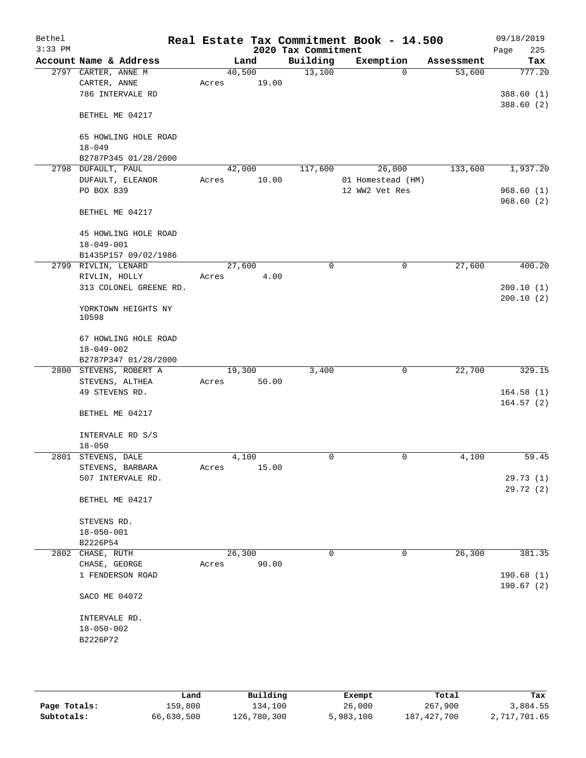# Real Estate Tax Commitment Book - 14.500

Bethel
3:33 PM

2020 Tax Commitment

09/18/2019

| Account Name & Address | Land | Building | Exemption | Assessment | Tax |
|---|---|---|---|---|---|
| 2797 CARTER, ANNE M | 40,500 | 13,100 | 0 | 53,600 | 777.20 |
| CARTER, ANNE | Acres 19.00 | | | | |
| 786 INTERVALE RD | | | | | 388.60 (1) |
| | | | | | 388.60 (2) |
| BETHEL ME 04217 | | | | | |
| 65 HOWLING HOLE ROAD | | | | | |
| 18-049 | | | | | |
| B2787P345 01/28/2000 | | | | | |
| 2798 DUFAULT, PAUL | 42,000 | 117,600 | 26,000 | 133,600 | 1,937.20 |
| DUFAULT, ELEANOR | Acres 10.00 | | 01 Homestead (HM) | | |
| PO BOX 839 | | | 12 WW2 Vet Res | | 968.60 (1) |
| | | | | | 968.60 (2) |
| BETHEL ME 04217 | | | | | |
| 45 HOWLING HOLE ROAD | | | | | |
| 18-049-001 | | | | | |
| B1435P157 09/02/1986 | | | | | |
| 2799 RIVLIN, LENARD | 27,600 | 0 | 0 | 27,600 | 400.20 |
| RIVLIN, HOLLY | Acres 4.00 | | | | |
| 313 COLONEL GREENE RD. | | | | | 200.10 (1) |
| | | | | | 200.10 (2) |
| YORKTOWN HEIGHTS NY 10598 | | | | | |
| 67 HOWLING HOLE ROAD | | | | | |
| 18-049-002 | | | | | |
| B2787P347 01/28/2000 | | | | | |
| 2800 STEVENS, ROBERT A | 19,300 | 3,400 | 0 | 22,700 | 329.15 |
| STEVENS, ALTHEA | Acres 50.00 | | | | |
| 49 STEVENS RD. | | | | | 164.58 (1) |
| | | | | | 164.57 (2) |
| BETHEL ME 04217 | | | | | |
| INTERVALE RD S/S | | | | | |
| 18-050 | | | | | |
| 2801 STEVENS, DALE | 4,100 | 0 | 0 | 4,100 | 59.45 |
| STEVENS, BARBARA | Acres 15.00 | | | | |
| 507 INTERVALE RD. | | | | | 29.73 (1) |
| | | | | | 29.72 (2) |
| BETHEL ME 04217 | | | | | |
| STEVENS RD. | | | | | |
| 18-050-001 | | | | | |
| B2226P54 | | | | | |
| 2802 CHASE, RUTH | 26,300 | 0 | 0 | 26,300 | 381.35 |
| CHASE, GEORGE | Acres 90.00 | | | | |
| 1 FENDERSON ROAD | | | | | 190.68 (1) |
| | | | | | 190.67 (2) |
| SACO ME 04072 | | | | | |
| INTERVALE RD. | | | | | |
| 18-050-002 | | | | | |
| B2226P72 | | | | | |

| | Land | Building | Exempt | Total | Tax |
|---|---|---|---|---|---|
| Page Totals: | 159,800 | 134,100 | 26,000 | 267,900 | 3,884.55 |
| Subtotals: | 66,630,500 | 126,780,300 | 5,983,100 | 187,427,700 | 2,717,701.65 |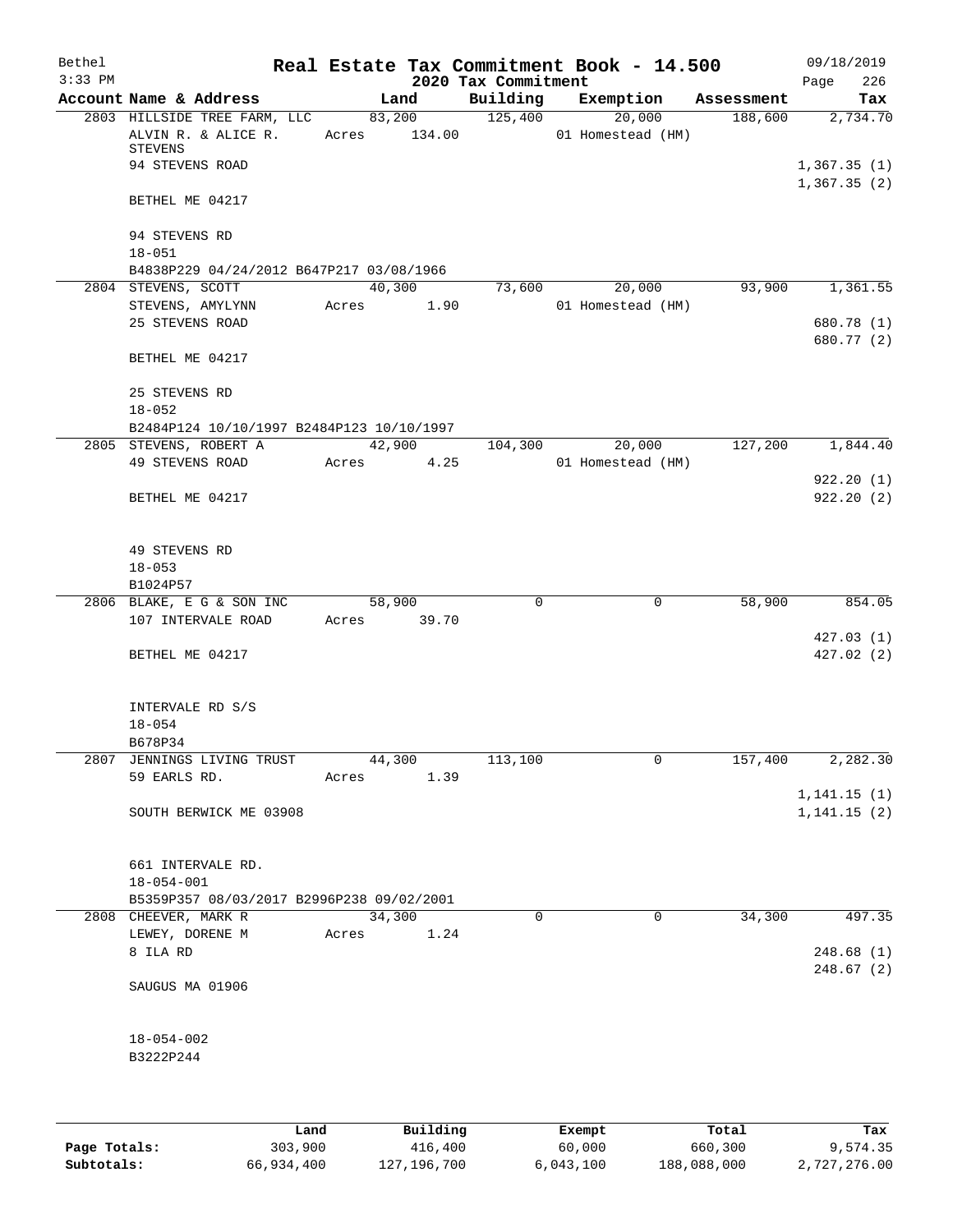# Real Estate Tax Commitment Book - 14.500

Bethel
3:33 PM

2020 Tax Commitment

09/18/2019

| Account Name & Address | Land | Building | Exemption | Assessment | Tax |
|---|---|---|---|---|---|
| 2803 HILLSIDE TREE FARM, LLC | 83,200 | 125,400 | 20,000 | 188,600 | 2,734.70 |
| ALVIN R. & ALICE R. STEVENS | Acres 134.00 | | 01 Homestead (HM) | | |
| 94 STEVENS ROAD | | | | | 1,367.35 (1) |
| | | | | | 1,367.35 (2) |
| BETHEL ME 04217 | | | | | |
| 94 STEVENS RD | | | | | |
| 18-051 | | | | | |
| B4838P229 04/24/2012 B647P217 03/08/1966 | | | | | |
| 2804 STEVENS, SCOTT | 40,300 | 73,600 | 20,000 | 93,900 | 1,361.55 |
| STEVENS, AMYLYNN | Acres 1.90 | | 01 Homestead (HM) | | |
| 25 STEVENS ROAD | | | | | 680.78 (1) |
| | | | | | 680.77 (2) |
| BETHEL ME 04217 | | | | | |
| 25 STEVENS RD | | | | | |
| 18-052 | | | | | |
| B2484P124 10/10/1997 B2484P123 10/10/1997 | | | | | |
| 2805 STEVENS, ROBERT A | 42,900 | 104,300 | 20,000 | 127,200 | 1,844.40 |
| 49 STEVENS ROAD | Acres 4.25 | | 01 Homestead (HM) | | |
| | | | | | 922.20 (1) |
| BETHEL ME 04217 | | | | | 922.20 (2) |
| 49 STEVENS RD | | | | | |
| 18-053 | | | | | |
| B1024P57 | | | | | |
| 2806 BLAKE, E G & SON INC | 58,900 | 0 | 0 | 58,900 | 854.05 |
| 107 INTERVALE ROAD | Acres 39.70 | | | | |
| | | | | | 427.03 (1) |
| BETHEL ME 04217 | | | | | 427.02 (2) |
| INTERVALE RD S/S | | | | | |
| 18-054 | | | | | |
| B678P34 | | | | | |
| 2807 JENNINGS LIVING TRUST | 44,300 | 113,100 | 0 | 157,400 | 2,282.30 |
| 59 EARLS RD. | Acres 1.39 | | | | |
| | | | | | 1,141.15 (1) |
| SOUTH BERWICK ME 03908 | | | | | 1,141.15 (2) |
| 661 INTERVALE RD. | | | | | |
| 18-054-001 | | | | | |
| B5359P357 08/03/2017 B2996P238 09/02/2001 | | | | | |
| 2808 CHEEVER, MARK R | 34,300 | 0 | 0 | 34,300 | 497.35 |
| LEWEY, DORENE M | Acres 1.24 | | | | |
| 8 ILA RD | | | | | 248.68 (1) |
| | | | | | 248.67 (2) |
| SAUGUS MA 01906 | | | | | |
| 18-054-002 | | | | | |
| B3222P244 | | | | | |

| | Land | Building | Exempt | Total | Tax |
|---|---|---|---|---|---|
| Page Totals: | 303,900 | 416,400 | 60,000 | 660,300 | 9,574.35 |
| Subtotals: | 66,934,400 | 127,196,700 | 6,043,100 | 188,088,000 | 2,727,276.00 |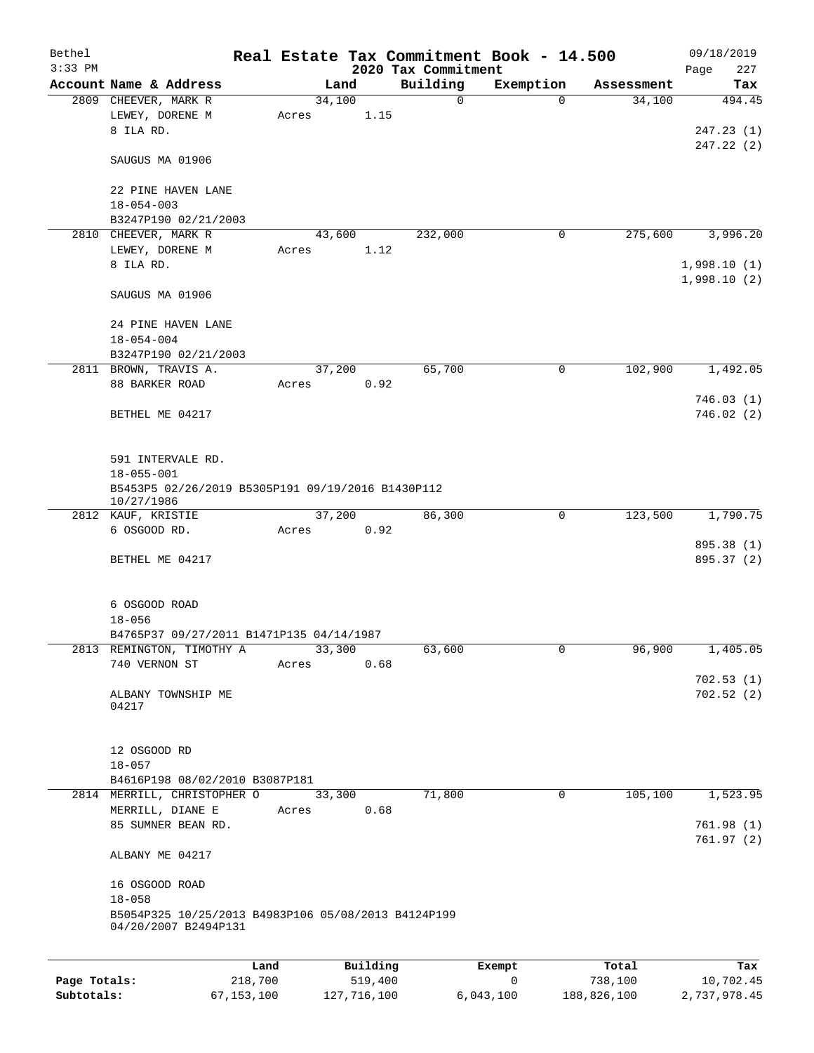# Real Estate Tax Commitment Book - 14.500

Bethel
3:33 PM

2020 Tax Commitment

09/18/2019

| Account | Name & Address | Land | Building | Exemption | Assessment | Tax |
|---|---|---|---|---|---|---|
| 2809 | CHEEVER, MARK R<br>LEWEY, DORENE M<br>8 ILA RD.<br><br>SAUGUS MA 01906<br><br>22 PINE HAVEN LANE<br>18-054-003<br>B3247P190 02/21/2003 | 34,100<br>Acres 1.15 | 0 | 0 | 34,100 | 494.45<br><br>247.23 (1)<br>247.22 (2) |
| 2810 | CHEEVER, MARK R<br>LEWEY, DORENE M<br>8 ILA RD.<br><br>SAUGUS MA 01906<br><br>24 PINE HAVEN LANE<br>18-054-004<br>B3247P190 02/21/2003 | 43,600<br>Acres 1.12 | 232,000 | 0 | 275,600 | 3,996.20<br><br>1,998.10 (1)<br>1,998.10 (2) |
| 2811 | BROWN, TRAVIS A.<br>88 BARKER ROAD<br><br>BETHEL ME 04217<br><br>591 INTERVALE RD.<br>18-055-001<br>B5453P5 02/26/2019 B5305P191 09/19/2016 B1430P112 10/27/1986 | 37,200<br>Acres 0.92 | 65,700 | 0 | 102,900 | 1,492.05<br><br>746.03 (1)<br>746.02 (2) |
| 2812 | KAUF, KRISTIE<br>6 OSGOOD RD.<br><br>BETHEL ME 04217<br><br>6 OSGOOD ROAD<br>18-056<br>B4765P37 09/27/2011 B1471P135 04/14/1987 | 37,200<br>Acres 0.92 | 86,300 | 0 | 123,500 | 1,790.75<br><br>895.38 (1)<br>895.37 (2) |
| 2813 | REMINGTON, TIMOTHY A<br>740 VERNON ST<br><br>ALBANY TOWNSHIP ME 04217<br><br>12 OSGOOD RD<br>18-057<br>B4616P198 08/02/2010 B3087P181 | 33,300<br>Acres 0.68 | 63,600 | 0 | 96,900 | 1,405.05<br><br>702.53 (1)<br>702.52 (2) |
| 2814 | MERRILL, CHRISTOPHER O<br>MERRILL, DIANE E<br>85 SUMNER BEAN RD.<br><br>ALBANY ME 04217<br><br>16 OSGOOD ROAD<br>18-058<br>B5054P325 10/25/2013 B4983P106 05/08/2013 B4124P199 04/20/2007 B2494P131 | 33,300<br>Acres 0.68 | 71,800 | 0 | 105,100 | 1,523.95<br><br>761.98 (1)<br>761.97 (2) |

| | Land | Building | Exempt | Total | Tax |
|---|---|---|---|---|---|
| Page Totals: | 218,700 | 519,400 | 0 | 738,100 | 10,702.45 |
| Subtotals: | 67,153,100 | 127,716,100 | 6,043,100 | 188,826,100 | 2,737,978.45 |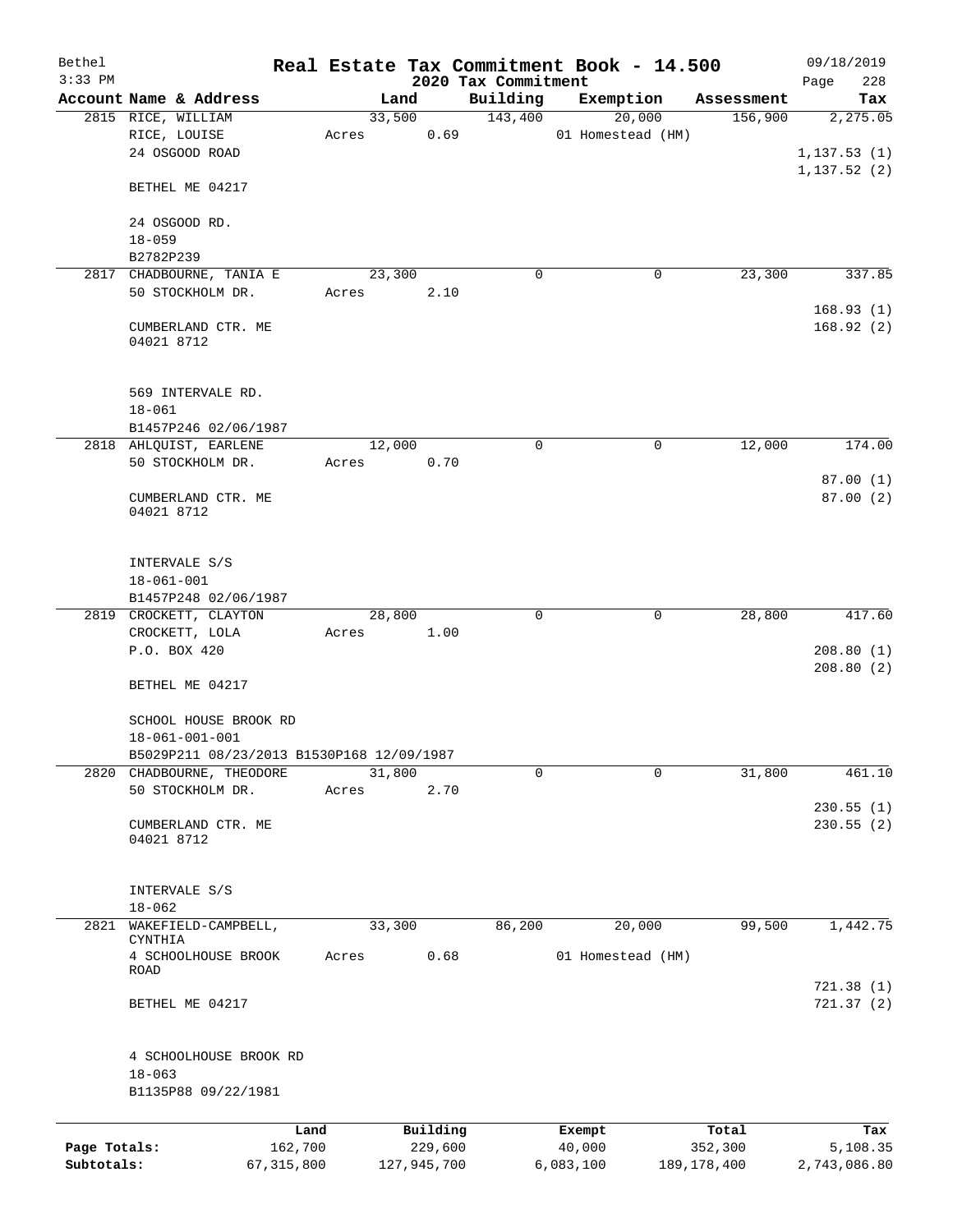Bethel 3:33 PM

# Real Estate Tax Commitment Book - 14.500

## 2020 Tax Commitment

09/18/2019 Page 228

| Account Name & Address | Land | Building | Exemption | Assessment | Tax |
|---|---|---|---|---|---|
| 2815 RICE, WILLIAM<br>RICE, LOUISE<br>24 OSGOOD ROAD<br><br>BETHEL ME 04217<br><br>24 OSGOOD RD.<br>18-059<br>B2782P239 | 33,500<br>Acres 0.69 | 143,400 | 20,000<br>01 Homestead (HM) | 156,900 | 2,275.05<br><br>1,137.53 (1)<br>1,137.52 (2) |
| 2817 CHADBOURNE, TANIA E<br>50 STOCKHOLM DR.<br><br>CUMBERLAND CTR. ME<br>04021 8712<br><br>569 INTERVALE RD.<br>18-061<br>B1457P246 02/06/1987 | 23,300<br>Acres 2.10 | 0 | 0 | 23,300 | 337.85<br><br>168.93 (1)<br>168.92 (2) |
| 2818 AHLQUIST, EARLENE<br>50 STOCKHOLM DR.<br><br>CUMBERLAND CTR. ME<br>04021 8712<br><br>INTERVALE S/S<br>18-061-001<br>B1457P248 02/06/1987 | 12,000<br>Acres 0.70 | 0 | 0 | 12,000 | 174.00<br><br>87.00 (1)<br>87.00 (2) |
| 2819 CROCKETT, CLAYTON<br>CROCKETT, LOLA<br>P.O. BOX 420<br><br>BETHEL ME 04217<br><br>SCHOOL HOUSE BROOK RD<br>18-061-001-001<br>B5029P211 08/23/2013 B1530P168 12/09/1987 | 28,800<br>Acres 1.00 | 0 | 0 | 28,800 | 417.60<br><br>208.80 (1)<br>208.80 (2) |
| 2820 CHADBOURNE, THEODORE<br>50 STOCKHOLM DR.<br><br>CUMBERLAND CTR. ME<br>04021 8712<br><br>INTERVALE S/S<br>18-062 | 31,800<br>Acres 2.70 | 0 | 0 | 31,800 | 461.10<br><br>230.55 (1)<br>230.55 (2) |
| 2821 WAKEFIELD-CAMPBELL, CYNTHIA<br>4 SCHOOLHOUSE BROOK ROAD<br><br>BETHEL ME 04217<br><br>4 SCHOOLHOUSE BROOK RD<br>18-063<br>B1135P88 09/22/1981 | 33,300<br>Acres 0.68 | 86,200 | 20,000<br>01 Homestead (HM) | 99,500 | 1,442.75<br><br>721.38 (1)<br>721.37 (2) |

| | Land | Building | Exempt | Total | Tax |
|---|---|---|---|---|---|
| Page Totals: | 162,700 | 229,600 | 40,000 | 352,300 | 5,108.35 |
| Subtotals: | 67,315,800 | 127,945,700 | 6,083,100 | 189,178,400 | 2,743,086.80 |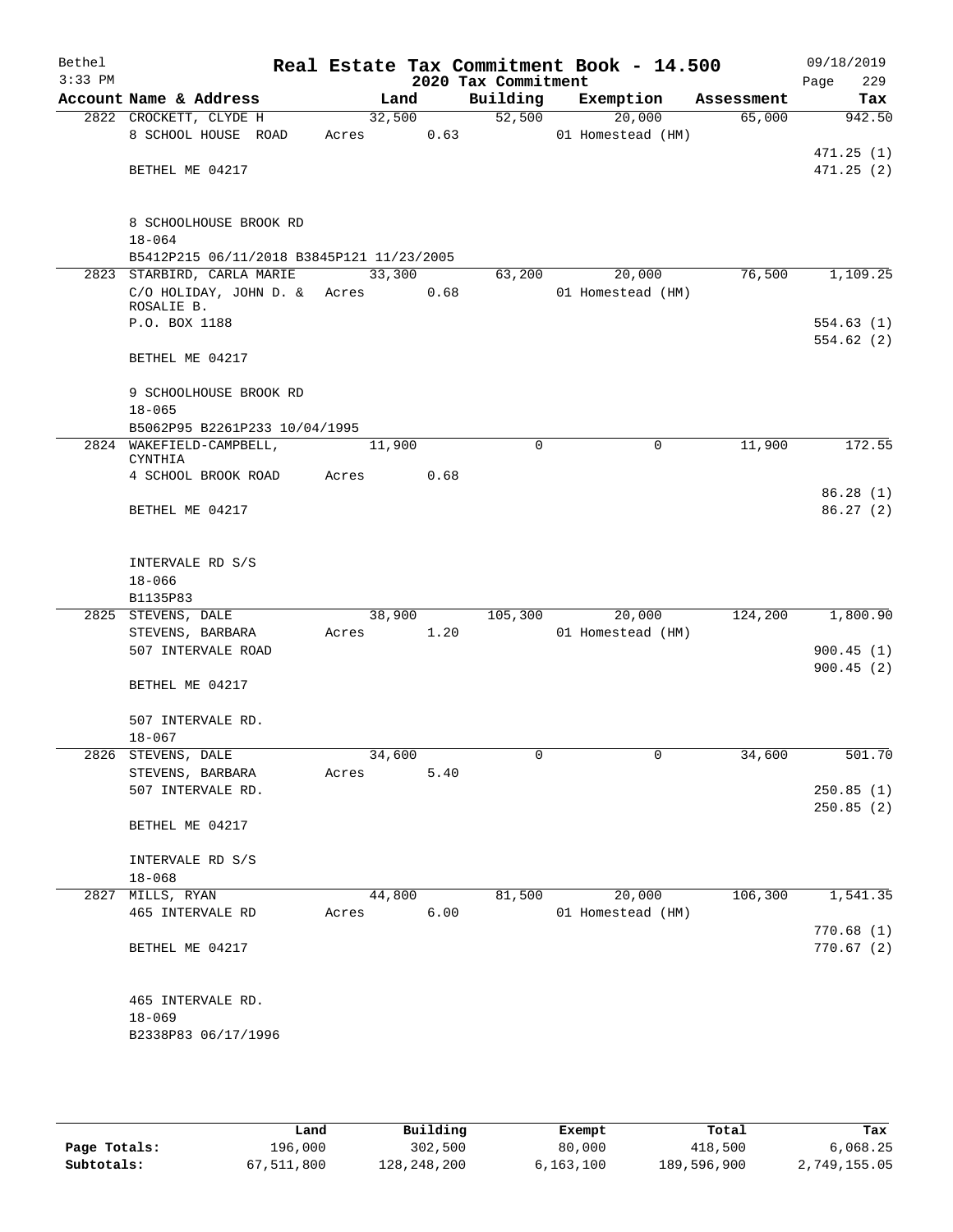# Real Estate Tax Commitment Book - 14.500

Bethel
3:33 PM

2020 Tax Commitment

09/18/2019

| Account | Name & Address | Land | Building | Exemption | Assessment | Tax |
|---|---|---|---|---|---|---|
| 2822 | CROCKETT, CLYDE H<br>8 SCHOOL HOUSE ROAD<br><br>BETHEL ME 04217<br><br>8 SCHOOLHOUSE BROOK RD<br>18-064<br>B5412P215 06/11/2018 B3845P121 11/23/2005 | 32,500<br>Acres 0.63 | 52,500 | 20,000<br>01 Homestead (HM) | 65,000 | 942.50<br><br>471.25 (1)<br>471.25 (2) |
| 2823 | STARBIRD, CARLA MARIE<br>C/O HOLIDAY, JOHN D. & ROSALIE B.<br>P.O. BOX 1188<br><br>BETHEL ME 04217<br><br>9 SCHOOLHOUSE BROOK RD<br>18-065<br>B5062P95 B2261P233 10/04/1995 | 33,300<br>Acres 0.68 | 63,200 | 20,000<br>01 Homestead (HM) | 76,500 | 1,109.25<br><br>554.63 (1)<br>554.62 (2) |
| 2824 | WAKEFIELD-CAMPBELL, CYNTHIA<br>4 SCHOOL BROOK ROAD<br><br>BETHEL ME 04217<br><br>INTERVALE RD S/S<br>18-066<br>B1135P83 | 11,900<br>Acres 0.68 | 0 | 0 | 11,900 | 172.55<br><br>86.28 (1)<br>86.27 (2) |
| 2825 | STEVENS, DALE<br>STEVENS, BARBARA<br>507 INTERVALE ROAD<br><br>BETHEL ME 04217<br><br>507 INTERVALE RD.<br>18-067 | 38,900<br>Acres 1.20 | 105,300 | 20,000<br>01 Homestead (HM) | 124,200 | 1,800.90<br><br>900.45 (1)<br>900.45 (2) |
| 2826 | STEVENS, DALE<br>STEVENS, BARBARA<br>507 INTERVALE RD.<br><br>BETHEL ME 04217<br><br>INTERVALE RD S/S<br>18-068 | 34,600<br>Acres 5.40 | 0 | 0 | 34,600 | 501.70<br><br>250.85 (1)<br>250.85 (2) |
| 2827 | MILLS, RYAN<br>465 INTERVALE RD<br><br>BETHEL ME 04217<br><br>465 INTERVALE RD.<br>18-069<br>B2338P83 06/17/1996 | 44,800<br>Acres 6.00 | 81,500 | 20,000<br>01 Homestead (HM) | 106,300 | 1,541.35<br><br>770.68 (1)<br>770.67 (2) |

| | Land | Building | Exempt | Total | Tax |
|---|---|---|---|---|---|
| Page Totals: | 196,000 | 302,500 | 80,000 | 418,500 | 6,068.25 |
| Subtotals: | 67,511,800 | 128,248,200 | 6,163,100 | 189,596,900 | 2,749,155.05 |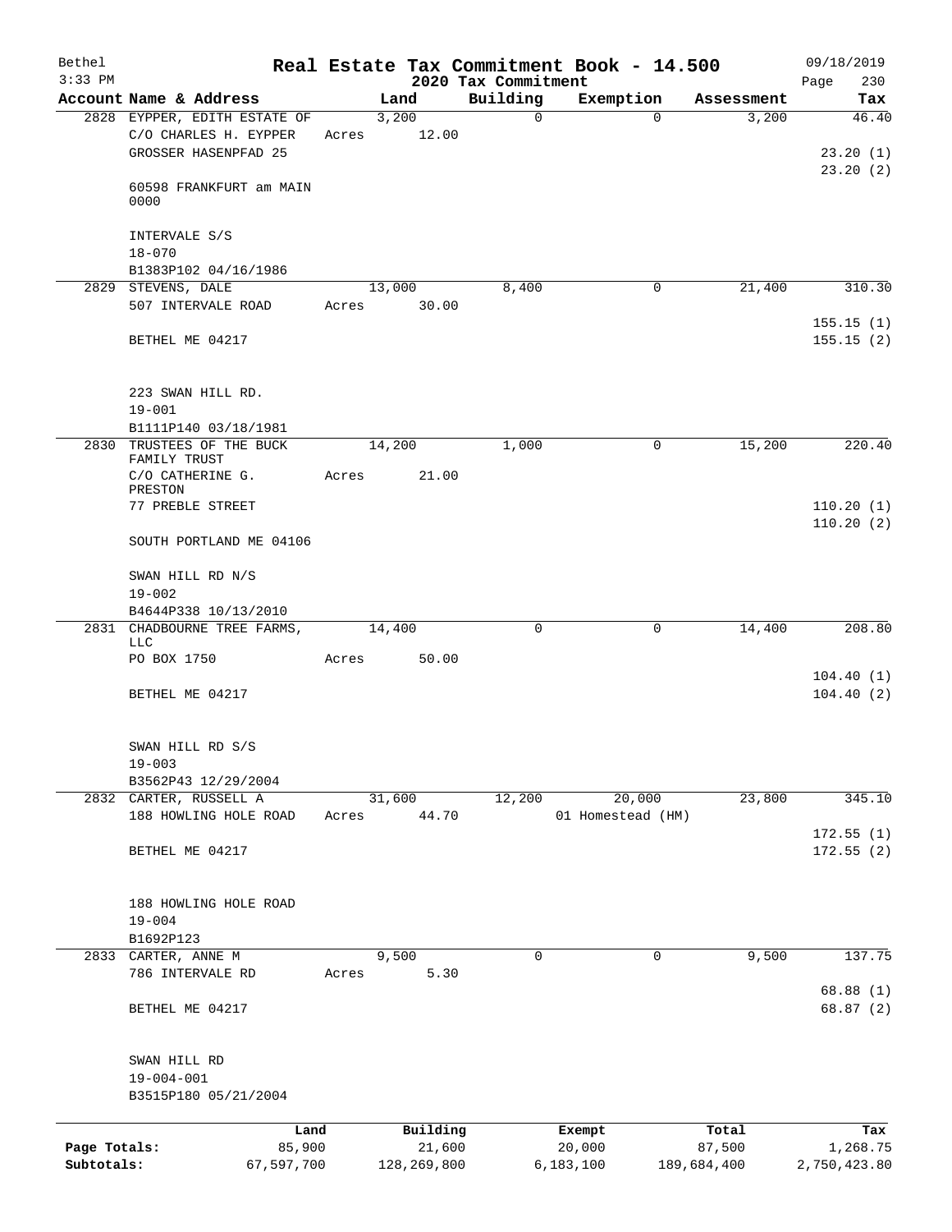Bethel
3:33 PM

# Real Estate Tax Commitment Book - 14.500

## 2020 Tax Commitment

09/18/2019

| Account | Name & Address | Land | Building | Exemption | Assessment | Tax |
|---|---|---|---|---|---|---|
| 2828 | EYPPER, EDITH ESTATE OF<br>C/O CHARLES H. EYPPER<br>GROSSER HASENPFAD 25<br><br>60598 FRANKFURT am MAIN<br>0000<br><br>INTERVALE S/S<br>18-070<br>B1383P102 04/16/1986 | 3,200<br>Acres 12.00 | 0 | 0 | 3,200 | 46.40<br><br>23.20 (1)<br>23.20 (2) |
| 2829 | STEVENS, DALE<br>507 INTERVALE ROAD<br><br>BETHEL ME 04217<br><br>223 SWAN HILL RD.<br>19-001<br>B1111P140 03/18/1981 | 13,000<br>Acres 30.00 | 8,400 | 0 | 21,400 | 310.30<br><br>155.15 (1)<br>155.15 (2) |
| 2830 | TRUSTEES OF THE BUCK FAMILY TRUST<br>C/O CATHERINE G. PRESTON<br>77 PREBLE STREET<br><br>SOUTH PORTLAND ME 04106<br><br>SWAN HILL RD N/S<br>19-002<br>B4644P338 10/13/2010 | 14,200<br>Acres 21.00 | 1,000 | 0 | 15,200 | 220.40<br><br>110.20 (1)<br>110.20 (2) |
| 2831 | CHADBOURNE TREE FARMS, LLC<br>PO BOX 1750<br><br>BETHEL ME 04217<br><br>SWAN HILL RD S/S<br>19-003<br>B3562P43 12/29/2004 | 14,400<br>Acres 50.00 | 0 | 0 | 14,400 | 208.80<br><br>104.40 (1)<br>104.40 (2) |
| 2832 | CARTER, RUSSELL A<br>188 HOWLING HOLE ROAD<br><br>BETHEL ME 04217<br><br>188 HOWLING HOLE ROAD<br>19-004<br>B1692P123 | 31,600<br>Acres 44.70 | 12,200 | 20,000<br>01 Homestead (HM) | 23,800 | 345.10<br><br>172.55 (1)<br>172.55 (2) |
| 2833 | CARTER, ANNE M<br>786 INTERVALE RD<br><br>BETHEL ME 04217<br><br>SWAN HILL RD<br>19-004-001<br>B3515P180 05/21/2004 | 9,500<br>Acres 5.30 | 0 | 0 | 9,500 | 137.75<br><br>68.88 (1)<br>68.87 (2) |

| | Land | Building | Exempt | Total | Tax |
|---|---|---|---|---|---|
| Page Totals: | 85,900 | 21,600 | 20,000 | 87,500 | 1,268.75 |
| Subtotals: | 67,597,700 | 128,269,800 | 6,183,100 | 189,684,400 | 2,750,423.80 |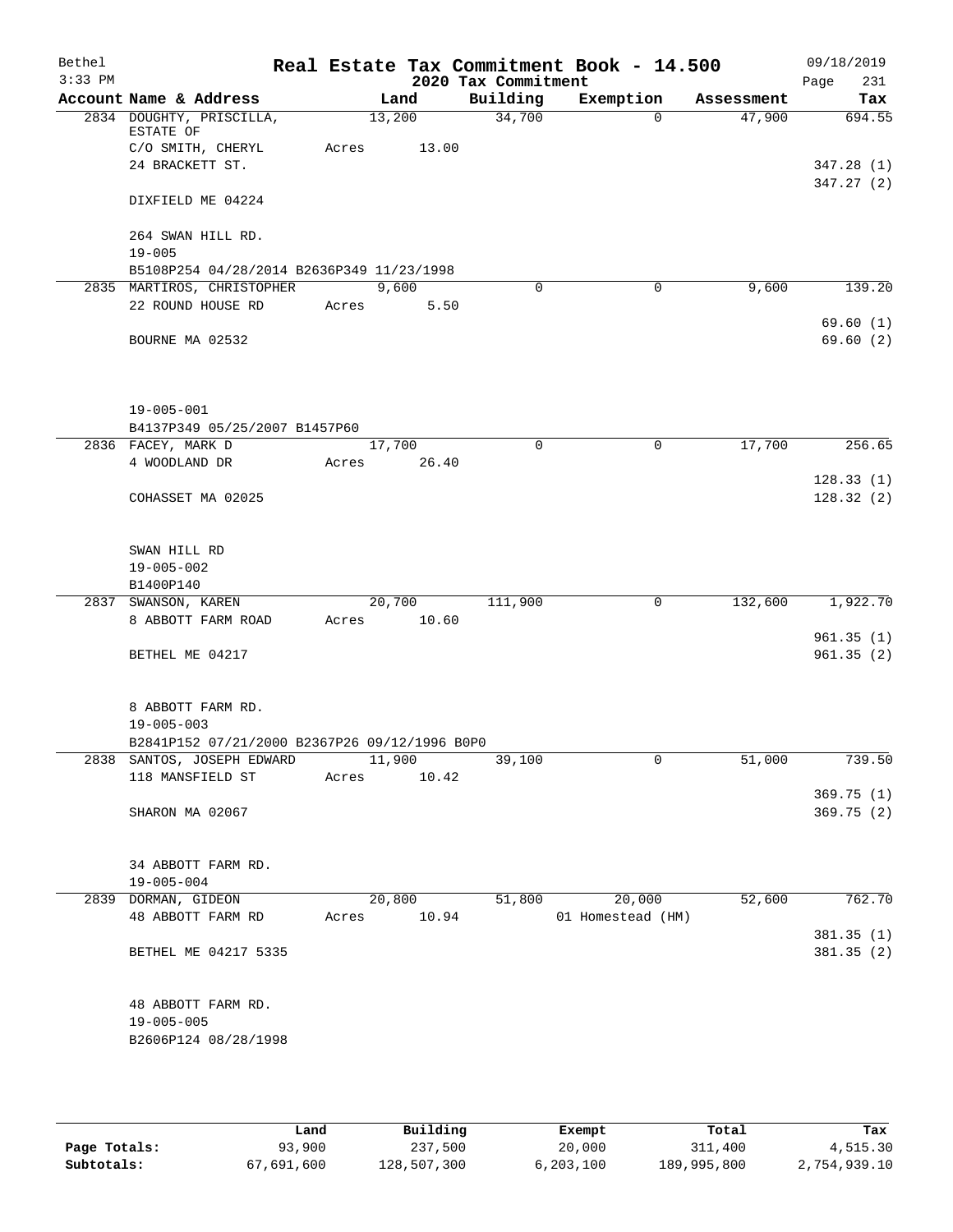Bethel
3:33 PM

# Real Estate Tax Commitment Book - 14.500

2020 Tax Commitment

09/18/2019

| Account Name & Address | Land | Building | Exemption | Assessment | Tax |
|---|---|---|---|---|---|
| 2834 DOUGHTY, PRISCILLA, ESTATE OF | 13,200 | 34,700 | 0 | 47,900 | 694.55 |
| C/O SMITH, CHERYL | Acres 13.00 | | | | |
| 24 BRACKETT ST. | | | | | 347.28 (1) |
| | | | | | 347.27 (2) |
| DIXFIELD ME 04224 | | | | | |
| 264 SWAN HILL RD. | | | | | |
| 19-005 | | | | | |
| B5108P254 04/28/2014 B2636P349 11/23/1998 | | | | | |
| 2835 MARTIROS, CHRISTOPHER | 9,600 | 0 | 0 | 9,600 | 139.20 |
| 22 ROUND HOUSE RD | Acres 5.50 | | | | |
| | | | | | 69.60 (1) |
| BOURNE MA 02532 | | | | | 69.60 (2) |
| 19-005-001 | | | | | |
| B4137P349 05/25/2007 B1457P60 | | | | | |
| 2836 FACEY, MARK D | 17,700 | 0 | 0 | 17,700 | 256.65 |
| 4 WOODLAND DR | Acres 26.40 | | | | |
| | | | | | 128.33 (1) |
| COHASSET MA 02025 | | | | | 128.32 (2) |
| SWAN HILL RD | | | | | |
| 19-005-002 | | | | | |
| B1400P140 | | | | | |
| 2837 SWANSON, KAREN | 20,700 | 111,900 | 0 | 132,600 | 1,922.70 |
| 8 ABBOTT FARM ROAD | Acres 10.60 | | | | |
| | | | | | 961.35 (1) |
| BETHEL ME 04217 | | | | | 961.35 (2) |
| 8 ABBOTT FARM RD. | | | | | |
| 19-005-003 | | | | | |
| B2841P152 07/21/2000 B2367P26 09/12/1996 B0P0 | | | | | |
| 2838 SANTOS, JOSEPH EDWARD | 11,900 | 39,100 | 0 | 51,000 | 739.50 |
| 118 MANSFIELD ST | Acres 10.42 | | | | |
| | | | | | 369.75 (1) |
| SHARON MA 02067 | | | | | 369.75 (2) |
| 34 ABBOTT FARM RD. | | | | | |
| 19-005-004 | | | | | |
| 2839 DORMAN, GIDEON | 20,800 | 51,800 | 20,000 | 52,600 | 762.70 |
| 48 ABBOTT FARM RD | Acres 10.94 | | 01 Homestead (HM) | | |
| | | | | | 381.35 (1) |
| BETHEL ME 04217 5335 | | | | | 381.35 (2) |
| 48 ABBOTT FARM RD. | | | | | |
| 19-005-005 | | | | | |
| B2606P124 08/28/1998 | | | | | |

| | Land | Building | Exempt | Total | Tax |
|---|---|---|---|---|---|
| Page Totals: | 93,900 | 237,500 | 20,000 | 311,400 | 4,515.30 |
| Subtotals: | 67,691,600 | 128,507,300 | 6,203,100 | 189,995,800 | 2,754,939.10 |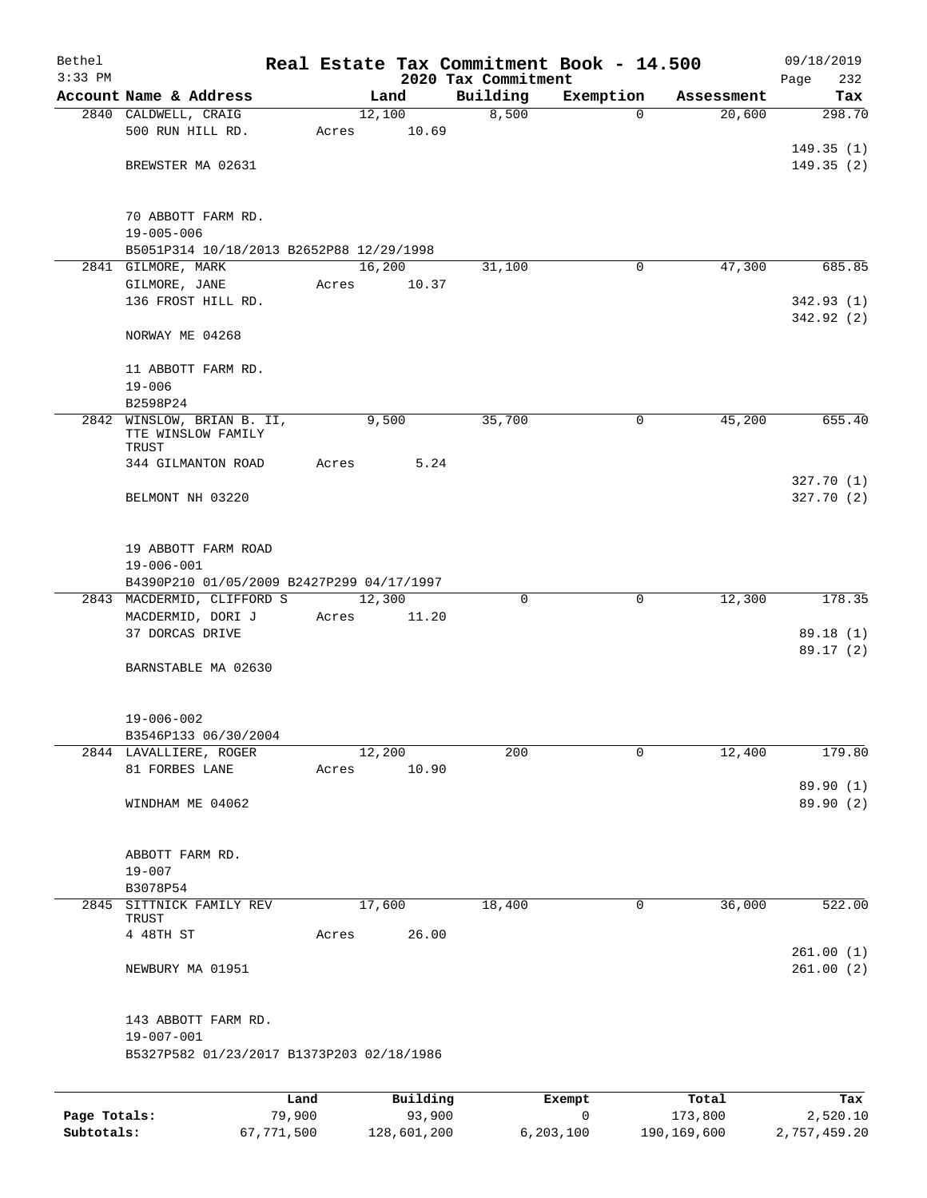# Real Estate Tax Commitment Book - 14.500

Bethel
3:33 PM

09/18/2019

## 2020 Tax Commitment

| Account | Name & Address | Land | Building | Exemption | Assessment | Tax |
|---|---|---|---|---|---|---|
| 2840 | CALDWELL, CRAIG<br>500 RUN HILL RD.<br><br>BREWSTER MA 02631<br><br>70 ABBOTT FARM RD.<br>19-005-006<br>B5051P314 10/18/2013 B2652P88 12/29/1998 | 12,100<br>Acres 10.69 | 8,500 | 0 | 20,600 | 298.70<br><br>149.35 (1)<br>149.35 (2) |
| 2841 | GILMORE, MARK<br>GILMORE, JANE<br>136 FROST HILL RD.<br><br>NORWAY ME 04268<br><br>11 ABBOTT FARM RD.<br>19-006<br>B2598P24 | 16,200<br>Acres 10.37 | 31,100 | 0 | 47,300 | 685.85<br><br>342.93 (1)<br>342.92 (2) |
| 2842 | WINSLOW, BRIAN B. II, TTE WINSLOW FAMILY TRUST<br>344 GILMANTON ROAD<br><br>BELMONT NH 03220<br><br>19 ABBOTT FARM ROAD<br>19-006-001<br>B4390P210 01/05/2009 B2427P299 04/17/1997 | 9,500<br>Acres 5.24 | 35,700 | 0 | 45,200 | 655.40<br><br>327.70 (1)<br>327.70 (2) |
| 2843 | MACDERMID, CLIFFORD S<br>MACDERMID, DORI J<br>37 DORCAS DRIVE<br><br>BARNSTABLE MA 02630<br><br>19-006-002<br>B3546P133 06/30/2004 | 12,300<br>Acres 11.20 | 0 | 0 | 12,300 | 178.35<br><br>89.18 (1)<br>89.17 (2) |
| 2844 | LAVALLIERE, ROGER<br>81 FORBES LANE<br><br>WINDHAM ME 04062<br><br>ABBOTT FARM RD.<br>19-007<br>B3078P54 | 12,200<br>Acres 10.90 | 200 | 0 | 12,400 | 179.80<br><br>89.90 (1)<br>89.90 (2) |
| 2845 | SITTNICK FAMILY REV TRUST<br>4 48TH ST<br><br>NEWBURY MA 01951<br><br>143 ABBOTT FARM RD.<br>19-007-001<br>B5327P582 01/23/2017 B1373P203 02/18/1986 | 17,600<br>Acres 26.00 | 18,400 | 0 | 36,000 | 522.00<br><br>261.00 (1)<br>261.00 (2) |

| | Land | Building | Exempt | Total | Tax |
|---|---|---|---|---|---|
| Page Totals: | 79,900 | 93,900 | 0 | 173,800 | 2,520.10 |
| Subtotals: | 67,771,500 | 128,601,200 | 6,203,100 | 190,169,600 | 2,757,459.20 |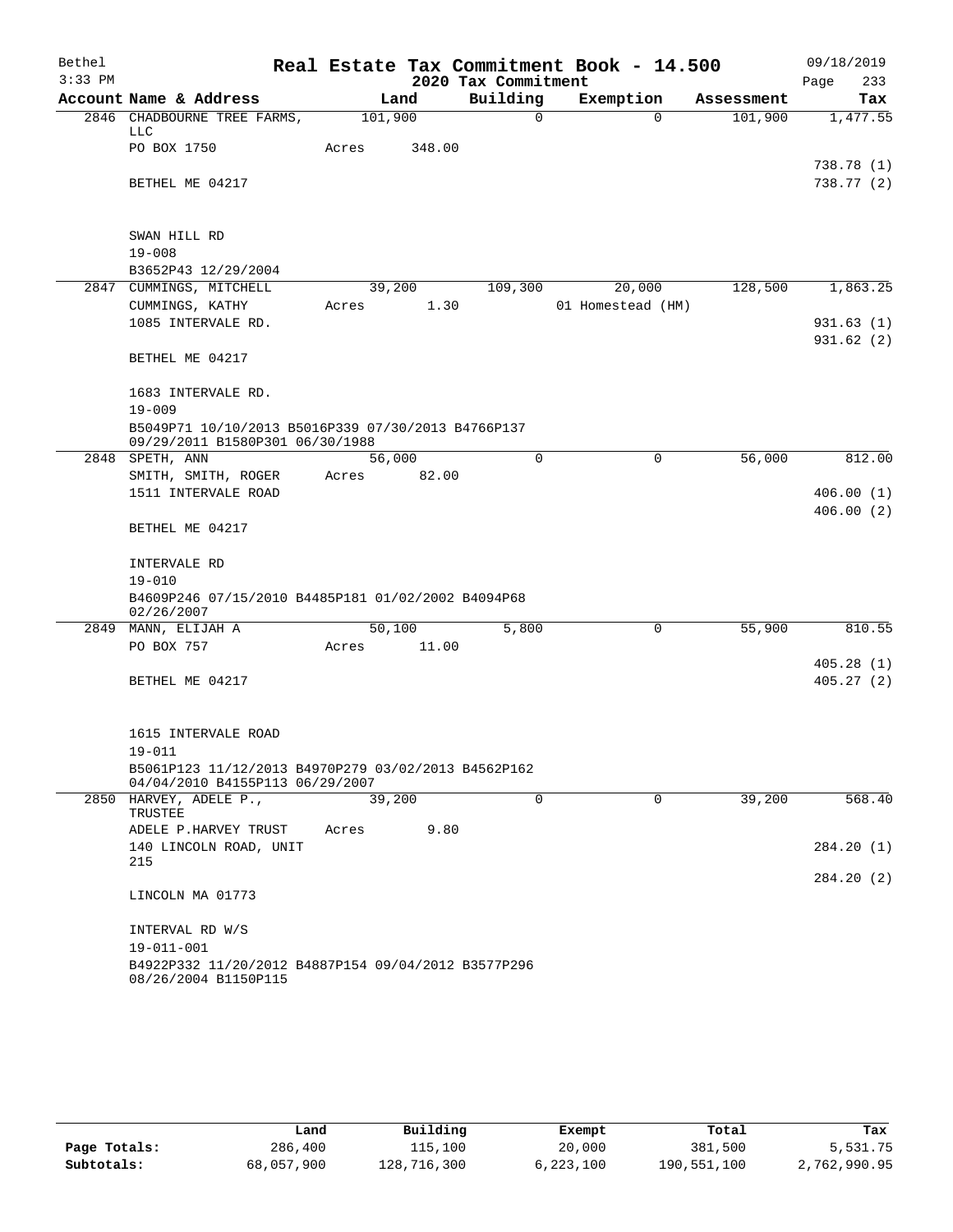Bethel 3:33 PM

# Real Estate Tax Commitment Book - 14.500

## 2020 Tax Commitment

09/18/2019

| Account Name & Address | Land | Building | Exemption | Assessment | Tax |
|---|---|---|---|---|---|
| 2846 CHADBOURNE TREE FARMS, LLC | 101,900 | 0 | 0 | 101,900 | 1,477.55 |
| PO BOX 1750 | Acres 348.00 | | | | |
| | | | | | 738.78 (1) |
| BETHEL ME 04217 | | | | | 738.77 (2) |
| SWAN HILL RD | | | | | |
| 19-008 | | | | | |
| B3652P43 12/29/2004 | | | | | |
| 2847 CUMMINGS, MITCHELL | 39,200 | 109,300 | 20,000 | 128,500 | 1,863.25 |
| CUMMINGS, KATHY | Acres 1.30 | | 01 Homestead (HM) | | |
| 1085 INTERVALE RD. | | | | | 931.63 (1) |
| | | | | | 931.62 (2) |
| BETHEL ME 04217 | | | | | |
| 1683 INTERVALE RD. | | | | | |
| 19-009 | | | | | |
| B5049P71 10/10/2013 B5016P339 07/30/2013 B4766P137 09/29/2011 B1580P301 06/30/1988 | | | | | |
| 2848 SPETH, ANN | 56,000 | 0 | 0 | 56,000 | 812.00 |
| SMITH, SMITH, ROGER | Acres 82.00 | | | | |
| 1511 INTERVALE ROAD | | | | | 406.00 (1) |
| | | | | | 406.00 (2) |
| BETHEL ME 04217 | | | | | |
| INTERVALE RD | | | | | |
| 19-010 | | | | | |
| B4609P246 07/15/2010 B4485P181 01/02/2002 B4094P68 02/26/2007 | | | | | |
| 2849 MANN, ELIJAH A | 50,100 | 5,800 | 0 | 55,900 | 810.55 |
| PO BOX 757 | Acres 11.00 | | | | |
| | | | | | 405.28 (1) |
| BETHEL ME 04217 | | | | | 405.27 (2) |
| 1615 INTERVALE ROAD | | | | | |
| 19-011 | | | | | |
| B5061P123 11/12/2013 B4970P279 03/02/2013 B4562P162 04/04/2010 B4155P113 06/29/2007 | | | | | |
| 2850 HARVEY, ADELE P., TRUSTEE | 39,200 | 0 | 0 | 39,200 | 568.40 |
| ADELE P.HARVEY TRUST | Acres 9.80 | | | | |
| 140 LINCOLN ROAD, UNIT 215 | | | | | 284.20 (1) |
| | | | | | 284.20 (2) |
| LINCOLN MA 01773 | | | | | |
| INTERVAL RD W/S | | | | | |
| 19-011-001 | | | | | |
| B4922P332 11/20/2012 B4887P154 09/04/2012 B3577P296 08/26/2004 B1150P115 | | | | | |

| | Land | Building | Exempt | Total | Tax |
|---|---|---|---|---|---|
| Page Totals: | 286,400 | 115,100 | 20,000 | 381,500 | 5,531.75 |
| Subtotals: | 68,057,900 | 128,716,300 | 6,223,100 | 190,551,100 | 2,762,990.95 |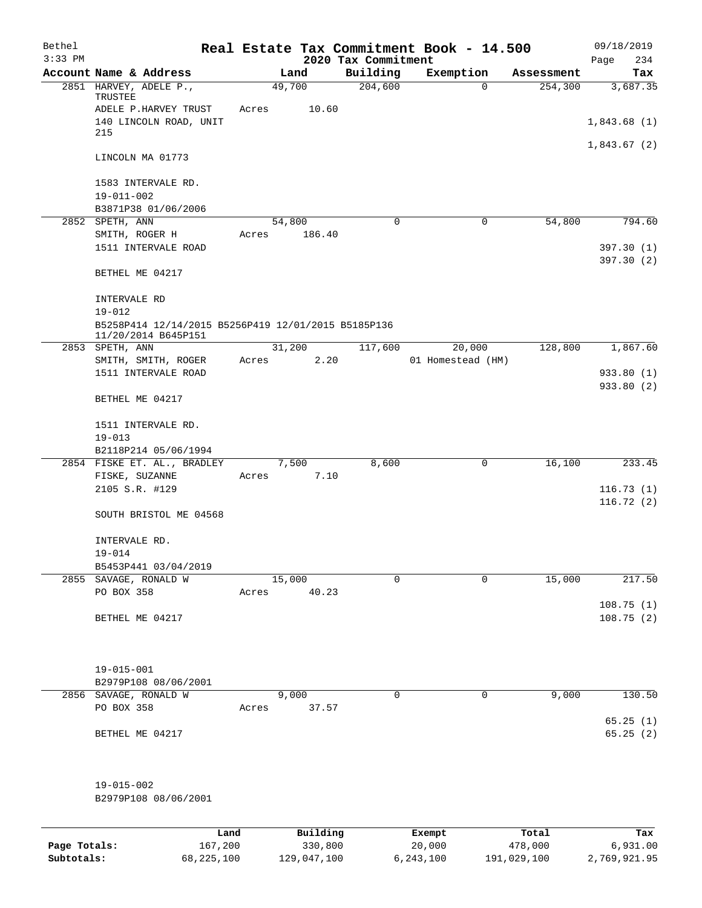# Real Estate Tax Commitment Book - 14.500

Bethel
3:33 PM

2020 Tax Commitment

09/18/2019
Page 234

| Account Name & Address | Land | Building | Exemption | Assessment | Tax |
|---|---|---|---|---|---|
| 2851 HARVEY, ADELE P., TRUSTEE | 49,700 | 204,600 | 0 | 254,300 | 3,687.35 |
| ADELE P.HARVEY TRUST | Acres 10.60 | | | | |
| 140 LINCOLN ROAD, UNIT 215 | | | | | 1,843.68 (1) |
| | | | | | 1,843.67 (2) |
| LINCOLN MA 01773 | | | | | |
| 1583 INTERVALE RD. | | | | | |
| 19-011-002 | | | | | |
| B3871P38 01/06/2006 | | | | | |
| 2852 SPETH, ANN | 54,800 | 0 | 0 | 54,800 | 794.60 |
| SMITH, ROGER H | Acres 186.40 | | | | |
| 1511 INTERVALE ROAD | | | | | 397.30 (1) |
| | | | | | 397.30 (2) |
| BETHEL ME 04217 | | | | | |
| INTERVALE RD | | | | | |
| 19-012 | | | | | |
| B5258P414 12/14/2015 B5256P419 12/01/2015 B5185P136 11/20/2014 B645P151 | | | | | |
| 2853 SPETH, ANN | 31,200 | 117,600 | 20,000 | 128,800 | 1,867.60 |
| SMITH, SMITH, ROGER | Acres 2.20 | | 01 Homestead (HM) | | |
| 1511 INTERVALE ROAD | | | | | 933.80 (1) |
| | | | | | 933.80 (2) |
| BETHEL ME 04217 | | | | | |
| 1511 INTERVALE RD. | | | | | |
| 19-013 | | | | | |
| B2118P214 05/06/1994 | | | | | |
| 2854 FISKE ET. AL., BRADLEY | 7,500 | 8,600 | 0 | 16,100 | 233.45 |
| FISKE, SUZANNE | Acres 7.10 | | | | |
| 2105 S.R. #129 | | | | | 116.73 (1) |
| | | | | | 116.72 (2) |
| SOUTH BRISTOL ME 04568 | | | | | |
| INTERVALE RD. | | | | | |
| 19-014 | | | | | |
| B5453P441 03/04/2019 | | | | | |
| 2855 SAVAGE, RONALD W | 15,000 | 0 | 0 | 15,000 | 217.50 |
| PO BOX 358 | Acres 40.23 | | | | |
| | | | | | 108.75 (1) |
| BETHEL ME 04217 | | | | | 108.75 (2) |
| 19-015-001 | | | | | |
| B2979P108 08/06/2001 | | | | | |
| 2856 SAVAGE, RONALD W | 9,000 | 0 | 0 | 9,000 | 130.50 |
| PO BOX 358 | Acres 37.57 | | | | |
| | | | | | 65.25 (1) |
| BETHEL ME 04217 | | | | | 65.25 (2) |
| 19-015-002 | | | | | |
| B2979P108 08/06/2001 | | | | | |

| | Land | Building | Exempt | Total | Tax |
|---|---|---|---|---|---|
| Page Totals: | 167,200 | 330,800 | 20,000 | 478,000 | 6,931.00 |
| Subtotals: | 68,225,100 | 129,047,100 | 6,243,100 | 191,029,100 | 2,769,921.95 |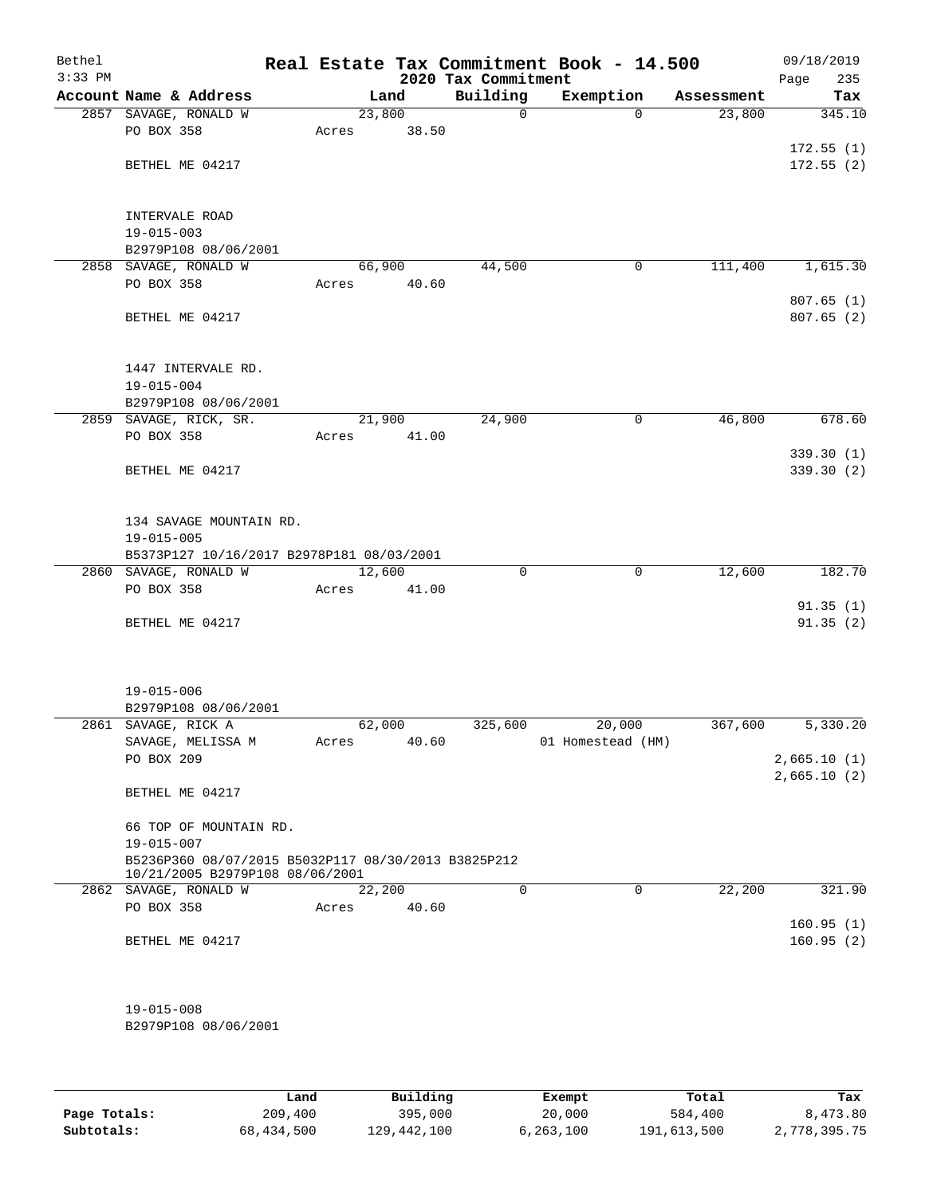Bethel 3:33 PM

# Real Estate Tax Commitment Book - 14.500

## 2020 Tax Commitment

09/18/2019 Page 235

| Account Name & Address | Land | Building | Exemption | Assessment | Tax |
|---|---|---|---|---|---|
| 2857 SAVAGE, RONALD W | 23,800 | 0 | 0 | 23,800 | 345.10 |
| PO BOX 358 | Acres 38.50 | | | | |
| | | | | | 172.55 (1) |
| BETHEL ME 04217 | | | | | 172.55 (2) |
| INTERVALE ROAD | | | | | |
| 19-015-003 | | | | | |
| B2979P108 08/06/2001 | | | | | |
| 2858 SAVAGE, RONALD W | 66,900 | 44,500 | 0 | 111,400 | 1,615.30 |
| PO BOX 358 | Acres 40.60 | | | | |
| | | | | | 807.65 (1) |
| BETHEL ME 04217 | | | | | 807.65 (2) |
| 1447 INTERVALE RD. | | | | | |
| 19-015-004 | | | | | |
| B2979P108 08/06/2001 | | | | | |
| 2859 SAVAGE, RICK, SR. | 21,900 | 24,900 | 0 | 46,800 | 678.60 |
| PO BOX 358 | Acres 41.00 | | | | |
| | | | | | 339.30 (1) |
| BETHEL ME 04217 | | | | | 339.30 (2) |
| 134 SAVAGE MOUNTAIN RD. | | | | | |
| 19-015-005 | | | | | |
| B5373P127 10/16/2017 B2978P181 08/03/2001 | | | | | |
| 2860 SAVAGE, RONALD W | 12,600 | 0 | 0 | 12,600 | 182.70 |
| PO BOX 358 | Acres 41.00 | | | | |
| | | | | | 91.35 (1) |
| BETHEL ME 04217 | | | | | 91.35 (2) |
| 19-015-006 | | | | | |
| B2979P108 08/06/2001 | | | | | |
| 2861 SAVAGE, RICK A | 62,000 | 325,600 | 20,000 | 367,600 | 5,330.20 |
| SAVAGE, MELISSA M | Acres 40.60 | | 01 Homestead (HM) | | |
| PO BOX 209 | | | | | 2,665.10 (1) |
| | | | | | 2,665.10 (2) |
| BETHEL ME 04217 | | | | | |
| 66 TOP OF MOUNTAIN RD. | | | | | |
| 19-015-007 | | | | | |
| B5236P360 08/07/2015 B5032P117 08/30/2013 B3825P212 10/21/2005 B2979P108 08/06/2001 | | | | | |
| 2862 SAVAGE, RONALD W | 22,200 | 0 | 0 | 22,200 | 321.90 |
| PO BOX 358 | Acres 40.60 | | | | |
| | | | | | 160.95 (1) |
| BETHEL ME 04217 | | | | | 160.95 (2) |
| 19-015-008 | | | | | |
| B2979P108 08/06/2001 | | | | | |

| | Land | Building | Exempt | Total | Tax |
|---|---|---|---|---|---|
| Page Totals: | 209,400 | 395,000 | 20,000 | 584,400 | 8,473.80 |
| Subtotals: | 68,434,500 | 129,442,100 | 6,263,100 | 191,613,500 | 2,778,395.75 |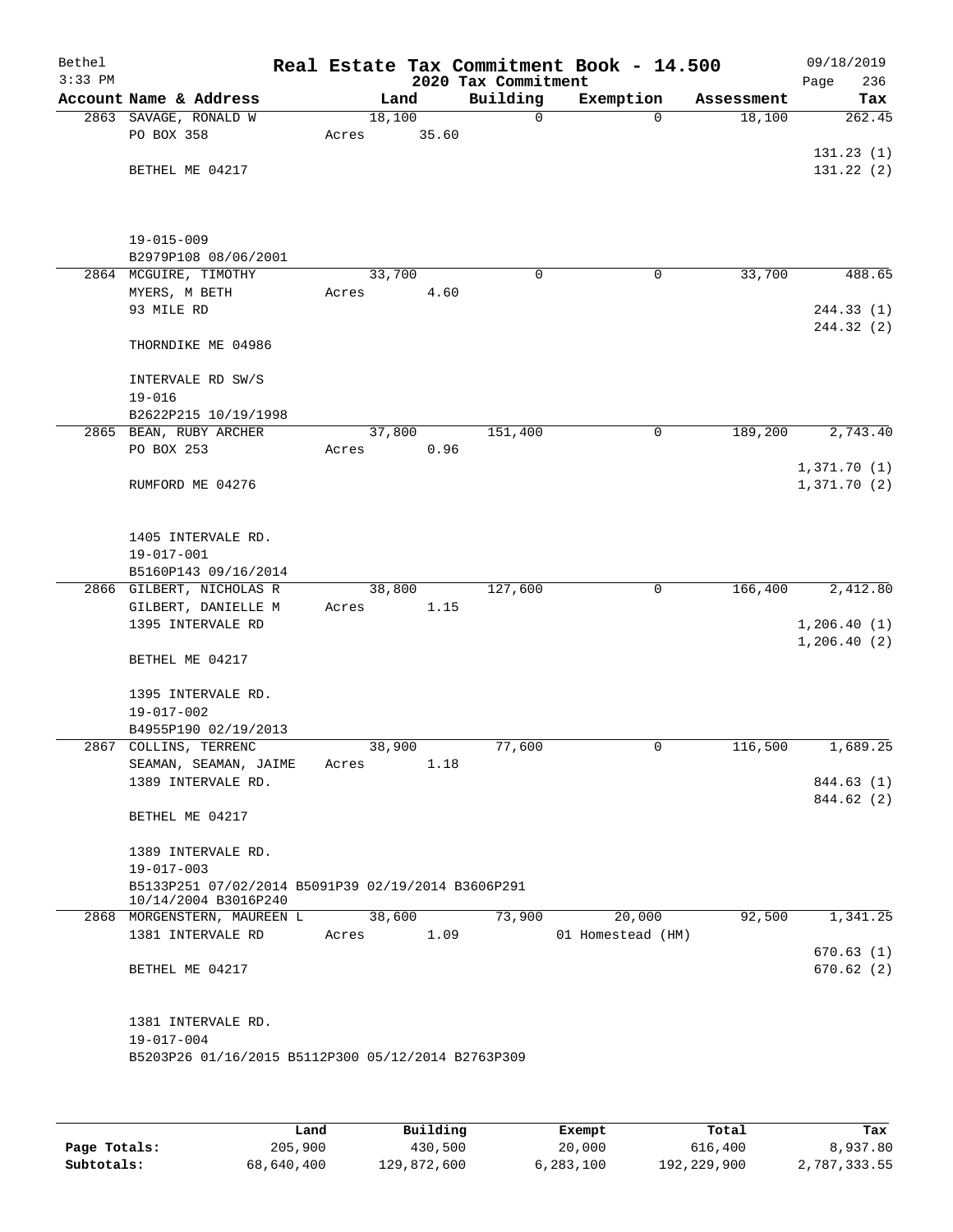Bethel 3:33 PM

# Real Estate Tax Commitment Book - 14.500

## 2020 Tax Commitment

09/18/2019 Page 236

| Account Name & Address | Land | Building | Exemption | Assessment | Tax |
|---|---|---|---|---|---|
| 2863 SAVAGE, RONALD W | 18,100 | 0 | 0 | 18,100 | 262.45 |
| PO BOX 358 | Acres 35.60 | | | | |
| | | | | | 131.23 (1) |
| BETHEL ME 04217 | | | | | 131.22 (2) |
| 19-015-009 | | | | | |
| B2979P108 08/06/2001 | | | | | |
| 2864 MCGUIRE, TIMOTHY | 33,700 | 0 | 0 | 33,700 | 488.65 |
| MYERS, M BETH | Acres 4.60 | | | | |
| 93 MILE RD | | | | | 244.33 (1) |
| | | | | | 244.32 (2) |
| THORNDIKE ME 04986 | | | | | |
| INTERVALE RD SW/S | | | | | |
| 19-016 | | | | | |
| B2622P215 10/19/1998 | | | | | |
| 2865 BEAN, RUBY ARCHER | 37,800 | 151,400 | 0 | 189,200 | 2,743.40 |
| PO BOX 253 | Acres 0.96 | | | | |
| | | | | | 1,371.70 (1) |
| RUMFORD ME 04276 | | | | | 1,371.70 (2) |
| 1405 INTERVALE RD. | | | | | |
| 19-017-001 | | | | | |
| B5160P143 09/16/2014 | | | | | |
| 2866 GILBERT, NICHOLAS R | 38,800 | 127,600 | 0 | 166,400 | 2,412.80 |
| GILBERT, DANIELLE M | Acres 1.15 | | | | |
| 1395 INTERVALE RD | | | | | 1,206.40 (1) |
| | | | | | 1,206.40 (2) |
| BETHEL ME 04217 | | | | | |
| 1395 INTERVALE RD. | | | | | |
| 19-017-002 | | | | | |
| B4955P190 02/19/2013 | | | | | |
| 2867 COLLINS, TERRENC | 38,900 | 77,600 | 0 | 116,500 | 1,689.25 |
| SEAMAN, SEAMAN, JAIME | Acres 1.18 | | | | |
| 1389 INTERVALE RD. | | | | | 844.63 (1) |
| | | | | | 844.62 (2) |
| BETHEL ME 04217 | | | | | |
| 1389 INTERVALE RD. | | | | | |
| 19-017-003 | | | | | |
| B5133P251 07/02/2014 B5091P39 02/19/2014 B3606P291 10/14/2004 B3016P240 | | | | | |
| 2868 MORGENSTERN, MAUREEN L | 38,600 | 73,900 | 20,000 | 92,500 | 1,341.25 |
| 1381 INTERVALE RD | Acres 1.09 | | 01 Homestead (HM) | | |
| | | | | | 670.63 (1) |
| BETHEL ME 04217 | | | | | 670.62 (2) |
| 1381 INTERVALE RD. | | | | | |
| 19-017-004 | | | | | |
| B5203P26 01/16/2015 B5112P300 05/12/2014 B2763P309 | | | | | |

| | Land | Building | Exempt | Total | Tax |
|---|---|---|---|---|---|
| Page Totals: | 205,900 | 430,500 | 20,000 | 616,400 | 8,937.80 |
| Subtotals: | 68,640,400 | 129,872,600 | 6,283,100 | 192,229,900 | 2,787,333.55 |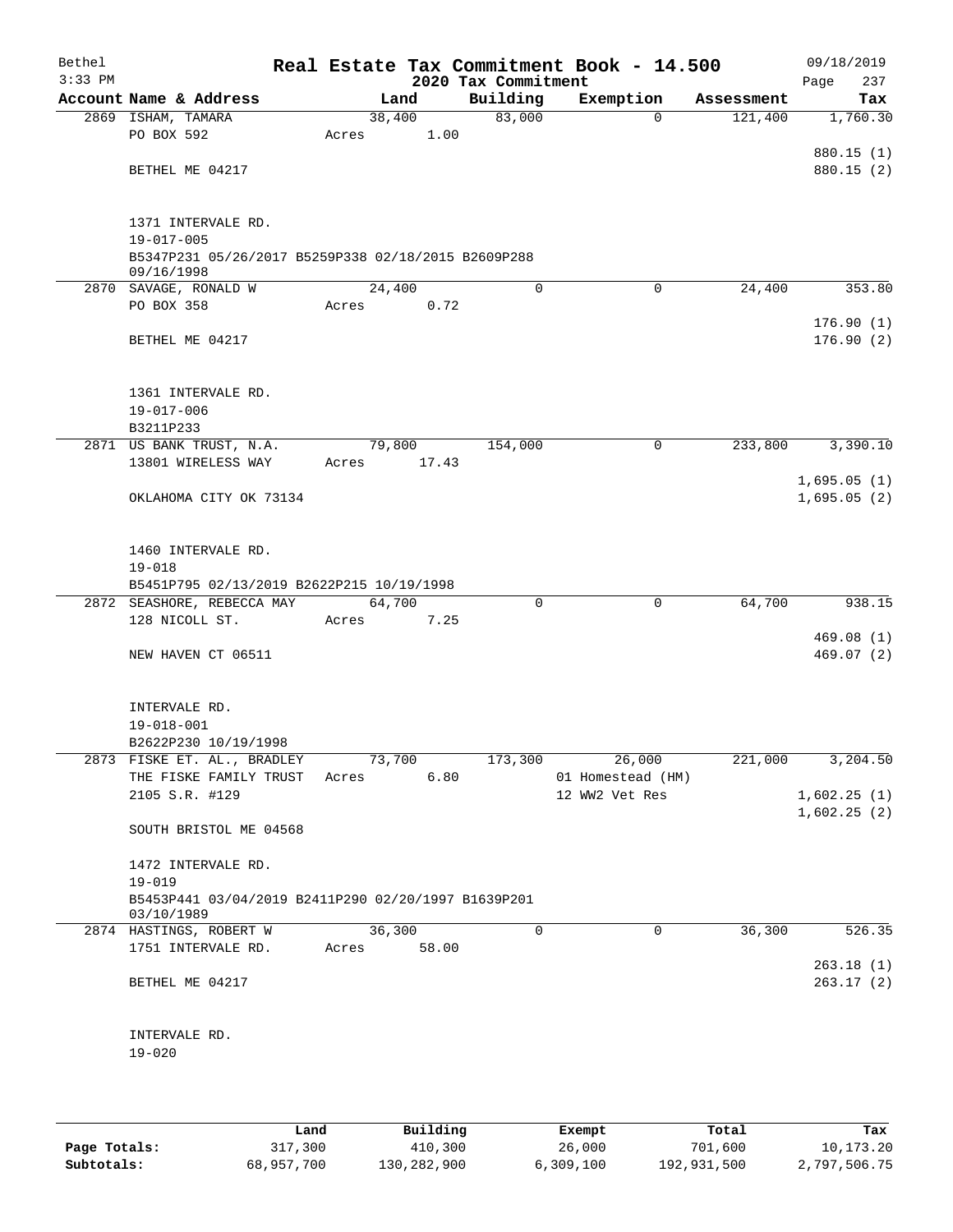Bethel | Real Estate Tax Commitment Book - 14.500 | 09/18/2019
3:33 PM | 2020 Tax Commitment | Page 237

| Account Name & Address | Land | Building | Exemption | Assessment | Tax |
|---|---|---|---|---|---|
| 2869 ISHAM, TAMARA | 38,400 | 83,000 | 0 | 121,400 | 1,760.30 |
| PO BOX 592 | Acres 1.00 | | | | |
| | | | | | 880.15 (1) |
| BETHEL ME 04217 | | | | | 880.15 (2) |
| 1371 INTERVALE RD. | | | | | |
| 19-017-005 | | | | | |
| B5347P231 05/26/2017 B5259P338 02/18/2015 B2609P288 09/16/1998 | | | | | |
| 2870 SAVAGE, RONALD W | 24,400 | 0 | 0 | 24,400 | 353.80 |
| PO BOX 358 | Acres 0.72 | | | | |
| | | | | | 176.90 (1) |
| BETHEL ME 04217 | | | | | 176.90 (2) |
| 1361 INTERVALE RD. | | | | | |
| 19-017-006 | | | | | |
| B3211P233 | | | | | |
| 2871 US BANK TRUST, N.A. | 79,800 | 154,000 | 0 | 233,800 | 3,390.10 |
| 13801 WIRELESS WAY | Acres 17.43 | | | | |
| | | | | | 1,695.05 (1) |
| OKLAHOMA CITY OK 73134 | | | | | 1,695.05 (2) |
| 1460 INTERVALE RD. | | | | | |
| 19-018 | | | | | |
| B5451P795 02/13/2019 B2622P215 10/19/1998 | | | | | |
| 2872 SEASHORE, REBECCA MAY | 64,700 | 0 | 0 | 64,700 | 938.15 |
| 128 NICOLL ST. | Acres 7.25 | | | | |
| | | | | | 469.08 (1) |
| NEW HAVEN CT 06511 | | | | | 469.07 (2) |
| INTERVALE RD. | | | | | |
| 19-018-001 | | | | | |
| B2622P230 10/19/1998 | | | | | |
| 2873 FISKE ET. AL., BRADLEY | 73,700 | 173,300 | 26,000 | 221,000 | 3,204.50 |
| THE FISKE FAMILY TRUST | Acres 6.80 | | 01 Homestead (HM) | | |
| 2105 S.R. #129 | | | 12 WW2 Vet Res | | 1,602.25 (1) |
| | | | | | 1,602.25 (2) |
| SOUTH BRISTOL ME 04568 | | | | | |
| 1472 INTERVALE RD. | | | | | |
| 19-019 | | | | | |
| B5453P441 03/04/2019 B2411P290 02/20/1997 B1639P201 03/10/1989 | | | | | |
| 2874 HASTINGS, ROBERT W | 36,300 | 0 | 0 | 36,300 | 526.35 |
| 1751 INTERVALE RD. | Acres 58.00 | | | | |
| | | | | | 263.18 (1) |
| BETHEL ME 04217 | | | | | 263.17 (2) |
| INTERVALE RD. | | | | | |
| 19-020 | | | | | |

| | Land | Building | Exempt | Total | Tax |
|---|---|---|---|---|---|
| Page Totals: | 317,300 | 410,300 | 26,000 | 701,600 | 10,173.20 |
| Subtotals: | 68,957,700 | 130,282,900 | 6,309,100 | 192,931,500 | 2,797,506.75 |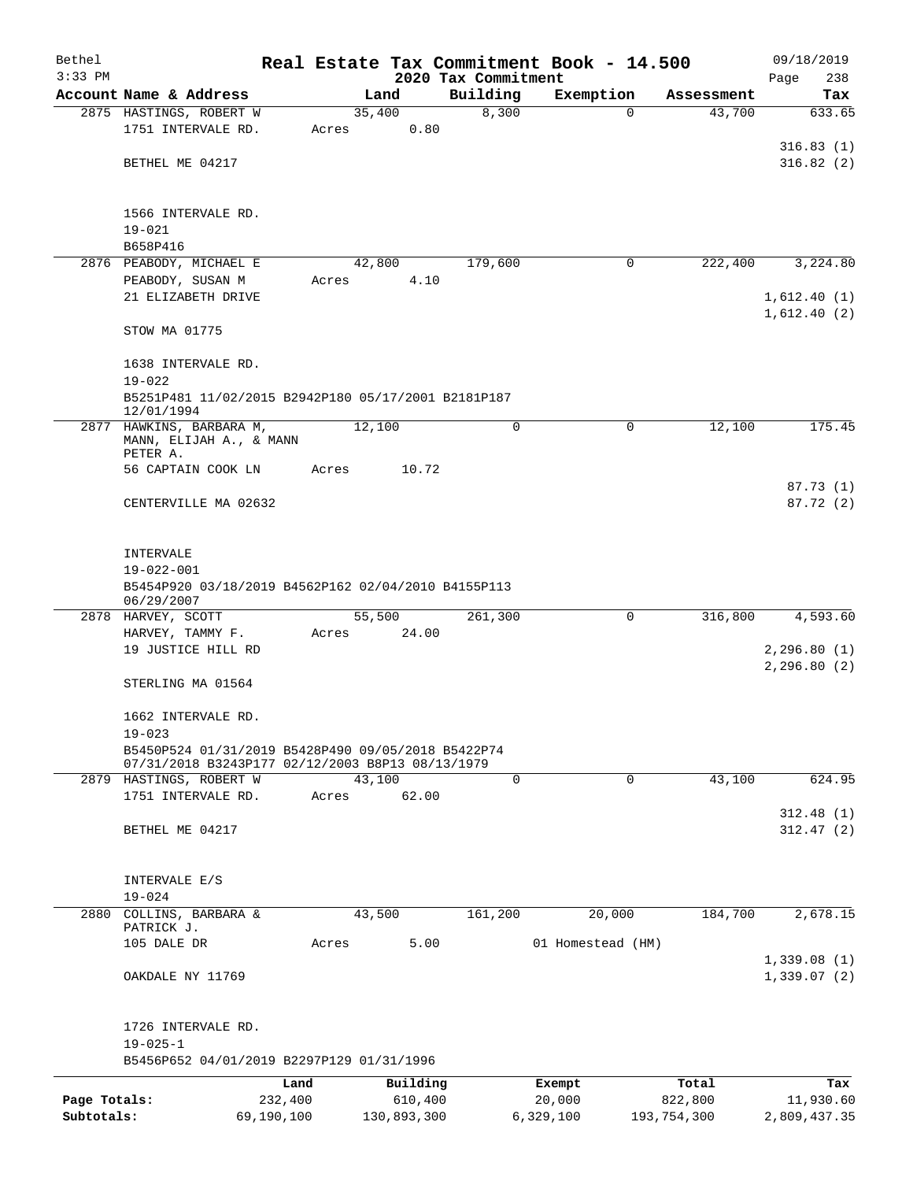# Real Estate Tax Commitment Book - 14.500

Bethel
3:33 PM

2020 Tax Commitment

09/18/2019

| Account Name & Address | Land | Building | Exemption | Assessment | Tax |
|---|---|---|---|---|---|
| 2875 HASTINGS, ROBERT W | 35,400 | 8,300 | 0 | 43,700 | 633.65 |
| 1751 INTERVALE RD. | Acres 0.80 | | | | |
| | | | | | 316.83 (1) |
| BETHEL ME 04217 | | | | | 316.82 (2) |
| 1566 INTERVALE RD. | | | | | |
| 19-021 | | | | | |
| B658P416 | | | | | |
| 2876 PEABODY, MICHAEL E | 42,800 | 179,600 | 0 | 222,400 | 3,224.80 |
| PEABODY, SUSAN M | Acres 4.10 | | | | |
| 21 ELIZABETH DRIVE | | | | | 1,612.40 (1) |
| | | | | | 1,612.40 (2) |
| STOW MA 01775 | | | | | |
| 1638 INTERVALE RD. | | | | | |
| 19-022 | | | | | |
| B5251P481 11/02/2015 B2942P180 05/17/2001 B2181P187 12/01/1994 | | | | | |
| 2877 HAWKINS, BARBARA M, MANN, ELIJAH A., & MANN PETER A. | 12,100 | 0 | 0 | 12,100 | 175.45 |
| 56 CAPTAIN COOK LN | Acres 10.72 | | | | |
| | | | | | 87.73 (1) |
| CENTERVILLE MA 02632 | | | | | 87.72 (2) |
| INTERVALE | | | | | |
| 19-022-001 | | | | | |
| B5454P920 03/18/2019 B4562P162 02/04/2010 B4155P113 06/29/2007 | | | | | |
| 2878 HARVEY, SCOTT | 55,500 | 261,300 | 0 | 316,800 | 4,593.60 |
| HARVEY, TAMMY F. | Acres 24.00 | | | | |
| 19 JUSTICE HILL RD | | | | | 2,296.80 (1) |
| | | | | | 2,296.80 (2) |
| STERLING MA 01564 | | | | | |
| 1662 INTERVALE RD. | | | | | |
| 19-023 | | | | | |
| B5450P524 01/31/2019 B5428P490 09/05/2018 B5422P74 07/31/2018 B3243P177 02/12/2003 B8P13 08/13/1979 | | | | | |
| 2879 HASTINGS, ROBERT W | 43,100 | 0 | 0 | 43,100 | 624.95 |
| 1751 INTERVALE RD. | Acres 62.00 | | | | |
| | | | | | 312.48 (1) |
| BETHEL ME 04217 | | | | | 312.47 (2) |
| INTERVALE E/S | | | | | |
| 19-024 | | | | | |
| 2880 COLLINS, BARBARA & PATRICK J. | 43,500 | 161,200 | 20,000 | 184,700 | 2,678.15 |
| 105 DALE DR | Acres 5.00 | | 01 Homestead (HM) | | |
| | | | | | 1,339.08 (1) |
| OAKDALE NY 11769 | | | | | 1,339.07 (2) |
| 1726 INTERVALE RD. | | | | | |
| 19-025-1 | | | | | |
| B5456P652 04/01/2019 B2297P129 01/31/1996 | | | | | |

| | Land | Building | Exempt | Total | Tax |
|---|---|---|---|---|---|
| Page Totals: | 232,400 | 610,400 | 20,000 | 822,800 | 11,930.60 |
| Subtotals: | 69,190,100 | 130,893,300 | 6,329,100 | 193,754,300 | 2,809,437.35 |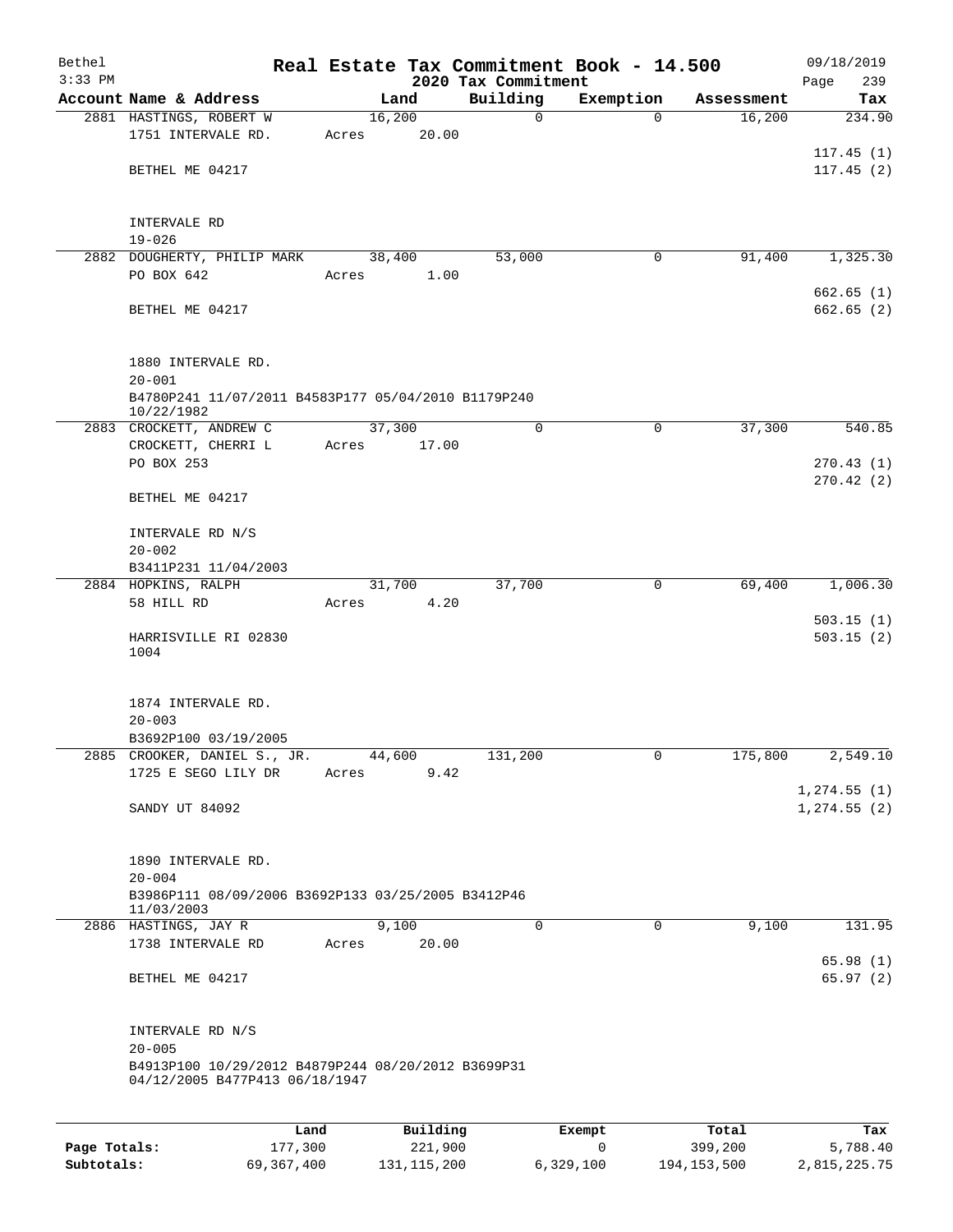Bethel 3:33 PM

# Real Estate Tax Commitment Book - 14.500

2020 Tax Commitment

09/18/2019

| Account Name & Address | Land | Building | Exemption | Assessment | Tax |
|---|---|---|---|---|---|
| 2881 HASTINGS, ROBERT W | 16,200 | 0 | 0 | 16,200 | 234.90 |
| 1751 INTERVALE RD. | Acres 20.00 | | | | |
| | | | | | 117.45 (1) |
| BETHEL ME 04217 | | | | | 117.45 (2) |
| INTERVALE RD | | | | | |
| 19-026 | | | | | |
| 2882 DOUGHERTY, PHILIP MARK | 38,400 | 53,000 | 0 | 91,400 | 1,325.30 |
| PO BOX 642 | Acres 1.00 | | | | |
| | | | | | 662.65 (1) |
| BETHEL ME 04217 | | | | | 662.65 (2) |
| 1880 INTERVALE RD. | | | | | |
| 20-001 | | | | | |
| B4780P241 11/07/2011 B4583P177 05/04/2010 B1179P240 10/22/1982 | | | | | |
| 2883 CROCKETT, ANDREW C | 37,300 | 0 | 0 | 37,300 | 540.85 |
| CROCKETT, CHERRI L | Acres 17.00 | | | | |
| PO BOX 253 | | | | | 270.43 (1) |
| | | | | | 270.42 (2) |
| BETHEL ME 04217 | | | | | |
| INTERVALE RD N/S | | | | | |
| 20-002 | | | | | |
| B3411P231 11/04/2003 | | | | | |
| 2884 HOPKINS, RALPH | 31,700 | 37,700 | 0 | 69,400 | 1,006.30 |
| 58 HILL RD | Acres 4.20 | | | | |
| | | | | | 503.15 (1) |
| HARRISVILLE RI 02830 1004 | | | | | 503.15 (2) |
| 1874 INTERVALE RD. | | | | | |
| 20-003 | | | | | |
| B3692P100 03/19/2005 | | | | | |
| 2885 CROOKER, DANIEL S., JR. | 44,600 | 131,200 | 0 | 175,800 | 2,549.10 |
| 1725 E SEGO LILY DR | Acres 9.42 | | | | |
| | | | | | 1,274.55 (1) |
| SANDY UT 84092 | | | | | 1,274.55 (2) |
| 1890 INTERVALE RD. | | | | | |
| 20-004 | | | | | |
| B3986P111 08/09/2006 B3692P133 03/25/2005 B3412P46 11/03/2003 | | | | | |
| 2886 HASTINGS, JAY R | 9,100 | 0 | 0 | 9,100 | 131.95 |
| 1738 INTERVALE RD | Acres 20.00 | | | | |
| | | | | | 65.98 (1) |
| BETHEL ME 04217 | | | | | 65.97 (2) |
| INTERVALE RD N/S | | | | | |
| 20-005 | | | | | |
| B4913P100 10/29/2012 B4879P244 08/20/2012 B3699P31 04/12/2005 B477P413 06/18/1947 | | | | | |

| | Land | Building | Exempt | Total | Tax |
|---|---|---|---|---|---|
| Page Totals: | 177,300 | 221,900 | 0 | 399,200 | 5,788.40 |
| Subtotals: | 69,367,400 | 131,115,200 | 6,329,100 | 194,153,500 | 2,815,225.75 |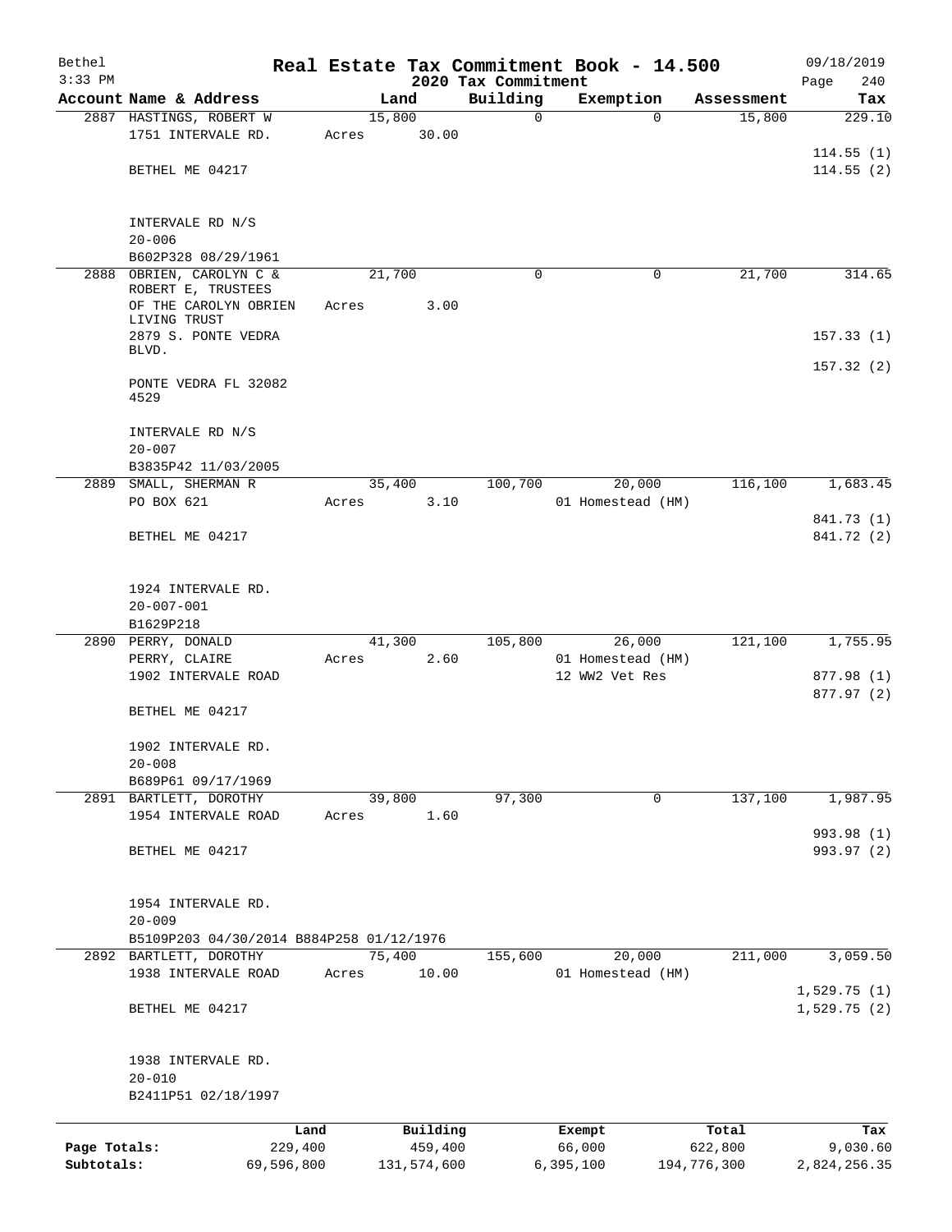# Real Estate Tax Commitment Book - 14.500

Bethel
3:33 PM

2020 Tax Commitment

09/18/2019

| Account Name & Address | Land | Building | Exemption | Assessment | Tax |
|---|---|---|---|---|---|
| 2887 HASTINGS, ROBERT W<br>1751 INTERVALE RD.<br><br>BETHEL ME 04217<br><br>INTERVALE RD N/S<br>20-006<br>B602P328 08/29/1961 | 15,800<br>Acres 30.00 | 0 | 0 | 15,800 | 229.10<br><br>114.55 (1)<br>114.55 (2) |
| 2888 OBRIEN, CAROLYN C &<br>ROBERT E, TRUSTEES<br>OF THE CAROLYN OBRIEN LIVING TRUST<br>2879 S. PONTE VEDRA BLVD.<br><br>PONTE VEDRA FL 32082 4529<br><br>INTERVALE RD N/S<br>20-007<br>B3835P42 11/03/2005 | 21,700<br>Acres 3.00 | 0 | 0 | 21,700 | 314.65<br><br>157.33 (1)<br>157.32 (2) |
| 2889 SMALL, SHERMAN R<br>PO BOX 621<br><br>BETHEL ME 04217<br><br>1924 INTERVALE RD.<br>20-007-001<br>B1629P218 | 35,400<br>Acres 3.10 | 100,700 | 20,000<br>01 Homestead (HM) | 116,100 | 1,683.45<br><br>841.73 (1)<br>841.72 (2) |
| 2890 PERRY, DONALD<br>PERRY, CLAIRE<br>1902 INTERVALE ROAD<br><br>BETHEL ME 04217<br><br>1902 INTERVALE RD.<br>20-008<br>B689P61 09/17/1969 | 41,300<br>Acres 2.60 | 105,800 | 26,000<br>01 Homestead (HM)<br>12 WW2 Vet Res | 121,100 | 1,755.95<br><br>877.98 (1)<br>877.97 (2) |
| 2891 BARTLETT, DOROTHY<br>1954 INTERVALE ROAD<br><br>BETHEL ME 04217<br><br>1954 INTERVALE RD.<br>20-009<br>B5109P203 04/30/2014 B884P258 01/12/1976 | 39,800<br>Acres 1.60 | 97,300 | 0 | 137,100 | 1,987.95<br><br>993.98 (1)<br>993.97 (2) |
| 2892 BARTLETT, DOROTHY<br>1938 INTERVALE ROAD<br><br>BETHEL ME 04217<br><br>1938 INTERVALE RD.<br>20-010<br>B2411P51 02/18/1997 | 75,400<br>Acres 10.00 | 155,600 | 20,000<br>01 Homestead (HM) | 211,000 | 3,059.50<br><br>1,529.75 (1)<br>1,529.75 (2) |

| | Land | Building | Exempt | Total | Tax |
|---|---|---|---|---|---|
| Page Totals: | 229,400 | 459,400 | 66,000 | 622,800 | 9,030.60 |
| Subtotals: | 69,596,800 | 131,574,600 | 6,395,100 | 194,776,300 | 2,824,256.35 |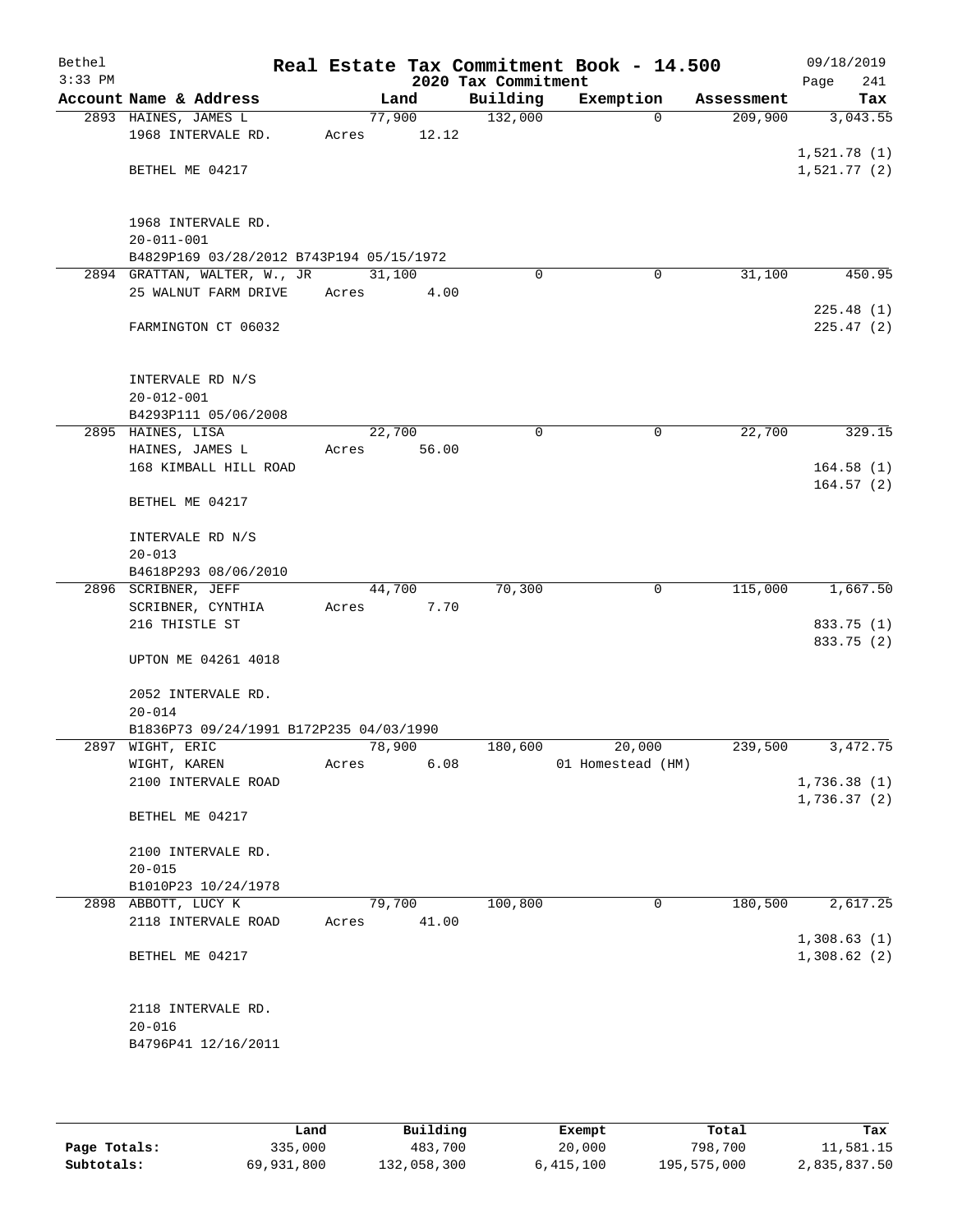# Real Estate Tax Commitment Book - 14.500

Bethel
3:33 PM
2020 Tax Commitment
09/18/2019

| Account Name & Address | Land | Building | Exemption | Assessment | Tax |
|---|---|---|---|---|---|
| 2893 HAINES, JAMES L | 77,900 | 132,000 | 0 | 209,900 | 3,043.55 |
| 1968 INTERVALE RD. | Acres 12.12 | | | | |
| | | | | | 1,521.78 (1) |
| BETHEL ME 04217 | | | | | 1,521.77 (2) |
| 1968 INTERVALE RD. | | | | | |
| 20-011-001 | | | | | |
| B4829P169 03/28/2012 B743P194 05/15/1972 | | | | | |
| 2894 GRATTAN, WALTER, W., JR | 31,100 | 0 | 0 | 31,100 | 450.95 |
| 25 WALNUT FARM DRIVE | Acres 4.00 | | | | |
| | | | | | 225.48 (1) |
| FARMINGTON CT 06032 | | | | | 225.47 (2) |
| INTERVALE RD N/S | | | | | |
| 20-012-001 | | | | | |
| B4293P111 05/06/2008 | | | | | |
| 2895 HAINES, LISA | 22,700 | 0 | 0 | 22,700 | 329.15 |
| HAINES, JAMES L | Acres 56.00 | | | | |
| 168 KIMBALL HILL ROAD | | | | | 164.58 (1) |
| | | | | | 164.57 (2) |
| BETHEL ME 04217 | | | | | |
| INTERVALE RD N/S | | | | | |
| 20-013 | | | | | |
| B4618P293 08/06/2010 | | | | | |
| 2896 SCRIBNER, JEFF | 44,700 | 70,300 | 0 | 115,000 | 1,667.50 |
| SCRIBNER, CYNTHIA | Acres 7.70 | | | | |
| 216 THISTLE ST | | | | | 833.75 (1) |
| | | | | | 833.75 (2) |
| UPTON ME 04261 4018 | | | | | |
| 2052 INTERVALE RD. | | | | | |
| 20-014 | | | | | |
| B1836P73 09/24/1991 B172P235 04/03/1990 | | | | | |
| 2897 WIGHT, ERIC | 78,900 | 180,600 | 20,000 | 239,500 | 3,472.75 |
| WIGHT, KAREN | Acres 6.08 | | 01 Homestead (HM) | | |
| 2100 INTERVALE ROAD | | | | | 1,736.38 (1) |
| | | | | | 1,736.37 (2) |
| BETHEL ME 04217 | | | | | |
| 2100 INTERVALE RD. | | | | | |
| 20-015 | | | | | |
| B1010P23 10/24/1978 | | | | | |
| 2898 ABBOTT, LUCY K | 79,700 | 100,800 | 0 | 180,500 | 2,617.25 |
| 2118 INTERVALE ROAD | Acres 41.00 | | | | |
| | | | | | 1,308.63 (1) |
| BETHEL ME 04217 | | | | | 1,308.62 (2) |
| 2118 INTERVALE RD. | | | | | |
| 20-016 | | | | | |
| B4796P41 12/16/2011 | | | | | |

| | Land | Building | Exempt | Total | Tax |
|---|---|---|---|---|---|
| Page Totals: | 335,000 | 483,700 | 20,000 | 798,700 | 11,581.15 |
| Subtotals: | 69,931,800 | 132,058,300 | 6,415,100 | 195,575,000 | 2,835,837.50 |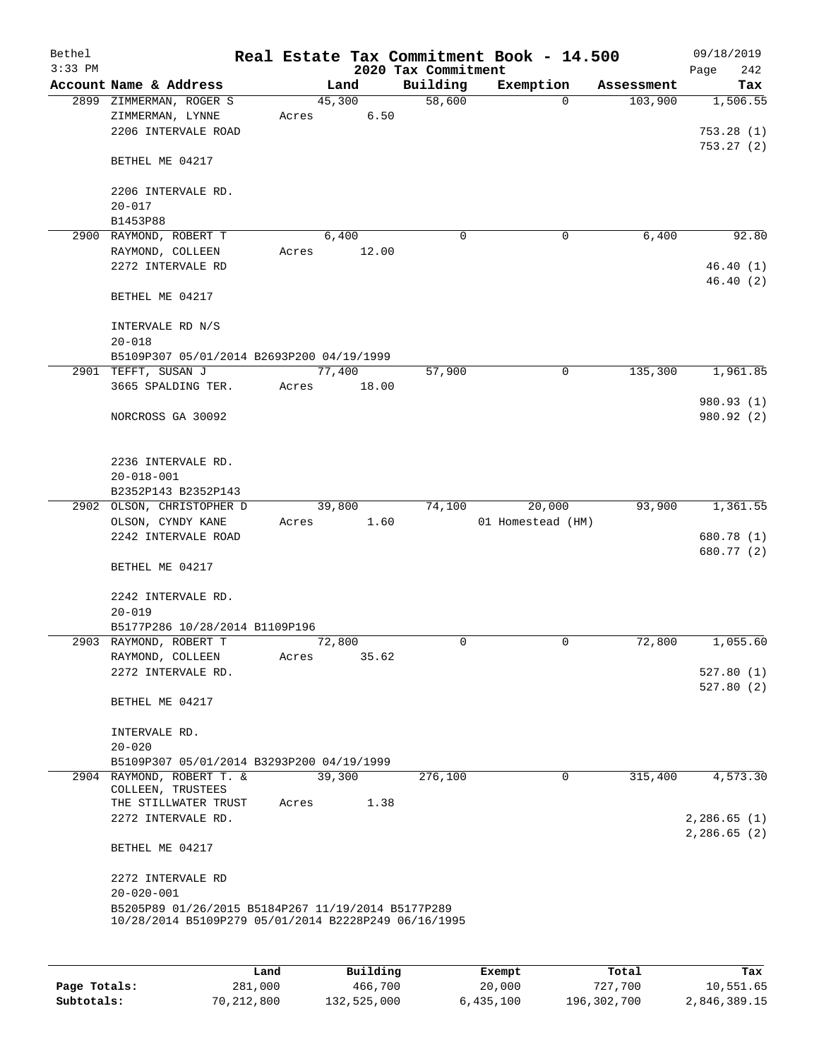# Real Estate Tax Commitment Book - 14.500

## 2020 Tax Commitment

Bethel 09/18/2019
3:33 PM Page 242

| Account Name & Address | Land | Building | Exemption | Assessment | Tax |
|---|---|---|---|---|---|
| 2899 ZIMMERMAN, ROGER S | 45,300 | 58,600 | 0 | 103,900 | 1,506.55 |
| ZIMMERMAN, LYNNE | Acres 6.50 | | | | |
| 2206 INTERVALE ROAD | | | | | 753.28 (1) |
| | | | | | 753.27 (2) |
| BETHEL ME 04217 | | | | | |
| 2206 INTERVALE RD. | | | | | |
| 20-017 | | | | | |
| B1453P88 | | | | | |
| 2900 RAYMOND, ROBERT T | 6,400 | 0 | 0 | 6,400 | 92.80 |
| RAYMOND, COLLEEN | Acres 12.00 | | | | |
| 2272 INTERVALE RD | | | | | 46.40 (1) |
| | | | | | 46.40 (2) |
| BETHEL ME 04217 | | | | | |
| INTERVALE RD N/S | | | | | |
| 20-018 | | | | | |
| B5109P307 05/01/2014 B2693P200 04/19/1999 | | | | | |
| 2901 TEFFT, SUSAN J | 77,400 | 57,900 | 0 | 135,300 | 1,961.85 |
| 3665 SPALDING TER. | Acres 18.00 | | | | |
| | | | | | 980.93 (1) |
| NORCROSS GA 30092 | | | | | 980.92 (2) |
| 2236 INTERVALE RD. | | | | | |
| 20-018-001 | | | | | |
| B2352P143 B2352P143 | | | | | |
| 2902 OLSON, CHRISTOPHER D | 39,800 | 74,100 | 20,000 | 93,900 | 1,361.55 |
| OLSON, CYNDY KANE | Acres 1.60 | | 01 Homestead (HM) | | |
| 2242 INTERVALE ROAD | | | | | 680.78 (1) |
| | | | | | 680.77 (2) |
| BETHEL ME 04217 | | | | | |
| 2242 INTERVALE RD. | | | | | |
| 20-019 | | | | | |
| B5177P286 10/28/2014 B1109P196 | | | | | |
| 2903 RAYMOND, ROBERT T | 72,800 | 0 | 0 | 72,800 | 1,055.60 |
| RAYMOND, COLLEEN | Acres 35.62 | | | | |
| 2272 INTERVALE RD. | | | | | 527.80 (1) |
| | | | | | 527.80 (2) |
| BETHEL ME 04217 | | | | | |
| INTERVALE RD. | | | | | |
| 20-020 | | | | | |
| B5109P307 05/01/2014 B3293P200 04/19/1999 | | | | | |
| 2904 RAYMOND, ROBERT T. & | 39,300 | 276,100 | 0 | 315,400 | 4,573.30 |
| COLLEEN, TRUSTEES | | | | | |
| THE STILLWATER TRUST | Acres 1.38 | | | | |
| 2272 INTERVALE RD. | | | | | 2,286.65 (1) |
| | | | | | 2,286.65 (2) |
| BETHEL ME 04217 | | | | | |
| 2272 INTERVALE RD | | | | | |
| 20-020-001 | | | | | |
| B5205P89 01/26/2015 B5184P267 11/19/2014 B5177P289 10/28/2014 B5109P279 05/01/2014 B2228P249 06/16/1995 | | | | | |

| | Land | Building | Exempt | Total | Tax |
|---|---|---|---|---|---|
| Page Totals: | 281,000 | 466,700 | 20,000 | 727,700 | 10,551.65 |
| Subtotals: | 70,212,800 | 132,525,000 | 6,435,100 | 196,302,700 | 2,846,389.15 |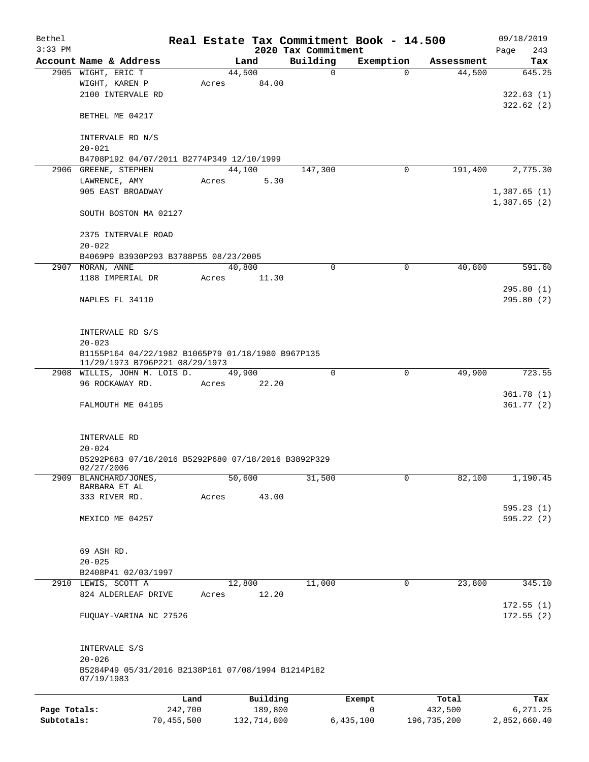# Real Estate Tax Commitment Book - 14.500

## 2020 Tax Commitment

Bethel 3:33 PM — 09/18/2019

| Account Name & Address | Land | Building | Exemption | Assessment | Tax |
|---|---|---|---|---|---|
| 2905 WIGHT, ERIC T<br>WIGHT, KAREN P<br>2100 INTERVALE RD<br><br>BETHEL ME 04217<br><br>INTERVALE RD N/S<br>20-021<br>B4708P192 04/07/2011 B2774P349 12/10/1999 | 44,500<br>Acres 84.00 | 0 | 0 | 44,500 | 645.25<br><br>322.63 (1)<br>322.62 (2) |
| 2906 GREENE, STEPHEN<br>LAWRENCE, AMY<br>905 EAST BROADWAY<br><br>SOUTH BOSTON MA 02127<br><br>2375 INTERVALE ROAD<br>20-022<br>B4069P9 B3930P293 B3788P55 08/23/2005 | 44,100<br>Acres 5.30 | 147,300 | 0 | 191,400 | 2,775.30<br><br>1,387.65 (1)<br>1,387.65 (2) |
| 2907 MORAN, ANNE<br>1188 IMPERIAL DR<br><br>NAPLES FL 34110<br><br>INTERVALE RD S/S<br>20-023<br>B1155P164 04/22/1982 B1065P79 01/18/1980 B967P135 11/29/1973 B796P221 08/29/1973 | 40,800<br>Acres 11.30 | 0 | 0 | 40,800 | 591.60<br><br>295.80 (1)<br>295.80 (2) |
| 2908 WILLIS, JOHN M. LOIS D.<br>96 ROCKAWAY RD.<br><br>FALMOUTH ME 04105<br><br>INTERVALE RD<br>20-024<br>B5292P683 07/18/2016 B5292P680 07/18/2016 B3892P329 02/27/2006 | 49,900<br>Acres 22.20 | 0 | 0 | 49,900 | 723.55<br><br>361.78 (1)<br>361.77 (2) |
| 2909 BLANCHARD/JONES, BARBARA ET AL<br>333 RIVER RD.<br><br>MEXICO ME 04257<br><br>69 ASH RD.<br>20-025<br>B2408P41 02/03/1997 | 50,600<br>Acres 43.00 | 31,500 | 0 | 82,100 | 1,190.45<br><br>595.23 (1)<br>595.22 (2) |
| 2910 LEWIS, SCOTT A<br>824 ALDERLEAF DRIVE<br><br>FUQUAY-VARINA NC 27526<br><br>INTERVALE S/S<br>20-026<br>B5284P49 05/31/2016 B2138P161 07/08/1994 B1214P182 07/19/1983 | 12,800<br>Acres 12.20 | 11,000 | 0 | 23,800 | 345.10<br><br>172.55 (1)<br>172.55 (2) |

| | Land | Building | Exempt | Total | Tax |
|---|---|---|---|---|---|
| Page Totals: | 242,700 | 189,800 | 0 | 432,500 | 6,271.25 |
| Subtotals: | 70,455,500 | 132,714,800 | 6,435,100 | 196,735,200 | 2,852,660.40 |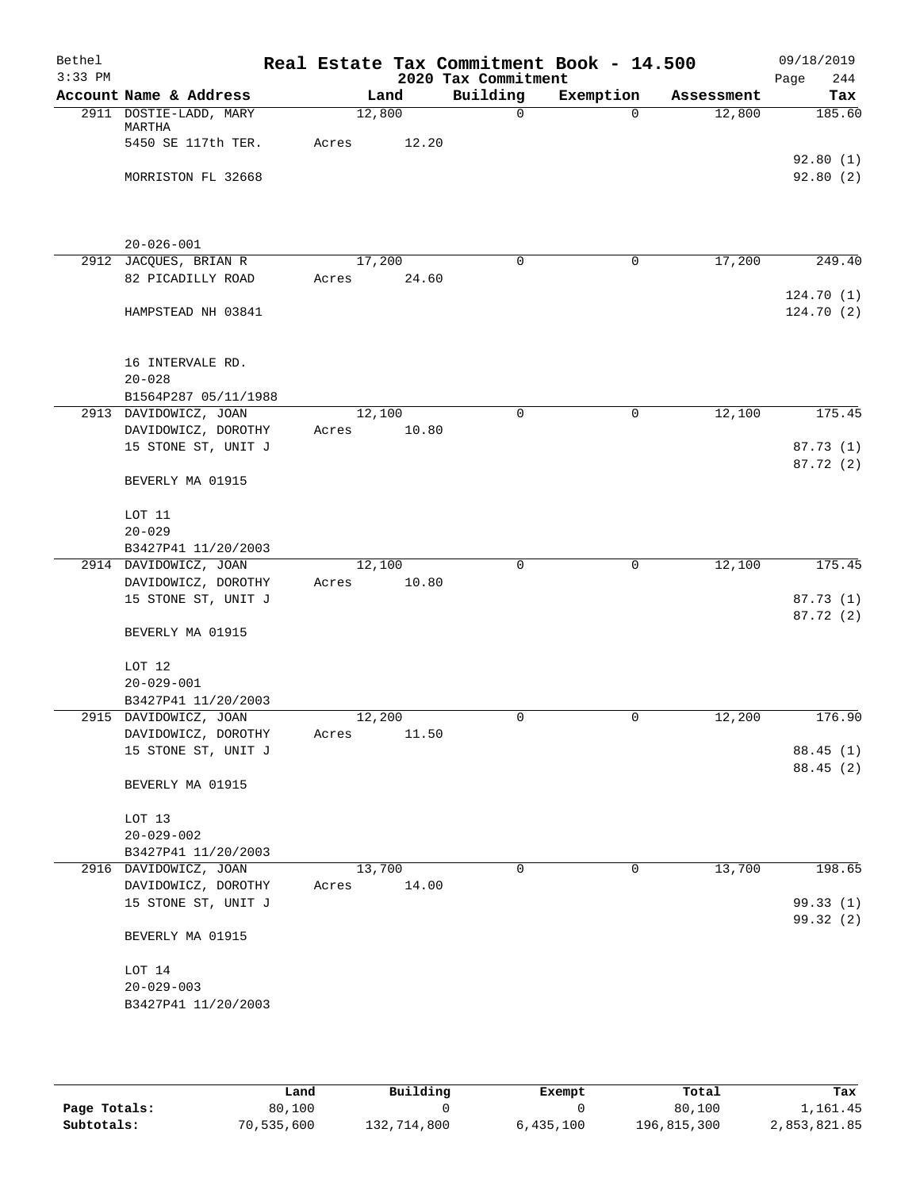# Real Estate Tax Commitment Book - 14.500

Bethel
3:33 PM

2020 Tax Commitment

09/18/2019

| Account Name & Address | Land | Building | Exemption | Assessment | Tax |
|---|---|---|---|---|---|
| 2911 DOSTIE-LADD, MARY MARTHA | 12,800 | 0 | 0 | 12,800 | 185.60 |
| 5450 SE 117th TER. | Acres 12.20 | | | | |
| | | | | | 92.80 (1) |
| MORRISTON FL 32668 | | | | | 92.80 (2) |
| 20-026-001 | | | | | |
| 2912 JACQUES, BRIAN R | 17,200 | 0 | 0 | 17,200 | 249.40 |
| 82 PICADILLY ROAD | Acres 24.60 | | | | |
| | | | | | 124.70 (1) |
| HAMPSTEAD NH 03841 | | | | | 124.70 (2) |
| 16 INTERVALE RD. | | | | | |
| 20-028 | | | | | |
| B1564P287 05/11/1988 | | | | | |
| 2913 DAVIDOWICZ, JOAN | 12,100 | 0 | 0 | 12,100 | 175.45 |
| DAVIDOWICZ, DOROTHY | Acres 10.80 | | | | |
| 15 STONE ST, UNIT J | | | | | 87.73 (1) |
| | | | | | 87.72 (2) |
| BEVERLY MA 01915 | | | | | |
| LOT 11 | | | | | |
| 20-029 | | | | | |
| B3427P41 11/20/2003 | | | | | |
| 2914 DAVIDOWICZ, JOAN | 12,100 | 0 | 0 | 12,100 | 175.45 |
| DAVIDOWICZ, DOROTHY | Acres 10.80 | | | | |
| 15 STONE ST, UNIT J | | | | | 87.73 (1) |
| | | | | | 87.72 (2) |
| BEVERLY MA 01915 | | | | | |
| LOT 12 | | | | | |
| 20-029-001 | | | | | |
| B3427P41 11/20/2003 | | | | | |
| 2915 DAVIDOWICZ, JOAN | 12,200 | 0 | 0 | 12,200 | 176.90 |
| DAVIDOWICZ, DOROTHY | Acres 11.50 | | | | |
| 15 STONE ST, UNIT J | | | | | 88.45 (1) |
| | | | | | 88.45 (2) |
| BEVERLY MA 01915 | | | | | |
| LOT 13 | | | | | |
| 20-029-002 | | | | | |
| B3427P41 11/20/2003 | | | | | |
| 2916 DAVIDOWICZ, JOAN | 13,700 | 0 | 0 | 13,700 | 198.65 |
| DAVIDOWICZ, DOROTHY | Acres 14.00 | | | | |
| 15 STONE ST, UNIT J | | | | | 99.33 (1) |
| | | | | | 99.32 (2) |
| BEVERLY MA 01915 | | | | | |
| LOT 14 | | | | | |
| 20-029-003 | | | | | |
| B3427P41 11/20/2003 | | | | | |

| | Land | Building | Exempt | Total | Tax |
|---|---|---|---|---|---|
| Page Totals: | 80,100 | 0 | 0 | 80,100 | 1,161.45 |
| Subtotals: | 70,535,600 | 132,714,800 | 6,435,100 | 196,815,300 | 2,853,821.85 |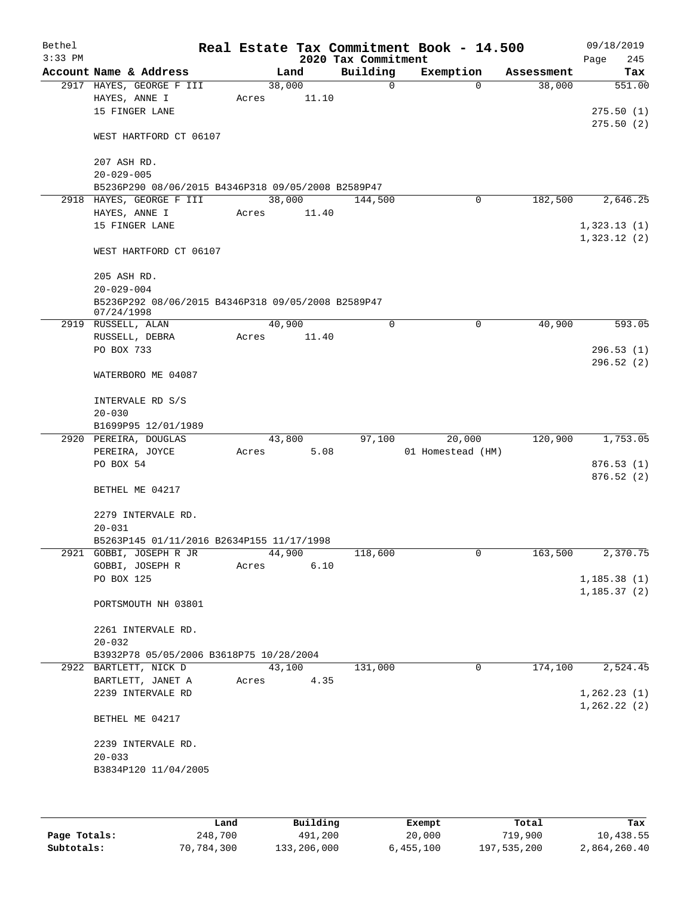Bethel
3:33 PM

# Real Estate Tax Commitment Book - 14.500

## 2020 Tax Commitment

09/18/2019

| Account Name & Address | Land | Building | Exemption | Assessment | Tax |
|---|---|---|---|---|---|
| 2917 HAYES, GEORGE F III<br>HAYES, ANNE I<br>15 FINGER LANE<br><br>WEST HARTFORD CT 06107<br><br>207 ASH RD.<br>20-029-005<br>B5236P290 08/06/2015 B4346P318 09/05/2008 B2589P47 | 38,000<br>Acres 11.10 | 0 | 0 | 38,000 | 551.00<br><br>275.50 (1)<br>275.50 (2) |
| 2918 HAYES, GEORGE F III<br>HAYES, ANNE I<br>15 FINGER LANE<br><br>WEST HARTFORD CT 06107<br><br>205 ASH RD.<br>20-029-004<br>B5236P292 08/06/2015 B4346P318 09/05/2008 B2589P47<br>07/24/1998 | 38,000<br>Acres 11.40 | 144,500 | 0 | 182,500 | 2,646.25<br><br>1,323.13 (1)<br>1,323.12 (2) |
| 2919 RUSSELL, ALAN<br>RUSSELL, DEBRA<br>PO BOX 733<br><br>WATERBORO ME 04087<br><br>INTERVALE RD S/S<br>20-030<br>B1699P95 12/01/1989 | 40,900<br>Acres 11.40 | 0 | 0 | 40,900 | 593.05<br><br>296.53 (1)<br>296.52 (2) |
| 2920 PEREIRA, DOUGLAS<br>PEREIRA, JOYCE<br>PO BOX 54<br><br>BETHEL ME 04217<br><br>2279 INTERVALE RD.<br>20-031<br>B5263P145 01/11/2016 B2634P155 11/17/1998 | 43,800<br>Acres 5.08 | 97,100 | 20,000<br>01 Homestead (HM) | 120,900 | 1,753.05<br><br>876.53 (1)<br>876.52 (2) |
| 2921 GOBBI, JOSEPH R JR<br>GOBBI, JOSEPH R<br>PO BOX 125<br><br>PORTSMOUTH NH 03801<br><br>2261 INTERVALE RD.<br>20-032<br>B3932P78 05/05/2006 B3618P75 10/28/2004 | 44,900<br>Acres 6.10 | 118,600 | 0 | 163,500 | 2,370.75<br><br>1,185.38 (1)<br>1,185.37 (2) |
| 2922 BARTLETT, NICK D<br>BARTLETT, JANET A<br>2239 INTERVALE RD<br><br>BETHEL ME 04217<br><br>2239 INTERVALE RD.<br>20-033<br>B3834P120 11/04/2005 | 43,100<br>Acres 4.35 | 131,000 | 0 | 174,100 | 2,524.45<br><br>1,262.23 (1)<br>1,262.22 (2) |

| | Land | Building | Exempt | Total | Tax |
|---|---|---|---|---|---|
| Page Totals: | 248,700 | 491,200 | 20,000 | 719,900 | 10,438.55 |
| Subtotals: | 70,784,300 | 133,206,000 | 6,455,100 | 197,535,200 | 2,864,260.40 |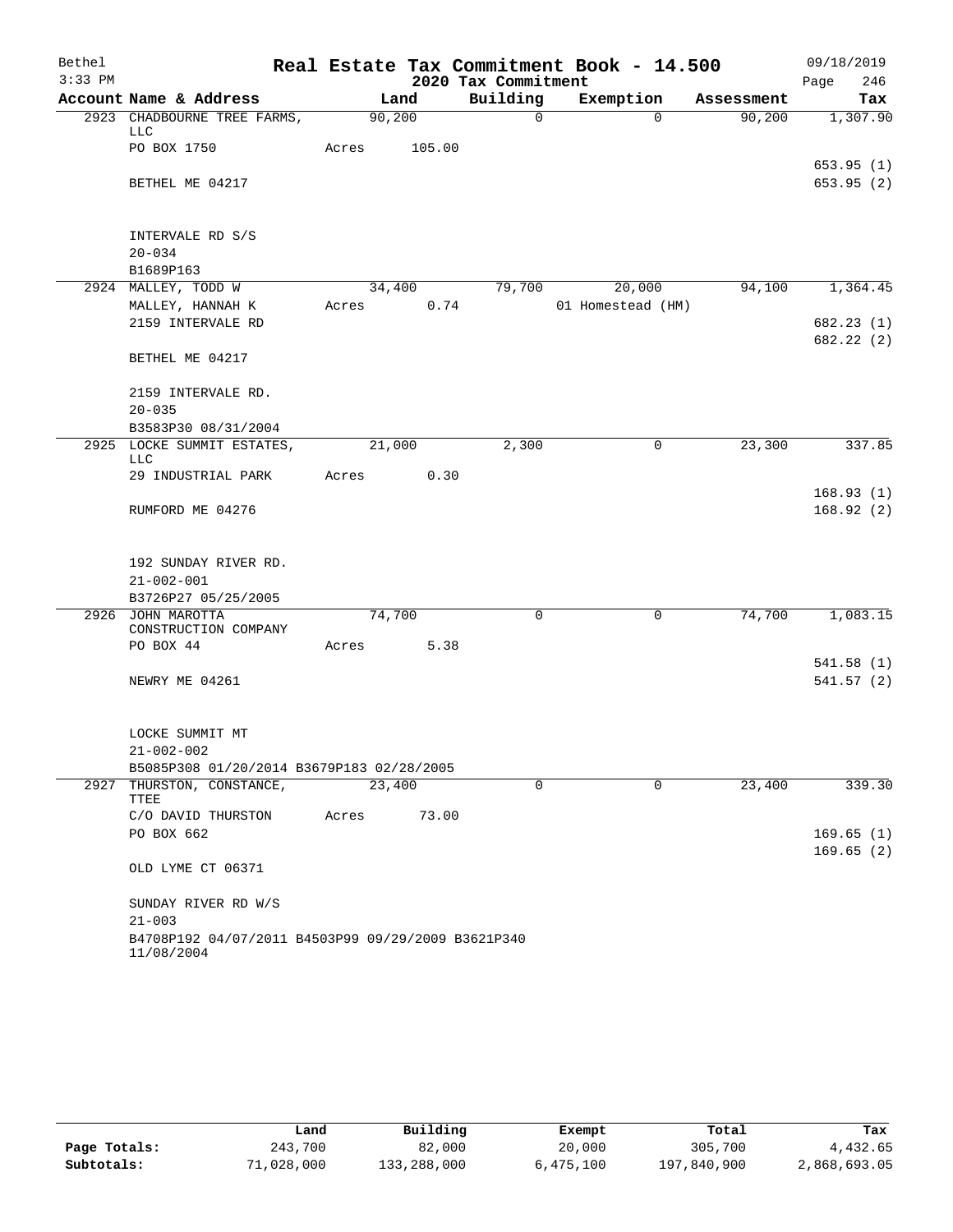Bethel 3:33 PM

# Real Estate Tax Commitment Book - 14.500

## 2020 Tax Commitment

09/18/2019 Page 246

| Account Name & Address | Land | Building | Exemption | Assessment | Tax |
|---|---|---|---|---|---|
| 2923 CHADBOURNE TREE FARMS, LLC | 90,200 | 0 | 0 | 90,200 | 1,307.90 |
| PO BOX 1750 | Acres 105.00 | | | | |
| | | | | | 653.95 (1) |
| BETHEL ME 04217 | | | | | 653.95 (2) |
| INTERVALE RD S/S | | | | | |
| 20-034 | | | | | |
| B1689P163 | | | | | |
| 2924 MALLEY, TODD W | 34,400 | 79,700 | 20,000 | 94,100 | 1,364.45 |
| MALLEY, HANNAH K | Acres 0.74 | | 01 Homestead (HM) | | |
| 2159 INTERVALE RD | | | | | 682.23 (1) |
| | | | | | 682.22 (2) |
| BETHEL ME 04217 | | | | | |
| 2159 INTERVALE RD. | | | | | |
| 20-035 | | | | | |
| B3583P30 08/31/2004 | | | | | |
| 2925 LOCKE SUMMIT ESTATES, LLC | 21,000 | 2,300 | 0 | 23,300 | 337.85 |
| 29 INDUSTRIAL PARK | Acres 0.30 | | | | |
| | | | | | 168.93 (1) |
| RUMFORD ME 04276 | | | | | 168.92 (2) |
| 192 SUNDAY RIVER RD. | | | | | |
| 21-002-001 | | | | | |
| B3726P27 05/25/2005 | | | | | |
| 2926 JOHN MAROTTA CONSTRUCTION COMPANY | 74,700 | 0 | 0 | 74,700 | 1,083.15 |
| PO BOX 44 | Acres 5.38 | | | | |
| | | | | | 541.58 (1) |
| NEWRY ME 04261 | | | | | 541.57 (2) |
| LOCKE SUMMIT MT | | | | | |
| 21-002-002 | | | | | |
| B5085P308 01/20/2014 B3679P183 02/28/2005 | | | | | |
| 2927 THURSTON, CONSTANCE, TTEE | 23,400 | 0 | 0 | 23,400 | 339.30 |
| C/O DAVID THURSTON | Acres 73.00 | | | | |
| PO BOX 662 | | | | | 169.65 (1) |
| | | | | | 169.65 (2) |
| OLD LYME CT 06371 | | | | | |
| SUNDAY RIVER RD W/S | | | | | |
| 21-003 | | | | | |
| B4708P192 04/07/2011 B4503P99 09/29/2009 B3621P340 11/08/2004 | | | | | |

| | Land | Building | Exempt | Total | Tax |
|---|---|---|---|---|---|
| Page Totals: | 243,700 | 82,000 | 20,000 | 305,700 | 4,432.65 |
| Subtotals: | 71,028,000 | 133,288,000 | 6,475,100 | 197,840,900 | 2,868,693.05 |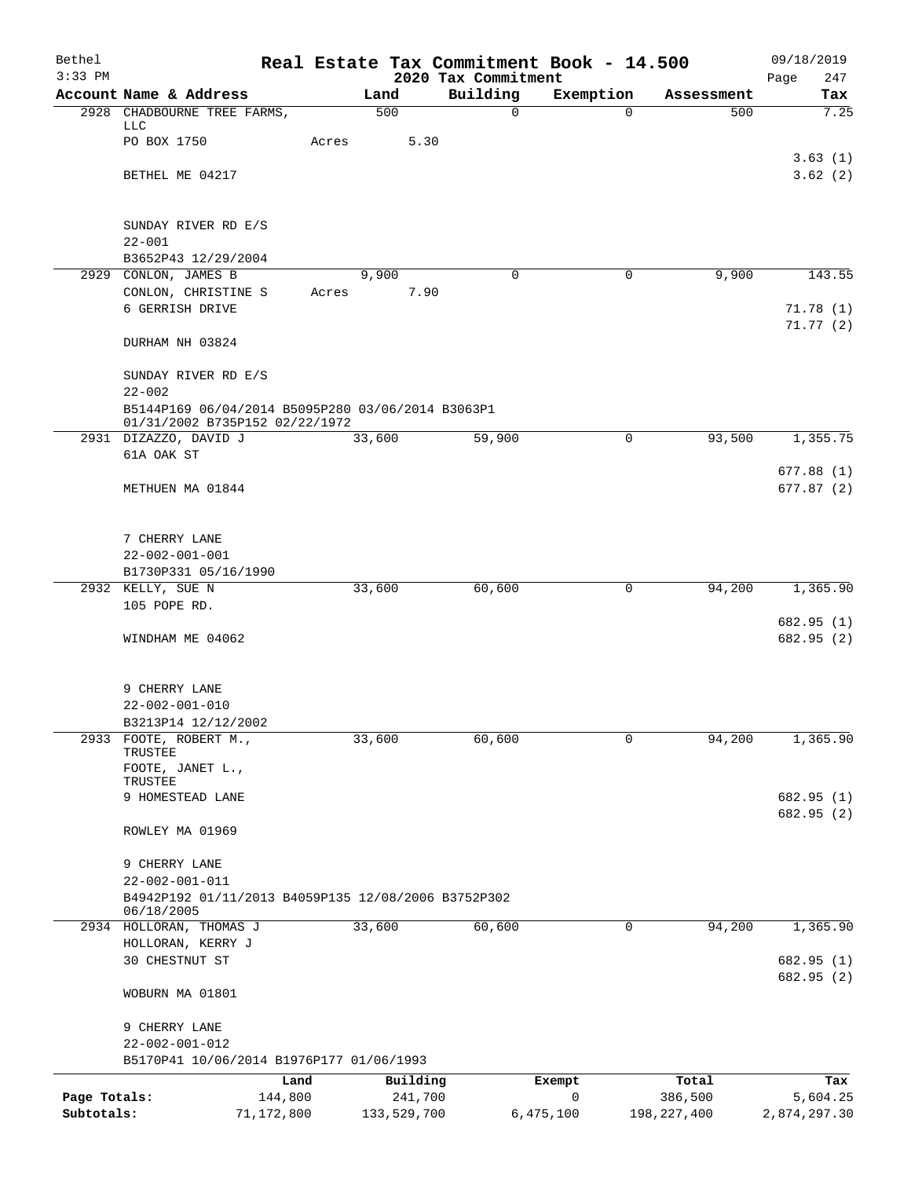# Real Estate Tax Commitment Book - 14.500

Bethel
3:33 PM

2020 Tax Commitment

09/18/2019

| Account Name & Address | Land | Building | Exemption | Assessment | Tax |
|---|---|---|---|---|---|
| 2928 CHADBOURNE TREE FARMS, LLC | 500 | 0 | 0 | 500 | 7.25 |
| PO BOX 1750 | Acres 5.30 | | | | |
| | | | | | 3.63 (1) |
| BETHEL ME 04217 | | | | | 3.62 (2) |
| SUNDAY RIVER RD E/S | | | | | |
| 22-001 | | | | | |
| B3652P43 12/29/2004 | | | | | |
| 2929 CONLON, JAMES B | 9,900 | 0 | 0 | 9,900 | 143.55 |
| CONLON, CHRISTINE S | Acres 7.90 | | | | |
| 6 GERRISH DRIVE | | | | | 71.78 (1) |
| | | | | | 71.77 (2) |
| DURHAM NH 03824 | | | | | |
| SUNDAY RIVER RD E/S | | | | | |
| 22-002 | | | | | |
| B5144P169 06/04/2014 B5095P280 03/06/2014 B3063P1 01/31/2002 B735P152 02/22/1972 | | | | | |
| 2931 DIZAZZO, DAVID J | 33,600 | 59,900 | 0 | 93,500 | 1,355.75 |
| 61A OAK ST | | | | | |
| | | | | | 677.88 (1) |
| METHUEN MA 01844 | | | | | 677.87 (2) |
| 7 CHERRY LANE | | | | | |
| 22-002-001-001 | | | | | |
| B1730P331 05/16/1990 | | | | | |
| 2932 KELLY, SUE N | 33,600 | 60,600 | 0 | 94,200 | 1,365.90 |
| 105 POPE RD. | | | | | |
| | | | | | 682.95 (1) |
| WINDHAM ME 04062 | | | | | 682.95 (2) |
| 9 CHERRY LANE | | | | | |
| 22-002-001-010 | | | | | |
| B3213P14 12/12/2002 | | | | | |
| 2933 FOOTE, ROBERT M., TRUSTEE | 33,600 | 60,600 | 0 | 94,200 | 1,365.90 |
| FOOTE, JANET L., TRUSTEE | | | | | |
| 9 HOMESTEAD LANE | | | | | 682.95 (1) |
| | | | | | 682.95 (2) |
| ROWLEY MA 01969 | | | | | |
| 9 CHERRY LANE | | | | | |
| 22-002-001-011 | | | | | |
| B4942P192 01/11/2013 B4059P135 12/08/2006 B3752P302 06/18/2005 | | | | | |
| 2934 HOLLORAN, THOMAS J | 33,600 | 60,600 | 0 | 94,200 | 1,365.90 |
| HOLLORAN, KERRY J | | | | | |
| 30 CHESTNUT ST | | | | | 682.95 (1) |
| | | | | | 682.95 (2) |
| WOBURN MA 01801 | | | | | |
| 9 CHERRY LANE | | | | | |
| 22-002-001-012 | | | | | |
| B5170P41 10/06/2014 B1976P177 01/06/1993 | | | | | |

| | Land | Building | Exempt | Total | Tax |
|---|---|---|---|---|---|
| Page Totals: | 144,800 | 241,700 | 0 | 386,500 | 5,604.25 |
| Subtotals: | 71,172,800 | 133,529,700 | 6,475,100 | 198,227,400 | 2,874,297.30 |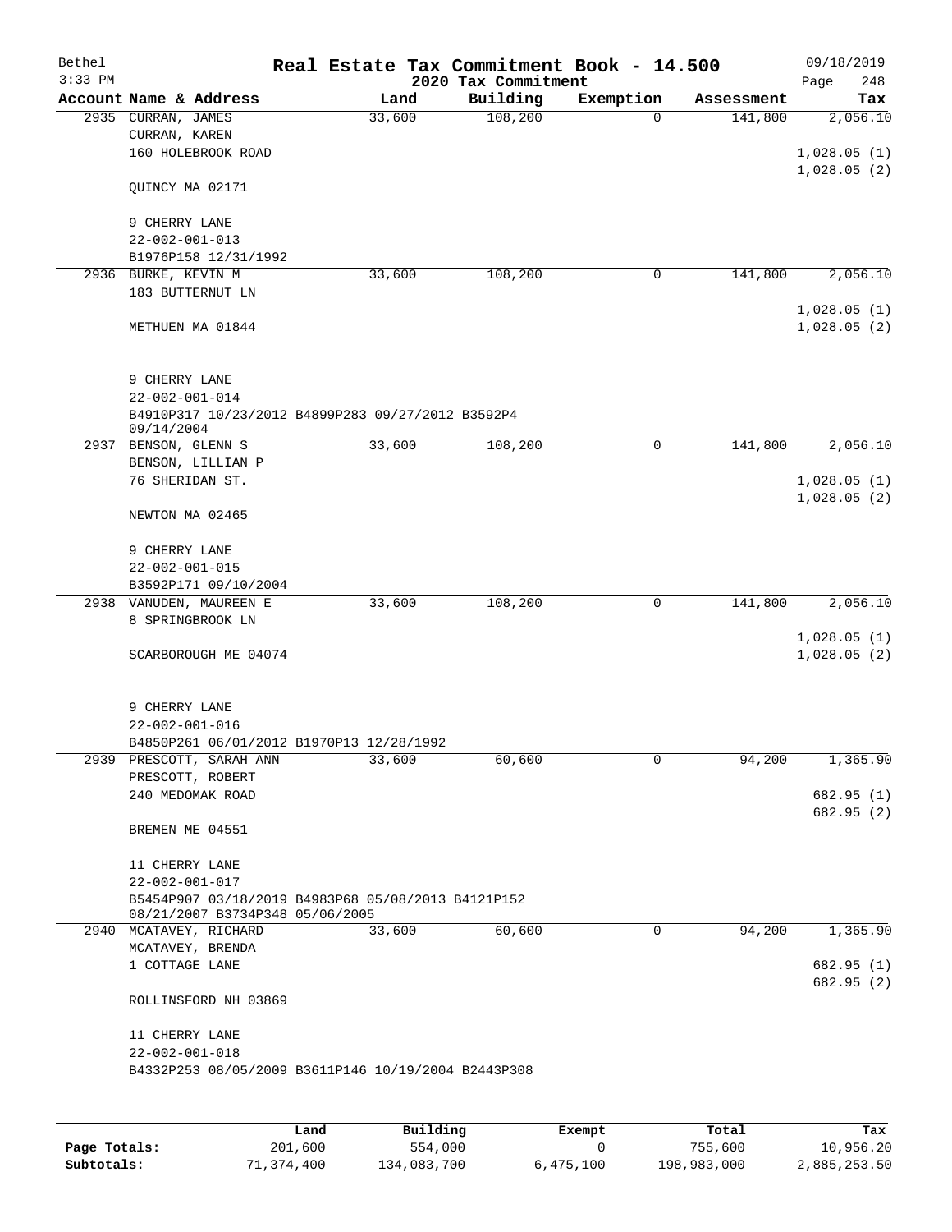Bethel

Real Estate Tax Commitment Book - 14.500

2020 Tax Commitment

09/18/2019

3:33 PM

| Account Name & Address | Land | Building | Exemption | Assessment | Tax |
|---|---|---|---|---|---|
| 2935 CURRAN, JAMES<br>CURRAN, KAREN<br>160 HOLEBROOK ROAD<br><br>QUINCY MA 02171<br><br>9 CHERRY LANE<br>22-002-001-013<br>B1976P158 12/31/1992 | 33,600 | 108,200 | 0 | 141,800 | 2,056.10<br><br>1,028.05 (1)<br>1,028.05 (2) |
| 2936 BURKE, KEVIN M<br>183 BUTTERNUT LN<br><br>METHUEN MA 01844<br><br>9 CHERRY LANE<br>22-002-001-014<br>B4910P317 10/23/2012 B4899P283 09/27/2012 B3592P4 09/14/2004 | 33,600 | 108,200 | 0 | 141,800 | 2,056.10<br><br>1,028.05 (1)<br>1,028.05 (2) |
| 2937 BENSON, GLENN S<br>BENSON, LILLIAN P<br>76 SHERIDAN ST.<br><br>NEWTON MA 02465<br><br>9 CHERRY LANE<br>22-002-001-015<br>B3592P171 09/10/2004 | 33,600 | 108,200 | 0 | 141,800 | 2,056.10<br><br>1,028.05 (1)<br>1,028.05 (2) |
| 2938 VANUDEN, MAUREEN E<br>8 SPRINGBROOK LN<br><br>SCARBOROUGH ME 04074<br><br>9 CHERRY LANE<br>22-002-001-016<br>B4850P261 06/01/2012 B1970P13 12/28/1992 | 33,600 | 108,200 | 0 | 141,800 | 2,056.10<br><br>1,028.05 (1)<br>1,028.05 (2) |
| 2939 PRESCOTT, SARAH ANN<br>PRESCOTT, ROBERT<br>240 MEDOMAK ROAD<br><br>BREMEN ME 04551<br><br>11 CHERRY LANE<br>22-002-001-017<br>B5454P907 03/18/2019 B4983P68 05/08/2013 B4121P152 08/21/2007 B3734P348 05/06/2005 | 33,600 | 60,600 | 0 | 94,200 | 1,365.90<br><br>682.95 (1)<br>682.95 (2) |
| 2940 MCATAVEY, RICHARD<br>MCATAVEY, BRENDA<br>1 COTTAGE LANE<br><br>ROLLINSFORD NH 03869<br><br>11 CHERRY LANE<br>22-002-001-018<br>B4332P253 08/05/2009 B3611P146 10/19/2004 B2443P308 | 33,600 | 60,600 | 0 | 94,200 | 1,365.90<br><br>682.95 (1)<br>682.95 (2) |

| | Land | Building | Exempt | Total | Tax |
|---|---|---|---|---|---|
| Page Totals: | 201,600 | 554,000 | 0 | 755,600 | 10,956.20 |
| Subtotals: | 71,374,400 | 134,083,700 | 6,475,100 | 198,983,000 | 2,885,253.50 |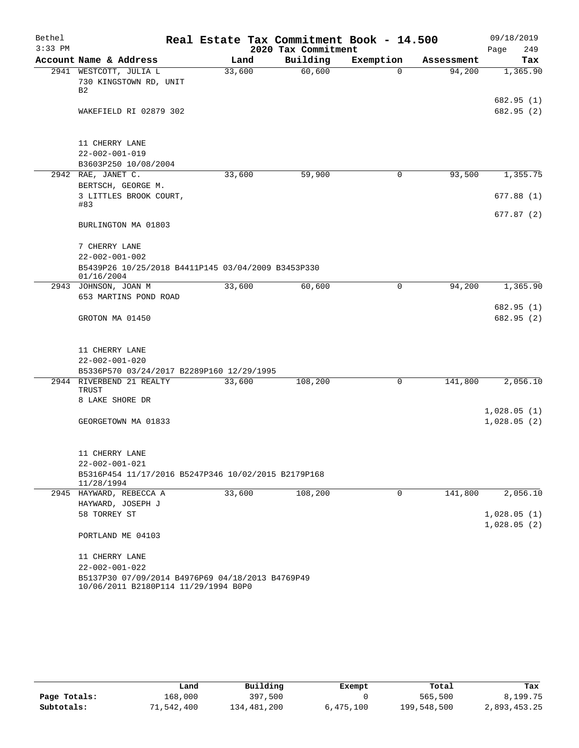# Real Estate Tax Commitment Book - 14.500

Bethel 3:33 PM — 2020 Tax Commitment — 09/18/2019

| Account Name & Address | Land | Building | Exemption | Assessment | Tax |
|---|---|---|---|---|---|
| 2941 WESTCOTT, JULIA L<br>730 KINGSTOWN RD, UNIT B2<br><br>WAKEFIELD RI 02879 302<br><br>11 CHERRY LANE<br>22-002-001-019<br>B3603P250 10/08/2004 | 33,600 | 60,600 | 0 | 94,200 | 1,365.90<br><br>682.95 (1)<br>682.95 (2) |
| 2942 RAE, JANET C.<br>BERTSCH, GEORGE M.<br>3 LITTLES BROOK COURT, #83<br><br>BURLINGTON MA 01803<br><br>7 CHERRY LANE<br>22-002-001-002<br>B5439P26 10/25/2018 B4411P145 03/04/2009 B3453P330 01/16/2004 | 33,600 | 59,900 | 0 | 93,500 | 1,355.75<br><br>677.88 (1)<br>677.87 (2) |
| 2943 JOHNSON, JOAN M<br>653 MARTINS POND ROAD<br><br>GROTON MA 01450<br><br>11 CHERRY LANE<br>22-002-001-020<br>B5336P570 03/24/2017 B2289P160 12/29/1995 | 33,600 | 60,600 | 0 | 94,200 | 1,365.90<br><br>682.95 (1)<br>682.95 (2) |
| 2944 RIVERBEND 21 REALTY TRUST<br>8 LAKE SHORE DR<br><br>GEORGETOWN MA 01833<br><br>11 CHERRY LANE<br>22-002-001-021<br>B5316P454 11/17/2016 B5247P346 10/02/2015 B2179P168 11/28/1994 | 33,600 | 108,200 | 0 | 141,800 | 2,056.10<br><br>1,028.05 (1)<br>1,028.05 (2) |
| 2945 HAYWARD, REBECCA A<br>HAYWARD, JOSEPH J<br>58 TORREY ST<br><br>PORTLAND ME 04103<br><br>11 CHERRY LANE<br>22-002-001-022<br>B5137P30 07/09/2014 B4976P69 04/18/2013 B4769P49 10/06/2011 B2180P114 11/29/1994 B0P0 | 33,600 | 108,200 | 0 | 141,800 | 2,056.10<br><br>1,028.05 (1)<br>1,028.05 (2) |

| | Land | Building | Exempt | Total | Tax |
|---|---|---|---|---|---|
| Page Totals: | 168,000 | 397,500 | 0 | 565,500 | 8,199.75 |
| Subtotals: | 71,542,400 | 134,481,200 | 6,475,100 | 199,548,500 | 2,893,453.25 |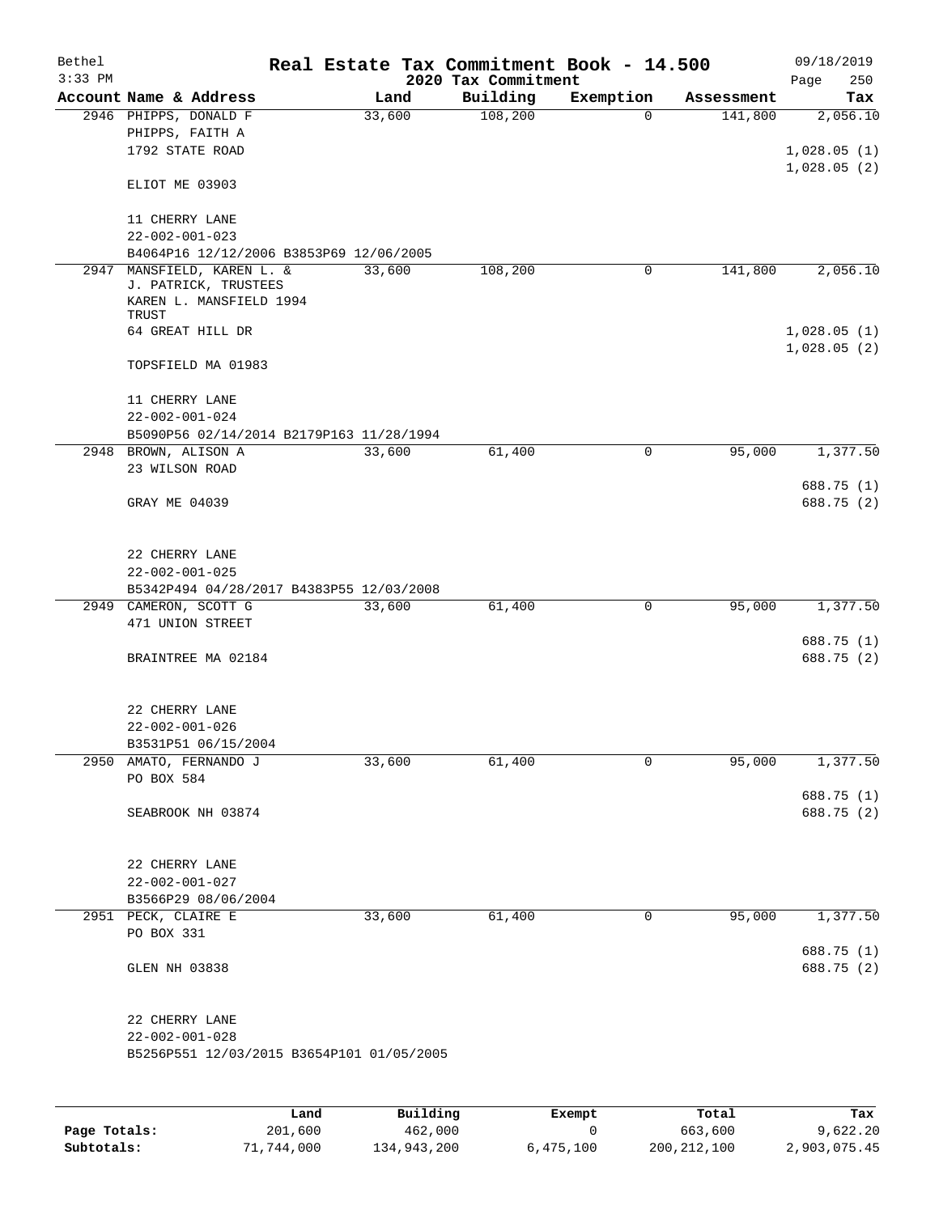Bethel — Real Estate Tax Commitment Book - 14.500 — 09/18/2019

3:33 PM — 2020 Tax Commitment — Page 250

| Account Name & Address | Land | Building | Exemption | Assessment | Tax |
|---|---|---|---|---|---|
| 2946 PHIPPS, DONALD F<br>PHIPPS, FAITH A<br>1792 STATE ROAD<br><br>ELIOT ME 03903<br><br>11 CHERRY LANE<br>22-002-001-023<br>B4064P16 12/12/2006 B3853P69 12/06/2005 | 33,600 | 108,200 | 0 | 141,800 | 2,056.10<br><br>1,028.05 (1)<br>1,028.05 (2) |
| 2947 MANSFIELD, KAREN L. &<br>J. PATRICK, TRUSTEES<br>KAREN L. MANSFIELD 1994 TRUST<br>64 GREAT HILL DR<br><br>TOPSFIELD MA 01983<br><br>11 CHERRY LANE<br>22-002-001-024<br>B5090P56 02/14/2014 B2179P163 11/28/1994 | 33,600 | 108,200 | 0 | 141,800 | 2,056.10<br><br>1,028.05 (1)<br>1,028.05 (2) |
| 2948 BROWN, ALISON A<br>23 WILSON ROAD<br><br>GRAY ME 04039<br><br>22 CHERRY LANE<br>22-002-001-025<br>B5342P494 04/28/2017 B4383P55 12/03/2008 | 33,600 | 61,400 | 0 | 95,000 | 1,377.50<br><br>688.75 (1)<br>688.75 (2) |
| 2949 CAMERON, SCOTT G<br>471 UNION STREET<br><br>BRAINTREE MA 02184<br><br>22 CHERRY LANE<br>22-002-001-026<br>B3531P51 06/15/2004 | 33,600 | 61,400 | 0 | 95,000 | 1,377.50<br><br>688.75 (1)<br>688.75 (2) |
| 2950 AMATO, FERNANDO J<br>PO BOX 584<br><br>SEABROOK NH 03874<br><br>22 CHERRY LANE<br>22-002-001-027<br>B3566P29 08/06/2004 | 33,600 | 61,400 | 0 | 95,000 | 1,377.50<br><br>688.75 (1)<br>688.75 (2) |
| 2951 PECK, CLAIRE E<br>PO BOX 331<br><br>GLEN NH 03838<br><br>22 CHERRY LANE<br>22-002-001-028<br>B5256P551 12/03/2015 B3654P101 01/05/2005 | 33,600 | 61,400 | 0 | 95,000 | 1,377.50<br><br>688.75 (1)<br>688.75 (2) |

| | Land | Building | Exempt | Total | Tax |
|---|---|---|---|---|---|
| Page Totals: | 201,600 | 462,000 | 0 | 663,600 | 9,622.20 |
| Subtotals: | 71,744,000 | 134,943,200 | 6,475,100 | 200,212,100 | 2,903,075.45 |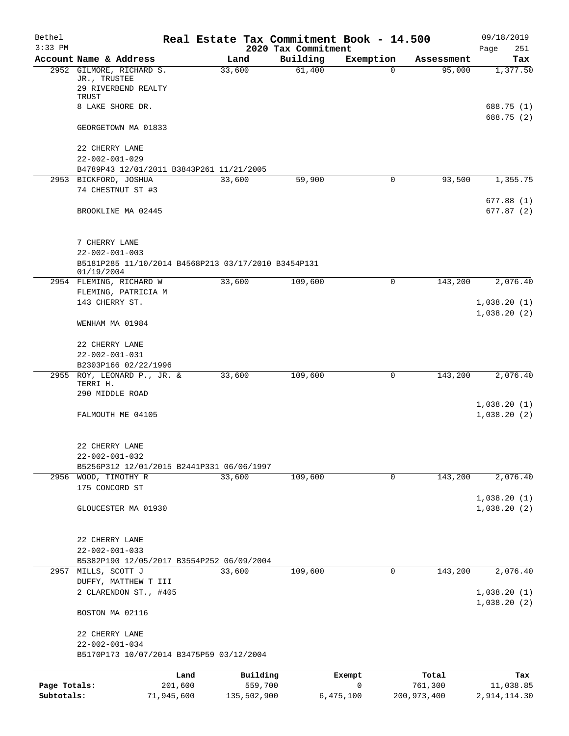# Real Estate Tax Commitment Book - 14.500

## 2020 Tax Commitment

| Account Name & Address | Land | Building | Exemption | Assessment | Tax |
|---|---|---|---|---|---|
| 2952 GILMORE, RICHARD S. JR., TRUSTEE<br>29 RIVERBEND REALTY TRUST<br>8 LAKE SHORE DR.<br><br>GEORGETOWN MA 01833<br><br>22 CHERRY LANE<br>22-002-001-029<br>B4789P43 12/01/2011 B3843P261 11/21/2005 | 33,600 | 61,400 | 0 | 95,000 | 1,377.50<br><br>688.75 (1)<br>688.75 (2) |
| 2953 BICKFORD, JOSHUA<br>74 CHESTNUT ST #3<br><br>BROOKLINE MA 02445<br><br>7 CHERRY LANE<br>22-002-001-003<br>B5181P285 11/10/2014 B4568P213 03/17/2010 B3454P131 01/19/2004 | 33,600 | 59,900 | 0 | 93,500 | 1,355.75<br><br>677.88 (1)<br>677.87 (2) |
| 2954 FLEMING, RICHARD W<br>FLEMING, PATRICIA M<br>143 CHERRY ST.<br><br>WENHAM MA 01984<br><br>22 CHERRY LANE<br>22-002-001-031<br>B2303P166 02/22/1996 | 33,600 | 109,600 | 0 | 143,200 | 2,076.40<br><br>1,038.20 (1)<br>1,038.20 (2) |
| 2955 ROY, LEONARD P., JR. & TERRI H.<br>290 MIDDLE ROAD<br><br>FALMOUTH ME 04105<br><br>22 CHERRY LANE<br>22-002-001-032<br>B5256P312 12/01/2015 B2441P331 06/06/1997 | 33,600 | 109,600 | 0 | 143,200 | 2,076.40<br><br>1,038.20 (1)<br>1,038.20 (2) |
| 2956 WOOD, TIMOTHY R<br>175 CONCORD ST<br><br>GLOUCESTER MA 01930<br><br>22 CHERRY LANE<br>22-002-001-033<br>B5382P190 12/05/2017 B3554P252 06/09/2004 | 33,600 | 109,600 | 0 | 143,200 | 2,076.40<br><br>1,038.20 (1)<br>1,038.20 (2) |
| 2957 MILLS, SCOTT J<br>DUFFY, MATTHEW T III<br>2 CLARENDON ST., #405<br><br>BOSTON MA 02116<br><br>22 CHERRY LANE<br>22-002-001-034<br>B5170P173 10/07/2014 B3475P59 03/12/2004 | 33,600 | 109,600 | 0 | 143,200 | 2,076.40<br><br>1,038.20 (1)<br>1,038.20 (2) |

| | Land | Building | Exempt | Total | Tax |
|---|---|---|---|---|---|
| Page Totals: | 201,600 | 559,700 | 0 | 761,300 | 11,038.85 |
| Subtotals: | 71,945,600 | 135,502,900 | 6,475,100 | 200,973,400 | 2,914,114.30 |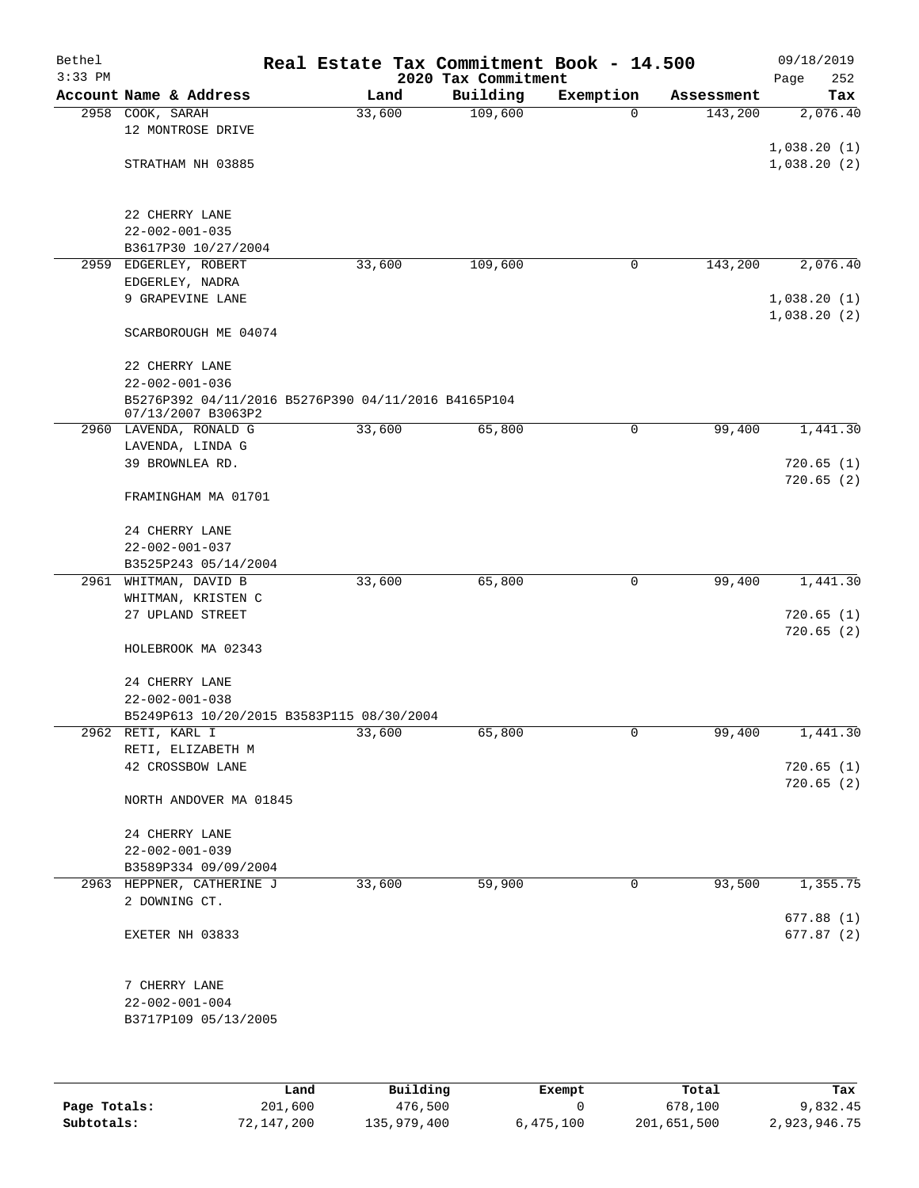Bethel 3:33 PM

# Real Estate Tax Commitment Book - 14.500

## 2020 Tax Commitment

09/18/2019

| Account Name & Address | Land | Building | Exemption | Assessment | Tax |
|---|---|---|---|---|---|
| 2958 COOK, SARAH<br>12 MONTROSE DRIVE<br><br>STRATHAM NH 03885<br><br>22 CHERRY LANE<br>22-002-001-035<br>B3617P30 10/27/2004 | 33,600 | 109,600 | 0 | 143,200 | 2,076.40<br><br>1,038.20 (1)<br>1,038.20 (2) |
| 2959 EDGERLEY, ROBERT<br>EDGERLEY, NADRA<br>9 GRAPEVINE LANE<br><br>SCARBOROUGH ME 04074<br><br>22 CHERRY LANE<br>22-002-001-036<br>B5276P392 04/11/2016 B5276P390 04/11/2016 B4165P104 07/13/2007 B3063P2 | 33,600 | 109,600 | 0 | 143,200 | 2,076.40<br><br>1,038.20 (1)<br>1,038.20 (2) |
| 2960 LAVENDA, RONALD G<br>LAVENDA, LINDA G<br>39 BROWNLEA RD.<br><br>FRAMINGHAM MA 01701<br><br>24 CHERRY LANE<br>22-002-001-037<br>B3525P243 05/14/2004 | 33,600 | 65,800 | 0 | 99,400 | 1,441.30<br><br>720.65 (1)<br>720.65 (2) |
| 2961 WHITMAN, DAVID B<br>WHITMAN, KRISTEN C<br>27 UPLAND STREET<br><br>HOLEBROOK MA 02343<br><br>24 CHERRY LANE<br>22-002-001-038<br>B5249P613 10/20/2015 B3583P115 08/30/2004 | 33,600 | 65,800 | 0 | 99,400 | 1,441.30<br><br>720.65 (1)<br>720.65 (2) |
| 2962 RETI, KARL I<br>RETI, ELIZABETH M<br>42 CROSSBOW LANE<br><br>NORTH ANDOVER MA 01845<br><br>24 CHERRY LANE<br>22-002-001-039<br>B3589P334 09/09/2004 | 33,600 | 65,800 | 0 | 99,400 | 1,441.30<br><br>720.65 (1)<br>720.65 (2) |
| 2963 HEPPNER, CATHERINE J<br>2 DOWNING CT.<br><br>EXETER NH 03833<br><br>7 CHERRY LANE<br>22-002-001-004<br>B3717P109 05/13/2005 | 33,600 | 59,900 | 0 | 93,500 | 1,355.75<br><br>677.88 (1)<br>677.87 (2) |

| | Land | Building | Exempt | Total | Tax |
|---|---|---|---|---|---|
| Page Totals: | 201,600 | 476,500 | 0 | 678,100 | 9,832.45 |
| Subtotals: | 72,147,200 | 135,979,400 | 6,475,100 | 201,651,500 | 2,923,946.75 |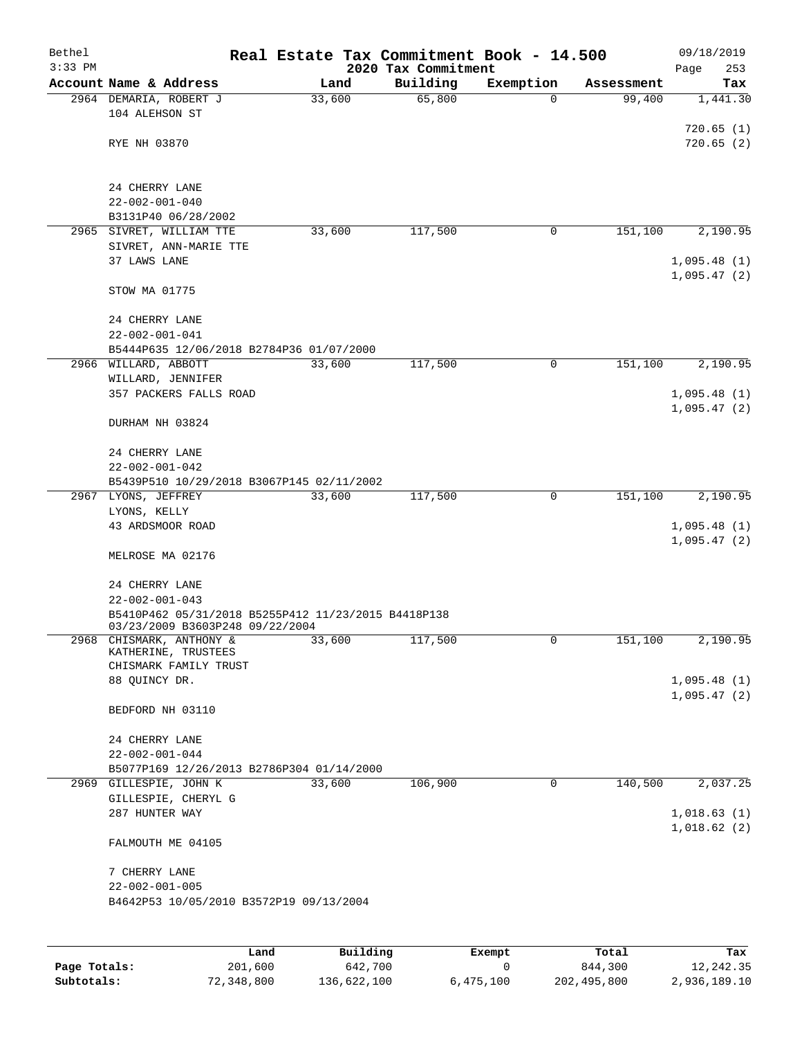Bethel 3:33 PM

**Real Estate Tax Commitment Book - 14.500**
**2020 Tax Commitment**

09/18/2019

| Account Name & Address | Land | Building | Exemption | Assessment | Tax |
|---|---|---|---|---|---|
| 2964 DEMARIA, ROBERT J<br>104 ALEHSON ST<br><br>RYE NH 03870<br><br>24 CHERRY LANE<br>22-002-001-040<br>B3131P40 06/28/2002 | 33,600 | 65,800 | 0 | 99,400 | 1,441.30<br><br>720.65 (1)<br>720.65 (2) |
| 2965 SIVRET, WILLIAM TTE<br>SIVRET, ANN-MARIE TTE<br>37 LAWS LANE<br><br>STOW MA 01775<br><br>24 CHERRY LANE<br>22-002-001-041<br>B5444P635 12/06/2018 B2784P36 01/07/2000 | 33,600 | 117,500 | 0 | 151,100 | 2,190.95<br><br>1,095.48 (1)<br>1,095.47 (2) |
| 2966 WILLARD, ABBOTT<br>WILLARD, JENNIFER<br>357 PACKERS FALLS ROAD<br><br>DURHAM NH 03824<br><br>24 CHERRY LANE<br>22-002-001-042<br>B5439P510 10/29/2018 B3067P145 02/11/2002 | 33,600 | 117,500 | 0 | 151,100 | 2,190.95<br><br>1,095.48 (1)<br>1,095.47 (2) |
| 2967 LYONS, JEFFREY<br>LYONS, KELLY<br>43 ARDSMOOR ROAD<br><br>MELROSE MA 02176<br><br>24 CHERRY LANE<br>22-002-001-043<br>B5410P462 05/31/2018 B5255P412 11/23/2015 B4418P138 03/23/2009 B3603P248 09/22/2004 | 33,600 | 117,500 | 0 | 151,100 | 2,190.95<br><br>1,095.48 (1)<br>1,095.47 (2) |
| 2968 CHISMARK, ANTHONY &<br>KATHERINE, TRUSTEES<br>CHISMARK FAMILY TRUST<br>88 QUINCY DR.<br><br>BEDFORD NH 03110<br><br>24 CHERRY LANE<br>22-002-001-044<br>B5077P169 12/26/2013 B2786P304 01/14/2000 | 33,600 | 117,500 | 0 | 151,100 | 2,190.95<br><br>1,095.48 (1)<br>1,095.47 (2) |
| 2969 GILLESPIE, JOHN K<br>GILLESPIE, CHERYL G<br>287 HUNTER WAY<br><br>FALMOUTH ME 04105<br><br>7 CHERRY LANE<br>22-002-001-005<br>B4642P53 10/05/2010 B3572P19 09/13/2004 | 33,600 | 106,900 | 0 | 140,500 | 2,037.25<br><br>1,018.63 (1)<br>1,018.62 (2) |

| | Land | Building | Exempt | Total | Tax |
|---|---|---|---|---|---|
| **Page Totals:** | 201,600 | 642,700 | 0 | 844,300 | 12,242.35 |
| **Subtotals:** | 72,348,800 | 136,622,100 | 6,475,100 | 202,495,800 | 2,936,189.10 |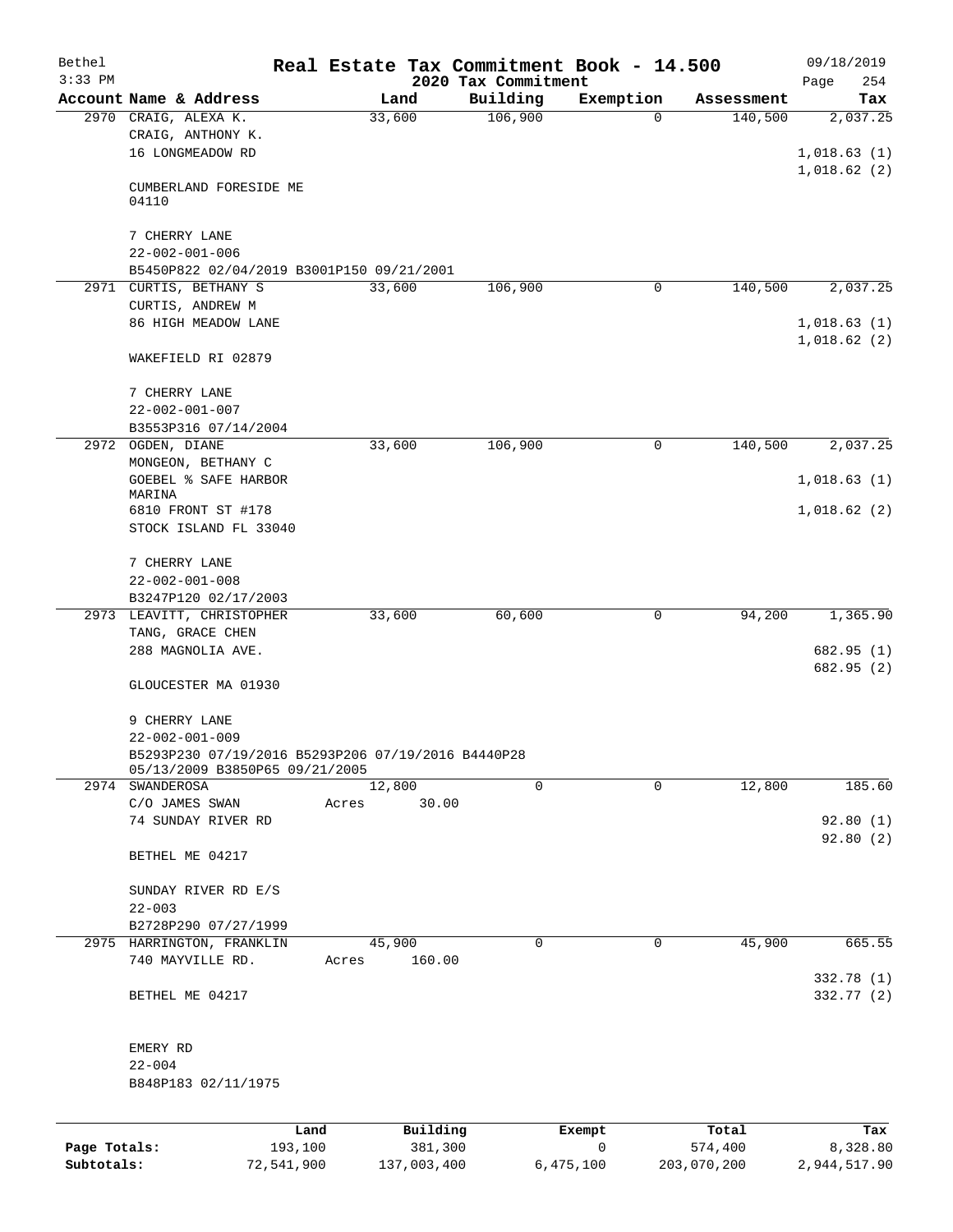# Real Estate Tax Commitment Book - 14.500

Bethel 3:33 PM — 2020 Tax Commitment — 09/18/2019

| Account Name & Address | Land | Building | Exemption | Assessment | Tax |
|---|---|---|---|---|---|
| 2970 CRAIG, ALEXA K.<br>CRAIG, ANTHONY K.<br>16 LONGMEADOW RD<br><br>CUMBERLAND FORESIDE ME 04110<br><br>7 CHERRY LANE<br>22-002-001-006<br>B5450P822 02/04/2019 B3001P150 09/21/2001 | 33,600 | 106,900 | 0 | 140,500 | 2,037.25<br><br>1,018.63 (1)<br>1,018.62 (2) |
| 2971 CURTIS, BETHANY S<br>CURTIS, ANDREW M<br>86 HIGH MEADOW LANE<br><br>WAKEFIELD RI 02879<br><br>7 CHERRY LANE<br>22-002-001-007<br>B3553P316 07/14/2004 | 33,600 | 106,900 | 0 | 140,500 | 2,037.25<br><br>1,018.63 (1)<br>1,018.62 (2) |
| 2972 OGDEN, DIANE<br>MONGEON, BETHANY C<br>GOEBEL % SAFE HARBOR MARINA<br>6810 FRONT ST #178<br>STOCK ISLAND FL 33040<br><br>7 CHERRY LANE<br>22-002-001-008<br>B3247P120 02/17/2003 | 33,600 | 106,900 | 0 | 140,500 | 2,037.25<br><br>1,018.63 (1)<br>1,018.62 (2) |
| 2973 LEAVITT, CHRISTOPHER<br>TANG, GRACE CHEN<br>288 MAGNOLIA AVE.<br><br>GLOUCESTER MA 01930<br><br>9 CHERRY LANE<br>22-002-001-009<br>B5293P230 07/19/2016 B5293P206 07/19/2016 B4440P28 05/13/2009 B3850P65 09/21/2005 | 33,600 | 60,600 | 0 | 94,200 | 1,365.90<br><br>682.95 (1)<br>682.95 (2) |
| 2974 SWANDEROSA<br>C/O JAMES SWAN<br>74 SUNDAY RIVER RD<br><br>BETHEL ME 04217<br><br>SUNDAY RIVER RD E/S<br>22-003<br>B2728P290 07/27/1999 | 12,800<br>Acres 30.00 | 0 | 0 | 12,800 | 185.60<br><br>92.80 (1)<br>92.80 (2) |
| 2975 HARRINGTON, FRANKLIN<br>740 MAYVILLE RD.<br><br>BETHEL ME 04217<br><br>EMERY RD<br>22-004<br>B848P183 02/11/1975 | 45,900<br>Acres 160.00 | 0 | 0 | 45,900 | 665.55<br><br>332.78 (1)<br>332.77 (2) |

| | Land | Building | Exempt | Total | Tax |
|---|---|---|---|---|---|
| Page Totals: | 193,100 | 381,300 | 0 | 574,400 | 8,328.80 |
| Subtotals: | 72,541,900 | 137,003,400 | 6,475,100 | 203,070,200 | 2,944,517.90 |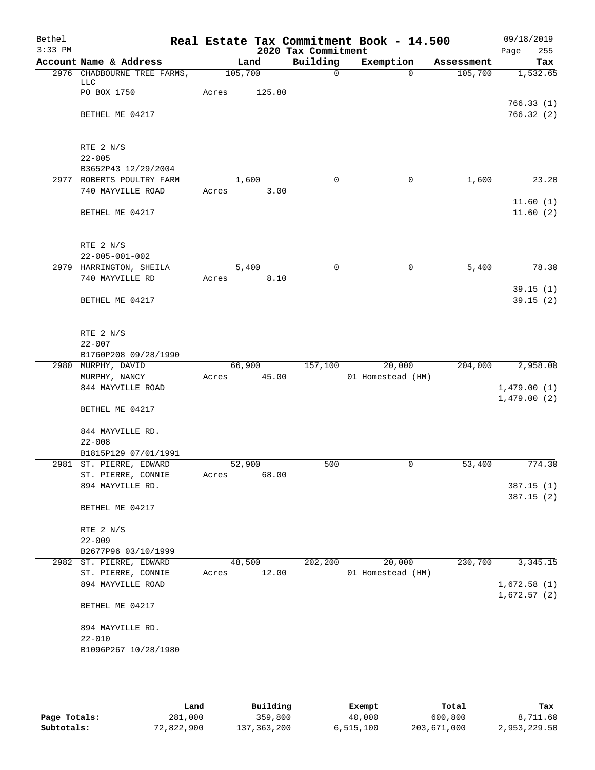# Real Estate Tax Commitment Book - 14.500

Bethel, 3:33 PM — 2020 Tax Commitment — 09/18/2019

| Account Name & Address | Land | Building | Exemption | Assessment | Tax |
|---|---|---|---|---|---|
| 2976 CHADBOURNE TREE FARMS, LLC | 105,700 | 0 | 0 | 105,700 | 1,532.65 |
| PO BOX 1750 | Acres 125.80 | | | | |
| | | | | | 766.33 (1) |
| BETHEL ME 04217 | | | | | 766.32 (2) |
| RTE 2 N/S | | | | | |
| 22-005 | | | | | |
| B3652P43 12/29/2004 | | | | | |
| 2977 ROBERTS POULTRY FARM | 1,600 | 0 | 0 | 1,600 | 23.20 |
| 740 MAYVILLE ROAD | Acres 3.00 | | | | |
| | | | | | 11.60 (1) |
| BETHEL ME 04217 | | | | | 11.60 (2) |
| RTE 2 N/S | | | | | |
| 22-005-001-002 | | | | | |
| 2979 HARRINGTON, SHEILA | 5,400 | 0 | 0 | 5,400 | 78.30 |
| 740 MAYVILLE RD | Acres 8.10 | | | | |
| | | | | | 39.15 (1) |
| BETHEL ME 04217 | | | | | 39.15 (2) |
| RTE 2 N/S | | | | | |
| 22-007 | | | | | |
| B1760P208 09/28/1990 | | | | | |
| 2980 MURPHY, DAVID | 66,900 | 157,100 | 20,000 | 204,000 | 2,958.00 |
| MURPHY, NANCY | Acres 45.00 | | 01 Homestead (HM) | | |
| 844 MAYVILLE ROAD | | | | | 1,479.00 (1) |
| | | | | | 1,479.00 (2) |
| BETHEL ME 04217 | | | | | |
| 844 MAYVILLE RD. | | | | | |
| 22-008 | | | | | |
| B1815P129 07/01/1991 | | | | | |
| 2981 ST. PIERRE, EDWARD | 52,900 | 500 | 0 | 53,400 | 774.30 |
| ST. PIERRE, CONNIE | Acres 68.00 | | | | |
| 894 MAYVILLE RD. | | | | | 387.15 (1) |
| | | | | | 387.15 (2) |
| BETHEL ME 04217 | | | | | |
| RTE 2 N/S | | | | | |
| 22-009 | | | | | |
| B2677P96 03/10/1999 | | | | | |
| 2982 ST. PIERRE, EDWARD | 48,500 | 202,200 | 20,000 | 230,700 | 3,345.15 |
| ST. PIERRE, CONNIE | Acres 12.00 | | 01 Homestead (HM) | | |
| 894 MAYVILLE ROAD | | | | | 1,672.58 (1) |
| | | | | | 1,672.57 (2) |
| BETHEL ME 04217 | | | | | |
| 894 MAYVILLE RD. | | | | | |
| 22-010 | | | | | |
| B1096P267 10/28/1980 | | | | | |

| | Land | Building | Exempt | Total | Tax |
|---|---|---|---|---|---|
| Page Totals: | 281,000 | 359,800 | 40,000 | 600,800 | 8,711.60 |
| Subtotals: | 72,822,900 | 137,363,200 | 6,515,100 | 203,671,000 | 2,953,229.50 |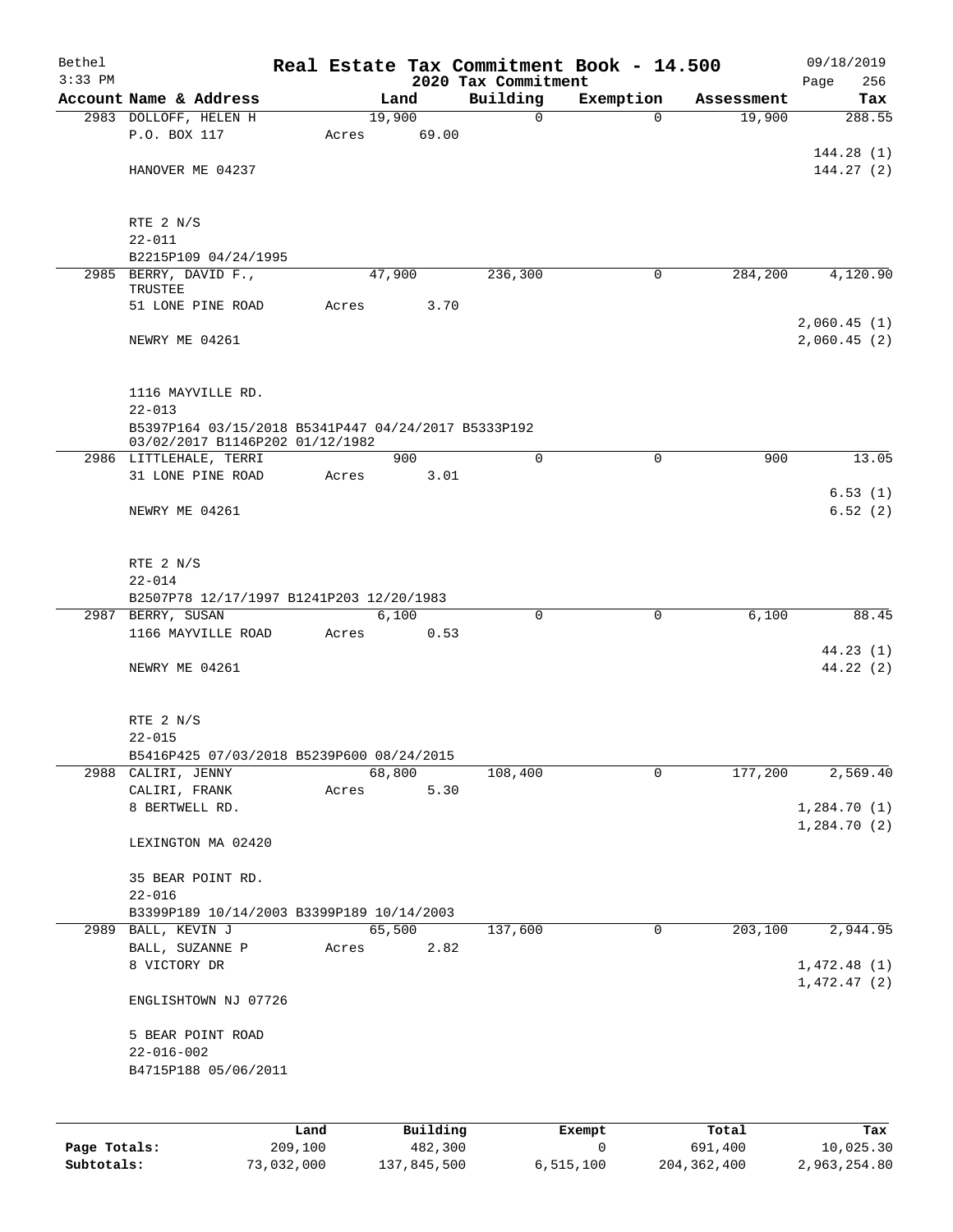Bethel
3:33 PM

# Real Estate Tax Commitment Book - 14.500

## 2020 Tax Commitment

09/18/2019

| Account Name & Address | Land | Building | Exemption | Assessment | Tax |
|---|---|---|---|---|---|
| 2983 DOLLOFF, HELEN H | 19,900 | 0 | 0 | 19,900 | 288.55 |
| P.O. BOX 117 | Acres 69.00 | | | | |
| | | | | | 144.28 (1) |
| HANOVER ME 04237 | | | | | 144.27 (2) |
| RTE 2 N/S | | | | | |
| 22-011 | | | | | |
| B2215P109 04/24/1995 | | | | | |
| 2985 BERRY, DAVID F., TRUSTEE | 47,900 | 236,300 | 0 | 284,200 | 4,120.90 |
| 51 LONE PINE ROAD | Acres 3.70 | | | | |
| | | | | | 2,060.45 (1) |
| NEWRY ME 04261 | | | | | 2,060.45 (2) |
| 1116 MAYVILLE RD. | | | | | |
| 22-013 | | | | | |
| B5397P164 03/15/2018 B5341P447 04/24/2017 B5333P192 03/02/2017 B1146P202 01/12/1982 | | | | | |
| 2986 LITTLEHALE, TERRI | 900 | 0 | 0 | 900 | 13.05 |
| 31 LONE PINE ROAD | Acres 3.01 | | | | |
| | | | | | 6.53 (1) |
| NEWRY ME 04261 | | | | | 6.52 (2) |
| RTE 2 N/S | | | | | |
| 22-014 | | | | | |
| B2507P78 12/17/1997 B1241P203 12/20/1983 | | | | | |
| 2987 BERRY, SUSAN | 6,100 | 0 | 0 | 6,100 | 88.45 |
| 1166 MAYVILLE ROAD | Acres 0.53 | | | | |
| | | | | | 44.23 (1) |
| NEWRY ME 04261 | | | | | 44.22 (2) |
| RTE 2 N/S | | | | | |
| 22-015 | | | | | |
| B5416P425 07/03/2018 B5239P600 08/24/2015 | | | | | |
| 2988 CALIRI, JENNY | 68,800 | 108,400 | 0 | 177,200 | 2,569.40 |
| CALIRI, FRANK | Acres 5.30 | | | | |
| 8 BERTWELL RD. | | | | | 1,284.70 (1) |
| | | | | | 1,284.70 (2) |
| LEXINGTON MA 02420 | | | | | |
| 35 BEAR POINT RD. | | | | | |
| 22-016 | | | | | |
| B3399P189 10/14/2003 B3399P189 10/14/2003 | | | | | |
| 2989 BALL, KEVIN J | 65,500 | 137,600 | 0 | 203,100 | 2,944.95 |
| BALL, SUZANNE P | Acres 2.82 | | | | |
| 8 VICTORY DR | | | | | 1,472.48 (1) |
| | | | | | 1,472.47 (2) |
| ENGLISHTOWN NJ 07726 | | | | | |
| 5 BEAR POINT ROAD | | | | | |
| 22-016-002 | | | | | |
| B4715P188 05/06/2011 | | | | | |

| | Land | Building | Exempt | Total | Tax |
|---|---|---|---|---|---|
| Page Totals: | 209,100 | 482,300 | 0 | 691,400 | 10,025.30 |
| Subtotals: | 73,032,000 | 137,845,500 | 6,515,100 | 204,362,400 | 2,963,254.80 |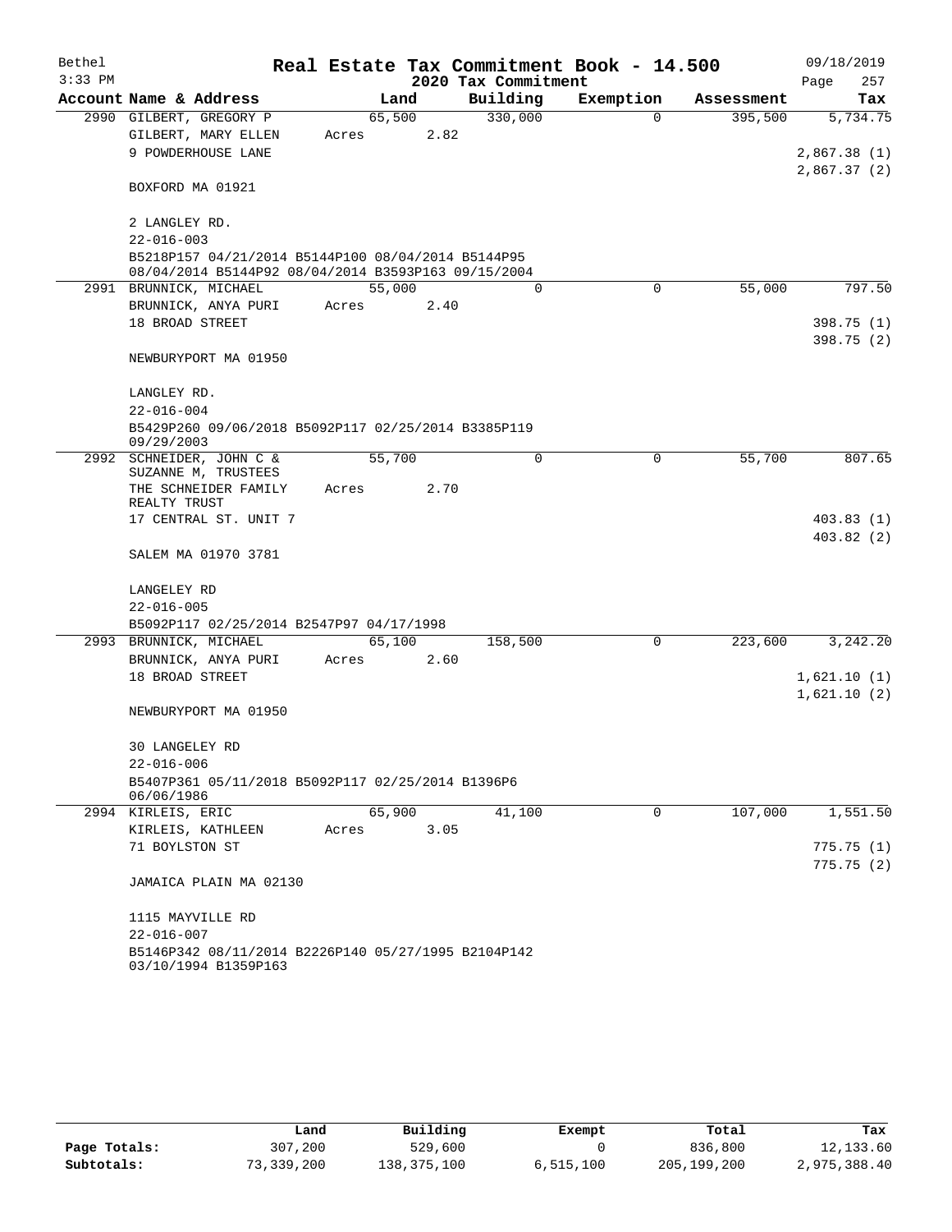# Real Estate Tax Commitment Book - 14.500

Bethel 3:33 PM — 2020 Tax Commitment — 09/18/2019

| Account Name & Address | Land | Building | Exemption | Assessment | Tax |
|---|---|---|---|---|---|
| 2990 GILBERT, GREGORY P | 65,500 | 330,000 | 0 | 395,500 | 5,734.75 |
| GILBERT, MARY ELLEN | Acres 2.82 | | | | |
| 9 POWDERHOUSE LANE | | | | | 2,867.38 (1) |
| | | | | | 2,867.37 (2) |
| BOXFORD MA 01921 | | | | | |
| 2 LANGLEY RD. | | | | | |
| 22-016-003 | | | | | |
| B5218P157 04/21/2014 B5144P100 08/04/2014 B5144P95 08/04/2014 B5144P92 08/04/2014 B3593P163 09/15/2004 | | | | | |
| 2991 BRUNNICK, MICHAEL | 55,000 | 0 | 0 | 55,000 | 797.50 |
| BRUNNICK, ANYA PURI | Acres 2.40 | | | | |
| 18 BROAD STREET | | | | | 398.75 (1) |
| | | | | | 398.75 (2) |
| NEWBURYPORT MA 01950 | | | | | |
| LANGLEY RD. | | | | | |
| 22-016-004 | | | | | |
| B5429P260 09/06/2018 B5092P117 02/25/2014 B3385P119 09/29/2003 | | | | | |
| 2992 SCHNEIDER, JOHN C & SUZANNE M, TRUSTEES | 55,700 | 0 | 0 | 55,700 | 807.65 |
| THE SCHNEIDER FAMILY REALTY TRUST | Acres 2.70 | | | | |
| 17 CENTRAL ST. UNIT 7 | | | | | 403.83 (1) |
| | | | | | 403.82 (2) |
| SALEM MA 01970 3781 | | | | | |
| LANGELEY RD | | | | | |
| 22-016-005 | | | | | |
| B5092P117 02/25/2014 B2547P97 04/17/1998 | | | | | |
| 2993 BRUNNICK, MICHAEL | 65,100 | 158,500 | 0 | 223,600 | 3,242.20 |
| BRUNNICK, ANYA PURI | Acres 2.60 | | | | |
| 18 BROAD STREET | | | | | 1,621.10 (1) |
| | | | | | 1,621.10 (2) |
| NEWBURYPORT MA 01950 | | | | | |
| 30 LANGELEY RD | | | | | |
| 22-016-006 | | | | | |
| B5407P361 05/11/2018 B5092P117 02/25/2014 B1396P6 06/06/1986 | | | | | |
| 2994 KIRLEIS, ERIC | 65,900 | 41,100 | 0 | 107,000 | 1,551.50 |
| KIRLEIS, KATHLEEN | Acres 3.05 | | | | |
| 71 BOYLSTON ST | | | | | 775.75 (1) |
| | | | | | 775.75 (2) |
| JAMAICA PLAIN MA 02130 | | | | | |
| 1115 MAYVILLE RD | | | | | |
| 22-016-007 | | | | | |
| B5146P342 08/11/2014 B2226P140 05/27/1995 B2104P142 03/10/1994 B1359P163 | | | | | |

| | Land | Building | Exempt | Total | Tax |
|---|---|---|---|---|---|
| Page Totals: | 307,200 | 529,600 | 0 | 836,800 | 12,133.60 |
| Subtotals: | 73,339,200 | 138,375,100 | 6,515,100 | 205,199,200 | 2,975,388.40 |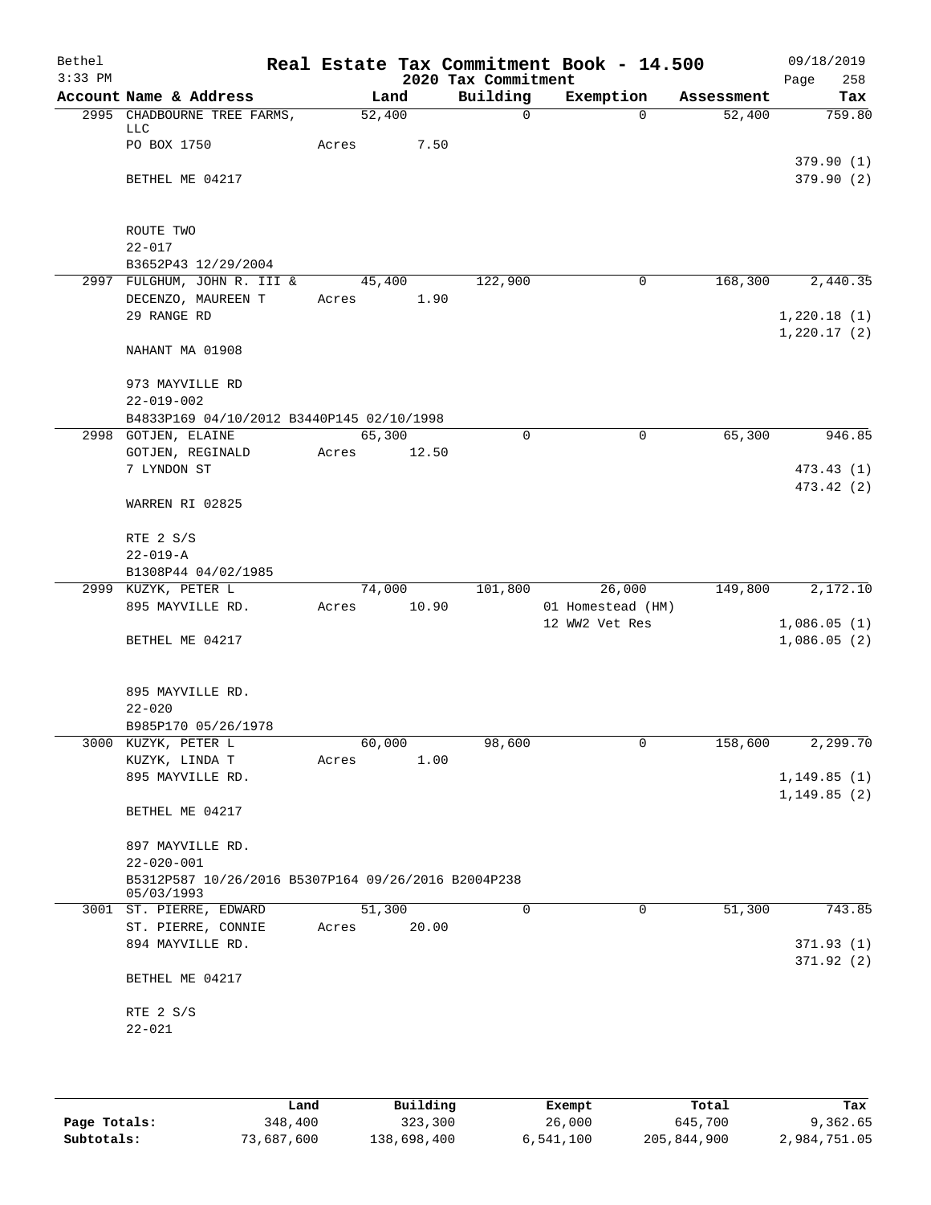Bethel
3:33 PM

# Real Estate Tax Commitment Book - 14.500

2020 Tax Commitment

09/18/2019

| Account Name & Address | Land | Building | Exemption | Assessment | Tax |
|---|---|---|---|---|---|
| 2995 CHADBOURNE TREE FARMS, LLC | 52,400 | 0 | 0 | 52,400 | 759.80 |
| PO BOX 1750 | Acres 7.50 | | | | |
| | | | | | 379.90 (1) |
| BETHEL ME 04217 | | | | | 379.90 (2) |
| ROUTE TWO | | | | | |
| 22-017 | | | | | |
| B3652P43 12/29/2004 | | | | | |
| 2997 FULGHUM, JOHN R. III & | 45,400 | 122,900 | 0 | 168,300 | 2,440.35 |
| DECENZO, MAUREEN T | Acres 1.90 | | | | |
| 29 RANGE RD | | | | | 1,220.18 (1) |
| | | | | | 1,220.17 (2) |
| NAHANT MA 01908 | | | | | |
| 973 MAYVILLE RD | | | | | |
| 22-019-002 | | | | | |
| B4833P169 04/10/2012 B3440P145 02/10/1998 | | | | | |
| 2998 GOTJEN, ELAINE | 65,300 | 0 | 0 | 65,300 | 946.85 |
| GOTJEN, REGINALD | Acres 12.50 | | | | |
| 7 LYNDON ST | | | | | 473.43 (1) |
| | | | | | 473.42 (2) |
| WARREN RI 02825 | | | | | |
| RTE 2 S/S | | | | | |
| 22-019-A | | | | | |
| B1308P44 04/02/1985 | | | | | |
| 2999 KUZYK, PETER L | 74,000 | 101,800 | 26,000 | 149,800 | 2,172.10 |
| 895 MAYVILLE RD. | Acres 10.90 | | 01 Homestead (HM) | | |
| | | | 12 WW2 Vet Res | | 1,086.05 (1) |
| BETHEL ME 04217 | | | | | 1,086.05 (2) |
| 895 MAYVILLE RD. | | | | | |
| 22-020 | | | | | |
| B985P170 05/26/1978 | | | | | |
| 3000 KUZYK, PETER L | 60,000 | 98,600 | 0 | 158,600 | 2,299.70 |
| KUZYK, LINDA T | Acres 1.00 | | | | |
| 895 MAYVILLE RD. | | | | | 1,149.85 (1) |
| | | | | | 1,149.85 (2) |
| BETHEL ME 04217 | | | | | |
| 897 MAYVILLE RD. | | | | | |
| 22-020-001 | | | | | |
| B5312P587 10/26/2016 B5307P164 09/26/2016 B2004P238 05/03/1993 | | | | | |
| 3001 ST. PIERRE, EDWARD | 51,300 | 0 | 0 | 51,300 | 743.85 |
| ST. PIERRE, CONNIE | Acres 20.00 | | | | |
| 894 MAYVILLE RD. | | | | | 371.93 (1) |
| | | | | | 371.92 (2) |
| BETHEL ME 04217 | | | | | |
| RTE 2 S/S | | | | | |
| 22-021 | | | | | |

| | Land | Building | Exempt | Total | Tax |
|---|---|---|---|---|---|
| Page Totals: | 348,400 | 323,300 | 26,000 | 645,700 | 9,362.65 |
| Subtotals: | 73,687,600 | 138,698,400 | 6,541,100 | 205,844,900 | 2,984,751.05 |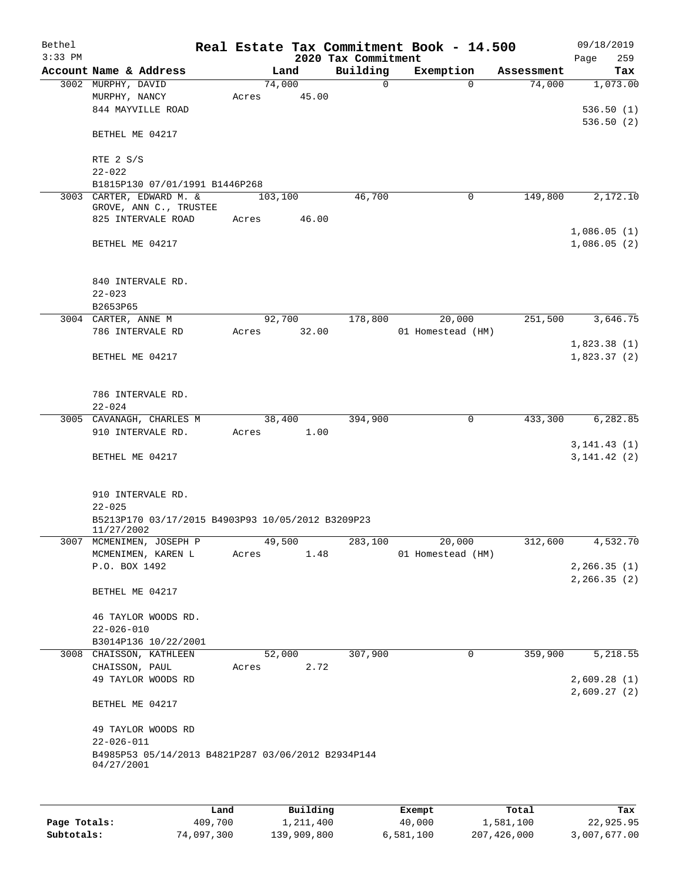Bethel 3:33 PM

# Real Estate Tax Commitment Book - 14.500

## 2020 Tax Commitment

09/18/2019

| Account Name & Address | Land | Building | Exemption | Assessment | Tax |
|---|---|---|---|---|---|
| 3002 MURPHY, DAVID<br>MURPHY, NANCY<br>844 MAYVILLE ROAD<br><br>BETHEL ME 04217<br><br>RTE 2 S/S<br>22-022<br>B1815P130 07/01/1991 B1446P268 | 74,000<br>Acres 45.00 | 0 | 0 | 74,000 | 1,073.00<br><br>536.50 (1)<br>536.50 (2) |
| 3003 CARTER, EDWARD M. &<br>GROVE, ANN C., TRUSTEE<br>825 INTERVALE ROAD<br><br>BETHEL ME 04217<br><br>840 INTERVALE RD.<br>22-023<br>B2653P65 | 103,100<br>Acres 46.00 | 46,700 | 0 | 149,800 | 2,172.10<br><br>1,086.05 (1)<br>1,086.05 (2) |
| 3004 CARTER, ANNE M<br>786 INTERVALE RD<br><br>BETHEL ME 04217<br><br>786 INTERVALE RD.<br>22-024 | 92,700<br>Acres 32.00 | 178,800 | 20,000<br>01 Homestead (HM) | 251,500 | 3,646.75<br><br>1,823.38 (1)<br>1,823.37 (2) |
| 3005 CAVANAGH, CHARLES M<br>910 INTERVALE RD.<br><br>BETHEL ME 04217<br><br>910 INTERVALE RD.<br>22-025<br>B5213P170 03/17/2015 B4903P93 10/05/2012 B3209P23 11/27/2002 | 38,400<br>Acres 1.00 | 394,900 | 0 | 433,300 | 6,282.85<br><br>3,141.43 (1)<br>3,141.42 (2) |
| 3007 MCMENIMEN, JOSEPH P<br>MCMENIMEN, KAREN L<br>P.O. BOX 1492<br><br>BETHEL ME 04217<br><br>46 TAYLOR WOODS RD.<br>22-026-010<br>B3014P136 10/22/2001 | 49,500<br>Acres 1.48 | 283,100 | 20,000<br>01 Homestead (HM) | 312,600 | 4,532.70<br><br>2,266.35 (1)<br>2,266.35 (2) |
| 3008 CHAISSON, KATHLEEN<br>CHAISSON, PAUL<br>49 TAYLOR WOODS RD<br><br>BETHEL ME 04217<br><br>49 TAYLOR WOODS RD<br>22-026-011<br>B4985P53 05/14/2013 B4821P287 03/06/2012 B2934P144 04/27/2001 | 52,000<br>Acres 2.72 | 307,900 | 0 | 359,900 | 5,218.55<br><br>2,609.28 (1)<br>2,609.27 (2) |

| | Land | Building | Exempt | Total | Tax |
|---|---|---|---|---|---|
| Page Totals: | 409,700 | 1,211,400 | 40,000 | 1,581,100 | 22,925.95 |
| Subtotals: | 74,097,300 | 139,909,800 | 6,581,100 | 207,426,000 | 3,007,677.00 |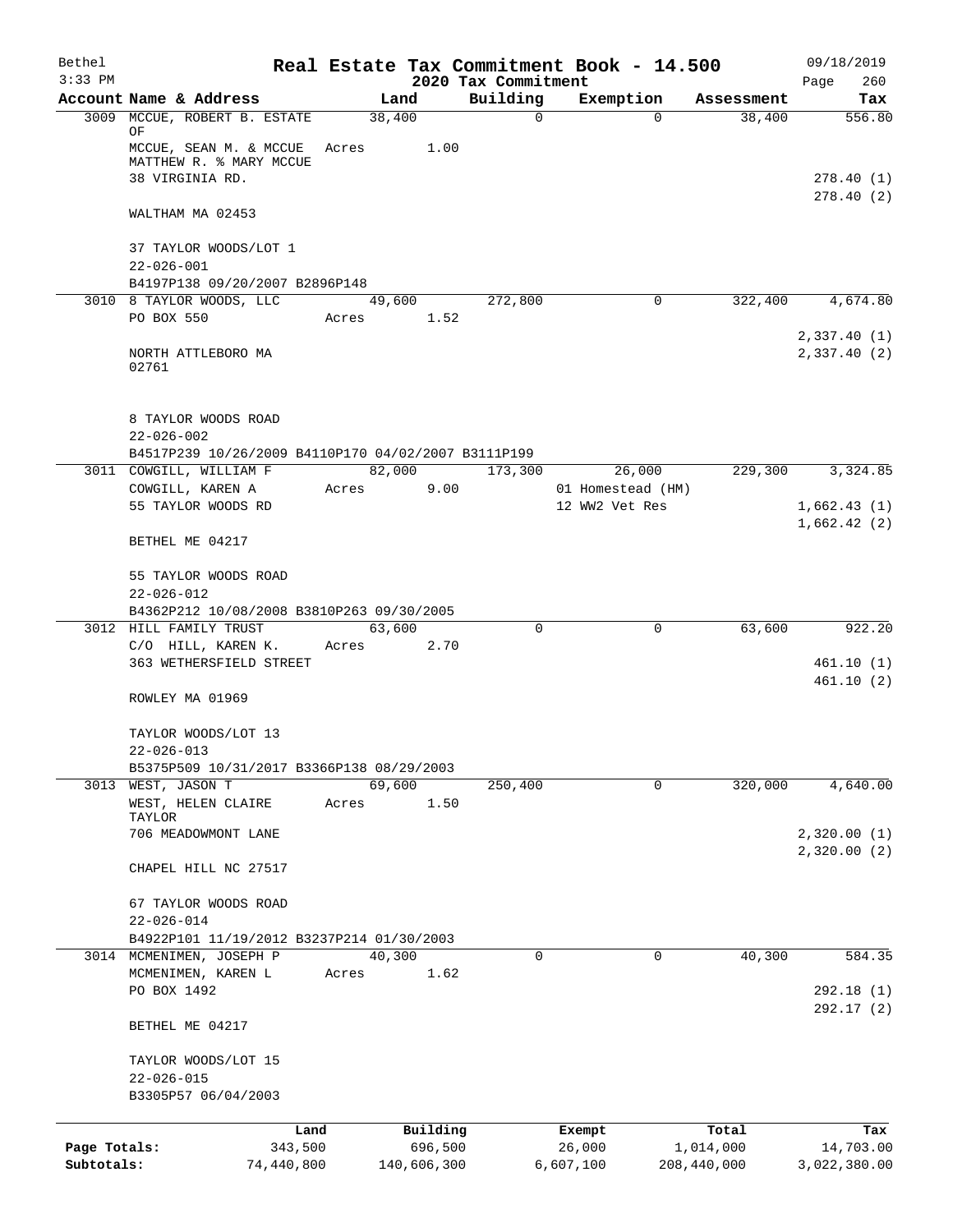# Real Estate Tax Commitment Book - 14.500

Bethel
3:33 PM

2020 Tax Commitment

09/18/2019
Page 260

| Account Name & Address | Land | Building | Exemption | Assessment | Tax |
|---|---|---|---|---|---|
| 3009 MCCUE, ROBERT B. ESTATE OF | 38,400 | 0 | 0 | 38,400 | 556.80 |
| MCCUE, SEAN M. & MCCUE MATTHEW R. % MARY MCCUE | Acres 1.00 | | | | |
| 38 VIRGINIA RD. | | | | | 278.40 (1) |
| | | | | | 278.40 (2) |
| WALTHAM MA 02453 | | | | | |
| 37 TAYLOR WOODS/LOT 1 | | | | | |
| 22-026-001 | | | | | |
| B4197P138 09/20/2007 B2896P148 | | | | | |
| 3010 8 TAYLOR WOODS, LLC | 49,600 | 272,800 | 0 | 322,400 | 4,674.80 |
| PO BOX 550 | Acres 1.52 | | | | |
| | | | | | 2,337.40 (1) |
| NORTH ATTLEBORO MA 02761 | | | | | 2,337.40 (2) |
| 8 TAYLOR WOODS ROAD | | | | | |
| 22-026-002 | | | | | |
| B4517P239 10/26/2009 B4110P170 04/02/2007 B3111P199 | | | | | |
| 3011 COWGILL, WILLIAM F | 82,000 | 173,300 | 26,000 | 229,300 | 3,324.85 |
| COWGILL, KAREN A | Acres 9.00 | | 01 Homestead (HM) | | |
| 55 TAYLOR WOODS RD | | | 12 WW2 Vet Res | | 1,662.43 (1) |
| | | | | | 1,662.42 (2) |
| BETHEL ME 04217 | | | | | |
| 55 TAYLOR WOODS ROAD | | | | | |
| 22-026-012 | | | | | |
| B4362P212 10/08/2008 B3810P263 09/30/2005 | | | | | |
| 3012 HILL FAMILY TRUST | 63,600 | 0 | 0 | 63,600 | 922.20 |
| C/O HILL, KAREN K. | Acres 2.70 | | | | |
| 363 WETHERSFIELD STREET | | | | | 461.10 (1) |
| | | | | | 461.10 (2) |
| ROWLEY MA 01969 | | | | | |
| TAYLOR WOODS/LOT 13 | | | | | |
| 22-026-013 | | | | | |
| B5375P509 10/31/2017 B3366P138 08/29/2003 | | | | | |
| 3013 WEST, JASON T | 69,600 | 250,400 | 0 | 320,000 | 4,640.00 |
| WEST, HELEN CLAIRE TAYLOR | Acres 1.50 | | | | |
| 706 MEADOWMONT LANE | | | | | 2,320.00 (1) |
| | | | | | 2,320.00 (2) |
| CHAPEL HILL NC 27517 | | | | | |
| 67 TAYLOR WOODS ROAD | | | | | |
| 22-026-014 | | | | | |
| B4922P101 11/19/2012 B3237P214 01/30/2003 | | | | | |
| 3014 MCMENIMEN, JOSEPH P | 40,300 | 0 | 0 | 40,300 | 584.35 |
| MCMENIMEN, KAREN L | Acres 1.62 | | | | |
| PO BOX 1492 | | | | | 292.18 (1) |
| | | | | | 292.17 (2) |
| BETHEL ME 04217 | | | | | |
| TAYLOR WOODS/LOT 15 | | | | | |
| 22-026-015 | | | | | |
| B3305P57 06/04/2003 | | | | | |

| | Land | Building | Exempt | Total | Tax |
|---|---|---|---|---|---|
| Page Totals: | 343,500 | 696,500 | 26,000 | 1,014,000 | 14,703.00 |
| Subtotals: | 74,440,800 | 140,606,300 | 6,607,100 | 208,440,000 | 3,022,380.00 |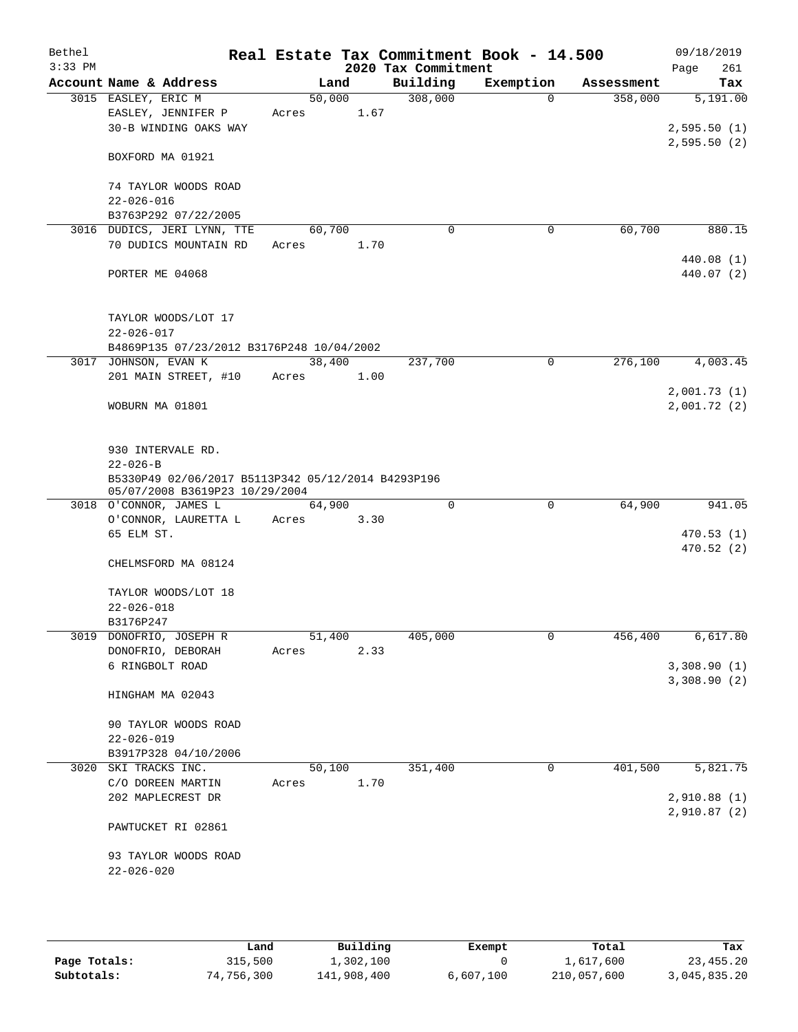Bethel 3:33 PM

# Real Estate Tax Commitment Book - 14.500

2020 Tax Commitment

09/18/2019

| Account Name & Address | Land | Building | Exemption | Assessment | Tax |
|---|---|---|---|---|---|
| 3015 EASLEY, ERIC M | 50,000 | 308,000 | 0 | 358,000 | 5,191.00 |
| EASLEY, JENNIFER P | Acres 1.67 | | | | |
| 30-B WINDING OAKS WAY | | | | | 2,595.50 (1) |
| | | | | | 2,595.50 (2) |
| BOXFORD MA 01921 | | | | | |
| 74 TAYLOR WOODS ROAD | | | | | |
| 22-026-016 | | | | | |
| B3763P292 07/22/2005 | | | | | |
| 3016 DUDICS, JERI LYNN, TTE | 60,700 | 0 | 0 | 60,700 | 880.15 |
| 70 DUDICS MOUNTAIN RD | Acres 1.70 | | | | |
| | | | | | 440.08 (1) |
| PORTER ME 04068 | | | | | 440.07 (2) |
| TAYLOR WOODS/LOT 17 | | | | | |
| 22-026-017 | | | | | |
| B4869P135 07/23/2012 B3176P248 10/04/2002 | | | | | |
| 3017 JOHNSON, EVAN K | 38,400 | 237,700 | 0 | 276,100 | 4,003.45 |
| 201 MAIN STREET, #10 | Acres 1.00 | | | | |
| | | | | | 2,001.73 (1) |
| WOBURN MA 01801 | | | | | 2,001.72 (2) |
| 930 INTERVALE RD. | | | | | |
| 22-026-B | | | | | |
| B5330P49 02/06/2017 B5113P342 05/12/2014 B4293P196 05/07/2008 B3619P23 10/29/2004 | | | | | |
| 3018 O'CONNOR, JAMES L | 64,900 | 0 | 0 | 64,900 | 941.05 |
| O'CONNOR, LAURETTA L | Acres 3.30 | | | | |
| 65 ELM ST. | | | | | 470.53 (1) |
| | | | | | 470.52 (2) |
| CHELMSFORD MA 08124 | | | | | |
| TAYLOR WOODS/LOT 18 | | | | | |
| 22-026-018 | | | | | |
| B3176P247 | | | | | |
| 3019 DONOFRIO, JOSEPH R | 51,400 | 405,000 | 0 | 456,400 | 6,617.80 |
| DONOFRIO, DEBORAH | Acres 2.33 | | | | |
| 6 RINGBOLT ROAD | | | | | 3,308.90 (1) |
| | | | | | 3,308.90 (2) |
| HINGHAM MA 02043 | | | | | |
| 90 TAYLOR WOODS ROAD | | | | | |
| 22-026-019 | | | | | |
| B3917P328 04/10/2006 | | | | | |
| 3020 SKI TRACKS INC. | 50,100 | 351,400 | 0 | 401,500 | 5,821.75 |
| C/O DOREEN MARTIN | Acres 1.70 | | | | |
| 202 MAPLECREST DR | | | | | 2,910.88 (1) |
| | | | | | 2,910.87 (2) |
| PAWTUCKET RI 02861 | | | | | |
| 93 TAYLOR WOODS ROAD | | | | | |
| 22-026-020 | | | | | |

| | Land | Building | Exempt | Total | Tax |
|---|---|---|---|---|---|
| Page Totals: | 315,500 | 1,302,100 | 0 | 1,617,600 | 23,455.20 |
| Subtotals: | 74,756,300 | 141,908,400 | 6,607,100 | 210,057,600 | 3,045,835.20 |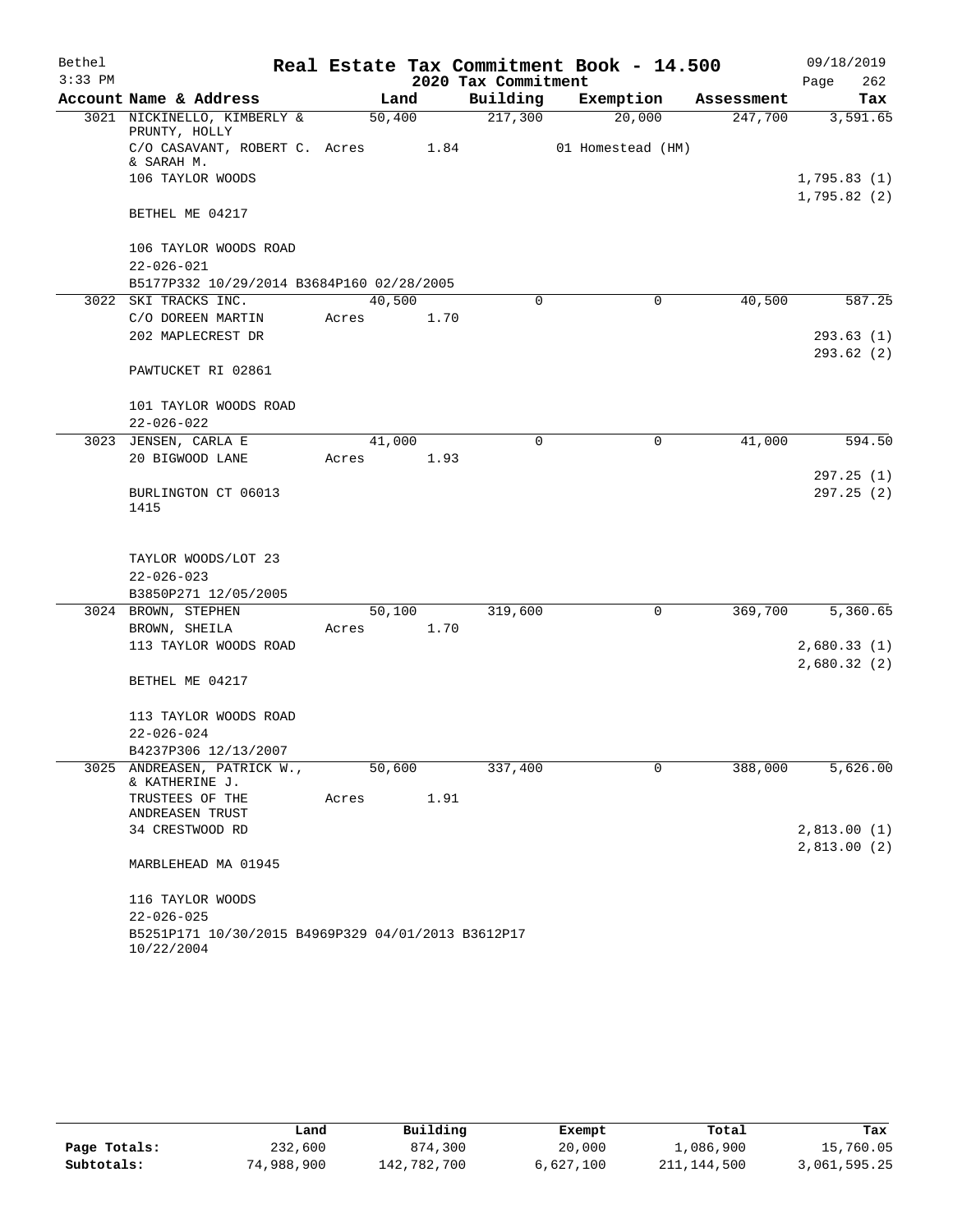# Real Estate Tax Commitment Book - 14.500

Bethel
3:33 PM

2020 Tax Commitment

09/18/2019
Page 262

| Account Name & Address | Land | Building | Exemption | Assessment | Tax |
|---|---|---|---|---|---|
| 3021 NICKINELLO, KIMBERLY & PRUNTY, HOLLY | 50,400 | 217,300 | 20,000 | 247,700 | 3,591.65 |
| C/O CASAVANT, ROBERT C. & SARAH M. | Acres 1.84 | | 01 Homestead (HM) | | |
| 106 TAYLOR WOODS | | | | | 1,795.83 (1) |
| | | | | | 1,795.82 (2) |
| BETHEL ME 04217 | | | | | |
| 106 TAYLOR WOODS ROAD | | | | | |
| 22-026-021 | | | | | |
| B5177P332 10/29/2014 B3684P160 02/28/2005 | | | | | |
| 3022 SKI TRACKS INC. | 40,500 | 0 | 0 | 40,500 | 587.25 |
| C/O DOREEN MARTIN | Acres 1.70 | | | | |
| 202 MAPLECREST DR | | | | | 293.63 (1) |
| | | | | | 293.62 (2) |
| PAWTUCKET RI 02861 | | | | | |
| 101 TAYLOR WOODS ROAD | | | | | |
| 22-026-022 | | | | | |
| 3023 JENSEN, CARLA E | 41,000 | 0 | 0 | 41,000 | 594.50 |
| 20 BIGWOOD LANE | Acres 1.93 | | | | |
| | | | | | 297.25 (1) |
| BURLINGTON CT 06013 1415 | | | | | 297.25 (2) |
| TAYLOR WOODS/LOT 23 | | | | | |
| 22-026-023 | | | | | |
| B3850P271 12/05/2005 | | | | | |
| 3024 BROWN, STEPHEN | 50,100 | 319,600 | 0 | 369,700 | 5,360.65 |
| BROWN, SHEILA | Acres 1.70 | | | | |
| 113 TAYLOR WOODS ROAD | | | | | 2,680.33 (1) |
| | | | | | 2,680.32 (2) |
| BETHEL ME 04217 | | | | | |
| 113 TAYLOR WOODS ROAD | | | | | |
| 22-026-024 | | | | | |
| B4237P306 12/13/2007 | | | | | |
| 3025 ANDREASEN, PATRICK W., & KATHERINE J. | 50,600 | 337,400 | 0 | 388,000 | 5,626.00 |
| TRUSTEES OF THE ANDREASEN TRUST | Acres 1.91 | | | | |
| 34 CRESTWOOD RD | | | | | 2,813.00 (1) |
| | | | | | 2,813.00 (2) |
| MARBLEHEAD MA 01945 | | | | | |
| 116 TAYLOR WOODS | | | | | |
| 22-026-025 | | | | | |
| B5251P171 10/30/2015 B4969P329 04/01/2013 B3612P17 10/22/2004 | | | | | |

| | Land | Building | Exempt | Total | Tax |
|---|---|---|---|---|---|
| Page Totals: | 232,600 | 874,300 | 20,000 | 1,086,900 | 15,760.05 |
| Subtotals: | 74,988,900 | 142,782,700 | 6,627,100 | 211,144,500 | 3,061,595.25 |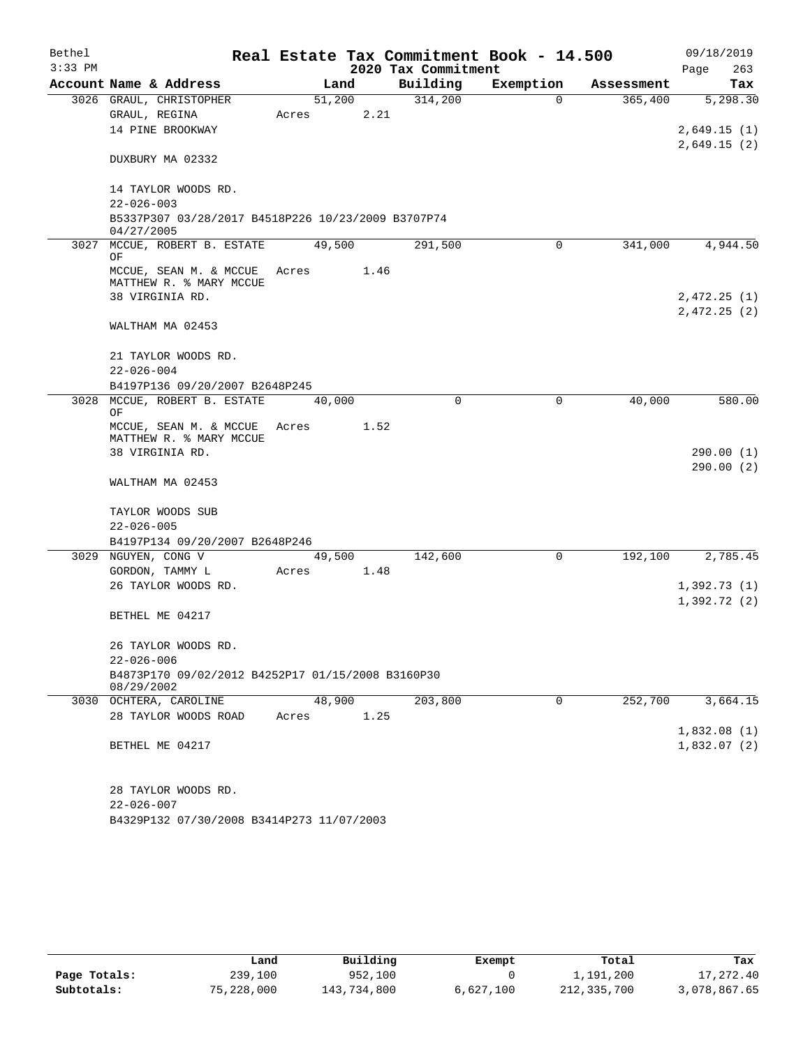Bethel 3:33 PM

# Real Estate Tax Commitment Book - 14.500

## 2020 Tax Commitment

09/18/2019 Page 263

| Account Name & Address | Land | Building | Exemption | Assessment | Tax |
|---|---|---|---|---|---|
| 3026 GRAUL, CHRISTOPHER | 51,200 | 314,200 | 0 | 365,400 | 5,298.30 |
| GRAUL, REGINA | Acres 2.21 | | | | |
| 14 PINE BROOKWAY | | | | | 2,649.15 (1) |
| | | | | | 2,649.15 (2) |
| DUXBURY MA 02332 | | | | | |
| 14 TAYLOR WOODS RD. | | | | | |
| 22-026-003 | | | | | |
| B5337P307 03/28/2017 B4518P226 10/23/2009 B3707P74 04/27/2005 | | | | | |
| 3027 MCCUE, ROBERT B. ESTATE OF | 49,500 | 291,500 | 0 | 341,000 | 4,944.50 |
| MCCUE, SEAN M. & MCCUE MATTHEW R. % MARY MCCUE | Acres 1.46 | | | | |
| 38 VIRGINIA RD. | | | | | 2,472.25 (1) |
| | | | | | 2,472.25 (2) |
| WALTHAM MA 02453 | | | | | |
| 21 TAYLOR WOODS RD. | | | | | |
| 22-026-004 | | | | | |
| B4197P136 09/20/2007 B2648P245 | | | | | |
| 3028 MCCUE, ROBERT B. ESTATE OF | 40,000 | 0 | 0 | 40,000 | 580.00 |
| MCCUE, SEAN M. & MCCUE MATTHEW R. % MARY MCCUE | Acres 1.52 | | | | |
| 38 VIRGINIA RD. | | | | | 290.00 (1) |
| | | | | | 290.00 (2) |
| WALTHAM MA 02453 | | | | | |
| TAYLOR WOODS SUB | | | | | |
| 22-026-005 | | | | | |
| B4197P134 09/20/2007 B2648P246 | | | | | |
| 3029 NGUYEN, CONG V | 49,500 | 142,600 | 0 | 192,100 | 2,785.45 |
| GORDON, TAMMY L | Acres 1.48 | | | | |
| 26 TAYLOR WOODS RD. | | | | | 1,392.73 (1) |
| | | | | | 1,392.72 (2) |
| BETHEL ME 04217 | | | | | |
| 26 TAYLOR WOODS RD. | | | | | |
| 22-026-006 | | | | | |
| B4873P170 09/02/2012 B4252P17 01/15/2008 B3160P30 08/29/2002 | | | | | |
| 3030 OCHTERA, CAROLINE | 48,900 | 203,800 | 0 | 252,700 | 3,664.15 |
| 28 TAYLOR WOODS ROAD | Acres 1.25 | | | | |
| | | | | | 1,832.08 (1) |
| BETHEL ME 04217 | | | | | 1,832.07 (2) |
| 28 TAYLOR WOODS RD. | | | | | |
| 22-026-007 | | | | | |
| B4329P132 07/30/2008 B3414P273 11/07/2003 | | | | | |

| | Land | Building | Exempt | Total | Tax |
|---|---|---|---|---|---|
| Page Totals: | 239,100 | 952,100 | 0 | 1,191,200 | 17,272.40 |
| Subtotals: | 75,228,000 | 143,734,800 | 6,627,100 | 212,335,700 | 3,078,867.65 |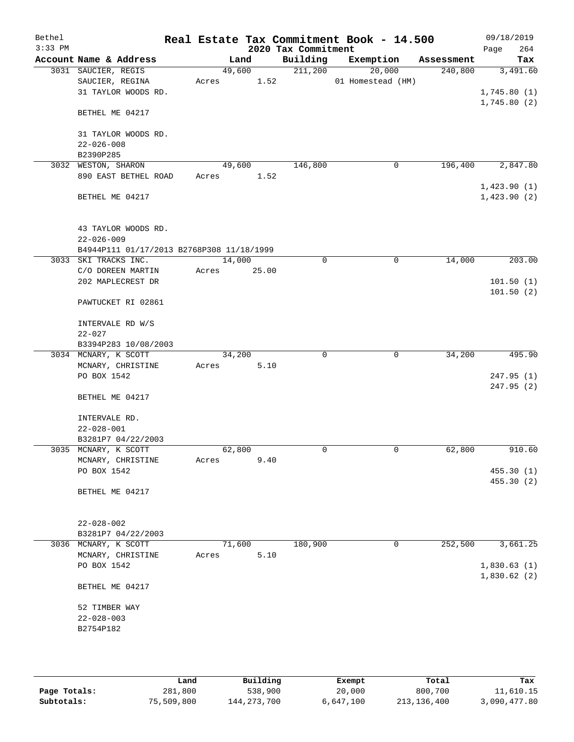# Real Estate Tax Commitment Book - 14.500

Bethel
3:33 PM

09/18/2019

2020 Tax Commitment

| Account Name & Address | Land | Building | Exemption | Assessment | Tax |
|---|---|---|---|---|---|
| 3031 SAUCIER, REGIS | 49,600 | 211,200 | 20,000 | 240,800 | 3,491.60 |
| SAUCIER, REGINA | Acres 1.52 | | 01 Homestead (HM) | | |
| 31 TAYLOR WOODS RD. | | | | | 1,745.80 (1) |
| | | | | | 1,745.80 (2) |
| BETHEL ME 04217 | | | | | |
| 31 TAYLOR WOODS RD. | | | | | |
| 22-026-008 | | | | | |
| B2390P285 | | | | | |
| 3032 WESTON, SHARON | 49,600 | 146,800 | 0 | 196,400 | 2,847.80 |
| 890 EAST BETHEL ROAD | Acres 1.52 | | | | |
| | | | | | 1,423.90 (1) |
| BETHEL ME 04217 | | | | | 1,423.90 (2) |
| 43 TAYLOR WOODS RD. | | | | | |
| 22-026-009 | | | | | |
| B4944P111 01/17/2013 B2768P308 11/18/1999 | | | | | |
| 3033 SKI TRACKS INC. | 14,000 | 0 | 0 | 14,000 | 203.00 |
| C/O DOREEN MARTIN | Acres 25.00 | | | | |
| 202 MAPLECREST DR | | | | | 101.50 (1) |
| | | | | | 101.50 (2) |
| PAWTUCKET RI 02861 | | | | | |
| INTERVALE RD W/S | | | | | |
| 22-027 | | | | | |
| B3394P283 10/08/2003 | | | | | |
| 3034 MCNARY, K SCOTT | 34,200 | 0 | 0 | 34,200 | 495.90 |
| MCNARY, CHRISTINE | Acres 5.10 | | | | |
| PO BOX 1542 | | | | | 247.95 (1) |
| | | | | | 247.95 (2) |
| BETHEL ME 04217 | | | | | |
| INTERVALE RD. | | | | | |
| 22-028-001 | | | | | |
| B3281P7 04/22/2003 | | | | | |
| 3035 MCNARY, K SCOTT | 62,800 | 0 | 0 | 62,800 | 910.60 |
| MCNARY, CHRISTINE | Acres 9.40 | | | | |
| PO BOX 1542 | | | | | 455.30 (1) |
| | | | | | 455.30 (2) |
| BETHEL ME 04217 | | | | | |
| 22-028-002 | | | | | |
| B3281P7 04/22/2003 | | | | | |
| 3036 MCNARY, K SCOTT | 71,600 | 180,900 | 0 | 252,500 | 3,661.25 |
| MCNARY, CHRISTINE | Acres 5.10 | | | | |
| PO BOX 1542 | | | | | 1,830.63 (1) |
| | | | | | 1,830.62 (2) |
| BETHEL ME 04217 | | | | | |
| 52 TIMBER WAY | | | | | |
| 22-028-003 | | | | | |
| B2754P182 | | | | | |

| | Land | Building | Exempt | Total | Tax |
|---|---|---|---|---|---|
| Page Totals: | 281,800 | 538,900 | 20,000 | 800,700 | 11,610.15 |
| Subtotals: | 75,509,800 | 144,273,700 | 6,647,100 | 213,136,400 | 3,090,477.80 |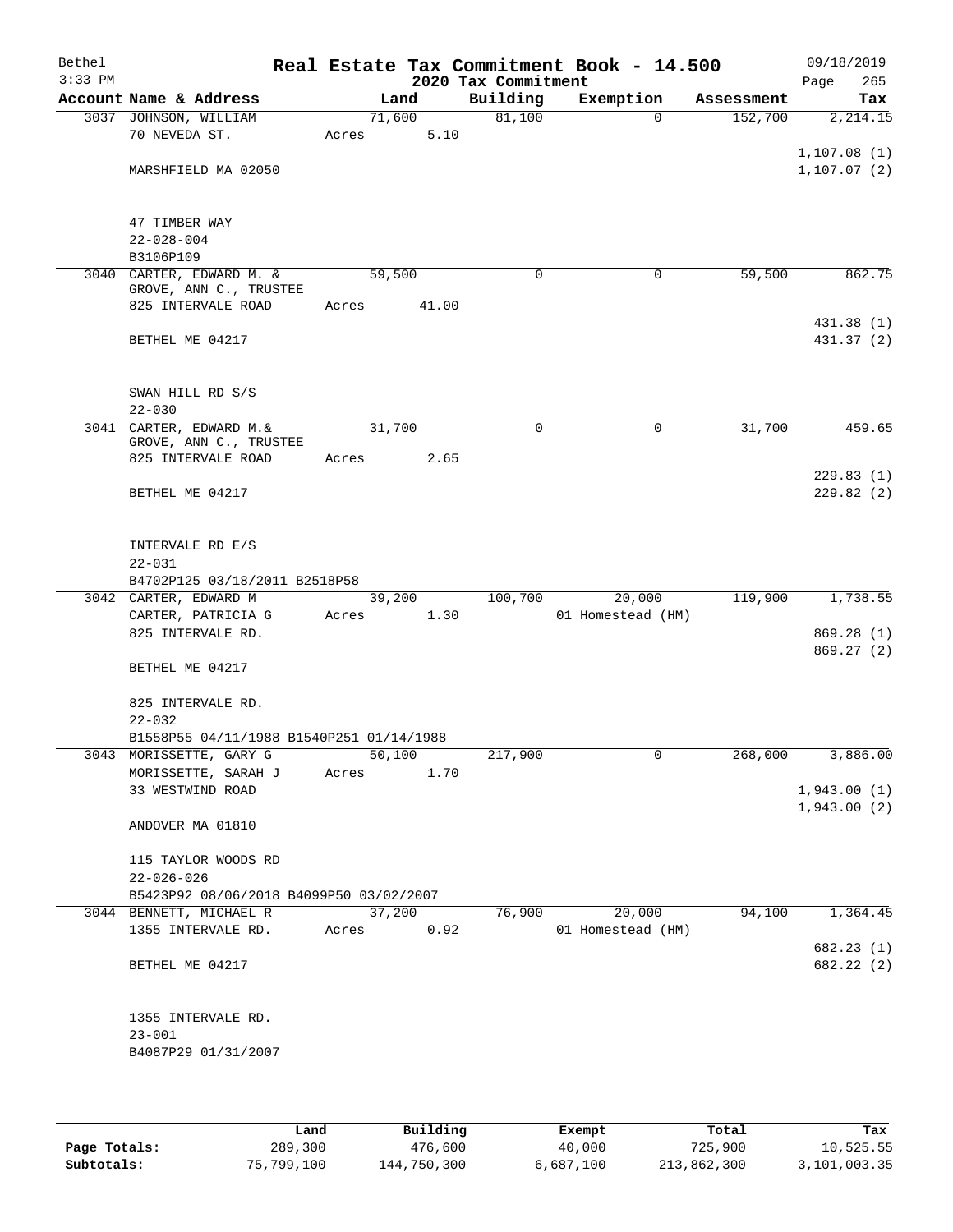# Real Estate Tax Commitment Book - 14.500

Bethel
3:33 PM

2020 Tax Commitment

09/18/2019

| Account | Name & Address | Land | Building | Exemption | Assessment | Tax |
|---|---|---|---|---|---|---|
| 3037 | JOHNSON, WILLIAM | 71,600 | 81,100 | 0 | 152,700 | 2,214.15 |
| | 70 NEVEDA ST. | Acres 5.10 | | | | |
| | | | | | | 1,107.08 (1) |
| | MARSHFIELD MA 02050 | | | | | 1,107.07 (2) |
| | 47 TIMBER WAY | | | | | |
| | 22-028-004 | | | | | |
| | B3106P109 | | | | | |
| 3040 | CARTER, EDWARD M. & | 59,500 | 0 | 0 | 59,500 | 862.75 |
| | GROVE, ANN C., TRUSTEE | | | | | |
| | 825 INTERVALE ROAD | Acres 41.00 | | | | |
| | | | | | | 431.38 (1) |
| | BETHEL ME 04217 | | | | | 431.37 (2) |
| | SWAN HILL RD S/S | | | | | |
| | 22-030 | | | | | |
| 3041 | CARTER, EDWARD M.& | 31,700 | 0 | 0 | 31,700 | 459.65 |
| | GROVE, ANN C., TRUSTEE | | | | | |
| | 825 INTERVALE ROAD | Acres 2.65 | | | | |
| | | | | | | 229.83 (1) |
| | BETHEL ME 04217 | | | | | 229.82 (2) |
| | INTERVALE RD E/S | | | | | |
| | 22-031 | | | | | |
| | B4702P125 03/18/2011 B2518P58 | | | | | |
| 3042 | CARTER, EDWARD M | 39,200 | 100,700 | 20,000 | 119,900 | 1,738.55 |
| | CARTER, PATRICIA G | Acres 1.30 | | 01 Homestead (HM) | | |
| | 825 INTERVALE RD. | | | | | 869.28 (1) |
| | | | | | | 869.27 (2) |
| | BETHEL ME 04217 | | | | | |
| | 825 INTERVALE RD. | | | | | |
| | 22-032 | | | | | |
| | B1558P55 04/11/1988 B1540P251 01/14/1988 | | | | | |
| 3043 | MORISSETTE, GARY G | 50,100 | 217,900 | 0 | 268,000 | 3,886.00 |
| | MORISSETTE, SARAH J | Acres 1.70 | | | | |
| | 33 WESTWIND ROAD | | | | | 1,943.00 (1) |
| | | | | | | 1,943.00 (2) |
| | ANDOVER MA 01810 | | | | | |
| | 115 TAYLOR WOODS RD | | | | | |
| | 22-026-026 | | | | | |
| | B5423P92 08/06/2018 B4099P50 03/02/2007 | | | | | |
| 3044 | BENNETT, MICHAEL R | 37,200 | 76,900 | 20,000 | 94,100 | 1,364.45 |
| | 1355 INTERVALE RD. | Acres 0.92 | | 01 Homestead (HM) | | |
| | | | | | | 682.23 (1) |
| | BETHEL ME 04217 | | | | | 682.22 (2) |
| | 1355 INTERVALE RD. | | | | | |
| | 23-001 | | | | | |
| | B4087P29 01/31/2007 | | | | | |

| | Land | Building | Exempt | Total | Tax |
|---|---|---|---|---|---|
| Page Totals: | 289,300 | 476,600 | 40,000 | 725,900 | 10,525.55 |
| Subtotals: | 75,799,100 | 144,750,300 | 6,687,100 | 213,862,300 | 3,101,003.35 |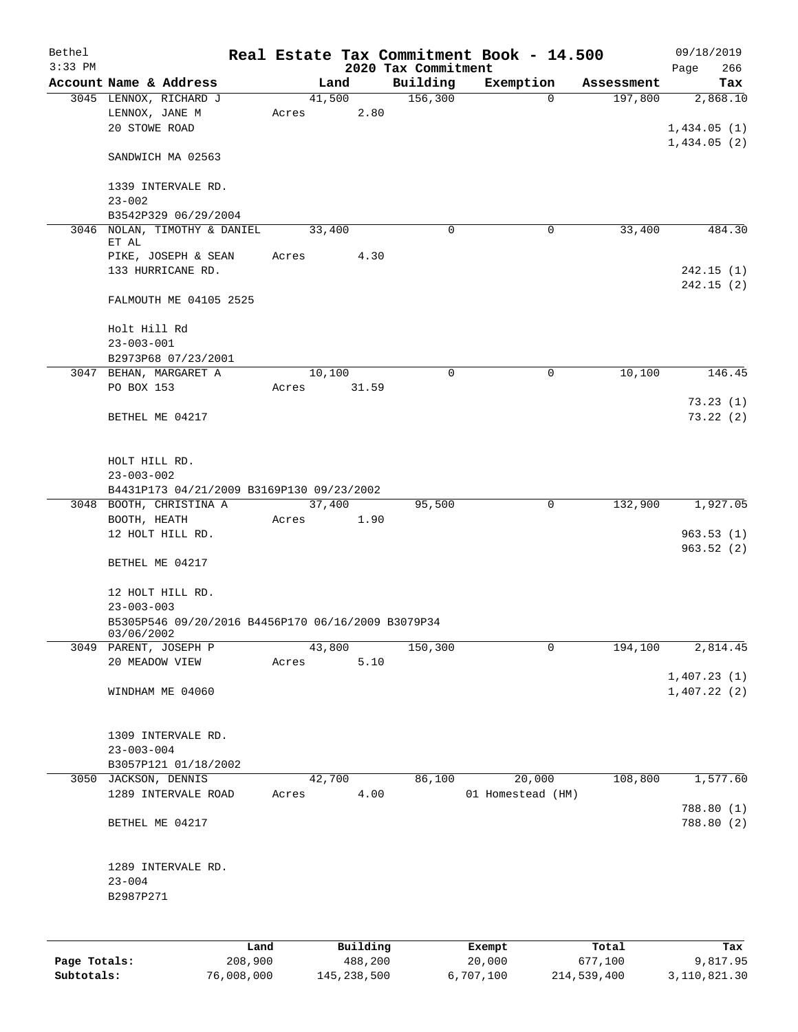# Real Estate Tax Commitment Book - 14.500

Bethel
3:33 PM

2020 Tax Commitment

09/18/2019
Page 266

| Account Name & Address | Land | Building | Exemption | Assessment | Tax |
|---|---|---|---|---|---|
| 3045 LENNOX, RICHARD J<br>LENNOX, JANE M<br>20 STOWE ROAD<br><br>SANDWICH MA 02563<br><br>1339 INTERVALE RD.<br>23-002<br>B3542P329 06/29/2004 | 41,500<br>Acres 2.80 | 156,300 | 0 | 197,800 | 2,868.10<br><br>1,434.05 (1)<br>1,434.05 (2) |
| 3046 NOLAN, TIMOTHY & DANIEL ET AL<br>PIKE, JOSEPH & SEAN<br>133 HURRICANE RD.<br><br>FALMOUTH ME 04105 2525<br><br>Holt Hill Rd<br>23-003-001<br>B2973P68 07/23/2001 | 33,400<br>Acres 4.30 | 0 | 0 | 33,400 | 484.30<br><br>242.15 (1)<br>242.15 (2) |
| 3047 BEHAN, MARGARET A<br>PO BOX 153<br><br>BETHEL ME 04217<br><br>HOLT HILL RD.<br>23-003-002<br>B4431P173 04/21/2009 B3169P130 09/23/2002 | 10,100<br>Acres 31.59 | 0 | 0 | 10,100 | 146.45<br><br>73.23 (1)<br>73.22 (2) |
| 3048 BOOTH, CHRISTINA A<br>BOOTH, HEATH<br>12 HOLT HILL RD.<br><br>BETHEL ME 04217<br><br>12 HOLT HILL RD.<br>23-003-003<br>B5305P546 09/20/2016 B4456P170 06/16/2009 B3079P34 03/06/2002 | 37,400<br>Acres 1.90 | 95,500 | 0 | 132,900 | 1,927.05<br><br>963.53 (1)<br>963.52 (2) |
| 3049 PARENT, JOSEPH P<br>20 MEADOW VIEW<br><br>WINDHAM ME 04060<br><br>1309 INTERVALE RD.<br>23-003-004<br>B3057P121 01/18/2002 | 43,800<br>Acres 5.10 | 150,300 | 0 | 194,100 | 2,814.45<br><br>1,407.23 (1)<br>1,407.22 (2) |
| 3050 JACKSON, DENNIS<br>1289 INTERVALE ROAD<br><br>BETHEL ME 04217<br><br>1289 INTERVALE RD.<br>23-004<br>B2987P271 | 42,700<br>Acres 4.00 | 86,100 | 20,000<br>01 Homestead (HM) | 108,800 | 1,577.60<br><br>788.80 (1)<br>788.80 (2) |

| | Land | Building | Exempt | Total | Tax |
|---|---|---|---|---|---|
| Page Totals: | 208,900 | 488,200 | 20,000 | 677,100 | 9,817.95 |
| Subtotals: | 76,008,000 | 145,238,500 | 6,707,100 | 214,539,400 | 3,110,821.30 |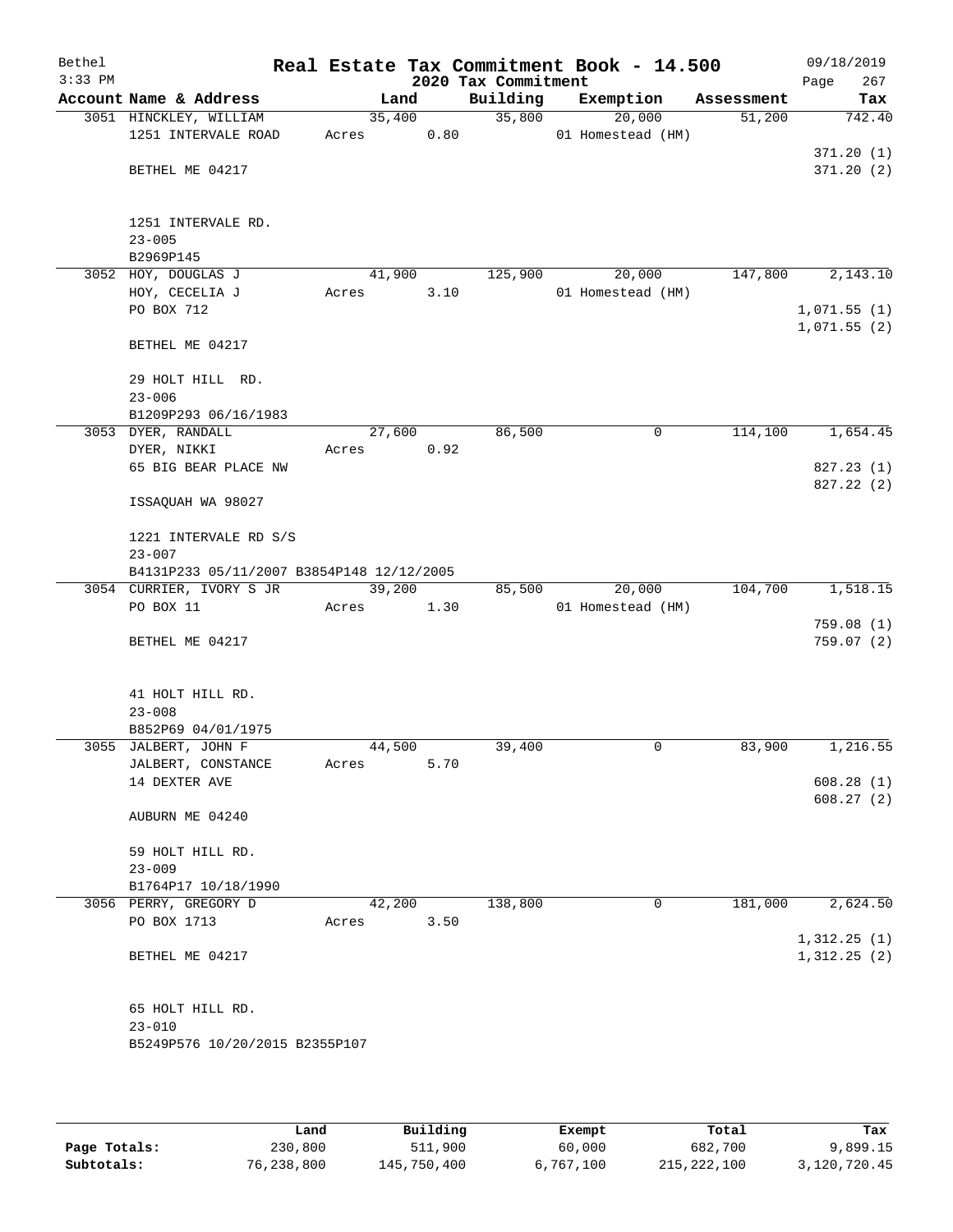# Real Estate Tax Commitment Book - 14.500

Bethel 3:33 PM — 2020 Tax Commitment — 09/18/2019

| Account Name & Address | Land | Building | Exemption | Assessment | Tax |
|---|---|---|---|---|---|
| 3051 HINCKLEY, WILLIAM | 35,400 | 35,800 | 20,000 | 51,200 | 742.40 |
| 1251 INTERVALE ROAD | Acres 0.80 | | 01 Homestead (HM) | | |
| | | | | | 371.20 (1) |
| BETHEL ME 04217 | | | | | 371.20 (2) |
| 1251 INTERVALE RD. | | | | | |
| 23-005 | | | | | |
| B2969P145 | | | | | |
| 3052 HOY, DOUGLAS J | 41,900 | 125,900 | 20,000 | 147,800 | 2,143.10 |
| HOY, CECELIA J | Acres 3.10 | | 01 Homestead (HM) | | |
| PO BOX 712 | | | | | 1,071.55 (1) |
| | | | | | 1,071.55 (2) |
| BETHEL ME 04217 | | | | | |
| 29 HOLT HILL RD. | | | | | |
| 23-006 | | | | | |
| B1209P293 06/16/1983 | | | | | |
| 3053 DYER, RANDALL | 27,600 | 86,500 | 0 | 114,100 | 1,654.45 |
| DYER, NIKKI | Acres 0.92 | | | | |
| 65 BIG BEAR PLACE NW | | | | | 827.23 (1) |
| | | | | | 827.22 (2) |
| ISSAQUAH WA 98027 | | | | | |
| 1221 INTERVALE RD S/S | | | | | |
| 23-007 | | | | | |
| B4131P233 05/11/2007 B3854P148 12/12/2005 | | | | | |
| 3054 CURRIER, IVORY S JR | 39,200 | 85,500 | 20,000 | 104,700 | 1,518.15 |
| PO BOX 11 | Acres 1.30 | | 01 Homestead (HM) | | |
| | | | | | 759.08 (1) |
| BETHEL ME 04217 | | | | | 759.07 (2) |
| 41 HOLT HILL RD. | | | | | |
| 23-008 | | | | | |
| B852P69 04/01/1975 | | | | | |
| 3055 JALBERT, JOHN F | 44,500 | 39,400 | 0 | 83,900 | 1,216.55 |
| JALBERT, CONSTANCE | Acres 5.70 | | | | |
| 14 DEXTER AVE | | | | | 608.28 (1) |
| | | | | | 608.27 (2) |
| AUBURN ME 04240 | | | | | |
| 59 HOLT HILL RD. | | | | | |
| 23-009 | | | | | |
| B1764P17 10/18/1990 | | | | | |
| 3056 PERRY, GREGORY D | 42,200 | 138,800 | 0 | 181,000 | 2,624.50 |
| PO BOX 1713 | Acres 3.50 | | | | |
| | | | | | 1,312.25 (1) |
| BETHEL ME 04217 | | | | | 1,312.25 (2) |
| 65 HOLT HILL RD. | | | | | |
| 23-010 | | | | | |
| B5249P576 10/20/2015 B2355P107 | | | | | |

| | Land | Building | Exempt | Total | Tax |
|---|---|---|---|---|---|
| Page Totals: | 230,800 | 511,900 | 60,000 | 682,700 | 9,899.15 |
| Subtotals: | 76,238,800 | 145,750,400 | 6,767,100 | 215,222,100 | 3,120,720.45 |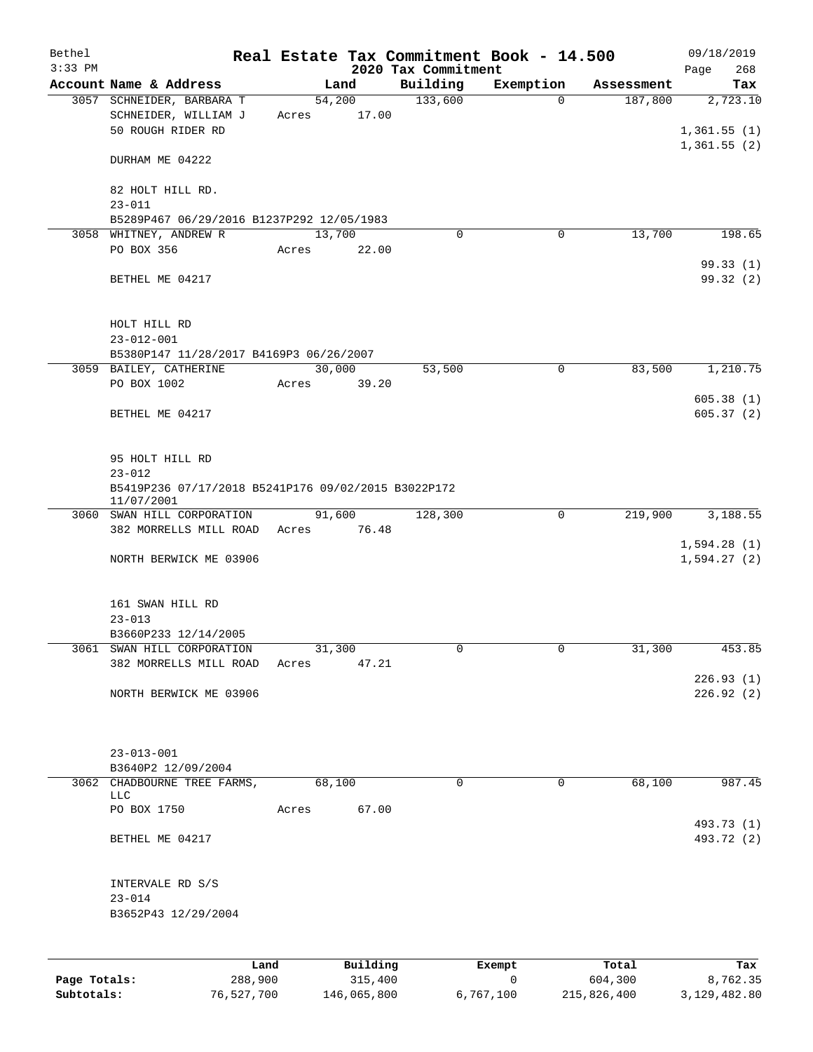Bethel 3:33 PM

# Real Estate Tax Commitment Book - 14.500

## 2020 Tax Commitment

09/18/2019

| Account | Name & Address | Land | Building | Exemption | Assessment | Tax |
|---|---|---|---|---|---|---|
| 3057 | SCHNEIDER, BARBARA T<br>SCHNEIDER, WILLIAM J<br>50 ROUGH RIDER RD<br><br>DURHAM ME 04222<br><br>82 HOLT HILL RD.<br>23-011<br>B5289P467 06/29/2016 B1237P292 12/05/1983 | 54,200<br>Acres 17.00 | 133,600 | 0 | 187,800 | 2,723.10<br><br>1,361.55 (1)<br>1,361.55 (2) |
| 3058 | WHITNEY, ANDREW R<br>PO BOX 356<br><br>BETHEL ME 04217<br><br>HOLT HILL RD<br>23-012-001<br>B5380P147 11/28/2017 B4169P3 06/26/2007 | 13,700<br>Acres 22.00 | 0 | 0 | 13,700 | 198.65<br><br>99.33 (1)<br>99.32 (2) |
| 3059 | BAILEY, CATHERINE<br>PO BOX 1002<br><br>BETHEL ME 04217<br><br>95 HOLT HILL RD<br>23-012<br>B5419P236 07/17/2018 B5241P176 09/02/2015 B3022P172 11/07/2001 | 30,000<br>Acres 39.20 | 53,500 | 0 | 83,500 | 1,210.75<br><br>605.38 (1)<br>605.37 (2) |
| 3060 | SWAN HILL CORPORATION<br>382 MORRELLS MILL ROAD<br><br>NORTH BERWICK ME 03906<br><br>161 SWAN HILL RD<br>23-013<br>B3660P233 12/14/2005 | 91,600<br>Acres 76.48 | 128,300 | 0 | 219,900 | 3,188.55<br><br>1,594.28 (1)<br>1,594.27 (2) |
| 3061 | SWAN HILL CORPORATION<br>382 MORRELLS MILL ROAD<br><br>NORTH BERWICK ME 03906<br><br>23-013-001<br>B3640P2 12/09/2004 | 31,300<br>Acres 47.21 | 0 | 0 | 31,300 | 453.85<br><br>226.93 (1)<br>226.92 (2) |
| 3062 | CHADBOURNE TREE FARMS, LLC<br>PO BOX 1750<br><br>BETHEL ME 04217<br><br>INTERVALE RD S/S<br>23-014<br>B3652P43 12/29/2004 | 68,100<br>Acres 67.00 | 0 | 0 | 68,100 | 987.45<br><br>493.73 (1)<br>493.72 (2) |

| | Land | Building | Exempt | Total | Tax |
|---|---|---|---|---|---|
| Page Totals: | 288,900 | 315,400 | 0 | 604,300 | 8,762.35 |
| Subtotals: | 76,527,700 | 146,065,800 | 6,767,100 | 215,826,400 | 3,129,482.80 |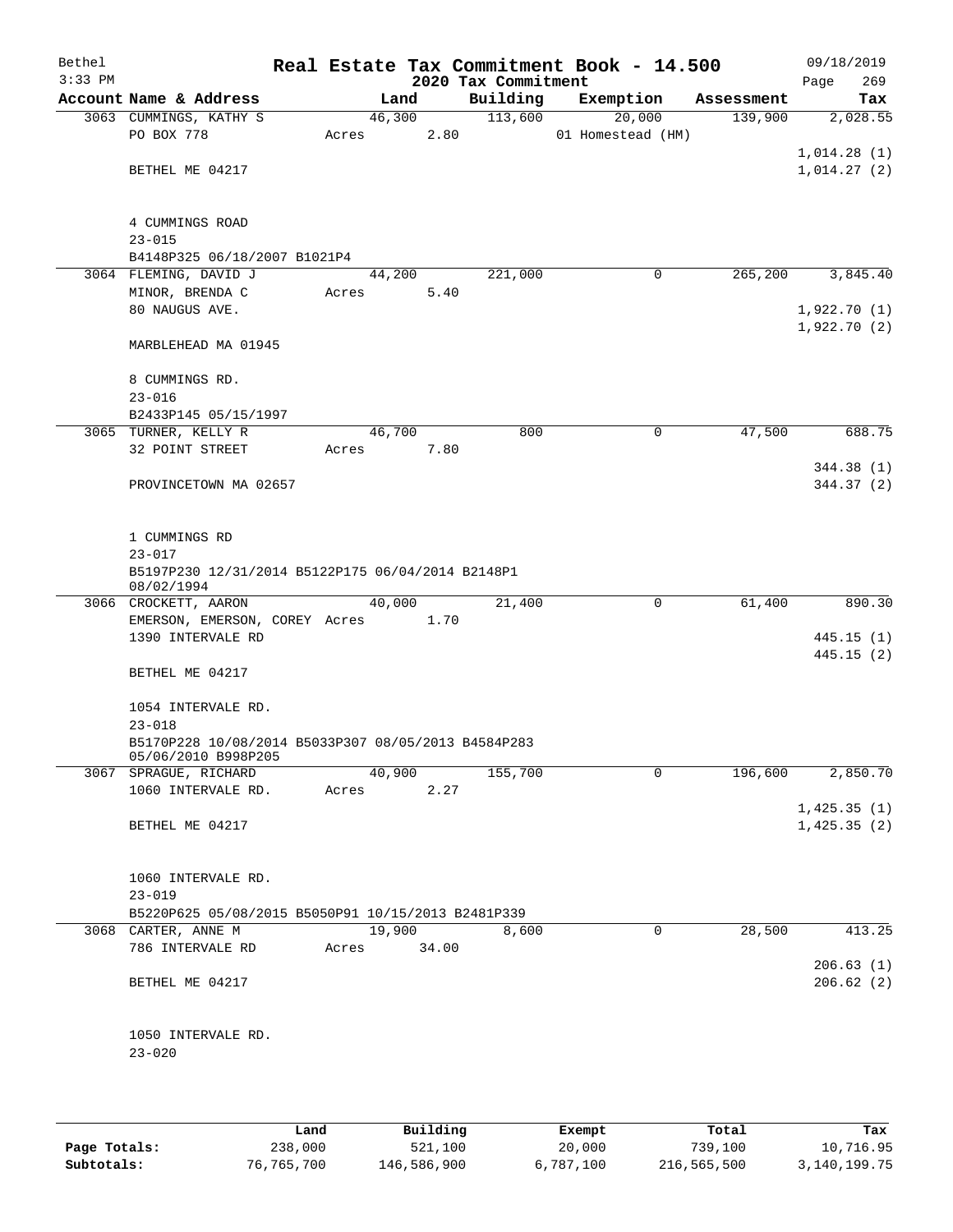Bethel — Real Estate Tax Commitment Book - 14.500 — 09/18/2019
3:33 PM — 2020 Tax Commitment — Page 269

| Account Name & Address | Land | Building | Exemption | Assessment | Tax |
|---|---|---|---|---|---|
| 3063 CUMMINGS, KATHY S | 46,300 | 113,600 | 20,000 | 139,900 | 2,028.55 |
| PO BOX 778 | Acres 2.80 | | 01 Homestead (HM) | | |
| | | | | | 1,014.28 (1) |
| BETHEL ME 04217 | | | | | 1,014.27 (2) |
| 4 CUMMINGS ROAD | | | | | |
| 23-015 | | | | | |
| B4148P325 06/18/2007 B1021P4 | | | | | |
| 3064 FLEMING, DAVID J | 44,200 | 221,000 | 0 | 265,200 | 3,845.40 |
| MINOR, BRENDA C | Acres 5.40 | | | | |
| 80 NAUGUS AVE. | | | | | 1,922.70 (1) |
| | | | | | 1,922.70 (2) |
| MARBLEHEAD MA 01945 | | | | | |
| 8 CUMMINGS RD. | | | | | |
| 23-016 | | | | | |
| B2433P145 05/15/1997 | | | | | |
| 3065 TURNER, KELLY R | 46,700 | 800 | 0 | 47,500 | 688.75 |
| 32 POINT STREET | Acres 7.80 | | | | |
| | | | | | 344.38 (1) |
| PROVINCETOWN MA 02657 | | | | | 344.37 (2) |
| 1 CUMMINGS RD | | | | | |
| 23-017 | | | | | |
| B5197P230 12/31/2014 B5122P175 06/04/2014 B2148P1 08/02/1994 | | | | | |
| 3066 CROCKETT, AARON | 40,000 | 21,400 | 0 | 61,400 | 890.30 |
| EMERSON, EMERSON, COREY | Acres 1.70 | | | | |
| 1390 INTERVALE RD | | | | | 445.15 (1) |
| | | | | | 445.15 (2) |
| BETHEL ME 04217 | | | | | |
| 1054 INTERVALE RD. | | | | | |
| 23-018 | | | | | |
| B5170P228 10/08/2014 B5033P307 08/05/2013 B4584P283 05/06/2010 B998P205 | | | | | |
| 3067 SPRAGUE, RICHARD | 40,900 | 155,700 | 0 | 196,600 | 2,850.70 |
| 1060 INTERVALE RD. | Acres 2.27 | | | | |
| | | | | | 1,425.35 (1) |
| BETHEL ME 04217 | | | | | 1,425.35 (2) |
| 1060 INTERVALE RD. | | | | | |
| 23-019 | | | | | |
| B5220P625 05/08/2015 B5050P91 10/15/2013 B2481P339 | | | | | |
| 3068 CARTER, ANNE M | 19,900 | 8,600 | 0 | 28,500 | 413.25 |
| 786 INTERVALE RD | Acres 34.00 | | | | |
| | | | | | 206.63 (1) |
| BETHEL ME 04217 | | | | | 206.62 (2) |
| 1050 INTERVALE RD. | | | | | |
| 23-020 | | | | | |

| | Land | Building | Exempt | Total | Tax |
|---|---|---|---|---|---|
| Page Totals: | 238,000 | 521,100 | 20,000 | 739,100 | 10,716.95 |
| Subtotals: | 76,765,700 | 146,586,900 | 6,787,100 | 216,565,500 | 3,140,199.75 |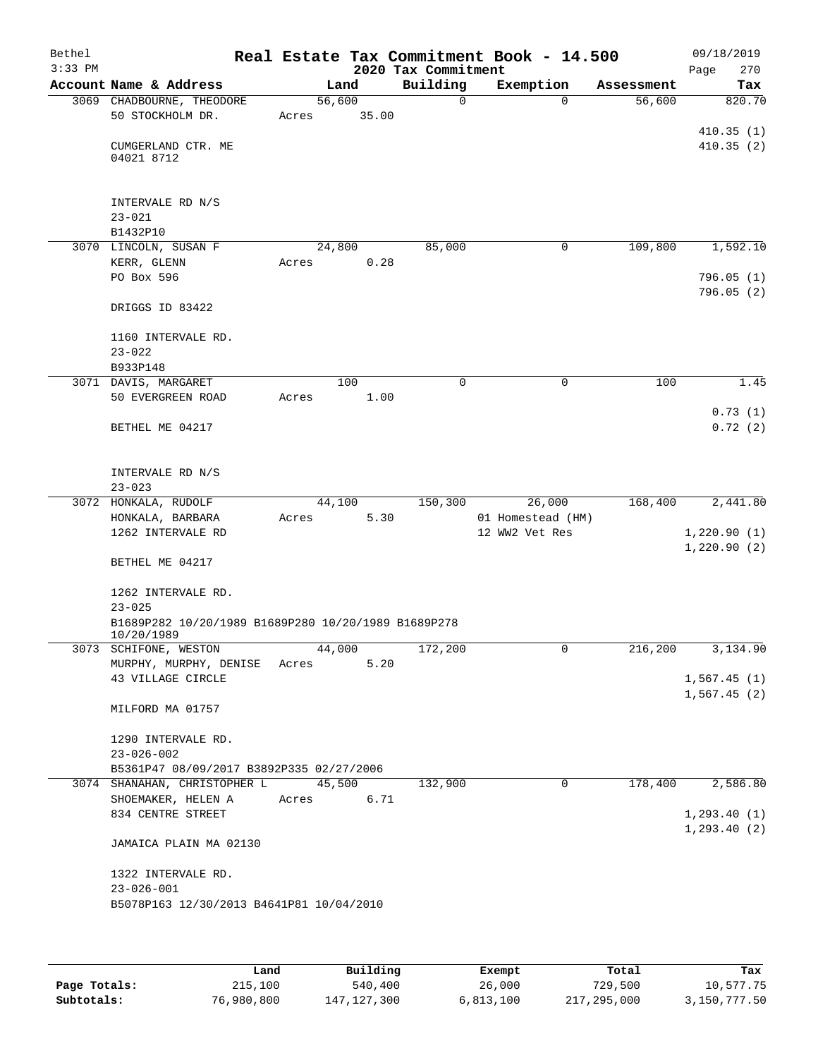# Real Estate Tax Commitment Book - 14.500

## 2020 Tax Commitment

Bethel 09/18/2019
3:33 PM

| Account Name & Address | Land | Building | Exemption | Assessment | Tax |
|---|---|---|---|---|---|
| 3069 CHADBOURNE, THEODORE<br>50 STOCKHOLM DR.<br><br>CUMGERLAND CTR. ME<br>04021 8712<br><br>INTERVALE RD N/S<br>23-021<br>B1432P10 | 56,600<br>Acres 35.00 | 0 | 0 | 56,600 | 820.70<br><br>410.35 (1)<br>410.35 (2) |
| 3070 LINCOLN, SUSAN F<br>KERR, GLENN<br>PO Box 596<br><br>DRIGGS ID 83422<br><br>1160 INTERVALE RD.<br>23-022<br>B933P148 | 24,800<br>Acres 0.28 | 85,000 | 0 | 109,800 | 1,592.10<br><br>796.05 (1)<br>796.05 (2) |
| 3071 DAVIS, MARGARET<br>50 EVERGREEN ROAD<br><br>BETHEL ME 04217<br><br>INTERVALE RD N/S<br>23-023 | 100<br>Acres 1.00 | 0 | 0 | 100 | 1.45<br><br>0.73 (1)<br>0.72 (2) |
| 3072 HONKALA, RUDOLF<br>HONKALA, BARBARA<br>1262 INTERVALE RD<br><br>BETHEL ME 04217<br><br>1262 INTERVALE RD.<br>23-025<br>B1689P282 10/20/1989 B1689P280 10/20/1989 B1689P278 10/20/1989 | 44,100<br>Acres 5.30 | 150,300 | 26,000<br>01 Homestead (HM)<br>12 WW2 Vet Res | 168,400 | 2,441.80<br><br>1,220.90 (1)<br>1,220.90 (2) |
| 3073 SCHIFONE, WESTON<br>MURPHY, MURPHY, DENISE<br>43 VILLAGE CIRCLE<br><br>MILFORD MA 01757<br><br>1290 INTERVALE RD.<br>23-026-002<br>B5361P47 08/09/2017 B3892P335 02/27/2006 | 44,000<br>Acres 5.20 | 172,200 | 0 | 216,200 | 3,134.90<br><br>1,567.45 (1)<br>1,567.45 (2) |
| 3074 SHANAHAN, CHRISTOPHER L<br>SHOEMAKER, HELEN A<br>834 CENTRE STREET<br><br>JAMAICA PLAIN MA 02130<br><br>1322 INTERVALE RD.<br>23-026-001<br>B5078P163 12/30/2013 B4641P81 10/04/2010 | 45,500<br>Acres 6.71 | 132,900 | 0 | 178,400 | 2,586.80<br><br>1,293.40 (1)<br>1,293.40 (2) |

| | Land | Building | Exempt | Total | Tax |
|---|---|---|---|---|---|
| Page Totals: | 215,100 | 540,400 | 26,000 | 729,500 | 10,577.75 |
| Subtotals: | 76,980,800 | 147,127,300 | 6,813,100 | 217,295,000 | 3,150,777.50 |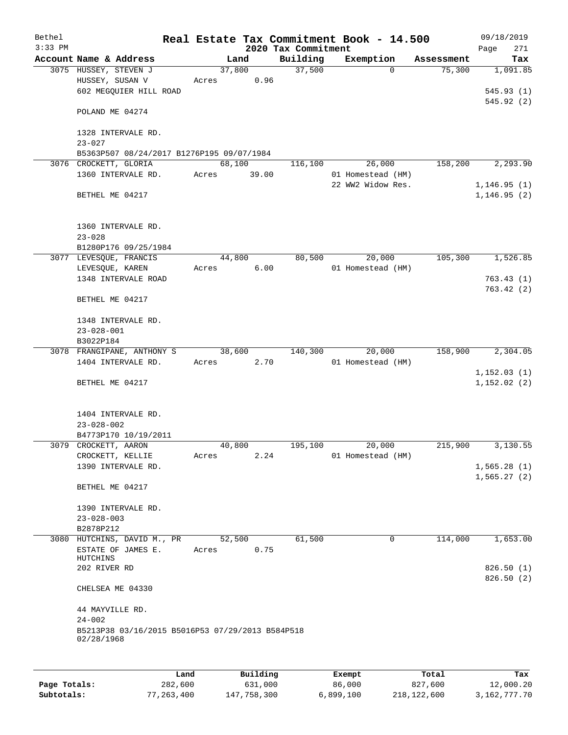Bethel 3:33 PM

# Real Estate Tax Commitment Book - 14.500

## 2020 Tax Commitment

09/18/2019 Page 271

| Account Name & Address | Land | Building | Exemption | Assessment | Tax |
|---|---|---|---|---|---|
| 3075 HUSSEY, STEVEN J<br>HUSSEY, SUSAN V<br>602 MEGQUIER HILL ROAD<br><br>POLAND ME 04274<br><br>1328 INTERVALE RD.<br>23-027<br>B5363P507 08/24/2017 B1276P195 09/07/1984 | 37,800<br>Acres 0.96 | 37,500 | 0 | 75,300 | 1,091.85<br><br>545.93 (1)<br>545.92 (2) |
| 3076 CROCKETT, GLORIA<br>1360 INTERVALE RD.<br><br>BETHEL ME 04217<br><br>1360 INTERVALE RD.<br>23-028<br>B1280P176 09/25/1984 | 68,100<br>Acres 39.00 | 116,100 | 26,000<br>01 Homestead (HM)<br>22 WW2 Widow Res. | 158,200 | 2,293.90<br><br>1,146.95 (1)<br>1,146.95 (2) |
| 3077 LEVESQUE, FRANCIS<br>LEVESQUE, KAREN<br>1348 INTERVALE ROAD<br><br>BETHEL ME 04217<br><br>1348 INTERVALE RD.<br>23-028-001<br>B3022P184 | 44,800<br>Acres 6.00 | 80,500 | 20,000<br>01 Homestead (HM) | 105,300 | 1,526.85<br><br>763.43 (1)<br>763.42 (2) |
| 3078 FRANGIPANE, ANTHONY S<br>1404 INTERVALE RD.<br><br>BETHEL ME 04217<br><br>1404 INTERVALE RD.<br>23-028-002<br>B4773P170 10/19/2011 | 38,600<br>Acres 2.70 | 140,300 | 20,000<br>01 Homestead (HM) | 158,900 | 2,304.05<br><br>1,152.03 (1)<br>1,152.02 (2) |
| 3079 CROCKETT, AARON<br>CROCKETT, KELLIE<br>1390 INTERVALE RD.<br><br>BETHEL ME 04217<br><br>1390 INTERVALE RD.<br>23-028-003<br>B2878P212 | 40,800<br>Acres 2.24 | 195,100 | 20,000<br>01 Homestead (HM) | 215,900 | 3,130.55<br><br>1,565.28 (1)<br>1,565.27 (2) |
| 3080 HUTCHINS, DAVID M., PR<br>ESTATE OF JAMES E. HUTCHINS<br>202 RIVER RD<br><br>CHELSEA ME 04330<br><br>44 MAYVILLE RD.<br>24-002<br>B5213P38 03/16/2015 B5016P53 07/29/2013 B584P518 02/28/1968 | 52,500<br>Acres 0.75 | 61,500 | 0 | 114,000 | 1,653.00<br><br>826.50 (1)<br>826.50 (2) |

| | Land | Building | Exempt | Total | Tax |
|---|---|---|---|---|---|
| Page Totals: | 282,600 | 631,000 | 86,000 | 827,600 | 12,000.20 |
| Subtotals: | 77,263,400 | 147,758,300 | 6,899,100 | 218,122,600 | 3,162,777.70 |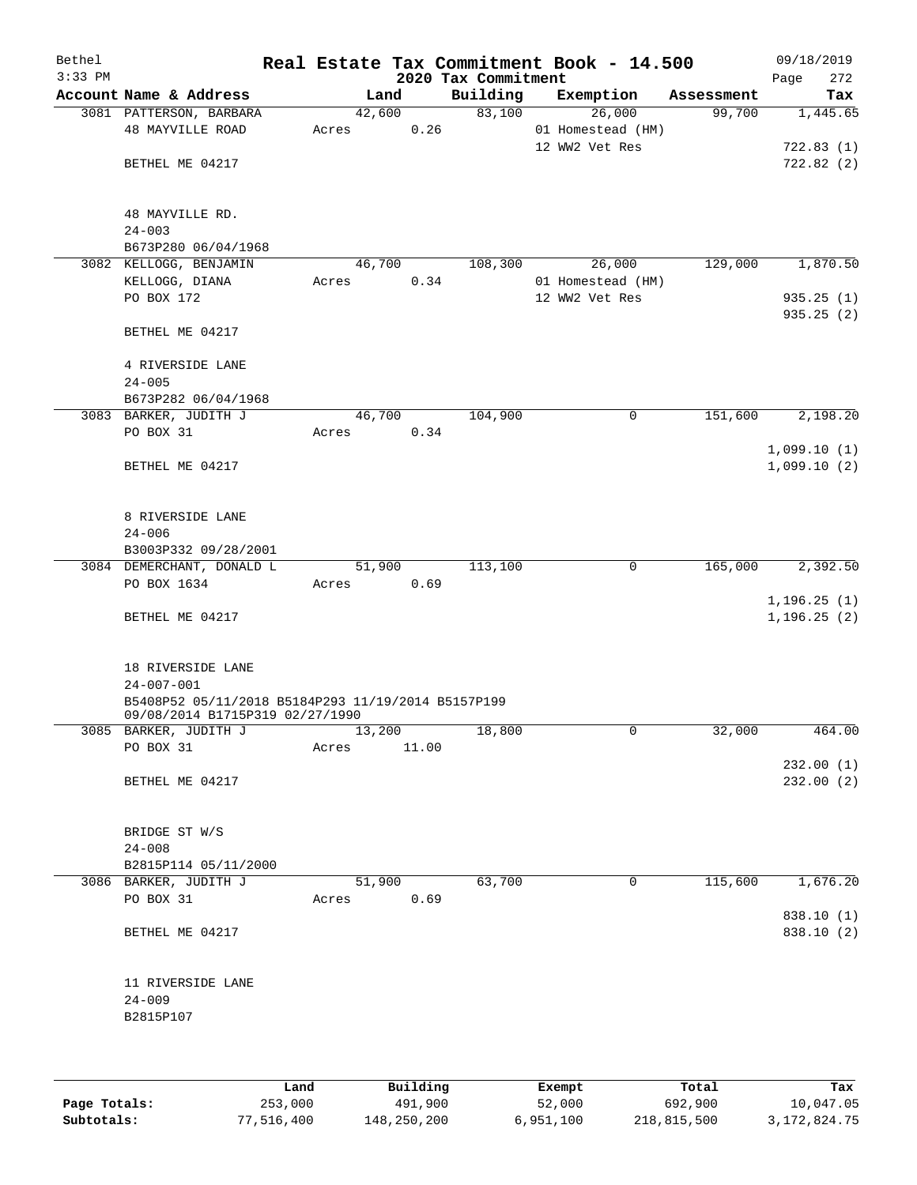Bethel 3:33 PM

# Real Estate Tax Commitment Book - 14.500

## 2020 Tax Commitment

09/18/2019 Page 272

| Account Name & Address | Land | Building | Exemption | Assessment | Tax |
|---|---|---|---|---|---|
| 3081 PATTERSON, BARBARA | 42,600 | 83,100 | 26,000 | 99,700 | 1,445.65 |
| 48 MAYVILLE ROAD | Acres 0.26 | | 01 Homestead (HM) | | |
| | | | 12 WW2 Vet Res | | 722.83 (1) |
| BETHEL ME 04217 | | | | | 722.82 (2) |
| 48 MAYVILLE RD. | | | | | |
| 24-003 | | | | | |
| B673P280 06/04/1968 | | | | | |
| 3082 KELLOGG, BENJAMIN | 46,700 | 108,300 | 26,000 | 129,000 | 1,870.50 |
| KELLOGG, DIANA | Acres 0.34 | | 01 Homestead (HM) | | |
| PO BOX 172 | | | 12 WW2 Vet Res | | 935.25 (1) |
| | | | | | 935.25 (2) |
| BETHEL ME 04217 | | | | | |
| 4 RIVERSIDE LANE | | | | | |
| 24-005 | | | | | |
| B673P282 06/04/1968 | | | | | |
| 3083 BARKER, JUDITH J | 46,700 | 104,900 | 0 | 151,600 | 2,198.20 |
| PO BOX 31 | Acres 0.34 | | | | |
| | | | | | 1,099.10 (1) |
| BETHEL ME 04217 | | | | | 1,099.10 (2) |
| 8 RIVERSIDE LANE | | | | | |
| 24-006 | | | | | |
| B3003P332 09/28/2001 | | | | | |
| 3084 DEMERCHANT, DONALD L | 51,900 | 113,100 | 0 | 165,000 | 2,392.50 |
| PO BOX 1634 | Acres 0.69 | | | | |
| | | | | | 1,196.25 (1) |
| BETHEL ME 04217 | | | | | 1,196.25 (2) |
| 18 RIVERSIDE LANE | | | | | |
| 24-007-001 | | | | | |
| B5408P52 05/11/2018 B5184P293 11/19/2014 B5157P199 09/08/2014 B1715P319 02/27/1990 | | | | | |
| 3085 BARKER, JUDITH J | 13,200 | 18,800 | 0 | 32,000 | 464.00 |
| PO BOX 31 | Acres 11.00 | | | | |
| | | | | | 232.00 (1) |
| BETHEL ME 04217 | | | | | 232.00 (2) |
| BRIDGE ST W/S | | | | | |
| 24-008 | | | | | |
| B2815P114 05/11/2000 | | | | | |
| 3086 BARKER, JUDITH J | 51,900 | 63,700 | 0 | 115,600 | 1,676.20 |
| PO BOX 31 | Acres 0.69 | | | | |
| | | | | | 838.10 (1) |
| BETHEL ME 04217 | | | | | 838.10 (2) |
| 11 RIVERSIDE LANE | | | | | |
| 24-009 | | | | | |
| B2815P107 | | | | | |

| | Land | Building | Exempt | Total | Tax |
|---|---|---|---|---|---|
| Page Totals: | 253,000 | 491,900 | 52,000 | 692,900 | 10,047.05 |
| Subtotals: | 77,516,400 | 148,250,200 | 6,951,100 | 218,815,500 | 3,172,824.75 |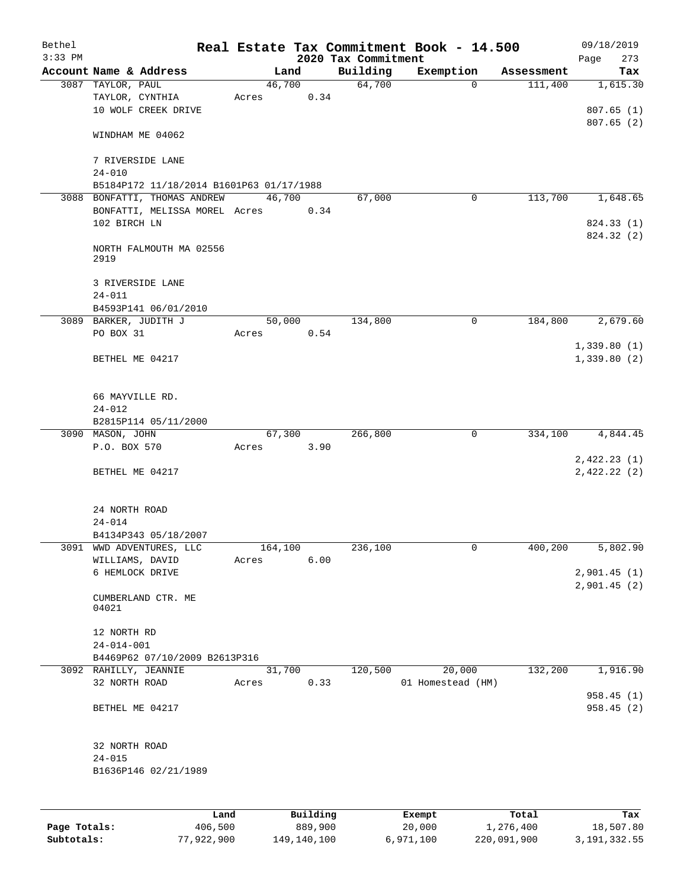Bethel 3:33 PM

# Real Estate Tax Commitment Book - 14.500

## 2020 Tax Commitment

09/18/2019 Page 273

| Account | Name & Address | Land | Building | Exemption | Assessment | Tax |
|---|---|---|---|---|---|---|
| 3087 | TAYLOR, PAUL<br>TAYLOR, CYNTHIA<br>10 WOLF CREEK DRIVE<br><br>WINDHAM ME 04062<br><br>7 RIVERSIDE LANE<br>24-010<br>B5184P172 11/18/2014 B1601P63 01/17/1988 | 46,700<br>Acres 0.34 | 64,700 | 0 | 111,400 | 1,615.30<br><br>807.65 (1)<br>807.65 (2) |
| 3088 | BONFATTI, THOMAS ANDREW<br>BONFATTI, MELISSA MOREL<br>102 BIRCH LN<br><br>NORTH FALMOUTH MA 02556 2919<br><br>3 RIVERSIDE LANE<br>24-011<br>B4593P141 06/01/2010 | 46,700<br>Acres 0.34 | 67,000 | 0 | 113,700 | 1,648.65<br><br>824.33 (1)<br>824.32 (2) |
| 3089 | BARKER, JUDITH J<br>PO BOX 31<br><br>BETHEL ME 04217<br><br>66 MAYVILLE RD.<br>24-012<br>B2815P114 05/11/2000 | 50,000<br>Acres 0.54 | 134,800 | 0 | 184,800 | 2,679.60<br><br>1,339.80 (1)<br>1,339.80 (2) |
| 3090 | MASON, JOHN<br>P.O. BOX 570<br><br>BETHEL ME 04217<br><br>24 NORTH ROAD<br>24-014<br>B4134P343 05/18/2007 | 67,300<br>Acres 3.90 | 266,800 | 0 | 334,100 | 4,844.45<br><br>2,422.23 (1)<br>2,422.22 (2) |
| 3091 | WWD ADVENTURES, LLC<br>WILLIAMS, DAVID<br>6 HEMLOCK DRIVE<br><br>CUMBERLAND CTR. ME 04021<br><br>12 NORTH RD<br>24-014-001<br>B4469P62 07/10/2009 B2613P316 | 164,100<br>Acres 6.00 | 236,100 | 0 | 400,200 | 5,802.90<br><br>2,901.45 (1)<br>2,901.45 (2) |
| 3092 | RAHILLY, JEANNIE<br>32 NORTH ROAD<br><br>BETHEL ME 04217<br><br>32 NORTH ROAD<br>24-015<br>B1636P146 02/21/1989 | 31,700<br>Acres 0.33 | 120,500 | 20,000<br>01 Homestead (HM) | 132,200 | 1,916.90<br><br>958.45 (1)<br>958.45 (2) |

| | Land | Building | Exempt | Total | Tax |
|---|---|---|---|---|---|
| Page Totals: | 406,500 | 889,900 | 20,000 | 1,276,400 | 18,507.80 |
| Subtotals: | 77,922,900 | 149,140,100 | 6,971,100 | 220,091,900 | 3,191,332.55 |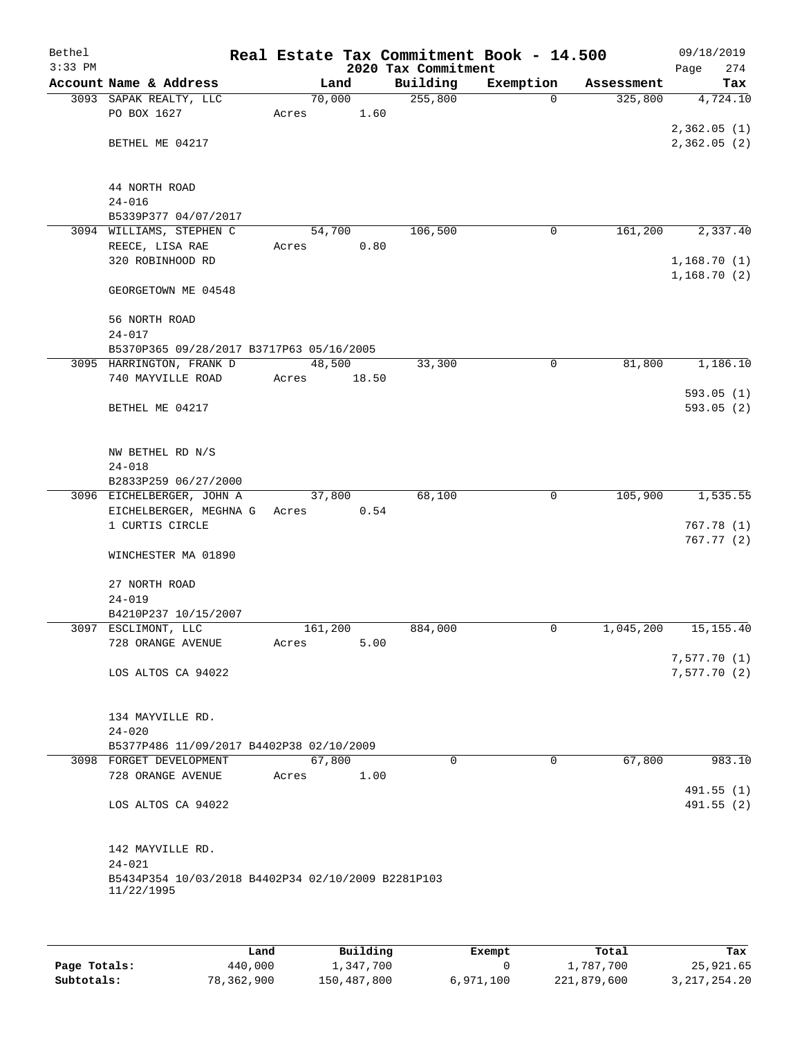# Real Estate Tax Commitment Book - 14.500

## 2020 Tax Commitment

Bethel 3:33 PM — 09/18/2019

| Account Name & Address | Land | Building | Exemption | Assessment | Tax |
|---|---|---|---|---|---|
| 3093 SAPAK REALTY, LLC | 70,000 | 255,800 | 0 | 325,800 | 4,724.10 |
| PO BOX 1627 | Acres 1.60 | | | | |
| | | | | | 2,362.05 (1) |
| BETHEL ME 04217 | | | | | 2,362.05 (2) |
| 44 NORTH ROAD | | | | | |
| 24-016 | | | | | |
| B5339P377 04/07/2017 | | | | | |
| 3094 WILLIAMS, STEPHEN C | 54,700 | 106,500 | 0 | 161,200 | 2,337.40 |
| REECE, LISA RAE | Acres 0.80 | | | | |
| 320 ROBINHOOD RD | | | | | 1,168.70 (1) |
| | | | | | 1,168.70 (2) |
| GEORGETOWN ME 04548 | | | | | |
| 56 NORTH ROAD | | | | | |
| 24-017 | | | | | |
| B5370P365 09/28/2017 B3717P63 05/16/2005 | | | | | |
| 3095 HARRINGTON, FRANK D | 48,500 | 33,300 | 0 | 81,800 | 1,186.10 |
| 740 MAYVILLE ROAD | Acres 18.50 | | | | |
| | | | | | 593.05 (1) |
| BETHEL ME 04217 | | | | | 593.05 (2) |
| NW BETHEL RD N/S | | | | | |
| 24-018 | | | | | |
| B2833P259 06/27/2000 | | | | | |
| 3096 EICHELBERGER, JOHN A | 37,800 | 68,100 | 0 | 105,900 | 1,535.55 |
| EICHELBERGER, MEGHNA G | Acres 0.54 | | | | |
| 1 CURTIS CIRCLE | | | | | 767.78 (1) |
| | | | | | 767.77 (2) |
| WINCHESTER MA 01890 | | | | | |
| 27 NORTH ROAD | | | | | |
| 24-019 | | | | | |
| B4210P237 10/15/2007 | | | | | |
| 3097 ESCLIMONT, LLC | 161,200 | 884,000 | 0 | 1,045,200 | 15,155.40 |
| 728 ORANGE AVENUE | Acres 5.00 | | | | |
| | | | | | 7,577.70 (1) |
| LOS ALTOS CA 94022 | | | | | 7,577.70 (2) |
| 134 MAYVILLE RD. | | | | | |
| 24-020 | | | | | |
| B5377P486 11/09/2017 B4402P38 02/10/2009 | | | | | |
| 3098 FORGET DEVELOPMENT | 67,800 | 0 | 0 | 67,800 | 983.10 |
| 728 ORANGE AVENUE | Acres 1.00 | | | | |
| | | | | | 491.55 (1) |
| LOS ALTOS CA 94022 | | | | | 491.55 (2) |
| 142 MAYVILLE RD. | | | | | |
| 24-021 | | | | | |
| B5434P354 10/03/2018 B4402P34 02/10/2009 B2281P103 11/22/1995 | | | | | |

| | Land | Building | Exempt | Total | Tax |
|---|---|---|---|---|---|
| Page Totals: | 440,000 | 1,347,700 | 0 | 1,787,700 | 25,921.65 |
| Subtotals: | 78,362,900 | 150,487,800 | 6,971,100 | 221,879,600 | 3,217,254.20 |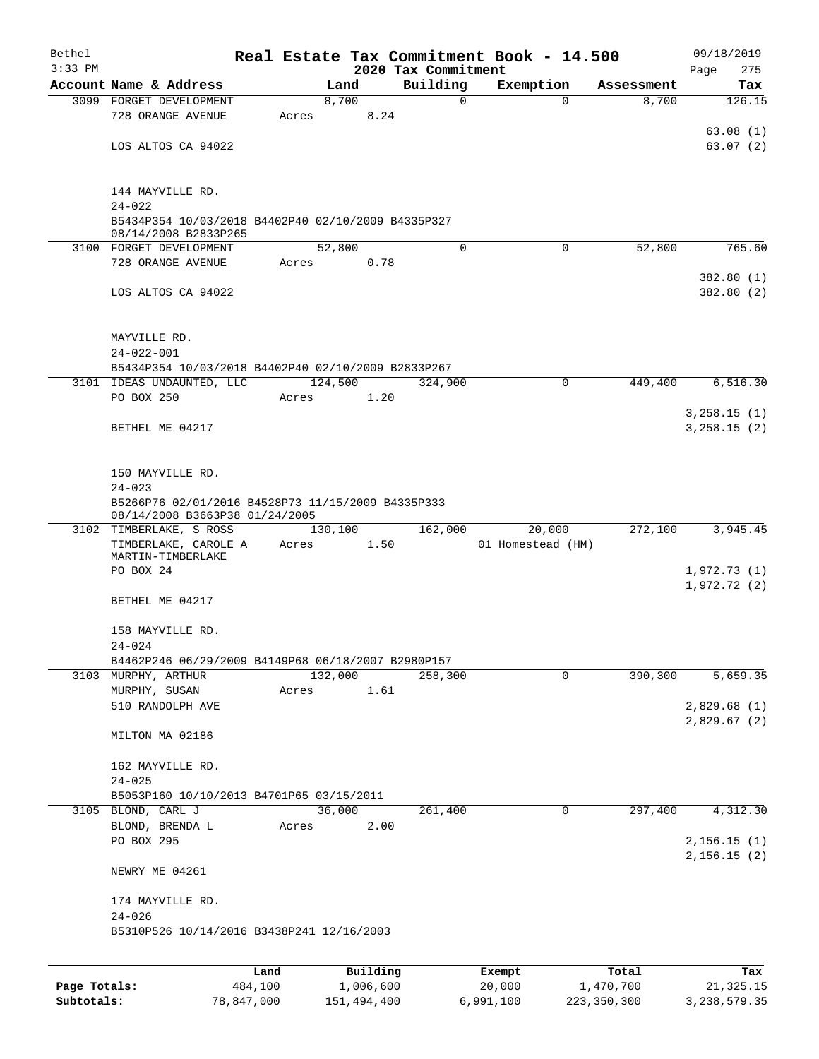# Real Estate Tax Commitment Book - 14.500

## 2020 Tax Commitment

| Account Name & Address | Land | Building | Exemption | Assessment | Tax |
|---|---|---|---|---|---|
| 3099 FORGET DEVELOPMENT | 8,700 | 0 | 0 | 8,700 | 126.15 |
| 728 ORANGE AVENUE | Acres 8.24 | | | | |
| | | | | | 63.08 (1) |
| LOS ALTOS CA 94022 | | | | | 63.07 (2) |
| 144 MAYVILLE RD. | | | | | |
| 24-022 | | | | | |
| B5434P354 10/03/2018 B4402P40 02/10/2009 B4335P327 08/14/2008 B2833P265 | | | | | |
| 3100 FORGET DEVELOPMENT | 52,800 | 0 | 0 | 52,800 | 765.60 |
| 728 ORANGE AVENUE | Acres 0.78 | | | | |
| | | | | | 382.80 (1) |
| LOS ALTOS CA 94022 | | | | | 382.80 (2) |
| MAYVILLE RD. | | | | | |
| 24-022-001 | | | | | |
| B5434P354 10/03/2018 B4402P40 02/10/2009 B2833P267 | | | | | |
| 3101 IDEAS UNDAUNTED, LLC | 124,500 | 324,900 | 0 | 449,400 | 6,516.30 |
| PO BOX 250 | Acres 1.20 | | | | |
| | | | | | 3,258.15 (1) |
| BETHEL ME 04217 | | | | | 3,258.15 (2) |
| 150 MAYVILLE RD. | | | | | |
| 24-023 | | | | | |
| B5266P76 02/01/2016 B4528P73 11/15/2009 B4335P333 08/14/2008 B3663P38 01/24/2005 | | | | | |
| 3102 TIMBERLAKE, S ROSS | 130,100 | 162,000 | 20,000 | 272,100 | 3,945.45 |
| TIMBERLAKE, CAROLE A MARTIN-TIMBERLAKE | Acres 1.50 | | 01 Homestead (HM) | | |
| PO BOX 24 | | | | | 1,972.73 (1) |
| | | | | | 1,972.72 (2) |
| BETHEL ME 04217 | | | | | |
| 158 MAYVILLE RD. | | | | | |
| 24-024 | | | | | |
| B4462P246 06/29/2009 B4149P68 06/18/2007 B2980P157 | | | | | |
| 3103 MURPHY, ARTHUR | 132,000 | 258,300 | 0 | 390,300 | 5,659.35 |
| MURPHY, SUSAN | Acres 1.61 | | | | |
| 510 RANDOLPH AVE | | | | | 2,829.68 (1) |
| | | | | | 2,829.67 (2) |
| MILTON MA 02186 | | | | | |
| 162 MAYVILLE RD. | | | | | |
| 24-025 | | | | | |
| B5053P160 10/10/2013 B4701P65 03/15/2011 | | | | | |
| 3105 BLOND, CARL J | 36,000 | 261,400 | 0 | 297,400 | 4,312.30 |
| BLOND, BRENDA L | Acres 2.00 | | | | |
| PO BOX 295 | | | | | 2,156.15 (1) |
| | | | | | 2,156.15 (2) |
| NEWRY ME 04261 | | | | | |
| 174 MAYVILLE RD. | | | | | |
| 24-026 | | | | | |
| B5310P526 10/14/2016 B3438P241 12/16/2003 | | | | | |

| | Land | Building | Exempt | Total | Tax |
|---|---|---|---|---|---|
| Page Totals: | 484,100 | 1,006,600 | 20,000 | 1,470,700 | 21,325.15 |
| Subtotals: | 78,847,000 | 151,494,400 | 6,991,100 | 223,350,300 | 3,238,579.35 |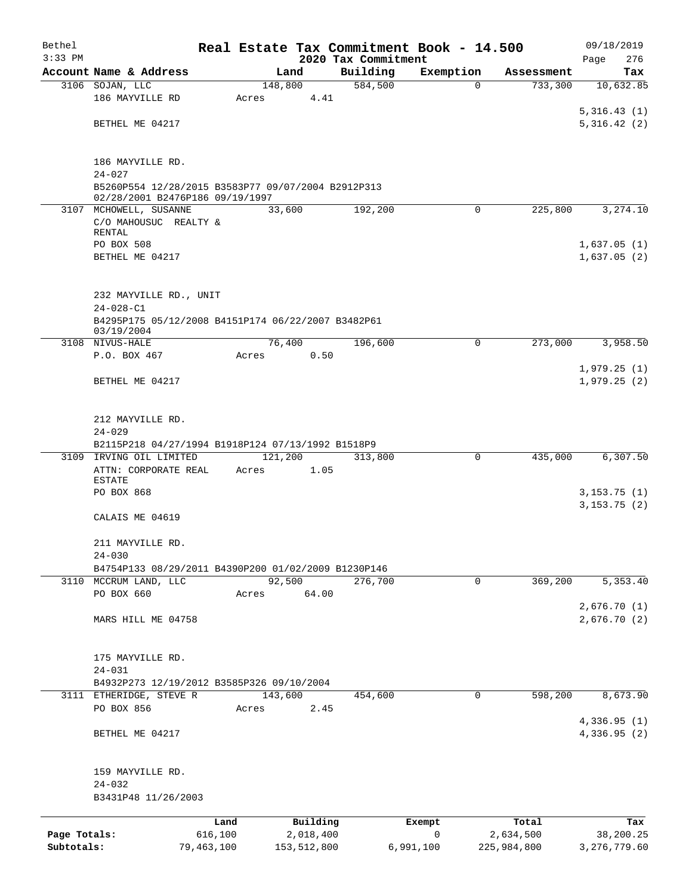# Real Estate Tax Commitment Book - 14.500

## 2020 Tax Commitment

Bethel 09/18/2019
3:33 PM Page 276

| Account Name & Address | Land | Building | Exemption | Assessment | Tax |
|---|---|---|---|---|---|
| 3106 SOJAN, LLC | 148,800 | 584,500 | 0 | 733,300 | 10,632.85 |
| 186 MAYVILLE RD | Acres 4.41 | | | | |
| | | | | | 5,316.43 (1) |
| BETHEL ME 04217 | | | | | 5,316.42 (2) |
| 186 MAYVILLE RD. | | | | | |
| 24-027 | | | | | |
| B5260P554 12/28/2015 B3583P77 09/07/2004 B2912P313 02/28/2001 B2476P186 09/19/1997 | | | | | |
| 3107 MCHOWELL, SUSANNE | 33,600 | 192,200 | 0 | 225,800 | 3,274.10 |
| C/O MAHOUSUC REALTY & RENTAL | | | | | |
| PO BOX 508 | | | | | 1,637.05 (1) |
| BETHEL ME 04217 | | | | | 1,637.05 (2) |
| 232 MAYVILLE RD., UNIT | | | | | |
| 24-028-C1 | | | | | |
| B4295P175 05/12/2008 B4151P174 06/22/2007 B3482P61 03/19/2004 | | | | | |
| 3108 NIVUS-HALE | 76,400 | 196,600 | 0 | 273,000 | 3,958.50 |
| P.O. BOX 467 | Acres 0.50 | | | | |
| | | | | | 1,979.25 (1) |
| BETHEL ME 04217 | | | | | 1,979.25 (2) |
| 212 MAYVILLE RD. | | | | | |
| 24-029 | | | | | |
| B2115P218 04/27/1994 B1918P124 07/13/1992 B1518P9 | | | | | |
| 3109 IRVING OIL LIMITED | 121,200 | 313,800 | 0 | 435,000 | 6,307.50 |
| ATTN: CORPORATE REAL ESTATE | Acres 1.05 | | | | |
| PO BOX 868 | | | | | 3,153.75 (1) |
| | | | | | 3,153.75 (2) |
| CALAIS ME 04619 | | | | | |
| 211 MAYVILLE RD. | | | | | |
| 24-030 | | | | | |
| B4754P133 08/29/2011 B4390P200 01/02/2009 B1230P146 | | | | | |
| 3110 MCCRUM LAND, LLC | 92,500 | 276,700 | 0 | 369,200 | 5,353.40 |
| PO BOX 660 | Acres 64.00 | | | | |
| | | | | | 2,676.70 (1) |
| MARS HILL ME 04758 | | | | | 2,676.70 (2) |
| 175 MAYVILLE RD. | | | | | |
| 24-031 | | | | | |
| B4932P273 12/19/2012 B3585P326 09/10/2004 | | | | | |
| 3111 ETHERIDGE, STEVE R | 143,600 | 454,600 | 0 | 598,200 | 8,673.90 |
| PO BOX 856 | Acres 2.45 | | | | |
| | | | | | 4,336.95 (1) |
| BETHEL ME 04217 | | | | | 4,336.95 (2) |
| 159 MAYVILLE RD. | | | | | |
| 24-032 | | | | | |
| B3431P48 11/26/2003 | | | | | |

| | Land | Building | Exempt | Total | Tax |
|---|---|---|---|---|---|
| Page Totals: | 616,100 | 2,018,400 | 0 | 2,634,500 | 38,200.25 |
| Subtotals: | 79,463,100 | 153,512,800 | 6,991,100 | 225,984,800 | 3,276,779.60 |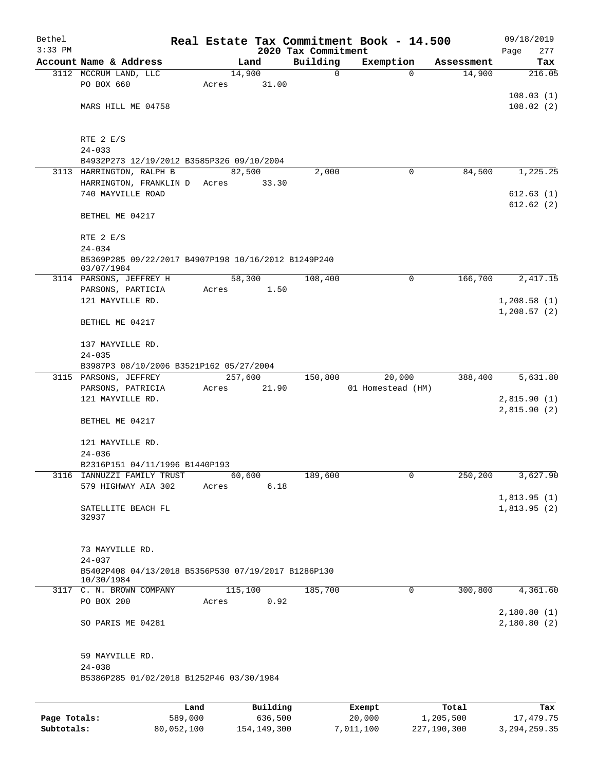# Real Estate Tax Commitment Book - 14.500

Bethel
3:33 PM

2020 Tax Commitment

09/18/2019

| Account Name & Address | Land | Building | Exemption | Assessment | Tax |
|---|---|---|---|---|---|
| 3112 MCCRUM LAND, LLC<br>PO BOX 660<br><br>MARS HILL ME 04758<br><br>RTE 2 E/S<br>24-033<br>B4932P273 12/19/2012 B3585P326 09/10/2004 | 14,900<br>Acres 31.00 | 0 | 0 | 14,900 | 216.05<br><br>108.03 (1)<br>108.02 (2) |
| 3113 HARRINGTON, RALPH B<br>HARRINGTON, FRANKLIN D<br>740 MAYVILLE ROAD<br><br>BETHEL ME 04217<br><br>RTE 2 E/S<br>24-034<br>B5369P285 09/22/2017 B4907P198 10/16/2012 B1249P240 03/07/1984 | 82,500<br>Acres 33.30 | 2,000 | 0 | 84,500 | 1,225.25<br><br>612.63 (1)<br>612.62 (2) |
| 3114 PARSONS, JEFFREY H<br>PARSONS, PARTICIA<br>121 MAYVILLE RD.<br><br>BETHEL ME 04217<br><br>137 MAYVILLE RD.<br>24-035<br>B3987P3 08/10/2006 B3521P162 05/27/2004 | 58,300<br>Acres 1.50 | 108,400 | 0 | 166,700 | 2,417.15<br><br>1,208.58 (1)<br>1,208.57 (2) |
| 3115 PARSONS, JEFFREY<br>PARSONS, PATRICIA<br>121 MAYVILLE RD.<br><br>BETHEL ME 04217<br><br>121 MAYVILLE RD.<br>24-036<br>B2316P151 04/11/1996 B1440P193 | 257,600<br>Acres 21.90 | 150,800 | 20,000<br>01 Homestead (HM) | 388,400 | 5,631.80<br><br>2,815.90 (1)<br>2,815.90 (2) |
| 3116 IANNUZZI FAMILY TRUST<br>579 HIGHWAY AIA 302<br><br>SATELLITE BEACH FL 32937<br><br>73 MAYVILLE RD.<br>24-037<br>B5402P408 04/13/2018 B5356P530 07/19/2017 B1286P130 10/30/1984 | 60,600<br>Acres 6.18 | 189,600 | 0 | 250,200 | 3,627.90<br><br>1,813.95 (1)<br>1,813.95 (2) |
| 3117 C. N. BROWN COMPANY<br>PO BOX 200<br><br>SO PARIS ME 04281<br><br>59 MAYVILLE RD.<br>24-038<br>B5386P285 01/02/2018 B1252P46 03/30/1984 | 115,100<br>Acres 0.92 | 185,700 | 0 | 300,800 | 4,361.60<br><br>2,180.80 (1)<br>2,180.80 (2) |

| | Land | Building | Exempt | Total | Tax |
|---|---|---|---|---|---|
| Page Totals: | 589,000 | 636,500 | 20,000 | 1,205,500 | 17,479.75 |
| Subtotals: | 80,052,100 | 154,149,300 | 7,011,100 | 227,190,300 | 3,294,259.35 |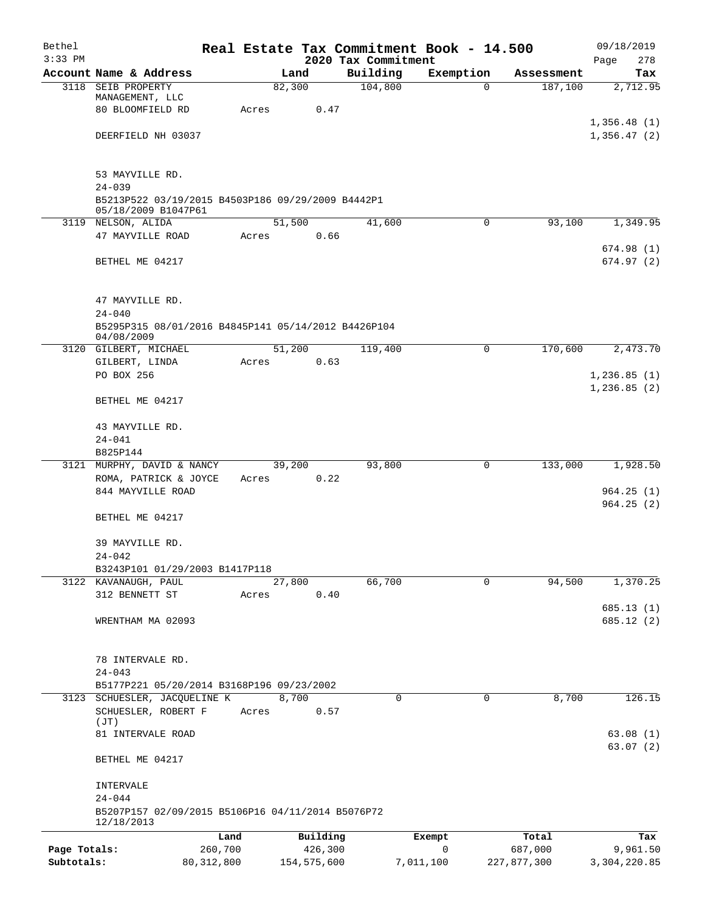Bethel — Real Estate Tax Commitment Book - 14.500 — 09/18/2019

3:33 PM — 2020 Tax Commitment

| Account | Name & Address | Land | Building | Exemption | Assessment | Tax |
|---|---|---|---|---|---|---|
| 3118 | SEIB PROPERTY MANAGEMENT, LLC<br>80 BLOOMFIELD RD<br>DEERFIELD NH 03037<br><br>53 MAYVILLE RD.<br>24-039<br>B5213P522 03/19/2015 B4503P186 09/29/2009 B4442P1 05/18/2009 B1047P61 | 82,300<br>Acres 0.47 | 104,800 | 0 | 187,100 | 2,712.95<br><br>1,356.48 (1)<br>1,356.47 (2) |
| 3119 | NELSON, ALIDA<br>47 MAYVILLE ROAD<br>BETHEL ME 04217<br><br>47 MAYVILLE RD.<br>24-040<br>B5295P315 08/01/2016 B4845P141 05/14/2012 B4426P104 04/08/2009 | 51,500<br>Acres 0.66 | 41,600 | 0 | 93,100 | 1,349.95<br><br>674.98 (1)<br>674.97 (2) |
| 3120 | GILBERT, MICHAEL<br>GILBERT, LINDA<br>PO BOX 256<br>BETHEL ME 04217<br><br>43 MAYVILLE RD.<br>24-041<br>B825P144 | 51,200<br>Acres 0.63 | 119,400 | 0 | 170,600 | 2,473.70<br><br>1,236.85 (1)<br>1,236.85 (2) |
| 3121 | MURPHY, DAVID & NANCY<br>ROMA, PATRICK & JOYCE<br>844 MAYVILLE ROAD<br>BETHEL ME 04217<br><br>39 MAYVILLE RD.<br>24-042<br>B3243P101 01/29/2003 B1417P118 | 39,200<br>Acres 0.22 | 93,800 | 0 | 133,000 | 1,928.50<br><br>964.25 (1)<br>964.25 (2) |
| 3122 | KAVANAUGH, PAUL<br>312 BENNETT ST<br>WRENTHAM MA 02093<br><br>78 INTERVALE RD.<br>24-043<br>B5177P221 05/20/2014 B3168P196 09/23/2002 | 27,800<br>Acres 0.40 | 66,700 | 0 | 94,500 | 1,370.25<br><br>685.13 (1)<br>685.12 (2) |
| 3123 | SCHUESLER, JACQUELINE K<br>SCHUESLER, ROBERT F (JT)<br>81 INTERVALE ROAD<br>BETHEL ME 04217<br><br>INTERVALE<br>24-044<br>B5207P157 02/09/2015 B5106P16 04/11/2014 B5076P72 12/18/2013 | 8,700<br>Acres 0.57 | 0 | 0 | 8,700 | 126.15<br><br>63.08 (1)<br>63.07 (2) |

| | Land | Building | Exempt | Total | Tax |
|---|---|---|---|---|---|
| Page Totals: | 260,700 | 426,300 | 0 | 687,000 | 9,961.50 |
| Subtotals: | 80,312,800 | 154,575,600 | 7,011,100 | 227,877,300 | 3,304,220.85 |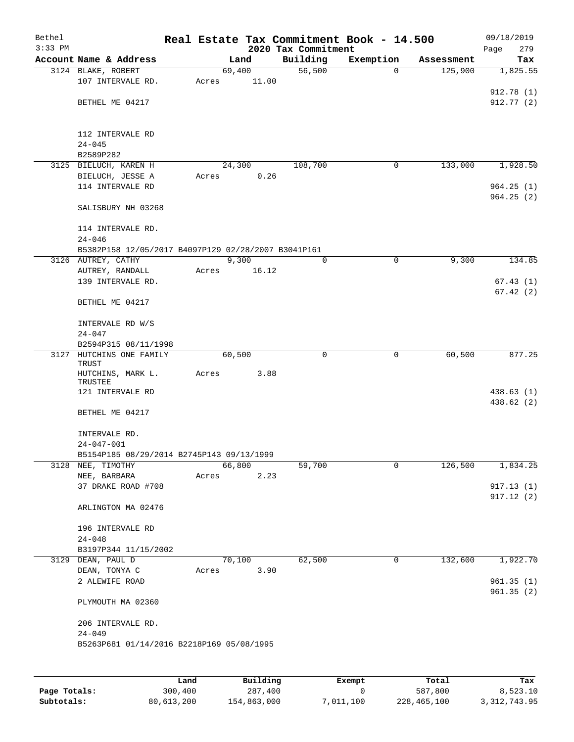# Real Estate Tax Commitment Book - 14.500

## 2020 Tax Commitment

Bethel
3:33 PM
09/18/2019

| Account Name & Address | Land | Building | Exemption | Assessment | Tax |
|---|---|---|---|---|---|
| 3124 BLAKE, ROBERT<br>107 INTERVALE RD.<br><br>BETHEL ME 04217<br><br>112 INTERVALE RD<br>24-045<br>B2589P282 | 69,400<br>Acres 11.00 | 56,500 | 0 | 125,900 | 1,825.55<br><br>912.78 (1)<br>912.77 (2) |
| 3125 BIELUCH, KAREN H<br>BIELUCH, JESSE A<br>114 INTERVALE RD<br><br>SALISBURY NH 03268<br><br>114 INTERVALE RD.<br>24-046<br>B5382P158 12/05/2017 B4097P129 02/28/2007 B3041P161 | 24,300<br>Acres 0.26 | 108,700 | 0 | 133,000 | 1,928.50<br><br>964.25 (1)<br>964.25 (2) |
| 3126 AUTREY, CATHY<br>AUTREY, RANDALL<br>139 INTERVALE RD.<br><br>BETHEL ME 04217<br><br>INTERVALE RD W/S<br>24-047<br>B2594P315 08/11/1998 | 9,300<br>Acres 16.12 | 0 | 0 | 9,300 | 134.85<br><br>67.43 (1)<br>67.42 (2) |
| 3127 HUTCHINS ONE FAMILY TRUST<br>HUTCHINS, MARK L. TRUSTEE<br>121 INTERVALE RD<br><br>BETHEL ME 04217<br><br>INTERVALE RD.<br>24-047-001<br>B5154P185 08/29/2014 B2745P143 09/13/1999 | 60,500<br>Acres 3.88 | 0 | 0 | 60,500 | 877.25<br><br>438.63 (1)<br>438.62 (2) |
| 3128 NEE, TIMOTHY<br>NEE, BARBARA<br>37 DRAKE ROAD #708<br><br>ARLINGTON MA 02476<br><br>196 INTERVALE RD<br>24-048<br>B3197P344 11/15/2002 | 66,800<br>Acres 2.23 | 59,700 | 0 | 126,500 | 1,834.25<br><br>917.13 (1)<br>917.12 (2) |
| 3129 DEAN, PAUL D<br>DEAN, TONYA C<br>2 ALEWIFE ROAD<br><br>PLYMOUTH MA 02360<br><br>206 INTERVALE RD.<br>24-049<br>B5263P681 01/14/2016 B2218P169 05/08/1995 | 70,100<br>Acres 3.90 | 62,500 | 0 | 132,600 | 1,922.70<br><br>961.35 (1)<br>961.35 (2) |

| | Land | Building | Exempt | Total | Tax |
|---|---|---|---|---|---|
| Page Totals: | 300,400 | 287,400 | 0 | 587,800 | 8,523.10 |
| Subtotals: | 80,613,200 | 154,863,000 | 7,011,100 | 228,465,100 | 3,312,743.95 |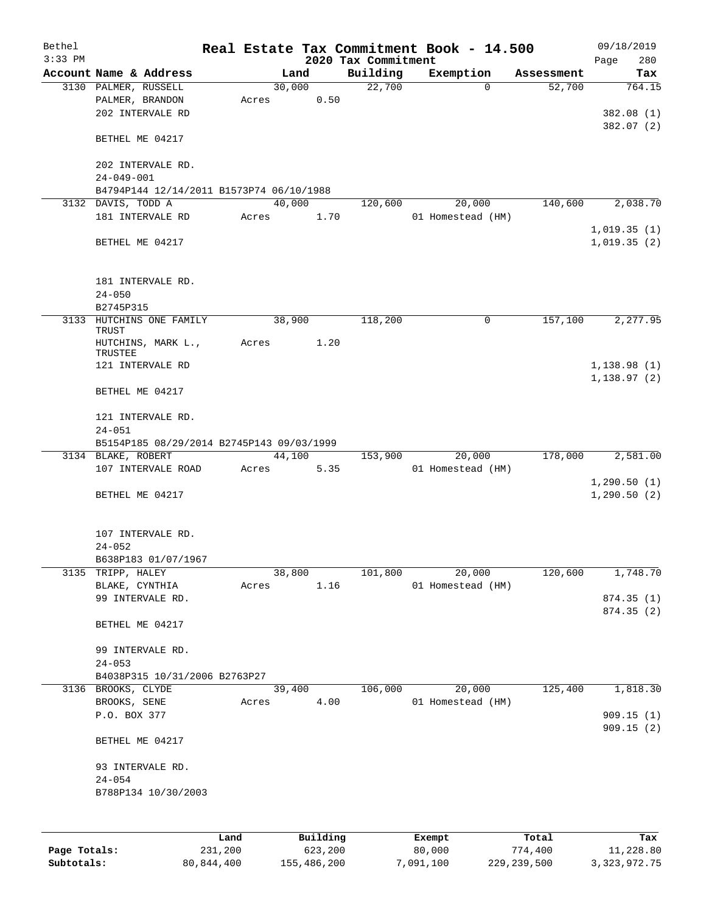Bethel — Real Estate Tax Commitment Book - 14.500 — 09/18/2019

3:33 PM — 2020 Tax Commitment

| Account Name & Address | Land | Building | Exemption | Assessment | Tax |
|---|---|---|---|---|---|
| 3130 PALMER, RUSSELL<br>PALMER, BRANDON<br>202 INTERVALE RD<br><br>BETHEL ME 04217<br><br>202 INTERVALE RD.<br>24-049-001<br>B4794P144 12/14/2011 B1573P74 06/10/1988 | 30,000<br>Acres 0.50 | 22,700 | 0 | 52,700 | 764.15<br><br>382.08 (1)<br>382.07 (2) |
| 3132 DAVIS, TODD A<br>181 INTERVALE RD<br><br>BETHEL ME 04217<br><br>181 INTERVALE RD.<br>24-050<br>B2745P315 | 40,000<br>Acres 1.70 | 120,600 | 20,000<br>01 Homestead (HM) | 140,600 | 2,038.70<br><br>1,019.35 (1)<br>1,019.35 (2) |
| 3133 HUTCHINS ONE FAMILY TRUST<br>HUTCHINS, MARK L., TRUSTEE<br>121 INTERVALE RD<br><br>BETHEL ME 04217<br><br>121 INTERVALE RD.<br>24-051<br>B5154P185 08/29/2014 B2745P143 09/03/1999 | 38,900<br>Acres 1.20 | 118,200 | 0 | 157,100 | 2,277.95<br><br>1,138.98 (1)<br>1,138.97 (2) |
| 3134 BLAKE, ROBERT<br>107 INTERVALE ROAD<br><br>BETHEL ME 04217<br><br>107 INTERVALE RD.<br>24-052<br>B638P183 01/07/1967 | 44,100<br>Acres 5.35 | 153,900 | 20,000<br>01 Homestead (HM) | 178,000 | 2,581.00<br><br>1,290.50 (1)<br>1,290.50 (2) |
| 3135 TRIPP, HALEY<br>BLAKE, CYNTHIA<br>99 INTERVALE RD.<br><br>BETHEL ME 04217<br><br>99 INTERVALE RD.<br>24-053<br>B4038P315 10/31/2006 B2763P27 | 38,800<br>Acres 1.16 | 101,800 | 20,000<br>01 Homestead (HM) | 120,600 | 1,748.70<br><br>874.35 (1)<br>874.35 (2) |
| 3136 BROOKS, CLYDE<br>BROOKS, SENE<br>P.O. BOX 377<br><br>BETHEL ME 04217<br><br>93 INTERVALE RD.<br>24-054<br>B788P134 10/30/2003 | 39,400<br>Acres 4.00 | 106,000 | 20,000<br>01 Homestead (HM) | 125,400 | 1,818.30<br><br>909.15 (1)<br>909.15 (2) |

| | Land | Building | Exempt | Total | Tax |
|---|---|---|---|---|---|
| Page Totals: | 231,200 | 623,200 | 80,000 | 774,400 | 11,228.80 |
| Subtotals: | 80,844,400 | 155,486,200 | 7,091,100 | 229,239,500 | 3,323,972.75 |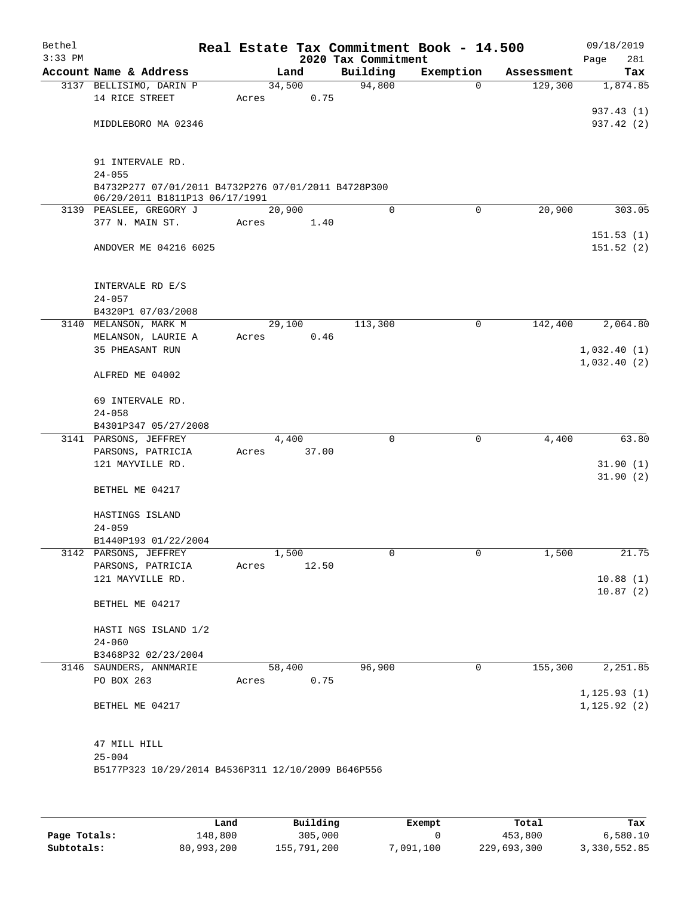Bethel 3:33 PM

# Real Estate Tax Commitment Book - 14.500

## 2020 Tax Commitment

09/18/2019 Page 281

| Account Name & Address | Land | Building | Exemption | Assessment | Tax |
|---|---|---|---|---|---|
| 3137 BELLISIMO, DARIN P | 34,500 | 94,800 | 0 | 129,300 | 1,874.85 |
| 14 RICE STREET | Acres 0.75 | | | | |
| | | | | | 937.43 (1) |
| MIDDLEBORO MA 02346 | | | | | 937.42 (2) |
| 91 INTERVALE RD. | | | | | |
| 24-055 | | | | | |
| B4732P277 07/01/2011 B4732P276 07/01/2011 B4728P300 06/20/2011 B1811P13 06/17/1991 | | | | | |
| 3139 PEASLEE, GREGORY J | 20,900 | 0 | 0 | 20,900 | 303.05 |
| 377 N. MAIN ST. | Acres 1.40 | | | | |
| | | | | | 151.53 (1) |
| ANDOVER ME 04216 6025 | | | | | 151.52 (2) |
| INTERVALE RD E/S | | | | | |
| 24-057 | | | | | |
| B4320P1 07/03/2008 | | | | | |
| 3140 MELANSON, MARK M | 29,100 | 113,300 | 0 | 142,400 | 2,064.80 |
| MELANSON, LAURIE A | Acres 0.46 | | | | |
| 35 PHEASANT RUN | | | | | 1,032.40 (1) |
| | | | | | 1,032.40 (2) |
| ALFRED ME 04002 | | | | | |
| 69 INTERVALE RD. | | | | | |
| 24-058 | | | | | |
| B4301P347 05/27/2008 | | | | | |
| 3141 PARSONS, JEFFREY | 4,400 | 0 | 0 | 4,400 | 63.80 |
| PARSONS, PATRICIA | Acres 37.00 | | | | |
| 121 MAYVILLE RD. | | | | | 31.90 (1) |
| | | | | | 31.90 (2) |
| BETHEL ME 04217 | | | | | |
| HASTINGS ISLAND | | | | | |
| 24-059 | | | | | |
| B1440P193 01/22/2004 | | | | | |
| 3142 PARSONS, JEFFREY | 1,500 | 0 | 0 | 1,500 | 21.75 |
| PARSONS, PATRICIA | Acres 12.50 | | | | |
| 121 MAYVILLE RD. | | | | | 10.88 (1) |
| | | | | | 10.87 (2) |
| BETHEL ME 04217 | | | | | |
| HASTI NGS ISLAND 1/2 | | | | | |
| 24-060 | | | | | |
| B3468P32 02/23/2004 | | | | | |
| 3146 SAUNDERS, ANNMARIE | 58,400 | 96,900 | 0 | 155,300 | 2,251.85 |
| PO BOX 263 | Acres 0.75 | | | | |
| | | | | | 1,125.93 (1) |
| BETHEL ME 04217 | | | | | 1,125.92 (2) |
| 47 MILL HILL | | | | | |
| 25-004 | | | | | |
| B5177P323 10/29/2014 B4536P311 12/10/2009 B646P556 | | | | | |

| | Land | Building | Exempt | Total | Tax |
|---|---|---|---|---|---|
| Page Totals: | 148,800 | 305,000 | 0 | 453,800 | 6,580.10 |
| Subtotals: | 80,993,200 | 155,791,200 | 7,091,100 | 229,693,300 | 3,330,552.85 |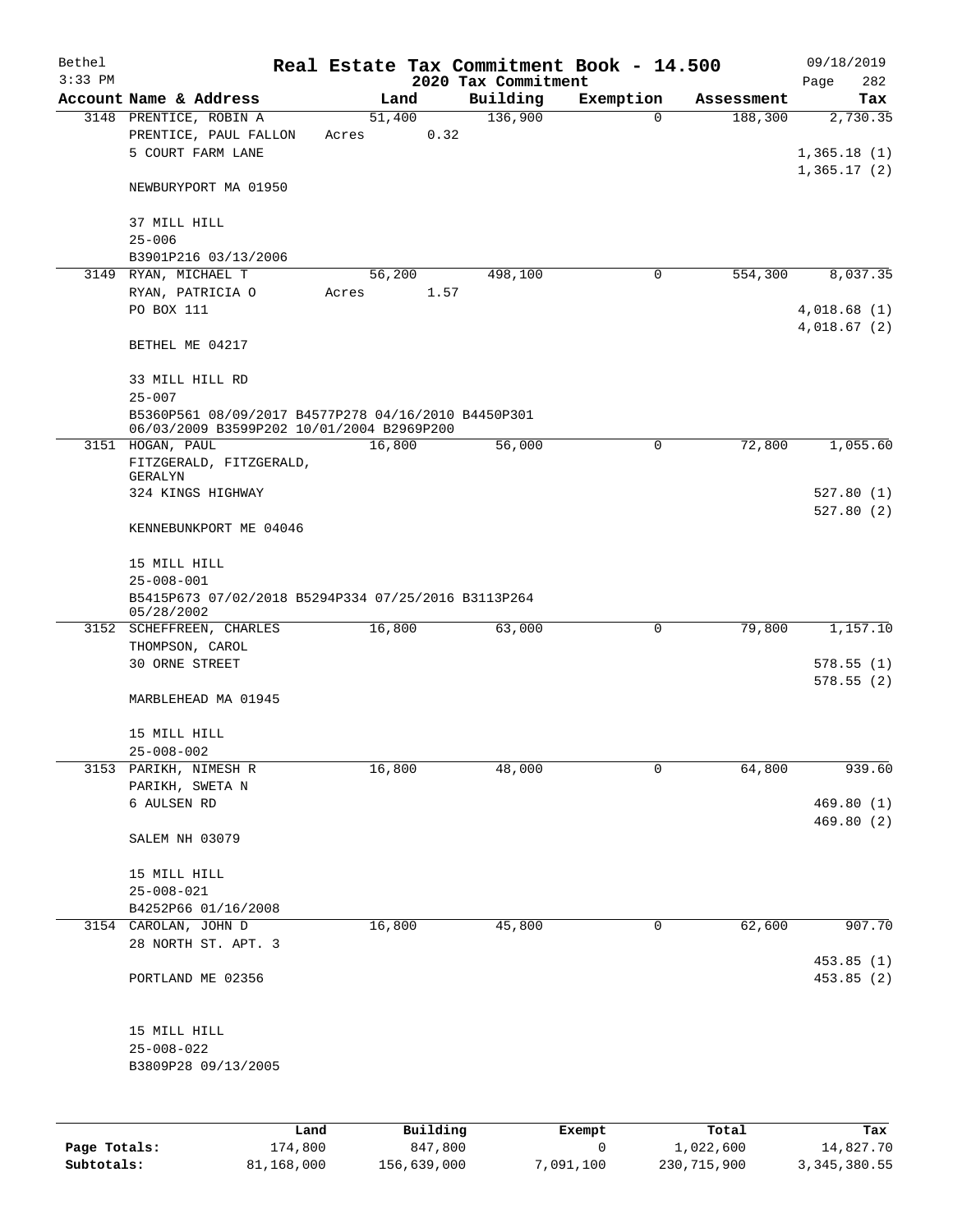# Real Estate Tax Commitment Book - 14.500

## 2020 Tax Commitment

Bethel
3:33 PM

09/18/2019

| Account | Name & Address | Land | Building | Exemption | Assessment | Tax |
|---|---|---|---|---|---|---|
| 3148 | PRENTICE, ROBIN A<br>PRENTICE, PAUL FALLON<br>5 COURT FARM LANE<br><br>NEWBURYPORT MA 01950<br><br>37 MILL HILL<br>25-006<br>B3901P216 03/13/2006 | 51,400<br>Acres 0.32 | 136,900 | 0 | 188,300 | 2,730.35<br><br>1,365.18 (1)<br>1,365.17 (2) |
| 3149 | RYAN, MICHAEL T<br>RYAN, PATRICIA O<br>PO BOX 111<br><br>BETHEL ME 04217<br><br>33 MILL HILL RD<br>25-007<br>B5360P561 08/09/2017 B4577P278 04/16/2010 B4450P301 06/03/2009 B3599P202 10/01/2004 B2969P200 | 56,200<br>Acres 1.57 | 498,100 | 0 | 554,300 | 8,037.35<br><br>4,018.68 (1)<br>4,018.67 (2) |
| 3151 | HOGAN, PAUL<br>FITZGERALD, FITZGERALD, GERALYN<br>324 KINGS HIGHWAY<br><br>KENNEBUNKPORT ME 04046<br><br>15 MILL HILL<br>25-008-001<br>B5415P673 07/02/2018 B5294P334 07/25/2016 B3113P264 05/28/2002 | 16,800 | 56,000 | 0 | 72,800 | 1,055.60<br><br>527.80 (1)<br>527.80 (2) |
| 3152 | SCHEFFREEN, CHARLES<br>THOMPSON, CAROL<br>30 ORNE STREET<br><br>MARBLEHEAD MA 01945<br><br>15 MILL HILL<br>25-008-002 | 16,800 | 63,000 | 0 | 79,800 | 1,157.10<br><br>578.55 (1)<br>578.55 (2) |
| 3153 | PARIKH, NIMESH R<br>PARIKH, SWETA N<br>6 AULSEN RD<br><br>SALEM NH 03079<br><br>15 MILL HILL<br>25-008-021<br>B4252P66 01/16/2008 | 16,800 | 48,000 | 0 | 64,800 | 939.60<br><br>469.80 (1)<br>469.80 (2) |
| 3154 | CAROLAN, JOHN D<br>28 NORTH ST. APT. 3<br><br>PORTLAND ME 02356<br><br>15 MILL HILL<br>25-008-022<br>B3809P28 09/13/2005 | 16,800 | 45,800 | 0 | 62,600 | 907.70<br><br>453.85 (1)<br>453.85 (2) |

|  | Land | Building | Exempt | Total | Tax |
|---|---|---|---|---|---|
| **Page Totals:** | 174,800 | 847,800 | 0 | 1,022,600 | 14,827.70 |
| **Subtotals:** | 81,168,000 | 156,639,000 | 7,091,100 | 230,715,900 | 3,345,380.55 |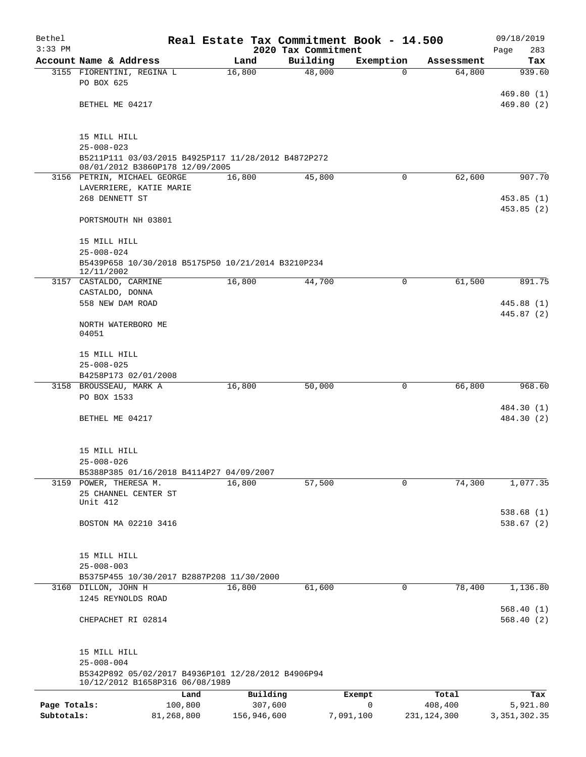Bethel | Real Estate Tax Commitment Book - 14.500 | 09/18/2019
3:33 PM | 2020 Tax Commitment | Page 283

| Account Name & Address | Land | Building | Exemption | Assessment | Tax |
|---|---|---|---|---|---|
| 3155 FIORENTINI, REGINA L<br>PO BOX 625<br><br>BETHEL ME 04217<br><br>15 MILL HILL<br>25-008-023<br>B5211P111 03/03/2015 B4925P117 11/28/2012 B4872P272 08/01/2012 B3860P178 12/09/2005 | 16,800 | 48,000 | 0 | 64,800 | 939.60<br><br>469.80 (1)<br>469.80 (2) |
| 3156 PETRIN, MICHAEL GEORGE<br>LAVERRIERE, KATIE MARIE<br>268 DENNETT ST<br><br>PORTSMOUTH NH 03801<br><br>15 MILL HILL<br>25-008-024<br>B5439P658 10/30/2018 B5175P50 10/21/2014 B3210P234 12/11/2002 | 16,800 | 45,800 | 0 | 62,600 | 907.70<br><br>453.85 (1)<br>453.85 (2) |
| 3157 CASTALDO, CARMINE<br>CASTALDO, DONNA<br>558 NEW DAM ROAD<br><br>NORTH WATERBORO ME 04051<br><br>15 MILL HILL<br>25-008-025<br>B4258P173 02/01/2008 | 16,800 | 44,700 | 0 | 61,500 | 891.75<br><br>445.88 (1)<br>445.87 (2) |
| 3158 BROUSSEAU, MARK A<br>PO BOX 1533<br><br>BETHEL ME 04217<br><br>15 MILL HILL<br>25-008-026<br>B5388P385 01/16/2018 B4114P27 04/09/2007 | 16,800 | 50,000 | 0 | 66,800 | 968.60<br><br>484.30 (1)<br>484.30 (2) |
| 3159 POWER, THERESA M.<br>25 CHANNEL CENTER ST<br>Unit 412<br><br>BOSTON MA 02210 3416<br><br>15 MILL HILL<br>25-008-003<br>B5375P455 10/30/2017 B2887P208 11/30/2000 | 16,800 | 57,500 | 0 | 74,300 | 1,077.35<br><br>538.68 (1)<br>538.67 (2) |
| 3160 DILLON, JOHN H<br>1245 REYNOLDS ROAD<br><br>CHEPACHET RI 02814<br><br>15 MILL HILL<br>25-008-004<br>B5342P892 05/02/2017 B4936P101 12/28/2012 B4906P94 10/12/2012 B1658P316 06/08/1989 | 16,800 | 61,600 | 0 | 78,400 | 1,136.80<br><br>568.40 (1)<br>568.40 (2) |

| | Land | Building | Exempt | Total | Tax |
|---|---|---|---|---|---|
| Page Totals: | 100,800 | 307,600 | 0 | 408,400 | 5,921.80 |
| Subtotals: | 81,268,800 | 156,946,600 | 7,091,100 | 231,124,300 | 3,351,302.35 |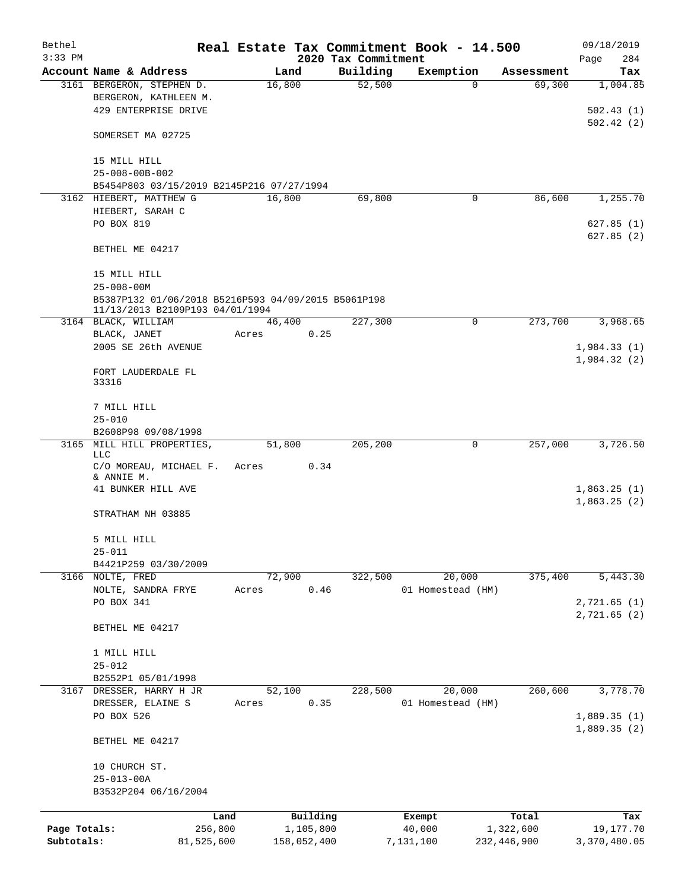# Real Estate Tax Commitment Book - 14.500

Bethel
3:33 PM

2020 Tax Commitment

09/18/2019
Page 284

| Account Name & Address | Land | Building | Exemption | Assessment | Tax |
|---|---|---|---|---|---|
| 3161 BERGERON, STEPHEN D. | 16,800 | 52,500 | 0 | 69,300 | 1,004.85 |
| BERGERON, KATHLEEN M. | | | | | |
| 429 ENTERPRISE DRIVE | | | | | 502.43 (1) |
| | | | | | 502.42 (2) |
| SOMERSET MA 02725 | | | | | |
| 15 MILL HILL | | | | | |
| 25-008-00B-002 | | | | | |
| B5454P803 03/15/2019 B2145P216 07/27/1994 | | | | | |
| 3162 HIEBERT, MATTHEW G | 16,800 | 69,800 | 0 | 86,600 | 1,255.70 |
| HIEBERT, SARAH C | | | | | |
| PO BOX 819 | | | | | 627.85 (1) |
| | | | | | 627.85 (2) |
| BETHEL ME 04217 | | | | | |
| 15 MILL HILL | | | | | |
| 25-008-00M | | | | | |
| B5387P132 01/06/2018 B5216P593 04/09/2015 B5061P198 11/13/2013 B2109P193 04/01/1994 | | | | | |
| 3164 BLACK, WILLIAM | 46,400 | 227,300 | 0 | 273,700 | 3,968.65 |
| BLACK, JANET | Acres 0.25 | | | | |
| 2005 SE 26th AVENUE | | | | | 1,984.33 (1) |
| | | | | | 1,984.32 (2) |
| FORT LAUDERDALE FL 33316 | | | | | |
| 7 MILL HILL | | | | | |
| 25-010 | | | | | |
| B2608P98 09/08/1998 | | | | | |
| 3165 MILL HILL PROPERTIES, LLC | 51,800 | 205,200 | 0 | 257,000 | 3,726.50 |
| C/O MOREAU, MICHAEL F. & ANNIE M. | Acres 0.34 | | | | |
| 41 BUNKER HILL AVE | | | | | 1,863.25 (1) |
| | | | | | 1,863.25 (2) |
| STRATHAM NH 03885 | | | | | |
| 5 MILL HILL | | | | | |
| 25-011 | | | | | |
| B4421P259 03/30/2009 | | | | | |
| 3166 NOLTE, FRED | 72,900 | 322,500 | 20,000 | 375,400 | 5,443.30 |
| NOLTE, SANDRA FRYE | Acres 0.46 | | 01 Homestead (HM) | | |
| PO BOX 341 | | | | | 2,721.65 (1) |
| | | | | | 2,721.65 (2) |
| BETHEL ME 04217 | | | | | |
| 1 MILL HILL | | | | | |
| 25-012 | | | | | |
| B2552P1 05/01/1998 | | | | | |
| 3167 DRESSER, HARRY H JR | 52,100 | 228,500 | 20,000 | 260,600 | 3,778.70 |
| DRESSER, ELAINE S | Acres 0.35 | | 01 Homestead (HM) | | |
| PO BOX 526 | | | | | 1,889.35 (1) |
| | | | | | 1,889.35 (2) |
| BETHEL ME 04217 | | | | | |
| 10 CHURCH ST. | | | | | |
| 25-013-00A | | | | | |
| B3532P204 06/16/2004 | | | | | |

| | Land | Building | Exempt | Total | Tax |
|---|---|---|---|---|---|
| Page Totals: | 256,800 | 1,105,800 | 40,000 | 1,322,600 | 19,177.70 |
| Subtotals: | 81,525,600 | 158,052,400 | 7,131,100 | 232,446,900 | 3,370,480.05 |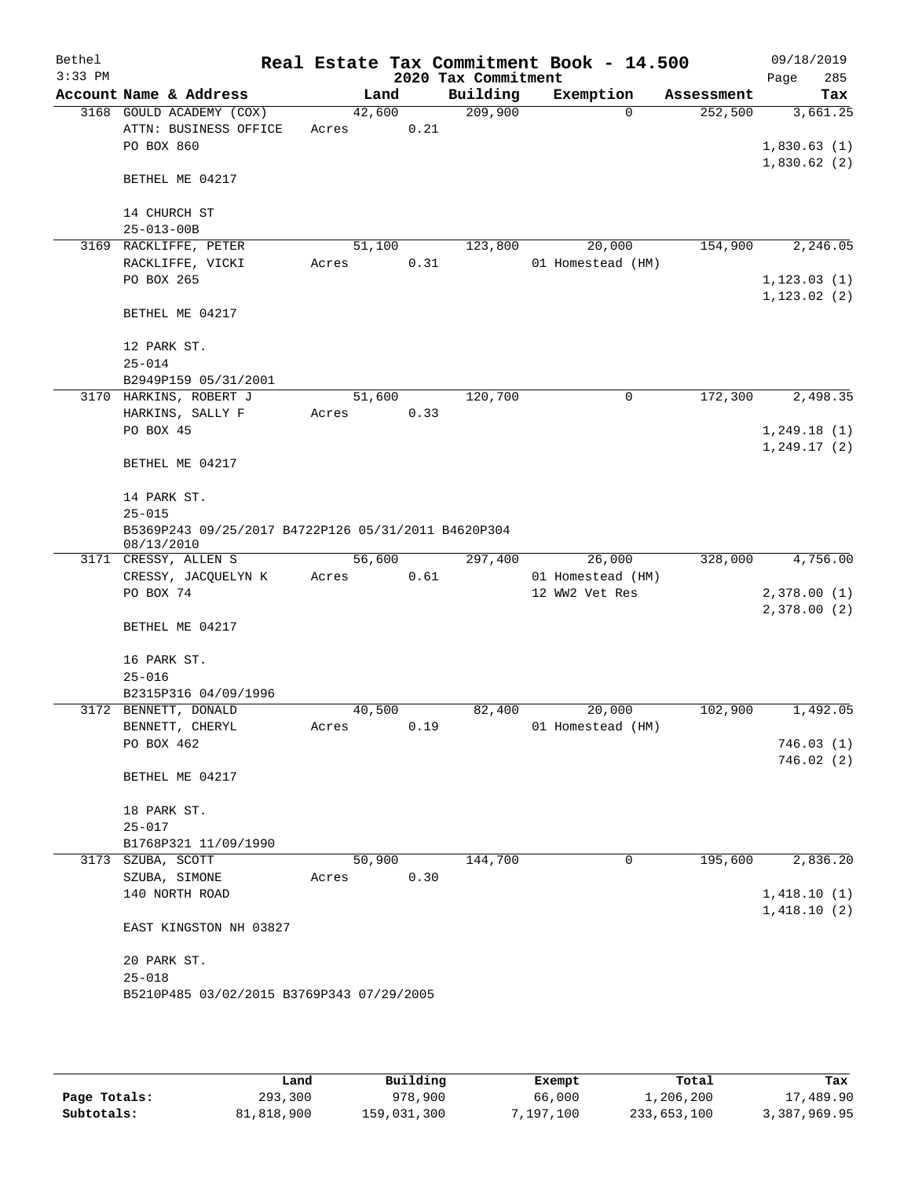Bethel 3:33 PM

**Real Estate Tax Commitment Book - 14.500**

**2020 Tax Commitment**

09/18/2019 Page 285

| Account Name & Address | Land | Building | Exemption | Assessment | Tax |
|---|---|---|---|---|---|
| 3168 GOULD ACADEMY (COX) | 42,600 | 209,900 | 0 | 252,500 | 3,661.25 |
| ATTN: BUSINESS OFFICE | Acres 0.21 | | | | |
| PO BOX 860 | | | | | 1,830.63 (1) |
| | | | | | 1,830.62 (2) |
| BETHEL ME 04217 | | | | | |
| 14 CHURCH ST | | | | | |
| 25-013-00B | | | | | |
| 3169 RACKLIFFE, PETER | 51,100 | 123,800 | 20,000 | 154,900 | 2,246.05 |
| RACKLIFFE, VICKI | Acres 0.31 | | 01 Homestead (HM) | | |
| PO BOX 265 | | | | | 1,123.03 (1) |
| | | | | | 1,123.02 (2) |
| BETHEL ME 04217 | | | | | |
| 12 PARK ST. | | | | | |
| 25-014 | | | | | |
| B2949P159 05/31/2001 | | | | | |
| 3170 HARKINS, ROBERT J | 51,600 | 120,700 | 0 | 172,300 | 2,498.35 |
| HARKINS, SALLY F | Acres 0.33 | | | | |
| PO BOX 45 | | | | | 1,249.18 (1) |
| | | | | | 1,249.17 (2) |
| BETHEL ME 04217 | | | | | |
| 14 PARK ST. | | | | | |
| 25-015 | | | | | |
| B5369P243 09/25/2017 B4722P126 05/31/2011 B4620P304 08/13/2010 | | | | | |
| 3171 CRESSY, ALLEN S | 56,600 | 297,400 | 26,000 | 328,000 | 4,756.00 |
| CRESSY, JACQUELYN K | Acres 0.61 | | 01 Homestead (HM) | | |
| PO BOX 74 | | | 12 WW2 Vet Res | | 2,378.00 (1) |
| | | | | | 2,378.00 (2) |
| BETHEL ME 04217 | | | | | |
| 16 PARK ST. | | | | | |
| 25-016 | | | | | |
| B2315P316 04/09/1996 | | | | | |
| 3172 BENNETT, DONALD | 40,500 | 82,400 | 20,000 | 102,900 | 1,492.05 |
| BENNETT, CHERYL | Acres 0.19 | | 01 Homestead (HM) | | |
| PO BOX 462 | | | | | 746.03 (1) |
| | | | | | 746.02 (2) |
| BETHEL ME 04217 | | | | | |
| 18 PARK ST. | | | | | |
| 25-017 | | | | | |
| B1768P321 11/09/1990 | | | | | |
| 3173 SZUBA, SCOTT | 50,900 | 144,700 | 0 | 195,600 | 2,836.20 |
| SZUBA, SIMONE | Acres 0.30 | | | | |
| 140 NORTH ROAD | | | | | 1,418.10 (1) |
| | | | | | 1,418.10 (2) |
| EAST KINGSTON NH 03827 | | | | | |
| 20 PARK ST. | | | | | |
| 25-018 | | | | | |
| B5210P485 03/02/2015 B3769P343 07/29/2005 | | | | | |

| | Land | Building | Exempt | Total | Tax |
|---|---|---|---|---|---|
| **Page Totals:** | 293,300 | 978,900 | 66,000 | 1,206,200 | 17,489.90 |
| **Subtotals:** | 81,818,900 | 159,031,300 | 7,197,100 | 233,653,100 | 3,387,969.95 |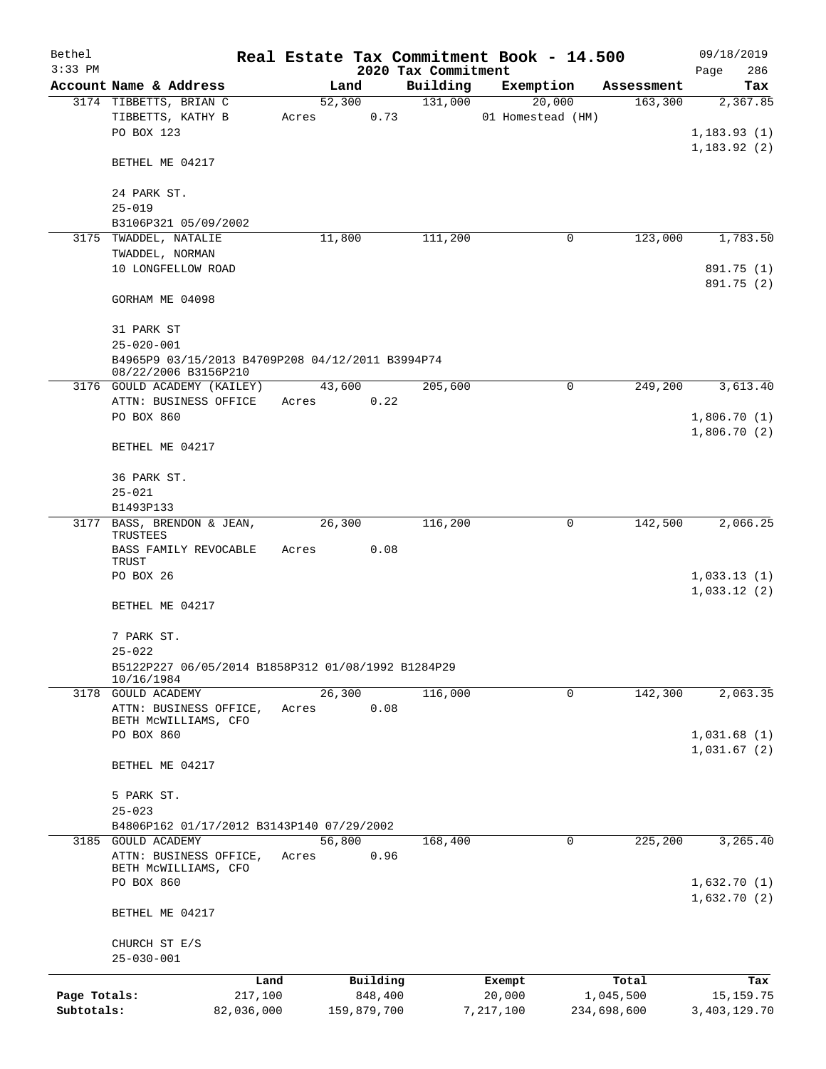Bethel 3:33 PM

# Real Estate Tax Commitment Book - 14.500

## 2020 Tax Commitment

09/18/2019

| Account Name & Address | Land | Building | Exemption | Assessment | Tax |
|---|---|---|---|---|---|
| 3174 TIBBETTS, BRIAN C | 52,300 | 131,000 | 20,000 | 163,300 | 2,367.85 |
| TIBBETTS, KATHY B | Acres 0.73 | | 01 Homestead (HM) | | |
| PO BOX 123 | | | | | 1,183.93 (1) |
| | | | | | 1,183.92 (2) |
| BETHEL ME 04217 | | | | | |
| 24 PARK ST. | | | | | |
| 25-019 | | | | | |
| B3106P321 05/09/2002 | | | | | |
| 3175 TWADDEL, NATALIE | 11,800 | 111,200 | 0 | 123,000 | 1,783.50 |
| TWADDEL, NORMAN | | | | | |
| 10 LONGFELLOW ROAD | | | | | 891.75 (1) |
| | | | | | 891.75 (2) |
| GORHAM ME 04098 | | | | | |
| 31 PARK ST | | | | | |
| 25-020-001 | | | | | |
| B4965P9 03/15/2013 B4709P208 04/12/2011 B3994P74 08/22/2006 B3156P210 | | | | | |
| 3176 GOULD ACADEMY (KAILEY) | 43,600 | 205,600 | 0 | 249,200 | 3,613.40 |
| ATTN: BUSINESS OFFICE | Acres 0.22 | | | | |
| PO BOX 860 | | | | | 1,806.70 (1) |
| | | | | | 1,806.70 (2) |
| BETHEL ME 04217 | | | | | |
| 36 PARK ST. | | | | | |
| 25-021 | | | | | |
| B1493P133 | | | | | |
| 3177 BASS, BRENDON & JEAN, TRUSTEES | 26,300 | 116,200 | 0 | 142,500 | 2,066.25 |
| BASS FAMILY REVOCABLE TRUST | Acres 0.08 | | | | |
| PO BOX 26 | | | | | 1,033.13 (1) |
| | | | | | 1,033.12 (2) |
| BETHEL ME 04217 | | | | | |
| 7 PARK ST. | | | | | |
| 25-022 | | | | | |
| B5122P227 06/05/2014 B1858P312 01/08/1992 B1284P29 10/16/1984 | | | | | |
| 3178 GOULD ACADEMY | 26,300 | 116,000 | 0 | 142,300 | 2,063.35 |
| ATTN: BUSINESS OFFICE, BETH McWILLIAMS, CFO | Acres 0.08 | | | | |
| PO BOX 860 | | | | | 1,031.68 (1) |
| | | | | | 1,031.67 (2) |
| BETHEL ME 04217 | | | | | |
| 5 PARK ST. | | | | | |
| 25-023 | | | | | |
| B4806P162 01/17/2012 B3143P140 07/29/2002 | | | | | |
| 3185 GOULD ACADEMY | 56,800 | 168,400 | 0 | 225,200 | 3,265.40 |
| ATTN: BUSINESS OFFICE, BETH McWILLIAMS, CFO | Acres 0.96 | | | | |
| PO BOX 860 | | | | | 1,632.70 (1) |
| | | | | | 1,632.70 (2) |
| BETHEL ME 04217 | | | | | |
| CHURCH ST E/S | | | | | |
| 25-030-001 | | | | | |

| | Land | Building | Exempt | Total | Tax |
|---|---|---|---|---|---|
| Page Totals: | 217,100 | 848,400 | 20,000 | 1,045,500 | 15,159.75 |
| Subtotals: | 82,036,000 | 159,879,700 | 7,217,100 | 234,698,600 | 3,403,129.70 |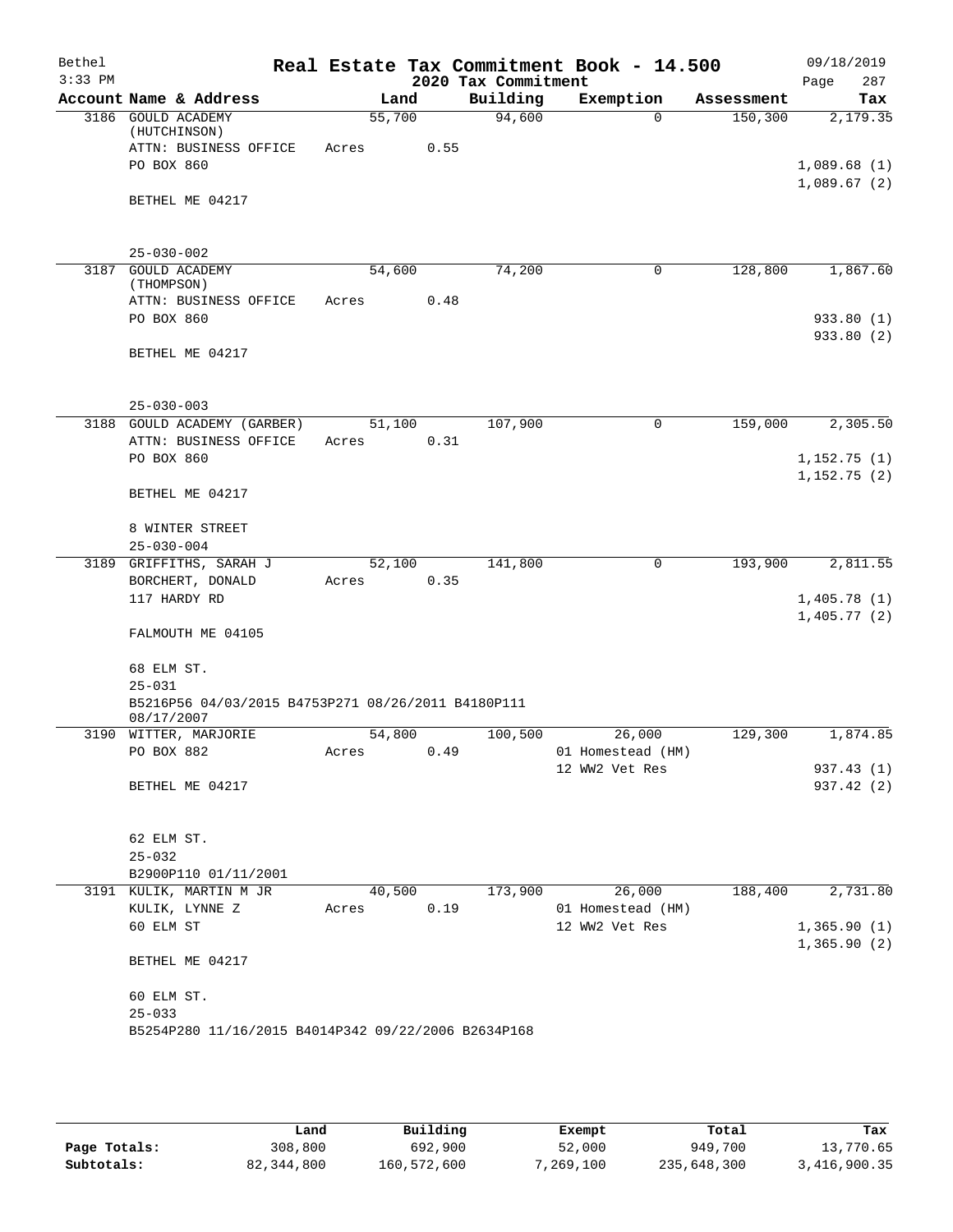# Real Estate Tax Commitment Book - 14.500

Bethel
3:33 PM

09/18/2019

2020 Tax Commitment

| Account Name & Address | Land | Building | Exemption | Assessment | Tax |
|---|---|---|---|---|---|
| 3186 GOULD ACADEMY (HUTCHINSON) | 55,700 | 94,600 | 0 | 150,300 | 2,179.35 |
| ATTN: BUSINESS OFFICE | Acres 0.55 | | | | |
| PO BOX 860 | | | | | 1,089.68 (1) |
| | | | | | 1,089.67 (2) |
| BETHEL ME 04217 | | | | | |
| 25-030-002 | | | | | |
| 3187 GOULD ACADEMY (THOMPSON) | 54,600 | 74,200 | 0 | 128,800 | 1,867.60 |
| ATTN: BUSINESS OFFICE | Acres 0.48 | | | | |
| PO BOX 860 | | | | | 933.80 (1) |
| | | | | | 933.80 (2) |
| BETHEL ME 04217 | | | | | |
| 25-030-003 | | | | | |
| 3188 GOULD ACADEMY (GARBER) | 51,100 | 107,900 | 0 | 159,000 | 2,305.50 |
| ATTN: BUSINESS OFFICE | Acres 0.31 | | | | |
| PO BOX 860 | | | | | 1,152.75 (1) |
| | | | | | 1,152.75 (2) |
| BETHEL ME 04217 | | | | | |
| 8 WINTER STREET | | | | | |
| 25-030-004 | | | | | |
| 3189 GRIFFITHS, SARAH J | 52,100 | 141,800 | 0 | 193,900 | 2,811.55 |
| BORCHERT, DONALD | Acres 0.35 | | | | |
| 117 HARDY RD | | | | | 1,405.78 (1) |
| | | | | | 1,405.77 (2) |
| FALMOUTH ME 04105 | | | | | |
| 68 ELM ST. | | | | | |
| 25-031 | | | | | |
| B5216P56 04/03/2015 B4753P271 08/26/2011 B4180P111 08/17/2007 | | | | | |
| 3190 WITTER, MARJORIE | 54,800 | 100,500 | 26,000 | 129,300 | 1,874.85 |
| PO BOX 882 | Acres 0.49 | | 01 Homestead (HM) | | |
| | | | 12 WW2 Vet Res | | 937.43 (1) |
| BETHEL ME 04217 | | | | | 937.42 (2) |
| 62 ELM ST. | | | | | |
| 25-032 | | | | | |
| B2900P110 01/11/2001 | | | | | |
| 3191 KULIK, MARTIN M JR | 40,500 | 173,900 | 26,000 | 188,400 | 2,731.80 |
| KULIK, LYNNE Z | Acres 0.19 | | 01 Homestead (HM) | | |
| 60 ELM ST | | | 12 WW2 Vet Res | | 1,365.90 (1) |
| | | | | | 1,365.90 (2) |
| BETHEL ME 04217 | | | | | |
| 60 ELM ST. | | | | | |
| 25-033 | | | | | |
| B5254P280 11/16/2015 B4014P342 09/22/2006 B2634P168 | | | | | |

| | Land | Building | Exempt | Total | Tax |
|---|---|---|---|---|---|
| Page Totals: | 308,800 | 692,900 | 52,000 | 949,700 | 13,770.65 |
| Subtotals: | 82,344,800 | 160,572,600 | 7,269,100 | 235,648,300 | 3,416,900.35 |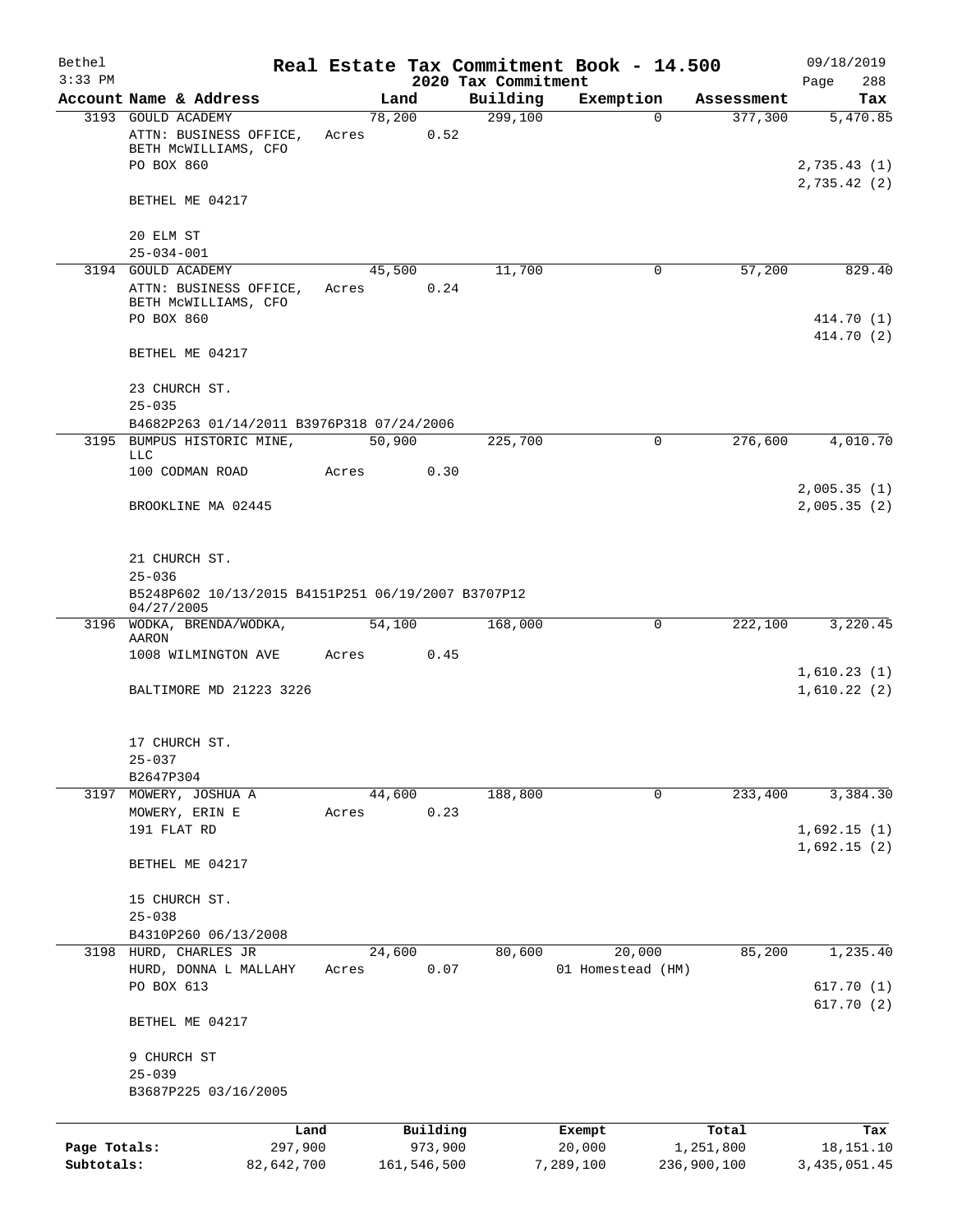Bethel 3:33 PM

# Real Estate Tax Commitment Book - 14.500

2020 Tax Commitment

09/18/2019 Page 288

| Account Name & Address | Land | Building | Exemption | Assessment | Tax |
|---|---|---|---|---|---|
| 3193 GOULD ACADEMY | 78,200 | 299,100 | 0 | 377,300 | 5,470.85 |
| ATTN: BUSINESS OFFICE, BETH McWILLIAMS, CFO | Acres 0.52 | | | | |
| PO BOX 860 | | | | | 2,735.43 (1) |
| | | | | | 2,735.42 (2) |
| BETHEL ME 04217 | | | | | |
| 20 ELM ST | | | | | |
| 25-034-001 | | | | | |
| 3194 GOULD ACADEMY | 45,500 | 11,700 | 0 | 57,200 | 829.40 |
| ATTN: BUSINESS OFFICE, BETH McWILLIAMS, CFO | Acres 0.24 | | | | |
| PO BOX 860 | | | | | 414.70 (1) |
| | | | | | 414.70 (2) |
| BETHEL ME 04217 | | | | | |
| 23 CHURCH ST. | | | | | |
| 25-035 | | | | | |
| B4682P263 01/14/2011 B3976P318 07/24/2006 | | | | | |
| 3195 BUMPUS HISTORIC MINE, LLC | 50,900 | 225,700 | 0 | 276,600 | 4,010.70 |
| 100 CODMAN ROAD | Acres 0.30 | | | | |
| | | | | | 2,005.35 (1) |
| BROOKLINE MA 02445 | | | | | 2,005.35 (2) |
| 21 CHURCH ST. | | | | | |
| 25-036 | | | | | |
| B5248P602 10/13/2015 B4151P251 06/19/2007 B3707P12 04/27/2005 | | | | | |
| 3196 WODKA, BRENDA/WODKA, AARON | 54,100 | 168,000 | 0 | 222,100 | 3,220.45 |
| 1008 WILMINGTON AVE | Acres 0.45 | | | | |
| | | | | | 1,610.23 (1) |
| BALTIMORE MD 21223 3226 | | | | | 1,610.22 (2) |
| 17 CHURCH ST. | | | | | |
| 25-037 | | | | | |
| B2647P304 | | | | | |
| 3197 MOWERY, JOSHUA A | 44,600 | 188,800 | 0 | 233,400 | 3,384.30 |
| MOWERY, ERIN E | Acres 0.23 | | | | |
| 191 FLAT RD | | | | | 1,692.15 (1) |
| | | | | | 1,692.15 (2) |
| BETHEL ME 04217 | | | | | |
| 15 CHURCH ST. | | | | | |
| 25-038 | | | | | |
| B4310P260 06/13/2008 | | | | | |
| 3198 HURD, CHARLES JR | 24,600 | 80,600 | 20,000 | 85,200 | 1,235.40 |
| HURD, DONNA L MALLAHY | Acres 0.07 | | 01 Homestead (HM) | | |
| PO BOX 613 | | | | | 617.70 (1) |
| | | | | | 617.70 (2) |
| BETHEL ME 04217 | | | | | |
| 9 CHURCH ST | | | | | |
| 25-039 | | | | | |
| B3687P225 03/16/2005 | | | | | |

| | Land | Building | Exempt | Total | Tax |
|---|---|---|---|---|---|
| Page Totals: | 297,900 | 973,900 | 20,000 | 1,251,800 | 18,151.10 |
| Subtotals: | 82,642,700 | 161,546,500 | 7,289,100 | 236,900,100 | 3,435,051.45 |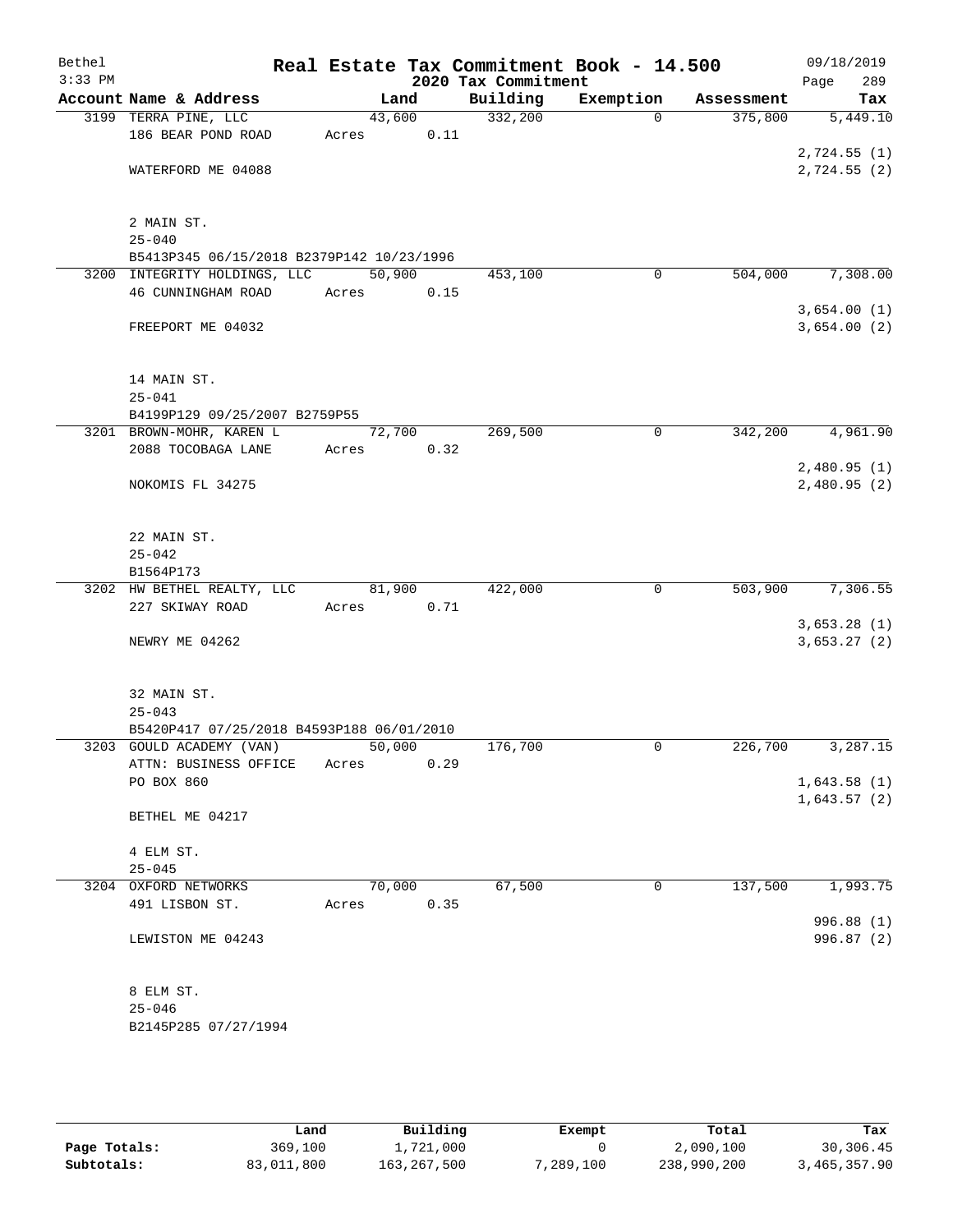Bethel
3:33 PM

# Real Estate Tax Commitment Book - 14.500

## 2020 Tax Commitment

09/18/2019

| Account | Name & Address | Land | Building | Exemption | Assessment | Tax |
|---|---|---|---|---|---|---|
| 3199 | TERRA PINE, LLC<br>186 BEAR POND ROAD<br><br>WATERFORD ME 04088<br><br>2 MAIN ST.<br>25-040<br>B5413P345 06/15/2018 B2379P142 10/23/1996 | 43,600<br>Acres 0.11 | 332,200 | 0 | 375,800 | 5,449.10<br>2,724.55 (1)<br>2,724.55 (2) |
| 3200 | INTEGRITY HOLDINGS, LLC<br>46 CUNNINGHAM ROAD<br><br>FREEPORT ME 04032<br><br>14 MAIN ST.<br>25-041<br>B4199P129 09/25/2007 B2759P55 | 50,900<br>Acres 0.15 | 453,100 | 0 | 504,000 | 7,308.00<br>3,654.00 (1)<br>3,654.00 (2) |
| 3201 | BROWN-MOHR, KAREN L<br>2088 TOCOBAGA LANE<br><br>NOKOMIS FL 34275<br><br>22 MAIN ST.<br>25-042<br>B1564P173 | 72,700<br>Acres 0.32 | 269,500 | 0 | 342,200 | 4,961.90<br>2,480.95 (1)<br>2,480.95 (2) |
| 3202 | HW BETHEL REALTY, LLC<br>227 SKIWAY ROAD<br><br>NEWRY ME 04262<br><br>32 MAIN ST.<br>25-043<br>B5420P417 07/25/2018 B4593P188 06/01/2010 | 81,900<br>Acres 0.71 | 422,000 | 0 | 503,900 | 7,306.55<br>3,653.28 (1)<br>3,653.27 (2) |
| 3203 | GOULD ACADEMY (VAN)<br>ATTN: BUSINESS OFFICE<br>PO BOX 860<br><br>BETHEL ME 04217<br><br>4 ELM ST.<br>25-045 | 50,000<br>Acres 0.29 | 176,700 | 0 | 226,700 | 3,287.15<br>1,643.58 (1)<br>1,643.57 (2) |
| 3204 | OXFORD NETWORKS<br>491 LISBON ST.<br><br>LEWISTON ME 04243<br><br>8 ELM ST.<br>25-046<br>B2145P285 07/27/1994 | 70,000<br>Acres 0.35 | 67,500 | 0 | 137,500 | 1,993.75<br>996.88 (1)<br>996.87 (2) |

| | Land | Building | Exempt | Total | Tax |
|---|---|---|---|---|---|
| **Page Totals:** | 369,100 | 1,721,000 | 0 | 2,090,100 | 30,306.45 |
| **Subtotals:** | 83,011,800 | 163,267,500 | 7,289,100 | 238,990,200 | 3,465,357.90 |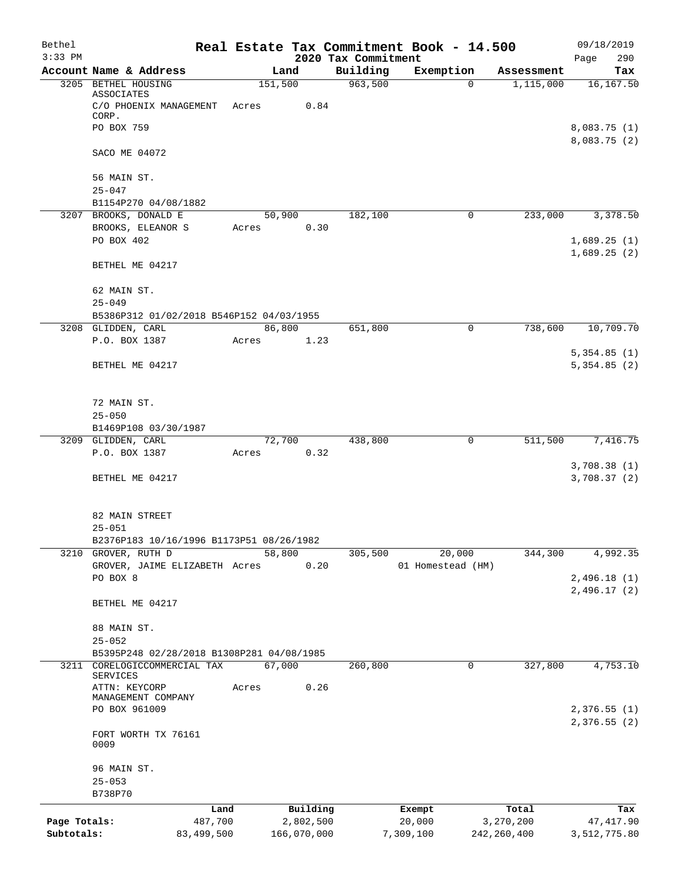Bethel 3:33 PM

# Real Estate Tax Commitment Book - 14.500

## 2020 Tax Commitment

09/18/2019 Page 290

| Account Name & Address | Land | Building | Exemption | Assessment | Tax |
|---|---|---|---|---|---|
| 3205 BETHEL HOUSING ASSOCIATES | 151,500 | 963,500 | 0 | 1,115,000 | 16,167.50 |
| C/O PHOENIX MANAGEMENT CORP. | Acres 0.84 | | | | |
| PO BOX 759 | | | | | 8,083.75 (1) |
| | | | | | 8,083.75 (2) |
| SACO ME 04072 | | | | | |
| 56 MAIN ST. | | | | | |
| 25-047 | | | | | |
| B1154P270 04/08/1882 | | | | | |
| 3207 BROOKS, DONALD E | 50,900 | 182,100 | 0 | 233,000 | 3,378.50 |
| BROOKS, ELEANOR S | Acres 0.30 | | | | |
| PO BOX 402 | | | | | 1,689.25 (1) |
| | | | | | 1,689.25 (2) |
| BETHEL ME 04217 | | | | | |
| 62 MAIN ST. | | | | | |
| 25-049 | | | | | |
| B5386P312 01/02/2018 B546P152 04/03/1955 | | | | | |
| 3208 GLIDDEN, CARL | 86,800 | 651,800 | 0 | 738,600 | 10,709.70 |
| P.O. BOX 1387 | Acres 1.23 | | | | |
| | | | | | 5,354.85 (1) |
| BETHEL ME 04217 | | | | | 5,354.85 (2) |
| 72 MAIN ST. | | | | | |
| 25-050 | | | | | |
| B1469P108 03/30/1987 | | | | | |
| 3209 GLIDDEN, CARL | 72,700 | 438,800 | 0 | 511,500 | 7,416.75 |
| P.O. BOX 1387 | Acres 0.32 | | | | |
| | | | | | 3,708.38 (1) |
| BETHEL ME 04217 | | | | | 3,708.37 (2) |
| 82 MAIN STREET | | | | | |
| 25-051 | | | | | |
| B2376P183 10/16/1996 B1173P51 08/26/1982 | | | | | |
| 3210 GROVER, RUTH D | 58,800 | 305,500 | 20,000 | 344,300 | 4,992.35 |
| GROVER, JAIME ELIZABETH | Acres 0.20 | | 01 Homestead (HM) | | |
| PO BOX 8 | | | | | 2,496.18 (1) |
| | | | | | 2,496.17 (2) |
| BETHEL ME 04217 | | | | | |
| 88 MAIN ST. | | | | | |
| 25-052 | | | | | |
| B5395P248 02/28/2018 B1308P281 04/08/1985 | | | | | |
| 3211 CORELOGICCOMMERCIAL TAX SERVICES | 67,000 | 260,800 | 0 | 327,800 | 4,753.10 |
| ATTN: KEYCORP MANAGEMENT COMPANY | Acres 0.26 | | | | |
| PO BOX 961009 | | | | | 2,376.55 (1) |
| | | | | | 2,376.55 (2) |
| FORT WORTH TX 76161 0009 | | | | | |
| 96 MAIN ST. | | | | | |
| 25-053 | | | | | |
| B738P70 | | | | | |

| | Land | Building | Exempt | Total | Tax |
|---|---|---|---|---|---|
| Page Totals: | 487,700 | 2,802,500 | 20,000 | 3,270,200 | 47,417.90 |
| Subtotals: | 83,499,500 | 166,070,000 | 7,309,100 | 242,260,400 | 3,512,775.80 |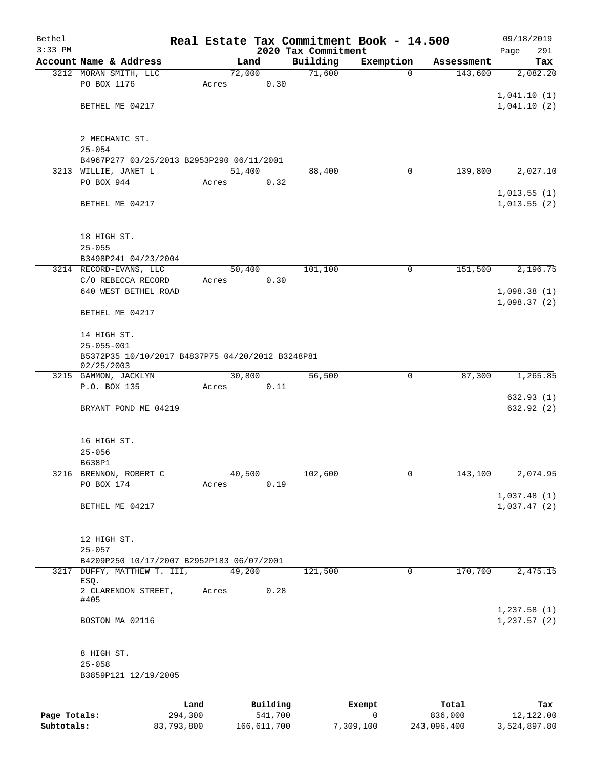Bethel
3:33 PM

# Real Estate Tax Commitment Book - 14.500

2020 Tax Commitment

09/18/2019

| Account Name & Address | Land | Building | Exemption | Assessment | Tax |
|---|---|---|---|---|---|
| 3212 MORAN SMITH, LLC | 72,000 | 71,600 | 0 | 143,600 | 2,082.20 |
| PO BOX 1176 | Acres 0.30 | | | | |
| | | | | | 1,041.10 (1) |
| BETHEL ME 04217 | | | | | 1,041.10 (2) |
| 2 MECHANIC ST. | | | | | |
| 25-054 | | | | | |
| B4967P277 03/25/2013 B2953P290 06/11/2001 | | | | | |
| 3213 WILLIE, JANET L | 51,400 | 88,400 | 0 | 139,800 | 2,027.10 |
| PO BOX 944 | Acres 0.32 | | | | |
| | | | | | 1,013.55 (1) |
| BETHEL ME 04217 | | | | | 1,013.55 (2) |
| 18 HIGH ST. | | | | | |
| 25-055 | | | | | |
| B3498P241 04/23/2004 | | | | | |
| 3214 RECORD-EVANS, LLC | 50,400 | 101,100 | 0 | 151,500 | 2,196.75 |
| C/O REBECCA RECORD | Acres 0.30 | | | | |
| 640 WEST BETHEL ROAD | | | | | 1,098.38 (1) |
| | | | | | 1,098.37 (2) |
| BETHEL ME 04217 | | | | | |
| 14 HIGH ST. | | | | | |
| 25-055-001 | | | | | |
| B5372P35 10/10/2017 B4837P75 04/20/2012 B3248P81 02/25/2003 | | | | | |
| 3215 GAMMON, JACKLYN | 30,800 | 56,500 | 0 | 87,300 | 1,265.85 |
| P.O. BOX 135 | Acres 0.11 | | | | |
| | | | | | 632.93 (1) |
| BRYANT POND ME 04219 | | | | | 632.92 (2) |
| 16 HIGH ST. | | | | | |
| 25-056 | | | | | |
| B638P1 | | | | | |
| 3216 BRENNON, ROBERT C | 40,500 | 102,600 | 0 | 143,100 | 2,074.95 |
| PO BOX 174 | Acres 0.19 | | | | |
| | | | | | 1,037.48 (1) |
| BETHEL ME 04217 | | | | | 1,037.47 (2) |
| 12 HIGH ST. | | | | | |
| 25-057 | | | | | |
| B4209P250 10/17/2007 B2952P183 06/07/2001 | | | | | |
| 3217 DUFFY, MATTHEW T. III, ESQ. | 49,200 | 121,500 | 0 | 170,700 | 2,475.15 |
| 2 CLARENDON STREET, #405 | Acres 0.28 | | | | |
| | | | | | 1,237.58 (1) |
| BOSTON MA 02116 | | | | | 1,237.57 (2) |
| 8 HIGH ST. | | | | | |
| 25-058 | | | | | |
| B3859P121 12/19/2005 | | | | | |

| | Land | Building | Exempt | Total | Tax |
|---|---|---|---|---|---|
| Page Totals: | 294,300 | 541,700 | 0 | 836,000 | 12,122.00 |
| Subtotals: | 83,793,800 | 166,611,700 | 7,309,100 | 243,096,400 | 3,524,897.80 |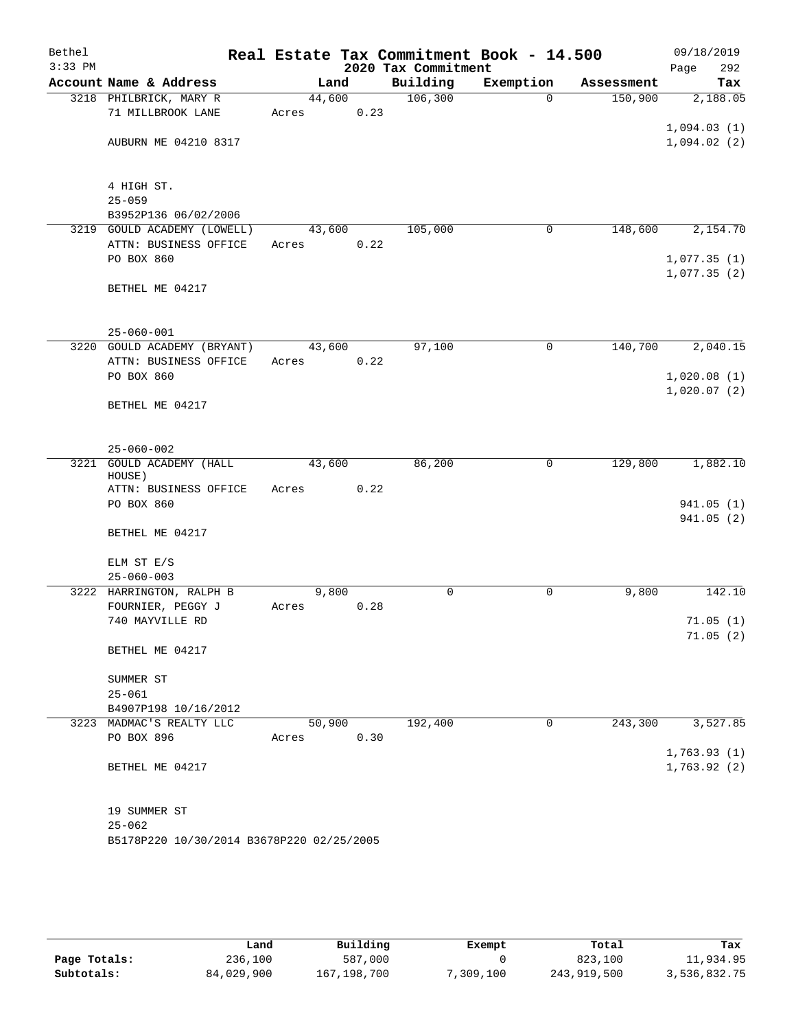Bethel 3:33 PM

# Real Estate Tax Commitment Book - 14.500

## 2020 Tax Commitment

09/18/2019

| Account Name & Address | Land | Building | Exemption | Assessment | Tax |
|---|---|---|---|---|---|
| 3218 PHILBRICK, MARY R<br>71 MILLBROOK LANE<br><br>AUBURN ME 04210 8317<br><br>4 HIGH ST.<br>25-059<br>B3952P136 06/02/2006 | 44,600<br>Acres 0.23 | 106,300 | 0 | 150,900 | 2,188.05<br><br>1,094.03 (1)<br>1,094.02 (2) |
| 3219 GOULD ACADEMY (LOWELL)<br>ATTN: BUSINESS OFFICE<br>PO BOX 860<br><br>BETHEL ME 04217<br><br>25-060-001 | 43,600<br>Acres 0.22 | 105,000 | 0 | 148,600 | 2,154.70<br><br>1,077.35 (1)<br>1,077.35 (2) |
| 3220 GOULD ACADEMY (BRYANT)<br>ATTN: BUSINESS OFFICE<br>PO BOX 860<br><br>BETHEL ME 04217<br><br>25-060-002 | 43,600<br>Acres 0.22 | 97,100 | 0 | 140,700 | 2,040.15<br><br>1,020.08 (1)<br>1,020.07 (2) |
| 3221 GOULD ACADEMY (HALL HOUSE)<br>ATTN: BUSINESS OFFICE<br>PO BOX 860<br><br>BETHEL ME 04217<br><br>ELM ST E/S<br>25-060-003 | 43,600<br>Acres 0.22 | 86,200 | 0 | 129,800 | 1,882.10<br><br>941.05 (1)<br>941.05 (2) |
| 3222 HARRINGTON, RALPH B<br>FOURNIER, PEGGY J<br>740 MAYVILLE RD<br><br>BETHEL ME 04217<br><br>SUMMER ST<br>25-061<br>B4907P198 10/16/2012 | 9,800<br>Acres 0.28 | 0 | 0 | 9,800 | 142.10<br><br>71.05 (1)<br>71.05 (2) |
| 3223 MADMAC'S REALTY LLC<br>PO BOX 896<br><br>BETHEL ME 04217<br><br>19 SUMMER ST<br>25-062<br>B5178P220 10/30/2014 B3678P220 02/25/2005 | 50,900<br>Acres 0.30 | 192,400 | 0 | 243,300 | 3,527.85<br><br>1,763.93 (1)<br>1,763.92 (2) |

| | Land | Building | Exempt | Total | Tax |
|---|---|---|---|---|---|
| Page Totals: | 236,100 | 587,000 | 0 | 823,100 | 11,934.95 |
| Subtotals: | 84,029,900 | 167,198,700 | 7,309,100 | 243,919,500 | 3,536,832.75 |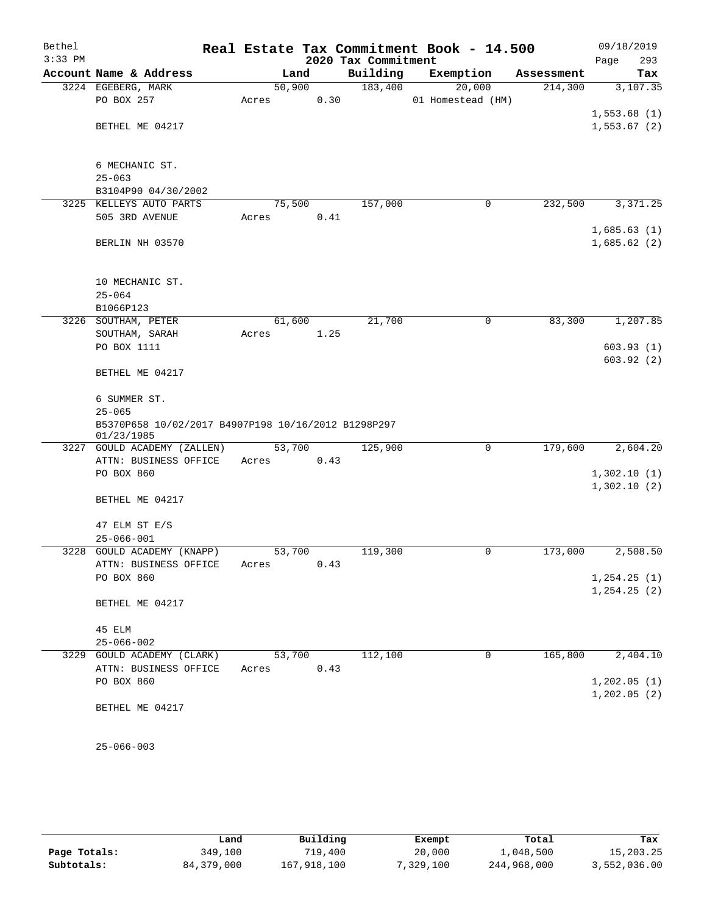Bethel — Real Estate Tax Commitment Book - 14.500 — 09/18/2019
3:33 PM — 2020 Tax Commitment — Page 293

| Account Name & Address | Land | Building | Exemption | Assessment | Tax |
|---|---|---|---|---|---|
| 3224 EGEBERG, MARK | 50,900 | 183,400 | 20,000 | 214,300 | 3,107.35 |
| PO BOX 257 | Acres 0.30 | | 01 Homestead (HM) | | |
| | | | | | 1,553.68 (1) |
| BETHEL ME 04217 | | | | | 1,553.67 (2) |
| 6 MECHANIC ST. | | | | | |
| 25-063 | | | | | |
| B3104P90 04/30/2002 | | | | | |
| 3225 KELLEYS AUTO PARTS | 75,500 | 157,000 | 0 | 232,500 | 3,371.25 |
| 505 3RD AVENUE | Acres 0.41 | | | | |
| | | | | | 1,685.63 (1) |
| BERLIN NH 03570 | | | | | 1,685.62 (2) |
| 10 MECHANIC ST. | | | | | |
| 25-064 | | | | | |
| B1066P123 | | | | | |
| 3226 SOUTHAM, PETER | 61,600 | 21,700 | 0 | 83,300 | 1,207.85 |
| SOUTHAM, SARAH | Acres 1.25 | | | | |
| PO BOX 1111 | | | | | 603.93 (1) |
| | | | | | 603.92 (2) |
| BETHEL ME 04217 | | | | | |
| 6 SUMMER ST. | | | | | |
| 25-065 | | | | | |
| B5370P658 10/02/2017 B4907P198 10/16/2012 B1298P297 01/23/1985 | | | | | |
| 3227 GOULD ACADEMY (ZALLEN) | 53,700 | 125,900 | 0 | 179,600 | 2,604.20 |
| ATTN: BUSINESS OFFICE | Acres 0.43 | | | | |
| PO BOX 860 | | | | | 1,302.10 (1) |
| | | | | | 1,302.10 (2) |
| BETHEL ME 04217 | | | | | |
| 47 ELM ST E/S | | | | | |
| 25-066-001 | | | | | |
| 3228 GOULD ACADEMY (KNAPP) | 53,700 | 119,300 | 0 | 173,000 | 2,508.50 |
| ATTN: BUSINESS OFFICE | Acres 0.43 | | | | |
| PO BOX 860 | | | | | 1,254.25 (1) |
| | | | | | 1,254.25 (2) |
| BETHEL ME 04217 | | | | | |
| 45 ELM | | | | | |
| 25-066-002 | | | | | |
| 3229 GOULD ACADEMY (CLARK) | 53,700 | 112,100 | 0 | 165,800 | 2,404.10 |
| ATTN: BUSINESS OFFICE | Acres 0.43 | | | | |
| PO BOX 860 | | | | | 1,202.05 (1) |
| | | | | | 1,202.05 (2) |
| BETHEL ME 04217 | | | | | |
| 25-066-003 | | | | | |

| | Land | Building | Exempt | Total | Tax |
|---|---|---|---|---|---|
| Page Totals: | 349,100 | 719,400 | 20,000 | 1,048,500 | 15,203.25 |
| Subtotals: | 84,379,000 | 167,918,100 | 7,329,100 | 244,968,000 | 3,552,036.00 |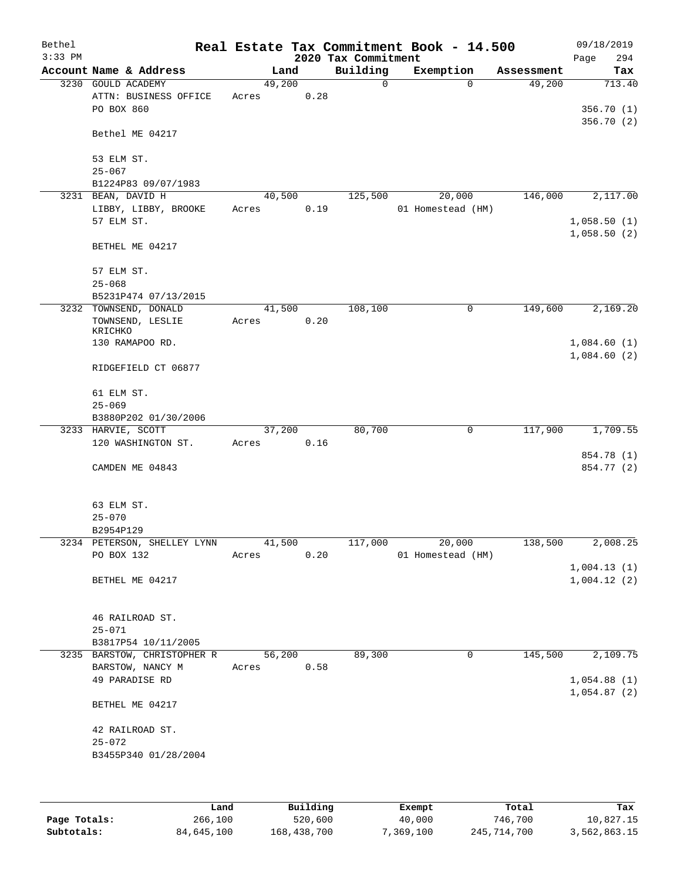Bethel  
3:33 PM

**Real Estate Tax Commitment Book - 14.500**  
**2020 Tax Commitment**

09/18/2019  
Page 294

| Account Name & Address | Land | Building | Exemption | Assessment | Tax |
|---|---|---|---|---|---|
| 3230 GOULD ACADEMY | 49,200 | 0 | 0 | 49,200 | 713.40 |
| ATTN: BUSINESS OFFICE | Acres 0.28 | | | | |
| PO BOX 860 | | | | | 356.70 (1) |
| | | | | | 356.70 (2) |
| Bethel ME 04217 | | | | | |
| 53 ELM ST. | | | | | |
| 25-067 | | | | | |
| B1224P83 09/07/1983 | | | | | |
| 3231 BEAN, DAVID H | 40,500 | 125,500 | 20,000 | 146,000 | 2,117.00 |
| LIBBY, LIBBY, BROOKE | Acres 0.19 | | 01 Homestead (HM) | | |
| 57 ELM ST. | | | | | 1,058.50 (1) |
| | | | | | 1,058.50 (2) |
| BETHEL ME 04217 | | | | | |
| 57 ELM ST. | | | | | |
| 25-068 | | | | | |
| B5231P474 07/13/2015 | | | | | |
| 3232 TOWNSEND, DONALD | 41,500 | 108,100 | 0 | 149,600 | 2,169.20 |
| TOWNSEND, LESLIE KRICHKO | Acres 0.20 | | | | |
| 130 RAMAPOO RD. | | | | | 1,084.60 (1) |
| | | | | | 1,084.60 (2) |
| RIDGEFIELD CT 06877 | | | | | |
| 61 ELM ST. | | | | | |
| 25-069 | | | | | |
| B3880P202 01/30/2006 | | | | | |
| 3233 HARVIE, SCOTT | 37,200 | 80,700 | 0 | 117,900 | 1,709.55 |
| 120 WASHINGTON ST. | Acres 0.16 | | | | |
| | | | | | 854.78 (1) |
| CAMDEN ME 04843 | | | | | 854.77 (2) |
| 63 ELM ST. | | | | | |
| 25-070 | | | | | |
| B2954P129 | | | | | |
| 3234 PETERSON, SHELLEY LYNN | 41,500 | 117,000 | 20,000 | 138,500 | 2,008.25 |
| PO BOX 132 | Acres 0.20 | | 01 Homestead (HM) | | |
| | | | | | 1,004.13 (1) |
| BETHEL ME 04217 | | | | | 1,004.12 (2) |
| 46 RAILROAD ST. | | | | | |
| 25-071 | | | | | |
| B3817P54 10/11/2005 | | | | | |
| 3235 BARSTOW, CHRISTOPHER R | 56,200 | 89,300 | 0 | 145,500 | 2,109.75 |
| BARSTOW, NANCY M | Acres 0.58 | | | | |
| 49 PARADISE RD | | | | | 1,054.88 (1) |
| | | | | | 1,054.87 (2) |
| BETHEL ME 04217 | | | | | |
| 42 RAILROAD ST. | | | | | |
| 25-072 | | | | | |
| B3455P340 01/28/2004 | | | | | |

| | Land | Building | Exempt | Total | Tax |
|---|---|---|---|---|---|
| **Page Totals:** | 266,100 | 520,600 | 40,000 | 746,700 | 10,827.15 |
| **Subtotals:** | 84,645,100 | 168,438,700 | 7,369,100 | 245,714,700 | 3,562,863.15 |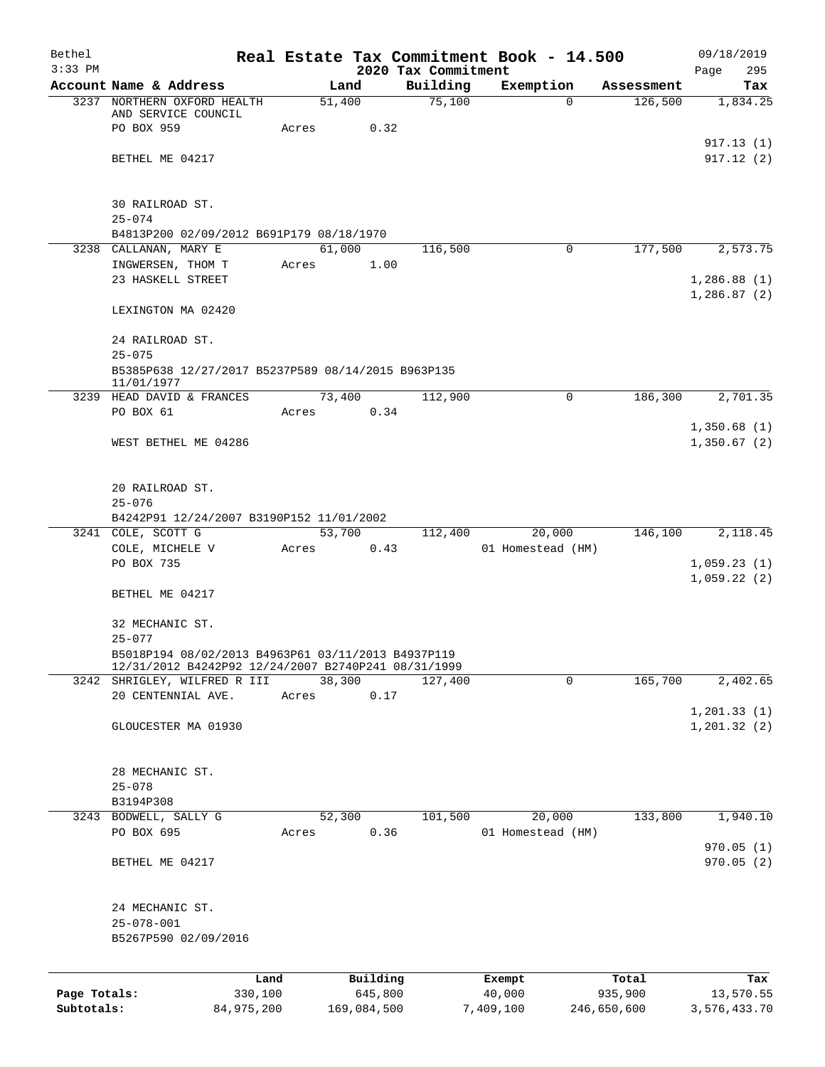# Real Estate Tax Commitment Book - 14.500

## 2020 Tax Commitment

| Account Name & Address | Land | Building | Exemption | Assessment | Tax |
|---|---|---|---|---|---|
| 3237 NORTHERN OXFORD HEALTH AND SERVICE COUNCIL<br>PO BOX 959<br><br>BETHEL ME 04217<br><br>30 RAILROAD ST.<br>25-074<br>B4813P200 02/09/2012 B691P179 08/18/1970 | 51,400<br>Acres 0.32 | 75,100 | 0 | 126,500 | 1,834.25<br><br>917.13 (1)<br>917.12 (2) |
| 3238 CALLANAN, MARY E<br>INGWERSEN, THOM T<br>23 HASKELL STREET<br><br>LEXINGTON MA 02420<br><br>24 RAILROAD ST.<br>25-075<br>B5385P638 12/27/2017 B5237P589 08/14/2015 B963P135 11/01/1977 | 61,000<br>Acres 1.00 | 116,500 | 0 | 177,500 | 2,573.75<br><br>1,286.88 (1)<br>1,286.87 (2) |
| 3239 HEAD DAVID & FRANCES<br>PO BOX 61<br><br>WEST BETHEL ME 04286<br><br>20 RAILROAD ST.<br>25-076<br>B4242P91 12/24/2007 B3190P152 11/01/2002 | 73,400<br>Acres 0.34 | 112,900 | 0 | 186,300 | 2,701.35<br><br>1,350.68 (1)<br>1,350.67 (2) |
| 3241 COLE, SCOTT G<br>COLE, MICHELE V<br>PO BOX 735<br><br>BETHEL ME 04217<br><br>32 MECHANIC ST.<br>25-077<br>B5018P194 08/02/2013 B4963P61 03/11/2013 B4937P119 12/31/2012 B4242P92 12/24/2007 B2740P241 08/31/1999 | 53,700<br>Acres 0.43 | 112,400 | 20,000<br>01 Homestead (HM) | 146,100 | 2,118.45<br><br>1,059.23 (1)<br>1,059.22 (2) |
| 3242 SHRIGLEY, WILFRED R III<br>20 CENTENNIAL AVE.<br><br>GLOUCESTER MA 01930<br><br>28 MECHANIC ST.<br>25-078<br>B3194P308 | 38,300<br>Acres 0.17 | 127,400 | 0 | 165,700 | 2,402.65<br><br>1,201.33 (1)<br>1,201.32 (2) |
| 3243 BODWELL, SALLY G<br>PO BOX 695<br><br>BETHEL ME 04217<br><br>24 MECHANIC ST.<br>25-078-001<br>B5267P590 02/09/2016 | 52,300<br>Acres 0.36 | 101,500 | 20,000<br>01 Homestead (HM) | 133,800 | 1,940.10<br><br>970.05 (1)<br>970.05 (2) |

| | Land | Building | Exempt | Total | Tax |
|---|---|---|---|---|---|
| Page Totals: | 330,100 | 645,800 | 40,000 | 935,900 | 13,570.55 |
| Subtotals: | 84,975,200 | 169,084,500 | 7,409,100 | 246,650,600 | 3,576,433.70 |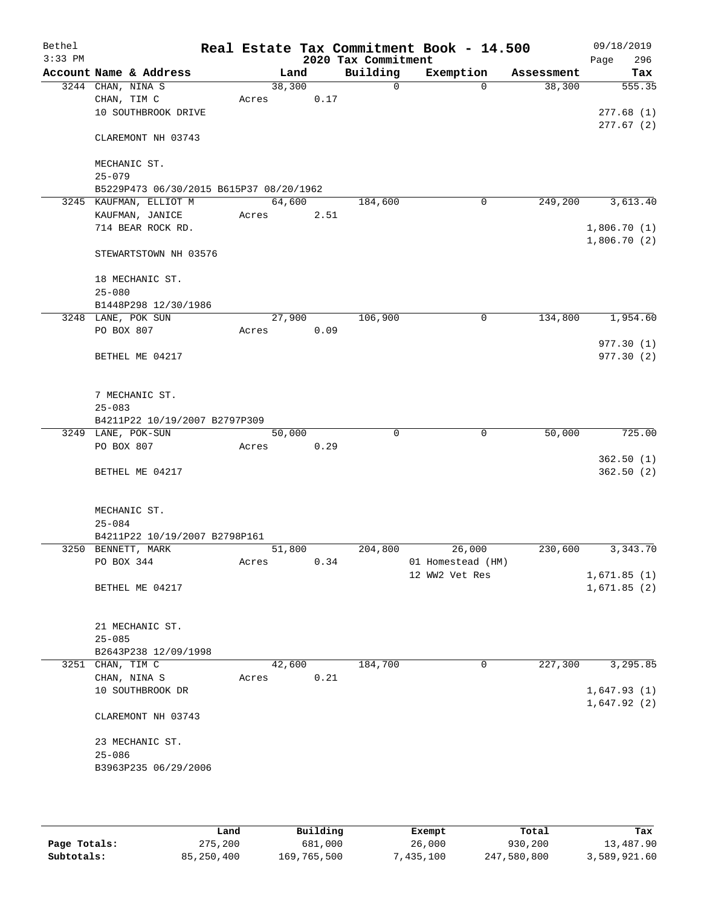# Real Estate Tax Commitment Book - 14.500

Bethel
3:33 PM

2020 Tax Commitment

09/18/2019
Page 296

| Account | Name & Address | Land | Building | Exemption | Assessment | Tax |
|---|---|---|---|---|---|---|
| 3244 | CHAN, NINA S<br>CHAN, TIM C<br>10 SOUTHBROOK DRIVE<br><br>CLAREMONT NH 03743<br><br>MECHANIC ST.<br>25-079<br>B5229P473 06/30/2015 B615P37 08/20/1962 | 38,300<br>Acres 0.17 | 0 | 0 | 38,300 | 555.35<br><br>277.68 (1)<br>277.67 (2) |
| 3245 | KAUFMAN, ELLIOT M<br>KAUFMAN, JANICE<br>714 BEAR ROCK RD.<br><br>STEWARTSTOWN NH 03576<br><br>18 MECHANIC ST.<br>25-080<br>B1448P298 12/30/1986 | 64,600<br>Acres 2.51 | 184,600 | 0 | 249,200 | 3,613.40<br><br>1,806.70 (1)<br>1,806.70 (2) |
| 3248 | LANE, POK SUN<br>PO BOX 807<br><br>BETHEL ME 04217<br><br>7 MECHANIC ST.<br>25-083<br>B4211P22 10/19/2007 B2797P309 | 27,900<br>Acres 0.09 | 106,900 | 0 | 134,800 | 1,954.60<br><br>977.30 (1)<br>977.30 (2) |
| 3249 | LANE, POK-SUN<br>PO BOX 807<br><br>BETHEL ME 04217<br><br>MECHANIC ST.<br>25-084<br>B4211P22 10/19/2007 B2798P161 | 50,000<br>Acres 0.29 | 0 | 0 | 50,000 | 725.00<br><br>362.50 (1)<br>362.50 (2) |
| 3250 | BENNETT, MARK<br>PO BOX 344<br><br>BETHEL ME 04217<br><br>21 MECHANIC ST.<br>25-085<br>B2643P238 12/09/1998 | 51,800<br>Acres 0.34 | 204,800 | 26,000<br>01 Homestead (HM)<br>12 WW2 Vet Res | 230,600 | 3,343.70<br><br>1,671.85 (1)<br>1,671.85 (2) |
| 3251 | CHAN, TIM C<br>CHAN, NINA S<br>10 SOUTHBROOK DR<br><br>CLAREMONT NH 03743<br><br>23 MECHANIC ST.<br>25-086<br>B3963P235 06/29/2006 | 42,600<br>Acres 0.21 | 184,700 | 0 | 227,300 | 3,295.85<br><br>1,647.93 (1)<br>1,647.92 (2) |

| | Land | Building | Exempt | Total | Tax |
|---|---|---|---|---|---|
| Page Totals: | 275,200 | 681,000 | 26,000 | 930,200 | 13,487.90 |
| Subtotals: | 85,250,400 | 169,765,500 | 7,435,100 | 247,580,800 | 3,589,921.60 |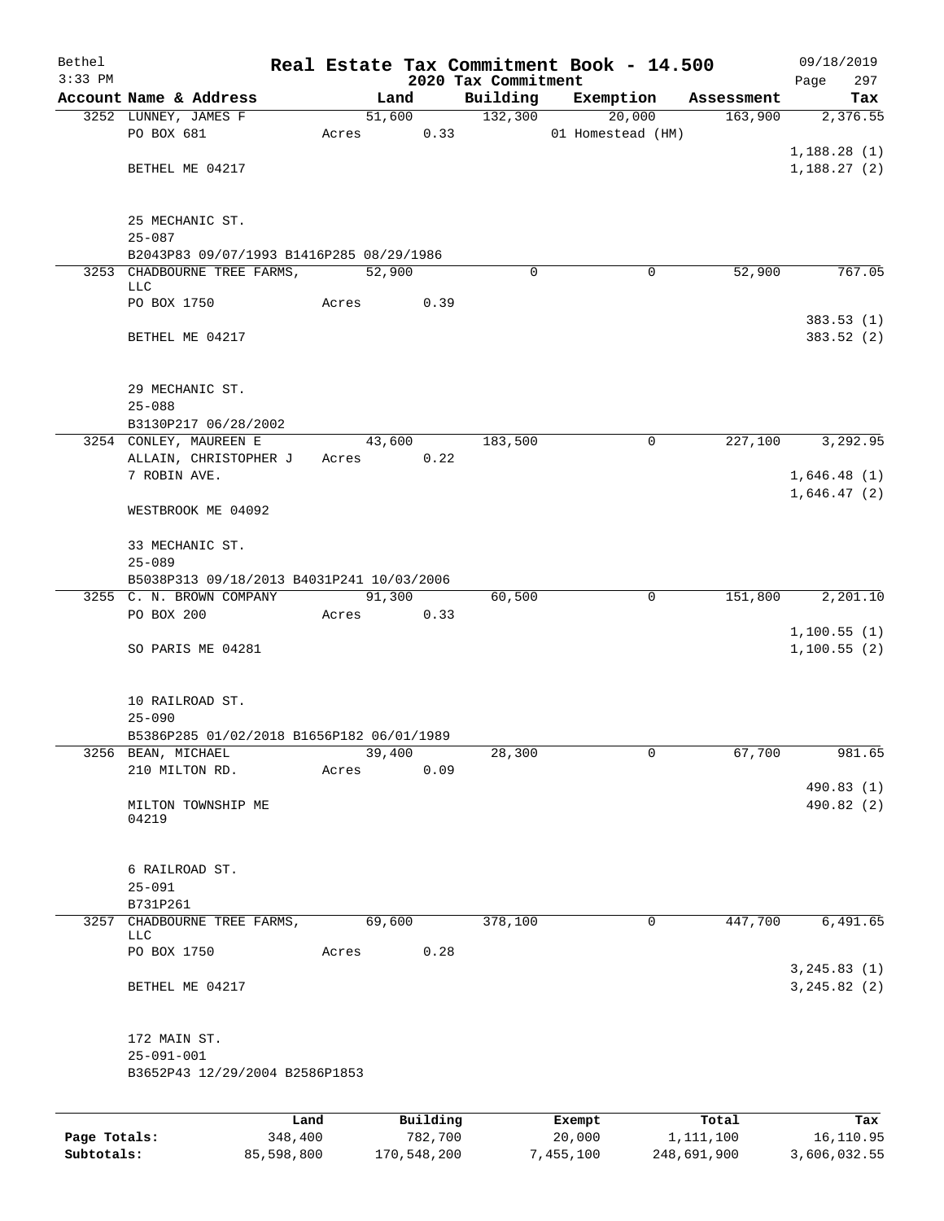# Real Estate Tax Commitment Book - 14.500

Bethel
3:33 PM

2020 Tax Commitment

09/18/2019
Page 297

| Account Name & Address | Land | Building | Exemption | Assessment | Tax |
|---|---|---|---|---|---|
| 3252 LUNNEY, JAMES F | 51,600 | 132,300 | 20,000 | 163,900 | 2,376.55 |
| PO BOX 681 | Acres 0.33 | | 01 Homestead (HM) | | |
| | | | | | 1,188.28 (1) |
| BETHEL ME 04217 | | | | | 1,188.27 (2) |
| 25 MECHANIC ST. | | | | | |
| 25-087 | | | | | |
| B2043P83 09/07/1993 B1416P285 08/29/1986 | | | | | |
| 3253 CHADBOURNE TREE FARMS, LLC | 52,900 | 0 | 0 | 52,900 | 767.05 |
| PO BOX 1750 | Acres 0.39 | | | | |
| | | | | | 383.53 (1) |
| BETHEL ME 04217 | | | | | 383.52 (2) |
| 29 MECHANIC ST. | | | | | |
| 25-088 | | | | | |
| B3130P217 06/28/2002 | | | | | |
| 3254 CONLEY, MAUREEN E | 43,600 | 183,500 | 0 | 227,100 | 3,292.95 |
| ALLAIN, CHRISTOPHER J | Acres 0.22 | | | | |
| 7 ROBIN AVE. | | | | | 1,646.48 (1) |
| | | | | | 1,646.47 (2) |
| WESTBROOK ME 04092 | | | | | |
| 33 MECHANIC ST. | | | | | |
| 25-089 | | | | | |
| B5038P313 09/18/2013 B4031P241 10/03/2006 | | | | | |
| 3255 C. N. BROWN COMPANY | 91,300 | 60,500 | 0 | 151,800 | 2,201.10 |
| PO BOX 200 | Acres 0.33 | | | | |
| | | | | | 1,100.55 (1) |
| SO PARIS ME 04281 | | | | | 1,100.55 (2) |
| 10 RAILROAD ST. | | | | | |
| 25-090 | | | | | |
| B5386P285 01/02/2018 B1656P182 06/01/1989 | | | | | |
| 3256 BEAN, MICHAEL | 39,400 | 28,300 | 0 | 67,700 | 981.65 |
| 210 MILTON RD. | Acres 0.09 | | | | |
| | | | | | 490.83 (1) |
| MILTON TOWNSHIP ME 04219 | | | | | 490.82 (2) |
| 6 RAILROAD ST. | | | | | |
| 25-091 | | | | | |
| B731P261 | | | | | |
| 3257 CHADBOURNE TREE FARMS, LLC | 69,600 | 378,100 | 0 | 447,700 | 6,491.65 |
| PO BOX 1750 | Acres 0.28 | | | | |
| | | | | | 3,245.83 (1) |
| BETHEL ME 04217 | | | | | 3,245.82 (2) |
| 172 MAIN ST. | | | | | |
| 25-091-001 | | | | | |
| B3652P43 12/29/2004 B2586P1853 | | | | | |

| | Land | Building | Exempt | Total | Tax |
|---|---|---|---|---|---|
| Page Totals: | 348,400 | 782,700 | 20,000 | 1,111,100 | 16,110.95 |
| Subtotals: | 85,598,800 | 170,548,200 | 7,455,100 | 248,691,900 | 3,606,032.55 |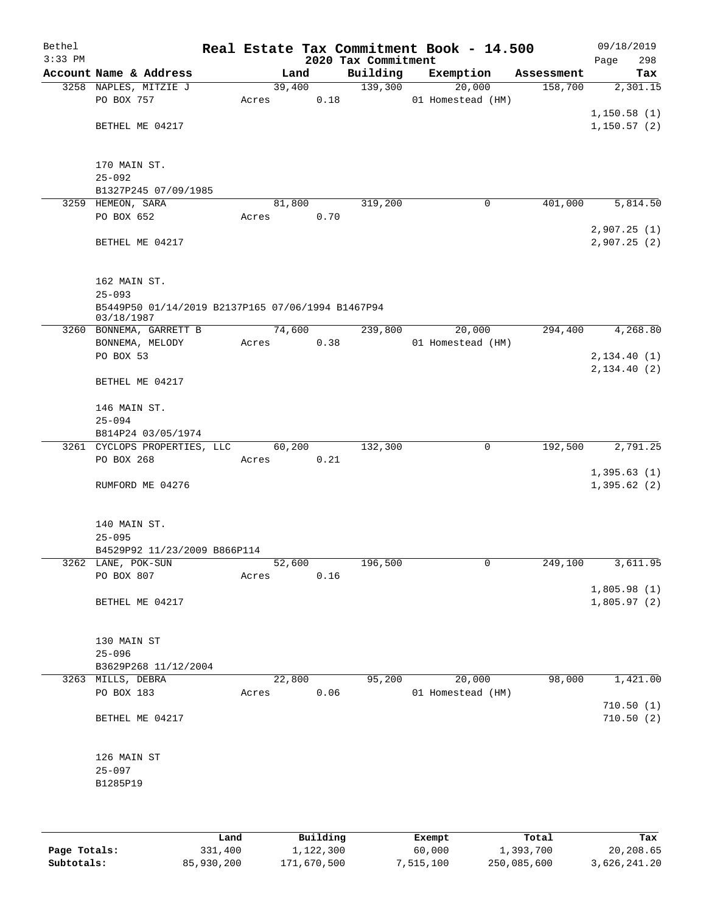# Real Estate Tax Commitment Book - 14.500

Bethel
3:33 PM

## 2020 Tax Commitment

09/18/2019

| Account Name & Address | Land | Building | Exemption | Assessment | Tax |
|---|---|---|---|---|---|
| 3258 NAPLES, MITZIE J | 39,400 | 139,300 | 20,000 | 158,700 | 2,301.15 |
| PO BOX 757 | Acres 0.18 | | 01 Homestead (HM) | | |
| | | | | | 1,150.58 (1) |
| BETHEL ME 04217 | | | | | 1,150.57 (2) |
| 170 MAIN ST. | | | | | |
| 25-092 | | | | | |
| B1327P245 07/09/1985 | | | | | |
| 3259 HEMEON, SARA | 81,800 | 319,200 | 0 | 401,000 | 5,814.50 |
| PO BOX 652 | Acres 0.70 | | | | |
| | | | | | 2,907.25 (1) |
| BETHEL ME 04217 | | | | | 2,907.25 (2) |
| 162 MAIN ST. | | | | | |
| 25-093 | | | | | |
| B5449P50 01/14/2019 B2137P165 07/06/1994 B1467P94 03/18/1987 | | | | | |
| 3260 BONNEMA, GARRETT B | 74,600 | 239,800 | 20,000 | 294,400 | 4,268.80 |
| BONNEMA, MELODY | Acres 0.38 | | 01 Homestead (HM) | | |
| PO BOX 53 | | | | | 2,134.40 (1) |
| | | | | | 2,134.40 (2) |
| BETHEL ME 04217 | | | | | |
| 146 MAIN ST. | | | | | |
| 25-094 | | | | | |
| B814P24 03/05/1974 | | | | | |
| 3261 CYCLOPS PROPERTIES, LLC | 60,200 | 132,300 | 0 | 192,500 | 2,791.25 |
| PO BOX 268 | Acres 0.21 | | | | |
| | | | | | 1,395.63 (1) |
| RUMFORD ME 04276 | | | | | 1,395.62 (2) |
| 140 MAIN ST. | | | | | |
| 25-095 | | | | | |
| B4529P92 11/23/2009 B866P114 | | | | | |
| 3262 LANE, POK-SUN | 52,600 | 196,500 | 0 | 249,100 | 3,611.95 |
| PO BOX 807 | Acres 0.16 | | | | |
| | | | | | 1,805.98 (1) |
| BETHEL ME 04217 | | | | | 1,805.97 (2) |
| 130 MAIN ST | | | | | |
| 25-096 | | | | | |
| B3629P268 11/12/2004 | | | | | |
| 3263 MILLS, DEBRA | 22,800 | 95,200 | 20,000 | 98,000 | 1,421.00 |
| PO BOX 183 | Acres 0.06 | | 01 Homestead (HM) | | |
| | | | | | 710.50 (1) |
| BETHEL ME 04217 | | | | | 710.50 (2) |
| 126 MAIN ST | | | | | |
| 25-097 | | | | | |
| B1285P19 | | | | | |

| | Land | Building | Exempt | Total | Tax |
|---|---|---|---|---|---|
| Page Totals: | 331,400 | 1,122,300 | 60,000 | 1,393,700 | 20,208.65 |
| Subtotals: | 85,930,200 | 171,670,500 | 7,515,100 | 250,085,600 | 3,626,241.20 |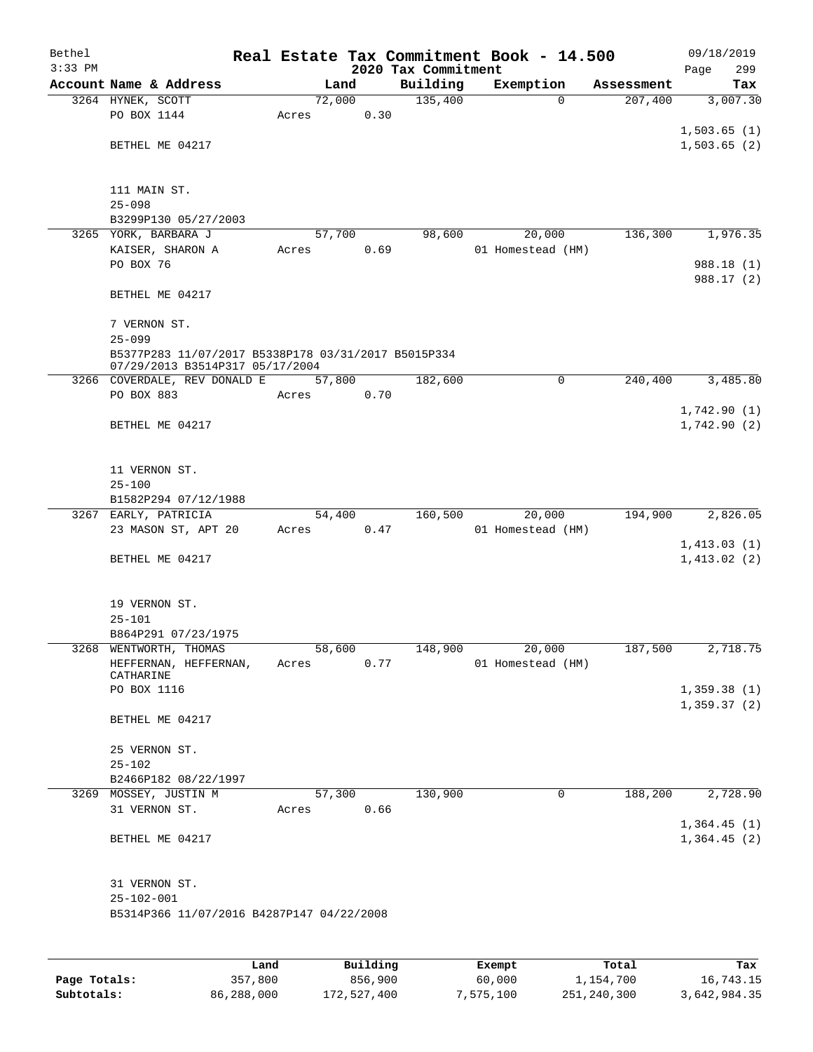# Real Estate Tax Commitment Book - 14.500

## 2020 Tax Commitment

| Account | Name & Address | Land | Building | Exemption | Assessment | Tax |
|---|---|---|---|---|---|---|
| 3264 | HYNEK, SCOTT | 72,000 | 135,400 | 0 | 207,400 | 3,007.30 |
| | PO BOX 1144 | Acres 0.30 | | | | |
| | | | | | | 1,503.65 (1) |
| | BETHEL ME 04217 | | | | | 1,503.65 (2) |
| | 111 MAIN ST. | | | | | |
| | 25-098 | | | | | |
| | B3299P130 05/27/2003 | | | | | |
| 3265 | YORK, BARBARA J | 57,700 | 98,600 | 20,000 | 136,300 | 1,976.35 |
| | KAISER, SHARON A | Acres 0.69 | | 01 Homestead (HM) | | |
| | PO BOX 76 | | | | | 988.18 (1) |
| | | | | | | 988.17 (2) |
| | BETHEL ME 04217 | | | | | |
| | 7 VERNON ST. | | | | | |
| | 25-099 | | | | | |
| | B5377P283 11/07/2017 B5338P178 03/31/2017 B5015P334 07/29/2013 B3514P317 05/17/2004 | | | | | |
| 3266 | COVERDALE, REV DONALD E | 57,800 | 182,600 | 0 | 240,400 | 3,485.80 |
| | PO BOX 883 | Acres 0.70 | | | | |
| | | | | | | 1,742.90 (1) |
| | BETHEL ME 04217 | | | | | 1,742.90 (2) |
| | 11 VERNON ST. | | | | | |
| | 25-100 | | | | | |
| | B1582P294 07/12/1988 | | | | | |
| 3267 | EARLY, PATRICIA | 54,400 | 160,500 | 20,000 | 194,900 | 2,826.05 |
| | 23 MASON ST, APT 20 | Acres 0.47 | | 01 Homestead (HM) | | |
| | | | | | | 1,413.03 (1) |
| | BETHEL ME 04217 | | | | | 1,413.02 (2) |
| | 19 VERNON ST. | | | | | |
| | 25-101 | | | | | |
| | B864P291 07/23/1975 | | | | | |
| 3268 | WENTWORTH, THOMAS | 58,600 | 148,900 | 20,000 | 187,500 | 2,718.75 |
| | HEFFERNAN, HEFFERNAN, CATHARINE | Acres 0.77 | | 01 Homestead (HM) | | |
| | PO BOX 1116 | | | | | 1,359.38 (1) |
| | | | | | | 1,359.37 (2) |
| | BETHEL ME 04217 | | | | | |
| | 25 VERNON ST. | | | | | |
| | 25-102 | | | | | |
| | B2466P182 08/22/1997 | | | | | |
| 3269 | MOSSEY, JUSTIN M | 57,300 | 130,900 | 0 | 188,200 | 2,728.90 |
| | 31 VERNON ST. | Acres 0.66 | | | | |
| | | | | | | 1,364.45 (1) |
| | BETHEL ME 04217 | | | | | 1,364.45 (2) |
| | 31 VERNON ST. | | | | | |
| | 25-102-001 | | | | | |
| | B5314P366 11/07/2016 B4287P147 04/22/2008 | | | | | |

| | Land | Building | Exempt | Total | Tax |
|---|---|---|---|---|---|
| Page Totals: | 357,800 | 856,900 | 60,000 | 1,154,700 | 16,743.15 |
| Subtotals: | 86,288,000 | 172,527,400 | 7,575,100 | 251,240,300 | 3,642,984.35 |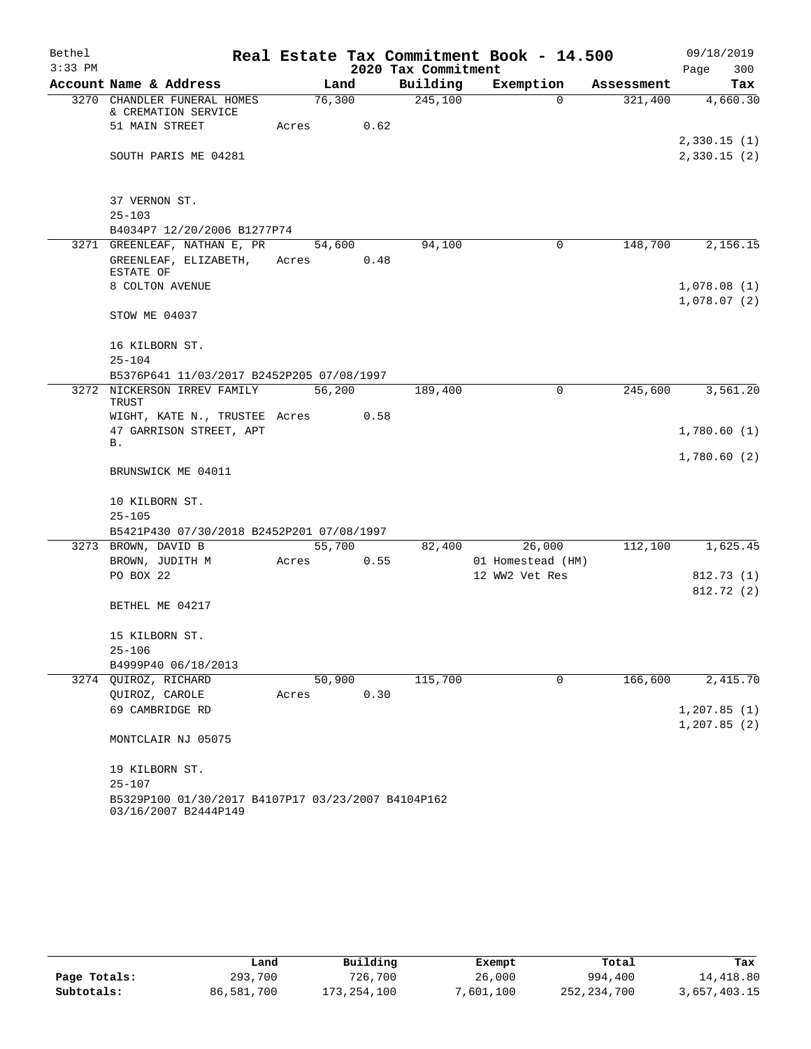Bethel 3:33 PM

# Real Estate Tax Commitment Book - 14.500

## 2020 Tax Commitment

09/18/2019 Page 300

| Account Name & Address | Land | Building | Exemption | Assessment | Tax |
|---|---|---|---|---|---|
| 3270 CHANDLER FUNERAL HOMES & CREMATION SERVICE | 76,300 | 245,100 | 0 | 321,400 | 4,660.30 |
| 51 MAIN STREET | Acres 0.62 | | | | |
| | | | | | 2,330.15 (1) |
| SOUTH PARIS ME 04281 | | | | | 2,330.15 (2) |
| 37 VERNON ST. | | | | | |
| 25-103 | | | | | |
| B4034P7 12/20/2006 B1277P74 | | | | | |
| 3271 GREENLEAF, NATHAN E, PR | 54,600 | 94,100 | 0 | 148,700 | 2,156.15 |
| GREENLEAF, ELIZABETH, ESTATE OF | Acres 0.48 | | | | |
| 8 COLTON AVENUE | | | | | 1,078.08 (1) |
| | | | | | 1,078.07 (2) |
| STOW ME 04037 | | | | | |
| 16 KILBORN ST. | | | | | |
| 25-104 | | | | | |
| B5376P641 11/03/2017 B2452P205 07/08/1997 | | | | | |
| 3272 NICKERSON IRREV FAMILY TRUST | 56,200 | 189,400 | 0 | 245,600 | 3,561.20 |
| WIGHT, KATE N., TRUSTEE | Acres 0.58 | | | | |
| 47 GARRISON STREET, APT B. | | | | | 1,780.60 (1) |
| | | | | | 1,780.60 (2) |
| BRUNSWICK ME 04011 | | | | | |
| 10 KILBORN ST. | | | | | |
| 25-105 | | | | | |
| B5421P430 07/30/2018 B2452P201 07/08/1997 | | | | | |
| 3273 BROWN, DAVID B | 55,700 | 82,400 | 26,000 | 112,100 | 1,625.45 |
| BROWN, JUDITH M | Acres 0.55 | | 01 Homestead (HM) | | |
| PO BOX 22 | | | 12 WW2 Vet Res | | 812.73 (1) |
| | | | | | 812.72 (2) |
| BETHEL ME 04217 | | | | | |
| 15 KILBORN ST. | | | | | |
| 25-106 | | | | | |
| B4999P40 06/18/2013 | | | | | |
| 3274 QUIROZ, RICHARD | 50,900 | 115,700 | 0 | 166,600 | 2,415.70 |
| QUIROZ, CAROLE | Acres 0.30 | | | | |
| 69 CAMBRIDGE RD | | | | | 1,207.85 (1) |
| | | | | | 1,207.85 (2) |
| MONTCLAIR NJ 05075 | | | | | |
| 19 KILBORN ST. | | | | | |
| 25-107 | | | | | |
| B5329P100 01/30/2017 B4107P17 03/23/2007 B4104P162 03/16/2007 B2444P149 | | | | | |

| | Land | Building | Exempt | Total | Tax |
|---|---|---|---|---|---|
| Page Totals: | 293,700 | 726,700 | 26,000 | 994,400 | 14,418.80 |
| Subtotals: | 86,581,700 | 173,254,100 | 7,601,100 | 252,234,700 | 3,657,403.15 |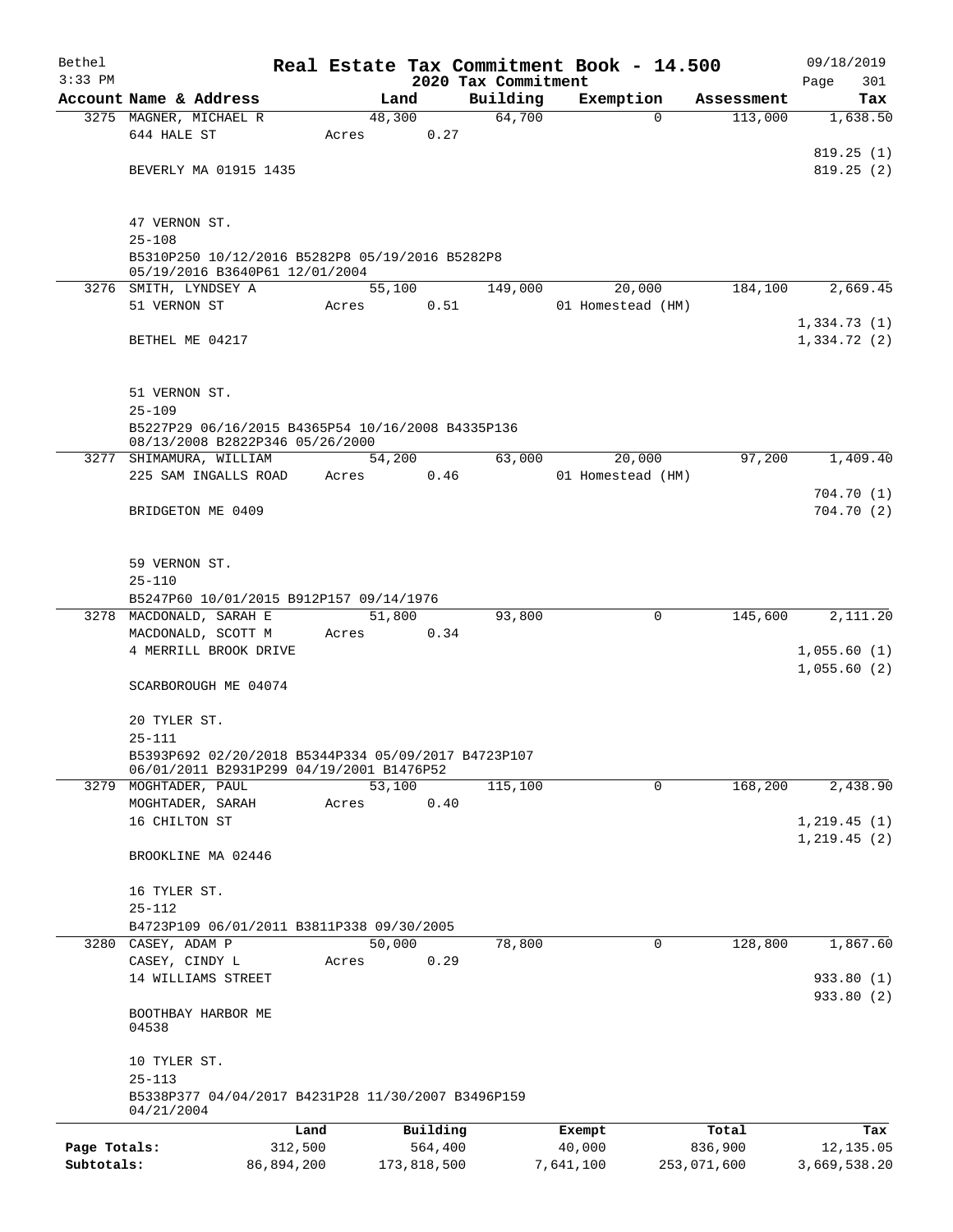Bethel 3:33 PM

## Real Estate Tax Commitment Book - 14.500

2020 Tax Commitment

09/18/2019 Page 301

| Account Name & Address | Land | Building | Exemption | Assessment | Tax |
|---|---|---|---|---|---|
| 3275 MAGNER, MICHAEL R | 48,300 | 64,700 | 0 | 113,000 | 1,638.50 |
| 644 HALE ST | Acres 0.27 | | | | |
| | | | | | 819.25 (1) |
| BEVERLY MA 01915 1435 | | | | | 819.25 (2) |
| 47 VERNON ST. | | | | | |
| 25-108 | | | | | |
| B5310P250 10/12/2016 B5282P8 05/19/2016 B5282P8 05/19/2016 B3640P61 12/01/2004 | | | | | |
| 3276 SMITH, LYNDSEY A | 55,100 | 149,000 | 20,000 | 184,100 | 2,669.45 |
| 51 VERNON ST | Acres 0.51 | | 01 Homestead (HM) | | |
| | | | | | 1,334.73 (1) |
| BETHEL ME 04217 | | | | | 1,334.72 (2) |
| 51 VERNON ST. | | | | | |
| 25-109 | | | | | |
| B5227P29 06/16/2015 B4365P54 10/16/2008 B4335P136 08/13/2008 B2822P346 05/26/2000 | | | | | |
| 3277 SHIMAMURA, WILLIAM | 54,200 | 63,000 | 20,000 | 97,200 | 1,409.40 |
| 225 SAM INGALLS ROAD | Acres 0.46 | | 01 Homestead (HM) | | |
| | | | | | 704.70 (1) |
| BRIDGETON ME 0409 | | | | | 704.70 (2) |
| 59 VERNON ST. | | | | | |
| 25-110 | | | | | |
| B5247P60 10/01/2015 B912P157 09/14/1976 | | | | | |
| 3278 MACDONALD, SARAH E | 51,800 | 93,800 | 0 | 145,600 | 2,111.20 |
| MACDONALD, SCOTT M | Acres 0.34 | | | | |
| 4 MERRILL BROOK DRIVE | | | | | 1,055.60 (1) |
| | | | | | 1,055.60 (2) |
| SCARBOROUGH ME 04074 | | | | | |
| 20 TYLER ST. | | | | | |
| 25-111 | | | | | |
| B5393P692 02/20/2018 B5344P334 05/09/2017 B4723P107 06/01/2011 B2931P299 04/19/2001 B1476P52 | | | | | |
| 3279 MOGHTADER, PAUL | 53,100 | 115,100 | 0 | 168,200 | 2,438.90 |
| MOGHTADER, SARAH | Acres 0.40 | | | | |
| 16 CHILTON ST | | | | | 1,219.45 (1) |
| | | | | | 1,219.45 (2) |
| BROOKLINE MA 02446 | | | | | |
| 16 TYLER ST. | | | | | |
| 25-112 | | | | | |
| B4723P109 06/01/2011 B3811P338 09/30/2005 | | | | | |
| 3280 CASEY, ADAM P | 50,000 | 78,800 | 0 | 128,800 | 1,867.60 |
| CASEY, CINDY L | Acres 0.29 | | | | |
| 14 WILLIAMS STREET | | | | | 933.80 (1) |
| | | | | | 933.80 (2) |
| BOOTHBAY HARBOR ME 04538 | | | | | |
| 10 TYLER ST. | | | | | |
| 25-113 | | | | | |
| B5338P377 04/04/2017 B4231P28 11/30/2007 B3496P159 04/21/2004 | | | | | |

| | Land | Building | Exempt | Total | Tax |
|---|---|---|---|---|---|
| Page Totals: | 312,500 | 564,400 | 40,000 | 836,900 | 12,135.05 |
| Subtotals: | 86,894,200 | 173,818,500 | 7,641,100 | 253,071,600 | 3,669,538.20 |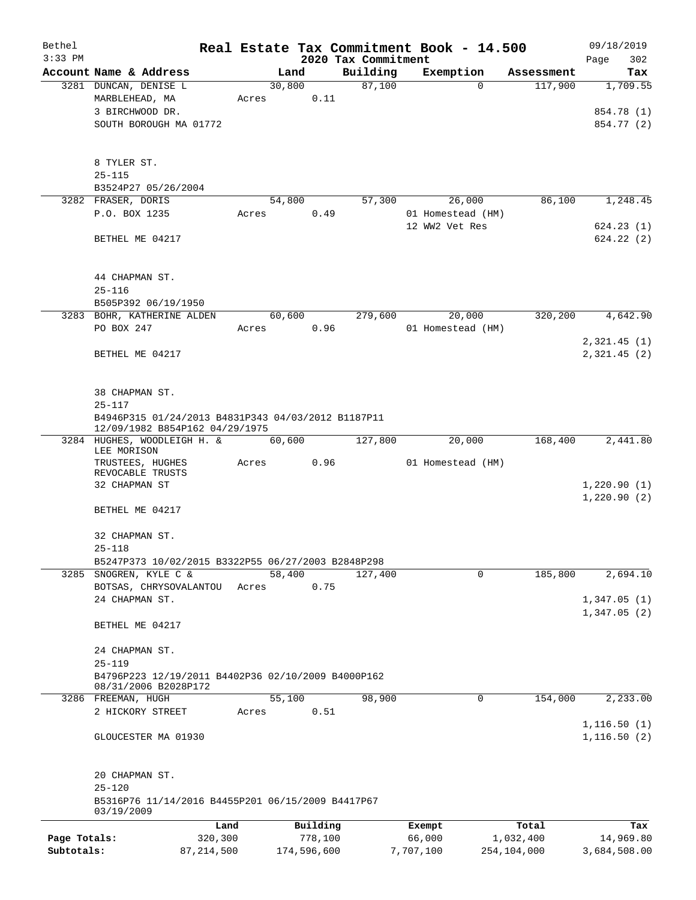Bethel 3:33 PM

# Real Estate Tax Commitment Book - 14.500

## 2020 Tax Commitment

09/18/2019 Page 302

| Account Name & Address | Land | Building | Exemption | Assessment | Tax |
|---|---|---|---|---|---|
| 3281 DUNCAN, DENISE L | 30,800 | 87,100 | 0 | 117,900 | 1,709.55 |
| MARBLEHEAD, MA | Acres 0.11 | | | | |
| 3 BIRCHWOOD DR. | | | | | 854.78 (1) |
| SOUTH BOROUGH MA 01772 | | | | | 854.77 (2) |
| 8 TYLER ST. | | | | | |
| 25-115 | | | | | |
| B3524P27 05/26/2004 | | | | | |
| 3282 FRASER, DORIS | 54,800 | 57,300 | 26,000 | 86,100 | 1,248.45 |
| P.O. BOX 1235 | Acres 0.49 | | 01 Homestead (HM) | | |
| | | | 12 WW2 Vet Res | | 624.23 (1) |
| BETHEL ME 04217 | | | | | 624.22 (2) |
| 44 CHAPMAN ST. | | | | | |
| 25-116 | | | | | |
| B505P392 06/19/1950 | | | | | |
| 3283 BOHR, KATHERINE ALDEN | 60,600 | 279,600 | 20,000 | 320,200 | 4,642.90 |
| PO BOX 247 | Acres 0.96 | | 01 Homestead (HM) | | |
| | | | | | 2,321.45 (1) |
| BETHEL ME 04217 | | | | | 2,321.45 (2) |
| 38 CHAPMAN ST. | | | | | |
| 25-117 | | | | | |
| B4946P315 01/24/2013 B4831P343 04/03/2012 B1187P11 12/09/1982 B854P162 04/29/1975 | | | | | |
| 3284 HUGHES, WOODLEIGH H. & LEE MORISON | 60,600 | 127,800 | 20,000 | 168,400 | 2,441.80 |
| TRUSTEES, HUGHES REVOCABLE TRUSTS | Acres 0.96 | | 01 Homestead (HM) | | |
| 32 CHAPMAN ST | | | | | 1,220.90 (1) |
| | | | | | 1,220.90 (2) |
| BETHEL ME 04217 | | | | | |
| 32 CHAPMAN ST. | | | | | |
| 25-118 | | | | | |
| B5247P373 10/02/2015 B3322P55 06/27/2003 B2848P298 | | | | | |
| 3285 SNOGREN, KYLE C & | 58,400 | 127,400 | 0 | 185,800 | 2,694.10 |
| BOTSAS, CHRYSOVALANTOU | Acres 0.75 | | | | |
| 24 CHAPMAN ST. | | | | | 1,347.05 (1) |
| | | | | | 1,347.05 (2) |
| BETHEL ME 04217 | | | | | |
| 24 CHAPMAN ST. | | | | | |
| 25-119 | | | | | |
| B4796P223 12/19/2011 B4402P36 02/10/2009 B4000P162 08/31/2006 B2028P172 | | | | | |
| 3286 FREEMAN, HUGH | 55,100 | 98,900 | 0 | 154,000 | 2,233.00 |
| 2 HICKORY STREET | Acres 0.51 | | | | |
| | | | | | 1,116.50 (1) |
| GLOUCESTER MA 01930 | | | | | 1,116.50 (2) |
| 20 CHAPMAN ST. | | | | | |
| 25-120 | | | | | |
| B5316P76 11/14/2016 B4455P201 06/15/2009 B4417P67 03/19/2009 | | | | | |

| | Land | Building | Exempt | Total | Tax |
|---|---|---|---|---|---|
| Page Totals: | 320,300 | 778,100 | 66,000 | 1,032,400 | 14,969.80 |
| Subtotals: | 87,214,500 | 174,596,600 | 7,707,100 | 254,104,000 | 3,684,508.00 |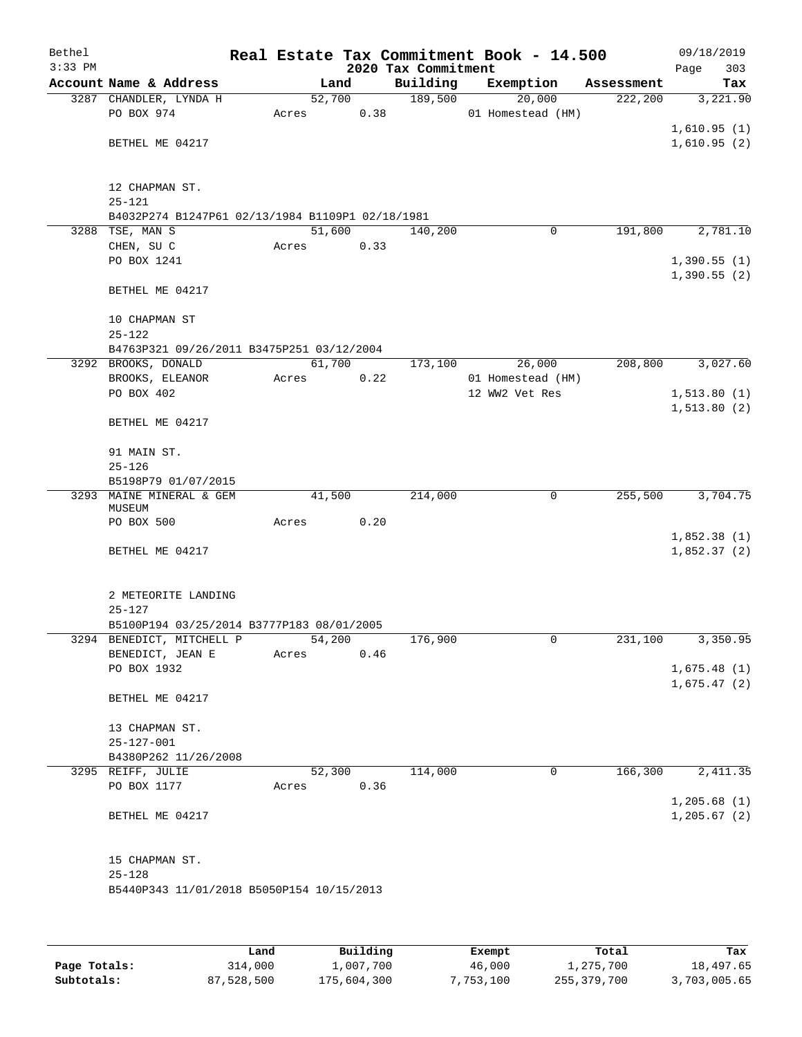# Real Estate Tax Commitment Book - 14.500

## 2020 Tax Commitment

| Account | Name & Address | Land | Building | Exemption | Assessment | Tax |
|---|---|---|---|---|---|---|
| 3287 | CHANDLER, LYNDA H<br>PO BOX 974<br><br>BETHEL ME 04217<br><br>12 CHAPMAN ST.<br>25-121<br>B4032P274 B1247P61 02/13/1984 B1109P1 02/18/1981 | 52,700<br>Acres 0.38 | 189,500 | 20,000<br>01 Homestead (HM) | 222,200 | 3,221.90<br>1,610.95 (1)<br>1,610.95 (2) |
| 3288 | TSE, MAN S<br>CHEN, SU C<br>PO BOX 1241<br><br>BETHEL ME 04217<br><br>10 CHAPMAN ST<br>25-122<br>B4763P321 09/26/2011 B3475P251 03/12/2004 | 51,600<br>Acres 0.33 | 140,200 | 0 | 191,800 | 2,781.10<br>1,390.55 (1)<br>1,390.55 (2) |
| 3292 | BROOKS, DONALD<br>BROOKS, ELEANOR<br>PO BOX 402<br><br>BETHEL ME 04217<br><br>91 MAIN ST.<br>25-126<br>B5198P79 01/07/2015 | 61,700<br>Acres 0.22 | 173,100 | 26,000<br>01 Homestead (HM)<br>12 WW2 Vet Res | 208,800 | 3,027.60<br>1,513.80 (1)<br>1,513.80 (2) |
| 3293 | MAINE MINERAL & GEM MUSEUM<br>PO BOX 500<br><br>BETHEL ME 04217<br><br>2 METEORITE LANDING<br>25-127<br>B5100P194 03/25/2014 B3777P183 08/01/2005 | 41,500<br>Acres 0.20 | 214,000 | 0 | 255,500 | 3,704.75<br>1,852.38 (1)<br>1,852.37 (2) |
| 3294 | BENEDICT, MITCHELL P<br>BENEDICT, JEAN E<br>PO BOX 1932<br><br>BETHEL ME 04217<br><br>13 CHAPMAN ST.<br>25-127-001<br>B4380P262 11/26/2008 | 54,200<br>Acres 0.46 | 176,900 | 0 | 231,100 | 3,350.95<br>1,675.48 (1)<br>1,675.47 (2) |
| 3295 | REIFF, JULIE<br>PO BOX 1177<br><br>BETHEL ME 04217<br><br>15 CHAPMAN ST.<br>25-128<br>B5440P343 11/01/2018 B5050P154 10/15/2013 | 52,300<br>Acres 0.36 | 114,000 | 0 | 166,300 | 2,411.35<br>1,205.68 (1)<br>1,205.67 (2) |

| | Land | Building | Exempt | Total | Tax |
|---|---|---|---|---|---|
| **Page Totals:** | 314,000 | 1,007,700 | 46,000 | 1,275,700 | 18,497.65 |
| **Subtotals:** | 87,528,500 | 175,604,300 | 7,753,100 | 255,379,700 | 3,703,005.65 |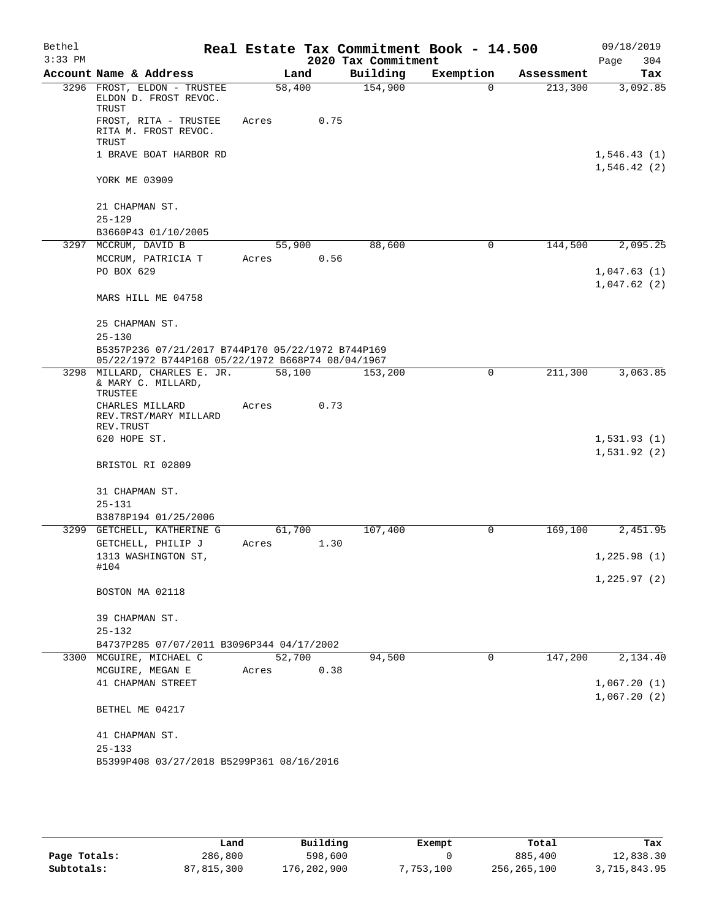# Real Estate Tax Commitment Book - 14.500

## 2020 Tax Commitment

Bethel 3:33 PM — 09/18/2019

| Account Name & Address | Land | Building | Exemption | Assessment | Tax |
|---|---|---|---|---|---|
| 3296 FROST, ELDON - TRUSTEE ELDON D. FROST REVOC. TRUST | 58,400 | 154,900 | 0 | 213,300 | 3,092.85 |
| FROST, RITA - TRUSTEE RITA M. FROST REVOC. TRUST | Acres 0.75 | | | | |
| 1 BRAVE BOAT HARBOR RD | | | | | 1,546.43 (1) |
| | | | | | 1,546.42 (2) |
| YORK ME 03909 | | | | | |
| 21 CHAPMAN ST. | | | | | |
| 25-129 | | | | | |
| B3660P43 01/10/2005 | | | | | |
| 3297 MCCRUM, DAVID B | 55,900 | 88,600 | 0 | 144,500 | 2,095.25 |
| MCCRUM, PATRICIA T | Acres 0.56 | | | | |
| PO BOX 629 | | | | | 1,047.63 (1) |
| | | | | | 1,047.62 (2) |
| MARS HILL ME 04758 | | | | | |
| 25 CHAPMAN ST. | | | | | |
| 25-130 | | | | | |
| B5357P236 07/21/2017 B744P170 05/22/1972 B744P169 05/22/1972 B744P168 05/22/1972 B668P74 08/04/1967 | | | | | |
| 3298 MILLARD, CHARLES E. JR. & MARY C. MILLARD, TRUSTEE | 58,100 | 153,200 | 0 | 211,300 | 3,063.85 |
| CHARLES MILLARD REV.TRST/MARY MILLARD REV.TRUST | Acres 0.73 | | | | |
| 620 HOPE ST. | | | | | 1,531.93 (1) |
| | | | | | 1,531.92 (2) |
| BRISTOL RI 02809 | | | | | |
| 31 CHAPMAN ST. | | | | | |
| 25-131 | | | | | |
| B3878P194 01/25/2006 | | | | | |
| 3299 GETCHELL, KATHERINE G | 61,700 | 107,400 | 0 | 169,100 | 2,451.95 |
| GETCHELL, PHILIP J | Acres 1.30 | | | | |
| 1313 WASHINGTON ST, #104 | | | | | 1,225.98 (1) |
| | | | | | 1,225.97 (2) |
| BOSTON MA 02118 | | | | | |
| 39 CHAPMAN ST. | | | | | |
| 25-132 | | | | | |
| B4737P285 07/07/2011 B3096P344 04/17/2002 | | | | | |
| 3300 MCGUIRE, MICHAEL C | 52,700 | 94,500 | 0 | 147,200 | 2,134.40 |
| MCGUIRE, MEGAN E | Acres 0.38 | | | | |
| 41 CHAPMAN STREET | | | | | 1,067.20 (1) |
| | | | | | 1,067.20 (2) |
| BETHEL ME 04217 | | | | | |
| 41 CHAPMAN ST. | | | | | |
| 25-133 | | | | | |
| B5399P408 03/27/2018 B5299P361 08/16/2016 | | | | | |

| | Land | Building | Exempt | Total | Tax |
|---|---|---|---|---|---|
| Page Totals: | 286,800 | 598,600 | 0 | 885,400 | 12,838.30 |
| Subtotals: | 87,815,300 | 176,202,900 | 7,753,100 | 256,265,100 | 3,715,843.95 |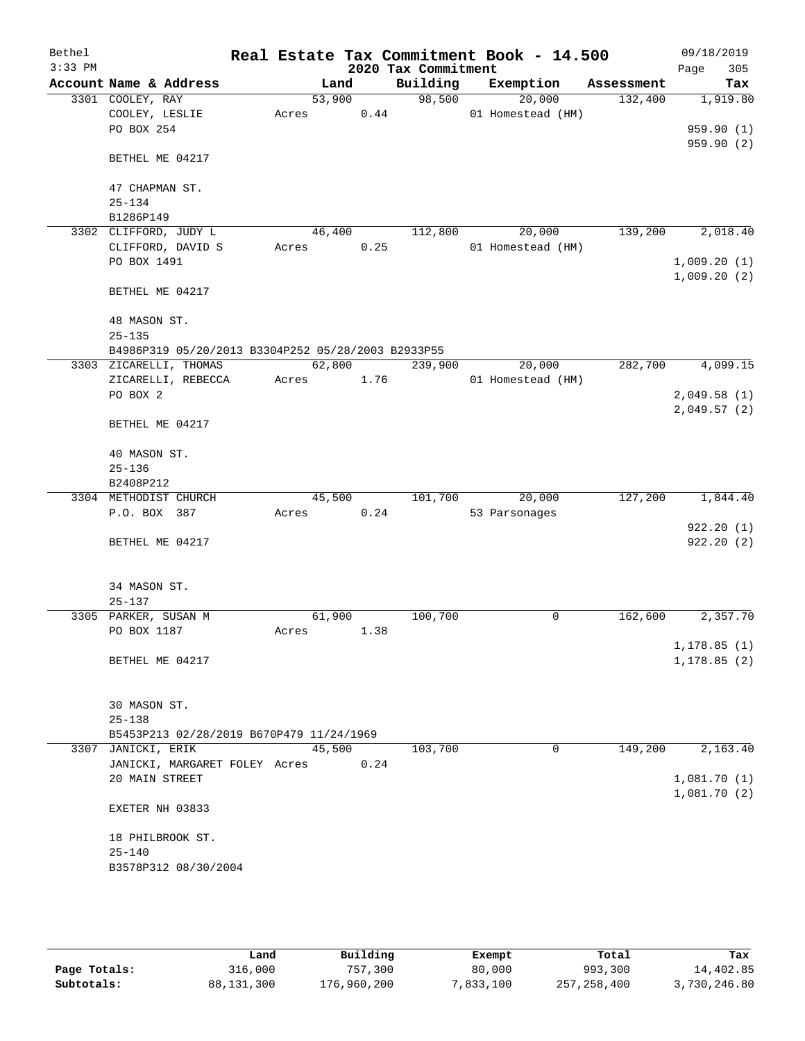Bethel · 3:33 PM

# Real Estate Tax Commitment Book - 14.500

## 2020 Tax Commitment

09/18/2019 · Page 305

| Account Name & Address | Land | Building | Exemption | Assessment | Tax |
|---|---|---|---|---|---|
| 3301 COOLEY, RAY<br>COOLEY, LESLIE<br>PO BOX 254<br><br>BETHEL ME 04217<br><br>47 CHAPMAN ST.<br>25-134<br>B1286P149 | 53,900<br>Acres 0.44 | 98,500 | 20,000<br>01 Homestead (HM) | 132,400 | 1,919.80<br><br>959.90 (1)<br>959.90 (2) |
| 3302 CLIFFORD, JUDY L<br>CLIFFORD, DAVID S<br>PO BOX 1491<br><br>BETHEL ME 04217<br><br>48 MASON ST.<br>25-135<br>B4986P319 05/20/2013 B3304P252 05/28/2003 B2933P55 | 46,400<br>Acres 0.25 | 112,800 | 20,000<br>01 Homestead (HM) | 139,200 | 2,018.40<br><br>1,009.20 (1)<br>1,009.20 (2) |
| 3303 ZICARELLI, THOMAS<br>ZICARELLI, REBECCA<br>PO BOX 2<br><br>BETHEL ME 04217<br><br>40 MASON ST.<br>25-136<br>B2408P212 | 62,800<br>Acres 1.76 | 239,900 | 20,000<br>01 Homestead (HM) | 282,700 | 4,099.15<br><br>2,049.58 (1)<br>2,049.57 (2) |
| 3304 METHODIST CHURCH<br>P.O. BOX 387<br><br>BETHEL ME 04217<br><br>34 MASON ST.<br>25-137 | 45,500<br>Acres 0.24 | 101,700 | 20,000<br>53 Parsonages | 127,200 | 1,844.40<br><br>922.20 (1)<br>922.20 (2) |
| 3305 PARKER, SUSAN M<br>PO BOX 1187<br><br>BETHEL ME 04217<br><br>30 MASON ST.<br>25-138<br>B5453P213 02/28/2019 B670P479 11/24/1969 | 61,900<br>Acres 1.38 | 100,700 | 0 | 162,600 | 2,357.70<br><br>1,178.85 (1)<br>1,178.85 (2) |
| 3307 JANICKI, ERIK<br>JANICKI, MARGARET FOLEY<br>20 MAIN STREET<br><br>EXETER NH 03833<br><br>18 PHILBROOK ST.<br>25-140<br>B3578P312 08/30/2004 | 45,500<br>Acres 0.24 | 103,700 | 0 | 149,200 | 2,163.40<br><br>1,081.70 (1)<br>1,081.70 (2) |

| | Land | Building | Exempt | Total | Tax |
|---|---|---|---|---|---|
| Page Totals: | 316,000 | 757,300 | 80,000 | 993,300 | 14,402.85 |
| Subtotals: | 88,131,300 | 176,960,200 | 7,833,100 | 257,258,400 | 3,730,246.80 |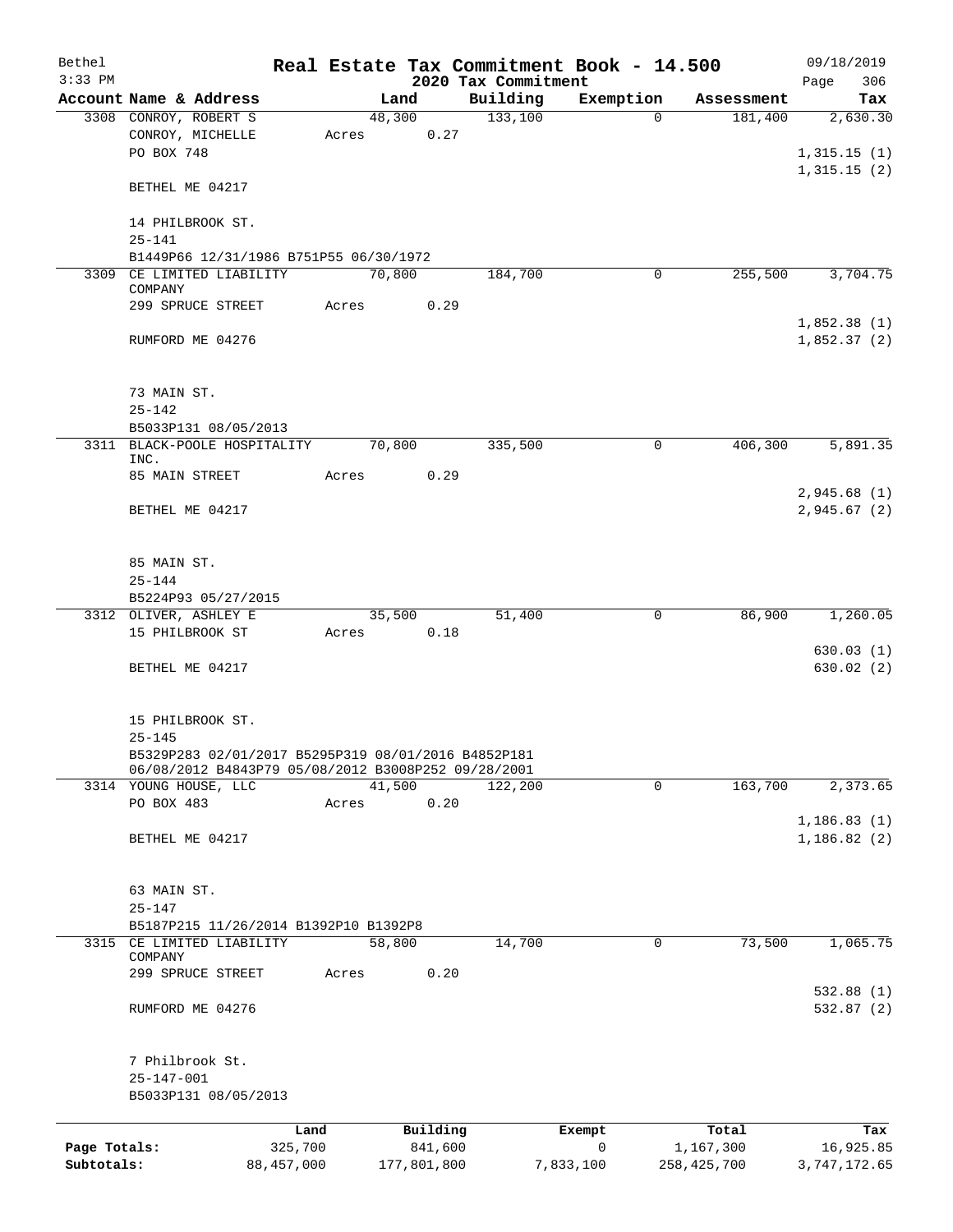# Real Estate Tax Commitment Book - 14.500

Bethel
3:33 PM

2020 Tax Commitment

09/18/2019

| Account | Name & Address | Land | Building | Exemption | Assessment | Tax |
|---|---|---|---|---|---|---|
| 3308 | CONROY, ROBERT S<br>CONROY, MICHELLE<br>PO BOX 748<br><br>BETHEL ME 04217<br><br>14 PHILBROOK ST.<br>25-141<br>B1449P66 12/31/1986 B751P55 06/30/1972 | 48,300<br>Acres 0.27 | 133,100 | 0 | 181,400 | 2,630.30<br><br>1,315.15 (1)<br>1,315.15 (2) |
| 3309 | CE LIMITED LIABILITY COMPANY<br>299 SPRUCE STREET<br><br>RUMFORD ME 04276<br><br>73 MAIN ST.<br>25-142<br>B5033P131 08/05/2013 | 70,800<br>Acres 0.29 | 184,700 | 0 | 255,500 | 3,704.75<br><br>1,852.38 (1)<br>1,852.37 (2) |
| 3311 | BLACK-POOLE HOSPITALITY INC.<br>85 MAIN STREET<br><br>BETHEL ME 04217<br><br>85 MAIN ST.<br>25-144<br>B5224P93 05/27/2015 | 70,800<br>Acres 0.29 | 335,500 | 0 | 406,300 | 5,891.35<br><br>2,945.68 (1)<br>2,945.67 (2) |
| 3312 | OLIVER, ASHLEY E<br>15 PHILBROOK ST<br><br>BETHEL ME 04217<br><br>15 PHILBROOK ST.<br>25-145<br>B5329P283 02/01/2017 B5295P319 08/01/2016 B4852P181 06/08/2012 B4843P79 05/08/2012 B3008P252 09/28/2001 | 35,500<br>Acres 0.18 | 51,400 | 0 | 86,900 | 1,260.05<br><br>630.03 (1)<br>630.02 (2) |
| 3314 | YOUNG HOUSE, LLC<br>PO BOX 483<br><br>BETHEL ME 04217<br><br>63 MAIN ST.<br>25-147<br>B5187P215 11/26/2014 B1392P10 B1392P8 | 41,500<br>Acres 0.20 | 122,200 | 0 | 163,700 | 2,373.65<br><br>1,186.83 (1)<br>1,186.82 (2) |
| 3315 | CE LIMITED LIABILITY COMPANY<br>299 SPRUCE STREET<br><br>RUMFORD ME 04276<br><br>7 Philbrook St.<br>25-147-001<br>B5033P131 08/05/2013 | 58,800<br>Acres 0.20 | 14,700 | 0 | 73,500 | 1,065.75<br><br>532.88 (1)<br>532.87 (2) |

| | Land | Building | Exempt | Total | Tax |
|---|---|---|---|---|---|
| Page Totals: | 325,700 | 841,600 | 0 | 1,167,300 | 16,925.85 |
| Subtotals: | 88,457,000 | 177,801,800 | 7,833,100 | 258,425,700 | 3,747,172.65 |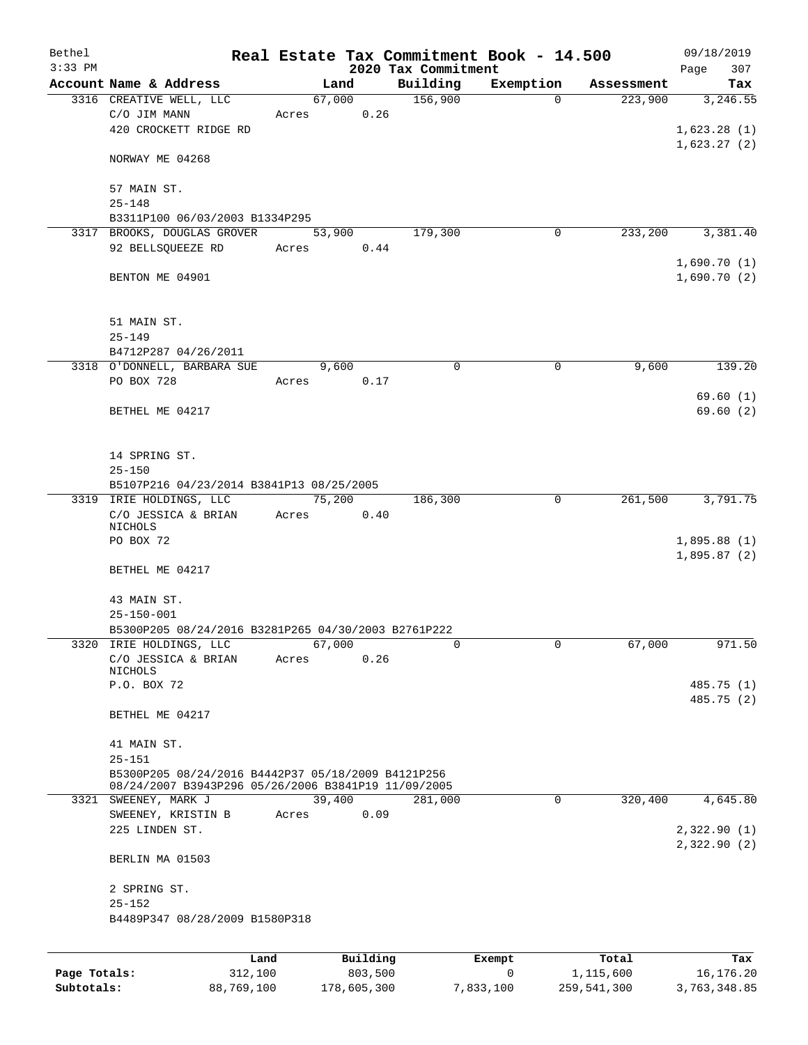Bethel
3:33 PM

# Real Estate Tax Commitment Book - 14.500

## 2020 Tax Commitment

09/18/2019

| Account | Name & Address | Land | Building | Exemption | Assessment | Tax |
|---|---|---|---|---|---|---|
| 3316 | CREATIVE WELL, LLC<br>C/O JIM MANN<br>420 CROCKETT RIDGE RD<br><br>NORWAY ME 04268<br><br>57 MAIN ST.<br>25-148<br>B3311P100 06/03/2003 B1334P295 | 67,000<br>Acres 0.26 | 156,900 | 0 | 223,900 | 3,246.55<br><br>1,623.28 (1)<br>1,623.27 (2) |
| 3317 | BROOKS, DOUGLAS GROVER<br>92 BELLSQUEEZE RD<br><br>BENTON ME 04901<br><br>51 MAIN ST.<br>25-149<br>B4712P287 04/26/2011 | 53,900<br>Acres 0.44 | 179,300 | 0 | 233,200 | 3,381.40<br><br>1,690.70 (1)<br>1,690.70 (2) |
| 3318 | O'DONNELL, BARBARA SUE<br>PO BOX 728<br><br>BETHEL ME 04217<br><br>14 SPRING ST.<br>25-150<br>B5107P216 04/23/2014 B3841P13 08/25/2005 | 9,600<br>Acres 0.17 | 0 | 0 | 9,600 | 139.20<br><br>69.60 (1)<br>69.60 (2) |
| 3319 | IRIE HOLDINGS, LLC<br>C/O JESSICA & BRIAN NICHOLS<br>PO BOX 72<br><br>BETHEL ME 04217<br><br>43 MAIN ST.<br>25-150-001<br>B5300P205 08/24/2016 B3281P265 04/30/2003 B2761P222 | 75,200<br>Acres 0.40 | 186,300 | 0 | 261,500 | 3,791.75<br><br>1,895.88 (1)<br>1,895.87 (2) |
| 3320 | IRIE HOLDINGS, LLC<br>C/O JESSICA & BRIAN NICHOLS<br>P.O. BOX 72<br><br>BETHEL ME 04217<br><br>41 MAIN ST.<br>25-151<br>B5300P205 08/24/2016 B4442P37 05/18/2009 B4121P256 08/24/2007 B3943P296 05/26/2006 B3841P19 11/09/2005 | 67,000<br>Acres 0.26 | 0 | 0 | 67,000 | 971.50<br><br>485.75 (1)<br>485.75 (2) |
| 3321 | SWEENEY, MARK J<br>SWEENEY, KRISTIN B<br>225 LINDEN ST.<br><br>BERLIN MA 01503<br><br>2 SPRING ST.<br>25-152<br>B4489P347 08/28/2009 B1580P318 | 39,400<br>Acres 0.09 | 281,000 | 0 | 320,400 | 4,645.80<br><br>2,322.90 (1)<br>2,322.90 (2) |

| | Land | Building | Exempt | Total | Tax |
|---|---|---|---|---|---|
| **Page Totals:** | 312,100 | 803,500 | 0 | 1,115,600 | 16,176.20 |
| **Subtotals:** | 88,769,100 | 178,605,300 | 7,833,100 | 259,541,300 | 3,763,348.85 |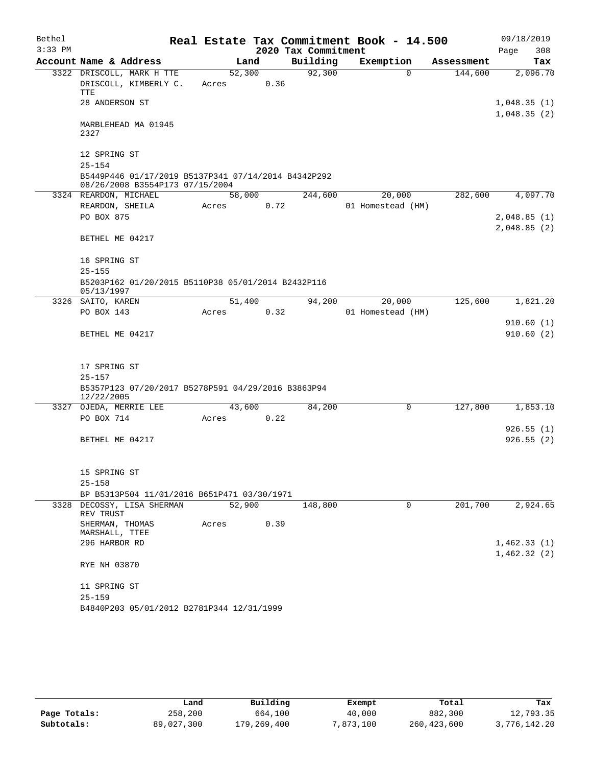# Real Estate Tax Commitment Book - 14.500

## 2020 Tax Commitment

Bethel
3:33 PM
09/18/2019

| Account Name & Address | Land | Building | Exemption | Assessment | Tax |
|---|---|---|---|---|---|
| 3322 DRISCOLL, MARK H TTE | 52,300 | 92,300 | 0 | 144,600 | 2,096.70 |
| DRISCOLL, KIMBERLY C. TTE | Acres 0.36 | | | | |
| 28 ANDERSON ST | | | | | 1,048.35 (1) |
| | | | | | 1,048.35 (2) |
| MARBLEHEAD MA 01945 2327 | | | | | |
| 12 SPRING ST | | | | | |
| 25-154 | | | | | |
| B5449P446 01/17/2019 B5137P341 07/14/2014 B4342P292 08/26/2008 B3554P173 07/15/2004 | | | | | |
| 3324 REARDON, MICHAEL | 58,000 | 244,600 | 20,000 | 282,600 | 4,097.70 |
| REARDON, SHEILA | Acres 0.72 | | 01 Homestead (HM) | | |
| PO BOX 875 | | | | | 2,048.85 (1) |
| | | | | | 2,048.85 (2) |
| BETHEL ME 04217 | | | | | |
| 16 SPRING ST | | | | | |
| 25-155 | | | | | |
| B5203P162 01/20/2015 B5110P38 05/01/2014 B2432P116 05/13/1997 | | | | | |
| 3326 SAITO, KAREN | 51,400 | 94,200 | 20,000 | 125,600 | 1,821.20 |
| PO BOX 143 | Acres 0.32 | | 01 Homestead (HM) | | |
| | | | | | 910.60 (1) |
| BETHEL ME 04217 | | | | | 910.60 (2) |
| 17 SPRING ST | | | | | |
| 25-157 | | | | | |
| B5357P123 07/20/2017 B5278P591 04/29/2016 B3863P94 12/22/2005 | | | | | |
| 3327 OJEDA, MERRIE LEE | 43,600 | 84,200 | 0 | 127,800 | 1,853.10 |
| PO BOX 714 | Acres 0.22 | | | | |
| | | | | | 926.55 (1) |
| BETHEL ME 04217 | | | | | 926.55 (2) |
| 15 SPRING ST | | | | | |
| 25-158 | | | | | |
| BP B5313P504 11/01/2016 B651P471 03/30/1971 | | | | | |
| 3328 DECOSSY, LISA SHERMAN REV TRUST | 52,900 | 148,800 | 0 | 201,700 | 2,924.65 |
| SHERMAN, THOMAS MARSHALL, TTEE | Acres 0.39 | | | | |
| 296 HARBOR RD | | | | | 1,462.33 (1) |
| | | | | | 1,462.32 (2) |
| RYE NH 03870 | | | | | |
| 11 SPRING ST | | | | | |
| 25-159 | | | | | |
| B4840P203 05/01/2012 B2781P344 12/31/1999 | | | | | |

| | Land | Building | Exempt | Total | Tax |
|---|---|---|---|---|---|
| Page Totals: | 258,200 | 664,100 | 40,000 | 882,300 | 12,793.35 |
| Subtotals: | 89,027,300 | 179,269,400 | 7,873,100 | 260,423,600 | 3,776,142.20 |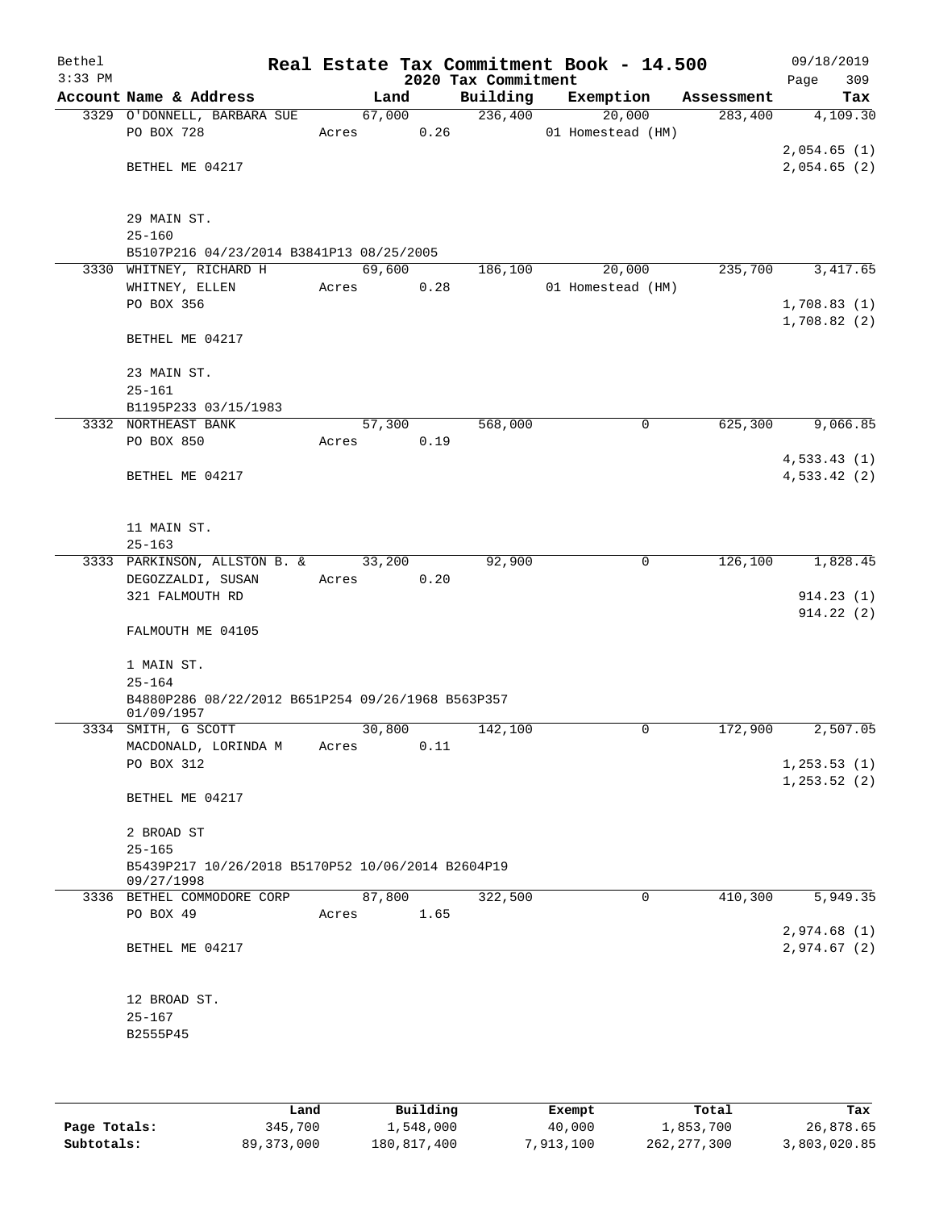# Real Estate Tax Commitment Book - 14.500

## 2020 Tax Commitment

| Account | Name & Address | Land | Building | Exemption | Assessment | Tax |
|---|---|---|---|---|---|---|
| 3329 | O'DONNELL, BARBARA SUE<br>PO BOX 728<br><br>BETHEL ME 04217<br><br>29 MAIN ST.<br>25-160<br>B5107P216 04/23/2014 B3841P13 08/25/2005 | 67,000<br>Acres 0.26 | 236,400 | 20,000<br>01 Homestead (HM) | 283,400 | 4,109.30<br><br>2,054.65 (1)<br>2,054.65 (2) |
| 3330 | WHITNEY, RICHARD H<br>WHITNEY, ELLEN<br>PO BOX 356<br><br>BETHEL ME 04217<br><br>23 MAIN ST.<br>25-161<br>B1195P233 03/15/1983 | 69,600<br>Acres 0.28 | 186,100 | 20,000<br>01 Homestead (HM) | 235,700 | 3,417.65<br><br>1,708.83 (1)<br>1,708.82 (2) |
| 3332 | NORTHEAST BANK<br>PO BOX 850<br><br>BETHEL ME 04217<br><br>11 MAIN ST.<br>25-163 | 57,300<br>Acres 0.19 | 568,000 | 0 | 625,300 | 9,066.85<br><br>4,533.43 (1)<br>4,533.42 (2) |
| 3333 | PARKINSON, ALLSTON B. &<br>DEGOZZALDI, SUSAN<br>321 FALMOUTH RD<br><br>FALMOUTH ME 04105<br><br>1 MAIN ST.<br>25-164<br>B4880P286 08/22/2012 B651P254 09/26/1968 B563P357 01/09/1957 | 33,200<br>Acres 0.20 | 92,900 | 0 | 126,100 | 1,828.45<br><br>914.23 (1)<br>914.22 (2) |
| 3334 | SMITH, G SCOTT<br>MACDONALD, LORINDA M<br>PO BOX 312<br><br>BETHEL ME 04217<br><br>2 BROAD ST<br>25-165<br>B5439P217 10/26/2018 B5170P52 10/06/2014 B2604P19 09/27/1998 | 30,800<br>Acres 0.11 | 142,100 | 0 | 172,900 | 2,507.05<br><br>1,253.53 (1)<br>1,253.52 (2) |
| 3336 | BETHEL COMMODORE CORP<br>PO BOX 49<br><br>BETHEL ME 04217<br><br>12 BROAD ST.<br>25-167<br>B2555P45 | 87,800<br>Acres 1.65 | 322,500 | 0 | 410,300 | 5,949.35<br><br>2,974.68 (1)<br>2,974.67 (2) |

| | Land | Building | Exempt | Total | Tax |
|---|---|---|---|---|---|
| **Page Totals:** | 345,700 | 1,548,000 | 40,000 | 1,853,700 | 26,878.65 |
| **Subtotals:** | 89,373,000 | 180,817,400 | 7,913,100 | 262,277,300 | 3,803,020.85 |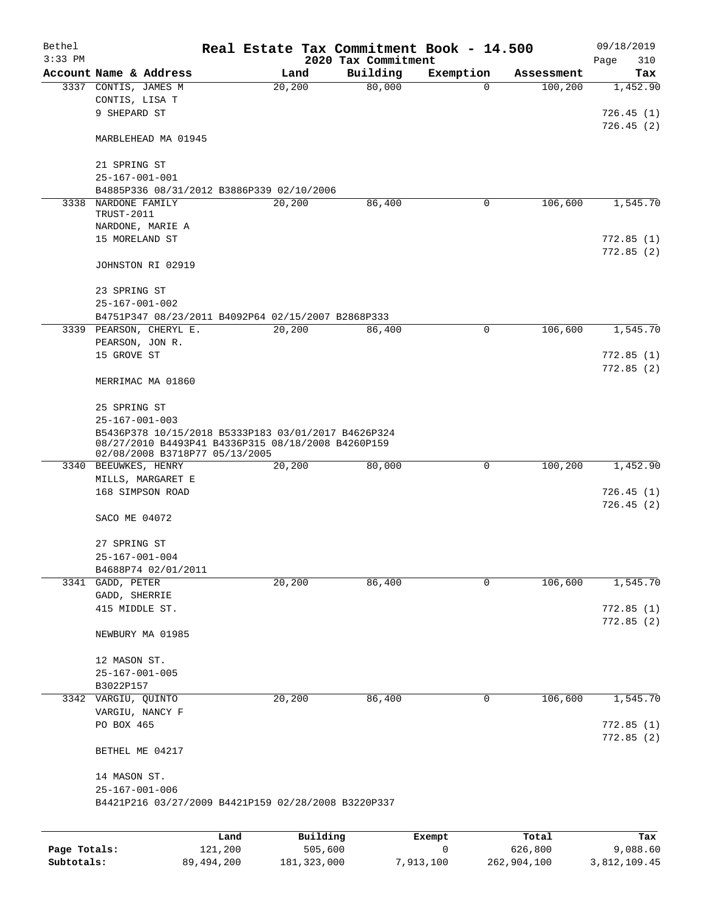# Real Estate Tax Commitment Book - 14.500

## 2020 Tax Commitment

| Account | Name & Address | Land | Building | Exemption | Assessment | Tax |
|---|---|---|---|---|---|---|
| 3337 | CONTIS, JAMES M<br>CONTIS, LISA T<br>9 SHEPARD ST<br><br>MARBLEHEAD MA 01945<br><br>21 SPRING ST<br>25-167-001-001<br>B4885P336 08/31/2012 B3886P339 02/10/2006 | 20,200 | 80,000 | 0 | 100,200 | 1,452.90<br><br>726.45 (1)<br>726.45 (2) |
| 3338 | NARDONE FAMILY TRUST-2011<br>NARDONE, MARIE A<br>15 MORELAND ST<br><br>JOHNSTON RI 02919<br><br>23 SPRING ST<br>25-167-001-002<br>B4751P347 08/23/2011 B4092P64 02/15/2007 B2868P333 | 20,200 | 86,400 | 0 | 106,600 | 1,545.70<br><br>772.85 (1)<br>772.85 (2) |
| 3339 | PEARSON, CHERYL E.<br>PEARSON, JON R.<br>15 GROVE ST<br><br>MERRIMAC MA 01860<br><br>25 SPRING ST<br>25-167-001-003<br>B5436P378 10/15/2018 B5333P183 03/01/2017 B4626P324 08/27/2010 B4493P41 B4336P315 08/18/2008 B4260P159 02/08/2008 B3718P77 05/13/2005 | 20,200 | 86,400 | 0 | 106,600 | 1,545.70<br><br>772.85 (1)<br>772.85 (2) |
| 3340 | BEEUWKES, HENRY<br>MILLS, MARGARET E<br>168 SIMPSON ROAD<br><br>SACO ME 04072<br><br>27 SPRING ST<br>25-167-001-004<br>B4688P74 02/01/2011 | 20,200 | 80,000 | 0 | 100,200 | 1,452.90<br><br>726.45 (1)<br>726.45 (2) |
| 3341 | GADD, PETER<br>GADD, SHERRIE<br>415 MIDDLE ST.<br><br>NEWBURY MA 01985<br><br>12 MASON ST.<br>25-167-001-005<br>B3022P157 | 20,200 | 86,400 | 0 | 106,600 | 1,545.70<br><br>772.85 (1)<br>772.85 (2) |
| 3342 | VARGIU, QUINTO<br>VARGIU, NANCY F<br>PO BOX 465<br><br>BETHEL ME 04217<br><br>14 MASON ST.<br>25-167-001-006<br>B4421P216 03/27/2009 B4421P159 02/28/2008 B3220P337 | 20,200 | 86,400 | 0 | 106,600 | 1,545.70<br><br>772.85 (1)<br>772.85 (2) |

| | Land | Building | Exempt | Total | Tax |
|---|---|---|---|---|---|
| **Page Totals:** | 121,200 | 505,600 | 0 | 626,800 | 9,088.60 |
| **Subtotals:** | 89,494,200 | 181,323,000 | 7,913,100 | 262,904,100 | 3,812,109.45 |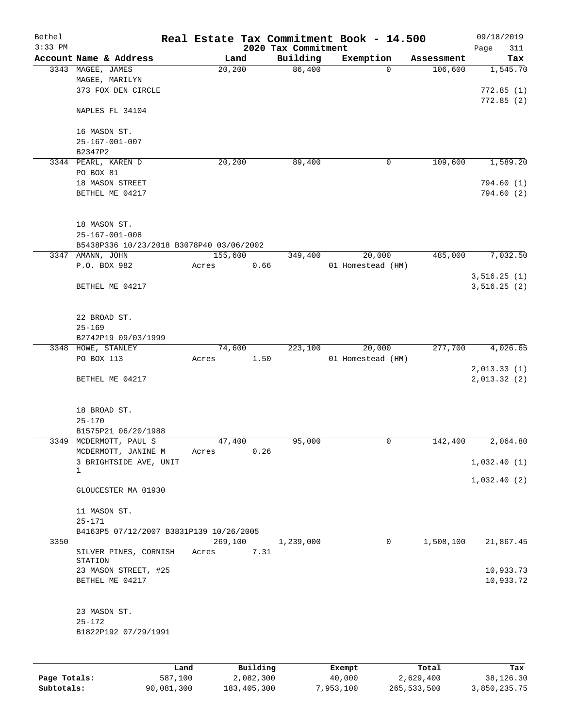# Real Estate Tax Commitment Book - 14.500

Bethel 09/18/2019
3:33 PM
2020 Tax Commitment

| Account Name & Address | Land | Building | Exemption | Assessment | Tax |
|---|---|---|---|---|---|
| 3343 MAGEE, JAMES<br>MAGEE, MARILYN<br>373 FOX DEN CIRCLE<br><br>NAPLES FL 34104<br><br>16 MASON ST.<br>25-167-001-007<br>B2347P2 | 20,200 | 86,400 | 0 | 106,600 | 1,545.70<br><br>772.85 (1)<br>772.85 (2) |
| 3344 PEARL, KAREN D<br>PO BOX 81<br>18 MASON STREET<br>BETHEL ME 04217<br><br>18 MASON ST.<br>25-167-001-008<br>B5438P336 10/23/2018 B3078P40 03/06/2002 | 20,200 | 89,400 | 0 | 109,600 | 1,589.20<br><br>794.60 (1)<br>794.60 (2) |
| 3347 AMANN, JOHN<br>P.O. BOX 982<br><br>BETHEL ME 04217<br><br>22 BROAD ST.<br>25-169<br>B2742P19 09/03/1999 | 155,600<br>Acres 0.66 | 349,400 | 20,000<br>01 Homestead (HM) | 485,000 | 7,032.50<br><br>3,516.25 (1)<br>3,516.25 (2) |
| 3348 HOWE, STANLEY<br>PO BOX 113<br><br>BETHEL ME 04217<br><br>18 BROAD ST.<br>25-170<br>B1575P21 06/20/1988 | 74,600<br>Acres 1.50 | 223,100 | 20,000<br>01 Homestead (HM) | 277,700 | 4,026.65<br><br>2,013.33 (1)<br>2,013.32 (2) |
| 3349 MCDERMOTT, PAUL S<br>MCDERMOTT, JANINE M<br>3 BRIGHTSIDE AVE, UNIT 1<br><br>GLOUCESTER MA 01930<br><br>11 MASON ST.<br>25-171<br>B4163P5 07/12/2007 B3831P139 10/26/2005 | 47,400<br>Acres 0.26 | 95,000 | 0 | 142,400 | 2,064.80<br><br>1,032.40 (1)<br>1,032.40 (2) |
| 3350<br>SILVER PINES, CORNISH STATION<br>23 MASON STREET, #25<br>BETHEL ME 04217<br><br>23 MASON ST.<br>25-172<br>B1822P192 07/29/1991 | 269,100<br>Acres 7.31 | 1,239,000 | 0 | 1,508,100 | 21,867.45<br><br>10,933.73<br>10,933.72 |

| | Land | Building | Exempt | Total | Tax |
|---|---|---|---|---|---|
| Page Totals: | 587,100 | 2,082,300 | 40,000 | 2,629,400 | 38,126.30 |
| Subtotals: | 90,081,300 | 183,405,300 | 7,953,100 | 265,533,500 | 3,850,235.75 |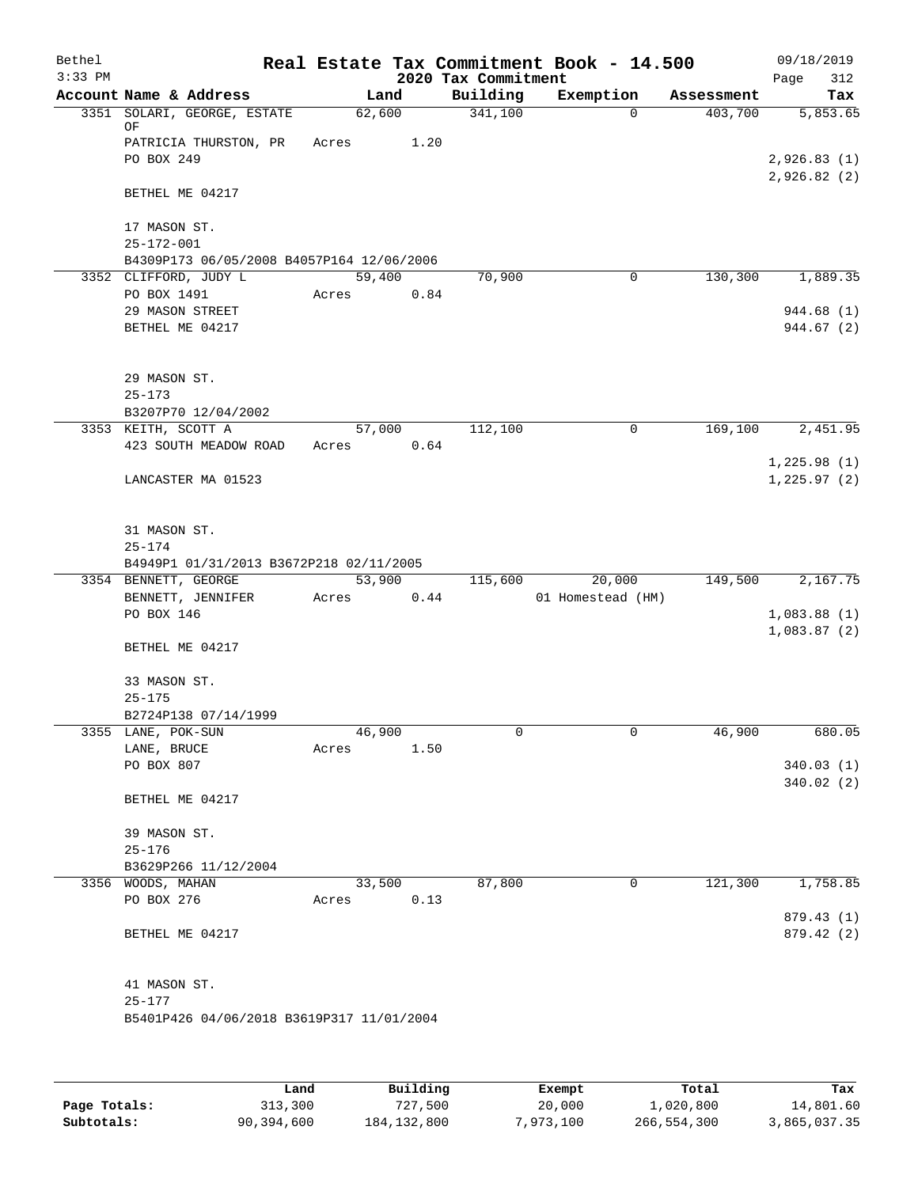Bethel 3:33 PM

# Real Estate Tax Commitment Book - 14.500

## 2020 Tax Commitment

09/18/2019 Page 312

| Account | Name & Address | Land | Building | Exemption | Assessment | Tax |
|---|---|---|---|---|---|---|
| 3351 | SOLARI, GEORGE, ESTATE OF<br>PATRICIA THURSTON, PR<br>PO BOX 249<br><br>BETHEL ME 04217<br><br>17 MASON ST.<br>25-172-001<br>B4309P173 06/05/2008 B4057P164 12/06/2006 | 62,600<br>Acres 1.20 | 341,100 | 0 | 403,700 | 5,853.65<br><br>2,926.83 (1)<br>2,926.82 (2) |
| 3352 | CLIFFORD, JUDY L<br>PO BOX 1491<br>29 MASON STREET<br>BETHEL ME 04217<br><br>29 MASON ST.<br>25-173<br>B3207P70 12/04/2002 | 59,400<br>Acres 0.84 | 70,900 | 0 | 130,300 | 1,889.35<br><br>944.68 (1)<br>944.67 (2) |
| 3353 | KEITH, SCOTT A<br>423 SOUTH MEADOW ROAD<br><br>LANCASTER MA 01523<br><br>31 MASON ST.<br>25-174<br>B4949P1 01/31/2013 B3672P218 02/11/2005 | 57,000<br>Acres 0.64 | 112,100 | 0 | 169,100 | 2,451.95<br><br>1,225.98 (1)<br>1,225.97 (2) |
| 3354 | BENNETT, GEORGE<br>BENNETT, JENNIFER<br>PO BOX 146<br><br>BETHEL ME 04217<br><br>33 MASON ST.<br>25-175<br>B2724P138 07/14/1999 | 53,900<br>Acres 0.44 | 115,600 | 20,000<br>01 Homestead (HM) | 149,500 | 2,167.75<br><br>1,083.88 (1)<br>1,083.87 (2) |
| 3355 | LANE, POK-SUN<br>LANE, BRUCE<br>PO BOX 807<br><br>BETHEL ME 04217<br><br>39 MASON ST.<br>25-176<br>B3629P266 11/12/2004 | 46,900<br>Acres 1.50 | 0 | 0 | 46,900 | 680.05<br><br>340.03 (1)<br>340.02 (2) |
| 3356 | WOODS, MAHAN<br>PO BOX 276<br><br>BETHEL ME 04217<br><br>41 MASON ST.<br>25-177<br>B5401P426 04/06/2018 B3619P317 11/01/2004 | 33,500<br>Acres 0.13 | 87,800 | 0 | 121,300 | 1,758.85<br><br>879.43 (1)<br>879.42 (2) |

| | Land | Building | Exempt | Total | Tax |
|---|---|---|---|---|---|
| Page Totals: | 313,300 | 727,500 | 20,000 | 1,020,800 | 14,801.60 |
| Subtotals: | 90,394,600 | 184,132,800 | 7,973,100 | 266,554,300 | 3,865,037.35 |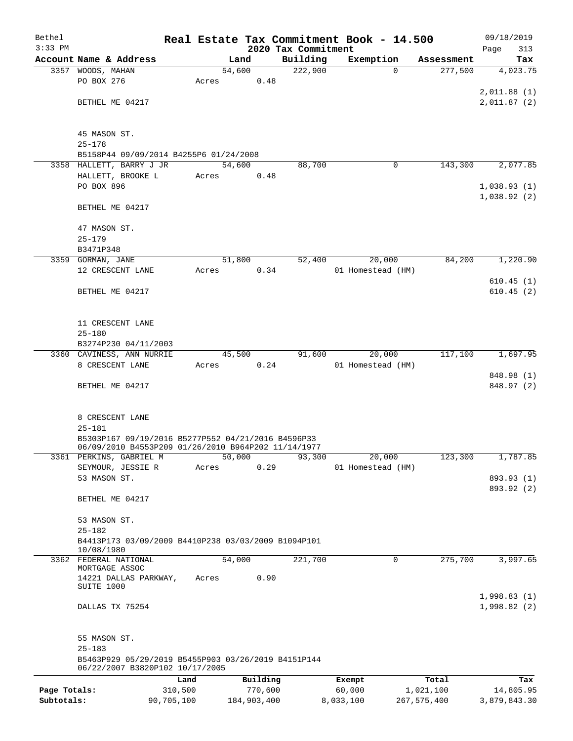# Real Estate Tax Commitment Book - 14.500

Bethel
3:33 PM

2020 Tax Commitment

09/18/2019
Page 313

| Account Name & Address | Land | Building | Exemption | Assessment | Tax |
|---|---|---|---|---|---|
| 3357 WOODS, MAHAN<br>PO BOX 276<br><br>BETHEL ME 04217<br><br>45 MASON ST.<br>25-178<br>B5158P44 09/09/2014 B4255P6 01/24/2008 | 54,600<br>Acres 0.48 | 222,900 | 0 | 277,500 | 4,023.75<br><br>2,011.88 (1)<br>2,011.87 (2) |
| 3358 HALLETT, BARRY J JR<br>HALLETT, BROOKE L<br>PO BOX 896<br><br>BETHEL ME 04217<br><br>47 MASON ST.<br>25-179<br>B3471P348 | 54,600<br>Acres 0.48 | 88,700 | 0 | 143,300 | 2,077.85<br><br>1,038.93 (1)<br>1,038.92 (2) |
| 3359 GORMAN, JANE<br>12 CRESCENT LANE<br><br>BETHEL ME 04217<br><br>11 CRESCENT LANE<br>25-180<br>B3274P230 04/11/2003 | 51,800<br>Acres 0.34 | 52,400 | 20,000<br>01 Homestead (HM) | 84,200 | 1,220.90<br><br>610.45 (1)<br>610.45 (2) |
| 3360 CAVINESS, ANN NURRIE<br>8 CRESCENT LANE<br><br>BETHEL ME 04217<br><br>8 CRESCENT LANE<br>25-181<br>B5303P167 09/19/2016 B5277P552 04/21/2016 B4596P33 06/09/2010 B4553P209 01/26/2010 B964P202 11/14/1977 | 45,500<br>Acres 0.24 | 91,600 | 20,000<br>01 Homestead (HM) | 117,100 | 1,697.95<br><br>848.98 (1)<br>848.97 (2) |
| 3361 PERKINS, GABRIEL M<br>SEYMOUR, JESSIE R<br>53 MASON ST.<br><br>BETHEL ME 04217<br><br>53 MASON ST.<br>25-182<br>B4413P173 03/09/2009 B4410P238 03/03/2009 B1094P101 10/08/1980 | 50,000<br>Acres 0.29 | 93,300 | 20,000<br>01 Homestead (HM) | 123,300 | 1,787.85<br><br>893.93 (1)<br>893.92 (2) |
| 3362 FEDERAL NATIONAL MORTGAGE ASSOC<br>14221 DALLAS PARKWAY, SUITE 1000<br><br>DALLAS TX 75254<br><br>55 MASON ST.<br>25-183<br>B5463P929 05/29/2019 B5455P903 03/26/2019 B4151P144 06/22/2007 B3820P102 10/17/2005 | 54,000<br>Acres 0.90 | 221,700 | 0 | 275,700 | 3,997.65<br><br>1,998.83 (1)<br>1,998.82 (2) |

| | Land | Building | Exempt | Total | Tax |
|---|---|---|---|---|---|
| Page Totals: | 310,500 | 770,600 | 60,000 | 1,021,100 | 14,805.95 |
| Subtotals: | 90,705,100 | 184,903,400 | 8,033,100 | 267,575,400 | 3,879,843.30 |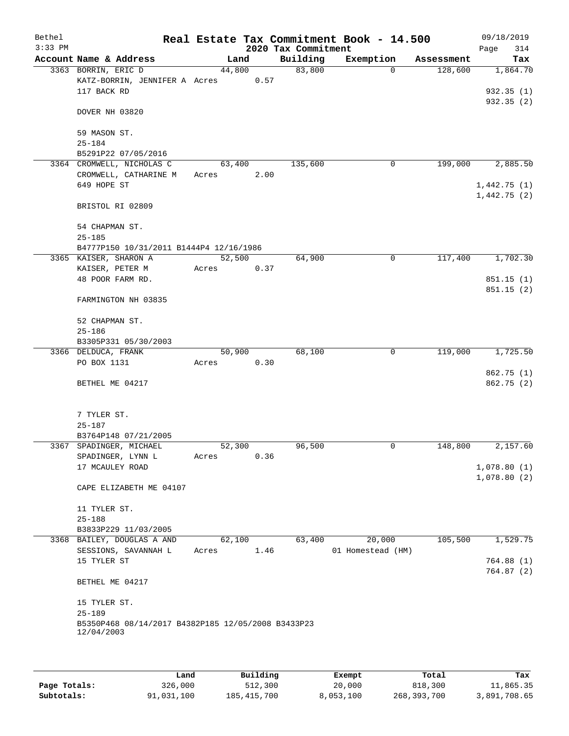# Real Estate Tax Commitment Book - 14.500

## 2020 Tax Commitment

Bethel
3:33 PM

09/18/2019

| Account Name & Address | Land | Building | Exemption | Assessment | Tax |
|---|---|---|---|---|---|
| 3363 BORRIN, ERIC D<br>KATZ-BORRIN, JENNIFER A Acres 0.57<br>117 BACK RD<br><br>DOVER NH 03820<br><br>59 MASON ST.<br>25-184<br>B5291P22 07/05/2016 | 44,800 | 83,800 | 0 | 128,600 | 1,864.70<br><br>932.35 (1)<br>932.35 (2) |
| 3364 CROMWELL, NICHOLAS C<br>CROMWELL, CATHARINE M Acres 2.00<br>649 HOPE ST<br><br>BRISTOL RI 02809<br><br>54 CHAPMAN ST.<br>25-185<br>B4777P150 10/31/2011 B1444P4 12/16/1986 | 63,400 | 135,600 | 0 | 199,000 | 2,885.50<br><br>1,442.75 (1)<br>1,442.75 (2) |
| 3365 KAISER, SHARON A<br>KAISER, PETER M Acres 0.37<br>48 POOR FARM RD.<br><br>FARMINGTON NH 03835<br><br>52 CHAPMAN ST.<br>25-186<br>B3305P331 05/30/2003 | 52,500 | 64,900 | 0 | 117,400 | 1,702.30<br><br>851.15 (1)<br>851.15 (2) |
| 3366 DELDUCA, FRANK<br>PO BOX 1131 Acres 0.30<br><br>BETHEL ME 04217<br><br>7 TYLER ST.<br>25-187<br>B3764P148 07/21/2005 | 50,900 | 68,100 | 0 | 119,000 | 1,725.50<br><br>862.75 (1)<br>862.75 (2) |
| 3367 SPADINGER, MICHAEL<br>SPADINGER, LYNN L Acres 0.36<br>17 MCAULEY ROAD<br><br>CAPE ELIZABETH ME 04107<br><br>11 TYLER ST.<br>25-188<br>B3833P229 11/03/2005 | 52,300 | 96,500 | 0 | 148,800 | 2,157.60<br><br>1,078.80 (1)<br>1,078.80 (2) |
| 3368 BAILEY, DOUGLAS A AND<br>SESSIONS, SAVANNAH L Acres 1.46<br>15 TYLER ST<br><br>BETHEL ME 04217<br><br>15 TYLER ST.<br>25-189<br>B5350P468 08/14/2017 B4382P185 12/05/2008 B3433P23 12/04/2003 | 62,100 | 63,400 | 20,000<br>01 Homestead (HM) | 105,500 | 1,529.75<br><br>764.88 (1)<br>764.87 (2) |

| | Land | Building | Exempt | Total | Tax |
|---|---|---|---|---|---|
| Page Totals: | 326,000 | 512,300 | 20,000 | 818,300 | 11,865.35 |
| Subtotals: | 91,031,100 | 185,415,700 | 8,053,100 | 268,393,700 | 3,891,708.65 |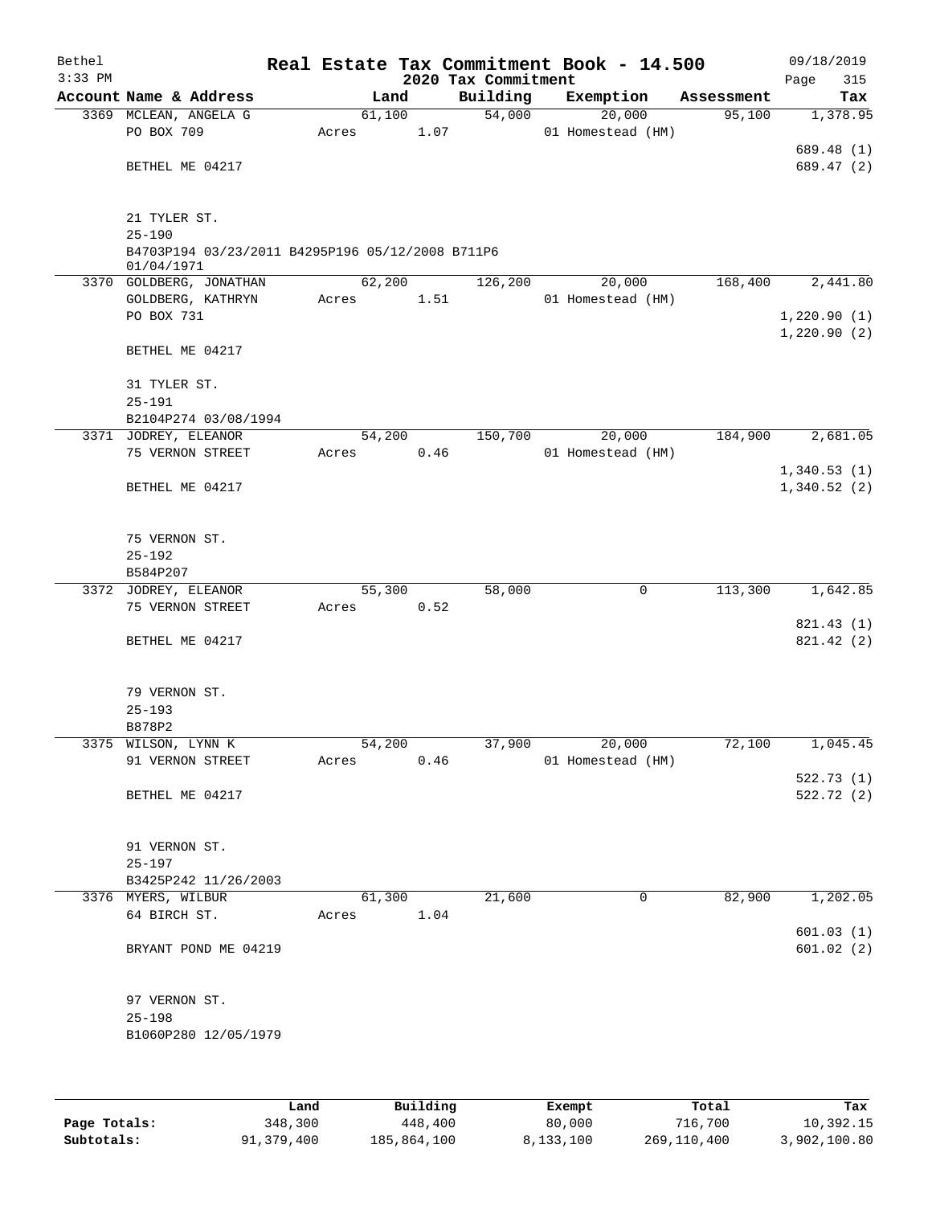Bethel 3:33 PM

# Real Estate Tax Commitment Book - 14.500

## 2020 Tax Commitment

09/18/2019

| Account Name & Address | Land | Building | Exemption | Assessment | Tax |
|---|---|---|---|---|---|
| 3369 MCLEAN, ANGELA G | 61,100 | 54,000 | 20,000 | 95,100 | 1,378.95 |
| PO BOX 709 | Acres 1.07 | | 01 Homestead (HM) | | |
| | | | | | 689.48 (1) |
| BETHEL ME 04217 | | | | | 689.47 (2) |
| 21 TYLER ST. | | | | | |
| 25-190 | | | | | |
| B4703P194 03/23/2011 B4295P196 05/12/2008 B711P6 01/04/1971 | | | | | |
| 3370 GOLDBERG, JONATHAN | 62,200 | 126,200 | 20,000 | 168,400 | 2,441.80 |
| GOLDBERG, KATHRYN | Acres 1.51 | | 01 Homestead (HM) | | |
| PO BOX 731 | | | | | 1,220.90 (1) |
| | | | | | 1,220.90 (2) |
| BETHEL ME 04217 | | | | | |
| 31 TYLER ST. | | | | | |
| 25-191 | | | | | |
| B2104P274 03/08/1994 | | | | | |
| 3371 JODREY, ELEANOR | 54,200 | 150,700 | 20,000 | 184,900 | 2,681.05 |
| 75 VERNON STREET | Acres 0.46 | | 01 Homestead (HM) | | |
| | | | | | 1,340.53 (1) |
| BETHEL ME 04217 | | | | | 1,340.52 (2) |
| 75 VERNON ST. | | | | | |
| 25-192 | | | | | |
| B584P207 | | | | | |
| 3372 JODREY, ELEANOR | 55,300 | 58,000 | 0 | 113,300 | 1,642.85 |
| 75 VERNON STREET | Acres 0.52 | | | | |
| | | | | | 821.43 (1) |
| BETHEL ME 04217 | | | | | 821.42 (2) |
| 79 VERNON ST. | | | | | |
| 25-193 | | | | | |
| B878P2 | | | | | |
| 3375 WILSON, LYNN K | 54,200 | 37,900 | 20,000 | 72,100 | 1,045.45 |
| 91 VERNON STREET | Acres 0.46 | | 01 Homestead (HM) | | |
| | | | | | 522.73 (1) |
| BETHEL ME 04217 | | | | | 522.72 (2) |
| 91 VERNON ST. | | | | | |
| 25-197 | | | | | |
| B3425P242 11/26/2003 | | | | | |
| 3376 MYERS, WILBUR | 61,300 | 21,600 | 0 | 82,900 | 1,202.05 |
| 64 BIRCH ST. | Acres 1.04 | | | | |
| | | | | | 601.03 (1) |
| BRYANT POND ME 04219 | | | | | 601.02 (2) |
| 97 VERNON ST. | | | | | |
| 25-198 | | | | | |
| B1060P280 12/05/1979 | | | | | |

| | Land | Building | Exempt | Total | Tax |
|---|---|---|---|---|---|
| Page Totals: | 348,300 | 448,400 | 80,000 | 716,700 | 10,392.15 |
| Subtotals: | 91,379,400 | 185,864,100 | 8,133,100 | 269,110,400 | 3,902,100.80 |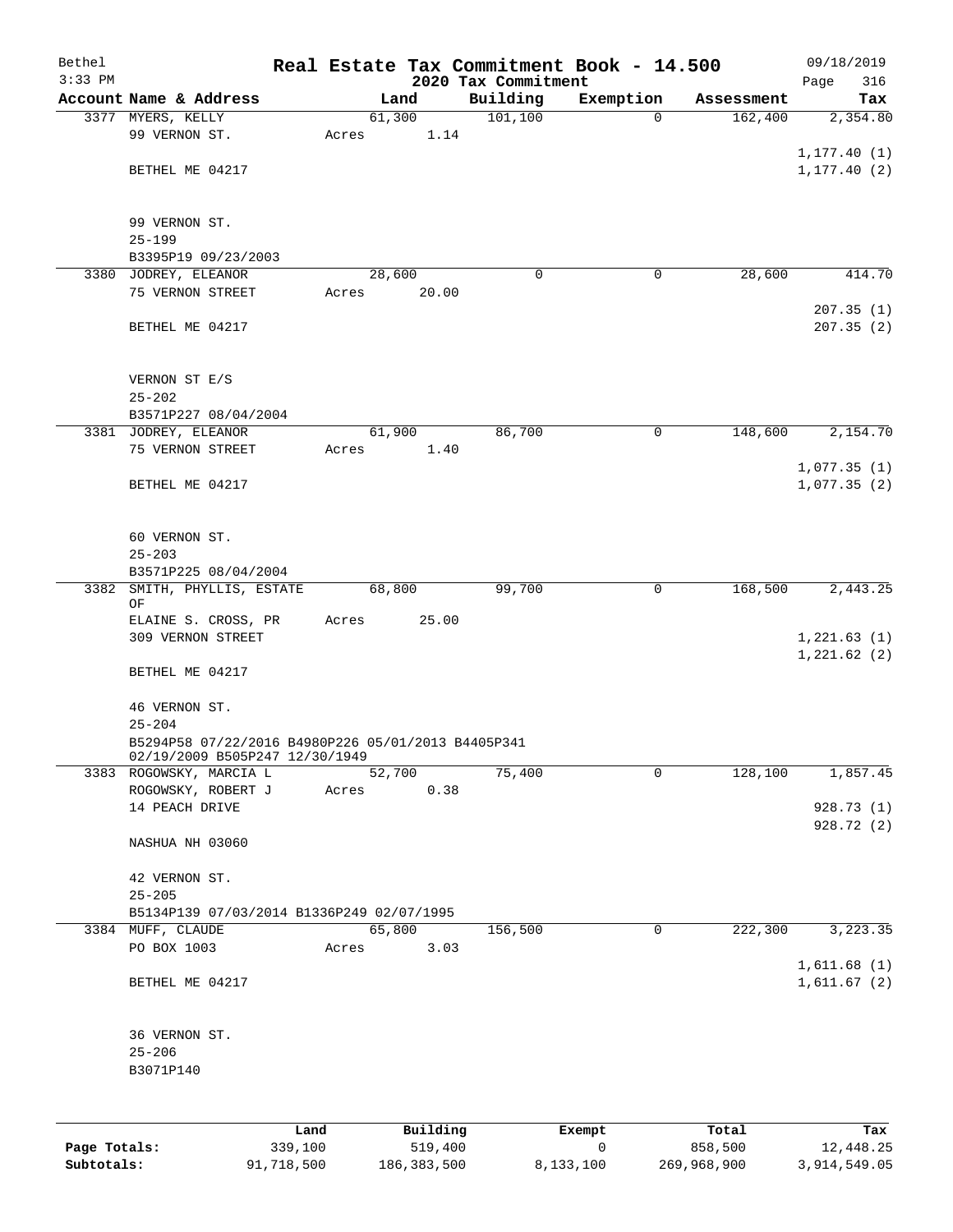# Real Estate Tax Commitment Book - 14.500

Bethel
3:33 PM

2020 Tax Commitment

09/18/2019

| Account Name & Address | Land | Building | Exemption | Assessment | Tax |
|---|---|---|---|---|---|
| 3377 MYERS, KELLY<br>99 VERNON ST.<br><br>BETHEL ME 04217<br><br>99 VERNON ST.<br>25-199<br>B3395P19 09/23/2003 | 61,300<br>Acres 1.14 | 101,100 | 0 | 162,400 | 2,354.80<br><br>1,177.40 (1)<br>1,177.40 (2) |
| 3380 JODREY, ELEANOR<br>75 VERNON STREET<br><br>BETHEL ME 04217<br><br>VERNON ST E/S<br>25-202<br>B3571P227 08/04/2004 | 28,600<br>Acres 20.00 | 0 | 0 | 28,600 | 414.70<br><br>207.35 (1)<br>207.35 (2) |
| 3381 JODREY, ELEANOR<br>75 VERNON STREET<br><br>BETHEL ME 04217<br><br>60 VERNON ST.<br>25-203<br>B3571P225 08/04/2004 | 61,900<br>Acres 1.40 | 86,700 | 0 | 148,600 | 2,154.70<br><br>1,077.35 (1)<br>1,077.35 (2) |
| 3382 SMITH, PHYLLIS, ESTATE OF<br>ELAINE S. CROSS, PR<br>309 VERNON STREET<br><br>BETHEL ME 04217<br><br>46 VERNON ST.<br>25-204<br>B5294P58 07/22/2016 B4980P226 05/01/2013 B4405P341 02/19/2009 B505P247 12/30/1949 | 68,800<br>Acres 25.00 | 99,700 | 0 | 168,500 | 2,443.25<br><br>1,221.63 (1)<br>1,221.62 (2) |
| 3383 ROGOWSKY, MARCIA L<br>ROGOWSKY, ROBERT J<br>14 PEACH DRIVE<br><br>NASHUA NH 03060<br><br>42 VERNON ST.<br>25-205<br>B5134P139 07/03/2014 B1336P249 02/07/1995 | 52,700<br>Acres 0.38 | 75,400 | 0 | 128,100 | 1,857.45<br><br>928.73 (1)<br>928.72 (2) |
| 3384 MUFF, CLAUDE<br>PO BOX 1003<br><br>BETHEL ME 04217<br><br>36 VERNON ST.<br>25-206<br>B3071P140 | 65,800<br>Acres 3.03 | 156,500 | 0 | 222,300 | 3,223.35<br><br>1,611.68 (1)<br>1,611.67 (2) |

| | Land | Building | Exempt | Total | Tax |
|---|---|---|---|---|---|
| Page Totals: | 339,100 | 519,400 | 0 | 858,500 | 12,448.25 |
| Subtotals: | 91,718,500 | 186,383,500 | 8,133,100 | 269,968,900 | 3,914,549.05 |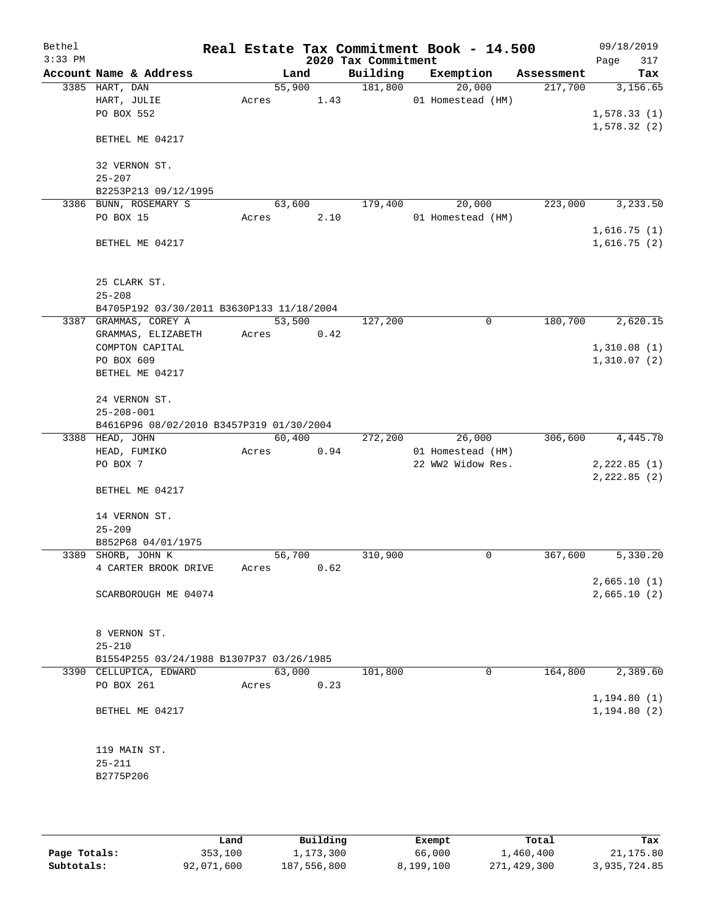Bethel
3:33 PM

# Real Estate Tax Commitment Book - 14.500

09/18/2019

## 2020 Tax Commitment

| Account Name & Address | Land | Building | Exemption | Assessment | Tax |
|---|---|---|---|---|---|
| 3385 HART, DAN | 55,900 | 181,800 | 20,000 | 217,700 | 3,156.65 |
| HART, JULIE | Acres 1.43 | | 01 Homestead (HM) | | |
| PO BOX 552 | | | | | 1,578.33 (1) |
| | | | | | 1,578.32 (2) |
| BETHEL ME 04217 | | | | | |
| 32 VERNON ST. | | | | | |
| 25-207 | | | | | |
| B2253P213 09/12/1995 | | | | | |
| 3386 BUNN, ROSEMARY S | 63,600 | 179,400 | 20,000 | 223,000 | 3,233.50 |
| PO BOX 15 | Acres 2.10 | | 01 Homestead (HM) | | |
| | | | | | 1,616.75 (1) |
| BETHEL ME 04217 | | | | | 1,616.75 (2) |
| 25 CLARK ST. | | | | | |
| 25-208 | | | | | |
| B4705P192 03/30/2011 B3630P133 11/18/2004 | | | | | |
| 3387 GRAMMAS, COREY A | 53,500 | 127,200 | 0 | 180,700 | 2,620.15 |
| GRAMMAS, ELIZABETH | Acres 0.42 | | | | |
| COMPTON CAPITAL | | | | | 1,310.08 (1) |
| PO BOX 609 | | | | | 1,310.07 (2) |
| BETHEL ME 04217 | | | | | |
| 24 VERNON ST. | | | | | |
| 25-208-001 | | | | | |
| B4616P96 08/02/2010 B3457P319 01/30/2004 | | | | | |
| 3388 HEAD, JOHN | 60,400 | 272,200 | 26,000 | 306,600 | 4,445.70 |
| HEAD, FUMIKO | Acres 0.94 | | 01 Homestead (HM) | | |
| PO BOX 7 | | | 22 WW2 Widow Res. | | 2,222.85 (1) |
| | | | | | 2,222.85 (2) |
| BETHEL ME 04217 | | | | | |
| 14 VERNON ST. | | | | | |
| 25-209 | | | | | |
| B852P68 04/01/1975 | | | | | |
| 3389 SHORB, JOHN K | 56,700 | 310,900 | 0 | 367,600 | 5,330.20 |
| 4 CARTER BROOK DRIVE | Acres 0.62 | | | | |
| | | | | | 2,665.10 (1) |
| SCARBOROUGH ME 04074 | | | | | 2,665.10 (2) |
| 8 VERNON ST. | | | | | |
| 25-210 | | | | | |
| B1554P255 03/24/1988 B1307P37 03/26/1985 | | | | | |
| 3390 CELLUPICA, EDWARD | 63,000 | 101,800 | 0 | 164,800 | 2,389.60 |
| PO BOX 261 | Acres 0.23 | | | | |
| | | | | | 1,194.80 (1) |
| BETHEL ME 04217 | | | | | 1,194.80 (2) |
| 119 MAIN ST. | | | | | |
| 25-211 | | | | | |
| B2775P206 | | | | | |

| | Land | Building | Exempt | Total | Tax |
|---|---|---|---|---|---|
| Page Totals: | 353,100 | 1,173,300 | 66,000 | 1,460,400 | 21,175.80 |
| Subtotals: | 92,071,600 | 187,556,800 | 8,199,100 | 271,429,300 | 3,935,724.85 |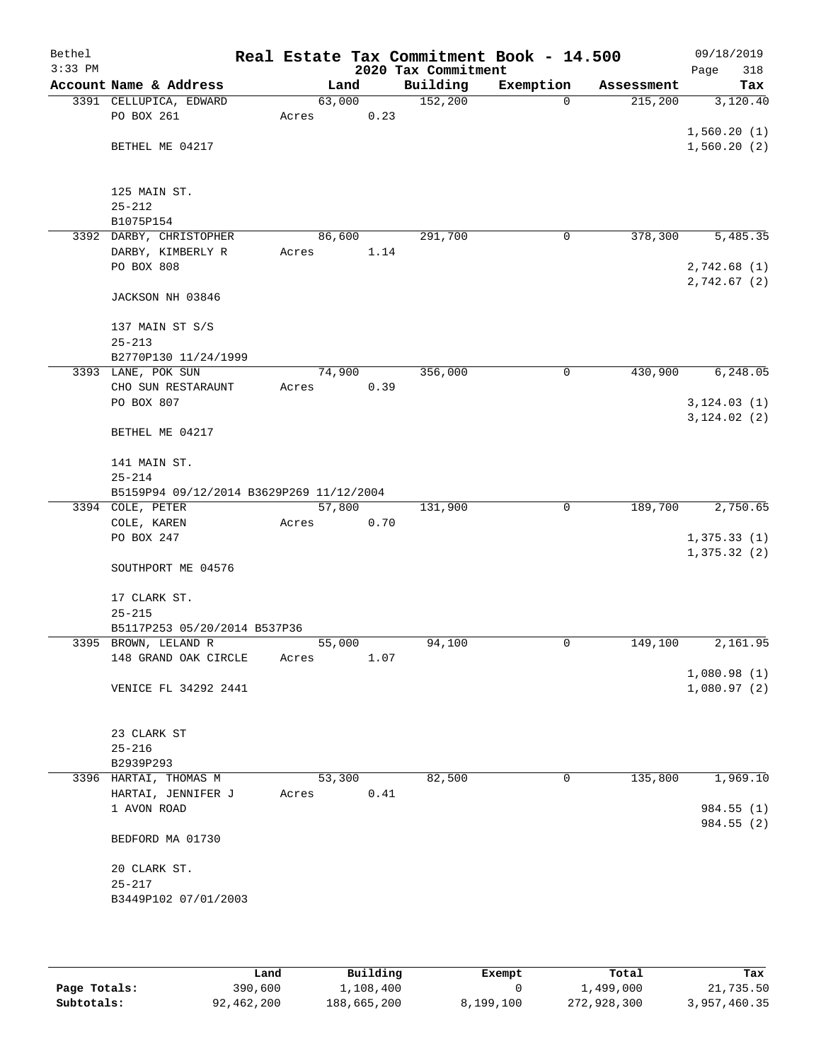Bethel 3:33 PM

# Real Estate Tax Commitment Book - 14.500

## 2020 Tax Commitment

09/18/2019

| Account | Name & Address | Land | Building | Exemption | Assessment | Tax |
|---|---|---|---|---|---|---|
| 3391 | CELLUPICA, EDWARD<br>PO BOX 261<br><br>BETHEL ME 04217<br><br>125 MAIN ST.<br>25-212<br>B1075P154 | 63,000<br>Acres 0.23 | 152,200 | 0 | 215,200 | 3,120.40<br><br>1,560.20 (1)<br>1,560.20 (2) |
| 3392 | DARBY, CHRISTOPHER<br>DARBY, KIMBERLY R<br>PO BOX 808<br><br>JACKSON NH 03846<br><br>137 MAIN ST S/S<br>25-213<br>B2770P130 11/24/1999 | 86,600<br>Acres 1.14 | 291,700 | 0 | 378,300 | 5,485.35<br><br>2,742.68 (1)<br>2,742.67 (2) |
| 3393 | LANE, POK SUN<br>CHO SUN RESTARAUNT<br>PO BOX 807<br><br>BETHEL ME 04217<br><br>141 MAIN ST.<br>25-214<br>B5159P94 09/12/2014 B3629P269 11/12/2004 | 74,900<br>Acres 0.39 | 356,000 | 0 | 430,900 | 6,248.05<br><br>3,124.03 (1)<br>3,124.02 (2) |
| 3394 | COLE, PETER<br>COLE, KAREN<br>PO BOX 247<br><br>SOUTHPORT ME 04576<br><br>17 CLARK ST.<br>25-215<br>B5117P253 05/20/2014 B537P36 | 57,800<br>Acres 0.70 | 131,900 | 0 | 189,700 | 2,750.65<br><br>1,375.33 (1)<br>1,375.32 (2) |
| 3395 | BROWN, LELAND R<br>148 GRAND OAK CIRCLE<br><br>VENICE FL 34292 2441<br><br>23 CLARK ST<br>25-216<br>B2939P293 | 55,000<br>Acres 1.07 | 94,100 | 0 | 149,100 | 2,161.95<br><br>1,080.98 (1)<br>1,080.97 (2) |
| 3396 | HARTAI, THOMAS M<br>HARTAI, JENNIFER J<br>1 AVON ROAD<br><br>BEDFORD MA 01730<br><br>20 CLARK ST.<br>25-217<br>B3449P102 07/01/2003 | 53,300<br>Acres 0.41 | 82,500 | 0 | 135,800 | 1,969.10<br><br>984.55 (1)<br>984.55 (2) |

| | Land | Building | Exempt | Total | Tax |
|---|---|---|---|---|---|
| Page Totals: | 390,600 | 1,108,400 | 0 | 1,499,000 | 21,735.50 |
| Subtotals: | 92,462,200 | 188,665,200 | 8,199,100 | 272,928,300 | 3,957,460.35 |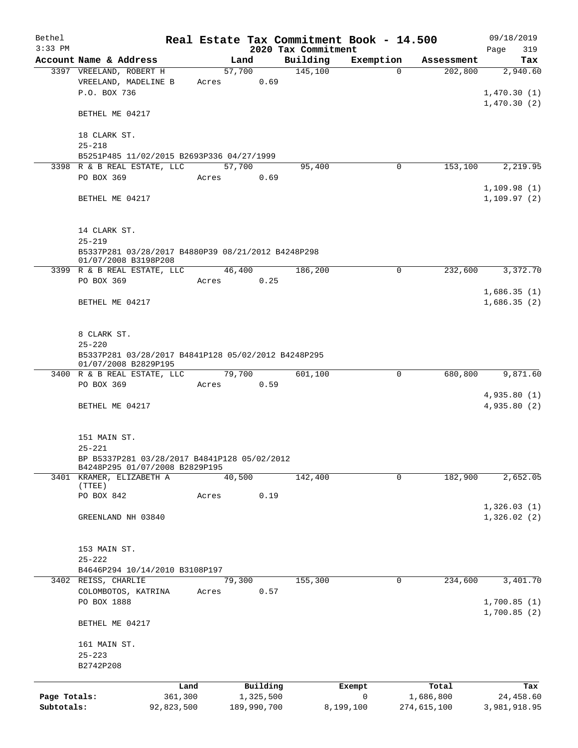# Real Estate Tax Commitment Book - 14.500

Bethel
3:33 PM

2020 Tax Commitment

09/18/2019

| Account Name & Address | Land | Building | Exemption | Assessment | Tax |
|---|---|---|---|---|---|
| 3397 VREELAND, ROBERT H<br>VREELAND, MADELINE B<br>P.O. BOX 736<br><br>BETHEL ME 04217<br><br>18 CLARK ST.<br>25-218<br>B5251P485 11/02/2015 B2693P336 04/27/1999 | 57,700<br>Acres 0.69 | 145,100 | 0 | 202,800 | 2,940.60<br><br>1,470.30 (1)<br>1,470.30 (2) |
| 3398 R & B REAL ESTATE, LLC<br>PO BOX 369<br><br>BETHEL ME 04217<br><br>14 CLARK ST.<br>25-219<br>B5337P281 03/28/2017 B4880P39 08/21/2012 B4248P298 01/07/2008 B3198P208 | 57,700<br>Acres 0.69 | 95,400 | 0 | 153,100 | 2,219.95<br><br>1,109.98 (1)<br>1,109.97 (2) |
| 3399 R & B REAL ESTATE, LLC<br>PO BOX 369<br><br>BETHEL ME 04217<br><br>8 CLARK ST.<br>25-220<br>B5337P281 03/28/2017 B4841P128 05/02/2012 B4248P295 01/07/2008 B2829P195 | 46,400<br>Acres 0.25 | 186,200 | 0 | 232,600 | 3,372.70<br><br>1,686.35 (1)<br>1,686.35 (2) |
| 3400 R & B REAL ESTATE, LLC<br>PO BOX 369<br><br>BETHEL ME 04217<br><br>151 MAIN ST.<br>25-221<br>BP B5337P281 03/28/2017 B4841P128 05/02/2012 B4248P295 01/07/2008 B2829P195 | 79,700<br>Acres 0.59 | 601,100 | 0 | 680,800 | 9,871.60<br><br>4,935.80 (1)<br>4,935.80 (2) |
| 3401 KRAMER, ELIZABETH A (TTEE)<br>PO BOX 842<br><br>GREENLAND NH 03840<br><br>153 MAIN ST.<br>25-222<br>B4646P294 10/14/2010 B3108P197 | 40,500<br>Acres 0.19 | 142,400 | 0 | 182,900 | 2,652.05<br><br>1,326.03 (1)<br>1,326.02 (2) |
| 3402 REISS, CHARLIE<br>COLOMBOTOS, KATRINA<br>PO BOX 1888<br><br>BETHEL ME 04217<br><br>161 MAIN ST.<br>25-223<br>B2742P208 | 79,300<br>Acres 0.57 | 155,300 | 0 | 234,600 | 3,401.70<br><br>1,700.85 (1)<br>1,700.85 (2) |

| | Land | Building | Exempt | Total | Tax |
|---|---|---|---|---|---|
| Page Totals: | 361,300 | 1,325,500 | 0 | 1,686,800 | 24,458.60 |
| Subtotals: | 92,823,500 | 189,990,700 | 8,199,100 | 274,615,100 | 3,981,918.95 |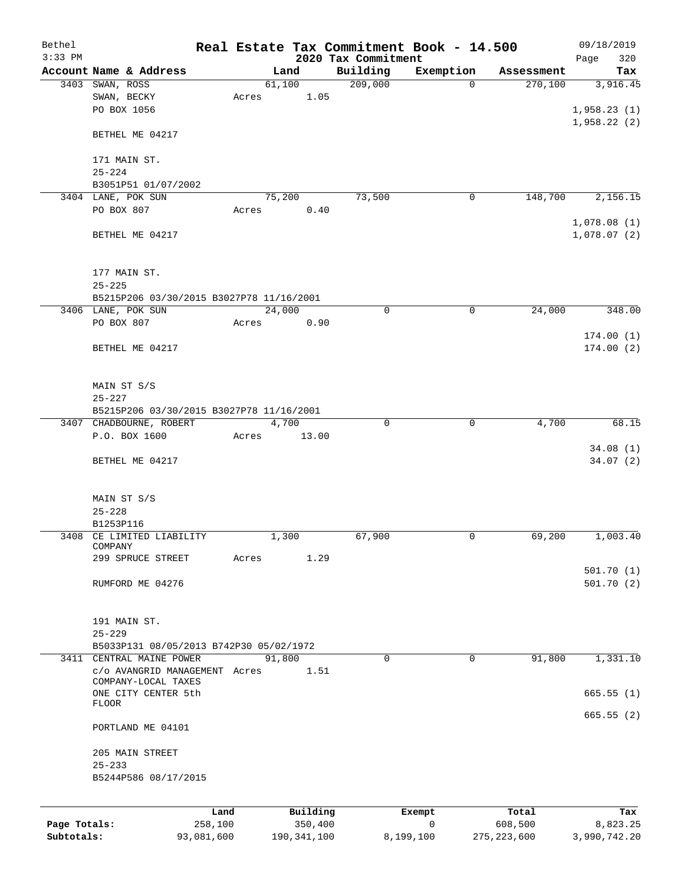# Real Estate Tax Commitment Book - 14.500

Bethel
3:33 PM

2020 Tax Commitment

09/18/2019

| Account | Name & Address | Land | Building | Exemption | Assessment | Tax |
|---|---|---|---|---|---|---|
| 3403 | SWAN, ROSS<br>SWAN, BECKY<br>PO BOX 1056<br><br>BETHEL ME 04217<br><br>171 MAIN ST.<br>25-224<br>B3051P51 01/07/2002 | 61,100<br>Acres 1.05 | 209,000 | 0 | 270,100 | 3,916.45<br><br>1,958.23 (1)<br>1,958.22 (2) |
| 3404 | LANE, POK SUN<br>PO BOX 807<br><br>BETHEL ME 04217<br><br>177 MAIN ST.<br>25-225<br>B5215P206 03/30/2015 B3027P78 11/16/2001 | 75,200<br>Acres 0.40 | 73,500 | 0 | 148,700 | 2,156.15<br><br>1,078.08 (1)<br>1,078.07 (2) |
| 3406 | LANE, POK SUN<br>PO BOX 807<br><br>BETHEL ME 04217<br><br>MAIN ST S/S<br>25-227<br>B5215P206 03/30/2015 B3027P78 11/16/2001 | 24,000<br>Acres 0.90 | 0 | 0 | 24,000 | 348.00<br><br>174.00 (1)<br>174.00 (2) |
| 3407 | CHADBOURNE, ROBERT<br>P.O. BOX 1600<br><br>BETHEL ME 04217<br><br>MAIN ST S/S<br>25-228<br>B1253P116 | 4,700<br>Acres 13.00 | 0 | 0 | 4,700 | 68.15<br><br>34.08 (1)<br>34.07 (2) |
| 3408 | CE LIMITED LIABILITY COMPANY<br>299 SPRUCE STREET<br><br>RUMFORD ME 04276<br><br>191 MAIN ST.<br>25-229<br>B5033P131 08/05/2013 B742P30 05/02/1972 | 1,300<br>Acres 1.29 | 67,900 | 0 | 69,200 | 1,003.40<br><br>501.70 (1)<br>501.70 (2) |
| 3411 | CENTRAL MAINE POWER<br>c/o AVANGRID MANAGEMENT COMPANY-LOCAL TAXES<br>ONE CITY CENTER 5th FLOOR<br><br>PORTLAND ME 04101<br><br>205 MAIN STREET<br>25-233<br>B5244P586 08/17/2015 | 91,800<br>Acres 1.51 | 0 | 0 | 91,800 | 1,331.10<br><br>665.55 (1)<br>665.55 (2) |

| | Land | Building | Exempt | Total | Tax |
|---|---|---|---|---|---|
| Page Totals: | 258,100 | 350,400 | 0 | 608,500 | 8,823.25 |
| Subtotals: | 93,081,600 | 190,341,100 | 8,199,100 | 275,223,600 | 3,990,742.20 |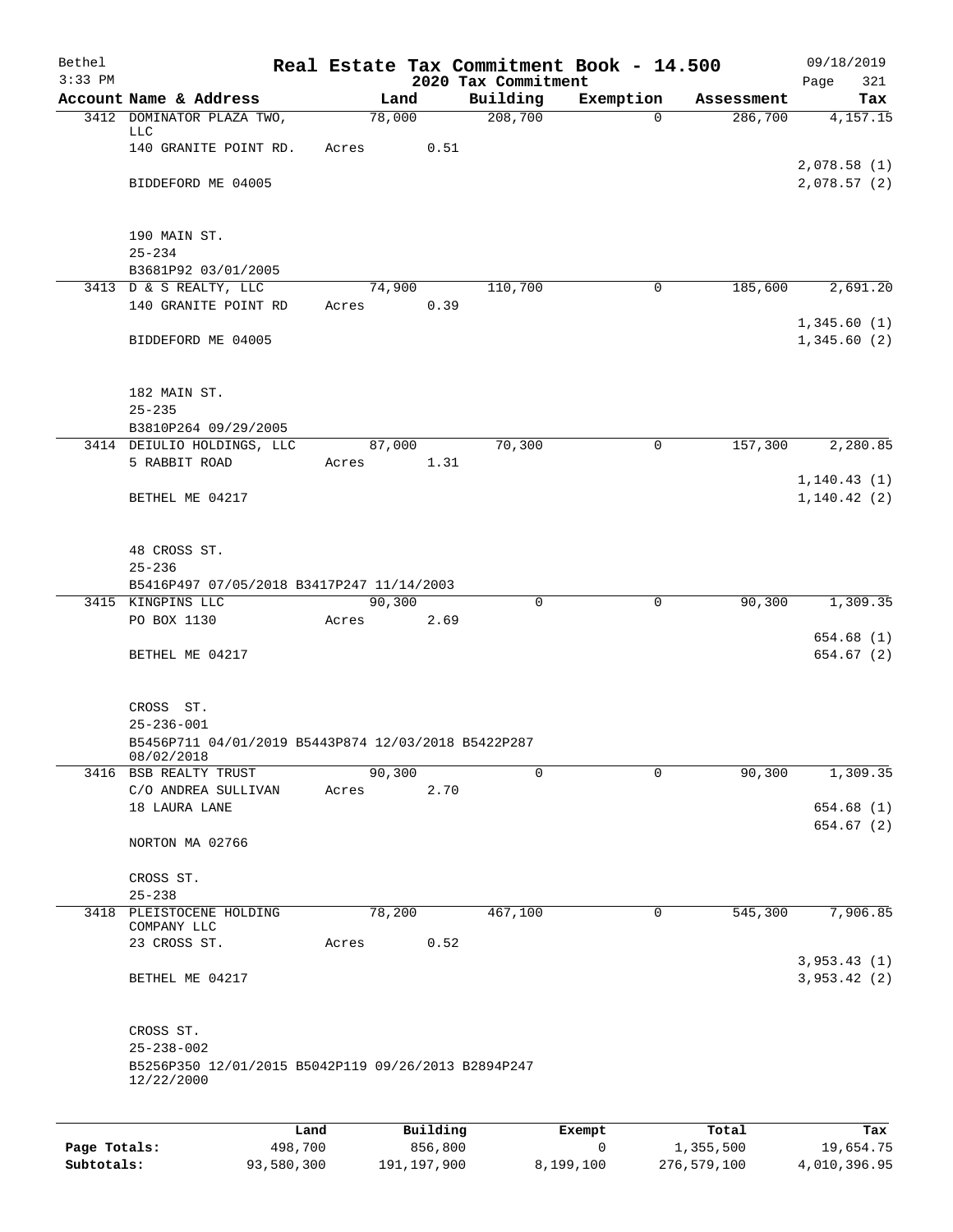Bethel | Real Estate Tax Commitment Book - 14.500 | 09/18/2019
3:33 PM | 2020 Tax Commitment | Page 321

| Account Name & Address | Land | Building | Exemption | Assessment | Tax |
|---|---|---|---|---|---|
| 3412 DOMINATOR PLAZA TWO, LLC | 78,000 | 208,700 | 0 | 286,700 | 4,157.15 |
| 140 GRANITE POINT RD. | Acres 0.51 | | | | |
| | | | | | 2,078.58 (1) |
| BIDDEFORD ME 04005 | | | | | 2,078.57 (2) |
| 190 MAIN ST. | | | | | |
| 25-234 | | | | | |
| B3681P92 03/01/2005 | | | | | |
| 3413 D & S REALTY, LLC | 74,900 | 110,700 | 0 | 185,600 | 2,691.20 |
| 140 GRANITE POINT RD | Acres 0.39 | | | | |
| | | | | | 1,345.60 (1) |
| BIDDEFORD ME 04005 | | | | | 1,345.60 (2) |
| 182 MAIN ST. | | | | | |
| 25-235 | | | | | |
| B3810P264 09/29/2005 | | | | | |
| 3414 DEIULIO HOLDINGS, LLC | 87,000 | 70,300 | 0 | 157,300 | 2,280.85 |
| 5 RABBIT ROAD | Acres 1.31 | | | | |
| | | | | | 1,140.43 (1) |
| BETHEL ME 04217 | | | | | 1,140.42 (2) |
| 48 CROSS ST. | | | | | |
| 25-236 | | | | | |
| B5416P497 07/05/2018 B3417P247 11/14/2003 | | | | | |
| 3415 KINGPINS LLC | 90,300 | 0 | 0 | 90,300 | 1,309.35 |
| PO BOX 1130 | Acres 2.69 | | | | |
| | | | | | 654.68 (1) |
| BETHEL ME 04217 | | | | | 654.67 (2) |
| CROSS ST. | | | | | |
| 25-236-001 | | | | | |
| B5456P711 04/01/2019 B5443P874 12/03/2018 B5422P287 08/02/2018 | | | | | |
| 3416 BSB REALTY TRUST | 90,300 | 0 | 0 | 90,300 | 1,309.35 |
| C/O ANDREA SULLIVAN | Acres 2.70 | | | | |
| 18 LAURA LANE | | | | | 654.68 (1) |
| | | | | | 654.67 (2) |
| NORTON MA 02766 | | | | | |
| CROSS ST. | | | | | |
| 25-238 | | | | | |
| 3418 PLEISTOCENE HOLDING COMPANY LLC | 78,200 | 467,100 | 0 | 545,300 | 7,906.85 |
| 23 CROSS ST. | Acres 0.52 | | | | |
| | | | | | 3,953.43 (1) |
| BETHEL ME 04217 | | | | | 3,953.42 (2) |
| CROSS ST. | | | | | |
| 25-238-002 | | | | | |
| B5256P350 12/01/2015 B5042P119 09/26/2013 B2894P247 12/22/2000 | | | | | |

| | Land | Building | Exempt | Total | Tax |
|---|---|---|---|---|---|
| Page Totals: | 498,700 | 856,800 | 0 | 1,355,500 | 19,654.75 |
| Subtotals: | 93,580,300 | 191,197,900 | 8,199,100 | 276,579,100 | 4,010,396.95 |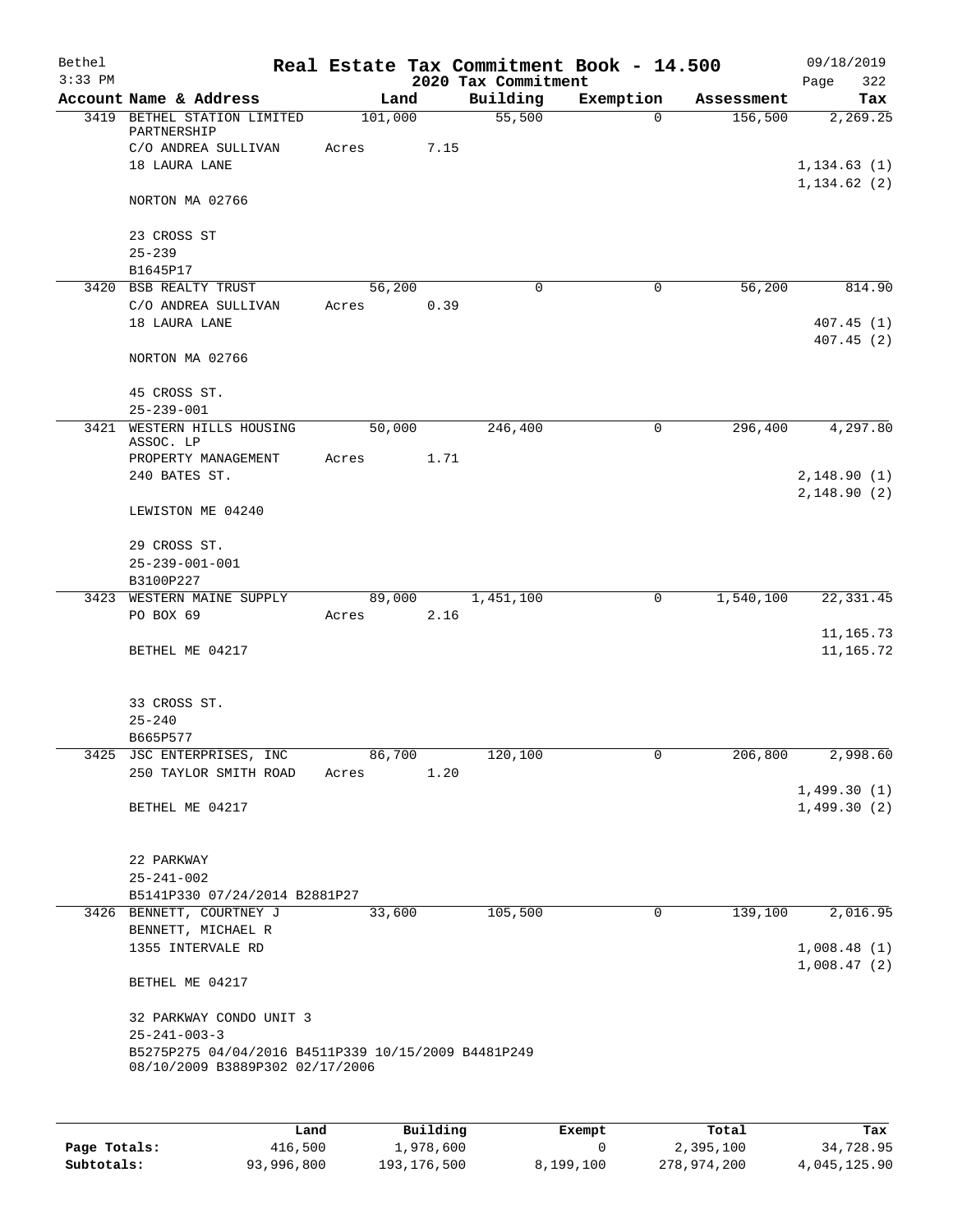# Real Estate Tax Commitment Book - 14.500

## 2020 Tax Commitment

Bethel 09/18/2019
3:33 PM

| Account | Name & Address | Land | Building | Exemption | Assessment | Tax |
|---|---|---|---|---|---|---|
| 3419 | BETHEL STATION LIMITED PARTNERSHIP<br>C/O ANDREA SULLIVAN<br>18 LAURA LANE<br><br>NORTON MA 02766<br><br>23 CROSS ST<br>25-239<br>B1645P17 | 101,000<br>Acres 7.15 | 55,500 | 0 | 156,500 | 2,269.25<br><br>1,134.63 (1)<br>1,134.62 (2) |
| 3420 | BSB REALTY TRUST<br>C/O ANDREA SULLIVAN<br>18 LAURA LANE<br><br>NORTON MA 02766<br><br>45 CROSS ST.<br>25-239-001 | 56,200<br>Acres 0.39 | 0 | 0 | 56,200 | 814.90<br><br>407.45 (1)<br>407.45 (2) |
| 3421 | WESTERN HILLS HOUSING ASSOC. LP<br>PROPERTY MANAGEMENT<br>240 BATES ST.<br><br>LEWISTON ME 04240<br><br>29 CROSS ST.<br>25-239-001-001<br>B3100P227 | 50,000<br>Acres 1.71 | 246,400 | 0 | 296,400 | 4,297.80<br><br>2,148.90 (1)<br>2,148.90 (2) |
| 3423 | WESTERN MAINE SUPPLY<br>PO BOX 69<br><br>BETHEL ME 04217<br><br>33 CROSS ST.<br>25-240<br>B665P577 | 89,000<br>Acres 2.16 | 1,451,100 | 0 | 1,540,100 | 22,331.45<br><br>11,165.73<br>11,165.72 |
| 3425 | JSC ENTERPRISES, INC<br>250 TAYLOR SMITH ROAD<br><br>BETHEL ME 04217<br><br>22 PARKWAY<br>25-241-002<br>B5141P330 07/24/2014 B2881P27 | 86,700<br>Acres 1.20 | 120,100 | 0 | 206,800 | 2,998.60<br><br>1,499.30 (1)<br>1,499.30 (2) |
| 3426 | BENNETT, COURTNEY J<br>BENNETT, MICHAEL R<br>1355 INTERVALE RD<br><br>BETHEL ME 04217<br><br>32 PARKWAY CONDO UNIT 3<br>25-241-003-3<br>B5275P275 04/04/2016 B4511P339 10/15/2009 B4481P249 08/10/2009 B3889P302 02/17/2006 | 33,600 | 105,500 | 0 | 139,100 | 2,016.95<br><br>1,008.48 (1)<br>1,008.47 (2) |

| | Land | Building | Exempt | Total | Tax |
|---|---|---|---|---|---|
| Page Totals: | 416,500 | 1,978,600 | 0 | 2,395,100 | 34,728.95 |
| Subtotals: | 93,996,800 | 193,176,500 | 8,199,100 | 278,974,200 | 4,045,125.90 |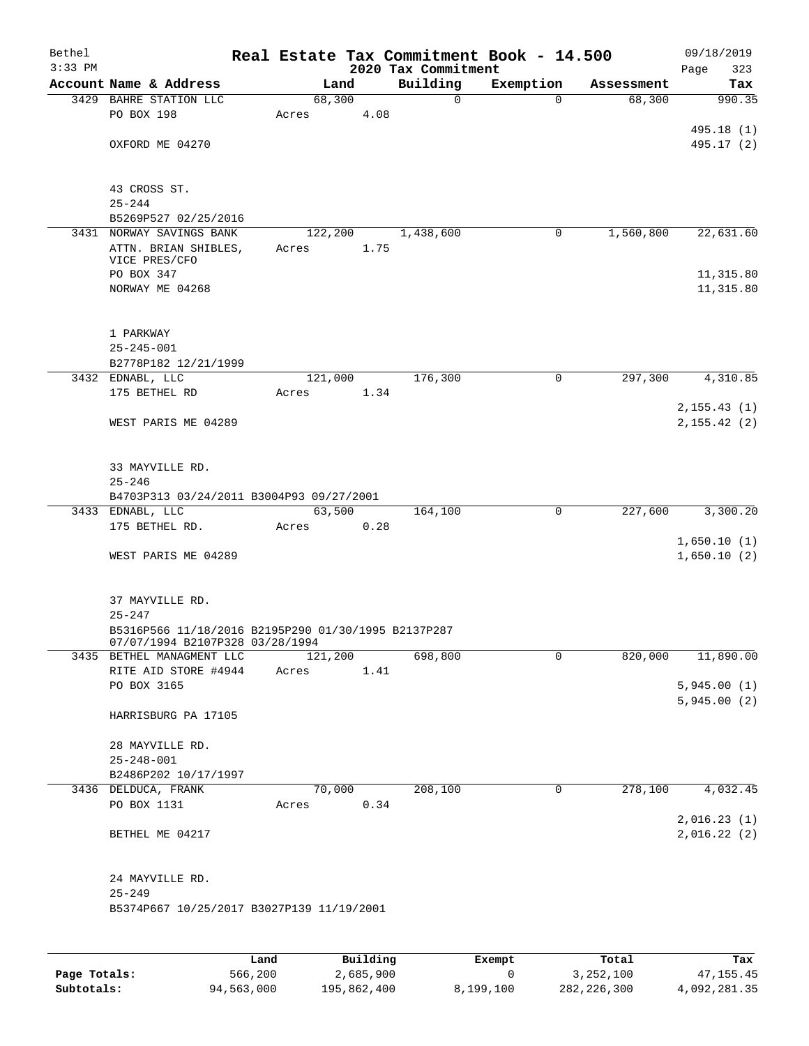# Real Estate Tax Commitment Book - 14.500

Bethel, 3:33 PM — 2020 Tax Commitment — 09/18/2019

| Account Name & Address | Land | Building | Exemption | Assessment | Tax |
|---|---|---|---|---|---|
| 3429 BAHRE STATION LLC | 68,300 | 0 | 0 | 68,300 | 990.35 |
| PO BOX 198 | Acres 4.08 | | | | |
| | | | | | 495.18 (1) |
| OXFORD ME 04270 | | | | | 495.17 (2) |
| 43 CROSS ST. | | | | | |
| 25-244 | | | | | |
| B5269P527 02/25/2016 | | | | | |
| 3431 NORWAY SAVINGS BANK | 122,200 | 1,438,600 | 0 | 1,560,800 | 22,631.60 |
| ATTN. BRIAN SHIBLES, VICE PRES/CFO | Acres 1.75 | | | | |
| PO BOX 347 | | | | | 11,315.80 |
| NORWAY ME 04268 | | | | | 11,315.80 |
| 1 PARKWAY | | | | | |
| 25-245-001 | | | | | |
| B2778P182 12/21/1999 | | | | | |
| 3432 EDNABL, LLC | 121,000 | 176,300 | 0 | 297,300 | 4,310.85 |
| 175 BETHEL RD | Acres 1.34 | | | | |
| | | | | | 2,155.43 (1) |
| WEST PARIS ME 04289 | | | | | 2,155.42 (2) |
| 33 MAYVILLE RD. | | | | | |
| 25-246 | | | | | |
| B4703P313 03/24/2011 B3004P93 09/27/2001 | | | | | |
| 3433 EDNABL, LLC | 63,500 | 164,100 | 0 | 227,600 | 3,300.20 |
| 175 BETHEL RD. | Acres 0.28 | | | | |
| | | | | | 1,650.10 (1) |
| WEST PARIS ME 04289 | | | | | 1,650.10 (2) |
| 37 MAYVILLE RD. | | | | | |
| 25-247 | | | | | |
| B5316P566 11/18/2016 B2195P290 01/30/1995 B2137P287 07/07/1994 B2107P328 03/28/1994 | | | | | |
| 3435 BETHEL MANAGMENT LLC | 121,200 | 698,800 | 0 | 820,000 | 11,890.00 |
| RITE AID STORE #4944 | Acres 1.41 | | | | |
| PO BOX 3165 | | | | | 5,945.00 (1) |
| | | | | | 5,945.00 (2) |
| HARRISBURG PA 17105 | | | | | |
| 28 MAYVILLE RD. | | | | | |
| 25-248-001 | | | | | |
| B2486P202 10/17/1997 | | | | | |
| 3436 DELDUCA, FRANK | 70,000 | 208,100 | 0 | 278,100 | 4,032.45 |
| PO BOX 1131 | Acres 0.34 | | | | |
| | | | | | 2,016.23 (1) |
| BETHEL ME 04217 | | | | | 2,016.22 (2) |
| 24 MAYVILLE RD. | | | | | |
| 25-249 | | | | | |
| B5374P667 10/25/2017 B3027P139 11/19/2001 | | | | | |

| | Land | Building | Exempt | Total | Tax |
|---|---|---|---|---|---|
| Page Totals: | 566,200 | 2,685,900 | 0 | 3,252,100 | 47,155.45 |
| Subtotals: | 94,563,000 | 195,862,400 | 8,199,100 | 282,226,300 | 4,092,281.35 |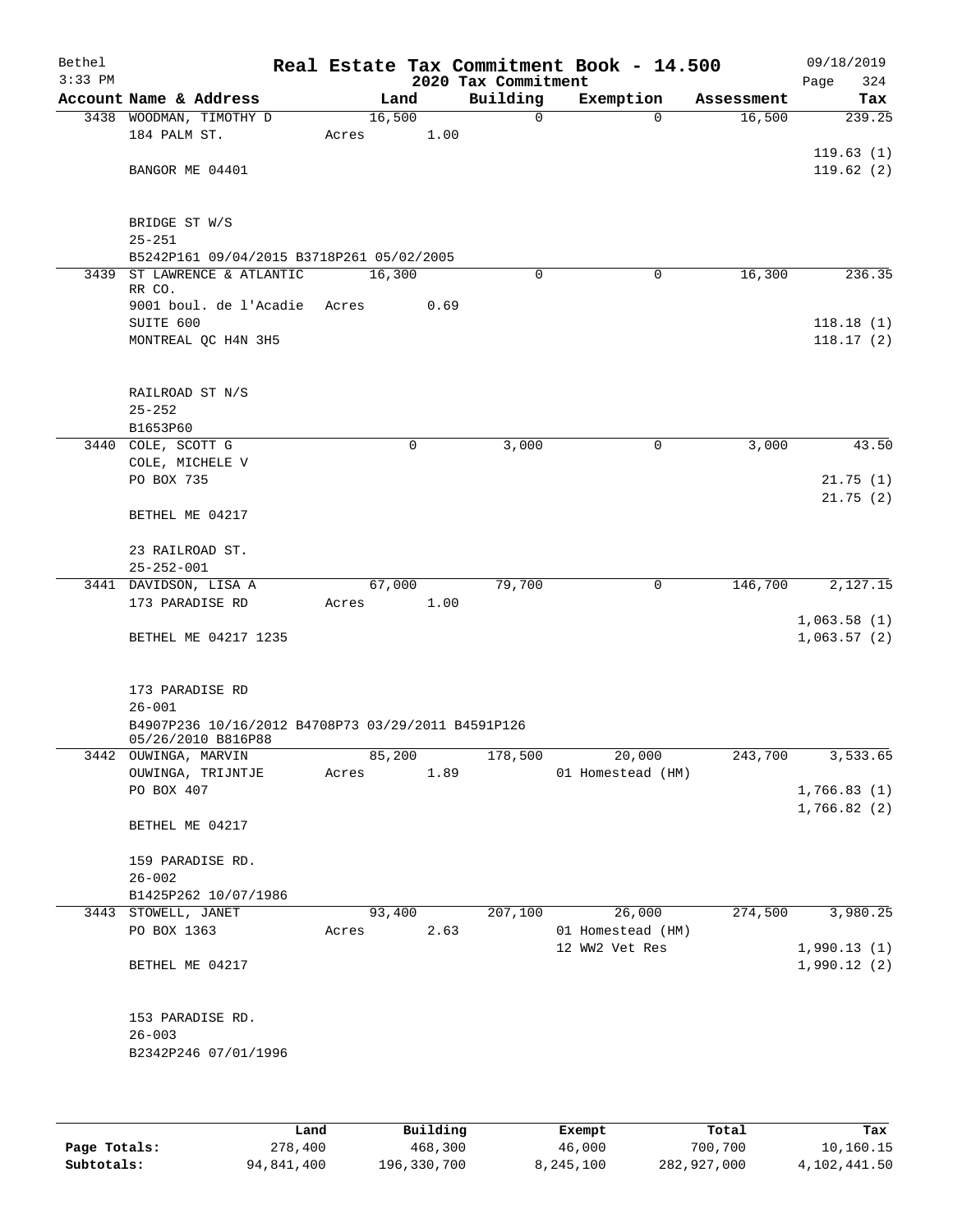Bethel
3:33 PM

**Real Estate Tax Commitment Book - 14.500**
**2020 Tax Commitment**

09/18/2019
Page 324

| Account Name & Address | Land | Building | Exemption | Assessment | Tax |
|---|---|---|---|---|---|
| 3438 WOODMAN, TIMOTHY D | 16,500 | 0 | 0 | 16,500 | 239.25 |
| 184 PALM ST. | Acres 1.00 | | | | |
| | | | | | 119.63 (1) |
| BANGOR ME 04401 | | | | | 119.62 (2) |
| BRIDGE ST W/S | | | | | |
| 25-251 | | | | | |
| B5242P161 09/04/2015 B3718P261 05/02/2005 | | | | | |
| 3439 ST LAWRENCE & ATLANTIC RR CO. | 16,300 | 0 | 0 | 16,300 | 236.35 |
| 9001 boul. de l'Acadie | Acres 0.69 | | | | |
| SUITE 600 | | | | | 118.18 (1) |
| MONTREAL QC H4N 3H5 | | | | | 118.17 (2) |
| RAILROAD ST N/S | | | | | |
| 25-252 | | | | | |
| B1653P60 | | | | | |
| 3440 COLE, SCOTT G | 0 | 3,000 | 0 | 3,000 | 43.50 |
| COLE, MICHELE V | | | | | |
| PO BOX 735 | | | | | 21.75 (1) |
| | | | | | 21.75 (2) |
| BETHEL ME 04217 | | | | | |
| 23 RAILROAD ST. | | | | | |
| 25-252-001 | | | | | |
| 3441 DAVIDSON, LISA A | 67,000 | 79,700 | 0 | 146,700 | 2,127.15 |
| 173 PARADISE RD | Acres 1.00 | | | | |
| | | | | | 1,063.58 (1) |
| BETHEL ME 04217 1235 | | | | | 1,063.57 (2) |
| 173 PARADISE RD | | | | | |
| 26-001 | | | | | |
| B4907P236 10/16/2012 B4708P73 03/29/2011 B4591P126 05/26/2010 B816P88 | | | | | |
| 3442 OUWINGA, MARVIN | 85,200 | 178,500 | 20,000 | 243,700 | 3,533.65 |
| OUWINGA, TRIJNTJE | Acres 1.89 | | 01 Homestead (HM) | | |
| PO BOX 407 | | | | | 1,766.83 (1) |
| | | | | | 1,766.82 (2) |
| BETHEL ME 04217 | | | | | |
| 159 PARADISE RD. | | | | | |
| 26-002 | | | | | |
| B1425P262 10/07/1986 | | | | | |
| 3443 STOWELL, JANET | 93,400 | 207,100 | 26,000 | 274,500 | 3,980.25 |
| PO BOX 1363 | Acres 2.63 | | 01 Homestead (HM) | | |
| | | | 12 WW2 Vet Res | | 1,990.13 (1) |
| BETHEL ME 04217 | | | | | 1,990.12 (2) |
| 153 PARADISE RD. | | | | | |
| 26-003 | | | | | |
| B2342P246 07/01/1996 | | | | | |

| | Land | Building | Exempt | Total | Tax |
|---|---|---|---|---|---|
| Page Totals: | 278,400 | 468,300 | 46,000 | 700,700 | 10,160.15 |
| Subtotals: | 94,841,400 | 196,330,700 | 8,245,100 | 282,927,000 | 4,102,441.50 |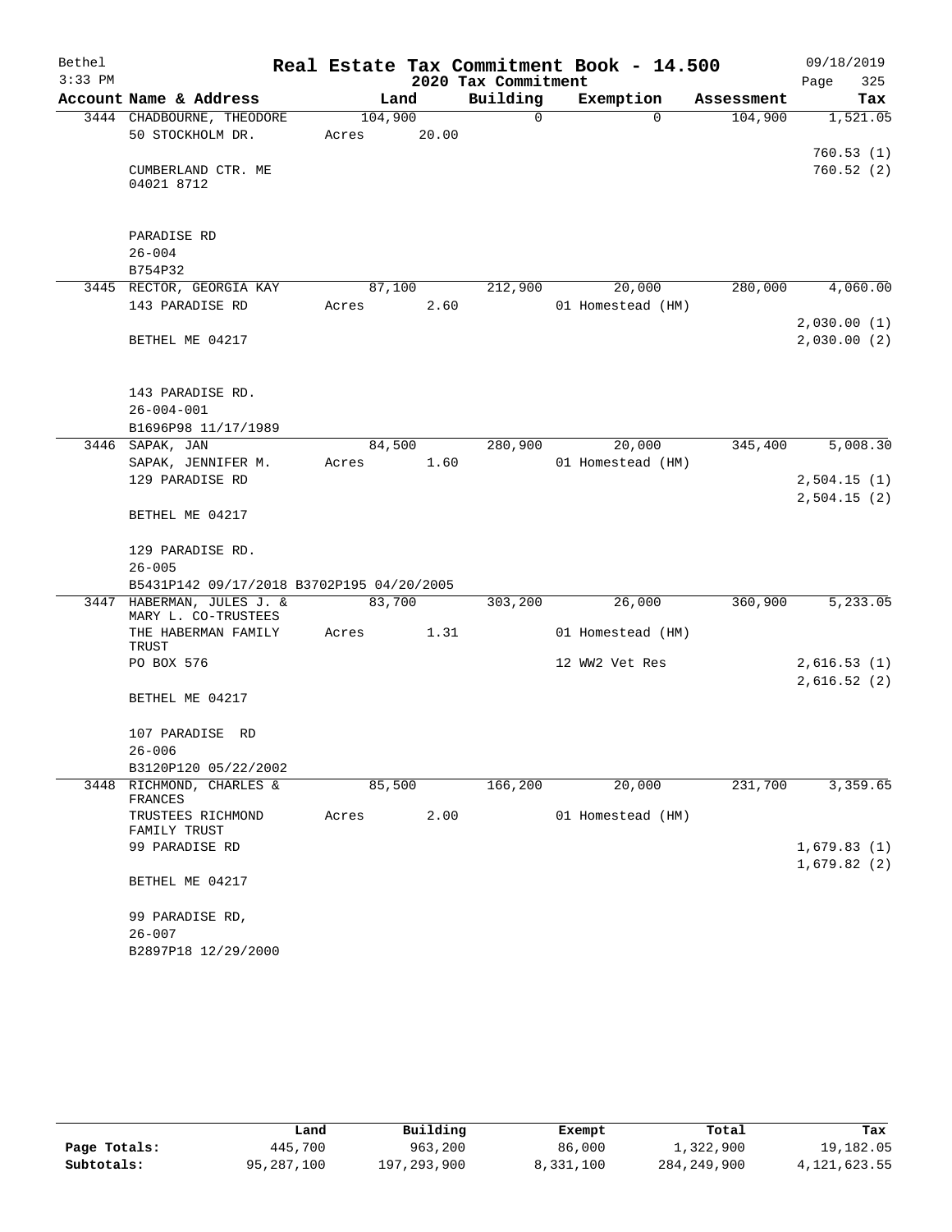# Real Estate Tax Commitment Book - 14.500

Bethel
3:33 PM

2020 Tax Commitment

09/18/2019

| Account | Name & Address | Land | Building | Exemption | Assessment | Tax |
|---|---|---|---|---|---|---|
| 3444 | CHADBOURNE, THEODORE<br>50 STOCKHOLM DR.<br><br>CUMBERLAND CTR. ME<br>04021 8712<br><br>PARADISE RD<br>26-004<br>B754P32 | 104,900<br>Acres 20.00 | 0 | 0 | 104,900 | 1,521.05<br><br>760.53 (1)<br>760.52 (2) |
| 3445 | RECTOR, GEORGIA KAY<br>143 PARADISE RD<br><br>BETHEL ME 04217<br><br>143 PARADISE RD.<br>26-004-001<br>B1696P98 11/17/1989 | 87,100<br>Acres 2.60 | 212,900 | 20,000<br>01 Homestead (HM) | 280,000 | 4,060.00<br><br>2,030.00 (1)<br>2,030.00 (2) |
| 3446 | SAPAK, JAN<br>SAPAK, JENNIFER M.<br>129 PARADISE RD<br><br>BETHEL ME 04217<br><br>129 PARADISE RD.<br>26-005<br>B5431P142 09/17/2018 B3702P195 04/20/2005 | 84,500<br>Acres 1.60 | 280,900 | 20,000<br>01 Homestead (HM) | 345,400 | 5,008.30<br><br>2,504.15 (1)<br>2,504.15 (2) |
| 3447 | HABERMAN, JULES J. &<br>MARY L. CO-TRUSTEES<br>THE HABERMAN FAMILY<br>TRUST<br>PO BOX 576<br><br>BETHEL ME 04217<br><br>107 PARADISE RD<br>26-006<br>B3120P120 05/22/2002 | 83,700<br>Acres 1.31 | 303,200 | 26,000<br>01 Homestead (HM)<br>12 WW2 Vet Res | 360,900 | 5,233.05<br><br>2,616.53 (1)<br>2,616.52 (2) |
| 3448 | RICHMOND, CHARLES &<br>FRANCES<br>TRUSTEES RICHMOND<br>FAMILY TRUST<br>99 PARADISE RD<br><br>BETHEL ME 04217<br><br>99 PARADISE RD,<br>26-007<br>B2897P18 12/29/2000 | 85,500<br>Acres 2.00 | 166,200 | 20,000<br>01 Homestead (HM) | 231,700 | 3,359.65<br><br>1,679.83 (1)<br>1,679.82 (2) |

| | Land | Building | Exempt | Total | Tax |
|---|---|---|---|---|---|
| Page Totals: | 445,700 | 963,200 | 86,000 | 1,322,900 | 19,182.05 |
| Subtotals: | 95,287,100 | 197,293,900 | 8,331,100 | 284,249,900 | 4,121,623.55 |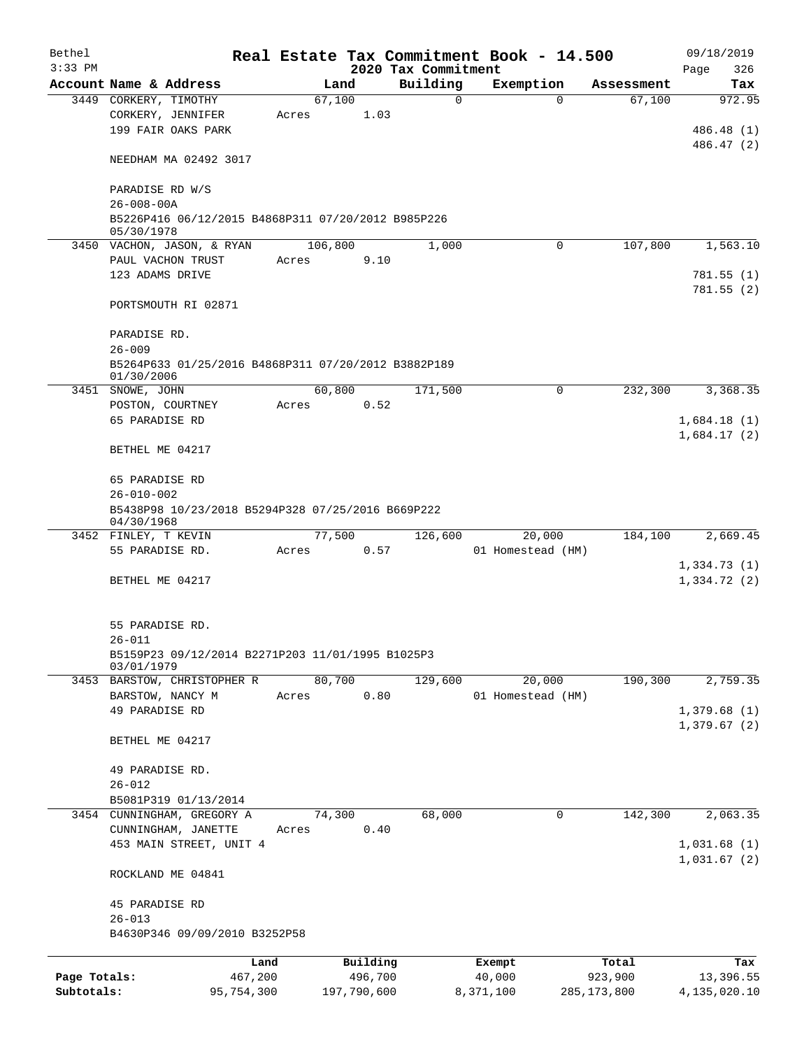Bethel 3:33 PM

# Real Estate Tax Commitment Book - 14.500

## 2020 Tax Commitment

09/18/2019 Page 326

| Account Name & Address | Land | Building | Exemption | Assessment | Tax |
|---|---|---|---|---|---|
| 3449 CORKERY, TIMOTHY | 67,100 | 0 | 0 | 67,100 | 972.95 |
| CORKERY, JENNIFER | Acres 1.03 | | | | |
| 199 FAIR OAKS PARK | | | | | 486.48 (1) |
| | | | | | 486.47 (2) |
| NEEDHAM MA 02492 3017 | | | | | |
| PARADISE RD W/S | | | | | |
| 26-008-00A | | | | | |
| B5226P416 06/12/2015 B4868P311 07/20/2012 B985P226 05/30/1978 | | | | | |
| 3450 VACHON, JASON, & RYAN | 106,800 | 1,000 | 0 | 107,800 | 1,563.10 |
| PAUL VACHON TRUST | Acres 9.10 | | | | |
| 123 ADAMS DRIVE | | | | | 781.55 (1) |
| | | | | | 781.55 (2) |
| PORTSMOUTH RI 02871 | | | | | |
| PARADISE RD. | | | | | |
| 26-009 | | | | | |
| B5264P633 01/25/2016 B4868P311 07/20/2012 B3882P189 01/30/2006 | | | | | |
| 3451 SNOWE, JOHN | 60,800 | 171,500 | 0 | 232,300 | 3,368.35 |
| POSTON, COURTNEY | Acres 0.52 | | | | |
| 65 PARADISE RD | | | | | 1,684.18 (1) |
| | | | | | 1,684.17 (2) |
| BETHEL ME 04217 | | | | | |
| 65 PARADISE RD | | | | | |
| 26-010-002 | | | | | |
| B5438P98 10/23/2018 B5294P328 07/25/2016 B669P222 04/30/1968 | | | | | |
| 3452 FINLEY, T KEVIN | 77,500 | 126,600 | 20,000 | 184,100 | 2,669.45 |
| 55 PARADISE RD. | Acres 0.57 | | 01 Homestead (HM) | | |
| | | | | | 1,334.73 (1) |
| BETHEL ME 04217 | | | | | 1,334.72 (2) |
| 55 PARADISE RD. | | | | | |
| 26-011 | | | | | |
| B5159P23 09/12/2014 B2271P203 11/01/1995 B1025P3 03/01/1979 | | | | | |
| 3453 BARSTOW, CHRISTOPHER R | 80,700 | 129,600 | 20,000 | 190,300 | 2,759.35 |
| BARSTOW, NANCY M | Acres 0.80 | | 01 Homestead (HM) | | |
| 49 PARADISE RD | | | | | 1,379.68 (1) |
| | | | | | 1,379.67 (2) |
| BETHEL ME 04217 | | | | | |
| 49 PARADISE RD. | | | | | |
| 26-012 | | | | | |
| B5081P319 01/13/2014 | | | | | |
| 3454 CUNNINGHAM, GREGORY A | 74,300 | 68,000 | 0 | 142,300 | 2,063.35 |
| CUNNINGHAM, JANETTE | Acres 0.40 | | | | |
| 453 MAIN STREET, UNIT 4 | | | | | 1,031.68 (1) |
| | | | | | 1,031.67 (2) |
| ROCKLAND ME 04841 | | | | | |
| 45 PARADISE RD | | | | | |
| 26-013 | | | | | |
| B4630P346 09/09/2010 B3252P58 | | | | | |

| | Land | Building | Exempt | Total | Tax |
|---|---|---|---|---|---|
| Page Totals: | 467,200 | 496,700 | 40,000 | 923,900 | 13,396.55 |
| Subtotals: | 95,754,300 | 197,790,600 | 8,371,100 | 285,173,800 | 4,135,020.10 |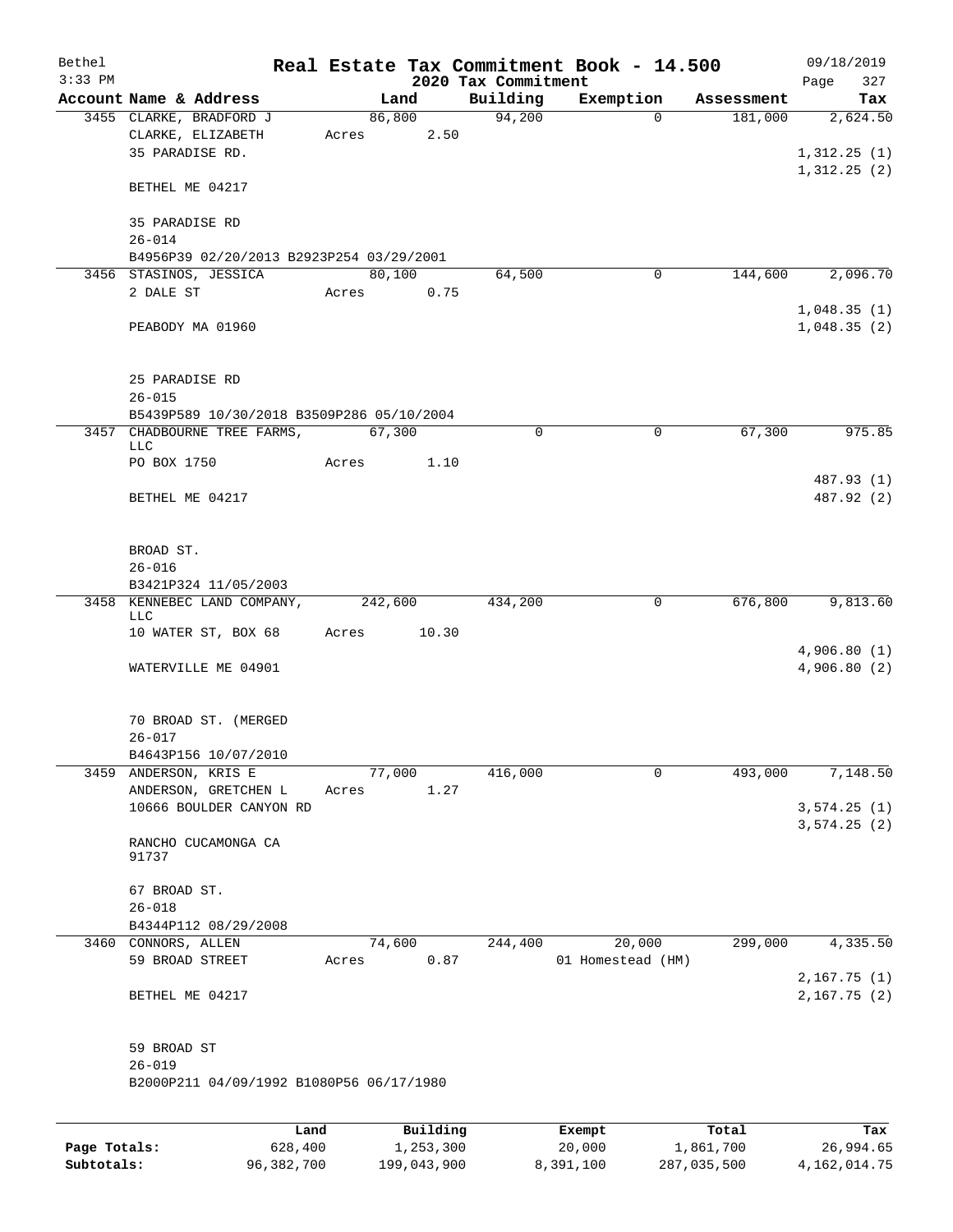# Real Estate Tax Commitment Book - 14.500

Bethel
3:33 PM

2020 Tax Commitment

09/18/2019

| Account Name & Address | Land | Building | Exemption | Assessment | Tax |
|---|---|---|---|---|---|
| 3455 CLARKE, BRADFORD J | 86,800 | 94,200 | 0 | 181,000 | 2,624.50 |
| CLARKE, ELIZABETH | Acres 2.50 | | | | |
| 35 PARADISE RD. | | | | | 1,312.25 (1) |
| | | | | | 1,312.25 (2) |
| BETHEL ME 04217 | | | | | |
| 35 PARADISE RD | | | | | |
| 26-014 | | | | | |
| B4956P39 02/20/2013 B2923P254 03/29/2001 | | | | | |
| 3456 STASINOS, JESSICA | 80,100 | 64,500 | 0 | 144,600 | 2,096.70 |
| 2 DALE ST | Acres 0.75 | | | | |
| | | | | | 1,048.35 (1) |
| PEABODY MA 01960 | | | | | 1,048.35 (2) |
| 25 PARADISE RD | | | | | |
| 26-015 | | | | | |
| B5439P589 10/30/2018 B3509P286 05/10/2004 | | | | | |
| 3457 CHADBOURNE TREE FARMS, LLC | 67,300 | 0 | 0 | 67,300 | 975.85 |
| PO BOX 1750 | Acres 1.10 | | | | |
| | | | | | 487.93 (1) |
| BETHEL ME 04217 | | | | | 487.92 (2) |
| BROAD ST. | | | | | |
| 26-016 | | | | | |
| B3421P324 11/05/2003 | | | | | |
| 3458 KENNEBEC LAND COMPANY, LLC | 242,600 | 434,200 | 0 | 676,800 | 9,813.60 |
| 10 WATER ST, BOX 68 | Acres 10.30 | | | | |
| | | | | | 4,906.80 (1) |
| WATERVILLE ME 04901 | | | | | 4,906.80 (2) |
| 70 BROAD ST. (MERGED | | | | | |
| 26-017 | | | | | |
| B4643P156 10/07/2010 | | | | | |
| 3459 ANDERSON, KRIS E | 77,000 | 416,000 | 0 | 493,000 | 7,148.50 |
| ANDERSON, GRETCHEN L | Acres 1.27 | | | | |
| 10666 BOULDER CANYON RD | | | | | 3,574.25 (1) |
| | | | | | 3,574.25 (2) |
| RANCHO CUCAMONGA CA 91737 | | | | | |
| 67 BROAD ST. | | | | | |
| 26-018 | | | | | |
| B4344P112 08/29/2008 | | | | | |
| 3460 CONNORS, ALLEN | 74,600 | 244,400 | 20,000 | 299,000 | 4,335.50 |
| 59 BROAD STREET | Acres 0.87 | | 01 Homestead (HM) | | |
| | | | | | 2,167.75 (1) |
| BETHEL ME 04217 | | | | | 2,167.75 (2) |
| 59 BROAD ST | | | | | |
| 26-019 | | | | | |
| B2000P211 04/09/1992 B1080P56 06/17/1980 | | | | | |

| | Land | Building | Exempt | Total | Tax |
|---|---|---|---|---|---|
| Page Totals: | 628,400 | 1,253,300 | 20,000 | 1,861,700 | 26,994.65 |
| Subtotals: | 96,382,700 | 199,043,900 | 8,391,100 | 287,035,500 | 4,162,014.75 |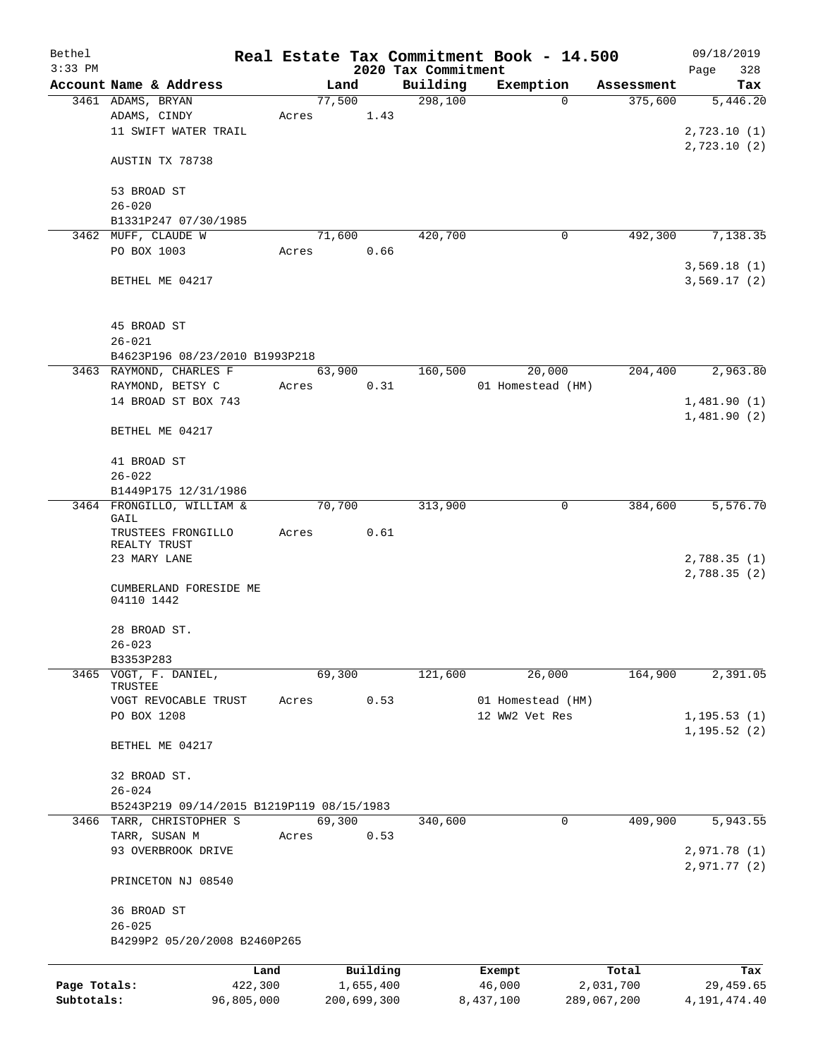Bethel  
3:33 PM

# Real Estate Tax Commitment Book - 14.500

## 2020 Tax Commitment

09/18/2019

| Account Name & Address | Land | Building | Exemption | Assessment | Tax |
|---|---|---|---|---|---|
| 3461 ADAMS, BRYAN | 77,500 | 298,100 | 0 | 375,600 | 5,446.20 |
| ADAMS, CINDY | Acres 1.43 | | | | |
| 11 SWIFT WATER TRAIL | | | | | 2,723.10 (1) |
| | | | | | 2,723.10 (2) |
| AUSTIN TX 78738 | | | | | |
| 53 BROAD ST | | | | | |
| 26-020 | | | | | |
| B1331P247 07/30/1985 | | | | | |
| 3462 MUFF, CLAUDE W | 71,600 | 420,700 | 0 | 492,300 | 7,138.35 |
| PO BOX 1003 | Acres 0.66 | | | | |
| | | | | | 3,569.18 (1) |
| BETHEL ME 04217 | | | | | 3,569.17 (2) |
| 45 BROAD ST | | | | | |
| 26-021 | | | | | |
| B4623P196 08/23/2010 B1993P218 | | | | | |
| 3463 RAYMOND, CHARLES F | 63,900 | 160,500 | 20,000 | 204,400 | 2,963.80 |
| RAYMOND, BETSY C | Acres 0.31 | | 01 Homestead (HM) | | |
| 14 BROAD ST BOX 743 | | | | | 1,481.90 (1) |
| | | | | | 1,481.90 (2) |
| BETHEL ME 04217 | | | | | |
| 41 BROAD ST | | | | | |
| 26-022 | | | | | |
| B1449P175 12/31/1986 | | | | | |
| 3464 FRONGILLO, WILLIAM & GAIL | 70,700 | 313,900 | 0 | 384,600 | 5,576.70 |
| TRUSTEES FRONGILLO REALTY TRUST | Acres 0.61 | | | | |
| 23 MARY LANE | | | | | 2,788.35 (1) |
| | | | | | 2,788.35 (2) |
| CUMBERLAND FORESIDE ME 04110 1442 | | | | | |
| 28 BROAD ST. | | | | | |
| 26-023 | | | | | |
| B3353P283 | | | | | |
| 3465 VOGT, F. DANIEL, TRUSTEE | 69,300 | 121,600 | 26,000 | 164,900 | 2,391.05 |
| VOGT REVOCABLE TRUST | Acres 0.53 | | 01 Homestead (HM) | | |
| PO BOX 1208 | | | 12 WW2 Vet Res | | 1,195.53 (1) |
| | | | | | 1,195.52 (2) |
| BETHEL ME 04217 | | | | | |
| 32 BROAD ST. | | | | | |
| 26-024 | | | | | |
| B5243P219 09/14/2015 B1219P119 08/15/1983 | | | | | |
| 3466 TARR, CHRISTOPHER S | 69,300 | 340,600 | 0 | 409,900 | 5,943.55 |
| TARR, SUSAN M | Acres 0.53 | | | | |
| 93 OVERBROOK DRIVE | | | | | 2,971.78 (1) |
| | | | | | 2,971.77 (2) |
| PRINCETON NJ 08540 | | | | | |
| 36 BROAD ST | | | | | |
| 26-025 | | | | | |
| B4299P2 05/20/2008 B2460P265 | | | | | |

| | Land | Building | Exempt | Total | Tax |
|---|---|---|---|---|---|
| Page Totals: | 422,300 | 1,655,400 | 46,000 | 2,031,700 | 29,459.65 |
| Subtotals: | 96,805,000 | 200,699,300 | 8,437,100 | 289,067,200 | 4,191,474.40 |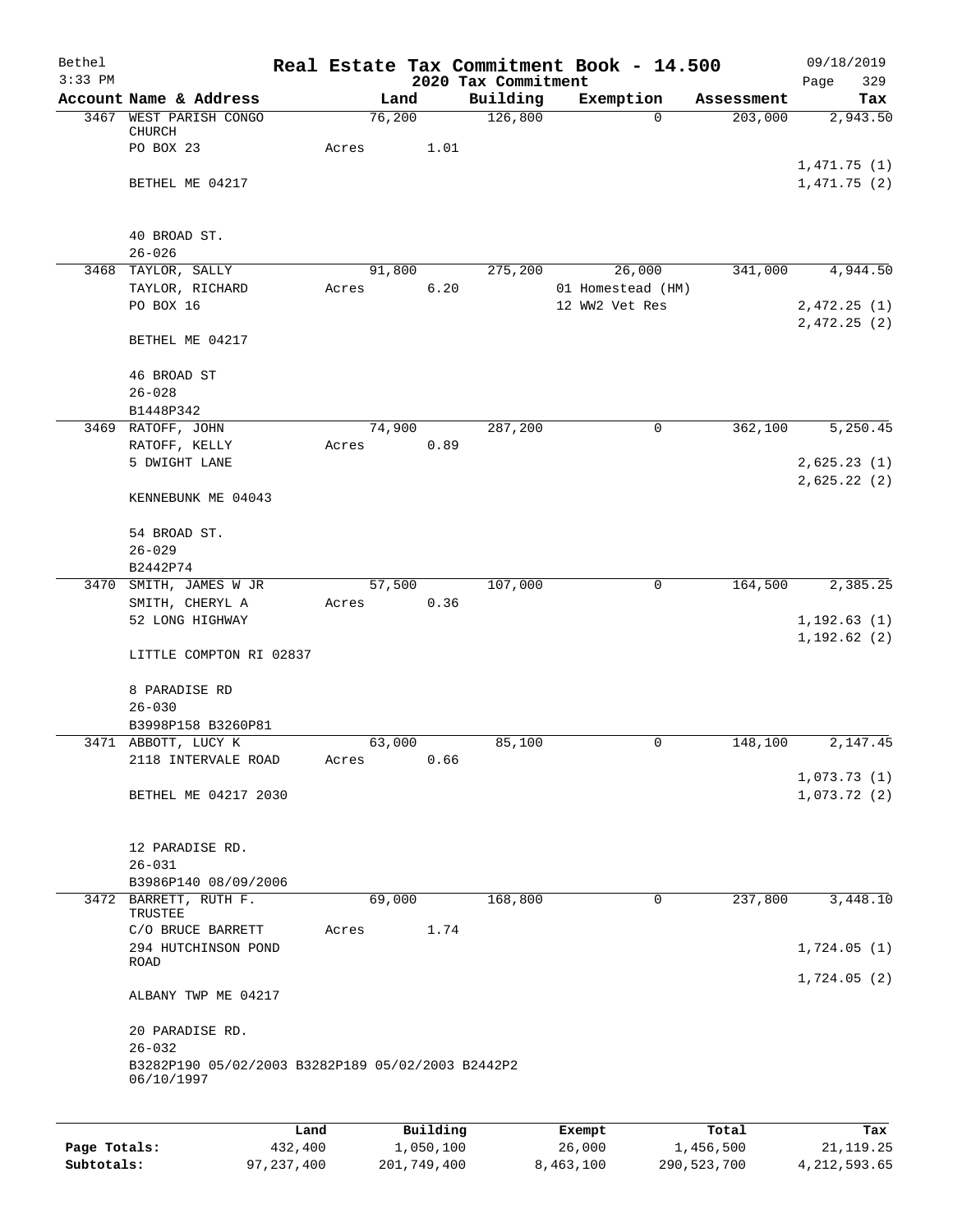Bethel
3:33 PM

# Real Estate Tax Commitment Book - 14.500

## 2020 Tax Commitment

09/18/2019
Page 329

| Account Name & Address | Land | Building | Exemption | Assessment | Tax |
|---|---|---|---|---|---|
| 3467 WEST PARISH CONGO CHURCH | 76,200 | 126,800 | 0 | 203,000 | 2,943.50 |
| PO BOX 23 | Acres 1.01 | | | | |
| | | | | | 1,471.75 (1) |
| BETHEL ME 04217 | | | | | 1,471.75 (2) |
| 40 BROAD ST. | | | | | |
| 26-026 | | | | | |
| 3468 TAYLOR, SALLY | 91,800 | 275,200 | 26,000 | 341,000 | 4,944.50 |
| TAYLOR, RICHARD | Acres 6.20 | | 01 Homestead (HM) | | |
| PO BOX 16 | | | 12 WW2 Vet Res | | 2,472.25 (1) |
| | | | | | 2,472.25 (2) |
| BETHEL ME 04217 | | | | | |
| 46 BROAD ST | | | | | |
| 26-028 | | | | | |
| B1448P342 | | | | | |
| 3469 RATOFF, JOHN | 74,900 | 287,200 | 0 | 362,100 | 5,250.45 |
| RATOFF, KELLY | Acres 0.89 | | | | |
| 5 DWIGHT LANE | | | | | 2,625.23 (1) |
| | | | | | 2,625.22 (2) |
| KENNEBUNK ME 04043 | | | | | |
| 54 BROAD ST. | | | | | |
| 26-029 | | | | | |
| B2442P74 | | | | | |
| 3470 SMITH, JAMES W JR | 57,500 | 107,000 | 0 | 164,500 | 2,385.25 |
| SMITH, CHERYL A | Acres 0.36 | | | | |
| 52 LONG HIGHWAY | | | | | 1,192.63 (1) |
| | | | | | 1,192.62 (2) |
| LITTLE COMPTON RI 02837 | | | | | |
| 8 PARADISE RD | | | | | |
| 26-030 | | | | | |
| B3998P158 B3260P81 | | | | | |
| 3471 ABBOTT, LUCY K | 63,000 | 85,100 | 0 | 148,100 | 2,147.45 |
| 2118 INTERVALE ROAD | Acres 0.66 | | | | |
| | | | | | 1,073.73 (1) |
| BETHEL ME 04217 2030 | | | | | 1,073.72 (2) |
| 12 PARADISE RD. | | | | | |
| 26-031 | | | | | |
| B3986P140 08/09/2006 | | | | | |
| 3472 BARRETT, RUTH F. TRUSTEE | 69,000 | 168,800 | 0 | 237,800 | 3,448.10 |
| C/O BRUCE BARRETT | Acres 1.74 | | | | |
| 294 HUTCHINSON POND ROAD | | | | | 1,724.05 (1) |
| | | | | | 1,724.05 (2) |
| ALBANY TWP ME 04217 | | | | | |
| 20 PARADISE RD. | | | | | |
| 26-032 | | | | | |
| B3282P190 05/02/2003 B3282P189 05/02/2003 B2442P2 06/10/1997 | | | | | |

| | Land | Building | Exempt | Total | Tax |
|---|---|---|---|---|---|
| Page Totals: | 432,400 | 1,050,100 | 26,000 | 1,456,500 | 21,119.25 |
| Subtotals: | 97,237,400 | 201,749,400 | 8,463,100 | 290,523,700 | 4,212,593.65 |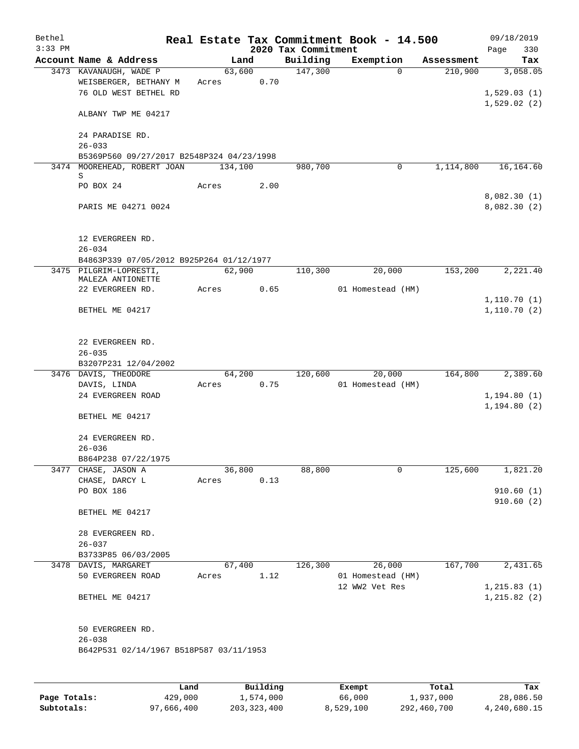# Real Estate Tax Commitment Book - 14.500

Bethel
3:33 PM

2020 Tax Commitment

09/18/2019
Page 330

| Account | Name & Address | Land | Building | Exemption | Assessment | Tax |
|---|---|---|---|---|---|---|
| 3473 | KAVANAUGH, WADE P<br>WEISBERGER, BETHANY M<br>76 OLD WEST BETHEL RD<br><br>ALBANY TWP ME 04217<br><br>24 PARADISE RD.<br>26-033<br>B5369P560 09/27/2017 B2548P324 04/23/1998 | 63,600<br>Acres 0.70 | 147,300 | 0 | 210,900 | 3,058.05<br><br>1,529.03 (1)<br>1,529.02 (2) |
| 3474 | MOOREHEAD, ROBERT JOAN S<br>PO BOX 24<br><br>PARIS ME 04271 0024<br><br>12 EVERGREEN RD.<br>26-034<br>B4863P339 07/05/2012 B925P264 01/12/1977 | 134,100<br>Acres 2.00 | 980,700 | 0 | 1,114,800 | 16,164.60<br><br>8,082.30 (1)<br>8,082.30 (2) |
| 3475 | PILGRIM-LOPRESTI, MALEZA ANTIONETTE<br>22 EVERGREEN RD.<br><br>BETHEL ME 04217<br><br>22 EVERGREEN RD.<br>26-035<br>B3207P231 12/04/2002 | 62,900<br>Acres 0.65 | 110,300 | 20,000<br>01 Homestead (HM) | 153,200 | 2,221.40<br><br>1,110.70 (1)<br>1,110.70 (2) |
| 3476 | DAVIS, THEODORE<br>DAVIS, LINDA<br>24 EVERGREEN ROAD<br><br>BETHEL ME 04217<br><br>24 EVERGREEN RD.<br>26-036<br>B864P238 07/22/1975 | 64,200<br>Acres 0.75 | 120,600 | 20,000<br>01 Homestead (HM) | 164,800 | 2,389.60<br><br>1,194.80 (1)<br>1,194.80 (2) |
| 3477 | CHASE, JASON A<br>CHASE, DARCY L<br>PO BOX 186<br><br>BETHEL ME 04217<br><br>28 EVERGREEN RD.<br>26-037<br>B3733P85 06/03/2005 | 36,800<br>Acres 0.13 | 88,800 | 0 | 125,600 | 1,821.20<br><br>910.60 (1)<br>910.60 (2) |
| 3478 | DAVIS, MARGARET<br>50 EVERGREEN ROAD<br><br>BETHEL ME 04217<br><br>50 EVERGREEN RD.<br>26-038<br>B642P531 02/14/1967 B518P587 03/11/1953 | 67,400<br>Acres 1.12 | 126,300 | 26,000<br>01 Homestead (HM)<br>12 WW2 Vet Res | 167,700 | 2,431.65<br><br>1,215.83 (1)<br>1,215.82 (2) |

|  | Land | Building | Exempt | Total | Tax |
|---|---|---|---|---|---|
| **Page Totals:** | 429,000 | 1,574,000 | 66,000 | 1,937,000 | 28,086.50 |
| **Subtotals:** | 97,666,400 | 203,323,400 | 8,529,100 | 292,460,700 | 4,240,680.15 |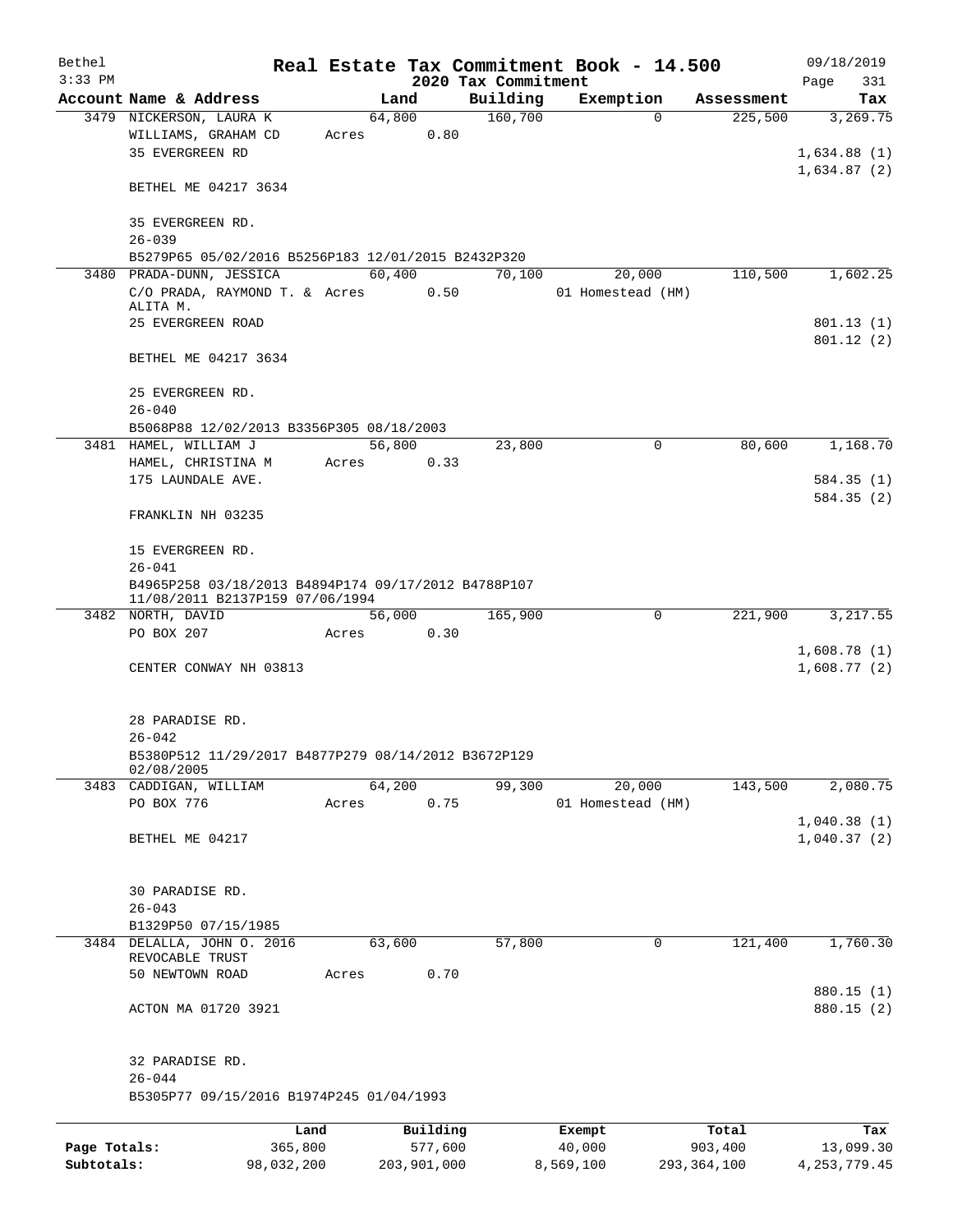Bethel 3:33 PM

# Real Estate Tax Commitment Book - 14.500

## 2020 Tax Commitment

09/18/2019 Page 331

| Account Name & Address | Land | Building | Exemption | Assessment | Tax |
|---|---|---|---|---|---|
| 3479 NICKERSON, LAURA K | 64,800 | 160,700 | 0 | 225,500 | 3,269.75 |
| WILLIAMS, GRAHAM CD | Acres 0.80 | | | | |
| 35 EVERGREEN RD | | | | | 1,634.88 (1) |
| | | | | | 1,634.87 (2) |
| BETHEL ME 04217 3634 | | | | | |
| 35 EVERGREEN RD. | | | | | |
| 26-039 | | | | | |
| B5279P65 05/02/2016 B5256P183 12/01/2015 B2432P320 | | | | | |
| 3480 PRADA-DUNN, JESSICA | 60,400 | 70,100 | 20,000 | 110,500 | 1,602.25 |
| C/O PRADA, RAYMOND T. & ALITA M. | Acres 0.50 | | 01 Homestead (HM) | | |
| 25 EVERGREEN ROAD | | | | | 801.13 (1) |
| | | | | | 801.12 (2) |
| BETHEL ME 04217 3634 | | | | | |
| 25 EVERGREEN RD. | | | | | |
| 26-040 | | | | | |
| B5068P88 12/02/2013 B3356P305 08/18/2003 | | | | | |
| 3481 HAMEL, WILLIAM J | 56,800 | 23,800 | 0 | 80,600 | 1,168.70 |
| HAMEL, CHRISTINA M | Acres 0.33 | | | | |
| 175 LAUNDALE AVE. | | | | | 584.35 (1) |
| | | | | | 584.35 (2) |
| FRANKLIN NH 03235 | | | | | |
| 15 EVERGREEN RD. | | | | | |
| 26-041 | | | | | |
| B4965P258 03/18/2013 B4894P174 09/17/2012 B4788P107 11/08/2011 B2137P159 07/06/1994 | | | | | |
| 3482 NORTH, DAVID | 56,000 | 165,900 | 0 | 221,900 | 3,217.55 |
| PO BOX 207 | Acres 0.30 | | | | |
| | | | | | 1,608.78 (1) |
| CENTER CONWAY NH 03813 | | | | | 1,608.77 (2) |
| 28 PARADISE RD. | | | | | |
| 26-042 | | | | | |
| B5380P512 11/29/2017 B4877P279 08/14/2012 B3672P129 02/08/2005 | | | | | |
| 3483 CADDIGAN, WILLIAM | 64,200 | 99,300 | 20,000 | 143,500 | 2,080.75 |
| PO BOX 776 | Acres 0.75 | | 01 Homestead (HM) | | |
| | | | | | 1,040.38 (1) |
| BETHEL ME 04217 | | | | | 1,040.37 (2) |
| 30 PARADISE RD. | | | | | |
| 26-043 | | | | | |
| B1329P50 07/15/1985 | | | | | |
| 3484 DELALLA, JOHN O. 2016 REVOCABLE TRUST | 63,600 | 57,800 | 0 | 121,400 | 1,760.30 |
| 50 NEWTOWN ROAD | Acres 0.70 | | | | |
| | | | | | 880.15 (1) |
| ACTON MA 01720 3921 | | | | | 880.15 (2) |
| 32 PARADISE RD. | | | | | |
| 26-044 | | | | | |
| B5305P77 09/15/2016 B1974P245 01/04/1993 | | | | | |

| | Land | Building | Exempt | Total | Tax |
|---|---|---|---|---|---|
| Page Totals: | 365,800 | 577,600 | 40,000 | 903,400 | 13,099.30 |
| Subtotals: | 98,032,200 | 203,901,000 | 8,569,100 | 293,364,100 | 4,253,779.45 |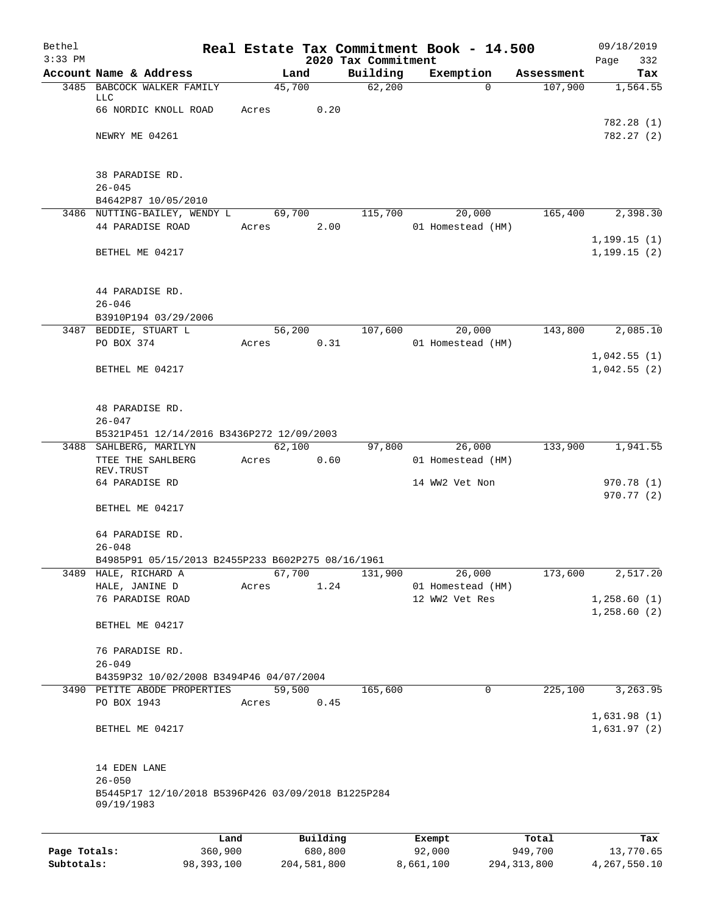# Real Estate Tax Commitment Book - 14.500

## 2020 Tax Commitment

Bethel 09/18/2019
3:33 PM

| Account Name & Address | Land | Building | Exemption | Assessment | Tax |
|---|---|---|---|---|---|
| 3485 BABCOCK WALKER FAMILY LLC | 45,700 | 62,200 | 0 | 107,900 | 1,564.55 |
| 66 NORDIC KNOLL ROAD | Acres 0.20 | | | | |
| | | | | | 782.28 (1) |
| NEWRY ME 04261 | | | | | 782.27 (2) |
| 38 PARADISE RD. | | | | | |
| 26-045 | | | | | |
| B4642P87 10/05/2010 | | | | | |
| 3486 NUTTING-BAILEY, WENDY L | 69,700 | 115,700 | 20,000 | 165,400 | 2,398.30 |
| 44 PARADISE ROAD | Acres 2.00 | | 01 Homestead (HM) | | |
| | | | | | 1,199.15 (1) |
| BETHEL ME 04217 | | | | | 1,199.15 (2) |
| 44 PARADISE RD. | | | | | |
| 26-046 | | | | | |
| B3910P194 03/29/2006 | | | | | |
| 3487 BEDDIE, STUART L | 56,200 | 107,600 | 20,000 | 143,800 | 2,085.10 |
| PO BOX 374 | Acres 0.31 | | 01 Homestead (HM) | | |
| | | | | | 1,042.55 (1) |
| BETHEL ME 04217 | | | | | 1,042.55 (2) |
| 48 PARADISE RD. | | | | | |
| 26-047 | | | | | |
| B5321P451 12/14/2016 B3436P272 12/09/2003 | | | | | |
| 3488 SAHLBERG, MARILYN | 62,100 | 97,800 | 26,000 | 133,900 | 1,941.55 |
| TTEE THE SAHLBERG REV.TRUST | Acres 0.60 | | 01 Homestead (HM) | | |
| 64 PARADISE RD | | | 14 WW2 Vet Non | | 970.78 (1) |
| | | | | | 970.77 (2) |
| BETHEL ME 04217 | | | | | |
| 64 PARADISE RD. | | | | | |
| 26-048 | | | | | |
| B4985P91 05/15/2013 B2455P233 B602P275 08/16/1961 | | | | | |
| 3489 HALE, RICHARD A | 67,700 | 131,900 | 26,000 | 173,600 | 2,517.20 |
| HALE, JANINE D | Acres 1.24 | | 01 Homestead (HM) | | |
| 76 PARADISE ROAD | | | 12 WW2 Vet Res | | 1,258.60 (1) |
| | | | | | 1,258.60 (2) |
| BETHEL ME 04217 | | | | | |
| 76 PARADISE RD. | | | | | |
| 26-049 | | | | | |
| B4359P32 10/02/2008 B3494P46 04/07/2004 | | | | | |
| 3490 PETITE ABODE PROPERTIES | 59,500 | 165,600 | 0 | 225,100 | 3,263.95 |
| PO BOX 1943 | Acres 0.45 | | | | |
| | | | | | 1,631.98 (1) |
| BETHEL ME 04217 | | | | | 1,631.97 (2) |
| 14 EDEN LANE | | | | | |
| 26-050 | | | | | |
| B5445P17 12/10/2018 B5396P426 03/09/2018 B1225P284 09/19/1983 | | | | | |

| | Land | Building | Exempt | Total | Tax |
|---|---|---|---|---|---|
| Page Totals: | 360,900 | 680,800 | 92,000 | 949,700 | 13,770.65 |
| Subtotals: | 98,393,100 | 204,581,800 | 8,661,100 | 294,313,800 | 4,267,550.10 |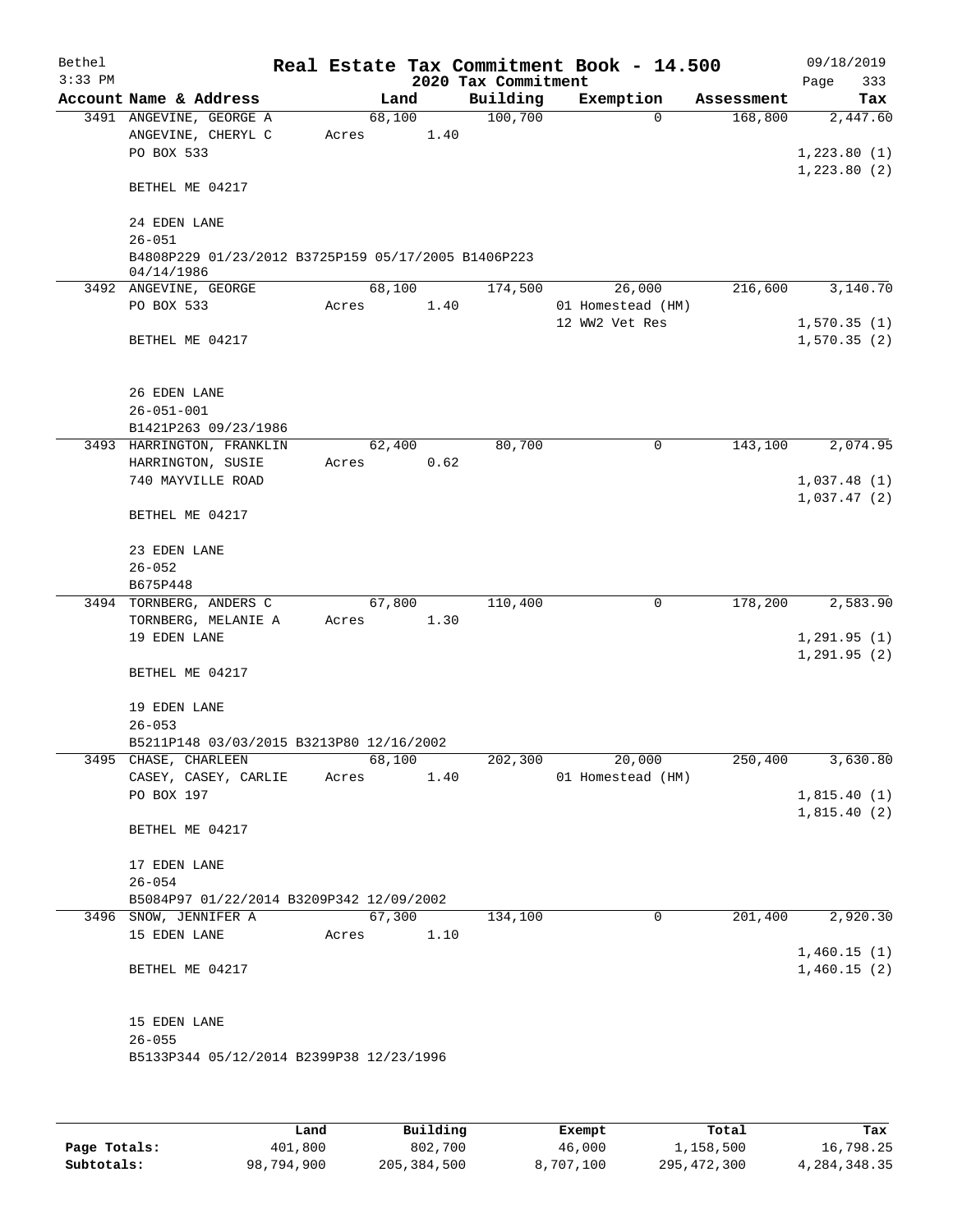Bethel 3:33 PM

# Real Estate Tax Commitment Book - 14.500

2020 Tax Commitment

09/18/2019 Page 333

| Account Name & Address | Land | Building | Exemption | Assessment | Tax |
|---|---|---|---|---|---|
| 3491 ANGEVINE, GEORGE A | 68,100 | 100,700 | 0 | 168,800 | 2,447.60 |
| ANGEVINE, CHERYL C | Acres 1.40 | | | | |
| PO BOX 533 | | | | | 1,223.80 (1) |
| | | | | | 1,223.80 (2) |
| BETHEL ME 04217 | | | | | |
| 24 EDEN LANE | | | | | |
| 26-051 | | | | | |
| B4808P229 01/23/2012 B3725P159 05/17/2005 B1406P223 04/14/1986 | | | | | |
| 3492 ANGEVINE, GEORGE | 68,100 | 174,500 | 26,000 | 216,600 | 3,140.70 |
| PO BOX 533 | Acres 1.40 | | 01 Homestead (HM) | | |
| | | | 12 WW2 Vet Res | | 1,570.35 (1) |
| BETHEL ME 04217 | | | | | 1,570.35 (2) |
| 26 EDEN LANE | | | | | |
| 26-051-001 | | | | | |
| B1421P263 09/23/1986 | | | | | |
| 3493 HARRINGTON, FRANKLIN | 62,400 | 80,700 | 0 | 143,100 | 2,074.95 |
| HARRINGTON, SUSIE | Acres 0.62 | | | | |
| 740 MAYVILLE ROAD | | | | | 1,037.48 (1) |
| | | | | | 1,037.47 (2) |
| BETHEL ME 04217 | | | | | |
| 23 EDEN LANE | | | | | |
| 26-052 | | | | | |
| B675P448 | | | | | |
| 3494 TORNBERG, ANDERS C | 67,800 | 110,400 | 0 | 178,200 | 2,583.90 |
| TORNBERG, MELANIE A | Acres 1.30 | | | | |
| 19 EDEN LANE | | | | | 1,291.95 (1) |
| | | | | | 1,291.95 (2) |
| BETHEL ME 04217 | | | | | |
| 19 EDEN LANE | | | | | |
| 26-053 | | | | | |
| B5211P148 03/03/2015 B3213P80 12/16/2002 | | | | | |
| 3495 CHASE, CHARLEEN | 68,100 | 202,300 | 20,000 | 250,400 | 3,630.80 |
| CASEY, CASEY, CARLIE | Acres 1.40 | | 01 Homestead (HM) | | |
| PO BOX 197 | | | | | 1,815.40 (1) |
| | | | | | 1,815.40 (2) |
| BETHEL ME 04217 | | | | | |
| 17 EDEN LANE | | | | | |
| 26-054 | | | | | |
| B5084P97 01/22/2014 B3209P342 12/09/2002 | | | | | |
| 3496 SNOW, JENNIFER A | 67,300 | 134,100 | 0 | 201,400 | 2,920.30 |
| 15 EDEN LANE | Acres 1.10 | | | | |
| | | | | | 1,460.15 (1) |
| BETHEL ME 04217 | | | | | 1,460.15 (2) |
| 15 EDEN LANE | | | | | |
| 26-055 | | | | | |
| B5133P344 05/12/2014 B2399P38 12/23/1996 | | | | | |

| | Land | Building | Exempt | Total | Tax |
|---|---|---|---|---|---|
| Page Totals: | 401,800 | 802,700 | 46,000 | 1,158,500 | 16,798.25 |
| Subtotals: | 98,794,900 | 205,384,500 | 8,707,100 | 295,472,300 | 4,284,348.35 |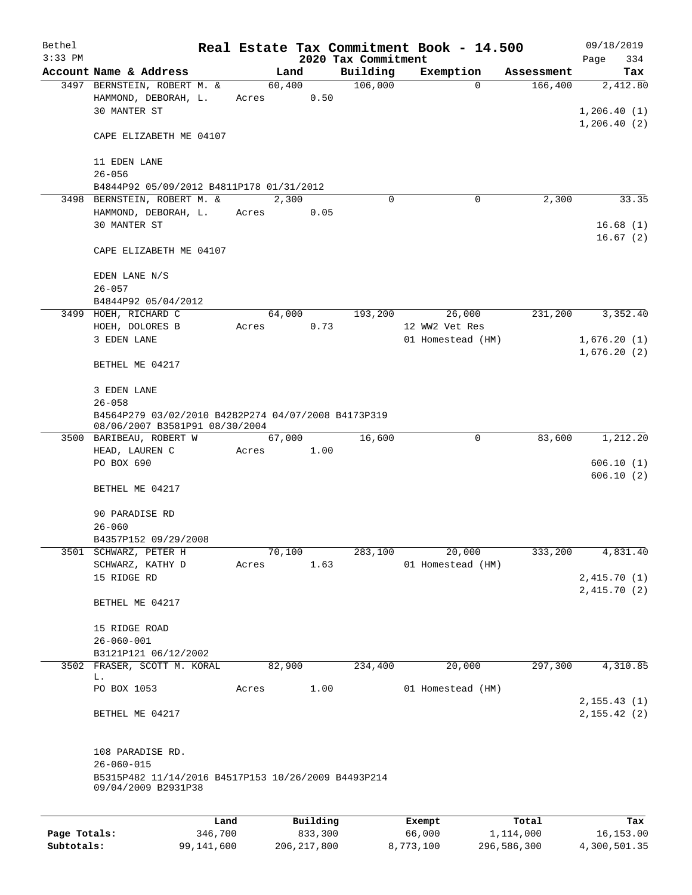# Real Estate Tax Commitment Book - 14.500

Bethel
3:33 PM

2020 Tax Commitment

09/18/2019

| Account Name & Address | Land | Building | Exemption | Assessment | Tax |
|---|---|---|---|---|---|
| 3497 BERNSTEIN, ROBERT M. & HAMMOND, DEBORAH, L. 30 MANTER ST CAPE ELIZABETH ME 04107 | 60,400 Acres 0.50 | 106,000 | 0 | 166,400 | 2,412.80 1,206.40 (1) 1,206.40 (2) |
| 11 EDEN LANE 26-056 B4844P92 05/09/2012 B4811P178 01/31/2012 | | | | | |
| 3498 BERNSTEIN, ROBERT M. & HAMMOND, DEBORAH, L. 30 MANTER ST CAPE ELIZABETH ME 04107 | 2,300 Acres 0.05 | 0 | 0 | 2,300 | 33.35 16.68 (1) 16.67 (2) |
| EDEN LANE N/S 26-057 B4844P92 05/04/2012 | | | | | |
| 3499 HOEH, RICHARD C HOEH, DOLORES B 3 EDEN LANE BETHEL ME 04217 | 64,000 Acres 0.73 | 193,200 | 26,000 12 WW2 Vet Res 01 Homestead (HM) | 231,200 | 3,352.40 1,676.20 (1) 1,676.20 (2) |
| 3 EDEN LANE 26-058 B4564P279 03/02/2010 B4282P274 04/07/2008 B4173P319 08/06/2007 B3581P91 08/30/2004 | | | | | |
| 3500 BARIBEAU, ROBERT W HEAD, LAUREN C PO BOX 690 BETHEL ME 04217 | 67,000 Acres 1.00 | 16,600 | 0 | 83,600 | 1,212.20 606.10 (1) 606.10 (2) |
| 90 PARADISE RD 26-060 B4357P152 09/29/2008 | | | | | |
| 3501 SCHWARZ, PETER H SCHWARZ, KATHY D 15 RIDGE RD BETHEL ME 04217 | 70,100 Acres 1.63 | 283,100 | 20,000 01 Homestead (HM) | 333,200 | 4,831.40 2,415.70 (1) 2,415.70 (2) |
| 15 RIDGE ROAD 26-060-001 B3121P121 06/12/2002 | | | | | |
| 3502 FRASER, SCOTT M. KORAL L. PO BOX 1053 BETHEL ME 04217 | 82,900 Acres 1.00 | 234,400 | 20,000 01 Homestead (HM) | 297,300 | 4,310.85 2,155.43 (1) 2,155.42 (2) |
| 108 PARADISE RD. 26-060-015 B5315P482 11/14/2016 B4517P153 10/26/2009 B4493P214 09/04/2009 B2931P38 | | | | | |

| | Land | Building | Exempt | Total | Tax |
|---|---|---|---|---|---|
| Page Totals: | 346,700 | 833,300 | 66,000 | 1,114,000 | 16,153.00 |
| Subtotals: | 99,141,600 | 206,217,800 | 8,773,100 | 296,586,300 | 4,300,501.35 |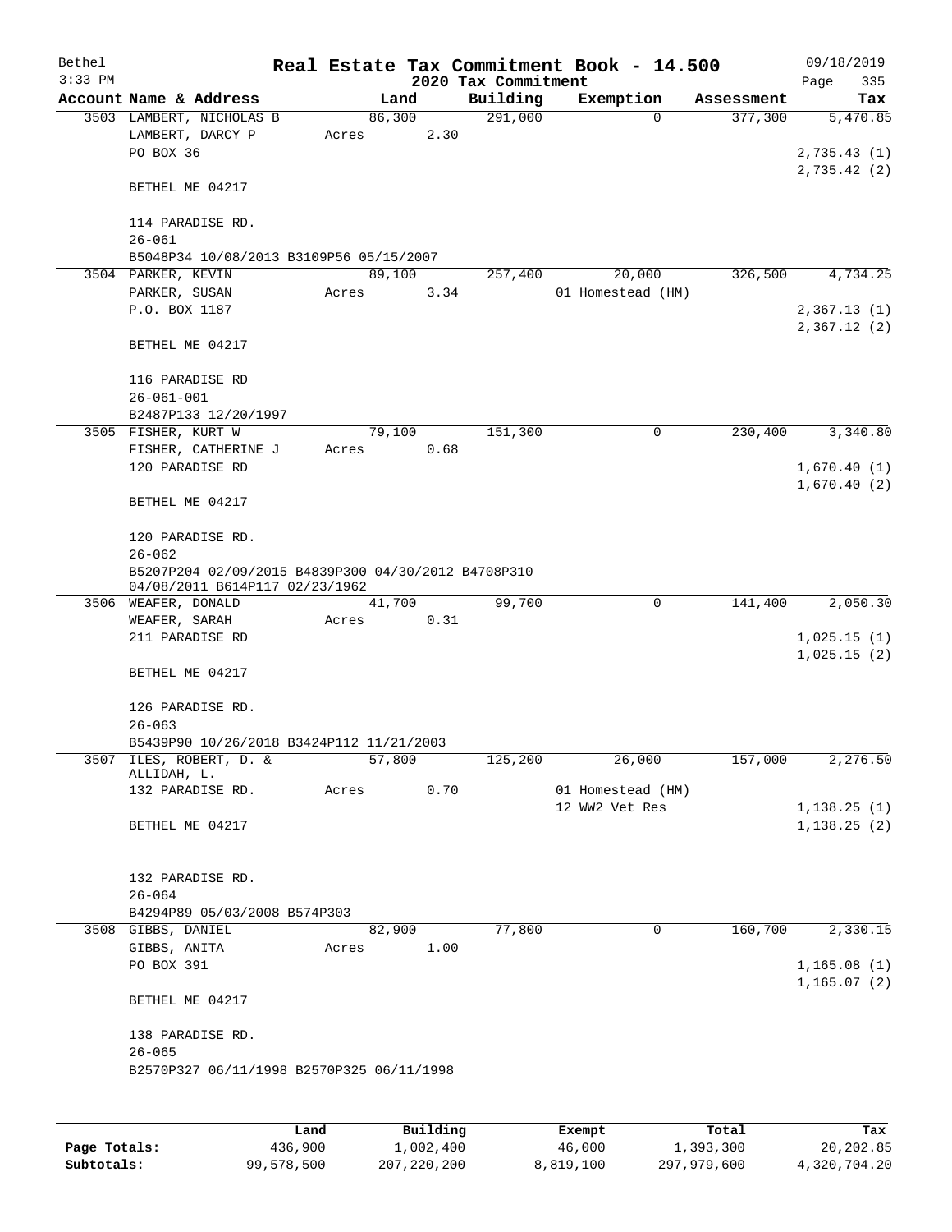# Real Estate Tax Commitment Book - 14.500

## 2020 Tax Commitment

Bethel
3:33 PM

09/18/2019

| Account Name & Address | Land | Building | Exemption | Assessment | Tax |
|---|---|---|---|---|---|
| 3503 LAMBERT, NICHOLAS B | 86,300 | 291,000 | 0 | 377,300 | 5,470.85 |
| LAMBERT, DARCY P | Acres 2.30 | | | | |
| PO BOX 36 | | | | | 2,735.43 (1) |
| | | | | | 2,735.42 (2) |
| BETHEL ME 04217 | | | | | |
| 114 PARADISE RD. | | | | | |
| 26-061 | | | | | |
| B5048P34 10/08/2013 B3109P56 05/15/2007 | | | | | |
| 3504 PARKER, KEVIN | 89,100 | 257,400 | 20,000 | 326,500 | 4,734.25 |
| PARKER, SUSAN | Acres 3.34 | | 01 Homestead (HM) | | |
| P.O. BOX 1187 | | | | | 2,367.13 (1) |
| | | | | | 2,367.12 (2) |
| BETHEL ME 04217 | | | | | |
| 116 PARADISE RD | | | | | |
| 26-061-001 | | | | | |
| B2487P133 12/20/1997 | | | | | |
| 3505 FISHER, KURT W | 79,100 | 151,300 | 0 | 230,400 | 3,340.80 |
| FISHER, CATHERINE J | Acres 0.68 | | | | |
| 120 PARADISE RD | | | | | 1,670.40 (1) |
| | | | | | 1,670.40 (2) |
| BETHEL ME 04217 | | | | | |
| 120 PARADISE RD. | | | | | |
| 26-062 | | | | | |
| B5207P204 02/09/2015 B4839P300 04/30/2012 B4708P310 04/08/2011 B614P117 02/23/1962 | | | | | |
| 3506 WEAFER, DONALD | 41,700 | 99,700 | 0 | 141,400 | 2,050.30 |
| WEAFER, SARAH | Acres 0.31 | | | | |
| 211 PARADISE RD | | | | | 1,025.15 (1) |
| | | | | | 1,025.15 (2) |
| BETHEL ME 04217 | | | | | |
| 126 PARADISE RD. | | | | | |
| 26-063 | | | | | |
| B5439P90 10/26/2018 B3424P112 11/21/2003 | | | | | |
| 3507 ILES, ROBERT, D. & ALLIDAH, L. | 57,800 | 125,200 | 26,000 | 157,000 | 2,276.50 |
| 132 PARADISE RD. | Acres 0.70 | | 01 Homestead (HM) | | |
| | | | 12 WW2 Vet Res | | 1,138.25 (1) |
| BETHEL ME 04217 | | | | | 1,138.25 (2) |
| 132 PARADISE RD. | | | | | |
| 26-064 | | | | | |
| B4294P89 05/03/2008 B574P303 | | | | | |
| 3508 GIBBS, DANIEL | 82,900 | 77,800 | 0 | 160,700 | 2,330.15 |
| GIBBS, ANITA | Acres 1.00 | | | | |
| PO BOX 391 | | | | | 1,165.08 (1) |
| | | | | | 1,165.07 (2) |
| BETHEL ME 04217 | | | | | |
| 138 PARADISE RD. | | | | | |
| 26-065 | | | | | |
| B2570P327 06/11/1998 B2570P325 06/11/1998 | | | | | |

| | Land | Building | Exempt | Total | Tax |
|---|---|---|---|---|---|
| Page Totals: | 436,900 | 1,002,400 | 46,000 | 1,393,300 | 20,202.85 |
| Subtotals: | 99,578,500 | 207,220,200 | 8,819,100 | 297,979,600 | 4,320,704.20 |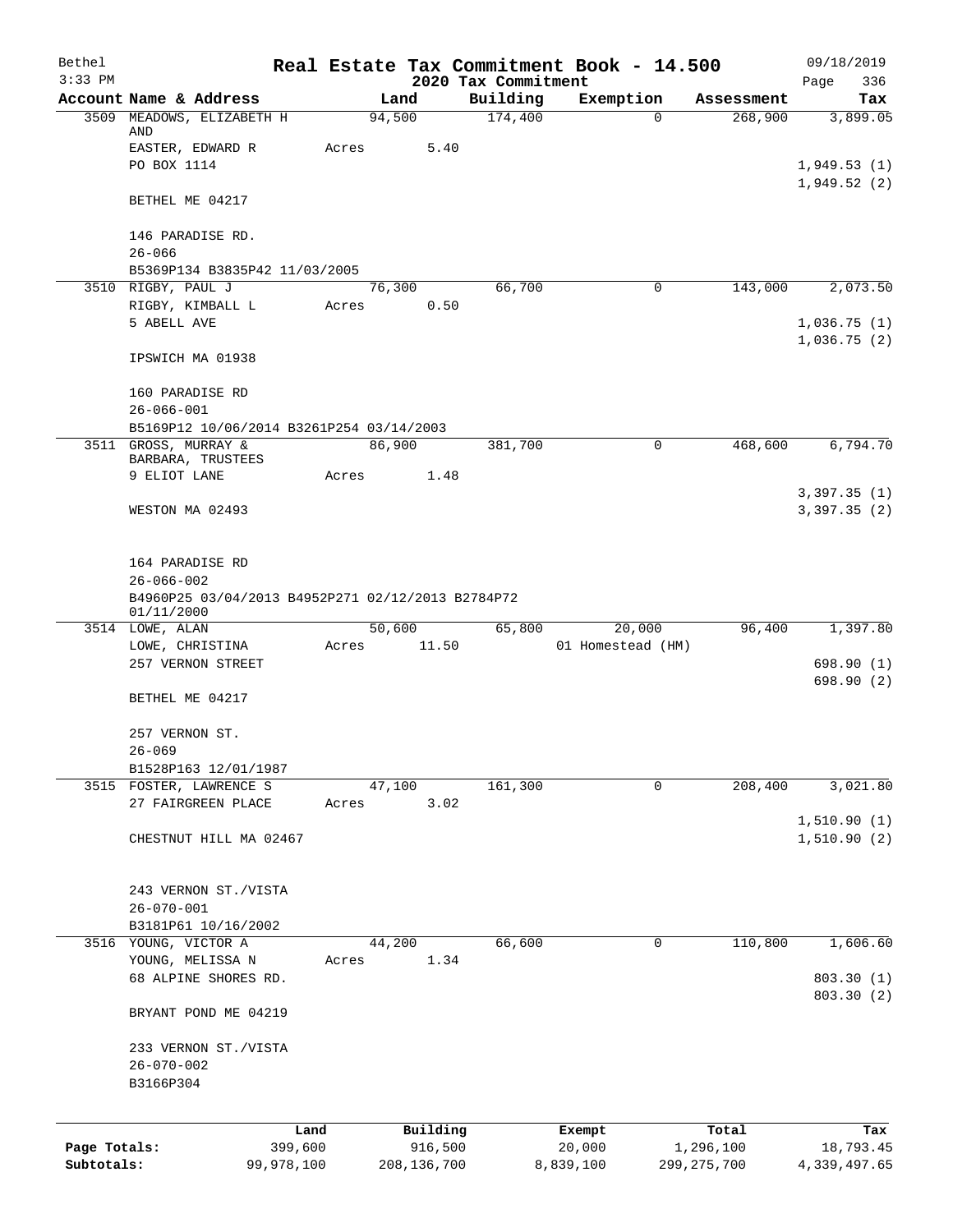Bethel 3:33 PM

# Real Estate Tax Commitment Book - 14.500
## 2020 Tax Commitment

09/18/2019 Page 336

| Account Name & Address | Land | Building | Exemption | Assessment | Tax |
|---|---|---|---|---|---|
| 3509 MEADOWS, ELIZABETH H AND | 94,500 | 174,400 | 0 | 268,900 | 3,899.05 |
| EASTER, EDWARD R | Acres 5.40 | | | | |
| PO BOX 1114 | | | | | 1,949.53 (1) |
| | | | | | 1,949.52 (2) |
| BETHEL ME 04217 | | | | | |
| 146 PARADISE RD. | | | | | |
| 26-066 | | | | | |
| B5369P134 B3835P42 11/03/2005 | | | | | |
| 3510 RIGBY, PAUL J | 76,300 | 66,700 | 0 | 143,000 | 2,073.50 |
| RIGBY, KIMBALL L | Acres 0.50 | | | | |
| 5 ABELL AVE | | | | | 1,036.75 (1) |
| | | | | | 1,036.75 (2) |
| IPSWICH MA 01938 | | | | | |
| 160 PARADISE RD | | | | | |
| 26-066-001 | | | | | |
| B5169P12 10/06/2014 B3261P254 03/14/2003 | | | | | |
| 3511 GROSS, MURRAY & BARBARA, TRUSTEES | 86,900 | 381,700 | 0 | 468,600 | 6,794.70 |
| 9 ELIOT LANE | Acres 1.48 | | | | |
| | | | | | 3,397.35 (1) |
| WESTON MA 02493 | | | | | 3,397.35 (2) |
| 164 PARADISE RD | | | | | |
| 26-066-002 | | | | | |
| B4960P25 03/04/2013 B4952P271 02/12/2013 B2784P72 01/11/2000 | | | | | |
| 3514 LOWE, ALAN | 50,600 | 65,800 | 20,000 | 96,400 | 1,397.80 |
| LOWE, CHRISTINA | Acres 11.50 | | 01 Homestead (HM) | | |
| 257 VERNON STREET | | | | | 698.90 (1) |
| | | | | | 698.90 (2) |
| BETHEL ME 04217 | | | | | |
| 257 VERNON ST. | | | | | |
| 26-069 | | | | | |
| B1528P163 12/01/1987 | | | | | |
| 3515 FOSTER, LAWRENCE S | 47,100 | 161,300 | 0 | 208,400 | 3,021.80 |
| 27 FAIRGREEN PLACE | Acres 3.02 | | | | |
| | | | | | 1,510.90 (1) |
| CHESTNUT HILL MA 02467 | | | | | 1,510.90 (2) |
| 243 VERNON ST./VISTA | | | | | |
| 26-070-001 | | | | | |
| B3181P61 10/16/2002 | | | | | |
| 3516 YOUNG, VICTOR A | 44,200 | 66,600 | 0 | 110,800 | 1,606.60 |
| YOUNG, MELISSA N | Acres 1.34 | | | | |
| 68 ALPINE SHORES RD. | | | | | 803.30 (1) |
| | | | | | 803.30 (2) |
| BRYANT POND ME 04219 | | | | | |
| 233 VERNON ST./VISTA | | | | | |
| 26-070-002 | | | | | |
| B3166P304 | | | | | |

| | Land | Building | Exempt | Total | Tax |
|---|---|---|---|---|---|
| Page Totals: | 399,600 | 916,500 | 20,000 | 1,296,100 | 18,793.45 |
| Subtotals: | 99,978,100 | 208,136,700 | 8,839,100 | 299,275,700 | 4,339,497.65 |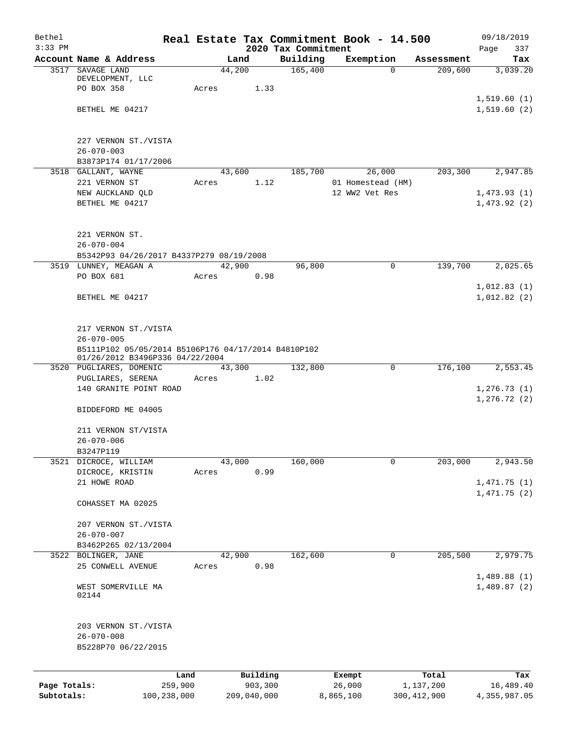Bethel 3:33 PM

# Real Estate Tax Commitment Book - 14.500

## 2020 Tax Commitment

09/18/2019 Page 337

| Account Name & Address | Land | Building | Exemption | Assessment | Tax |
|---|---|---|---|---|---|
| 3517 SAVAGE LAND DEVELOPMENT, LLC<br>PO BOX 358<br><br>BETHEL ME 04217<br><br>227 VERNON ST./VISTA<br>26-070-003<br>B3873P174 01/17/2006 | 44,200<br>Acres 1.33 | 165,400 | 0 | 209,600 | 3,039.20<br><br>1,519.60 (1)<br>1,519.60 (2) |
| 3518 GALLANT, WAYNE<br>221 VERNON ST<br>NEW AUCKLAND QLD<br>BETHEL ME 04217<br><br>221 VERNON ST.<br>26-070-004<br>B5342P93 04/26/2017 B4337P279 08/19/2008 | 43,600<br>Acres 1.12 | 185,700 | 26,000<br>01 Homestead (HM)<br>12 WW2 Vet Res | 203,300 | 2,947.85<br><br>1,473.93 (1)<br>1,473.92 (2) |
| 3519 LUNNEY, MEAGAN A<br>PO BOX 681<br><br>BETHEL ME 04217<br><br>217 VERNON ST./VISTA<br>26-070-005<br>B5111P102 05/05/2014 B5106P176 04/17/2014 B4810P102 01/26/2012 B3496P336 04/22/2004 | 42,900<br>Acres 0.98 | 96,800 | 0 | 139,700 | 2,025.65<br><br>1,012.83 (1)<br>1,012.82 (2) |
| 3520 PUGLIARES, DOMENIC<br>PUGLIARES, SERENA<br>140 GRANITE POINT ROAD<br><br>BIDDEFORD ME 04005<br><br>211 VERNON ST/VISTA<br>26-070-006<br>B3247P119 | 43,300<br>Acres 1.02 | 132,800 | 0 | 176,100 | 2,553.45<br><br>1,276.73 (1)<br>1,276.72 (2) |
| 3521 DICROCE, WILLIAM<br>DICROCE, KRISTIN<br>21 HOWE ROAD<br><br>COHASSET MA 02025<br><br>207 VERNON ST./VISTA<br>26-070-007<br>B3462P265 02/13/2004 | 43,000<br>Acres 0.99 | 160,000 | 0 | 203,000 | 2,943.50<br><br>1,471.75 (1)<br>1,471.75 (2) |
| 3522 BOLINGER, JANE<br>25 CONWELL AVENUE<br><br>WEST SOMERVILLE MA 02144<br><br>203 VERNON ST./VISTA<br>26-070-008<br>B5228P70 06/22/2015 | 42,900<br>Acres 0.98 | 162,600 | 0 | 205,500 | 2,979.75<br><br>1,489.88 (1)<br>1,489.87 (2) |

| | Land | Building | Exempt | Total | Tax |
|---|---|---|---|---|---|
| Page Totals: | 259,900 | 903,300 | 26,000 | 1,137,200 | 16,489.40 |
| Subtotals: | 100,238,000 | 209,040,000 | 8,865,100 | 300,412,900 | 4,355,987.05 |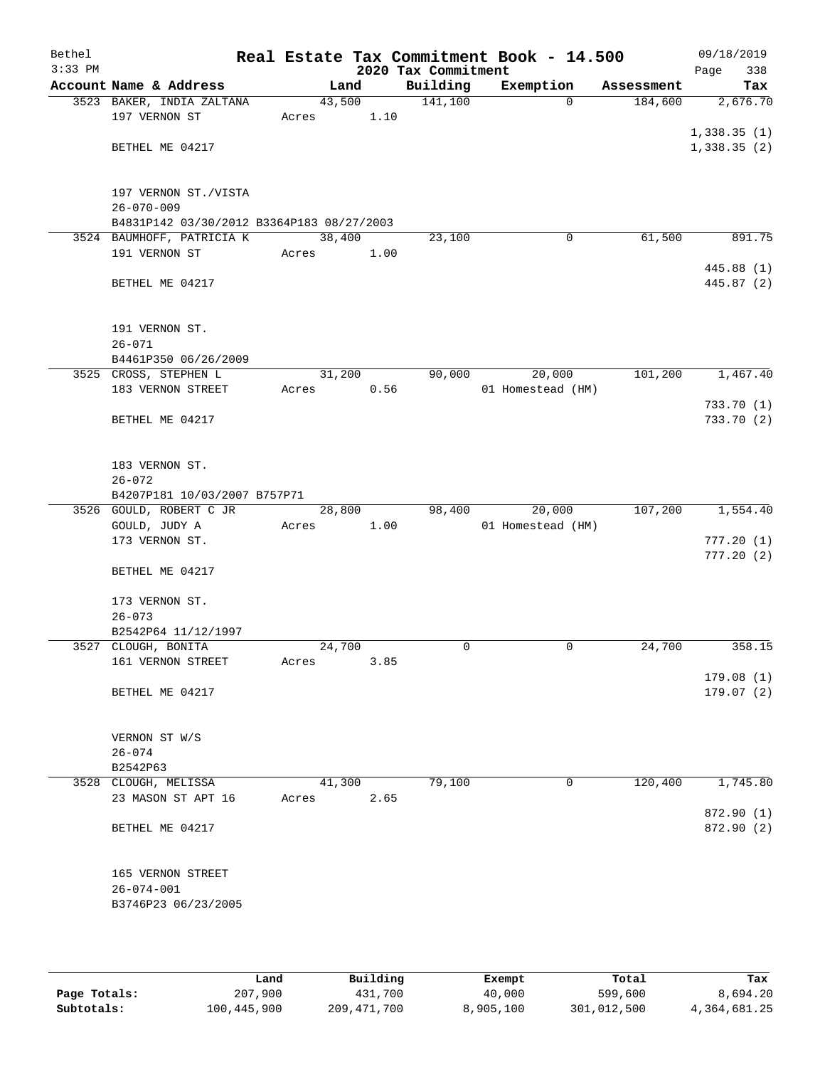# Real Estate Tax Commitment Book - 14.500

Bethel
3:33 PM

2020 Tax Commitment

09/18/2019
Page 338

| Account | Name & Address | Land | Building | Exemption | Assessment | Tax |
|---|---|---|---|---|---|---|
| 3523 | BAKER, INDIA ZALTANA<br>197 VERNON ST<br><br>BETHEL ME 04217<br><br>197 VERNON ST./VISTA<br>26-070-009<br>B4831P142 03/30/2012 B3364P183 08/27/2003 | 43,500<br>Acres 1.10 | 141,100 | 0 | 184,600 | 2,676.70<br><br>1,338.35 (1)<br>1,338.35 (2) |
| 3524 | BAUMHOFF, PATRICIA K<br>191 VERNON ST<br><br>BETHEL ME 04217<br><br>191 VERNON ST.<br>26-071<br>B4461P350 06/26/2009 | 38,400<br>Acres 1.00 | 23,100 | 0 | 61,500 | 891.75<br><br>445.88 (1)<br>445.87 (2) |
| 3525 | CROSS, STEPHEN L<br>183 VERNON STREET<br><br>BETHEL ME 04217<br><br>183 VERNON ST.<br>26-072<br>B4207P181 10/03/2007 B757P71 | 31,200<br>Acres 0.56 | 90,000 | 20,000<br>01 Homestead (HM) | 101,200 | 1,467.40<br><br>733.70 (1)<br>733.70 (2) |
| 3526 | GOULD, ROBERT C JR<br>GOULD, JUDY A<br>173 VERNON ST.<br><br>BETHEL ME 04217<br><br>173 VERNON ST.<br>26-073<br>B2542P64 11/12/1997 | 28,800<br>Acres 1.00 | 98,400 | 20,000<br>01 Homestead (HM) | 107,200 | 1,554.40<br><br>777.20 (1)<br>777.20 (2) |
| 3527 | CLOUGH, BONITA<br>161 VERNON STREET<br><br>BETHEL ME 04217<br><br>VERNON ST W/S<br>26-074<br>B2542P63 | 24,700<br>Acres 3.85 | 0 | 0 | 24,700 | 358.15<br><br>179.08 (1)<br>179.07 (2) |
| 3528 | CLOUGH, MELISSA<br>23 MASON ST APT 16<br><br>BETHEL ME 04217<br><br>165 VERNON STREET<br>26-074-001<br>B3746P23 06/23/2005 | 41,300<br>Acres 2.65 | 79,100 | 0 | 120,400 | 1,745.80<br><br>872.90 (1)<br>872.90 (2) |

| | Land | Building | Exempt | Total | Tax |
|---|---|---|---|---|---|
| Page Totals: | 207,900 | 431,700 | 40,000 | 599,600 | 8,694.20 |
| Subtotals: | 100,445,900 | 209,471,700 | 8,905,100 | 301,012,500 | 4,364,681.25 |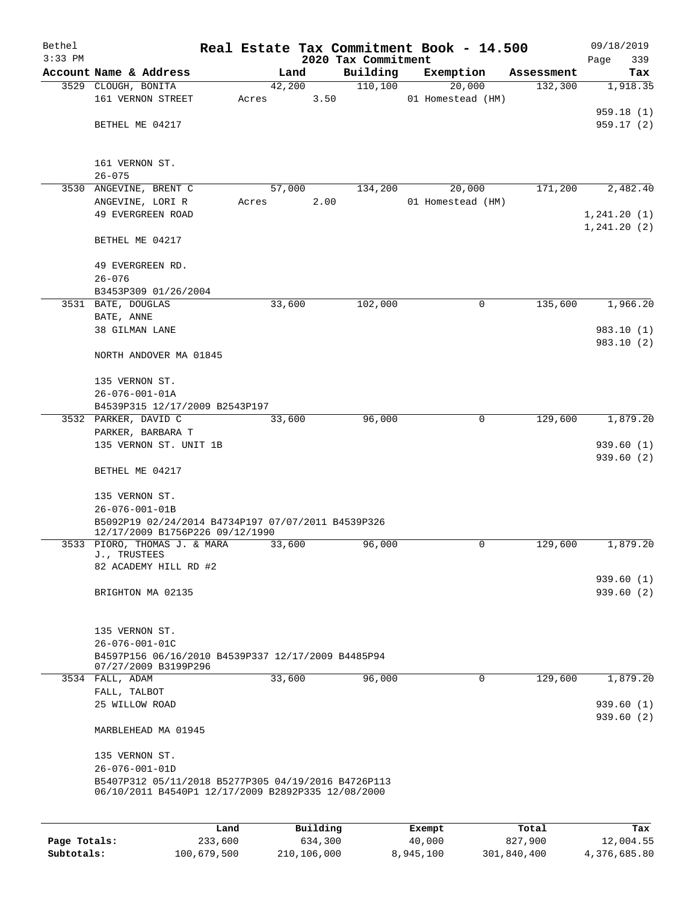# Real Estate Tax Commitment Book - 14.500

Bethel 3:33 PM — 2020 Tax Commitment — 09/18/2019

| Account Name & Address | Land | Building | Exemption | Assessment | Tax |
|---|---|---|---|---|---|
| 3529 CLOUGH, BONITA<br>161 VERNON STREET<br><br>BETHEL ME 04217<br><br>161 VERNON ST.<br>26-075 | 42,200<br>Acres 3.50 | 110,100 | 20,000<br>01 Homestead (HM) | 132,300 | 1,918.35<br><br>959.18 (1)<br>959.17 (2) |
| 3530 ANGEVINE, BRENT C<br>ANGEVINE, LORI R<br>49 EVERGREEN ROAD<br><br>BETHEL ME 04217<br><br>49 EVERGREEN RD.<br>26-076<br>B3453P309 01/26/2004 | 57,000<br>Acres 2.00 | 134,200 | 20,000<br>01 Homestead (HM) | 171,200 | 2,482.40<br><br>1,241.20 (1)<br>1,241.20 (2) |
| 3531 BATE, DOUGLAS<br>BATE, ANNE<br>38 GILMAN LANE<br><br>NORTH ANDOVER MA 01845<br><br>135 VERNON ST.<br>26-076-001-01A<br>B4539P315 12/17/2009 B2543P197 | 33,600 | 102,000 | 0 | 135,600 | 1,966.20<br><br>983.10 (1)<br>983.10 (2) |
| 3532 PARKER, DAVID C<br>PARKER, BARBARA T<br>135 VERNON ST. UNIT 1B<br><br>BETHEL ME 04217<br><br>135 VERNON ST.<br>26-076-001-01B<br>B5092P19 02/24/2014 B4734P197 07/07/2011 B4539P326 12/17/2009 B1756P226 09/12/1990 | 33,600 | 96,000 | 0 | 129,600 | 1,879.20<br><br>939.60 (1)<br>939.60 (2) |
| 3533 PIORO, THOMAS J. & MARA J., TRUSTEES<br>82 ACADEMY HILL RD #2<br><br>BRIGHTON MA 02135<br><br>135 VERNON ST.<br>26-076-001-01C<br>B4597P156 06/16/2010 B4539P337 12/17/2009 B4485P94 07/27/2009 B3199P296 | 33,600 | 96,000 | 0 | 129,600 | 1,879.20<br><br>939.60 (1)<br>939.60 (2) |
| 3534 FALL, ADAM<br>FALL, TALBOT<br>25 WILLOW ROAD<br><br>MARBLEHEAD MA 01945<br><br>135 VERNON ST.<br>26-076-001-01D<br>B5407P312 05/11/2018 B5277P305 04/19/2016 B4726P113 06/10/2011 B4540P1 12/17/2009 B2892P335 12/08/2000 | 33,600 | 96,000 | 0 | 129,600 | 1,879.20<br><br>939.60 (1)<br>939.60 (2) |

| | Land | Building | Exempt | Total | Tax |
|---|---|---|---|---|---|
| Page Totals: | 233,600 | 634,300 | 40,000 | 827,900 | 12,004.55 |
| Subtotals: | 100,679,500 | 210,106,000 | 8,945,100 | 301,840,400 | 4,376,685.80 |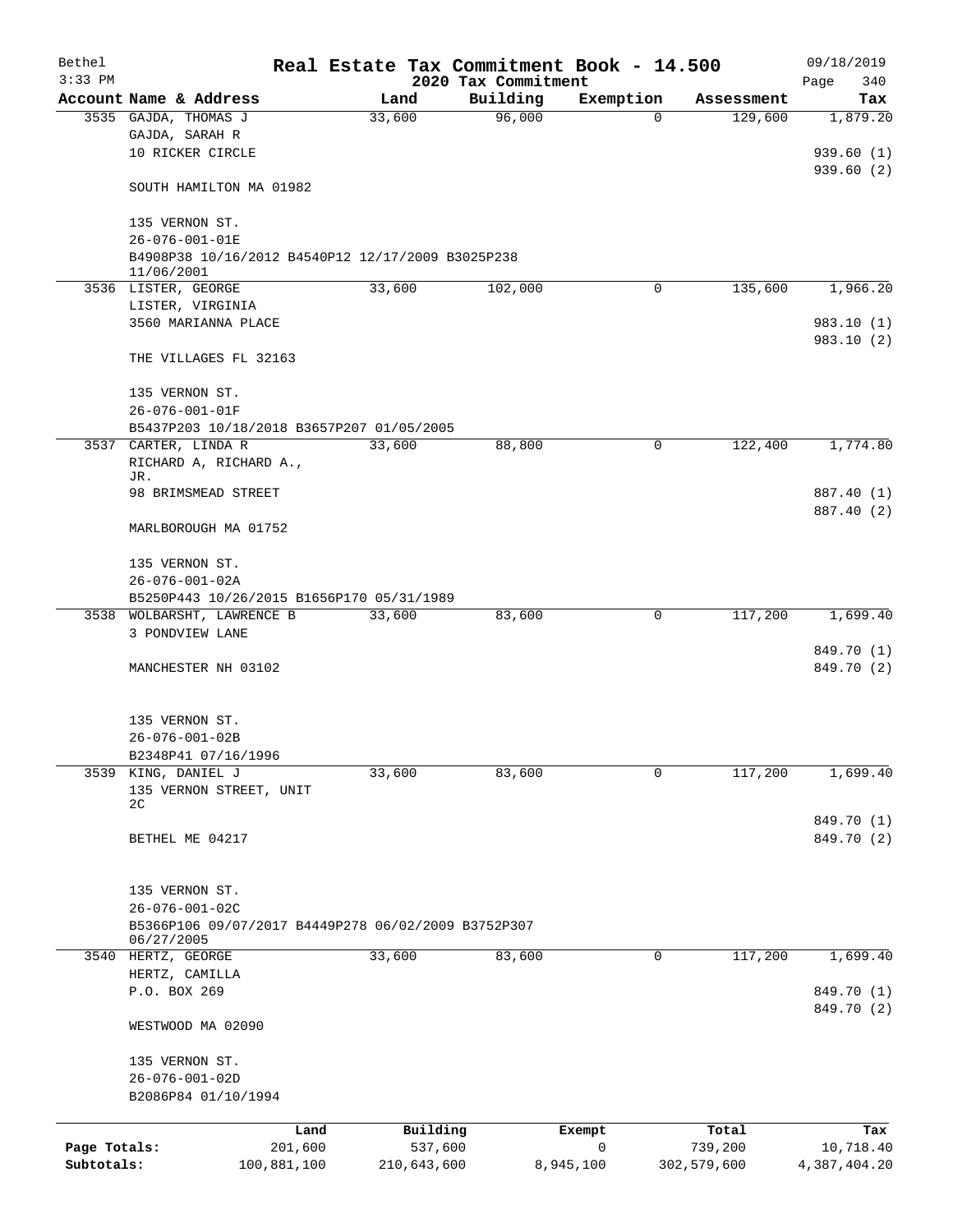# Real Estate Tax Commitment Book - 14.500

## 2020 Tax Commitment

Bethel
3:33 PM

09/18/2019

| Account | Name & Address | Land | Building | Exemption | Assessment | Tax |
|---|---|---|---|---|---|---|
| 3535 | GAJDA, THOMAS J<br>GAJDA, SARAH R<br>10 RICKER CIRCLE<br><br>SOUTH HAMILTON MA 01982<br><br>135 VERNON ST.<br>26-076-001-01E<br>B4908P38 10/16/2012 B4540P12 12/17/2009 B3025P238 11/06/2001 | 33,600 | 96,000 | 0 | 129,600 | 1,879.20<br><br>939.60 (1)<br>939.60 (2) |
| 3536 | LISTER, GEORGE<br>LISTER, VIRGINIA<br>3560 MARIANNA PLACE<br><br>THE VILLAGES FL 32163<br><br>135 VERNON ST.<br>26-076-001-01F<br>B5437P203 10/18/2018 B3657P207 01/05/2005 | 33,600 | 102,000 | 0 | 135,600 | 1,966.20<br><br>983.10 (1)<br>983.10 (2) |
| 3537 | CARTER, LINDA R<br>RICHARD A, RICHARD A., JR.<br>98 BRIMSMEAD STREET<br><br>MARLBOROUGH MA 01752<br><br>135 VERNON ST.<br>26-076-001-02A<br>B5250P443 10/26/2015 B1656P170 05/31/1989 | 33,600 | 88,800 | 0 | 122,400 | 1,774.80<br><br>887.40 (1)<br>887.40 (2) |
| 3538 | WOLBARSHT, LAWRENCE B<br>3 PONDVIEW LANE<br><br>MANCHESTER NH 03102<br><br>135 VERNON ST.<br>26-076-001-02B<br>B2348P41 07/16/1996 | 33,600 | 83,600 | 0 | 117,200 | 1,699.40<br><br>849.70 (1)<br>849.70 (2) |
| 3539 | KING, DANIEL J<br>135 VERNON STREET, UNIT 2C<br><br>BETHEL ME 04217<br><br>135 VERNON ST.<br>26-076-001-02C<br>B5366P106 09/07/2017 B4449P278 06/02/2009 B3752P307 06/27/2005 | 33,600 | 83,600 | 0 | 117,200 | 1,699.40<br><br>849.70 (1)<br>849.70 (2) |
| 3540 | HERTZ, GEORGE<br>HERTZ, CAMILLA<br>P.O. BOX 269<br><br>WESTWOOD MA 02090<br><br>135 VERNON ST.<br>26-076-001-02D<br>B2086P84 01/10/1994 | 33,600 | 83,600 | 0 | 117,200 | 1,699.40<br><br>849.70 (1)<br>849.70 (2) |

| | Land | Building | Exempt | Total | Tax |
|---|---|---|---|---|---|
| Page Totals: | 201,600 | 537,600 | 0 | 739,200 | 10,718.40 |
| Subtotals: | 100,881,100 | 210,643,600 | 8,945,100 | 302,579,600 | 4,387,404.20 |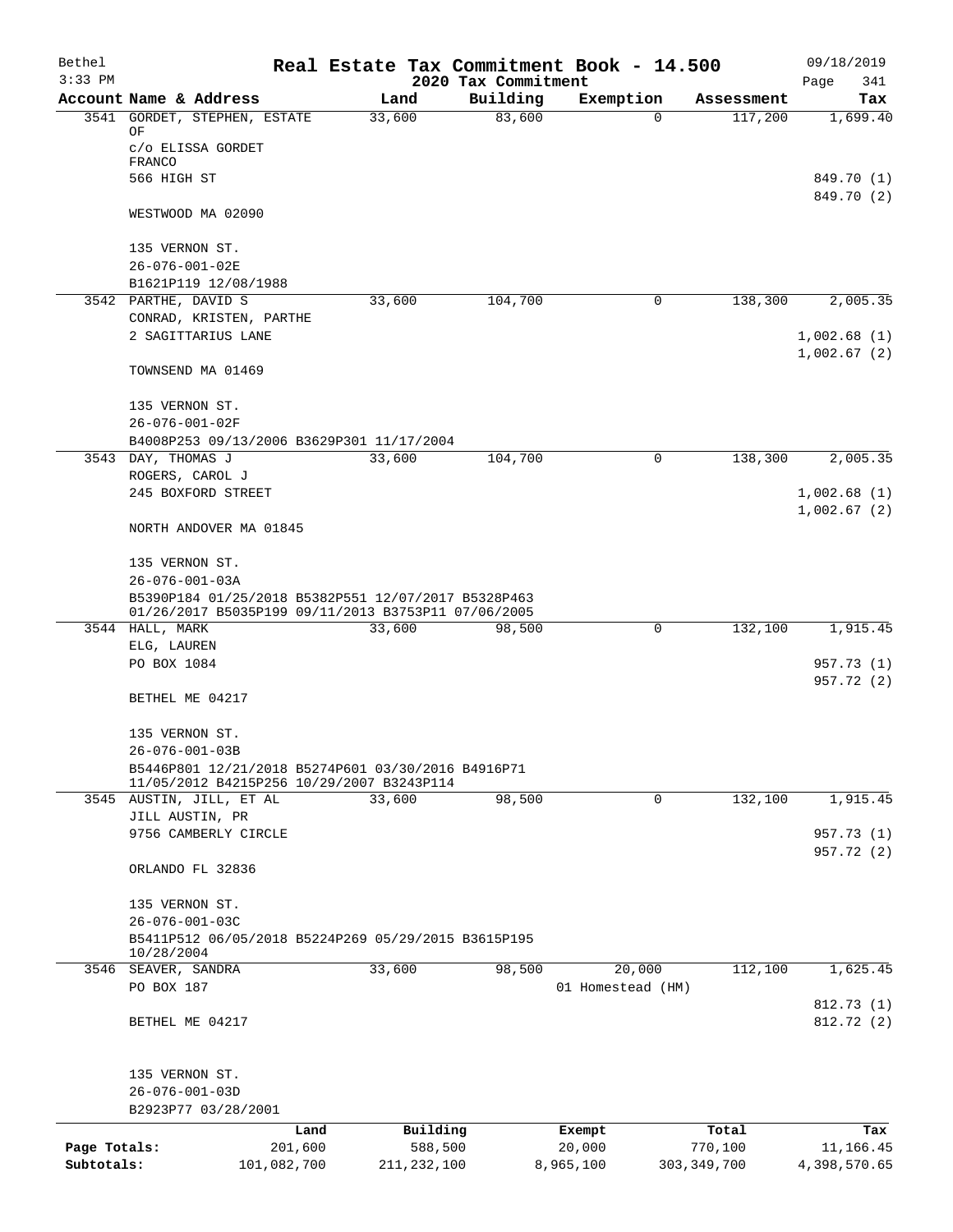# Real Estate Tax Commitment Book - 14.500

Bethel — 3:33 PM — 2020 Tax Commitment — 09/18/2019 — Page 341

| Account Name & Address | Land | Building | Exemption | Assessment | Tax |
|---|---|---|---|---|---|
| 3541 GORDET, STEPHEN, ESTATE OF<br>c/o ELISSA GORDET FRANCO<br>566 HIGH ST<br><br>WESTWOOD MA 02090<br><br>135 VERNON ST.<br>26-076-001-02E<br>B1621P119 12/08/1988 | 33,600 | 83,600 | 0 | 117,200 | 1,699.40<br><br>849.70 (1)<br>849.70 (2) |
| 3542 PARTHE, DAVID S<br>CONRAD, KRISTEN, PARTHE<br>2 SAGITTARIUS LANE<br><br>TOWNSEND MA 01469<br><br>135 VERNON ST.<br>26-076-001-02F<br>B4008P253 09/13/2006 B3629P301 11/17/2004 | 33,600 | 104,700 | 0 | 138,300 | 2,005.35<br><br>1,002.68 (1)<br>1,002.67 (2) |
| 3543 DAY, THOMAS J<br>ROGERS, CAROL J<br>245 BOXFORD STREET<br><br>NORTH ANDOVER MA 01845<br><br>135 VERNON ST.<br>26-076-001-03A<br>B5390P184 01/25/2018 B5382P551 12/07/2017 B5328P463 01/26/2017 B5035P199 09/11/2013 B3753P11 07/06/2005 | 33,600 | 104,700 | 0 | 138,300 | 2,005.35<br><br>1,002.68 (1)<br>1,002.67 (2) |
| 3544 HALL, MARK<br>ELG, LAUREN<br>PO BOX 1084<br><br>BETHEL ME 04217<br><br>135 VERNON ST.<br>26-076-001-03B<br>B5446P801 12/21/2018 B5274P601 03/30/2016 B4916P71 11/05/2012 B4215P256 10/29/2007 B3243P114 | 33,600 | 98,500 | 0 | 132,100 | 1,915.45<br><br>957.73 (1)<br>957.72 (2) |
| 3545 AUSTIN, JILL, ET AL<br>JILL AUSTIN, PR<br>9756 CAMBERLY CIRCLE<br><br>ORLANDO FL 32836<br><br>135 VERNON ST.<br>26-076-001-03C<br>B5411P512 06/05/2018 B5224P269 05/29/2015 B3615P195 10/28/2004 | 33,600 | 98,500 | 0 | 132,100 | 1,915.45<br><br>957.73 (1)<br>957.72 (2) |
| 3546 SEAVER, SANDRA<br>PO BOX 187<br><br>BETHEL ME 04217<br><br>135 VERNON ST.<br>26-076-001-03D<br>B2923P77 03/28/2001 | 33,600 | 98,500 | 20,000<br>01 Homestead (HM) | 112,100 | 1,625.45<br><br>812.73 (1)<br>812.72 (2) |

| | Land | Building | Exempt | Total | Tax |
|---|---|---|---|---|---|
| Page Totals: | 201,600 | 588,500 | 20,000 | 770,100 | 11,166.45 |
| Subtotals: | 101,082,700 | 211,232,100 | 8,965,100 | 303,349,700 | 4,398,570.65 |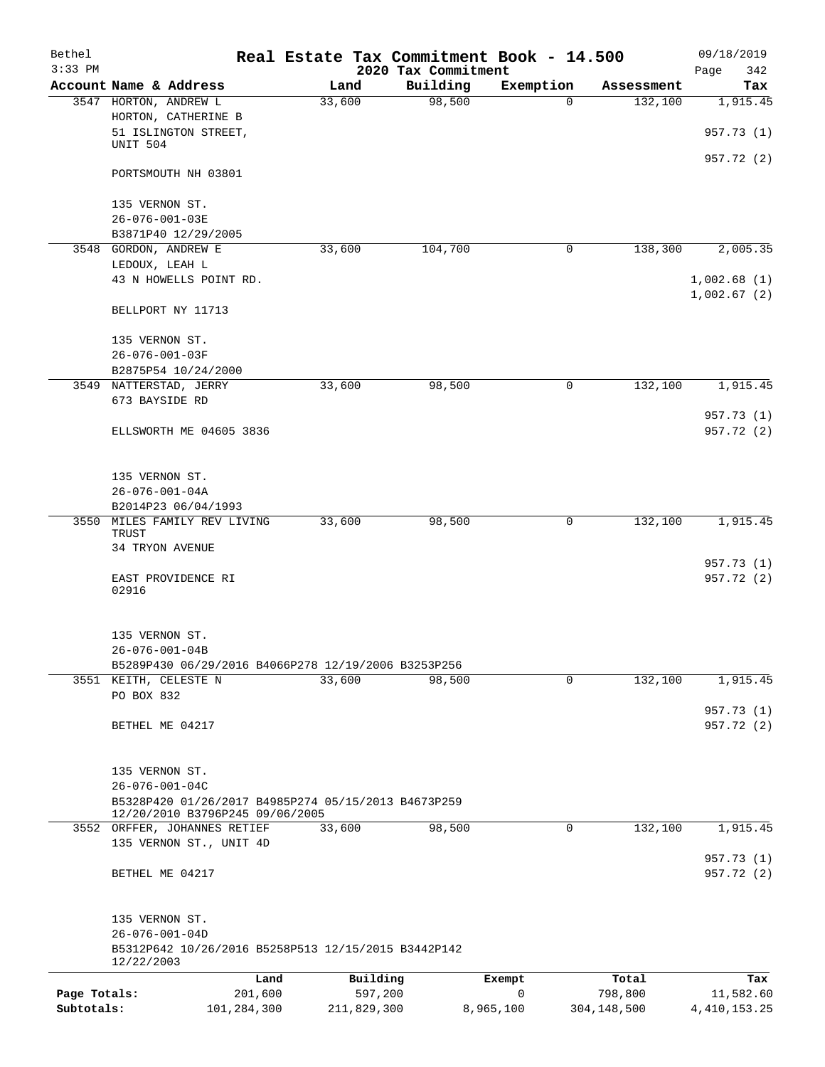# Real Estate Tax Commitment Book - 14.500

Bethel 09/18/2019
3:33 PM

## 2020 Tax Commitment

| Account Name & Address | Land | Building | Exemption | Assessment | Tax |
|---|---|---|---|---|---|
| 3547 HORTON, ANDREW L<br>HORTON, CATHERINE B<br>51 ISLINGTON STREET, UNIT 504<br>PORTSMOUTH NH 03801<br><br>135 VERNON ST.<br>26-076-001-03E<br>B3871P40 12/29/2005 | 33,600 | 98,500 | 0 | 132,100 | 1,915.45<br>957.73 (1)<br>957.72 (2) |
| 3548 GORDON, ANDREW E<br>LEDOUX, LEAH L<br>43 N HOWELLS POINT RD.<br>BELLPORT NY 11713<br><br>135 VERNON ST.<br>26-076-001-03F<br>B2875P54 10/24/2000 | 33,600 | 104,700 | 0 | 138,300 | 2,005.35<br>1,002.68 (1)<br>1,002.67 (2) |
| 3549 NATTERSTAD, JERRY<br>673 BAYSIDE RD<br>ELLSWORTH ME 04605 3836<br><br>135 VERNON ST.<br>26-076-001-04A<br>B2014P23 06/04/1993 | 33,600 | 98,500 | 0 | 132,100 | 1,915.45<br>957.73 (1)<br>957.72 (2) |
| 3550 MILES FAMILY REV LIVING TRUST<br>34 TRYON AVENUE<br>EAST PROVIDENCE RI 02916<br><br>135 VERNON ST.<br>26-076-001-04B<br>B5289P430 06/29/2016 B4066P278 12/19/2006 B3253P256 | 33,600 | 98,500 | 0 | 132,100 | 1,915.45<br>957.73 (1)<br>957.72 (2) |
| 3551 KEITH, CELESTE N<br>PO BOX 832<br>BETHEL ME 04217<br><br>135 VERNON ST.<br>26-076-001-04C<br>B5328P420 01/26/2017 B4985P274 05/15/2013 B4673P259 12/20/2010 B3796P245 09/06/2005 | 33,600 | 98,500 | 0 | 132,100 | 1,915.45<br>957.73 (1)<br>957.72 (2) |
| 3552 ORFFER, JOHANNES RETIEF<br>135 VERNON ST., UNIT 4D<br>BETHEL ME 04217<br><br>135 VERNON ST.<br>26-076-001-04D<br>B5312P642 10/26/2016 B5258P513 12/15/2015 B3442P142 12/22/2003 | 33,600 | 98,500 | 0 | 132,100 | 1,915.45<br>957.73 (1)<br>957.72 (2) |

| | Land | Building | Exempt | Total | Tax |
|---|---|---|---|---|---|
| Page Totals: | 201,600 | 597,200 | 0 | 798,800 | 11,582.60 |
| Subtotals: | 101,284,300 | 211,829,300 | 8,965,100 | 304,148,500 | 4,410,153.25 |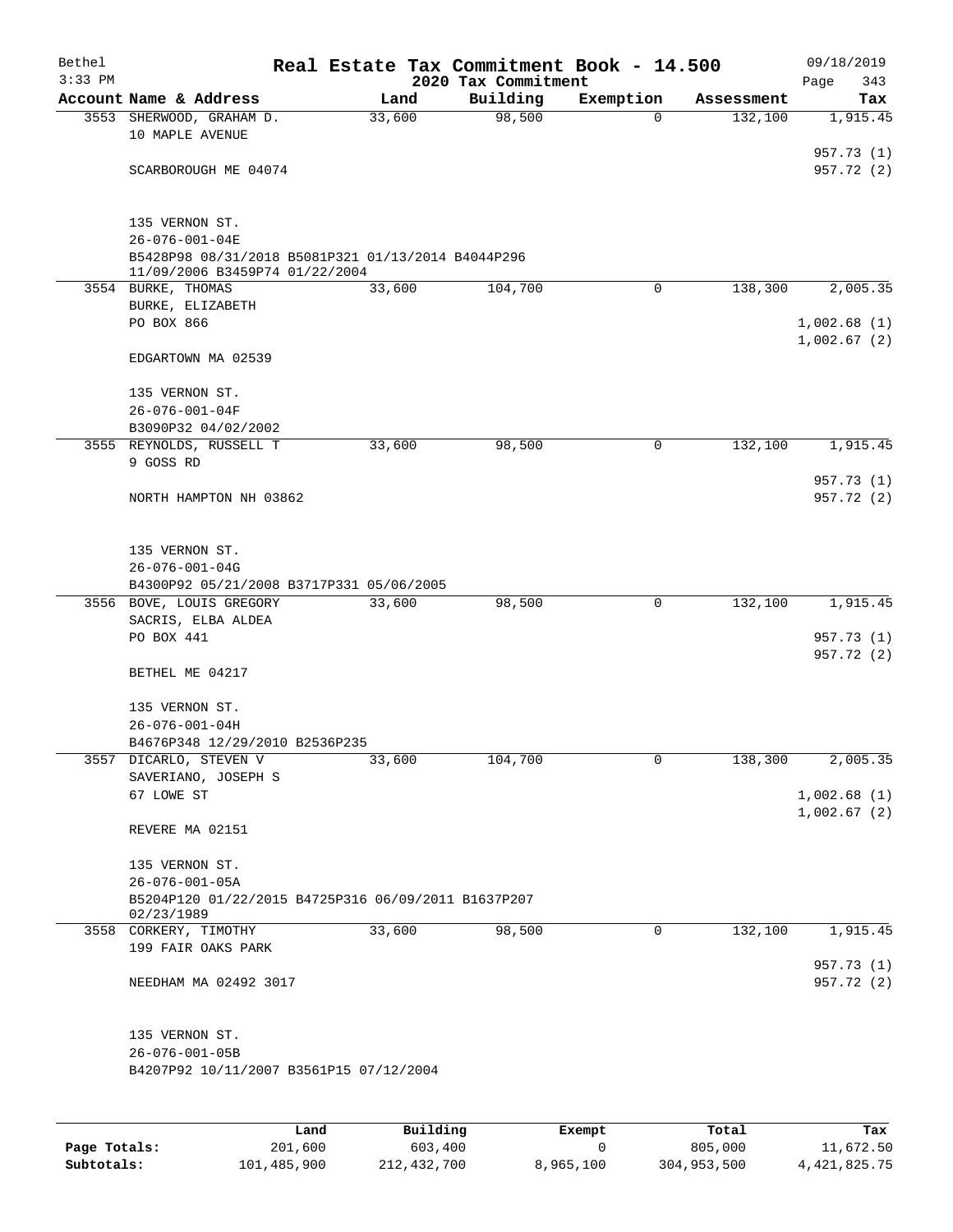# Real Estate Tax Commitment Book - 14.500

Bethel 3:33 PM — 2020 Tax Commitment — 09/18/2019

| Account Name & Address | Land | Building | Exemption | Assessment | Tax |
|---|---|---|---|---|---|
| 3553 SHERWOOD, GRAHAM D.<br>10 MAPLE AVENUE<br><br>SCARBOROUGH ME 04074<br><br>135 VERNON ST.<br>26-076-001-04E<br>B5428P98 08/31/2018 B5081P321 01/13/2014 B4044P296 11/09/2006 B3459P74 01/22/2004 | 33,600 | 98,500 | 0 | 132,100 | 1,915.45<br><br>957.73 (1)<br>957.72 (2) |
| 3554 BURKE, THOMAS<br>BURKE, ELIZABETH<br>PO BOX 866<br><br>EDGARTOWN MA 02539<br><br>135 VERNON ST.<br>26-076-001-04F<br>B3090P32 04/02/2002 | 33,600 | 104,700 | 0 | 138,300 | 2,005.35<br><br>1,002.68 (1)<br>1,002.67 (2) |
| 3555 REYNOLDS, RUSSELL T<br>9 GOSS RD<br><br>NORTH HAMPTON NH 03862<br><br>135 VERNON ST.<br>26-076-001-04G<br>B4300P92 05/21/2008 B3717P331 05/06/2005 | 33,600 | 98,500 | 0 | 132,100 | 1,915.45<br><br>957.73 (1)<br>957.72 (2) |
| 3556 BOVE, LOUIS GREGORY<br>SACRIS, ELBA ALDEA<br>PO BOX 441<br><br>BETHEL ME 04217<br><br>135 VERNON ST.<br>26-076-001-04H<br>B4676P348 12/29/2010 B2536P235 | 33,600 | 98,500 | 0 | 132,100 | 1,915.45<br><br>957.73 (1)<br>957.72 (2) |
| 3557 DICARLO, STEVEN V<br>SAVERIANO, JOSEPH S<br>67 LOWE ST<br><br>REVERE MA 02151<br><br>135 VERNON ST.<br>26-076-001-05A<br>B5204P120 01/22/2015 B4725P316 06/09/2011 B1637P207 02/23/1989 | 33,600 | 104,700 | 0 | 138,300 | 2,005.35<br><br>1,002.68 (1)<br>1,002.67 (2) |
| 3558 CORKERY, TIMOTHY<br>199 FAIR OAKS PARK<br><br>NEEDHAM MA 02492 3017<br><br>135 VERNON ST.<br>26-076-001-05B<br>B4207P92 10/11/2007 B3561P15 07/12/2004 | 33,600 | 98,500 | 0 | 132,100 | 1,915.45<br><br>957.73 (1)<br>957.72 (2) |

| | Land | Building | Exempt | Total | Tax |
|---|---|---|---|---|---|
| Page Totals: | 201,600 | 603,400 | 0 | 805,000 | 11,672.50 |
| Subtotals: | 101,485,900 | 212,432,700 | 8,965,100 | 304,953,500 | 4,421,825.75 |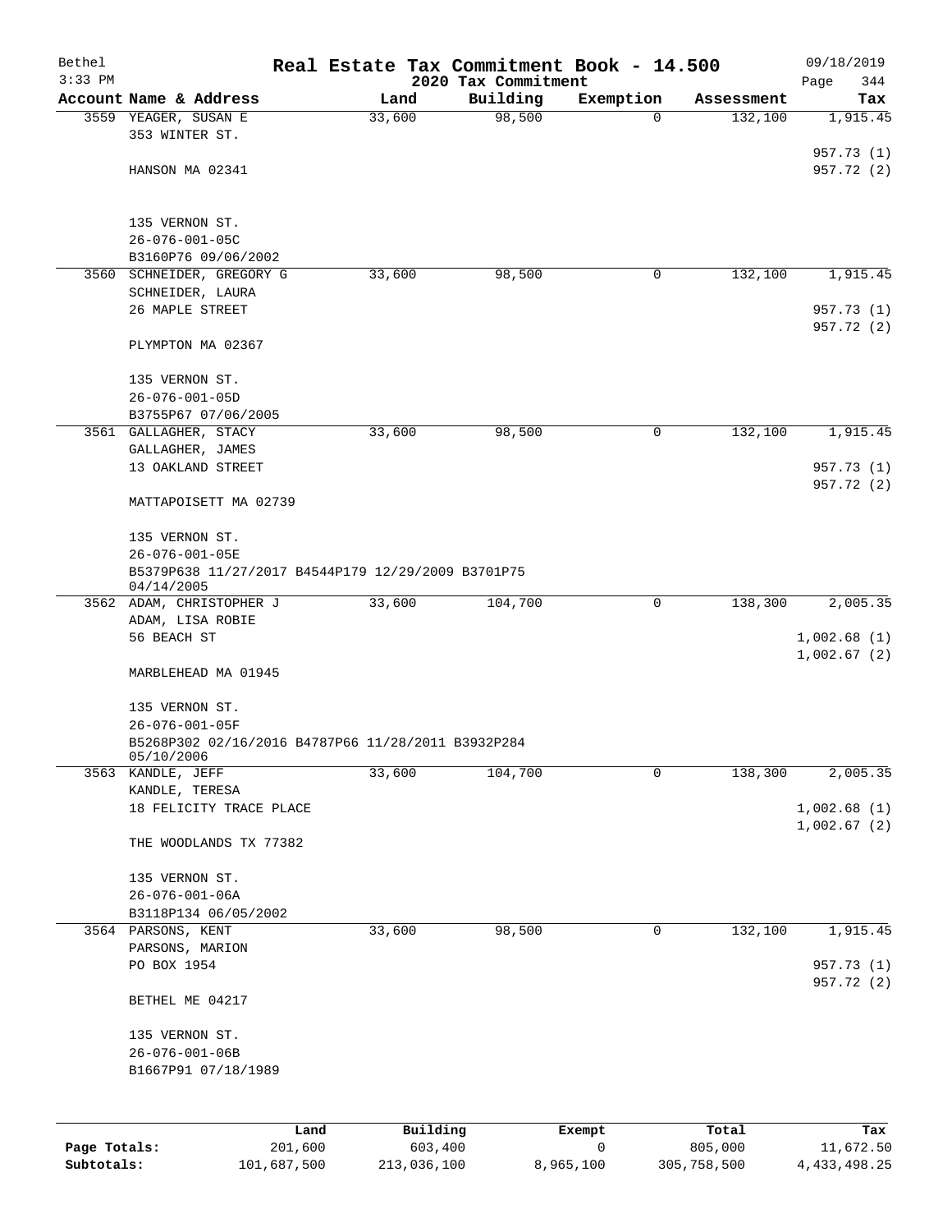Bethel 3:33 PM

# Real Estate Tax Commitment Book - 14.500

2020 Tax Commitment

09/18/2019

| Account | Name & Address | Land | Building | Exemption | Assessment | Tax |
|---|---|---|---|---|---|---|
| 3559 | YEAGER, SUSAN E<br>353 WINTER ST.<br><br>HANSON MA 02341<br><br>135 VERNON ST.<br>26-076-001-05C<br>B3160P76 09/06/2002 | 33,600 | 98,500 | 0 | 132,100 | 1,915.45<br><br>957.73 (1)<br>957.72 (2) |
| 3560 | SCHNEIDER, GREGORY G<br>SCHNEIDER, LAURA<br>26 MAPLE STREET<br><br>PLYMPTON MA 02367<br><br>135 VERNON ST.<br>26-076-001-05D<br>B3755P67 07/06/2005 | 33,600 | 98,500 | 0 | 132,100 | 1,915.45<br><br>957.73 (1)<br>957.72 (2) |
| 3561 | GALLAGHER, STACY<br>GALLAGHER, JAMES<br>13 OAKLAND STREET<br><br>MATTAPOISETT MA 02739<br><br>135 VERNON ST.<br>26-076-001-05E<br>B5379P638 11/27/2017 B4544P179 12/29/2009 B3701P75 04/14/2005 | 33,600 | 98,500 | 0 | 132,100 | 1,915.45<br><br>957.73 (1)<br>957.72 (2) |
| 3562 | ADAM, CHRISTOPHER J<br>ADAM, LISA ROBIE<br>56 BEACH ST<br><br>MARBLEHEAD MA 01945<br><br>135 VERNON ST.<br>26-076-001-05F<br>B5268P302 02/16/2016 B4787P66 11/28/2011 B3932P284 05/10/2006 | 33,600 | 104,700 | 0 | 138,300 | 2,005.35<br><br>1,002.68 (1)<br>1,002.67 (2) |
| 3563 | KANDLE, JEFF<br>KANDLE, TERESA<br>18 FELICITY TRACE PLACE<br><br>THE WOODLANDS TX 77382<br><br>135 VERNON ST.<br>26-076-001-06A<br>B3118P134 06/05/2002 | 33,600 | 104,700 | 0 | 138,300 | 2,005.35<br><br>1,002.68 (1)<br>1,002.67 (2) |
| 3564 | PARSONS, KENT<br>PARSONS, MARION<br>PO BOX 1954<br><br>BETHEL ME 04217<br><br>135 VERNON ST.<br>26-076-001-06B<br>B1667P91 07/18/1989 | 33,600 | 98,500 | 0 | 132,100 | 1,915.45<br><br>957.73 (1)<br>957.72 (2) |

| | Land | Building | Exempt | Total | Tax |
|---|---|---|---|---|---|
| Page Totals: | 201,600 | 603,400 | 0 | 805,000 | 11,672.50 |
| Subtotals: | 101,687,500 | 213,036,100 | 8,965,100 | 305,758,500 | 4,433,498.25 |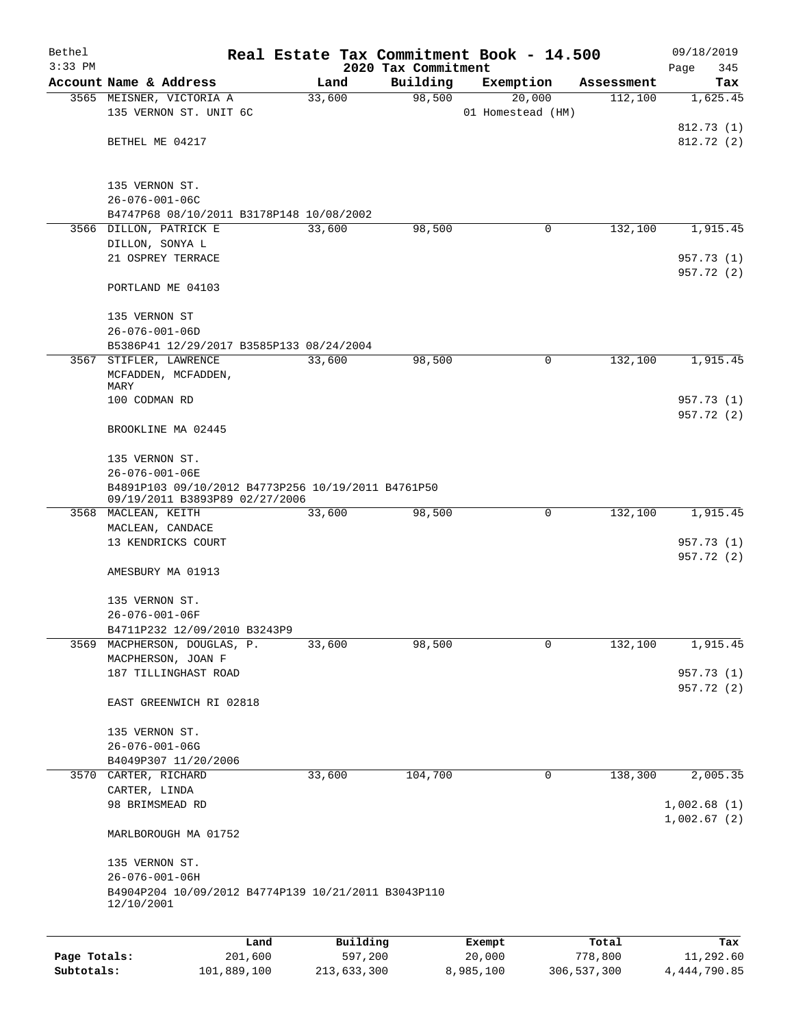# Real Estate Tax Commitment Book - 14.500

Bethel
3:33 PM

2020 Tax Commitment

09/18/2019
Page 345

| Account Name & Address | Land | Building | Exemption | Assessment | Tax |
|---|---|---|---|---|---|
| 3565 MEISNER, VICTORIA A<br>135 VERNON ST. UNIT 6C<br><br>BETHEL ME 04217<br><br>135 VERNON ST.<br>26-076-001-06C<br>B4747P68 08/10/2011 B3178P148 10/08/2002 | 33,600 | 98,500 | 20,000<br>01 Homestead (HM) | 112,100 | 1,625.45<br><br>812.73 (1)<br>812.72 (2) |
| 3566 DILLON, PATRICK E<br>DILLON, SONYA L<br>21 OSPREY TERRACE<br><br>PORTLAND ME 04103<br><br>135 VERNON ST<br>26-076-001-06D<br>B5386P41 12/29/2017 B3585P133 08/24/2004 | 33,600 | 98,500 | 0 | 132,100 | 1,915.45<br><br>957.73 (1)<br>957.72 (2) |
| 3567 STIFLER, LAWRENCE<br>MCFADDEN, MCFADDEN, MARY<br>100 CODMAN RD<br><br>BROOKLINE MA 02445<br><br>135 VERNON ST.<br>26-076-001-06E<br>B4891P103 09/10/2012 B4773P256 10/19/2011 B4761P50 09/19/2011 B3893P89 02/27/2006 | 33,600 | 98,500 | 0 | 132,100 | 1,915.45<br><br>957.73 (1)<br>957.72 (2) |
| 3568 MACLEAN, KEITH<br>MACLEAN, CANDACE<br>13 KENDRICKS COURT<br><br>AMESBURY MA 01913<br><br>135 VERNON ST.<br>26-076-001-06F<br>B4711P232 12/09/2010 B3243P9 | 33,600 | 98,500 | 0 | 132,100 | 1,915.45<br><br>957.73 (1)<br>957.72 (2) |
| 3569 MACPHERSON, DOUGLAS, P.<br>MACPHERSON, JOAN F<br>187 TILLINGHAST ROAD<br><br>EAST GREENWICH RI 02818<br><br>135 VERNON ST.<br>26-076-001-06G<br>B4049P307 11/20/2006 | 33,600 | 98,500 | 0 | 132,100 | 1,915.45<br><br>957.73 (1)<br>957.72 (2) |
| 3570 CARTER, RICHARD<br>CARTER, LINDA<br>98 BRIMSMEAD RD<br><br>MARLBOROUGH MA 01752<br><br>135 VERNON ST.<br>26-076-001-06H<br>B4904P204 10/09/2012 B4774P139 10/21/2011 B3043P110 12/10/2001 | 33,600 | 104,700 | 0 | 138,300 | 2,005.35<br><br>1,002.68 (1)<br>1,002.67 (2) |

| | Land | Building | Exempt | Total | Tax |
|---|---|---|---|---|---|
| Page Totals: | 201,600 | 597,200 | 20,000 | 778,800 | 11,292.60 |
| Subtotals: | 101,889,100 | 213,633,300 | 8,985,100 | 306,537,300 | 4,444,790.85 |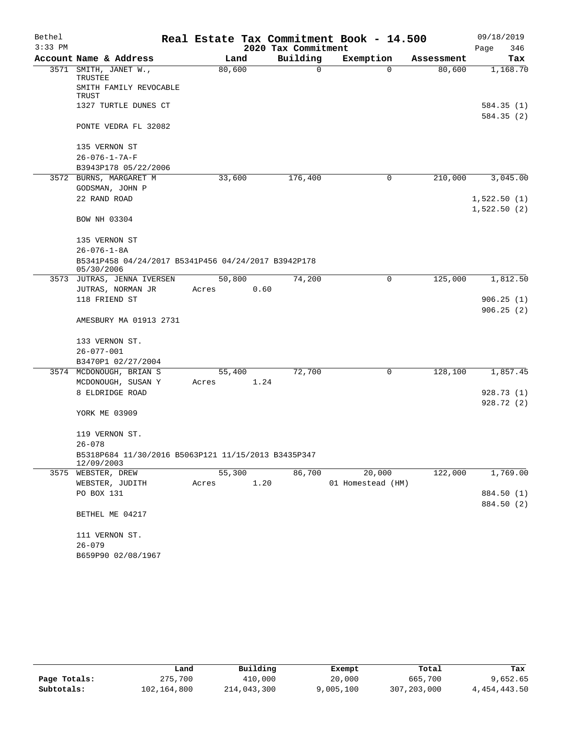# Real Estate Tax Commitment Book - 14.500

Bethel 3:33 PM — 2020 Tax Commitment — 09/18/2019

| Account | Name & Address | Land | Building | Exemption | Assessment | Tax |
|---|---|---|---|---|---|---|
| 3571 | SMITH, JANET W., TRUSTEE<br>SMITH FAMILY REVOCABLE TRUST<br>1327 TURTLE DUNES CT<br>PONTE VEDRA FL 32082<br>135 VERNON ST<br>26-076-1-7A-F<br>B3943P178 05/22/2006 | 80,600 | 0 | 0 | 80,600 | 1,168.70<br>584.35 (1)<br>584.35 (2) |
| 3572 | BURNS, MARGARET M<br>GODSMAN, JOHN P<br>22 RAND ROAD<br>BOW NH 03304<br>135 VERNON ST<br>26-076-1-8A<br>B5341P458 04/24/2017 B5341P456 04/24/2017 B3942P178 05/30/2006 | 33,600 | 176,400 | 0 | 210,000 | 3,045.00<br>1,522.50 (1)<br>1,522.50 (2) |
| 3573 | JUTRAS, JENNA IVERSEN<br>JUTRAS, NORMAN JR<br>118 FRIEND ST<br>AMESBURY MA 01913 2731<br>133 VERNON ST.<br>26-077-001<br>B3470P1 02/27/2004 | 50,800<br>Acres 0.60 | 74,200 | 0 | 125,000 | 1,812.50<br>906.25 (1)<br>906.25 (2) |
| 3574 | MCDONOUGH, BRIAN S<br>MCDONOUGH, SUSAN Y<br>8 ELDRIDGE ROAD<br>YORK ME 03909<br>119 VERNON ST.<br>26-078<br>B5318P684 11/30/2016 B5063P121 11/15/2013 B3435P347 12/09/2003 | 55,400<br>Acres 1.24 | 72,700 | 0 | 128,100 | 1,857.45<br>928.73 (1)<br>928.72 (2) |
| 3575 | WEBSTER, DREW<br>WEBSTER, JUDITH<br>PO BOX 131<br>BETHEL ME 04217<br>111 VERNON ST.<br>26-079<br>B659P90 02/08/1967 | 55,300<br>Acres 1.20 | 86,700 | 20,000<br>01 Homestead (HM) | 122,000 | 1,769.00<br>884.50 (1)<br>884.50 (2) |

| | Land | Building | Exempt | Total | Tax |
|---|---|---|---|---|---|
| Page Totals: | 275,700 | 410,000 | 20,000 | 665,700 | 9,652.65 |
| Subtotals: | 102,164,800 | 214,043,300 | 9,005,100 | 307,203,000 | 4,454,443.50 |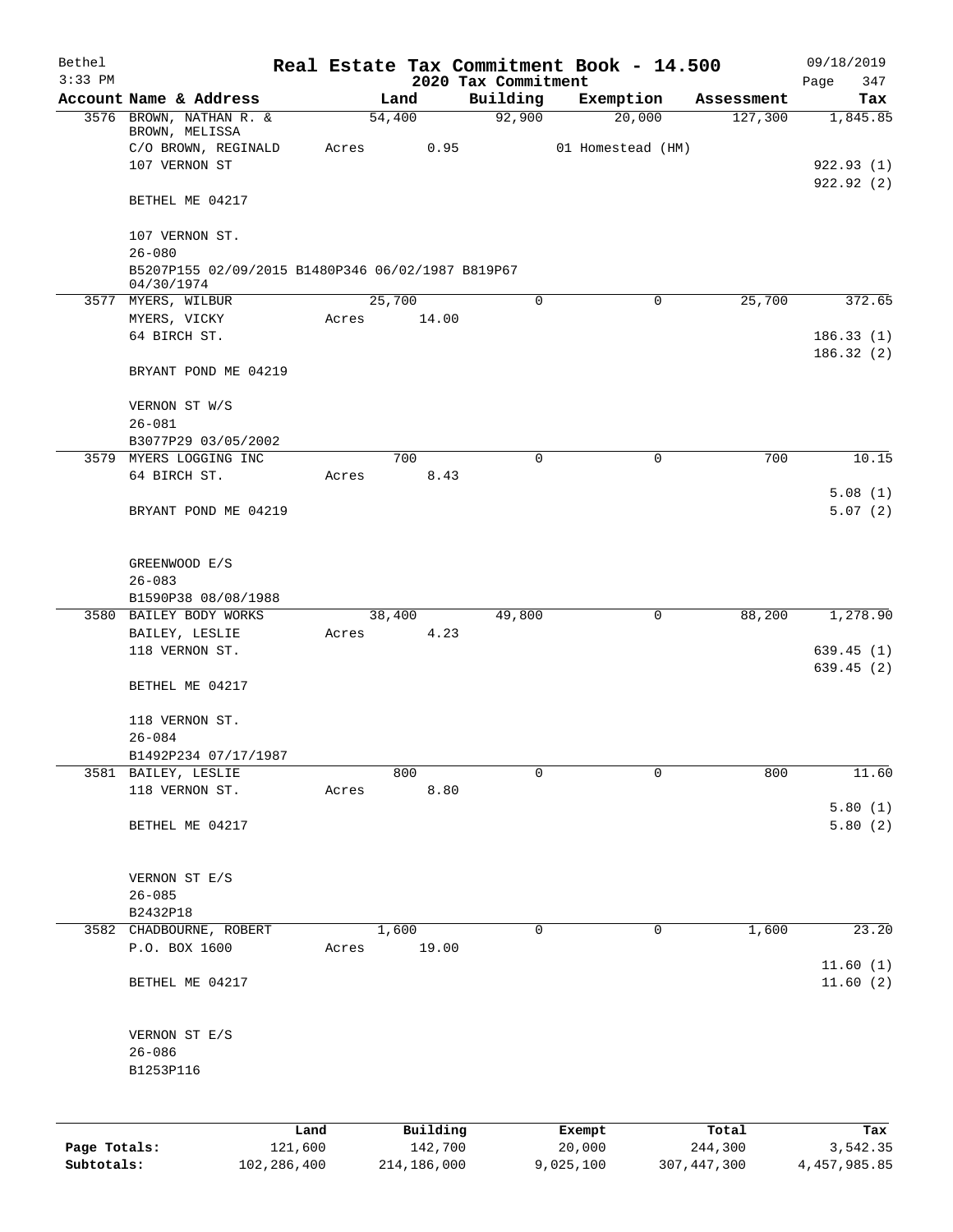Bethel | Real Estate Tax Commitment Book - 14.500 | 09/18/2019
3:33 PM | 2020 Tax Commitment |

| Account Name & Address | Land | Building | Exemption | Assessment | Tax |
|---|---|---|---|---|---|
| 3576 BROWN, NATHAN R. & | 54,400 | 92,900 | 20,000 | 127,300 | 1,845.85 |
| BROWN, MELISSA | | | | | |
| C/O BROWN, REGINALD | Acres 0.95 | | 01 Homestead (HM) | | |
| 107 VERNON ST | | | | | 922.93 (1) |
| | | | | | 922.92 (2) |
| BETHEL ME 04217 | | | | | |
| 107 VERNON ST. | | | | | |
| 26-080 | | | | | |
| B5207P155 02/09/2015 B1480P346 06/02/1987 B819P67 04/30/1974 | | | | | |
| 3577 MYERS, WILBUR | 25,700 | 0 | 0 | 25,700 | 372.65 |
| MYERS, VICKY | Acres 14.00 | | | | |
| 64 BIRCH ST. | | | | | 186.33 (1) |
| | | | | | 186.32 (2) |
| BRYANT POND ME 04219 | | | | | |
| VERNON ST W/S | | | | | |
| 26-081 | | | | | |
| B3077P29 03/05/2002 | | | | | |
| 3579 MYERS LOGGING INC | 700 | 0 | 0 | 700 | 10.15 |
| 64 BIRCH ST. | Acres 8.43 | | | | |
| | | | | | 5.08 (1) |
| BRYANT POND ME 04219 | | | | | 5.07 (2) |
| GREENWOOD E/S | | | | | |
| 26-083 | | | | | |
| B1590P38 08/08/1988 | | | | | |
| 3580 BAILEY BODY WORKS | 38,400 | 49,800 | 0 | 88,200 | 1,278.90 |
| BAILEY, LESLIE | Acres 4.23 | | | | |
| 118 VERNON ST. | | | | | 639.45 (1) |
| | | | | | 639.45 (2) |
| BETHEL ME 04217 | | | | | |
| 118 VERNON ST. | | | | | |
| 26-084 | | | | | |
| B1492P234 07/17/1987 | | | | | |
| 3581 BAILEY, LESLIE | 800 | 0 | 0 | 800 | 11.60 |
| 118 VERNON ST. | Acres 8.80 | | | | |
| | | | | | 5.80 (1) |
| BETHEL ME 04217 | | | | | 5.80 (2) |
| VERNON ST E/S | | | | | |
| 26-085 | | | | | |
| B2432P18 | | | | | |
| 3582 CHADBOURNE, ROBERT | 1,600 | 0 | 0 | 1,600 | 23.20 |
| P.O. BOX 1600 | Acres 19.00 | | | | |
| | | | | | 11.60 (1) |
| BETHEL ME 04217 | | | | | 11.60 (2) |
| VERNON ST E/S | | | | | |
| 26-086 | | | | | |
| B1253P116 | | | | | |

| | Land | Building | Exempt | Total | Tax |
|---|---|---|---|---|---|
| Page Totals: | 121,600 | 142,700 | 20,000 | 244,300 | 3,542.35 |
| Subtotals: | 102,286,400 | 214,186,000 | 9,025,100 | 307,447,300 | 4,457,985.85 |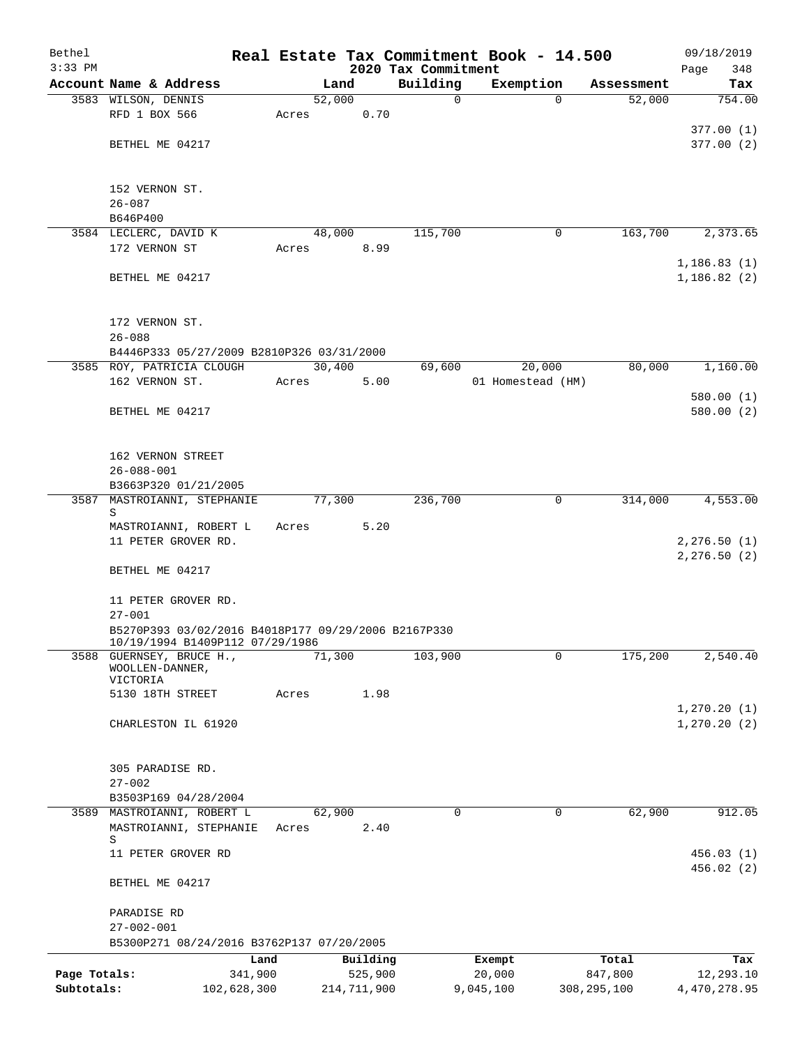Bethel — Real Estate Tax Commitment Book - 14.500 — 09/18/2019
3:33 PM — 2020 Tax Commitment — Page 348

| Account Name & Address | Land | Building | Exemption | Assessment | Tax |
|---|---|---|---|---|---|
| 3583 WILSON, DENNIS | 52,000 | 0 | 0 | 52,000 | 754.00 |
| RFD 1 BOX 566 | Acres 0.70 | | | | |
| | | | | | 377.00 (1) |
| BETHEL ME 04217 | | | | | 377.00 (2) |
| 152 VERNON ST. | | | | | |
| 26-087 | | | | | |
| B646P400 | | | | | |
| 3584 LECLERC, DAVID K | 48,000 | 115,700 | 0 | 163,700 | 2,373.65 |
| 172 VERNON ST | Acres 8.99 | | | | |
| | | | | | 1,186.83 (1) |
| BETHEL ME 04217 | | | | | 1,186.82 (2) |
| 172 VERNON ST. | | | | | |
| 26-088 | | | | | |
| B4446P333 05/27/2009 B2810P326 03/31/2000 | | | | | |
| 3585 ROY, PATRICIA CLOUGH | 30,400 | 69,600 | 20,000 | 80,000 | 1,160.00 |
| 162 VERNON ST. | Acres 5.00 | | 01 Homestead (HM) | | |
| | | | | | 580.00 (1) |
| BETHEL ME 04217 | | | | | 580.00 (2) |
| 162 VERNON STREET | | | | | |
| 26-088-001 | | | | | |
| B3663P320 01/21/2005 | | | | | |
| 3587 MASTROIANNI, STEPHANIE S | 77,300 | 236,700 | 0 | 314,000 | 4,553.00 |
| MASTROIANNI, ROBERT L | Acres 5.20 | | | | |
| 11 PETER GROVER RD. | | | | | 2,276.50 (1) |
| | | | | | 2,276.50 (2) |
| BETHEL ME 04217 | | | | | |
| 11 PETER GROVER RD. | | | | | |
| 27-001 | | | | | |
| B5270P393 03/02/2016 B4018P177 09/29/2006 B2167P330 10/19/1994 B1409P112 07/29/1986 | | | | | |
| 3588 GUERNSEY, BRUCE H., WOOLLEN-DANNER, VICTORIA | 71,300 | 103,900 | 0 | 175,200 | 2,540.40 |
| 5130 18TH STREET | Acres 1.98 | | | | |
| | | | | | 1,270.20 (1) |
| CHARLESTON IL 61920 | | | | | 1,270.20 (2) |
| 305 PARADISE RD. | | | | | |
| 27-002 | | | | | |
| B3503P169 04/28/2004 | | | | | |
| 3589 MASTROIANNI, ROBERT L | 62,900 | 0 | 0 | 62,900 | 912.05 |
| MASTROIANNI, STEPHANIE S | Acres 2.40 | | | | |
| 11 PETER GROVER RD | | | | | 456.03 (1) |
| | | | | | 456.02 (2) |
| BETHEL ME 04217 | | | | | |
| PARADISE RD | | | | | |
| 27-002-001 | | | | | |
| B5300P271 08/24/2016 B3762P137 07/20/2005 | | | | | |

| | Land | Building | Exempt | Total | Tax |
|---|---|---|---|---|---|
| Page Totals: | 341,900 | 525,900 | 20,000 | 847,800 | 12,293.10 |
| Subtotals: | 102,628,300 | 214,711,900 | 9,045,100 | 308,295,100 | 4,470,278.95 |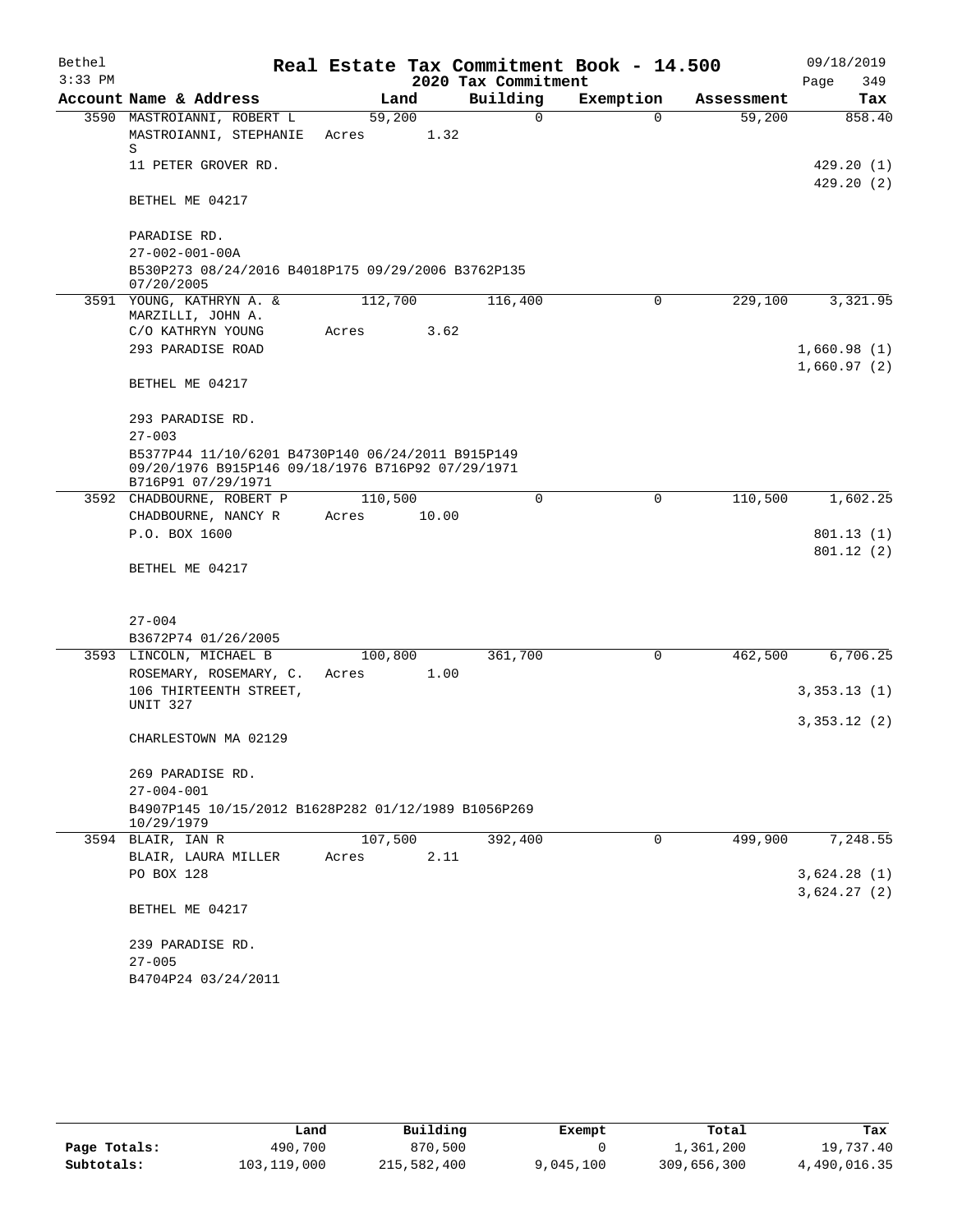Bethel 3:33 PM

# Real Estate Tax Commitment Book - 14.500

## 2020 Tax Commitment

09/18/2019 Page 349

| Account Name & Address | Land | Building | Exemption | Assessment | Tax |
|---|---|---|---|---|---|
| 3590 MASTROIANNI, ROBERT L | 59,200 | 0 | 0 | 59,200 | 858.40 |
| MASTROIANNI, STEPHANIE S | Acres 1.32 | | | | |
| 11 PETER GROVER RD. | | | | | 429.20 (1) |
| | | | | | 429.20 (2) |
| BETHEL ME 04217 | | | | | |
| PARADISE RD. | | | | | |
| 27-002-001-00A | | | | | |
| B530P273 08/24/2016 B4018P175 09/29/2006 B3762P135 07/20/2005 | | | | | |
| 3591 YOUNG, KATHRYN A. & MARZILLI, JOHN A. | 112,700 | 116,400 | 0 | 229,100 | 3,321.95 |
| C/O KATHRYN YOUNG | Acres 3.62 | | | | |
| 293 PARADISE ROAD | | | | | 1,660.98 (1) |
| | | | | | 1,660.97 (2) |
| BETHEL ME 04217 | | | | | |
| 293 PARADISE RD. | | | | | |
| 27-003 | | | | | |
| B5377P44 11/10/6201 B4730P140 06/24/2011 B915P149 09/20/1976 B915P146 09/18/1976 B716P92 07/29/1971 B716P91 07/29/1971 | | | | | |
| 3592 CHADBOURNE, ROBERT P | 110,500 | 0 | 0 | 110,500 | 1,602.25 |
| CHADBOURNE, NANCY R | Acres 10.00 | | | | |
| P.O. BOX 1600 | | | | | 801.13 (1) |
| | | | | | 801.12 (2) |
| BETHEL ME 04217 | | | | | |
| 27-004 | | | | | |
| B3672P74 01/26/2005 | | | | | |
| 3593 LINCOLN, MICHAEL B | 100,800 | 361,700 | 0 | 462,500 | 6,706.25 |
| ROSEMARY, ROSEMARY, C. | Acres 1.00 | | | | |
| 106 THIRTEENTH STREET, UNIT 327 | | | | | 3,353.13 (1) |
| | | | | | 3,353.12 (2) |
| CHARLESTOWN MA 02129 | | | | | |
| 269 PARADISE RD. | | | | | |
| 27-004-001 | | | | | |
| B4907P145 10/15/2012 B1628P282 01/12/1989 B1056P269 10/29/1979 | | | | | |
| 3594 BLAIR, IAN R | 107,500 | 392,400 | 0 | 499,900 | 7,248.55 |
| BLAIR, LAURA MILLER | Acres 2.11 | | | | |
| PO BOX 128 | | | | | 3,624.28 (1) |
| | | | | | 3,624.27 (2) |
| BETHEL ME 04217 | | | | | |
| 239 PARADISE RD. | | | | | |
| 27-005 | | | | | |
| B4704P24 03/24/2011 | | | | | |

| | Land | Building | Exempt | Total | Tax |
|---|---|---|---|---|---|
| Page Totals: | 490,700 | 870,500 | 0 | 1,361,200 | 19,737.40 |
| Subtotals: | 103,119,000 | 215,582,400 | 9,045,100 | 309,656,300 | 4,490,016.35 |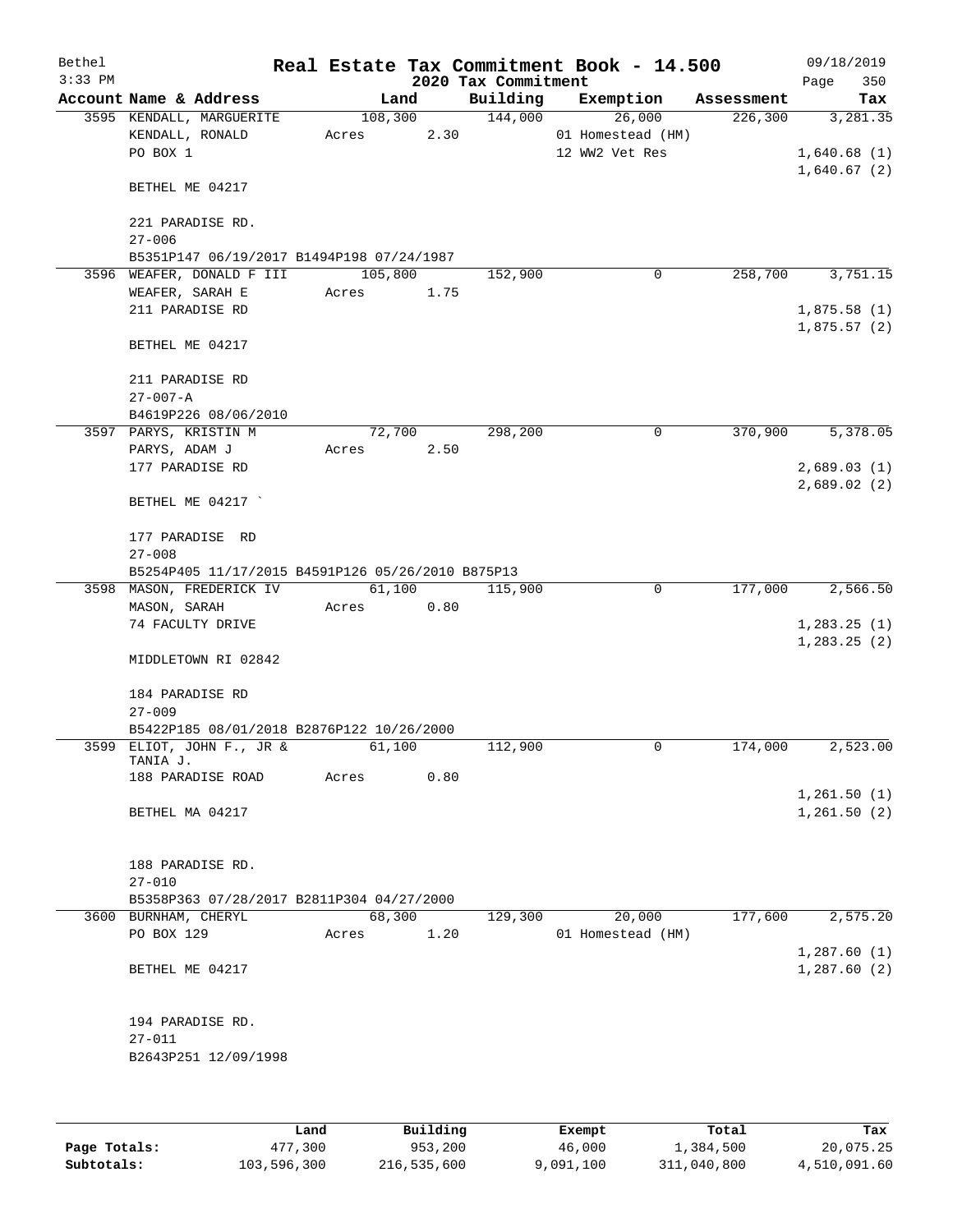# Real Estate Tax Commitment Book - 14.500

Bethel
3:33 PM

2020 Tax Commitment

09/18/2019

| Account Name & Address | Land | Building | Exemption | Assessment | Tax |
|---|---|---|---|---|---|
| 3595 KENDALL, MARGUERITE | 108,300 | 144,000 | 26,000 | 226,300 | 3,281.35 |
| KENDALL, RONALD | Acres 2.30 | | 01 Homestead (HM) | | |
| PO BOX 1 | | | 12 WW2 Vet Res | | 1,640.68 (1) |
| | | | | | 1,640.67 (2) |
| BETHEL ME 04217 | | | | | |
| 221 PARADISE RD. | | | | | |
| 27-006 | | | | | |
| B5351P147 06/19/2017 B1494P198 07/24/1987 | | | | | |
| 3596 WEAFER, DONALD F III | 105,800 | 152,900 | 0 | 258,700 | 3,751.15 |
| WEAFER, SARAH E | Acres 1.75 | | | | |
| 211 PARADISE RD | | | | | 1,875.58 (1) |
| | | | | | 1,875.57 (2) |
| BETHEL ME 04217 | | | | | |
| 211 PARADISE RD | | | | | |
| 27-007-A | | | | | |
| B4619P226 08/06/2010 | | | | | |
| 3597 PARYS, KRISTIN M | 72,700 | 298,200 | 0 | 370,900 | 5,378.05 |
| PARYS, ADAM J | Acres 2.50 | | | | |
| 177 PARADISE RD | | | | | 2,689.03 (1) |
| | | | | | 2,689.02 (2) |
| BETHEL ME 04217 ` | | | | | |
| 177 PARADISE RD | | | | | |
| 27-008 | | | | | |
| B5254P405 11/17/2015 B4591P126 05/26/2010 B875P13 | | | | | |
| 3598 MASON, FREDERICK IV | 61,100 | 115,900 | 0 | 177,000 | 2,566.50 |
| MASON, SARAH | Acres 0.80 | | | | |
| 74 FACULTY DRIVE | | | | | 1,283.25 (1) |
| | | | | | 1,283.25 (2) |
| MIDDLETOWN RI 02842 | | | | | |
| 184 PARADISE RD | | | | | |
| 27-009 | | | | | |
| B5422P185 08/01/2018 B2876P122 10/26/2000 | | | | | |
| 3599 ELIOT, JOHN F., JR & TANIA J. | 61,100 | 112,900 | 0 | 174,000 | 2,523.00 |
| 188 PARADISE ROAD | Acres 0.80 | | | | |
| | | | | | 1,261.50 (1) |
| BETHEL MA 04217 | | | | | 1,261.50 (2) |
| 188 PARADISE RD. | | | | | |
| 27-010 | | | | | |
| B5358P363 07/28/2017 B2811P304 04/27/2000 | | | | | |
| 3600 BURNHAM, CHERYL | 68,300 | 129,300 | 20,000 | 177,600 | 2,575.20 |
| PO BOX 129 | Acres 1.20 | | 01 Homestead (HM) | | |
| | | | | | 1,287.60 (1) |
| BETHEL ME 04217 | | | | | 1,287.60 (2) |
| 194 PARADISE RD. | | | | | |
| 27-011 | | | | | |
| B2643P251 12/09/1998 | | | | | |

| | Land | Building | Exempt | Total | Tax |
|---|---|---|---|---|---|
| Page Totals: | 477,300 | 953,200 | 46,000 | 1,384,500 | 20,075.25 |
| Subtotals: | 103,596,300 | 216,535,600 | 9,091,100 | 311,040,800 | 4,510,091.60 |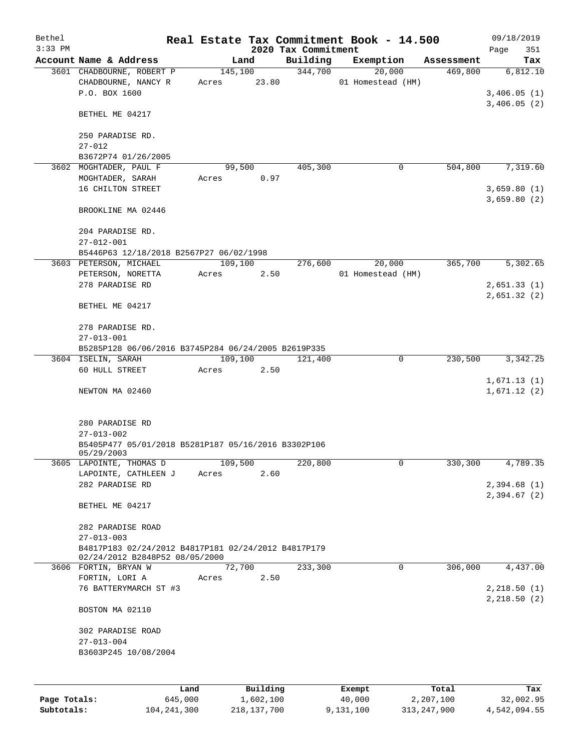# Real Estate Tax Commitment Book - 14.500

Bethel
3:33 PM

2020 Tax Commitment

09/18/2019

| Account Name & Address | Land | Building | Exemption | Assessment | Tax |
|---|---|---|---|---|---|
| 3601 CHADBOURNE, ROBERT P<br>CHADBOURNE, NANCY R<br>P.O. BOX 1600<br><br>BETHEL ME 04217<br><br>250 PARADISE RD.<br>27-012<br>B3672P74 01/26/2005 | 145,100<br>Acres 23.80 | 344,700 | 20,000<br>01 Homestead (HM) | 469,800 | 6,812.10<br><br>3,406.05 (1)<br>3,406.05 (2) |
| 3602 MOGHTADER, PAUL F<br>MOGHTADER, SARAH<br>16 CHILTON STREET<br><br>BROOKLINE MA 02446<br><br>204 PARADISE RD.<br>27-012-001<br>B5446P63 12/18/2018 B2567P27 06/02/1998 | 99,500<br>Acres 0.97 | 405,300 | 0 | 504,800 | 7,319.60<br><br>3,659.80 (1)<br>3,659.80 (2) |
| 3603 PETERSON, MICHAEL<br>PETERSON, NORETTA<br>278 PARADISE RD<br><br>BETHEL ME 04217<br><br>278 PARADISE RD.<br>27-013-001<br>B5285P128 06/06/2016 B3745P284 06/24/2005 B2619P335 | 109,100<br>Acres 2.50 | 276,600 | 20,000<br>01 Homestead (HM) | 365,700 | 5,302.65<br><br>2,651.33 (1)<br>2,651.32 (2) |
| 3604 ISELIN, SARAH<br>60 HULL STREET<br><br>NEWTON MA 02460<br><br>280 PARADISE RD<br>27-013-002<br>B5405P477 05/01/2018 B5281P187 05/16/2016 B3302P106 05/29/2003 | 109,100<br>Acres 2.50 | 121,400 | 0 | 230,500 | 3,342.25<br><br>1,671.13 (1)<br>1,671.12 (2) |
| 3605 LAPOINTE, THOMAS D<br>LAPOINTE, CATHLEEN J<br>282 PARADISE RD<br><br>BETHEL ME 04217<br><br>282 PARADISE ROAD<br>27-013-003<br>B4817P183 02/24/2012 B4817P181 02/24/2012 B4817P179 02/24/2012 B2848P52 08/05/2000 | 109,500<br>Acres 2.60 | 220,800 | 0 | 330,300 | 4,789.35<br><br>2,394.68 (1)<br>2,394.67 (2) |
| 3606 FORTIN, BRYAN W<br>FORTIN, LORI A<br>76 BATTERYMARCH ST #3<br><br>BOSTON MA 02110<br><br>302 PARADISE ROAD<br>27-013-004<br>B3603P245 10/08/2004 | 72,700<br>Acres 2.50 | 233,300 | 0 | 306,000 | 4,437.00<br><br>2,218.50 (1)<br>2,218.50 (2) |

| | Land | Building | Exempt | Total | Tax |
|---|---|---|---|---|---|
| Page Totals: | 645,000 | 1,602,100 | 40,000 | 2,207,100 | 32,002.95 |
| Subtotals: | 104,241,300 | 218,137,700 | 9,131,100 | 313,247,900 | 4,542,094.55 |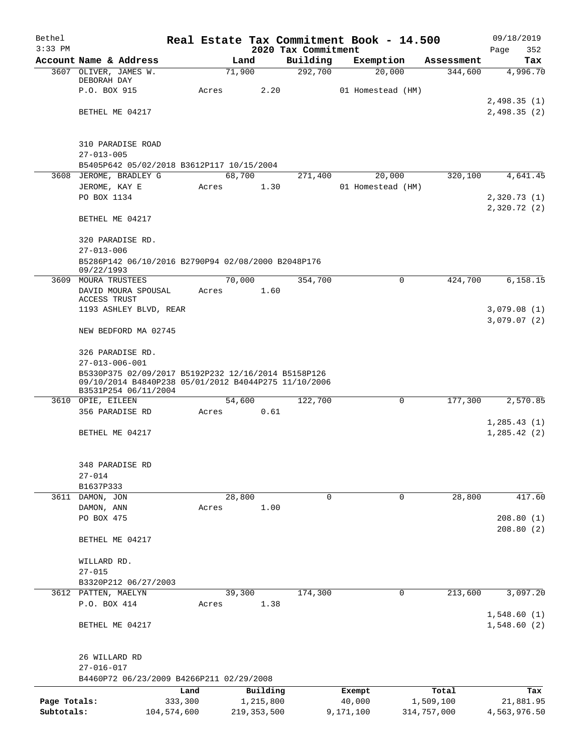Bethel 3:33 PM

# Real Estate Tax Commitment Book - 14.500

## 2020 Tax Commitment

09/18/2019

| Account | Name & Address | Land | Building | Exemption | Assessment | Tax |
|---|---|---|---|---|---|---|
| 3607 | OLIVER, JAMES W.<br>DEBORAH DAY<br>P.O. BOX 915<br><br>BETHEL ME 04217<br><br>310 PARADISE ROAD<br>27-013-005<br>B5405P642 05/02/2018 B3612P117 10/15/2004 | 71,900<br>Acres 2.20 | 292,700 | 20,000<br>01 Homestead (HM) | 344,600 | 4,996.70<br><br>2,498.35 (1)<br>2,498.35 (2) |
| 3608 | JEROME, BRADLEY G<br>JEROME, KAY E<br>PO BOX 1134<br><br>BETHEL ME 04217<br><br>320 PARADISE RD.<br>27-013-006<br>B5286P142 06/10/2016 B2790P94 02/08/2000 B2048P176 09/22/1993 | 68,700<br>Acres 1.30 | 271,400 | 20,000<br>01 Homestead (HM) | 320,100 | 4,641.45<br><br>2,320.73 (1)<br>2,320.72 (2) |
| 3609 | MOURA TRUSTEES<br>DAVID MOURA SPOUSAL ACCESS TRUST<br>1193 ASHLEY BLVD, REAR<br><br>NEW BEDFORD MA 02745<br><br>326 PARADISE RD.<br>27-013-006-001<br>B5330P375 02/09/2017 B5192P232 12/16/2014 B5158P126 09/10/2014 B4840P238 05/01/2012 B4044P275 11/10/2006 B3531P254 06/11/2004 | 70,000<br>Acres 1.60 | 354,700 | 0 | 424,700 | 6,158.15<br><br>3,079.08 (1)<br>3,079.07 (2) |
| 3610 | OPIE, EILEEN<br>356 PARADISE RD<br><br>BETHEL ME 04217<br><br>348 PARADISE RD<br>27-014<br>B1637P333 | 54,600<br>Acres 0.61 | 122,700 | 0 | 177,300 | 2,570.85<br><br>1,285.43 (1)<br>1,285.42 (2) |
| 3611 | DAMON, JON<br>DAMON, ANN<br>PO BOX 475<br><br>BETHEL ME 04217<br><br>WILLARD RD.<br>27-015<br>B3320P212 06/27/2003 | 28,800<br>Acres 1.00 | 0 | 0 | 28,800 | 417.60<br><br>208.80 (1)<br>208.80 (2) |
| 3612 | PATTEN, MAELYN<br>P.O. BOX 414<br><br>BETHEL ME 04217<br><br>26 WILLARD RD<br>27-016-017<br>B4460P72 06/23/2009 B4266P211 02/29/2008 | 39,300<br>Acres 1.38 | 174,300 | 0 | 213,600 | 3,097.20<br><br>1,548.60 (1)<br>1,548.60 (2) |

| | Land | Building | Exempt | Total | Tax |
|---|---|---|---|---|---|
| Page Totals: | 333,300 | 1,215,800 | 40,000 | 1,509,100 | 21,881.95 |
| Subtotals: | 104,574,600 | 219,353,500 | 9,171,100 | 314,757,000 | 4,563,976.50 |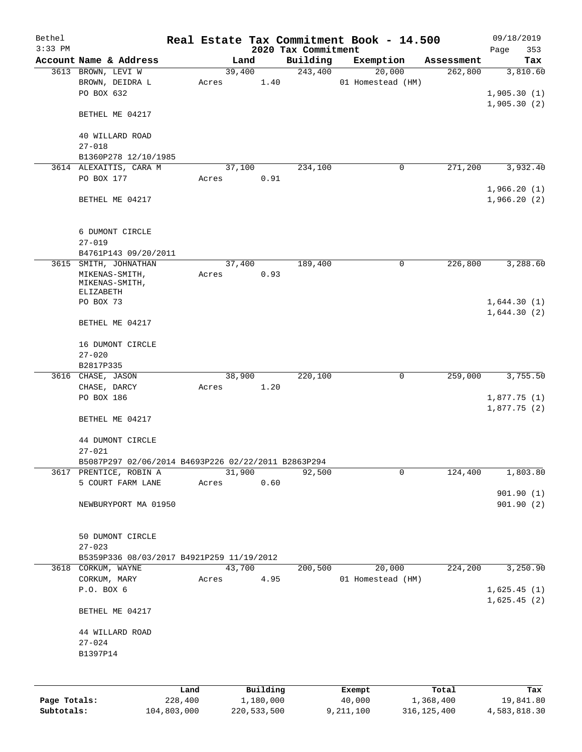Bethel
3:33 PM

# Real Estate Tax Commitment Book - 14.500

## 2020 Tax Commitment

09/18/2019

| Account Name & Address | Land | Building | Exemption | Assessment | Tax |
|---|---|---|---|---|---|
| 3613 BROWN, LEVI W | 39,400 | 243,400 | 20,000 | 262,800 | 3,810.60 |
| BROWN, DEIDRA L | Acres 1.40 | | 01 Homestead (HM) | | |
| PO BOX 632 | | | | | 1,905.30 (1) |
| | | | | | 1,905.30 (2) |
| BETHEL ME 04217 | | | | | |
| 40 WILLARD ROAD | | | | | |
| 27-018 | | | | | |
| B1360P278 12/10/1985 | | | | | |
| 3614 ALEXAITIS, CARA M | 37,100 | 234,100 | 0 | 271,200 | 3,932.40 |
| PO BOX 177 | Acres 0.91 | | | | |
| | | | | | 1,966.20 (1) |
| BETHEL ME 04217 | | | | | 1,966.20 (2) |
| 6 DUMONT CIRCLE | | | | | |
| 27-019 | | | | | |
| B4761P143 09/20/2011 | | | | | |
| 3615 SMITH, JOHNATHAN | 37,400 | 189,400 | 0 | 226,800 | 3,288.60 |
| MIKENAS-SMITH, MIKENAS-SMITH, ELIZABETH | Acres 0.93 | | | | |
| PO BOX 73 | | | | | 1,644.30 (1) |
| | | | | | 1,644.30 (2) |
| BETHEL ME 04217 | | | | | |
| 16 DUMONT CIRCLE | | | | | |
| 27-020 | | | | | |
| B2817P335 | | | | | |
| 3616 CHASE, JASON | 38,900 | 220,100 | 0 | 259,000 | 3,755.50 |
| CHASE, DARCY | Acres 1.20 | | | | |
| PO BOX 186 | | | | | 1,877.75 (1) |
| | | | | | 1,877.75 (2) |
| BETHEL ME 04217 | | | | | |
| 44 DUMONT CIRCLE | | | | | |
| 27-021 | | | | | |
| B5087P297 02/06/2014 B4693P226 02/22/2011 B2863P294 | | | | | |
| 3617 PRENTICE, ROBIN A | 31,900 | 92,500 | 0 | 124,400 | 1,803.80 |
| 5 COURT FARM LANE | Acres 0.60 | | | | |
| | | | | | 901.90 (1) |
| NEWBURYPORT MA 01950 | | | | | 901.90 (2) |
| 50 DUMONT CIRCLE | | | | | |
| 27-023 | | | | | |
| B5359P336 08/03/2017 B4921P259 11/19/2012 | | | | | |
| 3618 CORKUM, WAYNE | 43,700 | 200,500 | 20,000 | 224,200 | 3,250.90 |
| CORKUM, MARY | Acres 4.95 | | 01 Homestead (HM) | | |
| P.O. BOX 6 | | | | | 1,625.45 (1) |
| | | | | | 1,625.45 (2) |
| BETHEL ME 04217 | | | | | |
| 44 WILLARD ROAD | | | | | |
| 27-024 | | | | | |
| B1397P14 | | | | | |

| | Land | Building | Exempt | Total | Tax |
|---|---|---|---|---|---|
| Page Totals: | 228,400 | 1,180,000 | 40,000 | 1,368,400 | 19,841.80 |
| Subtotals: | 104,803,000 | 220,533,500 | 9,211,100 | 316,125,400 | 4,583,818.30 |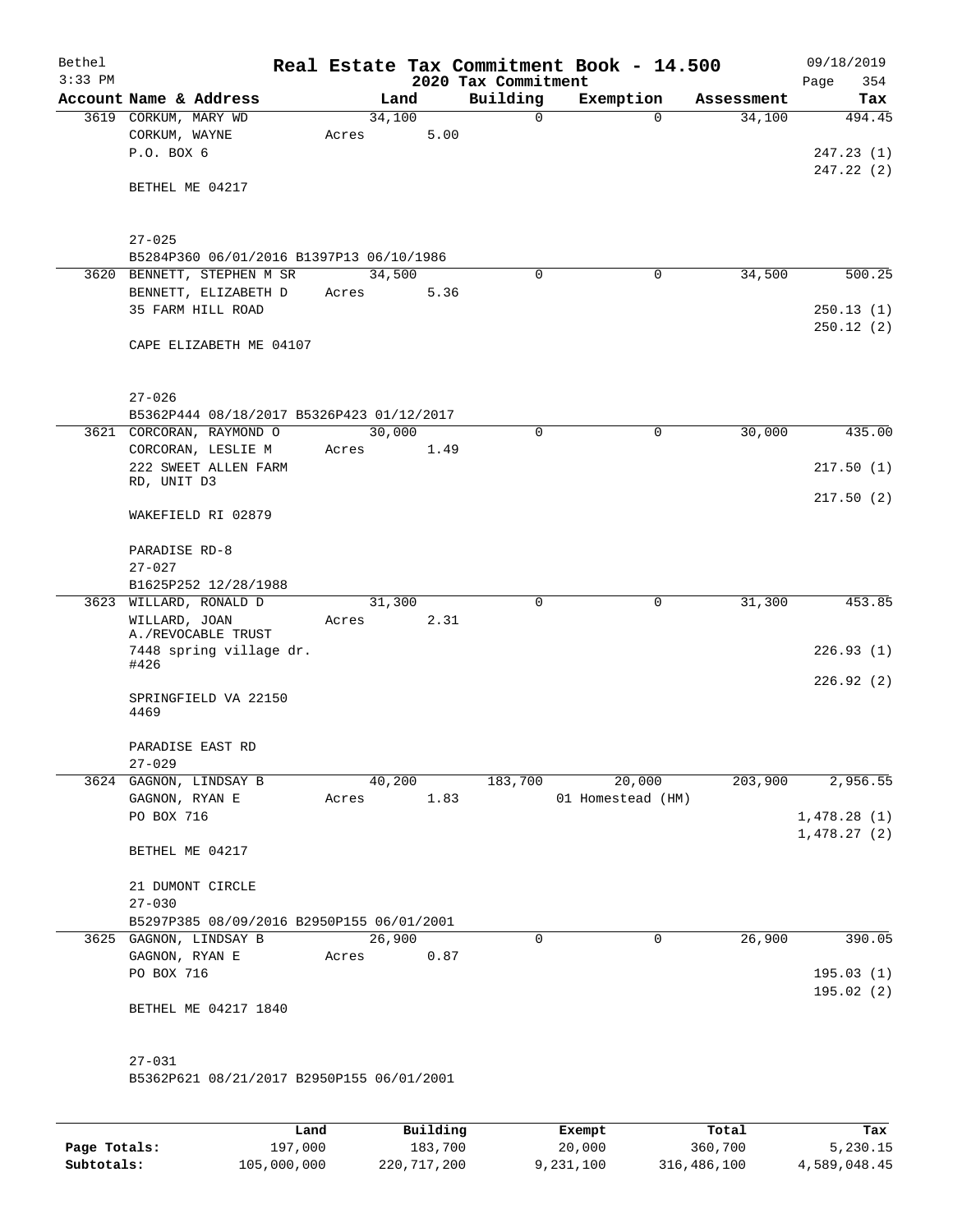Bethel 3:33 PM

# Real Estate Tax Commitment Book - 14.500

## 2020 Tax Commitment

09/18/2019

| Account | Name & Address | Land | Building | Exemption | Assessment | Tax |
|---|---|---|---|---|---|---|
| 3619 | CORKUM, MARY WD<br>CORKUM, WAYNE<br>P.O. BOX 6<br><br>BETHEL ME 04217<br><br>27-025<br>B5284P360 06/01/2016 B1397P13 06/10/1986 | 34,100<br>Acres 5.00 | 0 | 0 | 34,100 | 494.45<br><br>247.23 (1)<br>247.22 (2) |
| 3620 | BENNETT, STEPHEN M SR<br>BENNETT, ELIZABETH D<br>35 FARM HILL ROAD<br><br>CAPE ELIZABETH ME 04107<br><br>27-026<br>B5362P444 08/18/2017 B5326P423 01/12/2017 | 34,500<br>Acres 5.36 | 0 | 0 | 34,500 | 500.25<br><br>250.13 (1)<br>250.12 (2) |
| 3621 | CORCORAN, RAYMOND O<br>CORCORAN, LESLIE M<br>222 SWEET ALLEN FARM RD, UNIT D3<br><br>WAKEFIELD RI 02879<br><br>PARADISE RD-8<br>27-027<br>B1625P252 12/28/1988 | 30,000<br>Acres 1.49 | 0 | 0 | 30,000 | 435.00<br><br>217.50 (1)<br>217.50 (2) |
| 3623 | WILLARD, RONALD D<br>WILLARD, JOAN A./REVOCABLE TRUST<br>7448 spring village dr. #426<br><br>SPRINGFIELD VA 22150 4469<br><br>PARADISE EAST RD<br>27-029 | 31,300<br>Acres 2.31 | 0 | 0 | 31,300 | 453.85<br><br>226.93 (1)<br>226.92 (2) |
| 3624 | GAGNON, LINDSAY B<br>GAGNON, RYAN E<br>PO BOX 716<br><br>BETHEL ME 04217<br><br>21 DUMONT CIRCLE<br>27-030<br>B5297P385 08/09/2016 B2950P155 06/01/2001 | 40,200<br>Acres 1.83 | 183,700 | 20,000<br>01 Homestead (HM) | 203,900 | 2,956.55<br><br>1,478.28 (1)<br>1,478.27 (2) |
| 3625 | GAGNON, LINDSAY B<br>GAGNON, RYAN E<br>PO BOX 716<br><br>BETHEL ME 04217 1840<br><br>27-031<br>B5362P621 08/21/2017 B2950P155 06/01/2001 | 26,900<br>Acres 0.87 | 0 | 0 | 26,900 | 390.05<br><br>195.03 (1)<br>195.02 (2) |

| | Land | Building | Exempt | Total | Tax |
|---|---|---|---|---|---|
| Page Totals: | 197,000 | 183,700 | 20,000 | 360,700 | 5,230.15 |
| Subtotals: | 105,000,000 | 220,717,200 | 9,231,100 | 316,486,100 | 4,589,048.45 |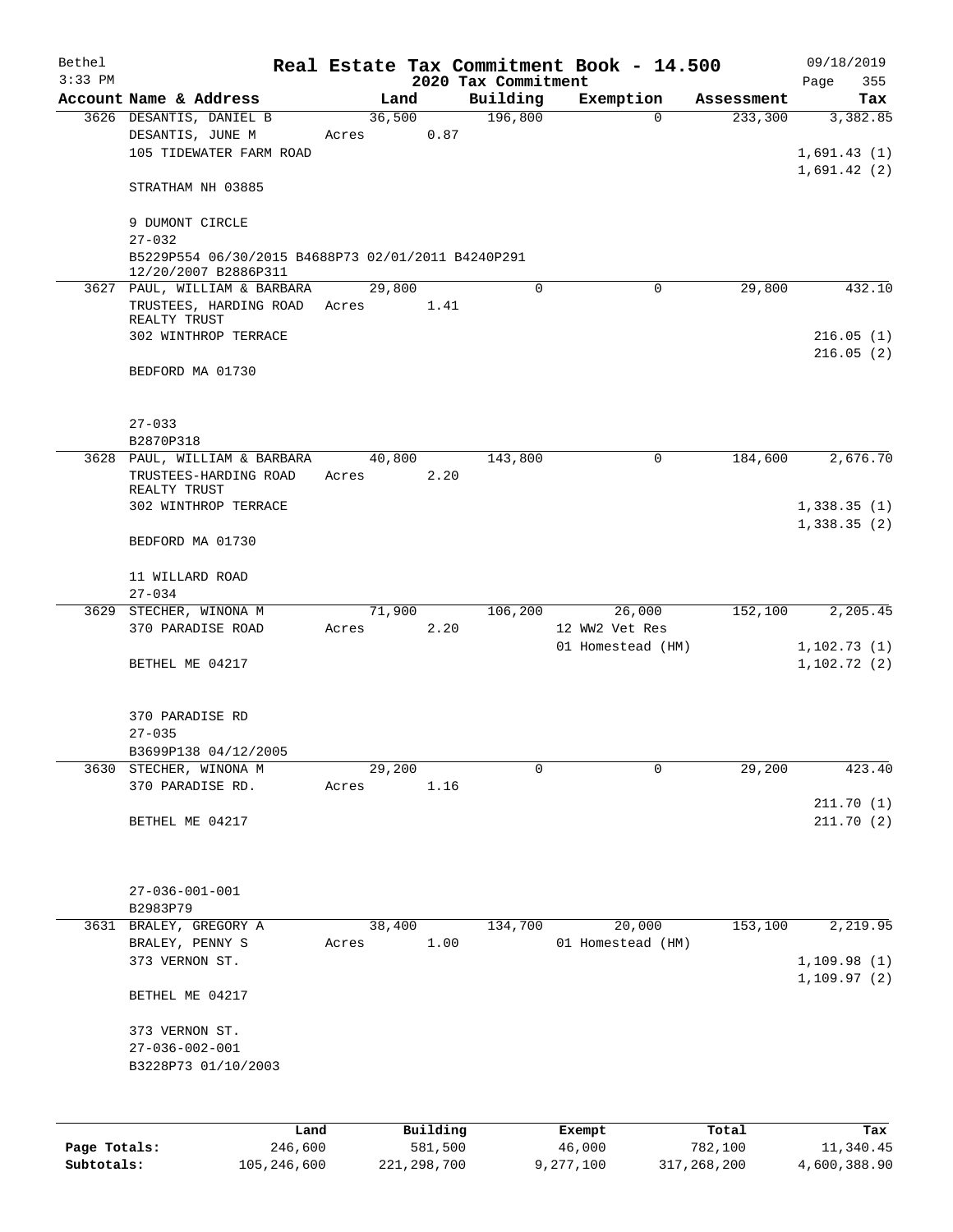# Real Estate Tax Commitment Book - 14.500

Bethel
3:33 PM

2020 Tax Commitment

09/18/2019

| Account Name & Address | Land | Building | Exemption | Assessment | Tax |
|---|---|---|---|---|---|
| 3626 DESANTIS, DANIEL B | 36,500 | 196,800 | 0 | 233,300 | 3,382.85 |
| DESANTIS, JUNE M | Acres 0.87 | | | | |
| 105 TIDEWATER FARM ROAD | | | | | 1,691.43 (1) |
| | | | | | 1,691.42 (2) |
| STRATHAM NH 03885 | | | | | |
| 9 DUMONT CIRCLE | | | | | |
| 27-032 | | | | | |
| B5229P554 06/30/2015 B4688P73 02/01/2011 B4240P291 12/20/2007 B2886P311 | | | | | |
| 3627 PAUL, WILLIAM & BARBARA | 29,800 | 0 | 0 | 29,800 | 432.10 |
| TRUSTEES, HARDING ROAD REALTY TRUST | Acres 1.41 | | | | |
| 302 WINTHROP TERRACE | | | | | 216.05 (1) |
| | | | | | 216.05 (2) |
| BEDFORD MA 01730 | | | | | |
| 27-033 | | | | | |
| B2870P318 | | | | | |
| 3628 PAUL, WILLIAM & BARBARA | 40,800 | 143,800 | 0 | 184,600 | 2,676.70 |
| TRUSTEES-HARDING ROAD REALTY TRUST | Acres 2.20 | | | | |
| 302 WINTHROP TERRACE | | | | | 1,338.35 (1) |
| | | | | | 1,338.35 (2) |
| BEDFORD MA 01730 | | | | | |
| 11 WILLARD ROAD | | | | | |
| 27-034 | | | | | |
| 3629 STECHER, WINONA M | 71,900 | 106,200 | 26,000 | 152,100 | 2,205.45 |
| 370 PARADISE ROAD | Acres 2.20 | | 12 WW2 Vet Res | | |
| | | | 01 Homestead (HM) | | 1,102.73 (1) |
| BETHEL ME 04217 | | | | | 1,102.72 (2) |
| 370 PARADISE RD | | | | | |
| 27-035 | | | | | |
| B3699P138 04/12/2005 | | | | | |
| 3630 STECHER, WINONA M | 29,200 | 0 | 0 | 29,200 | 423.40 |
| 370 PARADISE RD. | Acres 1.16 | | | | |
| | | | | | 211.70 (1) |
| BETHEL ME 04217 | | | | | 211.70 (2) |
| 27-036-001-001 | | | | | |
| B2983P79 | | | | | |
| 3631 BRALEY, GREGORY A | 38,400 | 134,700 | 20,000 | 153,100 | 2,219.95 |
| BRALEY, PENNY S | Acres 1.00 | | 01 Homestead (HM) | | |
| 373 VERNON ST. | | | | | 1,109.98 (1) |
| | | | | | 1,109.97 (2) |
| BETHEL ME 04217 | | | | | |
| 373 VERNON ST. | | | | | |
| 27-036-002-001 | | | | | |
| B3228P73 01/10/2003 | | | | | |

| | Land | Building | Exempt | Total | Tax |
|---|---|---|---|---|---|
| Page Totals: | 246,600 | 581,500 | 46,000 | 782,100 | 11,340.45 |
| Subtotals: | 105,246,600 | 221,298,700 | 9,277,100 | 317,268,200 | 4,600,388.90 |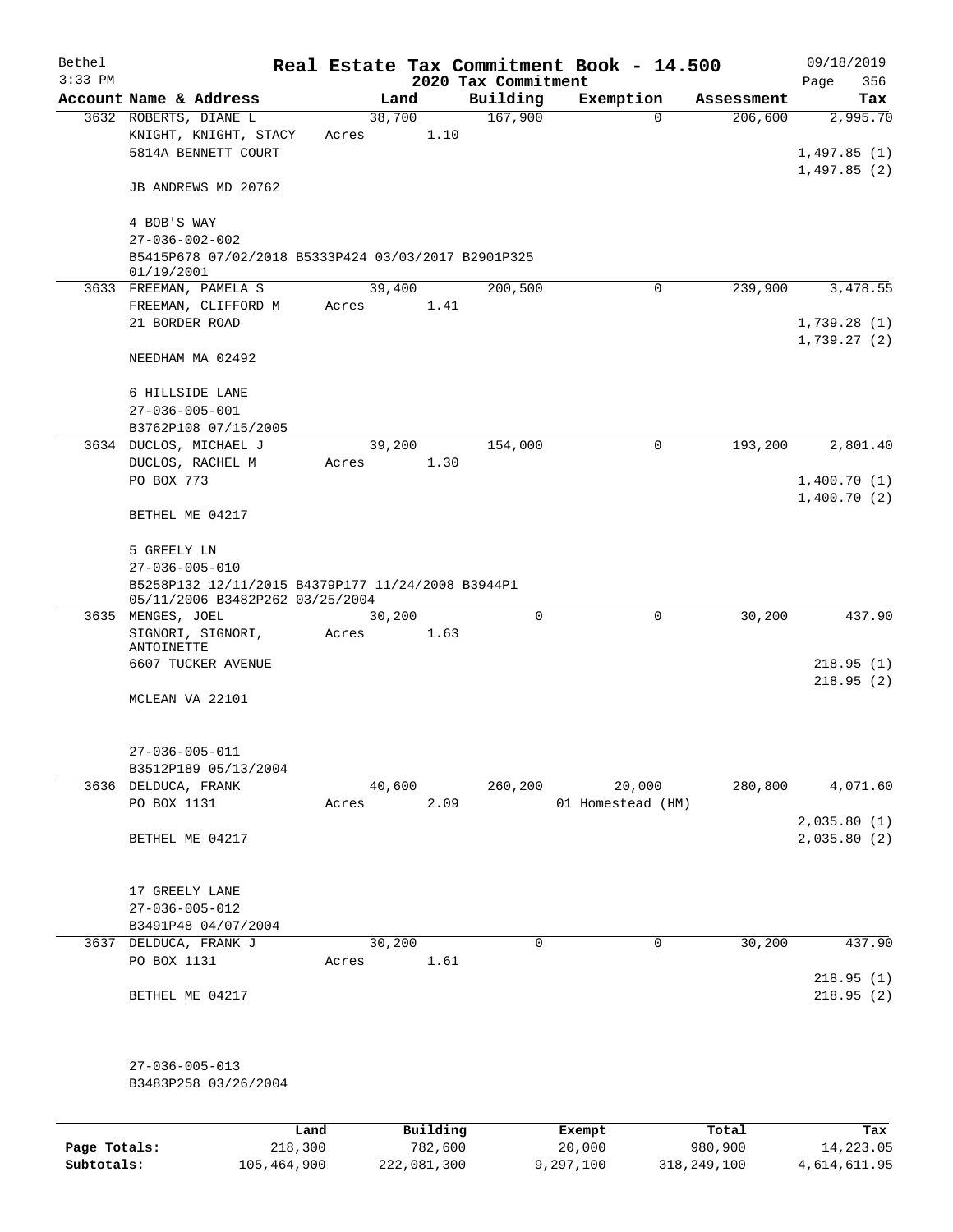# Real Estate Tax Commitment Book - 14.500

## 2020 Tax Commitment

| Account Name & Address | Land | Building | Exemption | Assessment | Tax |
|---|---|---|---|---|---|
| 3632 ROBERTS, DIANE L<br>KNIGHT, KNIGHT, STACY<br>5814A BENNETT COURT<br><br>JB ANDREWS MD 20762<br><br>4 BOB'S WAY<br>27-036-002-002<br>B5415P678 07/02/2018 B5333P424 03/03/2017 B2901P325 01/19/2001 | 38,700<br>Acres 1.10 | 167,900 | 0 | 206,600 | 2,995.70<br><br>1,497.85 (1)<br>1,497.85 (2) |
| 3633 FREEMAN, PAMELA S<br>FREEMAN, CLIFFORD M<br>21 BORDER ROAD<br><br>NEEDHAM MA 02492<br><br>6 HILLSIDE LANE<br>27-036-005-001<br>B3762P108 07/15/2005 | 39,400<br>Acres 1.41 | 200,500 | 0 | 239,900 | 3,478.55<br><br>1,739.28 (1)<br>1,739.27 (2) |
| 3634 DUCLOS, MICHAEL J<br>DUCLOS, RACHEL M<br>PO BOX 773<br><br>BETHEL ME 04217<br><br>5 GREELY LN<br>27-036-005-010<br>B5258P132 12/11/2015 B4379P177 11/24/2008 B3944P1 05/11/2006 B3482P262 03/25/2004 | 39,200<br>Acres 1.30 | 154,000 | 0 | 193,200 | 2,801.40<br><br>1,400.70 (1)<br>1,400.70 (2) |
| 3635 MENGES, JOEL<br>SIGNORI, SIGNORI, ANTOINETTE<br>6607 TUCKER AVENUE<br><br>MCLEAN VA 22101<br><br>27-036-005-011<br>B3512P189 05/13/2004 | 30,200<br>Acres 1.63 | 0 | 0 | 30,200 | 437.90<br><br>218.95 (1)<br>218.95 (2) |
| 3636 DELDUCA, FRANK<br>PO BOX 1131<br><br>BETHEL ME 04217<br><br>17 GREELY LANE<br>27-036-005-012<br>B3491P48 04/07/2004 | 40,600<br>Acres 2.09 | 260,200 | 20,000<br>01 Homestead (HM) | 280,800 | 4,071.60<br><br>2,035.80 (1)<br>2,035.80 (2) |
| 3637 DELDUCA, FRANK J<br>PO BOX 1131<br><br>BETHEL ME 04217<br><br>27-036-005-013<br>B3483P258 03/26/2004 | 30,200<br>Acres 1.61 | 0 | 0 | 30,200 | 437.90<br><br>218.95 (1)<br>218.95 (2) |

| | Land | Building | Exempt | Total | Tax |
|---|---|---|---|---|---|
| Page Totals: | 218,300 | 782,600 | 20,000 | 980,900 | 14,223.05 |
| Subtotals: | 105,464,900 | 222,081,300 | 9,297,100 | 318,249,100 | 4,614,611.95 |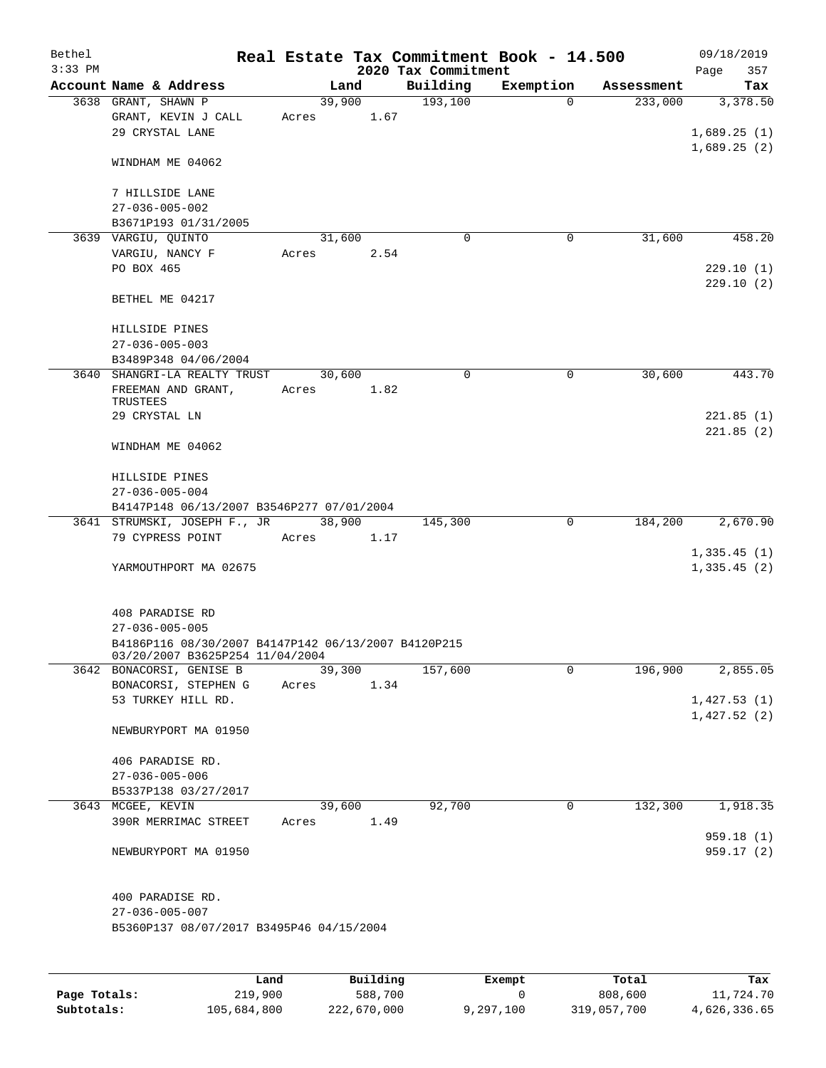Bethel 3:33 PM

# Real Estate Tax Commitment Book - 14.500

## 2020 Tax Commitment

09/18/2019 Page 357

| Account Name & Address | Land | Building | Exemption | Assessment | Tax |
|---|---|---|---|---|---|
| 3638 GRANT, SHAWN P | 39,900 | 193,100 | 0 | 233,000 | 3,378.50 |
| GRANT, KEVIN J CALL | Acres 1.67 | | | | |
| 29 CRYSTAL LANE | | | | | 1,689.25 (1) |
| | | | | | 1,689.25 (2) |
| WINDHAM ME 04062 | | | | | |
| 7 HILLSIDE LANE | | | | | |
| 27-036-005-002 | | | | | |
| B3671P193 01/31/2005 | | | | | |
| 3639 VARGIU, QUINTO | 31,600 | 0 | 0 | 31,600 | 458.20 |
| VARGIU, NANCY F | Acres 2.54 | | | | |
| PO BOX 465 | | | | | 229.10 (1) |
| | | | | | 229.10 (2) |
| BETHEL ME 04217 | | | | | |
| HILLSIDE PINES | | | | | |
| 27-036-005-003 | | | | | |
| B3489P348 04/06/2004 | | | | | |
| 3640 SHANGRI-LA REALTY TRUST | 30,600 | 0 | 0 | 30,600 | 443.70 |
| FREEMAN AND GRANT, TRUSTEES | Acres 1.82 | | | | |
| 29 CRYSTAL LN | | | | | 221.85 (1) |
| | | | | | 221.85 (2) |
| WINDHAM ME 04062 | | | | | |
| HILLSIDE PINES | | | | | |
| 27-036-005-004 | | | | | |
| B4147P148 06/13/2007 B3546P277 07/01/2004 | | | | | |
| 3641 STRUMSKI, JOSEPH F., JR | 38,900 | 145,300 | 0 | 184,200 | 2,670.90 |
| 79 CYPRESS POINT | Acres 1.17 | | | | |
| | | | | | 1,335.45 (1) |
| YARMOUTHPORT MA 02675 | | | | | 1,335.45 (2) |
| 408 PARADISE RD | | | | | |
| 27-036-005-005 | | | | | |
| B4186P116 08/30/2007 B4147P142 06/13/2007 B4120P215 03/20/2007 B3625P254 11/04/2004 | | | | | |
| 3642 BONACORSI, GENISE B | 39,300 | 157,600 | 0 | 196,900 | 2,855.05 |
| BONACORSI, STEPHEN G | Acres 1.34 | | | | |
| 53 TURKEY HILL RD. | | | | | 1,427.53 (1) |
| | | | | | 1,427.52 (2) |
| NEWBURYPORT MA 01950 | | | | | |
| 406 PARADISE RD. | | | | | |
| 27-036-005-006 | | | | | |
| B5337P138 03/27/2017 | | | | | |
| 3643 MCGEE, KEVIN | 39,600 | 92,700 | 0 | 132,300 | 1,918.35 |
| 390R MERRIMAC STREET | Acres 1.49 | | | | |
| | | | | | 959.18 (1) |
| NEWBURYPORT MA 01950 | | | | | 959.17 (2) |
| 400 PARADISE RD. | | | | | |
| 27-036-005-007 | | | | | |
| B5360P137 08/07/2017 B3495P46 04/15/2004 | | | | | |

| | Land | Building | Exempt | Total | Tax |
|---|---|---|---|---|---|
| Page Totals: | 219,900 | 588,700 | 0 | 808,600 | 11,724.70 |
| Subtotals: | 105,684,800 | 222,670,000 | 9,297,100 | 319,057,700 | 4,626,336.65 |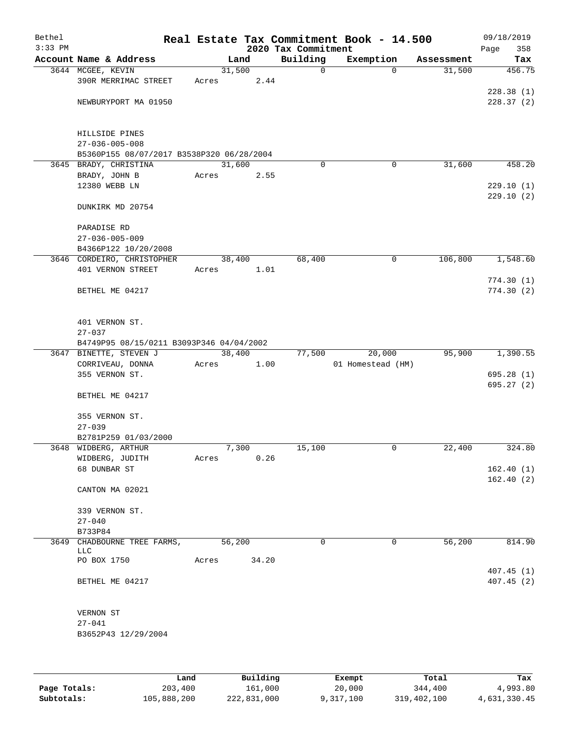Bethel
3:33 PM

# Real Estate Tax Commitment Book - 14.500

09/18/2019

## 2020 Tax Commitment

| Account | Name & Address | Land | Building | Exemption | Assessment | Tax |
|---|---|---|---|---|---|---|
| 3644 | MCGEE, KEVIN<br>390R MERRIMAC STREET<br><br>NEWBURYPORT MA 01950<br><br>HILLSIDE PINES<br>27-036-005-008<br>B5360P155 08/07/2017 B3538P320 06/28/2004 | 31,500<br>Acres 2.44 | 0 | 0 | 31,500 | 456.75<br><br>228.38 (1)<br>228.37 (2) |
| 3645 | BRADY, CHRISTINA<br>BRADY, JOHN B<br>12380 WEBB LN<br><br>DUNKIRK MD 20754<br><br>PARADISE RD<br>27-036-005-009<br>B4366P122 10/20/2008 | 31,600<br>Acres 2.55 | 0 | 0 | 31,600 | 458.20<br><br>229.10 (1)<br>229.10 (2) |
| 3646 | CORDEIRO, CHRISTOPHER<br>401 VERNON STREET<br><br>BETHEL ME 04217<br><br>401 VERNON ST.<br>27-037<br>B4749P95 08/15/0211 B3093P346 04/04/2002 | 38,400<br>Acres 1.01 | 68,400 | 0 | 106,800 | 1,548.60<br><br>774.30 (1)<br>774.30 (2) |
| 3647 | BINETTE, STEVEN J<br>CORRIVEAU, DONNA<br>355 VERNON ST.<br><br>BETHEL ME 04217<br><br>355 VERNON ST.<br>27-039<br>B2781P259 01/03/2000 | 38,400<br>Acres 1.00 | 77,500 | 20,000<br>01 Homestead (HM) | 95,900 | 1,390.55<br><br>695.28 (1)<br>695.27 (2) |
| 3648 | WIDBERG, ARTHUR<br>WIDBERG, JUDITH<br>68 DUNBAR ST<br><br>CANTON MA 02021<br><br>339 VERNON ST.<br>27-040<br>B733P84 | 7,300<br>Acres 0.26 | 15,100 | 0 | 22,400 | 324.80<br><br>162.40 (1)<br>162.40 (2) |
| 3649 | CHADBOURNE TREE FARMS, LLC<br>PO BOX 1750<br><br>BETHEL ME 04217<br><br>VERNON ST<br>27-041<br>B3652P43 12/29/2004 | 56,200<br>Acres 34.20 | 0 | 0 | 56,200 | 814.90<br><br>407.45 (1)<br>407.45 (2) |

| | Land | Building | Exempt | Total | Tax |
|---|---|---|---|---|---|
| **Page Totals:** | 203,400 | 161,000 | 20,000 | 344,400 | 4,993.80 |
| **Subtotals:** | 105,888,200 | 222,831,000 | 9,317,100 | 319,402,100 | 4,631,330.45 |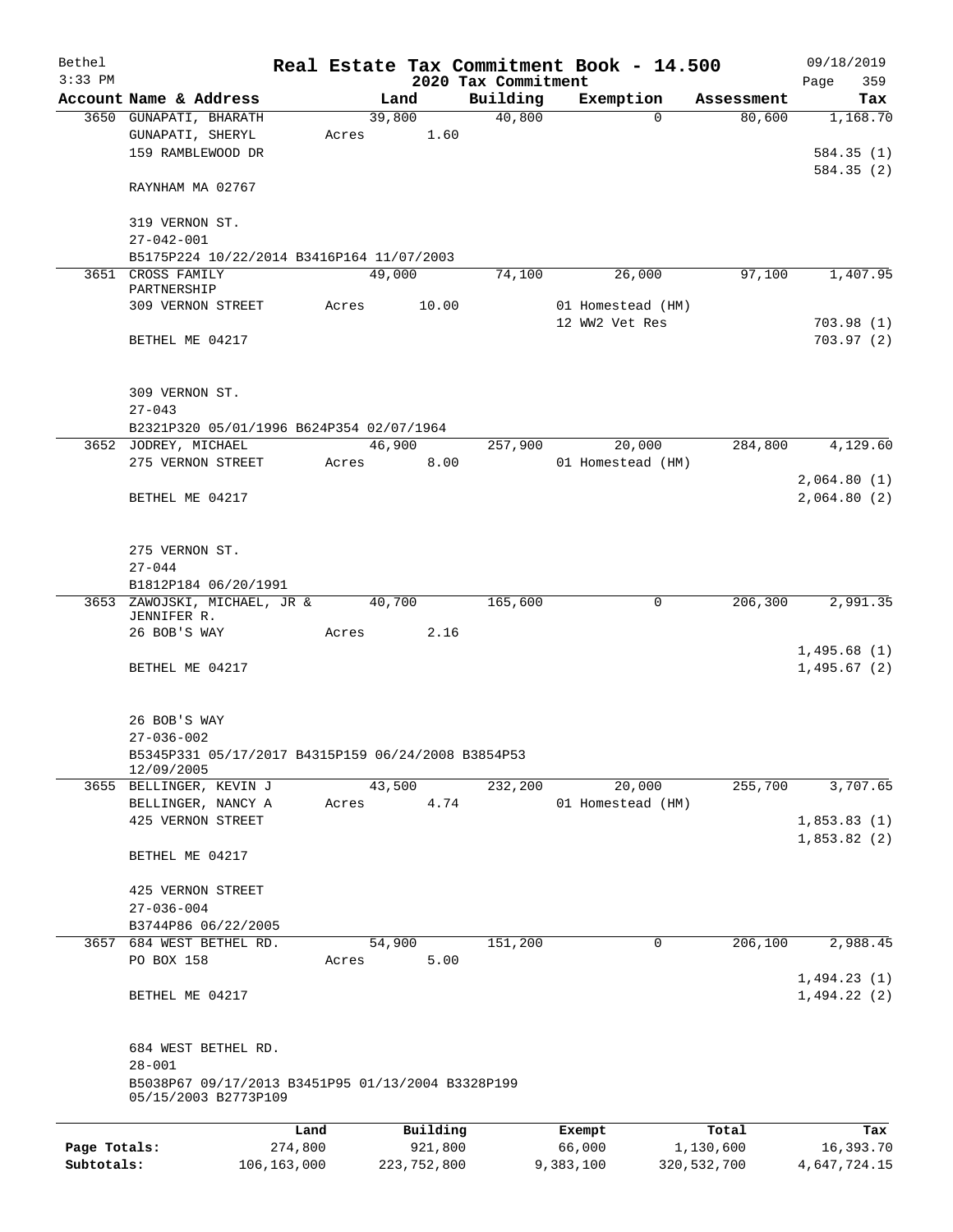# Real Estate Tax Commitment Book - 14.500

## 2020 Tax Commitment

Bethel 09/18/2019
3:33 PM

| Account | Name & Address | Land | Building | Exemption | Assessment | Tax |
|---|---|---|---|---|---|---|
| 3650 | GUNAPATI, BHARATH<br>GUNAPATI, SHERYL<br>159 RAMBLEWOOD DR<br><br>RAYNHAM MA 02767<br><br>319 VERNON ST.<br>27-042-001<br>B5175P224 10/22/2014 B3416P164 11/07/2003 | 39,800<br>Acres 1.60 | 40,800 | 0 | 80,600 | 1,168.70<br><br>584.35 (1)<br>584.35 (2) |
| 3651 | CROSS FAMILY PARTNERSHIP<br>309 VERNON STREET<br><br>BETHEL ME 04217<br><br>309 VERNON ST.<br>27-043<br>B2321P320 05/01/1996 B624P354 02/07/1964 | 49,000<br>Acres 10.00 | 74,100 | 26,000<br>01 Homestead (HM)<br>12 WW2 Vet Res | 97,100 | 1,407.95<br><br>703.98 (1)<br>703.97 (2) |
| 3652 | JODREY, MICHAEL<br>275 VERNON STREET<br><br>BETHEL ME 04217<br><br>275 VERNON ST.<br>27-044<br>B1812P184 06/20/1991 | 46,900<br>Acres 8.00 | 257,900 | 20,000<br>01 Homestead (HM) | 284,800 | 4,129.60<br><br>2,064.80 (1)<br>2,064.80 (2) |
| 3653 | ZAWOJSKI, MICHAEL, JR & JENNIFER R.<br>26 BOB'S WAY<br><br>BETHEL ME 04217<br><br>26 BOB'S WAY<br>27-036-002<br>B5345P331 05/17/2017 B4315P159 06/24/2008 B3854P53 12/09/2005 | 40,700<br>Acres 2.16 | 165,600 | 0 | 206,300 | 2,991.35<br><br>1,495.68 (1)<br>1,495.67 (2) |
| 3655 | BELLINGER, KEVIN J<br>BELLINGER, NANCY A<br>425 VERNON STREET<br><br>BETHEL ME 04217<br><br>425 VERNON STREET<br>27-036-004<br>B3744P86 06/22/2005 | 43,500<br>Acres 4.74 | 232,200 | 20,000<br>01 Homestead (HM) | 255,700 | 3,707.65<br><br>1,853.83 (1)<br>1,853.82 (2) |
| 3657 | 684 WEST BETHEL RD.<br>PO BOX 158<br><br>BETHEL ME 04217<br><br>684 WEST BETHEL RD.<br>28-001<br>B5038P67 09/17/2013 B3451P95 01/13/2004 B3328P199 05/15/2003 B2773P109 | 54,900<br>Acres 5.00 | 151,200 | 0 | 206,100 | 2,988.45<br><br>1,494.23 (1)<br>1,494.22 (2) |

| | Land | Building | Exempt | Total | Tax |
|---|---|---|---|---|---|
| Page Totals: | 274,800 | 921,800 | 66,000 | 1,130,600 | 16,393.70 |
| Subtotals: | 106,163,000 | 223,752,800 | 9,383,100 | 320,532,700 | 4,647,724.15 |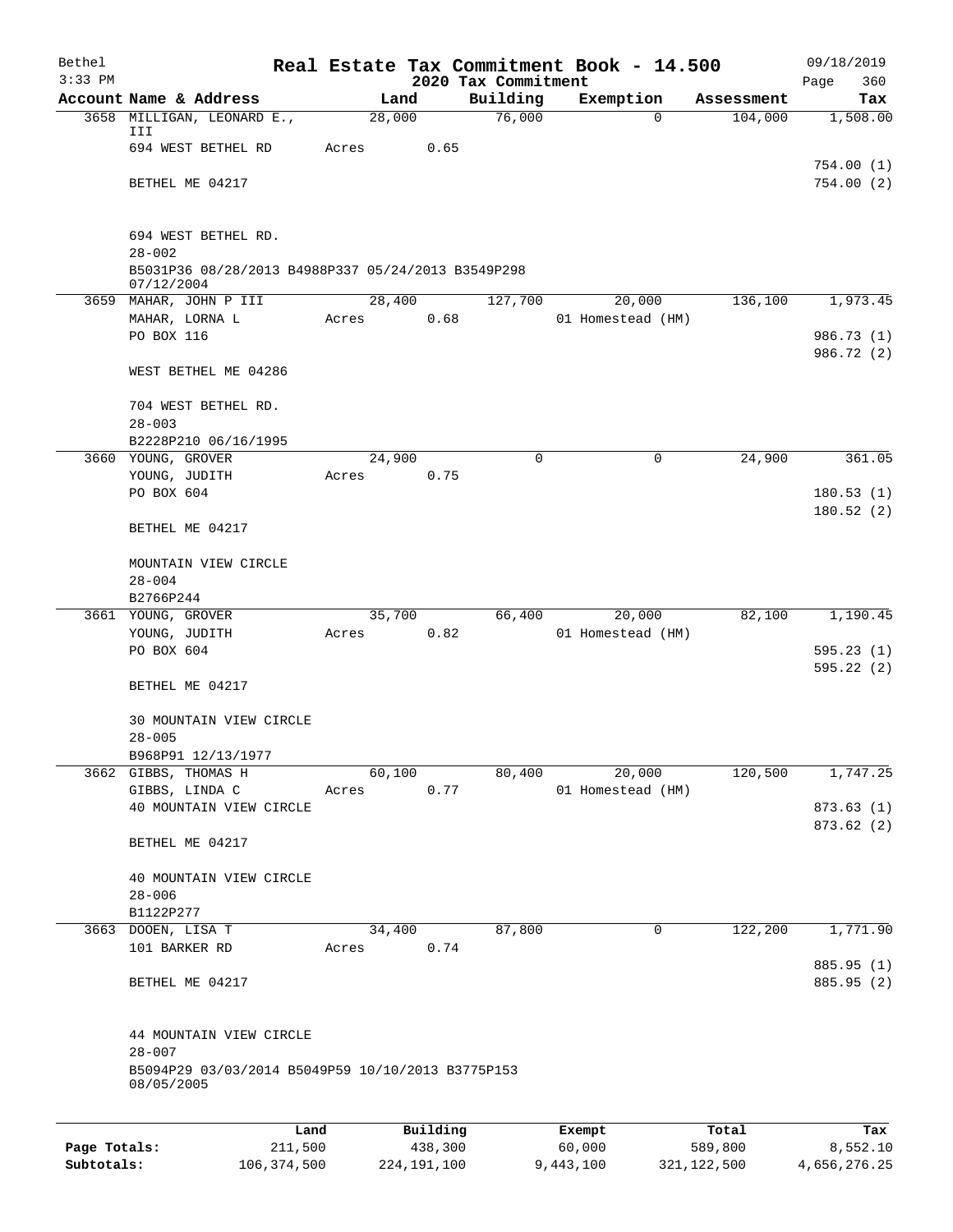Bethel 3:33 PM

# Real Estate Tax Commitment Book - 14.500

## 2020 Tax Commitment

09/18/2019

| Account Name & Address | Land | Building | Exemption | Assessment | Tax |
|---|---|---|---|---|---|
| 3658 MILLIGAN, LEONARD E., III | 28,000 | 76,000 | 0 | 104,000 | 1,508.00 |
| 694 WEST BETHEL RD | Acres 0.65 | | | | |
| | | | | | 754.00 (1) |
| BETHEL ME 04217 | | | | | 754.00 (2) |
| 694 WEST BETHEL RD. | | | | | |
| 28-002 | | | | | |
| B5031P36 08/28/2013 B4988P337 05/24/2013 B3549P298 07/12/2004 | | | | | |
| 3659 MAHAR, JOHN P III | 28,400 | 127,700 | 20,000 | 136,100 | 1,973.45 |
| MAHAR, LORNA L | Acres 0.68 | | 01 Homestead (HM) | | |
| PO BOX 116 | | | | | 986.73 (1) |
| | | | | | 986.72 (2) |
| WEST BETHEL ME 04286 | | | | | |
| 704 WEST BETHEL RD. | | | | | |
| 28-003 | | | | | |
| B2228P210 06/16/1995 | | | | | |
| 3660 YOUNG, GROVER | 24,900 | 0 | 0 | 24,900 | 361.05 |
| YOUNG, JUDITH | Acres 0.75 | | | | |
| PO BOX 604 | | | | | 180.53 (1) |
| | | | | | 180.52 (2) |
| BETHEL ME 04217 | | | | | |
| MOUNTAIN VIEW CIRCLE | | | | | |
| 28-004 | | | | | |
| B2766P244 | | | | | |
| 3661 YOUNG, GROVER | 35,700 | 66,400 | 20,000 | 82,100 | 1,190.45 |
| YOUNG, JUDITH | Acres 0.82 | | 01 Homestead (HM) | | |
| PO BOX 604 | | | | | 595.23 (1) |
| | | | | | 595.22 (2) |
| BETHEL ME 04217 | | | | | |
| 30 MOUNTAIN VIEW CIRCLE | | | | | |
| 28-005 | | | | | |
| B968P91 12/13/1977 | | | | | |
| 3662 GIBBS, THOMAS H | 60,100 | 80,400 | 20,000 | 120,500 | 1,747.25 |
| GIBBS, LINDA C | Acres 0.77 | | 01 Homestead (HM) | | |
| 40 MOUNTAIN VIEW CIRCLE | | | | | 873.63 (1) |
| | | | | | 873.62 (2) |
| BETHEL ME 04217 | | | | | |
| 40 MOUNTAIN VIEW CIRCLE | | | | | |
| 28-006 | | | | | |
| B1122P277 | | | | | |
| 3663 DOOEN, LISA T | 34,400 | 87,800 | 0 | 122,200 | 1,771.90 |
| 101 BARKER RD | Acres 0.74 | | | | |
| | | | | | 885.95 (1) |
| BETHEL ME 04217 | | | | | 885.95 (2) |
| 44 MOUNTAIN VIEW CIRCLE | | | | | |
| 28-007 | | | | | |
| B5094P29 03/03/2014 B5049P59 10/10/2013 B3775P153 08/05/2005 | | | | | |

| | Land | Building | Exempt | Total | Tax |
|---|---|---|---|---|---|
| Page Totals: | 211,500 | 438,300 | 60,000 | 589,800 | 8,552.10 |
| Subtotals: | 106,374,500 | 224,191,100 | 9,443,100 | 321,122,500 | 4,656,276.25 |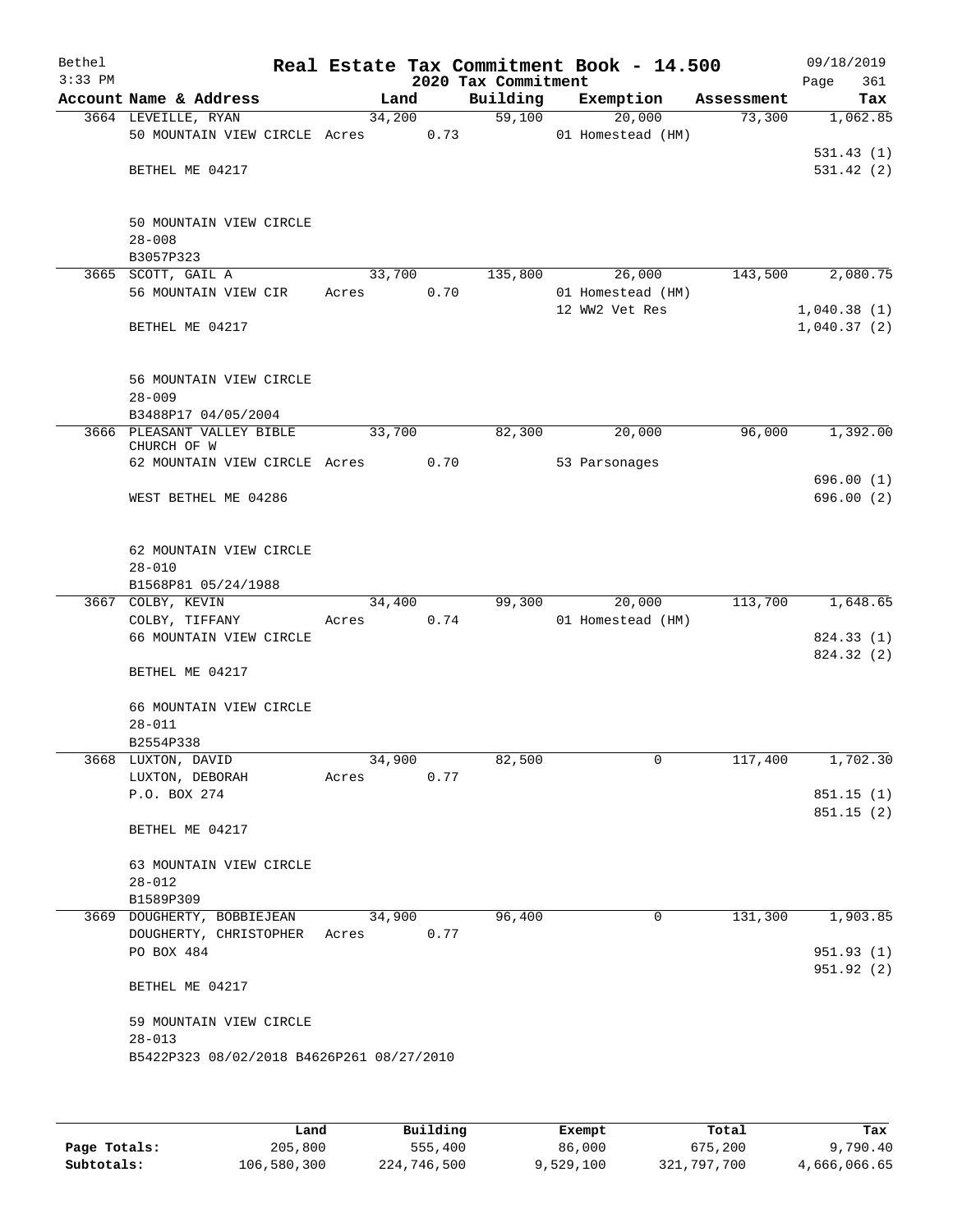# Real Estate Tax Commitment Book - 14.500

Bethel 3:33 PM — 2020 Tax Commitment — 09/18/2019

| Account Name & Address | Land | Building | Exemption | Assessment | Tax |
|---|---|---|---|---|---|
| 3664 LEVEILLE, RYAN<br>50 MOUNTAIN VIEW CIRCLE<br><br>BETHEL ME 04217<br><br>50 MOUNTAIN VIEW CIRCLE<br>28-008<br>B3057P323 | 34,200<br>Acres 0.73 | 59,100 | 20,000<br>01 Homestead (HM) | 73,300 | 1,062.85<br><br>531.43 (1)<br>531.42 (2) |
| 3665 SCOTT, GAIL A<br>56 MOUNTAIN VIEW CIR<br><br>BETHEL ME 04217<br><br>56 MOUNTAIN VIEW CIRCLE<br>28-009<br>B3488P17 04/05/2004 | 33,700<br>Acres 0.70 | 135,800 | 26,000<br>01 Homestead (HM)<br>12 WW2 Vet Res | 143,500 | 2,080.75<br><br>1,040.38 (1)<br>1,040.37 (2) |
| 3666 PLEASANT VALLEY BIBLE CHURCH OF W<br>62 MOUNTAIN VIEW CIRCLE<br><br>WEST BETHEL ME 04286<br><br>62 MOUNTAIN VIEW CIRCLE<br>28-010<br>B1568P81 05/24/1988 | 33,700<br>Acres 0.70 | 82,300 | 20,000<br>53 Parsonages | 96,000 | 1,392.00<br><br>696.00 (1)<br>696.00 (2) |
| 3667 COLBY, KEVIN<br>COLBY, TIFFANY<br>66 MOUNTAIN VIEW CIRCLE<br><br>BETHEL ME 04217<br><br>66 MOUNTAIN VIEW CIRCLE<br>28-011<br>B2554P338 | 34,400<br>Acres 0.74 | 99,300 | 20,000<br>01 Homestead (HM) | 113,700 | 1,648.65<br><br>824.33 (1)<br>824.32 (2) |
| 3668 LUXTON, DAVID<br>LUXTON, DEBORAH<br>P.O. BOX 274<br><br>BETHEL ME 04217<br><br>63 MOUNTAIN VIEW CIRCLE<br>28-012<br>B1589P309 | 34,900<br>Acres 0.77 | 82,500 | 0 | 117,400 | 1,702.30<br><br>851.15 (1)<br>851.15 (2) |
| 3669 DOUGHERTY, BOBBIEJEAN<br>DOUGHERTY, CHRISTOPHER<br>PO BOX 484<br><br>BETHEL ME 04217<br><br>59 MOUNTAIN VIEW CIRCLE<br>28-013<br>B5422P323 08/02/2018 B4626P261 08/27/2010 | 34,900<br>Acres 0.77 | 96,400 | 0 | 131,300 | 1,903.85<br><br>951.93 (1)<br>951.92 (2) |

| | Land | Building | Exempt | Total | Tax |
|---|---|---|---|---|---|
| Page Totals: | 205,800 | 555,400 | 86,000 | 675,200 | 9,790.40 |
| Subtotals: | 106,580,300 | 224,746,500 | 9,529,100 | 321,797,700 | 4,666,066.65 |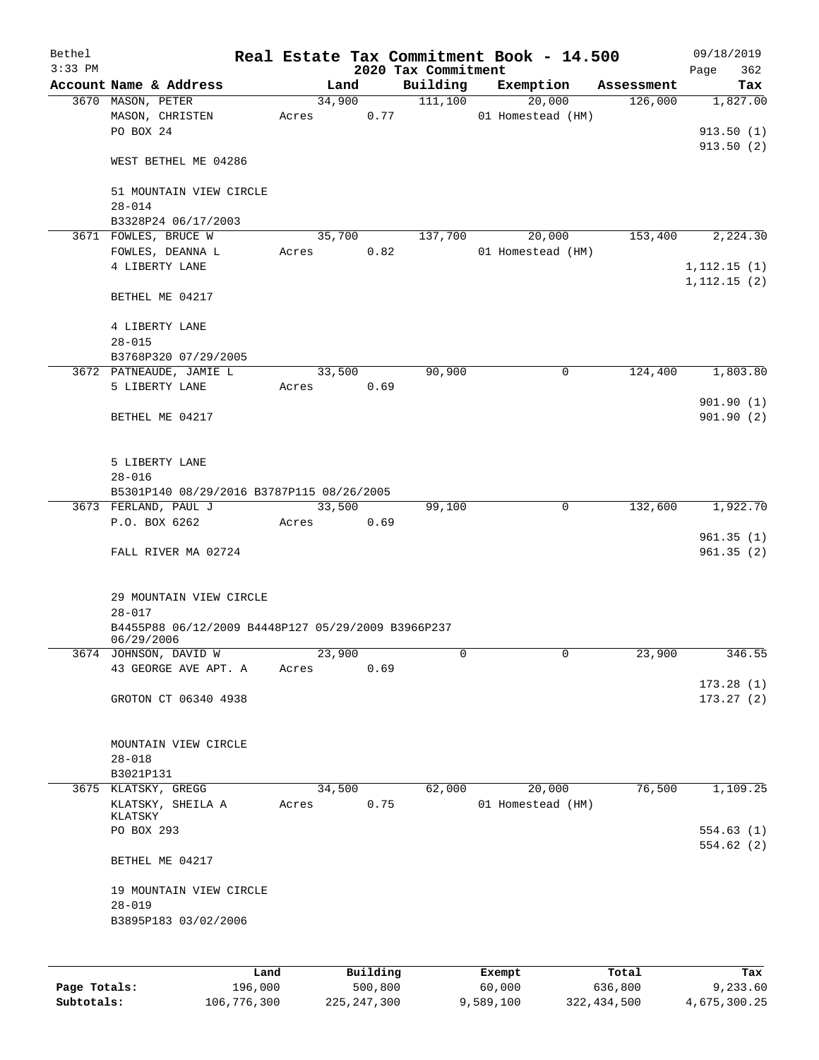# Real Estate Tax Commitment Book - 14.500

Bethel 3:33 PM — 2020 Tax Commitment — 09/18/2019

| Account Name & Address | Land | Building | Exemption | Assessment | Tax |
|---|---|---|---|---|---|
| 3670 MASON, PETER<br>MASON, CHRISTEN<br>PO BOX 24<br><br>WEST BETHEL ME 04286<br><br>51 MOUNTAIN VIEW CIRCLE<br>28-014<br>B3328P24 06/17/2003 | 34,900<br>Acres 0.77 | 111,100 | 20,000<br>01 Homestead (HM) | 126,000 | 1,827.00<br><br>913.50 (1)<br>913.50 (2) |
| 3671 FOWLES, BRUCE W<br>FOWLES, DEANNA L<br>4 LIBERTY LANE<br><br>BETHEL ME 04217<br><br>4 LIBERTY LANE<br>28-015<br>B3768P320 07/29/2005 | 35,700<br>Acres 0.82 | 137,700 | 20,000<br>01 Homestead (HM) | 153,400 | 2,224.30<br><br>1,112.15 (1)<br>1,112.15 (2) |
| 3672 PATNEAUDE, JAMIE L<br>5 LIBERTY LANE<br><br>BETHEL ME 04217<br><br>5 LIBERTY LANE<br>28-016<br>B5301P140 08/29/2016 B3787P115 08/26/2005 | 33,500<br>Acres 0.69 | 90,900 | 0 | 124,400 | 1,803.80<br><br>901.90 (1)<br>901.90 (2) |
| 3673 FERLAND, PAUL J<br>P.O. BOX 6262<br><br>FALL RIVER MA 02724<br><br>29 MOUNTAIN VIEW CIRCLE<br>28-017<br>B4455P88 06/12/2009 B4448P127 05/29/2009 B3966P237 06/29/2006 | 33,500<br>Acres 0.69 | 99,100 | 0 | 132,600 | 1,922.70<br><br>961.35 (1)<br>961.35 (2) |
| 3674 JOHNSON, DAVID W<br>43 GEORGE AVE APT. A<br><br>GROTON CT 06340 4938<br><br>MOUNTAIN VIEW CIRCLE<br>28-018<br>B3021P131 | 23,900<br>Acres 0.69 | 0 | 0 | 23,900 | 346.55<br><br>173.28 (1)<br>173.27 (2) |
| 3675 KLATSKY, GREGG<br>KLATSKY, SHEILA A KLATSKY<br>PO BOX 293<br><br>BETHEL ME 04217<br><br>19 MOUNTAIN VIEW CIRCLE<br>28-019<br>B3895P183 03/02/2006 | 34,500<br>Acres 0.75 | 62,000 | 20,000<br>01 Homestead (HM) | 76,500 | 1,109.25<br><br>554.63 (1)<br>554.62 (2) |

| | Land | Building | Exempt | Total | Tax |
|---|---|---|---|---|---|
| Page Totals: | 196,000 | 500,800 | 60,000 | 636,800 | 9,233.60 |
| Subtotals: | 106,776,300 | 225,247,300 | 9,589,100 | 322,434,500 | 4,675,300.25 |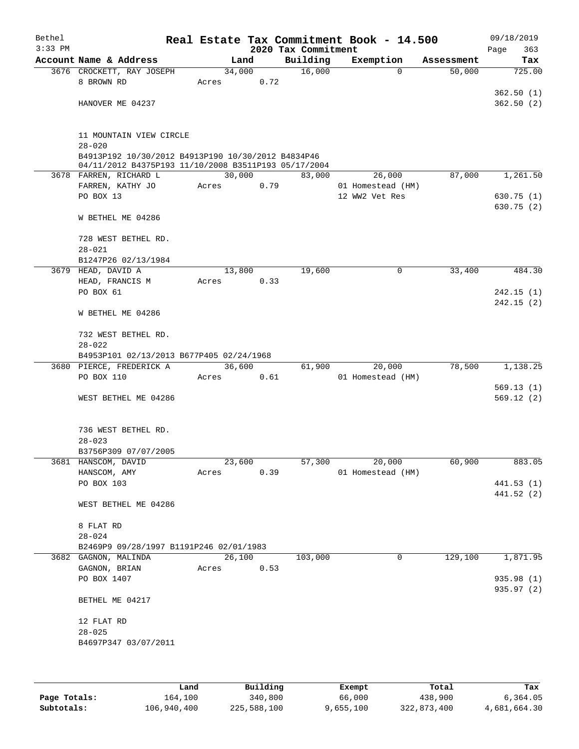Bethel — Real Estate Tax Commitment Book - 14.500 — 09/18/2019
3:33 PM — 2020 Tax Commitment — Page 363

| Account Name & Address | Land | Building | Exemption | Assessment | Tax |
|---|---|---|---|---|---|
| 3676 CROCKETT, RAY JOSEPH | 34,000 | 16,000 | 0 | 50,000 | 725.00 |
| 8 BROWN RD | Acres 0.72 | | | | |
| | | | | | 362.50 (1) |
| HANOVER ME 04237 | | | | | 362.50 (2) |
| 11 MOUNTAIN VIEW CIRCLE | | | | | |
| 28-020 | | | | | |
| B4913P192 10/30/2012 B4913P190 10/30/2012 B4834P46 04/11/2012 B4375P193 11/10/2008 B3511P193 05/17/2004 | | | | | |
| 3678 FARREN, RICHARD L | 30,000 | 83,000 | 26,000 | 87,000 | 1,261.50 |
| FARREN, KATHY JO | Acres 0.79 | | 01 Homestead (HM) | | |
| PO BOX 13 | | | 12 WW2 Vet Res | | 630.75 (1) |
| | | | | | 630.75 (2) |
| W BETHEL ME 04286 | | | | | |
| 728 WEST BETHEL RD. | | | | | |
| 28-021 | | | | | |
| B1247P26 02/13/1984 | | | | | |
| 3679 HEAD, DAVID A | 13,800 | 19,600 | 0 | 33,400 | 484.30 |
| HEAD, FRANCIS M | Acres 0.33 | | | | |
| PO BOX 61 | | | | | 242.15 (1) |
| | | | | | 242.15 (2) |
| W BETHEL ME 04286 | | | | | |
| 732 WEST BETHEL RD. | | | | | |
| 28-022 | | | | | |
| B4953P101 02/13/2013 B677P405 02/24/1968 | | | | | |
| 3680 PIERCE, FREDERICK A | 36,600 | 61,900 | 20,000 | 78,500 | 1,138.25 |
| PO BOX 110 | Acres 0.61 | | 01 Homestead (HM) | | |
| | | | | | 569.13 (1) |
| WEST BETHEL ME 04286 | | | | | 569.12 (2) |
| 736 WEST BETHEL RD. | | | | | |
| 28-023 | | | | | |
| B3756P309 07/07/2005 | | | | | |
| 3681 HANSCOM, DAVID | 23,600 | 57,300 | 20,000 | 60,900 | 883.05 |
| HANSCOM, AMY | Acres 0.39 | | 01 Homestead (HM) | | |
| PO BOX 103 | | | | | 441.53 (1) |
| | | | | | 441.52 (2) |
| WEST BETHEL ME 04286 | | | | | |
| 8 FLAT RD | | | | | |
| 28-024 | | | | | |
| B2469P9 09/28/1997 B1191P246 02/01/1983 | | | | | |
| 3682 GAGNON, MALINDA | 26,100 | 103,000 | 0 | 129,100 | 1,871.95 |
| GAGNON, BRIAN | Acres 0.53 | | | | |
| PO BOX 1407 | | | | | 935.98 (1) |
| | | | | | 935.97 (2) |
| BETHEL ME 04217 | | | | | |
| 12 FLAT RD | | | | | |
| 28-025 | | | | | |
| B4697P347 03/07/2011 | | | | | |

| | Land | Building | Exempt | Total | Tax |
|---|---|---|---|---|---|
| Page Totals: | 164,100 | 340,800 | 66,000 | 438,900 | 6,364.05 |
| Subtotals: | 106,940,400 | 225,588,100 | 9,655,100 | 322,873,400 | 4,681,664.30 |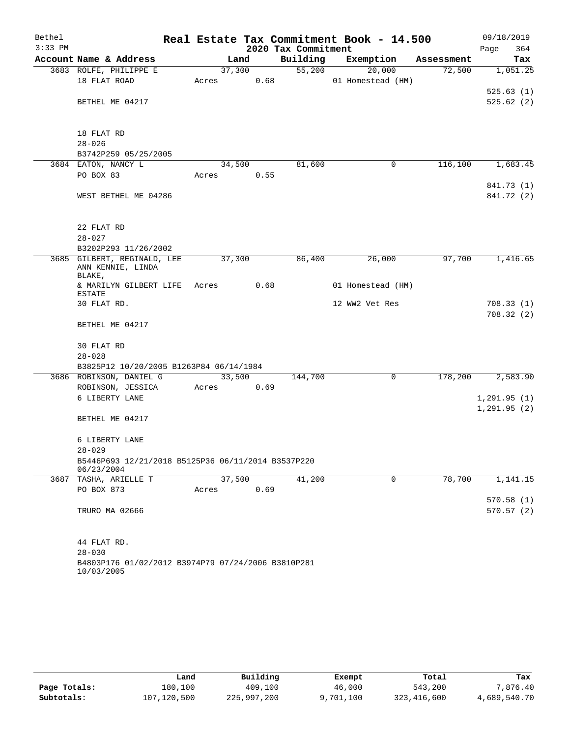# Real Estate Tax Commitment Book - 14.500

Bethel 3:33 PM — 2020 Tax Commitment — 09/18/2019

| Account Name & Address | Land | Building | Exemption | Assessment | Tax |
|---|---|---|---|---|---|
| 3683 ROLFE, PHILIPPE E | 37,300 | 55,200 | 20,000 | 72,500 | 1,051.25 |
| 18 FLAT ROAD | Acres 0.68 | | 01 Homestead (HM) | | |
| | | | | | 525.63 (1) |
| BETHEL ME 04217 | | | | | 525.62 (2) |
| 18 FLAT RD | | | | | |
| 28-026 | | | | | |
| B3742P259 05/25/2005 | | | | | |
| 3684 EATON, NANCY L | 34,500 | 81,600 | 0 | 116,100 | 1,683.45 |
| PO BOX 83 | Acres 0.55 | | | | |
| | | | | | 841.73 (1) |
| WEST BETHEL ME 04286 | | | | | 841.72 (2) |
| 22 FLAT RD | | | | | |
| 28-027 | | | | | |
| B3202P293 11/26/2002 | | | | | |
| 3685 GILBERT, REGINALD, LEE ANN KENNIE, LINDA BLAKE, | 37,300 | 86,400 | 26,000 | 97,700 | 1,416.65 |
| & MARILYN GILBERT LIFE ESTATE | Acres 0.68 | | 01 Homestead (HM) | | |
| 30 FLAT RD. | | | 12 WW2 Vet Res | | 708.33 (1) |
| | | | | | 708.32 (2) |
| BETHEL ME 04217 | | | | | |
| 30 FLAT RD | | | | | |
| 28-028 | | | | | |
| B3825P12 10/20/2005 B1263P84 06/14/1984 | | | | | |
| 3686 ROBINSON, DANIEL G | 33,500 | 144,700 | 0 | 178,200 | 2,583.90 |
| ROBINSON, JESSICA | Acres 0.69 | | | | |
| 6 LIBERTY LANE | | | | | 1,291.95 (1) |
| | | | | | 1,291.95 (2) |
| BETHEL ME 04217 | | | | | |
| 6 LIBERTY LANE | | | | | |
| 28-029 | | | | | |
| B5446P693 12/21/2018 B5125P36 06/11/2014 B3537P220 06/23/2004 | | | | | |
| 3687 TASHA, ARIELLE T | 37,500 | 41,200 | 0 | 78,700 | 1,141.15 |
| PO BOX 873 | Acres 0.69 | | | | |
| | | | | | 570.58 (1) |
| TRURO MA 02666 | | | | | 570.57 (2) |
| 44 FLAT RD. | | | | | |
| 28-030 | | | | | |
| B4803P176 01/02/2012 B3974P79 07/24/2006 B3810P281 10/03/2005 | | | | | |

| | Land | Building | Exempt | Total | Tax |
|---|---|---|---|---|---|
| Page Totals: | 180,100 | 409,100 | 46,000 | 543,200 | 7,876.40 |
| Subtotals: | 107,120,500 | 225,997,200 | 9,701,100 | 323,416,600 | 4,689,540.70 |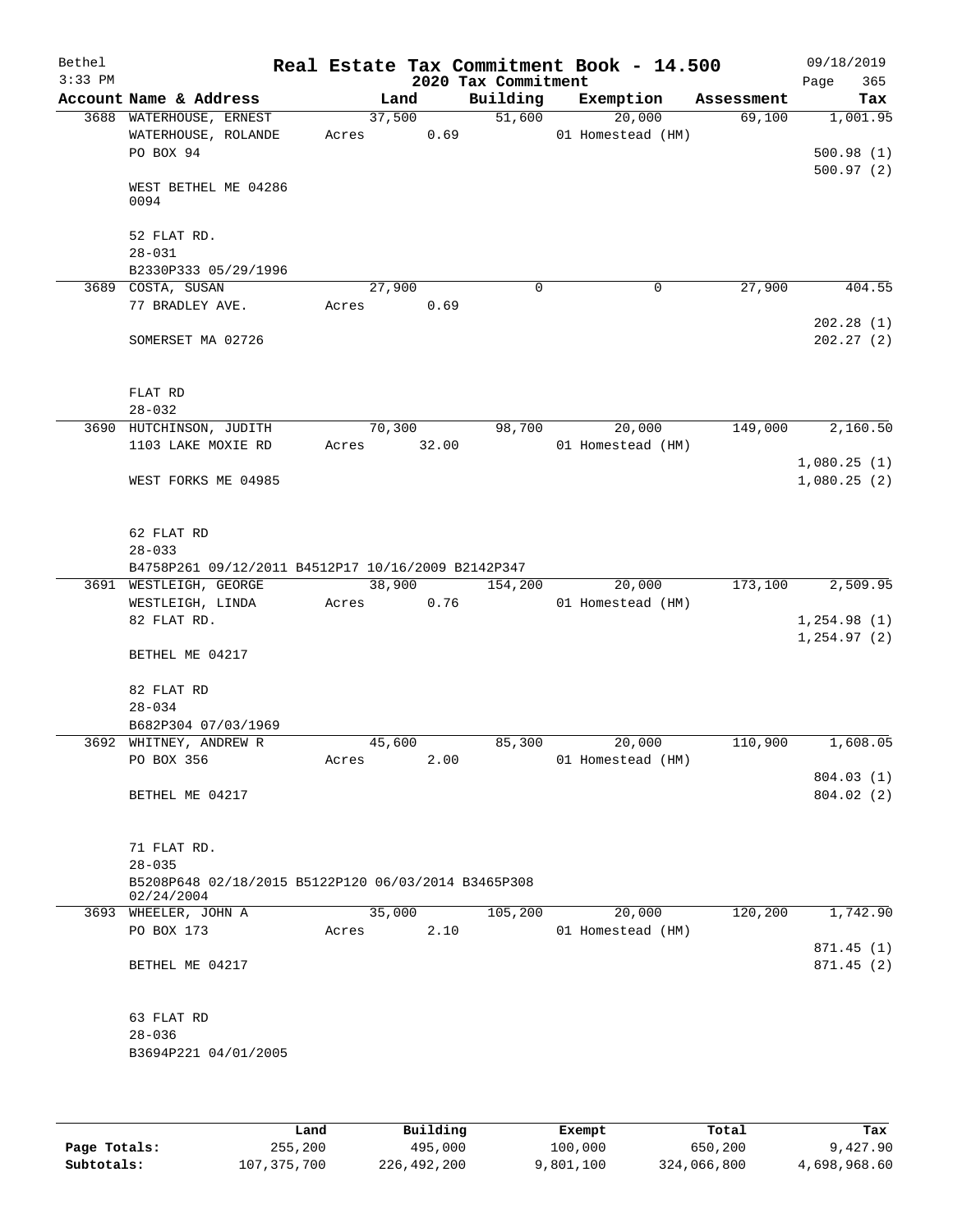Bethel 3:33 PM

# Real Estate Tax Commitment Book - 14.500

## 2020 Tax Commitment

09/18/2019 Page 365

| Account Name & Address | Land | Building | Exemption | Assessment | Tax |
|---|---|---|---|---|---|
| 3688 WATERHOUSE, ERNEST | 37,500 | 51,600 | 20,000 | 69,100 | 1,001.95 |
| WATERHOUSE, ROLANDE | Acres 0.69 | | 01 Homestead (HM) | | |
| PO BOX 94 | | | | | 500.98 (1) |
| | | | | | 500.97 (2) |
| WEST BETHEL ME 04286 0094 | | | | | |
| 52 FLAT RD. | | | | | |
| 28-031 | | | | | |
| B2330P333 05/29/1996 | | | | | |
| 3689 COSTA, SUSAN | 27,900 | 0 | 0 | 27,900 | 404.55 |
| 77 BRADLEY AVE. | Acres 0.69 | | | | |
| | | | | | 202.28 (1) |
| SOMERSET MA 02726 | | | | | 202.27 (2) |
| FLAT RD | | | | | |
| 28-032 | | | | | |
| 3690 HUTCHINSON, JUDITH | 70,300 | 98,700 | 20,000 | 149,000 | 2,160.50 |
| 1103 LAKE MOXIE RD | Acres 32.00 | | 01 Homestead (HM) | | |
| | | | | | 1,080.25 (1) |
| WEST FORKS ME 04985 | | | | | 1,080.25 (2) |
| 62 FLAT RD | | | | | |
| 28-033 | | | | | |
| B4758P261 09/12/2011 B4512P17 10/16/2009 B2142P347 | | | | | |
| 3691 WESTLEIGH, GEORGE | 38,900 | 154,200 | 20,000 | 173,100 | 2,509.95 |
| WESTLEIGH, LINDA | Acres 0.76 | | 01 Homestead (HM) | | |
| 82 FLAT RD. | | | | | 1,254.98 (1) |
| | | | | | 1,254.97 (2) |
| BETHEL ME 04217 | | | | | |
| 82 FLAT RD | | | | | |
| 28-034 | | | | | |
| B682P304 07/03/1969 | | | | | |
| 3692 WHITNEY, ANDREW R | 45,600 | 85,300 | 20,000 | 110,900 | 1,608.05 |
| PO BOX 356 | Acres 2.00 | | 01 Homestead (HM) | | |
| | | | | | 804.03 (1) |
| BETHEL ME 04217 | | | | | 804.02 (2) |
| 71 FLAT RD. | | | | | |
| 28-035 | | | | | |
| B5208P648 02/18/2015 B5122P120 06/03/2014 B3465P308 02/24/2004 | | | | | |
| 3693 WHEELER, JOHN A | 35,000 | 105,200 | 20,000 | 120,200 | 1,742.90 |
| PO BOX 173 | Acres 2.10 | | 01 Homestead (HM) | | |
| | | | | | 871.45 (1) |
| BETHEL ME 04217 | | | | | 871.45 (2) |
| 63 FLAT RD | | | | | |
| 28-036 | | | | | |
| B3694P221 04/01/2005 | | | | | |

| | Land | Building | Exempt | Total | Tax |
|---|---|---|---|---|---|
| Page Totals: | 255,200 | 495,000 | 100,000 | 650,200 | 9,427.90 |
| Subtotals: | 107,375,700 | 226,492,200 | 9,801,100 | 324,066,800 | 4,698,968.60 |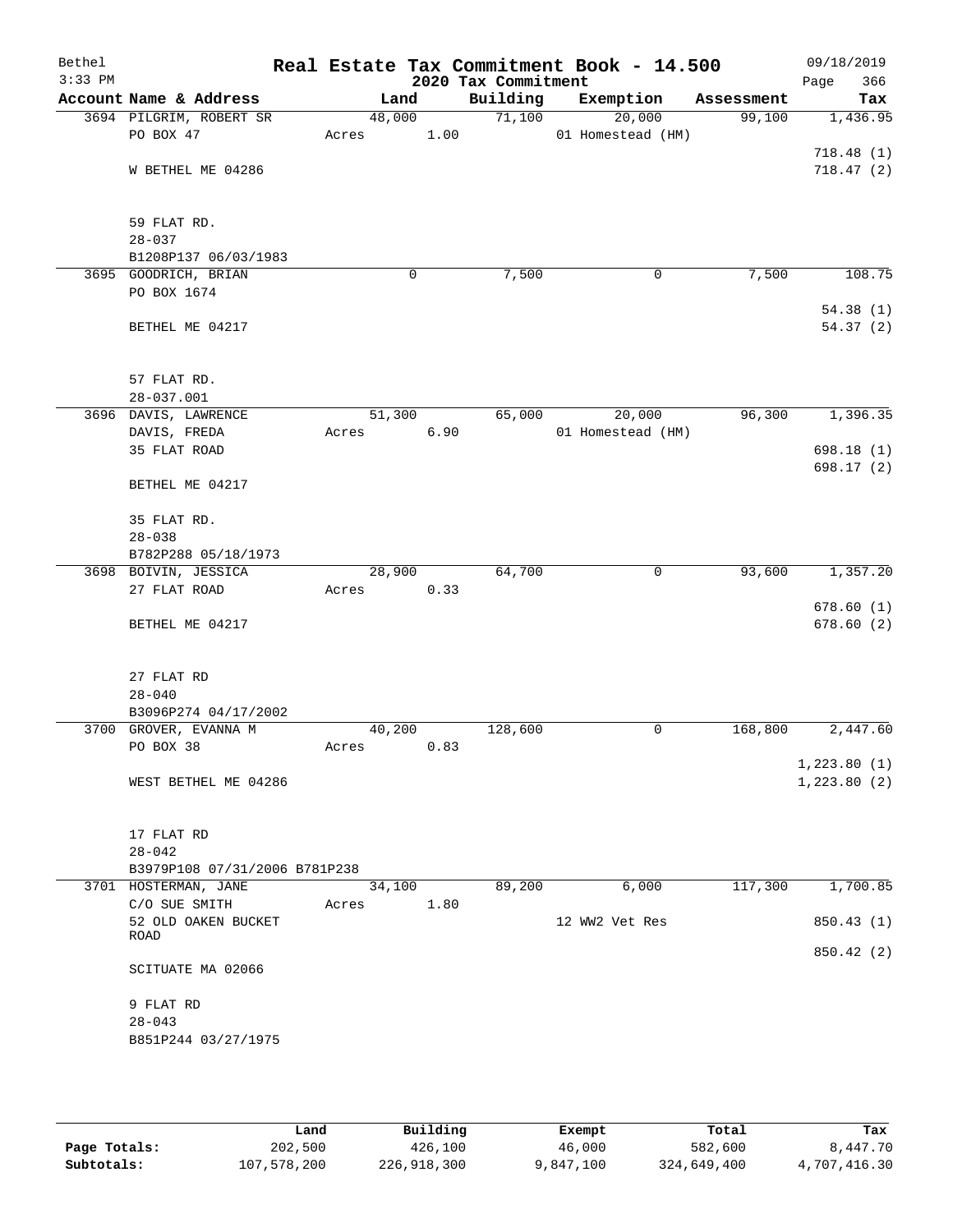Bethel · Real Estate Tax Commitment Book - 14.500 · 09/18/2019

3:33 PM · 2020 Tax Commitment

| Account Name & Address | Land | Building | Exemption | Assessment | Tax |
|---|---|---|---|---|---|
| 3694 PILGRIM, ROBERT SR | 48,000 | 71,100 | 20,000 | 99,100 | 1,436.95 |
| PO BOX 47 | Acres 1.00 | | 01 Homestead (HM) | | |
| | | | | | 718.48 (1) |
| W BETHEL ME 04286 | | | | | 718.47 (2) |
| 59 FLAT RD. | | | | | |
| 28-037 | | | | | |
| B1208P137 06/03/1983 | | | | | |
| 3695 GOODRICH, BRIAN | 0 | 7,500 | 0 | 7,500 | 108.75 |
| PO BOX 1674 | | | | | |
| | | | | | 54.38 (1) |
| BETHEL ME 04217 | | | | | 54.37 (2) |
| 57 FLAT RD. | | | | | |
| 28-037.001 | | | | | |
| 3696 DAVIS, LAWRENCE | 51,300 | 65,000 | 20,000 | 96,300 | 1,396.35 |
| DAVIS, FREDA | Acres 6.90 | | 01 Homestead (HM) | | |
| 35 FLAT ROAD | | | | | 698.18 (1) |
| | | | | | 698.17 (2) |
| BETHEL ME 04217 | | | | | |
| 35 FLAT RD. | | | | | |
| 28-038 | | | | | |
| B782P288 05/18/1973 | | | | | |
| 3698 BOIVIN, JESSICA | 28,900 | 64,700 | 0 | 93,600 | 1,357.20 |
| 27 FLAT ROAD | Acres 0.33 | | | | |
| | | | | | 678.60 (1) |
| BETHEL ME 04217 | | | | | 678.60 (2) |
| 27 FLAT RD | | | | | |
| 28-040 | | | | | |
| B3096P274 04/17/2002 | | | | | |
| 3700 GROVER, EVANNA M | 40,200 | 128,600 | 0 | 168,800 | 2,447.60 |
| PO BOX 38 | Acres 0.83 | | | | |
| | | | | | 1,223.80 (1) |
| WEST BETHEL ME 04286 | | | | | 1,223.80 (2) |
| 17 FLAT RD | | | | | |
| 28-042 | | | | | |
| B3979P108 07/31/2006 B781P238 | | | | | |
| 3701 HOSTERMAN, JANE | 34,100 | 89,200 | 6,000 | 117,300 | 1,700.85 |
| C/O SUE SMITH | Acres 1.80 | | | | |
| 52 OLD OAKEN BUCKET ROAD | | | 12 WW2 Vet Res | | 850.43 (1) |
| | | | | | 850.42 (2) |
| SCITUATE MA 02066 | | | | | |
| 9 FLAT RD | | | | | |
| 28-043 | | | | | |
| B851P244 03/27/1975 | | | | | |

| | Land | Building | Exempt | Total | Tax |
|---|---|---|---|---|---|
| Page Totals: | 202,500 | 426,100 | 46,000 | 582,600 | 8,447.70 |
| Subtotals: | 107,578,200 | 226,918,300 | 9,847,100 | 324,649,400 | 4,707,416.30 |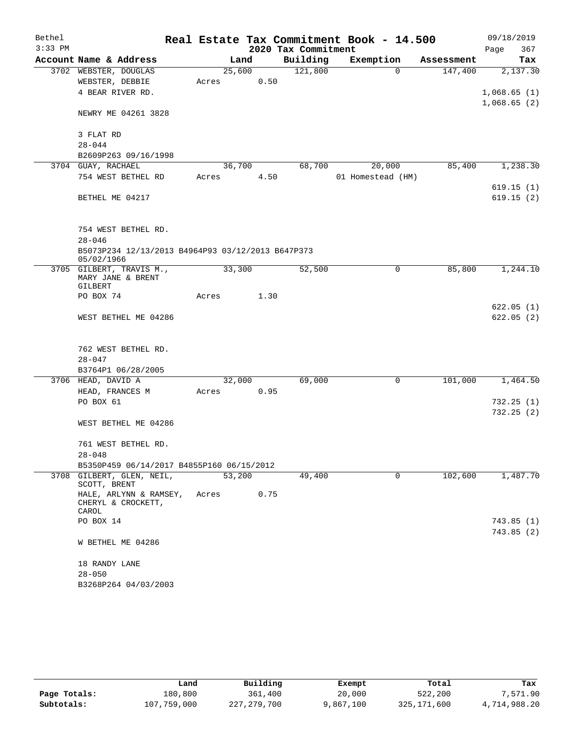# Real Estate Tax Commitment Book - 14.500

Bethel 3:33 PM — 2020 Tax Commitment — 09/18/2019

| Account Name & Address | Land | Building | Exemption | Assessment | Tax |
|---|---|---|---|---|---|
| 3702 WEBSTER, DOUGLAS | 25,600 | 121,800 | 0 | 147,400 | 2,137.30 |
| WEBSTER, DEBBIE | Acres 0.50 | | | | |
| 4 BEAR RIVER RD. | | | | | 1,068.65 (1) |
| | | | | | 1,068.65 (2) |
| NEWRY ME 04261 3828 | | | | | |
| 3 FLAT RD | | | | | |
| 28-044 | | | | | |
| B2609P263 09/16/1998 | | | | | |
| 3704 GUAY, RACHAEL | 36,700 | 68,700 | 20,000 | 85,400 | 1,238.30 |
| 754 WEST BETHEL RD | Acres 4.50 | | 01 Homestead (HM) | | |
| | | | | | 619.15 (1) |
| BETHEL ME 04217 | | | | | 619.15 (2) |
| 754 WEST BETHEL RD. | | | | | |
| 28-046 | | | | | |
| B5073P234 12/13/2013 B4964P93 03/12/2013 B647P373 05/02/1966 | | | | | |
| 3705 GILBERT, TRAVIS M., MARY JANE & BRENT GILBERT | 33,300 | 52,500 | 0 | 85,800 | 1,244.10 |
| PO BOX 74 | Acres 1.30 | | | | |
| | | | | | 622.05 (1) |
| WEST BETHEL ME 04286 | | | | | 622.05 (2) |
| 762 WEST BETHEL RD. | | | | | |
| 28-047 | | | | | |
| B3764P1 06/28/2005 | | | | | |
| 3706 HEAD, DAVID A | 32,000 | 69,000 | 0 | 101,000 | 1,464.50 |
| HEAD, FRANCES M | Acres 0.95 | | | | |
| PO BOX 61 | | | | | 732.25 (1) |
| | | | | | 732.25 (2) |
| WEST BETHEL ME 04286 | | | | | |
| 761 WEST BETHEL RD. | | | | | |
| 28-048 | | | | | |
| B5350P459 06/14/2017 B4855P160 06/15/2012 | | | | | |
| 3708 GILBERT, GLEN, NEIL, SCOTT, BRENT | 53,200 | 49,400 | 0 | 102,600 | 1,487.70 |
| HALE, ARLYNN & RAMSEY, CHERYL & CROCKETT, CAROL | Acres 0.75 | | | | |
| PO BOX 14 | | | | | 743.85 (1) |
| | | | | | 743.85 (2) |
| W BETHEL ME 04286 | | | | | |
| 18 RANDY LANE | | | | | |
| 28-050 | | | | | |
| B3268P264 04/03/2003 | | | | | |

| | Land | Building | Exempt | Total | Tax |
|---|---|---|---|---|---|
| Page Totals: | 180,800 | 361,400 | 20,000 | 522,200 | 7,571.90 |
| Subtotals: | 107,759,000 | 227,279,700 | 9,867,100 | 325,171,600 | 4,714,988.20 |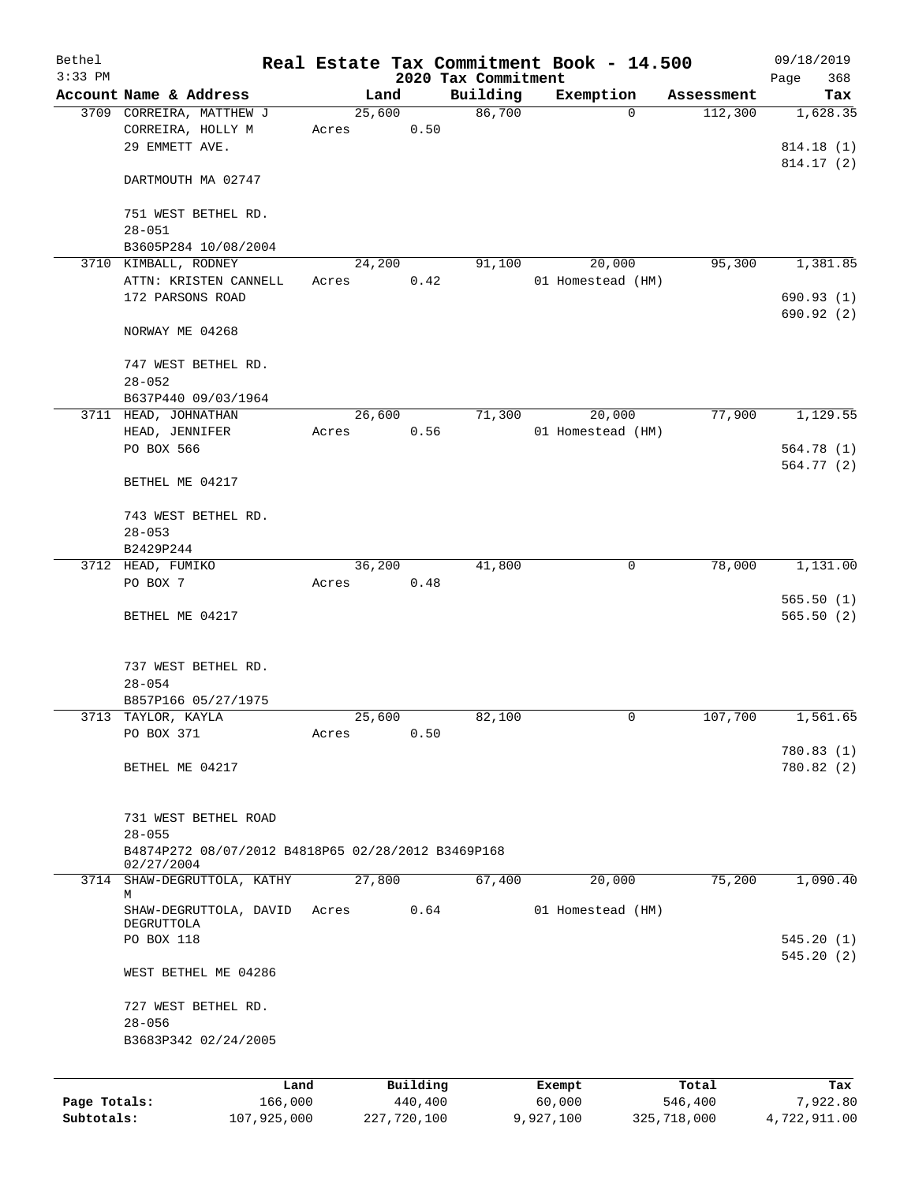Bethel
3:33 PM

# Real Estate Tax Commitment Book - 14.500

2020 Tax Commitment

09/18/2019
Page 368

| Account | Name & Address | Land | Building | Exemption | Assessment | Tax |
|---|---|---|---|---|---|---|
| 3709 | CORREIRA, MATTHEW J<br>CORREIRA, HOLLY M<br>29 EMMETT AVE.<br><br>DARTMOUTH MA 02747<br><br>751 WEST BETHEL RD.<br>28-051<br>B3605P284 10/08/2004 | 25,600<br>Acres 0.50 | 86,700 | 0 | 112,300 | 1,628.35<br><br>814.18 (1)<br>814.17 (2) |
| 3710 | KIMBALL, RODNEY<br>ATTN: KRISTEN CANNELL<br>172 PARSONS ROAD<br><br>NORWAY ME 04268<br><br>747 WEST BETHEL RD.<br>28-052<br>B637P440 09/03/1964 | 24,200<br>Acres 0.42 | 91,100 | 20,000<br>01 Homestead (HM) | 95,300 | 1,381.85<br><br>690.93 (1)<br>690.92 (2) |
| 3711 | HEAD, JOHNATHAN<br>HEAD, JENNIFER<br>PO BOX 566<br><br>BETHEL ME 04217<br><br>743 WEST BETHEL RD.<br>28-053<br>B2429P244 | 26,600<br>Acres 0.56 | 71,300 | 20,000<br>01 Homestead (HM) | 77,900 | 1,129.55<br><br>564.78 (1)<br>564.77 (2) |
| 3712 | HEAD, FUMIKO<br>PO BOX 7<br><br>BETHEL ME 04217<br><br>737 WEST BETHEL RD.<br>28-054<br>B857P166 05/27/1975 | 36,200<br>Acres 0.48 | 41,800 | 0 | 78,000 | 1,131.00<br><br>565.50 (1)<br>565.50 (2) |
| 3713 | TAYLOR, KAYLA<br>PO BOX 371<br><br>BETHEL ME 04217<br><br>731 WEST BETHEL ROAD<br>28-055<br>B4874P272 08/07/2012 B4818P65 02/28/2012 B3469P168 02/27/2004 | 25,600<br>Acres 0.50 | 82,100 | 0 | 107,700 | 1,561.65<br><br>780.83 (1)<br>780.82 (2) |
| 3714 | SHAW-DEGRUTTOLA, KATHY M<br>SHAW-DEGRUTTOLA, DAVID DEGRUTTOLA<br>PO BOX 118<br><br>WEST BETHEL ME 04286<br><br>727 WEST BETHEL RD.<br>28-056<br>B3683P342 02/24/2005 | 27,800<br>Acres 0.64 | 67,400 | 20,000<br>01 Homestead (HM) | 75,200 | 1,090.40<br><br>545.20 (1)<br>545.20 (2) |

| | Land | Building | Exempt | Total | Tax |
|---|---|---|---|---|---|
| **Page Totals:** | 166,000 | 440,400 | 60,000 | 546,400 | 7,922.80 |
| **Subtotals:** | 107,925,000 | 227,720,100 | 9,927,100 | 325,718,000 | 4,722,911.00 |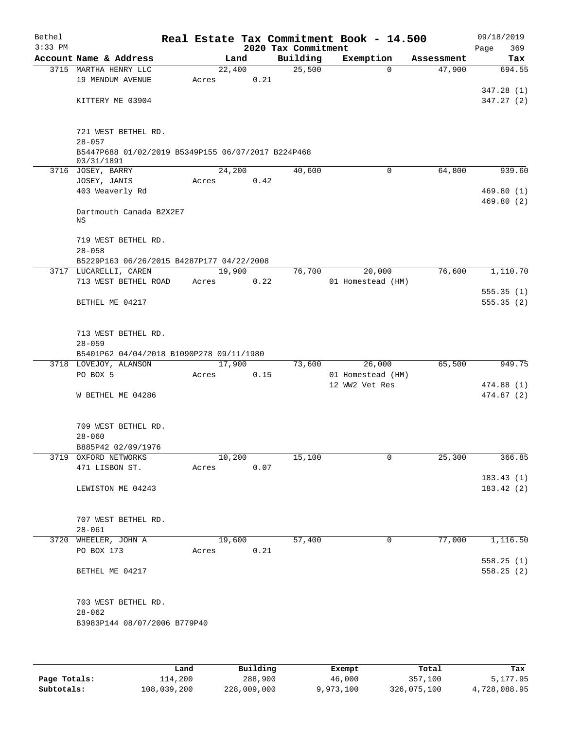# Real Estate Tax Commitment Book - 14.500

Bethel
3:33 PM

2020 Tax Commitment

09/18/2019
Page 369

| Account Name & Address | Land | Building | Exemption | Assessment | Tax |
|---|---|---|---|---|---|
| 3715 MARTHA HENRY LLC | 22,400 | 25,500 | 0 | 47,900 | 694.55 |
| 19 MENDUM AVENUE | Acres 0.21 | | | | |
| | | | | | 347.28 (1) |
| KITTERY ME 03904 | | | | | 347.27 (2) |
| 721 WEST BETHEL RD. | | | | | |
| 28-057 | | | | | |
| B5447P688 01/02/2019 B5349P155 06/07/2017 B224P468 03/31/1891 | | | | | |
| 3716 JOSEY, BARRY | 24,200 | 40,600 | 0 | 64,800 | 939.60 |
| JOSEY, JANIS | Acres 0.42 | | | | |
| 403 Weaverly Rd | | | | | 469.80 (1) |
| | | | | | 469.80 (2) |
| Dartmouth Canada B2X2E7 NS | | | | | |
| 719 WEST BETHEL RD. | | | | | |
| 28-058 | | | | | |
| B5229P163 06/26/2015 B4287P177 04/22/2008 | | | | | |
| 3717 LUCARELLI, CAREN | 19,900 | 76,700 | 20,000 | 76,600 | 1,110.70 |
| 713 WEST BETHEL ROAD | Acres 0.22 | | 01 Homestead (HM) | | |
| | | | | | 555.35 (1) |
| BETHEL ME 04217 | | | | | 555.35 (2) |
| 713 WEST BETHEL RD. | | | | | |
| 28-059 | | | | | |
| B5401P62 04/04/2018 B1090P278 09/11/1980 | | | | | |
| 3718 LOVEJOY, ALANSON | 17,900 | 73,600 | 26,000 | 65,500 | 949.75 |
| PO BOX 5 | Acres 0.15 | | 01 Homestead (HM) | | |
| | | | 12 WW2 Vet Res | | 474.88 (1) |
| W BETHEL ME 04286 | | | | | 474.87 (2) |
| 709 WEST BETHEL RD. | | | | | |
| 28-060 | | | | | |
| B885P42 02/09/1976 | | | | | |
| 3719 OXFORD NETWORKS | 10,200 | 15,100 | 0 | 25,300 | 366.85 |
| 471 LISBON ST. | Acres 0.07 | | | | |
| | | | | | 183.43 (1) |
| LEWISTON ME 04243 | | | | | 183.42 (2) |
| 707 WEST BETHEL RD. | | | | | |
| 28-061 | | | | | |
| 3720 WHEELER, JOHN A | 19,600 | 57,400 | 0 | 77,000 | 1,116.50 |
| PO BOX 173 | Acres 0.21 | | | | |
| | | | | | 558.25 (1) |
| BETHEL ME 04217 | | | | | 558.25 (2) |
| 703 WEST BETHEL RD. | | | | | |
| 28-062 | | | | | |
| B3983P144 08/07/2006 B779P40 | | | | | |

| | Land | Building | Exempt | Total | Tax |
|---|---|---|---|---|---|
| Page Totals: | 114,200 | 288,900 | 46,000 | 357,100 | 5,177.95 |
| Subtotals: | 108,039,200 | 228,009,000 | 9,973,100 | 326,075,100 | 4,728,088.95 |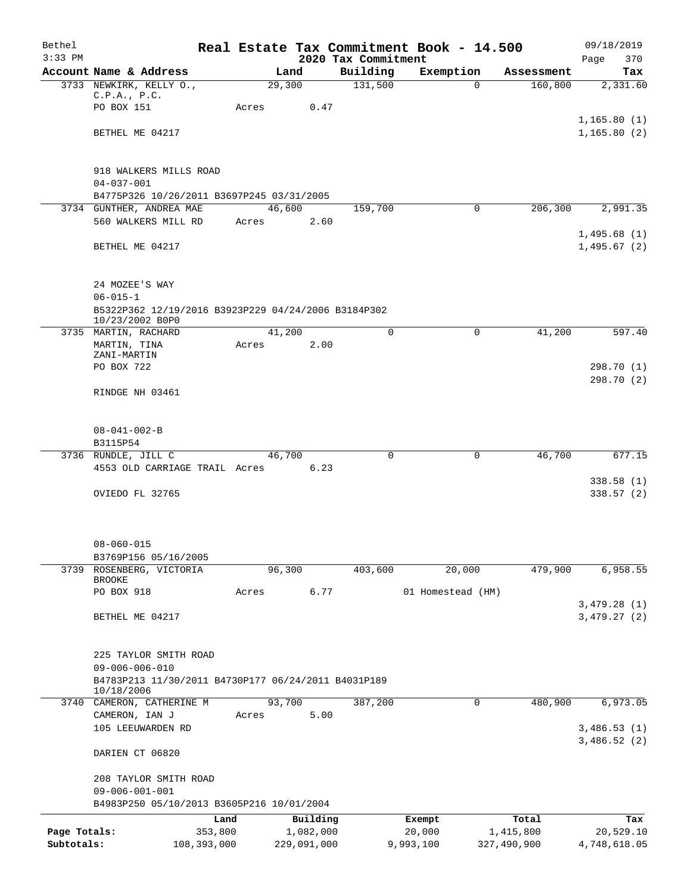# Real Estate Tax Commitment Book - 14.500

Bethel
3:33 PM

2020 Tax Commitment

09/18/2019
Page 370

| Account Name & Address | Land | Building | Exemption | Assessment | Tax |
|---|---|---|---|---|---|
| 3733 NEWKIRK, KELLY O., C.P.A., P.C. | 29,300 | 131,500 | 0 | 160,800 | 2,331.60 |
| PO BOX 151 | Acres 0.47 | | | | |
| | | | | | 1,165.80 (1) |
| BETHEL ME 04217 | | | | | 1,165.80 (2) |
| 918 WALKERS MILLS ROAD | | | | | |
| 04-037-001 | | | | | |
| B4775P326 10/26/2011 B3697P245 03/31/2005 | | | | | |
| 3734 GUNTHER, ANDREA MAE | 46,600 | 159,700 | 0 | 206,300 | 2,991.35 |
| 560 WALKERS MILL RD | Acres 2.60 | | | | |
| | | | | | 1,495.68 (1) |
| BETHEL ME 04217 | | | | | 1,495.67 (2) |
| 24 MOZEE'S WAY | | | | | |
| 06-015-1 | | | | | |
| B5322P362 12/19/2016 B3923P229 04/24/2006 B3184P302 10/23/2002 B0P0 | | | | | |
| 3735 MARTIN, RACHARD | 41,200 | 0 | 0 | 41,200 | 597.40 |
| MARTIN, TINA ZANI-MARTIN | Acres 2.00 | | | | |
| PO BOX 722 | | | | | 298.70 (1) |
| | | | | | 298.70 (2) |
| RINDGE NH 03461 | | | | | |
| 08-041-002-B | | | | | |
| B3115P54 | | | | | |
| 3736 RUNDLE, JILL C | 46,700 | 0 | 0 | 46,700 | 677.15 |
| 4553 OLD CARRIAGE TRAIL | Acres 6.23 | | | | |
| | | | | | 338.58 (1) |
| OVIEDO FL 32765 | | | | | 338.57 (2) |
| 08-060-015 | | | | | |
| B3769P156 05/16/2005 | | | | | |
| 3739 ROSENBERG, VICTORIA BROOKE | 96,300 | 403,600 | 20,000 | 479,900 | 6,958.55 |
| PO BOX 918 | Acres 6.77 | | 01 Homestead (HM) | | |
| | | | | | 3,479.28 (1) |
| BETHEL ME 04217 | | | | | 3,479.27 (2) |
| 225 TAYLOR SMITH ROAD | | | | | |
| 09-006-006-010 | | | | | |
| B4783P213 11/30/2011 B4730P177 06/24/2011 B4031P189 10/18/2006 | | | | | |
| 3740 CAMERON, CATHERINE M | 93,700 | 387,200 | 0 | 480,900 | 6,973.05 |
| CAMERON, IAN J | Acres 5.00 | | | | |
| 105 LEEUWARDEN RD | | | | | 3,486.53 (1) |
| | | | | | 3,486.52 (2) |
| DARIEN CT 06820 | | | | | |
| 208 TAYLOR SMITH ROAD | | | | | |
| 09-006-001-001 | | | | | |
| B4983P250 05/10/2013 B3605P216 10/01/2004 | | | | | |

| | Land | Building | Exempt | Total | Tax |
|---|---|---|---|---|---|
| Page Totals: | 353,800 | 1,082,000 | 20,000 | 1,415,800 | 20,529.10 |
| Subtotals: | 108,393,000 | 229,091,000 | 9,993,100 | 327,490,900 | 4,748,618.05 |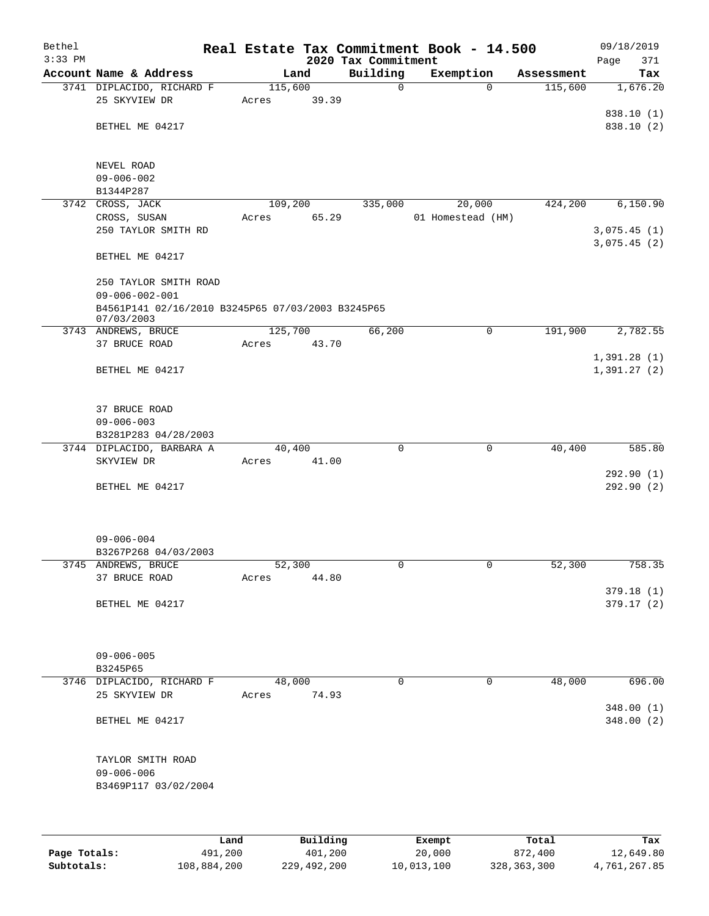# Real Estate Tax Commitment Book - 14.500

Bethel
3:33 PM

2020 Tax Commitment

09/18/2019

| Account Name & Address | Land | Building | Exemption | Assessment | Tax |
|---|---|---|---|---|---|
| 3741 DIPLACIDO, RICHARD F | 115,600 | 0 | 0 | 115,600 | 1,676.20 |
| 25 SKYVIEW DR | Acres 39.39 | | | | |
| | | | | | 838.10 (1) |
| BETHEL ME 04217 | | | | | 838.10 (2) |
| NEVEL ROAD | | | | | |
| 09-006-002 | | | | | |
| B1344P287 | | | | | |
| 3742 CROSS, JACK | 109,200 | 335,000 | 20,000 | 424,200 | 6,150.90 |
| CROSS, SUSAN | Acres 65.29 | | 01 Homestead (HM) | | |
| 250 TAYLOR SMITH RD | | | | | 3,075.45 (1) |
| | | | | | 3,075.45 (2) |
| BETHEL ME 04217 | | | | | |
| 250 TAYLOR SMITH ROAD | | | | | |
| 09-006-002-001 | | | | | |
| B4561P141 02/16/2010 B3245P65 07/03/2003 B3245P65 07/03/2003 | | | | | |
| 3743 ANDREWS, BRUCE | 125,700 | 66,200 | 0 | 191,900 | 2,782.55 |
| 37 BRUCE ROAD | Acres 43.70 | | | | |
| | | | | | 1,391.28 (1) |
| BETHEL ME 04217 | | | | | 1,391.27 (2) |
| 37 BRUCE ROAD | | | | | |
| 09-006-003 | | | | | |
| B3281P283 04/28/2003 | | | | | |
| 3744 DIPLACIDO, BARBARA A | 40,400 | 0 | 0 | 40,400 | 585.80 |
| SKYVIEW DR | Acres 41.00 | | | | |
| | | | | | 292.90 (1) |
| BETHEL ME 04217 | | | | | 292.90 (2) |
| 09-006-004 | | | | | |
| B3267P268 04/03/2003 | | | | | |
| 3745 ANDREWS, BRUCE | 52,300 | 0 | 0 | 52,300 | 758.35 |
| 37 BRUCE ROAD | Acres 44.80 | | | | |
| | | | | | 379.18 (1) |
| BETHEL ME 04217 | | | | | 379.17 (2) |
| 09-006-005 | | | | | |
| B3245P65 | | | | | |
| 3746 DIPLACIDO, RICHARD F | 48,000 | 0 | 0 | 48,000 | 696.00 |
| 25 SKYVIEW DR | Acres 74.93 | | | | |
| | | | | | 348.00 (1) |
| BETHEL ME 04217 | | | | | 348.00 (2) |
| TAYLOR SMITH ROAD | | | | | |
| 09-006-006 | | | | | |
| B3469P117 03/02/2004 | | | | | |

| | Land | Building | Exempt | Total | Tax |
|---|---|---|---|---|---|
| Page Totals: | 491,200 | 401,200 | 20,000 | 872,400 | 12,649.80 |
| Subtotals: | 108,884,200 | 229,492,200 | 10,013,100 | 328,363,300 | 4,761,267.85 |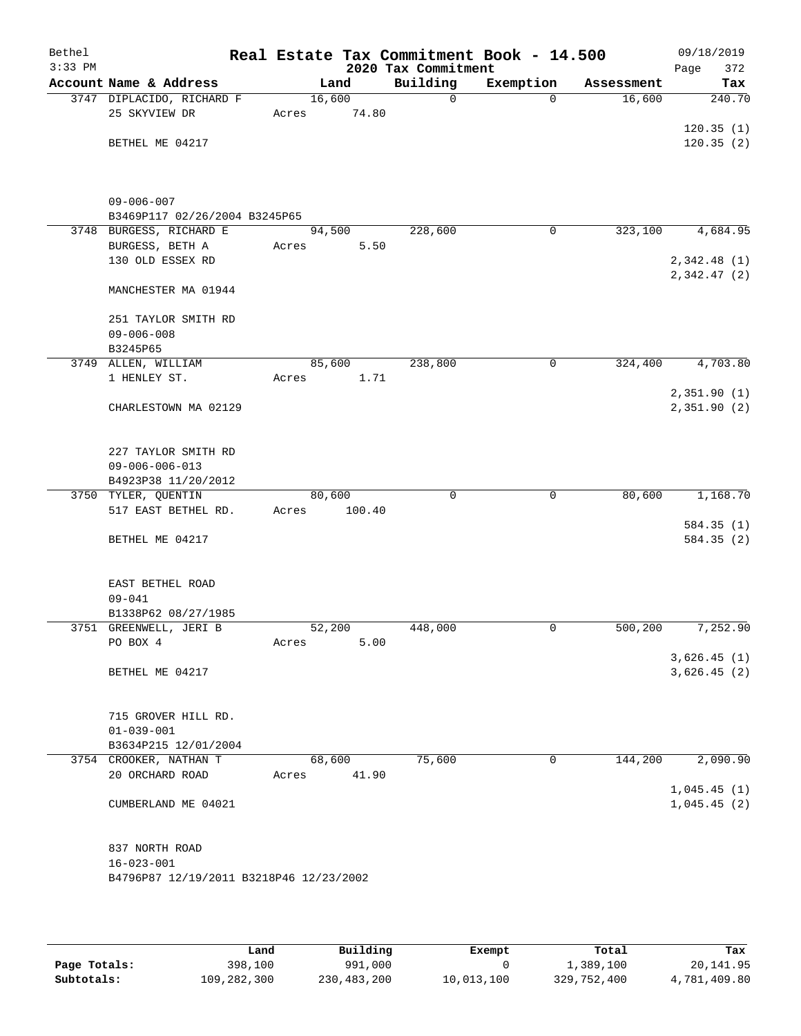# Real Estate Tax Commitment Book - 14.500

Bethel
3:33 PM

2020 Tax Commitment

09/18/2019

| Account Name & Address | Land | Building | Exemption | Assessment | Tax |
|---|---|---|---|---|---|
| 3747 DIPLACIDO, RICHARD F<br>25 SKYVIEW DR<br><br>BETHEL ME 04217<br><br>09-006-007<br>B3469P117 02/26/2004 B3245P65 | 16,600<br>Acres 74.80 | 0 | 0 | 16,600 | 240.70<br><br>120.35 (1)<br>120.35 (2) |
| 3748 BURGESS, RICHARD E<br>BURGESS, BETH A<br>130 OLD ESSEX RD<br><br>MANCHESTER MA 01944<br><br>251 TAYLOR SMITH RD<br>09-006-008<br>B3245P65 | 94,500<br>Acres 5.50 | 228,600 | 0 | 323,100 | 4,684.95<br><br>2,342.48 (1)<br>2,342.47 (2) |
| 3749 ALLEN, WILLIAM<br>1 HENLEY ST.<br><br>CHARLESTOWN MA 02129<br><br>227 TAYLOR SMITH RD<br>09-006-006-013<br>B4923P38 11/20/2012 | 85,600<br>Acres 1.71 | 238,800 | 0 | 324,400 | 4,703.80<br><br>2,351.90 (1)<br>2,351.90 (2) |
| 3750 TYLER, QUENTIN<br>517 EAST BETHEL RD.<br><br>BETHEL ME 04217<br><br>EAST BETHEL ROAD<br>09-041<br>B1338P62 08/27/1985 | 80,600<br>Acres 100.40 | 0 | 0 | 80,600 | 1,168.70<br><br>584.35 (1)<br>584.35 (2) |
| 3751 GREENWELL, JERI B<br>PO BOX 4<br><br>BETHEL ME 04217<br><br>715 GROVER HILL RD.<br>01-039-001<br>B3634P215 12/01/2004 | 52,200<br>Acres 5.00 | 448,000 | 0 | 500,200 | 7,252.90<br><br>3,626.45 (1)<br>3,626.45 (2) |
| 3754 CROOKER, NATHAN T<br>20 ORCHARD ROAD<br><br>CUMBERLAND ME 04021<br><br>837 NORTH ROAD<br>16-023-001<br>B4796P87 12/19/2011 B3218P46 12/23/2002 | 68,600<br>Acres 41.90 | 75,600 | 0 | 144,200 | 2,090.90<br><br>1,045.45 (1)<br>1,045.45 (2) |

| | Land | Building | Exempt | Total | Tax |
|---|---|---|---|---|---|
| Page Totals: | 398,100 | 991,000 | 0 | 1,389,100 | 20,141.95 |
| Subtotals: | 109,282,300 | 230,483,200 | 10,013,100 | 329,752,400 | 4,781,409.80 |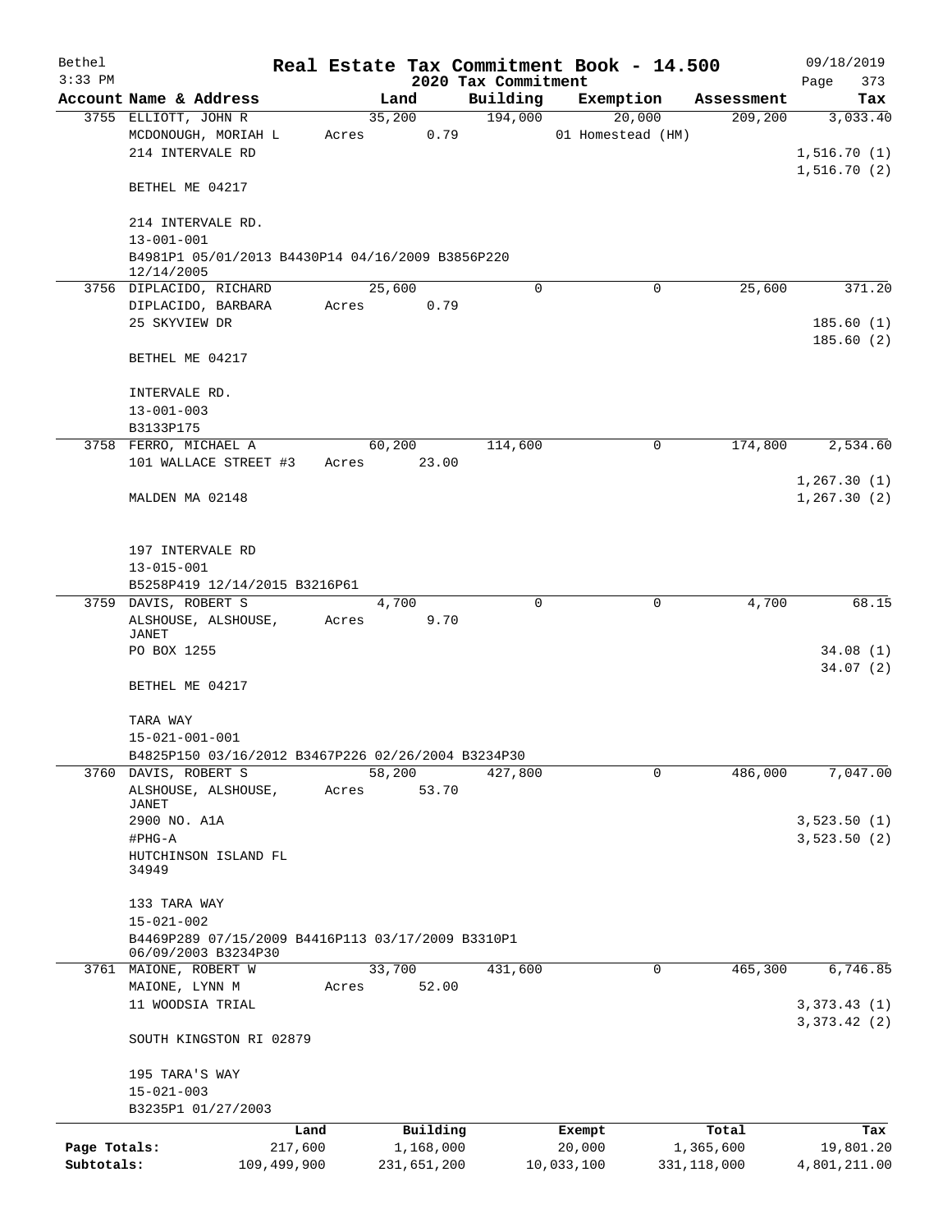Bethel 3:33 PM

# Real Estate Tax Commitment Book - 14.500

## 2020 Tax Commitment

09/18/2019

| Account Name & Address | Land | Building | Exemption | Assessment | Tax |
|---|---|---|---|---|---|
| 3755 ELLIOTT, JOHN R<br>MCDONOUGH, MORIAH L<br>214 INTERVALE RD<br><br>BETHEL ME 04217<br><br>214 INTERVALE RD.<br>13-001-001<br>B4981P1 05/01/2013 B4430P14 04/16/2009 B3856P220 12/14/2005 | 35,200<br>Acres 0.79 | 194,000 | 20,000<br>01 Homestead (HM) | 209,200 | 3,033.40<br><br>1,516.70 (1)<br>1,516.70 (2) |
| 3756 DIPLACIDO, RICHARD<br>DIPLACIDO, BARBARA<br>25 SKYVIEW DR<br><br>BETHEL ME 04217<br><br>INTERVALE RD.<br>13-001-003<br>B3133P175 | 25,600<br>Acres 0.79 | 0 | 0 | 25,600 | 371.20<br><br>185.60 (1)<br>185.60 (2) |
| 3758 FERRO, MICHAEL A<br>101 WALLACE STREET #3<br><br>MALDEN MA 02148<br><br>197 INTERVALE RD<br>13-015-001<br>B5258P419 12/14/2015 B3216P61 | 60,200<br>Acres 23.00 | 114,600 | 0 | 174,800 | 2,534.60<br><br>1,267.30 (1)<br>1,267.30 (2) |
| 3759 DAVIS, ROBERT S<br>ALSHOUSE, ALSHOUSE, JANET<br>PO BOX 1255<br><br>BETHEL ME 04217<br><br>TARA WAY<br>15-021-001-001<br>B4825P150 03/16/2012 B3467P226 02/26/2004 B3234P30 | 4,700<br>Acres 9.70 | 0 | 0 | 4,700 | 68.15<br><br>34.08 (1)<br>34.07 (2) |
| 3760 DAVIS, ROBERT S<br>ALSHOUSE, ALSHOUSE, JANET<br>2900 NO. A1A<br>#PHG-A<br>HUTCHINSON ISLAND FL 34949<br><br>133 TARA WAY<br>15-021-002<br>B4469P289 07/15/2009 B4416P113 03/17/2009 B3310P1 06/09/2003 B3234P30 | 58,200<br>Acres 53.70 | 427,800 | 0 | 486,000 | 7,047.00<br><br>3,523.50 (1)<br>3,523.50 (2) |
| 3761 MAIONE, ROBERT W<br>MAIONE, LYNN M<br>11 WOODSIA TRIAL<br><br>SOUTH KINGSTON RI 02879<br><br>195 TARA'S WAY<br>15-021-003<br>B3235P1 01/27/2003 | 33,700<br>Acres 52.00 | 431,600 | 0 | 465,300 | 6,746.85<br><br>3,373.43 (1)<br>3,373.42 (2) |

| | Land | Building | Exempt | Total | Tax |
|---|---|---|---|---|---|
| Page Totals: | 217,600 | 1,168,000 | 20,000 | 1,365,600 | 19,801.20 |
| Subtotals: | 109,499,900 | 231,651,200 | 10,033,100 | 331,118,000 | 4,801,211.00 |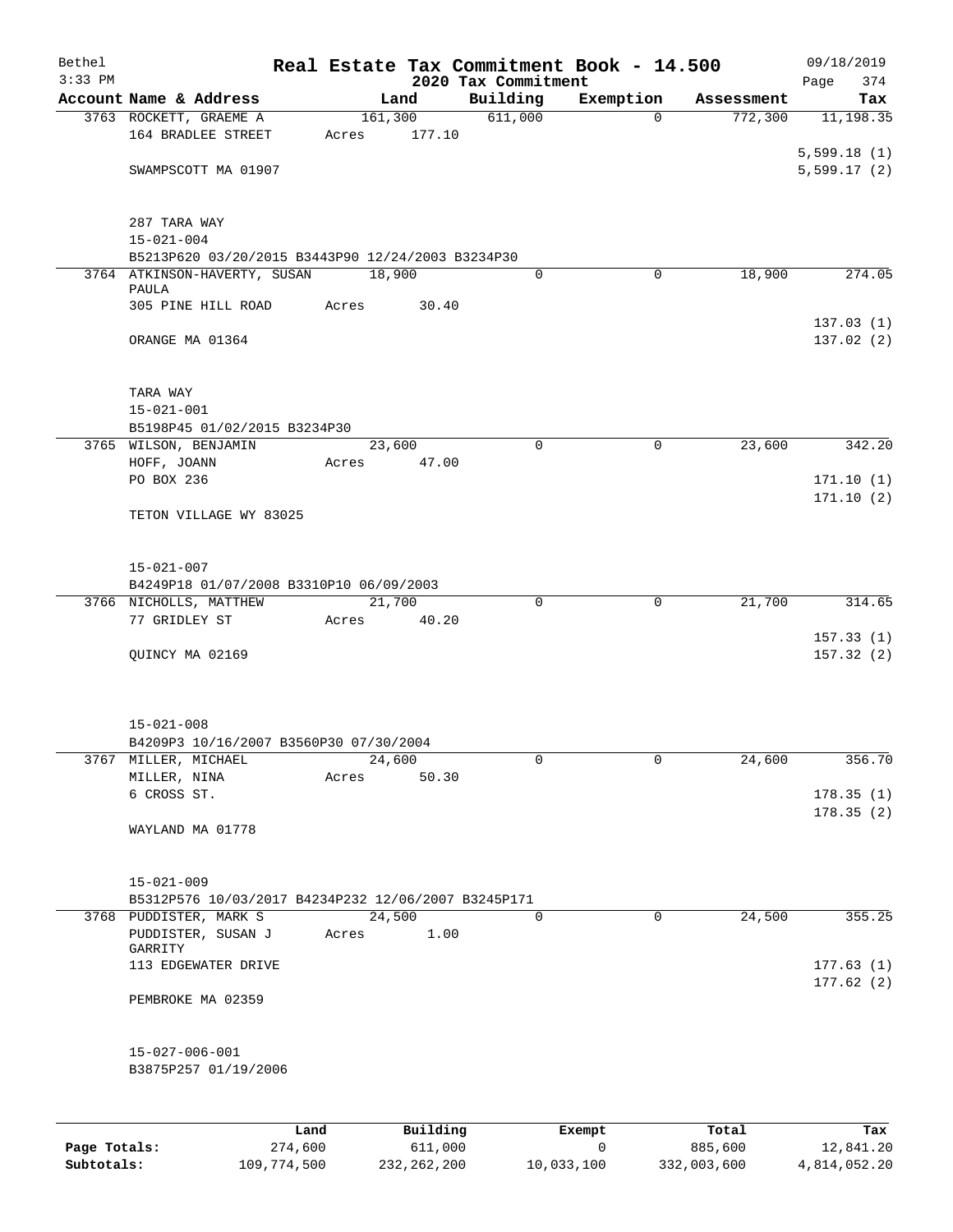Bethel 3:33 PM

# Real Estate Tax Commitment Book - 14.500

## 2020 Tax Commitment

09/18/2019 Page 374

| Account Name & Address | Land | Building | Exemption | Assessment | Tax |
|---|---|---|---|---|---|
| 3763 ROCKETT, GRAEME A | 161,300 | 611,000 | 0 | 772,300 | 11,198.35 |
| 164 BRADLEE STREET | Acres 177.10 | | | | |
| | | | | | 5,599.18 (1) |
| SWAMPSCOTT MA 01907 | | | | | 5,599.17 (2) |
| 287 TARA WAY | | | | | |
| 15-021-004 | | | | | |
| B5213P620 03/20/2015 B3443P90 12/24/2003 B3234P30 | | | | | |
| 3764 ATKINSON-HAVERTY, SUSAN PAULA | 18,900 | 0 | 0 | 18,900 | 274.05 |
| 305 PINE HILL ROAD | Acres 30.40 | | | | |
| | | | | | 137.03 (1) |
| ORANGE MA 01364 | | | | | 137.02 (2) |
| TARA WAY | | | | | |
| 15-021-001 | | | | | |
| B5198P45 01/02/2015 B3234P30 | | | | | |
| 3765 WILSON, BENJAMIN | 23,600 | 0 | 0 | 23,600 | 342.20 |
| HOFF, JOANN | Acres 47.00 | | | | |
| PO BOX 236 | | | | | 171.10 (1) |
| | | | | | 171.10 (2) |
| TETON VILLAGE WY 83025 | | | | | |
| 15-021-007 | | | | | |
| B4249P18 01/07/2008 B3310P10 06/09/2003 | | | | | |
| 3766 NICHOLLS, MATTHEW | 21,700 | 0 | 0 | 21,700 | 314.65 |
| 77 GRIDLEY ST | Acres 40.20 | | | | |
| | | | | | 157.33 (1) |
| QUINCY MA 02169 | | | | | 157.32 (2) |
| 15-021-008 | | | | | |
| B4209P3 10/16/2007 B3560P30 07/30/2004 | | | | | |
| 3767 MILLER, MICHAEL | 24,600 | 0 | 0 | 24,600 | 356.70 |
| MILLER, NINA | Acres 50.30 | | | | |
| 6 CROSS ST. | | | | | 178.35 (1) |
| | | | | | 178.35 (2) |
| WAYLAND MA 01778 | | | | | |
| 15-021-009 | | | | | |
| B5312P576 10/03/2017 B4234P232 12/06/2007 B3245P171 | | | | | |
| 3768 PUDDISTER, MARK S | 24,500 | 0 | 0 | 24,500 | 355.25 |
| PUDDISTER, SUSAN J GARRITY | Acres 1.00 | | | | |
| 113 EDGEWATER DRIVE | | | | | 177.63 (1) |
| | | | | | 177.62 (2) |
| PEMBROKE MA 02359 | | | | | |
| 15-027-006-001 | | | | | |
| B3875P257 01/19/2006 | | | | | |

| | Land | Building | Exempt | Total | Tax |
|---|---|---|---|---|---|
| Page Totals: | 274,600 | 611,000 | 0 | 885,600 | 12,841.20 |
| Subtotals: | 109,774,500 | 232,262,200 | 10,033,100 | 332,003,600 | 4,814,052.20 |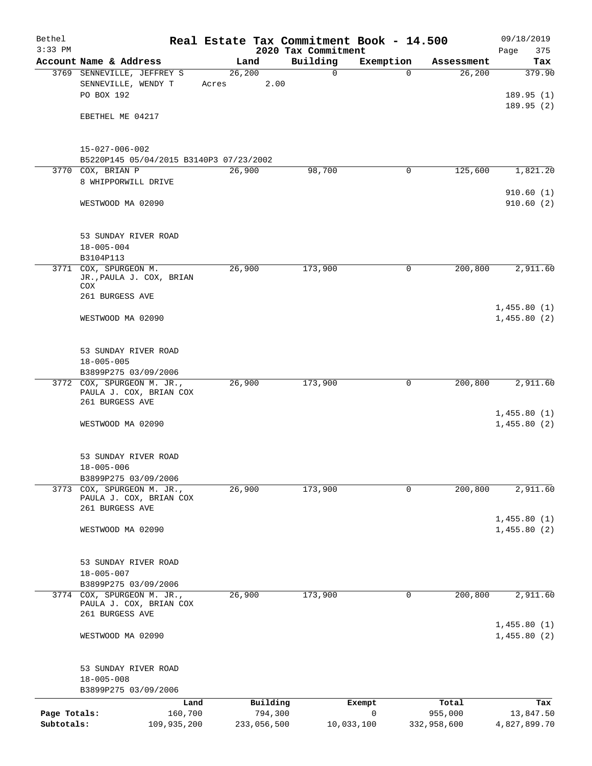Bethel — Real Estate Tax Commitment Book - 14.500 — 09/18/2019
3:33 PM — 2020 Tax Commitment — Page 375

| Account | Name & Address | Land | Building | Exemption | Assessment | Tax |
|---|---|---|---|---|---|---|
| 3769 | SENNEVILLE, JEFFREY S<br>SENNEVILLE, WENDY T<br>PO BOX 192<br><br>EBETHEL ME 04217<br><br>15-027-006-002<br>B5220P145 05/04/2015 B3140P3 07/23/2002 | 26,200<br>Acres 2.00 | 0 | 0 | 26,200 | 379.90<br><br>189.95 (1)<br>189.95 (2) |
| 3770 | COX, BRIAN P<br>8 WHIPPORWILL DRIVE<br><br>WESTWOOD MA 02090<br><br>53 SUNDAY RIVER ROAD<br>18-005-004<br>B3104P113 | 26,900 | 98,700 | 0 | 125,600 | 1,821.20<br><br>910.60 (1)<br>910.60 (2) |
| 3771 | COX, SPURGEON M. JR., PAULA J. COX, BRIAN COX<br>261 BURGESS AVE<br><br>WESTWOOD MA 02090<br><br>53 SUNDAY RIVER ROAD<br>18-005-005<br>B3899P275 03/09/2006 | 26,900 | 173,900 | 0 | 200,800 | 2,911.60<br><br>1,455.80 (1)<br>1,455.80 (2) |
| 3772 | COX, SPURGEON M. JR., PAULA J. COX, BRIAN COX<br>261 BURGESS AVE<br><br>WESTWOOD MA 02090<br><br>53 SUNDAY RIVER ROAD<br>18-005-006<br>B3899P275 03/09/2006 | 26,900 | 173,900 | 0 | 200,800 | 2,911.60<br><br>1,455.80 (1)<br>1,455.80 (2) |
| 3773 | COX, SPURGEON M. JR., PAULA J. COX, BRIAN COX<br>261 BURGESS AVE<br><br>WESTWOOD MA 02090<br><br>53 SUNDAY RIVER ROAD<br>18-005-007<br>B3899P275 03/09/2006 | 26,900 | 173,900 | 0 | 200,800 | 2,911.60<br><br>1,455.80 (1)<br>1,455.80 (2) |
| 3774 | COX, SPURGEON M. JR., PAULA J. COX, BRIAN COX<br>261 BURGESS AVE<br><br>WESTWOOD MA 02090<br><br>53 SUNDAY RIVER ROAD<br>18-005-008<br>B3899P275 03/09/2006 | 26,900 | 173,900 | 0 | 200,800 | 2,911.60<br><br>1,455.80 (1)<br>1,455.80 (2) |

| | Land | Building | Exempt | Total | Tax |
|---|---|---|---|---|---|
| Page Totals: | 160,700 | 794,300 | 0 | 955,000 | 13,847.50 |
| Subtotals: | 109,935,200 | 233,056,500 | 10,033,100 | 332,958,600 | 4,827,899.70 |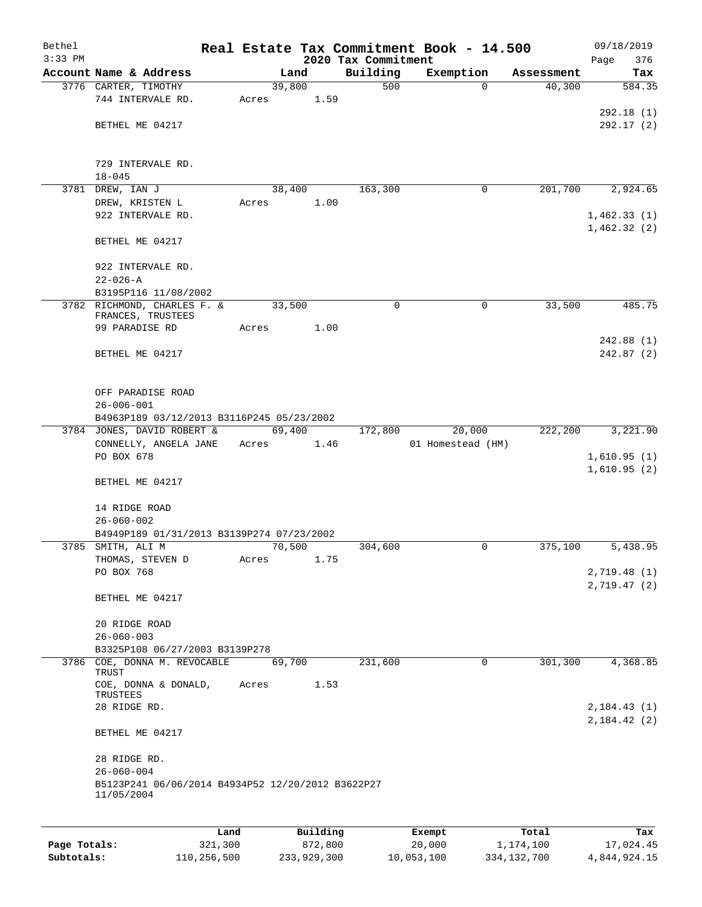# Real Estate Tax Commitment Book - 14.500

Bethel
3:33 PM

09/18/2019

2020 Tax Commitment

| Account Name & Address | Land | Building | Exemption | Assessment | Tax |
|---|---|---|---|---|---|
| 3776 CARTER, TIMOTHY<br>744 INTERVALE RD.<br><br>BETHEL ME 04217<br><br>729 INTERVALE RD.<br>18-045 | 39,800<br>Acres 1.59 | 500 | 0 | 40,300 | 584.35<br><br>292.18 (1)<br>292.17 (2) |
| 3781 DREW, IAN J<br>DREW, KRISTEN L<br>922 INTERVALE RD.<br><br>BETHEL ME 04217<br><br>922 INTERVALE RD.<br>22-026-A<br>B3195P116 11/08/2002 | 38,400<br>Acres 1.00 | 163,300 | 0 | 201,700 | 2,924.65<br><br>1,462.33 (1)<br>1,462.32 (2) |
| 3782 RICHMOND, CHARLES F. &<br>FRANCES, TRUSTEES<br>99 PARADISE RD<br><br>BETHEL ME 04217<br><br>OFF PARADISE ROAD<br>26-006-001<br>B4963P189 03/12/2013 B3116P245 05/23/2002 | 33,500<br>Acres 1.00 | 0 | 0 | 33,500 | 485.75<br><br>242.88 (1)<br>242.87 (2) |
| 3784 JONES, DAVID ROBERT &<br>CONNELLY, ANGELA JANE<br>PO BOX 678<br><br>BETHEL ME 04217<br><br>14 RIDGE ROAD<br>26-060-002<br>B4949P189 01/31/2013 B3139P274 07/23/2002 | 69,400<br>Acres 1.46 | 172,800 | 20,000<br>01 Homestead (HM) | 222,200 | 3,221.90<br><br>1,610.95 (1)<br>1,610.95 (2) |
| 3785 SMITH, ALI M<br>THOMAS, STEVEN D<br>PO BOX 768<br><br>BETHEL ME 04217<br><br>20 RIDGE ROAD<br>26-060-003<br>B3325P108 06/27/2003 B3139P278 | 70,500<br>Acres 1.75 | 304,600 | 0 | 375,100 | 5,438.95<br><br>2,719.48 (1)<br>2,719.47 (2) |
| 3786 COE, DONNA M. REVOCABLE TRUST<br>COE, DONNA & DONALD, TRUSTEES<br>28 RIDGE RD.<br><br>BETHEL ME 04217<br><br>28 RIDGE RD.<br>26-060-004<br>B5123P241 06/06/2014 B4934P52 12/20/2012 B3622P27 11/05/2004 | 69,700<br>Acres 1.53 | 231,600 | 0 | 301,300 | 4,368.85<br><br>2,184.43 (1)<br>2,184.42 (2) |

| | Land | Building | Exempt | Total | Tax |
|---|---|---|---|---|---|
| Page Totals: | 321,300 | 872,800 | 20,000 | 1,174,100 | 17,024.45 |
| Subtotals: | 110,256,500 | 233,929,300 | 10,053,100 | 334,132,700 | 4,844,924.15 |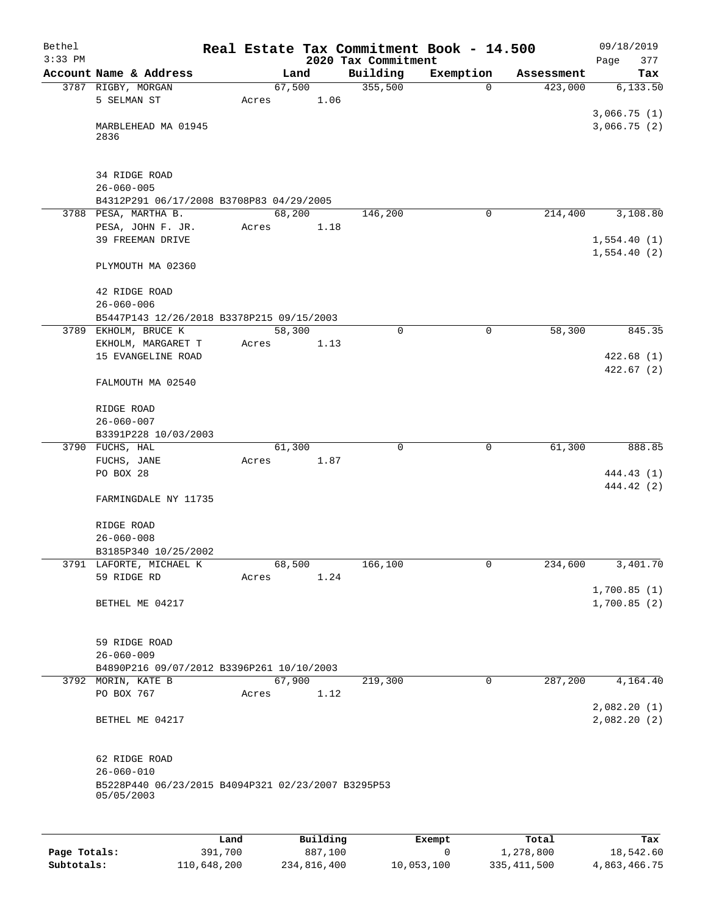# Real Estate Tax Commitment Book - 14.500

## 2020 Tax Commitment

Bethel
3:33 PM
09/18/2019

| Account Name & Address | Land | Building | Exemption | Assessment | Tax |
|---|---|---|---|---|---|
| 3787 RIGBY, MORGAN | 67,500 | 355,500 | 0 | 423,000 | 6,133.50 |
| 5 SELMAN ST | Acres 1.06 | | | | |
| | | | | | 3,066.75 (1) |
| MARBLEHEAD MA 01945 2836 | | | | | 3,066.75 (2) |
| 34 RIDGE ROAD | | | | | |
| 26-060-005 | | | | | |
| B4312P291 06/17/2008 B3708P83 04/29/2005 | | | | | |
| 3788 PESA, MARTHA B. | 68,200 | 146,200 | 0 | 214,400 | 3,108.80 |
| PESA, JOHN F. JR. | Acres 1.18 | | | | |
| 39 FREEMAN DRIVE | | | | | 1,554.40 (1) |
| | | | | | 1,554.40 (2) |
| PLYMOUTH MA 02360 | | | | | |
| 42 RIDGE ROAD | | | | | |
| 26-060-006 | | | | | |
| B5447P143 12/26/2018 B3378P215 09/15/2003 | | | | | |
| 3789 EKHOLM, BRUCE K | 58,300 | 0 | 0 | 58,300 | 845.35 |
| EKHOLM, MARGARET T | Acres 1.13 | | | | |
| 15 EVANGELINE ROAD | | | | | 422.68 (1) |
| | | | | | 422.67 (2) |
| FALMOUTH MA 02540 | | | | | |
| RIDGE ROAD | | | | | |
| 26-060-007 | | | | | |
| B3391P228 10/03/2003 | | | | | |
| 3790 FUCHS, HAL | 61,300 | 0 | 0 | 61,300 | 888.85 |
| FUCHS, JANE | Acres 1.87 | | | | |
| PO BOX 28 | | | | | 444.43 (1) |
| | | | | | 444.42 (2) |
| FARMINGDALE NY 11735 | | | | | |
| RIDGE ROAD | | | | | |
| 26-060-008 | | | | | |
| B3185P340 10/25/2002 | | | | | |
| 3791 LAFORTE, MICHAEL K | 68,500 | 166,100 | 0 | 234,600 | 3,401.70 |
| 59 RIDGE RD | Acres 1.24 | | | | |
| | | | | | 1,700.85 (1) |
| BETHEL ME 04217 | | | | | 1,700.85 (2) |
| 59 RIDGE ROAD | | | | | |
| 26-060-009 | | | | | |
| B4890P216 09/07/2012 B3396P261 10/10/2003 | | | | | |
| 3792 MORIN, KATE B | 67,900 | 219,300 | 0 | 287,200 | 4,164.40 |
| PO BOX 767 | Acres 1.12 | | | | |
| | | | | | 2,082.20 (1) |
| BETHEL ME 04217 | | | | | 2,082.20 (2) |
| 62 RIDGE ROAD | | | | | |
| 26-060-010 | | | | | |
| B5228P440 06/23/2015 B4094P321 02/23/2007 B3295P53 05/05/2003 | | | | | |

| | Land | Building | Exempt | Total | Tax |
|---|---|---|---|---|---|
| Page Totals: | 391,700 | 887,100 | 0 | 1,278,800 | 18,542.60 |
| Subtotals: | 110,648,200 | 234,816,400 | 10,053,100 | 335,411,500 | 4,863,466.75 |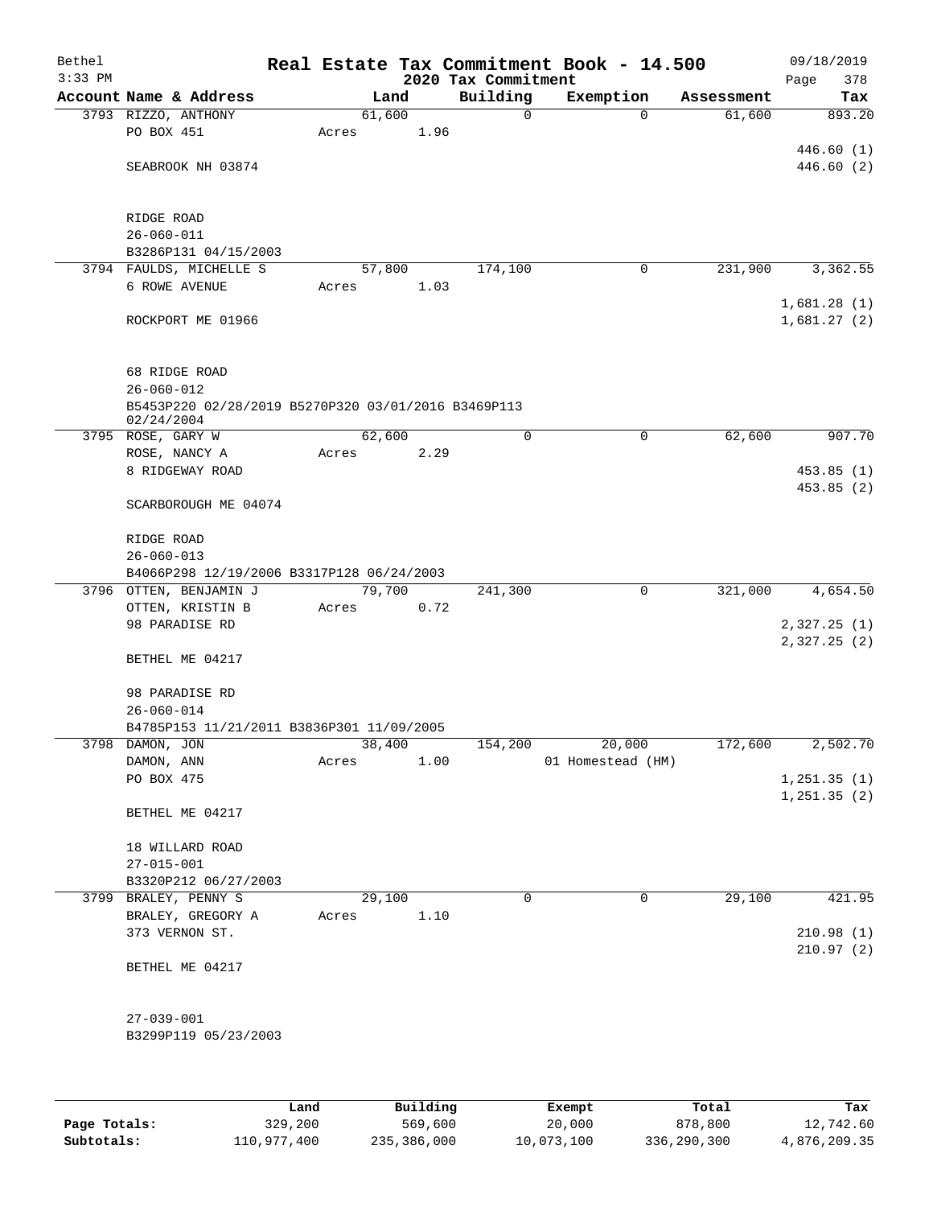# Real Estate Tax Commitment Book - 14.500

Bethel
3:33 PM

2020 Tax Commitment

09/18/2019
Page 378

| Account Name & Address | Land | Building | Exemption | Assessment | Tax |
|---|---|---|---|---|---|
| 3793 RIZZO, ANTHONY | 61,600 | 0 | 0 | 61,600 | 893.20 |
| PO BOX 451 | Acres 1.96 | | | | |
| | | | | | 446.60 (1) |
| SEABROOK NH 03874 | | | | | 446.60 (2) |
| RIDGE ROAD | | | | | |
| 26-060-011 | | | | | |
| B3286P131 04/15/2003 | | | | | |
| 3794 FAULDS, MICHELLE S | 57,800 | 174,100 | 0 | 231,900 | 3,362.55 |
| 6 ROWE AVENUE | Acres 1.03 | | | | |
| | | | | | 1,681.28 (1) |
| ROCKPORT ME 01966 | | | | | 1,681.27 (2) |
| 68 RIDGE ROAD | | | | | |
| 26-060-012 | | | | | |
| B5453P220 02/28/2019 B5270P320 03/01/2016 B3469P113 02/24/2004 | | | | | |
| 3795 ROSE, GARY W | 62,600 | 0 | 0 | 62,600 | 907.70 |
| ROSE, NANCY A | Acres 2.29 | | | | |
| 8 RIDGEWAY ROAD | | | | | 453.85 (1) |
| | | | | | 453.85 (2) |
| SCARBOROUGH ME 04074 | | | | | |
| RIDGE ROAD | | | | | |
| 26-060-013 | | | | | |
| B4066P298 12/19/2006 B3317P128 06/24/2003 | | | | | |
| 3796 OTTEN, BENJAMIN J | 79,700 | 241,300 | 0 | 321,000 | 4,654.50 |
| OTTEN, KRISTIN B | Acres 0.72 | | | | |
| 98 PARADISE RD | | | | | 2,327.25 (1) |
| | | | | | 2,327.25 (2) |
| BETHEL ME 04217 | | | | | |
| 98 PARADISE RD | | | | | |
| 26-060-014 | | | | | |
| B4785P153 11/21/2011 B3836P301 11/09/2005 | | | | | |
| 3798 DAMON, JON | 38,400 | 154,200 | 20,000 | 172,600 | 2,502.70 |
| DAMON, ANN | Acres 1.00 | | 01 Homestead (HM) | | |
| PO BOX 475 | | | | | 1,251.35 (1) |
| | | | | | 1,251.35 (2) |
| BETHEL ME 04217 | | | | | |
| 18 WILLARD ROAD | | | | | |
| 27-015-001 | | | | | |
| B3320P212 06/27/2003 | | | | | |
| 3799 BRALEY, PENNY S | 29,100 | 0 | 0 | 29,100 | 421.95 |
| BRALEY, GREGORY A | Acres 1.10 | | | | |
| 373 VERNON ST. | | | | | 210.98 (1) |
| | | | | | 210.97 (2) |
| BETHEL ME 04217 | | | | | |
| 27-039-001 | | | | | |
| B3299P119 05/23/2003 | | | | | |

| | Land | Building | Exempt | Total | Tax |
|---|---|---|---|---|---|
| Page Totals: | 329,200 | 569,600 | 20,000 | 878,800 | 12,742.60 |
| Subtotals: | 110,977,400 | 235,386,000 | 10,073,100 | 336,290,300 | 4,876,209.35 |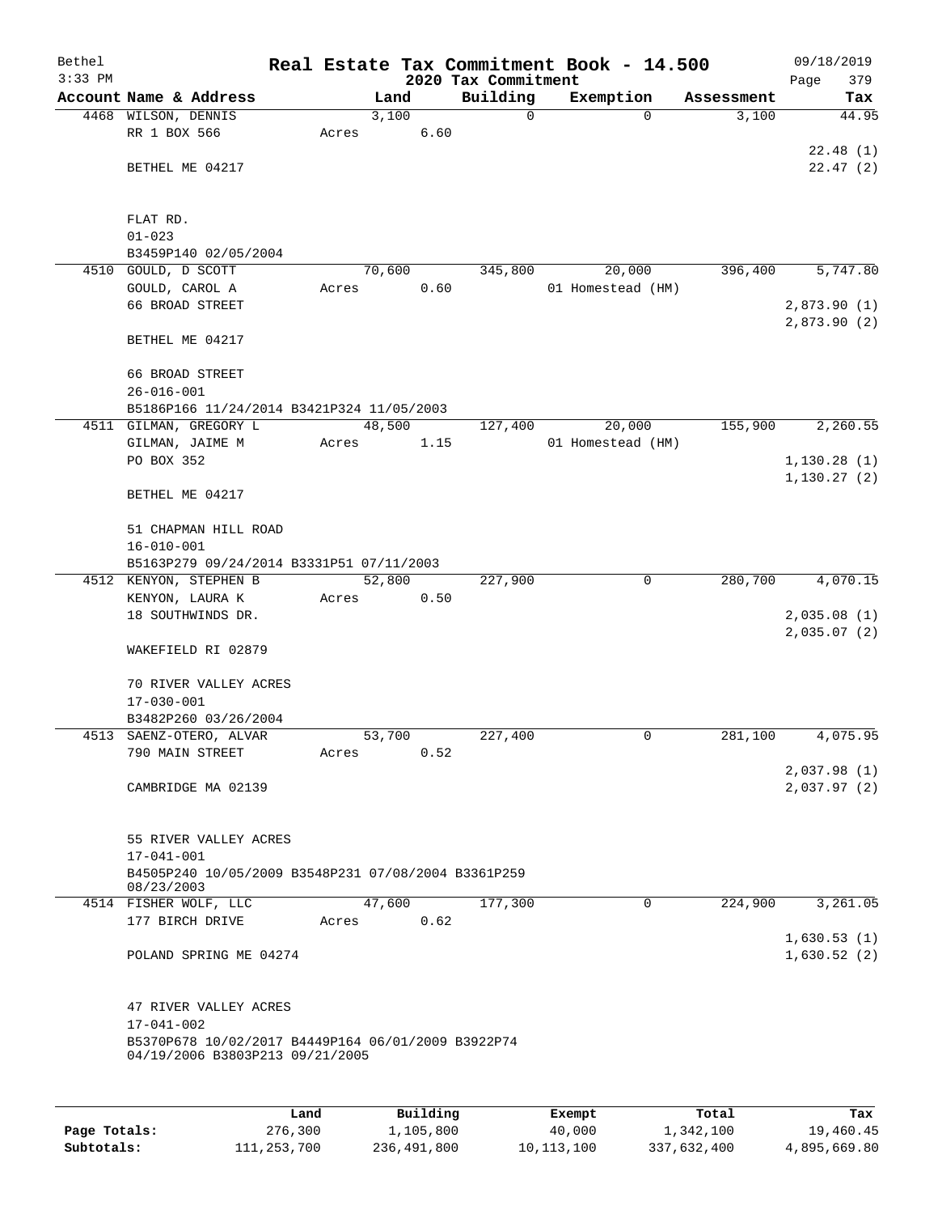Bethel 3:33 PM

# Real Estate Tax Commitment Book - 14.500

## 2020 Tax Commitment

09/18/2019

| Account | Name & Address | Land | Building | Exemption | Assessment | Tax |
|---|---|---|---|---|---|---|
| 4468 | WILSON, DENNIS<br>RR 1 BOX 566<br><br>BETHEL ME 04217<br><br>FLAT RD.<br>01-023<br>B3459P140 02/05/2004 | 3,100<br>Acres 6.60 | 0 | 0 | 3,100 | 44.95<br><br>22.48 (1)<br>22.47 (2) |
| 4510 | GOULD, D SCOTT<br>GOULD, CAROL A<br>66 BROAD STREET<br><br>BETHEL ME 04217<br><br>66 BROAD STREET<br>26-016-001<br>B5186P166 11/24/2014 B3421P324 11/05/2003 | 70,600<br>Acres 0.60 | 345,800 | 20,000<br>01 Homestead (HM) | 396,400 | 5,747.80<br><br>2,873.90 (1)<br>2,873.90 (2) |
| 4511 | GILMAN, GREGORY L<br>GILMAN, JAIME M<br>PO BOX 352<br><br>BETHEL ME 04217<br><br>51 CHAPMAN HILL ROAD<br>16-010-001<br>B5163P279 09/24/2014 B3331P51 07/11/2003 | 48,500<br>Acres 1.15 | 127,400 | 20,000<br>01 Homestead (HM) | 155,900 | 2,260.55<br><br>1,130.28 (1)<br>1,130.27 (2) |
| 4512 | KENYON, STEPHEN B<br>KENYON, LAURA K<br>18 SOUTHWINDS DR.<br><br>WAKEFIELD RI 02879<br><br>70 RIVER VALLEY ACRES<br>17-030-001<br>B3482P260 03/26/2004 | 52,800<br>Acres 0.50 | 227,900 | 0 | 280,700 | 4,070.15<br><br>2,035.08 (1)<br>2,035.07 (2) |
| 4513 | SAENZ-OTERO, ALVAR<br>790 MAIN STREET<br><br>CAMBRIDGE MA 02139<br><br>55 RIVER VALLEY ACRES<br>17-041-001<br>B4505P240 10/05/2009 B3548P231 07/08/2004 B3361P259 08/23/2003 | 53,700<br>Acres 0.52 | 227,400 | 0 | 281,100 | 4,075.95<br><br>2,037.98 (1)<br>2,037.97 (2) |
| 4514 | FISHER WOLF, LLC<br>177 BIRCH DRIVE<br><br>POLAND SPRING ME 04274<br><br>47 RIVER VALLEY ACRES<br>17-041-002<br>B5370P678 10/02/2017 B4449P164 06/01/2009 B3922P74 04/19/2006 B3803P213 09/21/2005 | 47,600<br>Acres 0.62 | 177,300 | 0 | 224,900 | 3,261.05<br><br>1,630.53 (1)<br>1,630.52 (2) |

| | Land | Building | Exempt | Total | Tax |
|---|---|---|---|---|---|
| Page Totals: | 276,300 | 1,105,800 | 40,000 | 1,342,100 | 19,460.45 |
| Subtotals: | 111,253,700 | 236,491,800 | 10,113,100 | 337,632,400 | 4,895,669.80 |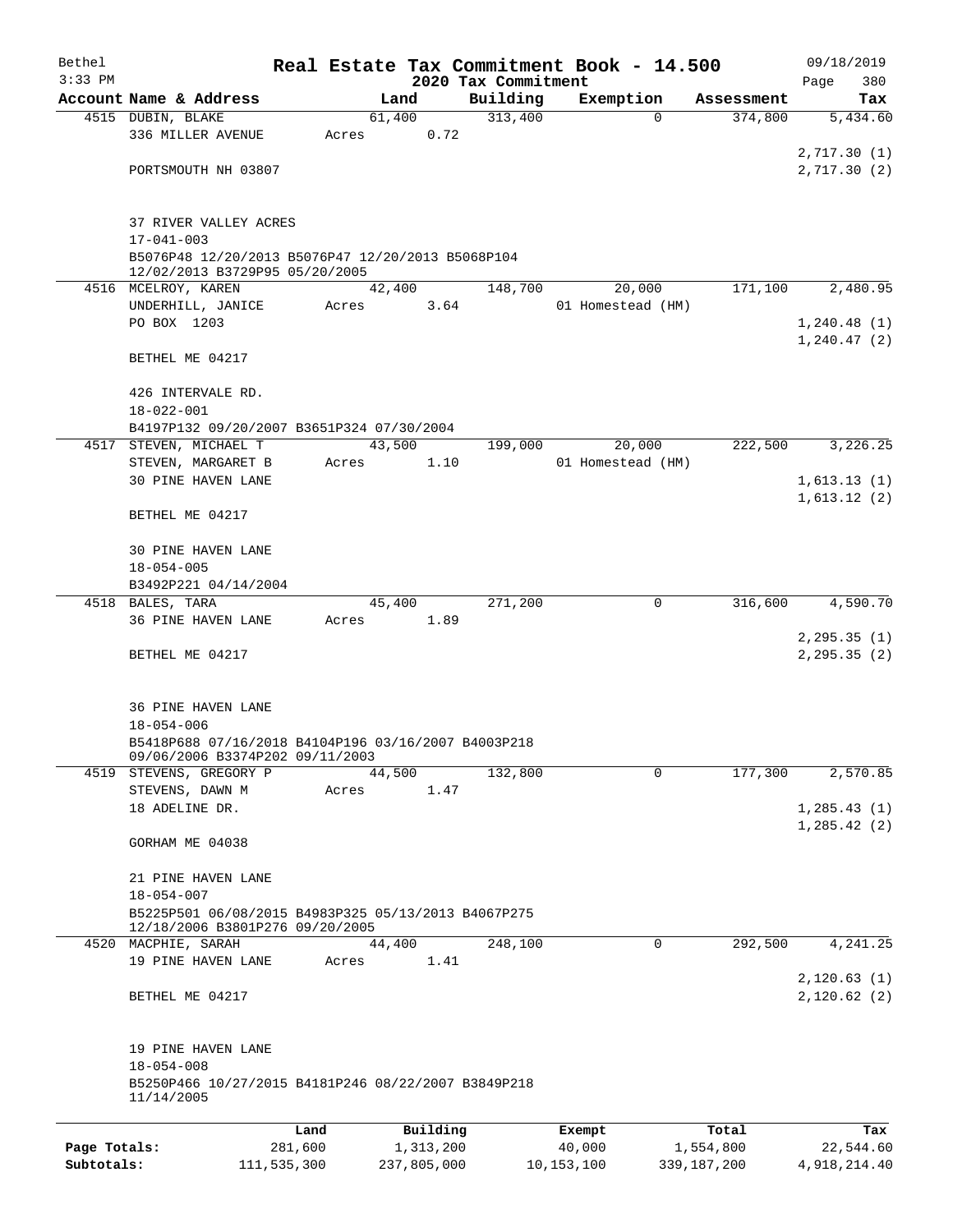Bethel 3:33 PM

# Real Estate Tax Commitment Book - 14.500

## 2020 Tax Commitment

09/18/2019

| Account Name & Address | Land | Building | Exemption | Assessment | Tax |
|---|---|---|---|---|---|
| 4515 DUBIN, BLAKE | 61,400 | 313,400 | 0 | 374,800 | 5,434.60 |
| 336 MILLER AVENUE | Acres 0.72 | | | | |
| | | | | | 2,717.30 (1) |
| PORTSMOUTH NH 03807 | | | | | 2,717.30 (2) |
| 37 RIVER VALLEY ACRES | | | | | |
| 17-041-003 | | | | | |
| B5076P48 12/20/2013 B5076P47 12/20/2013 B5068P104 12/02/2013 B3729P95 05/20/2005 | | | | | |
| 4516 MCELROY, KAREN | 42,400 | 148,700 | 20,000 | 171,100 | 2,480.95 |
| UNDERHILL, JANICE | Acres 3.64 | | 01 Homestead (HM) | | |
| PO BOX 1203 | | | | | 1,240.48 (1) |
| | | | | | 1,240.47 (2) |
| BETHEL ME 04217 | | | | | |
| 426 INTERVALE RD. | | | | | |
| 18-022-001 | | | | | |
| B4197P132 09/20/2007 B3651P324 07/30/2004 | | | | | |
| 4517 STEVEN, MICHAEL T | 43,500 | 199,000 | 20,000 | 222,500 | 3,226.25 |
| STEVEN, MARGARET B | Acres 1.10 | | 01 Homestead (HM) | | |
| 30 PINE HAVEN LANE | | | | | 1,613.13 (1) |
| | | | | | 1,613.12 (2) |
| BETHEL ME 04217 | | | | | |
| 30 PINE HAVEN LANE | | | | | |
| 18-054-005 | | | | | |
| B3492P221 04/14/2004 | | | | | |
| 4518 BALES, TARA | 45,400 | 271,200 | 0 | 316,600 | 4,590.70 |
| 36 PINE HAVEN LANE | Acres 1.89 | | | | |
| | | | | | 2,295.35 (1) |
| BETHEL ME 04217 | | | | | 2,295.35 (2) |
| 36 PINE HAVEN LANE | | | | | |
| 18-054-006 | | | | | |
| B5418P688 07/16/2018 B4104P196 03/16/2007 B4003P218 09/06/2006 B3374P202 09/11/2003 | | | | | |
| 4519 STEVENS, GREGORY P | 44,500 | 132,800 | 0 | 177,300 | 2,570.85 |
| STEVENS, DAWN M | Acres 1.47 | | | | |
| 18 ADELINE DR. | | | | | 1,285.43 (1) |
| | | | | | 1,285.42 (2) |
| GORHAM ME 04038 | | | | | |
| 21 PINE HAVEN LANE | | | | | |
| 18-054-007 | | | | | |
| B5225P501 06/08/2015 B4983P325 05/13/2013 B4067P275 12/18/2006 B3801P276 09/20/2005 | | | | | |
| 4520 MACPHIE, SARAH | 44,400 | 248,100 | 0 | 292,500 | 4,241.25 |
| 19 PINE HAVEN LANE | Acres 1.41 | | | | |
| | | | | | 2,120.63 (1) |
| BETHEL ME 04217 | | | | | 2,120.62 (2) |
| 19 PINE HAVEN LANE | | | | | |
| 18-054-008 | | | | | |
| B5250P466 10/27/2015 B4181P246 08/22/2007 B3849P218 11/14/2005 | | | | | |

| | Land | Building | Exempt | Total | Tax |
|---|---|---|---|---|---|
| Page Totals: | 281,600 | 1,313,200 | 40,000 | 1,554,800 | 22,544.60 |
| Subtotals: | 111,535,300 | 237,805,000 | 10,153,100 | 339,187,200 | 4,918,214.40 |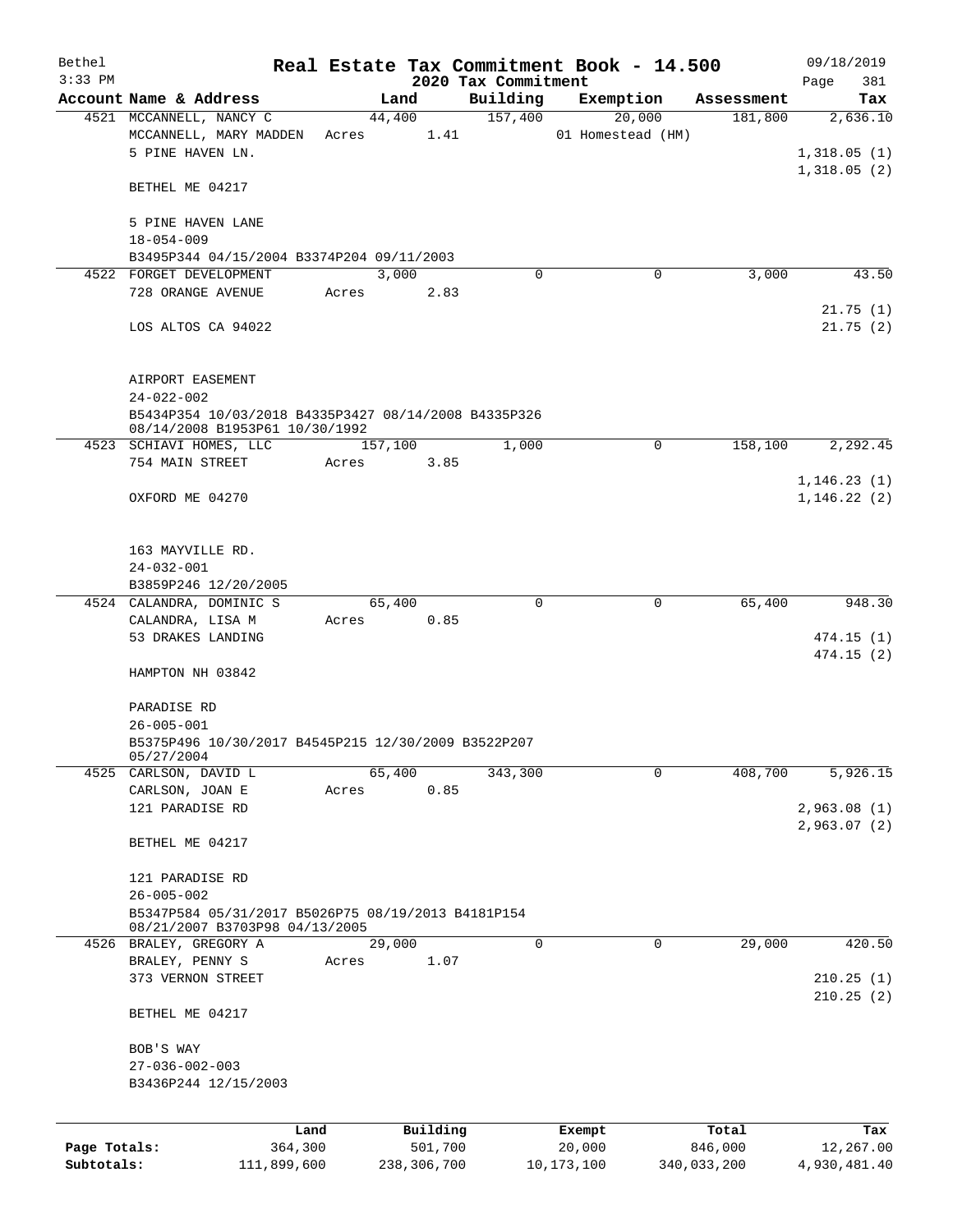# Real Estate Tax Commitment Book - 14.500

## 2020 Tax Commitment

Bethel
3:33 PM

09/18/2019

| Account | Name & Address | Land | Building | Exemption | Assessment | Tax |
|---|---|---|---|---|---|---|
| 4521 | MCCANNELL, NANCY C<br>MCCANNELL, MARY MADDEN<br>5 PINE HAVEN LN.<br><br>BETHEL ME 04217<br><br>5 PINE HAVEN LANE<br>18-054-009<br>B3495P344 04/15/2004 B3374P204 09/11/2003 | 44,400<br>Acres 1.41 | 157,400 | 20,000<br>01 Homestead (HM) | 181,800 | 2,636.10<br><br>1,318.05 (1)<br>1,318.05 (2) |
| 4522 | FORGET DEVELOPMENT<br>728 ORANGE AVENUE<br><br>LOS ALTOS CA 94022<br><br>AIRPORT EASEMENT<br>24-022-002<br>B5434P354 10/03/2018 B4335P3427 08/14/2008 B4335P326 08/14/2008 B1953P61 10/30/1992 | 3,000<br>Acres 2.83 | 0 | 0 | 3,000 | 43.50<br><br>21.75 (1)<br>21.75 (2) |
| 4523 | SCHIAVI HOMES, LLC<br>754 MAIN STREET<br><br>OXFORD ME 04270<br><br>163 MAYVILLE RD.<br>24-032-001<br>B3859P246 12/20/2005 | 157,100<br>Acres 3.85 | 1,000 | 0 | 158,100 | 2,292.45<br><br>1,146.23 (1)<br>1,146.22 (2) |
| 4524 | CALANDRA, DOMINIC S<br>CALANDRA, LISA M<br>53 DRAKES LANDING<br><br>HAMPTON NH 03842<br><br>PARADISE RD<br>26-005-001<br>B5375P496 10/30/2017 B4545P215 12/30/2009 B3522P207 05/27/2004 | 65,400<br>Acres 0.85 | 0 | 0 | 65,400 | 948.30<br><br>474.15 (1)<br>474.15 (2) |
| 4525 | CARLSON, DAVID L<br>CARLSON, JOAN E<br>121 PARADISE RD<br><br>BETHEL ME 04217<br><br>121 PARADISE RD<br>26-005-002<br>B5347P584 05/31/2017 B5026P75 08/19/2013 B4181P154 08/21/2007 B3703P98 04/13/2005 | 65,400<br>Acres 0.85 | 343,300 | 0 | 408,700 | 5,926.15<br><br>2,963.08 (1)<br>2,963.07 (2) |
| 4526 | BRALEY, GREGORY A<br>BRALEY, PENNY S<br>373 VERNON STREET<br><br>BETHEL ME 04217<br><br>BOB'S WAY<br>27-036-002-003<br>B3436P244 12/15/2003 | 29,000<br>Acres 1.07 | 0 | 0 | 29,000 | 420.50<br><br>210.25 (1)<br>210.25 (2) |

|  | Land | Building | Exempt | Total | Tax |
|---|---|---|---|---|---|
| **Page Totals:** | 364,300 | 501,700 | 20,000 | 846,000 | 12,267.00 |
| **Subtotals:** | 111,899,600 | 238,306,700 | 10,173,100 | 340,033,200 | 4,930,481.40 |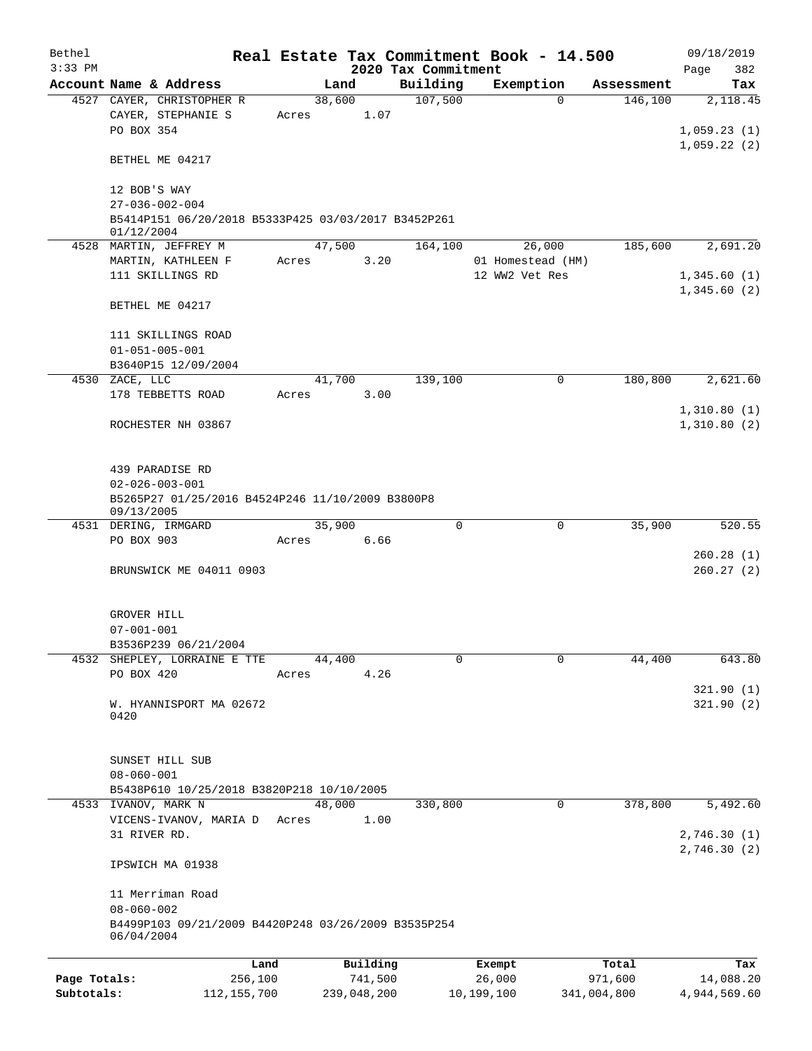# Real Estate Tax Commitment Book - 14.500

## 2020 Tax Commitment

Bethel 09/18/2019
3:33 PM

| Account Name & Address | Land | Building | Exemption | Assessment | Tax |
|---|---|---|---|---|---|
| 4527 CAYER, CHRISTOPHER R | 38,600 | 107,500 | 0 | 146,100 | 2,118.45 |
| CAYER, STEPHANIE S | Acres 1.07 | | | | |
| PO BOX 354 | | | | | 1,059.23 (1) |
| | | | | | 1,059.22 (2) |
| BETHEL ME 04217 | | | | | |
| 12 BOB'S WAY | | | | | |
| 27-036-002-004 | | | | | |
| B5414P151 06/20/2018 B5333P425 03/03/2017 B3452P261 01/12/2004 | | | | | |
| 4528 MARTIN, JEFFREY M | 47,500 | 164,100 | 26,000 | 185,600 | 2,691.20 |
| MARTIN, KATHLEEN F | Acres 3.20 | | 01 Homestead (HM) | | |
| 111 SKILLINGS RD | | | 12 WW2 Vet Res | | 1,345.60 (1) |
| | | | | | 1,345.60 (2) |
| BETHEL ME 04217 | | | | | |
| 111 SKILLINGS ROAD | | | | | |
| 01-051-005-001 | | | | | |
| B3640P15 12/09/2004 | | | | | |
| 4530 ZACE, LLC | 41,700 | 139,100 | 0 | 180,800 | 2,621.60 |
| 178 TEBBETTS ROAD | Acres 3.00 | | | | |
| | | | | | 1,310.80 (1) |
| ROCHESTER NH 03867 | | | | | 1,310.80 (2) |
| 439 PARADISE RD | | | | | |
| 02-026-003-001 | | | | | |
| B5265P27 01/25/2016 B4524P246 11/10/2009 B3800P8 09/13/2005 | | | | | |
| 4531 DERING, IRMGARD | 35,900 | 0 | 0 | 35,900 | 520.55 |
| PO BOX 903 | Acres 6.66 | | | | |
| | | | | | 260.28 (1) |
| BRUNSWICK ME 04011 0903 | | | | | 260.27 (2) |
| GROVER HILL | | | | | |
| 07-001-001 | | | | | |
| B3536P239 06/21/2004 | | | | | |
| 4532 SHEPLEY, LORRAINE E TTE | 44,400 | 0 | 0 | 44,400 | 643.80 |
| PO BOX 420 | Acres 4.26 | | | | |
| | | | | | 321.90 (1) |
| W. HYANNISPORT MA 02672 0420 | | | | | 321.90 (2) |
| SUNSET HILL SUB | | | | | |
| 08-060-001 | | | | | |
| B5438P610 10/25/2018 B3820P218 10/10/2005 | | | | | |
| 4533 IVANOV, MARK N | 48,000 | 330,800 | 0 | 378,800 | 5,492.60 |
| VICENS-IVANOV, MARIA D | Acres 1.00 | | | | |
| 31 RIVER RD. | | | | | 2,746.30 (1) |
| | | | | | 2,746.30 (2) |
| IPSWICH MA 01938 | | | | | |
| 11 Merriman Road | | | | | |
| 08-060-002 | | | | | |
| B4499P103 09/21/2009 B4420P248 03/26/2009 B3535P254 06/04/2004 | | | | | |

| | Land | Building | Exempt | Total | Tax |
|---|---|---|---|---|---|
| Page Totals: | 256,100 | 741,500 | 26,000 | 971,600 | 14,088.20 |
| Subtotals: | 112,155,700 | 239,048,200 | 10,199,100 | 341,004,800 | 4,944,569.60 |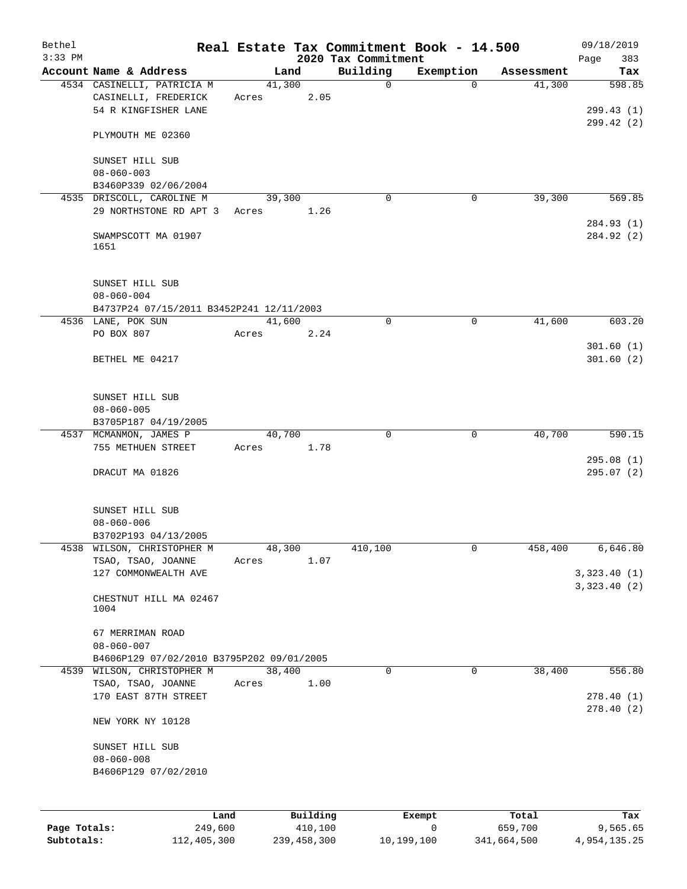Bethel
3:33 PM

# Real Estate Tax Commitment Book - 14.500

2020 Tax Commitment

09/18/2019

| Account | Name & Address | Land | Building | Exemption | Assessment | Tax |
|---|---|---|---|---|---|---|
| 4534 | CASINELLI, PATRICIA M<br>CASINELLI, FREDERICK<br>54 R KINGFISHER LANE<br><br>PLYMOUTH ME 02360<br><br>SUNSET HILL SUB<br>08-060-003<br>B3460P339 02/06/2004 | 41,300<br>Acres 2.05 | 0 | 0 | 41,300 | 598.85<br><br>299.43 (1)<br>299.42 (2) |
| 4535 | DRISCOLL, CAROLINE M<br>29 NORTHSTONE RD APT 3<br><br>SWAMPSCOTT MA 01907<br>1651<br><br>SUNSET HILL SUB<br>08-060-004<br>B4737P24 07/15/2011 B3452P241 12/11/2003 | 39,300<br>Acres 1.26 | 0 | 0 | 39,300 | 569.85<br><br>284.93 (1)<br>284.92 (2) |
| 4536 | LANE, POK SUN<br>PO BOX 807<br><br>BETHEL ME 04217<br><br>SUNSET HILL SUB<br>08-060-005<br>B3705P187 04/19/2005 | 41,600<br>Acres 2.24 | 0 | 0 | 41,600 | 603.20<br><br>301.60 (1)<br>301.60 (2) |
| 4537 | MCMANMON, JAMES P<br>755 METHUEN STREET<br><br>DRACUT MA 01826<br><br>SUNSET HILL SUB<br>08-060-006<br>B3702P193 04/13/2005 | 40,700<br>Acres 1.78 | 0 | 0 | 40,700 | 590.15<br><br>295.08 (1)<br>295.07 (2) |
| 4538 | WILSON, CHRISTOPHER M<br>TSAO, TSAO, JOANNE<br>127 COMMONWEALTH AVE<br><br>CHESTNUT HILL MA 02467<br>1004<br><br>67 MERRIMAN ROAD<br>08-060-007<br>B4606P129 07/02/2010 B3795P202 09/01/2005 | 48,300<br>Acres 1.07 | 410,100 | 0 | 458,400 | 6,646.80<br><br>3,323.40 (1)<br>3,323.40 (2) |
| 4539 | WILSON, CHRISTOPHER M<br>TSAO, TSAO, JOANNE<br>170 EAST 87TH STREET<br><br>NEW YORK NY 10128<br><br>SUNSET HILL SUB<br>08-060-008<br>B4606P129 07/02/2010 | 38,400<br>Acres 1.00 | 0 | 0 | 38,400 | 556.80<br><br>278.40 (1)<br>278.40 (2) |

| | Land | Building | Exempt | Total | Tax |
|---|---|---|---|---|---|
| Page Totals: | 249,600 | 410,100 | 0 | 659,700 | 9,565.65 |
| Subtotals: | 112,405,300 | 239,458,300 | 10,199,100 | 341,664,500 | 4,954,135.25 |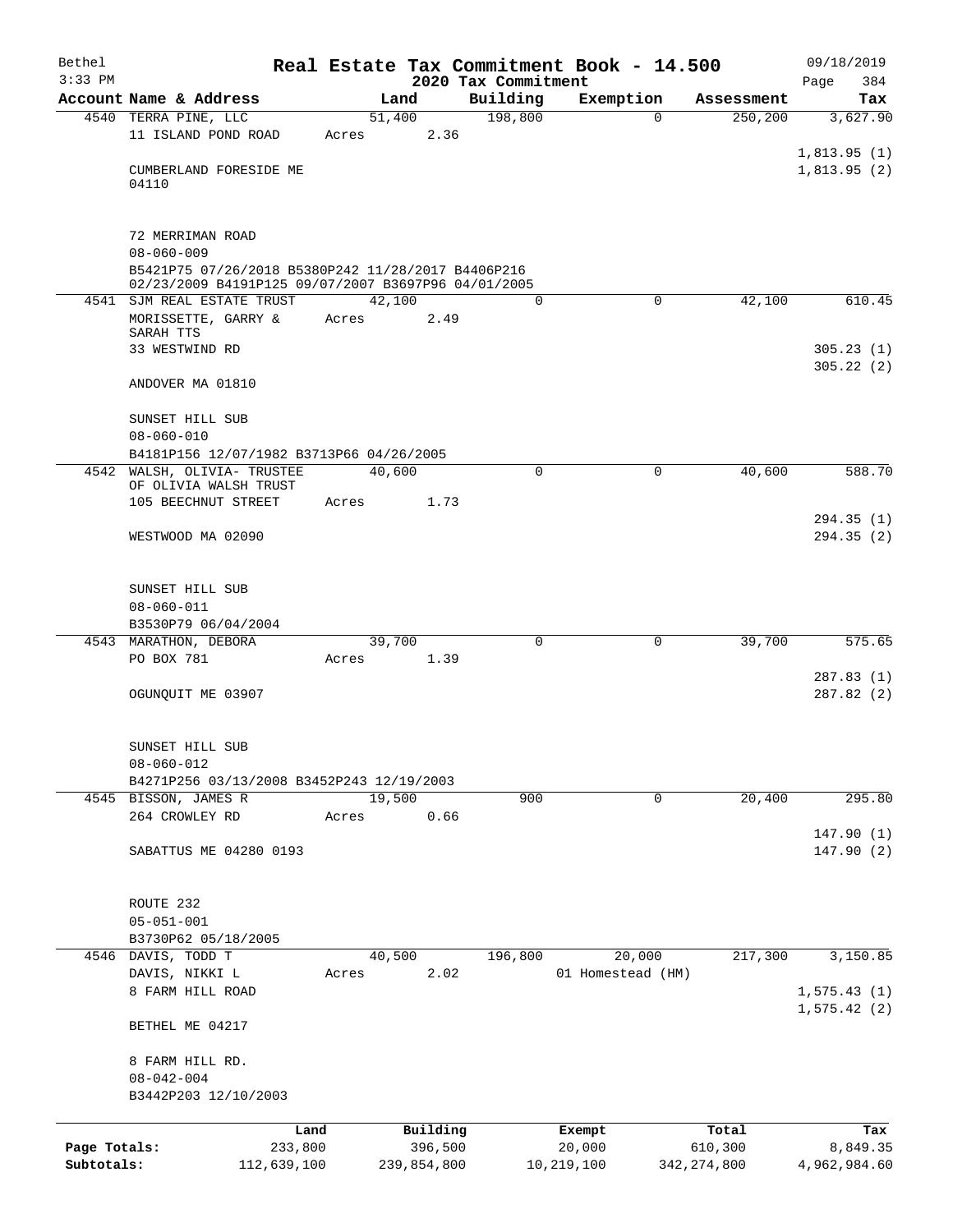Bethel 3:33 PM

# Real Estate Tax Commitment Book - 14.500
## 2020 Tax Commitment

09/18/2019 Page 384

| Account Name & Address | Land | Building | Exemption | Assessment | Tax |
|---|---|---|---|---|---|
| 4540 TERRA PINE, LLC | 51,400 | 198,800 | 0 | 250,200 | 3,627.90 |
| 11 ISLAND POND ROAD | Acres 2.36 | | | | |
| | | | | | 1,813.95 (1) |
| CUMBERLAND FORESIDE ME 04110 | | | | | 1,813.95 (2) |
| 72 MERRIMAN ROAD | | | | | |
| 08-060-009 | | | | | |
| B5421P75 07/26/2018 B5380P242 11/28/2017 B4406P216 02/23/2009 B4191P125 09/07/2007 B3697P96 04/01/2005 | | | | | |
| 4541 SJM REAL ESTATE TRUST | 42,100 | 0 | 0 | 42,100 | 610.45 |
| MORISSETTE, GARRY & SARAH TTS | Acres 2.49 | | | | |
| 33 WESTWIND RD | | | | | 305.23 (1) |
| | | | | | 305.22 (2) |
| ANDOVER MA 01810 | | | | | |
| SUNSET HILL SUB | | | | | |
| 08-060-010 | | | | | |
| B4181P156 12/07/1982 B3713P66 04/26/2005 | | | | | |
| 4542 WALSH, OLIVIA- TRUSTEE OF OLIVIA WALSH TRUST | 40,600 | 0 | 0 | 40,600 | 588.70 |
| 105 BEECHNUT STREET | Acres 1.73 | | | | |
| | | | | | 294.35 (1) |
| WESTWOOD MA 02090 | | | | | 294.35 (2) |
| SUNSET HILL SUB | | | | | |
| 08-060-011 | | | | | |
| B3530P79 06/04/2004 | | | | | |
| 4543 MARATHON, DEBORA | 39,700 | 0 | 0 | 39,700 | 575.65 |
| PO BOX 781 | Acres 1.39 | | | | |
| | | | | | 287.83 (1) |
| OGUNQUIT ME 03907 | | | | | 287.82 (2) |
| SUNSET HILL SUB | | | | | |
| 08-060-012 | | | | | |
| B4271P256 03/13/2008 B3452P243 12/19/2003 | | | | | |
| 4545 BISSON, JAMES R | 19,500 | 900 | 0 | 20,400 | 295.80 |
| 264 CROWLEY RD | Acres 0.66 | | | | |
| | | | | | 147.90 (1) |
| SABATTUS ME 04280 0193 | | | | | 147.90 (2) |
| ROUTE 232 | | | | | |
| 05-051-001 | | | | | |
| B3730P62 05/18/2005 | | | | | |
| 4546 DAVIS, TODD T | 40,500 | 196,800 | 20,000 | 217,300 | 3,150.85 |
| DAVIS, NIKKI L | Acres 2.02 | | 01 Homestead (HM) | | |
| 8 FARM HILL ROAD | | | | | 1,575.43 (1) |
| | | | | | 1,575.42 (2) |
| BETHEL ME 04217 | | | | | |
| 8 FARM HILL RD. | | | | | |
| 08-042-004 | | | | | |
| B3442P203 12/10/2003 | | | | | |

| | Land | Building | Exempt | Total | Tax |
|---|---|---|---|---|---|
| Page Totals: | 233,800 | 396,500 | 20,000 | 610,300 | 8,849.35 |
| Subtotals: | 112,639,100 | 239,854,800 | 10,219,100 | 342,274,800 | 4,962,984.60 |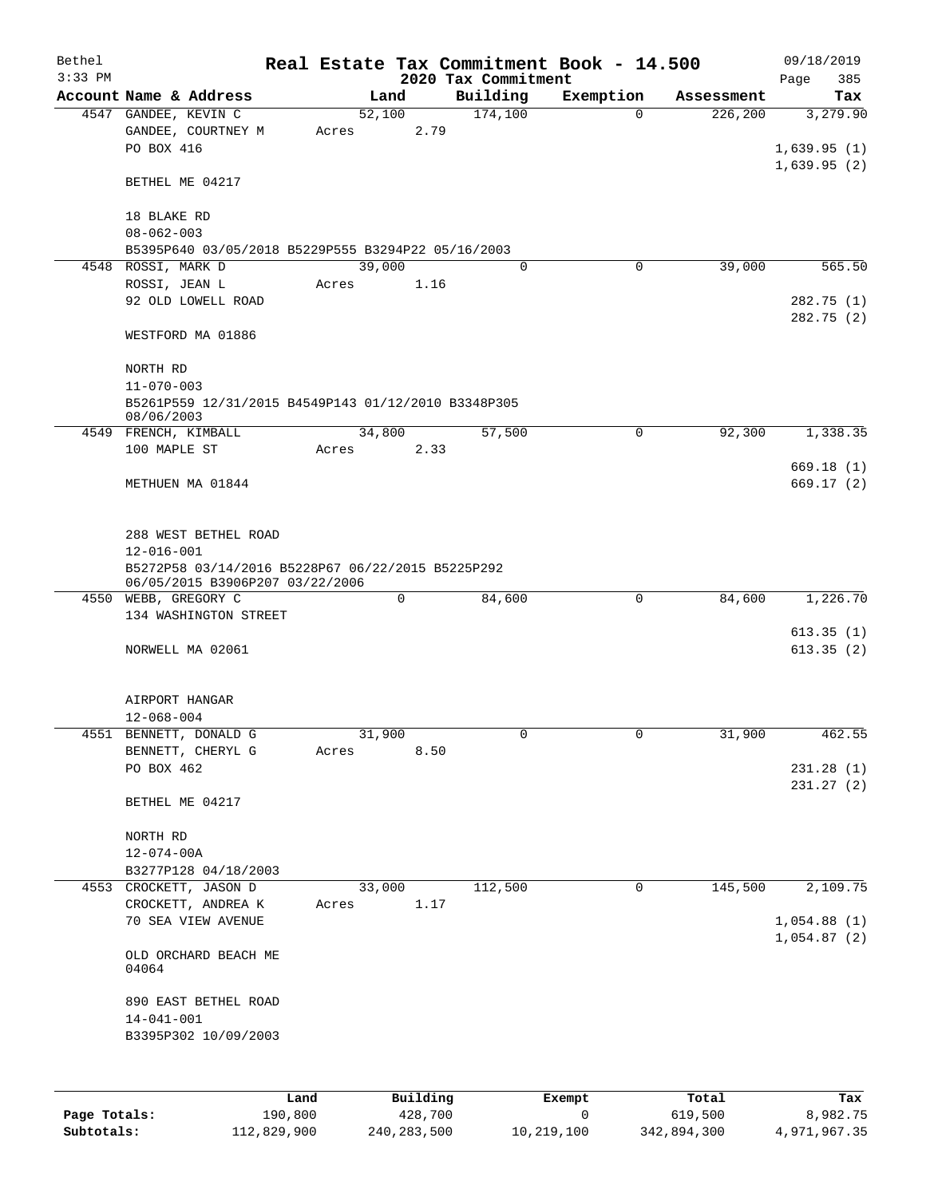# Real Estate Tax Commitment Book - 14.500

## 2020 Tax Commitment

Bethel, 3:33 PM — 09/18/2019

| Account | Name & Address | Land | Building | Exemption | Assessment | Tax |
|---|---|---|---|---|---|---|
| 4547 | GANDEE, KEVIN C<br>GANDEE, COURTNEY M<br>PO BOX 416<br><br>BETHEL ME 04217<br><br>18 BLAKE RD<br>08-062-003<br>B5395P640 03/05/2018 B5229P555 B3294P22 05/16/2003 | 52,100<br>Acres 2.79 | 174,100 | 0 | 226,200 | 3,279.90<br><br>1,639.95 (1)<br>1,639.95 (2) |
| 4548 | ROSSI, MARK D<br>ROSSI, JEAN L<br>92 OLD LOWELL ROAD<br><br>WESTFORD MA 01886<br><br>NORTH RD<br>11-070-003<br>B5261P559 12/31/2015 B4549P143 01/12/2010 B3348P305 08/06/2003 | 39,000<br>Acres 1.16 | 0 | 0 | 39,000 | 565.50<br><br>282.75 (1)<br>282.75 (2) |
| 4549 | FRENCH, KIMBALL<br>100 MAPLE ST<br><br>METHUEN MA 01844<br><br>288 WEST BETHEL ROAD<br>12-016-001<br>B5272P58 03/14/2016 B5228P67 06/22/2015 B5225P292 06/05/2015 B3906P207 03/22/2006 | 34,800<br>Acres 2.33 | 57,500 | 0 | 92,300 | 1,338.35<br><br>669.18 (1)<br>669.17 (2) |
| 4550 | WEBB, GREGORY C<br>134 WASHINGTON STREET<br><br>NORWELL MA 02061<br><br>AIRPORT HANGAR<br>12-068-004 | 0 | 84,600 | 0 | 84,600 | 1,226.70<br><br>613.35 (1)<br>613.35 (2) |
| 4551 | BENNETT, DONALD G<br>BENNETT, CHERYL G<br>PO BOX 462<br><br>BETHEL ME 04217<br><br>NORTH RD<br>12-074-00A<br>B3277P128 04/18/2003 | 31,900<br>Acres 8.50 | 0 | 0 | 31,900 | 462.55<br><br>231.28 (1)<br>231.27 (2) |
| 4553 | CROCKETT, JASON D<br>CROCKETT, ANDREA K<br>70 SEA VIEW AVENUE<br><br>OLD ORCHARD BEACH ME 04064<br><br>890 EAST BETHEL ROAD<br>14-041-001<br>B3395P302 10/09/2003 | 33,000<br>Acres 1.17 | 112,500 | 0 | 145,500 | 2,109.75<br><br>1,054.88 (1)<br>1,054.87 (2) |

| | Land | Building | Exempt | Total | Tax |
|---|---|---|---|---|---|
| Page Totals: | 190,800 | 428,700 | 0 | 619,500 | 8,982.75 |
| Subtotals: | 112,829,900 | 240,283,500 | 10,219,100 | 342,894,300 | 4,971,967.35 |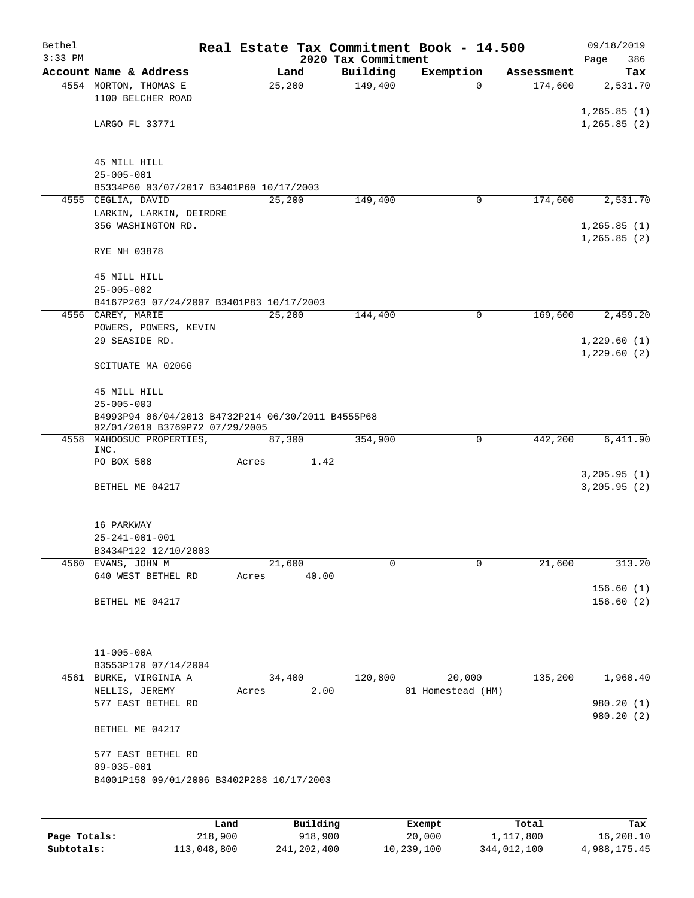Bethel 3:33 PM

# Real Estate Tax Commitment Book - 14.500

## 2020 Tax Commitment

09/18/2019 Page 386

| Account Name & Address | Land | Building | Exemption | Assessment | Tax |
|---|---|---|---|---|---|
| 4554 MORTON, THOMAS E<br>1100 BELCHER ROAD<br><br>LARGO FL 33771<br><br>45 MILL HILL<br>25-005-001<br>B5334P60 03/07/2017 B3401P60 10/17/2003 | 25,200 | 149,400 | 0 | 174,600 | 2,531.70<br><br>1,265.85 (1)<br>1,265.85 (2) |
| 4555 CEGLIA, DAVID<br>LARKIN, LARKIN, DEIRDRE<br>356 WASHINGTON RD.<br><br>RYE NH 03878<br><br>45 MILL HILL<br>25-005-002<br>B4167P263 07/24/2007 B3401P83 10/17/2003 | 25,200 | 149,400 | 0 | 174,600 | 2,531.70<br><br>1,265.85 (1)<br>1,265.85 (2) |
| 4556 CAREY, MARIE<br>POWERS, POWERS, KEVIN<br>29 SEASIDE RD.<br><br>SCITUATE MA 02066<br><br>45 MILL HILL<br>25-005-003<br>B4993P94 06/04/2013 B4732P214 06/30/2011 B4555P68 02/01/2010 B3769P72 07/29/2005 | 25,200 | 144,400 | 0 | 169,600 | 2,459.20<br><br>1,229.60 (1)<br>1,229.60 (2) |
| 4558 MAHOOSUC PROPERTIES, INC.<br>PO BOX 508<br><br>BETHEL ME 04217<br><br>16 PARKWAY<br>25-241-001-001<br>B3434P122 12/10/2003 | 87,300<br>Acres 1.42 | 354,900 | 0 | 442,200 | 6,411.90<br><br>3,205.95 (1)<br>3,205.95 (2) |
| 4560 EVANS, JOHN M<br>640 WEST BETHEL RD<br><br>BETHEL ME 04217<br><br>11-005-00A<br>B3553P170 07/14/2004 | 21,600<br>Acres 40.00 | 0 | 0 | 21,600 | 313.20<br><br>156.60 (1)<br>156.60 (2) |
| 4561 BURKE, VIRGINIA A<br>NELLIS, JEREMY<br>577 EAST BETHEL RD<br><br>BETHEL ME 04217<br><br>577 EAST BETHEL RD<br>09-035-001<br>B4001P158 09/01/2006 B3402P288 10/17/2003 | 34,400<br>Acres 2.00 | 120,800 | 20,000<br>01 Homestead (HM) | 135,200 | 1,960.40<br><br>980.20 (1)<br>980.20 (2) |

| | Land | Building | Exempt | Total | Tax |
|---|---|---|---|---|---|
| Page Totals: | 218,900 | 918,900 | 20,000 | 1,117,800 | 16,208.10 |
| Subtotals: | 113,048,800 | 241,202,400 | 10,239,100 | 344,012,100 | 4,988,175.45 |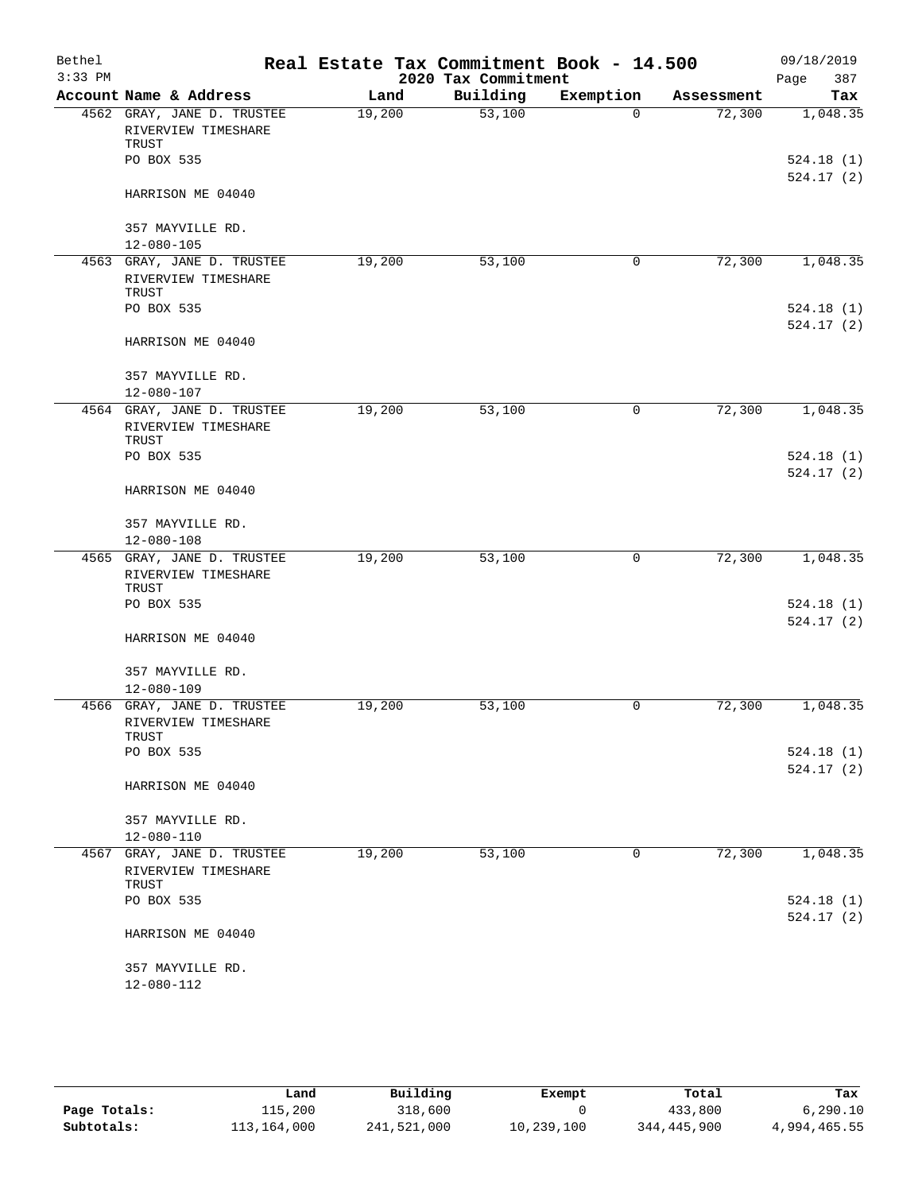# Real Estate Tax Commitment Book - 14.500

Bethel 3:33 PM — 2020 Tax Commitment — 09/18/2019

| Account Name & Address | Land | Building | Exemption | Assessment | Tax |
|---|---|---|---|---|---|
| 4562 GRAY, JANE D. TRUSTEE<br>RIVERVIEW TIMESHARE TRUST<br>PO BOX 535<br>HARRISON ME 04040<br><br>357 MAYVILLE RD.<br>12-080-105 | 19,200 | 53,100 | 0 | 72,300 | 1,048.35<br><br>524.18 (1)<br>524.17 (2) |
| 4563 GRAY, JANE D. TRUSTEE<br>RIVERVIEW TIMESHARE TRUST<br>PO BOX 535<br>HARRISON ME 04040<br><br>357 MAYVILLE RD.<br>12-080-107 | 19,200 | 53,100 | 0 | 72,300 | 1,048.35<br><br>524.18 (1)<br>524.17 (2) |
| 4564 GRAY, JANE D. TRUSTEE<br>RIVERVIEW TIMESHARE TRUST<br>PO BOX 535<br>HARRISON ME 04040<br><br>357 MAYVILLE RD.<br>12-080-108 | 19,200 | 53,100 | 0 | 72,300 | 1,048.35<br><br>524.18 (1)<br>524.17 (2) |
| 4565 GRAY, JANE D. TRUSTEE<br>RIVERVIEW TIMESHARE TRUST<br>PO BOX 535<br>HARRISON ME 04040<br><br>357 MAYVILLE RD.<br>12-080-109 | 19,200 | 53,100 | 0 | 72,300 | 1,048.35<br><br>524.18 (1)<br>524.17 (2) |
| 4566 GRAY, JANE D. TRUSTEE<br>RIVERVIEW TIMESHARE TRUST<br>PO BOX 535<br>HARRISON ME 04040<br><br>357 MAYVILLE RD.<br>12-080-110 | 19,200 | 53,100 | 0 | 72,300 | 1,048.35<br><br>524.18 (1)<br>524.17 (2) |
| 4567 GRAY, JANE D. TRUSTEE<br>RIVERVIEW TIMESHARE TRUST<br>PO BOX 535<br>HARRISON ME 04040<br><br>357 MAYVILLE RD.<br>12-080-112 | 19,200 | 53,100 | 0 | 72,300 | 1,048.35<br><br>524.18 (1)<br>524.17 (2) |

| | Land | Building | Exempt | Total | Tax |
|---|---|---|---|---|---|
| **Page Totals:** | 115,200 | 318,600 | 0 | 433,800 | 6,290.10 |
| **Subtotals:** | 113,164,000 | 241,521,000 | 10,239,100 | 344,445,900 | 4,994,465.55 |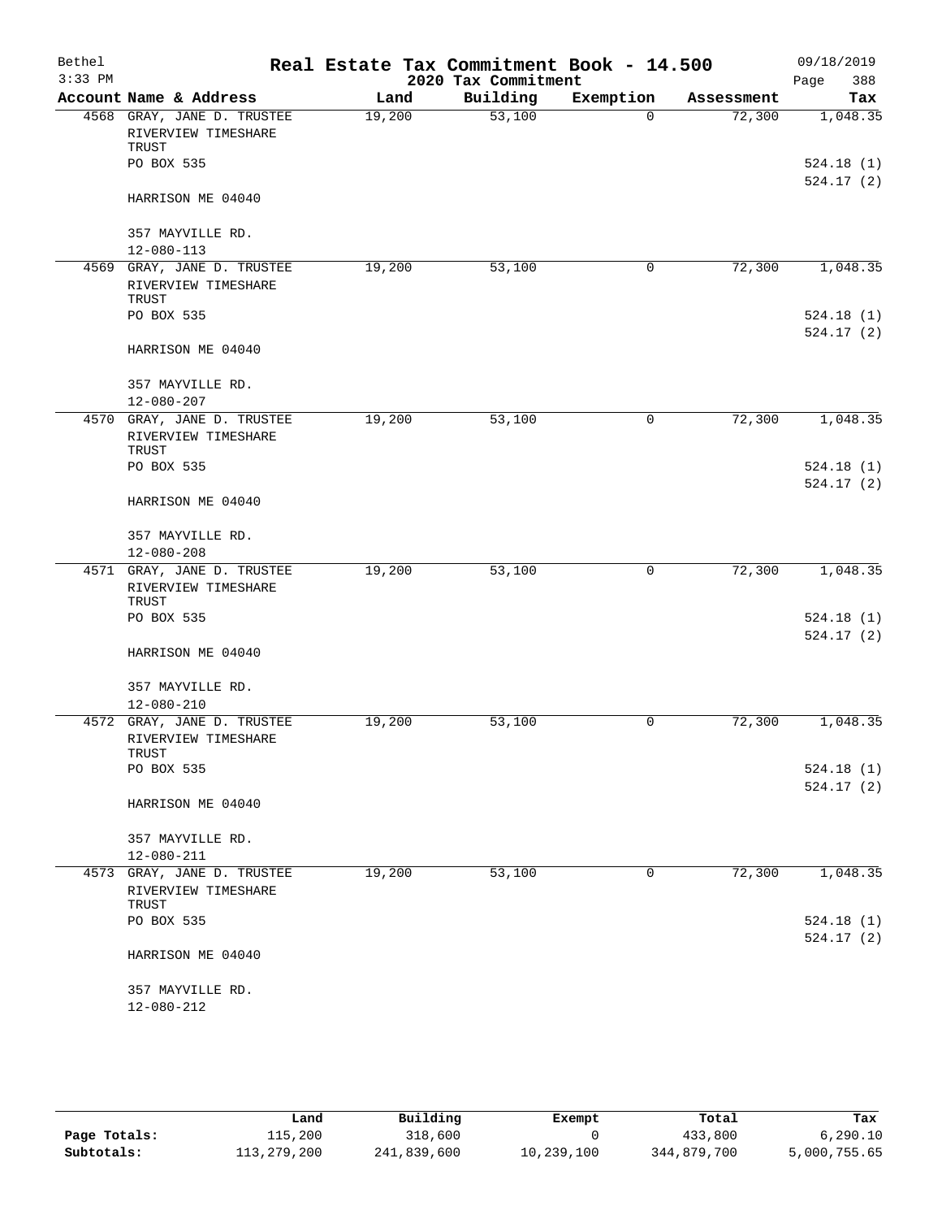Bethel 3:33 PM

# Real Estate Tax Commitment Book - 14.500

## 2020 Tax Commitment

09/18/2019

| Account Name & Address | Land | Building | Exemption | Assessment | Tax |
|---|---|---|---|---|---|
| 4568 GRAY, JANE D. TRUSTEE<br>RIVERVIEW TIMESHARE TRUST<br>PO BOX 535<br>HARRISON ME 04040<br><br>357 MAYVILLE RD.<br>12-080-113 | 19,200 | 53,100 | 0 | 72,300 | 1,048.35<br><br>524.18 (1)<br>524.17 (2) |
| 4569 GRAY, JANE D. TRUSTEE<br>RIVERVIEW TIMESHARE TRUST<br>PO BOX 535<br>HARRISON ME 04040<br><br>357 MAYVILLE RD.<br>12-080-207 | 19,200 | 53,100 | 0 | 72,300 | 1,048.35<br><br>524.18 (1)<br>524.17 (2) |
| 4570 GRAY, JANE D. TRUSTEE<br>RIVERVIEW TIMESHARE TRUST<br>PO BOX 535<br>HARRISON ME 04040<br><br>357 MAYVILLE RD.<br>12-080-208 | 19,200 | 53,100 | 0 | 72,300 | 1,048.35<br><br>524.18 (1)<br>524.17 (2) |
| 4571 GRAY, JANE D. TRUSTEE<br>RIVERVIEW TIMESHARE TRUST<br>PO BOX 535<br>HARRISON ME 04040<br><br>357 MAYVILLE RD.<br>12-080-210 | 19,200 | 53,100 | 0 | 72,300 | 1,048.35<br><br>524.18 (1)<br>524.17 (2) |
| 4572 GRAY, JANE D. TRUSTEE<br>RIVERVIEW TIMESHARE TRUST<br>PO BOX 535<br>HARRISON ME 04040<br><br>357 MAYVILLE RD.<br>12-080-211 | 19,200 | 53,100 | 0 | 72,300 | 1,048.35<br><br>524.18 (1)<br>524.17 (2) |
| 4573 GRAY, JANE D. TRUSTEE<br>RIVERVIEW TIMESHARE TRUST<br>PO BOX 535<br>HARRISON ME 04040<br><br>357 MAYVILLE RD.<br>12-080-212 | 19,200 | 53,100 | 0 | 72,300 | 1,048.35<br><br>524.18 (1)<br>524.17 (2) |

| | Land | Building | Exempt | Total | Tax |
|---|---|---|---|---|---|
| Page Totals: | 115,200 | 318,600 | 0 | 433,800 | 6,290.10 |
| Subtotals: | 113,279,200 | 241,839,600 | 10,239,100 | 344,879,700 | 5,000,755.65 |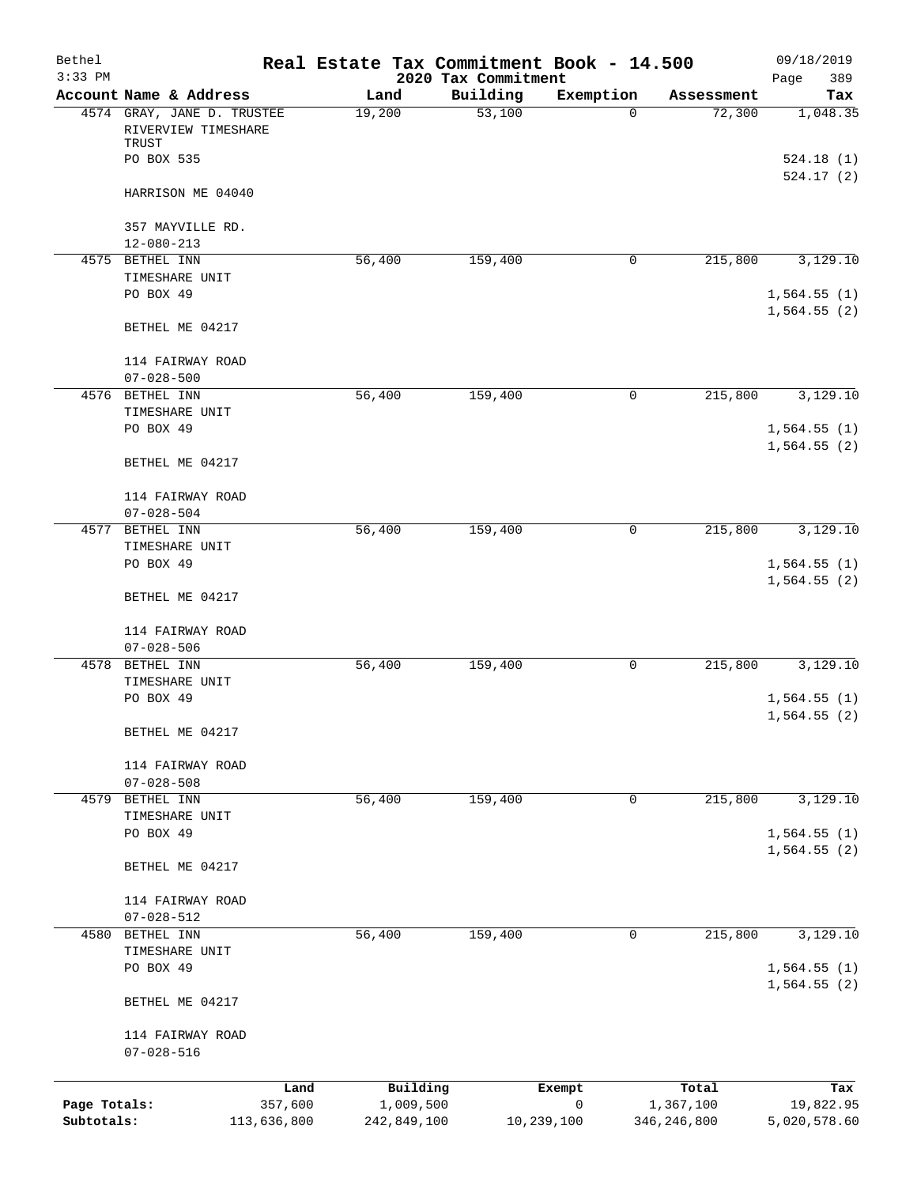Bethel
3:33 PM

# Real Estate Tax Commitment Book - 14.500

## 2020 Tax Commitment

09/18/2019

| Account | Name & Address | Land | Building | Exemption | Assessment | Tax |
|---|---|---|---|---|---|---|
| 4574 | GRAY, JANE D. TRUSTEE<br>RIVERVIEW TIMESHARE TRUST<br>PO BOX 535<br><br>HARRISON ME 04040<br><br>357 MAYVILLE RD.<br>12-080-213 | 19,200 | 53,100 | 0 | 72,300 | 1,048.35<br><br>524.18 (1)<br>524.17 (2) |
| 4575 | BETHEL INN<br>TIMESHARE UNIT<br>PO BOX 49<br><br>BETHEL ME 04217<br><br>114 FAIRWAY ROAD<br>07-028-500 | 56,400 | 159,400 | 0 | 215,800 | 3,129.10<br><br>1,564.55 (1)<br>1,564.55 (2) |
| 4576 | BETHEL INN<br>TIMESHARE UNIT<br>PO BOX 49<br><br>BETHEL ME 04217<br><br>114 FAIRWAY ROAD<br>07-028-504 | 56,400 | 159,400 | 0 | 215,800 | 3,129.10<br><br>1,564.55 (1)<br>1,564.55 (2) |
| 4577 | BETHEL INN<br>TIMESHARE UNIT<br>PO BOX 49<br><br>BETHEL ME 04217<br><br>114 FAIRWAY ROAD<br>07-028-506 | 56,400 | 159,400 | 0 | 215,800 | 3,129.10<br><br>1,564.55 (1)<br>1,564.55 (2) |
| 4578 | BETHEL INN<br>TIMESHARE UNIT<br>PO BOX 49<br><br>BETHEL ME 04217<br><br>114 FAIRWAY ROAD<br>07-028-508 | 56,400 | 159,400 | 0 | 215,800 | 3,129.10<br><br>1,564.55 (1)<br>1,564.55 (2) |
| 4579 | BETHEL INN<br>TIMESHARE UNIT<br>PO BOX 49<br><br>BETHEL ME 04217<br><br>114 FAIRWAY ROAD<br>07-028-512 | 56,400 | 159,400 | 0 | 215,800 | 3,129.10<br><br>1,564.55 (1)<br>1,564.55 (2) |
| 4580 | BETHEL INN<br>TIMESHARE UNIT<br>PO BOX 49<br><br>BETHEL ME 04217<br><br>114 FAIRWAY ROAD<br>07-028-516 | 56,400 | 159,400 | 0 | 215,800 | 3,129.10<br><br>1,564.55 (1)<br>1,564.55 (2) |

| | Land | Building | Exempt | Total | Tax |
|---|---|---|---|---|---|
| Page Totals: | 357,600 | 1,009,500 | 0 | 1,367,100 | 19,822.95 |
| Subtotals: | 113,636,800 | 242,849,100 | 10,239,100 | 346,246,800 | 5,020,578.60 |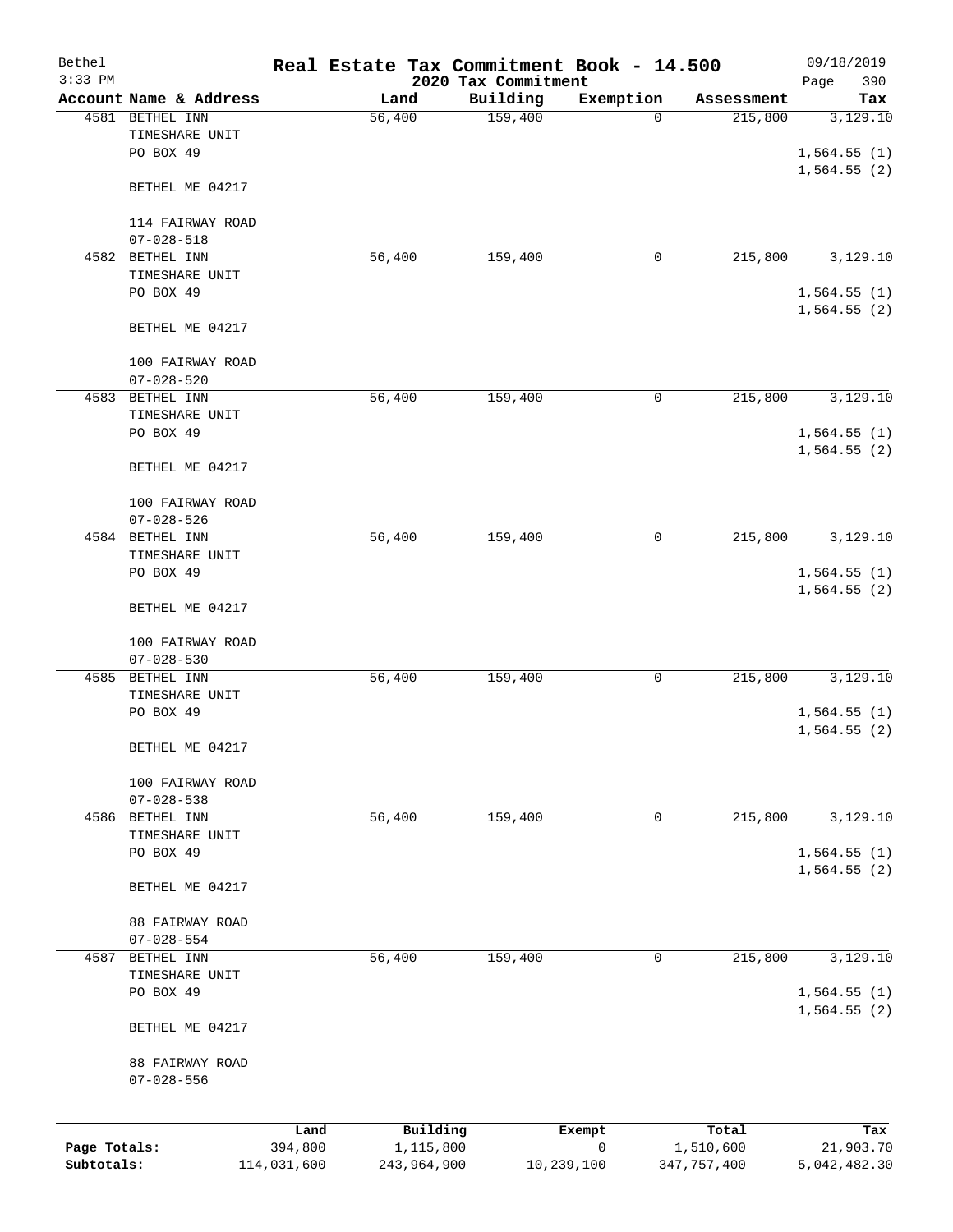# Real Estate Tax Commitment Book - 14.500

## 2020 Tax Commitment

Bethel
3:33 PM
09/18/2019

| Account | Name & Address | Land | Building | Exemption | Assessment | Tax |
|---|---|---|---|---|---|---|
| 4581 | BETHEL INN<br>TIMESHARE UNIT<br>PO BOX 49<br><br>BETHEL ME 04217<br><br>114 FAIRWAY ROAD<br>07-028-518 | 56,400 | 159,400 | 0 | 215,800 | 3,129.10<br><br>1,564.55 (1)<br>1,564.55 (2) |
| 4582 | BETHEL INN<br>TIMESHARE UNIT<br>PO BOX 49<br><br>BETHEL ME 04217<br><br>100 FAIRWAY ROAD<br>07-028-520 | 56,400 | 159,400 | 0 | 215,800 | 3,129.10<br><br>1,564.55 (1)<br>1,564.55 (2) |
| 4583 | BETHEL INN<br>TIMESHARE UNIT<br>PO BOX 49<br><br>BETHEL ME 04217<br><br>100 FAIRWAY ROAD<br>07-028-526 | 56,400 | 159,400 | 0 | 215,800 | 3,129.10<br><br>1,564.55 (1)<br>1,564.55 (2) |
| 4584 | BETHEL INN<br>TIMESHARE UNIT<br>PO BOX 49<br><br>BETHEL ME 04217<br><br>100 FAIRWAY ROAD<br>07-028-530 | 56,400 | 159,400 | 0 | 215,800 | 3,129.10<br><br>1,564.55 (1)<br>1,564.55 (2) |
| 4585 | BETHEL INN<br>TIMESHARE UNIT<br>PO BOX 49<br><br>BETHEL ME 04217<br><br>100 FAIRWAY ROAD<br>07-028-538 | 56,400 | 159,400 | 0 | 215,800 | 3,129.10<br><br>1,564.55 (1)<br>1,564.55 (2) |
| 4586 | BETHEL INN<br>TIMESHARE UNIT<br>PO BOX 49<br><br>BETHEL ME 04217<br><br>88 FAIRWAY ROAD<br>07-028-554 | 56,400 | 159,400 | 0 | 215,800 | 3,129.10<br><br>1,564.55 (1)<br>1,564.55 (2) |
| 4587 | BETHEL INN<br>TIMESHARE UNIT<br>PO BOX 49<br><br>BETHEL ME 04217<br><br>88 FAIRWAY ROAD<br>07-028-556 | 56,400 | 159,400 | 0 | 215,800 | 3,129.10<br><br>1,564.55 (1)<br>1,564.55 (2) |

| | Land | Building | Exempt | Total | Tax |
|---|---|---|---|---|---|
| Page Totals: | 394,800 | 1,115,800 | 0 | 1,510,600 | 21,903.70 |
| Subtotals: | 114,031,600 | 243,964,900 | 10,239,100 | 347,757,400 | 5,042,482.30 |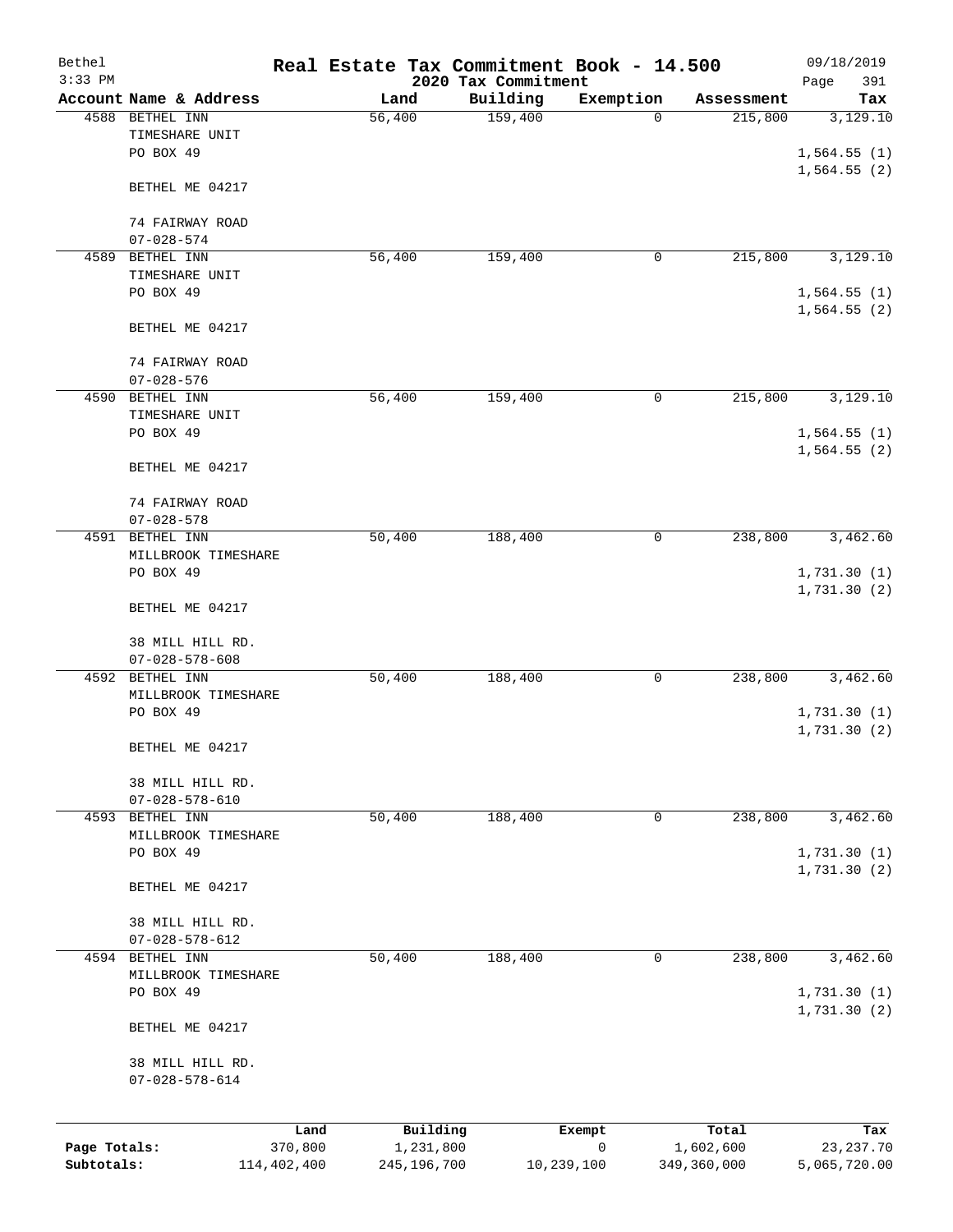# Real Estate Tax Commitment Book - 14.500

Bethel
3:33 PM

2020 Tax Commitment

09/18/2019

| Account Name & Address | Land | Building | Exemption | Assessment | Tax |
|---|---|---|---|---|---|
| 4588 BETHEL INN<br>TIMESHARE UNIT<br>PO BOX 49<br><br>BETHEL ME 04217<br><br>74 FAIRWAY ROAD<br>07-028-574 | 56,400 | 159,400 | 0 | 215,800 | 3,129.10<br><br>1,564.55 (1)<br>1,564.55 (2) |
| 4589 BETHEL INN<br>TIMESHARE UNIT<br>PO BOX 49<br><br>BETHEL ME 04217<br><br>74 FAIRWAY ROAD<br>07-028-576 | 56,400 | 159,400 | 0 | 215,800 | 3,129.10<br><br>1,564.55 (1)<br>1,564.55 (2) |
| 4590 BETHEL INN<br>TIMESHARE UNIT<br>PO BOX 49<br><br>BETHEL ME 04217<br><br>74 FAIRWAY ROAD<br>07-028-578 | 56,400 | 159,400 | 0 | 215,800 | 3,129.10<br><br>1,564.55 (1)<br>1,564.55 (2) |
| 4591 BETHEL INN<br>MILLBROOK TIMESHARE<br>PO BOX 49<br><br>BETHEL ME 04217<br><br>38 MILL HILL RD.<br>07-028-578-608 | 50,400 | 188,400 | 0 | 238,800 | 3,462.60<br><br>1,731.30 (1)<br>1,731.30 (2) |
| 4592 BETHEL INN<br>MILLBROOK TIMESHARE<br>PO BOX 49<br><br>BETHEL ME 04217<br><br>38 MILL HILL RD.<br>07-028-578-610 | 50,400 | 188,400 | 0 | 238,800 | 3,462.60<br><br>1,731.30 (1)<br>1,731.30 (2) |
| 4593 BETHEL INN<br>MILLBROOK TIMESHARE<br>PO BOX 49<br><br>BETHEL ME 04217<br><br>38 MILL HILL RD.<br>07-028-578-612 | 50,400 | 188,400 | 0 | 238,800 | 3,462.60<br><br>1,731.30 (1)<br>1,731.30 (2) |
| 4594 BETHEL INN<br>MILLBROOK TIMESHARE<br>PO BOX 49<br><br>BETHEL ME 04217<br><br>38 MILL HILL RD.<br>07-028-578-614 | 50,400 | 188,400 | 0 | 238,800 | 3,462.60<br><br>1,731.30 (1)<br>1,731.30 (2) |

| | Land | Building | Exempt | Total | Tax |
|---|---|---|---|---|---|
| Page Totals: | 370,800 | 1,231,800 | 0 | 1,602,600 | 23,237.70 |
| Subtotals: | 114,402,400 | 245,196,700 | 10,239,100 | 349,360,000 | 5,065,720.00 |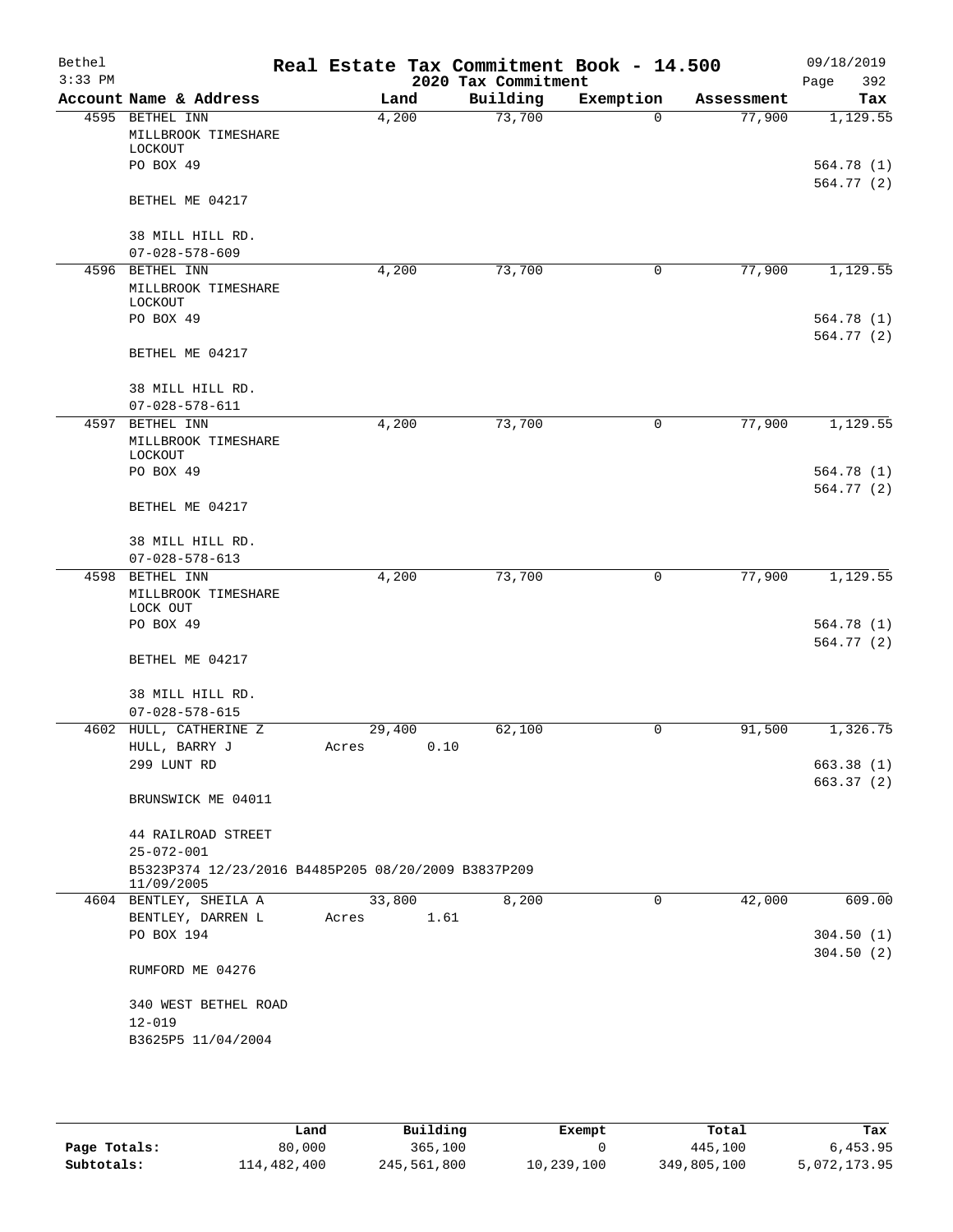# Real Estate Tax Commitment Book - 14.500

Bethel
3:33 PM

2020 Tax Commitment

09/18/2019

| Account | Name & Address | Land | Building | Exemption | Assessment | Tax |
|---|---|---|---|---|---|---|
| 4595 | BETHEL INN<br>MILLBROOK TIMESHARE LOCKOUT<br>PO BOX 49<br><br>BETHEL ME 04217<br><br>38 MILL HILL RD.<br>07-028-578-609 | 4,200 | 73,700 | 0 | 77,900 | 1,129.55<br><br>564.78 (1)<br>564.77 (2) |
| 4596 | BETHEL INN<br>MILLBROOK TIMESHARE LOCKOUT<br>PO BOX 49<br><br>BETHEL ME 04217<br><br>38 MILL HILL RD.<br>07-028-578-611 | 4,200 | 73,700 | 0 | 77,900 | 1,129.55<br><br>564.78 (1)<br>564.77 (2) |
| 4597 | BETHEL INN<br>MILLBROOK TIMESHARE LOCKOUT<br>PO BOX 49<br><br>BETHEL ME 04217<br><br>38 MILL HILL RD.<br>07-028-578-613 | 4,200 | 73,700 | 0 | 77,900 | 1,129.55<br><br>564.78 (1)<br>564.77 (2) |
| 4598 | BETHEL INN<br>MILLBROOK TIMESHARE LOCK OUT<br>PO BOX 49<br><br>BETHEL ME 04217<br><br>38 MILL HILL RD.<br>07-028-578-615 | 4,200 | 73,700 | 0 | 77,900 | 1,129.55<br><br>564.78 (1)<br>564.77 (2) |
| 4602 | HULL, CATHERINE Z<br>HULL, BARRY J<br>299 LUNT RD<br><br>BRUNSWICK ME 04011<br><br>44 RAILROAD STREET<br>25-072-001<br>B5323P374 12/23/2016 B4485P205 08/20/2009 B3837P209 11/09/2005 | 29,400<br>Acres 0.10 | 62,100 | 0 | 91,500 | 1,326.75<br><br>663.38 (1)<br>663.37 (2) |
| 4604 | BENTLEY, SHEILA A<br>BENTLEY, DARREN L<br>PO BOX 194<br><br>RUMFORD ME 04276<br><br>340 WEST BETHEL ROAD<br>12-019<br>B3625P5 11/04/2004 | 33,800<br>Acres 1.61 | 8,200 | 0 | 42,000 | 609.00<br><br>304.50 (1)<br>304.50 (2) |

| | Land | Building | Exempt | Total | Tax |
|---|---|---|---|---|---|
| Page Totals: | 80,000 | 365,100 | 0 | 445,100 | 6,453.95 |
| Subtotals: | 114,482,400 | 245,561,800 | 10,239,100 | 349,805,100 | 5,072,173.95 |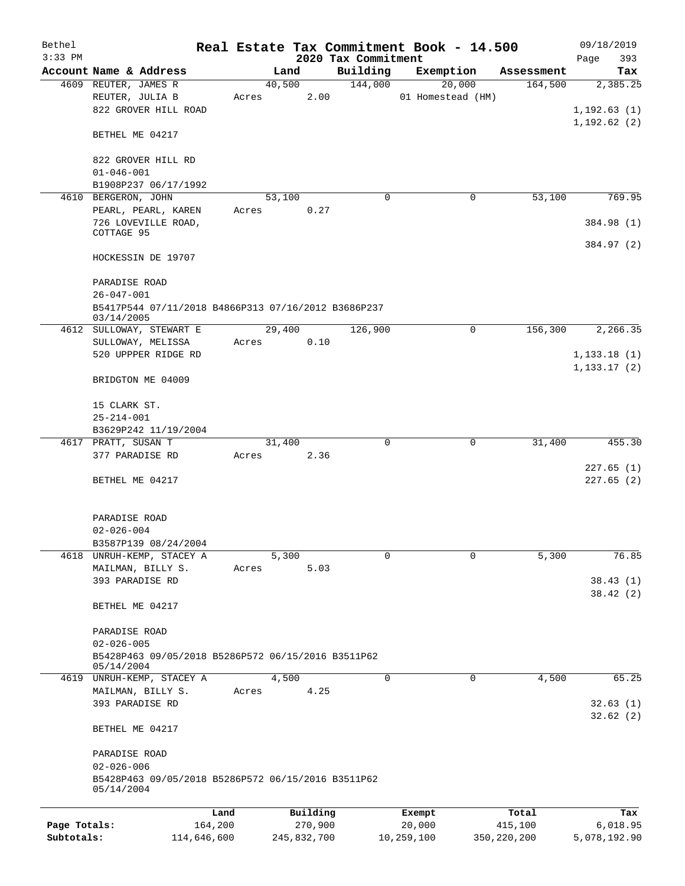Bethel 3:33 PM

# Real Estate Tax Commitment Book - 14.500

## 2020 Tax Commitment

09/18/2019 Page 393

| Account | Name & Address | Land | Building | Exemption | Assessment | Tax |
|---|---|---|---|---|---|---|
| 4609 | REUTER, JAMES R<br>REUTER, JULIA B<br>822 GROVER HILL ROAD<br><br>BETHEL ME 04217<br><br>822 GROVER HILL RD<br>01-046-001<br>B1908P237 06/17/1992 | 40,500<br>Acres 2.00 | 144,000 | 20,000<br>01 Homestead (HM) | 164,500 | 2,385.25<br><br>1,192.63 (1)<br>1,192.62 (2) |
| 4610 | BERGERON, JOHN<br>PEARL, PEARL, KAREN<br>726 LOVEVILLE ROAD, COTTAGE 95<br><br>HOCKESSIN DE 19707<br><br>PARADISE ROAD<br>26-047-001<br>B5417P544 07/11/2018 B4866P313 07/16/2012 B3686P237 03/14/2005 | 53,100<br>Acres 0.27 | 0 | 0 | 53,100 | 769.95<br><br>384.98 (1)<br><br>384.97 (2) |
| 4612 | SULLOWAY, STEWART E<br>SULLOWAY, MELISSA<br>520 UPPPER RIDGE RD<br><br>BRIDGTON ME 04009<br><br>15 CLARK ST.<br>25-214-001<br>B3629P242 11/19/2004 | 29,400<br>Acres 0.10 | 126,900 | 0 | 156,300 | 2,266.35<br><br>1,133.18 (1)<br>1,133.17 (2) |
| 4617 | PRATT, SUSAN T<br>377 PARADISE RD<br><br>BETHEL ME 04217<br><br>PARADISE ROAD<br>02-026-004<br>B3587P139 08/24/2004 | 31,400<br>Acres 2.36 | 0 | 0 | 31,400 | 455.30<br><br>227.65 (1)<br>227.65 (2) |
| 4618 | UNRUH-KEMP, STACEY A<br>MAILMAN, BILLY S.<br>393 PARADISE RD<br><br>BETHEL ME 04217<br><br>PARADISE ROAD<br>02-026-005<br>B5428P463 09/05/2018 B5286P572 06/15/2016 B3511P62 05/14/2004 | 5,300<br>Acres 5.03 | 0 | 0 | 5,300 | 76.85<br><br>38.43 (1)<br>38.42 (2) |
| 4619 | UNRUH-KEMP, STACEY A<br>MAILMAN, BILLY S.<br>393 PARADISE RD<br><br>BETHEL ME 04217<br><br>PARADISE ROAD<br>02-026-006<br>B5428P463 09/05/2018 B5286P572 06/15/2016 B3511P62 05/14/2004 | 4,500<br>Acres 4.25 | 0 | 0 | 4,500 | 65.25<br><br>32.63 (1)<br>32.62 (2) |

| | Land | Building | Exempt | Total | Tax |
|---|---|---|---|---|---|
| Page Totals: | 164,200 | 270,900 | 20,000 | 415,100 | 6,018.95 |
| Subtotals: | 114,646,600 | 245,832,700 | 10,259,100 | 350,220,200 | 5,078,192.90 |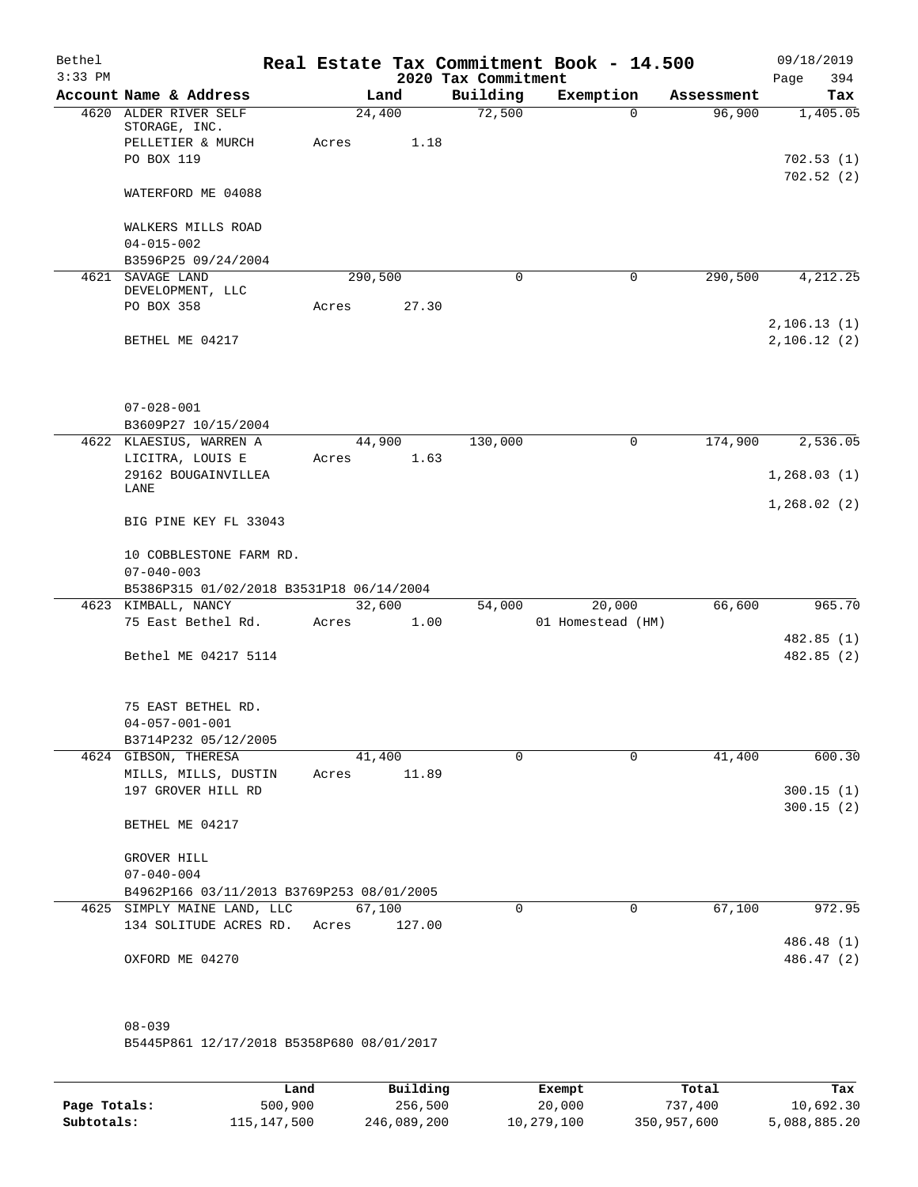# Real Estate Tax Commitment Book - 14.500

Bethel
3:33 PM

2020 Tax Commitment

09/18/2019

| Account | Name & Address | Land | Building | Exemption | Assessment | Tax |
|---|---|---|---|---|---|---|
| 4620 | ALDER RIVER SELF STORAGE, INC.<br>PELLETIER & MURCH<br>PO BOX 119<br><br>WATERFORD ME 04088<br><br>WALKERS MILLS ROAD<br>04-015-002<br>B3596P25 09/24/2004 | 24,400<br>Acres 1.18 | 72,500 | 0 | 96,900 | 1,405.05<br><br>702.53 (1)<br>702.52 (2) |
| 4621 | SAVAGE LAND DEVELOPMENT, LLC<br>PO BOX 358<br><br>BETHEL ME 04217<br><br>07-028-001<br>B3609P27 10/15/2004 | 290,500<br>Acres 27.30 | 0 | 0 | 290,500 | 4,212.25<br><br>2,106.13 (1)<br>2,106.12 (2) |
| 4622 | KLAESIUS, WARREN A<br>LICITRA, LOUIS E<br>29162 BOUGAINVILLEA LANE<br><br>BIG PINE KEY FL 33043<br><br>10 COBBLESTONE FARM RD.<br>07-040-003<br>B5386P315 01/02/2018 B3531P18 06/14/2004 | 44,900<br>Acres 1.63 | 130,000 | 0 | 174,900 | 2,536.05<br><br>1,268.03 (1)<br>1,268.02 (2) |
| 4623 | KIMBALL, NANCY<br>75 East Bethel Rd.<br><br>Bethel ME 04217 5114<br><br>75 EAST BETHEL RD.<br>04-057-001-001<br>B3714P232 05/12/2005 | 32,600<br>Acres 1.00 | 54,000 | 20,000<br>01 Homestead (HM) | 66,600 | 965.70<br><br>482.85 (1)<br>482.85 (2) |
| 4624 | GIBSON, THERESA<br>MILLS, MILLS, DUSTIN<br>197 GROVER HILL RD<br><br>BETHEL ME 04217<br><br>GROVER HILL<br>07-040-004<br>B4962P166 03/11/2013 B3769P253 08/01/2005 | 41,400<br>Acres 11.89 | 0 | 0 | 41,400 | 600.30<br><br>300.15 (1)<br>300.15 (2) |
| 4625 | SIMPLY MAINE LAND, LLC<br>134 SOLITUDE ACRES RD.<br><br>OXFORD ME 04270<br><br>08-039<br>B5445P861 12/17/2018 B5358P680 08/01/2017 | 67,100<br>Acres 127.00 | 0 | 0 | 67,100 | 972.95<br><br>486.48 (1)<br>486.47 (2) |

| | Land | Building | Exempt | Total | Tax |
|---|---|---|---|---|---|
| Page Totals: | 500,900 | 256,500 | 20,000 | 737,400 | 10,692.30 |
| Subtotals: | 115,147,500 | 246,089,200 | 10,279,100 | 350,957,600 | 5,088,885.20 |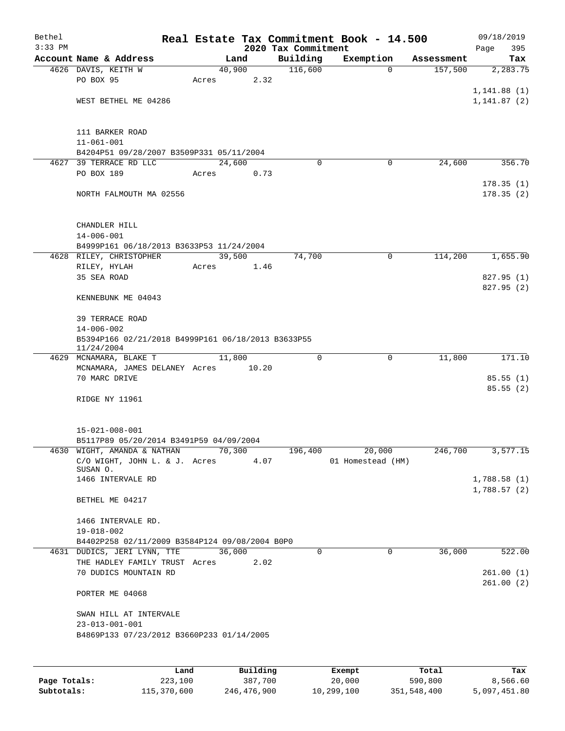# Real Estate Tax Commitment Book - 14.500

Bethel 3:33 PM — 2020 Tax Commitment — 09/18/2019

| Account | Name & Address | Land | Building | Exemption | Assessment | Tax |
|---|---|---|---|---|---|---|
| 4626 | DAVIS, KEITH W<br>PO BOX 95<br><br>WEST BETHEL ME 04286<br><br>111 BARKER ROAD<br>11-061-001<br>B4204P51 09/28/2007 B3509P331 05/11/2004 | 40,900<br>Acres 2.32 | 116,600 | 0 | 157,500 | 2,283.75<br><br>1,141.88 (1)<br>1,141.87 (2) |
| 4627 | 39 TERRACE RD LLC<br>PO BOX 189<br><br>NORTH FALMOUTH MA 02556<br><br>CHANDLER HILL<br>14-006-001<br>B4999P161 06/18/2013 B3633P53 11/24/2004 | 24,600<br>Acres 0.73 | 0 | 0 | 24,600 | 356.70<br><br>178.35 (1)<br>178.35 (2) |
| 4628 | RILEY, CHRISTOPHER<br>RILEY, HYLAH<br>35 SEA ROAD<br><br>KENNEBUNK ME 04043<br><br>39 TERRACE ROAD<br>14-006-002<br>B5394P166 02/21/2018 B4999P161 06/18/2013 B3633P55 11/24/2004 | 39,500<br>Acres 1.46 | 74,700 | 0 | 114,200 | 1,655.90<br><br>827.95 (1)<br>827.95 (2) |
| 4629 | MCNAMARA, BLAKE T<br>MCNAMARA, JAMES DELANEY<br>70 MARC DRIVE<br><br>RIDGE NY 11961<br><br>15-021-008-001<br>B5117P89 05/20/2014 B3491P59 04/09/2004 | 11,800<br>Acres 10.20 | 0 | 0 | 11,800 | 171.10<br><br>85.55 (1)<br>85.55 (2) |
| 4630 | WIGHT, AMANDA & NATHAN<br>C/O WIGHT, JOHN L. & J. SUSAN O.<br>1466 INTERVALE RD<br><br>BETHEL ME 04217<br><br>1466 INTERVALE RD.<br>19-018-002<br>B4402P258 02/11/2009 B3584P124 09/08/2004 B0P0 | 70,300<br>Acres 4.07 | 196,400 | 20,000<br>01 Homestead (HM) | 246,700 | 3,577.15<br><br>1,788.58 (1)<br>1,788.57 (2) |
| 4631 | DUDICS, JERI LYNN, TTE<br>THE HADLEY FAMILY TRUST<br>70 DUDICS MOUNTAIN RD<br><br>PORTER ME 04068<br><br>SWAN HILL AT INTERVALE<br>23-013-001-001<br>B4869P133 07/23/2012 B3660P233 01/14/2005 | 36,000<br>Acres 2.02 | 0 | 0 | 36,000 | 522.00<br><br>261.00 (1)<br>261.00 (2) |

| | Land | Building | Exempt | Total | Tax |
|---|---|---|---|---|---|
| **Page Totals:** | 223,100 | 387,700 | 20,000 | 590,800 | 8,566.60 |
| **Subtotals:** | 115,370,600 | 246,476,900 | 10,299,100 | 351,548,400 | 5,097,451.80 |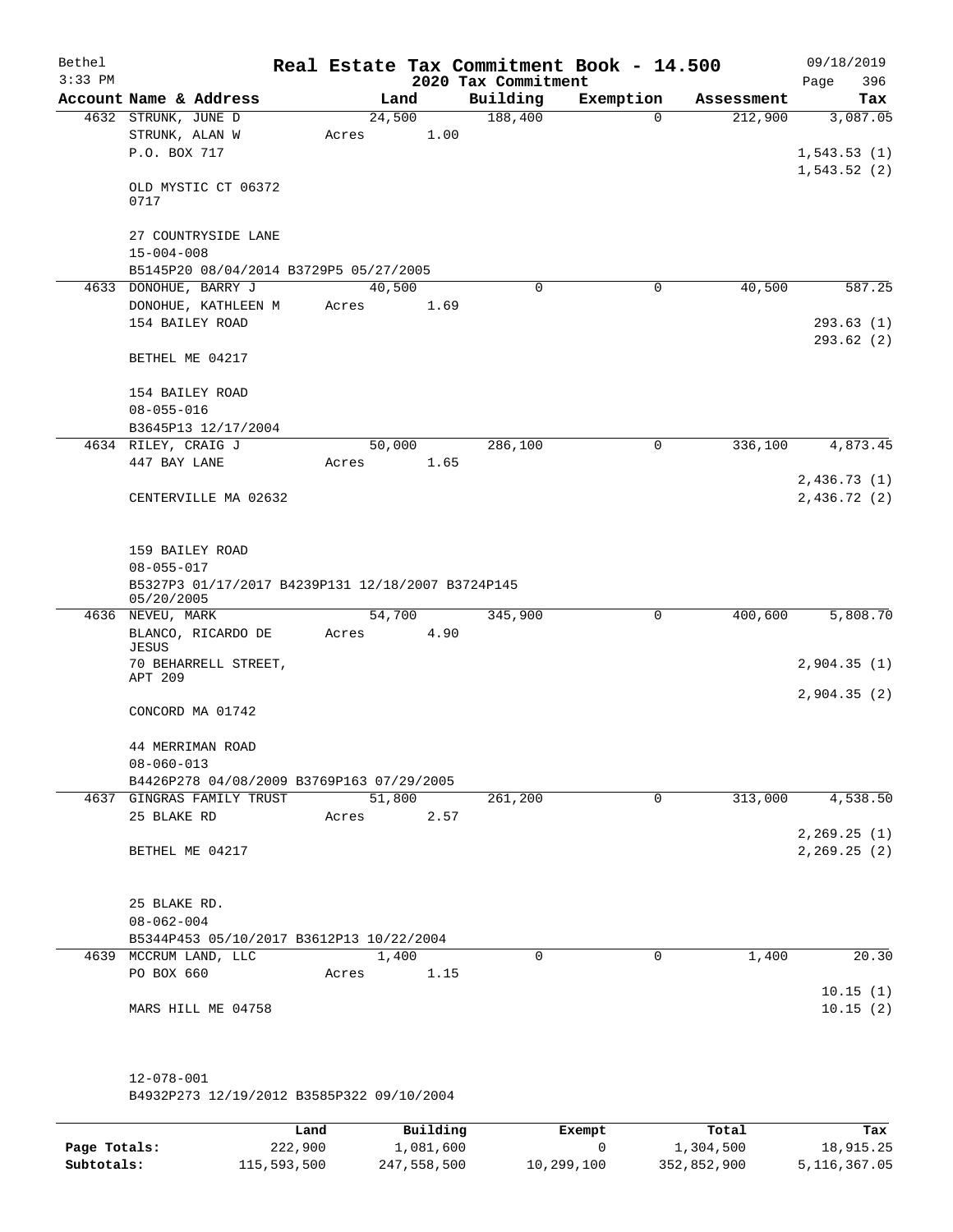Bethel
3:33 PM

# Real Estate Tax Commitment Book - 14.500

2020 Tax Commitment

09/18/2019

| Account Name & Address | Land | Building | Exemption | Assessment | Tax |
|---|---|---|---|---|---|
| 4632 STRUNK, JUNE D | 24,500 | 188,400 | 0 | 212,900 | 3,087.05 |
| STRUNK, ALAN W | Acres 1.00 | | | | |
| P.O. BOX 717 | | | | | 1,543.53 (1) |
| | | | | | 1,543.52 (2) |
| OLD MYSTIC CT 06372 0717 | | | | | |
| 27 COUNTRYSIDE LANE | | | | | |
| 15-004-008 | | | | | |
| B5145P20 08/04/2014 B3729P5 05/27/2005 | | | | | |
| 4633 DONOHUE, BARRY J | 40,500 | 0 | 0 | 40,500 | 587.25 |
| DONOHUE, KATHLEEN M | Acres 1.69 | | | | |
| 154 BAILEY ROAD | | | | | 293.63 (1) |
| | | | | | 293.62 (2) |
| BETHEL ME 04217 | | | | | |
| 154 BAILEY ROAD | | | | | |
| 08-055-016 | | | | | |
| B3645P13 12/17/2004 | | | | | |
| 4634 RILEY, CRAIG J | 50,000 | 286,100 | 0 | 336,100 | 4,873.45 |
| 447 BAY LANE | Acres 1.65 | | | | |
| | | | | | 2,436.73 (1) |
| CENTERVILLE MA 02632 | | | | | 2,436.72 (2) |
| 159 BAILEY ROAD | | | | | |
| 08-055-017 | | | | | |
| B5327P3 01/17/2017 B4239P131 12/18/2007 B3724P145 05/20/2005 | | | | | |
| 4636 NEVEU, MARK | 54,700 | 345,900 | 0 | 400,600 | 5,808.70 |
| BLANCO, RICARDO DE JESUS | Acres 4.90 | | | | |
| 70 BEHARRELL STREET, APT 209 | | | | | 2,904.35 (1) |
| | | | | | 2,904.35 (2) |
| CONCORD MA 01742 | | | | | |
| 44 MERRIMAN ROAD | | | | | |
| 08-060-013 | | | | | |
| B4426P278 04/08/2009 B3769P163 07/29/2005 | | | | | |
| 4637 GINGRAS FAMILY TRUST | 51,800 | 261,200 | 0 | 313,000 | 4,538.50 |
| 25 BLAKE RD | Acres 2.57 | | | | |
| | | | | | 2,269.25 (1) |
| BETHEL ME 04217 | | | | | 2,269.25 (2) |
| 25 BLAKE RD. | | | | | |
| 08-062-004 | | | | | |
| B5344P453 05/10/2017 B3612P13 10/22/2004 | | | | | |
| 4639 MCCRUM LAND, LLC | 1,400 | 0 | 0 | 1,400 | 20.30 |
| PO BOX 660 | Acres 1.15 | | | | |
| | | | | | 10.15 (1) |
| MARS HILL ME 04758 | | | | | 10.15 (2) |
| 12-078-001 | | | | | |
| B4932P273 12/19/2012 B3585P322 09/10/2004 | | | | | |

| | Land | Building | Exempt | Total | Tax |
|---|---|---|---|---|---|
| Page Totals: | 222,900 | 1,081,600 | 0 | 1,304,500 | 18,915.25 |
| Subtotals: | 115,593,500 | 247,558,500 | 10,299,100 | 352,852,900 | 5,116,367.05 |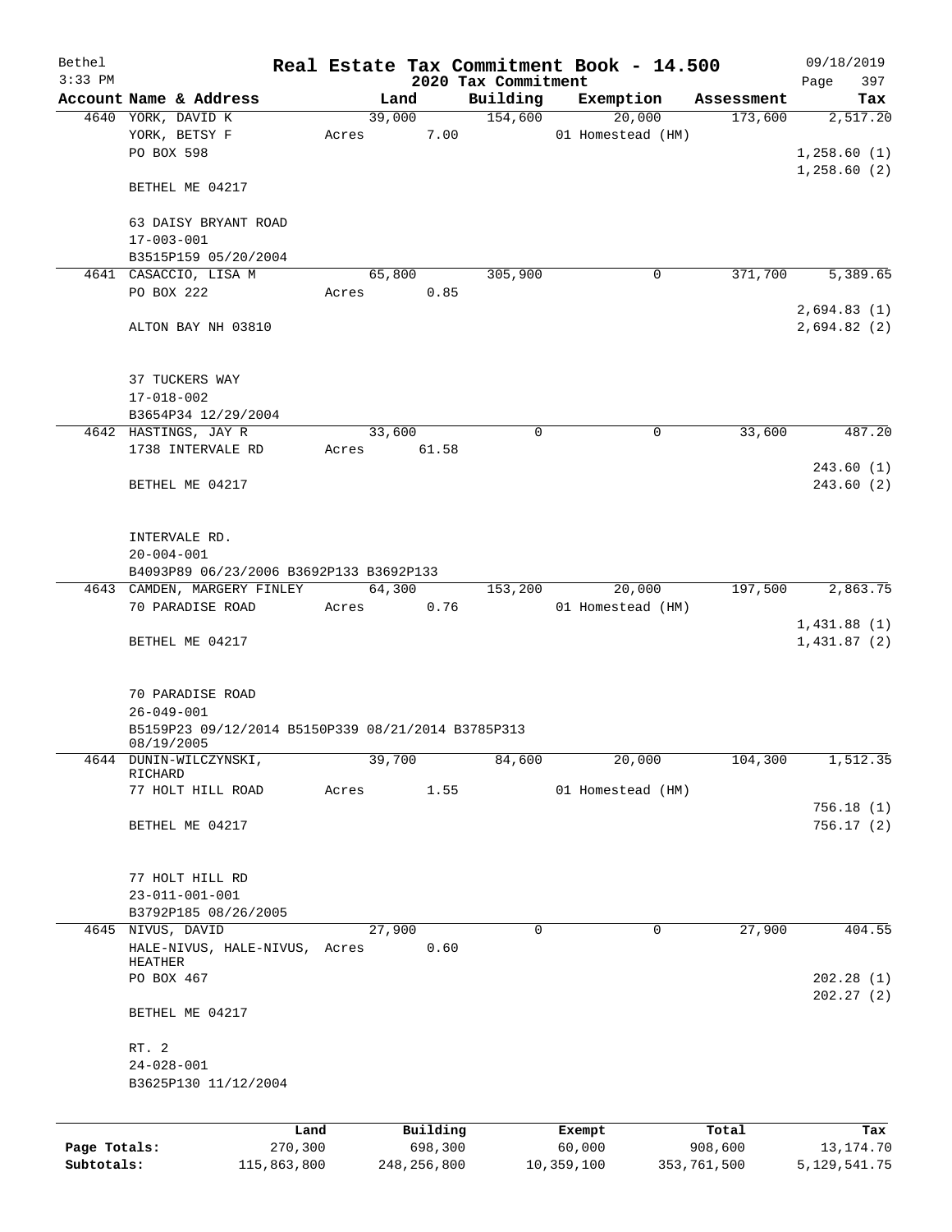# Real Estate Tax Commitment Book - 14.500

## 2020 Tax Commitment

Bethel
3:33 PM
09/18/2019

| Account | Name & Address | Land | Building | Exemption | Assessment | Tax |
|---|---|---|---|---|---|---|
| 4640 | YORK, DAVID K | 39,000 | 154,600 | 20,000 | 173,600 | 2,517.20 |
| | YORK, BETSY F | Acres 7.00 | | 01 Homestead (HM) | | |
| | PO BOX 598 | | | | | 1,258.60 (1) |
| | | | | | | 1,258.60 (2) |
| | BETHEL ME 04217 | | | | | |
| | 63 DAISY BRYANT ROAD | | | | | |
| | 17-003-001 | | | | | |
| | B3515P159 05/20/2004 | | | | | |
| 4641 | CASACCIO, LISA M | 65,800 | 305,900 | 0 | 371,700 | 5,389.65 |
| | PO BOX 222 | Acres 0.85 | | | | |
| | | | | | | 2,694.83 (1) |
| | ALTON BAY NH 03810 | | | | | 2,694.82 (2) |
| | 37 TUCKERS WAY | | | | | |
| | 17-018-002 | | | | | |
| | B3654P34 12/29/2004 | | | | | |
| 4642 | HASTINGS, JAY R | 33,600 | 0 | 0 | 33,600 | 487.20 |
| | 1738 INTERVALE RD | Acres 61.58 | | | | |
| | | | | | | 243.60 (1) |
| | BETHEL ME 04217 | | | | | 243.60 (2) |
| | INTERVALE RD. | | | | | |
| | 20-004-001 | | | | | |
| | B4093P89 06/23/2006 B3692P133 B3692P133 | | | | | |
| 4643 | CAMDEN, MARGERY FINLEY | 64,300 | 153,200 | 20,000 | 197,500 | 2,863.75 |
| | 70 PARADISE ROAD | Acres 0.76 | | 01 Homestead (HM) | | |
| | | | | | | 1,431.88 (1) |
| | BETHEL ME 04217 | | | | | 1,431.87 (2) |
| | 70 PARADISE ROAD | | | | | |
| | 26-049-001 | | | | | |
| | B5159P23 09/12/2014 B5150P339 08/21/2014 B3785P313 08/19/2005 | | | | | |
| 4644 | DUNIN-WILCZYNSKI, RICHARD | 39,700 | 84,600 | 20,000 | 104,300 | 1,512.35 |
| | 77 HOLT HILL ROAD | Acres 1.55 | | 01 Homestead (HM) | | |
| | | | | | | 756.18 (1) |
| | BETHEL ME 04217 | | | | | 756.17 (2) |
| | 77 HOLT HILL RD | | | | | |
| | 23-011-001-001 | | | | | |
| | B3792P185 08/26/2005 | | | | | |
| 4645 | NIVUS, DAVID | 27,900 | 0 | 0 | 27,900 | 404.55 |
| | HALE-NIVUS, HALE-NIVUS, HEATHER | Acres 0.60 | | | | |
| | PO BOX 467 | | | | | 202.28 (1) |
| | | | | | | 202.27 (2) |
| | BETHEL ME 04217 | | | | | |
| | RT. 2 | | | | | |
| | 24-028-001 | | | | | |
| | B3625P130 11/12/2004 | | | | | |

| | Land | Building | Exempt | Total | Tax |
|---|---|---|---|---|---|
| Page Totals: | 270,300 | 698,300 | 60,000 | 908,600 | 13,174.70 |
| Subtotals: | 115,863,800 | 248,256,800 | 10,359,100 | 353,761,500 | 5,129,541.75 |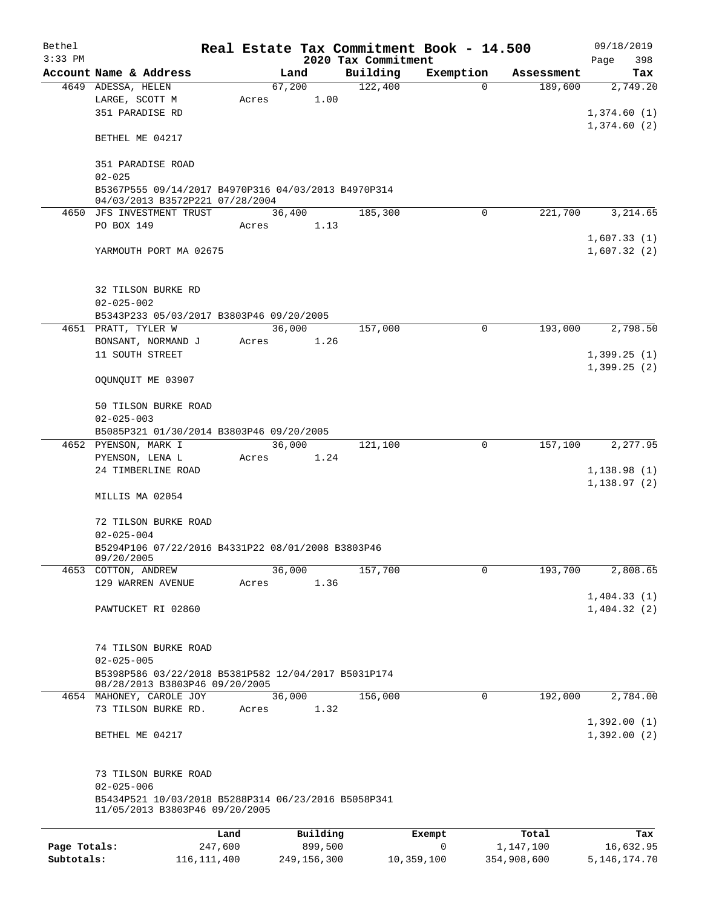Bethel 3:33 PM

**Real Estate Tax Commitment Book - 14.500**
**2020 Tax Commitment**

09/18/2019

| Account Name & Address | Land | Building | Exemption | Assessment | Tax |
|---|---|---|---|---|---|
| 4649 ADESSA, HELEN | 67,200 | 122,400 | 0 | 189,600 | 2,749.20 |
| LARGE, SCOTT M | Acres 1.00 | | | | |
| 351 PARADISE RD | | | | | 1,374.60 (1) |
| | | | | | 1,374.60 (2) |
| BETHEL ME 04217 | | | | | |
| 351 PARADISE ROAD | | | | | |
| 02-025 | | | | | |
| B5367P555 09/14/2017 B4970P316 04/03/2013 B4970P314 04/03/2013 B3572P221 07/28/2004 | | | | | |
| 4650 JFS INVESTMENT TRUST | 36,400 | 185,300 | 0 | 221,700 | 3,214.65 |
| PO BOX 149 | Acres 1.13 | | | | |
| | | | | | 1,607.33 (1) |
| YARMOUTH PORT MA 02675 | | | | | 1,607.32 (2) |
| 32 TILSON BURKE RD | | | | | |
| 02-025-002 | | | | | |
| B5343P233 05/03/2017 B3803P46 09/20/2005 | | | | | |
| 4651 PRATT, TYLER W | 36,000 | 157,000 | 0 | 193,000 | 2,798.50 |
| BONSANT, NORMAND J | Acres 1.26 | | | | |
| 11 SOUTH STREET | | | | | 1,399.25 (1) |
| | | | | | 1,399.25 (2) |
| OQUNQUIT ME 03907 | | | | | |
| 50 TILSON BURKE ROAD | | | | | |
| 02-025-003 | | | | | |
| B5085P321 01/30/2014 B3803P46 09/20/2005 | | | | | |
| 4652 PYENSON, MARK I | 36,000 | 121,100 | 0 | 157,100 | 2,277.95 |
| PYENSON, LENA L | Acres 1.24 | | | | |
| 24 TIMBERLINE ROAD | | | | | 1,138.98 (1) |
| | | | | | 1,138.97 (2) |
| MILLIS MA 02054 | | | | | |
| 72 TILSON BURKE ROAD | | | | | |
| 02-025-004 | | | | | |
| B5294P106 07/22/2016 B4331P22 08/01/2008 B3803P46 09/20/2005 | | | | | |
| 4653 COTTON, ANDREW | 36,000 | 157,700 | 0 | 193,700 | 2,808.65 |
| 129 WARREN AVENUE | Acres 1.36 | | | | |
| | | | | | 1,404.33 (1) |
| PAWTUCKET RI 02860 | | | | | 1,404.32 (2) |
| 74 TILSON BURKE ROAD | | | | | |
| 02-025-005 | | | | | |
| B5398P586 03/22/2018 B5381P582 12/04/2017 B5031P174 08/28/2013 B3803P46 09/20/2005 | | | | | |
| 4654 MAHONEY, CAROLE JOY | 36,000 | 156,000 | 0 | 192,000 | 2,784.00 |
| 73 TILSON BURKE RD. | Acres 1.32 | | | | |
| | | | | | 1,392.00 (1) |
| BETHEL ME 04217 | | | | | 1,392.00 (2) |
| 73 TILSON BURKE ROAD | | | | | |
| 02-025-006 | | | | | |
| B5434P521 10/03/2018 B5288P314 06/23/2016 B5058P341 11/05/2013 B3803P46 09/20/2005 | | | | | |

| | Land | Building | Exempt | Total | Tax |
|---|---|---|---|---|---|
| Page Totals: | 247,600 | 899,500 | 0 | 1,147,100 | 16,632.95 |
| Subtotals: | 116,111,400 | 249,156,300 | 10,359,100 | 354,908,600 | 5,146,174.70 |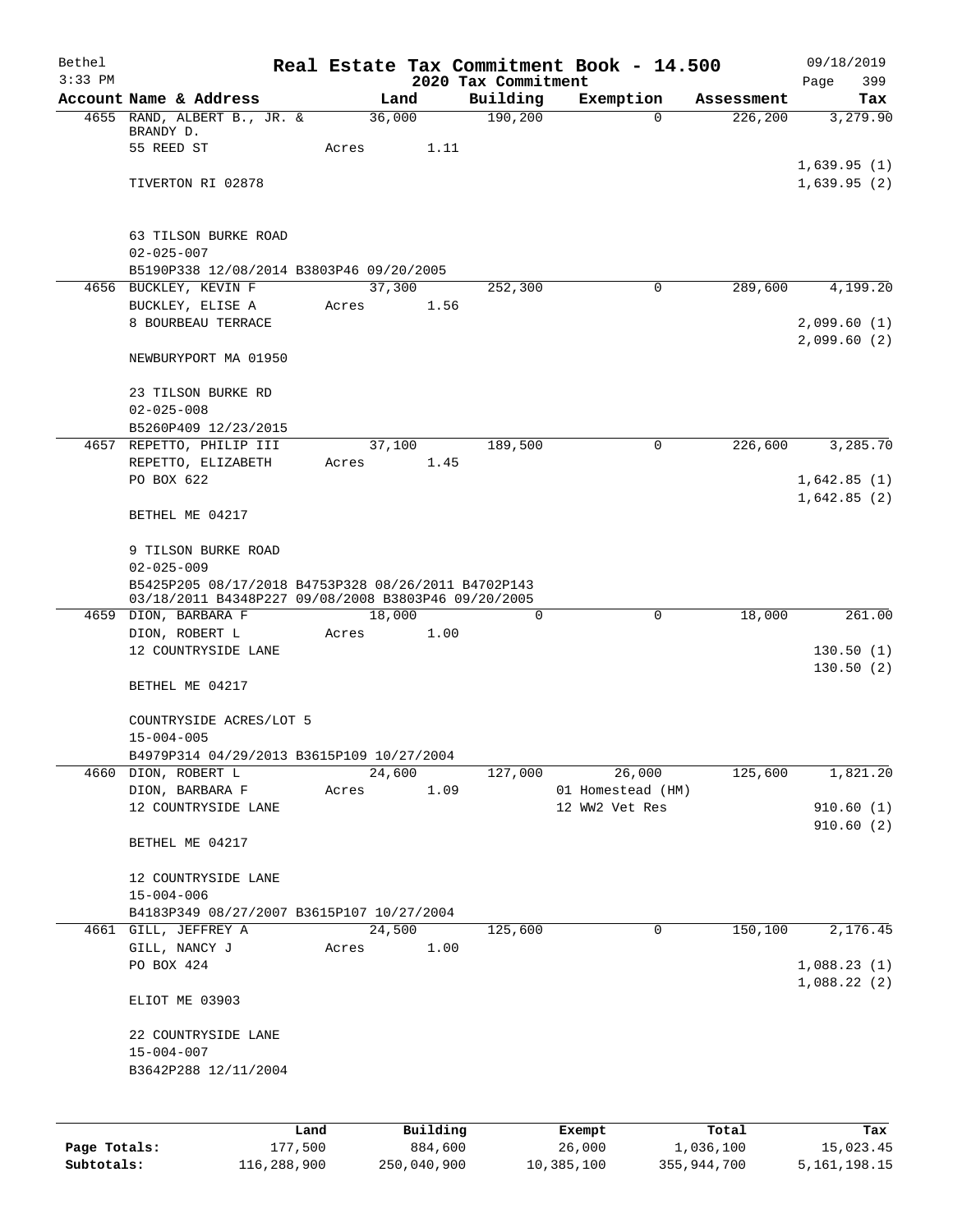Bethel 3:33 PM

# Real Estate Tax Commitment Book - 14.500

## 2020 Tax Commitment

09/18/2019

| Account | Name & Address | Land | Building | Exemption | Assessment | Tax |
|---|---|---|---|---|---|---|
| 4655 | RAND, ALBERT B., JR. & BRANDY D. | 36,000 | 190,200 | 0 | 226,200 | 3,279.90 |
| | 55 REED ST | Acres 1.11 | | | | |
| | | | | | | 1,639.95 (1) |
| | TIVERTON RI 02878 | | | | | 1,639.95 (2) |
| | 63 TILSON BURKE ROAD | | | | | |
| | 02-025-007 | | | | | |
| | B5190P338 12/08/2014 B3803P46 09/20/2005 | | | | | |
| 4656 | BUCKLEY, KEVIN F | 37,300 | 252,300 | 0 | 289,600 | 4,199.20 |
| | BUCKLEY, ELISE A | Acres 1.56 | | | | |
| | 8 BOURBEAU TERRACE | | | | | 2,099.60 (1) |
| | | | | | | 2,099.60 (2) |
| | NEWBURYPORT MA 01950 | | | | | |
| | 23 TILSON BURKE RD | | | | | |
| | 02-025-008 | | | | | |
| | B5260P409 12/23/2015 | | | | | |
| 4657 | REPETTO, PHILIP III | 37,100 | 189,500 | 0 | 226,600 | 3,285.70 |
| | REPETTO, ELIZABETH | Acres 1.45 | | | | |
| | PO BOX 622 | | | | | 1,642.85 (1) |
| | | | | | | 1,642.85 (2) |
| | BETHEL ME 04217 | | | | | |
| | 9 TILSON BURKE ROAD | | | | | |
| | 02-025-009 | | | | | |
| | B5425P205 08/17/2018 B4753P328 08/26/2011 B4702P143 03/18/2011 B4348P227 09/08/2008 B3803P46 09/20/2005 | | | | | |
| 4659 | DION, BARBARA F | 18,000 | 0 | 0 | 18,000 | 261.00 |
| | DION, ROBERT L | Acres 1.00 | | | | |
| | 12 COUNTRYSIDE LANE | | | | | 130.50 (1) |
| | | | | | | 130.50 (2) |
| | BETHEL ME 04217 | | | | | |
| | COUNTRYSIDE ACRES/LOT 5 | | | | | |
| | 15-004-005 | | | | | |
| | B4979P314 04/29/2013 B3615P109 10/27/2004 | | | | | |
| 4660 | DION, ROBERT L | 24,600 | 127,000 | 26,000 | 125,600 | 1,821.20 |
| | DION, BARBARA F | Acres 1.09 | | 01 Homestead (HM) | | |
| | 12 COUNTRYSIDE LANE | | | 12 WW2 Vet Res | | 910.60 (1) |
| | | | | | | 910.60 (2) |
| | BETHEL ME 04217 | | | | | |
| | 12 COUNTRYSIDE LANE | | | | | |
| | 15-004-006 | | | | | |
| | B4183P349 08/27/2007 B3615P107 10/27/2004 | | | | | |
| 4661 | GILL, JEFFREY A | 24,500 | 125,600 | 0 | 150,100 | 2,176.45 |
| | GILL, NANCY J | Acres 1.00 | | | | |
| | PO BOX 424 | | | | | 1,088.23 (1) |
| | | | | | | 1,088.22 (2) |
| | ELIOT ME 03903 | | | | | |
| | 22 COUNTRYSIDE LANE | | | | | |
| | 15-004-007 | | | | | |
| | B3642P288 12/11/2004 | | | | | |

| | Land | Building | Exempt | Total | Tax |
|---|---|---|---|---|---|
| Page Totals: | 177,500 | 884,600 | 26,000 | 1,036,100 | 15,023.45 |
| Subtotals: | 116,288,900 | 250,040,900 | 10,385,100 | 355,944,700 | 5,161,198.15 |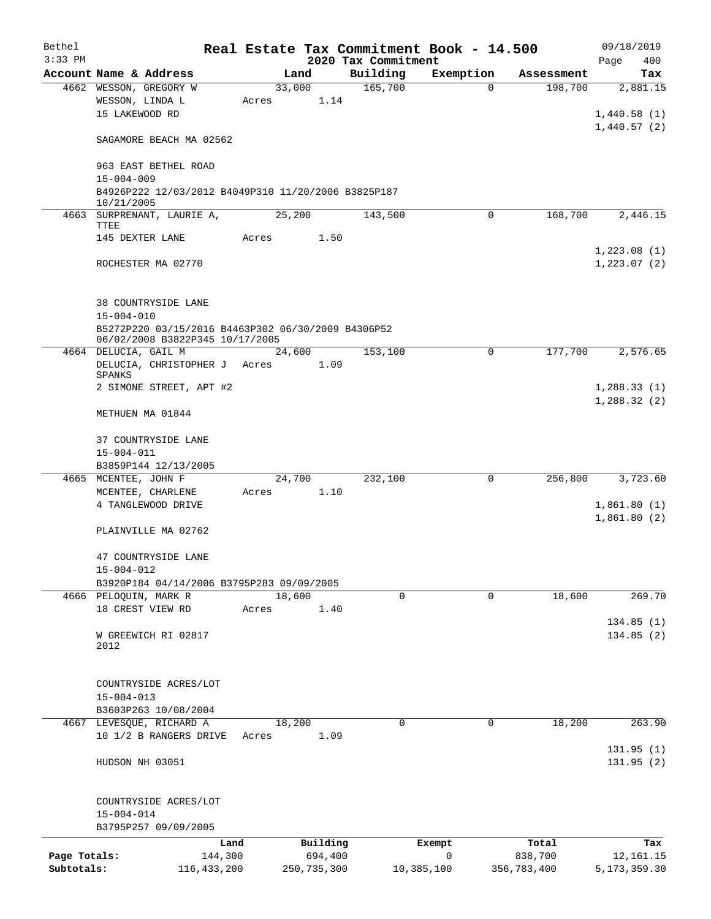Bethel 3:33 PM

# Real Estate Tax Commitment Book - 14.500

## 2020 Tax Commitment

09/18/2019 Page 400

| Account Name & Address | Land | Building | Exemption | Assessment | Tax |
|---|---|---|---|---|---|
| 4662 WESSON, GREGORY W | 33,000 | 165,700 | 0 | 198,700 | 2,881.15 |
| WESSON, LINDA L | Acres 1.14 | | | | |
| 15 LAKEWOOD RD | | | | | 1,440.58 (1) |
| | | | | | 1,440.57 (2) |
| SAGAMORE BEACH MA 02562 | | | | | |
| 963 EAST BETHEL ROAD | | | | | |
| 15-004-009 | | | | | |
| B4926P222 12/03/2012 B4049P310 11/20/2006 B3825P187 10/21/2005 | | | | | |
| 4663 SURPRENANT, LAURIE A, TTEE | 25,200 | 143,500 | 0 | 168,700 | 2,446.15 |
| 145 DEXTER LANE | Acres 1.50 | | | | |
| | | | | | 1,223.08 (1) |
| ROCHESTER MA 02770 | | | | | 1,223.07 (2) |
| 38 COUNTRYSIDE LANE | | | | | |
| 15-004-010 | | | | | |
| B5272P220 03/15/2016 B4463P302 06/30/2009 B4306P52 06/02/2008 B3822P345 10/17/2005 | | | | | |
| 4664 DELUCIA, GAIL M | 24,600 | 153,100 | 0 | 177,700 | 2,576.65 |
| DELUCIA, CHRISTOPHER J SPANKS | Acres 1.09 | | | | |
| 2 SIMONE STREET, APT #2 | | | | | 1,288.33 (1) |
| | | | | | 1,288.32 (2) |
| METHUEN MA 01844 | | | | | |
| 37 COUNTRYSIDE LANE | | | | | |
| 15-004-011 | | | | | |
| B3859P144 12/13/2005 | | | | | |
| 4665 MCENTEE, JOHN F | 24,700 | 232,100 | 0 | 256,800 | 3,723.60 |
| MCENTEE, CHARLENE | Acres 1.10 | | | | |
| 4 TANGLEWOOD DRIVE | | | | | 1,861.80 (1) |
| | | | | | 1,861.80 (2) |
| PLAINVILLE MA 02762 | | | | | |
| 47 COUNTRYSIDE LANE | | | | | |
| 15-004-012 | | | | | |
| B3920P184 04/14/2006 B3795P283 09/09/2005 | | | | | |
| 4666 PELOQUIN, MARK R | 18,600 | 0 | 0 | 18,600 | 269.70 |
| 18 CREST VIEW RD | Acres 1.40 | | | | |
| | | | | | 134.85 (1) |
| W GREEWICH RI 02817 2012 | | | | | 134.85 (2) |
| COUNTRYSIDE ACRES/LOT | | | | | |
| 15-004-013 | | | | | |
| B3603P263 10/08/2004 | | | | | |
| 4667 LEVESQUE, RICHARD A | 18,200 | 0 | 0 | 18,200 | 263.90 |
| 10 1/2 B RANGERS DRIVE | Acres 1.09 | | | | |
| | | | | | 131.95 (1) |
| HUDSON NH 03051 | | | | | 131.95 (2) |
| COUNTRYSIDE ACRES/LOT | | | | | |
| 15-004-014 | | | | | |
| B3795P257 09/09/2005 | | | | | |

| | Land | Building | Exempt | Total | Tax |
|---|---|---|---|---|---|
| Page Totals: | 144,300 | 694,400 | 0 | 838,700 | 12,161.15 |
| Subtotals: | 116,433,200 | 250,735,300 | 10,385,100 | 356,783,400 | 5,173,359.30 |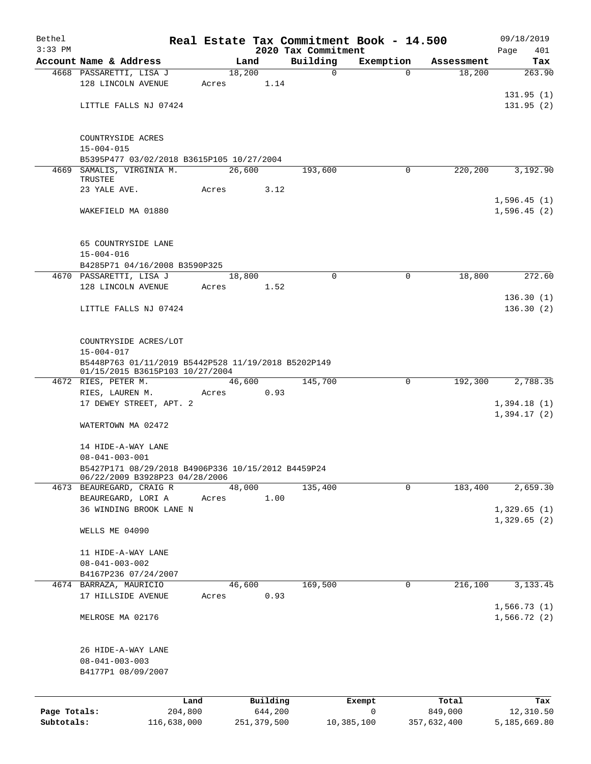Bethel 3:33 PM

# Real Estate Tax Commitment Book - 14.500

## 2020 Tax Commitment

09/18/2019 Page 401

| Account Name & Address | Land | Building | Exemption | Assessment | Tax |
|---|---|---|---|---|---|
| 4668 PASSARETTI, LISA J<br>128 LINCOLN AVENUE<br><br>LITTLE FALLS NJ 07424<br><br>COUNTRYSIDE ACRES<br>15-004-015<br>B5395P477 03/02/2018 B3615P105 10/27/2004 | 18,200<br>Acres 1.14 | 0 | 0 | 18,200 | 263.90<br><br>131.95 (1)<br>131.95 (2) |
| 4669 SAMALIS, VIRGINIA M. TRUSTEE<br>23 YALE AVE.<br><br>WAKEFIELD MA 01880<br><br>65 COUNTRYSIDE LANE<br>15-004-016<br>B4285P71 04/16/2008 B3590P325 | 26,600<br>Acres 3.12 | 193,600 | 0 | 220,200 | 3,192.90<br><br>1,596.45 (1)<br>1,596.45 (2) |
| 4670 PASSARETTI, LISA J<br>128 LINCOLN AVENUE<br><br>LITTLE FALLS NJ 07424<br><br>COUNTRYSIDE ACRES/LOT<br>15-004-017<br>B5448P763 01/11/2019 B5442P528 11/19/2018 B5202P149 01/15/2015 B3615P103 10/27/2004 | 18,800<br>Acres 1.52 | 0 | 0 | 18,800 | 272.60<br><br>136.30 (1)<br>136.30 (2) |
| 4672 RIES, PETER M.<br>RIES, LAUREN M.<br>17 DEWEY STREET, APT. 2<br><br>WATERTOWN MA 02472<br><br>14 HIDE-A-WAY LANE<br>08-041-003-001<br>B5427P171 08/29/2018 B4906P336 10/15/2012 B4459P24 06/22/2009 B3928P23 04/28/2006 | 46,600<br>Acres 0.93 | 145,700 | 0 | 192,300 | 2,788.35<br><br>1,394.18 (1)<br>1,394.17 (2) |
| 4673 BEAUREGARD, CRAIG R<br>BEAUREGARD, LORI A<br>36 WINDING BROOK LANE N<br><br>WELLS ME 04090<br><br>11 HIDE-A-WAY LANE<br>08-041-003-002<br>B4167P236 07/24/2007 | 48,000<br>Acres 1.00 | 135,400 | 0 | 183,400 | 2,659.30<br><br>1,329.65 (1)<br>1,329.65 (2) |
| 4674 BARRAZA, MAURICIO<br>17 HILLSIDE AVENUE<br><br>MELROSE MA 02176<br><br>26 HIDE-A-WAY LANE<br>08-041-003-003<br>B4177P1 08/09/2007 | 46,600<br>Acres 0.93 | 169,500 | 0 | 216,100 | 3,133.45<br><br>1,566.73 (1)<br>1,566.72 (2) |

| | Land | Building | Exempt | Total | Tax |
|---|---|---|---|---|---|
| Page Totals: | 204,800 | 644,200 | 0 | 849,000 | 12,310.50 |
| Subtotals: | 116,638,000 | 251,379,500 | 10,385,100 | 357,632,400 | 5,185,669.80 |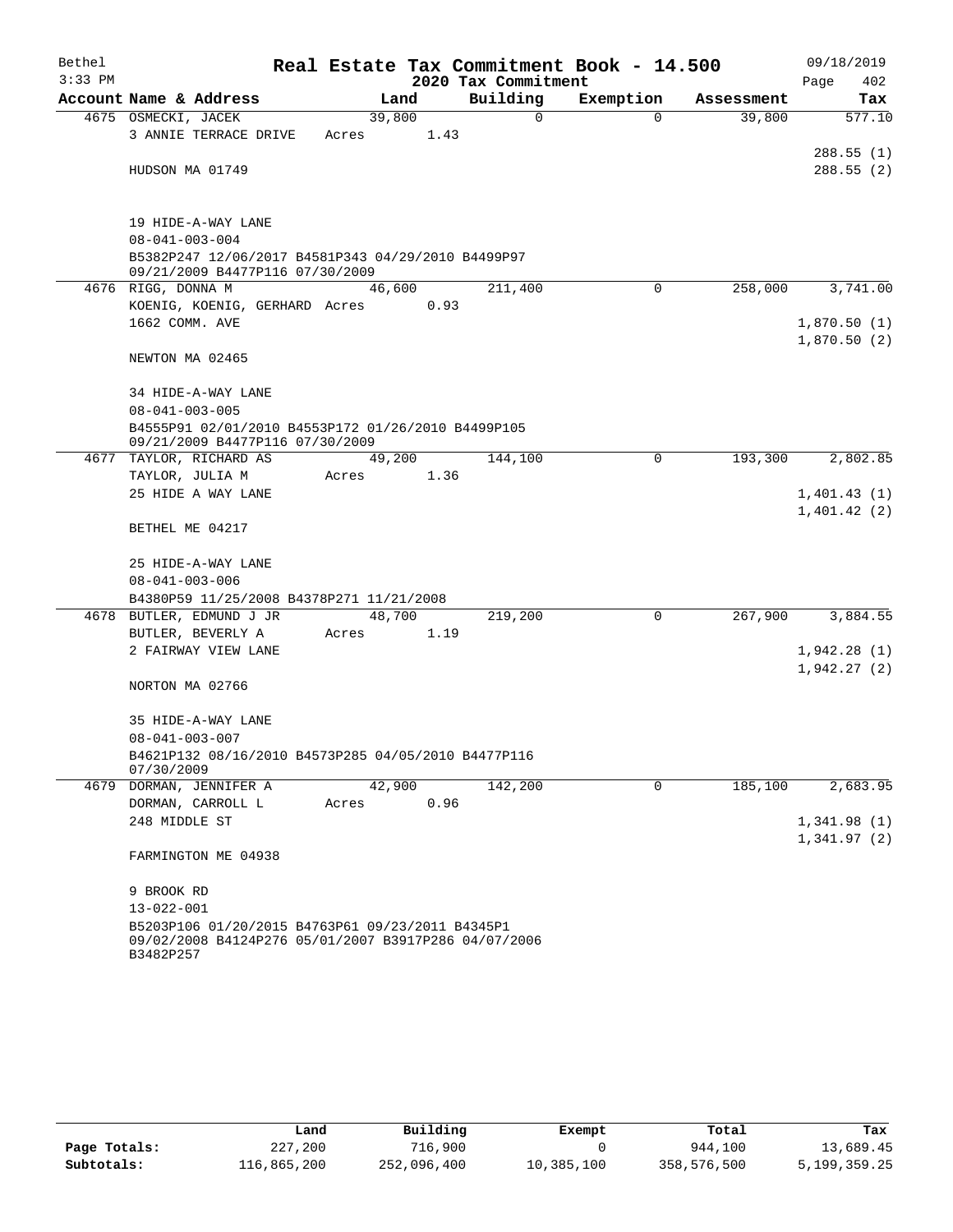# Real Estate Tax Commitment Book - 14.500

## 2020 Tax Commitment

Bethel, 3:33 PM — 09/18/2019

| Account Name & Address | Land | Building | Exemption | Assessment | Tax |
|---|---|---|---|---|---|
| 4675 OSMECKI, JACEK | 39,800 | 0 | 0 | 39,800 | 577.10 |
| 3 ANNIE TERRACE DRIVE | Acres 1.43 | | | | |
| | | | | | 288.55 (1) |
| HUDSON MA 01749 | | | | | 288.55 (2) |
| 19 HIDE-A-WAY LANE | | | | | |
| 08-041-003-004 | | | | | |
| B5382P247 12/06/2017 B4581P343 04/29/2010 B4499P97 09/21/2009 B4477P116 07/30/2009 | | | | | |
| 4676 RIGG, DONNA M | 46,600 | 211,400 | 0 | 258,000 | 3,741.00 |
| KOENIG, KOENIG, GERHARD | Acres 0.93 | | | | |
| 1662 COMM. AVE | | | | | 1,870.50 (1) |
| | | | | | 1,870.50 (2) |
| NEWTON MA 02465 | | | | | |
| 34 HIDE-A-WAY LANE | | | | | |
| 08-041-003-005 | | | | | |
| B4555P91 02/01/2010 B4553P172 01/26/2010 B4499P105 09/21/2009 B4477P116 07/30/2009 | | | | | |
| 4677 TAYLOR, RICHARD AS | 49,200 | 144,100 | 0 | 193,300 | 2,802.85 |
| TAYLOR, JULIA M | Acres 1.36 | | | | |
| 25 HIDE A WAY LANE | | | | | 1,401.43 (1) |
| | | | | | 1,401.42 (2) |
| BETHEL ME 04217 | | | | | |
| 25 HIDE-A-WAY LANE | | | | | |
| 08-041-003-006 | | | | | |
| B4380P59 11/25/2008 B4378P271 11/21/2008 | | | | | |
| 4678 BUTLER, EDMUND J JR | 48,700 | 219,200 | 0 | 267,900 | 3,884.55 |
| BUTLER, BEVERLY A | Acres 1.19 | | | | |
| 2 FAIRWAY VIEW LANE | | | | | 1,942.28 (1) |
| | | | | | 1,942.27 (2) |
| NORTON MA 02766 | | | | | |
| 35 HIDE-A-WAY LANE | | | | | |
| 08-041-003-007 | | | | | |
| B4621P132 08/16/2010 B4573P285 04/05/2010 B4477P116 07/30/2009 | | | | | |
| 4679 DORMAN, JENNIFER A | 42,900 | 142,200 | 0 | 185,100 | 2,683.95 |
| DORMAN, CARROLL L | Acres 0.96 | | | | |
| 248 MIDDLE ST | | | | | 1,341.98 (1) |
| | | | | | 1,341.97 (2) |
| FARMINGTON ME 04938 | | | | | |
| 9 BROOK RD | | | | | |
| 13-022-001 | | | | | |
| B5203P106 01/20/2015 B4763P61 09/23/2011 B4345P1 09/02/2008 B4124P276 05/01/2007 B3917P286 04/07/2006 B3482P257 | | | | | |

| | Land | Building | Exempt | Total | Tax |
|---|---|---|---|---|---|
| Page Totals: | 227,200 | 716,900 | 0 | 944,100 | 13,689.45 |
| Subtotals: | 116,865,200 | 252,096,400 | 10,385,100 | 358,576,500 | 5,199,359.25 |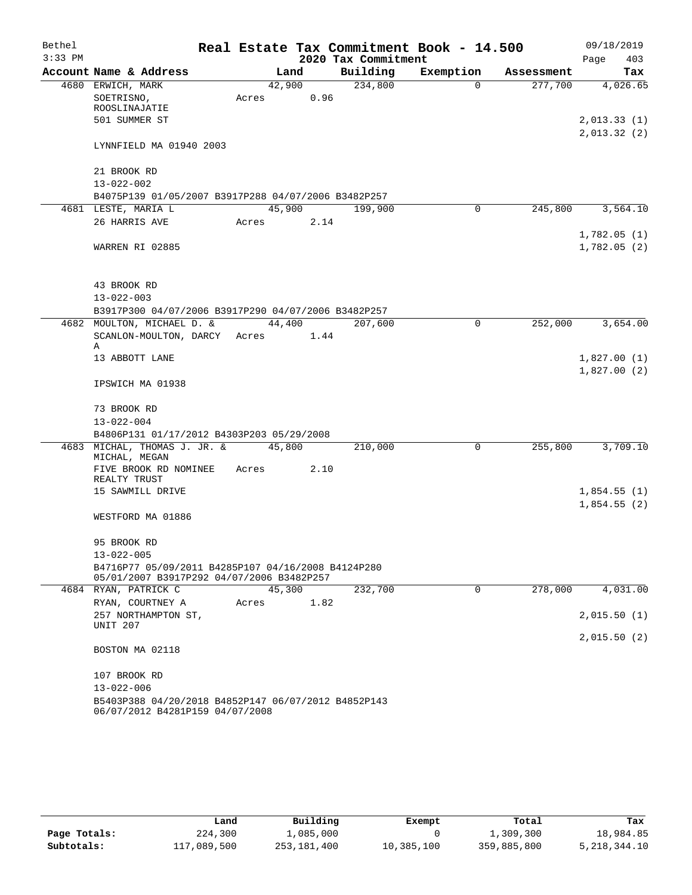Bethel 3:33 PM

# Real Estate Tax Commitment Book - 14.500

## 2020 Tax Commitment

09/18/2019

| Account Name & Address | Land | Building | Exemption | Assessment | Tax |
|---|---|---|---|---|---|
| 4680 ERWICH, MARK | 42,900 | 234,800 | 0 | 277,700 | 4,026.65 |
| SOETRISNO, ROOSLINAJATIE | Acres 0.96 | | | | |
| 501 SUMMER ST | | | | | 2,013.33 (1) |
| | | | | | 2,013.32 (2) |
| LYNNFIELD MA 01940 2003 | | | | | |
| 21 BROOK RD | | | | | |
| 13-022-002 | | | | | |
| B4075P139 01/05/2007 B3917P288 04/07/2006 B3482P257 | | | | | |
| 4681 LESTE, MARIA L | 45,900 | 199,900 | 0 | 245,800 | 3,564.10 |
| 26 HARRIS AVE | Acres 2.14 | | | | |
| | | | | | 1,782.05 (1) |
| WARREN RI 02885 | | | | | 1,782.05 (2) |
| 43 BROOK RD | | | | | |
| 13-022-003 | | | | | |
| B3917P300 04/07/2006 B3917P290 04/07/2006 B3482P257 | | | | | |
| 4682 MOULTON, MICHAEL D. & | 44,400 | 207,600 | 0 | 252,000 | 3,654.00 |
| SCANLON-MOULTON, DARCY A | Acres 1.44 | | | | |
| 13 ABBOTT LANE | | | | | 1,827.00 (1) |
| | | | | | 1,827.00 (2) |
| IPSWICH MA 01938 | | | | | |
| 73 BROOK RD | | | | | |
| 13-022-004 | | | | | |
| B4806P131 01/17/2012 B4303P203 05/29/2008 | | | | | |
| 4683 MICHAL, THOMAS J. JR. & MICHAL, MEGAN | 45,800 | 210,000 | 0 | 255,800 | 3,709.10 |
| FIVE BROOK RD NOMINEE REALTY TRUST | Acres 2.10 | | | | |
| 15 SAWMILL DRIVE | | | | | 1,854.55 (1) |
| | | | | | 1,854.55 (2) |
| WESTFORD MA 01886 | | | | | |
| 95 BROOK RD | | | | | |
| 13-022-005 | | | | | |
| B4716P77 05/09/2011 B4285P107 04/16/2008 B4124P280 05/01/2007 B3917P292 04/07/2006 B3482P257 | | | | | |
| 4684 RYAN, PATRICK C | 45,300 | 232,700 | 0 | 278,000 | 4,031.00 |
| RYAN, COURTNEY A | Acres 1.82 | | | | |
| 257 NORTHAMPTON ST, UNIT 207 | | | | | 2,015.50 (1) |
| | | | | | 2,015.50 (2) |
| BOSTON MA 02118 | | | | | |
| 107 BROOK RD | | | | | |
| 13-022-006 | | | | | |
| B5403P388 04/20/2018 B4852P147 06/07/2012 B4852P143 06/07/2012 B4281P159 04/07/2008 | | | | | |

| | Land | Building | Exempt | Total | Tax |
|---|---|---|---|---|---|
| Page Totals: | 224,300 | 1,085,000 | 0 | 1,309,300 | 18,984.85 |
| Subtotals: | 117,089,500 | 253,181,400 | 10,385,100 | 359,885,800 | 5,218,344.10 |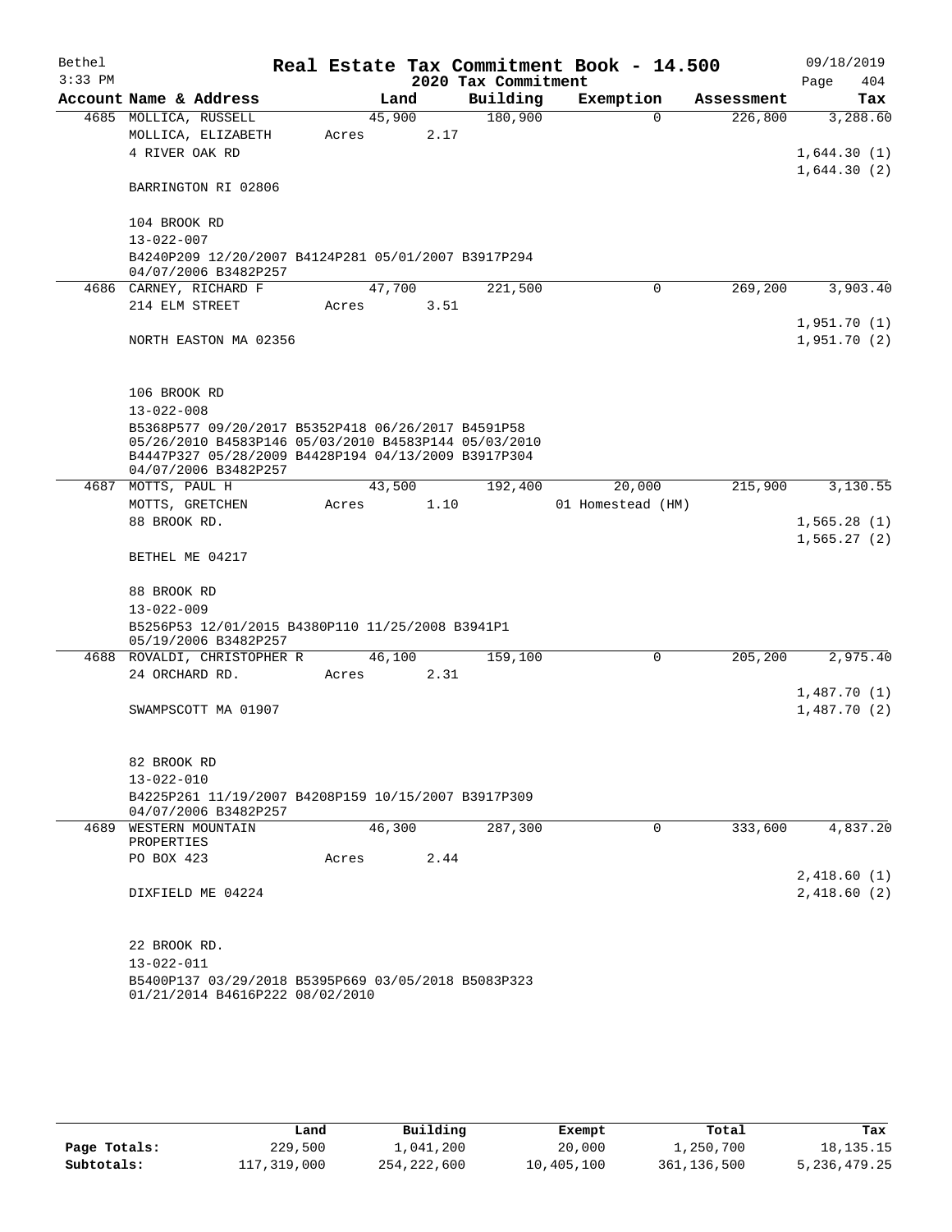Bethel 3:33 PM

**Real Estate Tax Commitment Book - 14.500**

**2020 Tax Commitment**

09/18/2019

| Account Name & Address | Land | Building | Exemption | Assessment | Tax |
|---|---|---|---|---|---|
| 4685 MOLLICA, RUSSELL | 45,900 | 180,900 | 0 | 226,800 | 3,288.60 |
| MOLLICA, ELIZABETH | Acres 2.17 | | | | |
| 4 RIVER OAK RD | | | | | 1,644.30 (1) |
| | | | | | 1,644.30 (2) |
| BARRINGTON RI 02806 | | | | | |
| 104 BROOK RD | | | | | |
| 13-022-007 | | | | | |
| B4240P209 12/20/2007 B4124P281 05/01/2007 B3917P294 04/07/2006 B3482P257 | | | | | |
| 4686 CARNEY, RICHARD F | 47,700 | 221,500 | 0 | 269,200 | 3,903.40 |
| 214 ELM STREET | Acres 3.51 | | | | |
| | | | | | 1,951.70 (1) |
| NORTH EASTON MA 02356 | | | | | 1,951.70 (2) |
| 106 BROOK RD | | | | | |
| 13-022-008 | | | | | |
| B5368P577 09/20/2017 B5352P418 06/26/2017 B4591P58 05/26/2010 B4583P146 05/03/2010 B4583P144 05/03/2010 B4447P327 05/28/2009 B4428P194 04/13/2009 B3917P304 04/07/2006 B3482P257 | | | | | |
| 4687 MOTTS, PAUL H | 43,500 | 192,400 | 20,000 | 215,900 | 3,130.55 |
| MOTTS, GRETCHEN | Acres 1.10 | | 01 Homestead (HM) | | |
| 88 BROOK RD. | | | | | 1,565.28 (1) |
| | | | | | 1,565.27 (2) |
| BETHEL ME 04217 | | | | | |
| 88 BROOK RD | | | | | |
| 13-022-009 | | | | | |
| B5256P53 12/01/2015 B4380P110 11/25/2008 B3941P1 05/19/2006 B3482P257 | | | | | |
| 4688 ROVALDI, CHRISTOPHER R | 46,100 | 159,100 | 0 | 205,200 | 2,975.40 |
| 24 ORCHARD RD. | Acres 2.31 | | | | |
| | | | | | 1,487.70 (1) |
| SWAMPSCOTT MA 01907 | | | | | 1,487.70 (2) |
| 82 BROOK RD | | | | | |
| 13-022-010 | | | | | |
| B4225P261 11/19/2007 B4208P159 10/15/2007 B3917P309 04/07/2006 B3482P257 | | | | | |
| 4689 WESTERN MOUNTAIN PROPERTIES | 46,300 | 287,300 | 0 | 333,600 | 4,837.20 |
| PO BOX 423 | Acres 2.44 | | | | |
| | | | | | 2,418.60 (1) |
| DIXFIELD ME 04224 | | | | | 2,418.60 (2) |
| 22 BROOK RD. | | | | | |
| 13-022-011 | | | | | |
| B5400P137 03/29/2018 B5395P669 03/05/2018 B5083P323 01/21/2014 B4616P222 08/02/2010 | | | | | |

| | Land | Building | Exempt | Total | Tax |
|---|---|---|---|---|---|
| Page Totals: | 229,500 | 1,041,200 | 20,000 | 1,250,700 | 18,135.15 |
| Subtotals: | 117,319,000 | 254,222,600 | 10,405,100 | 361,136,500 | 5,236,479.25 |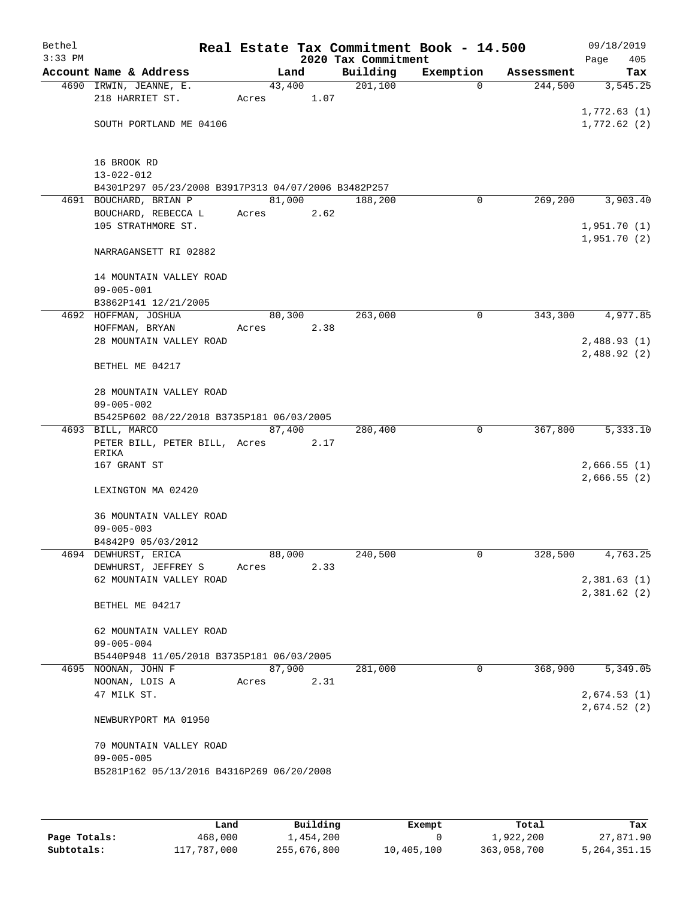# Real Estate Tax Commitment Book - 14.500

Bethel
3:33 PM

09/18/2019
Page 405

2020 Tax Commitment

| Account Name & Address | Land | Building | Exemption | Assessment | Tax |
|---|---|---|---|---|---|
| 4690 IRWIN, JEANNE, E. | 43,400 | 201,100 | 0 | 244,500 | 3,545.25 |
| 218 HARRIET ST. | Acres 1.07 | | | | |
| | | | | | 1,772.63 (1) |
| SOUTH PORTLAND ME 04106 | | | | | 1,772.62 (2) |
| 16 BROOK RD | | | | | |
| 13-022-012 | | | | | |
| B4301P297 05/23/2008 B3917P313 04/07/2006 B3482P257 | | | | | |
| 4691 BOUCHARD, BRIAN P | 81,000 | 188,200 | 0 | 269,200 | 3,903.40 |
| BOUCHARD, REBECCA L | Acres 2.62 | | | | |
| 105 STRATHMORE ST. | | | | | 1,951.70 (1) |
| | | | | | 1,951.70 (2) |
| NARRAGANSETT RI 02882 | | | | | |
| 14 MOUNTAIN VALLEY ROAD | | | | | |
| 09-005-001 | | | | | |
| B3862P141 12/21/2005 | | | | | |
| 4692 HOFFMAN, JOSHUA | 80,300 | 263,000 | 0 | 343,300 | 4,977.85 |
| HOFFMAN, BRYAN | Acres 2.38 | | | | |
| 28 MOUNTAIN VALLEY ROAD | | | | | 2,488.93 (1) |
| | | | | | 2,488.92 (2) |
| BETHEL ME 04217 | | | | | |
| 28 MOUNTAIN VALLEY ROAD | | | | | |
| 09-005-002 | | | | | |
| B5425P602 08/22/2018 B3735P181 06/03/2005 | | | | | |
| 4693 BILL, MARCO | 87,400 | 280,400 | 0 | 367,800 | 5,333.10 |
| PETER BILL, PETER BILL, ERIKA | Acres 2.17 | | | | |
| 167 GRANT ST | | | | | 2,666.55 (1) |
| | | | | | 2,666.55 (2) |
| LEXINGTON MA 02420 | | | | | |
| 36 MOUNTAIN VALLEY ROAD | | | | | |
| 09-005-003 | | | | | |
| B4842P9 05/03/2012 | | | | | |
| 4694 DEWHURST, ERICA | 88,000 | 240,500 | 0 | 328,500 | 4,763.25 |
| DEWHURST, JEFFREY S | Acres 2.33 | | | | |
| 62 MOUNTAIN VALLEY ROAD | | | | | 2,381.63 (1) |
| | | | | | 2,381.62 (2) |
| BETHEL ME 04217 | | | | | |
| 62 MOUNTAIN VALLEY ROAD | | | | | |
| 09-005-004 | | | | | |
| B5440P948 11/05/2018 B3735P181 06/03/2005 | | | | | |
| 4695 NOONAN, JOHN F | 87,900 | 281,000 | 0 | 368,900 | 5,349.05 |
| NOONAN, LOIS A | Acres 2.31 | | | | |
| 47 MILK ST. | | | | | 2,674.53 (1) |
| | | | | | 2,674.52 (2) |
| NEWBURYPORT MA 01950 | | | | | |
| 70 MOUNTAIN VALLEY ROAD | | | | | |
| 09-005-005 | | | | | |
| B5281P162 05/13/2016 B4316P269 06/20/2008 | | | | | |

| | Land | Building | Exempt | Total | Tax |
|---|---|---|---|---|---|
| Page Totals: | 468,000 | 1,454,200 | 0 | 1,922,200 | 27,871.90 |
| Subtotals: | 117,787,000 | 255,676,800 | 10,405,100 | 363,058,700 | 5,264,351.15 |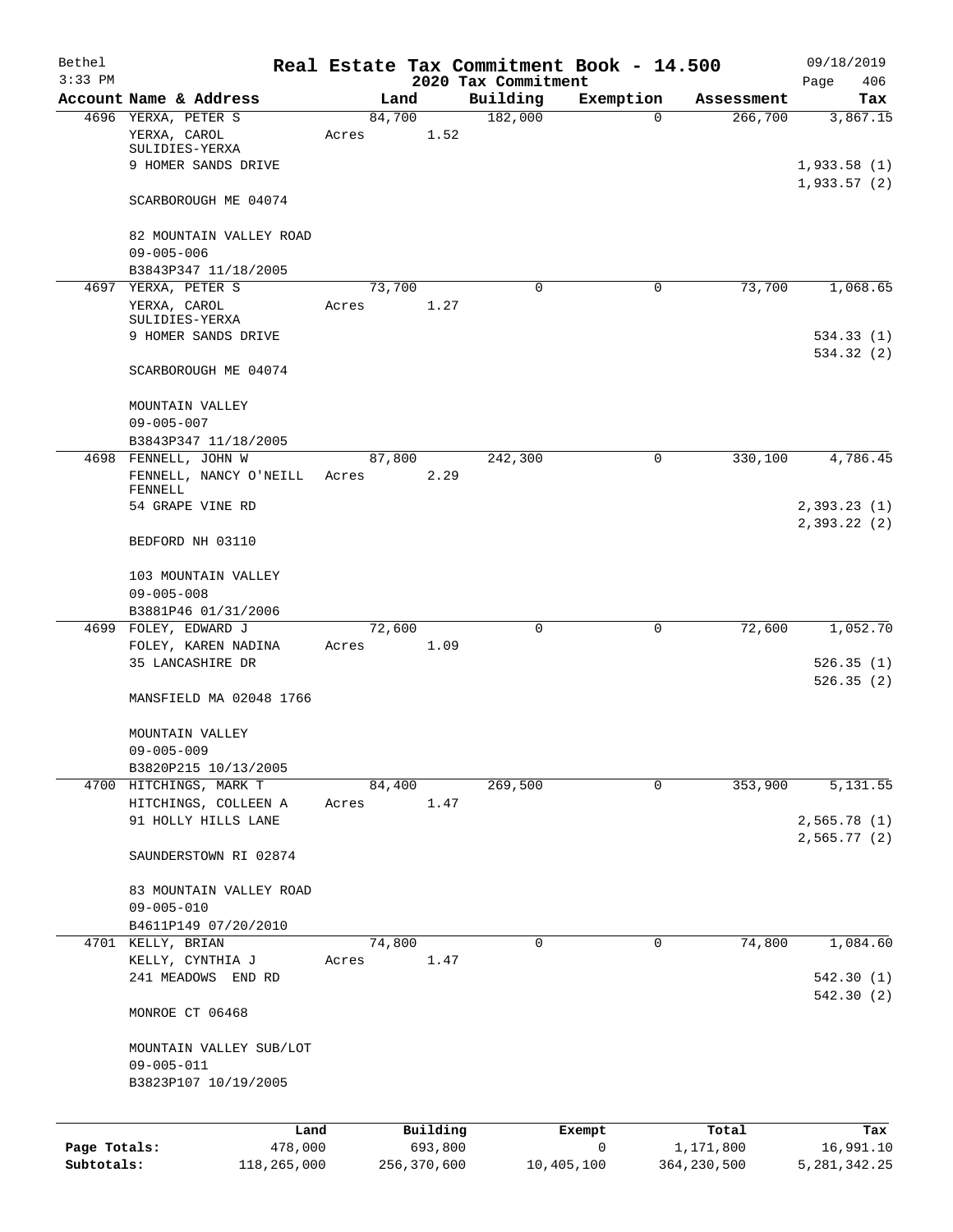Bethel 3:33 PM

# Real Estate Tax Commitment Book - 14.500

## 2020 Tax Commitment

09/18/2019 Page 406

| Account Name & Address | Land | Building | Exemption | Assessment | Tax |
|---|---|---|---|---|---|
| 4696 YERXA, PETER S | 84,700 | 182,000 | 0 | 266,700 | 3,867.15 |
| YERXA, CAROL SULIDIES-YERXA | Acres 1.52 | | | | |
| 9 HOMER SANDS DRIVE | | | | | 1,933.58 (1) |
| | | | | | 1,933.57 (2) |
| SCARBOROUGH ME 04074 | | | | | |
| 82 MOUNTAIN VALLEY ROAD | | | | | |
| 09-005-006 | | | | | |
| B3843P347 11/18/2005 | | | | | |
| 4697 YERXA, PETER S | 73,700 | 0 | 0 | 73,700 | 1,068.65 |
| YERXA, CAROL SULIDIES-YERXA | Acres 1.27 | | | | |
| 9 HOMER SANDS DRIVE | | | | | 534.33 (1) |
| | | | | | 534.32 (2) |
| SCARBOROUGH ME 04074 | | | | | |
| MOUNTAIN VALLEY | | | | | |
| 09-005-007 | | | | | |
| B3843P347 11/18/2005 | | | | | |
| 4698 FENNELL, JOHN W | 87,800 | 242,300 | 0 | 330,100 | 4,786.45 |
| FENNELL, NANCY O'NEILL FENNELL | Acres 2.29 | | | | |
| 54 GRAPE VINE RD | | | | | 2,393.23 (1) |
| | | | | | 2,393.22 (2) |
| BEDFORD NH 03110 | | | | | |
| 103 MOUNTAIN VALLEY | | | | | |
| 09-005-008 | | | | | |
| B3881P46 01/31/2006 | | | | | |
| 4699 FOLEY, EDWARD J | 72,600 | 0 | 0 | 72,600 | 1,052.70 |
| FOLEY, KAREN NADINA | Acres 1.09 | | | | |
| 35 LANCASHIRE DR | | | | | 526.35 (1) |
| | | | | | 526.35 (2) |
| MANSFIELD MA 02048 1766 | | | | | |
| MOUNTAIN VALLEY | | | | | |
| 09-005-009 | | | | | |
| B3820P215 10/13/2005 | | | | | |
| 4700 HITCHINGS, MARK T | 84,400 | 269,500 | 0 | 353,900 | 5,131.55 |
| HITCHINGS, COLLEEN A | Acres 1.47 | | | | |
| 91 HOLLY HILLS LANE | | | | | 2,565.78 (1) |
| | | | | | 2,565.77 (2) |
| SAUNDERSTOWN RI 02874 | | | | | |
| 83 MOUNTAIN VALLEY ROAD | | | | | |
| 09-005-010 | | | | | |
| B4611P149 07/20/2010 | | | | | |
| 4701 KELLY, BRIAN | 74,800 | 0 | 0 | 74,800 | 1,084.60 |
| KELLY, CYNTHIA J | Acres 1.47 | | | | |
| 241 MEADOWS END RD | | | | | 542.30 (1) |
| | | | | | 542.30 (2) |
| MONROE CT 06468 | | | | | |
| MOUNTAIN VALLEY SUB/LOT | | | | | |
| 09-005-011 | | | | | |
| B3823P107 10/19/2005 | | | | | |

| | Land | Building | Exempt | Total | Tax |
|---|---|---|---|---|---|
| Page Totals: | 478,000 | 693,800 | 0 | 1,171,800 | 16,991.10 |
| Subtotals: | 118,265,000 | 256,370,600 | 10,405,100 | 364,230,500 | 5,281,342.25 |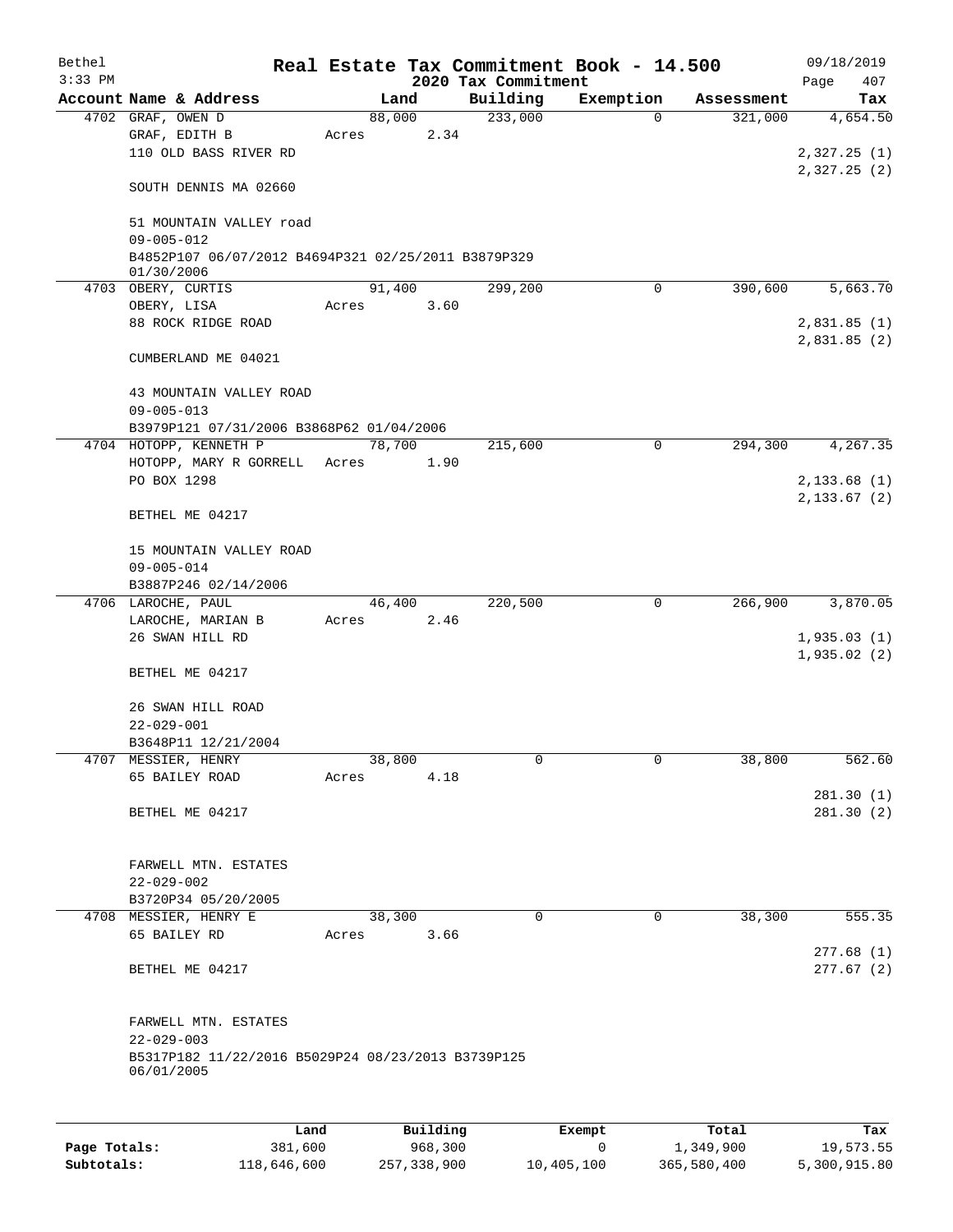Bethel 3:33 PM

**Real Estate Tax Commitment Book - 14.500**

2020 Tax Commitment

09/18/2019 Page 407

| Account Name & Address | Land | Building | Exemption | Assessment | Tax |
|---|---|---|---|---|---|
| 4702 GRAF, OWEN D | 88,000 | 233,000 | 0 | 321,000 | 4,654.50 |
| GRAF, EDITH B | Acres 2.34 | | | | |
| 110 OLD BASS RIVER RD | | | | | 2,327.25 (1) |
| | | | | | 2,327.25 (2) |
| SOUTH DENNIS MA 02660 | | | | | |
| 51 MOUNTAIN VALLEY road | | | | | |
| 09-005-012 | | | | | |
| B4852P107 06/07/2012 B4694P321 02/25/2011 B3879P329 01/30/2006 | | | | | |
| 4703 OBERY, CURTIS | 91,400 | 299,200 | 0 | 390,600 | 5,663.70 |
| OBERY, LISA | Acres 3.60 | | | | |
| 88 ROCK RIDGE ROAD | | | | | 2,831.85 (1) |
| | | | | | 2,831.85 (2) |
| CUMBERLAND ME 04021 | | | | | |
| 43 MOUNTAIN VALLEY ROAD | | | | | |
| 09-005-013 | | | | | |
| B3979P121 07/31/2006 B3868P62 01/04/2006 | | | | | |
| 4704 HOTOPP, KENNETH P | 78,700 | 215,600 | 0 | 294,300 | 4,267.35 |
| HOTOPP, MARY R GORRELL | Acres 1.90 | | | | |
| PO BOX 1298 | | | | | 2,133.68 (1) |
| | | | | | 2,133.67 (2) |
| BETHEL ME 04217 | | | | | |
| 15 MOUNTAIN VALLEY ROAD | | | | | |
| 09-005-014 | | | | | |
| B3887P246 02/14/2006 | | | | | |
| 4706 LAROCHE, PAUL | 46,400 | 220,500 | 0 | 266,900 | 3,870.05 |
| LAROCHE, MARIAN B | Acres 2.46 | | | | |
| 26 SWAN HILL RD | | | | | 1,935.03 (1) |
| | | | | | 1,935.02 (2) |
| BETHEL ME 04217 | | | | | |
| 26 SWAN HILL ROAD | | | | | |
| 22-029-001 | | | | | |
| B3648P11 12/21/2004 | | | | | |
| 4707 MESSIER, HENRY | 38,800 | 0 | 0 | 38,800 | 562.60 |
| 65 BAILEY ROAD | Acres 4.18 | | | | |
| | | | | | 281.30 (1) |
| BETHEL ME 04217 | | | | | 281.30 (2) |
| FARWELL MTN. ESTATES | | | | | |
| 22-029-002 | | | | | |
| B3720P34 05/20/2005 | | | | | |
| 4708 MESSIER, HENRY E | 38,300 | 0 | 0 | 38,300 | 555.35 |
| 65 BAILEY RD | Acres 3.66 | | | | |
| | | | | | 277.68 (1) |
| BETHEL ME 04217 | | | | | 277.67 (2) |
| FARWELL MTN. ESTATES | | | | | |
| 22-029-003 | | | | | |
| B5317P182 11/22/2016 B5029P24 08/23/2013 B3739P125 06/01/2005 | | | | | |

| | Land | Building | Exempt | Total | Tax |
|---|---|---|---|---|---|
| Page Totals: | 381,600 | 968,300 | 0 | 1,349,900 | 19,573.55 |
| Subtotals: | 118,646,600 | 257,338,900 | 10,405,100 | 365,580,400 | 5,300,915.80 |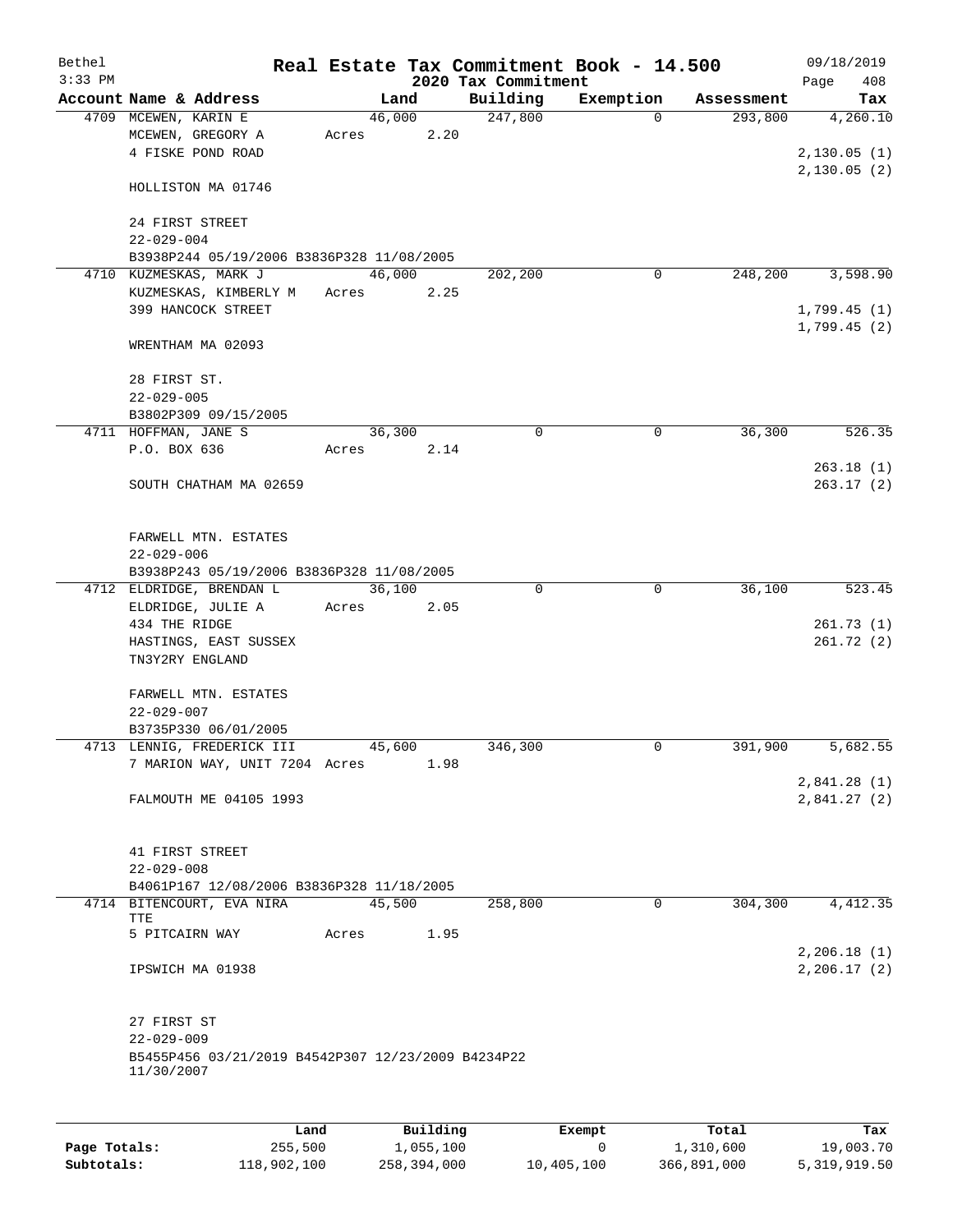Bethel
3:33 PM

# Real Estate Tax Commitment Book - 14.500

## 2020 Tax Commitment

09/18/2019
Page 408

| Account Name & Address | Land | Building | Exemption | Assessment | Tax |
|---|---|---|---|---|---|
| 4709 MCEWEN, KARIN E | 46,000 | 247,800 | 0 | 293,800 | 4,260.10 |
| MCEWEN, GREGORY A | Acres 2.20 | | | | |
| 4 FISKE POND ROAD | | | | | 2,130.05 (1) |
| | | | | | 2,130.05 (2) |
| HOLLISTON MA 01746 | | | | | |
| 24 FIRST STREET | | | | | |
| 22-029-004 | | | | | |
| B3938P244 05/19/2006 B3836P328 11/08/2005 | | | | | |
| 4710 KUZMESKAS, MARK J | 46,000 | 202,200 | 0 | 248,200 | 3,598.90 |
| KUZMESKAS, KIMBERLY M | Acres 2.25 | | | | |
| 399 HANCOCK STREET | | | | | 1,799.45 (1) |
| | | | | | 1,799.45 (2) |
| WRENTHAM MA 02093 | | | | | |
| 28 FIRST ST. | | | | | |
| 22-029-005 | | | | | |
| B3802P309 09/15/2005 | | | | | |
| 4711 HOFFMAN, JANE S | 36,300 | 0 | 0 | 36,300 | 526.35 |
| P.O. BOX 636 | Acres 2.14 | | | | |
| | | | | | 263.18 (1) |
| SOUTH CHATHAM MA 02659 | | | | | 263.17 (2) |
| FARWELL MTN. ESTATES | | | | | |
| 22-029-006 | | | | | |
| B3938P243 05/19/2006 B3836P328 11/08/2005 | | | | | |
| 4712 ELDRIDGE, BRENDAN L | 36,100 | 0 | 0 | 36,100 | 523.45 |
| ELDRIDGE, JULIE A | Acres 2.05 | | | | |
| 434 THE RIDGE | | | | | 261.73 (1) |
| HASTINGS, EAST SUSSEX | | | | | 261.72 (2) |
| TN3Y2RY ENGLAND | | | | | |
| FARWELL MTN. ESTATES | | | | | |
| 22-029-007 | | | | | |
| B3735P330 06/01/2005 | | | | | |
| 4713 LENNIG, FREDERICK III | 45,600 | 346,300 | 0 | 391,900 | 5,682.55 |
| 7 MARION WAY, UNIT 7204 | Acres 1.98 | | | | |
| | | | | | 2,841.28 (1) |
| FALMOUTH ME 04105 1993 | | | | | 2,841.27 (2) |
| 41 FIRST STREET | | | | | |
| 22-029-008 | | | | | |
| B4061P167 12/08/2006 B3836P328 11/18/2005 | | | | | |
| 4714 BITENCOURT, EVA NIRA TTE | 45,500 | 258,800 | 0 | 304,300 | 4,412.35 |
| 5 PITCAIRN WAY | Acres 1.95 | | | | |
| | | | | | 2,206.18 (1) |
| IPSWICH MA 01938 | | | | | 2,206.17 (2) |
| 27 FIRST ST | | | | | |
| 22-029-009 | | | | | |
| B5455P456 03/21/2019 B4542P307 12/23/2009 B4234P22 11/30/2007 | | | | | |

| | Land | Building | Exempt | Total | Tax |
|---|---|---|---|---|---|
| Page Totals: | 255,500 | 1,055,100 | 0 | 1,310,600 | 19,003.70 |
| Subtotals: | 118,902,100 | 258,394,000 | 10,405,100 | 366,891,000 | 5,319,919.50 |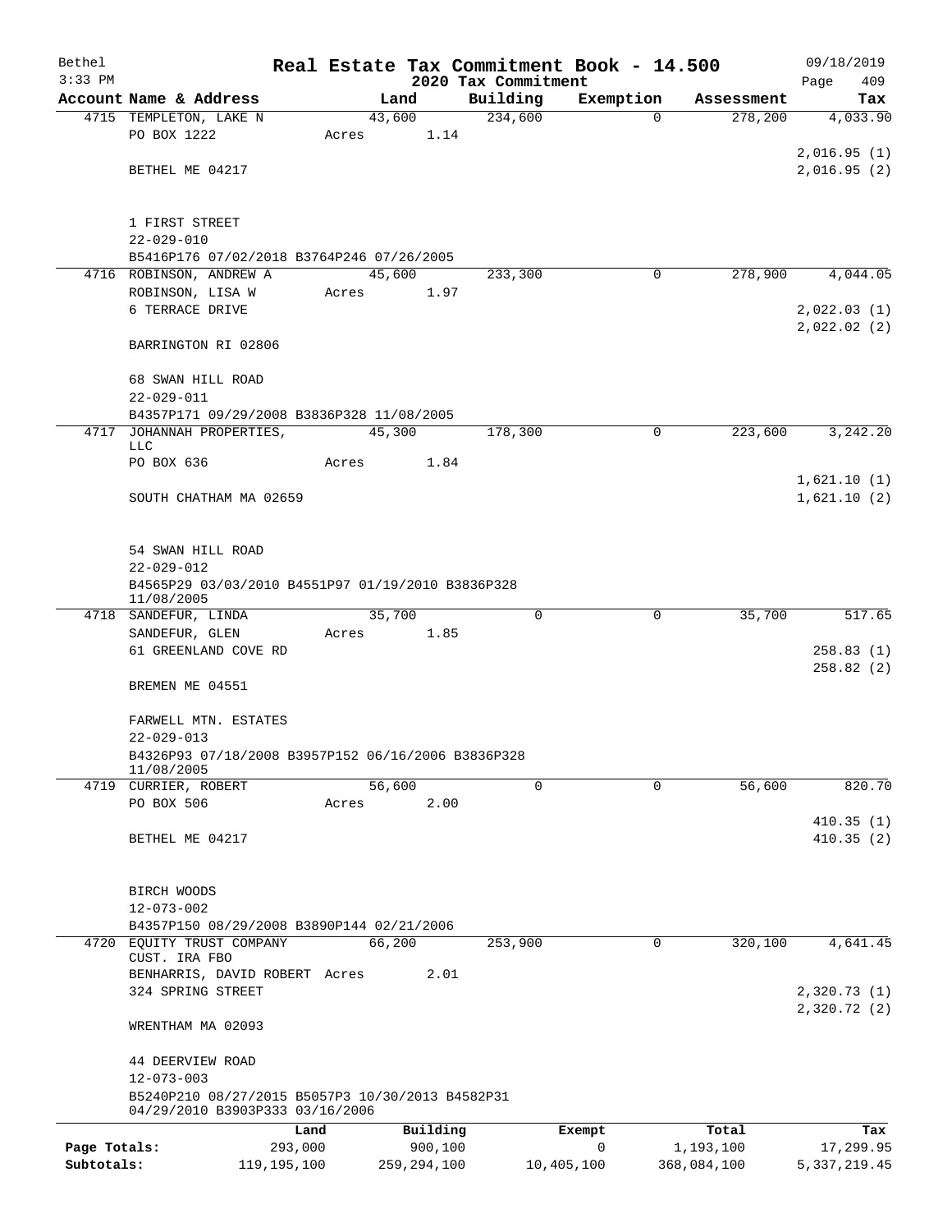Bethel 3:33 PM

# Real Estate Tax Commitment Book - 14.500

## 2020 Tax Commitment

09/18/2019

| Account Name & Address | Land | Building | Exemption | Assessment | Tax |
|---|---|---|---|---|---|
| 4715 TEMPLETON, LAKE N | 43,600 | 234,600 | 0 | 278,200 | 4,033.90 |
| PO BOX 1222 | Acres 1.14 | | | | |
| | | | | | 2,016.95 (1) |
| BETHEL ME 04217 | | | | | 2,016.95 (2) |
| 1 FIRST STREET | | | | | |
| 22-029-010 | | | | | |
| B5416P176 07/02/2018 B3764P246 07/26/2005 | | | | | |
| 4716 ROBINSON, ANDREW A | 45,600 | 233,300 | 0 | 278,900 | 4,044.05 |
| ROBINSON, LISA W | Acres 1.97 | | | | |
| 6 TERRACE DRIVE | | | | | 2,022.03 (1) |
| | | | | | 2,022.02 (2) |
| BARRINGTON RI 02806 | | | | | |
| 68 SWAN HILL ROAD | | | | | |
| 22-029-011 | | | | | |
| B4357P171 09/29/2008 B3836P328 11/08/2005 | | | | | |
| 4717 JOHANNAH PROPERTIES, LLC | 45,300 | 178,300 | 0 | 223,600 | 3,242.20 |
| PO BOX 636 | Acres 1.84 | | | | |
| | | | | | 1,621.10 (1) |
| SOUTH CHATHAM MA 02659 | | | | | 1,621.10 (2) |
| 54 SWAN HILL ROAD | | | | | |
| 22-029-012 | | | | | |
| B4565P29 03/03/2010 B4551P97 01/19/2010 B3836P328 11/08/2005 | | | | | |
| 4718 SANDEFUR, LINDA | 35,700 | 0 | 0 | 35,700 | 517.65 |
| SANDEFUR, GLEN | Acres 1.85 | | | | |
| 61 GREENLAND COVE RD | | | | | 258.83 (1) |
| | | | | | 258.82 (2) |
| BREMEN ME 04551 | | | | | |
| FARWELL MTN. ESTATES | | | | | |
| 22-029-013 | | | | | |
| B4326P93 07/18/2008 B3957P152 06/16/2006 B3836P328 11/08/2005 | | | | | |
| 4719 CURRIER, ROBERT | 56,600 | 0 | 0 | 56,600 | 820.70 |
| PO BOX 506 | Acres 2.00 | | | | |
| | | | | | 410.35 (1) |
| BETHEL ME 04217 | | | | | 410.35 (2) |
| BIRCH WOODS | | | | | |
| 12-073-002 | | | | | |
| B4357P150 08/29/2008 B3890P144 02/21/2006 | | | | | |
| 4720 EQUITY TRUST COMPANY CUST. IRA FBO | 66,200 | 253,900 | 0 | 320,100 | 4,641.45 |
| BENHARRIS, DAVID ROBERT | Acres 2.01 | | | | |
| 324 SPRING STREET | | | | | 2,320.73 (1) |
| | | | | | 2,320.72 (2) |
| WRENTHAM MA 02093 | | | | | |
| 44 DEERVIEW ROAD | | | | | |
| 12-073-003 | | | | | |
| B5240P210 08/27/2015 B5057P3 10/30/2013 B4582P31 04/29/2010 B3903P333 03/16/2006 | | | | | |

| | Land | Building | Exempt | Total | Tax |
|---|---|---|---|---|---|
| Page Totals: | 293,000 | 900,100 | 0 | 1,193,100 | 17,299.95 |
| Subtotals: | 119,195,100 | 259,294,100 | 10,405,100 | 368,084,100 | 5,337,219.45 |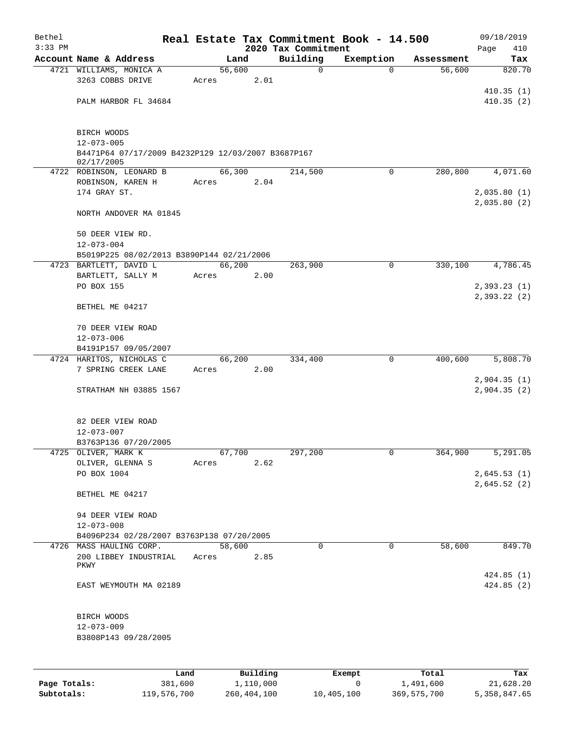# Real Estate Tax Commitment Book - 14.500

## 2020 Tax Commitment

| Account Name & Address | Land | Building | Exemption | Assessment | Tax |
|---|---|---|---|---|---|
| 4721 WILLIAMS, MONICA A<br>3263 COBBS DRIVE<br><br>PALM HARBOR FL 34684<br><br>BIRCH WOODS<br>12-073-005<br>B4471P64 07/17/2009 B4232P129 12/03/2007 B3687P167 02/17/2005 | 56,600<br>Acres 2.01 | 0 | 0 | 56,600 | 820.70<br><br>410.35 (1)<br>410.35 (2) |
| 4722 ROBINSON, LEONARD B<br>ROBINSON, KAREN H<br>174 GRAY ST.<br><br>NORTH ANDOVER MA 01845<br><br>50 DEER VIEW RD.<br>12-073-004<br>B5019P225 08/02/2013 B3890P144 02/21/2006 | 66,300<br>Acres 2.04 | 214,500 | 0 | 280,800 | 4,071.60<br><br>2,035.80 (1)<br>2,035.80 (2) |
| 4723 BARTLETT, DAVID L<br>BARTLETT, SALLY M<br>PO BOX 155<br><br>BETHEL ME 04217<br><br>70 DEER VIEW ROAD<br>12-073-006<br>B4191P157 09/05/2007 | 66,200<br>Acres 2.00 | 263,900 | 0 | 330,100 | 4,786.45<br><br>2,393.23 (1)<br>2,393.22 (2) |
| 4724 HARITOS, NICHOLAS C<br>7 SPRING CREEK LANE<br><br>STRATHAM NH 03885 1567<br><br>82 DEER VIEW ROAD<br>12-073-007<br>B3763P136 07/20/2005 | 66,200<br>Acres 2.00 | 334,400 | 0 | 400,600 | 5,808.70<br><br>2,904.35 (1)<br>2,904.35 (2) |
| 4725 OLIVER, MARK K<br>OLIVER, GLENNA S<br>PO BOX 1004<br><br>BETHEL ME 04217<br><br>94 DEER VIEW ROAD<br>12-073-008<br>B4096P234 02/28/2007 B3763P138 07/20/2005 | 67,700<br>Acres 2.62 | 297,200 | 0 | 364,900 | 5,291.05<br><br>2,645.53 (1)<br>2,645.52 (2) |
| 4726 MASS HAULING CORP.<br>200 LIBBEY INDUSTRIAL PKWY<br><br>EAST WEYMOUTH MA 02189<br><br>BIRCH WOODS<br>12-073-009<br>B3808P143 09/28/2005 | 58,600<br>Acres 2.85 | 0 | 0 | 58,600 | 849.70<br><br>424.85 (1)<br>424.85 (2) |

| | Land | Building | Exempt | Total | Tax |
|---|---|---|---|---|---|
| **Page Totals:** | 381,600 | 1,110,000 | 0 | 1,491,600 | 21,628.20 |
| **Subtotals:** | 119,576,700 | 260,404,100 | 10,405,100 | 369,575,700 | 5,358,847.65 |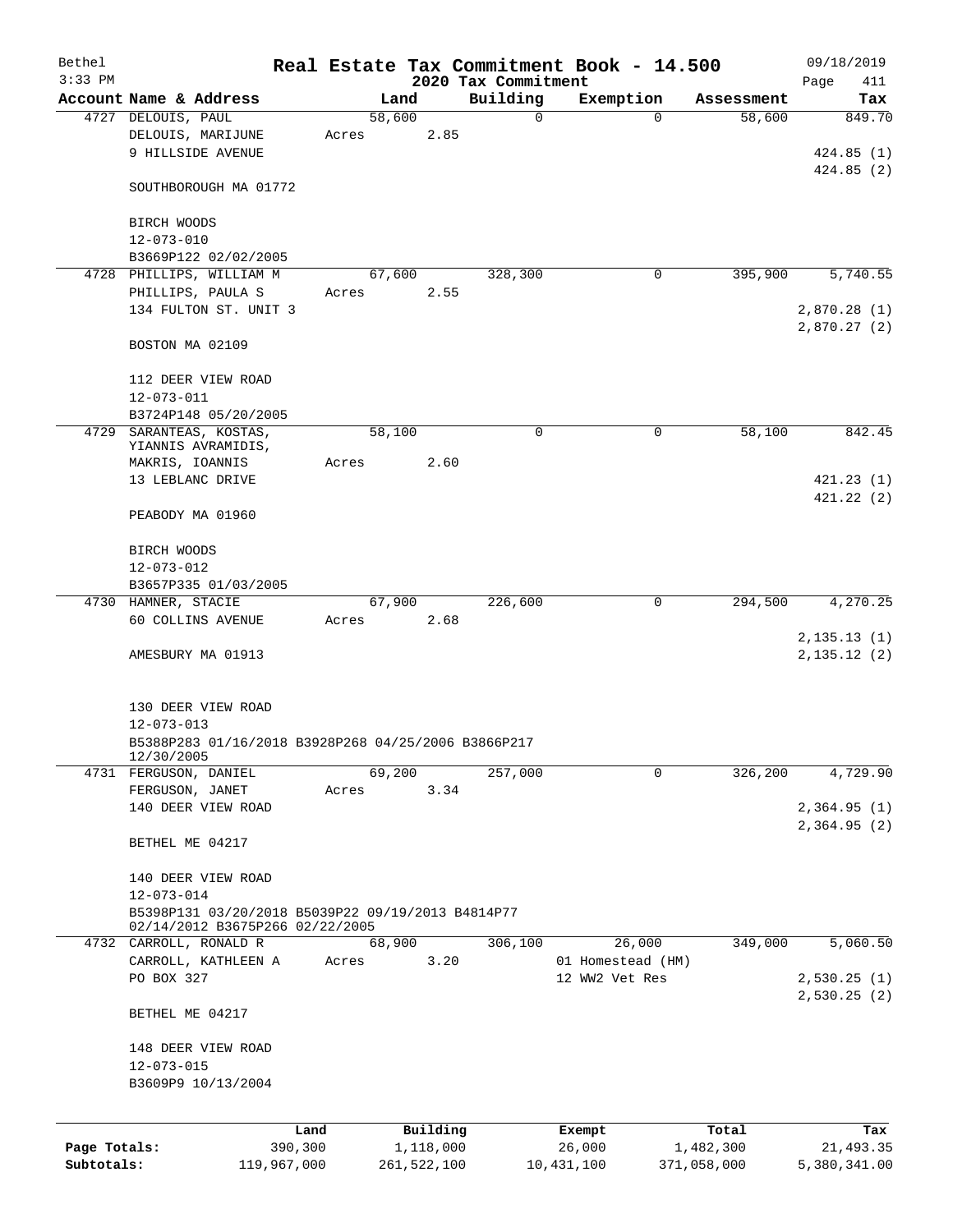Bethel — Real Estate Tax Commitment Book - 14.500 — 09/18/2019
3:33 PM — 2020 Tax Commitment

| Account Name & Address | Land | Building | Exemption | Assessment | Tax |
|---|---|---|---|---|---|
| 4727 DELOUIS, PAUL<br>DELOUIS, MARIJUNE<br>9 HILLSIDE AVENUE<br><br>SOUTHBOROUGH MA 01772<br><br>BIRCH WOODS<br>12-073-010<br>B3669P122 02/02/2005 | 58,600<br>Acres 2.85 | 0 | 0 | 58,600 | 849.70<br><br>424.85 (1)<br>424.85 (2) |
| 4728 PHILLIPS, WILLIAM M<br>PHILLIPS, PAULA S<br>134 FULTON ST. UNIT 3<br><br>BOSTON MA 02109<br><br>112 DEER VIEW ROAD<br>12-073-011<br>B3724P148 05/20/2005 | 67,600<br>Acres 2.55 | 328,300 | 0 | 395,900 | 5,740.55<br><br>2,870.28 (1)<br>2,870.27 (2) |
| 4729 SARANTEAS, KOSTAS,<br>YIANNIS AVRAMIDIS,<br>MAKRIS, IOANNIS<br>13 LEBLANC DRIVE<br><br>PEABODY MA 01960<br><br>BIRCH WOODS<br>12-073-012<br>B3657P335 01/03/2005 | 58,100<br>Acres 2.60 | 0 | 0 | 58,100 | 842.45<br><br>421.23 (1)<br>421.22 (2) |
| 4730 HAMNER, STACIE<br>60 COLLINS AVENUE<br><br>AMESBURY MA 01913<br><br>130 DEER VIEW ROAD<br>12-073-013<br>B5388P283 01/16/2018 B3928P268 04/25/2006 B3866P217 12/30/2005 | 67,900<br>Acres 2.68 | 226,600 | 0 | 294,500 | 4,270.25<br><br>2,135.13 (1)<br>2,135.12 (2) |
| 4731 FERGUSON, DANIEL<br>FERGUSON, JANET<br>140 DEER VIEW ROAD<br><br>BETHEL ME 04217<br><br>140 DEER VIEW ROAD<br>12-073-014<br>B5398P131 03/20/2018 B5039P22 09/19/2013 B4814P77 02/14/2012 B3675P266 02/22/2005 | 69,200<br>Acres 3.34 | 257,000 | 0 | 326,200 | 4,729.90<br><br>2,364.95 (1)<br>2,364.95 (2) |
| 4732 CARROLL, RONALD R<br>CARROLL, KATHLEEN A<br>PO BOX 327<br><br>BETHEL ME 04217<br><br>148 DEER VIEW ROAD<br>12-073-015<br>B3609P9 10/13/2004 | 68,900<br>Acres 3.20 | 306,100 | 26,000<br>01 Homestead (HM)<br>12 WW2 Vet Res | 349,000 | 5,060.50<br><br>2,530.25 (1)<br>2,530.25 (2) |

| | Land | Building | Exempt | Total | Tax |
|---|---|---|---|---|---|
| Page Totals: | 390,300 | 1,118,000 | 26,000 | 1,482,300 | 21,493.35 |
| Subtotals: | 119,967,000 | 261,522,100 | 10,431,100 | 371,058,000 | 5,380,341.00 |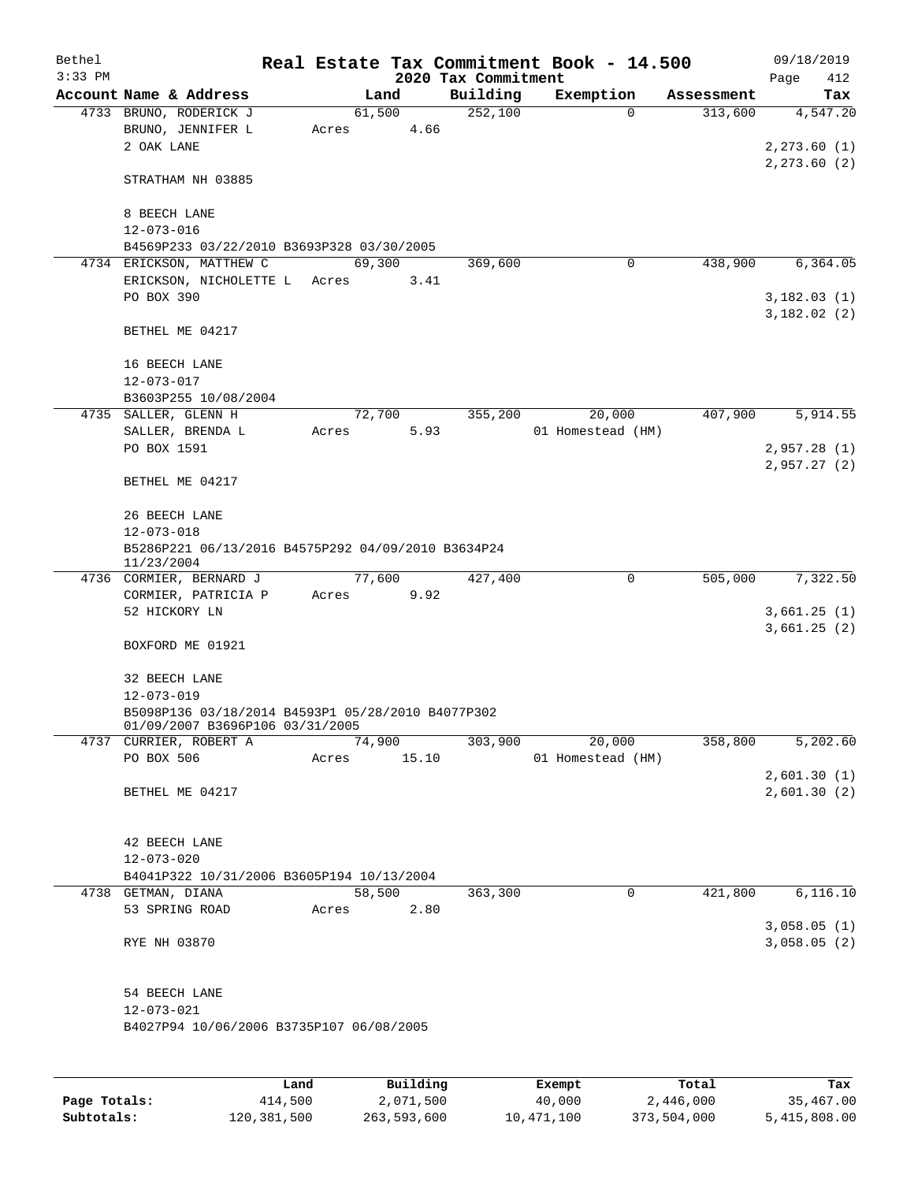# Real Estate Tax Commitment Book - 14.500

Bethel 09/18/2019
3:33 PM 2020 Tax Commitment

| Account Name & Address | Land | Building | Exemption | Assessment | Tax |
|---|---|---|---|---|---|
| 4733 BRUNO, RODERICK J | 61,500 | 252,100 | 0 | 313,600 | 4,547.20 |
| BRUNO, JENNIFER L | Acres 4.66 | | | | |
| 2 OAK LANE | | | | | 2,273.60 (1) |
| | | | | | 2,273.60 (2) |
| STRATHAM NH 03885 | | | | | |
| 8 BEECH LANE | | | | | |
| 12-073-016 | | | | | |
| B4569P233 03/22/2010 B3693P328 03/30/2005 | | | | | |
| 4734 ERICKSON, MATTHEW C | 69,300 | 369,600 | 0 | 438,900 | 6,364.05 |
| ERICKSON, NICHOLETTE L | Acres 3.41 | | | | |
| PO BOX 390 | | | | | 3,182.03 (1) |
| | | | | | 3,182.02 (2) |
| BETHEL ME 04217 | | | | | |
| 16 BEECH LANE | | | | | |
| 12-073-017 | | | | | |
| B3603P255 10/08/2004 | | | | | |
| 4735 SALLER, GLENN H | 72,700 | 355,200 | 20,000 | 407,900 | 5,914.55 |
| SALLER, BRENDA L | Acres 5.93 | | 01 Homestead (HM) | | |
| PO BOX 1591 | | | | | 2,957.28 (1) |
| | | | | | 2,957.27 (2) |
| BETHEL ME 04217 | | | | | |
| 26 BEECH LANE | | | | | |
| 12-073-018 | | | | | |
| B5286P221 06/13/2016 B4575P292 04/09/2010 B3634P24 11/23/2004 | | | | | |
| 4736 CORMIER, BERNARD J | 77,600 | 427,400 | 0 | 505,000 | 7,322.50 |
| CORMIER, PATRICIA P | Acres 9.92 | | | | |
| 52 HICKORY LN | | | | | 3,661.25 (1) |
| | | | | | 3,661.25 (2) |
| BOXFORD ME 01921 | | | | | |
| 32 BEECH LANE | | | | | |
| 12-073-019 | | | | | |
| B5098P136 03/18/2014 B4593P1 05/28/2010 B4077P302 01/09/2007 B3696P106 03/31/2005 | | | | | |
| 4737 CURRIER, ROBERT A | 74,900 | 303,900 | 20,000 | 358,800 | 5,202.60 |
| PO BOX 506 | Acres 15.10 | | 01 Homestead (HM) | | |
| | | | | | 2,601.30 (1) |
| BETHEL ME 04217 | | | | | 2,601.30 (2) |
| 42 BEECH LANE | | | | | |
| 12-073-020 | | | | | |
| B4041P322 10/31/2006 B3605P194 10/13/2004 | | | | | |
| 4738 GETMAN, DIANA | 58,500 | 363,300 | 0 | 421,800 | 6,116.10 |
| 53 SPRING ROAD | Acres 2.80 | | | | |
| | | | | | 3,058.05 (1) |
| RYE NH 03870 | | | | | 3,058.05 (2) |
| 54 BEECH LANE | | | | | |
| 12-073-021 | | | | | |
| B4027P94 10/06/2006 B3735P107 06/08/2005 | | | | | |

| | Land | Building | Exempt | Total | Tax |
|---|---|---|---|---|---|
| Page Totals: | 414,500 | 2,071,500 | 40,000 | 2,446,000 | 35,467.00 |
| Subtotals: | 120,381,500 | 263,593,600 | 10,471,100 | 373,504,000 | 5,415,808.00 |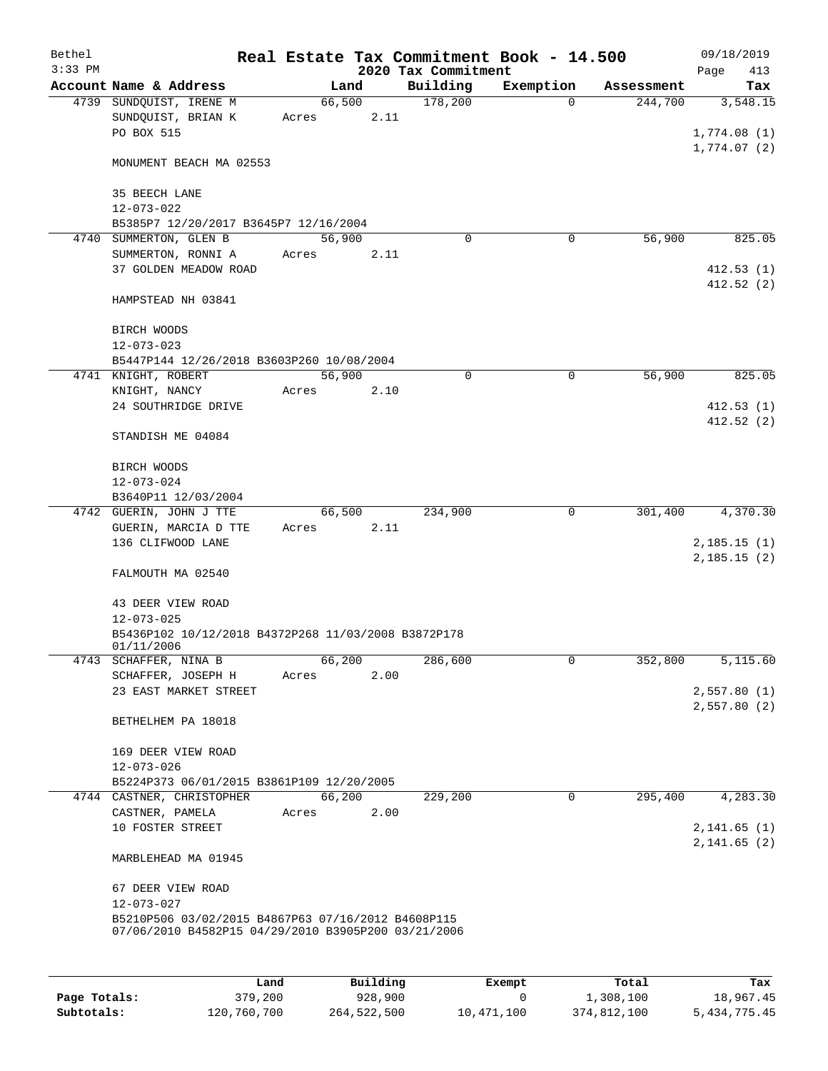# Real Estate Tax Commitment Book - 14.500

Bethel 3:33 PM — 2020 Tax Commitment — 09/18/2019

| Account Name & Address | Land | Building | Exemption | Assessment | Tax |
|---|---|---|---|---|---|
| 4739 SUNDQUIST, IRENE M | 66,500 | 178,200 | 0 | 244,700 | 3,548.15 |
| SUNDQUIST, BRIAN K | Acres 2.11 | | | | |
| PO BOX 515 | | | | | 1,774.08 (1) |
| | | | | | 1,774.07 (2) |
| MONUMENT BEACH MA 02553 | | | | | |
| 35 BEECH LANE | | | | | |
| 12-073-022 | | | | | |
| B5385P7 12/20/2017 B3645P7 12/16/2004 | | | | | |
| 4740 SUMMERTON, GLEN B | 56,900 | 0 | 0 | 56,900 | 825.05 |
| SUMMERTON, RONNI A | Acres 2.11 | | | | |
| 37 GOLDEN MEADOW ROAD | | | | | 412.53 (1) |
| | | | | | 412.52 (2) |
| HAMPSTEAD NH 03841 | | | | | |
| BIRCH WOODS | | | | | |
| 12-073-023 | | | | | |
| B5447P144 12/26/2018 B3603P260 10/08/2004 | | | | | |
| 4741 KNIGHT, ROBERT | 56,900 | 0 | 0 | 56,900 | 825.05 |
| KNIGHT, NANCY | Acres 2.10 | | | | |
| 24 SOUTHRIDGE DRIVE | | | | | 412.53 (1) |
| | | | | | 412.52 (2) |
| STANDISH ME 04084 | | | | | |
| BIRCH WOODS | | | | | |
| 12-073-024 | | | | | |
| B3640P11 12/03/2004 | | | | | |
| 4742 GUERIN, JOHN J TTE | 66,500 | 234,900 | 0 | 301,400 | 4,370.30 |
| GUERIN, MARCIA D TTE | Acres 2.11 | | | | |
| 136 CLIFWOOD LANE | | | | | 2,185.15 (1) |
| | | | | | 2,185.15 (2) |
| FALMOUTH MA 02540 | | | | | |
| 43 DEER VIEW ROAD | | | | | |
| 12-073-025 | | | | | |
| B5436P102 10/12/2018 B4372P268 11/03/2008 B3872P178 01/11/2006 | | | | | |
| 4743 SCHAFFER, NINA B | 66,200 | 286,600 | 0 | 352,800 | 5,115.60 |
| SCHAFFER, JOSEPH H | Acres 2.00 | | | | |
| 23 EAST MARKET STREET | | | | | 2,557.80 (1) |
| | | | | | 2,557.80 (2) |
| BETHELHEM PA 18018 | | | | | |
| 169 DEER VIEW ROAD | | | | | |
| 12-073-026 | | | | | |
| B5224P373 06/01/2015 B3861P109 12/20/2005 | | | | | |
| 4744 CASTNER, CHRISTOPHER | 66,200 | 229,200 | 0 | 295,400 | 4,283.30 |
| CASTNER, PAMELA | Acres 2.00 | | | | |
| 10 FOSTER STREET | | | | | 2,141.65 (1) |
| | | | | | 2,141.65 (2) |
| MARBLEHEAD MA 01945 | | | | | |
| 67 DEER VIEW ROAD | | | | | |
| 12-073-027 | | | | | |
| B5210P506 03/02/2015 B4867P63 07/16/2012 B4608P115 07/06/2010 B4582P15 04/29/2010 B3905P200 03/21/2006 | | | | | |

| | Land | Building | Exempt | Total | Tax |
|---|---|---|---|---|---|
| Page Totals: | 379,200 | 928,900 | 0 | 1,308,100 | 18,967.45 |
| Subtotals: | 120,760,700 | 264,522,500 | 10,471,100 | 374,812,100 | 5,434,775.45 |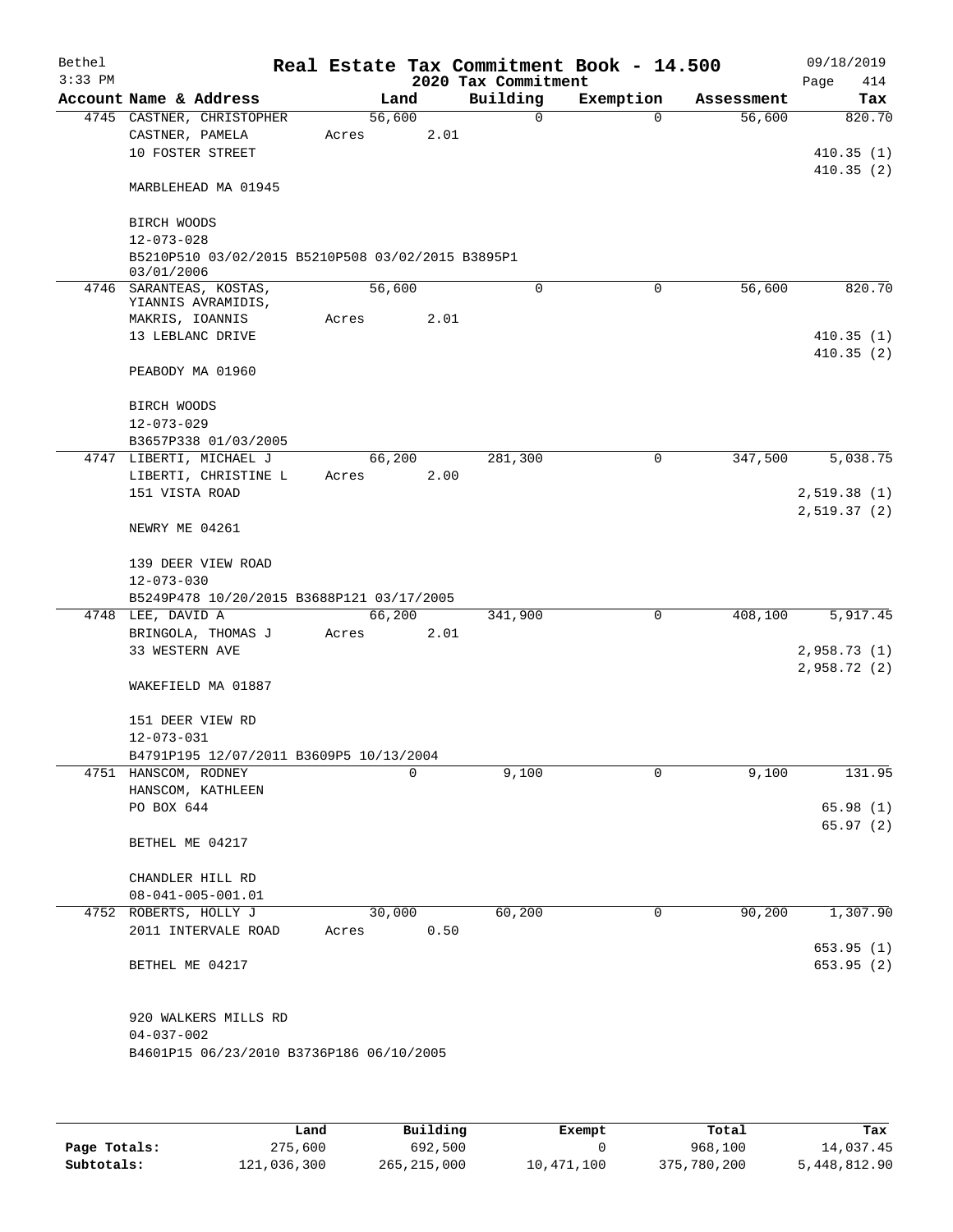Bethel 3:33 PM

# Real Estate Tax Commitment Book - 14.500

## 2020 Tax Commitment

09/18/2019 Page 414

| Account Name & Address | Land | Building | Exemption | Assessment | Tax |
|---|---|---|---|---|---|
| 4745 CASTNER, CHRISTOPHER | 56,600 | 0 | 0 | 56,600 | 820.70 |
| CASTNER, PAMELA | Acres 2.01 | | | | |
| 10 FOSTER STREET | | | | | 410.35 (1) |
| | | | | | 410.35 (2) |
| MARBLEHEAD MA 01945 | | | | | |
| BIRCH WOODS | | | | | |
| 12-073-028 | | | | | |
| B5210P510 03/02/2015 B5210P508 03/02/2015 B3895P1 03/01/2006 | | | | | |
| 4746 SARANTEAS, KOSTAS, YIANNIS AVRAMIDIS, | 56,600 | 0 | 0 | 56,600 | 820.70 |
| MAKRIS, IOANNIS | Acres 2.01 | | | | |
| 13 LEBLANC DRIVE | | | | | 410.35 (1) |
| | | | | | 410.35 (2) |
| PEABODY MA 01960 | | | | | |
| BIRCH WOODS | | | | | |
| 12-073-029 | | | | | |
| B3657P338 01/03/2005 | | | | | |
| 4747 LIBERTI, MICHAEL J | 66,200 | 281,300 | 0 | 347,500 | 5,038.75 |
| LIBERTI, CHRISTINE L | Acres 2.00 | | | | |
| 151 VISTA ROAD | | | | | 2,519.38 (1) |
| | | | | | 2,519.37 (2) |
| NEWRY ME 04261 | | | | | |
| 139 DEER VIEW ROAD | | | | | |
| 12-073-030 | | | | | |
| B5249P478 10/20/2015 B3688P121 03/17/2005 | | | | | |
| 4748 LEE, DAVID A | 66,200 | 341,900 | 0 | 408,100 | 5,917.45 |
| BRINGOLA, THOMAS J | Acres 2.01 | | | | |
| 33 WESTERN AVE | | | | | 2,958.73 (1) |
| | | | | | 2,958.72 (2) |
| WAKEFIELD MA 01887 | | | | | |
| 151 DEER VIEW RD | | | | | |
| 12-073-031 | | | | | |
| B4791P195 12/07/2011 B3609P5 10/13/2004 | | | | | |
| 4751 HANSCOM, RODNEY | 0 | 9,100 | 0 | 9,100 | 131.95 |
| HANSCOM, KATHLEEN | | | | | |
| PO BOX 644 | | | | | 65.98 (1) |
| | | | | | 65.97 (2) |
| BETHEL ME 04217 | | | | | |
| CHANDLER HILL RD | | | | | |
| 08-041-005-001.01 | | | | | |
| 4752 ROBERTS, HOLLY J | 30,000 | 60,200 | 0 | 90,200 | 1,307.90 |
| 2011 INTERVALE ROAD | Acres 0.50 | | | | |
| | | | | | 653.95 (1) |
| BETHEL ME 04217 | | | | | 653.95 (2) |
| 920 WALKERS MILLS RD | | | | | |
| 04-037-002 | | | | | |
| B4601P15 06/23/2010 B3736P186 06/10/2005 | | | | | |

| | Land | Building | Exempt | Total | Tax |
|---|---|---|---|---|---|
| Page Totals: | 275,600 | 692,500 | 0 | 968,100 | 14,037.45 |
| Subtotals: | 121,036,300 | 265,215,000 | 10,471,100 | 375,780,200 | 5,448,812.90 |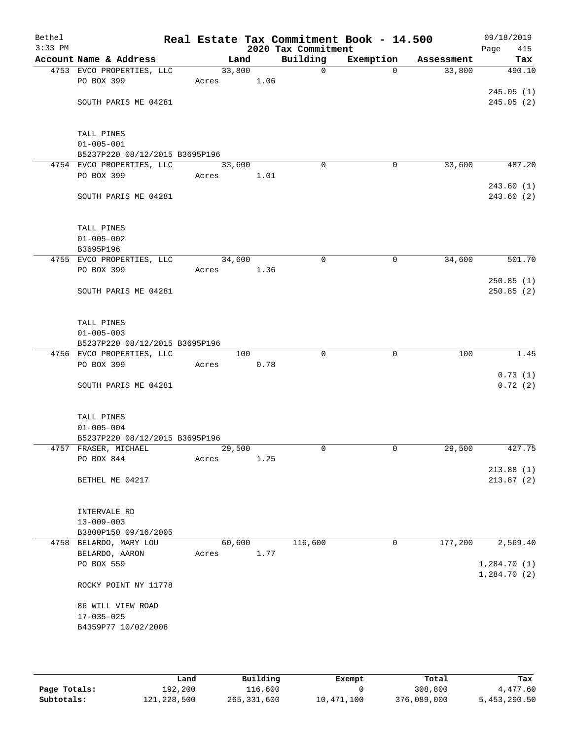Bethel 3:33 PM

# Real Estate Tax Commitment Book - 14.500

## 2020 Tax Commitment

09/18/2019

| Account | Name & Address | Land | Building | Exemption | Assessment | Tax |
|---|---|---|---|---|---|---|
| 4753 | EVCO PROPERTIES, LLC<br>PO BOX 399<br><br>SOUTH PARIS ME 04281<br><br>TALL PINES<br>01-005-001<br>B5237P220 08/12/2015 B3695P196 | 33,800<br>Acres 1.06 | 0 | 0 | 33,800 | 490.10<br>245.05 (1)<br>245.05 (2) |
| 4754 | EVCO PROPERTIES, LLC<br>PO BOX 399<br><br>SOUTH PARIS ME 04281<br><br>TALL PINES<br>01-005-002<br>B3695P196 | 33,600<br>Acres 1.01 | 0 | 0 | 33,600 | 487.20<br>243.60 (1)<br>243.60 (2) |
| 4755 | EVCO PROPERTIES, LLC<br>PO BOX 399<br><br>SOUTH PARIS ME 04281<br><br>TALL PINES<br>01-005-003<br>B5237P220 08/12/2015 B3695P196 | 34,600<br>Acres 1.36 | 0 | 0 | 34,600 | 501.70<br>250.85 (1)<br>250.85 (2) |
| 4756 | EVCO PROPERTIES, LLC<br>PO BOX 399<br><br>SOUTH PARIS ME 04281<br><br>TALL PINES<br>01-005-004<br>B5237P220 08/12/2015 B3695P196 | 100<br>Acres 0.78 | 0 | 0 | 100 | 1.45<br>0.73 (1)<br>0.72 (2) |
| 4757 | FRASER, MICHAEL<br>PO BOX 844<br><br>BETHEL ME 04217<br><br>INTERVALE RD<br>13-009-003<br>B3800P150 09/16/2005 | 29,500<br>Acres 1.25 | 0 | 0 | 29,500 | 427.75<br>213.88 (1)<br>213.87 (2) |
| 4758 | BELARDO, MARY LOU<br>BELARDO, AARON<br>PO BOX 559<br><br>ROCKY POINT NY 11778<br><br>86 WILL VIEW ROAD<br>17-035-025<br>B4359P77 10/02/2008 | 60,600<br>Acres 1.77 | 116,600 | 0 | 177,200 | 2,569.40<br>1,284.70 (1)<br>1,284.70 (2) |

| | Land | Building | Exempt | Total | Tax |
|---|---|---|---|---|---|
| Page Totals: | 192,200 | 116,600 | 0 | 308,800 | 4,477.60 |
| Subtotals: | 121,228,500 | 265,331,600 | 10,471,100 | 376,089,000 | 5,453,290.50 |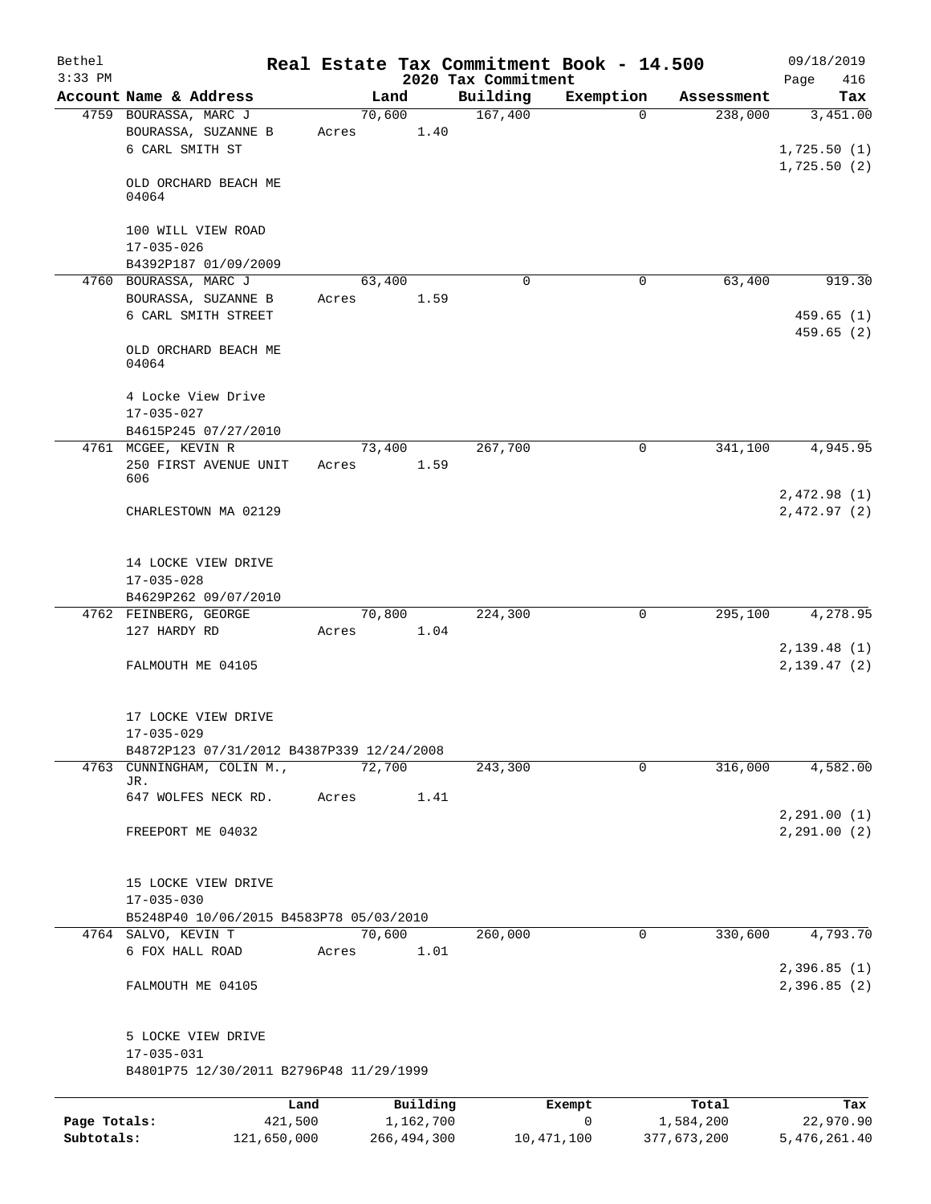Bethel 3:33 PM

# Real Estate Tax Commitment Book - 14.500

## 2020 Tax Commitment

09/18/2019

| Account Name & Address | Land | Building | Exemption | Assessment | Tax |
|---|---|---|---|---|---|
| 4759 BOURASSA, MARC J<br>BOURASSA, SUZANNE B<br>6 CARL SMITH ST<br><br>OLD ORCHARD BEACH ME 04064<br><br>100 WILL VIEW ROAD<br>17-035-026<br>B4392P187 01/09/2009 | 70,600<br>Acres 1.40 | 167,400 | 0 | 238,000 | 3,451.00<br><br>1,725.50 (1)<br>1,725.50 (2) |
| 4760 BOURASSA, MARC J<br>BOURASSA, SUZANNE B<br>6 CARL SMITH STREET<br><br>OLD ORCHARD BEACH ME 04064<br><br>4 Locke View Drive<br>17-035-027<br>B4615P245 07/27/2010 | 63,400<br>Acres 1.59 | 0 | 0 | 63,400 | 919.30<br><br>459.65 (1)<br>459.65 (2) |
| 4761 MCGEE, KEVIN R<br>250 FIRST AVENUE UNIT 606<br><br>CHARLESTOWN MA 02129<br><br>14 LOCKE VIEW DRIVE<br>17-035-028<br>B4629P262 09/07/2010 | 73,400<br>Acres 1.59 | 267,700 | 0 | 341,100 | 4,945.95<br><br>2,472.98 (1)<br>2,472.97 (2) |
| 4762 FEINBERG, GEORGE<br>127 HARDY RD<br><br>FALMOUTH ME 04105<br><br>17 LOCKE VIEW DRIVE<br>17-035-029<br>B4872P123 07/31/2012 B4387P339 12/24/2008 | 70,800<br>Acres 1.04 | 224,300 | 0 | 295,100 | 4,278.95<br><br>2,139.48 (1)<br>2,139.47 (2) |
| 4763 CUNNINGHAM, COLIN M., JR.<br>647 WOLFES NECK RD.<br><br>FREEPORT ME 04032<br><br>15 LOCKE VIEW DRIVE<br>17-035-030<br>B5248P40 10/06/2015 B4583P78 05/03/2010 | 72,700<br>Acres 1.41 | 243,300 | 0 | 316,000 | 4,582.00<br><br>2,291.00 (1)<br>2,291.00 (2) |
| 4764 SALVO, KEVIN T<br>6 FOX HALL ROAD<br><br>FALMOUTH ME 04105<br><br>5 LOCKE VIEW DRIVE<br>17-035-031<br>B4801P75 12/30/2011 B2796P48 11/29/1999 | 70,600<br>Acres 1.01 | 260,000 | 0 | 330,600 | 4,793.70<br><br>2,396.85 (1)<br>2,396.85 (2) |

| | Land | Building | Exempt | Total | Tax |
|---|---|---|---|---|---|
| Page Totals: | 421,500 | 1,162,700 | 0 | 1,584,200 | 22,970.90 |
| Subtotals: | 121,650,000 | 266,494,300 | 10,471,100 | 377,673,200 | 5,476,261.40 |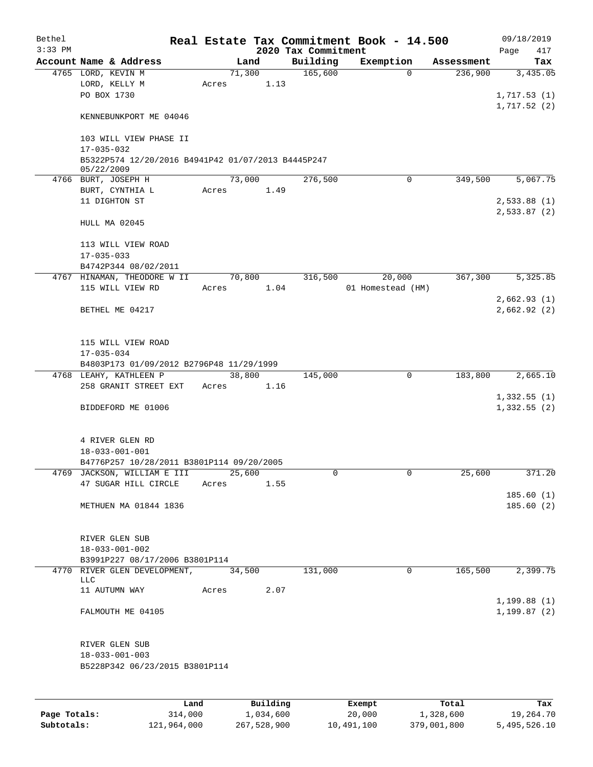# Real Estate Tax Commitment Book - 14.500

## 2020 Tax Commitment

Bethel
3:33 PM
09/18/2019

| Account Name & Address | Land | Building | Exemption | Assessment | Tax |
|---|---|---|---|---|---|
| 4765 LORD, KEVIN M | 71,300 | 165,600 | 0 | 236,900 | 3,435.05 |
| LORD, KELLY M | Acres 1.13 | | | | |
| PO BOX 1730 | | | | | 1,717.53 (1) |
| | | | | | 1,717.52 (2) |
| KENNEBUNKPORT ME 04046 | | | | | |
| 103 WILL VIEW PHASE II | | | | | |
| 17-035-032 | | | | | |
| B5322P574 12/20/2016 B4941P42 01/07/2013 B4445P247 05/22/2009 | | | | | |
| 4766 BURT, JOSEPH H | 73,000 | 276,500 | 0 | 349,500 | 5,067.75 |
| BURT, CYNTHIA L | Acres 1.49 | | | | |
| 11 DIGHTON ST | | | | | 2,533.88 (1) |
| | | | | | 2,533.87 (2) |
| HULL MA 02045 | | | | | |
| 113 WILL VIEW ROAD | | | | | |
| 17-035-033 | | | | | |
| B4742P344 08/02/2011 | | | | | |
| 4767 HINAMAN, THEODORE W II | 70,800 | 316,500 | 20,000 | 367,300 | 5,325.85 |
| 115 WILL VIEW RD | Acres 1.04 | | 01 Homestead (HM) | | |
| | | | | | 2,662.93 (1) |
| BETHEL ME 04217 | | | | | 2,662.92 (2) |
| 115 WILL VIEW ROAD | | | | | |
| 17-035-034 | | | | | |
| B4803P173 01/09/2012 B2796P48 11/29/1999 | | | | | |
| 4768 LEAHY, KATHLEEN P | 38,800 | 145,000 | 0 | 183,800 | 2,665.10 |
| 258 GRANIT STREET EXT | Acres 1.16 | | | | |
| | | | | | 1,332.55 (1) |
| BIDDEFORD ME 01006 | | | | | 1,332.55 (2) |
| 4 RIVER GLEN RD | | | | | |
| 18-033-001-001 | | | | | |
| B4776P257 10/28/2011 B3801P114 09/20/2005 | | | | | |
| 4769 JACKSON, WILLIAM E III | 25,600 | 0 | 0 | 25,600 | 371.20 |
| 47 SUGAR HILL CIRCLE | Acres 1.55 | | | | |
| | | | | | 185.60 (1) |
| METHUEN MA 01844 1836 | | | | | 185.60 (2) |
| RIVER GLEN SUB | | | | | |
| 18-033-001-002 | | | | | |
| B3991P227 08/17/2006 B3801P114 | | | | | |
| 4770 RIVER GLEN DEVELOPMENT, LLC | 34,500 | 131,000 | 0 | 165,500 | 2,399.75 |
| 11 AUTUMN WAY | Acres 2.07 | | | | |
| | | | | | 1,199.88 (1) |
| FALMOUTH ME 04105 | | | | | 1,199.87 (2) |
| RIVER GLEN SUB | | | | | |
| 18-033-001-003 | | | | | |
| B5228P342 06/23/2015 B3801P114 | | | | | |

| | Land | Building | Exempt | Total | Tax |
|---|---|---|---|---|---|
| Page Totals: | 314,000 | 1,034,600 | 20,000 | 1,328,600 | 19,264.70 |
| Subtotals: | 121,964,000 | 267,528,900 | 10,491,100 | 379,001,800 | 5,495,526.10 |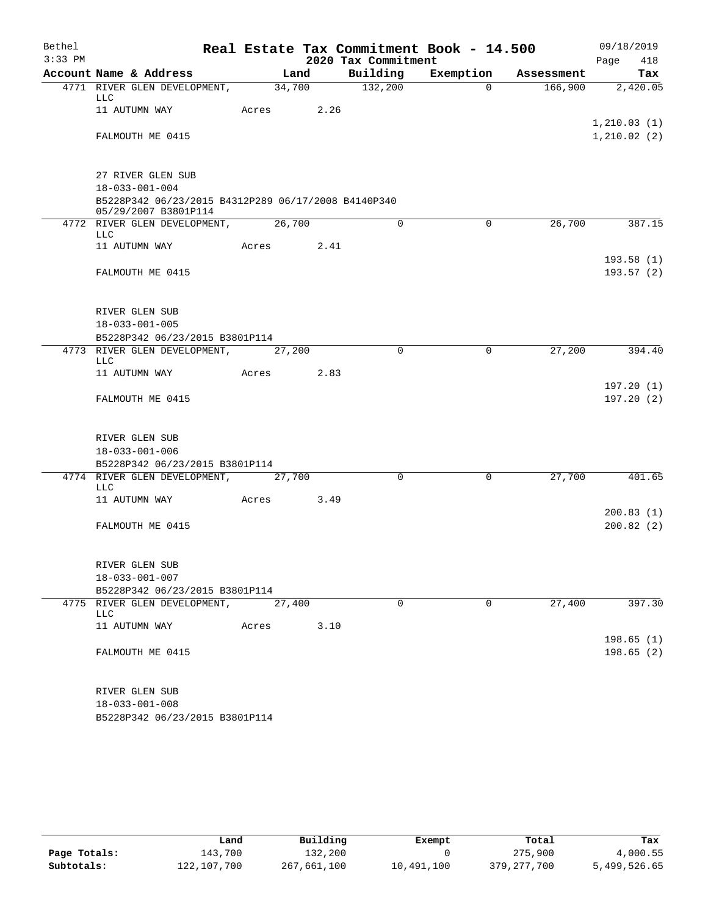Bethel 3:33 PM

# Real Estate Tax Commitment Book - 14.500

## 2020 Tax Commitment

09/18/2019

| Account Name & Address | Land | Building | Exemption | Assessment | Tax |
|---|---|---|---|---|---|
| 4771 RIVER GLEN DEVELOPMENT, LLC | 34,700 | 132,200 | 0 | 166,900 | 2,420.05 |
| 11 AUTUMN WAY | Acres 2.26 | | | | |
| | | | | | 1,210.03 (1) |
| FALMOUTH ME 0415 | | | | | 1,210.02 (2) |
| 27 RIVER GLEN SUB | | | | | |
| 18-033-001-004 | | | | | |
| B5228P342 06/23/2015 B4312P289 06/17/2008 B4140P340 05/29/2007 B3801P114 | | | | | |
| 4772 RIVER GLEN DEVELOPMENT, LLC | 26,700 | 0 | 0 | 26,700 | 387.15 |
| 11 AUTUMN WAY | Acres 2.41 | | | | |
| | | | | | 193.58 (1) |
| FALMOUTH ME 0415 | | | | | 193.57 (2) |
| RIVER GLEN SUB | | | | | |
| 18-033-001-005 | | | | | |
| B5228P342 06/23/2015 B3801P114 | | | | | |
| 4773 RIVER GLEN DEVELOPMENT, LLC | 27,200 | 0 | 0 | 27,200 | 394.40 |
| 11 AUTUMN WAY | Acres 2.83 | | | | |
| | | | | | 197.20 (1) |
| FALMOUTH ME 0415 | | | | | 197.20 (2) |
| RIVER GLEN SUB | | | | | |
| 18-033-001-006 | | | | | |
| B5228P342 06/23/2015 B3801P114 | | | | | |
| 4774 RIVER GLEN DEVELOPMENT, LLC | 27,700 | 0 | 0 | 27,700 | 401.65 |
| 11 AUTUMN WAY | Acres 3.49 | | | | |
| | | | | | 200.83 (1) |
| FALMOUTH ME 0415 | | | | | 200.82 (2) |
| RIVER GLEN SUB | | | | | |
| 18-033-001-007 | | | | | |
| B5228P342 06/23/2015 B3801P114 | | | | | |
| 4775 RIVER GLEN DEVELOPMENT, LLC | 27,400 | 0 | 0 | 27,400 | 397.30 |
| 11 AUTUMN WAY | Acres 3.10 | | | | |
| | | | | | 198.65 (1) |
| FALMOUTH ME 0415 | | | | | 198.65 (2) |
| RIVER GLEN SUB | | | | | |
| 18-033-001-008 | | | | | |
| B5228P342 06/23/2015 B3801P114 | | | | | |

| | Land | Building | Exempt | Total | Tax |
|---|---|---|---|---|---|
| Page Totals: | 143,700 | 132,200 | 0 | 275,900 | 4,000.55 |
| Subtotals: | 122,107,700 | 267,661,100 | 10,491,100 | 379,277,700 | 5,499,526.65 |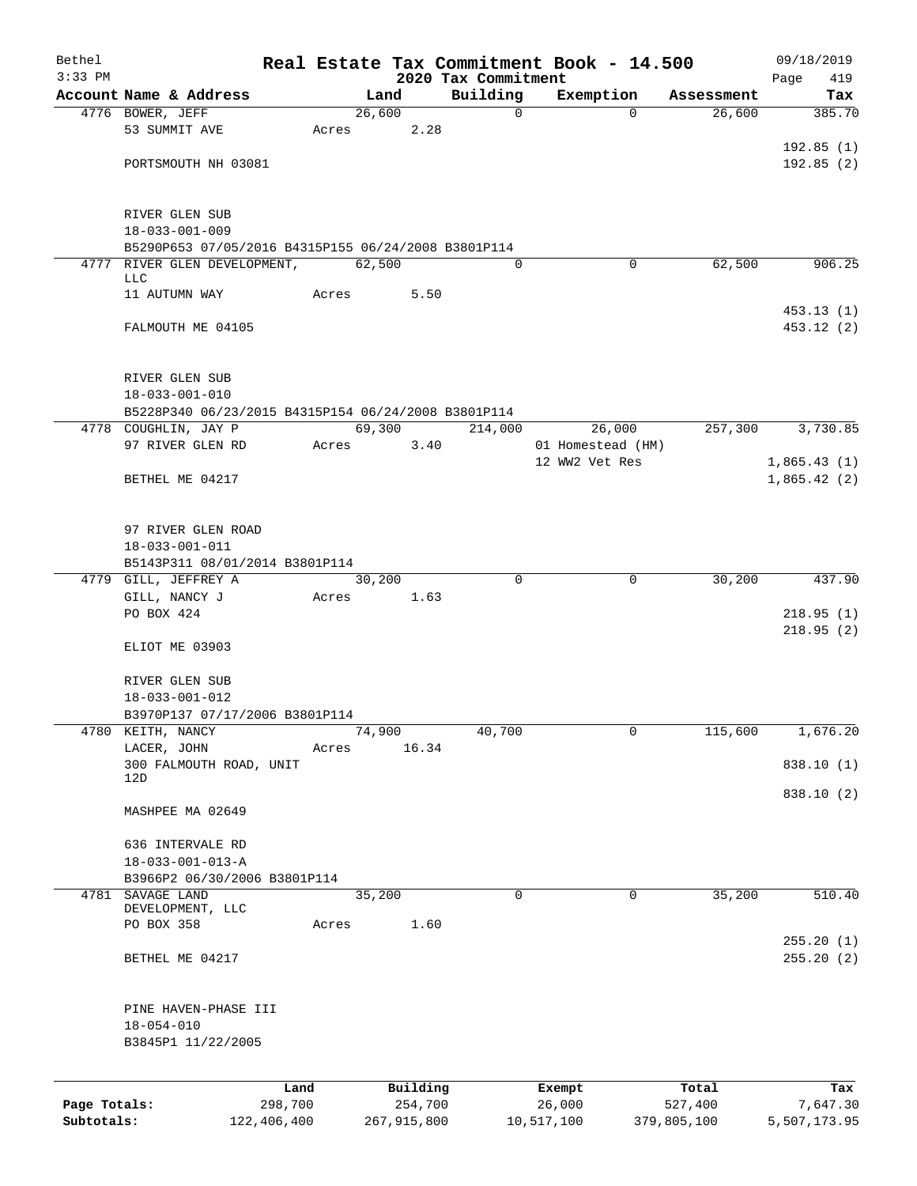Bethel 3:33 PM

# Real Estate Tax Commitment Book - 14.500

2020 Tax Commitment

09/18/2019 Page 419

| Account | Name & Address | Land | Building | Exemption | Assessment | Tax |
|---|---|---|---|---|---|---|
| 4776 | BOWER, JEFF<br>53 SUMMIT AVE<br>PORTSMOUTH NH 03081<br><br>RIVER GLEN SUB<br>18-033-001-009<br>B5290P653 07/05/2016 B4315P155 06/24/2008 B3801P114 | 26,600<br>Acres 2.28 | 0 | 0 | 26,600 | 385.70<br>192.85 (1)<br>192.85 (2) |
| 4777 | RIVER GLEN DEVELOPMENT, LLC<br>11 AUTUMN WAY<br>FALMOUTH ME 04105<br><br>RIVER GLEN SUB<br>18-033-001-010<br>B5228P340 06/23/2015 B4315P154 06/24/2008 B3801P114 | 62,500<br>Acres 5.50 | 0 | 0 | 62,500 | 906.25<br>453.13 (1)<br>453.12 (2) |
| 4778 | COUGHLIN, JAY P<br>97 RIVER GLEN RD<br>BETHEL ME 04217<br><br>97 RIVER GLEN ROAD<br>18-033-001-011<br>B5143P311 08/01/2014 B3801P114 | 69,300<br>Acres 3.40 | 214,000 | 26,000<br>01 Homestead (HM)<br>12 WW2 Vet Res | 257,300 | 3,730.85<br>1,865.43 (1)<br>1,865.42 (2) |
| 4779 | GILL, JEFFREY A<br>GILL, NANCY J<br>PO BOX 424<br>ELIOT ME 03903<br><br>RIVER GLEN SUB<br>18-033-001-012<br>B3970P137 07/17/2006 B3801P114 | 30,200<br>Acres 1.63 | 0 | 0 | 30,200 | 437.90<br>218.95 (1)<br>218.95 (2) |
| 4780 | KEITH, NANCY<br>LACER, JOHN<br>300 FALMOUTH ROAD, UNIT 12D<br>MASHPEE MA 02649<br><br>636 INTERVALE RD<br>18-033-001-013-A<br>B3966P2 06/30/2006 B3801P114 | 74,900<br>Acres 16.34 | 40,700 | 0 | 115,600 | 1,676.20<br>838.10 (1)<br>838.10 (2) |
| 4781 | SAVAGE LAND DEVELOPMENT, LLC<br>PO BOX 358<br>BETHEL ME 04217<br><br>PINE HAVEN-PHASE III<br>18-054-010<br>B3845P1 11/22/2005 | 35,200<br>Acres 1.60 | 0 | 0 | 35,200 | 510.40<br>255.20 (1)<br>255.20 (2) |

| | Land | Building | Exempt | Total | Tax |
|---|---|---|---|---|---|
| Page Totals: | 298,700 | 254,700 | 26,000 | 527,400 | 7,647.30 |
| Subtotals: | 122,406,400 | 267,915,800 | 10,517,100 | 379,805,100 | 5,507,173.95 |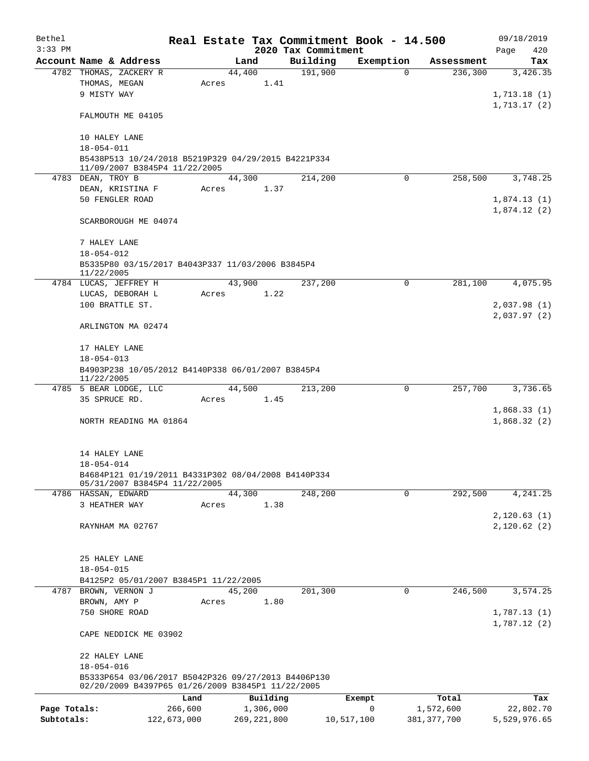# Bethel — Real Estate Tax Commitment Book - 14.500 — 2020 Tax Commitment

3:33 PM — 09/18/2019

| Account Name & Address | Land | Building | Exemption | Assessment | Tax |
|---|---|---|---|---|---|
| 4782 THOMAS, ZACKERY R<br>THOMAS, MEGAN<br>9 MISTY WAY<br><br>FALMOUTH ME 04105<br><br>10 HALEY LANE<br>18-054-011<br>B5438P513 10/24/2018 B5219P329 04/29/2015 B4221P334 11/09/2007 B3845P4 11/22/2005 | 44,400<br>Acres 1.41 | 191,900 | 0 | 236,300 | 3,426.35<br><br>1,713.18 (1)<br>1,713.17 (2) |
| 4783 DEAN, TROY B<br>DEAN, KRISTINA F<br>50 FENGLER ROAD<br><br>SCARBOROUGH ME 04074<br><br>7 HALEY LANE<br>18-054-012<br>B5335P80 03/15/2017 B4043P337 11/03/2006 B3845P4 11/22/2005 | 44,300<br>Acres 1.37 | 214,200 | 0 | 258,500 | 3,748.25<br><br>1,874.13 (1)<br>1,874.12 (2) |
| 4784 LUCAS, JEFFREY H<br>LUCAS, DEBORAH L<br>100 BRATTLE ST.<br><br>ARLINGTON MA 02474<br><br>17 HALEY LANE<br>18-054-013<br>B4903P238 10/05/2012 B4140P338 06/01/2007 B3845P4 11/22/2005 | 43,900<br>Acres 1.22 | 237,200 | 0 | 281,100 | 4,075.95<br><br>2,037.98 (1)<br>2,037.97 (2) |
| 4785 5 BEAR LODGE, LLC<br>35 SPRUCE RD.<br><br>NORTH READING MA 01864<br><br>14 HALEY LANE<br>18-054-014<br>B4684P121 01/19/2011 B4331P302 08/04/2008 B4140P334 05/31/2007 B3845P4 11/22/2005 | 44,500<br>Acres 1.45 | 213,200 | 0 | 257,700 | 3,736.65<br><br>1,868.33 (1)<br>1,868.32 (2) |
| 4786 HASSAN, EDWARD<br>3 HEATHER WAY<br><br>RAYNHAM MA 02767<br><br>25 HALEY LANE<br>18-054-015<br>B4125P2 05/01/2007 B3845P1 11/22/2005 | 44,300<br>Acres 1.38 | 248,200 | 0 | 292,500 | 4,241.25<br><br>2,120.63 (1)<br>2,120.62 (2) |
| 4787 BROWN, VERNON J<br>BROWN, AMY P<br>750 SHORE ROAD<br><br>CAPE NEDDICK ME 03902<br><br>22 HALEY LANE<br>18-054-016<br>B5333P654 03/06/2017 B5042P326 09/27/2013 B4406P130 02/20/2009 B4397P65 01/26/2009 B3845P1 11/22/2005 | 45,200<br>Acres 1.80 | 201,300 | 0 | 246,500 | 3,574.25<br><br>1,787.13 (1)<br>1,787.12 (2) |

| | Land | Building | Exempt | Total | Tax |
|---|---|---|---|---|---|
| Page Totals: | 266,600 | 1,306,000 | 0 | 1,572,600 | 22,802.70 |
| Subtotals: | 122,673,000 | 269,221,800 | 10,517,100 | 381,377,700 | 5,529,976.65 |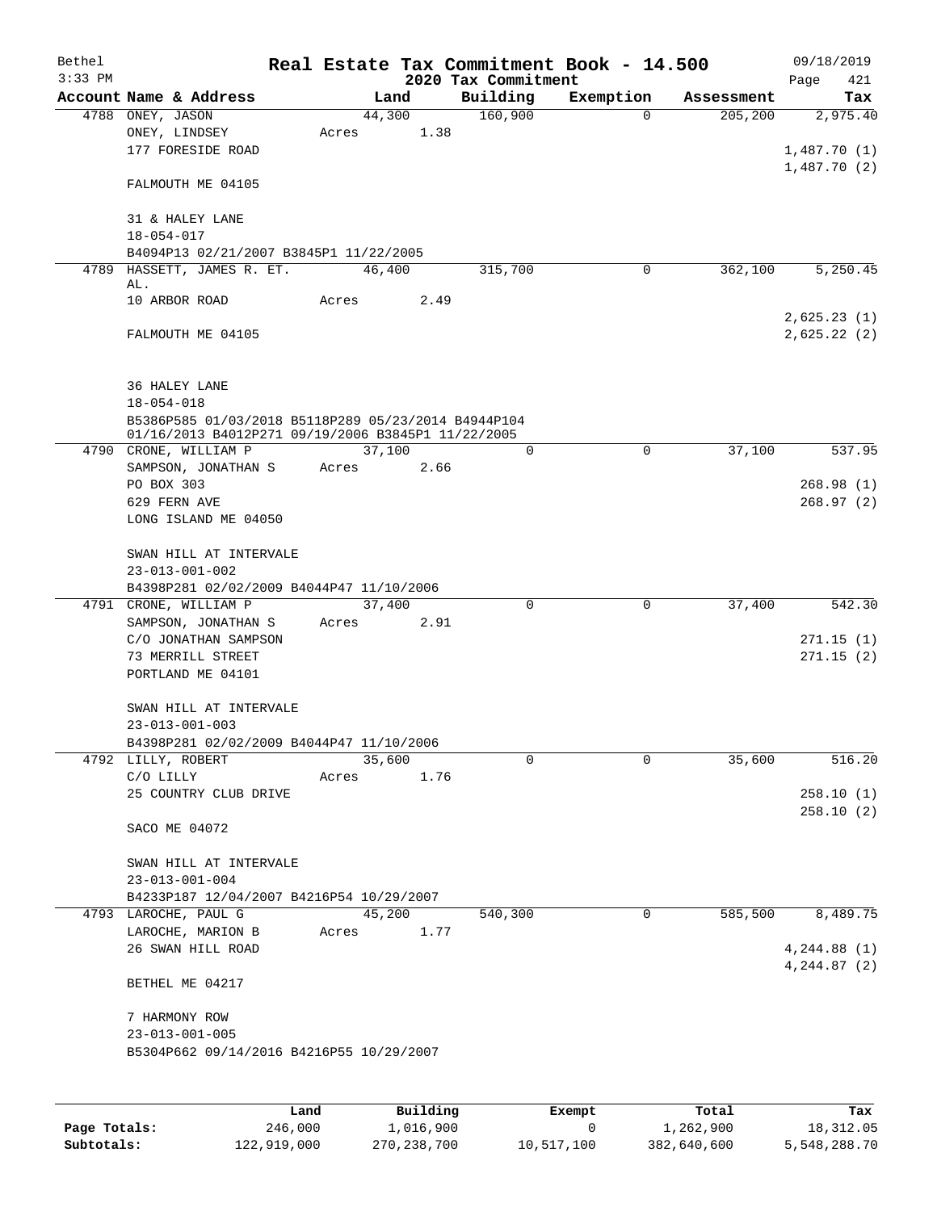Bethel 3:33 PM

# Real Estate Tax Commitment Book - 14.500

2020 Tax Commitment

09/18/2019 Page 421

| Account Name & Address | Land | Building | Exemption | Assessment | Tax |
|---|---|---|---|---|---|
| 4788 ONEY, JASON<br>ONEY, LINDSEY<br>177 FORESIDE ROAD<br><br>FALMOUTH ME 04105<br><br>31 & HALEY LANE<br>18-054-017<br>B4094P13 02/21/2007 B3845P1 11/22/2005 | 44,300<br>Acres 1.38 | 160,900 | 0 | 205,200 | 2,975.40<br><br>1,487.70 (1)<br>1,487.70 (2) |
| 4789 HASSETT, JAMES R. ET. AL.<br>10 ARBOR ROAD<br><br>FALMOUTH ME 04105<br><br>36 HALEY LANE<br>18-054-018<br>B5386P585 01/03/2018 B5118P289 05/23/2014 B4944P104 01/16/2013 B4012P271 09/19/2006 B3845P1 11/22/2005 | 46,400<br>Acres 2.49 | 315,700 | 0 | 362,100 | 5,250.45<br><br>2,625.23 (1)<br>2,625.22 (2) |
| 4790 CRONE, WILLIAM P<br>SAMPSON, JONATHAN S<br>PO BOX 303<br>629 FERN AVE<br>LONG ISLAND ME 04050<br><br>SWAN HILL AT INTERVALE<br>23-013-001-002<br>B4398P281 02/02/2009 B4044P47 11/10/2006 | 37,100<br>Acres 2.66 | 0 | 0 | 37,100 | 537.95<br><br>268.98 (1)<br>268.97 (2) |
| 4791 CRONE, WILLIAM P<br>SAMPSON, JONATHAN S<br>C/O JONATHAN SAMPSON<br>73 MERRILL STREET<br>PORTLAND ME 04101<br><br>SWAN HILL AT INTERVALE<br>23-013-001-003<br>B4398P281 02/02/2009 B4044P47 11/10/2006 | 37,400<br>Acres 2.91 | 0 | 0 | 37,400 | 542.30<br><br>271.15 (1)<br>271.15 (2) |
| 4792 LILLY, ROBERT<br>C/O LILLY<br>25 COUNTRY CLUB DRIVE<br><br>SACO ME 04072<br><br>SWAN HILL AT INTERVALE<br>23-013-001-004<br>B4233P187 12/04/2007 B4216P54 10/29/2007 | 35,600<br>Acres 1.76 | 0 | 0 | 35,600 | 516.20<br><br>258.10 (1)<br>258.10 (2) |
| 4793 LAROCHE, PAUL G<br>LAROCHE, MARION B<br>26 SWAN HILL ROAD<br><br>BETHEL ME 04217<br><br>7 HARMONY ROW<br>23-013-001-005<br>B5304P662 09/14/2016 B4216P55 10/29/2007 | 45,200<br>Acres 1.77 | 540,300 | 0 | 585,500 | 8,489.75<br><br>4,244.88 (1)<br>4,244.87 (2) |

| | Land | Building | Exempt | Total | Tax |
|---|---|---|---|---|---|
| Page Totals: | 246,000 | 1,016,900 | 0 | 1,262,900 | 18,312.05 |
| Subtotals: | 122,919,000 | 270,238,700 | 10,517,100 | 382,640,600 | 5,548,288.70 |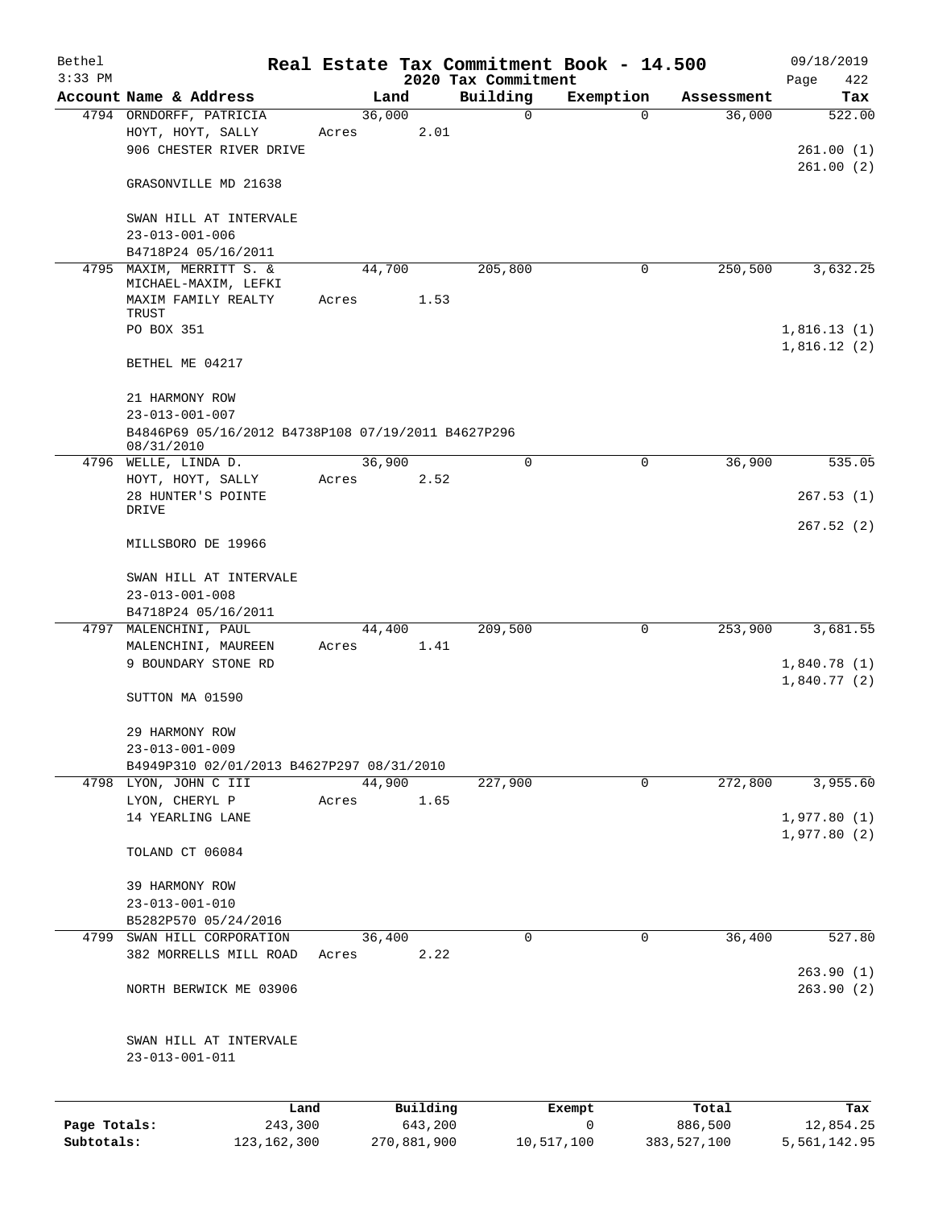Bethel 3:33 PM — **Real Estate Tax Commitment Book - 14.500** — 09/18/2019

**2020 Tax Commitment**

| Account | Name & Address | Land | Building | Exemption | Assessment | Tax |
|---|---|---|---|---|---|---|
| 4794 | ORNDORFF, PATRICIA<br>HOYT, HOYT, SALLY<br>906 CHESTER RIVER DRIVE<br><br>GRASONVILLE MD 21638<br><br>SWAN HILL AT INTERVALE<br>23-013-001-006<br>B4718P24 05/16/2011 | 36,000<br>Acres 2.01 | 0 | 0 | 36,000 | 522.00<br><br>261.00 (1)<br>261.00 (2) |
| 4795 | MAXIM, MERRITT S. &<br>MICHAEL-MAXIM, LEFKI<br>MAXIM FAMILY REALTY TRUST<br>PO BOX 351<br><br>BETHEL ME 04217<br><br>21 HARMONY ROW<br>23-013-001-007<br>B4846P69 05/16/2012 B4738P108 07/19/2011 B4627P296 08/31/2010 | 44,700<br>Acres 1.53 | 205,800 | 0 | 250,500 | 3,632.25<br><br>1,816.13 (1)<br>1,816.12 (2) |
| 4796 | WELLE, LINDA D.<br>HOYT, HOYT, SALLY<br>28 HUNTER'S POINTE DRIVE<br><br>MILLSBORO DE 19966<br><br>SWAN HILL AT INTERVALE<br>23-013-001-008<br>B4718P24 05/16/2011 | 36,900<br>Acres 2.52 | 0 | 0 | 36,900 | 535.05<br><br>267.53 (1)<br>267.52 (2) |
| 4797 | MALENCHINI, PAUL<br>MALENCHINI, MAUREEN<br>9 BOUNDARY STONE RD<br><br>SUTTON MA 01590<br><br>29 HARMONY ROW<br>23-013-001-009<br>B4949P310 02/01/2013 B4627P297 08/31/2010 | 44,400<br>Acres 1.41 | 209,500 | 0 | 253,900 | 3,681.55<br><br>1,840.78 (1)<br>1,840.77 (2) |
| 4798 | LYON, JOHN C III<br>LYON, CHERYL P<br>14 YEARLING LANE<br><br>TOLAND CT 06084<br><br>39 HARMONY ROW<br>23-013-001-010<br>B5282P570 05/24/2016 | 44,900<br>Acres 1.65 | 227,900 | 0 | 272,800 | 3,955.60<br><br>1,977.80 (1)<br>1,977.80 (2) |
| 4799 | SWAN HILL CORPORATION<br>382 MORRELLS MILL ROAD<br><br>NORTH BERWICK ME 03906<br><br>SWAN HILL AT INTERVALE<br>23-013-001-011 | 36,400<br>Acres 2.22 | 0 | 0 | 36,400 | 527.80<br><br>263.90 (1)<br>263.90 (2) |

| | Land | Building | Exempt | Total | Tax |
|---|---|---|---|---|---|
| **Page Totals:** | 243,300 | 643,200 | 0 | 886,500 | 12,854.25 |
| **Subtotals:** | 123,162,300 | 270,881,900 | 10,517,100 | 383,527,100 | 5,561,142.95 |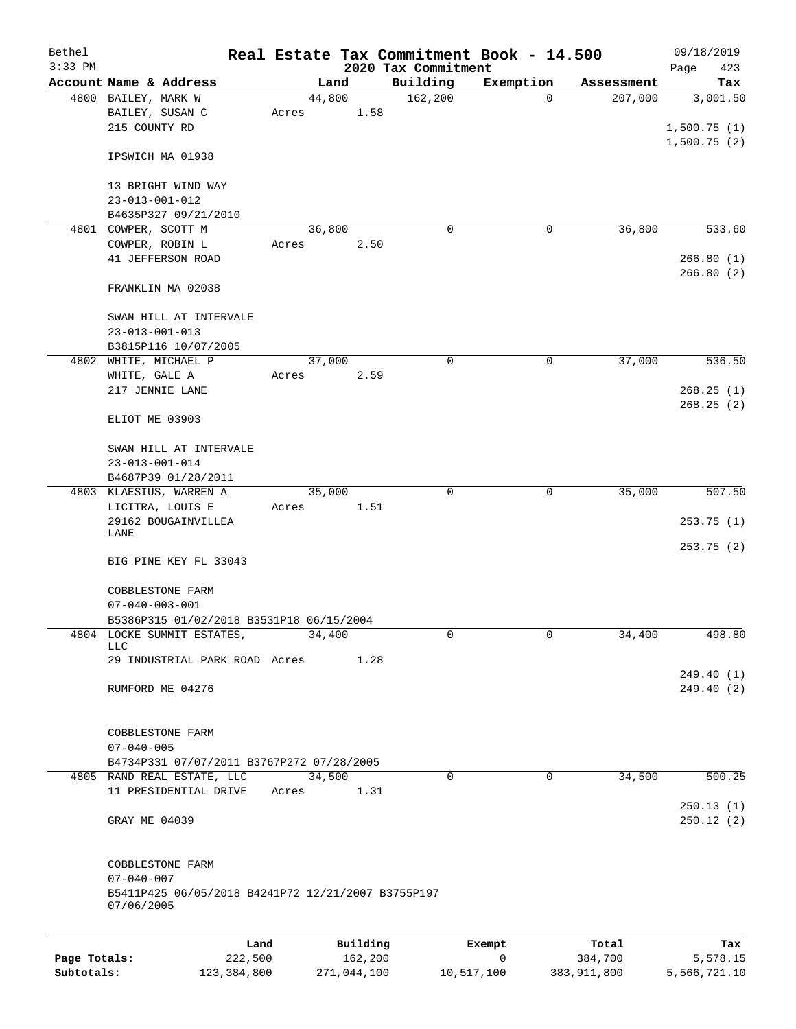Bethel 3:33 PM

# Real Estate Tax Commitment Book - 14.500

## 2020 Tax Commitment

09/18/2019

| Account | Name & Address | Land | Building | Exemption | Assessment | Tax |
|---|---|---|---|---|---|---|
| 4800 | BAILEY, MARK W<br>BAILEY, SUSAN C<br>215 COUNTY RD<br><br>IPSWICH MA 01938<br><br>13 BRIGHT WIND WAY<br>23-013-001-012<br>B4635P327 09/21/2010 | 44,800<br>Acres 1.58 | 162,200 | 0 | 207,000 | 3,001.50<br><br>1,500.75 (1)<br>1,500.75 (2) |
| 4801 | COWPER, SCOTT M<br>COWPER, ROBIN L<br>41 JEFFERSON ROAD<br><br>FRANKLIN MA 02038<br><br>SWAN HILL AT INTERVALE<br>23-013-001-013<br>B3815P116 10/07/2005 | 36,800<br>Acres 2.50 | 0 | 0 | 36,800 | 533.60<br><br>266.80 (1)<br>266.80 (2) |
| 4802 | WHITE, MICHAEL P<br>WHITE, GALE A<br>217 JENNIE LANE<br><br>ELIOT ME 03903<br><br>SWAN HILL AT INTERVALE<br>23-013-001-014<br>B4687P39 01/28/2011 | 37,000<br>Acres 2.59 | 0 | 0 | 37,000 | 536.50<br><br>268.25 (1)<br>268.25 (2) |
| 4803 | KLAESIUS, WARREN A<br>LICITRA, LOUIS E<br>29162 BOUGAINVILLEA LANE<br><br>BIG PINE KEY FL 33043<br><br>COBBLESTONE FARM<br>07-040-003-001<br>B5386P315 01/02/2018 B3531P18 06/15/2004 | 35,000<br>Acres 1.51 | 0 | 0 | 35,000 | 507.50<br><br>253.75 (1)<br>253.75 (2) |
| 4804 | LOCKE SUMMIT ESTATES, LLC<br>29 INDUSTRIAL PARK ROAD<br><br>RUMFORD ME 04276<br><br>COBBLESTONE FARM<br>07-040-005<br>B4734P331 07/07/2011 B3767P272 07/28/2005 | 34,400<br>Acres 1.28 | 0 | 0 | 34,400 | 498.80<br><br>249.40 (1)<br>249.40 (2) |
| 4805 | RAND REAL ESTATE, LLC<br>11 PRESIDENTIAL DRIVE<br><br>GRAY ME 04039<br><br>COBBLESTONE FARM<br>07-040-007<br>B5411P425 06/05/2018 B4241P72 12/21/2007 B3755P197 07/06/2005 | 34,500<br>Acres 1.31 | 0 | 0 | 34,500 | 500.25<br><br>250.13 (1)<br>250.12 (2) |

| | Land | Building | Exempt | Total | Tax |
|---|---|---|---|---|---|
| Page Totals: | 222,500 | 162,200 | 0 | 384,700 | 5,578.15 |
| Subtotals: | 123,384,800 | 271,044,100 | 10,517,100 | 383,911,800 | 5,566,721.10 |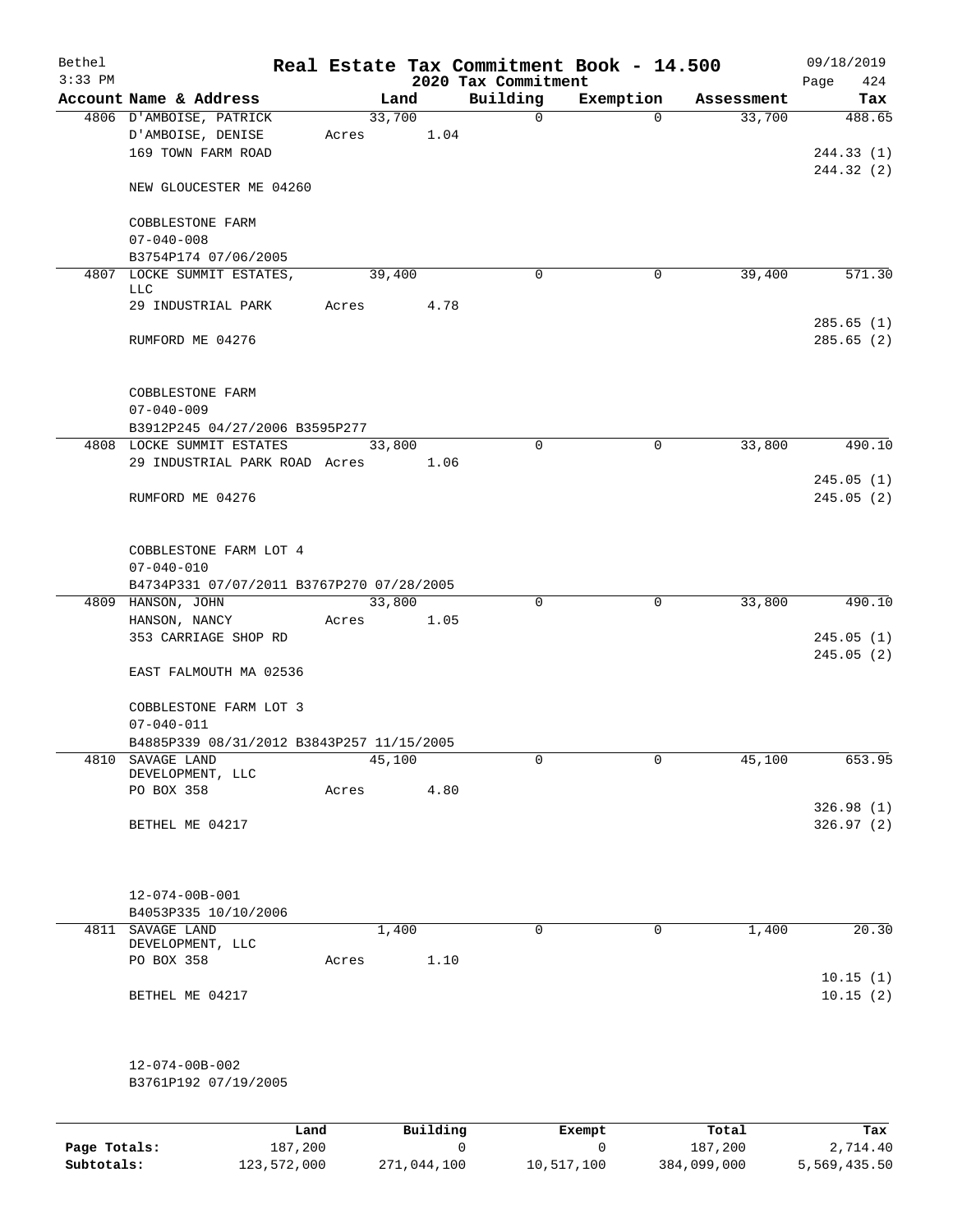Bethel 3:33 PM

# Real Estate Tax Commitment Book - 14.500

## 2020 Tax Commitment

09/18/2019 Page 424

| Account | Name & Address | Land | Building | Exemption | Assessment | Tax |
|---|---|---|---|---|---|---|
| 4806 | D'AMBOISE, PATRICK<br>D'AMBOISE, DENISE<br>169 TOWN FARM ROAD<br><br>NEW GLOUCESTER ME 04260<br><br>COBBLESTONE FARM<br>07-040-008<br>B3754P174 07/06/2005 | 33,700<br>Acres 1.04 | 0 | 0 | 33,700 | 488.65<br><br>244.33 (1)<br>244.32 (2) |
| 4807 | LOCKE SUMMIT ESTATES, LLC<br>29 INDUSTRIAL PARK<br><br>RUMFORD ME 04276<br><br>COBBLESTONE FARM<br>07-040-009<br>B3912P245 04/27/2006 B3595P277 | 39,400<br>Acres 4.78 | 0 | 0 | 39,400 | 571.30<br><br>285.65 (1)<br>285.65 (2) |
| 4808 | LOCKE SUMMIT ESTATES<br>29 INDUSTRIAL PARK ROAD<br><br>RUMFORD ME 04276<br><br>COBBLESTONE FARM LOT 4<br>07-040-010<br>B4734P331 07/07/2011 B3767P270 07/28/2005 | 33,800<br>Acres 1.06 | 0 | 0 | 33,800 | 490.10<br><br>245.05 (1)<br>245.05 (2) |
| 4809 | HANSON, JOHN<br>HANSON, NANCY<br>353 CARRIAGE SHOP RD<br><br>EAST FALMOUTH MA 02536<br><br>COBBLESTONE FARM LOT 3<br>07-040-011<br>B4885P339 08/31/2012 B3843P257 11/15/2005 | 33,800<br>Acres 1.05 | 0 | 0 | 33,800 | 490.10<br><br>245.05 (1)<br>245.05 (2) |
| 4810 | SAVAGE LAND DEVELOPMENT, LLC<br>PO BOX 358<br><br>BETHEL ME 04217<br><br>12-074-00B-001<br>B4053P335 10/10/2006 | 45,100<br>Acres 4.80 | 0 | 0 | 45,100 | 653.95<br><br>326.98 (1)<br>326.97 (2) |
| 4811 | SAVAGE LAND DEVELOPMENT, LLC<br>PO BOX 358<br><br>BETHEL ME 04217<br><br>12-074-00B-002<br>B3761P192 07/19/2005 | 1,400<br>Acres 1.10 | 0 | 0 | 1,400 | 20.30<br><br>10.15 (1)<br>10.15 (2) |

| | Land | Building | Exempt | Total | Tax |
|---|---|---|---|---|---|
| Page Totals: | 187,200 | 0 | 0 | 187,200 | 2,714.40 |
| Subtotals: | 123,572,000 | 271,044,100 | 10,517,100 | 384,099,000 | 5,569,435.50 |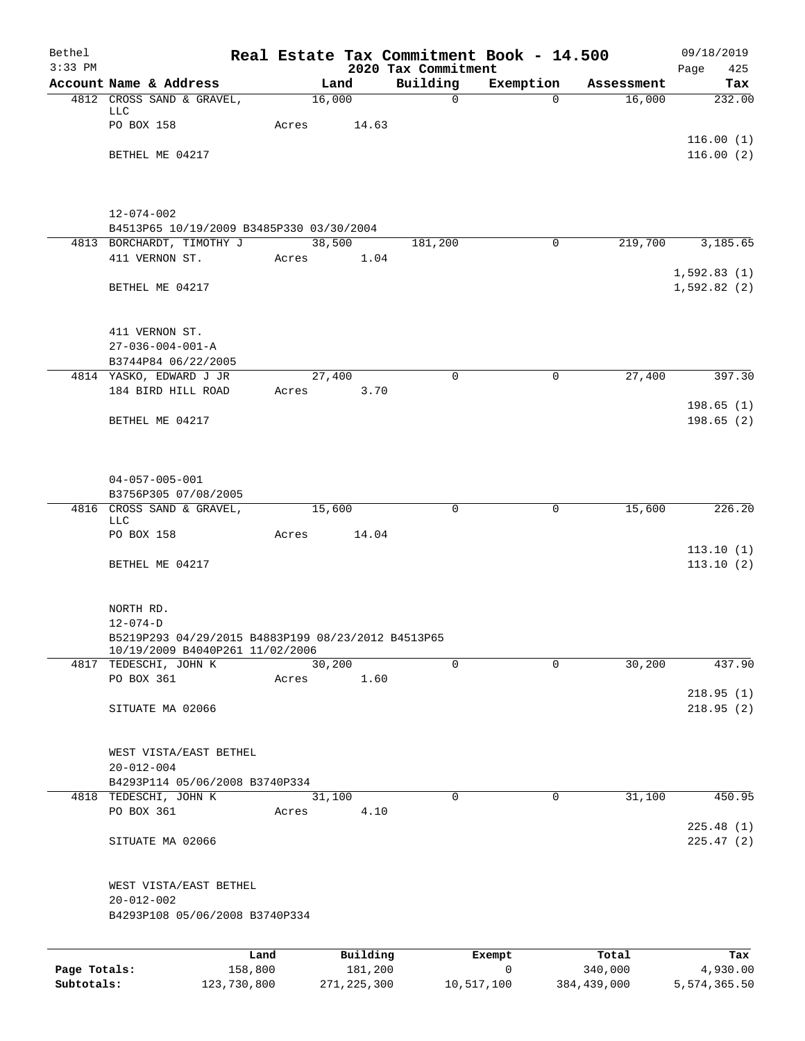Bethel  
3:33 PM

# Real Estate Tax Commitment Book - 14.500

## 2020 Tax Commitment

09/18/2019  
Page 425

| Account | Name & Address | Land | Building | Exemption | Assessment | Tax |
|---|---|---|---|---|---|---|
| 4812 | CROSS SAND & GRAVEL, LLC | 16,000 | 0 | 0 | 16,000 | 232.00 |
| | PO BOX 158 | Acres 14.63 | | | | |
| | | | | | | 116.00 (1) |
| | BETHEL ME 04217 | | | | | 116.00 (2) |
| | 12-074-002 | | | | | |
| | B4513P65 10/19/2009 B3485P330 03/30/2004 | | | | | |
| 4813 | BORCHARDT, TIMOTHY J | 38,500 | 181,200 | 0 | 219,700 | 3,185.65 |
| | 411 VERNON ST. | Acres 1.04 | | | | |
| | | | | | | 1,592.83 (1) |
| | BETHEL ME 04217 | | | | | 1,592.82 (2) |
| | 411 VERNON ST. | | | | | |
| | 27-036-004-001-A | | | | | |
| | B3744P84 06/22/2005 | | | | | |
| 4814 | YASKO, EDWARD J JR | 27,400 | 0 | 0 | 27,400 | 397.30 |
| | 184 BIRD HILL ROAD | Acres 3.70 | | | | |
| | | | | | | 198.65 (1) |
| | BETHEL ME 04217 | | | | | 198.65 (2) |
| | 04-057-005-001 | | | | | |
| | B3756P305 07/08/2005 | | | | | |
| 4816 | CROSS SAND & GRAVEL, LLC | 15,600 | 0 | 0 | 15,600 | 226.20 |
| | PO BOX 158 | Acres 14.04 | | | | |
| | | | | | | 113.10 (1) |
| | BETHEL ME 04217 | | | | | 113.10 (2) |
| | NORTH RD. | | | | | |
| | 12-074-D | | | | | |
| | B5219P293 04/29/2015 B4883P199 08/23/2012 B4513P65 10/19/2009 B4040P261 11/02/2006 | | | | | |
| 4817 | TEDESCHI, JOHN K | 30,200 | 0 | 0 | 30,200 | 437.90 |
| | PO BOX 361 | Acres 1.60 | | | | |
| | | | | | | 218.95 (1) |
| | SITUATE MA 02066 | | | | | 218.95 (2) |
| | WEST VISTA/EAST BETHEL | | | | | |
| | 20-012-004 | | | | | |
| | B4293P114 05/06/2008 B3740P334 | | | | | |
| 4818 | TEDESCHI, JOHN K | 31,100 | 0 | 0 | 31,100 | 450.95 |
| | PO BOX 361 | Acres 4.10 | | | | |
| | | | | | | 225.48 (1) |
| | SITUATE MA 02066 | | | | | 225.47 (2) |
| | WEST VISTA/EAST BETHEL | | | | | |
| | 20-012-002 | | | | | |
| | B4293P108 05/06/2008 B3740P334 | | | | | |

| | Land | Building | Exempt | Total | Tax |
|---|---|---|---|---|---|
| Page Totals: | 158,800 | 181,200 | 0 | 340,000 | 4,930.00 |
| Subtotals: | 123,730,800 | 271,225,300 | 10,517,100 | 384,439,000 | 5,574,365.50 |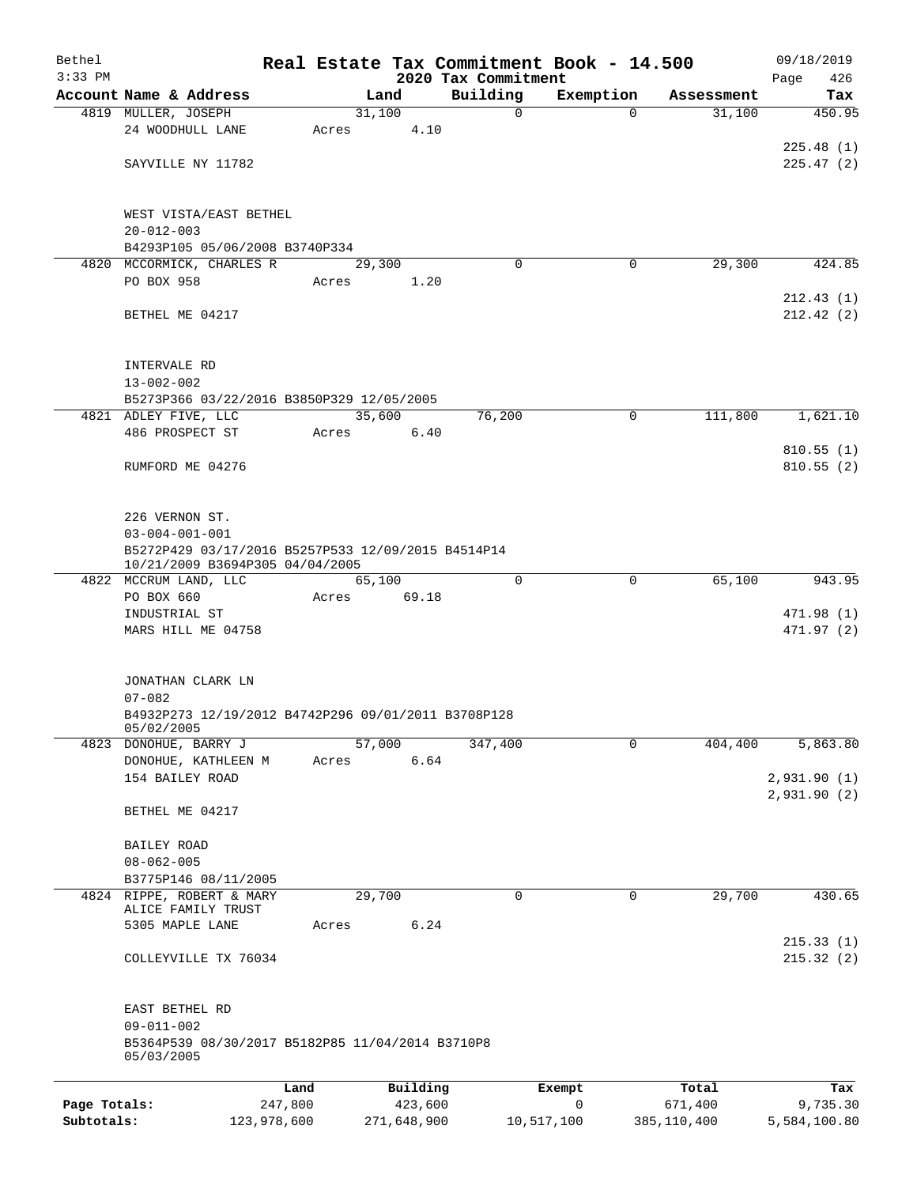Bethel 3:33 PM

# Real Estate Tax Commitment Book - 14.500

## 2020 Tax Commitment

09/18/2019

| Account Name & Address | Land | Building | Exemption | Assessment | Tax |
|---|---|---|---|---|---|
| 4819 MULLER, JOSEPH | 31,100 | 0 | 0 | 31,100 | 450.95 |
| 24 WOODHULL LANE | Acres 4.10 | | | | |
| | | | | | 225.48 (1) |
| SAYVILLE NY 11782 | | | | | 225.47 (2) |
| WEST VISTA/EAST BETHEL | | | | | |
| 20-012-003 | | | | | |
| B4293P105 05/06/2008 B3740P334 | | | | | |
| 4820 MCCORMICK, CHARLES R | 29,300 | 0 | 0 | 29,300 | 424.85 |
| PO BOX 958 | Acres 1.20 | | | | |
| | | | | | 212.43 (1) |
| BETHEL ME 04217 | | | | | 212.42 (2) |
| INTERVALE RD | | | | | |
| 13-002-002 | | | | | |
| B5273P366 03/22/2016 B3850P329 12/05/2005 | | | | | |
| 4821 ADLEY FIVE, LLC | 35,600 | 76,200 | 0 | 111,800 | 1,621.10 |
| 486 PROSPECT ST | Acres 6.40 | | | | |
| | | | | | 810.55 (1) |
| RUMFORD ME 04276 | | | | | 810.55 (2) |
| 226 VERNON ST. | | | | | |
| 03-004-001-001 | | | | | |
| B5272P429 03/17/2016 B5257P533 12/09/2015 B4514P14 10/21/2009 B3694P305 04/04/2005 | | | | | |
| 4822 MCCRUM LAND, LLC | 65,100 | 0 | 0 | 65,100 | 943.95 |
| PO BOX 660 | Acres 69.18 | | | | |
| INDUSTRIAL ST | | | | | 471.98 (1) |
| MARS HILL ME 04758 | | | | | 471.97 (2) |
| JONATHAN CLARK LN | | | | | |
| 07-082 | | | | | |
| B4932P273 12/19/2012 B4742P296 09/01/2011 B3708P128 05/02/2005 | | | | | |
| 4823 DONOHUE, BARRY J | 57,000 | 347,400 | 0 | 404,400 | 5,863.80 |
| DONOHUE, KATHLEEN M | Acres 6.64 | | | | |
| 154 BAILEY ROAD | | | | | 2,931.90 (1) |
| | | | | | 2,931.90 (2) |
| BETHEL ME 04217 | | | | | |
| BAILEY ROAD | | | | | |
| 08-062-005 | | | | | |
| B3775P146 08/11/2005 | | | | | |
| 4824 RIPPE, ROBERT & MARY ALICE FAMILY TRUST | 29,700 | 0 | 0 | 29,700 | 430.65 |
| 5305 MAPLE LANE | Acres 6.24 | | | | |
| | | | | | 215.33 (1) |
| COLLEYVILLE TX 76034 | | | | | 215.32 (2) |
| EAST BETHEL RD | | | | | |
| 09-011-002 | | | | | |
| B5364P539 08/30/2017 B5182P85 11/04/2014 B3710P8 05/03/2005 | | | | | |

| | Land | Building | Exempt | Total | Tax |
|---|---|---|---|---|---|
| Page Totals: | 247,800 | 423,600 | 0 | 671,400 | 9,735.30 |
| Subtotals: | 123,978,600 | 271,648,900 | 10,517,100 | 385,110,400 | 5,584,100.80 |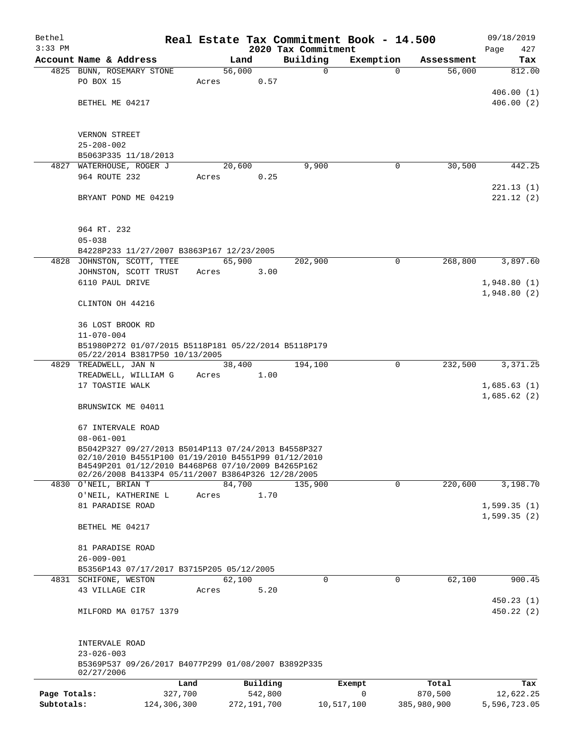Bethel 3:33 PM

# Real Estate Tax Commitment Book - 14.500

## 2020 Tax Commitment

09/18/2019

| Account Name & Address | Land | Building | Exemption | Assessment | Tax |
|---|---|---|---|---|---|
| 4825 BUNN, ROSEMARY STONE | 56,000 | 0 | 0 | 56,000 | 812.00 |
| PO BOX 15 | Acres 0.57 | | | | |
| | | | | | 406.00 (1) |
| BETHEL ME 04217 | | | | | 406.00 (2) |
| VERNON STREET | | | | | |
| 25-208-002 | | | | | |
| B5063P335 11/18/2013 | | | | | |
| 4827 WATERHOUSE, ROGER J | 20,600 | 9,900 | 0 | 30,500 | 442.25 |
| 964 ROUTE 232 | Acres 0.25 | | | | |
| | | | | | 221.13 (1) |
| BRYANT POND ME 04219 | | | | | 221.12 (2) |
| 964 RT. 232 | | | | | |
| 05-038 | | | | | |
| B4228P233 11/27/2007 B3863P167 12/23/2005 | | | | | |
| 4828 JOHNSTON, SCOTT, TTEE | 65,900 | 202,900 | 0 | 268,800 | 3,897.60 |
| JOHNSTON, SCOTT TRUST | Acres 3.00 | | | | |
| 6110 PAUL DRIVE | | | | | 1,948.80 (1) |
| | | | | | 1,948.80 (2) |
| CLINTON OH 44216 | | | | | |
| 36 LOST BROOK RD | | | | | |
| 11-070-004 | | | | | |
| B51980P272 01/07/2015 B5118P181 05/22/2014 B5118P179 05/22/2014 B3817P50 10/13/2005 | | | | | |
| 4829 TREADWELL, JAN N | 38,400 | 194,100 | 0 | 232,500 | 3,371.25 |
| TREADWELL, WILLIAM G | Acres 1.00 | | | | |
| 17 TOASTIE WALK | | | | | 1,685.63 (1) |
| | | | | | 1,685.62 (2) |
| BRUNSWICK ME 04011 | | | | | |
| 67 INTERVALE ROAD | | | | | |
| 08-061-001 | | | | | |
| B5042P327 09/27/2013 B5014P113 07/24/2013 B4558P327 02/10/2010 B4551P100 01/19/2010 B4551P99 01/12/2010 B4549P201 01/12/2010 B4468P68 07/10/2009 B4265P162 02/26/2008 B4133P4 05/11/2007 B3864P326 12/28/2005 | | | | | |
| 4830 O'NEIL, BRIAN T | 84,700 | 135,900 | 0 | 220,600 | 3,198.70 |
| O'NEIL, KATHERINE L | Acres 1.70 | | | | |
| 81 PARADISE ROAD | | | | | 1,599.35 (1) |
| | | | | | 1,599.35 (2) |
| BETHEL ME 04217 | | | | | |
| 81 PARADISE ROAD | | | | | |
| 26-009-001 | | | | | |
| B5356P143 07/17/2017 B3715P205 05/12/2005 | | | | | |
| 4831 SCHIFONE, WESTON | 62,100 | 0 | 0 | 62,100 | 900.45 |
| 43 VILLAGE CIR | Acres 5.20 | | | | |
| | | | | | 450.23 (1) |
| MILFORD MA 01757 1379 | | | | | 450.22 (2) |
| INTERVALE ROAD | | | | | |
| 23-026-003 | | | | | |
| B5369P537 09/26/2017 B4077P299 01/08/2007 B3892P335 02/27/2006 | | | | | |

| | Land | Building | Exempt | Total | Tax |
|---|---|---|---|---|---|
| Page Totals: | 327,700 | 542,800 | 0 | 870,500 | 12,622.25 |
| Subtotals: | 124,306,300 | 272,191,700 | 10,517,100 | 385,980,900 | 5,596,723.05 |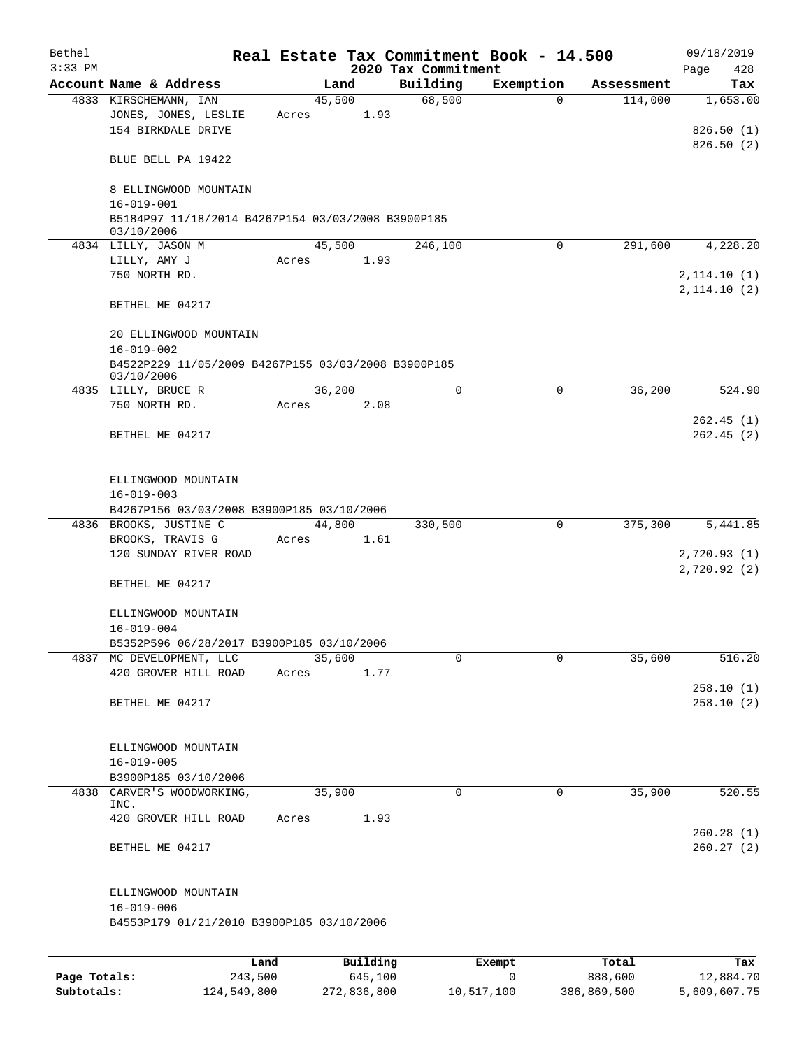# Real Estate Tax Commitment Book - 14.500

Bethel 3:33 PM — 2020 Tax Commitment — 09/18/2019

| Account Name & Address | Land | Building | Exemption | Assessment | Tax |
|---|---|---|---|---|---|
| 4833 KIRSCHEMANN, IAN | 45,500 | 68,500 | 0 | 114,000 | 1,653.00 |
| JONES, JONES, LESLIE | Acres 1.93 | | | | |
| 154 BIRKDALE DRIVE | | | | | 826.50 (1) |
| | | | | | 826.50 (2) |
| BLUE BELL PA 19422 | | | | | |
| 8 ELLINGWOOD MOUNTAIN | | | | | |
| 16-019-001 | | | | | |
| B5184P97 11/18/2014 B4267P154 03/03/2008 B3900P185 03/10/2006 | | | | | |
| 4834 LILLY, JASON M | 45,500 | 246,100 | 0 | 291,600 | 4,228.20 |
| LILLY, AMY J | Acres 1.93 | | | | |
| 750 NORTH RD. | | | | | 2,114.10 (1) |
| | | | | | 2,114.10 (2) |
| BETHEL ME 04217 | | | | | |
| 20 ELLINGWOOD MOUNTAIN | | | | | |
| 16-019-002 | | | | | |
| B4522P229 11/05/2009 B4267P155 03/03/2008 B3900P185 03/10/2006 | | | | | |
| 4835 LILLY, BRUCE R | 36,200 | 0 | 0 | 36,200 | 524.90 |
| 750 NORTH RD. | Acres 2.08 | | | | |
| | | | | | 262.45 (1) |
| BETHEL ME 04217 | | | | | 262.45 (2) |
| ELLINGWOOD MOUNTAIN | | | | | |
| 16-019-003 | | | | | |
| B4267P156 03/03/2008 B3900P185 03/10/2006 | | | | | |
| 4836 BROOKS, JUSTINE C | 44,800 | 330,500 | 0 | 375,300 | 5,441.85 |
| BROOKS, TRAVIS G | Acres 1.61 | | | | |
| 120 SUNDAY RIVER ROAD | | | | | 2,720.93 (1) |
| | | | | | 2,720.92 (2) |
| BETHEL ME 04217 | | | | | |
| ELLINGWOOD MOUNTAIN | | | | | |
| 16-019-004 | | | | | |
| B5352P596 06/28/2017 B3900P185 03/10/2006 | | | | | |
| 4837 MC DEVELOPMENT, LLC | 35,600 | 0 | 0 | 35,600 | 516.20 |
| 420 GROVER HILL ROAD | Acres 1.77 | | | | |
| | | | | | 258.10 (1) |
| BETHEL ME 04217 | | | | | 258.10 (2) |
| ELLINGWOOD MOUNTAIN | | | | | |
| 16-019-005 | | | | | |
| B3900P185 03/10/2006 | | | | | |
| 4838 CARVER'S WOODWORKING, INC. | 35,900 | 0 | 0 | 35,900 | 520.55 |
| 420 GROVER HILL ROAD | Acres 1.93 | | | | |
| | | | | | 260.28 (1) |
| BETHEL ME 04217 | | | | | 260.27 (2) |
| ELLINGWOOD MOUNTAIN | | | | | |
| 16-019-006 | | | | | |
| B4553P179 01/21/2010 B3900P185 03/10/2006 | | | | | |

| | Land | Building | Exempt | Total | Tax |
|---|---|---|---|---|---|
| Page Totals: | 243,500 | 645,100 | 0 | 888,600 | 12,884.70 |
| Subtotals: | 124,549,800 | 272,836,800 | 10,517,100 | 386,869,500 | 5,609,607.75 |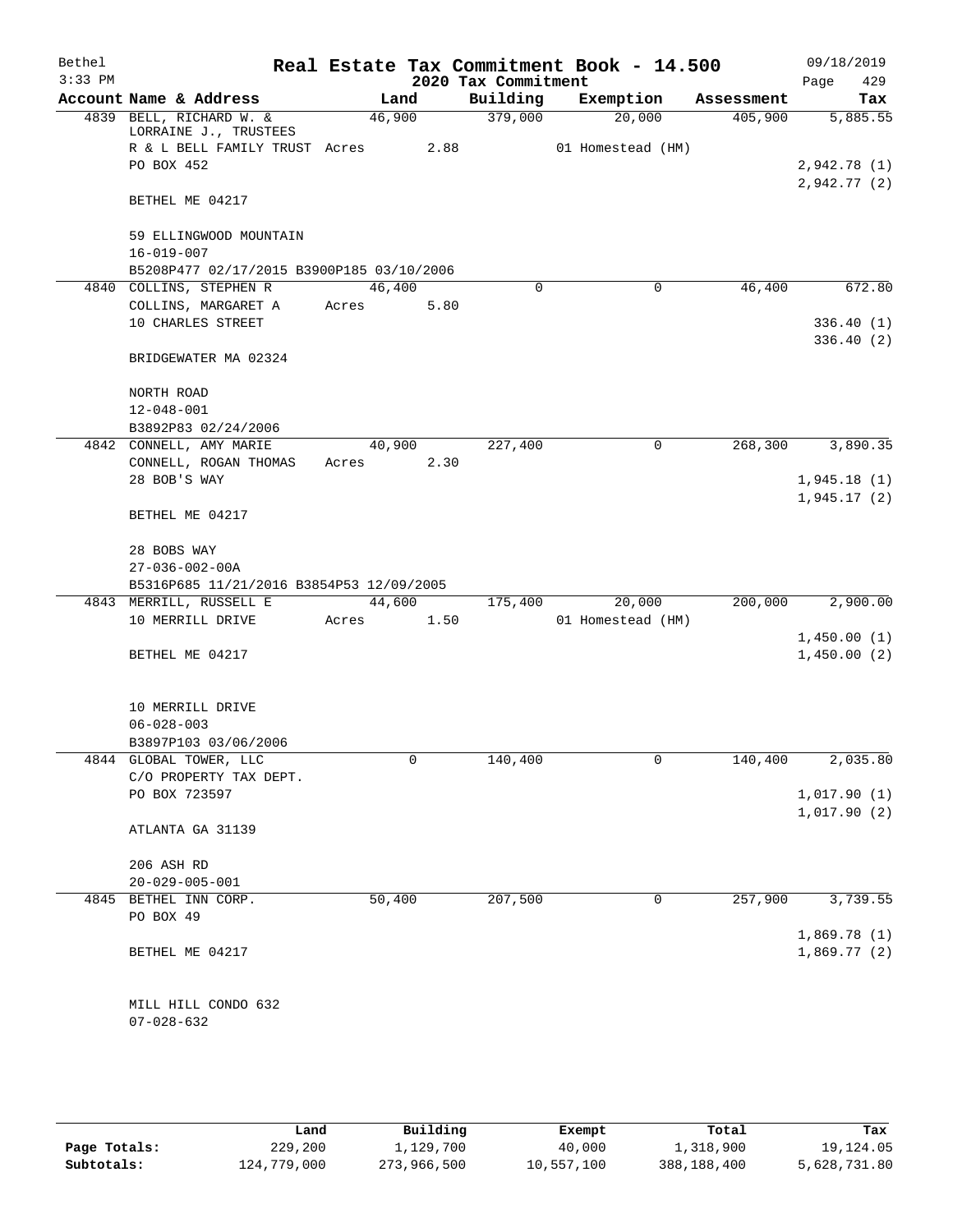# Real Estate Tax Commitment Book - 14.500

## 2020 Tax Commitment

| Account Name & Address | Land | Building | Exemption | Assessment | Tax |
|---|---|---|---|---|---|
| 4839 BELL, RICHARD W. & LORRAINE J., TRUSTEES | 46,900 | 379,000 | 20,000 | 405,900 | 5,885.55 |
| R & L BELL FAMILY TRUST | Acres 2.88 | | 01 Homestead (HM) | | |
| PO BOX 452 | | | | | 2,942.78 (1) |
| | | | | | 2,942.77 (2) |
| BETHEL ME 04217 | | | | | |
| 59 ELLINGWOOD MOUNTAIN | | | | | |
| 16-019-007 | | | | | |
| B5208P477 02/17/2015 B3900P185 03/10/2006 | | | | | |
| 4840 COLLINS, STEPHEN R | 46,400 | 0 | 0 | 46,400 | 672.80 |
| COLLINS, MARGARET A | Acres 5.80 | | | | |
| 10 CHARLES STREET | | | | | 336.40 (1) |
| | | | | | 336.40 (2) |
| BRIDGEWATER MA 02324 | | | | | |
| NORTH ROAD | | | | | |
| 12-048-001 | | | | | |
| B3892P83 02/24/2006 | | | | | |
| 4842 CONNELL, AMY MARIE | 40,900 | 227,400 | 0 | 268,300 | 3,890.35 |
| CONNELL, ROGAN THOMAS | Acres 2.30 | | | | |
| 28 BOB'S WAY | | | | | 1,945.18 (1) |
| | | | | | 1,945.17 (2) |
| BETHEL ME 04217 | | | | | |
| 28 BOBS WAY | | | | | |
| 27-036-002-00A | | | | | |
| B5316P685 11/21/2016 B3854P53 12/09/2005 | | | | | |
| 4843 MERRILL, RUSSELL E | 44,600 | 175,400 | 20,000 | 200,000 | 2,900.00 |
| 10 MERRILL DRIVE | Acres 1.50 | | 01 Homestead (HM) | | |
| | | | | | 1,450.00 (1) |
| BETHEL ME 04217 | | | | | 1,450.00 (2) |
| 10 MERRILL DRIVE | | | | | |
| 06-028-003 | | | | | |
| B3897P103 03/06/2006 | | | | | |
| 4844 GLOBAL TOWER, LLC | 0 | 140,400 | 0 | 140,400 | 2,035.80 |
| C/O PROPERTY TAX DEPT. | | | | | |
| PO BOX 723597 | | | | | 1,017.90 (1) |
| | | | | | 1,017.90 (2) |
| ATLANTA GA 31139 | | | | | |
| 206 ASH RD | | | | | |
| 20-029-005-001 | | | | | |
| 4845 BETHEL INN CORP. | 50,400 | 207,500 | 0 | 257,900 | 3,739.55 |
| PO BOX 49 | | | | | |
| | | | | | 1,869.78 (1) |
| BETHEL ME 04217 | | | | | 1,869.77 (2) |
| MILL HILL CONDO 632 | | | | | |
| 07-028-632 | | | | | |

| | Land | Building | Exempt | Total | Tax |
|---|---|---|---|---|---|
| Page Totals: | 229,200 | 1,129,700 | 40,000 | 1,318,900 | 19,124.05 |
| Subtotals: | 124,779,000 | 273,966,500 | 10,557,100 | 388,188,400 | 5,628,731.80 |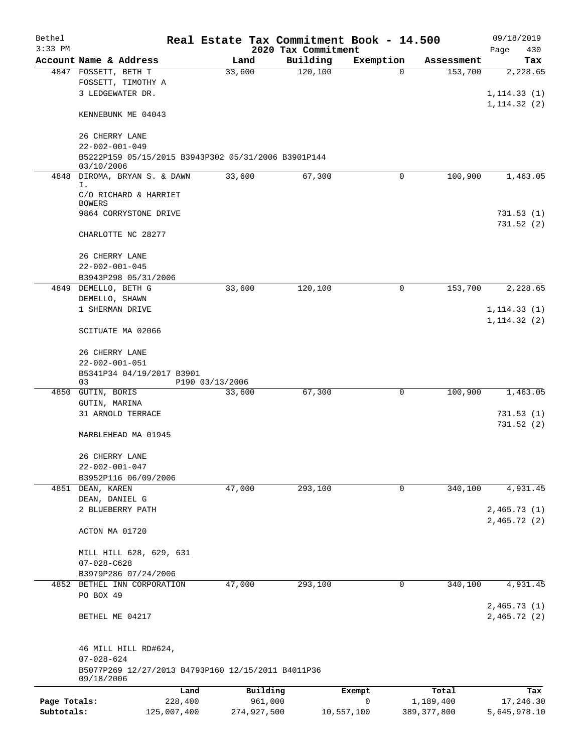# Real Estate Tax Commitment Book - 14.500

Bethel
3:33 PM

2020 Tax Commitment

09/18/2019
Page 430

| Account Name & Address | Land | Building | Exemption | Assessment | Tax |
|---|---|---|---|---|---|
| 4847 FOSSETT, BETH T<br>FOSSETT, TIMOTHY A<br>3 LEDGEWATER DR.<br><br>KENNEBUNK ME 04043<br><br>26 CHERRY LANE<br>22-002-001-049<br>B5222P159 05/15/2015 B3943P302 05/31/2006 B3901P144 03/10/2006 | 33,600 | 120,100 | 0 | 153,700 | 2,228.65<br><br>1,114.33 (1)<br>1,114.32 (2) |
| 4848 DIROMA, BRYAN S. & DAWN I.<br>C/O RICHARD & HARRIET BOWERS<br>9864 CORRYSTONE DRIVE<br><br>CHARLOTTE NC 28277<br><br>26 CHERRY LANE<br>22-002-001-045<br>B3943P298 05/31/2006 | 33,600 | 67,300 | 0 | 100,900 | 1,463.05<br><br>731.53 (1)<br>731.52 (2) |
| 4849 DEMELLO, BETH G<br>DEMELLO, SHAWN<br>1 SHERMAN DRIVE<br><br>SCITUATE MA 02066<br><br>26 CHERRY LANE<br>22-002-001-051<br>B5341P34 04/19/2017 B3901 03 P190 03/13/2006 | 33,600 | 120,100 | 0 | 153,700 | 2,228.65<br><br>1,114.33 (1)<br>1,114.32 (2) |
| 4850 GUTIN, BORIS<br>GUTIN, MARINA<br>31 ARNOLD TERRACE<br><br>MARBLEHEAD MA 01945<br><br>26 CHERRY LANE<br>22-002-001-047<br>B3952P116 06/09/2006 | 33,600 | 67,300 | 0 | 100,900 | 1,463.05<br><br>731.53 (1)<br>731.52 (2) |
| 4851 DEAN, KAREN<br>DEAN, DANIEL G<br>2 BLUEBERRY PATH<br><br>ACTON MA 01720<br><br>MILL HILL 628, 629, 631<br>07-028-C628<br>B3979P286 07/24/2006 | 47,000 | 293,100 | 0 | 340,100 | 4,931.45<br><br>2,465.73 (1)<br>2,465.72 (2) |
| 4852 BETHEL INN CORPORATION<br>PO BOX 49<br><br>BETHEL ME 04217<br><br>46 MILL HILL RD#624,<br>07-028-624<br>B5077P269 12/27/2013 B4793P160 12/15/2011 B4011P36 09/18/2006 | 47,000 | 293,100 | 0 | 340,100 | 4,931.45<br><br>2,465.73 (1)<br>2,465.72 (2) |

| | Land | Building | Exempt | Total | Tax |
|---|---|---|---|---|---|
| Page Totals: | 228,400 | 961,000 | 0 | 1,189,400 | 17,246.30 |
| Subtotals: | 125,007,400 | 274,927,500 | 10,557,100 | 389,377,800 | 5,645,978.10 |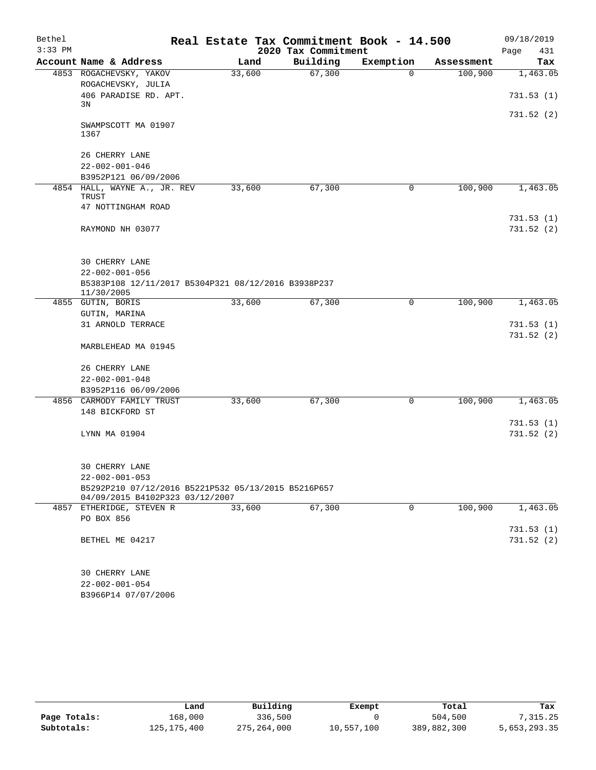# Real Estate Tax Commitment Book - 14.500

## 2020 Tax Commitment

Bethel 09/18/2019
3:33 PM

| Account | Name & Address | Land | Building | Exemption | Assessment | Tax |
|---|---|---|---|---|---|---|
| 4853 | ROGACHEVSKY, YAKOV<br>ROGACHEVSKY, JULIA<br>406 PARADISE RD. APT. 3N<br><br>SWAMPSCOTT MA 01907 1367<br><br>26 CHERRY LANE<br>22-002-001-046<br>B3952P121 06/09/2006 | 33,600 | 67,300 | 0 | 100,900 | 1,463.05<br><br>731.53 (1)<br>731.52 (2) |
| 4854 | HALL, WAYNE A., JR. REV TRUST<br>47 NOTTINGHAM ROAD<br><br>RAYMOND NH 03077<br><br>30 CHERRY LANE<br>22-002-001-056<br>B5383P108 12/11/2017 B5304P321 08/12/2016 B3938P237 11/30/2005 | 33,600 | 67,300 | 0 | 100,900 | 1,463.05<br><br>731.53 (1)<br>731.52 (2) |
| 4855 | GUTIN, BORIS<br>GUTIN, MARINA<br>31 ARNOLD TERRACE<br><br>MARBLEHEAD MA 01945<br><br>26 CHERRY LANE<br>22-002-001-048<br>B3952P116 06/09/2006 | 33,600 | 67,300 | 0 | 100,900 | 1,463.05<br><br>731.53 (1)<br>731.52 (2) |
| 4856 | CARMODY FAMILY TRUST<br>148 BICKFORD ST<br><br>LYNN MA 01904<br><br>30 CHERRY LANE<br>22-002-001-053<br>B5292P210 07/12/2016 B5221P532 05/13/2015 B5216P657 04/09/2015 B4102P323 03/12/2007 | 33,600 | 67,300 | 0 | 100,900 | 1,463.05<br><br>731.53 (1)<br>731.52 (2) |
| 4857 | ETHERIDGE, STEVEN R<br>PO BOX 856<br><br>BETHEL ME 04217<br><br>30 CHERRY LANE<br>22-002-001-054<br>B3966P14 07/07/2006 | 33,600 | 67,300 | 0 | 100,900 | 1,463.05<br><br>731.53 (1)<br>731.52 (2) |

| | Land | Building | Exempt | Total | Tax |
|---|---|---|---|---|---|
| Page Totals: | 168,000 | 336,500 | 0 | 504,500 | 7,315.25 |
| Subtotals: | 125,175,400 | 275,264,000 | 10,557,100 | 389,882,300 | 5,653,293.35 |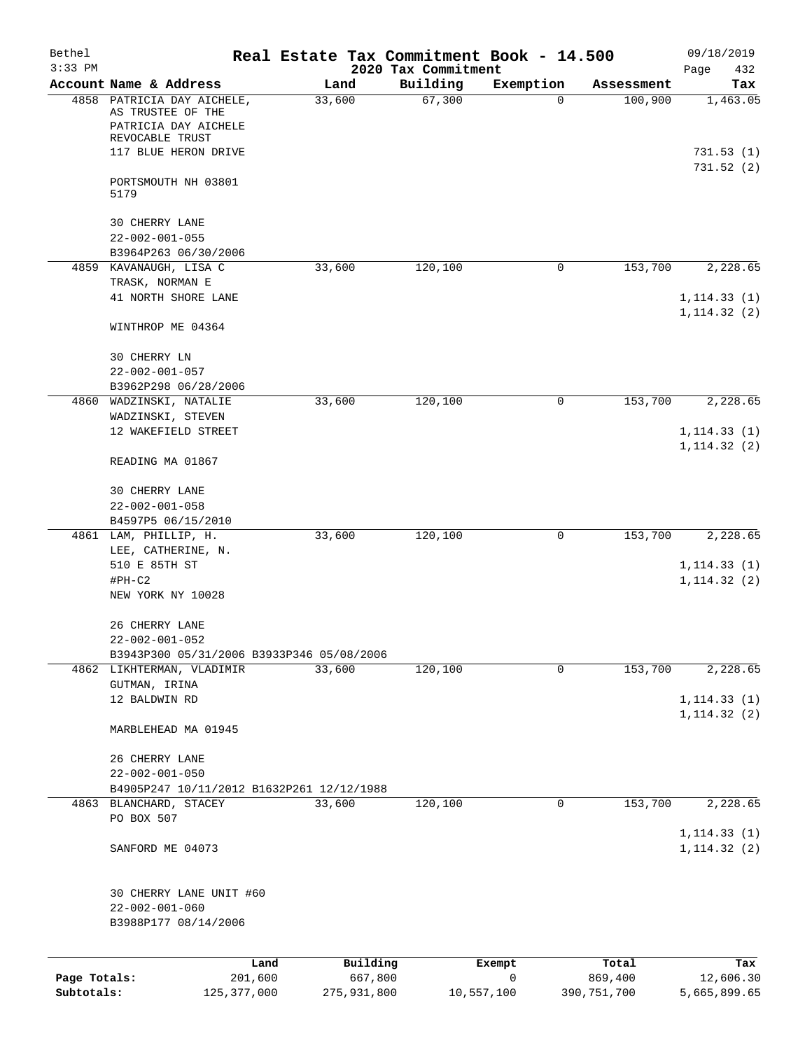# Real Estate Tax Commitment Book - 14.500

## 2020 Tax Commitment

Bethel 09/18/2019
3:33 PM Page 432

| Account Name & Address | Land | Building | Exemption | Assessment | Tax |
|---|---|---|---|---|---|
| 4858 PATRICIA DAY AICHELE, AS TRUSTEE OF THE PATRICIA DAY AICHELE REVOCABLE TRUST<br>117 BLUE HERON DRIVE<br><br>PORTSMOUTH NH 03801 5179<br><br>30 CHERRY LANE<br>22-002-001-055<br>B3964P263 06/30/2006 | 33,600 | 67,300 | 0 | 100,900 | 1,463.05<br><br>731.53 (1)<br>731.52 (2) |
| 4859 KAVANAUGH, LISA C<br>TRASK, NORMAN E<br>41 NORTH SHORE LANE<br><br>WINTHROP ME 04364<br><br>30 CHERRY LN<br>22-002-001-057<br>B3962P298 06/28/2006 | 33,600 | 120,100 | 0 | 153,700 | 2,228.65<br><br>1,114.33 (1)<br>1,114.32 (2) |
| 4860 WADZINSKI, NATALIE<br>WADZINSKI, STEVEN<br>12 WAKEFIELD STREET<br><br>READING MA 01867<br><br>30 CHERRY LANE<br>22-002-001-058<br>B4597P5 06/15/2010 | 33,600 | 120,100 | 0 | 153,700 | 2,228.65<br><br>1,114.33 (1)<br>1,114.32 (2) |
| 4861 LAM, PHILLIP, H.<br>LEE, CATHERINE, N.<br>510 E 85TH ST<br>#PH-C2<br>NEW YORK NY 10028<br><br>26 CHERRY LANE<br>22-002-001-052<br>B3943P300 05/31/2006 B3933P346 05/08/2006 | 33,600 | 120,100 | 0 | 153,700 | 2,228.65<br><br>1,114.33 (1)<br>1,114.32 (2) |
| 4862 LIKHTERMAN, VLADIMIR<br>GUTMAN, IRINA<br>12 BALDWIN RD<br><br>MARBLEHEAD MA 01945<br><br>26 CHERRY LANE<br>22-002-001-050<br>B4905P247 10/11/2012 B1632P261 12/12/1988 | 33,600 | 120,100 | 0 | 153,700 | 2,228.65<br><br>1,114.33 (1)<br>1,114.32 (2) |
| 4863 BLANCHARD, STACEY<br>PO BOX 507<br><br>SANFORD ME 04073<br><br>30 CHERRY LANE UNIT #60<br>22-002-001-060<br>B3988P177 08/14/2006 | 33,600 | 120,100 | 0 | 153,700 | 2,228.65<br><br>1,114.33 (1)<br>1,114.32 (2) |

| | Land | Building | Exempt | Total | Tax |
|---|---|---|---|---|---|
| Page Totals: | 201,600 | 667,800 | 0 | 869,400 | 12,606.30 |
| Subtotals: | 125,377,000 | 275,931,800 | 10,557,100 | 390,751,700 | 5,665,899.65 |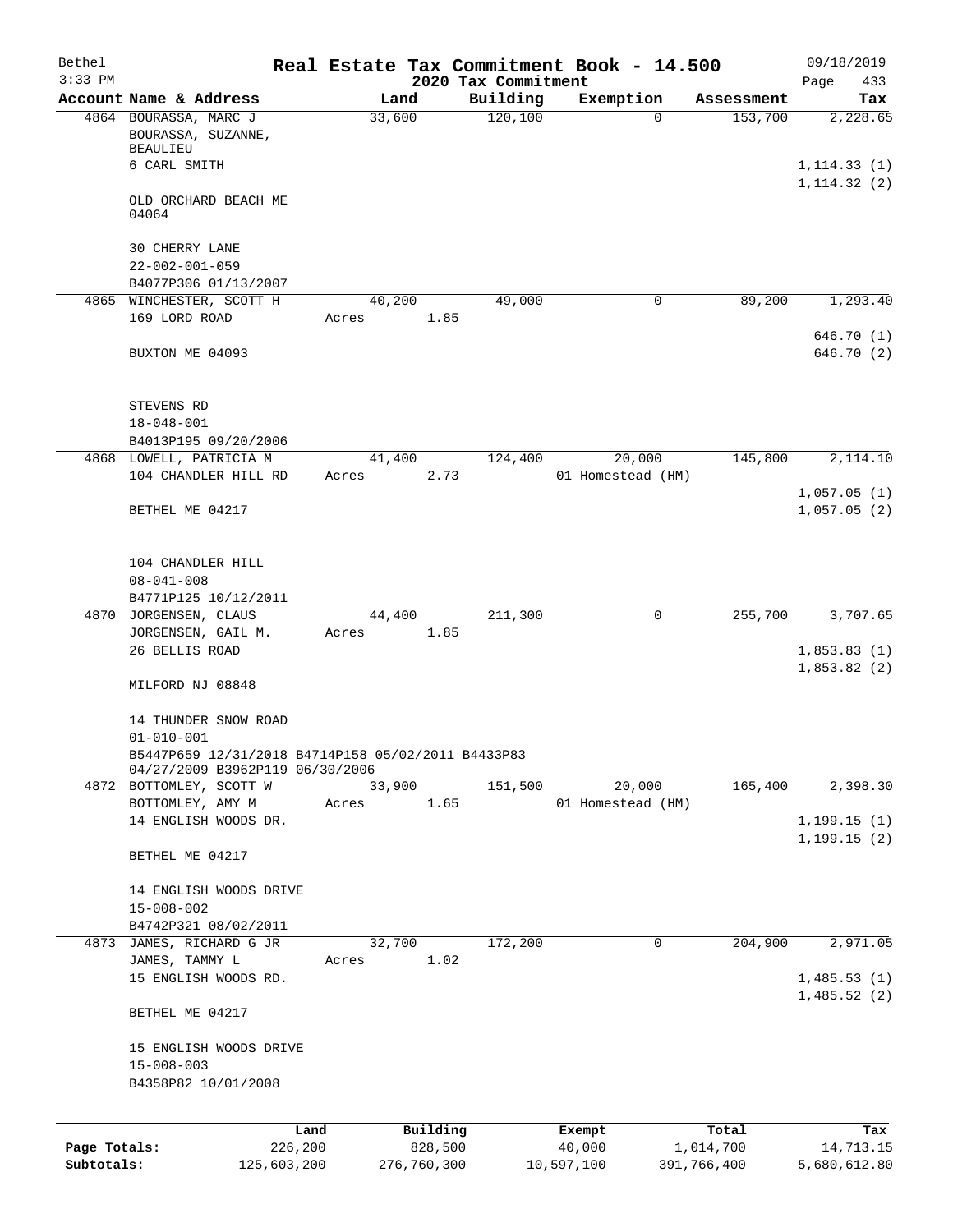Bethel
3:33 PM

# Real Estate Tax Commitment Book - 14.500

## 2020 Tax Commitment

09/18/2019
Page 433

| Account Name & Address | Land | Building | Exemption | Assessment | Tax |
|---|---|---|---|---|---|
| 4864 BOURASSA, MARC J<br>BOURASSA, SUZANNE, BEAULIEU<br>6 CARL SMITH<br><br>OLD ORCHARD BEACH ME 04064<br><br>30 CHERRY LANE<br>22-002-001-059<br>B4077P306 01/13/2007 | 33,600 | 120,100 | 0 | 153,700 | 2,228.65<br><br>1,114.33 (1)<br>1,114.32 (2) |
| 4865 WINCHESTER, SCOTT H<br>169 LORD ROAD<br><br>BUXTON ME 04093<br><br>STEVENS RD<br>18-048-001<br>B4013P195 09/20/2006 | 40,200<br>Acres 1.85 | 49,000 | 0 | 89,200 | 1,293.40<br><br>646.70 (1)<br>646.70 (2) |
| 4868 LOWELL, PATRICIA M<br>104 CHANDLER HILL RD<br><br>BETHEL ME 04217<br><br>104 CHANDLER HILL<br>08-041-008<br>B4771P125 10/12/2011 | 41,400<br>Acres 2.73 | 124,400 | 20,000<br>01 Homestead (HM) | 145,800 | 2,114.10<br><br>1,057.05 (1)<br>1,057.05 (2) |
| 4870 JORGENSEN, CLAUS<br>JORGENSEN, GAIL M.<br>26 BELLIS ROAD<br><br>MILFORD NJ 08848<br><br>14 THUNDER SNOW ROAD<br>01-010-001<br>B5447P659 12/31/2018 B4714P158 05/02/2011 B4433P83 04/27/2009 B3962P119 06/30/2006 | 44,400<br>Acres 1.85 | 211,300 | 0 | 255,700 | 3,707.65<br><br>1,853.83 (1)<br>1,853.82 (2) |
| 4872 BOTTOMLEY, SCOTT W<br>BOTTOMLEY, AMY M<br>14 ENGLISH WOODS DR.<br><br>BETHEL ME 04217<br><br>14 ENGLISH WOODS DRIVE<br>15-008-002<br>B4742P321 08/02/2011 | 33,900<br>Acres 1.65 | 151,500 | 20,000<br>01 Homestead (HM) | 165,400 | 2,398.30<br><br>1,199.15 (1)<br>1,199.15 (2) |
| 4873 JAMES, RICHARD G JR<br>JAMES, TAMMY L<br>15 ENGLISH WOODS RD.<br><br>BETHEL ME 04217<br><br>15 ENGLISH WOODS DRIVE<br>15-008-003<br>B4358P82 10/01/2008 | 32,700<br>Acres 1.02 | 172,200 | 0 | 204,900 | 2,971.05<br><br>1,485.53 (1)<br>1,485.52 (2) |

| | Land | Building | Exempt | Total | Tax |
|---|---|---|---|---|---|
| Page Totals: | 226,200 | 828,500 | 40,000 | 1,014,700 | 14,713.15 |
| Subtotals: | 125,603,200 | 276,760,300 | 10,597,100 | 391,766,400 | 5,680,612.80 |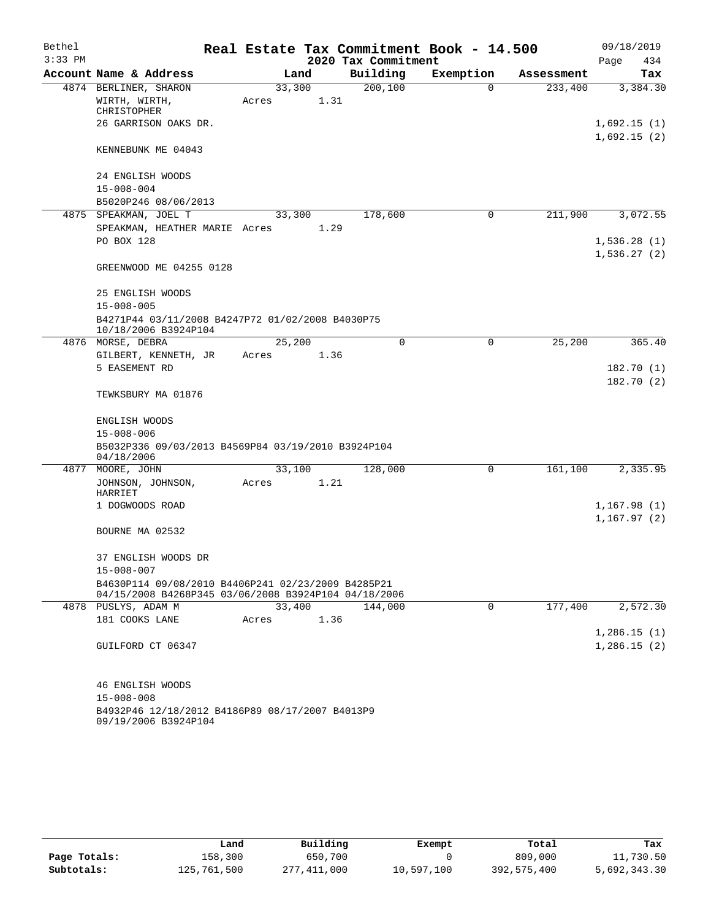# Real Estate Tax Commitment Book - 14.500

## 2020 Tax Commitment

Bethel
3:33 PM

09/18/2019
Page 434

| Account Name & Address | Land | Building | Exemption | Assessment | Tax |
|---|---|---|---|---|---|
| 4874 BERLINER, SHARON | 33,300 | 200,100 | 0 | 233,400 | 3,384.30 |
| WIRTH, WIRTH, CHRISTOPHER | Acres 1.31 | | | | |
| 26 GARRISON OAKS DR. | | | | | 1,692.15 (1) |
| | | | | | 1,692.15 (2) |
| KENNEBUNK ME 04043 | | | | | |
| 24 ENGLISH WOODS | | | | | |
| 15-008-004 | | | | | |
| B5020P246 08/06/2013 | | | | | |
| 4875 SPEAKMAN, JOEL T | 33,300 | 178,600 | 0 | 211,900 | 3,072.55 |
| SPEAKMAN, HEATHER MARIE | Acres 1.29 | | | | |
| PO BOX 128 | | | | | 1,536.28 (1) |
| | | | | | 1,536.27 (2) |
| GREENWOOD ME 04255 0128 | | | | | |
| 25 ENGLISH WOODS | | | | | |
| 15-008-005 | | | | | |
| B4271P44 03/11/2008 B4247P72 01/02/2008 B4030P75 10/18/2006 B3924P104 | | | | | |
| 4876 MORSE, DEBRA | 25,200 | 0 | 0 | 25,200 | 365.40 |
| GILBERT, KENNETH, JR | Acres 1.36 | | | | |
| 5 EASEMENT RD | | | | | 182.70 (1) |
| | | | | | 182.70 (2) |
| TEWKSBURY MA 01876 | | | | | |
| ENGLISH WOODS | | | | | |
| 15-008-006 | | | | | |
| B5032P336 09/03/2013 B4569P84 03/19/2010 B3924P104 04/18/2006 | | | | | |
| 4877 MOORE, JOHN | 33,100 | 128,000 | 0 | 161,100 | 2,335.95 |
| JOHNSON, JOHNSON, HARRIET | Acres 1.21 | | | | |
| 1 DOGWOODS ROAD | | | | | 1,167.98 (1) |
| | | | | | 1,167.97 (2) |
| BOURNE MA 02532 | | | | | |
| 37 ENGLISH WOODS DR | | | | | |
| 15-008-007 | | | | | |
| B4630P114 09/08/2010 B4406P241 02/23/2009 B4285P21 04/15/2008 B4268P345 03/06/2008 B3924P104 04/18/2006 | | | | | |
| 4878 PUSLYS, ADAM M | 33,400 | 144,000 | 0 | 177,400 | 2,572.30 |
| 181 COOKS LANE | Acres 1.36 | | | | |
| | | | | | 1,286.15 (1) |
| GUILFORD CT 06347 | | | | | 1,286.15 (2) |
| 46 ENGLISH WOODS | | | | | |
| 15-008-008 | | | | | |
| B4932P46 12/18/2012 B4186P89 08/17/2007 B4013P9 09/19/2006 B3924P104 | | | | | |

| | Land | Building | Exempt | Total | Tax |
|---|---|---|---|---|---|
| Page Totals: | 158,300 | 650,700 | 0 | 809,000 | 11,730.50 |
| Subtotals: | 125,761,500 | 277,411,000 | 10,597,100 | 392,575,400 | 5,692,343.30 |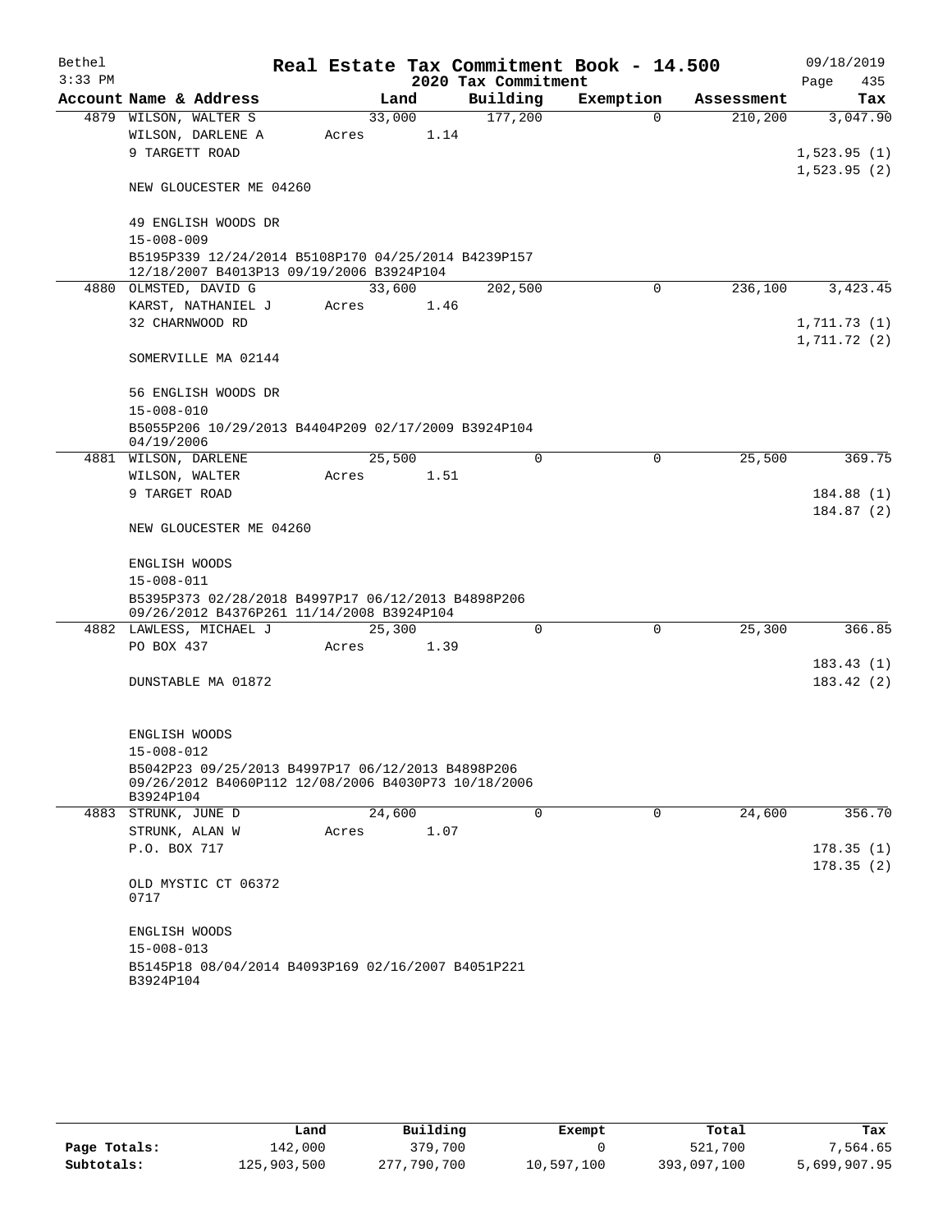# Real Estate Tax Commitment Book - 14.500

Bethel 3:33 PM — 2020 Tax Commitment — 09/18/2019

| Account Name & Address | Land | Building | Exemption | Assessment | Tax |
|---|---|---|---|---|---|
| 4879 WILSON, WALTER S | 33,000 | 177,200 | 0 | 210,200 | 3,047.90 |
| WILSON, DARLENE A | Acres 1.14 | | | | |
| 9 TARGETT ROAD | | | | | 1,523.95 (1) |
| | | | | | 1,523.95 (2) |
| NEW GLOUCESTER ME 04260 | | | | | |
| 49 ENGLISH WOODS DR | | | | | |
| 15-008-009 | | | | | |
| B5195P339 12/24/2014 B5108P170 04/25/2014 B4239P157 12/18/2007 B4013P13 09/19/2006 B3924P104 | | | | | |
| 4880 OLMSTED, DAVID G | 33,600 | 202,500 | 0 | 236,100 | 3,423.45 |
| KARST, NATHANIEL J | Acres 1.46 | | | | |
| 32 CHARNWOOD RD | | | | | 1,711.73 (1) |
| | | | | | 1,711.72 (2) |
| SOMERVILLE MA 02144 | | | | | |
| 56 ENGLISH WOODS DR | | | | | |
| 15-008-010 | | | | | |
| B5055P206 10/29/2013 B4404P209 02/17/2009 B3924P104 04/19/2006 | | | | | |
| 4881 WILSON, DARLENE | 25,500 | 0 | 0 | 25,500 | 369.75 |
| WILSON, WALTER | Acres 1.51 | | | | |
| 9 TARGET ROAD | | | | | 184.88 (1) |
| | | | | | 184.87 (2) |
| NEW GLOUCESTER ME 04260 | | | | | |
| ENGLISH WOODS | | | | | |
| 15-008-011 | | | | | |
| B5395P373 02/28/2018 B4997P17 06/12/2013 B4898P206 09/26/2012 B4376P261 11/14/2008 B3924P104 | | | | | |
| 4882 LAWLESS, MICHAEL J | 25,300 | 0 | 0 | 25,300 | 366.85 |
| PO BOX 437 | Acres 1.39 | | | | |
| | | | | | 183.43 (1) |
| DUNSTABLE MA 01872 | | | | | 183.42 (2) |
| ENGLISH WOODS | | | | | |
| 15-008-012 | | | | | |
| B5042P23 09/25/2013 B4997P17 06/12/2013 B4898P206 09/26/2012 B4060P112 12/08/2006 B4030P73 10/18/2006 B3924P104 | | | | | |
| 4883 STRUNK, JUNE D | 24,600 | 0 | 0 | 24,600 | 356.70 |
| STRUNK, ALAN W | Acres 1.07 | | | | |
| P.O. BOX 717 | | | | | 178.35 (1) |
| | | | | | 178.35 (2) |
| OLD MYSTIC CT 06372 0717 | | | | | |
| ENGLISH WOODS | | | | | |
| 15-008-013 | | | | | |
| B5145P18 08/04/2014 B4093P169 02/16/2007 B4051P221 B3924P104 | | | | | |

| | Land | Building | Exempt | Total | Tax |
|---|---|---|---|---|---|
| Page Totals: | 142,000 | 379,700 | 0 | 521,700 | 7,564.65 |
| Subtotals: | 125,903,500 | 277,790,700 | 10,597,100 | 393,097,100 | 5,699,907.95 |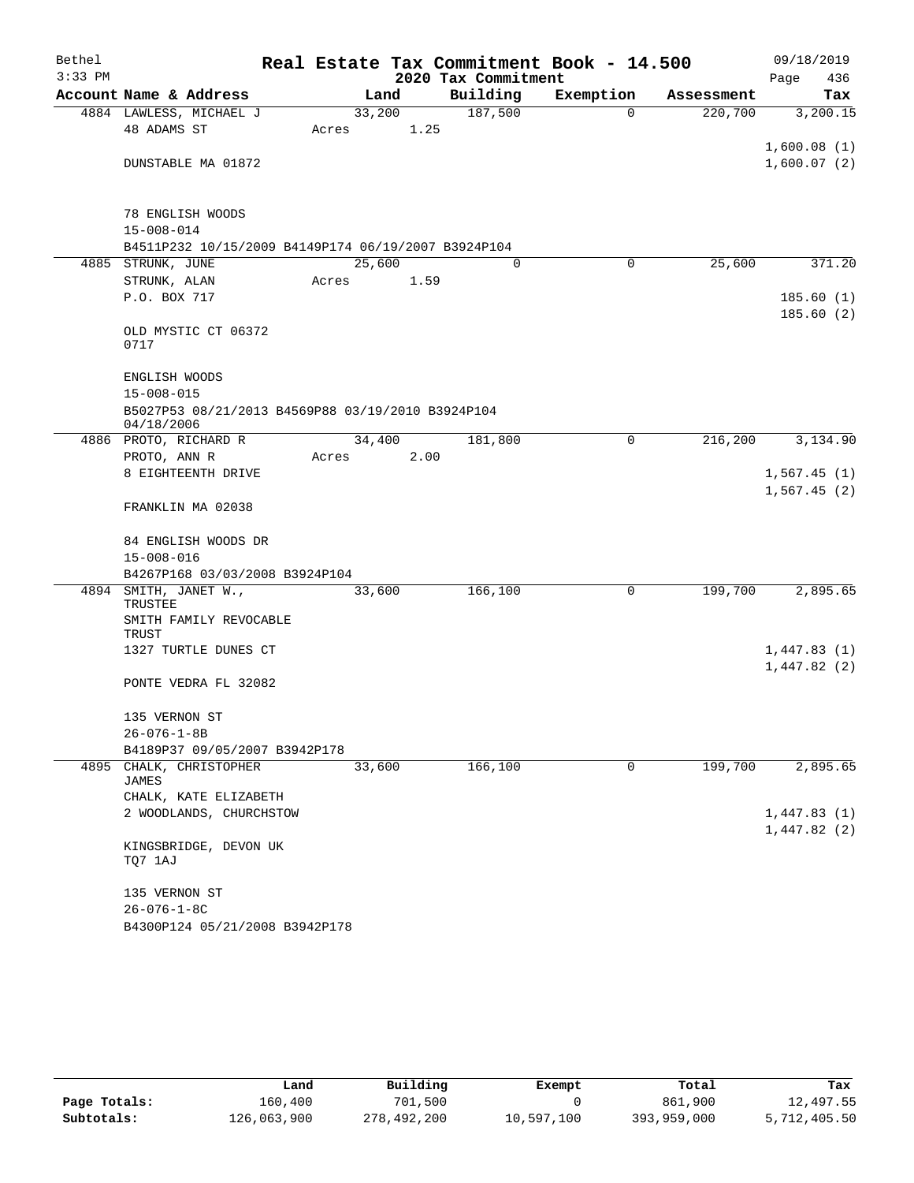# Real Estate Tax Commitment Book - 14.500

## 2020 Tax Commitment

| Account Name & Address | Land | Building | Exemption | Assessment | Tax |
|---|---|---|---|---|---|
| 4884 LAWLESS, MICHAEL J<br>48 ADAMS ST<br><br>DUNSTABLE MA 01872<br><br>78 ENGLISH WOODS<br>15-008-014<br>B4511P232 10/15/2009 B4149P174 06/19/2007 B3924P104 | 33,200<br>Acres 1.25 | 187,500 | 0 | 220,700 | 3,200.15<br><br>1,600.08 (1)<br>1,600.07 (2) |
| 4885 STRUNK, JUNE<br>STRUNK, ALAN<br>P.O. BOX 717<br><br>OLD MYSTIC CT 06372<br>0717<br><br>ENGLISH WOODS<br>15-008-015<br>B5027P53 08/21/2013 B4569P88 03/19/2010 B3924P104<br>04/18/2006 | 25,600<br>Acres 1.59 | 0 | 0 | 25,600 | 371.20<br><br>185.60 (1)<br>185.60 (2) |
| 4886 PROTO, RICHARD R<br>PROTO, ANN R<br>8 EIGHTEENTH DRIVE<br><br>FRANKLIN MA 02038<br><br>84 ENGLISH WOODS DR<br>15-008-016<br>B4267P168 03/03/2008 B3924P104 | 34,400<br>Acres 2.00 | 181,800 | 0 | 216,200 | 3,134.90<br><br>1,567.45 (1)<br>1,567.45 (2) |
| 4894 SMITH, JANET W., TRUSTEE<br>SMITH FAMILY REVOCABLE TRUST<br>1327 TURTLE DUNES CT<br><br>PONTE VEDRA FL 32082<br><br>135 VERNON ST<br>26-076-1-8B<br>B4189P37 09/05/2007 B3942P178 | 33,600 | 166,100 | 0 | 199,700 | 2,895.65<br><br>1,447.83 (1)<br>1,447.82 (2) |
| 4895 CHALK, CHRISTOPHER JAMES<br>CHALK, KATE ELIZABETH<br>2 WOODLANDS, CHURCHSTOW<br><br>KINGSBRIDGE, DEVON UK<br>TQ7 1AJ<br><br>135 VERNON ST<br>26-076-1-8C<br>B4300P124 05/21/2008 B3942P178 | 33,600 | 166,100 | 0 | 199,700 | 2,895.65<br><br>1,447.83 (1)<br>1,447.82 (2) |

| | Land | Building | Exempt | Total | Tax |
|---|---|---|---|---|---|
| **Page Totals:** | 160,400 | 701,500 | 0 | 861,900 | 12,497.55 |
| **Subtotals:** | 126,063,900 | 278,492,200 | 10,597,100 | 393,959,000 | 5,712,405.50 |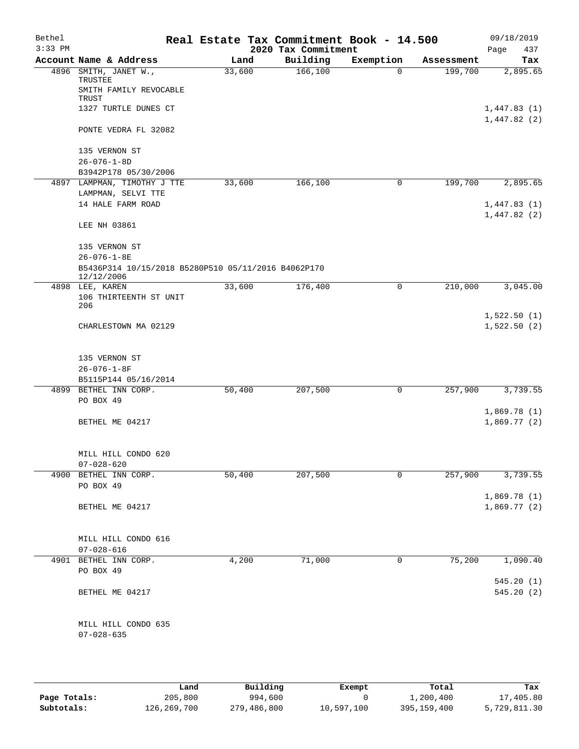Bethel  
3:33 PM

# Real Estate Tax Commitment Book - 14.500

## 2020 Tax Commitment

09/18/2019  
Page 437

| Account | Name & Address | Land | Building | Exemption | Assessment | Tax |
|---|---|---|---|---|---|---|
| 4896 | SMITH, JANET W., TRUSTEE<br>SMITH FAMILY REVOCABLE TRUST<br>1327 TURTLE DUNES CT<br>PONTE VEDRA FL 32082<br><br>135 VERNON ST<br>26-076-1-8D<br>B3942P178 05/30/2006 | 33,600 | 166,100 | 0 | 199,700 | 2,895.65<br>1,447.83 (1)<br>1,447.82 (2) |
| 4897 | LAMPMAN, TIMOTHY J TTE<br>LAMPMAN, SELVI TTE<br>14 HALE FARM ROAD<br>LEE NH 03861<br><br>135 VERNON ST<br>26-076-1-8E<br>B5436P314 10/15/2018 B5280P510 05/11/2016 B4062P170 12/12/2006 | 33,600 | 166,100 | 0 | 199,700 | 2,895.65<br>1,447.83 (1)<br>1,447.82 (2) |
| 4898 | LEE, KAREN<br>106 THIRTEENTH ST UNIT 206<br>CHARLESTOWN MA 02129<br><br>135 VERNON ST<br>26-076-1-8F<br>B5115P144 05/16/2014 | 33,600 | 176,400 | 0 | 210,000 | 3,045.00<br>1,522.50 (1)<br>1,522.50 (2) |
| 4899 | BETHEL INN CORP.<br>PO BOX 49<br>BETHEL ME 04217<br><br>MILL HILL CONDO 620<br>07-028-620 | 50,400 | 207,500 | 0 | 257,900 | 3,739.55<br>1,869.78 (1)<br>1,869.77 (2) |
| 4900 | BETHEL INN CORP.<br>PO BOX 49<br>BETHEL ME 04217<br><br>MILL HILL CONDO 616<br>07-028-616 | 50,400 | 207,500 | 0 | 257,900 | 3,739.55<br>1,869.78 (1)<br>1,869.77 (2) |
| 4901 | BETHEL INN CORP.<br>PO BOX 49<br>BETHEL ME 04217<br><br>MILL HILL CONDO 635<br>07-028-635 | 4,200 | 71,000 | 0 | 75,200 | 1,090.40<br>545.20 (1)<br>545.20 (2) |

| | Land | Building | Exempt | Total | Tax |
|---|---|---|---|---|---|
| Page Totals: | 205,800 | 994,600 | 0 | 1,200,400 | 17,405.80 |
| Subtotals: | 126,269,700 | 279,486,800 | 10,597,100 | 395,159,400 | 5,729,811.30 |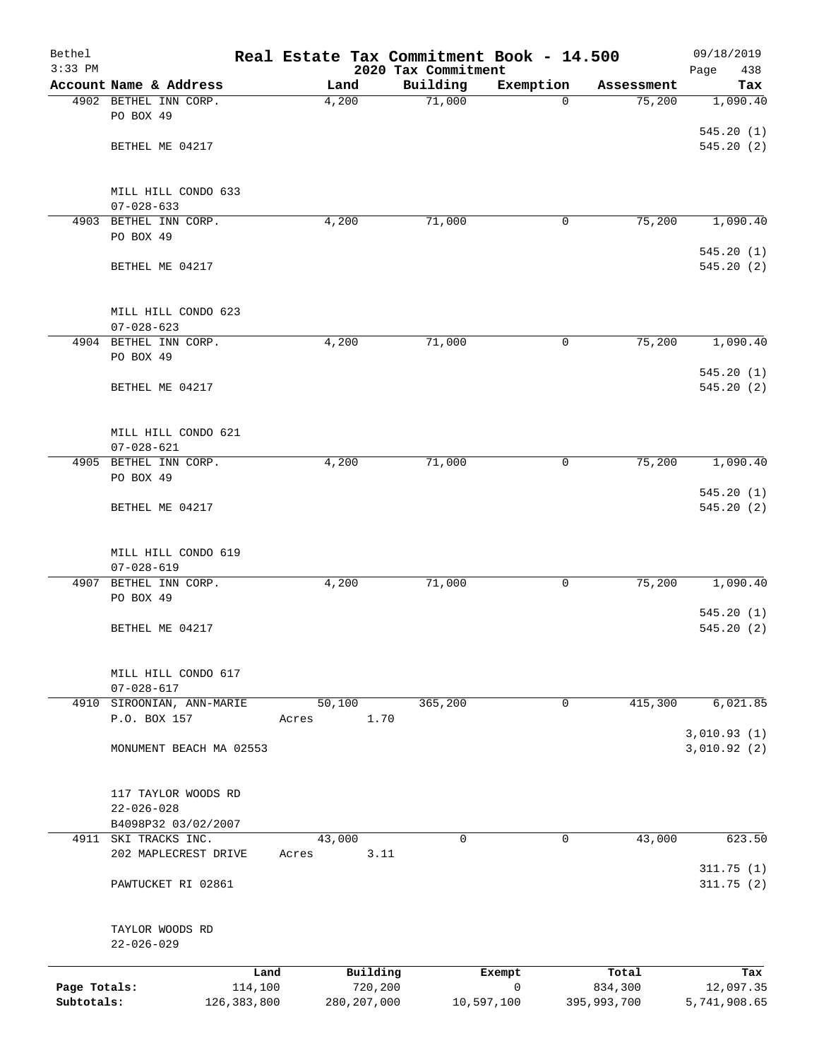Bethel 3:33 PM

# Real Estate Tax Commitment Book - 14.500

## 2020 Tax Commitment

09/18/2019

| Account | Name & Address | Land | Building | Exemption | Assessment | Tax |
|---|---|---|---|---|---|---|
| 4902 | BETHEL INN CORP.<br>PO BOX 49<br>BETHEL ME 04217<br><br>MILL HILL CONDO 633<br>07-028-633 | 4,200 | 71,000 | 0 | 75,200 | 1,090.40<br>545.20 (1)<br>545.20 (2) |
| 4903 | BETHEL INN CORP.<br>PO BOX 49<br>BETHEL ME 04217<br><br>MILL HILL CONDO 623<br>07-028-623 | 4,200 | 71,000 | 0 | 75,200 | 1,090.40<br>545.20 (1)<br>545.20 (2) |
| 4904 | BETHEL INN CORP.<br>PO BOX 49<br>BETHEL ME 04217<br><br>MILL HILL CONDO 621<br>07-028-621 | 4,200 | 71,000 | 0 | 75,200 | 1,090.40<br>545.20 (1)<br>545.20 (2) |
| 4905 | BETHEL INN CORP.<br>PO BOX 49<br>BETHEL ME 04217<br><br>MILL HILL CONDO 619<br>07-028-619 | 4,200 | 71,000 | 0 | 75,200 | 1,090.40<br>545.20 (1)<br>545.20 (2) |
| 4907 | BETHEL INN CORP.<br>PO BOX 49<br>BETHEL ME 04217<br><br>MILL HILL CONDO 617<br>07-028-617 | 4,200 | 71,000 | 0 | 75,200 | 1,090.40<br>545.20 (1)<br>545.20 (2) |
| 4910 | SIROONIAN, ANN-MARIE<br>P.O. BOX 157<br>MONUMENT BEACH MA 02553<br><br>117 TAYLOR WOODS RD<br>22-026-028<br>B4098P32 03/02/2007 | 50,100<br>Acres 1.70 | 365,200 | 0 | 415,300 | 6,021.85<br>3,010.93 (1)<br>3,010.92 (2) |
| 4911 | SKI TRACKS INC.<br>202 MAPLECREST DRIVE<br>PAWTUCKET RI 02861<br><br>TAYLOR WOODS RD<br>22-026-029 | 43,000<br>Acres 3.11 | 0 | 0 | 43,000 | 623.50<br>311.75 (1)<br>311.75 (2) |

| | Land | Building | Exempt | Total | Tax |
|---|---|---|---|---|---|
| **Page Totals:** | 114,100 | 720,200 | 0 | 834,300 | 12,097.35 |
| **Subtotals:** | 126,383,800 | 280,207,000 | 10,597,100 | 395,993,700 | 5,741,908.65 |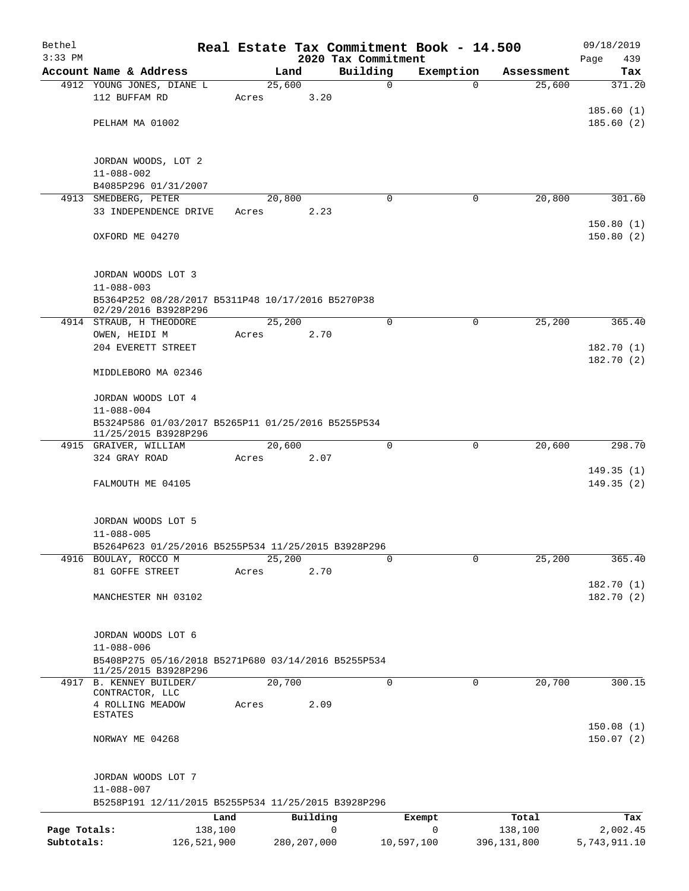Bethel 3:33 PM

# Real Estate Tax Commitment Book - 14.500

## 2020 Tax Commitment

09/18/2019

| Account | Name & Address | Land | Building | Exemption | Assessment | Tax |
|---|---|---|---|---|---|---|
| 4912 | YOUNG JONES, DIANE L<br>112 BUFFAM RD<br><br>PELHAM MA 01002<br><br>JORDAN WOODS, LOT 2<br>11-088-002<br>B4085P296 01/31/2007 | 25,600<br>Acres 3.20 | 0 | 0 | 25,600 | 371.20<br><br>185.60 (1)<br>185.60 (2) |
| 4913 | SMEDBERG, PETER<br>33 INDEPENDENCE DRIVE<br><br>OXFORD ME 04270<br><br>JORDAN WOODS LOT 3<br>11-088-003<br>B5364P252 08/28/2017 B5311P48 10/17/2016 B5270P38 02/29/2016 B3928P296 | 20,800<br>Acres 2.23 | 0 | 0 | 20,800 | 301.60<br><br>150.80 (1)<br>150.80 (2) |
| 4914 | STRAUB, H THEODORE<br>OWEN, HEIDI M<br>204 EVERETT STREET<br><br>MIDDLEBORO MA 02346<br><br>JORDAN WOODS LOT 4<br>11-088-004<br>B5324P586 01/03/2017 B5265P11 01/25/2016 B5255P534 11/25/2015 B3928P296 | 25,200<br>Acres 2.70 | 0 | 0 | 25,200 | 365.40<br><br>182.70 (1)<br>182.70 (2) |
| 4915 | GRAIVER, WILLIAM<br>324 GRAY ROAD<br><br>FALMOUTH ME 04105<br><br>JORDAN WOODS LOT 5<br>11-088-005<br>B5264P623 01/25/2016 B5255P534 11/25/2015 B3928P296 | 20,600<br>Acres 2.07 | 0 | 0 | 20,600 | 298.70<br><br>149.35 (1)<br>149.35 (2) |
| 4916 | BOULAY, ROCCO M<br>81 GOFFE STREET<br><br>MANCHESTER NH 03102<br><br>JORDAN WOODS LOT 6<br>11-088-006<br>B5408P275 05/16/2018 B5271P680 03/14/2016 B5255P534 11/25/2015 B3928P296 | 25,200<br>Acres 2.70 | 0 | 0 | 25,200 | 365.40<br><br>182.70 (1)<br>182.70 (2) |
| 4917 | B. KENNEY BUILDER/ CONTRACTOR, LLC<br>4 ROLLING MEADOW ESTATES<br><br>NORWAY ME 04268<br><br>JORDAN WOODS LOT 7<br>11-088-007<br>B5258P191 12/11/2015 B5255P534 11/25/2015 B3928P296 | 20,700<br>Acres 2.09 | 0 | 0 | 20,700 | 300.15<br><br>150.08 (1)<br>150.07 (2) |

| | Land | Building | Exempt | Total | Tax |
|---|---|---|---|---|---|
| Page Totals: | 138,100 | 0 | 0 | 138,100 | 2,002.45 |
| Subtotals: | 126,521,900 | 280,207,000 | 10,597,100 | 396,131,800 | 5,743,911.10 |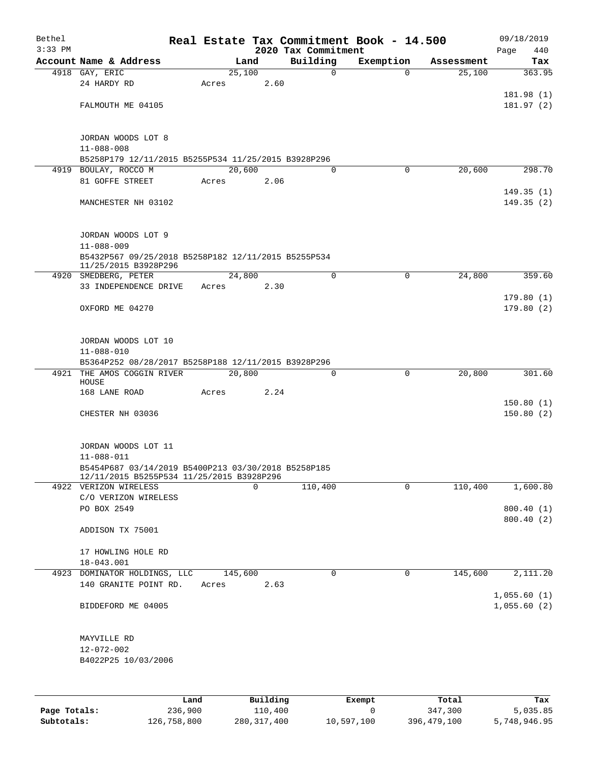Bethel 3:33 PM

# Real Estate Tax Commitment Book - 14.500

## 2020 Tax Commitment

09/18/2019

| Account Name & Address | Land | Building | Exemption | Assessment | Tax |
|---|---|---|---|---|---|
| 4918 GAY, ERIC | 25,100 | 0 | 0 | 25,100 | 363.95 |
| 24 HARDY RD | Acres 2.60 | | | | |
| | | | | | 181.98 (1) |
| FALMOUTH ME 04105 | | | | | 181.97 (2) |
| JORDAN WOODS LOT 8 | | | | | |
| 11-088-008 | | | | | |
| B5258P179 12/11/2015 B5255P534 11/25/2015 B3928P296 | | | | | |
| 4919 BOULAY, ROCCO M | 20,600 | 0 | 0 | 20,600 | 298.70 |
| 81 GOFFE STREET | Acres 2.06 | | | | |
| | | | | | 149.35 (1) |
| MANCHESTER NH 03102 | | | | | 149.35 (2) |
| JORDAN WOODS LOT 9 | | | | | |
| 11-088-009 | | | | | |
| B5432P567 09/25/2018 B5258P182 12/11/2015 B5255P534 11/25/2015 B3928P296 | | | | | |
| 4920 SMEDBERG, PETER | 24,800 | 0 | 0 | 24,800 | 359.60 |
| 33 INDEPENDENCE DRIVE | Acres 2.30 | | | | |
| | | | | | 179.80 (1) |
| OXFORD ME 04270 | | | | | 179.80 (2) |
| JORDAN WOODS LOT 10 | | | | | |
| 11-088-010 | | | | | |
| B5364P252 08/28/2017 B5258P188 12/11/2015 B3928P296 | | | | | |
| 4921 THE AMOS COGGIN RIVER HOUSE | 20,800 | 0 | 0 | 20,800 | 301.60 |
| 168 LANE ROAD | Acres 2.24 | | | | |
| | | | | | 150.80 (1) |
| CHESTER NH 03036 | | | | | 150.80 (2) |
| JORDAN WOODS LOT 11 | | | | | |
| 11-088-011 | | | | | |
| B5454P687 03/14/2019 B5400P213 03/30/2018 B5258P185 12/11/2015 B5255P534 11/25/2015 B3928P296 | | | | | |
| 4922 VERIZON WIRELESS | 0 | 110,400 | 0 | 110,400 | 1,600.80 |
| C/O VERIZON WIRELESS | | | | | |
| PO BOX 2549 | | | | | 800.40 (1) |
| | | | | | 800.40 (2) |
| ADDISON TX 75001 | | | | | |
| 17 HOWLING HOLE RD | | | | | |
| 18-043.001 | | | | | |
| 4923 DOMINATOR HOLDINGS, LLC | 145,600 | 0 | 0 | 145,600 | 2,111.20 |
| 140 GRANITE POINT RD. | Acres 2.63 | | | | |
| | | | | | 1,055.60 (1) |
| BIDDEFORD ME 04005 | | | | | 1,055.60 (2) |
| MAYVILLE RD | | | | | |
| 12-072-002 | | | | | |
| B4022P25 10/03/2006 | | | | | |

| | Land | Building | Exempt | Total | Tax |
|---|---|---|---|---|---|
| Page Totals: | 236,900 | 110,400 | 0 | 347,300 | 5,035.85 |
| Subtotals: | 126,758,800 | 280,317,400 | 10,597,100 | 396,479,100 | 5,748,946.95 |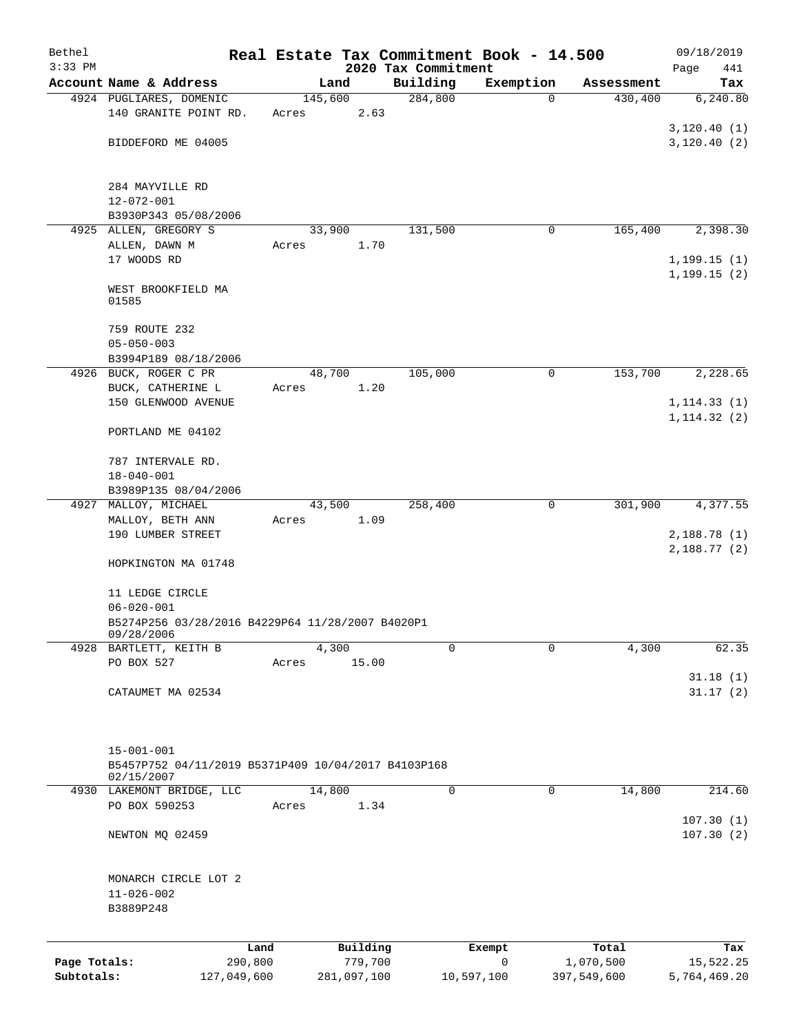Bethel 3:33 PM

# Real Estate Tax Commitment Book - 14.500

## 2020 Tax Commitment

09/18/2019

| Account Name & Address | Land | Building | Exemption | Assessment | Tax |
|---|---|---|---|---|---|
| 4924 PUGLIARES, DOMENIC<br>140 GRANITE POINT RD.<br><br>BIDDEFORD ME 04005<br><br>284 MAYVILLE RD<br>12-072-001<br>B3930P343 05/08/2006 | 145,600<br>Acres 2.63 | 284,800 | 0 | 430,400 | 6,240.80<br><br>3,120.40 (1)<br>3,120.40 (2) |
| 4925 ALLEN, GREGORY S<br>ALLEN, DAWN M<br>17 WOODS RD<br><br>WEST BROOKFIELD MA 01585<br><br>759 ROUTE 232<br>05-050-003<br>B3994P189 08/18/2006 | 33,900<br>Acres 1.70 | 131,500 | 0 | 165,400 | 2,398.30<br><br>1,199.15 (1)<br>1,199.15 (2) |
| 4926 BUCK, ROGER C PR<br>BUCK, CATHERINE L<br>150 GLENWOOD AVENUE<br><br>PORTLAND ME 04102<br><br>787 INTERVALE RD.<br>18-040-001<br>B3989P135 08/04/2006 | 48,700<br>Acres 1.20 | 105,000 | 0 | 153,700 | 2,228.65<br><br>1,114.33 (1)<br>1,114.32 (2) |
| 4927 MALLOY, MICHAEL<br>MALLOY, BETH ANN<br>190 LUMBER STREET<br><br>HOPKINGTON MA 01748<br><br>11 LEDGE CIRCLE<br>06-020-001<br>B5274P256 03/28/2016 B4229P64 11/28/2007 B4020P1 09/28/2006 | 43,500<br>Acres 1.09 | 258,400 | 0 | 301,900 | 4,377.55<br><br>2,188.78 (1)<br>2,188.77 (2) |
| 4928 BARTLETT, KEITH B<br>PO BOX 527<br><br>CATAUMET MA 02534<br><br>15-001-001<br>B5457P752 04/11/2019 B5371P409 10/04/2017 B4103P168 02/15/2007 | 4,300<br>Acres 15.00 | 0 | 0 | 4,300 | 62.35<br><br>31.18 (1)<br>31.17 (2) |
| 4930 LAKEMONT BRIDGE, LLC<br>PO BOX 590253<br><br>NEWTON MQ 02459<br><br>MONARCH CIRCLE LOT 2<br>11-026-002<br>B3889P248 | 14,800<br>Acres 1.34 | 0 | 0 | 14,800 | 214.60<br><br>107.30 (1)<br>107.30 (2) |

| | Land | Building | Exempt | Total | Tax |
|---|---|---|---|---|---|
| Page Totals: | 290,800 | 779,700 | 0 | 1,070,500 | 15,522.25 |
| Subtotals: | 127,049,600 | 281,097,100 | 10,597,100 | 397,549,600 | 5,764,469.20 |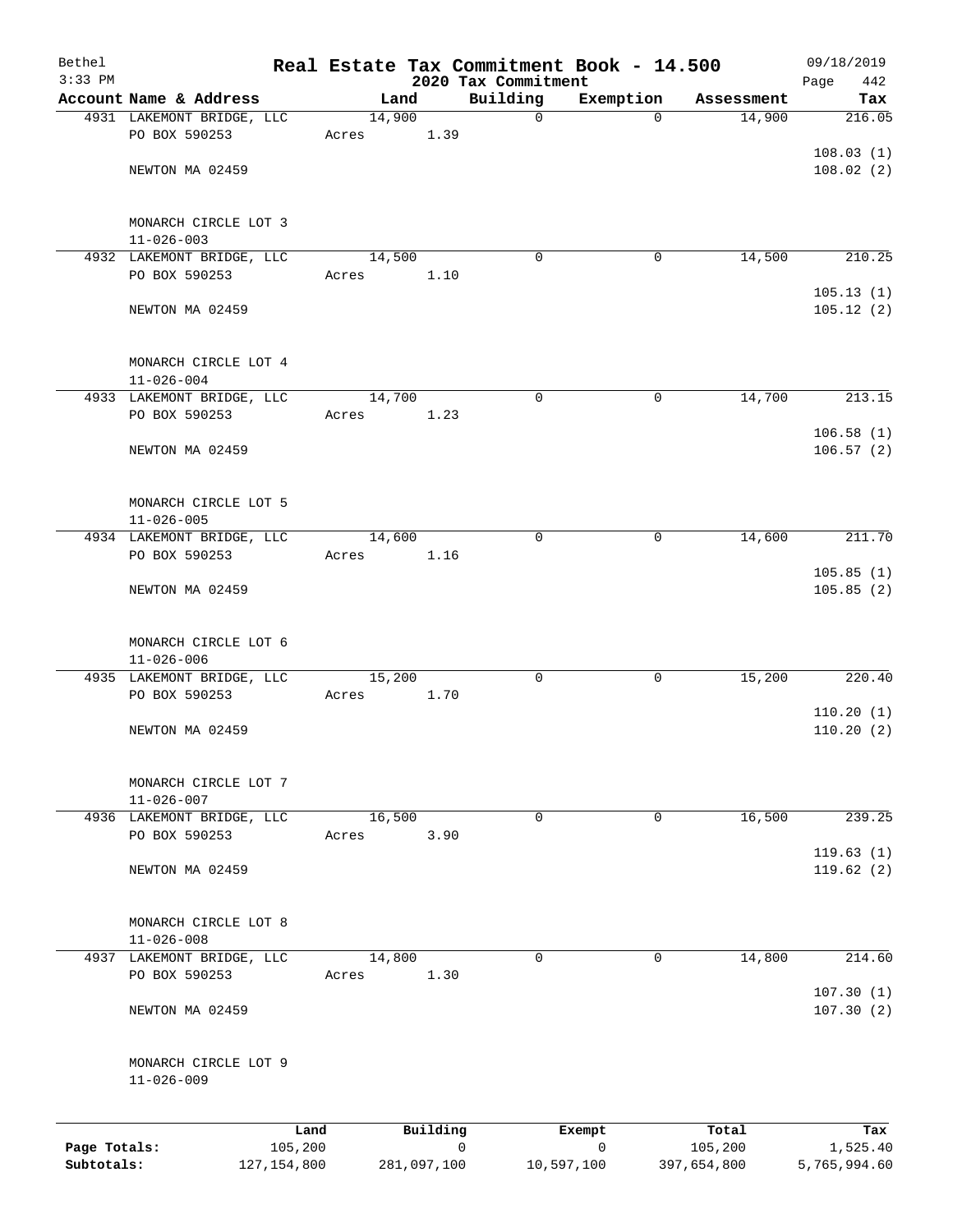# Real Estate Tax Commitment Book - 14.500

Bethel  
3:33 PM  
2020 Tax Commitment  
09/18/2019

| Account Name & Address | Land | Building | Exemption | Assessment | Tax |
|---|---|---|---|---|---|
| 4931 LAKEMONT BRIDGE, LLC | 14,900 | 0 | 0 | 14,900 | 216.05 |
| PO BOX 590253 | Acres 1.39 | | | | |
| | | | | | 108.03 (1) |
| NEWTON MA 02459 | | | | | 108.02 (2) |
| MONARCH CIRCLE LOT 3 | | | | | |
| 11-026-003 | | | | | |
| 4932 LAKEMONT BRIDGE, LLC | 14,500 | 0 | 0 | 14,500 | 210.25 |
| PO BOX 590253 | Acres 1.10 | | | | |
| | | | | | 105.13 (1) |
| NEWTON MA 02459 | | | | | 105.12 (2) |
| MONARCH CIRCLE LOT 4 | | | | | |
| 11-026-004 | | | | | |
| 4933 LAKEMONT BRIDGE, LLC | 14,700 | 0 | 0 | 14,700 | 213.15 |
| PO BOX 590253 | Acres 1.23 | | | | |
| | | | | | 106.58 (1) |
| NEWTON MA 02459 | | | | | 106.57 (2) |
| MONARCH CIRCLE LOT 5 | | | | | |
| 11-026-005 | | | | | |
| 4934 LAKEMONT BRIDGE, LLC | 14,600 | 0 | 0 | 14,600 | 211.70 |
| PO BOX 590253 | Acres 1.16 | | | | |
| | | | | | 105.85 (1) |
| NEWTON MA 02459 | | | | | 105.85 (2) |
| MONARCH CIRCLE LOT 6 | | | | | |
| 11-026-006 | | | | | |
| 4935 LAKEMONT BRIDGE, LLC | 15,200 | 0 | 0 | 15,200 | 220.40 |
| PO BOX 590253 | Acres 1.70 | | | | |
| | | | | | 110.20 (1) |
| NEWTON MA 02459 | | | | | 110.20 (2) |
| MONARCH CIRCLE LOT 7 | | | | | |
| 11-026-007 | | | | | |
| 4936 LAKEMONT BRIDGE, LLC | 16,500 | 0 | 0 | 16,500 | 239.25 |
| PO BOX 590253 | Acres 3.90 | | | | |
| | | | | | 119.63 (1) |
| NEWTON MA 02459 | | | | | 119.62 (2) |
| MONARCH CIRCLE LOT 8 | | | | | |
| 11-026-008 | | | | | |
| 4937 LAKEMONT BRIDGE, LLC | 14,800 | 0 | 0 | 14,800 | 214.60 |
| PO BOX 590253 | Acres 1.30 | | | | |
| | | | | | 107.30 (1) |
| NEWTON MA 02459 | | | | | 107.30 (2) |
| MONARCH CIRCLE LOT 9 | | | | | |
| 11-026-009 | | | | | |

| | Land | Building | Exempt | Total | Tax |
|---|---|---|---|---|---|
| Page Totals: | 105,200 | 0 | 0 | 105,200 | 1,525.40 |
| Subtotals: | 127,154,800 | 281,097,100 | 10,597,100 | 397,654,800 | 5,765,994.60 |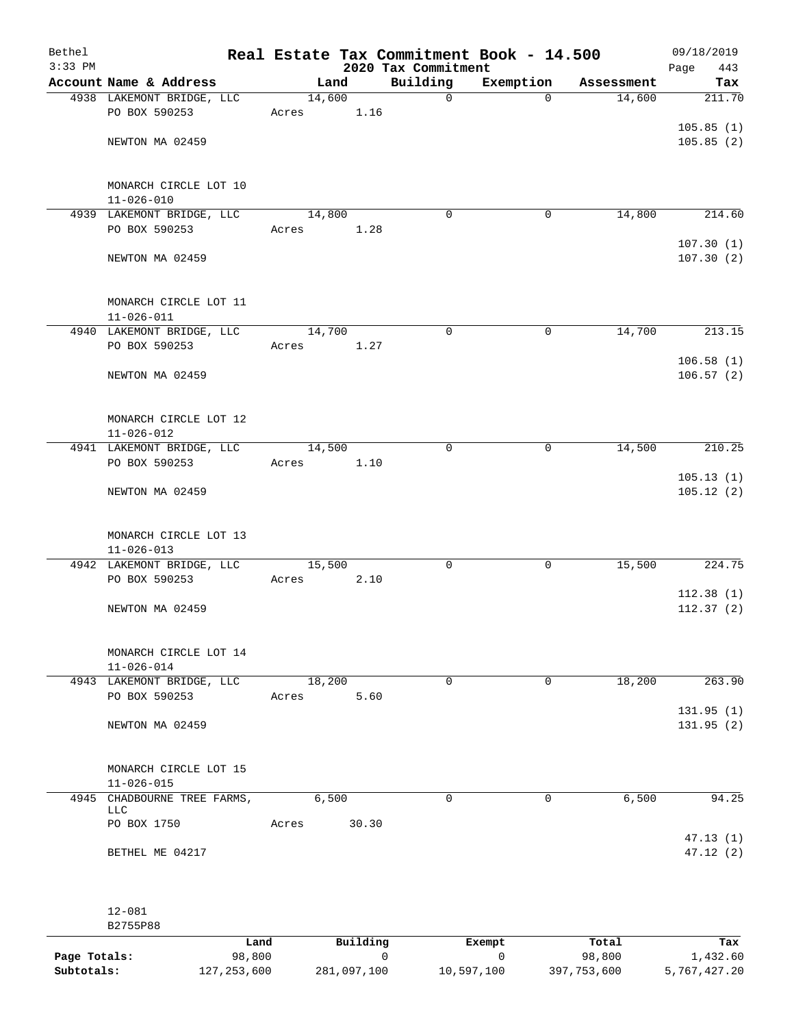Bethel 3:33 PM

**Real Estate Tax Commitment Book - 14.500**
**2020 Tax Commitment**

09/18/2019

| Account Name & Address | Land | Building | Exemption | Assessment | Tax |
|---|---|---|---|---|---|
| 4938 LAKEMONT BRIDGE, LLC | 14,600 | 0 | 0 | 14,600 | 211.70 |
| PO BOX 590253 | Acres 1.16 | | | | 105.85 (1) |
| NEWTON MA 02459 | | | | | 105.85 (2) |
| MONARCH CIRCLE LOT 10 | | | | | |
| 11-026-010 | | | | | |
| 4939 LAKEMONT BRIDGE, LLC | 14,800 | 0 | 0 | 14,800 | 214.60 |
| PO BOX 590253 | Acres 1.28 | | | | 107.30 (1) |
| NEWTON MA 02459 | | | | | 107.30 (2) |
| MONARCH CIRCLE LOT 11 | | | | | |
| 11-026-011 | | | | | |
| 4940 LAKEMONT BRIDGE, LLC | 14,700 | 0 | 0 | 14,700 | 213.15 |
| PO BOX 590253 | Acres 1.27 | | | | 106.58 (1) |
| NEWTON MA 02459 | | | | | 106.57 (2) |
| MONARCH CIRCLE LOT 12 | | | | | |
| 11-026-012 | | | | | |
| 4941 LAKEMONT BRIDGE, LLC | 14,500 | 0 | 0 | 14,500 | 210.25 |
| PO BOX 590253 | Acres 1.10 | | | | 105.13 (1) |
| NEWTON MA 02459 | | | | | 105.12 (2) |
| MONARCH CIRCLE LOT 13 | | | | | |
| 11-026-013 | | | | | |
| 4942 LAKEMONT BRIDGE, LLC | 15,500 | 0 | 0 | 15,500 | 224.75 |
| PO BOX 590253 | Acres 2.10 | | | | 112.38 (1) |
| NEWTON MA 02459 | | | | | 112.37 (2) |
| MONARCH CIRCLE LOT 14 | | | | | |
| 11-026-014 | | | | | |
| 4943 LAKEMONT BRIDGE, LLC | 18,200 | 0 | 0 | 18,200 | 263.90 |
| PO BOX 590253 | Acres 5.60 | | | | 131.95 (1) |
| NEWTON MA 02459 | | | | | 131.95 (2) |
| MONARCH CIRCLE LOT 15 | | | | | |
| 11-026-015 | | | | | |
| 4945 CHADBOURNE TREE FARMS, LLC | 6,500 | 0 | 0 | 6,500 | 94.25 |
| PO BOX 1750 | Acres 30.30 | | | | 47.13 (1) |
| BETHEL ME 04217 | | | | | 47.12 (2) |
| 12-081 | | | | | |
| B2755P88 | | | | | |

| | Land | Building | Exempt | Total | Tax |
|---|---|---|---|---|---|
| Page Totals: | 98,800 | 0 | 0 | 98,800 | 1,432.60 |
| Subtotals: | 127,253,600 | 281,097,100 | 10,597,100 | 397,753,600 | 5,767,427.20 |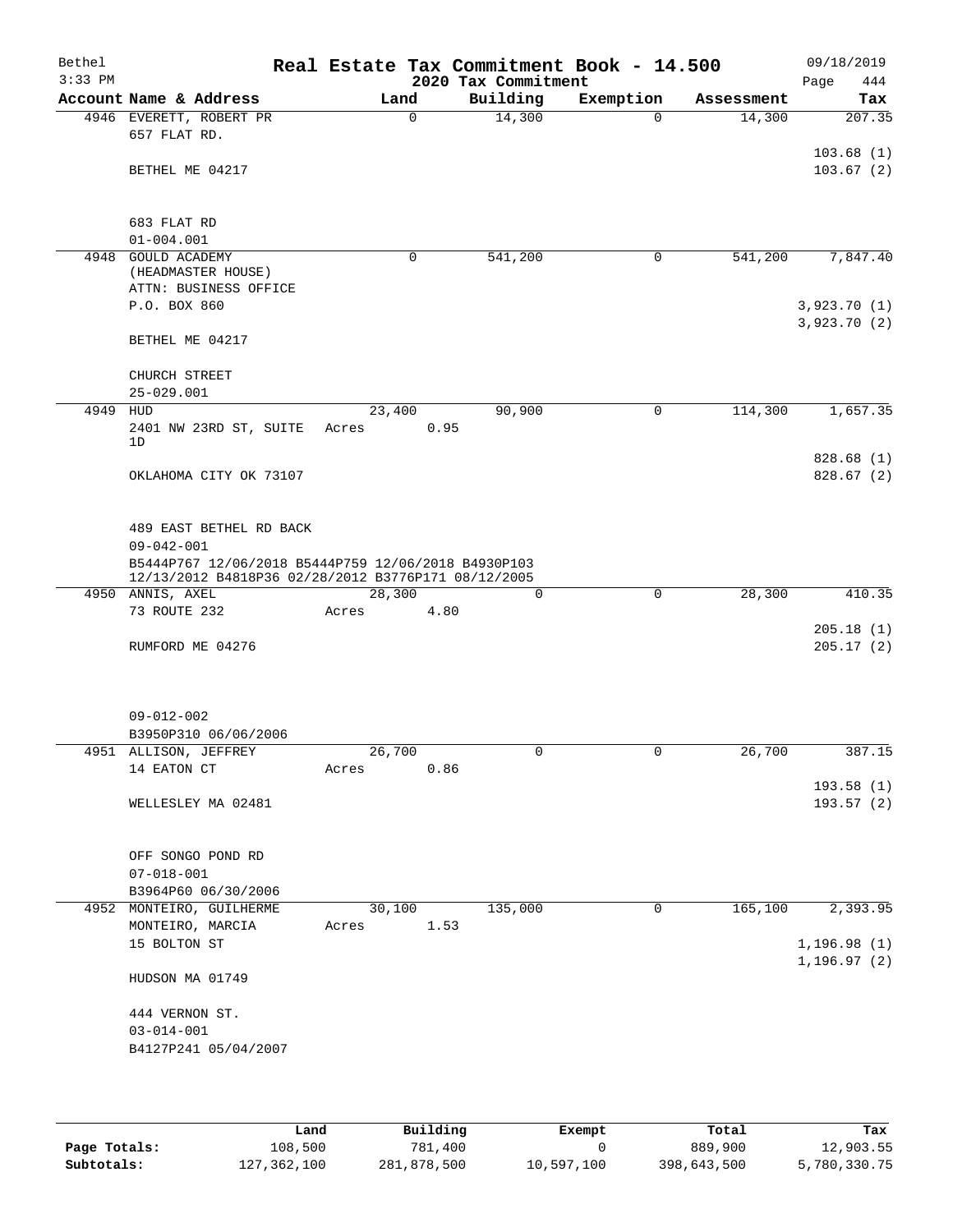Bethel 3:33 PM

# Real Estate Tax Commitment Book - 14.500

## 2020 Tax Commitment

09/18/2019 Page 444

| Account Name & Address | Land | Building | Exemption | Assessment | Tax |
|---|---|---|---|---|---|
| 4946 EVERETT, ROBERT PR<br>657 FLAT RD.<br><br>BETHEL ME 04217<br><br>683 FLAT RD<br>01-004.001 | 0 | 14,300 | 0 | 14,300 | 207.35<br><br>103.68 (1)<br>103.67 (2) |
| 4948 GOULD ACADEMY<br>(HEADMASTER HOUSE)<br>ATTN: BUSINESS OFFICE<br>P.O. BOX 860<br><br>BETHEL ME 04217<br><br>CHURCH STREET<br>25-029.001 | 0 | 541,200 | 0 | 541,200 | 7,847.40<br><br>3,923.70 (1)<br>3,923.70 (2) |
| 4949 HUD<br>2401 NW 23RD ST, SUITE 1D<br><br>OKLAHOMA CITY OK 73107<br><br>489 EAST BETHEL RD BACK<br>09-042-001<br>B5444P767 12/06/2018 B5444P759 12/06/2018 B4930P103 12/13/2012 B4818P36 02/28/2012 B3776P171 08/12/2005 | 23,400<br>Acres 0.95 | 90,900 | 0 | 114,300 | 1,657.35<br><br>828.68 (1)<br>828.67 (2) |
| 4950 ANNIS, AXEL<br>73 ROUTE 232<br><br>RUMFORD ME 04276<br><br>09-012-002<br>B3950P310 06/06/2006 | 28,300<br>Acres 4.80 | 0 | 0 | 28,300 | 410.35<br><br>205.18 (1)<br>205.17 (2) |
| 4951 ALLISON, JEFFREY<br>14 EATON CT<br><br>WELLESLEY MA 02481<br><br>OFF SONGO POND RD<br>07-018-001<br>B3964P60 06/30/2006 | 26,700<br>Acres 0.86 | 0 | 0 | 26,700 | 387.15<br><br>193.58 (1)<br>193.57 (2) |
| 4952 MONTEIRO, GUILHERME<br>MONTEIRO, MARCIA<br>15 BOLTON ST<br><br>HUDSON MA 01749<br><br>444 VERNON ST.<br>03-014-001<br>B4127P241 05/04/2007 | 30,100<br>Acres 1.53 | 135,000 | 0 | 165,100 | 2,393.95<br><br>1,196.98 (1)<br>1,196.97 (2) |

|  | Land | Building | Exempt | Total | Tax |
|---|---|---|---|---|---|
| **Page Totals:** | 108,500 | 781,400 | 0 | 889,900 | 12,903.55 |
| **Subtotals:** | 127,362,100 | 281,878,500 | 10,597,100 | 398,643,500 | 5,780,330.75 |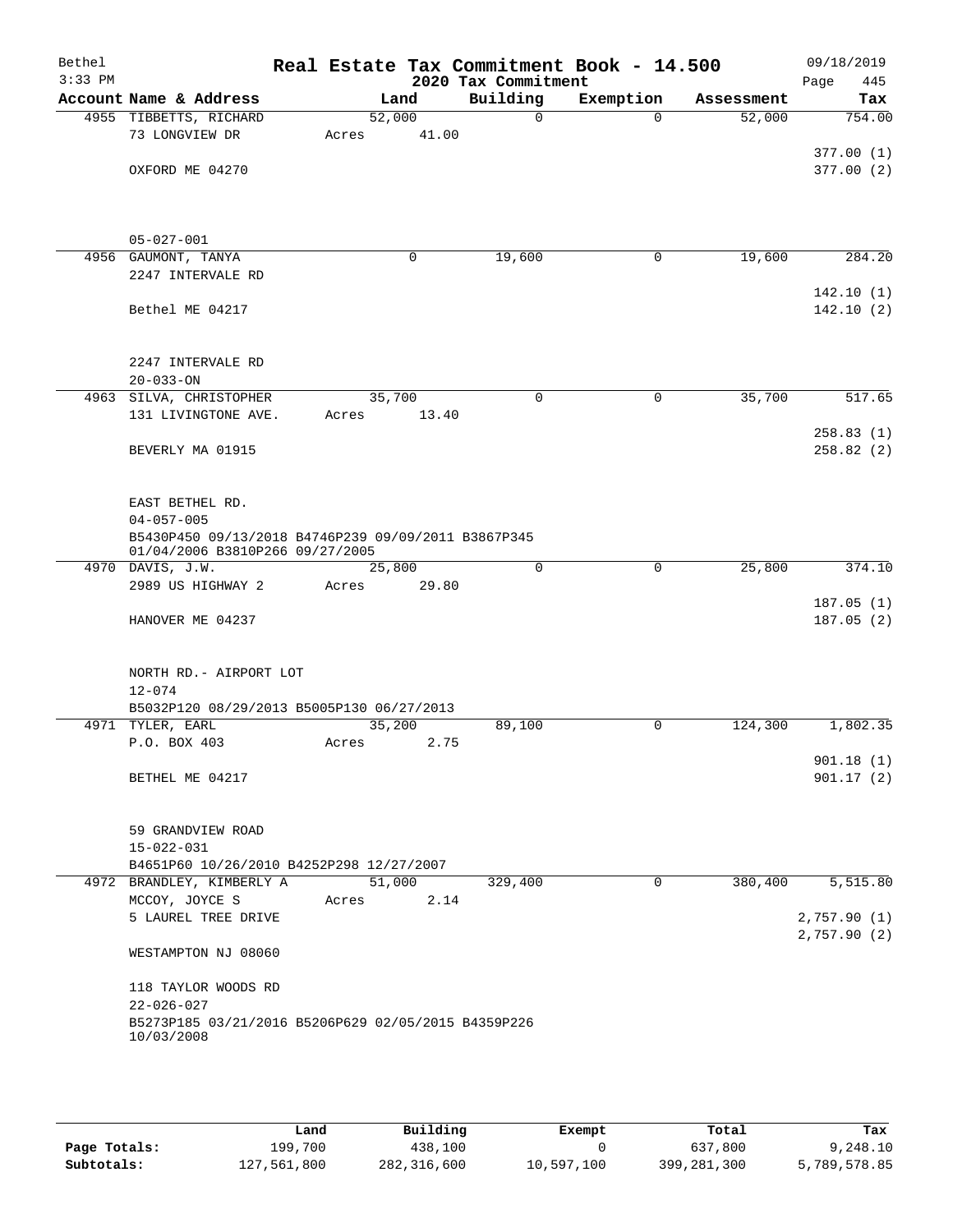Bethel | Real Estate Tax Commitment Book - 14.500 | 09/18/2019
3:33 PM | 2020 Tax Commitment | Page 445

| Account Name & Address | Land | Building | Exemption | Assessment | Tax |
|---|---|---|---|---|---|
| 4955 TIBBETTS, RICHARD | 52,000 | 0 | 0 | 52,000 | 754.00 |
| 73 LONGVIEW DR | Acres 41.00 | | | | |
| | | | | | 377.00 (1) |
| OXFORD ME 04270 | | | | | 377.00 (2) |
| 05-027-001 | | | | | |
| 4956 GAUMONT, TANYA | 0 | 19,600 | 0 | 19,600 | 284.20 |
| 2247 INTERVALE RD | | | | | |
| | | | | | 142.10 (1) |
| Bethel ME 04217 | | | | | 142.10 (2) |
| 2247 INTERVALE RD | | | | | |
| 20-033-ON | | | | | |
| 4963 SILVA, CHRISTOPHER | 35,700 | 0 | 0 | 35,700 | 517.65 |
| 131 LIVINGTONE AVE. | Acres 13.40 | | | | |
| | | | | | 258.83 (1) |
| BEVERLY MA 01915 | | | | | 258.82 (2) |
| EAST BETHEL RD. | | | | | |
| 04-057-005 | | | | | |
| B5430P450 09/13/2018 B4746P239 09/09/2011 B3867P345 01/04/2006 B3810P266 09/27/2005 | | | | | |
| 4970 DAVIS, J.W. | 25,800 | 0 | 0 | 25,800 | 374.10 |
| 2989 US HIGHWAY 2 | Acres 29.80 | | | | |
| | | | | | 187.05 (1) |
| HANOVER ME 04237 | | | | | 187.05 (2) |
| NORTH RD.- AIRPORT LOT | | | | | |
| 12-074 | | | | | |
| B5032P120 08/29/2013 B5005P130 06/27/2013 | | | | | |
| 4971 TYLER, EARL | 35,200 | 89,100 | 0 | 124,300 | 1,802.35 |
| P.O. BOX 403 | Acres 2.75 | | | | |
| | | | | | 901.18 (1) |
| BETHEL ME 04217 | | | | | 901.17 (2) |
| 59 GRANDVIEW ROAD | | | | | |
| 15-022-031 | | | | | |
| B4651P60 10/26/2010 B4252P298 12/27/2007 | | | | | |
| 4972 BRANDLEY, KIMBERLY A | 51,000 | 329,400 | 0 | 380,400 | 5,515.80 |
| MCCOY, JOYCE S | Acres 2.14 | | | | |
| 5 LAUREL TREE DRIVE | | | | | 2,757.90 (1) |
| | | | | | 2,757.90 (2) |
| WESTAMPTON NJ 08060 | | | | | |
| 118 TAYLOR WOODS RD | | | | | |
| 22-026-027 | | | | | |
| B5273P185 03/21/2016 B5206P629 02/05/2015 B4359P226 10/03/2008 | | | | | |

| | Land | Building | Exempt | Total | Tax |
|---|---|---|---|---|---|
| Page Totals: | 199,700 | 438,100 | 0 | 637,800 | 9,248.10 |
| Subtotals: | 127,561,800 | 282,316,600 | 10,597,100 | 399,281,300 | 5,789,578.85 |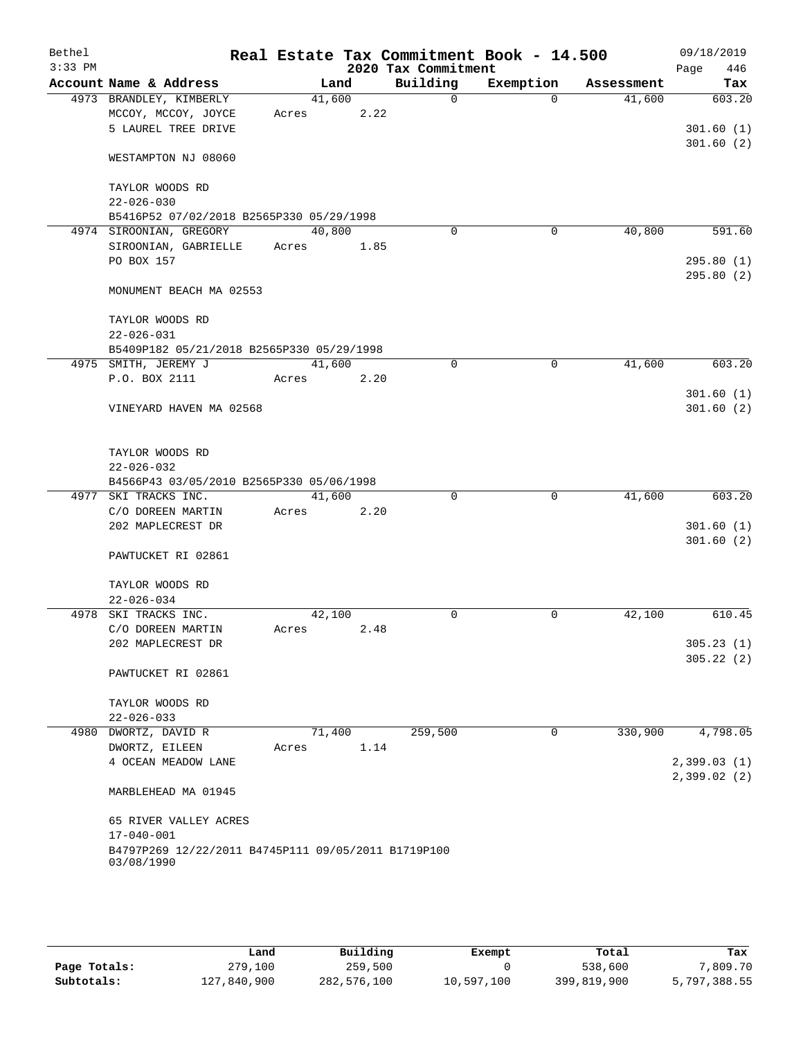Bethel 3:33 PM

# Real Estate Tax Commitment Book - 14.500

## 2020 Tax Commitment

09/18/2019 Page 446

| Account Name & Address | Land | Building | Exemption | Assessment | Tax |
|---|---|---|---|---|---|
| 4973 BRANDLEY, KIMBERLY | 41,600 | 0 | 0 | 41,600 | 603.20 |
| MCCOY, MCCOY, JOYCE | Acres 2.22 | | | | |
| 5 LAUREL TREE DRIVE | | | | | 301.60 (1) |
| | | | | | 301.60 (2) |
| WESTAMPTON NJ 08060 | | | | | |
| TAYLOR WOODS RD | | | | | |
| 22-026-030 | | | | | |
| B5416P52 07/02/2018 B2565P330 05/29/1998 | | | | | |
| 4974 SIROONIAN, GREGORY | 40,800 | 0 | 0 | 40,800 | 591.60 |
| SIROONIAN, GABRIELLE | Acres 1.85 | | | | |
| PO BOX 157 | | | | | 295.80 (1) |
| | | | | | 295.80 (2) |
| MONUMENT BEACH MA 02553 | | | | | |
| TAYLOR WOODS RD | | | | | |
| 22-026-031 | | | | | |
| B5409P182 05/21/2018 B2565P330 05/29/1998 | | | | | |
| 4975 SMITH, JEREMY J | 41,600 | 0 | 0 | 41,600 | 603.20 |
| P.O. BOX 2111 | Acres 2.20 | | | | |
| | | | | | 301.60 (1) |
| VINEYARD HAVEN MA 02568 | | | | | 301.60 (2) |
| TAYLOR WOODS RD | | | | | |
| 22-026-032 | | | | | |
| B4566P43 03/05/2010 B2565P330 05/06/1998 | | | | | |
| 4977 SKI TRACKS INC. | 41,600 | 0 | 0 | 41,600 | 603.20 |
| C/O DOREEN MARTIN | Acres 2.20 | | | | |
| 202 MAPLECREST DR | | | | | 301.60 (1) |
| | | | | | 301.60 (2) |
| PAWTUCKET RI 02861 | | | | | |
| TAYLOR WOODS RD | | | | | |
| 22-026-034 | | | | | |
| 4978 SKI TRACKS INC. | 42,100 | 0 | 0 | 42,100 | 610.45 |
| C/O DOREEN MARTIN | Acres 2.48 | | | | |
| 202 MAPLECREST DR | | | | | 305.23 (1) |
| | | | | | 305.22 (2) |
| PAWTUCKET RI 02861 | | | | | |
| TAYLOR WOODS RD | | | | | |
| 22-026-033 | | | | | |
| 4980 DWORTZ, DAVID R | 71,400 | 259,500 | 0 | 330,900 | 4,798.05 |
| DWORTZ, EILEEN | Acres 1.14 | | | | |
| 4 OCEAN MEADOW LANE | | | | | 2,399.03 (1) |
| | | | | | 2,399.02 (2) |
| MARBLEHEAD MA 01945 | | | | | |
| 65 RIVER VALLEY ACRES | | | | | |
| 17-040-001 | | | | | |
| B4797P269 12/22/2011 B4745P111 09/05/2011 B1719P100 03/08/1990 | | | | | |

| | Land | Building | Exempt | Total | Tax |
|---|---|---|---|---|---|
| Page Totals: | 279,100 | 259,500 | 0 | 538,600 | 7,809.70 |
| Subtotals: | 127,840,900 | 282,576,100 | 10,597,100 | 399,819,900 | 5,797,388.55 |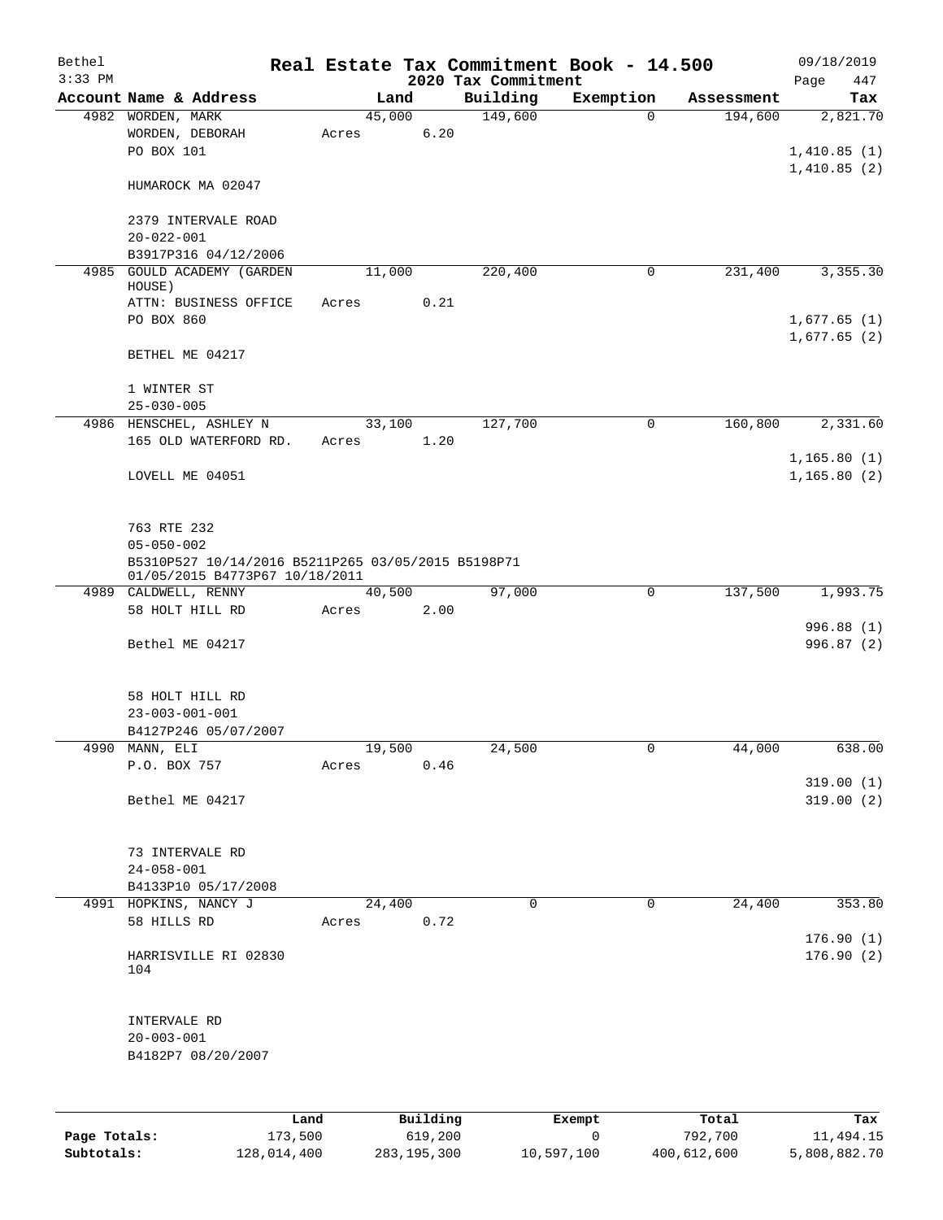# Real Estate Tax Commitment Book - 14.500

Bethel
3:33 PM

2020 Tax Commitment

09/18/2019

| Account Name & Address | Land | Building | Exemption | Assessment | Tax |
|---|---|---|---|---|---|
| 4982 WORDEN, MARK | 45,000 | 149,600 | 0 | 194,600 | 2,821.70 |
| WORDEN, DEBORAH | Acres 6.20 | | | | |
| PO BOX 101 | | | | | 1,410.85 (1) |
| | | | | | 1,410.85 (2) |
| HUMAROCK MA 02047 | | | | | |
| 2379 INTERVALE ROAD | | | | | |
| 20-022-001 | | | | | |
| B3917P316 04/12/2006 | | | | | |
| 4985 GOULD ACADEMY (GARDEN HOUSE) | 11,000 | 220,400 | 0 | 231,400 | 3,355.30 |
| ATTN: BUSINESS OFFICE | Acres 0.21 | | | | |
| PO BOX 860 | | | | | 1,677.65 (1) |
| | | | | | 1,677.65 (2) |
| BETHEL ME 04217 | | | | | |
| 1 WINTER ST | | | | | |
| 25-030-005 | | | | | |
| 4986 HENSCHEL, ASHLEY N | 33,100 | 127,700 | 0 | 160,800 | 2,331.60 |
| 165 OLD WATERFORD RD. | Acres 1.20 | | | | |
| | | | | | 1,165.80 (1) |
| LOVELL ME 04051 | | | | | 1,165.80 (2) |
| 763 RTE 232 | | | | | |
| 05-050-002 | | | | | |
| B5310P527 10/14/2016 B5211P265 03/05/2015 B5198P71 01/05/2015 B4773P67 10/18/2011 | | | | | |
| 4989 CALDWELL, RENNY | 40,500 | 97,000 | 0 | 137,500 | 1,993.75 |
| 58 HOLT HILL RD | Acres 2.00 | | | | |
| | | | | | 996.88 (1) |
| Bethel ME 04217 | | | | | 996.87 (2) |
| 58 HOLT HILL RD | | | | | |
| 23-003-001-001 | | | | | |
| B4127P246 05/07/2007 | | | | | |
| 4990 MANN, ELI | 19,500 | 24,500 | 0 | 44,000 | 638.00 |
| P.O. BOX 757 | Acres 0.46 | | | | |
| | | | | | 319.00 (1) |
| Bethel ME 04217 | | | | | 319.00 (2) |
| 73 INTERVALE RD | | | | | |
| 24-058-001 | | | | | |
| B4133P10 05/17/2008 | | | | | |
| 4991 HOPKINS, NANCY J | 24,400 | 0 | 0 | 24,400 | 353.80 |
| 58 HILLS RD | Acres 0.72 | | | | |
| | | | | | 176.90 (1) |
| HARRISVILLE RI 02830 104 | | | | | 176.90 (2) |
| INTERVALE RD | | | | | |
| 20-003-001 | | | | | |
| B4182P7 08/20/2007 | | | | | |

| | Land | Building | Exempt | Total | Tax |
|---|---|---|---|---|---|
| Page Totals: | 173,500 | 619,200 | 0 | 792,700 | 11,494.15 |
| Subtotals: | 128,014,400 | 283,195,300 | 10,597,100 | 400,612,600 | 5,808,882.70 |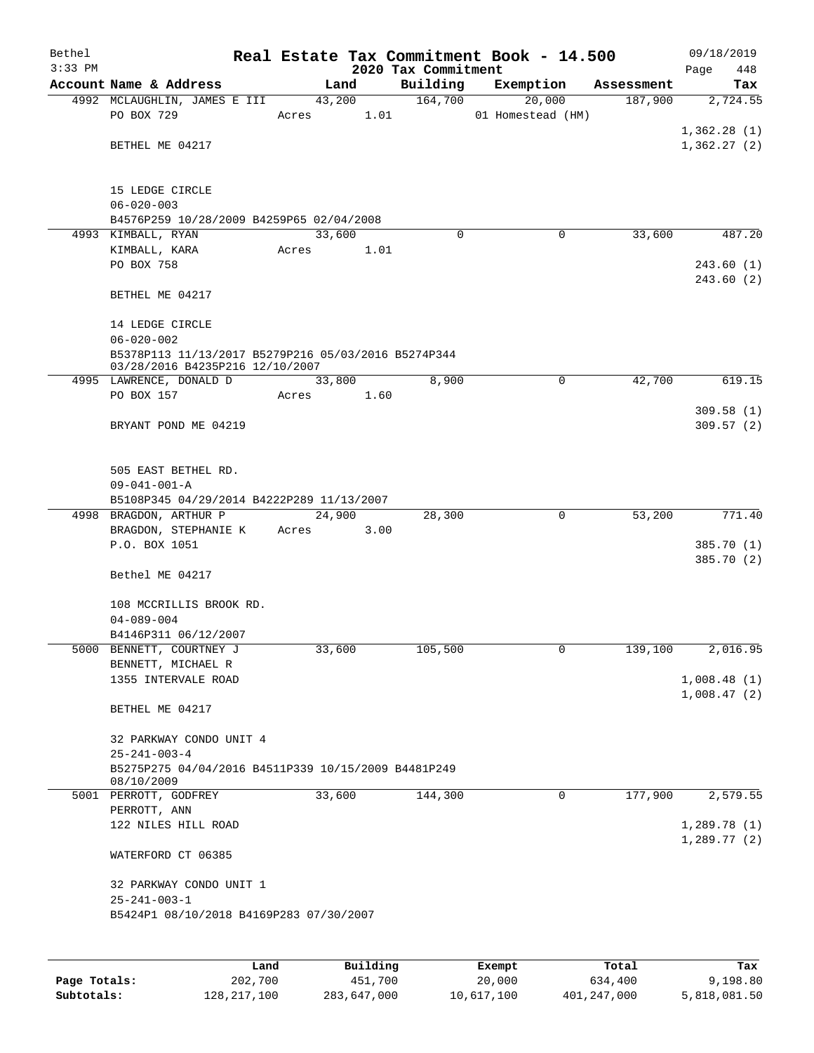# Real Estate Tax Commitment Book - 14.500

Bethel 3:33 PM — 2020 Tax Commitment — 09/18/2019

| Account Name & Address | Land | Building | Exemption | Assessment | Tax |
|---|---|---|---|---|---|
| 4992 MCLAUGHLIN, JAMES E III | 43,200 | 164,700 | 20,000 | 187,900 | 2,724.55 |
| PO BOX 729 | Acres 1.01 | | 01 Homestead (HM) | | |
| | | | | | 1,362.28 (1) |
| BETHEL ME 04217 | | | | | 1,362.27 (2) |
| 15 LEDGE CIRCLE | | | | | |
| 06-020-003 | | | | | |
| B4576P259 10/28/2009 B4259P65 02/04/2008 | | | | | |
| 4993 KIMBALL, RYAN | 33,600 | 0 | 0 | 33,600 | 487.20 |
| KIMBALL, KARA | Acres 1.01 | | | | |
| PO BOX 758 | | | | | 243.60 (1) |
| | | | | | 243.60 (2) |
| BETHEL ME 04217 | | | | | |
| 14 LEDGE CIRCLE | | | | | |
| 06-020-002 | | | | | |
| B5378P113 11/13/2017 B5279P216 05/03/2016 B5274P344 03/28/2016 B4235P216 12/10/2007 | | | | | |
| 4995 LAWRENCE, DONALD D | 33,800 | 8,900 | 0 | 42,700 | 619.15 |
| PO BOX 157 | Acres 1.60 | | | | |
| | | | | | 309.58 (1) |
| BRYANT POND ME 04219 | | | | | 309.57 (2) |
| 505 EAST BETHEL RD. | | | | | |
| 09-041-001-A | | | | | |
| B5108P345 04/29/2014 B4222P289 11/13/2007 | | | | | |
| 4998 BRAGDON, ARTHUR P | 24,900 | 28,300 | 0 | 53,200 | 771.40 |
| BRAGDON, STEPHANIE K | Acres 3.00 | | | | |
| P.O. BOX 1051 | | | | | 385.70 (1) |
| | | | | | 385.70 (2) |
| Bethel ME 04217 | | | | | |
| 108 MCCRILLIS BROOK RD. | | | | | |
| 04-089-004 | | | | | |
| B4146P311 06/12/2007 | | | | | |
| 5000 BENNETT, COURTNEY J | 33,600 | 105,500 | 0 | 139,100 | 2,016.95 |
| BENNETT, MICHAEL R | | | | | |
| 1355 INTERVALE ROAD | | | | | 1,008.48 (1) |
| | | | | | 1,008.47 (2) |
| BETHEL ME 04217 | | | | | |
| 32 PARKWAY CONDO UNIT 4 | | | | | |
| 25-241-003-4 | | | | | |
| B5275P275 04/04/2016 B4511P339 10/15/2009 B4481P249 08/10/2009 | | | | | |
| 5001 PERROTT, GODFREY | 33,600 | 144,300 | 0 | 177,900 | 2,579.55 |
| PERROTT, ANN | | | | | |
| 122 NILES HILL ROAD | | | | | 1,289.78 (1) |
| | | | | | 1,289.77 (2) |
| WATERFORD CT 06385 | | | | | |
| 32 PARKWAY CONDO UNIT 1 | | | | | |
| 25-241-003-1 | | | | | |
| B5424P1 08/10/2018 B4169P283 07/30/2007 | | | | | |

| | Land | Building | Exempt | Total | Tax |
|---|---|---|---|---|---|
| Page Totals: | 202,700 | 451,700 | 20,000 | 634,400 | 9,198.80 |
| Subtotals: | 128,217,100 | 283,647,000 | 10,617,100 | 401,247,000 | 5,818,081.50 |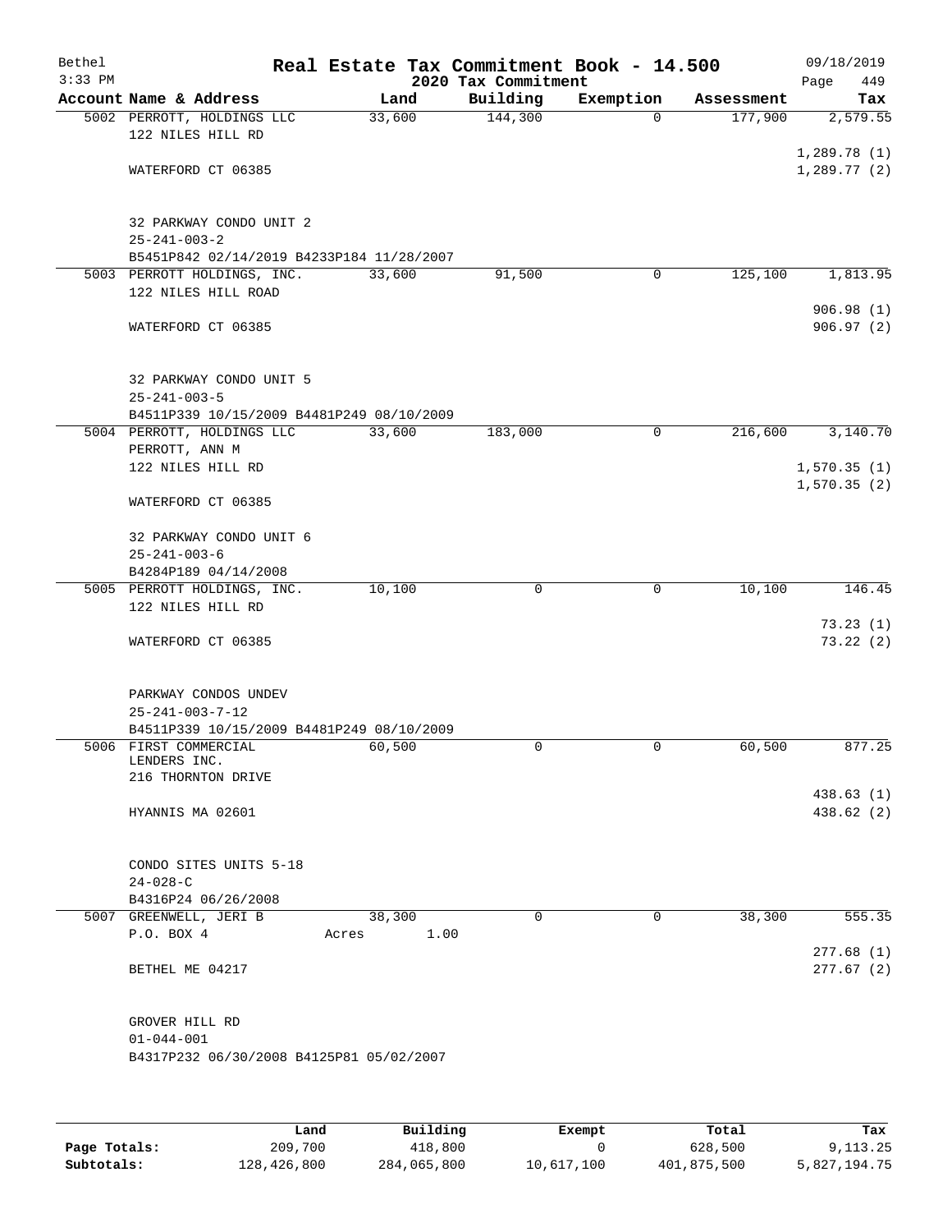# Real Estate Tax Commitment Book - 14.500

Bethel 3:33 PM — 2020 Tax Commitment — 09/18/2019 Page 449

| Account Name & Address | Land | Building | Exemption | Assessment | Tax |
|---|---|---|---|---|---|
| 5002 PERROTT, HOLDINGS LLC<br>122 NILES HILL RD<br><br>WATERFORD CT 06385<br><br>32 PARKWAY CONDO UNIT 2<br>25-241-003-2<br>B5451P842 02/14/2019 B4233P184 11/28/2007 | 33,600 | 144,300 | 0 | 177,900 | 2,579.55<br>1,289.78 (1)<br>1,289.77 (2) |
| 5003 PERROTT HOLDINGS, INC.<br>122 NILES HILL ROAD<br><br>WATERFORD CT 06385<br><br>32 PARKWAY CONDO UNIT 5<br>25-241-003-5<br>B4511P339 10/15/2009 B4481P249 08/10/2009 | 33,600 | 91,500 | 0 | 125,100 | 1,813.95<br>906.98 (1)<br>906.97 (2) |
| 5004 PERROTT, HOLDINGS LLC<br>PERROTT, ANN M<br>122 NILES HILL RD<br><br>WATERFORD CT 06385<br><br>32 PARKWAY CONDO UNIT 6<br>25-241-003-6<br>B4284P189 04/14/2008 | 33,600 | 183,000 | 0 | 216,600 | 3,140.70<br>1,570.35 (1)<br>1,570.35 (2) |
| 5005 PERROTT HOLDINGS, INC.<br>122 NILES HILL RD<br><br>WATERFORD CT 06385<br><br>PARKWAY CONDOS UNDEV<br>25-241-003-7-12<br>B4511P339 10/15/2009 B4481P249 08/10/2009 | 10,100 | 0 | 0 | 10,100 | 146.45<br>73.23 (1)<br>73.22 (2) |
| 5006 FIRST COMMERCIAL LENDERS INC.<br>216 THORNTON DRIVE<br><br>HYANNIS MA 02601<br><br>CONDO SITES UNITS 5-18<br>24-028-C<br>B4316P24 06/26/2008 | 60,500 | 0 | 0 | 60,500 | 877.25<br>438.63 (1)<br>438.62 (2) |
| 5007 GREENWELL, JERI B<br>P.O. BOX 4<br><br>BETHEL ME 04217<br><br>GROVER HILL RD<br>01-044-001<br>B4317P232 06/30/2008 B4125P81 05/02/2007 | 38,300<br>Acres 1.00 | 0 | 0 | 38,300 | 555.35<br>277.68 (1)<br>277.67 (2) |

| | Land | Building | Exempt | Total | Tax |
|---|---|---|---|---|---|
| **Page Totals:** | 209,700 | 418,800 | 0 | 628,500 | 9,113.25 |
| **Subtotals:** | 128,426,800 | 284,065,800 | 10,617,100 | 401,875,500 | 5,827,194.75 |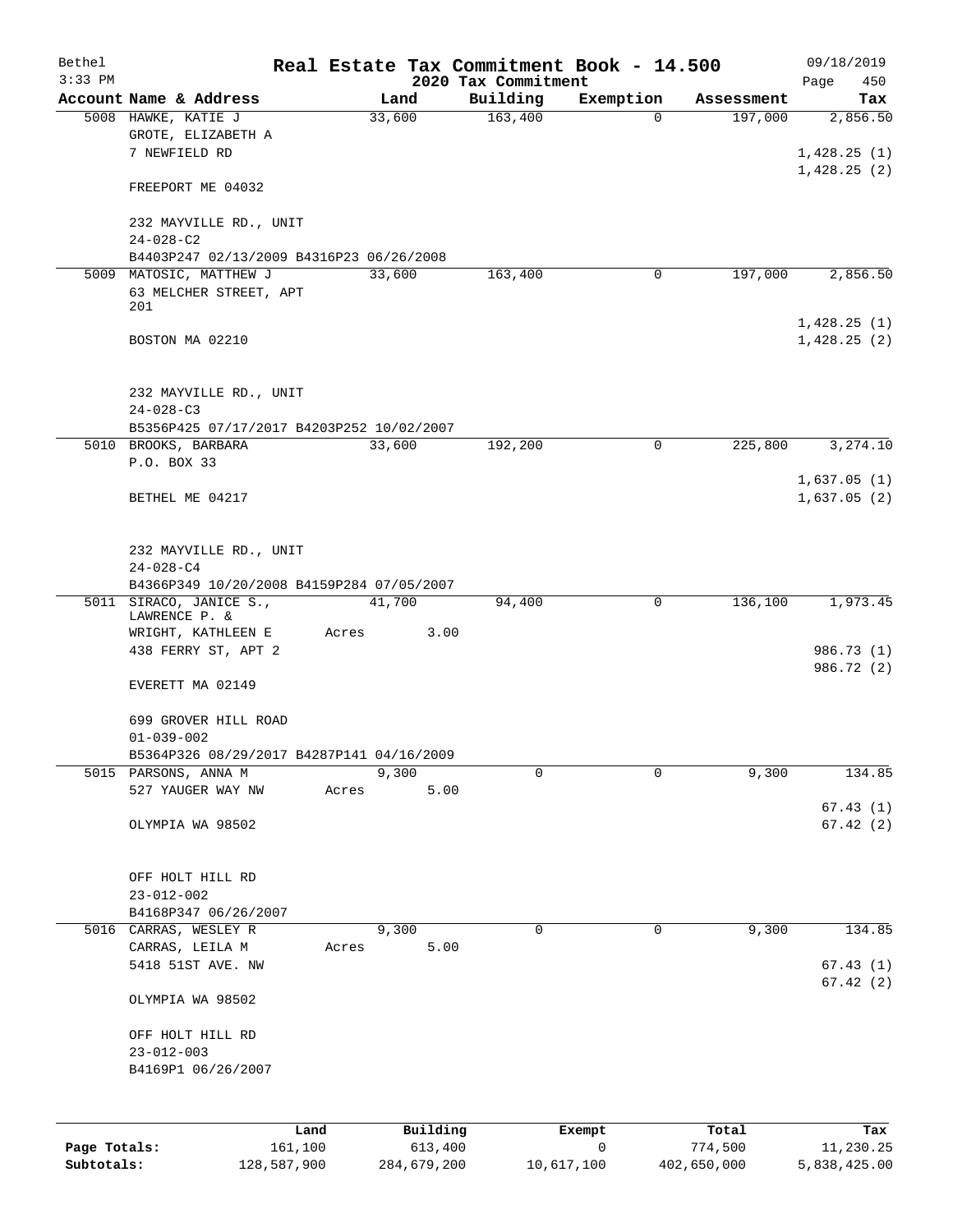# Real Estate Tax Commitment Book - 14.500

## 2020 Tax Commitment

| Account | Name & Address | Land | Building | Exemption | Assessment | Tax |
|---|---|---|---|---|---|---|
| 5008 | HAWKE, KATIE J<br>GROTE, ELIZABETH A<br>7 NEWFIELD RD<br><br>FREEPORT ME 04032<br><br>232 MAYVILLE RD., UNIT<br>24-028-C2<br>B4403P247 02/13/2009 B4316P23 06/26/2008 | 33,600 | 163,400 | 0 | 197,000 | 2,856.50<br><br>1,428.25 (1)<br>1,428.25 (2) |
| 5009 | MATOSIC, MATTHEW J<br>63 MELCHER STREET, APT 201<br><br>BOSTON MA 02210<br><br>232 MAYVILLE RD., UNIT<br>24-028-C3<br>B5356P425 07/17/2017 B4203P252 10/02/2007 | 33,600 | 163,400 | 0 | 197,000 | 2,856.50<br><br>1,428.25 (1)<br>1,428.25 (2) |
| 5010 | BROOKS, BARBARA<br>P.O. BOX 33<br><br>BETHEL ME 04217<br><br>232 MAYVILLE RD., UNIT<br>24-028-C4<br>B4366P349 10/20/2008 B4159P284 07/05/2007 | 33,600 | 192,200 | 0 | 225,800 | 3,274.10<br><br>1,637.05 (1)<br>1,637.05 (2) |
| 5011 | SIRACO, JANICE S., LAWRENCE P. &<br>WRIGHT, KATHLEEN E<br>438 FERRY ST, APT 2<br><br>EVERETT MA 02149<br><br>699 GROVER HILL ROAD<br>01-039-002<br>B5364P326 08/29/2017 B4287P141 04/16/2009 | 41,700<br>Acres 3.00 | 94,400 | 0 | 136,100 | 1,973.45<br><br>986.73 (1)<br>986.72 (2) |
| 5015 | PARSONS, ANNA M<br>527 YAUGER WAY NW<br><br>OLYMPIA WA 98502<br><br>OFF HOLT HILL RD<br>23-012-002<br>B4168P347 06/26/2007 | 9,300<br>Acres 5.00 | 0 | 0 | 9,300 | 134.85<br><br>67.43 (1)<br>67.42 (2) |
| 5016 | CARRAS, WESLEY R<br>CARRAS, LEILA M<br>5418 51ST AVE. NW<br><br>OLYMPIA WA 98502<br><br>OFF HOLT HILL RD<br>23-012-003<br>B4169P1 06/26/2007 | 9,300<br>Acres 5.00 | 0 | 0 | 9,300 | 134.85<br><br>67.43 (1)<br>67.42 (2) |

| | Land | Building | Exempt | Total | Tax |
|---|---|---|---|---|---|
| **Page Totals:** | 161,100 | 613,400 | 0 | 774,500 | 11,230.25 |
| **Subtotals:** | 128,587,900 | 284,679,200 | 10,617,100 | 402,650,000 | 5,838,425.00 |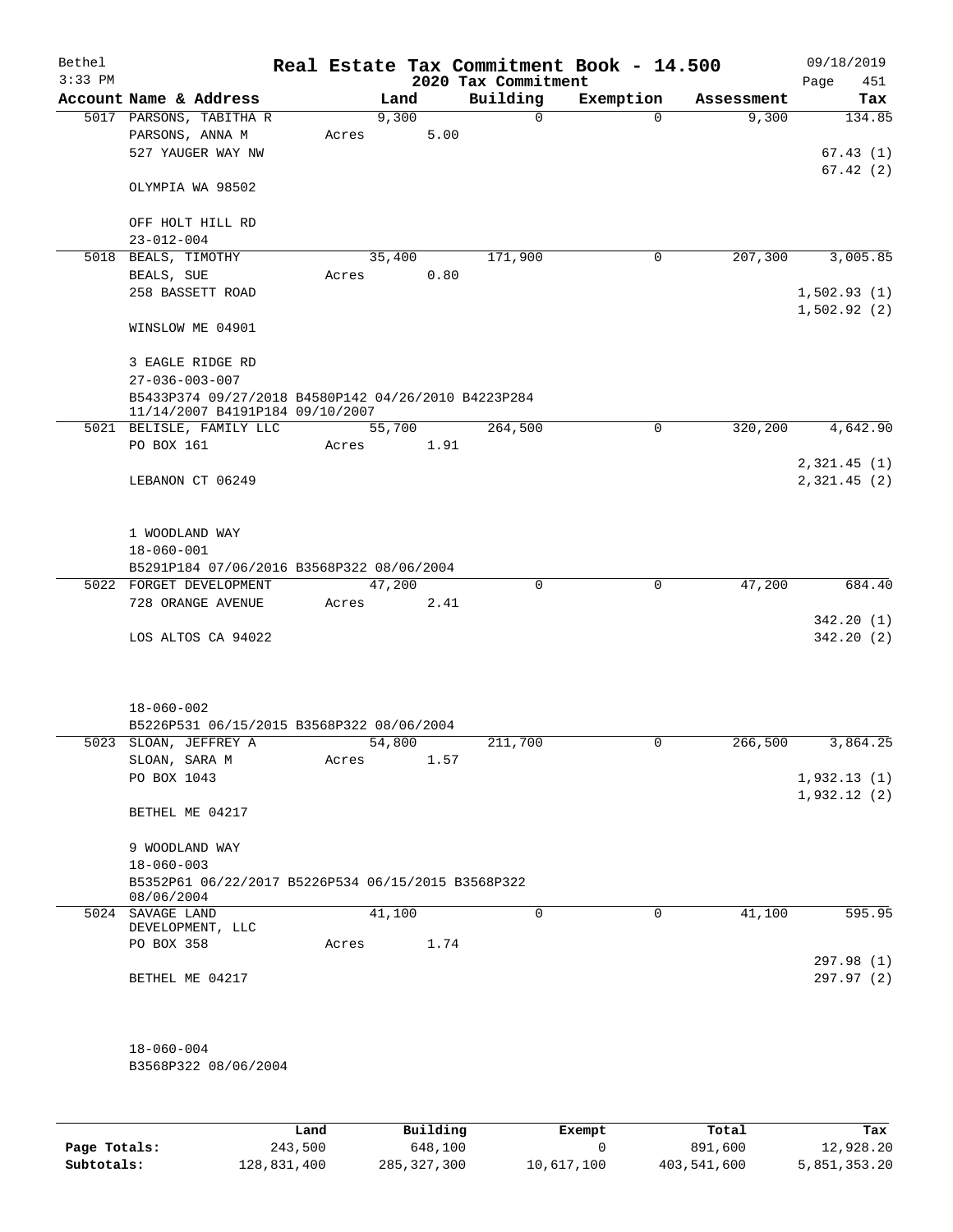# Real Estate Tax Commitment Book - 14.500

## 2020 Tax Commitment

Bethel
3:33 PM
09/18/2019

| Account Name & Address | Land | Building | Exemption | Assessment | Tax |
|---|---|---|---|---|---|
| 5017 PARSONS, TABITHA R<br>PARSONS, ANNA M<br>527 YAUGER WAY NW<br><br>OLYMPIA WA 98502<br><br>OFF HOLT HILL RD<br>23-012-004 | 9,300<br>Acres 5.00 | 0 | 0 | 9,300 | 134.85<br><br>67.43 (1)<br>67.42 (2) |
| 5018 BEALS, TIMOTHY<br>BEALS, SUE<br>258 BASSETT ROAD<br><br>WINSLOW ME 04901<br><br>3 EAGLE RIDGE RD<br>27-036-003-007<br>B5433P374 09/27/2018 B4580P142 04/26/2010 B4223P284 11/14/2007 B4191P184 09/10/2007 | 35,400<br>Acres 0.80 | 171,900 | 0 | 207,300 | 3,005.85<br><br>1,502.93 (1)<br>1,502.92 (2) |
| 5021 BELISLE, FAMILY LLC<br>PO BOX 161<br><br>LEBANON CT 06249<br><br>1 WOODLAND WAY<br>18-060-001<br>B5291P184 07/06/2016 B3568P322 08/06/2004 | 55,700<br>Acres 1.91 | 264,500 | 0 | 320,200 | 4,642.90<br><br>2,321.45 (1)<br>2,321.45 (2) |
| 5022 FORGET DEVELOPMENT<br>728 ORANGE AVENUE<br><br>LOS ALTOS CA 94022<br><br>18-060-002<br>B5226P531 06/15/2015 B3568P322 08/06/2004 | 47,200<br>Acres 2.41 | 0 | 0 | 47,200 | 684.40<br><br>342.20 (1)<br>342.20 (2) |
| 5023 SLOAN, JEFFREY A<br>SLOAN, SARA M<br>PO BOX 1043<br><br>BETHEL ME 04217<br><br>9 WOODLAND WAY<br>18-060-003<br>B5352P61 06/22/2017 B5226P534 06/15/2015 B3568P322 08/06/2004 | 54,800<br>Acres 1.57 | 211,700 | 0 | 266,500 | 3,864.25<br><br>1,932.13 (1)<br>1,932.12 (2) |
| 5024 SAVAGE LAND DEVELOPMENT, LLC<br>PO BOX 358<br><br>BETHEL ME 04217<br><br>18-060-004<br>B3568P322 08/06/2004 | 41,100<br>Acres 1.74 | 0 | 0 | 41,100 | 595.95<br><br>297.98 (1)<br>297.97 (2) |

| | Land | Building | Exempt | Total | Tax |
|---|---|---|---|---|---|
| **Page Totals:** | 243,500 | 648,100 | 0 | 891,600 | 12,928.20 |
| **Subtotals:** | 128,831,400 | 285,327,300 | 10,617,100 | 403,541,600 | 5,851,353.20 |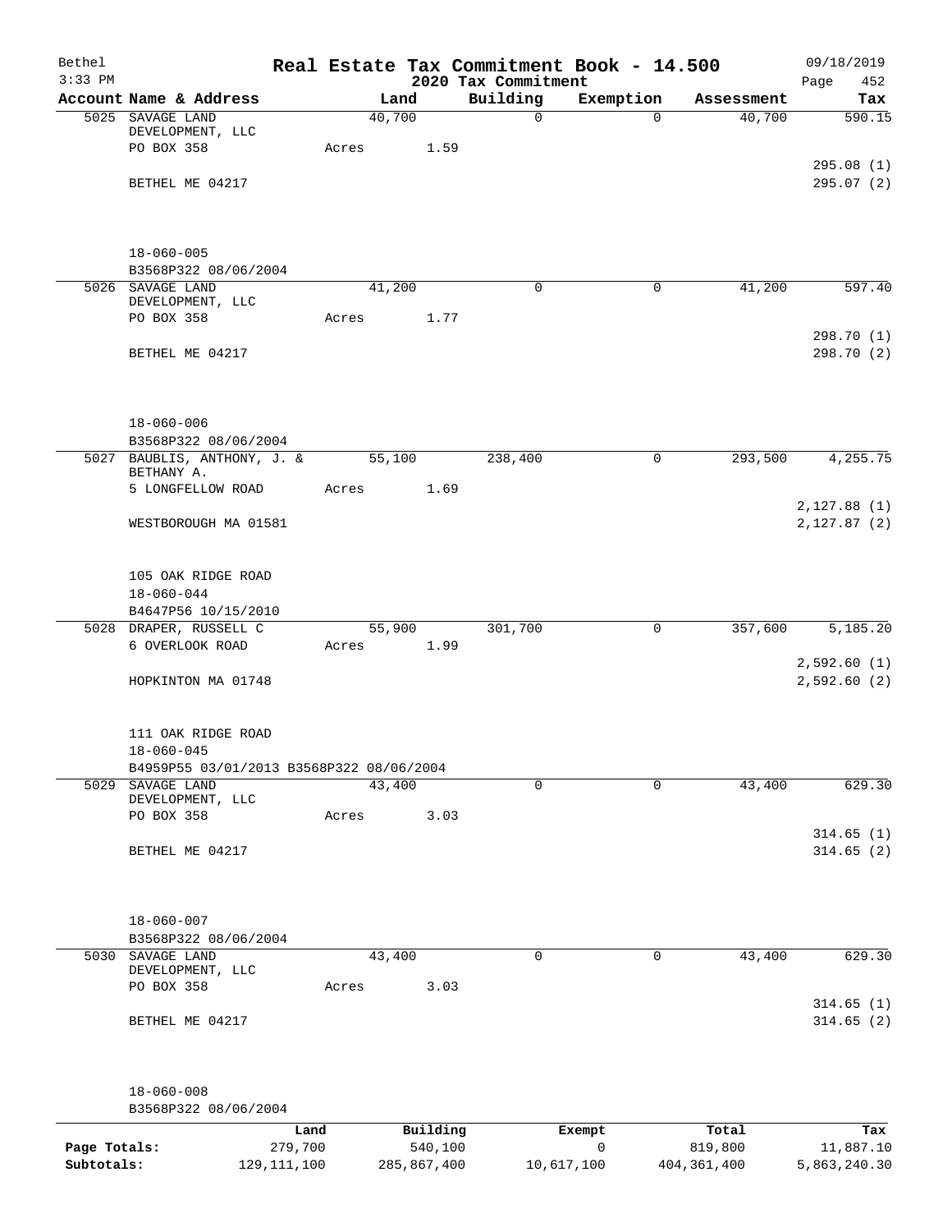Bethel | Real Estate Tax Commitment Book - 14.500 | 09/18/2019
3:33 PM | 2020 Tax Commitment | Page 452

| Account Name & Address | Land | Building | Exemption | Assessment | Tax |
|---|---|---|---|---|---|
| 5025 SAVAGE LAND DEVELOPMENT, LLC | 40,700 | 0 | 0 | 40,700 | 590.15 |
| PO BOX 358 | Acres 1.59 | | | | |
| | | | | | 295.08 (1) |
| BETHEL ME 04217 | | | | | 295.07 (2) |
| 18-060-005 | | | | | |
| B3568P322 08/06/2004 | | | | | |
| 5026 SAVAGE LAND DEVELOPMENT, LLC | 41,200 | 0 | 0 | 41,200 | 597.40 |
| PO BOX 358 | Acres 1.77 | | | | |
| | | | | | 298.70 (1) |
| BETHEL ME 04217 | | | | | 298.70 (2) |
| 18-060-006 | | | | | |
| B3568P322 08/06/2004 | | | | | |
| 5027 BAUBLIS, ANTHONY, J. & BETHANY A. | 55,100 | 238,400 | 0 | 293,500 | 4,255.75 |
| 5 LONGFELLOW ROAD | Acres 1.69 | | | | |
| | | | | | 2,127.88 (1) |
| WESTBOROUGH MA 01581 | | | | | 2,127.87 (2) |
| 105 OAK RIDGE ROAD | | | | | |
| 18-060-044 | | | | | |
| B4647P56 10/15/2010 | | | | | |
| 5028 DRAPER, RUSSELL C | 55,900 | 301,700 | 0 | 357,600 | 5,185.20 |
| 6 OVERLOOK ROAD | Acres 1.99 | | | | |
| | | | | | 2,592.60 (1) |
| HOPKINTON MA 01748 | | | | | 2,592.60 (2) |
| 111 OAK RIDGE ROAD | | | | | |
| 18-060-045 | | | | | |
| B4959P55 03/01/2013 B3568P322 08/06/2004 | | | | | |
| 5029 SAVAGE LAND DEVELOPMENT, LLC | 43,400 | 0 | 0 | 43,400 | 629.30 |
| PO BOX 358 | Acres 3.03 | | | | |
| | | | | | 314.65 (1) |
| BETHEL ME 04217 | | | | | 314.65 (2) |
| 18-060-007 | | | | | |
| B3568P322 08/06/2004 | | | | | |
| 5030 SAVAGE LAND DEVELOPMENT, LLC | 43,400 | 0 | 0 | 43,400 | 629.30 |
| PO BOX 358 | Acres 3.03 | | | | |
| | | | | | 314.65 (1) |
| BETHEL ME 04217 | | | | | 314.65 (2) |
| 18-060-008 | | | | | |
| B3568P322 08/06/2004 | | | | | |

| | Land | Building | Exempt | Total | Tax |
|---|---|---|---|---|---|
| Page Totals: | 279,700 | 540,100 | 0 | 819,800 | 11,887.10 |
| Subtotals: | 129,111,100 | 285,867,400 | 10,617,100 | 404,361,400 | 5,863,240.30 |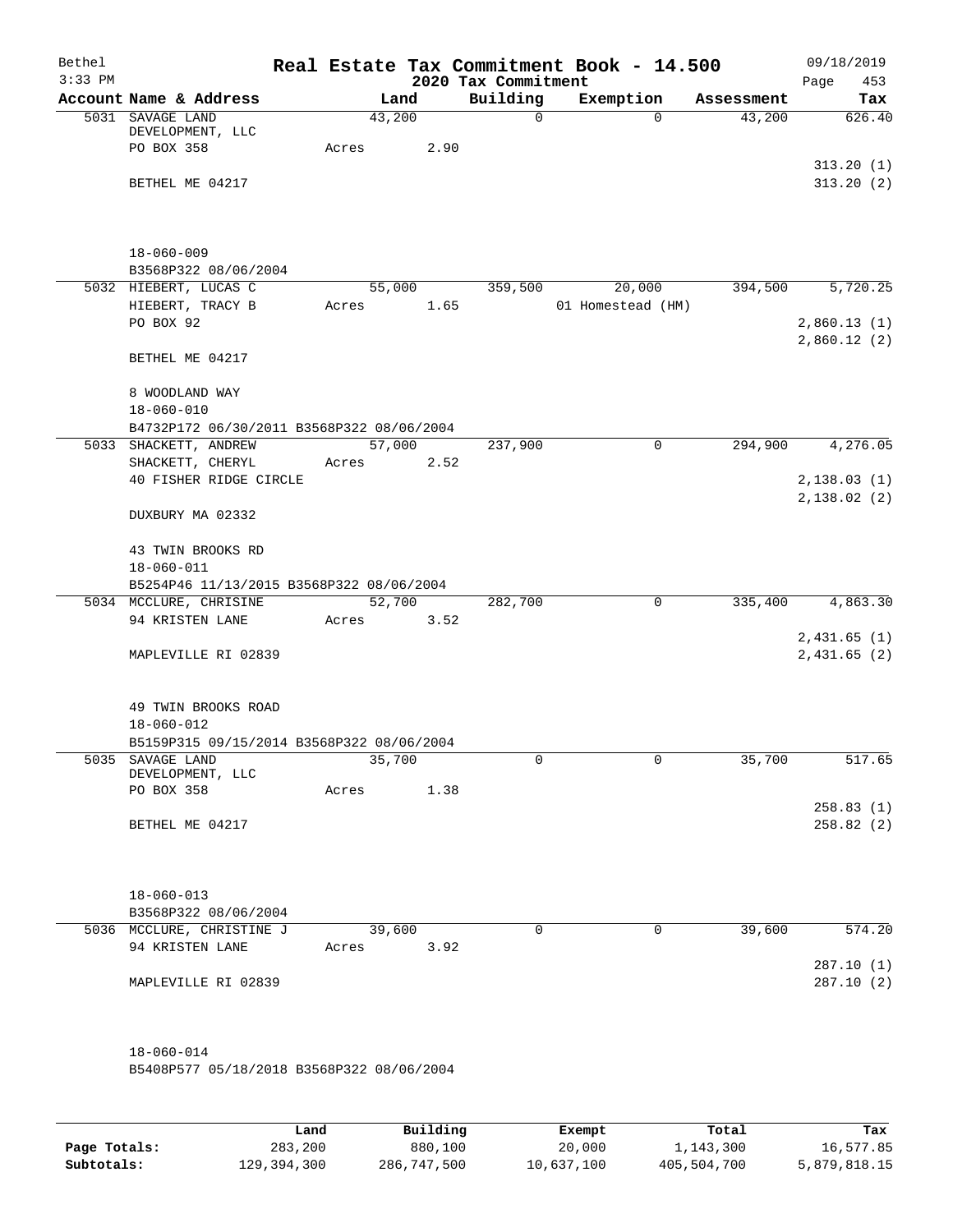Bethel 3:33 PM

# Real Estate Tax Commitment Book - 14.500

## 2020 Tax Commitment

09/18/2019 Page 453

| Account Name & Address | Land | Building | Exemption | Assessment | Tax |
|---|---|---|---|---|---|
| 5031 SAVAGE LAND DEVELOPMENT, LLC | 43,200 | 0 | 0 | 43,200 | 626.40 |
| PO BOX 358 | Acres 2.90 | | | | |
| | | | | | 313.20 (1) |
| BETHEL ME 04217 | | | | | 313.20 (2) |
| 18-060-009 | | | | | |
| B3568P322 08/06/2004 | | | | | |
| 5032 HIEBERT, LUCAS C | 55,000 | 359,500 | 20,000 | 394,500 | 5,720.25 |
| HIEBERT, TRACY B | Acres 1.65 | | 01 Homestead (HM) | | |
| PO BOX 92 | | | | | 2,860.13 (1) |
| | | | | | 2,860.12 (2) |
| BETHEL ME 04217 | | | | | |
| 8 WOODLAND WAY | | | | | |
| 18-060-010 | | | | | |
| B4732P172 06/30/2011 B3568P322 08/06/2004 | | | | | |
| 5033 SHACKETT, ANDREW | 57,000 | 237,900 | 0 | 294,900 | 4,276.05 |
| SHACKETT, CHERYL | Acres 2.52 | | | | |
| 40 FISHER RIDGE CIRCLE | | | | | 2,138.03 (1) |
| | | | | | 2,138.02 (2) |
| DUXBURY MA 02332 | | | | | |
| 43 TWIN BROOKS RD | | | | | |
| 18-060-011 | | | | | |
| B5254P46 11/13/2015 B3568P322 08/06/2004 | | | | | |
| 5034 MCCLURE, CHRISINE | 52,700 | 282,700 | 0 | 335,400 | 4,863.30 |
| 94 KRISTEN LANE | Acres 3.52 | | | | |
| | | | | | 2,431.65 (1) |
| MAPLEVILLE RI 02839 | | | | | 2,431.65 (2) |
| 49 TWIN BROOKS ROAD | | | | | |
| 18-060-012 | | | | | |
| B5159P315 09/15/2014 B3568P322 08/06/2004 | | | | | |
| 5035 SAVAGE LAND DEVELOPMENT, LLC | 35,700 | 0 | 0 | 35,700 | 517.65 |
| PO BOX 358 | Acres 1.38 | | | | |
| | | | | | 258.83 (1) |
| BETHEL ME 04217 | | | | | 258.82 (2) |
| 18-060-013 | | | | | |
| B3568P322 08/06/2004 | | | | | |
| 5036 MCCLURE, CHRISTINE J | 39,600 | 0 | 0 | 39,600 | 574.20 |
| 94 KRISTEN LANE | Acres 3.92 | | | | |
| | | | | | 287.10 (1) |
| MAPLEVILLE RI 02839 | | | | | 287.10 (2) |
| 18-060-014 | | | | | |
| B5408P577 05/18/2018 B3568P322 08/06/2004 | | | | | |

| | Land | Building | Exempt | Total | Tax |
|---|---|---|---|---|---|
| Page Totals: | 283,200 | 880,100 | 20,000 | 1,143,300 | 16,577.85 |
| Subtotals: | 129,394,300 | 286,747,500 | 10,637,100 | 405,504,700 | 5,879,818.15 |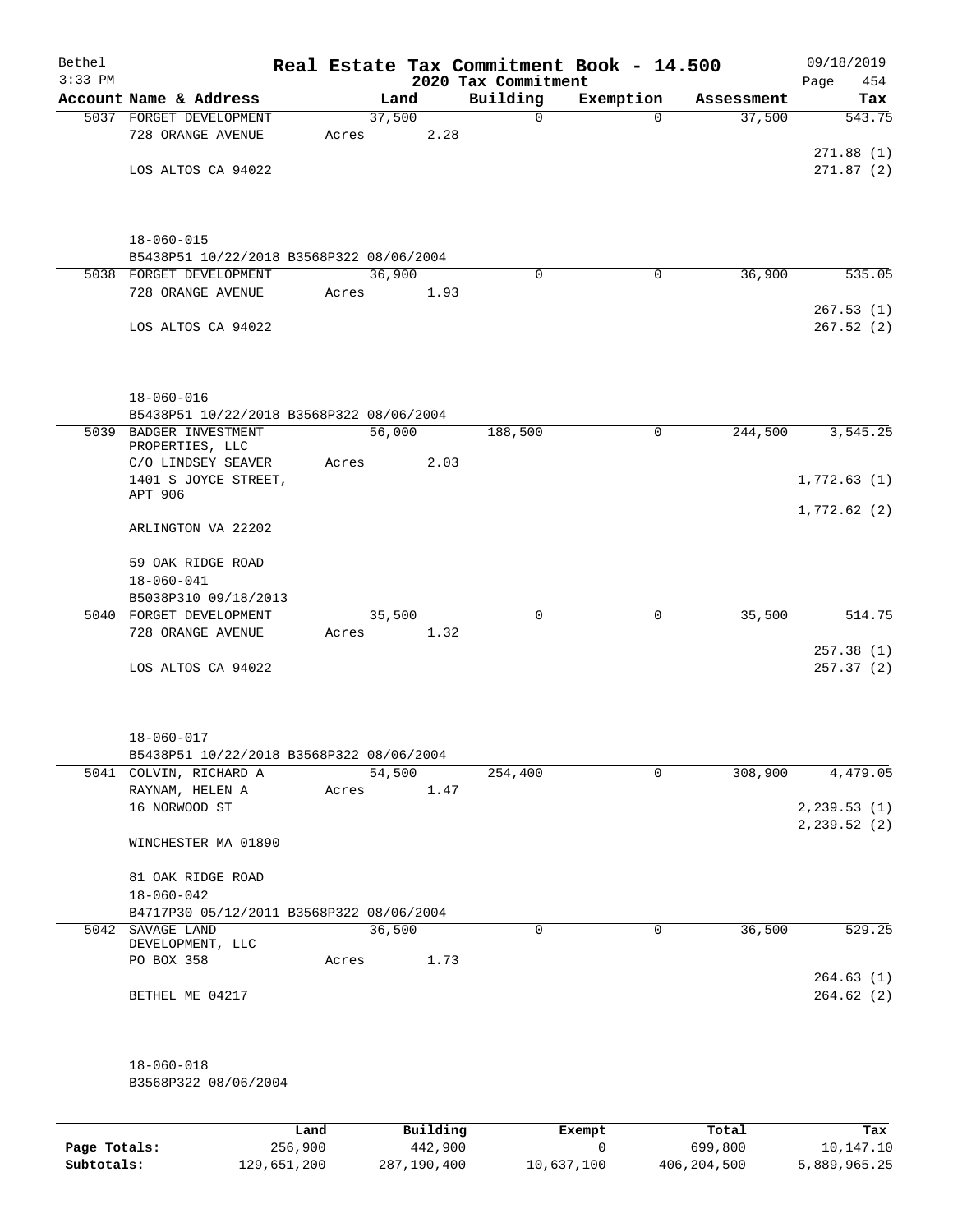# Real Estate Tax Commitment Book - 14.500

Bethel
3:33 PM

2020 Tax Commitment

09/18/2019
Page 454

| Account Name & Address | Land | Building | Exemption | Assessment | Tax |
|---|---|---|---|---|---|
| 5037 FORGET DEVELOPMENT | 37,500 | 0 | 0 | 37,500 | 543.75 |
| 728 ORANGE AVENUE | Acres 2.28 | | | | |
| | | | | | 271.88 (1) |
| LOS ALTOS CA 94022 | | | | | 271.87 (2) |
| 18-060-015 | | | | | |
| B5438P51 10/22/2018 B3568P322 08/06/2004 | | | | | |
| 5038 FORGET DEVELOPMENT | 36,900 | 0 | 0 | 36,900 | 535.05 |
| 728 ORANGE AVENUE | Acres 1.93 | | | | |
| | | | | | 267.53 (1) |
| LOS ALTOS CA 94022 | | | | | 267.52 (2) |
| 18-060-016 | | | | | |
| B5438P51 10/22/2018 B3568P322 08/06/2004 | | | | | |
| 5039 BADGER INVESTMENT PROPERTIES, LLC | 56,000 | 188,500 | 0 | 244,500 | 3,545.25 |
| C/O LINDSEY SEAVER | Acres 2.03 | | | | |
| 1401 S JOYCE STREET, APT 906 | | | | | 1,772.63 (1) |
| | | | | | 1,772.62 (2) |
| ARLINGTON VA 22202 | | | | | |
| 59 OAK RIDGE ROAD | | | | | |
| 18-060-041 | | | | | |
| B5038P310 09/18/2013 | | | | | |
| 5040 FORGET DEVELOPMENT | 35,500 | 0 | 0 | 35,500 | 514.75 |
| 728 ORANGE AVENUE | Acres 1.32 | | | | |
| | | | | | 257.38 (1) |
| LOS ALTOS CA 94022 | | | | | 257.37 (2) |
| 18-060-017 | | | | | |
| B5438P51 10/22/2018 B3568P322 08/06/2004 | | | | | |
| 5041 COLVIN, RICHARD A | 54,500 | 254,400 | 0 | 308,900 | 4,479.05 |
| RAYNAM, HELEN A | Acres 1.47 | | | | |
| 16 NORWOOD ST | | | | | 2,239.53 (1) |
| | | | | | 2,239.52 (2) |
| WINCHESTER MA 01890 | | | | | |
| 81 OAK RIDGE ROAD | | | | | |
| 18-060-042 | | | | | |
| B4717P30 05/12/2011 B3568P322 08/06/2004 | | | | | |
| 5042 SAVAGE LAND DEVELOPMENT, LLC | 36,500 | 0 | 0 | 36,500 | 529.25 |
| PO BOX 358 | Acres 1.73 | | | | |
| | | | | | 264.63 (1) |
| BETHEL ME 04217 | | | | | 264.62 (2) |
| 18-060-018 | | | | | |
| B3568P322 08/06/2004 | | | | | |

| | Land | Building | Exempt | Total | Tax |
|---|---|---|---|---|---|
| Page Totals: | 256,900 | 442,900 | 0 | 699,800 | 10,147.10 |
| Subtotals: | 129,651,200 | 287,190,400 | 10,637,100 | 406,204,500 | 5,889,965.25 |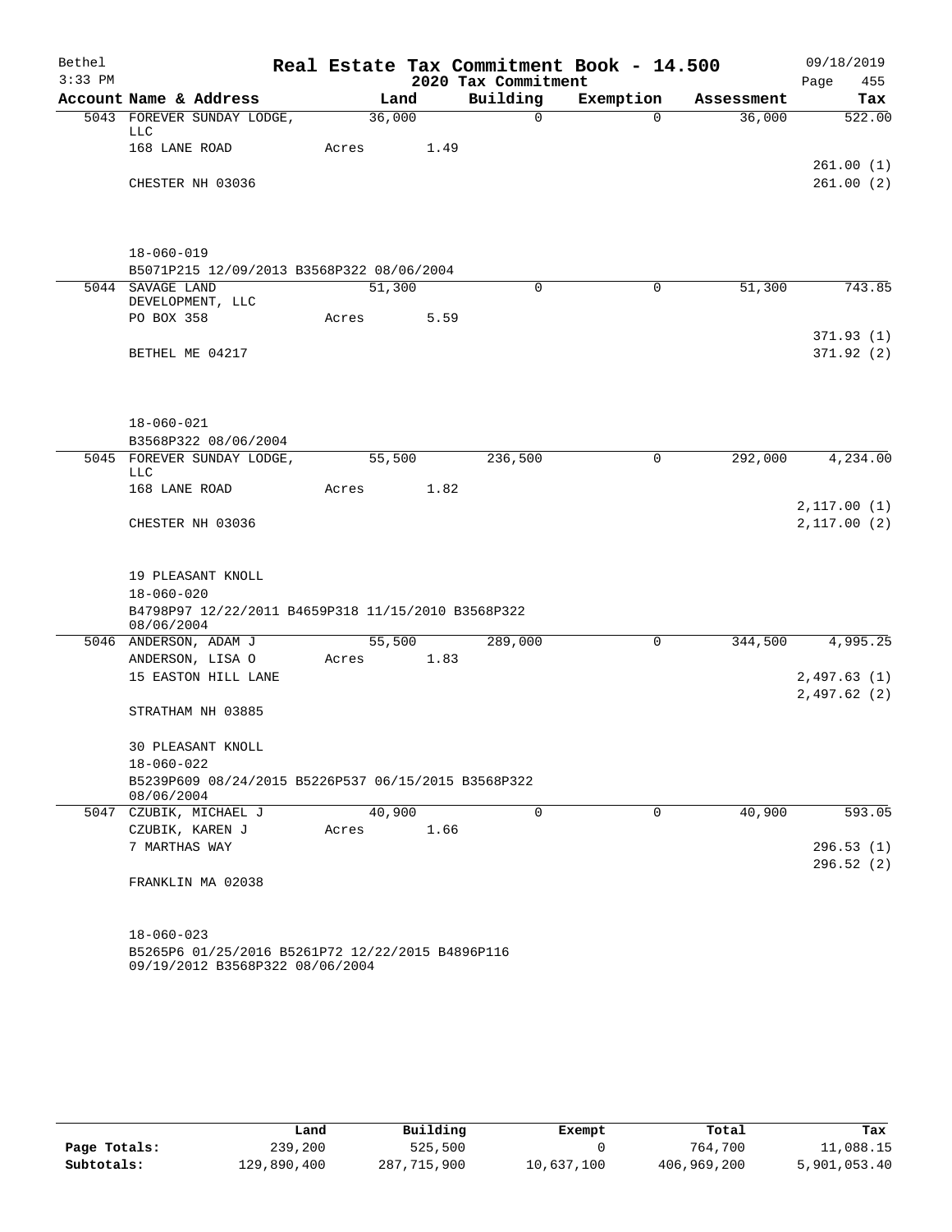# Real Estate Tax Commitment Book - 14.500

## 2020 Tax Commitment

Bethel
3:33 PM

09/18/2019
Page 455

| Account Name & Address | Land | Building | Exemption | Assessment | Tax |
|---|---|---|---|---|---|
| 5043 FOREVER SUNDAY LODGE, LLC | 36,000 | 0 | 0 | 36,000 | 522.00 |
| 168 LANE ROAD | Acres 1.49 | | | | |
| | | | | | 261.00 (1) |
| CHESTER NH 03036 | | | | | 261.00 (2) |
| 18-060-019 | | | | | |
| B5071P215 12/09/2013 B3568P322 08/06/2004 | | | | | |
| 5044 SAVAGE LAND DEVELOPMENT, LLC | 51,300 | 0 | 0 | 51,300 | 743.85 |
| PO BOX 358 | Acres 5.59 | | | | |
| | | | | | 371.93 (1) |
| BETHEL ME 04217 | | | | | 371.92 (2) |
| 18-060-021 | | | | | |
| B3568P322 08/06/2004 | | | | | |
| 5045 FOREVER SUNDAY LODGE, LLC | 55,500 | 236,500 | 0 | 292,000 | 4,234.00 |
| 168 LANE ROAD | Acres 1.82 | | | | |
| | | | | | 2,117.00 (1) |
| CHESTER NH 03036 | | | | | 2,117.00 (2) |
| 19 PLEASANT KNOLL | | | | | |
| 18-060-020 | | | | | |
| B4798P97 12/22/2011 B4659P318 11/15/2010 B3568P322 08/06/2004 | | | | | |
| 5046 ANDERSON, ADAM J | 55,500 | 289,000 | 0 | 344,500 | 4,995.25 |
| ANDERSON, LISA O | Acres 1.83 | | | | |
| 15 EASTON HILL LANE | | | | | 2,497.63 (1) |
| | | | | | 2,497.62 (2) |
| STRATHAM NH 03885 | | | | | |
| 30 PLEASANT KNOLL | | | | | |
| 18-060-022 | | | | | |
| B5239P609 08/24/2015 B5226P537 06/15/2015 B3568P322 08/06/2004 | | | | | |
| 5047 CZUBIK, MICHAEL J | 40,900 | 0 | 0 | 40,900 | 593.05 |
| CZUBIK, KAREN J | Acres 1.66 | | | | |
| 7 MARTHAS WAY | | | | | 296.53 (1) |
| | | | | | 296.52 (2) |
| FRANKLIN MA 02038 | | | | | |
| 18-060-023 | | | | | |
| B5265P6 01/25/2016 B5261P72 12/22/2015 B4896P116 09/19/2012 B3568P322 08/06/2004 | | | | | |

| | Land | Building | Exempt | Total | Tax |
|---|---|---|---|---|---|
| Page Totals: | 239,200 | 525,500 | 0 | 764,700 | 11,088.15 |
| Subtotals: | 129,890,400 | 287,715,900 | 10,637,100 | 406,969,200 | 5,901,053.40 |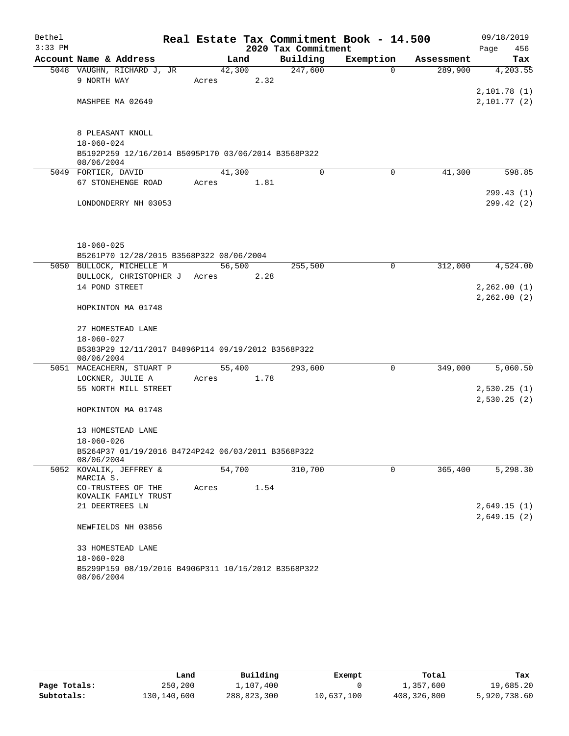Bethel 3:33 PM

# Real Estate Tax Commitment Book - 14.500

## 2020 Tax Commitment

09/18/2019

| Account Name & Address | Land | Building | Exemption | Assessment | Tax |
|---|---|---|---|---|---|
| 5048 VAUGHN, RICHARD J, JR | 42,300 | 247,600 | 0 | 289,900 | 4,203.55 |
| 9 NORTH WAY | Acres 2.32 | | | | |
| | | | | | 2,101.78 (1) |
| MASHPEE MA 02649 | | | | | 2,101.77 (2) |
| 8 PLEASANT KNOLL | | | | | |
| 18-060-024 | | | | | |
| B5192P259 12/16/2014 B5095P170 03/06/2014 B3568P322 08/06/2004 | | | | | |
| 5049 FORTIER, DAVID | 41,300 | 0 | 0 | 41,300 | 598.85 |
| 67 STONEHENGE ROAD | Acres 1.81 | | | | |
| | | | | | 299.43 (1) |
| LONDONDERRY NH 03053 | | | | | 299.42 (2) |
| 18-060-025 | | | | | |
| B5261P70 12/28/2015 B3568P322 08/06/2004 | | | | | |
| 5050 BULLOCK, MICHELLE M | 56,500 | 255,500 | 0 | 312,000 | 4,524.00 |
| BULLOCK, CHRISTOPHER J | Acres 2.28 | | | | |
| 14 POND STREET | | | | | 2,262.00 (1) |
| | | | | | 2,262.00 (2) |
| HOPKINTON MA 01748 | | | | | |
| 27 HOMESTEAD LANE | | | | | |
| 18-060-027 | | | | | |
| B5383P29 12/11/2017 B4896P114 09/19/2012 B3568P322 08/06/2004 | | | | | |
| 5051 MACEACHERN, STUART P | 55,400 | 293,600 | 0 | 349,000 | 5,060.50 |
| LOCKNER, JULIE A | Acres 1.78 | | | | |
| 55 NORTH MILL STREET | | | | | 2,530.25 (1) |
| | | | | | 2,530.25 (2) |
| HOPKINTON MA 01748 | | | | | |
| 13 HOMESTEAD LANE | | | | | |
| 18-060-026 | | | | | |
| B5264P37 01/19/2016 B4724P242 06/03/2011 B3568P322 08/06/2004 | | | | | |
| 5052 KOVALIK, JEFFREY & MARCIA S. | 54,700 | 310,700 | 0 | 365,400 | 5,298.30 |
| CO-TRUSTEES OF THE KOVALIK FAMILY TRUST | Acres 1.54 | | | | |
| 21 DEERTREES LN | | | | | 2,649.15 (1) |
| | | | | | 2,649.15 (2) |
| NEWFIELDS NH 03856 | | | | | |
| 33 HOMESTEAD LANE | | | | | |
| 18-060-028 | | | | | |
| B5299P159 08/19/2016 B4906P311 10/15/2012 B3568P322 08/06/2004 | | | | | |

| | Land | Building | Exempt | Total | Tax |
|---|---|---|---|---|---|
| Page Totals: | 250,200 | 1,107,400 | 0 | 1,357,600 | 19,685.20 |
| Subtotals: | 130,140,600 | 288,823,300 | 10,637,100 | 408,326,800 | 5,920,738.60 |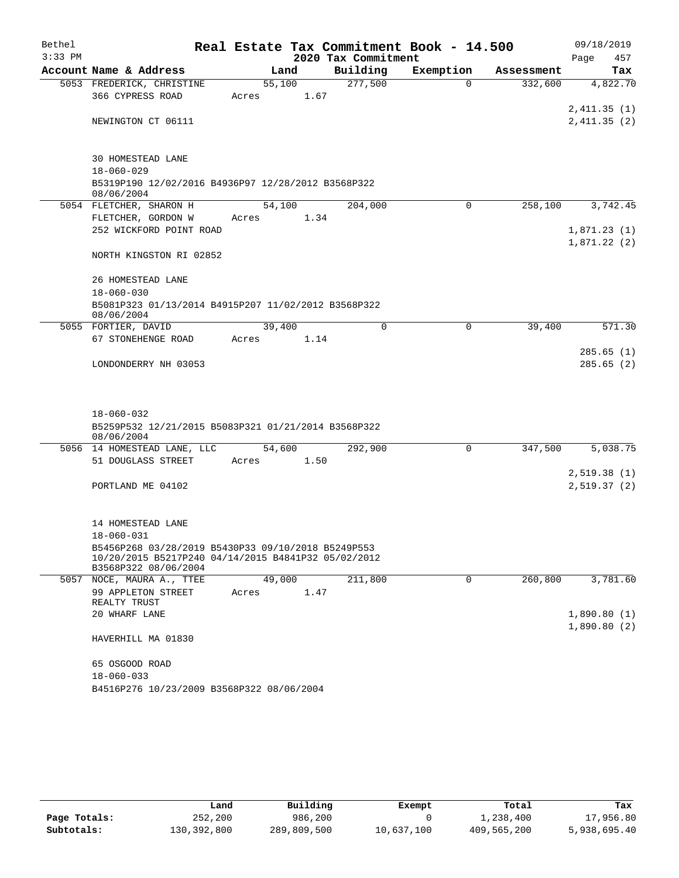# Real Estate Tax Commitment Book - 14.500

Bethel
3:33 PM

2020 Tax Commitment

09/18/2019

| Account Name & Address | Land | Building | Exemption | Assessment | Tax |
|---|---|---|---|---|---|
| 5053 FREDERICK, CHRISTINE | 55,100 | 277,500 | 0 | 332,600 | 4,822.70 |
| 366 CYPRESS ROAD | Acres 1.67 | | | | |
| | | | | | 2,411.35 (1) |
| NEWINGTON CT 06111 | | | | | 2,411.35 (2) |
| 30 HOMESTEAD LANE | | | | | |
| 18-060-029 | | | | | |
| B5319P190 12/02/2016 B4936P97 12/28/2012 B3568P322 08/06/2004 | | | | | |
| 5054 FLETCHER, SHARON H | 54,100 | 204,000 | 0 | 258,100 | 3,742.45 |
| FLETCHER, GORDON W | Acres 1.34 | | | | |
| 252 WICKFORD POINT ROAD | | | | | 1,871.23 (1) |
| | | | | | 1,871.22 (2) |
| NORTH KINGSTON RI 02852 | | | | | |
| 26 HOMESTEAD LANE | | | | | |
| 18-060-030 | | | | | |
| B5081P323 01/13/2014 B4915P207 11/02/2012 B3568P322 08/06/2004 | | | | | |
| 5055 FORTIER, DAVID | 39,400 | 0 | 0 | 39,400 | 571.30 |
| 67 STONEHENGE ROAD | Acres 1.14 | | | | |
| | | | | | 285.65 (1) |
| LONDONDERRY NH 03053 | | | | | 285.65 (2) |
| 18-060-032 | | | | | |
| B5259P532 12/21/2015 B5083P321 01/21/2014 B3568P322 08/06/2004 | | | | | |
| 5056 14 HOMESTEAD LANE, LLC | 54,600 | 292,900 | 0 | 347,500 | 5,038.75 |
| 51 DOUGLASS STREET | Acres 1.50 | | | | |
| | | | | | 2,519.38 (1) |
| PORTLAND ME 04102 | | | | | 2,519.37 (2) |
| 14 HOMESTEAD LANE | | | | | |
| 18-060-031 | | | | | |
| B5456P268 03/28/2019 B5430P33 09/10/2018 B5249P553 10/20/2015 B5217P240 04/14/2015 B4841P32 05/02/2012 B3568P322 08/06/2004 | | | | | |
| 5057 NOCE, MAURA A., TTEE | 49,000 | 211,800 | 0 | 260,800 | 3,781.60 |
| 99 APPLETON STREET REALTY TRUST | Acres 1.47 | | | | |
| 20 WHARF LANE | | | | | 1,890.80 (1) |
| | | | | | 1,890.80 (2) |
| HAVERHILL MA 01830 | | | | | |
| 65 OSGOOD ROAD | | | | | |
| 18-060-033 | | | | | |
| B4516P276 10/23/2009 B3568P322 08/06/2004 | | | | | |

| | Land | Building | Exempt | Total | Tax |
|---|---|---|---|---|---|
| Page Totals: | 252,200 | 986,200 | 0 | 1,238,400 | 17,956.80 |
| Subtotals: | 130,392,800 | 289,809,500 | 10,637,100 | 409,565,200 | 5,938,695.40 |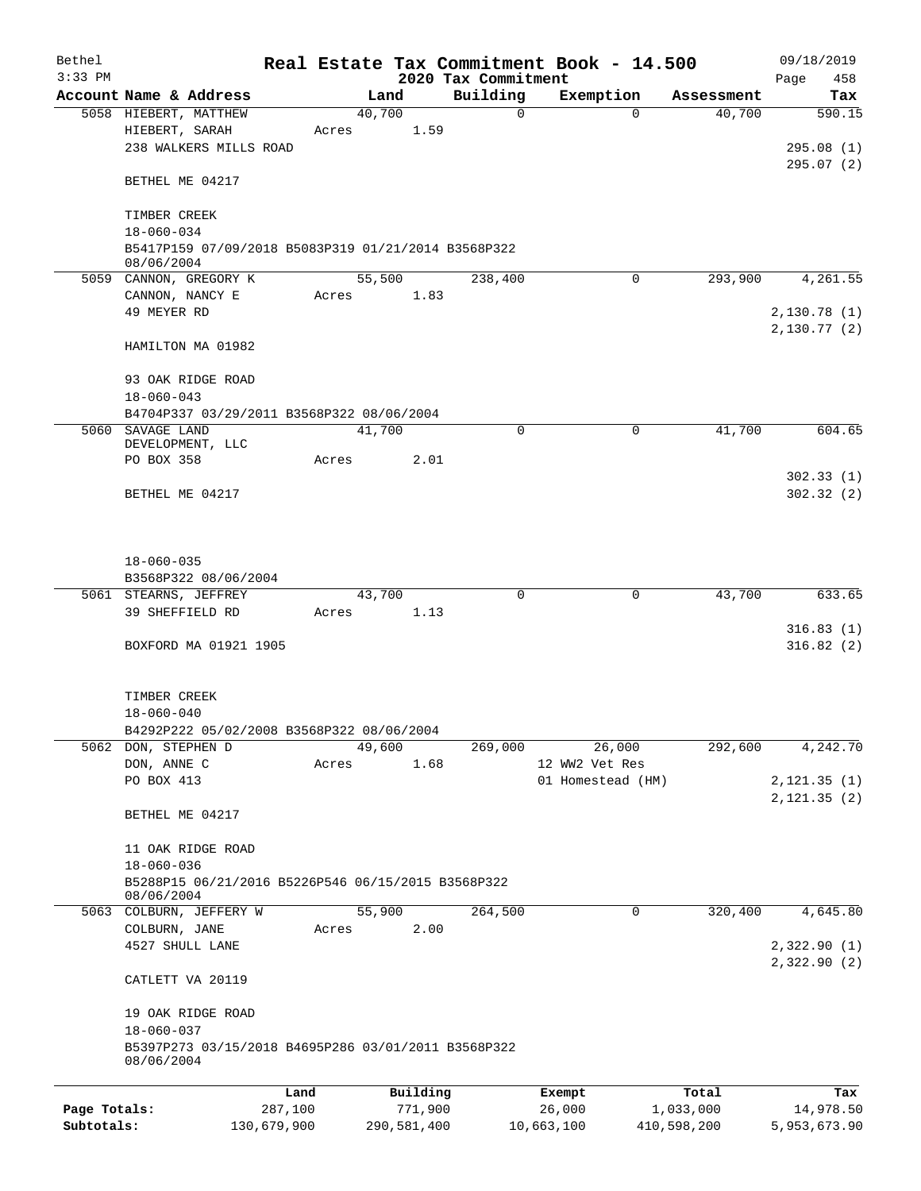Bethel
3:33 PM

# Real Estate Tax Commitment Book - 14.500

09/18/2019

2020 Tax Commitment

| Account Name & Address | Land | Building | Exemption | Assessment | Tax |
|---|---|---|---|---|---|
| 5058 HIEBERT, MATTHEW | 40,700 | 0 | 0 | 40,700 | 590.15 |
| HIEBERT, SARAH | Acres 1.59 | | | | |
| 238 WALKERS MILLS ROAD | | | | | 295.08 (1) |
| | | | | | 295.07 (2) |
| BETHEL ME 04217 | | | | | |
| TIMBER CREEK | | | | | |
| 18-060-034 | | | | | |
| B5417P159 07/09/2018 B5083P319 01/21/2014 B3568P322 08/06/2004 | | | | | |
| 5059 CANNON, GREGORY K | 55,500 | 238,400 | 0 | 293,900 | 4,261.55 |
| CANNON, NANCY E | Acres 1.83 | | | | |
| 49 MEYER RD | | | | | 2,130.78 (1) |
| | | | | | 2,130.77 (2) |
| HAMILTON MA 01982 | | | | | |
| 93 OAK RIDGE ROAD | | | | | |
| 18-060-043 | | | | | |
| B4704P337 03/29/2011 B3568P322 08/06/2004 | | | | | |
| 5060 SAVAGE LAND DEVELOPMENT, LLC | 41,700 | 0 | 0 | 41,700 | 604.65 |
| PO BOX 358 | Acres 2.01 | | | | |
| | | | | | 302.33 (1) |
| BETHEL ME 04217 | | | | | 302.32 (2) |
| 18-060-035 | | | | | |
| B3568P322 08/06/2004 | | | | | |
| 5061 STEARNS, JEFFREY | 43,700 | 0 | 0 | 43,700 | 633.65 |
| 39 SHEFFIELD RD | Acres 1.13 | | | | |
| | | | | | 316.83 (1) |
| BOXFORD MA 01921 1905 | | | | | 316.82 (2) |
| TIMBER CREEK | | | | | |
| 18-060-040 | | | | | |
| B4292P222 05/02/2008 B3568P322 08/06/2004 | | | | | |
| 5062 DON, STEPHEN D | 49,600 | 269,000 | 26,000 | 292,600 | 4,242.70 |
| DON, ANNE C | Acres 1.68 | | 12 WW2 Vet Res | | |
| PO BOX 413 | | | 01 Homestead (HM) | | 2,121.35 (1) |
| | | | | | 2,121.35 (2) |
| BETHEL ME 04217 | | | | | |
| 11 OAK RIDGE ROAD | | | | | |
| 18-060-036 | | | | | |
| B5288P15 06/21/2016 B5226P546 06/15/2015 B3568P322 08/06/2004 | | | | | |
| 5063 COLBURN, JEFFERY W | 55,900 | 264,500 | 0 | 320,400 | 4,645.80 |
| COLBURN, JANE | Acres 2.00 | | | | |
| 4527 SHULL LANE | | | | | 2,322.90 (1) |
| | | | | | 2,322.90 (2) |
| CATLETT VA 20119 | | | | | |
| 19 OAK RIDGE ROAD | | | | | |
| 18-060-037 | | | | | |
| B5397P273 03/15/2018 B4695P286 03/01/2011 B3568P322 08/06/2004 | | | | | |

| | Land | Building | Exempt | Total | Tax |
|---|---|---|---|---|---|
| Page Totals: | 287,100 | 771,900 | 26,000 | 1,033,000 | 14,978.50 |
| Subtotals: | 130,679,900 | 290,581,400 | 10,663,100 | 410,598,200 | 5,953,673.90 |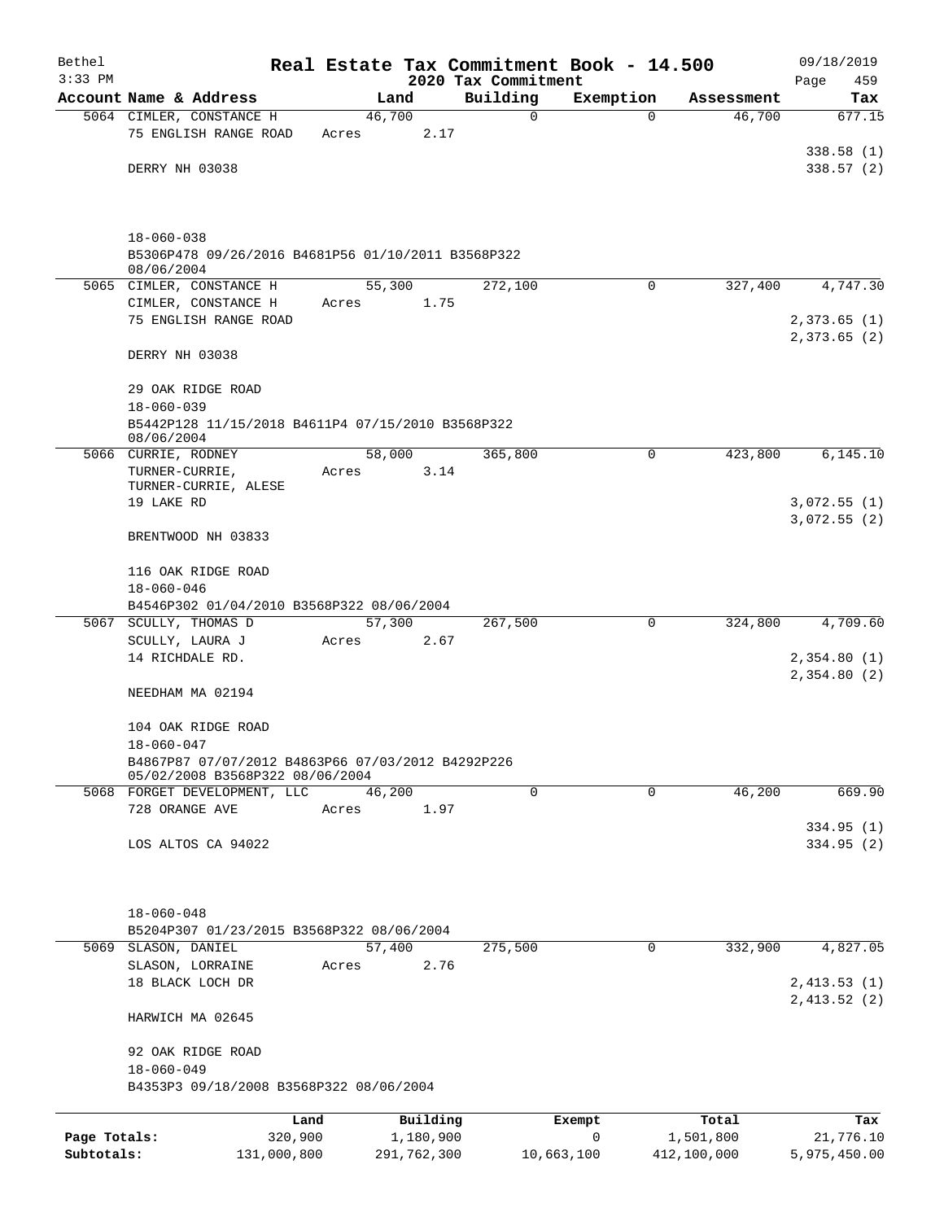Bethel 3:33 PM

# Real Estate Tax Commitment Book - 14.500

## 2020 Tax Commitment

09/18/2019 Page 459

| Account Name & Address | Land | Building | Exemption | Assessment | Tax |
|---|---|---|---|---|---|
| 5064 CIMLER, CONSTANCE H | 46,700 | 0 | 0 | 46,700 | 677.15 |
| 75 ENGLISH RANGE ROAD | Acres 2.17 | | | | |
| | | | | | 338.58 (1) |
| DERRY NH 03038 | | | | | 338.57 (2) |
| 18-060-038 | | | | | |
| B5306P478 09/26/2016 B4681P56 01/10/2011 B3568P322 08/06/2004 | | | | | |
| 5065 CIMLER, CONSTANCE H | 55,300 | 272,100 | 0 | 327,400 | 4,747.30 |
| CIMLER, CONSTANCE H | Acres 1.75 | | | | |
| 75 ENGLISH RANGE ROAD | | | | | 2,373.65 (1) |
| | | | | | 2,373.65 (2) |
| DERRY NH 03038 | | | | | |
| 29 OAK RIDGE ROAD | | | | | |
| 18-060-039 | | | | | |
| B5442P128 11/15/2018 B4611P4 07/15/2010 B3568P322 08/06/2004 | | | | | |
| 5066 CURRIE, RODNEY | 58,000 | 365,800 | 0 | 423,800 | 6,145.10 |
| TURNER-CURRIE, | Acres 3.14 | | | | |
| TURNER-CURRIE, ALESE | | | | | |
| 19 LAKE RD | | | | | 3,072.55 (1) |
| | | | | | 3,072.55 (2) |
| BRENTWOOD NH 03833 | | | | | |
| 116 OAK RIDGE ROAD | | | | | |
| 18-060-046 | | | | | |
| B4546P302 01/04/2010 B3568P322 08/06/2004 | | | | | |
| 5067 SCULLY, THOMAS D | 57,300 | 267,500 | 0 | 324,800 | 4,709.60 |
| SCULLY, LAURA J | Acres 2.67 | | | | |
| 14 RICHDALE RD. | | | | | 2,354.80 (1) |
| | | | | | 2,354.80 (2) |
| NEEDHAM MA 02194 | | | | | |
| 104 OAK RIDGE ROAD | | | | | |
| 18-060-047 | | | | | |
| B4867P87 07/07/2012 B4863P66 07/03/2012 B4292P226 05/02/2008 B3568P322 08/06/2004 | | | | | |
| 5068 FORGET DEVELOPMENT, LLC | 46,200 | 0 | 0 | 46,200 | 669.90 |
| 728 ORANGE AVE | Acres 1.97 | | | | |
| | | | | | 334.95 (1) |
| LOS ALTOS CA 94022 | | | | | 334.95 (2) |
| 18-060-048 | | | | | |
| B5204P307 01/23/2015 B3568P322 08/06/2004 | | | | | |
| 5069 SLASON, DANIEL | 57,400 | 275,500 | 0 | 332,900 | 4,827.05 |
| SLASON, LORRAINE | Acres 2.76 | | | | |
| 18 BLACK LOCH DR | | | | | 2,413.53 (1) |
| | | | | | 2,413.52 (2) |
| HARWICH MA 02645 | | | | | |
| 92 OAK RIDGE ROAD | | | | | |
| 18-060-049 | | | | | |
| B4353P3 09/18/2008 B3568P322 08/06/2004 | | | | | |

| | Land | Building | Exempt | Total | Tax |
|---|---|---|---|---|---|
| Page Totals: | 320,900 | 1,180,900 | 0 | 1,501,800 | 21,776.10 |
| Subtotals: | 131,000,800 | 291,762,300 | 10,663,100 | 412,100,000 | 5,975,450.00 |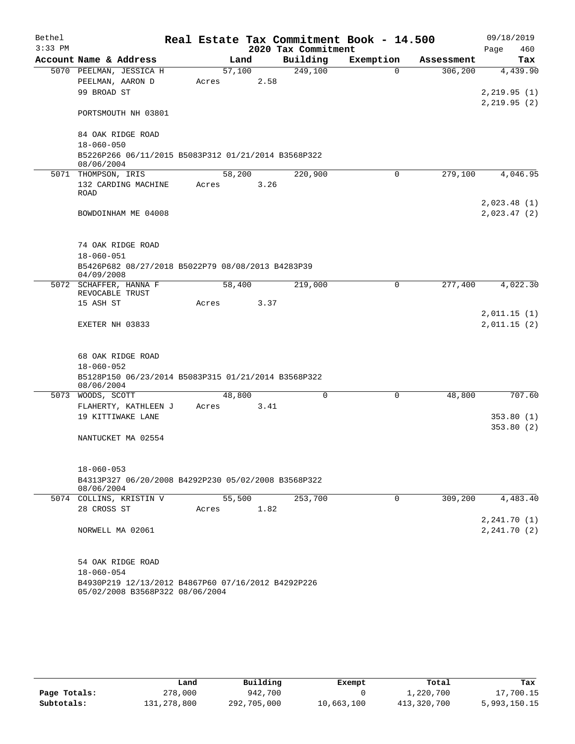# Real Estate Tax Commitment Book - 14.500

## 2020 Tax Commitment

Bethel
3:33 PM

09/18/2019

| Account Name & Address | Land | Building | Exemption | Assessment | Tax |
|---|---|---|---|---|---|
| 5070 PEELMAN, JESSICA H | 57,100 | 249,100 | 0 | 306,200 | 4,439.90 |
| PEELMAN, AARON D | Acres 2.58 | | | | |
| 99 BROAD ST | | | | | 2,219.95 (1) |
| | | | | | 2,219.95 (2) |
| PORTSMOUTH NH 03801 | | | | | |
| 84 OAK RIDGE ROAD | | | | | |
| 18-060-050 | | | | | |
| B5226P266 06/11/2015 B5083P312 01/21/2014 B3568P322 08/06/2004 | | | | | |
| 5071 THOMPSON, IRIS | 58,200 | 220,900 | 0 | 279,100 | 4,046.95 |
| 132 CARDING MACHINE ROAD | Acres 3.26 | | | | |
| | | | | | 2,023.48 (1) |
| BOWDOINHAM ME 04008 | | | | | 2,023.47 (2) |
| 74 OAK RIDGE ROAD | | | | | |
| 18-060-051 | | | | | |
| B5426P682 08/27/2018 B5022P79 08/08/2013 B4283P39 04/09/2008 | | | | | |
| 5072 SCHAFFER, HANNA F REVOCABLE TRUST | 58,400 | 219,000 | 0 | 277,400 | 4,022.30 |
| 15 ASH ST | Acres 3.37 | | | | |
| | | | | | 2,011.15 (1) |
| EXETER NH 03833 | | | | | 2,011.15 (2) |
| 68 OAK RIDGE ROAD | | | | | |
| 18-060-052 | | | | | |
| B5128P150 06/23/2014 B5083P315 01/21/2014 B3568P322 08/06/2004 | | | | | |
| 5073 WOODS, SCOTT | 48,800 | 0 | 0 | 48,800 | 707.60 |
| FLAHERTY, KATHLEEN J | Acres 3.41 | | | | |
| 19 KITTIWAKE LANE | | | | | 353.80 (1) |
| | | | | | 353.80 (2) |
| NANTUCKET MA 02554 | | | | | |
| 18-060-053 | | | | | |
| B4313P327 06/20/2008 B4292P230 05/02/2008 B3568P322 08/06/2004 | | | | | |
| 5074 COLLINS, KRISTIN V | 55,500 | 253,700 | 0 | 309,200 | 4,483.40 |
| 28 CROSS ST | Acres 1.82 | | | | |
| | | | | | 2,241.70 (1) |
| NORWELL MA 02061 | | | | | 2,241.70 (2) |
| 54 OAK RIDGE ROAD | | | | | |
| 18-060-054 | | | | | |
| B4930P219 12/13/2012 B4867P60 07/16/2012 B4292P226 05/02/2008 B3568P322 08/06/2004 | | | | | |

| | Land | Building | Exempt | Total | Tax |
|---|---|---|---|---|---|
| Page Totals: | 278,000 | 942,700 | 0 | 1,220,700 | 17,700.15 |
| Subtotals: | 131,278,800 | 292,705,000 | 10,663,100 | 413,320,700 | 5,993,150.15 |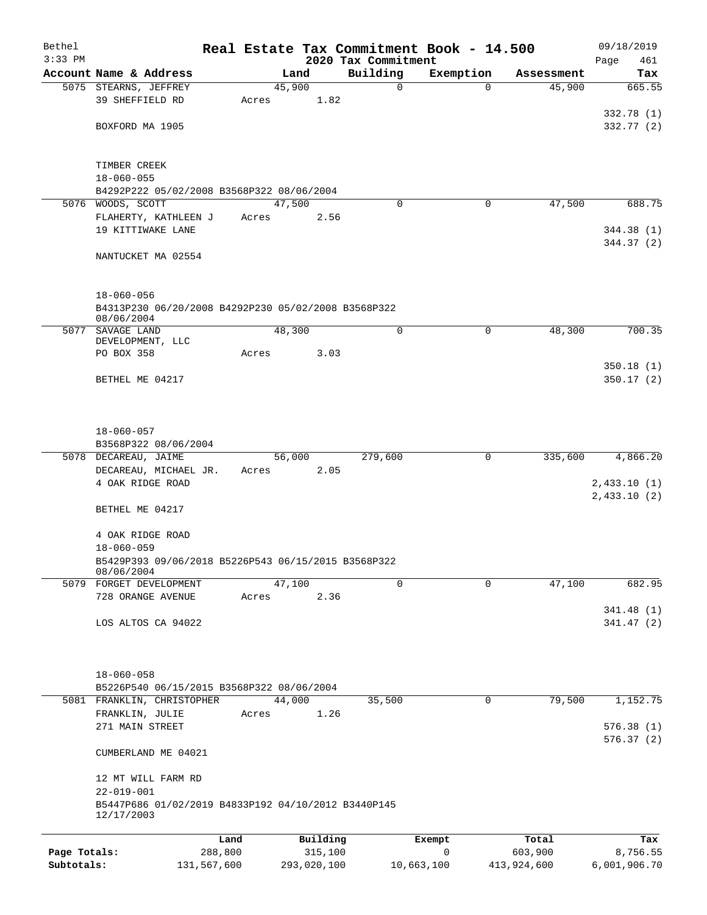# Real Estate Tax Commitment Book - 14.500

Bethel
3:33 PM

## 2020 Tax Commitment

09/18/2019
Page 461

| Account Name & Address | Land | Building | Exemption | Assessment | Tax |
|---|---|---|---|---|---|
| 5075 STEARNS, JEFFREY | 45,900 | 0 | 0 | 45,900 | 665.55 |
| 39 SHEFFIELD RD | Acres 1.82 | | | | |
| | | | | | 332.78 (1) |
| BOXFORD MA 1905 | | | | | 332.77 (2) |
| TIMBER CREEK | | | | | |
| 18-060-055 | | | | | |
| B4292P222 05/02/2008 B3568P322 08/06/2004 | | | | | |
| 5076 WOODS, SCOTT | 47,500 | 0 | 0 | 47,500 | 688.75 |
| FLAHERTY, KATHLEEN J | Acres 2.56 | | | | |
| 19 KITTIWAKE LANE | | | | | 344.38 (1) |
| | | | | | 344.37 (2) |
| NANTUCKET MA 02554 | | | | | |
| 18-060-056 | | | | | |
| B4313P230 06/20/2008 B4292P230 05/02/2008 B3568P322 08/06/2004 | | | | | |
| 5077 SAVAGE LAND DEVELOPMENT, LLC | 48,300 | 0 | 0 | 48,300 | 700.35 |
| PO BOX 358 | Acres 3.03 | | | | |
| | | | | | 350.18 (1) |
| BETHEL ME 04217 | | | | | 350.17 (2) |
| 18-060-057 | | | | | |
| B3568P322 08/06/2004 | | | | | |
| 5078 DECAREAU, JAIME | 56,000 | 279,600 | 0 | 335,600 | 4,866.20 |
| DECAREAU, MICHAEL JR. | Acres 2.05 | | | | |
| 4 OAK RIDGE ROAD | | | | | 2,433.10 (1) |
| | | | | | 2,433.10 (2) |
| BETHEL ME 04217 | | | | | |
| 4 OAK RIDGE ROAD | | | | | |
| 18-060-059 | | | | | |
| B5429P393 09/06/2018 B5226P543 06/15/2015 B3568P322 08/06/2004 | | | | | |
| 5079 FORGET DEVELOPMENT | 47,100 | 0 | 0 | 47,100 | 682.95 |
| 728 ORANGE AVENUE | Acres 2.36 | | | | |
| | | | | | 341.48 (1) |
| LOS ALTOS CA 94022 | | | | | 341.47 (2) |
| 18-060-058 | | | | | |
| B5226P540 06/15/2015 B3568P322 08/06/2004 | | | | | |
| 5081 FRANKLIN, CHRISTOPHER | 44,000 | 35,500 | 0 | 79,500 | 1,152.75 |
| FRANKLIN, JULIE | Acres 1.26 | | | | |
| 271 MAIN STREET | | | | | 576.38 (1) |
| | | | | | 576.37 (2) |
| CUMBERLAND ME 04021 | | | | | |
| 12 MT WILL FARM RD | | | | | |
| 22-019-001 | | | | | |
| B5447P686 01/02/2019 B4833P192 04/10/2012 B3440P145 12/17/2003 | | | | | |

| | Land | Building | Exempt | Total | Tax |
|---|---|---|---|---|---|
| Page Totals: | 288,800 | 315,100 | 0 | 603,900 | 8,756.55 |
| Subtotals: | 131,567,600 | 293,020,100 | 10,663,100 | 413,924,600 | 6,001,906.70 |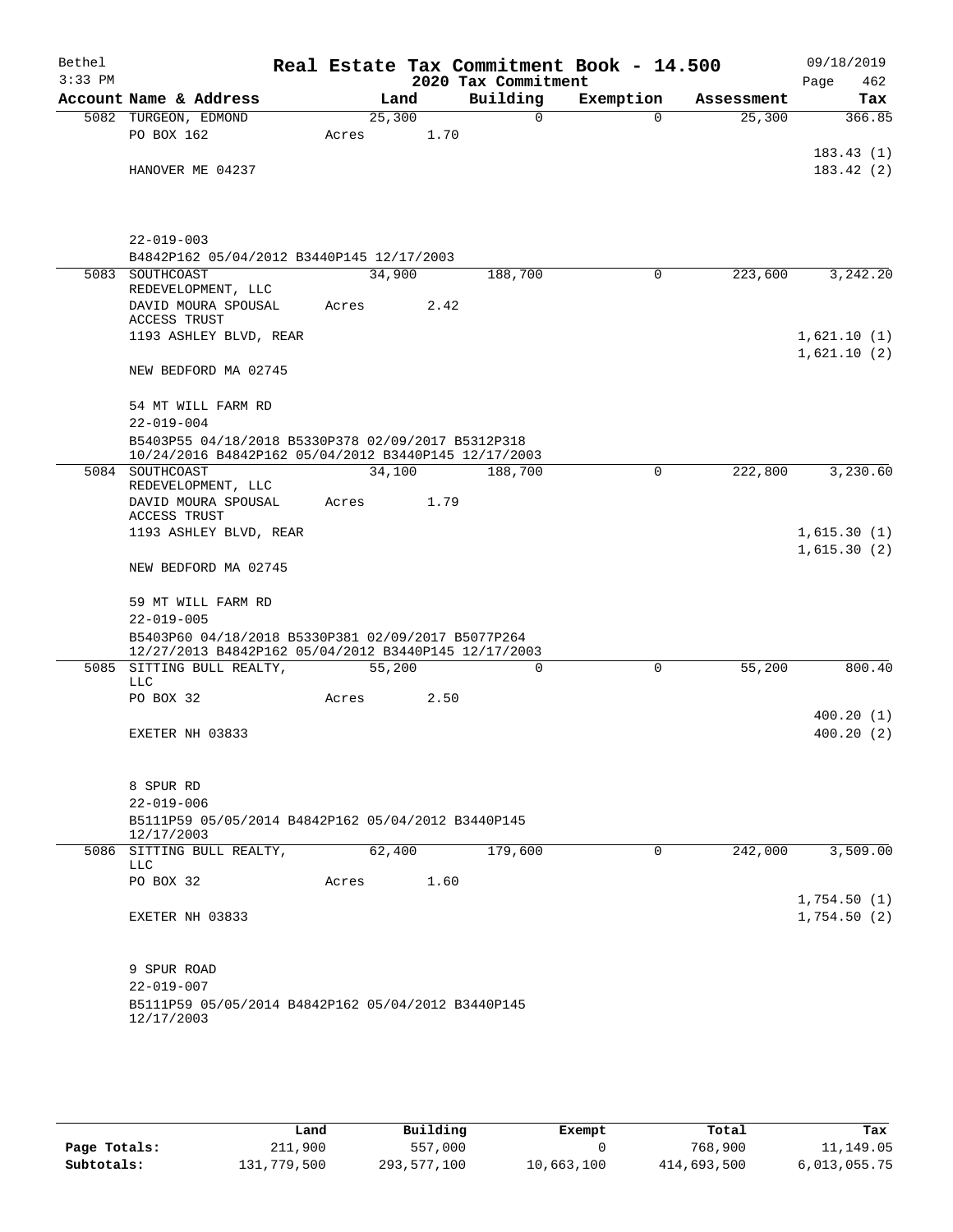Bethel 3:33 PM

**Real Estate Tax Commitment Book - 14.500**
**2020 Tax Commitment**

09/18/2019 Page 462

| Account Name & Address | Land | Building | Exemption | Assessment | Tax |
|---|---|---|---|---|---|
| 5082 TURGEON, EDMOND | 25,300 | 0 | 0 | 25,300 | 366.85 |
| PO BOX 162 | Acres 1.70 | | | | |
| | | | | | 183.43 (1) |
| HANOVER ME 04237 | | | | | 183.42 (2) |
| 22-019-003 | | | | | |
| B4842P162 05/04/2012 B3440P145 12/17/2003 | | | | | |
| 5083 SOUTHCOAST REDEVELOPMENT, LLC | 34,900 | 188,700 | 0 | 223,600 | 3,242.20 |
| DAVID MOURA SPOUSAL ACCESS TRUST | Acres 2.42 | | | | |
| 1193 ASHLEY BLVD, REAR | | | | | 1,621.10 (1) |
| | | | | | 1,621.10 (2) |
| NEW BEDFORD MA 02745 | | | | | |
| 54 MT WILL FARM RD | | | | | |
| 22-019-004 | | | | | |
| B5403P55 04/18/2018 B5330P378 02/09/2017 B5312P318 10/24/2016 B4842P162 05/04/2012 B3440P145 12/17/2003 | | | | | |
| 5084 SOUTHCOAST REDEVELOPMENT, LLC | 34,100 | 188,700 | 0 | 222,800 | 3,230.60 |
| DAVID MOURA SPOUSAL ACCESS TRUST | Acres 1.79 | | | | |
| 1193 ASHLEY BLVD, REAR | | | | | 1,615.30 (1) |
| | | | | | 1,615.30 (2) |
| NEW BEDFORD MA 02745 | | | | | |
| 59 MT WILL FARM RD | | | | | |
| 22-019-005 | | | | | |
| B5403P60 04/18/2018 B5330P381 02/09/2017 B5077P264 12/27/2013 B4842P162 05/04/2012 B3440P145 12/17/2003 | | | | | |
| 5085 SITTING BULL REALTY, LLC | 55,200 | 0 | 0 | 55,200 | 800.40 |
| PO BOX 32 | Acres 2.50 | | | | |
| | | | | | 400.20 (1) |
| EXETER NH 03833 | | | | | 400.20 (2) |
| 8 SPUR RD | | | | | |
| 22-019-006 | | | | | |
| B5111P59 05/05/2014 B4842P162 05/04/2012 B3440P145 12/17/2003 | | | | | |
| 5086 SITTING BULL REALTY, LLC | 62,400 | 179,600 | 0 | 242,000 | 3,509.00 |
| PO BOX 32 | Acres 1.60 | | | | |
| | | | | | 1,754.50 (1) |
| EXETER NH 03833 | | | | | 1,754.50 (2) |
| 9 SPUR ROAD | | | | | |
| 22-019-007 | | | | | |
| B5111P59 05/05/2014 B4842P162 05/04/2012 B3440P145 12/17/2003 | | | | | |

| | Land | Building | Exempt | Total | Tax |
|---|---|---|---|---|---|
| Page Totals: | 211,900 | 557,000 | 0 | 768,900 | 11,149.05 |
| Subtotals: | 131,779,500 | 293,577,100 | 10,663,100 | 414,693,500 | 6,013,055.75 |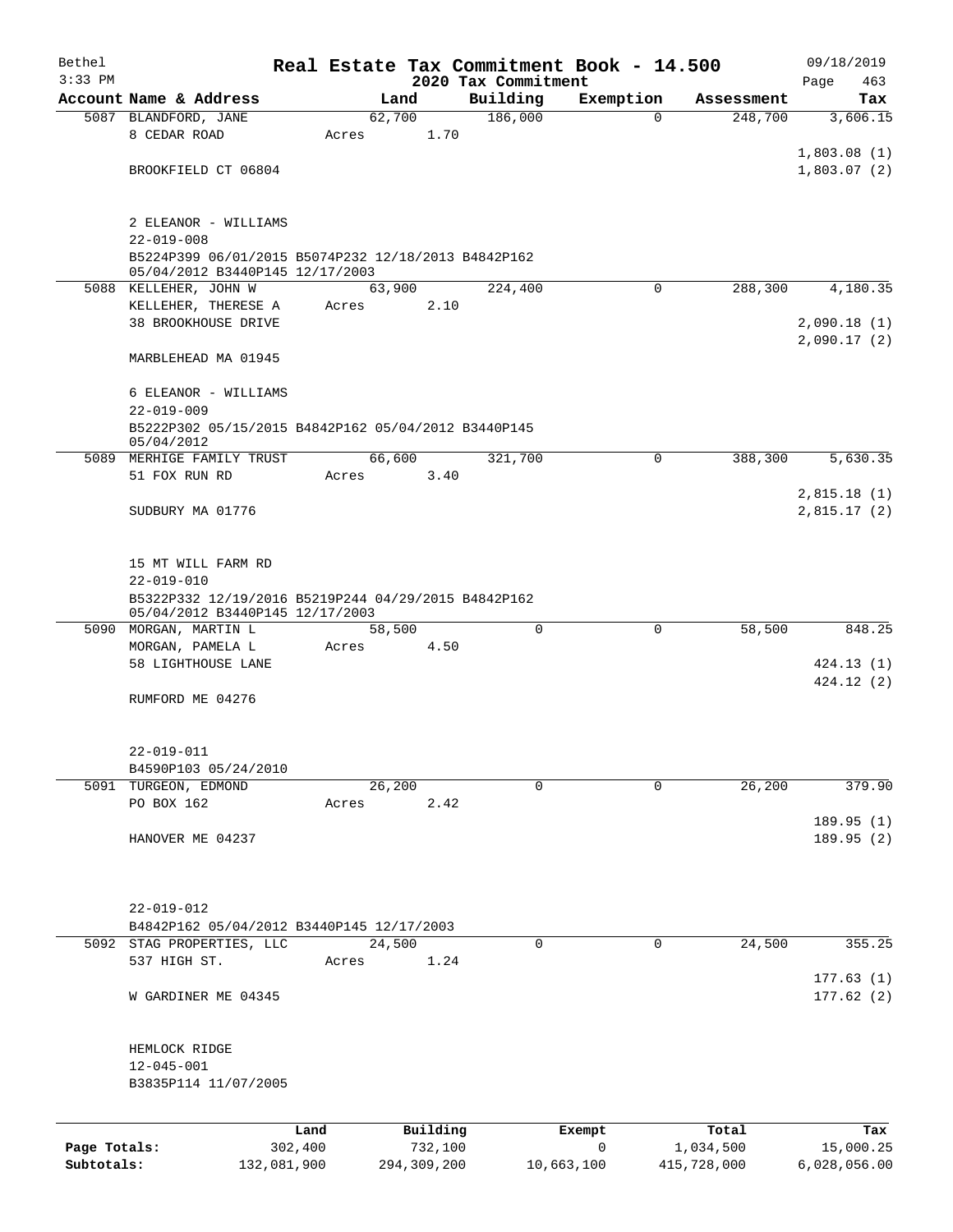# Real Estate Tax Commitment Book - 14.500

Bethel
3:33 PM

2020 Tax Commitment

09/18/2019

| Account Name & Address | Land | Building | Exemption | Assessment | Tax |
|---|---|---|---|---|---|
| 5087 BLANDFORD, JANE | 62,700 | 186,000 | 0 | 248,700 | 3,606.15 |
| 8 CEDAR ROAD | Acres 1.70 | | | | |
| | | | | | 1,803.08 (1) |
| BROOKFIELD CT 06804 | | | | | 1,803.07 (2) |
| 2 ELEANOR - WILLIAMS | | | | | |
| 22-019-008 | | | | | |
| B5224P399 06/01/2015 B5074P232 12/18/2013 B4842P162 05/04/2012 B3440P145 12/17/2003 | | | | | |
| 5088 KELLEHER, JOHN W | 63,900 | 224,400 | 0 | 288,300 | 4,180.35 |
| KELLEHER, THERESE A | Acres 2.10 | | | | |
| 38 BROOKHOUSE DRIVE | | | | | 2,090.18 (1) |
| | | | | | 2,090.17 (2) |
| MARBLEHEAD MA 01945 | | | | | |
| 6 ELEANOR - WILLIAMS | | | | | |
| 22-019-009 | | | | | |
| B5222P302 05/15/2015 B4842P162 05/04/2012 B3440P145 05/04/2012 | | | | | |
| 5089 MERHIGE FAMILY TRUST | 66,600 | 321,700 | 0 | 388,300 | 5,630.35 |
| 51 FOX RUN RD | Acres 3.40 | | | | |
| | | | | | 2,815.18 (1) |
| SUDBURY MA 01776 | | | | | 2,815.17 (2) |
| 15 MT WILL FARM RD | | | | | |
| 22-019-010 | | | | | |
| B5322P332 12/19/2016 B5219P244 04/29/2015 B4842P162 05/04/2012 B3440P145 12/17/2003 | | | | | |
| 5090 MORGAN, MARTIN L | 58,500 | 0 | 0 | 58,500 | 848.25 |
| MORGAN, PAMELA L | Acres 4.50 | | | | |
| 58 LIGHTHOUSE LANE | | | | | 424.13 (1) |
| | | | | | 424.12 (2) |
| RUMFORD ME 04276 | | | | | |
| 22-019-011 | | | | | |
| B4590P103 05/24/2010 | | | | | |
| 5091 TURGEON, EDMOND | 26,200 | 0 | 0 | 26,200 | 379.90 |
| PO BOX 162 | Acres 2.42 | | | | |
| | | | | | 189.95 (1) |
| HANOVER ME 04237 | | | | | 189.95 (2) |
| 22-019-012 | | | | | |
| B4842P162 05/04/2012 B3440P145 12/17/2003 | | | | | |
| 5092 STAG PROPERTIES, LLC | 24,500 | 0 | 0 | 24,500 | 355.25 |
| 537 HIGH ST. | Acres 1.24 | | | | |
| | | | | | 177.63 (1) |
| W GARDINER ME 04345 | | | | | 177.62 (2) |
| HEMLOCK RIDGE | | | | | |
| 12-045-001 | | | | | |
| B3835P114 11/07/2005 | | | | | |

| | Land | Building | Exempt | Total | Tax |
|---|---|---|---|---|---|
| Page Totals: | 302,400 | 732,100 | 0 | 1,034,500 | 15,000.25 |
| Subtotals: | 132,081,900 | 294,309,200 | 10,663,100 | 415,728,000 | 6,028,056.00 |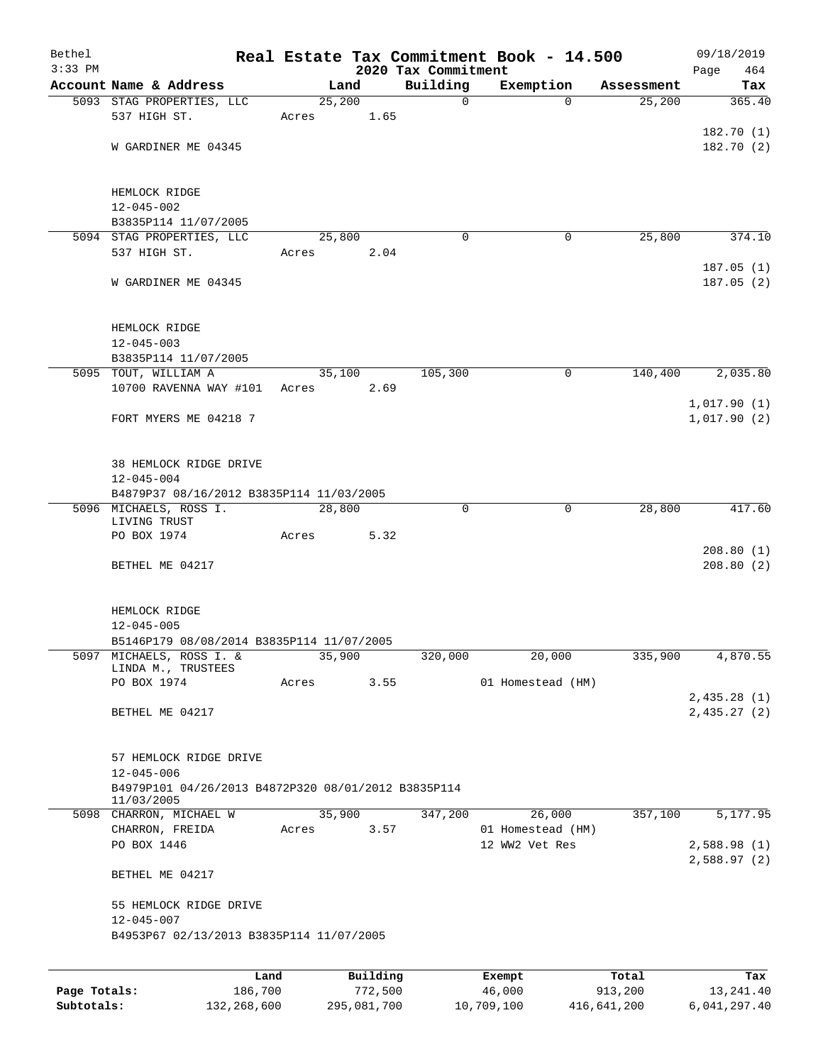Bethel 3:33 PM

# Real Estate Tax Commitment Book - 14.500

## 2020 Tax Commitment

09/18/2019 Page 464

| Account Name & Address | Land | Building | Exemption | Assessment | Tax |
|---|---|---|---|---|---|
| 5093 STAG PROPERTIES, LLC | 25,200 | 0 | 0 | 25,200 | 365.40 |
| 537 HIGH ST. | Acres 1.65 | | | | |
| | | | | | 182.70 (1) |
| W GARDINER ME 04345 | | | | | 182.70 (2) |
| HEMLOCK RIDGE | | | | | |
| 12-045-002 | | | | | |
| B3835P114 11/07/2005 | | | | | |
| 5094 STAG PROPERTIES, LLC | 25,800 | 0 | 0 | 25,800 | 374.10 |
| 537 HIGH ST. | Acres 2.04 | | | | |
| | | | | | 187.05 (1) |
| W GARDINER ME 04345 | | | | | 187.05 (2) |
| HEMLOCK RIDGE | | | | | |
| 12-045-003 | | | | | |
| B3835P114 11/07/2005 | | | | | |
| 5095 TOUT, WILLIAM A | 35,100 | 105,300 | 0 | 140,400 | 2,035.80 |
| 10700 RAVENNA WAY #101 | Acres 2.69 | | | | |
| | | | | | 1,017.90 (1) |
| FORT MYERS ME 04218 7 | | | | | 1,017.90 (2) |
| 38 HEMLOCK RIDGE DRIVE | | | | | |
| 12-045-004 | | | | | |
| B4879P37 08/16/2012 B3835P114 11/03/2005 | | | | | |
| 5096 MICHAELS, ROSS I. LIVING TRUST | 28,800 | 0 | 0 | 28,800 | 417.60 |
| PO BOX 1974 | Acres 5.32 | | | | |
| | | | | | 208.80 (1) |
| BETHEL ME 04217 | | | | | 208.80 (2) |
| HEMLOCK RIDGE | | | | | |
| 12-045-005 | | | | | |
| B5146P179 08/08/2014 B3835P114 11/07/2005 | | | | | |
| 5097 MICHAELS, ROSS I. & LINDA M., TRUSTEES | 35,900 | 320,000 | 20,000 | 335,900 | 4,870.55 |
| PO BOX 1974 | Acres 3.55 | | 01 Homestead (HM) | | |
| | | | | | 2,435.28 (1) |
| BETHEL ME 04217 | | | | | 2,435.27 (2) |
| 57 HEMLOCK RIDGE DRIVE | | | | | |
| 12-045-006 | | | | | |
| B4979P101 04/26/2013 B4872P320 08/01/2012 B3835P114 11/03/2005 | | | | | |
| 5098 CHARRON, MICHAEL W | 35,900 | 347,200 | 26,000 | 357,100 | 5,177.95 |
| CHARRON, FREIDA | Acres 3.57 | | 01 Homestead (HM) | | |
| PO BOX 1446 | | | 12 WW2 Vet Res | | 2,588.98 (1) |
| | | | | | 2,588.97 (2) |
| BETHEL ME 04217 | | | | | |
| 55 HEMLOCK RIDGE DRIVE | | | | | |
| 12-045-007 | | | | | |
| B4953P67 02/13/2013 B3835P114 11/07/2005 | | | | | |

| | Land | Building | Exempt | Total | Tax |
|---|---|---|---|---|---|
| Page Totals: | 186,700 | 772,500 | 46,000 | 913,200 | 13,241.40 |
| Subtotals: | 132,268,600 | 295,081,700 | 10,709,100 | 416,641,200 | 6,041,297.40 |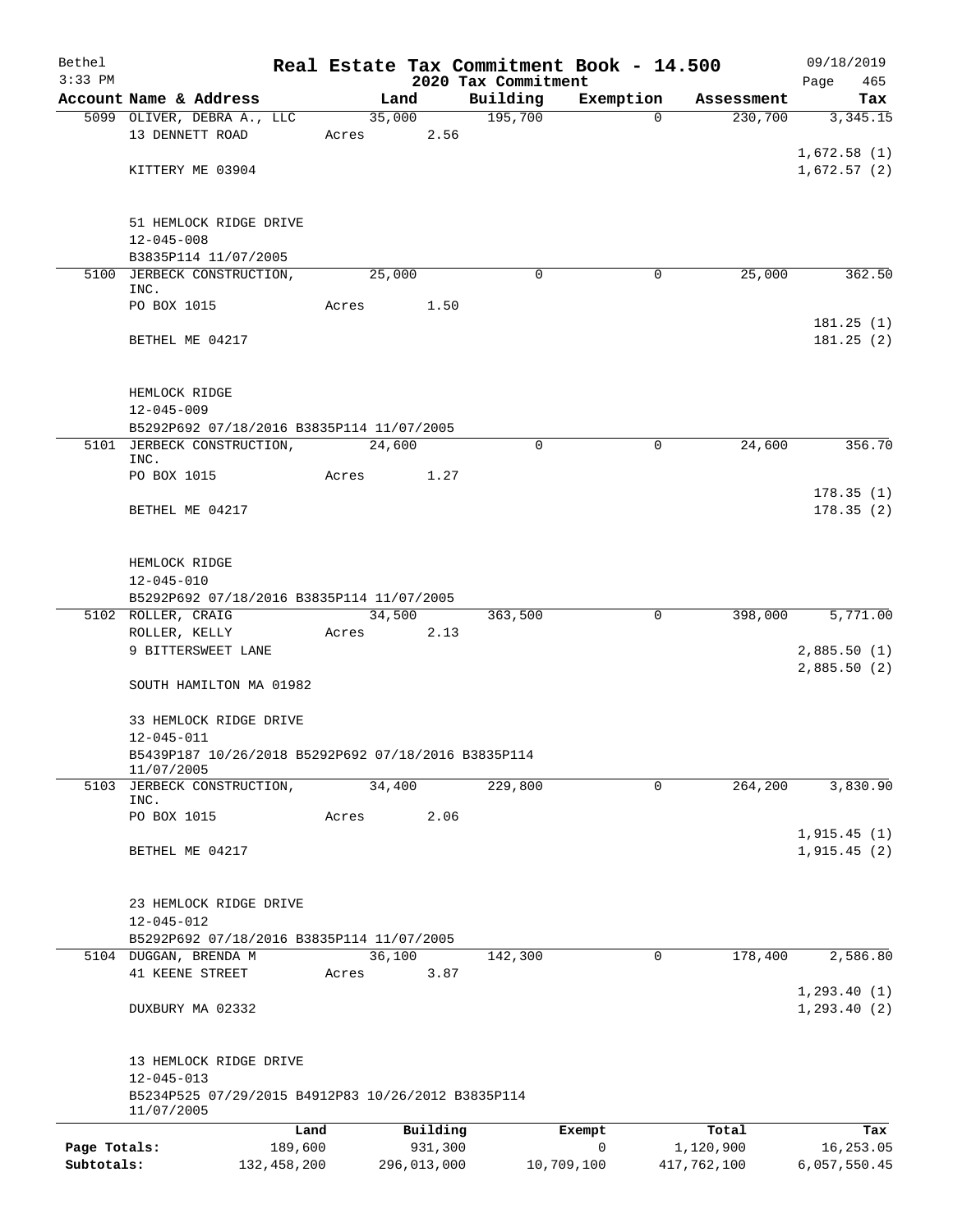Bethel 3:33 PM

# Real Estate Tax Commitment Book - 14.500

## 2020 Tax Commitment

09/18/2019

| Account Name & Address | Land | Building | Exemption | Assessment | Tax |
|---|---|---|---|---|---|
| 5099 OLIVER, DEBRA A., LLC | 35,000 | 195,700 | 0 | 230,700 | 3,345.15 |
| 13 DENNETT ROAD | Acres 2.56 | | | | |
| KITTERY ME 03904 | | | | | 1,672.58 (1) |
| | | | | | 1,672.57 (2) |
| 51 HEMLOCK RIDGE DRIVE | | | | | |
| 12-045-008 | | | | | |
| B3835P114 11/07/2005 | | | | | |
| 5100 JERBECK CONSTRUCTION, INC. | 25,000 | 0 | 0 | 25,000 | 362.50 |
| PO BOX 1015 | Acres 1.50 | | | | |
| BETHEL ME 04217 | | | | | 181.25 (1) |
| | | | | | 181.25 (2) |
| HEMLOCK RIDGE | | | | | |
| 12-045-009 | | | | | |
| B5292P692 07/18/2016 B3835P114 11/07/2005 | | | | | |
| 5101 JERBECK CONSTRUCTION, INC. | 24,600 | 0 | 0 | 24,600 | 356.70 |
| PO BOX 1015 | Acres 1.27 | | | | |
| BETHEL ME 04217 | | | | | 178.35 (1) |
| | | | | | 178.35 (2) |
| HEMLOCK RIDGE | | | | | |
| 12-045-010 | | | | | |
| B5292P692 07/18/2016 B3835P114 11/07/2005 | | | | | |
| 5102 ROLLER, CRAIG | 34,500 | 363,500 | 0 | 398,000 | 5,771.00 |
| ROLLER, KELLY | Acres 2.13 | | | | |
| 9 BITTERSWEET LANE | | | | | 2,885.50 (1) |
| SOUTH HAMILTON MA 01982 | | | | | 2,885.50 (2) |
| 33 HEMLOCK RIDGE DRIVE | | | | | |
| 12-045-011 | | | | | |
| B5439P187 10/26/2018 B5292P692 07/18/2016 B3835P114 11/07/2005 | | | | | |
| 5103 JERBECK CONSTRUCTION, INC. | 34,400 | 229,800 | 0 | 264,200 | 3,830.90 |
| PO BOX 1015 | Acres 2.06 | | | | |
| BETHEL ME 04217 | | | | | 1,915.45 (1) |
| | | | | | 1,915.45 (2) |
| 23 HEMLOCK RIDGE DRIVE | | | | | |
| 12-045-012 | | | | | |
| B5292P692 07/18/2016 B3835P114 11/07/2005 | | | | | |
| 5104 DUGGAN, BRENDA M | 36,100 | 142,300 | 0 | 178,400 | 2,586.80 |
| 41 KEENE STREET | Acres 3.87 | | | | |
| DUXBURY MA 02332 | | | | | 1,293.40 (1) |
| | | | | | 1,293.40 (2) |
| 13 HEMLOCK RIDGE DRIVE | | | | | |
| 12-045-013 | | | | | |
| B5234P525 07/29/2015 B4912P83 10/26/2012 B3835P114 11/07/2005 | | | | | |

| | Land | Building | Exempt | Total | Tax |
|---|---|---|---|---|---|
| Page Totals: | 189,600 | 931,300 | 0 | 1,120,900 | 16,253.05 |
| Subtotals: | 132,458,200 | 296,013,000 | 10,709,100 | 417,762,100 | 6,057,550.45 |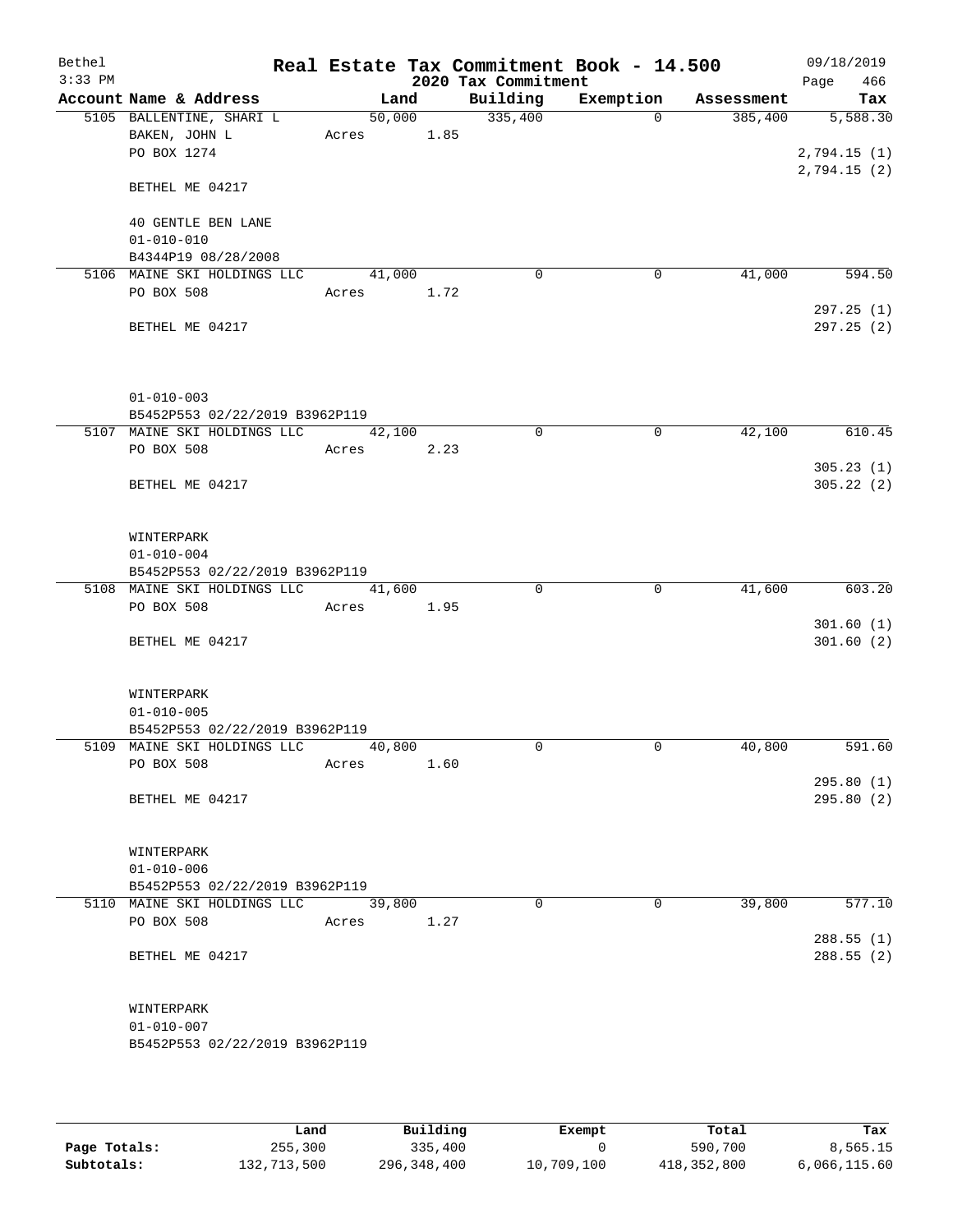Bethel
3:33 PM

# Real Estate Tax Commitment Book - 14.500

## 2020 Tax Commitment

09/18/2019

| Account Name & Address | Land | Building | Exemption | Assessment | Tax |
|---|---|---|---|---|---|
| 5105 BALLENTINE, SHARI L<br>BAKEN, JOHN L<br>PO BOX 1274<br><br>BETHEL ME 04217<br><br>40 GENTLE BEN LANE<br>01-010-010<br>B4344P19 08/28/2008 | 50,000<br>Acres 1.85 | 335,400 | 0 | 385,400 | 5,588.30<br><br>2,794.15 (1)<br>2,794.15 (2) |
| 5106 MAINE SKI HOLDINGS LLC<br>PO BOX 508<br><br>BETHEL ME 04217<br><br>01-010-003<br>B5452P553 02/22/2019 B3962P119 | 41,000<br>Acres 1.72 | 0 | 0 | 41,000 | 594.50<br><br>297.25 (1)<br>297.25 (2) |
| 5107 MAINE SKI HOLDINGS LLC<br>PO BOX 508<br><br>BETHEL ME 04217<br><br>WINTERPARK<br>01-010-004<br>B5452P553 02/22/2019 B3962P119 | 42,100<br>Acres 2.23 | 0 | 0 | 42,100 | 610.45<br><br>305.23 (1)<br>305.22 (2) |
| 5108 MAINE SKI HOLDINGS LLC<br>PO BOX 508<br><br>BETHEL ME 04217<br><br>WINTERPARK<br>01-010-005<br>B5452P553 02/22/2019 B3962P119 | 41,600<br>Acres 1.95 | 0 | 0 | 41,600 | 603.20<br><br>301.60 (1)<br>301.60 (2) |
| 5109 MAINE SKI HOLDINGS LLC<br>PO BOX 508<br><br>BETHEL ME 04217<br><br>WINTERPARK<br>01-010-006<br>B5452P553 02/22/2019 B3962P119 | 40,800<br>Acres 1.60 | 0 | 0 | 40,800 | 591.60<br><br>295.80 (1)<br>295.80 (2) |
| 5110 MAINE SKI HOLDINGS LLC<br>PO BOX 508<br><br>BETHEL ME 04217<br><br>WINTERPARK<br>01-010-007<br>B5452P553 02/22/2019 B3962P119 | 39,800<br>Acres 1.27 | 0 | 0 | 39,800 | 577.10<br><br>288.55 (1)<br>288.55 (2) |

| | Land | Building | Exempt | Total | Tax |
|---|---|---|---|---|---|
| Page Totals: | 255,300 | 335,400 | 0 | 590,700 | 8,565.15 |
| Subtotals: | 132,713,500 | 296,348,400 | 10,709,100 | 418,352,800 | 6,066,115.60 |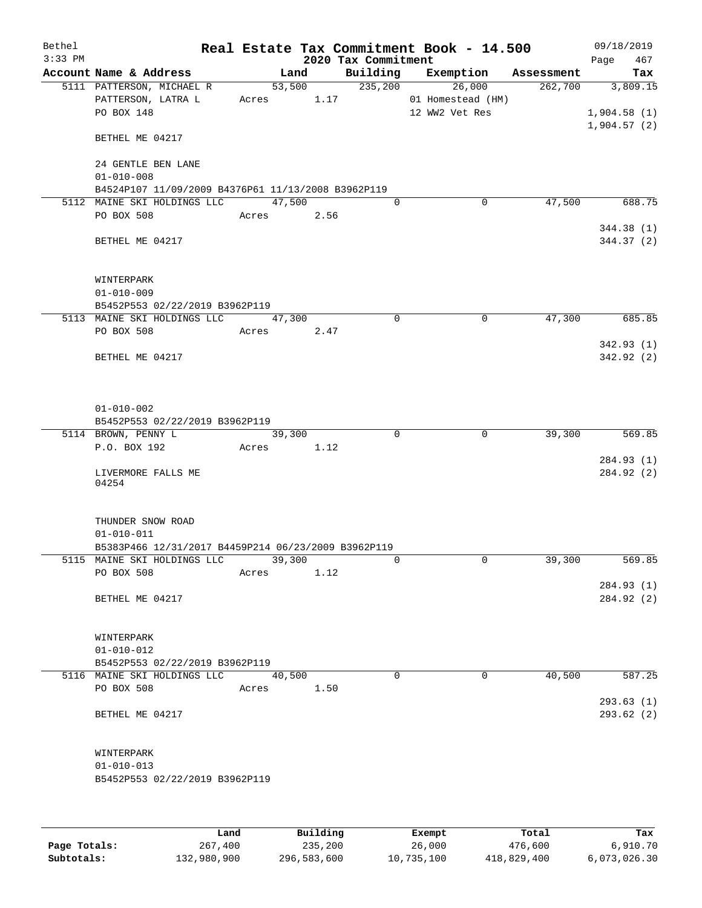# Real Estate Tax Commitment Book - 14.500

## 2020 Tax Commitment

Bethel
3:33 PM
09/18/2019

| Account Name & Address | Land | Building | Exemption | Assessment | Tax |
|---|---|---|---|---|---|
| 5111 PATTERSON, MICHAEL R | 53,500 | 235,200 | 26,000 | 262,700 | 3,809.15 |
| PATTERSON, LATRA L | Acres 1.17 | | 01 Homestead (HM) | | |
| PO BOX 148 | | | 12 WW2 Vet Res | | 1,904.58 (1) |
| | | | | | 1,904.57 (2) |
| BETHEL ME 04217 | | | | | |
| 24 GENTLE BEN LANE | | | | | |
| 01-010-008 | | | | | |
| B4524P107 11/09/2009 B4376P61 11/13/2008 B3962P119 | | | | | |
| 5112 MAINE SKI HOLDINGS LLC | 47,500 | 0 | 0 | 47,500 | 688.75 |
| PO BOX 508 | Acres 2.56 | | | | |
| | | | | | 344.38 (1) |
| BETHEL ME 04217 | | | | | 344.37 (2) |
| WINTERPARK | | | | | |
| 01-010-009 | | | | | |
| B5452P553 02/22/2019 B3962P119 | | | | | |
| 5113 MAINE SKI HOLDINGS LLC | 47,300 | 0 | 0 | 47,300 | 685.85 |
| PO BOX 508 | Acres 2.47 | | | | |
| | | | | | 342.93 (1) |
| BETHEL ME 04217 | | | | | 342.92 (2) |
| 01-010-002 | | | | | |
| B5452P553 02/22/2019 B3962P119 | | | | | |
| 5114 BROWN, PENNY L | 39,300 | 0 | 0 | 39,300 | 569.85 |
| P.O. BOX 192 | Acres 1.12 | | | | |
| | | | | | 284.93 (1) |
| LIVERMORE FALLS ME 04254 | | | | | 284.92 (2) |
| THUNDER SNOW ROAD | | | | | |
| 01-010-011 | | | | | |
| B5383P466 12/31/2017 B4459P214 06/23/2009 B3962P119 | | | | | |
| 5115 MAINE SKI HOLDINGS LLC | 39,300 | 0 | 0 | 39,300 | 569.85 |
| PO BOX 508 | Acres 1.12 | | | | |
| | | | | | 284.93 (1) |
| BETHEL ME 04217 | | | | | 284.92 (2) |
| WINTERPARK | | | | | |
| 01-010-012 | | | | | |
| B5452P553 02/22/2019 B3962P119 | | | | | |
| 5116 MAINE SKI HOLDINGS LLC | 40,500 | 0 | 0 | 40,500 | 587.25 |
| PO BOX 508 | Acres 1.50 | | | | |
| | | | | | 293.63 (1) |
| BETHEL ME 04217 | | | | | 293.62 (2) |
| WINTERPARK | | | | | |
| 01-010-013 | | | | | |
| B5452P553 02/22/2019 B3962P119 | | | | | |

| | Land | Building | Exempt | Total | Tax |
|---|---|---|---|---|---|
| Page Totals: | 267,400 | 235,200 | 26,000 | 476,600 | 6,910.70 |
| Subtotals: | 132,980,900 | 296,583,600 | 10,735,100 | 418,829,400 | 6,073,026.30 |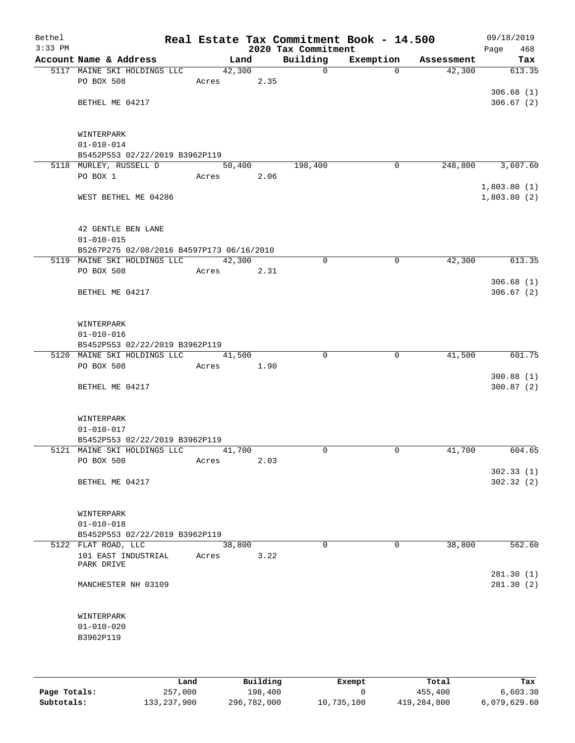Bethel 3:33 PM

# Real Estate Tax Commitment Book - 14.500

## 2020 Tax Commitment

09/18/2019

| Account Name & Address | Land | Building | Exemption | Assessment | Tax |
|---|---|---|---|---|---|
| 5117 MAINE SKI HOLDINGS LLC | 42,300 | 0 | 0 | 42,300 | 613.35 |
| PO BOX 508 | Acres 2.35 | | | | |
| | | | | | 306.68 (1) |
| BETHEL ME 04217 | | | | | 306.67 (2) |
| WINTERPARK | | | | | |
| 01-010-014 | | | | | |
| B5452P553 02/22/2019 B3962P119 | | | | | |
| 5118 MURLEY, RUSSELL D | 50,400 | 198,400 | 0 | 248,800 | 3,607.60 |
| PO BOX 1 | Acres 2.06 | | | | |
| | | | | | 1,803.80 (1) |
| WEST BETHEL ME 04286 | | | | | 1,803.80 (2) |
| 42 GENTLE BEN LANE | | | | | |
| 01-010-015 | | | | | |
| B5267P275 02/08/2016 B4597P173 06/16/2010 | | | | | |
| 5119 MAINE SKI HOLDINGS LLC | 42,300 | 0 | 0 | 42,300 | 613.35 |
| PO BOX 508 | Acres 2.31 | | | | |
| | | | | | 306.68 (1) |
| BETHEL ME 04217 | | | | | 306.67 (2) |
| WINTERPARK | | | | | |
| 01-010-016 | | | | | |
| B5452P553 02/22/2019 B3962P119 | | | | | |
| 5120 MAINE SKI HOLDINGS LLC | 41,500 | 0 | 0 | 41,500 | 601.75 |
| PO BOX 508 | Acres 1.90 | | | | |
| | | | | | 300.88 (1) |
| BETHEL ME 04217 | | | | | 300.87 (2) |
| WINTERPARK | | | | | |
| 01-010-017 | | | | | |
| B5452P553 02/22/2019 B3962P119 | | | | | |
| 5121 MAINE SKI HOLDINGS LLC | 41,700 | 0 | 0 | 41,700 | 604.65 |
| PO BOX 508 | Acres 2.03 | | | | |
| | | | | | 302.33 (1) |
| BETHEL ME 04217 | | | | | 302.32 (2) |
| WINTERPARK | | | | | |
| 01-010-018 | | | | | |
| B5452P553 02/22/2019 B3962P119 | | | | | |
| 5122 FLAT ROAD, LLC | 38,800 | 0 | 0 | 38,800 | 562.60 |
| 101 EAST INDUSTRIAL PARK DRIVE | Acres 3.22 | | | | |
| | | | | | 281.30 (1) |
| MANCHESTER NH 03109 | | | | | 281.30 (2) |
| WINTERPARK | | | | | |
| 01-010-020 | | | | | |
| B3962P119 | | | | | |

| | Land | Building | Exempt | Total | Tax |
|---|---|---|---|---|---|
| Page Totals: | 257,000 | 198,400 | 0 | 455,400 | 6,603.30 |
| Subtotals: | 133,237,900 | 296,782,000 | 10,735,100 | 419,284,800 | 6,079,629.60 |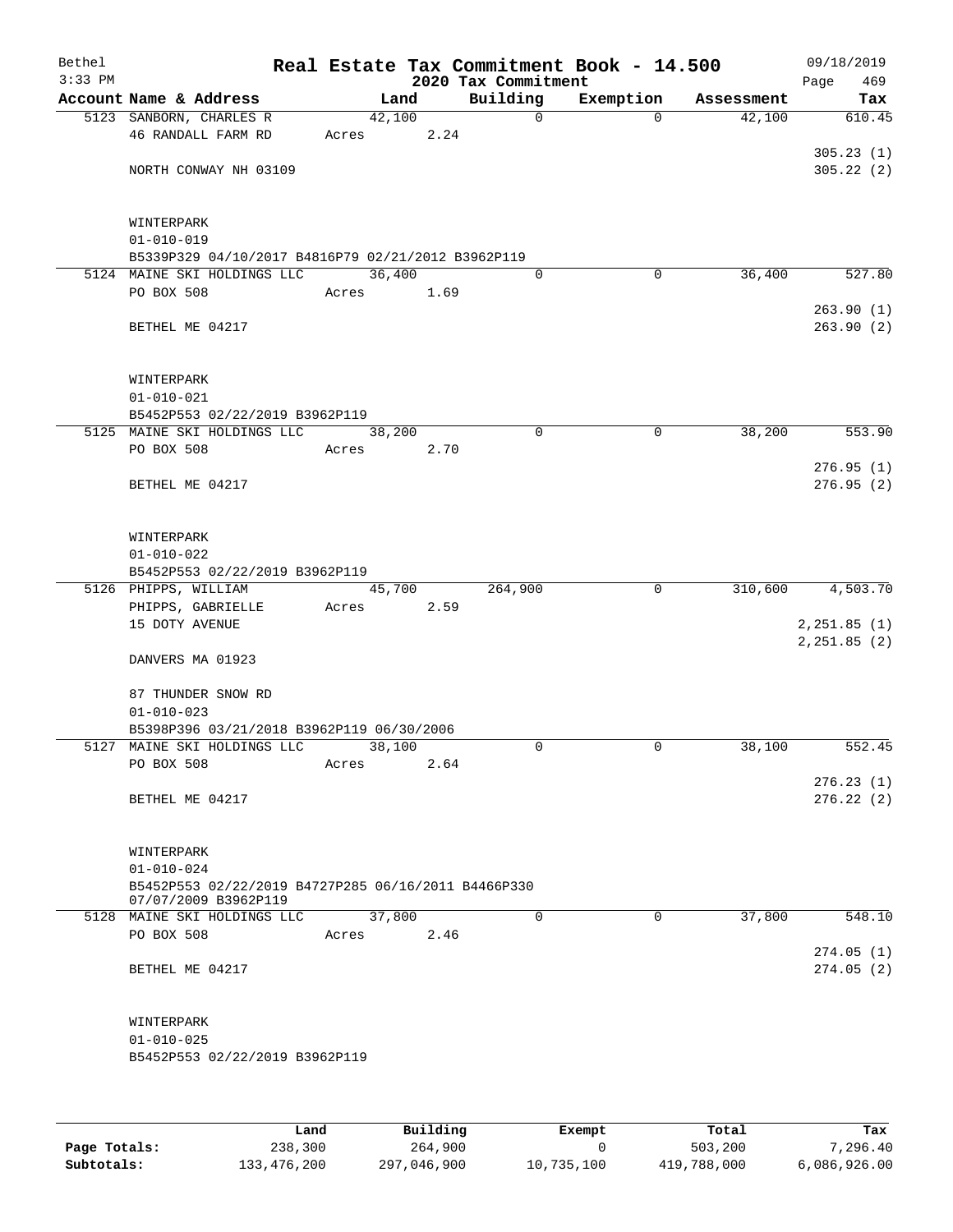# Real Estate Tax Commitment Book - 14.500

Bethel — 3:33 PM — 2020 Tax Commitment — 09/18/2019

| Account Name & Address | Land | Building | Exemption | Assessment | Tax |
|---|---|---|---|---|---|
| 5123 SANBORN, CHARLES R | 42,100 | 0 | 0 | 42,100 | 610.45 |
| 46 RANDALL FARM RD | Acres 2.24 | | | | |
| | | | | | 305.23 (1) |
| NORTH CONWAY NH 03109 | | | | | 305.22 (2) |
| WINTERPARK | | | | | |
| 01-010-019 | | | | | |
| B5339P329 04/10/2017 B4816P79 02/21/2012 B3962P119 | | | | | |
| 5124 MAINE SKI HOLDINGS LLC | 36,400 | 0 | 0 | 36,400 | 527.80 |
| PO BOX 508 | Acres 1.69 | | | | |
| | | | | | 263.90 (1) |
| BETHEL ME 04217 | | | | | 263.90 (2) |
| WINTERPARK | | | | | |
| 01-010-021 | | | | | |
| B5452P553 02/22/2019 B3962P119 | | | | | |
| 5125 MAINE SKI HOLDINGS LLC | 38,200 | 0 | 0 | 38,200 | 553.90 |
| PO BOX 508 | Acres 2.70 | | | | |
| | | | | | 276.95 (1) |
| BETHEL ME 04217 | | | | | 276.95 (2) |
| WINTERPARK | | | | | |
| 01-010-022 | | | | | |
| B5452P553 02/22/2019 B3962P119 | | | | | |
| 5126 PHIPPS, WILLIAM | 45,700 | 264,900 | 0 | 310,600 | 4,503.70 |
| PHIPPS, GABRIELLE | Acres 2.59 | | | | |
| 15 DOTY AVENUE | | | | | 2,251.85 (1) |
| | | | | | 2,251.85 (2) |
| DANVERS MA 01923 | | | | | |
| 87 THUNDER SNOW RD | | | | | |
| 01-010-023 | | | | | |
| B5398P396 03/21/2018 B3962P119 06/30/2006 | | | | | |
| 5127 MAINE SKI HOLDINGS LLC | 38,100 | 0 | 0 | 38,100 | 552.45 |
| PO BOX 508 | Acres 2.64 | | | | |
| | | | | | 276.23 (1) |
| BETHEL ME 04217 | | | | | 276.22 (2) |
| WINTERPARK | | | | | |
| 01-010-024 | | | | | |
| B5452P553 02/22/2019 B4727P285 06/16/2011 B4466P330 07/07/2009 B3962P119 | | | | | |
| 5128 MAINE SKI HOLDINGS LLC | 37,800 | 0 | 0 | 37,800 | 548.10 |
| PO BOX 508 | Acres 2.46 | | | | |
| | | | | | 274.05 (1) |
| BETHEL ME 04217 | | | | | 274.05 (2) |
| WINTERPARK | | | | | |
| 01-010-025 | | | | | |
| B5452P553 02/22/2019 B3962P119 | | | | | |

| | Land | Building | Exempt | Total | Tax |
|---|---|---|---|---|---|
| Page Totals: | 238,300 | 264,900 | 0 | 503,200 | 7,296.40 |
| Subtotals: | 133,476,200 | 297,046,900 | 10,735,100 | 419,788,000 | 6,086,926.00 |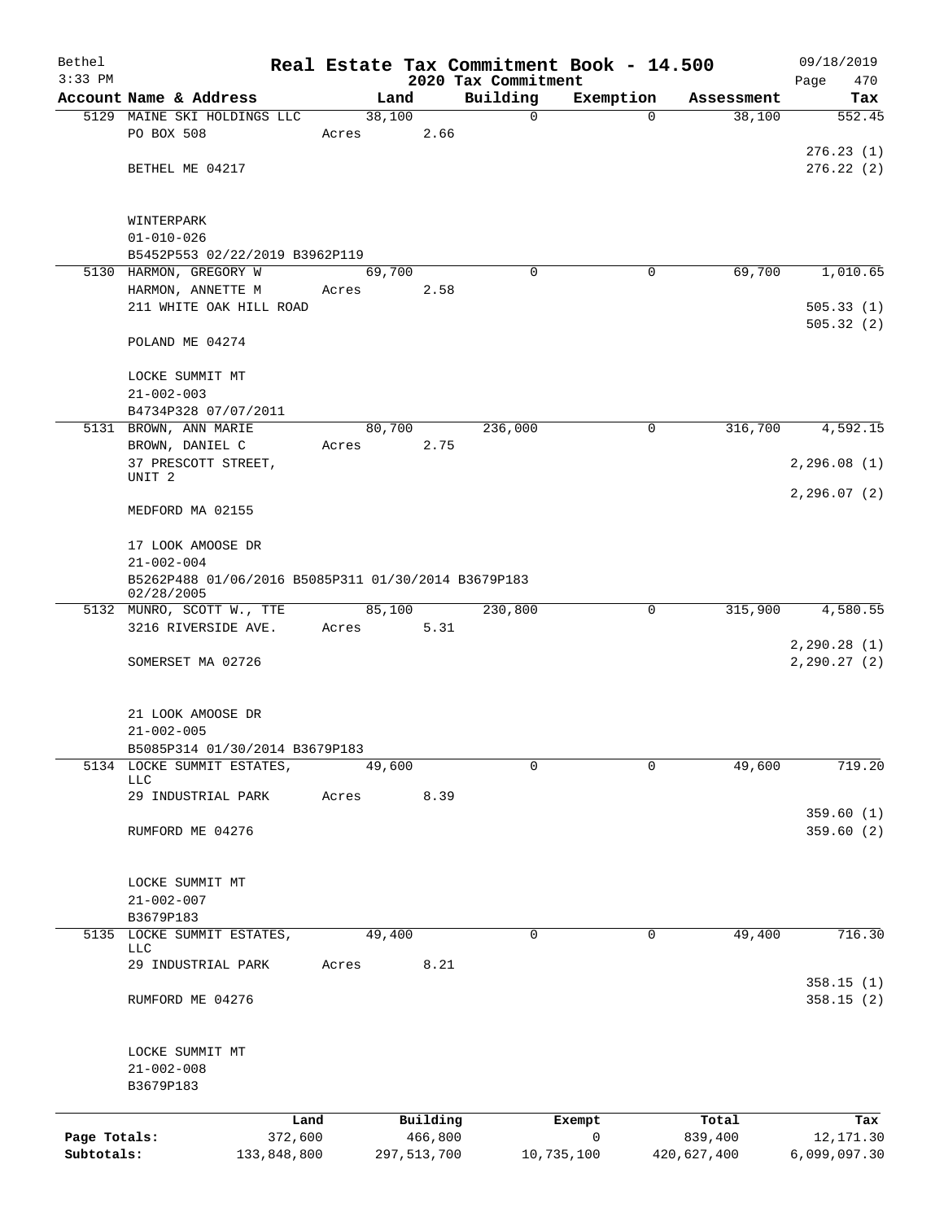Bethel
3:33 PM

# Real Estate Tax Commitment Book - 14.500

2020 Tax Commitment

09/18/2019
Page 470

| Account Name & Address | Land | Building | Exemption | Assessment | Tax |
|---|---|---|---|---|---|
| 5129 MAINE SKI HOLDINGS LLC | 38,100 | 0 | 0 | 38,100 | 552.45 |
| PO BOX 508 | Acres 2.66 | | | | |
| | | | | | 276.23 (1) |
| BETHEL ME 04217 | | | | | 276.22 (2) |
| WINTERPARK | | | | | |
| 01-010-026 | | | | | |
| B5452P553 02/22/2019 B3962P119 | | | | | |
| 5130 HARMON, GREGORY W | 69,700 | 0 | 0 | 69,700 | 1,010.65 |
| HARMON, ANNETTE M | Acres 2.58 | | | | |
| 211 WHITE OAK HILL ROAD | | | | | 505.33 (1) |
| | | | | | 505.32 (2) |
| POLAND ME 04274 | | | | | |
| LOCKE SUMMIT MT | | | | | |
| 21-002-003 | | | | | |
| B4734P328 07/07/2011 | | | | | |
| 5131 BROWN, ANN MARIE | 80,700 | 236,000 | 0 | 316,700 | 4,592.15 |
| BROWN, DANIEL C | Acres 2.75 | | | | |
| 37 PRESCOTT STREET, UNIT 2 | | | | | 2,296.08 (1) |
| | | | | | 2,296.07 (2) |
| MEDFORD MA 02155 | | | | | |
| 17 LOOK AMOOSE DR | | | | | |
| 21-002-004 | | | | | |
| B5262P488 01/06/2016 B5085P311 01/30/2014 B3679P183 02/28/2005 | | | | | |
| 5132 MUNRO, SCOTT W., TTE | 85,100 | 230,800 | 0 | 315,900 | 4,580.55 |
| 3216 RIVERSIDE AVE. | Acres 5.31 | | | | |
| | | | | | 2,290.28 (1) |
| SOMERSET MA 02726 | | | | | 2,290.27 (2) |
| 21 LOOK AMOOSE DR | | | | | |
| 21-002-005 | | | | | |
| B5085P314 01/30/2014 B3679P183 | | | | | |
| 5134 LOCKE SUMMIT ESTATES, LLC | 49,600 | 0 | 0 | 49,600 | 719.20 |
| 29 INDUSTRIAL PARK | Acres 8.39 | | | | |
| | | | | | 359.60 (1) |
| RUMFORD ME 04276 | | | | | 359.60 (2) |
| LOCKE SUMMIT MT | | | | | |
| 21-002-007 | | | | | |
| B3679P183 | | | | | |
| 5135 LOCKE SUMMIT ESTATES, LLC | 49,400 | 0 | 0 | 49,400 | 716.30 |
| 29 INDUSTRIAL PARK | Acres 8.21 | | | | |
| | | | | | 358.15 (1) |
| RUMFORD ME 04276 | | | | | 358.15 (2) |
| LOCKE SUMMIT MT | | | | | |
| 21-002-008 | | | | | |
| B3679P183 | | | | | |

| | Land | Building | Exempt | Total | Tax |
|---|---|---|---|---|---|
| Page Totals: | 372,600 | 466,800 | 0 | 839,400 | 12,171.30 |
| Subtotals: | 133,848,800 | 297,513,700 | 10,735,100 | 420,627,400 | 6,099,097.30 |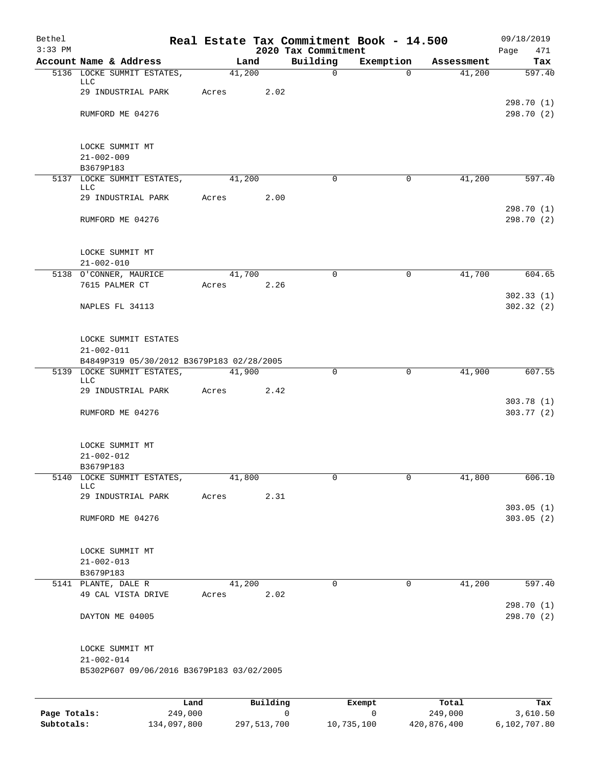Bethel 3:33 PM

# Real Estate Tax Commitment Book - 14.500

## 2020 Tax Commitment

09/18/2019 Page 471

| Account Name & Address | Land | Building | Exemption | Assessment | Tax |
|---|---|---|---|---|---|
| 5136 LOCKE SUMMIT ESTATES, LLC | 41,200 | 0 | 0 | 41,200 | 597.40 |
| 29 INDUSTRIAL PARK | Acres 2.02 | | | | |
| | | | | | 298.70 (1) |
| RUMFORD ME 04276 | | | | | 298.70 (2) |
| LOCKE SUMMIT MT | | | | | |
| 21-002-009 | | | | | |
| B3679P183 | | | | | |
| 5137 LOCKE SUMMIT ESTATES, LLC | 41,200 | 0 | 0 | 41,200 | 597.40 |
| 29 INDUSTRIAL PARK | Acres 2.00 | | | | |
| | | | | | 298.70 (1) |
| RUMFORD ME 04276 | | | | | 298.70 (2) |
| LOCKE SUMMIT MT | | | | | |
| 21-002-010 | | | | | |
| 5138 O'CONNER, MAURICE | 41,700 | 0 | 0 | 41,700 | 604.65 |
| 7615 PALMER CT | Acres 2.26 | | | | |
| | | | | | 302.33 (1) |
| NAPLES FL 34113 | | | | | 302.32 (2) |
| LOCKE SUMMIT ESTATES | | | | | |
| 21-002-011 | | | | | |
| B4849P319 05/30/2012 B3679P183 02/28/2005 | | | | | |
| 5139 LOCKE SUMMIT ESTATES, LLC | 41,900 | 0 | 0 | 41,900 | 607.55 |
| 29 INDUSTRIAL PARK | Acres 2.42 | | | | |
| | | | | | 303.78 (1) |
| RUMFORD ME 04276 | | | | | 303.77 (2) |
| LOCKE SUMMIT MT | | | | | |
| 21-002-012 | | | | | |
| B3679P183 | | | | | |
| 5140 LOCKE SUMMIT ESTATES, LLC | 41,800 | 0 | 0 | 41,800 | 606.10 |
| 29 INDUSTRIAL PARK | Acres 2.31 | | | | |
| | | | | | 303.05 (1) |
| RUMFORD ME 04276 | | | | | 303.05 (2) |
| LOCKE SUMMIT MT | | | | | |
| 21-002-013 | | | | | |
| B3679P183 | | | | | |
| 5141 PLANTE, DALE R | 41,200 | 0 | 0 | 41,200 | 597.40 |
| 49 CAL VISTA DRIVE | Acres 2.02 | | | | |
| | | | | | 298.70 (1) |
| DAYTON ME 04005 | | | | | 298.70 (2) |
| LOCKE SUMMIT MT | | | | | |
| 21-002-014 | | | | | |
| B5302P607 09/06/2016 B3679P183 03/02/2005 | | | | | |

| | Land | Building | Exempt | Total | Tax |
|---|---|---|---|---|---|
| Page Totals: | 249,000 | 0 | 0 | 249,000 | 3,610.50 |
| Subtotals: | 134,097,800 | 297,513,700 | 10,735,100 | 420,876,400 | 6,102,707.80 |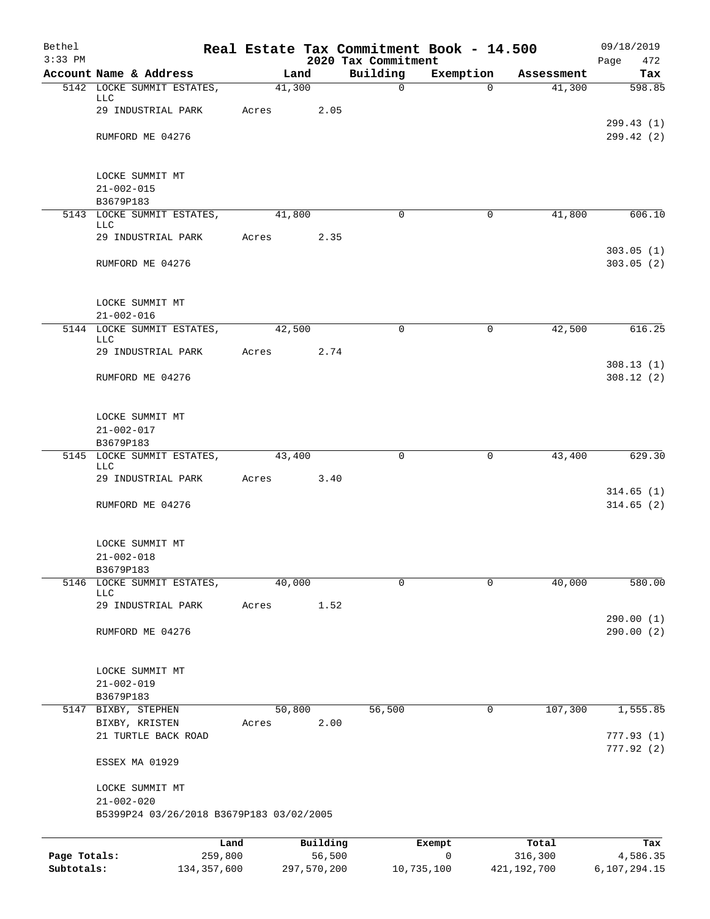# Real Estate Tax Commitment Book - 14.500

Bethel 3:33 PM — 2020 Tax Commitment — 09/18/2019

| Account Name & Address | Land | Building | Exemption | Assessment | Tax |
|---|---|---|---|---|---|
| 5142 LOCKE SUMMIT ESTATES, LLC | 41,300 | 0 | 0 | 41,300 | 598.85 |
| 29 INDUSTRIAL PARK | Acres 2.05 | | | | |
| | | | | | 299.43 (1) |
| RUMFORD ME 04276 | | | | | 299.42 (2) |
| LOCKE SUMMIT MT | | | | | |
| 21-002-015 | | | | | |
| B3679P183 | | | | | |
| 5143 LOCKE SUMMIT ESTATES, LLC | 41,800 | 0 | 0 | 41,800 | 606.10 |
| 29 INDUSTRIAL PARK | Acres 2.35 | | | | |
| | | | | | 303.05 (1) |
| RUMFORD ME 04276 | | | | | 303.05 (2) |
| LOCKE SUMMIT MT | | | | | |
| 21-002-016 | | | | | |
| 5144 LOCKE SUMMIT ESTATES, LLC | 42,500 | 0 | 0 | 42,500 | 616.25 |
| 29 INDUSTRIAL PARK | Acres 2.74 | | | | |
| | | | | | 308.13 (1) |
| RUMFORD ME 04276 | | | | | 308.12 (2) |
| LOCKE SUMMIT MT | | | | | |
| 21-002-017 | | | | | |
| B3679P183 | | | | | |
| 5145 LOCKE SUMMIT ESTATES, LLC | 43,400 | 0 | 0 | 43,400 | 629.30 |
| 29 INDUSTRIAL PARK | Acres 3.40 | | | | |
| | | | | | 314.65 (1) |
| RUMFORD ME 04276 | | | | | 314.65 (2) |
| LOCKE SUMMIT MT | | | | | |
| 21-002-018 | | | | | |
| B3679P183 | | | | | |
| 5146 LOCKE SUMMIT ESTATES, LLC | 40,000 | 0 | 0 | 40,000 | 580.00 |
| 29 INDUSTRIAL PARK | Acres 1.52 | | | | |
| | | | | | 290.00 (1) |
| RUMFORD ME 04276 | | | | | 290.00 (2) |
| LOCKE SUMMIT MT | | | | | |
| 21-002-019 | | | | | |
| B3679P183 | | | | | |
| 5147 BIXBY, STEPHEN | 50,800 | 56,500 | 0 | 107,300 | 1,555.85 |
| BIXBY, KRISTEN | Acres 2.00 | | | | |
| 21 TURTLE BACK ROAD | | | | | 777.93 (1) |
| | | | | | 777.92 (2) |
| ESSEX MA 01929 | | | | | |
| LOCKE SUMMIT MT | | | | | |
| 21-002-020 | | | | | |
| B5399P24 03/26/2018 B3679P183 03/02/2005 | | | | | |

| | Land | Building | Exempt | Total | Tax |
|---|---|---|---|---|---|
| Page Totals: | 259,800 | 56,500 | 0 | 316,300 | 4,586.35 |
| Subtotals: | 134,357,600 | 297,570,200 | 10,735,100 | 421,192,700 | 6,107,294.15 |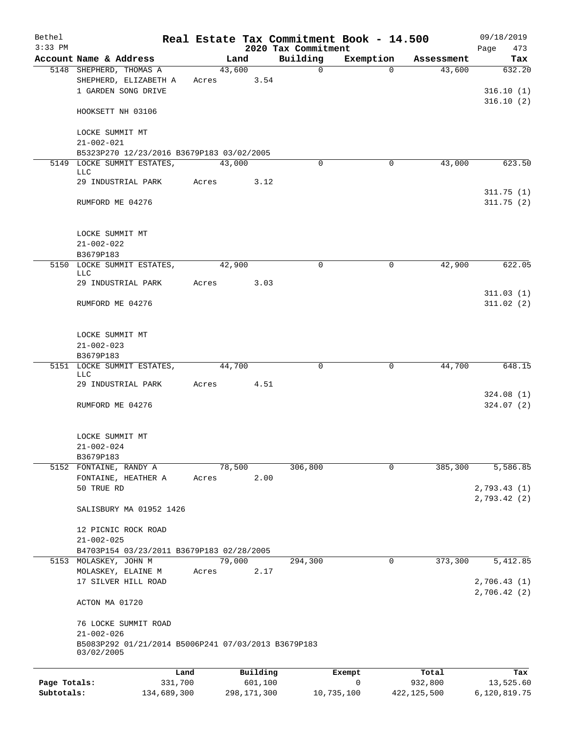# Real Estate Tax Commitment Book - 14.500

Bethel 3:33 PM — 2020 Tax Commitment — 09/18/2019 Page 473

| Account | Name & Address | Land | Building | Exemption | Assessment | Tax |
|---|---|---|---|---|---|---|
| 5148 | SHEPHERD, THOMAS A<br>SHEPHERD, ELIZABETH A<br>1 GARDEN SONG DRIVE<br><br>HOOKSETT NH 03106<br><br>LOCKE SUMMIT MT<br>21-002-021<br>B5323P270 12/23/2016 B3679P183 03/02/2005 | 43,600<br>Acres 3.54 | 0 | 0 | 43,600 | 632.20<br><br>316.10 (1)<br>316.10 (2) |
| 5149 | LOCKE SUMMIT ESTATES, LLC<br>29 INDUSTRIAL PARK<br><br>RUMFORD ME 04276<br><br>LOCKE SUMMIT MT<br>21-002-022<br>B3679P183 | 43,000<br>Acres 3.12 | 0 | 0 | 43,000 | 623.50<br><br>311.75 (1)<br>311.75 (2) |
| 5150 | LOCKE SUMMIT ESTATES, LLC<br>29 INDUSTRIAL PARK<br><br>RUMFORD ME 04276<br><br>LOCKE SUMMIT MT<br>21-002-023<br>B3679P183 | 42,900<br>Acres 3.03 | 0 | 0 | 42,900 | 622.05<br><br>311.03 (1)<br>311.02 (2) |
| 5151 | LOCKE SUMMIT ESTATES, LLC<br>29 INDUSTRIAL PARK<br><br>RUMFORD ME 04276<br><br>LOCKE SUMMIT MT<br>21-002-024<br>B3679P183 | 44,700<br>Acres 4.51 | 0 | 0 | 44,700 | 648.15<br><br>324.08 (1)<br>324.07 (2) |
| 5152 | FONTAINE, RANDY A<br>FONTAINE, HEATHER A<br>50 TRUE RD<br><br>SALISBURY MA 01952 1426<br><br>12 PICNIC ROCK ROAD<br>21-002-025<br>B4703P154 03/23/2011 B3679P183 02/28/2005 | 78,500<br>Acres 2.00 | 306,800 | 0 | 385,300 | 5,586.85<br><br>2,793.43 (1)<br>2,793.42 (2) |
| 5153 | MOLASKEY, JOHN M<br>MOLASKEY, ELAINE M<br>17 SILVER HILL ROAD<br><br>ACTON MA 01720<br><br>76 LOCKE SUMMIT ROAD<br>21-002-026<br>B5083P292 01/21/2014 B5006P241 07/03/2013 B3679P183 03/02/2005 | 79,000<br>Acres 2.17 | 294,300 | 0 | 373,300 | 5,412.85<br><br>2,706.43 (1)<br>2,706.42 (2) |

| | Land | Building | Exempt | Total | Tax |
|---|---|---|---|---|---|
| Page Totals: | 331,700 | 601,100 | 0 | 932,800 | 13,525.60 |
| Subtotals: | 134,689,300 | 298,171,300 | 10,735,100 | 422,125,500 | 6,120,819.75 |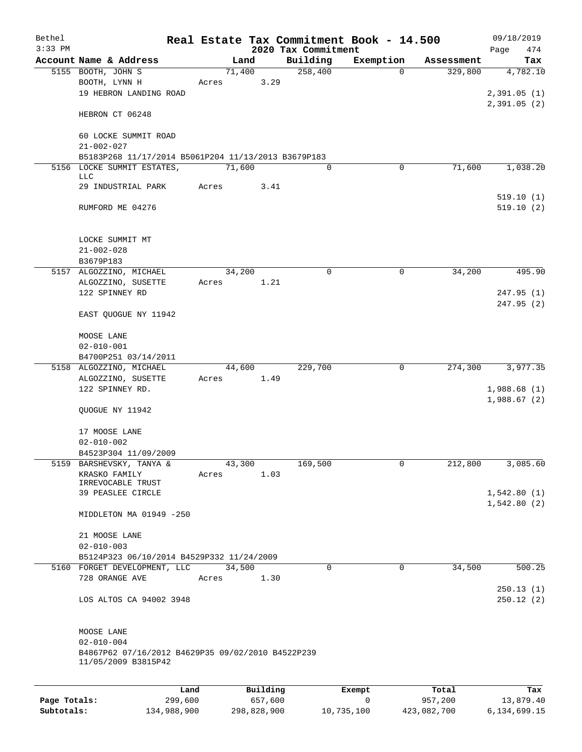Bethel — 3:33 PM

# Real Estate Tax Commitment Book - 14.500

## 2020 Tax Commitment

09/18/2019 — Page 474

| Account Name & Address | Land | Building | Exemption | Assessment | Tax |
|---|---|---|---|---|---|
| 5155 BOOTH, JOHN S<br>BOOTH, LYNN H<br>19 HEBRON LANDING ROAD<br><br>HEBRON CT 06248<br><br>60 LOCKE SUMMIT ROAD<br>21-002-027<br>B5183P268 11/17/2014 B5061P204 11/13/2013 B3679P183 | 71,400<br>Acres 3.29 | 258,400 | 0 | 329,800 | 4,782.10<br><br>2,391.05 (1)<br>2,391.05 (2) |
| 5156 LOCKE SUMMIT ESTATES, LLC<br>29 INDUSTRIAL PARK<br><br>RUMFORD ME 04276<br><br>LOCKE SUMMIT MT<br>21-002-028<br>B3679P183 | 71,600<br>Acres 3.41 | 0 | 0 | 71,600 | 1,038.20<br><br>519.10 (1)<br>519.10 (2) |
| 5157 ALGOZZINO, MICHAEL<br>ALGOZZINO, SUSETTE<br>122 SPINNEY RD<br><br>EAST QUOGUE NY 11942<br><br>MOOSE LANE<br>02-010-001<br>B4700P251 03/14/2011 | 34,200<br>Acres 1.21 | 0 | 0 | 34,200 | 495.90<br><br>247.95 (1)<br>247.95 (2) |
| 5158 ALGOZZINO, MICHAEL<br>ALGOZZINO, SUSETTE<br>122 SPINNEY RD.<br><br>QUOGUE NY 11942<br><br>17 MOOSE LANE<br>02-010-002<br>B4523P304 11/09/2009 | 44,600<br>Acres 1.49 | 229,700 | 0 | 274,300 | 3,977.35<br><br>1,988.68 (1)<br>1,988.67 (2) |
| 5159 BARSHEVSKY, TANYA &<br>KRASKO FAMILY IRREVOCABLE TRUST<br>39 PEASLEE CIRCLE<br><br>MIDDLETON MA 01949 -250<br><br>21 MOOSE LANE<br>02-010-003<br>B5124P323 06/10/2014 B4529P332 11/24/2009 | 43,300<br>Acres 1.03 | 169,500 | 0 | 212,800 | 3,085.60<br><br>1,542.80 (1)<br>1,542.80 (2) |
| 5160 FORGET DEVELOPMENT, LLC<br>728 ORANGE AVE<br><br>LOS ALTOS CA 94002 3948<br><br>MOOSE LANE<br>02-010-004<br>B4867P62 07/16/2012 B4629P35 09/02/2010 B4522P239 11/05/2009 B3815P42 | 34,500<br>Acres 1.30 | 0 | 0 | 34,500 | 500.25<br><br>250.13 (1)<br>250.12 (2) |

| | Land | Building | Exempt | Total | Tax |
|---|---|---|---|---|---|
| Page Totals: | 299,600 | 657,600 | 0 | 957,200 | 13,879.40 |
| Subtotals: | 134,988,900 | 298,828,900 | 10,735,100 | 423,082,700 | 6,134,699.15 |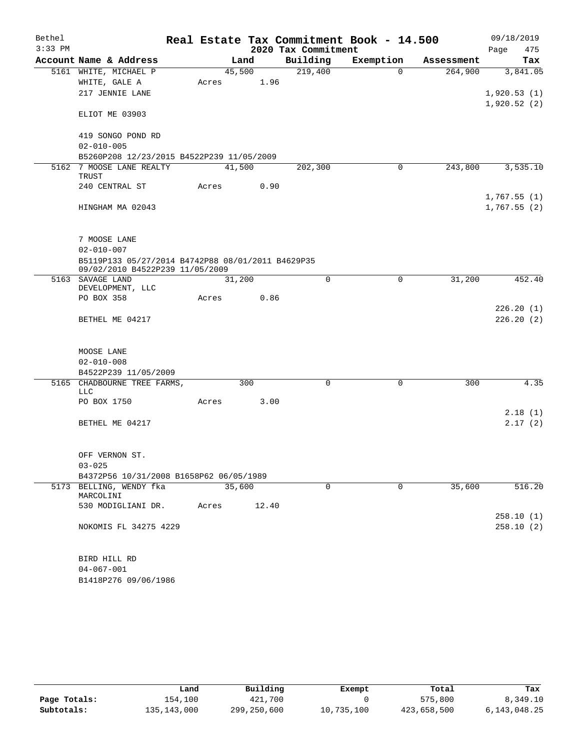Bethel 3:33 PM

# Real Estate Tax Commitment Book - 14.500

## 2020 Tax Commitment

09/18/2019

| Account Name & Address | Land | Building | Exemption | Assessment | Tax |
|---|---|---|---|---|---|
| 5161 WHITE, MICHAEL P | 45,500 | 219,400 | 0 | 264,900 | 3,841.05 |
| WHITE, GALE A | Acres 1.96 | | | | |
| 217 JENNIE LANE | | | | | 1,920.53 (1) |
| | | | | | 1,920.52 (2) |
| ELIOT ME 03903 | | | | | |
| 419 SONGO POND RD | | | | | |
| 02-010-005 | | | | | |
| B5260P208 12/23/2015 B4522P239 11/05/2009 | | | | | |
| 5162 7 MOOSE LANE REALTY TRUST | 41,500 | 202,300 | 0 | 243,800 | 3,535.10 |
| 240 CENTRAL ST | Acres 0.90 | | | | |
| | | | | | 1,767.55 (1) |
| HINGHAM MA 02043 | | | | | 1,767.55 (2) |
| 7 MOOSE LANE | | | | | |
| 02-010-007 | | | | | |
| B5119P133 05/27/2014 B4742P88 08/01/2011 B4629P35 09/02/2010 B4522P239 11/05/2009 | | | | | |
| 5163 SAVAGE LAND DEVELOPMENT, LLC | 31,200 | 0 | 0 | 31,200 | 452.40 |
| PO BOX 358 | Acres 0.86 | | | | |
| | | | | | 226.20 (1) |
| BETHEL ME 04217 | | | | | 226.20 (2) |
| MOOSE LANE | | | | | |
| 02-010-008 | | | | | |
| B4522P239 11/05/2009 | | | | | |
| 5165 CHADBOURNE TREE FARMS, LLC | 300 | 0 | 0 | 300 | 4.35 |
| PO BOX 1750 | Acres 3.00 | | | | |
| | | | | | 2.18 (1) |
| BETHEL ME 04217 | | | | | 2.17 (2) |
| OFF VERNON ST. | | | | | |
| 03-025 | | | | | |
| B4372P56 10/31/2008 B1658P62 06/05/1989 | | | | | |
| 5173 BELLING, WENDY fka MARCOLINI | 35,600 | 0 | 0 | 35,600 | 516.20 |
| 530 MODIGLIANI DR. | Acres 12.40 | | | | |
| | | | | | 258.10 (1) |
| NOKOMIS FL 34275 4229 | | | | | 258.10 (2) |
| BIRD HILL RD | | | | | |
| 04-067-001 | | | | | |
| B1418P276 09/06/1986 | | | | | |

| | Land | Building | Exempt | Total | Tax |
|---|---|---|---|---|---|
| Page Totals: | 154,100 | 421,700 | 0 | 575,800 | 8,349.10 |
| Subtotals: | 135,143,000 | 299,250,600 | 10,735,100 | 423,658,500 | 6,143,048.25 |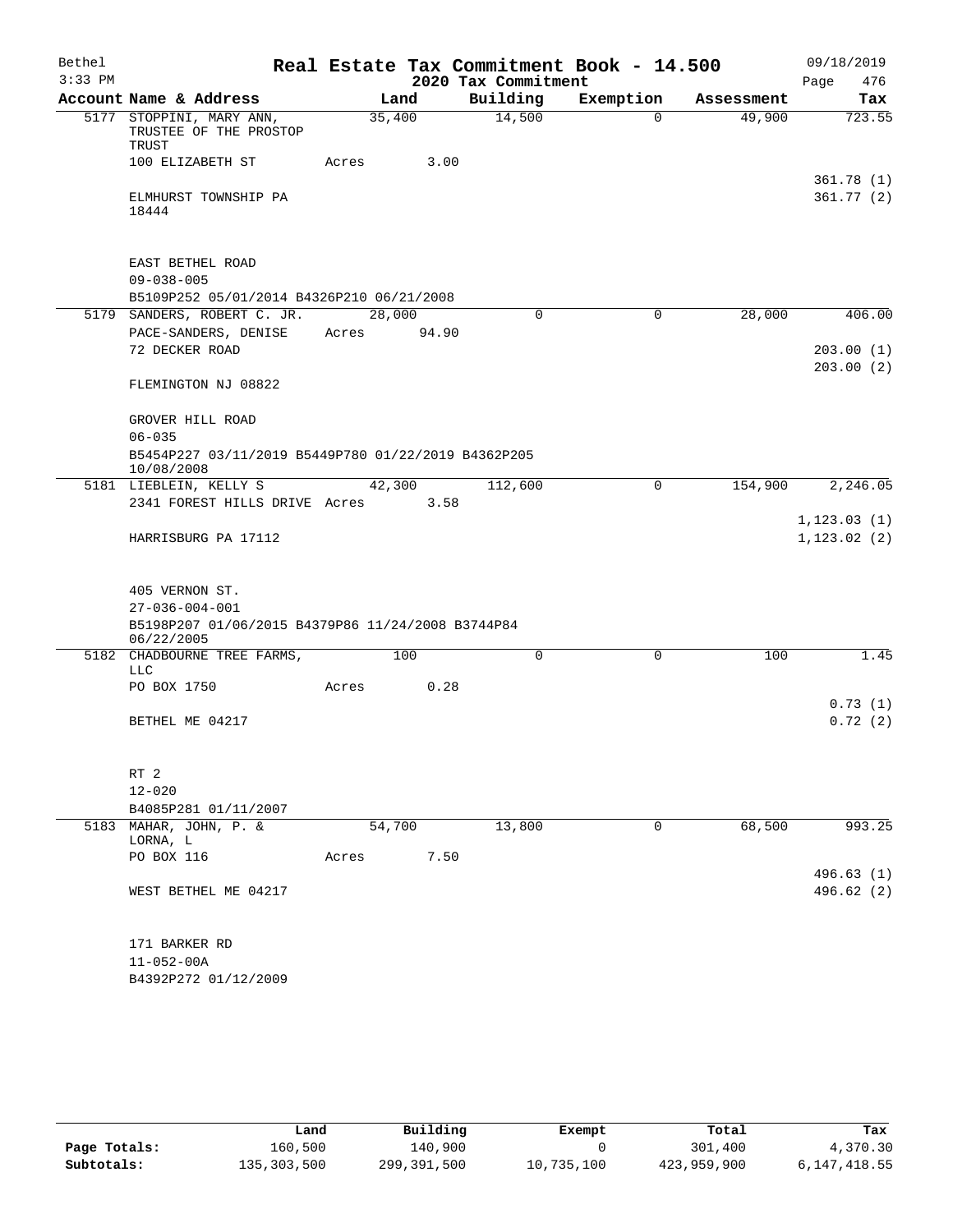Bethel 3:33 PM

# Real Estate Tax Commitment Book - 14.500

## 2020 Tax Commitment

09/18/2019 Page 476

| Account Name & Address | Land | Building | Exemption | Assessment | Tax |
|---|---|---|---|---|---|
| 5177 STOPPINI, MARY ANN, TRUSTEE OF THE PROSTOP TRUST | 35,400 | 14,500 | 0 | 49,900 | 723.55 |
| 100 ELIZABETH ST | Acres 3.00 | | | | |
| | | | | | 361.78 (1) |
| ELMHURST TOWNSHIP PA 18444 | | | | | 361.77 (2) |
| EAST BETHEL ROAD | | | | | |
| 09-038-005 | | | | | |
| B5109P252 05/01/2014 B4326P210 06/21/2008 | | | | | |
| 5179 SANDERS, ROBERT C. JR. | 28,000 | 0 | 0 | 28,000 | 406.00 |
| PACE-SANDERS, DENISE | Acres 94.90 | | | | |
| 72 DECKER ROAD | | | | | 203.00 (1) |
| FLEMINGTON NJ 08822 | | | | | 203.00 (2) |
| GROVER HILL ROAD | | | | | |
| 06-035 | | | | | |
| B5454P227 03/11/2019 B5449P780 01/22/2019 B4362P205 10/08/2008 | | | | | |
| 5181 LIEBLEIN, KELLY S | 42,300 | 112,600 | 0 | 154,900 | 2,246.05 |
| 2341 FOREST HILLS DRIVE | Acres 3.58 | | | | |
| | | | | | 1,123.03 (1) |
| HARRISBURG PA 17112 | | | | | 1,123.02 (2) |
| 405 VERNON ST. | | | | | |
| 27-036-004-001 | | | | | |
| B5198P207 01/06/2015 B4379P86 11/24/2008 B3744P84 06/22/2005 | | | | | |
| 5182 CHADBOURNE TREE FARMS, LLC | 100 | 0 | 0 | 100 | 1.45 |
| PO BOX 1750 | Acres 0.28 | | | | |
| | | | | | 0.73 (1) |
| BETHEL ME 04217 | | | | | 0.72 (2) |
| RT 2 | | | | | |
| 12-020 | | | | | |
| B4085P281 01/11/2007 | | | | | |
| 5183 MAHAR, JOHN, P. & LORNA, L | 54,700 | 13,800 | 0 | 68,500 | 993.25 |
| PO BOX 116 | Acres 7.50 | | | | |
| | | | | | 496.63 (1) |
| WEST BETHEL ME 04217 | | | | | 496.62 (2) |
| 171 BARKER RD | | | | | |
| 11-052-00A | | | | | |
| B4392P272 01/12/2009 | | | | | |

| | Land | Building | Exempt | Total | Tax |
|---|---|---|---|---|---|
| Page Totals: | 160,500 | 140,900 | 0 | 301,400 | 4,370.30 |
| Subtotals: | 135,303,500 | 299,391,500 | 10,735,100 | 423,959,900 | 6,147,418.55 |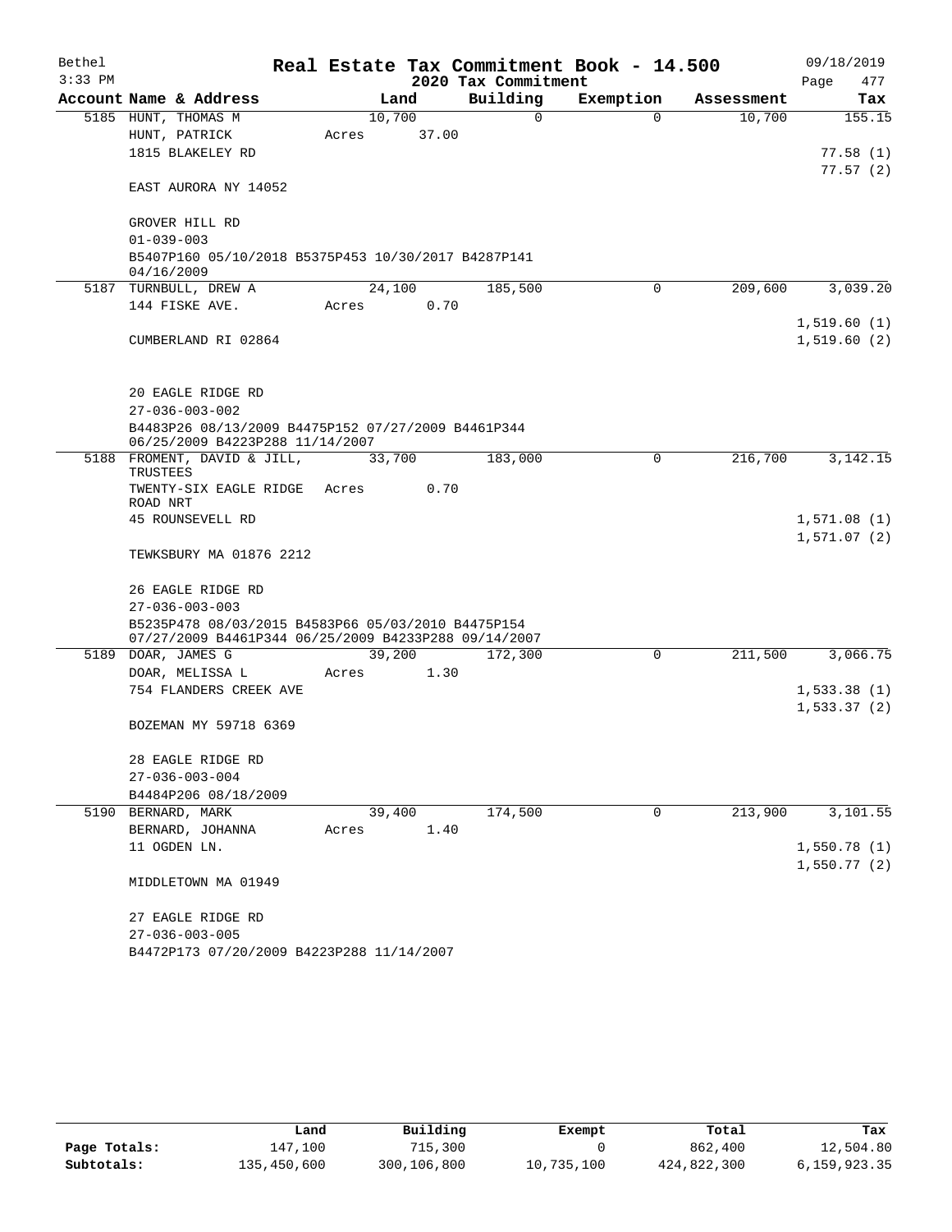# Real Estate Tax Commitment Book - 14.500

## 2020 Tax Commitment

Bethel 3:33 PM — 09/18/2019

| Account Name & Address | Land | Building | Exemption | Assessment | Tax |
|---|---|---|---|---|---|
| 5185 HUNT, THOMAS M | 10,700 | 0 | 0 | 10,700 | 155.15 |
| HUNT, PATRICK | Acres 37.00 | | | | |
| 1815 BLAKELEY RD | | | | | 77.58 (1) |
| | | | | | 77.57 (2) |
| EAST AURORA NY 14052 | | | | | |
| GROVER HILL RD | | | | | |
| 01-039-003 | | | | | |
| B5407P160 05/10/2018 B5375P453 10/30/2017 B4287P141 04/16/2009 | | | | | |
| 5187 TURNBULL, DREW A | 24,100 | 185,500 | 0 | 209,600 | 3,039.20 |
| 144 FISKE AVE. | Acres 0.70 | | | | |
| | | | | | 1,519.60 (1) |
| CUMBERLAND RI 02864 | | | | | 1,519.60 (2) |
| 20 EAGLE RIDGE RD | | | | | |
| 27-036-003-002 | | | | | |
| B4483P26 08/13/2009 B4475P152 07/27/2009 B4461P344 06/25/2009 B4223P288 11/14/2007 | | | | | |
| 5188 FROMENT, DAVID & JILL, TRUSTEES | 33,700 | 183,000 | 0 | 216,700 | 3,142.15 |
| TWENTY-SIX EAGLE RIDGE ROAD NRT | Acres 0.70 | | | | |
| 45 ROUNSEVELL RD | | | | | 1,571.08 (1) |
| | | | | | 1,571.07 (2) |
| TEWKSBURY MA 01876 2212 | | | | | |
| 26 EAGLE RIDGE RD | | | | | |
| 27-036-003-003 | | | | | |
| B5235P478 08/03/2015 B4583P66 05/03/2010 B4475P154 07/27/2009 B4461P344 06/25/2009 B4233P288 09/14/2007 | | | | | |
| 5189 DOAR, JAMES G | 39,200 | 172,300 | 0 | 211,500 | 3,066.75 |
| DOAR, MELISSA L | Acres 1.30 | | | | |
| 754 FLANDERS CREEK AVE | | | | | 1,533.38 (1) |
| | | | | | 1,533.37 (2) |
| BOZEMAN MY 59718 6369 | | | | | |
| 28 EAGLE RIDGE RD | | | | | |
| 27-036-003-004 | | | | | |
| B4484P206 08/18/2009 | | | | | |
| 5190 BERNARD, MARK | 39,400 | 174,500 | 0 | 213,900 | 3,101.55 |
| BERNARD, JOHANNA | Acres 1.40 | | | | |
| 11 OGDEN LN. | | | | | 1,550.78 (1) |
| | | | | | 1,550.77 (2) |
| MIDDLETOWN MA 01949 | | | | | |
| 27 EAGLE RIDGE RD | | | | | |
| 27-036-003-005 | | | | | |
| B4472P173 07/20/2009 B4223P288 11/14/2007 | | | | | |

| | Land | Building | Exempt | Total | Tax |
|---|---|---|---|---|---|
| Page Totals: | 147,100 | 715,300 | 0 | 862,400 | 12,504.80 |
| Subtotals: | 135,450,600 | 300,106,800 | 10,735,100 | 424,822,300 | 6,159,923.35 |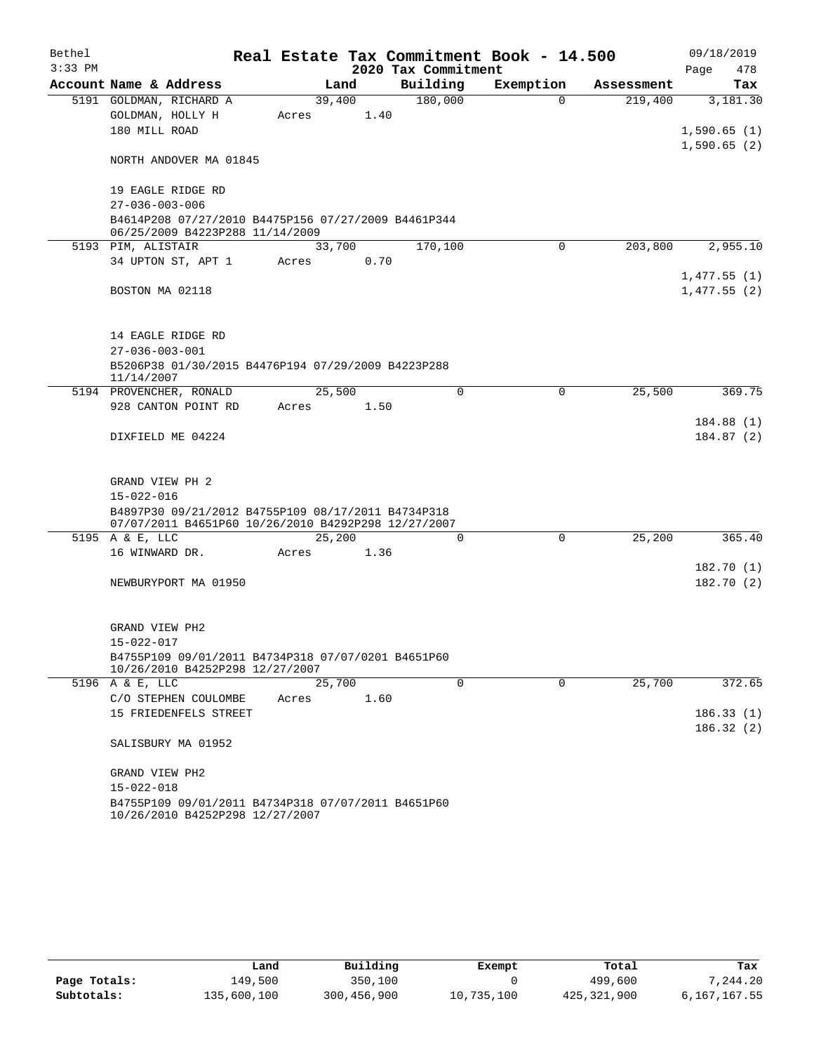**Bethel** — **Real Estate Tax Commitment Book - 14.500** — 09/18/2019

3:33 PM — **2020 Tax Commitment** — Page 478

| Account Name & Address | Land | Building | Exemption | Assessment | Tax |
|---|---|---|---|---|---|
| 5191 GOLDMAN, RICHARD A | 39,400 | 180,000 | 0 | 219,400 | 3,181.30 |
| GOLDMAN, HOLLY H | Acres 1.40 | | | | |
| 180 MILL ROAD | | | | | 1,590.65 (1) |
| | | | | | 1,590.65 (2) |
| NORTH ANDOVER MA 01845 | | | | | |
| 19 EAGLE RIDGE RD | | | | | |
| 27-036-003-006 | | | | | |
| B4614P208 07/27/2010 B4475P156 07/27/2009 B4461P344 06/25/2009 B4223P288 11/14/2009 | | | | | |
| 5193 PIM, ALISTAIR | 33,700 | 170,100 | 0 | 203,800 | 2,955.10 |
| 34 UPTON ST, APT 1 | Acres 0.70 | | | | |
| | | | | | 1,477.55 (1) |
| BOSTON MA 02118 | | | | | 1,477.55 (2) |
| 14 EAGLE RIDGE RD | | | | | |
| 27-036-003-001 | | | | | |
| B5206P38 01/30/2015 B4476P194 07/29/2009 B4223P288 11/14/2007 | | | | | |
| 5194 PROVENCHER, RONALD | 25,500 | 0 | 0 | 25,500 | 369.75 |
| 928 CANTON POINT RD | Acres 1.50 | | | | |
| | | | | | 184.88 (1) |
| DIXFIELD ME 04224 | | | | | 184.87 (2) |
| GRAND VIEW PH 2 | | | | | |
| 15-022-016 | | | | | |
| B4897P30 09/21/2012 B4755P109 08/17/2011 B4734P318 07/07/2011 B4651P60 10/26/2010 B4292P298 12/27/2007 | | | | | |
| 5195 A & E, LLC | 25,200 | 0 | 0 | 25,200 | 365.40 |
| 16 WINWARD DR. | Acres 1.36 | | | | |
| | | | | | 182.70 (1) |
| NEWBURYPORT MA 01950 | | | | | 182.70 (2) |
| GRAND VIEW PH2 | | | | | |
| 15-022-017 | | | | | |
| B4755P109 09/01/2011 B4734P318 07/07/0201 B4651P60 10/26/2010 B4252P298 12/27/2007 | | | | | |
| 5196 A & E, LLC | 25,700 | 0 | 0 | 25,700 | 372.65 |
| C/O STEPHEN COULOMBE | Acres 1.60 | | | | |
| 15 FRIEDENFELS STREET | | | | | 186.33 (1) |
| | | | | | 186.32 (2) |
| SALISBURY MA 01952 | | | | | |
| GRAND VIEW PH2 | | | | | |
| 15-022-018 | | | | | |
| B4755P109 09/01/2011 B4734P318 07/07/2011 B4651P60 10/26/2010 B4252P298 12/27/2007 | | | | | |

| | Land | Building | Exempt | Total | Tax |
|---|---|---|---|---|---|
| Page Totals: | 149,500 | 350,100 | 0 | 499,600 | 7,244.20 |
| Subtotals: | 135,600,100 | 300,456,900 | 10,735,100 | 425,321,900 | 6,167,167.55 |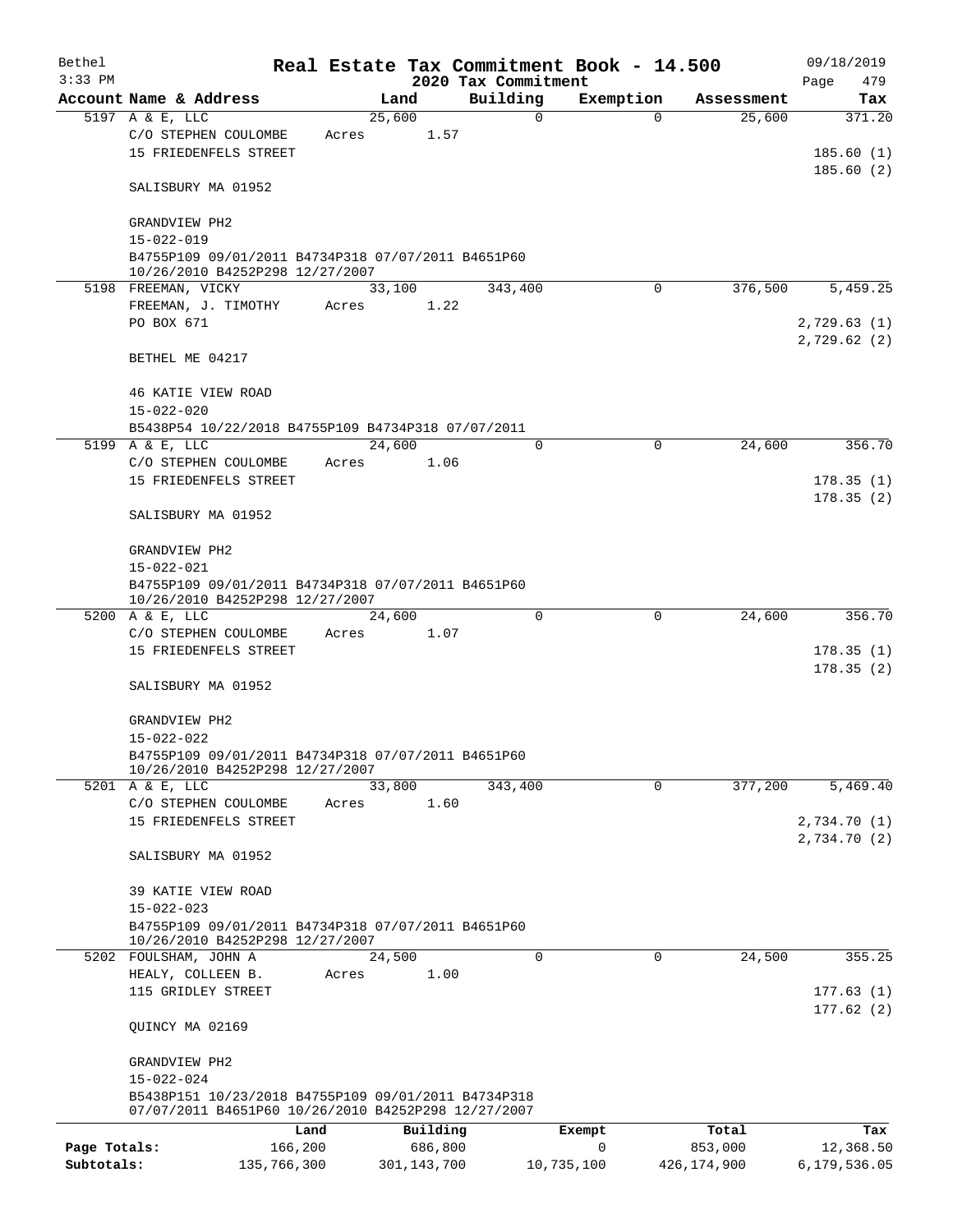Bethel — Real Estate Tax Commitment Book - 14.500 — 09/18/2019
3:33 PM — 2020 Tax Commitment

| Account Name & Address | Land | Building | Exemption | Assessment | Tax |
|---|---|---|---|---|---|
| 5197 A & E, LLC | 25,600 | 0 | 0 | 25,600 | 371.20 |
| C/O STEPHEN COULOMBE | Acres 1.57 | | | | |
| 15 FRIEDENFELS STREET | | | | | 185.60 (1) |
| | | | | | 185.60 (2) |
| SALISBURY MA 01952 | | | | | |
| GRANDVIEW PH2 | | | | | |
| 15-022-019 | | | | | |
| B4755P109 09/01/2011 B4734P318 07/07/2011 B4651P60 10/26/2010 B4252P298 12/27/2007 | | | | | |
| 5198 FREEMAN, VICKY | 33,100 | 343,400 | 0 | 376,500 | 5,459.25 |
| FREEMAN, J. TIMOTHY | Acres 1.22 | | | | |
| PO BOX 671 | | | | | 2,729.63 (1) |
| | | | | | 2,729.62 (2) |
| BETHEL ME 04217 | | | | | |
| 46 KATIE VIEW ROAD | | | | | |
| 15-022-020 | | | | | |
| B5438P54 10/22/2018 B4755P109 B4734P318 07/07/2011 | | | | | |
| 5199 A & E, LLC | 24,600 | 0 | 0 | 24,600 | 356.70 |
| C/O STEPHEN COULOMBE | Acres 1.06 | | | | |
| 15 FRIEDENFELS STREET | | | | | 178.35 (1) |
| | | | | | 178.35 (2) |
| SALISBURY MA 01952 | | | | | |
| GRANDVIEW PH2 | | | | | |
| 15-022-021 | | | | | |
| B4755P109 09/01/2011 B4734P318 07/07/2011 B4651P60 10/26/2010 B4252P298 12/27/2007 | | | | | |
| 5200 A & E, LLC | 24,600 | 0 | 0 | 24,600 | 356.70 |
| C/O STEPHEN COULOMBE | Acres 1.07 | | | | |
| 15 FRIEDENFELS STREET | | | | | 178.35 (1) |
| | | | | | 178.35 (2) |
| SALISBURY MA 01952 | | | | | |
| GRANDVIEW PH2 | | | | | |
| 15-022-022 | | | | | |
| B4755P109 09/01/2011 B4734P318 07/07/2011 B4651P60 10/26/2010 B4252P298 12/27/2007 | | | | | |
| 5201 A & E, LLC | 33,800 | 343,400 | 0 | 377,200 | 5,469.40 |
| C/O STEPHEN COULOMBE | Acres 1.60 | | | | |
| 15 FRIEDENFELS STREET | | | | | 2,734.70 (1) |
| | | | | | 2,734.70 (2) |
| SALISBURY MA 01952 | | | | | |
| 39 KATIE VIEW ROAD | | | | | |
| 15-022-023 | | | | | |
| B4755P109 09/01/2011 B4734P318 07/07/2011 B4651P60 10/26/2010 B4252P298 12/27/2007 | | | | | |
| 5202 FOULSHAM, JOHN A | 24,500 | 0 | 0 | 24,500 | 355.25 |
| HEALY, COLLEEN B. | Acres 1.00 | | | | |
| 115 GRIDLEY STREET | | | | | 177.63 (1) |
| | | | | | 177.62 (2) |
| QUINCY MA 02169 | | | | | |
| GRANDVIEW PH2 | | | | | |
| 15-022-024 | | | | | |
| B5438P151 10/23/2018 B4755P109 09/01/2011 B4734P318 07/07/2011 B4651P60 10/26/2010 B4252P298 12/27/2007 | | | | | |

| | Land | Building | Exempt | Total | Tax |
|---|---|---|---|---|---|
| Page Totals: | 166,200 | 686,800 | 0 | 853,000 | 12,368.50 |
| Subtotals: | 135,766,300 | 301,143,700 | 10,735,100 | 426,174,900 | 6,179,536.05 |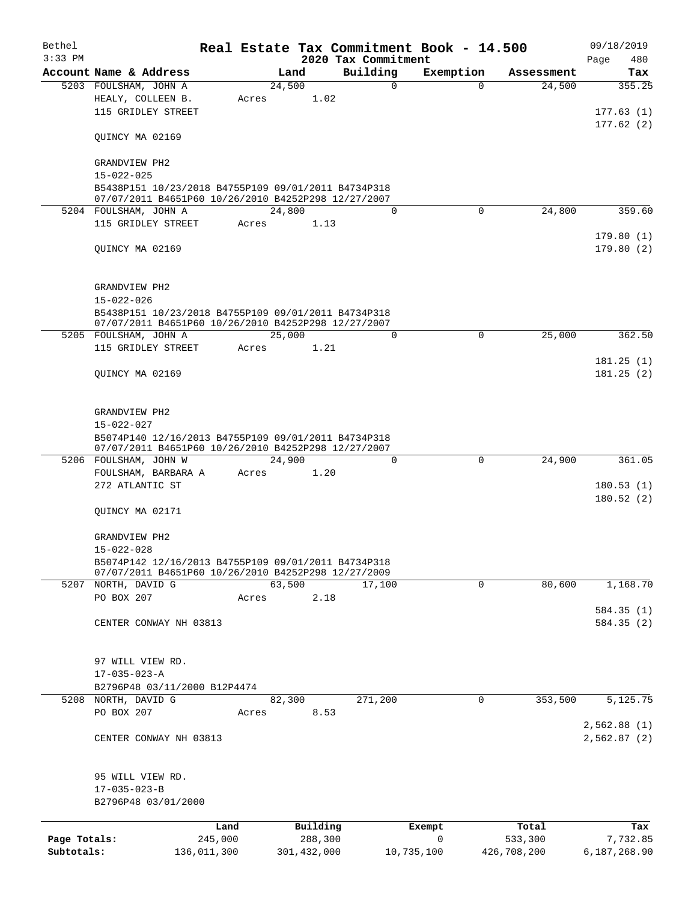Bethel 3:33 PM

# Real Estate Tax Commitment Book - 14.500

## 2020 Tax Commitment

09/18/2019

| Account | Name & Address | Land | Building | Exemption | Assessment | Tax |
|---|---|---|---|---|---|---|
| 5203 | FOULSHAM, JOHN A<br>HEALY, COLLEEN B.<br>115 GRIDLEY STREET<br><br>QUINCY MA 02169<br><br>GRANDVIEW PH2<br>15-022-025<br>B5438P151 10/23/2018 B4755P109 09/01/2011 B4734P318<br>07/07/2011 B4651P60 10/26/2010 B4252P298 12/27/2007 | 24,500<br>Acres 1.02 | 0 | 0 | 24,500 | 355.25<br><br>177.63 (1)<br>177.62 (2) |
| 5204 | FOULSHAM, JOHN A<br>115 GRIDLEY STREET<br><br>QUINCY MA 02169<br><br>GRANDVIEW PH2<br>15-022-026<br>B5438P151 10/23/2018 B4755P109 09/01/2011 B4734P318<br>07/07/2011 B4651P60 10/26/2010 B4252P298 12/27/2007 | 24,800<br>Acres 1.13 | 0 | 0 | 24,800 | 359.60<br><br>179.80 (1)<br>179.80 (2) |
| 5205 | FOULSHAM, JOHN A<br>115 GRIDLEY STREET<br><br>QUINCY MA 02169<br><br>GRANDVIEW PH2<br>15-022-027<br>B5074P140 12/16/2013 B4755P109 09/01/2011 B4734P318<br>07/07/2011 B4651P60 10/26/2010 B4252P298 12/27/2007 | 25,000<br>Acres 1.21 | 0 | 0 | 25,000 | 362.50<br><br>181.25 (1)<br>181.25 (2) |
| 5206 | FOULSHAM, JOHN W<br>FOULSHAM, BARBARA A<br>272 ATLANTIC ST<br><br>QUINCY MA 02171<br><br>GRANDVIEW PH2<br>15-022-028<br>B5074P142 12/16/2013 B4755P109 09/01/2011 B4734P318<br>07/07/2011 B4651P60 10/26/2010 B4252P298 12/27/2009 | 24,900<br>Acres 1.20 | 0 | 0 | 24,900 | 361.05<br><br>180.53 (1)<br>180.52 (2) |
| 5207 | NORTH, DAVID G<br>PO BOX 207<br><br>CENTER CONWAY NH 03813<br><br>97 WILL VIEW RD.<br>17-035-023-A<br>B2796P48 03/11/2000 B12P4474 | 63,500<br>Acres 2.18 | 17,100 | 0 | 80,600 | 1,168.70<br><br>584.35 (1)<br>584.35 (2) |
| 5208 | NORTH, DAVID G<br>PO BOX 207<br><br>CENTER CONWAY NH 03813<br><br>95 WILL VIEW RD.<br>17-035-023-B<br>B2796P48 03/01/2000 | 82,300<br>Acres 8.53 | 271,200 | 0 | 353,500 | 5,125.75<br><br>2,562.88 (1)<br>2,562.87 (2) |

| | Land | Building | Exempt | Total | Tax |
|---|---|---|---|---|---|
| Page Totals: | 245,000 | 288,300 | 0 | 533,300 | 7,732.85 |
| Subtotals: | 136,011,300 | 301,432,000 | 10,735,100 | 426,708,200 | 6,187,268.90 |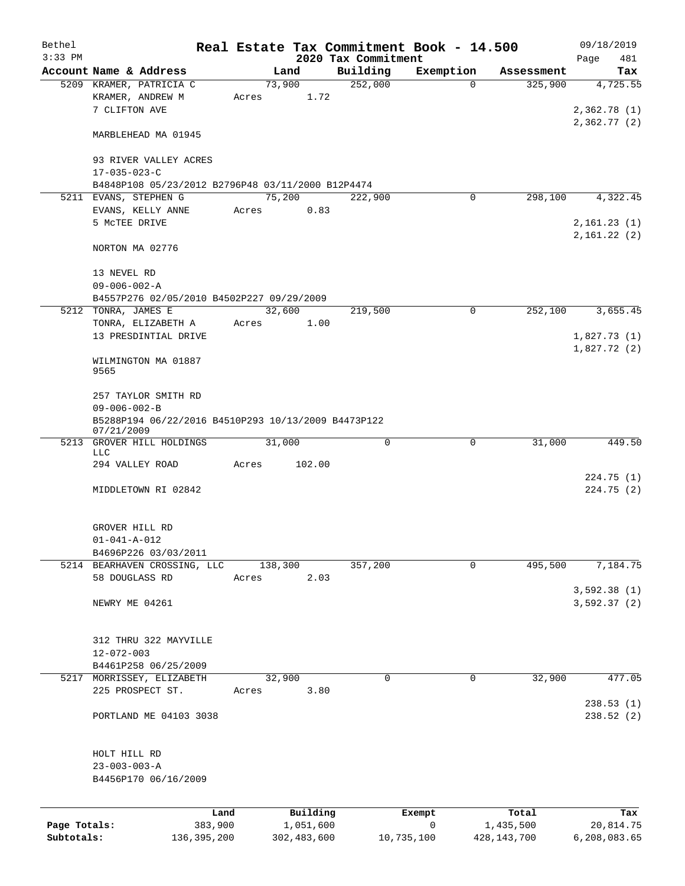Bethel 3:33 PM

# Real Estate Tax Commitment Book - 14.500

## 2020 Tax Commitment

09/18/2019

| Account Name & Address | Land | Building | Exemption | Assessment | Tax |
|---|---|---|---|---|---|
| 5209 KRAMER, PATRICIA C | 73,900 | 252,000 | 0 | 325,900 | 4,725.55 |
| KRAMER, ANDREW M | Acres 1.72 | | | | |
| 7 CLIFTON AVE | | | | | 2,362.78 (1) |
| | | | | | 2,362.77 (2) |
| MARBLEHEAD MA 01945 | | | | | |
| 93 RIVER VALLEY ACRES | | | | | |
| 17-035-023-C | | | | | |
| B4848P108 05/23/2012 B2796P48 03/11/2000 B12P4474 | | | | | |
| 5211 EVANS, STEPHEN G | 75,200 | 222,900 | 0 | 298,100 | 4,322.45 |
| EVANS, KELLY ANNE | Acres 0.83 | | | | |
| 5 McTEE DRIVE | | | | | 2,161.23 (1) |
| | | | | | 2,161.22 (2) |
| NORTON MA 02776 | | | | | |
| 13 NEVEL RD | | | | | |
| 09-006-002-A | | | | | |
| B4557P276 02/05/2010 B4502P227 09/29/2009 | | | | | |
| 5212 TONRA, JAMES E | 32,600 | 219,500 | 0 | 252,100 | 3,655.45 |
| TONRA, ELIZABETH A | Acres 1.00 | | | | |
| 13 PRESDINTIAL DRIVE | | | | | 1,827.73 (1) |
| | | | | | 1,827.72 (2) |
| WILMINGTON MA 01887 9565 | | | | | |
| 257 TAYLOR SMITH RD | | | | | |
| 09-006-002-B | | | | | |
| B5288P194 06/22/2016 B4510P293 10/13/2009 B4473P122 07/21/2009 | | | | | |
| 5213 GROVER HILL HOLDINGS LLC | 31,000 | 0 | 0 | 31,000 | 449.50 |
| 294 VALLEY ROAD | Acres 102.00 | | | | |
| | | | | | 224.75 (1) |
| MIDDLETOWN RI 02842 | | | | | 224.75 (2) |
| GROVER HILL RD | | | | | |
| 01-041-A-012 | | | | | |
| B4696P226 03/03/2011 | | | | | |
| 5214 BEARHAVEN CROSSING, LLC | 138,300 | 357,200 | 0 | 495,500 | 7,184.75 |
| 58 DOUGLASS RD | Acres 2.03 | | | | |
| | | | | | 3,592.38 (1) |
| NEWRY ME 04261 | | | | | 3,592.37 (2) |
| 312 THRU 322 MAYVILLE | | | | | |
| 12-072-003 | | | | | |
| B4461P258 06/25/2009 | | | | | |
| 5217 MORRISSEY, ELIZABETH | 32,900 | 0 | 0 | 32,900 | 477.05 |
| 225 PROSPECT ST. | Acres 3.80 | | | | |
| | | | | | 238.53 (1) |
| PORTLAND ME 04103 3038 | | | | | 238.52 (2) |
| HOLT HILL RD | | | | | |
| 23-003-003-A | | | | | |
| B4456P170 06/16/2009 | | | | | |

| | Land | Building | Exempt | Total | Tax |
|---|---|---|---|---|---|
| Page Totals: | 383,900 | 1,051,600 | 0 | 1,435,500 | 20,814.75 |
| Subtotals: | 136,395,200 | 302,483,600 | 10,735,100 | 428,143,700 | 6,208,083.65 |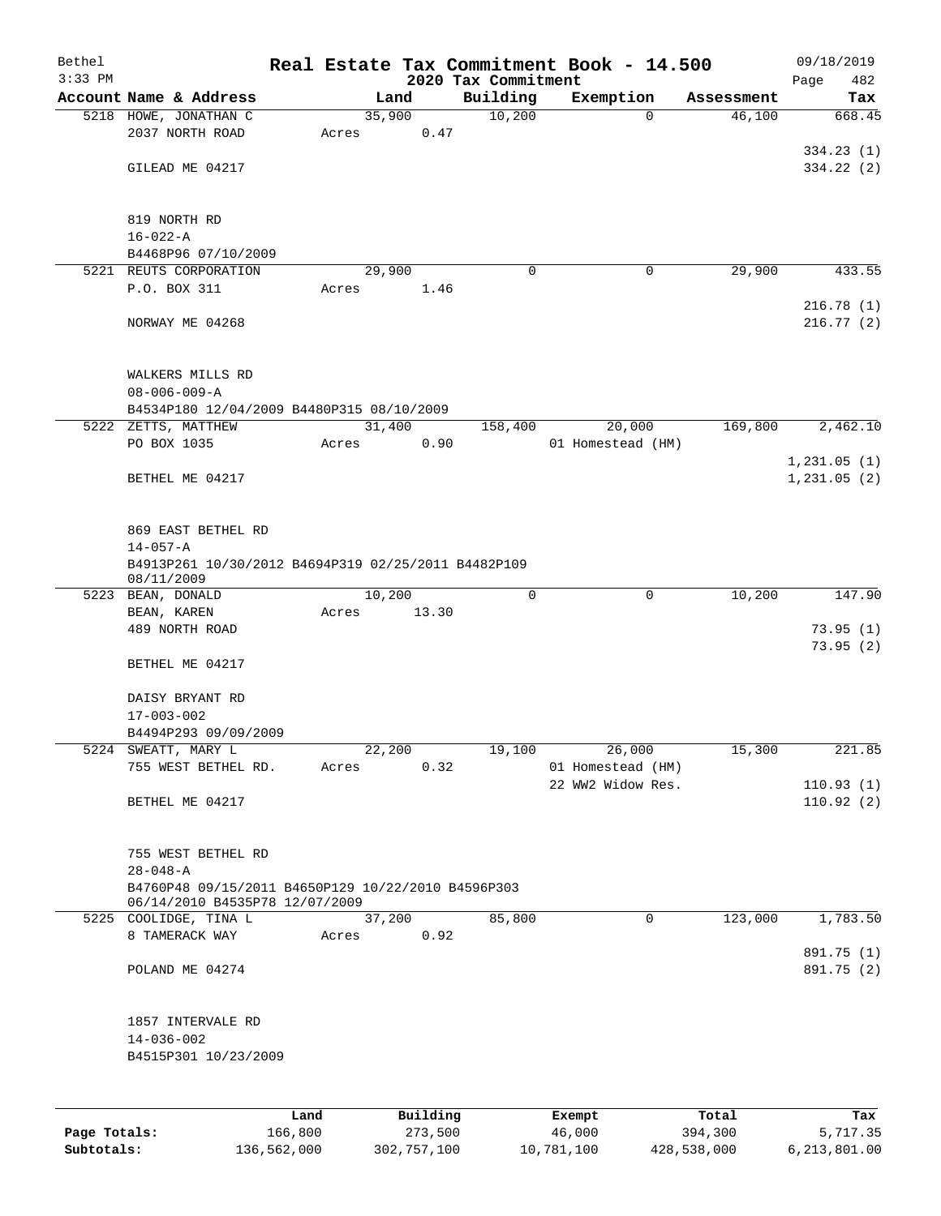Bethel 3:33 PM

**Real Estate Tax Commitment Book - 14.500**

**2020 Tax Commitment**

09/18/2019 Page 482

| Account Name & Address | Land | Building | Exemption | Assessment | Tax |
|---|---|---|---|---|---|
| 5218 HOWE, JONATHAN C | 35,900 | 10,200 | 0 | 46,100 | 668.45 |
| 2037 NORTH ROAD | Acres 0.47 | | | | |
| | | | | | 334.23 (1) |
| GILEAD ME 04217 | | | | | 334.22 (2) |
| 819 NORTH RD | | | | | |
| 16-022-A | | | | | |
| B4468P96 07/10/2009 | | | | | |
| 5221 REUTS CORPORATION | 29,900 | 0 | 0 | 29,900 | 433.55 |
| P.O. BOX 311 | Acres 1.46 | | | | |
| | | | | | 216.78 (1) |
| NORWAY ME 04268 | | | | | 216.77 (2) |
| WALKERS MILLS RD | | | | | |
| 08-006-009-A | | | | | |
| B4534P180 12/04/2009 B4480P315 08/10/2009 | | | | | |
| 5222 ZETTS, MATTHEW | 31,400 | 158,400 | 20,000 | 169,800 | 2,462.10 |
| PO BOX 1035 | Acres 0.90 | | 01 Homestead (HM) | | |
| | | | | | 1,231.05 (1) |
| BETHEL ME 04217 | | | | | 1,231.05 (2) |
| 869 EAST BETHEL RD | | | | | |
| 14-057-A | | | | | |
| B4913P261 10/30/2012 B4694P319 02/25/2011 B4482P109 08/11/2009 | | | | | |
| 5223 BEAN, DONALD | 10,200 | 0 | 0 | 10,200 | 147.90 |
| BEAN, KAREN | Acres 13.30 | | | | |
| 489 NORTH ROAD | | | | | 73.95 (1) |
| | | | | | 73.95 (2) |
| BETHEL ME 04217 | | | | | |
| DAISY BRYANT RD | | | | | |
| 17-003-002 | | | | | |
| B4494P293 09/09/2009 | | | | | |
| 5224 SWEATT, MARY L | 22,200 | 19,100 | 26,000 | 15,300 | 221.85 |
| 755 WEST BETHEL RD. | Acres 0.32 | | 01 Homestead (HM) | | |
| | | | 22 WW2 Widow Res. | | 110.93 (1) |
| BETHEL ME 04217 | | | | | 110.92 (2) |
| 755 WEST BETHEL RD | | | | | |
| 28-048-A | | | | | |
| B4760P48 09/15/2011 B4650P129 10/22/2010 B4596P303 06/14/2010 B4535P78 12/07/2009 | | | | | |
| 5225 COOLIDGE, TINA L | 37,200 | 85,800 | 0 | 123,000 | 1,783.50 |
| 8 TAMERACK WAY | Acres 0.92 | | | | |
| | | | | | 891.75 (1) |
| POLAND ME 04274 | | | | | 891.75 (2) |
| 1857 INTERVALE RD | | | | | |
| 14-036-002 | | | | | |
| B4515P301 10/23/2009 | | | | | |

| | Land | Building | Exempt | Total | Tax |
|---|---|---|---|---|---|
| **Page Totals:** | 166,800 | 273,500 | 46,000 | 394,300 | 5,717.35 |
| **Subtotals:** | 136,562,000 | 302,757,100 | 10,781,100 | 428,538,000 | 6,213,801.00 |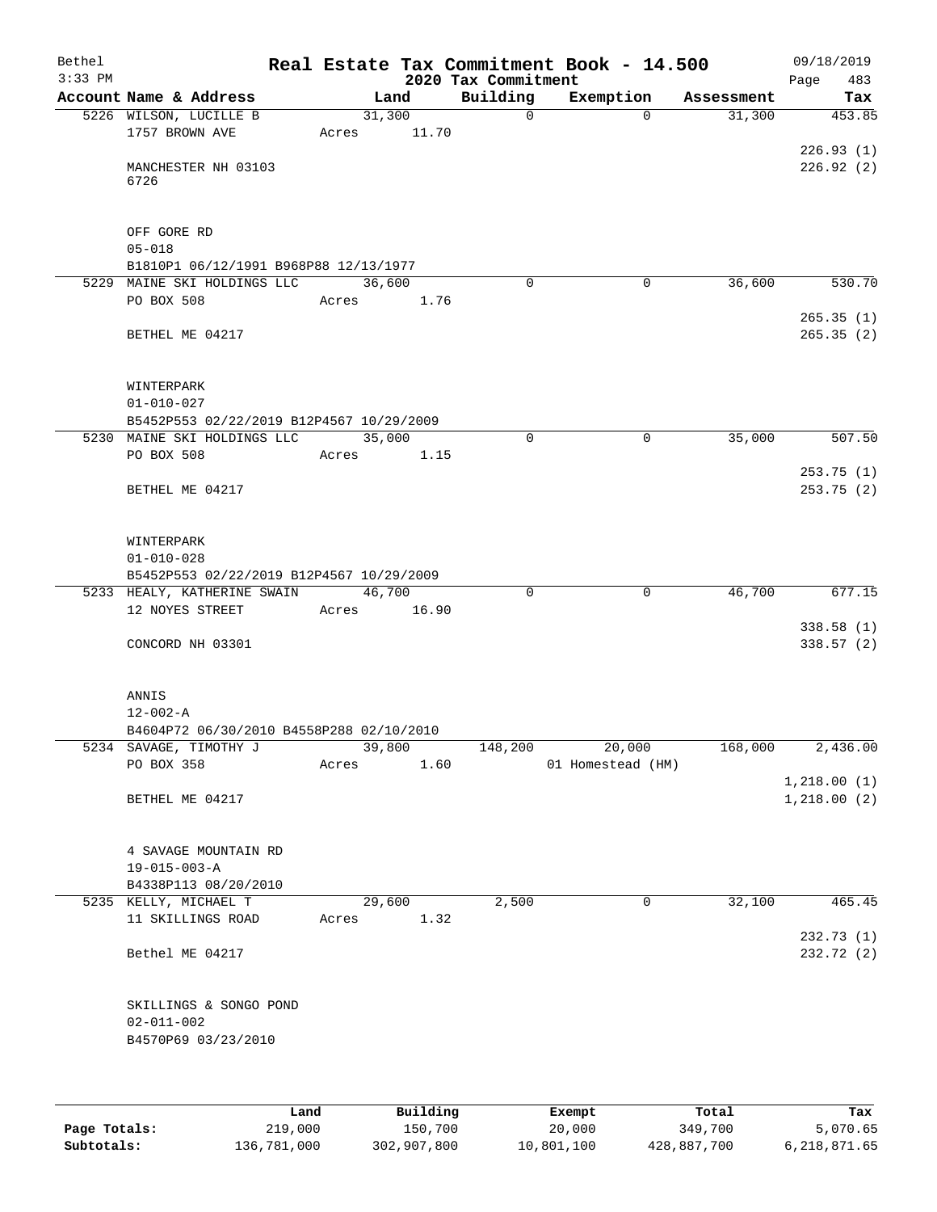Bethel  
3:33 PM

# Real Estate Tax Commitment Book - 14.500

## 2020 Tax Commitment

09/18/2019  
Page 483

| Account Name & Address | Land | Building | Exemption | Assessment | Tax |
|---|---|---|---|---|---|
| 5226 WILSON, LUCILLE B | 31,300 | 0 | 0 | 31,300 | 453.85 |
| 1757 BROWN AVE | Acres 11.70 | | | | |
| | | | | | 226.93 (1) |
| MANCHESTER NH 03103 6726 | | | | | 226.92 (2) |
| OFF GORE RD | | | | | |
| 05-018 | | | | | |
| B1810P1 06/12/1991 B968P88 12/13/1977 | | | | | |
| 5229 MAINE SKI HOLDINGS LLC | 36,600 | 0 | 0 | 36,600 | 530.70 |
| PO BOX 508 | Acres 1.76 | | | | |
| | | | | | 265.35 (1) |
| BETHEL ME 04217 | | | | | 265.35 (2) |
| WINTERPARK | | | | | |
| 01-010-027 | | | | | |
| B5452P553 02/22/2019 B12P4567 10/29/2009 | | | | | |
| 5230 MAINE SKI HOLDINGS LLC | 35,000 | 0 | 0 | 35,000 | 507.50 |
| PO BOX 508 | Acres 1.15 | | | | |
| | | | | | 253.75 (1) |
| BETHEL ME 04217 | | | | | 253.75 (2) |
| WINTERPARK | | | | | |
| 01-010-028 | | | | | |
| B5452P553 02/22/2019 B12P4567 10/29/2009 | | | | | |
| 5233 HEALY, KATHERINE SWAIN | 46,700 | 0 | 0 | 46,700 | 677.15 |
| 12 NOYES STREET | Acres 16.90 | | | | |
| | | | | | 338.58 (1) |
| CONCORD NH 03301 | | | | | 338.57 (2) |
| ANNIS | | | | | |
| 12-002-A | | | | | |
| B4604P72 06/30/2010 B4558P288 02/10/2010 | | | | | |
| 5234 SAVAGE, TIMOTHY J | 39,800 | 148,200 | 20,000 | 168,000 | 2,436.00 |
| PO BOX 358 | Acres 1.60 | | 01 Homestead (HM) | | |
| | | | | | 1,218.00 (1) |
| BETHEL ME 04217 | | | | | 1,218.00 (2) |
| 4 SAVAGE MOUNTAIN RD | | | | | |
| 19-015-003-A | | | | | |
| B4338P113 08/20/2010 | | | | | |
| 5235 KELLY, MICHAEL T | 29,600 | 2,500 | 0 | 32,100 | 465.45 |
| 11 SKILLINGS ROAD | Acres 1.32 | | | | |
| | | | | | 232.73 (1) |
| Bethel ME 04217 | | | | | 232.72 (2) |
| SKILLINGS & SONGO POND | | | | | |
| 02-011-002 | | | | | |
| B4570P69 03/23/2010 | | | | | |

| | Land | Building | Exempt | Total | Tax |
|---|---|---|---|---|---|
| Page Totals: | 219,000 | 150,700 | 20,000 | 349,700 | 5,070.65 |
| Subtotals: | 136,781,000 | 302,907,800 | 10,801,100 | 428,887,700 | 6,218,871.65 |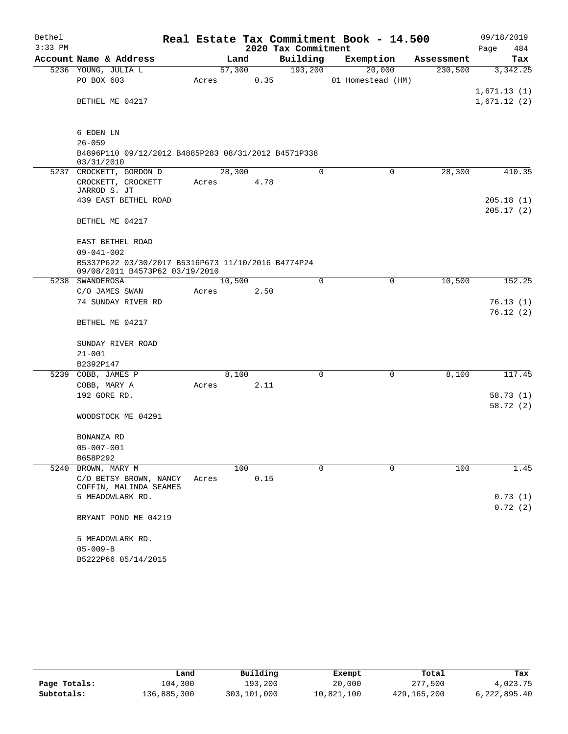# Real Estate Tax Commitment Book - 14.500

Bethel — 3:33 PM — 09/18/2019

2020 Tax Commitment — Page 484

| Account Name & Address | Land | Building | Exemption | Assessment | Tax |
|---|---|---|---|---|---|
| 5236 YOUNG, JULIA L | 57,300 | 193,200 | 20,000 | 230,500 | 3,342.25 |
| PO BOX 603 | Acres 0.35 | | 01 Homestead (HM) | | |
| | | | | | 1,671.13 (1) |
| BETHEL ME 04217 | | | | | 1,671.12 (2) |
| 6 EDEN LN | | | | | |
| 26-059 | | | | | |
| B4896P110 09/12/2012 B4885P283 08/31/2012 B4571P338 03/31/2010 | | | | | |
| 5237 CROCKETT, GORDON D | 28,300 | 0 | 0 | 28,300 | 410.35 |
| CROCKETT, CROCKETT JARROD S. JT | Acres 4.78 | | | | |
| 439 EAST BETHEL ROAD | | | | | 205.18 (1) |
| | | | | | 205.17 (2) |
| BETHEL ME 04217 | | | | | |
| EAST BETHEL ROAD | | | | | |
| 09-041-002 | | | | | |
| B5337P622 03/30/2017 B5316P673 11/10/2016 B4774P24 09/08/2011 B4573P62 03/19/2010 | | | | | |
| 5238 SWANDEROSA | 10,500 | 0 | 0 | 10,500 | 152.25 |
| C/O JAMES SWAN | Acres 2.50 | | | | |
| 74 SUNDAY RIVER RD | | | | | 76.13 (1) |
| | | | | | 76.12 (2) |
| BETHEL ME 04217 | | | | | |
| SUNDAY RIVER ROAD | | | | | |
| 21-001 | | | | | |
| B2392P147 | | | | | |
| 5239 COBB, JAMES P | 8,100 | 0 | 0 | 8,100 | 117.45 |
| COBB, MARY A | Acres 2.11 | | | | |
| 192 GORE RD. | | | | | 58.73 (1) |
| | | | | | 58.72 (2) |
| WOODSTOCK ME 04291 | | | | | |
| BONANZA RD | | | | | |
| 05-007-001 | | | | | |
| B658P292 | | | | | |
| 5240 BROWN, MARY M | 100 | 0 | 0 | 100 | 1.45 |
| C/O BETSY BROWN, NANCY COFFIN, MALINDA SEAMES | Acres 0.15 | | | | |
| 5 MEADOWLARK RD. | | | | | 0.73 (1) |
| | | | | | 0.72 (2) |
| BRYANT POND ME 04219 | | | | | |
| 5 MEADOWLARK RD. | | | | | |
| 05-009-B | | | | | |
| B5222P66 05/14/2015 | | | | | |

| | Land | Building | Exempt | Total | Tax |
|---|---|---|---|---|---|
| Page Totals: | 104,300 | 193,200 | 20,000 | 277,500 | 4,023.75 |
| Subtotals: | 136,885,300 | 303,101,000 | 10,821,100 | 429,165,200 | 6,222,895.40 |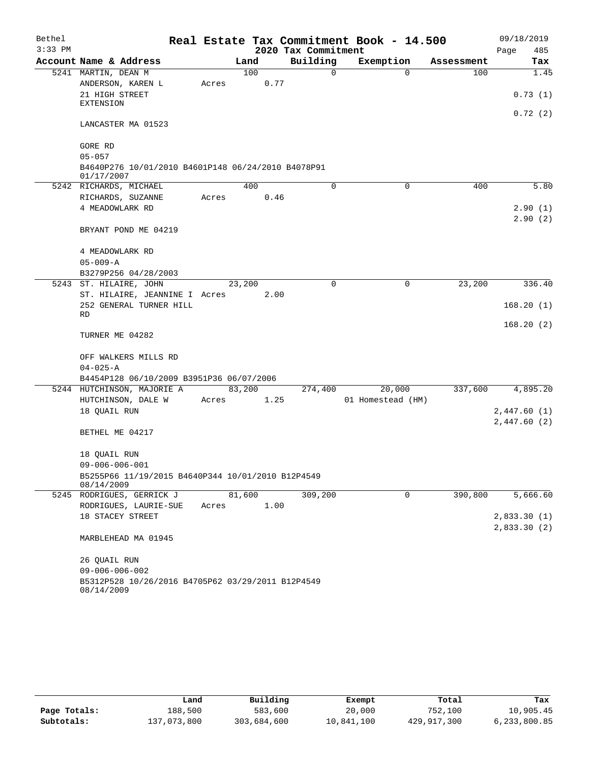Bethel 3:33 PM

# Real Estate Tax Commitment Book - 14.500

## 2020 Tax Commitment

09/18/2019 Page 485

| Account Name & Address | Land | Building | Exemption | Assessment | Tax |
|---|---|---|---|---|---|
| 5241 MARTIN, DEAN M | 100 | 0 | 0 | 100 | 1.45 |
| ANDERSON, KAREN L | Acres 0.77 | | | | |
| 21 HIGH STREET EXTENSION | | | | | 0.73 (1) |
| | | | | | 0.72 (2) |
| LANCASTER MA 01523 | | | | | |
| GORE RD | | | | | |
| 05-057 | | | | | |
| B4640P276 10/01/2010 B4601P148 06/24/2010 B4078P91 01/17/2007 | | | | | |
| 5242 RICHARDS, MICHAEL | 400 | 0 | 0 | 400 | 5.80 |
| RICHARDS, SUZANNE | Acres 0.46 | | | | |
| 4 MEADOWLARK RD | | | | | 2.90 (1) |
| | | | | | 2.90 (2) |
| BRYANT POND ME 04219 | | | | | |
| 4 MEADOWLARK RD | | | | | |
| 05-009-A | | | | | |
| B3279P256 04/28/2003 | | | | | |
| 5243 ST. HILAIRE, JOHN | 23,200 | 0 | 0 | 23,200 | 336.40 |
| ST. HILAIRE, JEANNINE I | Acres 2.00 | | | | |
| 252 GENERAL TURNER HILL RD | | | | | 168.20 (1) |
| | | | | | 168.20 (2) |
| TURNER ME 04282 | | | | | |
| OFF WALKERS MILLS RD | | | | | |
| 04-025-A | | | | | |
| B4454P128 06/10/2009 B3951P36 06/07/2006 | | | | | |
| 5244 HUTCHINSON, MAJORIE A | 83,200 | 274,400 | 20,000 | 337,600 | 4,895.20 |
| HUTCHINSON, DALE W | Acres 1.25 | | 01 Homestead (HM) | | |
| 18 QUAIL RUN | | | | | 2,447.60 (1) |
| | | | | | 2,447.60 (2) |
| BETHEL ME 04217 | | | | | |
| 18 QUAIL RUN | | | | | |
| 09-006-006-001 | | | | | |
| B5255P66 11/19/2015 B4640P344 10/01/2010 B12P4549 08/14/2009 | | | | | |
| 5245 RODRIGUES, GERRICK J | 81,600 | 309,200 | 0 | 390,800 | 5,666.60 |
| RODRIGUES, LAURIE-SUE | Acres 1.00 | | | | |
| 18 STACEY STREET | | | | | 2,833.30 (1) |
| | | | | | 2,833.30 (2) |
| MARBLEHEAD MA 01945 | | | | | |
| 26 QUAIL RUN | | | | | |
| 09-006-006-002 | | | | | |
| B5312P528 10/26/2016 B4705P62 03/29/2011 B12P4549 08/14/2009 | | | | | |

| | Land | Building | Exempt | Total | Tax |
|---|---|---|---|---|---|
| Page Totals: | 188,500 | 583,600 | 20,000 | 752,100 | 10,905.45 |
| Subtotals: | 137,073,800 | 303,684,600 | 10,841,100 | 429,917,300 | 6,233,800.85 |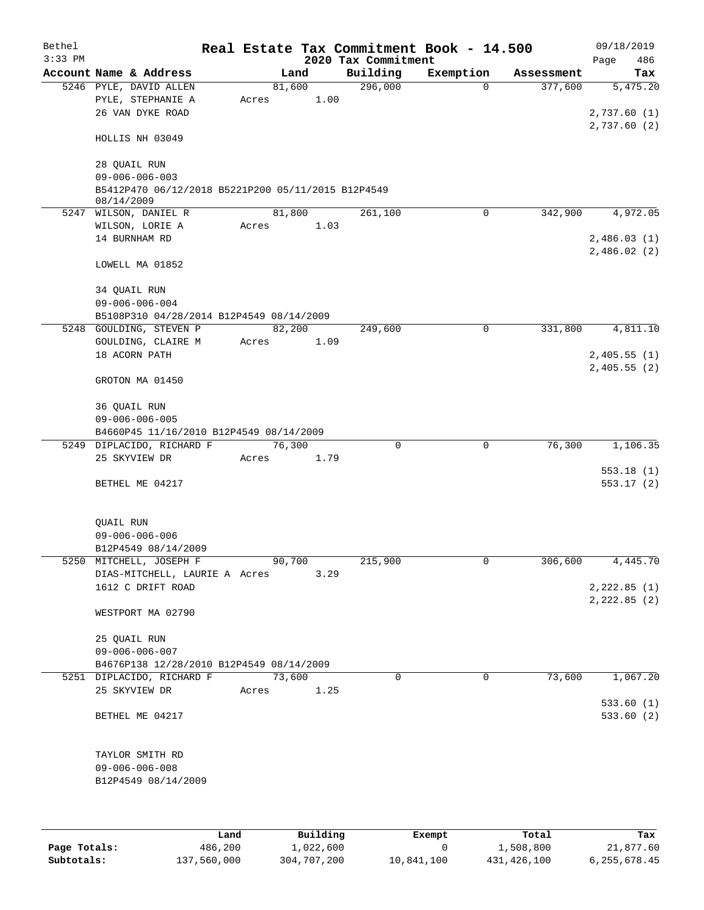# Real Estate Tax Commitment Book - 14.500

Bethel
3:33 PM

2020 Tax Commitment

09/18/2019
Page 486

| Account Name & Address | Land | Building | Exemption | Assessment | Tax |
|---|---|---|---|---|---|
| 5246 PYLE, DAVID ALLEN | 81,600 | 296,000 | 0 | 377,600 | 5,475.20 |
| PYLE, STEPHANIE A | Acres 1.00 | | | | |
| 26 VAN DYKE ROAD | | | | | 2,737.60 (1) |
| | | | | | 2,737.60 (2) |
| HOLLIS NH 03049 | | | | | |
| 28 QUAIL RUN | | | | | |
| 09-006-006-003 | | | | | |
| B5412P470 06/12/2018 B5221P200 05/11/2015 B12P4549 08/14/2009 | | | | | |
| 5247 WILSON, DANIEL R | 81,800 | 261,100 | 0 | 342,900 | 4,972.05 |
| WILSON, LORIE A | Acres 1.03 | | | | |
| 14 BURNHAM RD | | | | | 2,486.03 (1) |
| | | | | | 2,486.02 (2) |
| LOWELL MA 01852 | | | | | |
| 34 QUAIL RUN | | | | | |
| 09-006-006-004 | | | | | |
| B5108P310 04/28/2014 B12P4549 08/14/2009 | | | | | |
| 5248 GOULDING, STEVEN P | 82,200 | 249,600 | 0 | 331,800 | 4,811.10 |
| GOULDING, CLAIRE M | Acres 1.09 | | | | |
| 18 ACORN PATH | | | | | 2,405.55 (1) |
| | | | | | 2,405.55 (2) |
| GROTON MA 01450 | | | | | |
| 36 QUAIL RUN | | | | | |
| 09-006-006-005 | | | | | |
| B4660P45 11/16/2010 B12P4549 08/14/2009 | | | | | |
| 5249 DIPLACIDO, RICHARD F | 76,300 | 0 | 0 | 76,300 | 1,106.35 |
| 25 SKYVIEW DR | Acres 1.79 | | | | |
| | | | | | 553.18 (1) |
| BETHEL ME 04217 | | | | | 553.17 (2) |
| QUAIL RUN | | | | | |
| 09-006-006-006 | | | | | |
| B12P4549 08/14/2009 | | | | | |
| 5250 MITCHELL, JOSEPH F | 90,700 | 215,900 | 0 | 306,600 | 4,445.70 |
| DIAS-MITCHELL, LAURIE A | Acres 3.29 | | | | |
| 1612 C DRIFT ROAD | | | | | 2,222.85 (1) |
| | | | | | 2,222.85 (2) |
| WESTPORT MA 02790 | | | | | |
| 25 QUAIL RUN | | | | | |
| 09-006-006-007 | | | | | |
| B4676P138 12/28/2010 B12P4549 08/14/2009 | | | | | |
| 5251 DIPLACIDO, RICHARD F | 73,600 | 0 | 0 | 73,600 | 1,067.20 |
| 25 SKYVIEW DR | Acres 1.25 | | | | |
| | | | | | 533.60 (1) |
| BETHEL ME 04217 | | | | | 533.60 (2) |
| TAYLOR SMITH RD | | | | | |
| 09-006-006-008 | | | | | |
| B12P4549 08/14/2009 | | | | | |

| | Land | Building | Exempt | Total | Tax |
|---|---|---|---|---|---|
| Page Totals: | 486,200 | 1,022,600 | 0 | 1,508,800 | 21,877.60 |
| Subtotals: | 137,560,000 | 304,707,200 | 10,841,100 | 431,426,100 | 6,255,678.45 |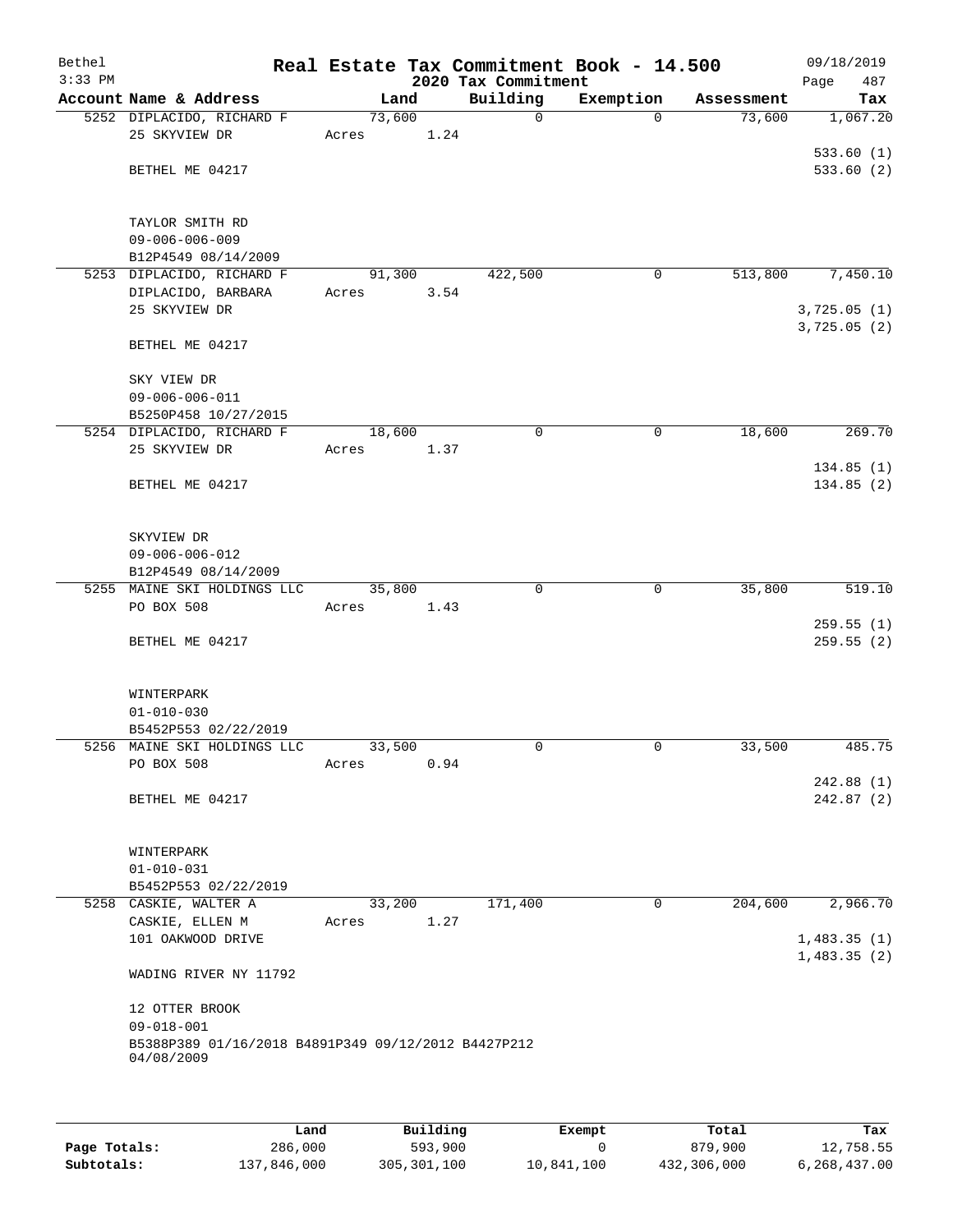Bethel 3:33 PM — **Real Estate Tax Commitment Book - 14.500** — 2020 Tax Commitment — 09/18/2019

| Account Name & Address | Land | Building | Exemption | Assessment | Tax |
|---|---|---|---|---|---|
| 5252 DIPLACIDO, RICHARD F | 73,600 | 0 | 0 | 73,600 | 1,067.20 |
| 25 SKYVIEW DR | Acres 1.24 | | | | |
| | | | | | 533.60 (1) |
| BETHEL ME 04217 | | | | | 533.60 (2) |
| TAYLOR SMITH RD | | | | | |
| 09-006-006-009 | | | | | |
| B12P4549 08/14/2009 | | | | | |
| 5253 DIPLACIDO, RICHARD F | 91,300 | 422,500 | 0 | 513,800 | 7,450.10 |
| DIPLACIDO, BARBARA | Acres 3.54 | | | | |
| 25 SKYVIEW DR | | | | | 3,725.05 (1) |
| | | | | | 3,725.05 (2) |
| BETHEL ME 04217 | | | | | |
| SKY VIEW DR | | | | | |
| 09-006-006-011 | | | | | |
| B5250P458 10/27/2015 | | | | | |
| 5254 DIPLACIDO, RICHARD F | 18,600 | 0 | 0 | 18,600 | 269.70 |
| 25 SKYVIEW DR | Acres 1.37 | | | | |
| | | | | | 134.85 (1) |
| BETHEL ME 04217 | | | | | 134.85 (2) |
| SKYVIEW DR | | | | | |
| 09-006-006-012 | | | | | |
| B12P4549 08/14/2009 | | | | | |
| 5255 MAINE SKI HOLDINGS LLC | 35,800 | 0 | 0 | 35,800 | 519.10 |
| PO BOX 508 | Acres 1.43 | | | | |
| | | | | | 259.55 (1) |
| BETHEL ME 04217 | | | | | 259.55 (2) |
| WINTERPARK | | | | | |
| 01-010-030 | | | | | |
| B5452P553 02/22/2019 | | | | | |
| 5256 MAINE SKI HOLDINGS LLC | 33,500 | 0 | 0 | 33,500 | 485.75 |
| PO BOX 508 | Acres 0.94 | | | | |
| | | | | | 242.88 (1) |
| BETHEL ME 04217 | | | | | 242.87 (2) |
| WINTERPARK | | | | | |
| 01-010-031 | | | | | |
| B5452P553 02/22/2019 | | | | | |
| 5258 CASKIE, WALTER A | 33,200 | 171,400 | 0 | 204,600 | 2,966.70 |
| CASKIE, ELLEN M | Acres 1.27 | | | | |
| 101 OAKWOOD DRIVE | | | | | 1,483.35 (1) |
| | | | | | 1,483.35 (2) |
| WADING RIVER NY 11792 | | | | | |
| 12 OTTER BROOK | | | | | |
| 09-018-001 | | | | | |
| B5388P389 01/16/2018 B4891P349 09/12/2012 B4427P212 04/08/2009 | | | | | |

| | Land | Building | Exempt | Total | Tax |
|---|---|---|---|---|---|
| Page Totals: | 286,000 | 593,900 | 0 | 879,900 | 12,758.55 |
| Subtotals: | 137,846,000 | 305,301,100 | 10,841,100 | 432,306,000 | 6,268,437.00 |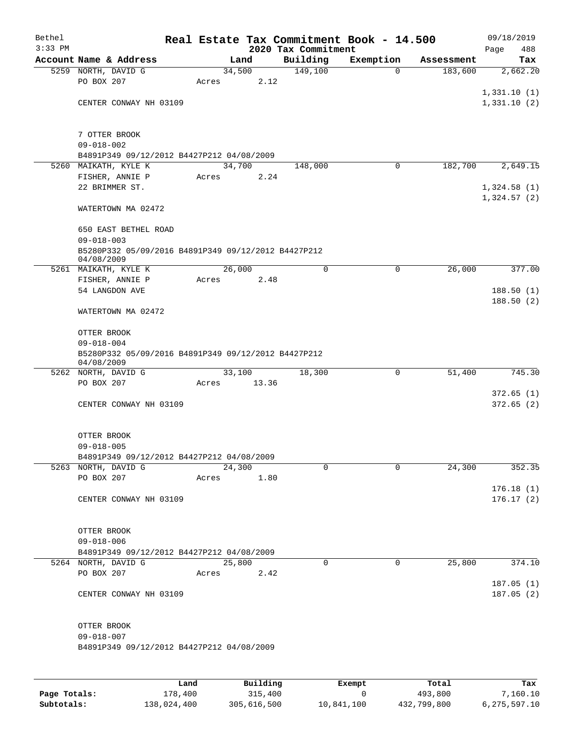Bethel
3:33 PM

# Real Estate Tax Commitment Book - 14.500

2020 Tax Commitment

09/18/2019

| Account | Name & Address | Land | Building | Exemption | Assessment | Tax |
|---|---|---|---|---|---|---|
| 5259 | NORTH, DAVID G<br>PO BOX 207<br><br>CENTER CONWAY NH 03109<br><br>7 OTTER BROOK<br>09-018-002<br>B4891P349 09/12/2012 B4427P212 04/08/2009 | 34,500<br>Acres 2.12 | 149,100 | 0 | 183,600 | 2,662.20<br><br>1,331.10 (1)<br>1,331.10 (2) |
| 5260 | MAIKATH, KYLE K<br>FISHER, ANNIE P<br>22 BRIMMER ST.<br><br>WATERTOWN MA 02472<br><br>650 EAST BETHEL ROAD<br>09-018-003<br>B5280P332 05/09/2016 B4891P349 09/12/2012 B4427P212 04/08/2009 | 34,700<br>Acres 2.24 | 148,000 | 0 | 182,700 | 2,649.15<br><br>1,324.58 (1)<br>1,324.57 (2) |
| 5261 | MAIKATH, KYLE K<br>FISHER, ANNIE P<br>54 LANGDON AVE<br><br>WATERTOWN MA 02472<br><br>OTTER BROOK<br>09-018-004<br>B5280P332 05/09/2016 B4891P349 09/12/2012 B4427P212 04/08/2009 | 26,000<br>Acres 2.48 | 0 | 0 | 26,000 | 377.00<br><br>188.50 (1)<br>188.50 (2) |
| 5262 | NORTH, DAVID G<br>PO BOX 207<br><br>CENTER CONWAY NH 03109<br><br>OTTER BROOK<br>09-018-005<br>B4891P349 09/12/2012 B4427P212 04/08/2009 | 33,100<br>Acres 13.36 | 18,300 | 0 | 51,400 | 745.30<br><br>372.65 (1)<br>372.65 (2) |
| 5263 | NORTH, DAVID G<br>PO BOX 207<br><br>CENTER CONWAY NH 03109<br><br>OTTER BROOK<br>09-018-006<br>B4891P349 09/12/2012 B4427P212 04/08/2009 | 24,300<br>Acres 1.80 | 0 | 0 | 24,300 | 352.35<br><br>176.18 (1)<br>176.17 (2) |
| 5264 | NORTH, DAVID G<br>PO BOX 207<br><br>CENTER CONWAY NH 03109<br><br>OTTER BROOK<br>09-018-007<br>B4891P349 09/12/2012 B4427P212 04/08/2009 | 25,800<br>Acres 2.42 | 0 | 0 | 25,800 | 374.10<br><br>187.05 (1)<br>187.05 (2) |

| | Land | Building | Exempt | Total | Tax |
|---|---|---|---|---|---|
| Page Totals: | 178,400 | 315,400 | 0 | 493,800 | 7,160.10 |
| Subtotals: | 138,024,400 | 305,616,500 | 10,841,100 | 432,799,800 | 6,275,597.10 |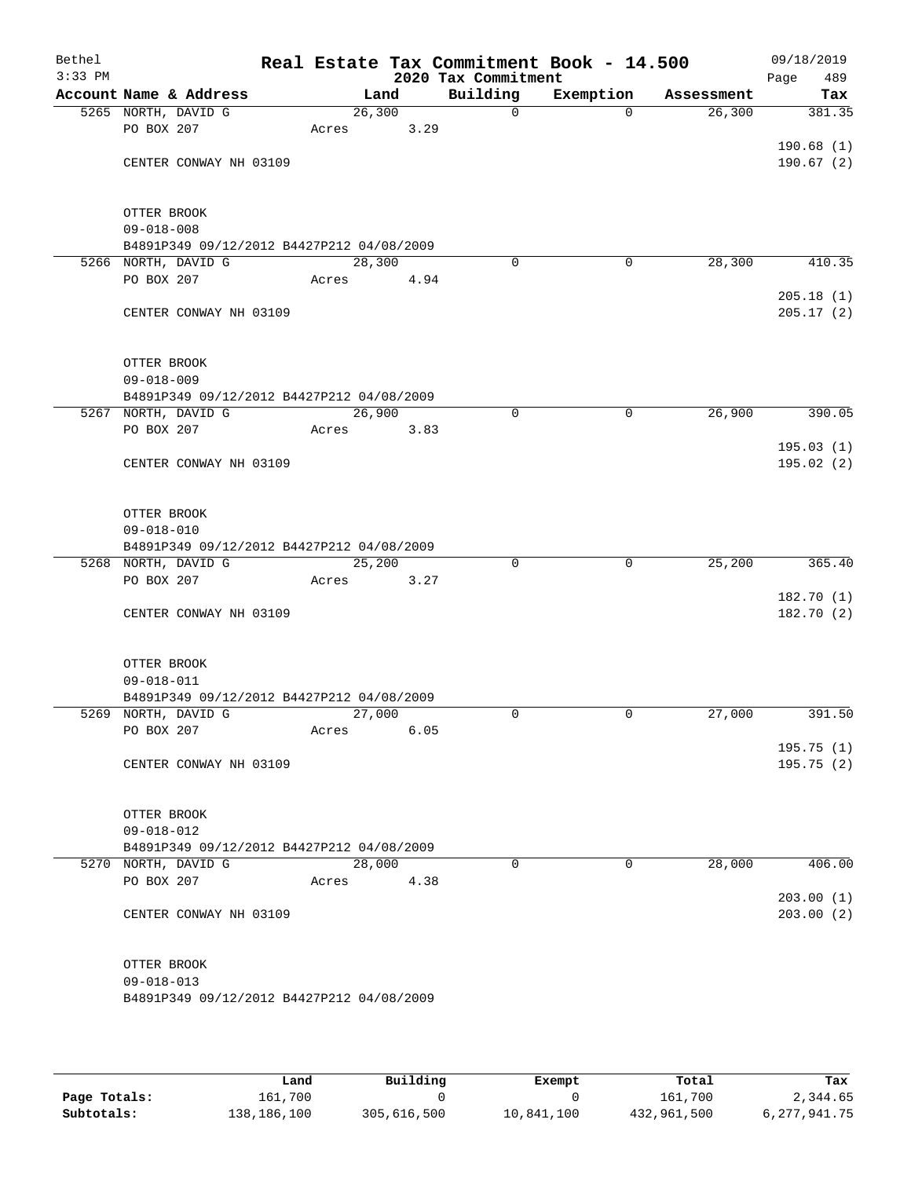Bethel 3:33 PM

# Real Estate Tax Commitment Book - 14.500

## 2020 Tax Commitment

09/18/2019 Page 489

| Account | Name & Address | Land | Building | Exemption | Assessment | Tax |
|---|---|---|---|---|---|---|
| 5265 | NORTH, DAVID G | 26,300 | 0 | 0 | 26,300 | 381.35 |
| | PO BOX 207 | Acres 3.29 | | | | |
| | | | | | | 190.68 (1) |
| | CENTER CONWAY NH 03109 | | | | | 190.67 (2) |
| | OTTER BROOK | | | | | |
| | 09-018-008 | | | | | |
| | B4891P349 09/12/2012 B4427P212 04/08/2009 | | | | | |
| 5266 | NORTH, DAVID G | 28,300 | 0 | 0 | 28,300 | 410.35 |
| | PO BOX 207 | Acres 4.94 | | | | |
| | | | | | | 205.18 (1) |
| | CENTER CONWAY NH 03109 | | | | | 205.17 (2) |
| | OTTER BROOK | | | | | |
| | 09-018-009 | | | | | |
| | B4891P349 09/12/2012 B4427P212 04/08/2009 | | | | | |
| 5267 | NORTH, DAVID G | 26,900 | 0 | 0 | 26,900 | 390.05 |
| | PO BOX 207 | Acres 3.83 | | | | |
| | | | | | | 195.03 (1) |
| | CENTER CONWAY NH 03109 | | | | | 195.02 (2) |
| | OTTER BROOK | | | | | |
| | 09-018-010 | | | | | |
| | B4891P349 09/12/2012 B4427P212 04/08/2009 | | | | | |
| 5268 | NORTH, DAVID G | 25,200 | 0 | 0 | 25,200 | 365.40 |
| | PO BOX 207 | Acres 3.27 | | | | |
| | | | | | | 182.70 (1) |
| | CENTER CONWAY NH 03109 | | | | | 182.70 (2) |
| | OTTER BROOK | | | | | |
| | 09-018-011 | | | | | |
| | B4891P349 09/12/2012 B4427P212 04/08/2009 | | | | | |
| 5269 | NORTH, DAVID G | 27,000 | 0 | 0 | 27,000 | 391.50 |
| | PO BOX 207 | Acres 6.05 | | | | |
| | | | | | | 195.75 (1) |
| | CENTER CONWAY NH 03109 | | | | | 195.75 (2) |
| | OTTER BROOK | | | | | |
| | 09-018-012 | | | | | |
| | B4891P349 09/12/2012 B4427P212 04/08/2009 | | | | | |
| 5270 | NORTH, DAVID G | 28,000 | 0 | 0 | 28,000 | 406.00 |
| | PO BOX 207 | Acres 4.38 | | | | |
| | | | | | | 203.00 (1) |
| | CENTER CONWAY NH 03109 | | | | | 203.00 (2) |
| | OTTER BROOK | | | | | |
| | 09-018-013 | | | | | |
| | B4891P349 09/12/2012 B4427P212 04/08/2009 | | | | | |

| | Land | Building | Exempt | Total | Tax |
|---|---|---|---|---|---|
| Page Totals: | 161,700 | 0 | 0 | 161,700 | 2,344.65 |
| Subtotals: | 138,186,100 | 305,616,500 | 10,841,100 | 432,961,500 | 6,277,941.75 |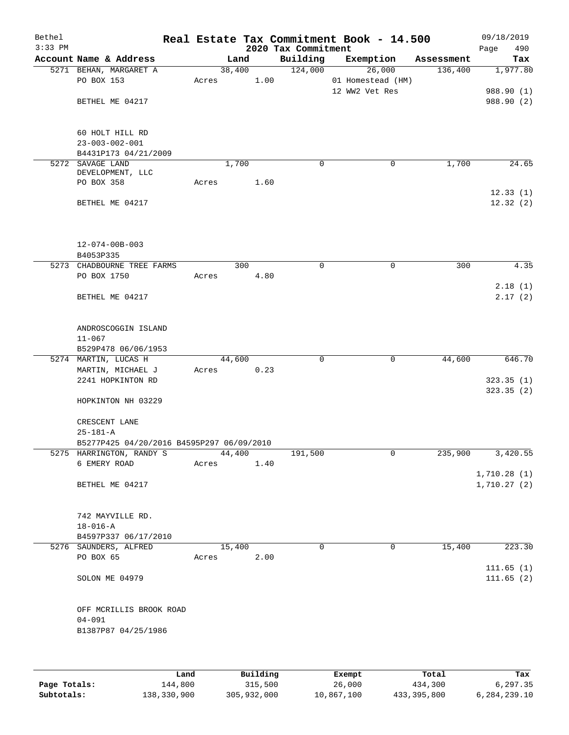Bethel — Real Estate Tax Commitment Book - 14.500 — 09/18/2019
3:33 PM — 2020 Tax Commitment

| Account Name & Address | Land | Building | Exemption | Assessment | Tax |
|---|---|---|---|---|---|
| 5271 BEHAN, MARGARET A | 38,400 | 124,000 | 26,000 | 136,400 | 1,977.80 |
| PO BOX 153 | Acres 1.00 | | 01 Homestead (HM) | | |
| | | | 12 WW2 Vet Res | | 988.90 (1) |
| BETHEL ME 04217 | | | | | 988.90 (2) |
| 60 HOLT HILL RD | | | | | |
| 23-003-002-001 | | | | | |
| B4431P173 04/21/2009 | | | | | |
| 5272 SAVAGE LAND DEVELOPMENT, LLC | 1,700 | 0 | 0 | 1,700 | 24.65 |
| PO BOX 358 | Acres 1.60 | | | | |
| | | | | | 12.33 (1) |
| BETHEL ME 04217 | | | | | 12.32 (2) |
| 12-074-00B-003 | | | | | |
| B4053P335 | | | | | |
| 5273 CHADBOURNE TREE FARMS | 300 | 0 | 0 | 300 | 4.35 |
| PO BOX 1750 | Acres 4.80 | | | | |
| | | | | | 2.18 (1) |
| BETHEL ME 04217 | | | | | 2.17 (2) |
| ANDROSCOGGIN ISLAND | | | | | |
| 11-067 | | | | | |
| B529P478 06/06/1953 | | | | | |
| 5274 MARTIN, LUCAS H | 44,600 | 0 | 0 | 44,600 | 646.70 |
| MARTIN, MICHAEL J | Acres 0.23 | | | | |
| 2241 HOPKINTON RD | | | | | 323.35 (1) |
| | | | | | 323.35 (2) |
| HOPKINTON NH 03229 | | | | | |
| CRESCENT LANE | | | | | |
| 25-181-A | | | | | |
| B5277P425 04/20/2016 B4595P297 06/09/2010 | | | | | |
| 5275 HARRINGTON, RANDY S | 44,400 | 191,500 | 0 | 235,900 | 3,420.55 |
| 6 EMERY ROAD | Acres 1.40 | | | | |
| | | | | | 1,710.28 (1) |
| BETHEL ME 04217 | | | | | 1,710.27 (2) |
| 742 MAYVILLE RD. | | | | | |
| 18-016-A | | | | | |
| B4597P337 06/17/2010 | | | | | |
| 5276 SAUNDERS, ALFRED | 15,400 | 0 | 0 | 15,400 | 223.30 |
| PO BOX 65 | Acres 2.00 | | | | |
| | | | | | 111.65 (1) |
| SOLON ME 04979 | | | | | 111.65 (2) |
| OFF MCRILLIS BROOK ROAD | | | | | |
| 04-091 | | | | | |
| B1387P87 04/25/1986 | | | | | |

| | Land | Building | Exempt | Total | Tax |
|---|---|---|---|---|---|
| Page Totals: | 144,800 | 315,500 | 26,000 | 434,300 | 6,297.35 |
| Subtotals: | 138,330,900 | 305,932,000 | 10,867,100 | 433,395,800 | 6,284,239.10 |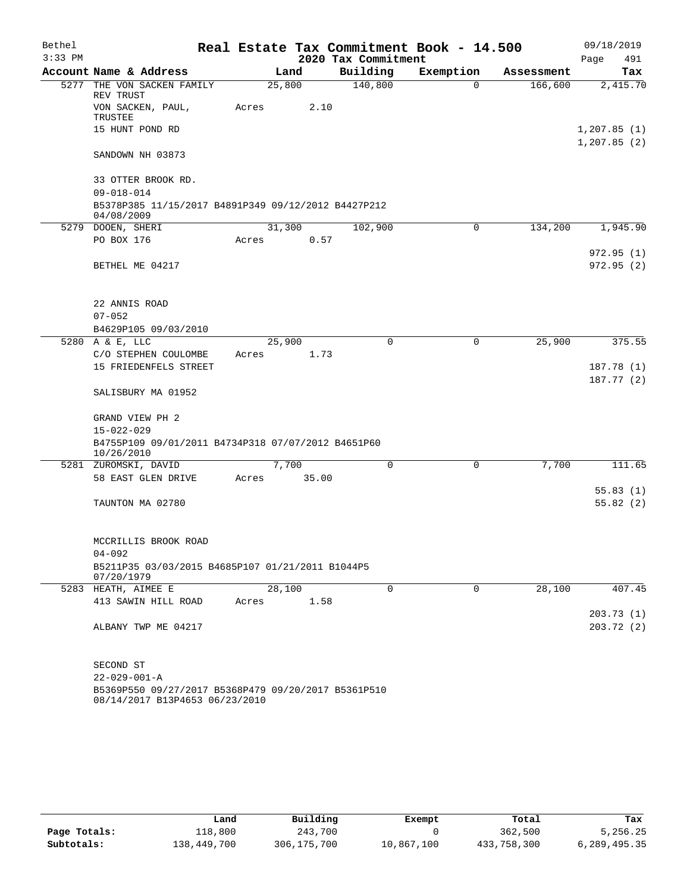Bethel | Real Estate Tax Commitment Book - 14.500 | 09/18/2019
3:33 PM | 2020 Tax Commitment | Page 491

| Account Name & Address | Land | Building | Exemption | Assessment | Tax |
|---|---|---|---|---|---|
| 5277 THE VON SACKEN FAMILY REV TRUST | 25,800 | 140,800 | 0 | 166,600 | 2,415.70 |
| VON SACKEN, PAUL, TRUSTEE | Acres 2.10 | | | | |
| 15 HUNT POND RD | | | | | 1,207.85 (1) |
| | | | | | 1,207.85 (2) |
| SANDOWN NH 03873 | | | | | |
| 33 OTTER BROOK RD. | | | | | |
| 09-018-014 | | | | | |
| B5378P385 11/15/2017 B4891P349 09/12/2012 B4427P212 04/08/2009 | | | | | |
| 5279 DOOEN, SHERI | 31,300 | 102,900 | 0 | 134,200 | 1,945.90 |
| PO BOX 176 | Acres 0.57 | | | | |
| | | | | | 972.95 (1) |
| BETHEL ME 04217 | | | | | 972.95 (2) |
| 22 ANNIS ROAD | | | | | |
| 07-052 | | | | | |
| B4629P105 09/03/2010 | | | | | |
| 5280 A & E, LLC | 25,900 | 0 | 0 | 25,900 | 375.55 |
| C/O STEPHEN COULOMBE | Acres 1.73 | | | | |
| 15 FRIEDENFELS STREET | | | | | 187.78 (1) |
| | | | | | 187.77 (2) |
| SALISBURY MA 01952 | | | | | |
| GRAND VIEW PH 2 | | | | | |
| 15-022-029 | | | | | |
| B4755P109 09/01/2011 B4734P318 07/07/2012 B4651P60 10/26/2010 | | | | | |
| 5281 ZUROMSKI, DAVID | 7,700 | 0 | 0 | 7,700 | 111.65 |
| 58 EAST GLEN DRIVE | Acres 35.00 | | | | |
| | | | | | 55.83 (1) |
| TAUNTON MA 02780 | | | | | 55.82 (2) |
| MCCRILLIS BROOK ROAD | | | | | |
| 04-092 | | | | | |
| B5211P35 03/03/2015 B4685P107 01/21/2011 B1044P5 07/20/1979 | | | | | |
| 5283 HEATH, AIMEE E | 28,100 | 0 | 0 | 28,100 | 407.45 |
| 413 SAWIN HILL ROAD | Acres 1.58 | | | | |
| | | | | | 203.73 (1) |
| ALBANY TWP ME 04217 | | | | | 203.72 (2) |
| SECOND ST | | | | | |
| 22-029-001-A | | | | | |
| B5369P550 09/27/2017 B5368P479 09/20/2017 B5361P510 08/14/2017 B13P4653 06/23/2010 | | | | | |

| | Land | Building | Exempt | Total | Tax |
|---|---|---|---|---|---|
| Page Totals: | 118,800 | 243,700 | 0 | 362,500 | 5,256.25 |
| Subtotals: | 138,449,700 | 306,175,700 | 10,867,100 | 433,758,300 | 6,289,495.35 |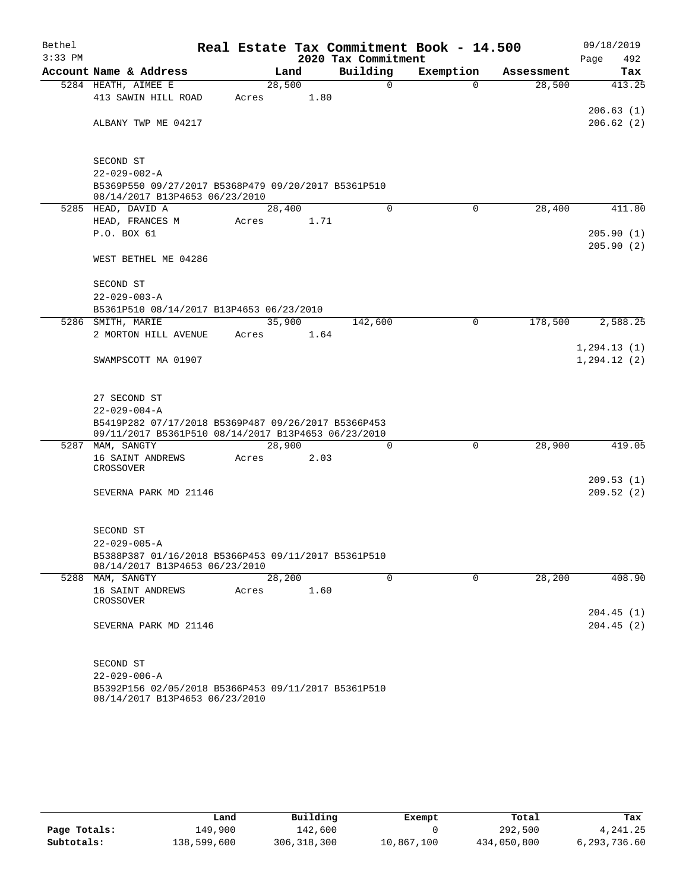# Real Estate Tax Commitment Book - 14.500

Bethel 3:33 PM — 2020 Tax Commitment — 09/18/2019

| Account Name & Address | Land | Building | Exemption | Assessment | Tax |
|---|---|---|---|---|---|
| 5284 HEATH, AIMEE E | 28,500 | 0 | 0 | 28,500 | 413.25 |
| 413 SAWIN HILL ROAD | Acres 1.80 | | | | |
| | | | | | 206.63 (1) |
| ALBANY TWP ME 04217 | | | | | 206.62 (2) |
| SECOND ST | | | | | |
| 22-029-002-A | | | | | |
| B5369P550 09/27/2017 B5368P479 09/20/2017 B5361P510 08/14/2017 B13P4653 06/23/2010 | | | | | |
| 5285 HEAD, DAVID A | 28,400 | 0 | 0 | 28,400 | 411.80 |
| HEAD, FRANCES M | Acres 1.71 | | | | |
| P.O. BOX 61 | | | | | 205.90 (1) |
| | | | | | 205.90 (2) |
| WEST BETHEL ME 04286 | | | | | |
| SECOND ST | | | | | |
| 22-029-003-A | | | | | |
| B5361P510 08/14/2017 B13P4653 06/23/2010 | | | | | |
| 5286 SMITH, MARIE | 35,900 | 142,600 | 0 | 178,500 | 2,588.25 |
| 2 MORTON HILL AVENUE | Acres 1.64 | | | | |
| | | | | | 1,294.13 (1) |
| SWAMPSCOTT MA 01907 | | | | | 1,294.12 (2) |
| 27 SECOND ST | | | | | |
| 22-029-004-A | | | | | |
| B5419P282 07/17/2018 B5369P487 09/26/2017 B5366P453 09/11/2017 B5361P510 08/14/2017 B13P4653 06/23/2010 | | | | | |
| 5287 MAM, SANGTY | 28,900 | 0 | 0 | 28,900 | 419.05 |
| 16 SAINT ANDREWS CROSSOVER | Acres 2.03 | | | | |
| | | | | | 209.53 (1) |
| SEVERNA PARK MD 21146 | | | | | 209.52 (2) |
| SECOND ST | | | | | |
| 22-029-005-A | | | | | |
| B5388P387 01/16/2018 B5366P453 09/11/2017 B5361P510 08/14/2017 B13P4653 06/23/2010 | | | | | |
| 5288 MAM, SANGTY | 28,200 | 0 | 0 | 28,200 | 408.90 |
| 16 SAINT ANDREWS CROSSOVER | Acres 1.60 | | | | |
| | | | | | 204.45 (1) |
| SEVERNA PARK MD 21146 | | | | | 204.45 (2) |
| SECOND ST | | | | | |
| 22-029-006-A | | | | | |
| B5392P156 02/05/2018 B5366P453 09/11/2017 B5361P510 08/14/2017 B13P4653 06/23/2010 | | | | | |

| | Land | Building | Exempt | Total | Tax |
|---|---|---|---|---|---|
| Page Totals: | 149,900 | 142,600 | 0 | 292,500 | 4,241.25 |
| Subtotals: | 138,599,600 | 306,318,300 | 10,867,100 | 434,050,800 | 6,293,736.60 |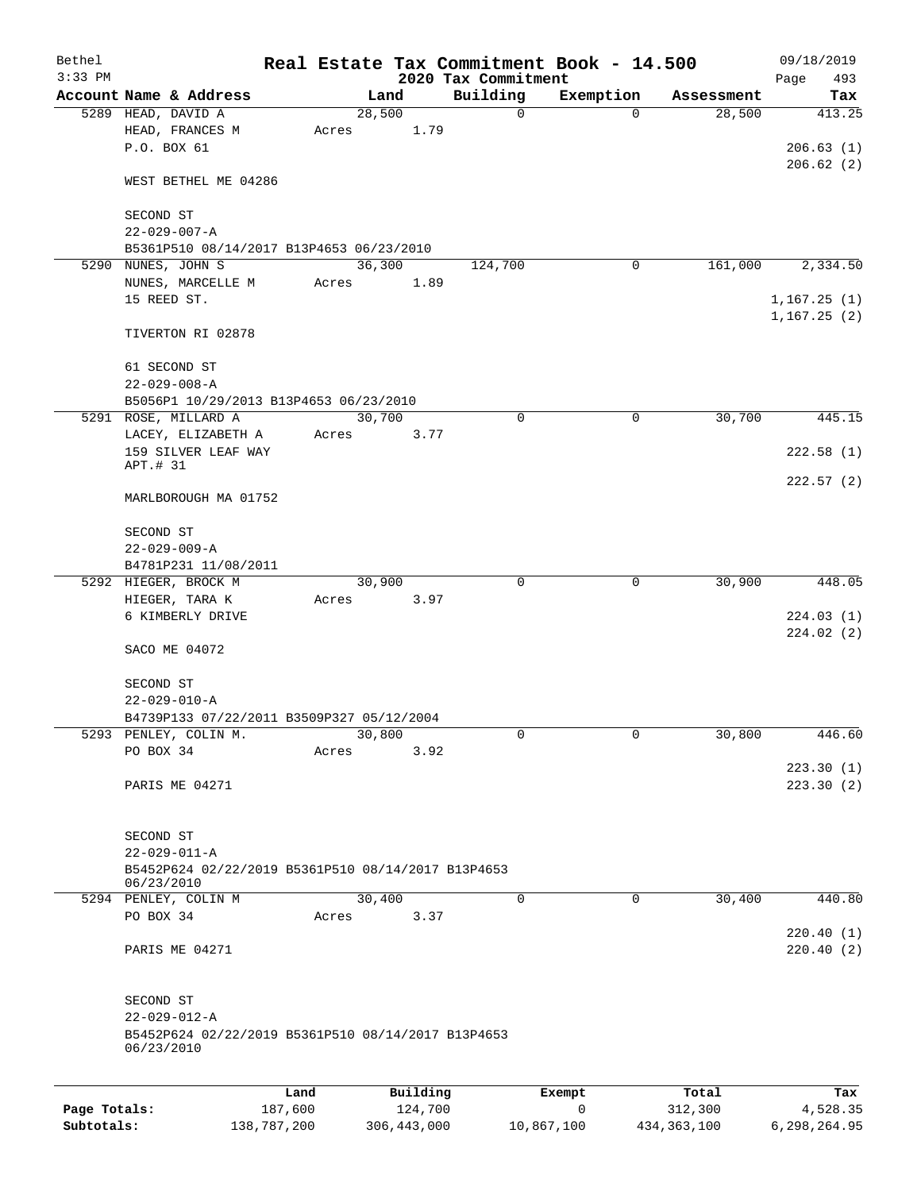# Real Estate Tax Commitment Book - 14.500

Bethel 3:33 PM — 2020 Tax Commitment — 09/18/2019

| Account Name & Address | Land | Building | Exemption | Assessment | Tax |
|---|---|---|---|---|---|
| 5289 HEAD, DAVID A | 28,500 | 0 | 0 | 28,500 | 413.25 |
| HEAD, FRANCES M | Acres 1.79 | | | | |
| P.O. BOX 61 | | | | | 206.63 (1) |
| | | | | | 206.62 (2) |
| WEST BETHEL ME 04286 | | | | | |
| SECOND ST | | | | | |
| 22-029-007-A | | | | | |
| B5361P510 08/14/2017 B13P4653 06/23/2010 | | | | | |
| 5290 NUNES, JOHN S | 36,300 | 124,700 | 0 | 161,000 | 2,334.50 |
| NUNES, MARCELLE M | Acres 1.89 | | | | |
| 15 REED ST. | | | | | 1,167.25 (1) |
| | | | | | 1,167.25 (2) |
| TIVERTON RI 02878 | | | | | |
| 61 SECOND ST | | | | | |
| 22-029-008-A | | | | | |
| B5056P1 10/29/2013 B13P4653 06/23/2010 | | | | | |
| 5291 ROSE, MILLARD A | 30,700 | 0 | 0 | 30,700 | 445.15 |
| LACEY, ELIZABETH A | Acres 3.77 | | | | |
| 159 SILVER LEAF WAY | | | | | 222.58 (1) |
| APT.# 31 | | | | | 222.57 (2) |
| MARLBOROUGH MA 01752 | | | | | |
| SECOND ST | | | | | |
| 22-029-009-A | | | | | |
| B4781P231 11/08/2011 | | | | | |
| 5292 HIEGER, BROCK M | 30,900 | 0 | 0 | 30,900 | 448.05 |
| HIEGER, TARA K | Acres 3.97 | | | | |
| 6 KIMBERLY DRIVE | | | | | 224.03 (1) |
| | | | | | 224.02 (2) |
| SACO ME 04072 | | | | | |
| SECOND ST | | | | | |
| 22-029-010-A | | | | | |
| B4739P133 07/22/2011 B3509P327 05/12/2004 | | | | | |
| 5293 PENLEY, COLIN M. | 30,800 | 0 | 0 | 30,800 | 446.60 |
| PO BOX 34 | Acres 3.92 | | | | |
| | | | | | 223.30 (1) |
| PARIS ME 04271 | | | | | 223.30 (2) |
| SECOND ST | | | | | |
| 22-029-011-A | | | | | |
| B5452P624 02/22/2019 B5361P510 08/14/2017 B13P4653 06/23/2010 | | | | | |
| 5294 PENLEY, COLIN M | 30,400 | 0 | 0 | 30,400 | 440.80 |
| PO BOX 34 | Acres 3.37 | | | | |
| | | | | | 220.40 (1) |
| PARIS ME 04271 | | | | | 220.40 (2) |
| SECOND ST | | | | | |
| 22-029-012-A | | | | | |
| B5452P624 02/22/2019 B5361P510 08/14/2017 B13P4653 06/23/2010 | | | | | |

| | Land | Building | Exempt | Total | Tax |
|---|---|---|---|---|---|
| Page Totals: | 187,600 | 124,700 | 0 | 312,300 | 4,528.35 |
| Subtotals: | 138,787,200 | 306,443,000 | 10,867,100 | 434,363,100 | 6,298,264.95 |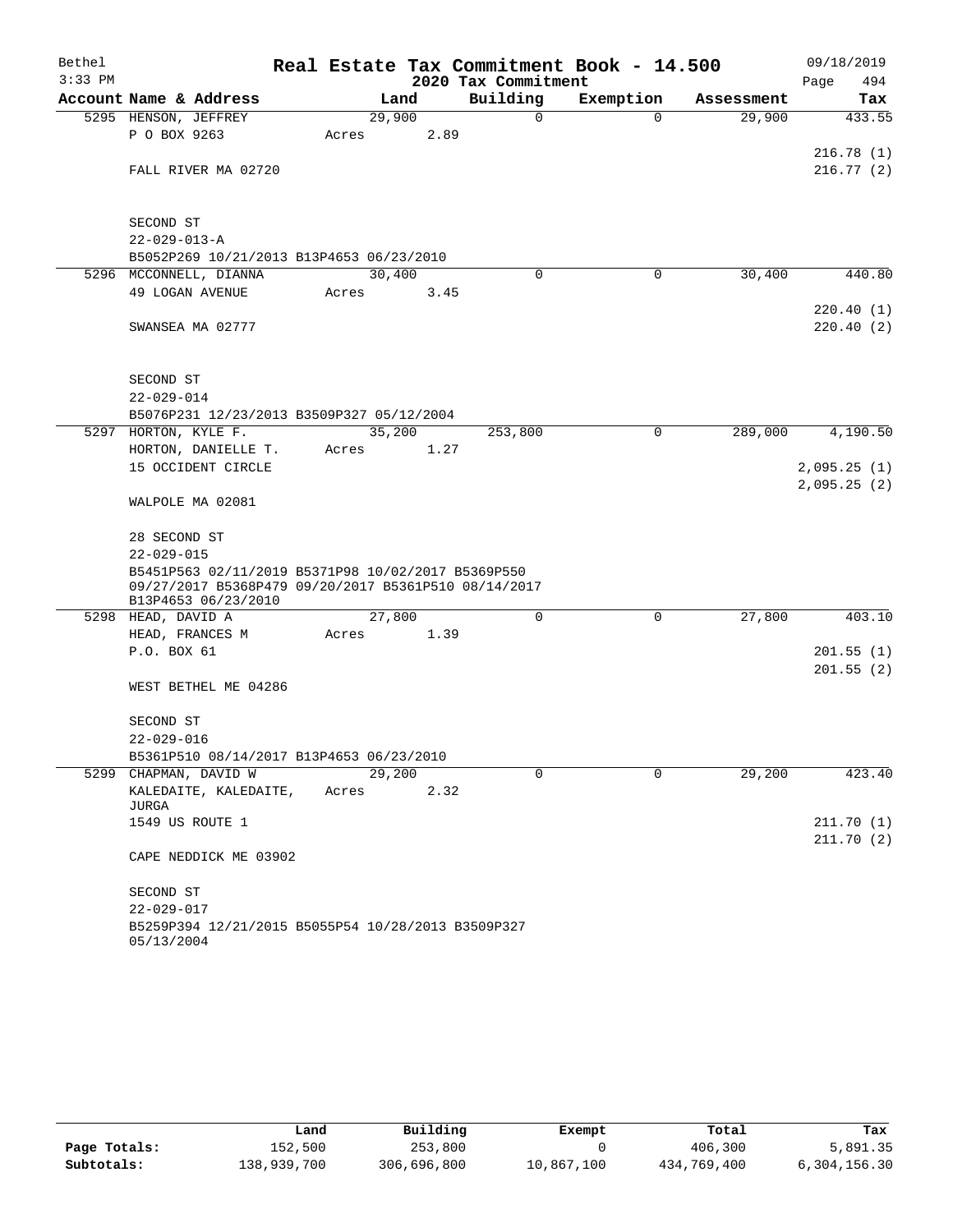Bethel 3:33 PM

# Real Estate Tax Commitment Book - 14.500

## 2020 Tax Commitment

09/18/2019 Page 494

| Account Name & Address | Land | Building | Exemption | Assessment | Tax |
|---|---|---|---|---|---|
| 5295 HENSON, JEFFREY | 29,900 | 0 | 0 | 29,900 | 433.55 |
| P O BOX 9263 | Acres 2.89 | | | | |
| | | | | | 216.78 (1) |
| FALL RIVER MA 02720 | | | | | 216.77 (2) |
| SECOND ST | | | | | |
| 22-029-013-A | | | | | |
| B5052P269 10/21/2013 B13P4653 06/23/2010 | | | | | |
| 5296 MCCONNELL, DIANNA | 30,400 | 0 | 0 | 30,400 | 440.80 |
| 49 LOGAN AVENUE | Acres 3.45 | | | | |
| | | | | | 220.40 (1) |
| SWANSEA MA 02777 | | | | | 220.40 (2) |
| SECOND ST | | | | | |
| 22-029-014 | | | | | |
| B5076P231 12/23/2013 B3509P327 05/12/2004 | | | | | |
| 5297 HORTON, KYLE F. | 35,200 | 253,800 | 0 | 289,000 | 4,190.50 |
| HORTON, DANIELLE T. | Acres 1.27 | | | | |
| 15 OCCIDENT CIRCLE | | | | | 2,095.25 (1) |
| | | | | | 2,095.25 (2) |
| WALPOLE MA 02081 | | | | | |
| 28 SECOND ST | | | | | |
| 22-029-015 | | | | | |
| B5451P563 02/11/2019 B5371P98 10/02/2017 B5369P550 09/27/2017 B5368P479 09/20/2017 B5361P510 08/14/2017 B13P4653 06/23/2010 | | | | | |
| 5298 HEAD, DAVID A | 27,800 | 0 | 0 | 27,800 | 403.10 |
| HEAD, FRANCES M | Acres 1.39 | | | | |
| P.O. BOX 61 | | | | | 201.55 (1) |
| | | | | | 201.55 (2) |
| WEST BETHEL ME 04286 | | | | | |
| SECOND ST | | | | | |
| 22-029-016 | | | | | |
| B5361P510 08/14/2017 B13P4653 06/23/2010 | | | | | |
| 5299 CHAPMAN, DAVID W | 29,200 | 0 | 0 | 29,200 | 423.40 |
| KALEDAITE, KALEDAITE, JURGA | Acres 2.32 | | | | |
| 1549 US ROUTE 1 | | | | | 211.70 (1) |
| | | | | | 211.70 (2) |
| CAPE NEDDICK ME 03902 | | | | | |
| SECOND ST | | | | | |
| 22-029-017 | | | | | |
| B5259P394 12/21/2015 B5055P54 10/28/2013 B3509P327 05/13/2004 | | | | | |

| | Land | Building | Exempt | Total | Tax |
|---|---|---|---|---|---|
| Page Totals: | 152,500 | 253,800 | 0 | 406,300 | 5,891.35 |
| Subtotals: | 138,939,700 | 306,696,800 | 10,867,100 | 434,769,400 | 6,304,156.30 |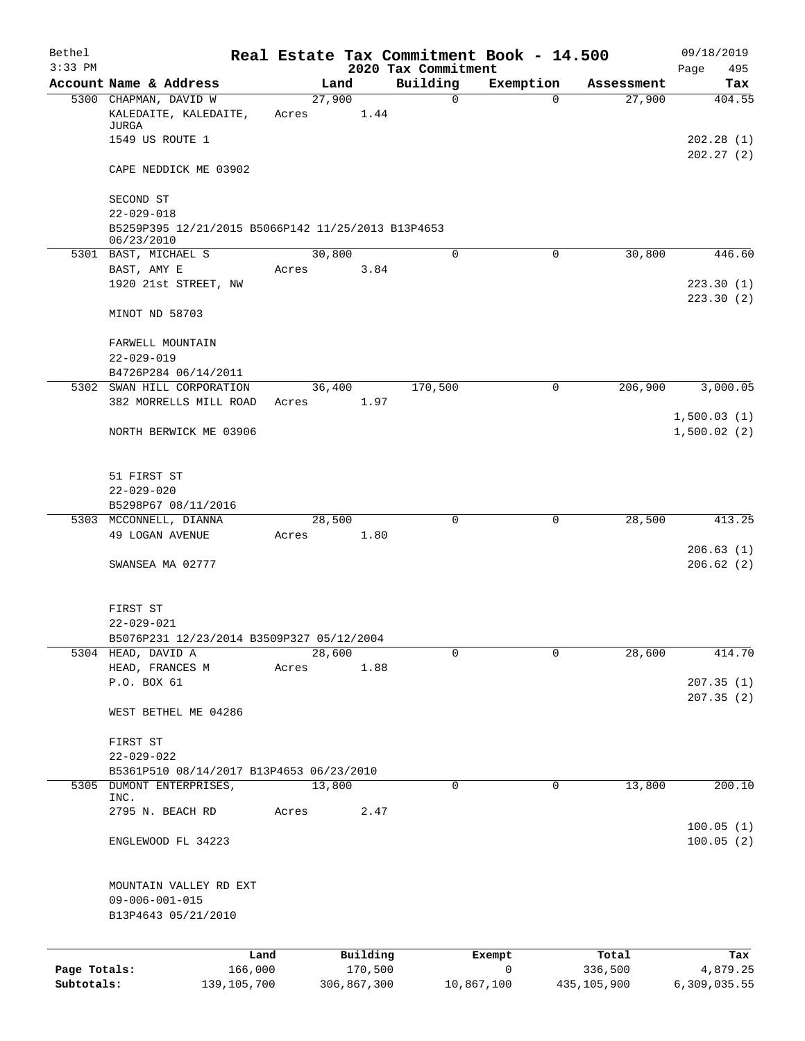# Real Estate Tax Commitment Book - 14.500

## 2020 Tax Commitment

Bethel 3:33 PM — 09/18/2019

| Account Name & Address | Land | Building | Exemption | Assessment | Tax |
|---|---|---|---|---|---|
| 5300 CHAPMAN, DAVID W | 27,900 | 0 | 0 | 27,900 | 404.55 |
| KALEDAITE, KALEDAITE, JURGA | Acres 1.44 | | | | |
| 1549 US ROUTE 1 | | | | | 202.28 (1) |
| | | | | | 202.27 (2) |
| CAPE NEDDICK ME 03902 | | | | | |
| SECOND ST | | | | | |
| 22-029-018 | | | | | |
| B5259P395 12/21/2015 B5066P142 11/25/2013 B13P4653 06/23/2010 | | | | | |
| 5301 BAST, MICHAEL S | 30,800 | 0 | 0 | 30,800 | 446.60 |
| BAST, AMY E | Acres 3.84 | | | | |
| 1920 21st STREET, NW | | | | | 223.30 (1) |
| | | | | | 223.30 (2) |
| MINOT ND 58703 | | | | | |
| FARWELL MOUNTAIN | | | | | |
| 22-029-019 | | | | | |
| B4726P284 06/14/2011 | | | | | |
| 5302 SWAN HILL CORPORATION | 36,400 | 170,500 | 0 | 206,900 | 3,000.05 |
| 382 MORRELLS MILL ROAD | Acres 1.97 | | | | |
| | | | | | 1,500.03 (1) |
| NORTH BERWICK ME 03906 | | | | | 1,500.02 (2) |
| 51 FIRST ST | | | | | |
| 22-029-020 | | | | | |
| B5298P67 08/11/2016 | | | | | |
| 5303 MCCONNELL, DIANNA | 28,500 | 0 | 0 | 28,500 | 413.25 |
| 49 LOGAN AVENUE | Acres 1.80 | | | | |
| | | | | | 206.63 (1) |
| SWANSEA MA 02777 | | | | | 206.62 (2) |
| FIRST ST | | | | | |
| 22-029-021 | | | | | |
| B5076P231 12/23/2014 B3509P327 05/12/2004 | | | | | |
| 5304 HEAD, DAVID A | 28,600 | 0 | 0 | 28,600 | 414.70 |
| HEAD, FRANCES M | Acres 1.88 | | | | |
| P.O. BOX 61 | | | | | 207.35 (1) |
| | | | | | 207.35 (2) |
| WEST BETHEL ME 04286 | | | | | |
| FIRST ST | | | | | |
| 22-029-022 | | | | | |
| B5361P510 08/14/2017 B13P4653 06/23/2010 | | | | | |
| 5305 DUMONT ENTERPRISES, INC. | 13,800 | 0 | 0 | 13,800 | 200.10 |
| 2795 N. BEACH RD | Acres 2.47 | | | | |
| | | | | | 100.05 (1) |
| ENGLEWOOD FL 34223 | | | | | 100.05 (2) |
| MOUNTAIN VALLEY RD EXT | | | | | |
| 09-006-001-015 | | | | | |
| B13P4643 05/21/2010 | | | | | |

| | Land | Building | Exempt | Total | Tax |
|---|---|---|---|---|---|
| Page Totals: | 166,000 | 170,500 | 0 | 336,500 | 4,879.25 |
| Subtotals: | 139,105,700 | 306,867,300 | 10,867,100 | 435,105,900 | 6,309,035.55 |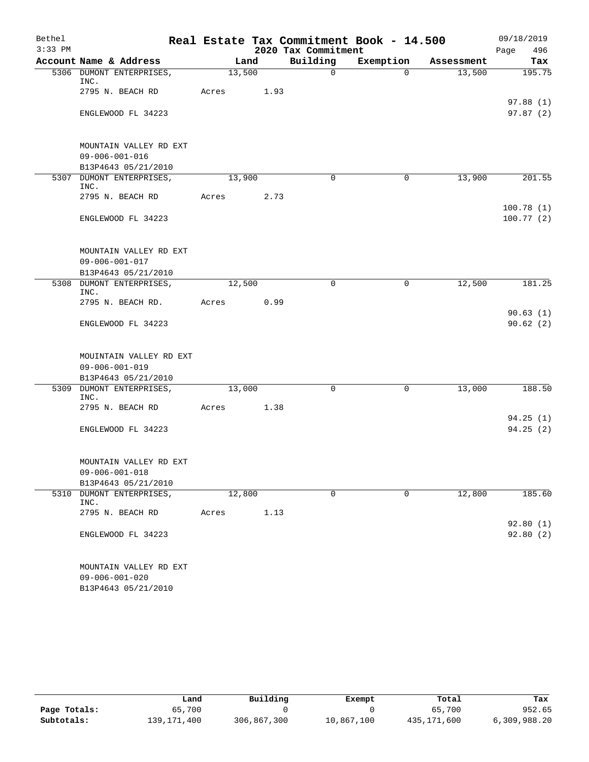Bethel 3:33 PM

# Real Estate Tax Commitment Book - 14.500

2020 Tax Commitment

09/18/2019

| Account | Name & Address | Land | Building | Exemption | Assessment | Tax |
|---|---|---|---|---|---|---|
| 5306 | DUMONT ENTERPRISES, INC. | 13,500 | 0 | 0 | 13,500 | 195.75 |
| | 2795 N. BEACH RD | Acres 1.93 | | | | 97.88 (1) |
| | ENGLEWOOD FL 34223 | | | | | 97.87 (2) |
| | MOUNTAIN VALLEY RD EXT | | | | | |
| | 09-006-001-016 | | | | | |
| | B13P4643 05/21/2010 | | | | | |
| 5307 | DUMONT ENTERPRISES, INC. | 13,900 | 0 | 0 | 13,900 | 201.55 |
| | 2795 N. BEACH RD | Acres 2.73 | | | | 100.78 (1) |
| | ENGLEWOOD FL 34223 | | | | | 100.77 (2) |
| | MOUNTAIN VALLEY RD EXT | | | | | |
| | 09-006-001-017 | | | | | |
| | B13P4643 05/21/2010 | | | | | |
| 5308 | DUMONT ENTERPRISES, INC. | 12,500 | 0 | 0 | 12,500 | 181.25 |
| | 2795 N. BEACH RD. | Acres 0.99 | | | | 90.63 (1) |
| | ENGLEWOOD FL 34223 | | | | | 90.62 (2) |
| | MOUINTAIN VALLEY RD EXT | | | | | |
| | 09-006-001-019 | | | | | |
| | B13P4643 05/21/2010 | | | | | |
| 5309 | DUMONT ENTERPRISES, INC. | 13,000 | 0 | 0 | 13,000 | 188.50 |
| | 2795 N. BEACH RD | Acres 1.38 | | | | 94.25 (1) |
| | ENGLEWOOD FL 34223 | | | | | 94.25 (2) |
| | MOUNTAIN VALLEY RD EXT | | | | | |
| | 09-006-001-018 | | | | | |
| | B13P4643 05/21/2010 | | | | | |
| 5310 | DUMONT ENTERPRISES, INC. | 12,800 | 0 | 0 | 12,800 | 185.60 |
| | 2795 N. BEACH RD | Acres 1.13 | | | | 92.80 (1) |
| | ENGLEWOOD FL 34223 | | | | | 92.80 (2) |
| | MOUNTAIN VALLEY RD EXT | | | | | |
| | 09-006-001-020 | | | | | |
| | B13P4643 05/21/2010 | | | | | |

| | Land | Building | Exempt | Total | Tax |
|---|---|---|---|---|---|
| Page Totals: | 65,700 | 0 | 0 | 65,700 | 952.65 |
| Subtotals: | 139,171,400 | 306,867,300 | 10,867,100 | 435,171,600 | 6,309,988.20 |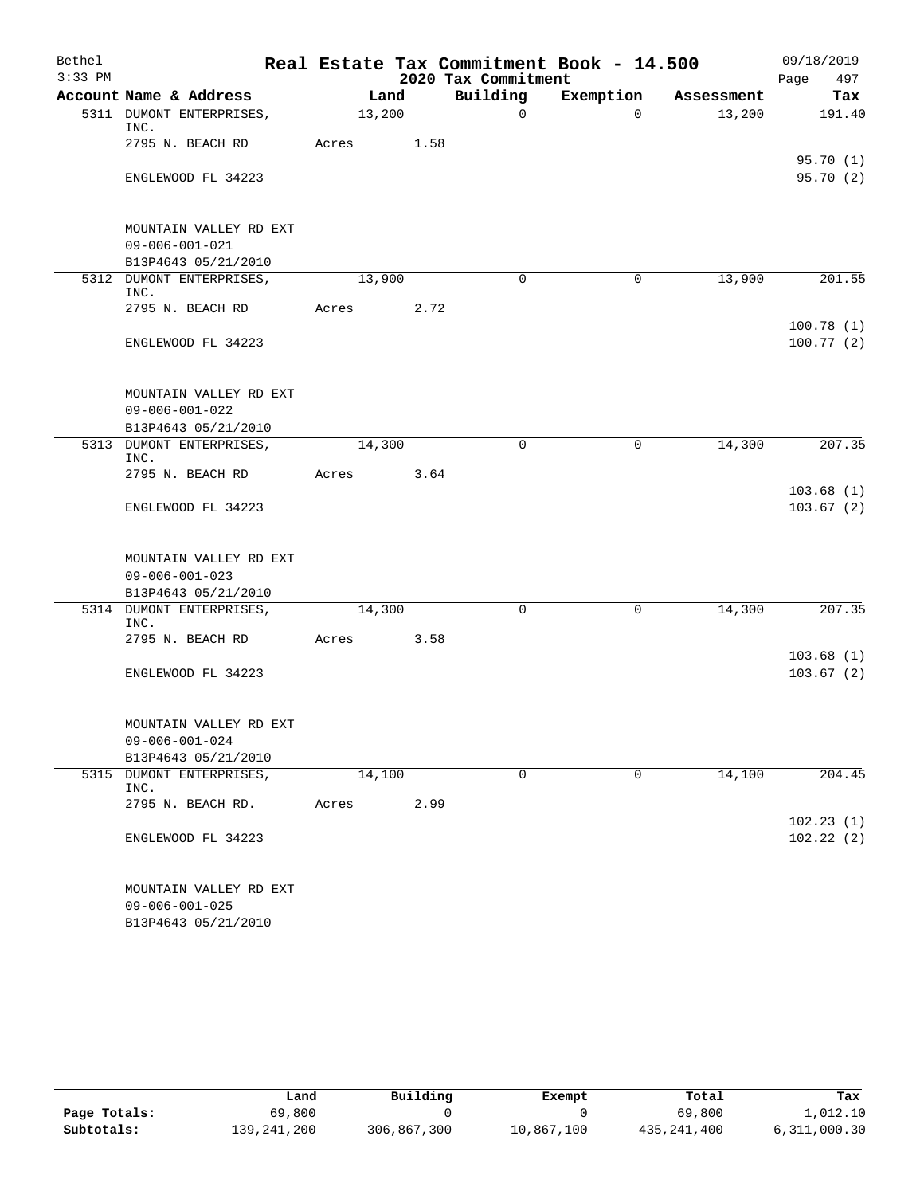# Real Estate Tax Commitment Book - 14.500

Bethel — 3:33 PM — 2020 Tax Commitment — 09/18/2019

| Account Name & Address | Land | Building | Exemption | Assessment | Tax |
|---|---|---|---|---|---|
| 5311 DUMONT ENTERPRISES, INC. | 13,200 | 0 | 0 | 13,200 | 191.40 |
| 2795 N. BEACH RD | Acres 1.58 | | | | |
| | | | | | 95.70 (1) |
| ENGLEWOOD FL 34223 | | | | | 95.70 (2) |
| MOUNTAIN VALLEY RD EXT | | | | | |
| 09-006-001-021 | | | | | |
| B13P4643 05/21/2010 | | | | | |
| 5312 DUMONT ENTERPRISES, INC. | 13,900 | 0 | 0 | 13,900 | 201.55 |
| 2795 N. BEACH RD | Acres 2.72 | | | | |
| | | | | | 100.78 (1) |
| ENGLEWOOD FL 34223 | | | | | 100.77 (2) |
| MOUNTAIN VALLEY RD EXT | | | | | |
| 09-006-001-022 | | | | | |
| B13P4643 05/21/2010 | | | | | |
| 5313 DUMONT ENTERPRISES, INC. | 14,300 | 0 | 0 | 14,300 | 207.35 |
| 2795 N. BEACH RD | Acres 3.64 | | | | |
| | | | | | 103.68 (1) |
| ENGLEWOOD FL 34223 | | | | | 103.67 (2) |
| MOUNTAIN VALLEY RD EXT | | | | | |
| 09-006-001-023 | | | | | |
| B13P4643 05/21/2010 | | | | | |
| 5314 DUMONT ENTERPRISES, INC. | 14,300 | 0 | 0 | 14,300 | 207.35 |
| 2795 N. BEACH RD | Acres 3.58 | | | | |
| | | | | | 103.68 (1) |
| ENGLEWOOD FL 34223 | | | | | 103.67 (2) |
| MOUNTAIN VALLEY RD EXT | | | | | |
| 09-006-001-024 | | | | | |
| B13P4643 05/21/2010 | | | | | |
| 5315 DUMONT ENTERPRISES, INC. | 14,100 | 0 | 0 | 14,100 | 204.45 |
| 2795 N. BEACH RD. | Acres 2.99 | | | | |
| | | | | | 102.23 (1) |
| ENGLEWOOD FL 34223 | | | | | 102.22 (2) |
| MOUNTAIN VALLEY RD EXT | | | | | |
| 09-006-001-025 | | | | | |
| B13P4643 05/21/2010 | | | | | |

| | Land | Building | Exempt | Total | Tax |
|---|---|---|---|---|---|
| Page Totals: | 69,800 | 0 | 0 | 69,800 | 1,012.10 |
| Subtotals: | 139,241,200 | 306,867,300 | 10,867,100 | 435,241,400 | 6,311,000.30 |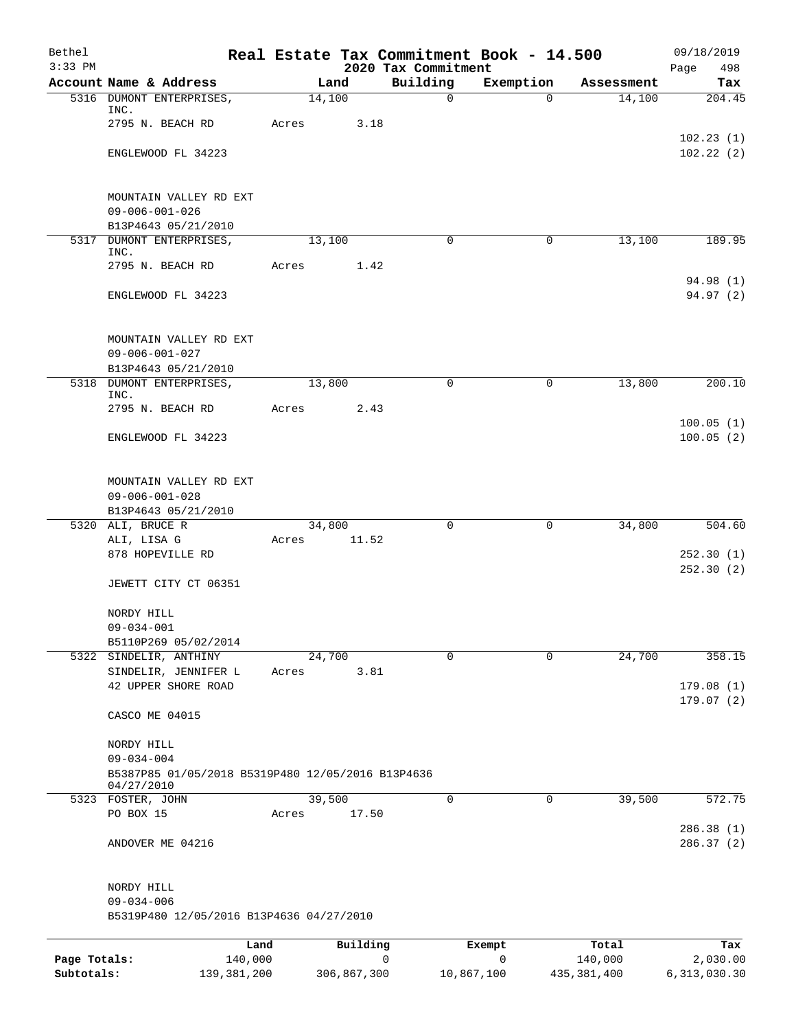# Real Estate Tax Commitment Book - 14.500

Bethel
3:33 PM

2020 Tax Commitment

09/18/2019
Page 498

| Account Name & Address | Land | Building | Exemption | Assessment | Tax |
|---|---|---|---|---|---|
| 5316 DUMONT ENTERPRISES, INC. | 14,100 | 0 | 0 | 14,100 | 204.45 |
| 2795 N. BEACH RD | Acres 3.18 | | | | |
| | | | | | 102.23 (1) |
| ENGLEWOOD FL 34223 | | | | | 102.22 (2) |
| MOUNTAIN VALLEY RD EXT | | | | | |
| 09-006-001-026 | | | | | |
| B13P4643 05/21/2010 | | | | | |
| 5317 DUMONT ENTERPRISES, INC. | 13,100 | 0 | 0 | 13,100 | 189.95 |
| 2795 N. BEACH RD | Acres 1.42 | | | | |
| | | | | | 94.98 (1) |
| ENGLEWOOD FL 34223 | | | | | 94.97 (2) |
| MOUNTAIN VALLEY RD EXT | | | | | |
| 09-006-001-027 | | | | | |
| B13P4643 05/21/2010 | | | | | |
| 5318 DUMONT ENTERPRISES, INC. | 13,800 | 0 | 0 | 13,800 | 200.10 |
| 2795 N. BEACH RD | Acres 2.43 | | | | |
| | | | | | 100.05 (1) |
| ENGLEWOOD FL 34223 | | | | | 100.05 (2) |
| MOUNTAIN VALLEY RD EXT | | | | | |
| 09-006-001-028 | | | | | |
| B13P4643 05/21/2010 | | | | | |
| 5320 ALI, BRUCE R | 34,800 | 0 | 0 | 34,800 | 504.60 |
| ALI, LISA G | Acres 11.52 | | | | |
| 878 HOPEVILLE RD | | | | | 252.30 (1) |
| | | | | | 252.30 (2) |
| JEWETT CITY CT 06351 | | | | | |
| NORDY HILL | | | | | |
| 09-034-001 | | | | | |
| B5110P269 05/02/2014 | | | | | |
| 5322 SINDELIR, ANTHINY | 24,700 | 0 | 0 | 24,700 | 358.15 |
| SINDELIR, JENNIFER L | Acres 3.81 | | | | |
| 42 UPPER SHORE ROAD | | | | | 179.08 (1) |
| | | | | | 179.07 (2) |
| CASCO ME 04015 | | | | | |
| NORDY HILL | | | | | |
| 09-034-004 | | | | | |
| B5387P85 01/05/2018 B5319P480 12/05/2016 B13P4636 04/27/2010 | | | | | |
| 5323 FOSTER, JOHN | 39,500 | 0 | 0 | 39,500 | 572.75 |
| PO BOX 15 | Acres 17.50 | | | | |
| | | | | | 286.38 (1) |
| ANDOVER ME 04216 | | | | | 286.37 (2) |
| NORDY HILL | | | | | |
| 09-034-006 | | | | | |
| B5319P480 12/05/2016 B13P4636 04/27/2010 | | | | | |

| | Land | Building | Exempt | Total | Tax |
|---|---|---|---|---|---|
| Page Totals: | 140,000 | 0 | 0 | 140,000 | 2,030.00 |
| Subtotals: | 139,381,200 | 306,867,300 | 10,867,100 | 435,381,400 | 6,313,030.30 |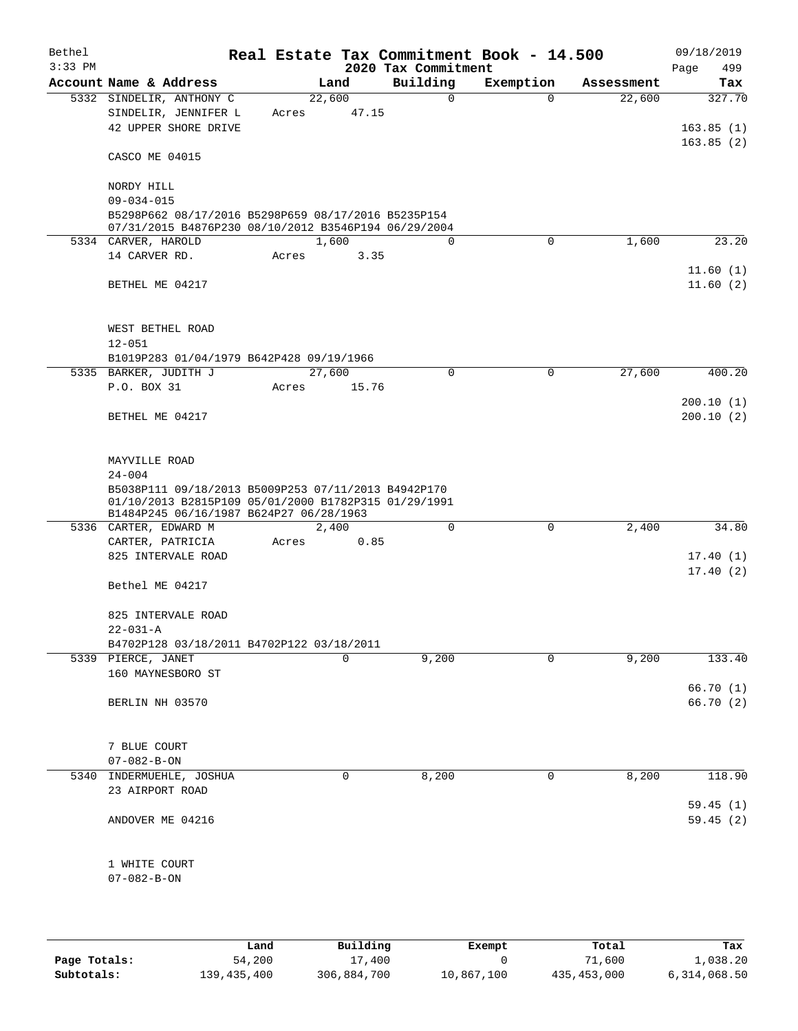Bethel 3:33 PM

# Real Estate Tax Commitment Book - 14.500

## 2020 Tax Commitment

09/18/2019 Page 499

| Account Name & Address | Land | Building | Exemption | Assessment | Tax |
|---|---|---|---|---|---|
| 5332 SINDELIR, ANTHONY C | 22,600 | 0 | 0 | 22,600 | 327.70 |
| SINDELIR, JENNIFER L | Acres 47.15 | | | | |
| 42 UPPER SHORE DRIVE | | | | | 163.85 (1) |
| | | | | | 163.85 (2) |
| CASCO ME 04015 | | | | | |
| NORDY HILL | | | | | |
| 09-034-015 | | | | | |
| B5298P662 08/17/2016 B5298P659 08/17/2016 B5235P154 07/31/2015 B4876P230 08/10/2012 B3546P194 06/29/2004 | | | | | |
| 5334 CARVER, HAROLD | 1,600 | 0 | 0 | 1,600 | 23.20 |
| 14 CARVER RD. | Acres 3.35 | | | | |
| | | | | | 11.60 (1) |
| BETHEL ME 04217 | | | | | 11.60 (2) |
| WEST BETHEL ROAD | | | | | |
| 12-051 | | | | | |
| B1019P283 01/04/1979 B642P428 09/19/1966 | | | | | |
| 5335 BARKER, JUDITH J | 27,600 | 0 | 0 | 27,600 | 400.20 |
| P.O. BOX 31 | Acres 15.76 | | | | |
| | | | | | 200.10 (1) |
| BETHEL ME 04217 | | | | | 200.10 (2) |
| MAYVILLE ROAD | | | | | |
| 24-004 | | | | | |
| B5038P111 09/18/2013 B5009P253 07/11/2013 B4942P170 01/10/2013 B2815P109 05/01/2000 B1782P315 01/29/1991 B1484P245 06/16/1987 B624P27 06/28/1963 | | | | | |
| 5336 CARTER, EDWARD M | 2,400 | 0 | 0 | 2,400 | 34.80 |
| CARTER, PATRICIA | Acres 0.85 | | | | |
| 825 INTERVALE ROAD | | | | | 17.40 (1) |
| | | | | | 17.40 (2) |
| Bethel ME 04217 | | | | | |
| 825 INTERVALE ROAD | | | | | |
| 22-031-A | | | | | |
| B4702P128 03/18/2011 B4702P122 03/18/2011 | | | | | |
| 5339 PIERCE, JANET | 0 | 9,200 | 0 | 9,200 | 133.40 |
| 160 MAYNESBORO ST | | | | | |
| | | | | | 66.70 (1) |
| BERLIN NH 03570 | | | | | 66.70 (2) |
| 7 BLUE COURT | | | | | |
| 07-082-B-ON | | | | | |
| 5340 INDERMUEHLE, JOSHUA | 0 | 8,200 | 0 | 8,200 | 118.90 |
| 23 AIRPORT ROAD | | | | | |
| | | | | | 59.45 (1) |
| ANDOVER ME 04216 | | | | | 59.45 (2) |
| 1 WHITE COURT | | | | | |
| 07-082-B-ON | | | | | |

| | Land | Building | Exempt | Total | Tax |
|---|---|---|---|---|---|
| Page Totals: | 54,200 | 17,400 | 0 | 71,600 | 1,038.20 |
| Subtotals: | 139,435,400 | 306,884,700 | 10,867,100 | 435,453,000 | 6,314,068.50 |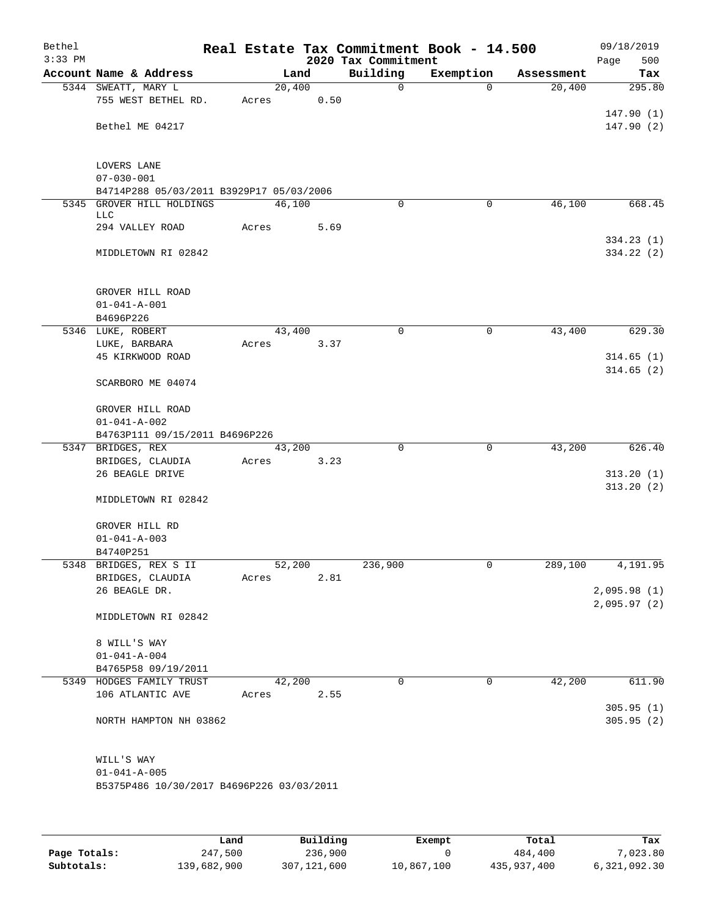Bethel
3:33 PM

# Real Estate Tax Commitment Book - 14.500

## 2020 Tax Commitment

09/18/2019

| Account | Name & Address | Land | Building | Exemption | Assessment | Tax |
|---|---|---|---|---|---|---|
| 5344 | SWEATT, MARY L<br>755 WEST BETHEL RD.<br>Bethel ME 04217<br><br>LOVERS LANE<br>07-030-001<br>B4714P288 05/03/2011 B3929P17 05/03/2006 | 20,400<br>Acres 0.50 | 0 | 0 | 20,400 | 295.80<br>147.90 (1)<br>147.90 (2) |
| 5345 | GROVER HILL HOLDINGS LLC<br>294 VALLEY ROAD<br>MIDDLETOWN RI 02842<br><br>GROVER HILL ROAD<br>01-041-A-001<br>B4696P226 | 46,100<br>Acres 5.69 | 0 | 0 | 46,100 | 668.45<br>334.23 (1)<br>334.22 (2) |
| 5346 | LUKE, ROBERT<br>LUKE, BARBARA<br>45 KIRKWOOD ROAD<br>SCARBORO ME 04074<br><br>GROVER HILL ROAD<br>01-041-A-002<br>B4763P111 09/15/2011 B4696P226 | 43,400<br>Acres 3.37 | 0 | 0 | 43,400 | 629.30<br>314.65 (1)<br>314.65 (2) |
| 5347 | BRIDGES, REX<br>BRIDGES, CLAUDIA<br>26 BEAGLE DRIVE<br>MIDDLETOWN RI 02842<br><br>GROVER HILL RD<br>01-041-A-003<br>B4740P251 | 43,200<br>Acres 3.23 | 0 | 0 | 43,200 | 626.40<br>313.20 (1)<br>313.20 (2) |
| 5348 | BRIDGES, REX S II<br>BRIDGES, CLAUDIA<br>26 BEAGLE DR.<br>MIDDLETOWN RI 02842<br><br>8 WILL'S WAY<br>01-041-A-004<br>B4765P58 09/19/2011 | 52,200<br>Acres 2.81 | 236,900 | 0 | 289,100 | 4,191.95<br>2,095.98 (1)<br>2,095.97 (2) |
| 5349 | HODGES FAMILY TRUST<br>106 ATLANTIC AVE<br>NORTH HAMPTON NH 03862<br><br>WILL'S WAY<br>01-041-A-005<br>B5375P486 10/30/2017 B4696P226 03/03/2011 | 42,200<br>Acres 2.55 | 0 | 0 | 42,200 | 611.90<br>305.95 (1)<br>305.95 (2) |

| | Land | Building | Exempt | Total | Tax |
|---|---|---|---|---|---|
| Page Totals: | 247,500 | 236,900 | 0 | 484,400 | 7,023.80 |
| Subtotals: | 139,682,900 | 307,121,600 | 10,867,100 | 435,937,400 | 6,321,092.30 |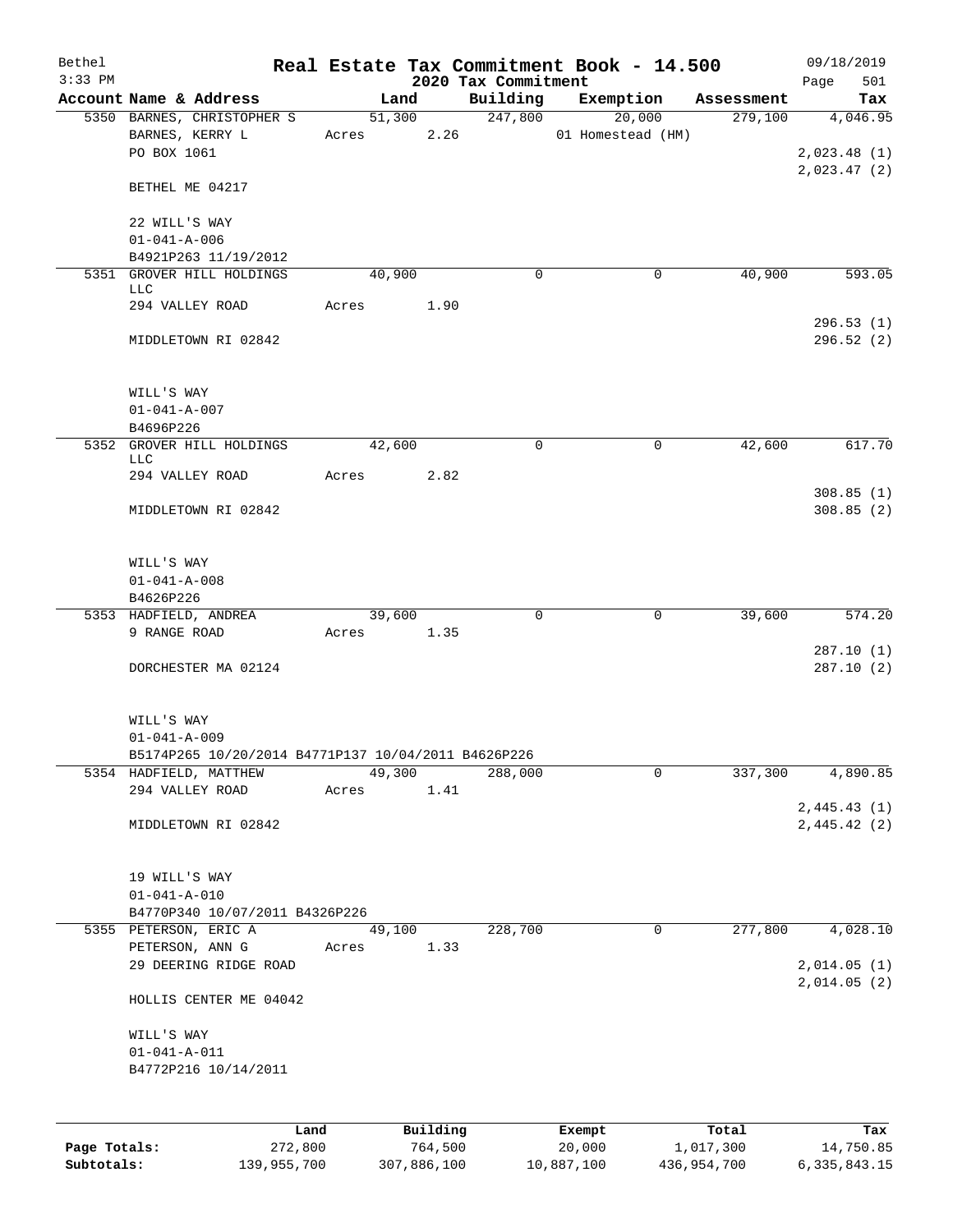# Real Estate Tax Commitment Book - 14.500

Bethel
3:33 PM

2020 Tax Commitment

09/18/2019

| Account Name & Address | Land | Building | Exemption | Assessment | Tax |
|---|---|---|---|---|---|
| 5350 BARNES, CHRISTOPHER S | 51,300 | 247,800 | 20,000 | 279,100 | 4,046.95 |
| BARNES, KERRY L | Acres 2.26 | | 01 Homestead (HM) | | |
| PO BOX 1061 | | | | | 2,023.48 (1) |
| | | | | | 2,023.47 (2) |
| BETHEL ME 04217 | | | | | |
| 22 WILL'S WAY | | | | | |
| 01-041-A-006 | | | | | |
| B4921P263 11/19/2012 | | | | | |
| 5351 GROVER HILL HOLDINGS LLC | 40,900 | 0 | 0 | 40,900 | 593.05 |
| 294 VALLEY ROAD | Acres 1.90 | | | | |
| | | | | | 296.53 (1) |
| MIDDLETOWN RI 02842 | | | | | 296.52 (2) |
| WILL'S WAY | | | | | |
| 01-041-A-007 | | | | | |
| B4696P226 | | | | | |
| 5352 GROVER HILL HOLDINGS LLC | 42,600 | 0 | 0 | 42,600 | 617.70 |
| 294 VALLEY ROAD | Acres 2.82 | | | | |
| | | | | | 308.85 (1) |
| MIDDLETOWN RI 02842 | | | | | 308.85 (2) |
| WILL'S WAY | | | | | |
| 01-041-A-008 | | | | | |
| B4626P226 | | | | | |
| 5353 HADFIELD, ANDREA | 39,600 | 0 | 0 | 39,600 | 574.20 |
| 9 RANGE ROAD | Acres 1.35 | | | | |
| | | | | | 287.10 (1) |
| DORCHESTER MA 02124 | | | | | 287.10 (2) |
| WILL'S WAY | | | | | |
| 01-041-A-009 | | | | | |
| B5174P265 10/20/2014 B4771P137 10/04/2011 B4626P226 | | | | | |
| 5354 HADFIELD, MATTHEW | 49,300 | 288,000 | 0 | 337,300 | 4,890.85 |
| 294 VALLEY ROAD | Acres 1.41 | | | | |
| | | | | | 2,445.43 (1) |
| MIDDLETOWN RI 02842 | | | | | 2,445.42 (2) |
| 19 WILL'S WAY | | | | | |
| 01-041-A-010 | | | | | |
| B4770P340 10/07/2011 B4326P226 | | | | | |
| 5355 PETERSON, ERIC A | 49,100 | 228,700 | 0 | 277,800 | 4,028.10 |
| PETERSON, ANN G | Acres 1.33 | | | | |
| 29 DEERING RIDGE ROAD | | | | | 2,014.05 (1) |
| | | | | | 2,014.05 (2) |
| HOLLIS CENTER ME 04042 | | | | | |
| WILL'S WAY | | | | | |
| 01-041-A-011 | | | | | |
| B4772P216 10/14/2011 | | | | | |

| | Land | Building | Exempt | Total | Tax |
|---|---|---|---|---|---|
| Page Totals: | 272,800 | 764,500 | 20,000 | 1,017,300 | 14,750.85 |
| Subtotals: | 139,955,700 | 307,886,100 | 10,887,100 | 436,954,700 | 6,335,843.15 |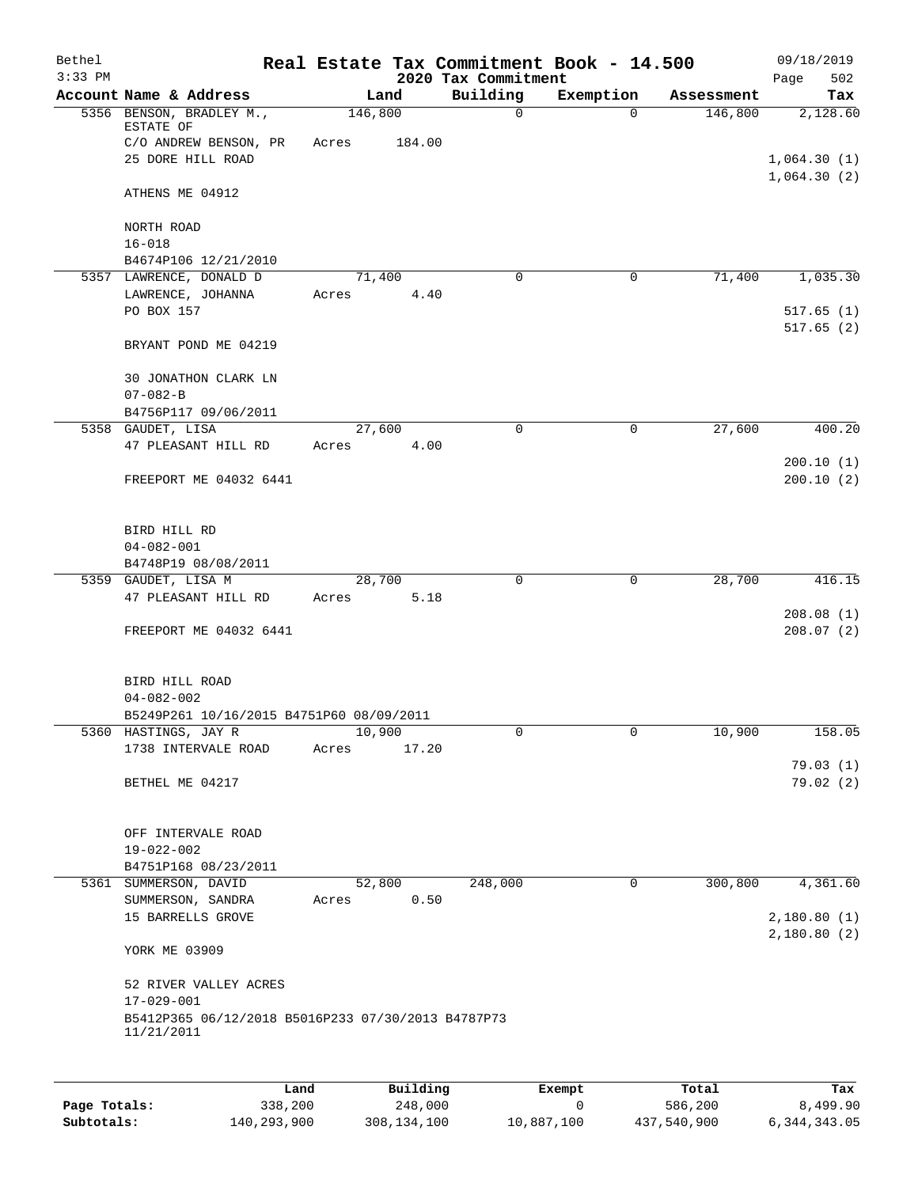# Real Estate Tax Commitment Book - 14.500

Bethel
3:33 PM

2020 Tax Commitment

09/18/2019
Page 502

| Account Name & Address | Land | Building | Exemption | Assessment | Tax |
|---|---|---|---|---|---|
| 5356 BENSON, BRADLEY M., ESTATE OF | 146,800 | 0 | 0 | 146,800 | 2,128.60 |
| C/O ANDREW BENSON, PR | Acres 184.00 | | | | |
| 25 DORE HILL ROAD | | | | | 1,064.30 (1) |
| | | | | | 1,064.30 (2) |
| ATHENS ME 04912 | | | | | |
| NORTH ROAD | | | | | |
| 16-018 | | | | | |
| B4674P106 12/21/2010 | | | | | |
| 5357 LAWRENCE, DONALD D | 71,400 | 0 | 0 | 71,400 | 1,035.30 |
| LAWRENCE, JOHANNA | Acres 4.40 | | | | |
| PO BOX 157 | | | | | 517.65 (1) |
| | | | | | 517.65 (2) |
| BRYANT POND ME 04219 | | | | | |
| 30 JONATHON CLARK LN | | | | | |
| 07-082-B | | | | | |
| B4756P117 09/06/2011 | | | | | |
| 5358 GAUDET, LISA | 27,600 | 0 | 0 | 27,600 | 400.20 |
| 47 PLEASANT HILL RD | Acres 4.00 | | | | |
| | | | | | 200.10 (1) |
| FREEPORT ME 04032 6441 | | | | | 200.10 (2) |
| BIRD HILL RD | | | | | |
| 04-082-001 | | | | | |
| B4748P19 08/08/2011 | | | | | |
| 5359 GAUDET, LISA M | 28,700 | 0 | 0 | 28,700 | 416.15 |
| 47 PLEASANT HILL RD | Acres 5.18 | | | | |
| | | | | | 208.08 (1) |
| FREEPORT ME 04032 6441 | | | | | 208.07 (2) |
| BIRD HILL ROAD | | | | | |
| 04-082-002 | | | | | |
| B5249P261 10/16/2015 B4751P60 08/09/2011 | | | | | |
| 5360 HASTINGS, JAY R | 10,900 | 0 | 0 | 10,900 | 158.05 |
| 1738 INTERVALE ROAD | Acres 17.20 | | | | |
| | | | | | 79.03 (1) |
| BETHEL ME 04217 | | | | | 79.02 (2) |
| OFF INTERVALE ROAD | | | | | |
| 19-022-002 | | | | | |
| B4751P168 08/23/2011 | | | | | |
| 5361 SUMMERSON, DAVID | 52,800 | 248,000 | 0 | 300,800 | 4,361.60 |
| SUMMERSON, SANDRA | Acres 0.50 | | | | |
| 15 BARRELLS GROVE | | | | | 2,180.80 (1) |
| | | | | | 2,180.80 (2) |
| YORK ME 03909 | | | | | |
| 52 RIVER VALLEY ACRES | | | | | |
| 17-029-001 | | | | | |
| B5412P365 06/12/2018 B5016P233 07/30/2013 B4787P73 11/21/2011 | | | | | |

| | Land | Building | Exempt | Total | Tax |
|---|---|---|---|---|---|
| Page Totals: | 338,200 | 248,000 | 0 | 586,200 | 8,499.90 |
| Subtotals: | 140,293,900 | 308,134,100 | 10,887,100 | 437,540,900 | 6,344,343.05 |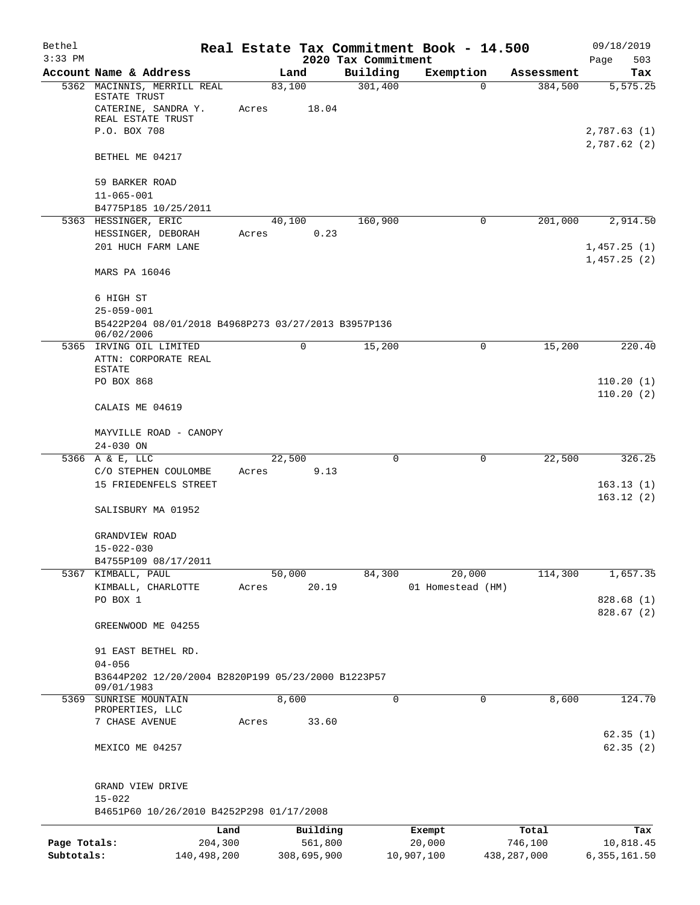# Real Estate Tax Commitment Book - 14.500

## 2020 Tax Commitment

Bethel
3:33 PM

09/18/2019

| Account Name & Address | Land | Building | Exemption | Assessment | Tax |
|---|---|---|---|---|---|
| 5362 MACINNIS, MERRILL REAL ESTATE TRUST | 83,100 | 301,400 | 0 | 384,500 | 5,575.25 |
| CATERINE, SANDRA Y. REAL ESTATE TRUST | Acres 18.04 | | | | |
| P.O. BOX 708 | | | | | 2,787.63 (1) |
| | | | | | 2,787.62 (2) |
| BETHEL ME 04217 | | | | | |
| 59 BARKER ROAD | | | | | |
| 11-065-001 | | | | | |
| B4775P185 10/25/2011 | | | | | |
| 5363 HESSINGER, ERIC | 40,100 | 160,900 | 0 | 201,000 | 2,914.50 |
| HESSINGER, DEBORAH | Acres 0.23 | | | | |
| 201 HUCH FARM LANE | | | | | 1,457.25 (1) |
| | | | | | 1,457.25 (2) |
| MARS PA 16046 | | | | | |
| 6 HIGH ST | | | | | |
| 25-059-001 | | | | | |
| B5422P204 08/01/2018 B4968P273 03/27/2013 B3957P136 06/02/2006 | | | | | |
| 5365 IRVING OIL LIMITED | 0 | 15,200 | 0 | 15,200 | 220.40 |
| ATTN: CORPORATE REAL ESTATE | | | | | |
| PO BOX 868 | | | | | 110.20 (1) |
| | | | | | 110.20 (2) |
| CALAIS ME 04619 | | | | | |
| MAYVILLE ROAD - CANOPY | | | | | |
| 24-030 ON | | | | | |
| 5366 A & E, LLC | 22,500 | 0 | 0 | 22,500 | 326.25 |
| C/O STEPHEN COULOMBE | Acres 9.13 | | | | |
| 15 FRIEDENFELS STREET | | | | | 163.13 (1) |
| | | | | | 163.12 (2) |
| SALISBURY MA 01952 | | | | | |
| GRANDVIEW ROAD | | | | | |
| 15-022-030 | | | | | |
| B4755P109 08/17/2011 | | | | | |
| 5367 KIMBALL, PAUL | 50,000 | 84,300 | 20,000 | 114,300 | 1,657.35 |
| KIMBALL, CHARLOTTE | Acres 20.19 | | 01 Homestead (HM) | | |
| PO BOX 1 | | | | | 828.68 (1) |
| | | | | | 828.67 (2) |
| GREENWOOD ME 04255 | | | | | |
| 91 EAST BETHEL RD. | | | | | |
| 04-056 | | | | | |
| B3644P202 12/20/2004 B2820P199 05/23/2000 B1223P57 09/01/1983 | | | | | |
| 5369 SUNRISE MOUNTAIN PROPERTIES, LLC | 8,600 | 0 | 0 | 8,600 | 124.70 |
| 7 CHASE AVENUE | Acres 33.60 | | | | |
| | | | | | 62.35 (1) |
| MEXICO ME 04257 | | | | | 62.35 (2) |
| GRAND VIEW DRIVE | | | | | |
| 15-022 | | | | | |
| B4651P60 10/26/2010 B4252P298 01/17/2008 | | | | | |

| | Land | Building | Exempt | Total | Tax |
|---|---|---|---|---|---|
| Page Totals: | 204,300 | 561,800 | 20,000 | 746,100 | 10,818.45 |
| Subtotals: | 140,498,200 | 308,695,900 | 10,907,100 | 438,287,000 | 6,355,161.50 |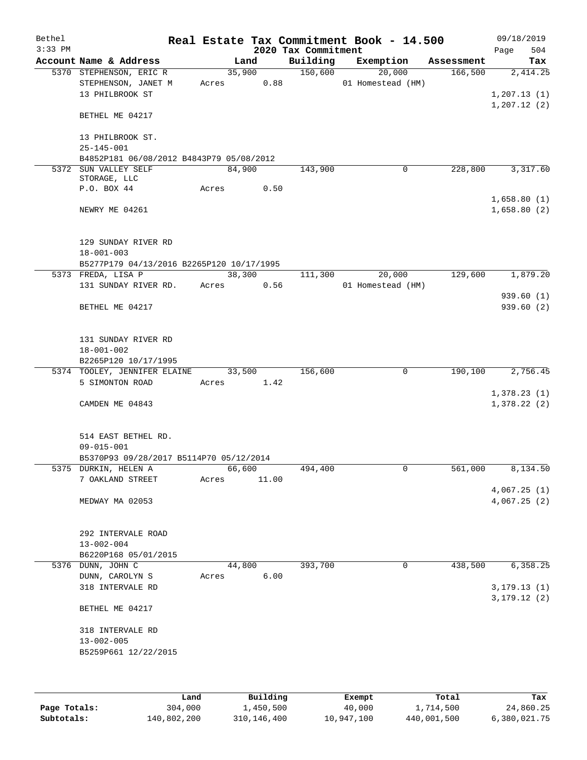Bethel 3:33 PM

# Real Estate Tax Commitment Book - 14.500

## 2020 Tax Commitment

09/18/2019 Page 504

| Account Name & Address | Land | Building | Exemption | Assessment | Tax |
|---|---|---|---|---|---|
| 5370 STEPHENSON, ERIC R<br>STEPHENSON, JANET M<br>13 PHILBROOK ST<br><br>BETHEL ME 04217<br><br>13 PHILBROOK ST.<br>25-145-001<br>B4852P181 06/08/2012 B4843P79 05/08/2012 | 35,900<br>Acres 0.88 | 150,600 | 20,000<br>01 Homestead (HM) | 166,500 | 2,414.25<br><br>1,207.13 (1)<br>1,207.12 (2) |
| 5372 SUN VALLEY SELF STORAGE, LLC<br>P.O. BOX 44<br><br>NEWRY ME 04261<br><br>129 SUNDAY RIVER RD<br>18-001-003<br>B5277P179 04/13/2016 B2265P120 10/17/1995 | 84,900<br>Acres 0.50 | 143,900 | 0 | 228,800 | 3,317.60<br><br>1,658.80 (1)<br>1,658.80 (2) |
| 5373 FREDA, LISA P<br>131 SUNDAY RIVER RD.<br><br>BETHEL ME 04217<br><br>131 SUNDAY RIVER RD<br>18-001-002<br>B2265P120 10/17/1995 | 38,300<br>Acres 0.56 | 111,300 | 20,000<br>01 Homestead (HM) | 129,600 | 1,879.20<br><br>939.60 (1)<br>939.60 (2) |
| 5374 TOOLEY, JENNIFER ELAINE<br>5 SIMONTON ROAD<br><br>CAMDEN ME 04843<br><br>514 EAST BETHEL RD.<br>09-015-001<br>B5370P93 09/28/2017 B5114P70 05/12/2014 | 33,500<br>Acres 1.42 | 156,600 | 0 | 190,100 | 2,756.45<br><br>1,378.23 (1)<br>1,378.22 (2) |
| 5375 DURKIN, HELEN A<br>7 OAKLAND STREET<br><br>MEDWAY MA 02053<br><br>292 INTERVALE ROAD<br>13-002-004<br>B6220P168 05/01/2015 | 66,600<br>Acres 11.00 | 494,400 | 0 | 561,000 | 8,134.50<br><br>4,067.25 (1)<br>4,067.25 (2) |
| 5376 DUNN, JOHN C<br>DUNN, CAROLYN S<br>318 INTERVALE RD<br><br>BETHEL ME 04217<br><br>318 INTERVALE RD<br>13-002-005<br>B5259P661 12/22/2015 | 44,800<br>Acres 6.00 | 393,700 | 0 | 438,500 | 6,358.25<br><br>3,179.13 (1)<br>3,179.12 (2) |

|  | Land | Building | Exempt | Total | Tax |
|---|---|---|---|---|---|
| Page Totals: | 304,000 | 1,450,500 | 40,000 | 1,714,500 | 24,860.25 |
| Subtotals: | 140,802,200 | 310,146,400 | 10,947,100 | 440,001,500 | 6,380,021.75 |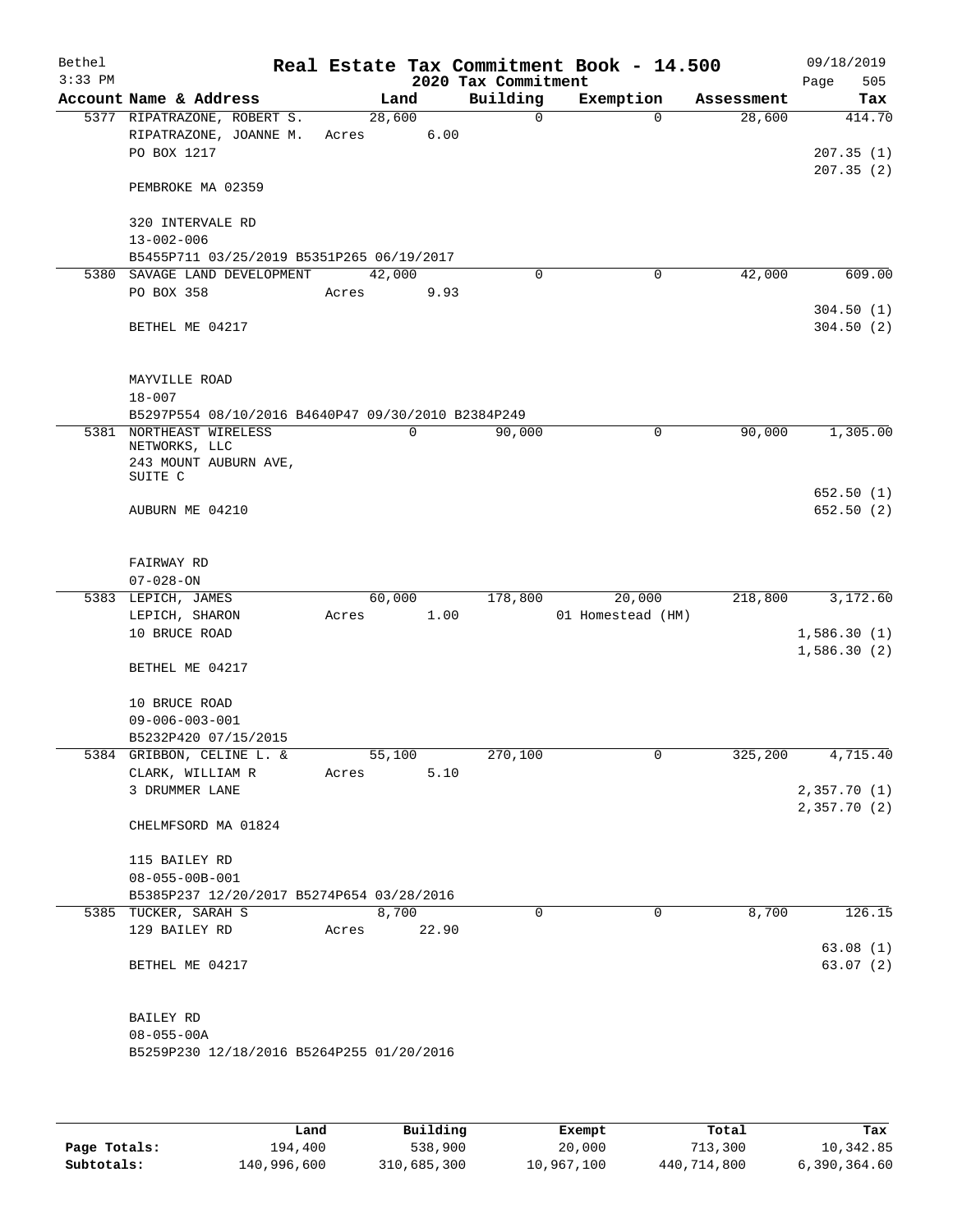# Real Estate Tax Commitment Book - 14.500

Bethel
3:33 PM

2020 Tax Commitment

09/18/2019
Page 505

| Account Name & Address | Land | Building | Exemption | Assessment | Tax |
|---|---|---|---|---|---|
| 5377 RIPATRAZONE, ROBERT S. | 28,600 | 0 | 0 | 28,600 | 414.70 |
| RIPATRAZONE, JOANNE M. | Acres 6.00 | | | | |
| PO BOX 1217 | | | | | 207.35 (1) |
| | | | | | 207.35 (2) |
| PEMBROKE MA 02359 | | | | | |
| 320 INTERVALE RD | | | | | |
| 13-002-006 | | | | | |
| B5455P711 03/25/2019 B5351P265 06/19/2017 | | | | | |
| 5380 SAVAGE LAND DEVELOPMENT | 42,000 | 0 | 0 | 42,000 | 609.00 |
| PO BOX 358 | Acres 9.93 | | | | |
| | | | | | 304.50 (1) |
| BETHEL ME 04217 | | | | | 304.50 (2) |
| MAYVILLE ROAD | | | | | |
| 18-007 | | | | | |
| B5297P554 08/10/2016 B4640P47 09/30/2010 B2384P249 | | | | | |
| 5381 NORTHEAST WIRELESS NETWORKS, LLC | 0 | 90,000 | 0 | 90,000 | 1,305.00 |
| 243 MOUNT AUBURN AVE, SUITE C | | | | | |
| | | | | | 652.50 (1) |
| AUBURN ME 04210 | | | | | 652.50 (2) |
| FAIRWAY RD | | | | | |
| 07-028-ON | | | | | |
| 5383 LEPICH, JAMES | 60,000 | 178,800 | 20,000 | 218,800 | 3,172.60 |
| LEPICH, SHARON | Acres 1.00 | | 01 Homestead (HM) | | |
| 10 BRUCE ROAD | | | | | 1,586.30 (1) |
| | | | | | 1,586.30 (2) |
| BETHEL ME 04217 | | | | | |
| 10 BRUCE ROAD | | | | | |
| 09-006-003-001 | | | | | |
| B5232P420 07/15/2015 | | | | | |
| 5384 GRIBBON, CELINE L. & | 55,100 | 270,100 | 0 | 325,200 | 4,715.40 |
| CLARK, WILLIAM R | Acres 5.10 | | | | |
| 3 DRUMMER LANE | | | | | 2,357.70 (1) |
| | | | | | 2,357.70 (2) |
| CHELMFSORD MA 01824 | | | | | |
| 115 BAILEY RD | | | | | |
| 08-055-00B-001 | | | | | |
| B5385P237 12/20/2017 B5274P654 03/28/2016 | | | | | |
| 5385 TUCKER, SARAH S | 8,700 | 0 | 0 | 8,700 | 126.15 |
| 129 BAILEY RD | Acres 22.90 | | | | |
| | | | | | 63.08 (1) |
| BETHEL ME 04217 | | | | | 63.07 (2) |
| BAILEY RD | | | | | |
| 08-055-00A | | | | | |
| B5259P230 12/18/2016 B5264P255 01/20/2016 | | | | | |

| | Land | Building | Exempt | Total | Tax |
|---|---|---|---|---|---|
| Page Totals: | 194,400 | 538,900 | 20,000 | 713,300 | 10,342.85 |
| Subtotals: | 140,996,600 | 310,685,300 | 10,967,100 | 440,714,800 | 6,390,364.60 |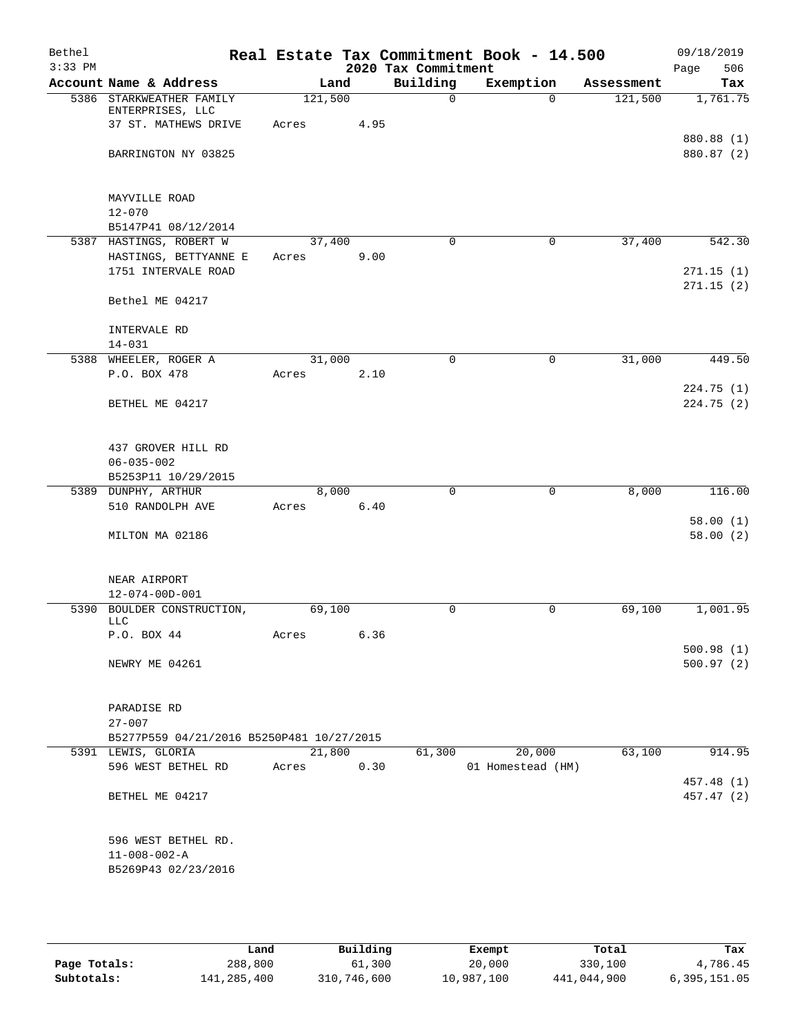# Real Estate Tax Commitment Book - 14.500

Bethel 09/18/2019
3:33 PM — 2020 Tax Commitment — Page 506

| Account Name & Address | Land | Building | Exemption | Assessment | Tax |
|---|---|---|---|---|---|
| 5386 STARKWEATHER FAMILY ENTERPRISES, LLC | 121,500 | 0 | 0 | 121,500 | 1,761.75 |
| 37 ST. MATHEWS DRIVE | Acres 4.95 | | | | |
| | | | | | 880.88 (1) |
| BARRINGTON NY 03825 | | | | | 880.87 (2) |
| MAYVILLE ROAD | | | | | |
| 12-070 | | | | | |
| B5147P41 08/12/2014 | | | | | |
| 5387 HASTINGS, ROBERT W | 37,400 | 0 | 0 | 37,400 | 542.30 |
| HASTINGS, BETTYANNE E | Acres 9.00 | | | | |
| 1751 INTERVALE ROAD | | | | | 271.15 (1) |
| | | | | | 271.15 (2) |
| Bethel ME 04217 | | | | | |
| INTERVALE RD | | | | | |
| 14-031 | | | | | |
| 5388 WHEELER, ROGER A | 31,000 | 0 | 0 | 31,000 | 449.50 |
| P.O. BOX 478 | Acres 2.10 | | | | |
| | | | | | 224.75 (1) |
| BETHEL ME 04217 | | | | | 224.75 (2) |
| 437 GROVER HILL RD | | | | | |
| 06-035-002 | | | | | |
| B5253P11 10/29/2015 | | | | | |
| 5389 DUNPHY, ARTHUR | 8,000 | 0 | 0 | 8,000 | 116.00 |
| 510 RANDOLPH AVE | Acres 6.40 | | | | |
| | | | | | 58.00 (1) |
| MILTON MA 02186 | | | | | 58.00 (2) |
| NEAR AIRPORT | | | | | |
| 12-074-00D-001 | | | | | |
| 5390 BOULDER CONSTRUCTION, LLC | 69,100 | 0 | 0 | 69,100 | 1,001.95 |
| P.O. BOX 44 | Acres 6.36 | | | | |
| | | | | | 500.98 (1) |
| NEWRY ME 04261 | | | | | 500.97 (2) |
| PARADISE RD | | | | | |
| 27-007 | | | | | |
| B5277P559 04/21/2016 B5250P481 10/27/2015 | | | | | |
| 5391 LEWIS, GLORIA | 21,800 | 61,300 | 20,000 | 63,100 | 914.95 |
| 596 WEST BETHEL RD | Acres 0.30 | | 01 Homestead (HM) | | |
| | | | | | 457.48 (1) |
| BETHEL ME 04217 | | | | | 457.47 (2) |
| 596 WEST BETHEL RD. | | | | | |
| 11-008-002-A | | | | | |
| B5269P43 02/23/2016 | | | | | |

| | Land | Building | Exempt | Total | Tax |
|---|---|---|---|---|---|
| Page Totals: | 288,800 | 61,300 | 20,000 | 330,100 | 4,786.45 |
| Subtotals: | 141,285,400 | 310,746,600 | 10,987,100 | 441,044,900 | 6,395,151.05 |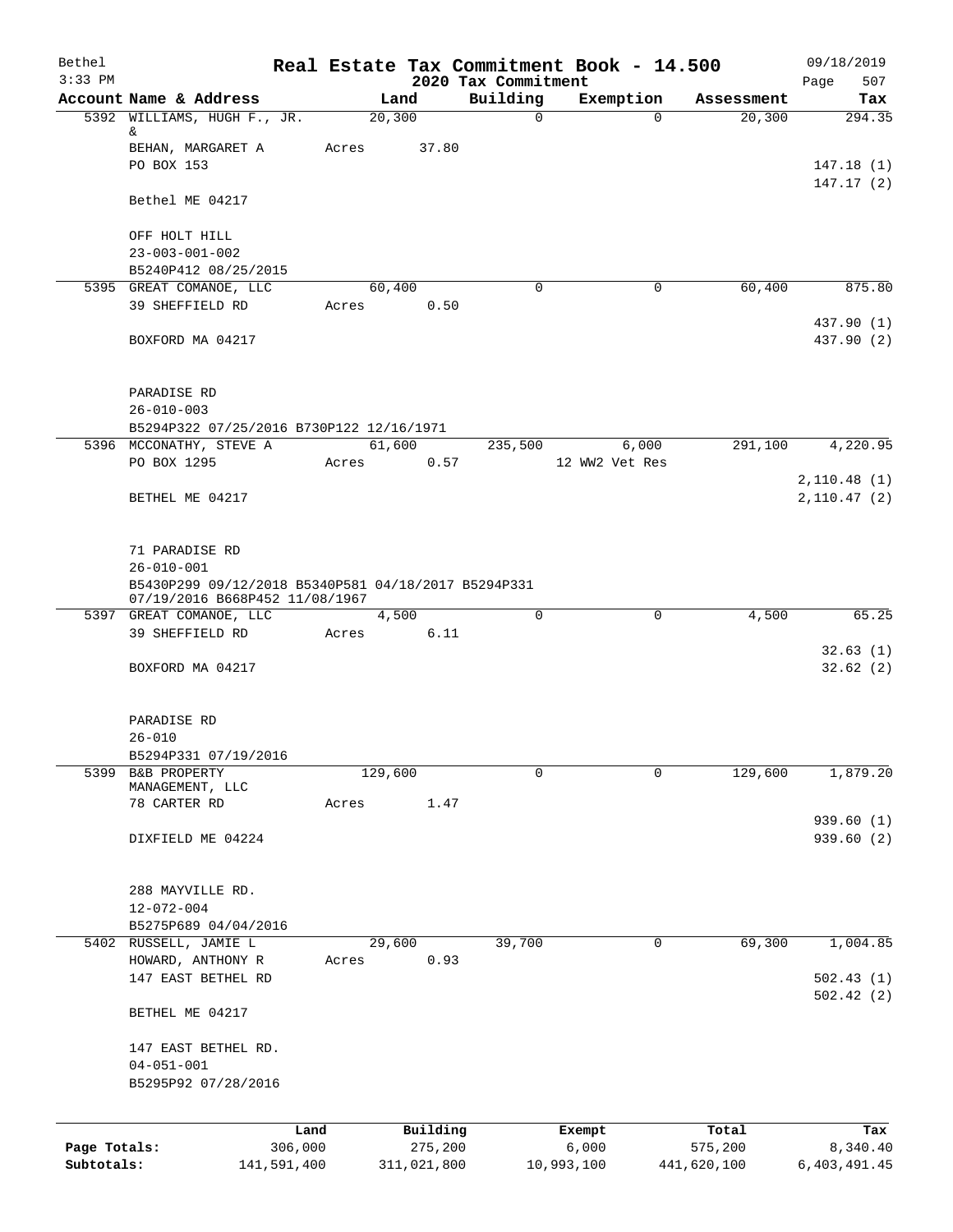# Real Estate Tax Commitment Book - 14.500

Bethel
3:33 PM

2020 Tax Commitment

09/18/2019

| Account Name & Address | Land | Building | Exemption | Assessment | Tax |
|---|---|---|---|---|---|
| 5392 WILLIAMS, HUGH F., JR. & | 20,300 | 0 | 0 | 20,300 | 294.35 |
| BEHAN, MARGARET A | Acres 37.80 | | | | |
| PO BOX 153 | | | | | 147.18 (1) |
| | | | | | 147.17 (2) |
| Bethel ME 04217 | | | | | |
| OFF HOLT HILL | | | | | |
| 23-003-001-002 | | | | | |
| B5240P412 08/25/2015 | | | | | |
| 5395 GREAT COMANOE, LLC | 60,400 | 0 | 0 | 60,400 | 875.80 |
| 39 SHEFFIELD RD | Acres 0.50 | | | | |
| | | | | | 437.90 (1) |
| BOXFORD MA 04217 | | | | | 437.90 (2) |
| PARADISE RD | | | | | |
| 26-010-003 | | | | | |
| B5294P322 07/25/2016 B730P122 12/16/1971 | | | | | |
| 5396 MCCONATHY, STEVE A | 61,600 | 235,500 | 6,000 | 291,100 | 4,220.95 |
| PO BOX 1295 | Acres 0.57 | | 12 WW2 Vet Res | | |
| | | | | | 2,110.48 (1) |
| BETHEL ME 04217 | | | | | 2,110.47 (2) |
| 71 PARADISE RD | | | | | |
| 26-010-001 | | | | | |
| B5430P299 09/12/2018 B5340P581 04/18/2017 B5294P331 07/19/2016 B668P452 11/08/1967 | | | | | |
| 5397 GREAT COMANOE, LLC | 4,500 | 0 | 0 | 4,500 | 65.25 |
| 39 SHEFFIELD RD | Acres 6.11 | | | | |
| | | | | | 32.63 (1) |
| BOXFORD MA 04217 | | | | | 32.62 (2) |
| PARADISE RD | | | | | |
| 26-010 | | | | | |
| B5294P331 07/19/2016 | | | | | |
| 5399 B&B PROPERTY MANAGEMENT, LLC | 129,600 | 0 | 0 | 129,600 | 1,879.20 |
| 78 CARTER RD | Acres 1.47 | | | | |
| | | | | | 939.60 (1) |
| DIXFIELD ME 04224 | | | | | 939.60 (2) |
| 288 MAYVILLE RD. | | | | | |
| 12-072-004 | | | | | |
| B5275P689 04/04/2016 | | | | | |
| 5402 RUSSELL, JAMIE L | 29,600 | 39,700 | 0 | 69,300 | 1,004.85 |
| HOWARD, ANTHONY R | Acres 0.93 | | | | |
| 147 EAST BETHEL RD | | | | | 502.43 (1) |
| | | | | | 502.42 (2) |
| BETHEL ME 04217 | | | | | |
| 147 EAST BETHEL RD. | | | | | |
| 04-051-001 | | | | | |
| B5295P92 07/28/2016 | | | | | |

| | Land | Building | Exempt | Total | Tax |
|---|---|---|---|---|---|
| Page Totals: | 306,000 | 275,200 | 6,000 | 575,200 | 8,340.40 |
| Subtotals: | 141,591,400 | 311,021,800 | 10,993,100 | 441,620,100 | 6,403,491.45 |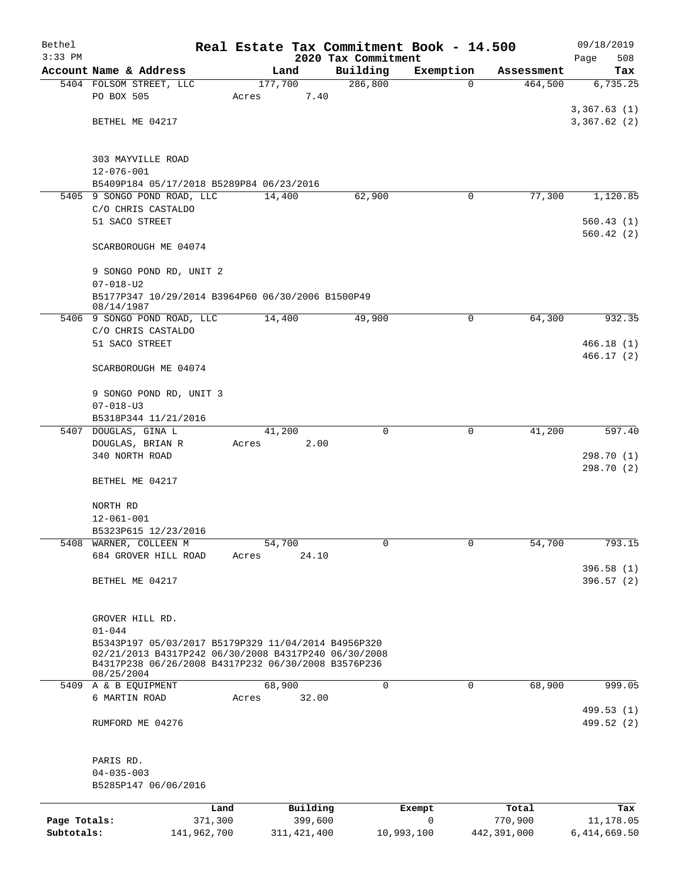Bethel 3:33 PM

# Real Estate Tax Commitment Book - 14.500

## 2020 Tax Commitment

09/18/2019 Page 508

| Account Name & Address | Land | Building | Exemption | Assessment | Tax |
|---|---|---|---|---|---|
| 5404 FOLSOM STREET, LLC | 177,700 | 286,800 | 0 | 464,500 | 6,735.25 |
| PO BOX 505 | Acres 7.40 | | | | |
| | | | | | 3,367.63 (1) |
| BETHEL ME 04217 | | | | | 3,367.62 (2) |
| 303 MAYVILLE ROAD | | | | | |
| 12-076-001 | | | | | |
| B5409P184 05/17/2018 B5289P84 06/23/2016 | | | | | |
| 5405 9 SONGO POND ROAD, LLC | 14,400 | 62,900 | 0 | 77,300 | 1,120.85 |
| C/O CHRIS CASTALDO | | | | | |
| 51 SACO STREET | | | | | 560.43 (1) |
| | | | | | 560.42 (2) |
| SCARBOROUGH ME 04074 | | | | | |
| 9 SONGO POND RD, UNIT 2 | | | | | |
| 07-018-U2 | | | | | |
| B5177P347 10/29/2014 B3964P60 06/30/2006 B1500P49 08/14/1987 | | | | | |
| 5406 9 SONGO POND ROAD, LLC | 14,400 | 49,900 | 0 | 64,300 | 932.35 |
| C/O CHRIS CASTALDO | | | | | |
| 51 SACO STREET | | | | | 466.18 (1) |
| | | | | | 466.17 (2) |
| SCARBOROUGH ME 04074 | | | | | |
| 9 SONGO POND RD, UNIT 3 | | | | | |
| 07-018-U3 | | | | | |
| B5318P344 11/21/2016 | | | | | |
| 5407 DOUGLAS, GINA L | 41,200 | 0 | 0 | 41,200 | 597.40 |
| DOUGLAS, BRIAN R | Acres 2.00 | | | | |
| 340 NORTH ROAD | | | | | 298.70 (1) |
| | | | | | 298.70 (2) |
| BETHEL ME 04217 | | | | | |
| NORTH RD | | | | | |
| 12-061-001 | | | | | |
| B5323P615 12/23/2016 | | | | | |
| 5408 WARNER, COLLEEN M | 54,700 | 0 | 0 | 54,700 | 793.15 |
| 684 GROVER HILL ROAD | Acres 24.10 | | | | |
| | | | | | 396.58 (1) |
| BETHEL ME 04217 | | | | | 396.57 (2) |
| GROVER HILL RD. | | | | | |
| 01-044 | | | | | |
| B5343P197 05/03/2017 B5179P329 11/04/2014 B4956P320 02/21/2013 B4317P242 06/30/2008 B4317P240 06/30/2008 B4317P238 06/26/2008 B4317P232 06/30/2008 B3576P236 08/25/2004 | | | | | |
| 5409 A & B EQUIPMENT | 68,900 | 0 | 0 | 68,900 | 999.05 |
| 6 MARTIN ROAD | Acres 32.00 | | | | |
| | | | | | 499.53 (1) |
| RUMFORD ME 04276 | | | | | 499.52 (2) |
| PARIS RD. | | | | | |
| 04-035-003 | | | | | |
| B5285P147 06/06/2016 | | | | | |

| | Land | Building | Exempt | Total | Tax |
|---|---|---|---|---|---|
| Page Totals: | 371,300 | 399,600 | 0 | 770,900 | 11,178.05 |
| Subtotals: | 141,962,700 | 311,421,400 | 10,993,100 | 442,391,000 | 6,414,669.50 |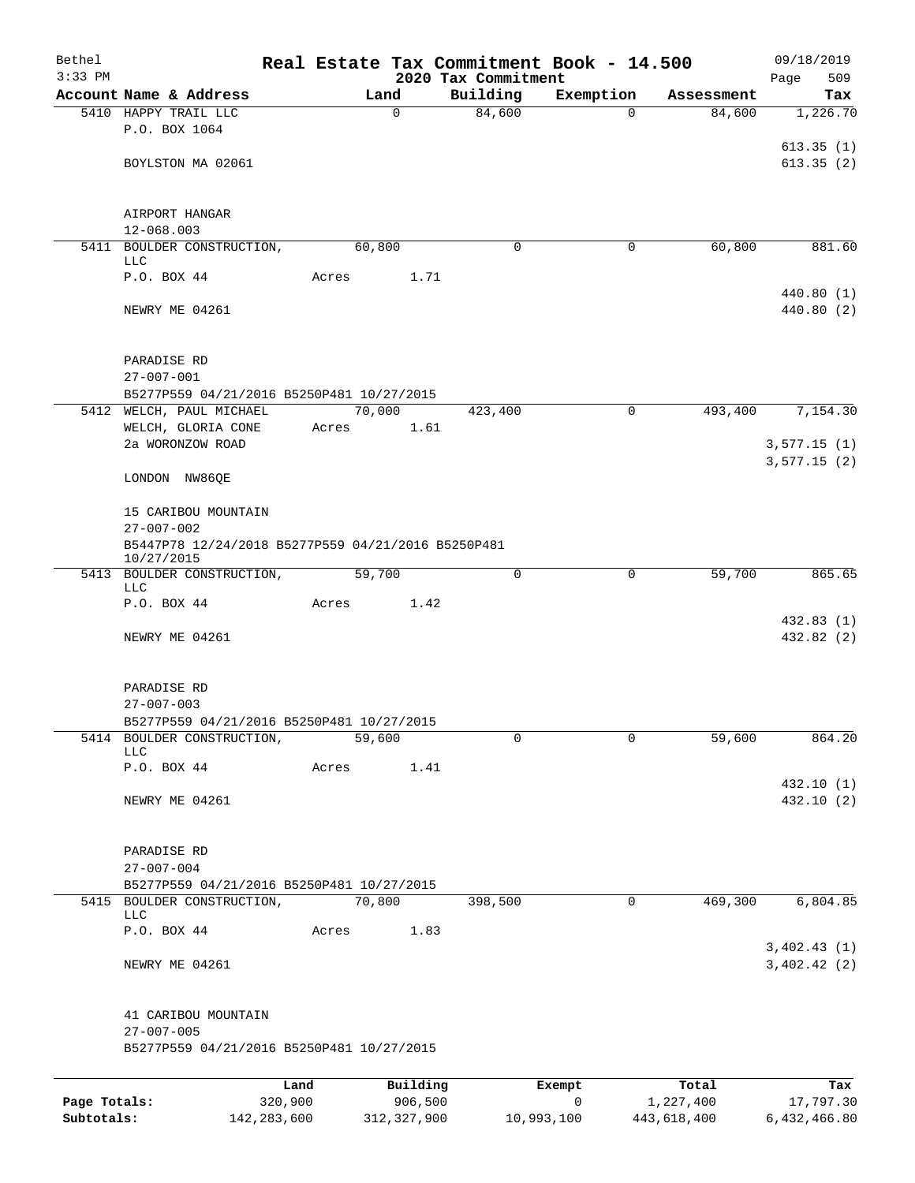# Real Estate Tax Commitment Book - 14.500

Bethel
3:33 PM

2020 Tax Commitment

09/18/2019

| Account Name & Address | Land | Building | Exemption | Assessment | Tax |
|---|---|---|---|---|---|
| 5410 HAPPY TRAIL LLC<br>P.O. BOX 1064<br><br>BOYLSTON MA 02061<br><br>AIRPORT HANGAR<br>12-068.003 | 0 | 84,600 | 0 | 84,600 | 1,226.70<br><br>613.35 (1)<br>613.35 (2) |
| 5411 BOULDER CONSTRUCTION, LLC<br>P.O. BOX 44<br><br>NEWRY ME 04261<br><br>PARADISE RD<br>27-007-001<br>B5277P559 04/21/2016 B5250P481 10/27/2015 | 60,800<br>Acres 1.71 | 0 | 0 | 60,800 | 881.60<br><br>440.80 (1)<br>440.80 (2) |
| 5412 WELCH, PAUL MICHAEL<br>WELCH, GLORIA CONE<br>2a WORONZOW ROAD<br><br>LONDON NW86QE<br><br>15 CARIBOU MOUNTAIN<br>27-007-002<br>B5447P78 12/24/2018 B5277P559 04/21/2016 B5250P481 10/27/2015 | 70,000<br>Acres 1.61 | 423,400 | 0 | 493,400 | 7,154.30<br><br>3,577.15 (1)<br>3,577.15 (2) |
| 5413 BOULDER CONSTRUCTION, LLC<br>P.O. BOX 44<br><br>NEWRY ME 04261<br><br>PARADISE RD<br>27-007-003<br>B5277P559 04/21/2016 B5250P481 10/27/2015 | 59,700<br>Acres 1.42 | 0 | 0 | 59,700 | 865.65<br><br>432.83 (1)<br>432.82 (2) |
| 5414 BOULDER CONSTRUCTION, LLC<br>P.O. BOX 44<br><br>NEWRY ME 04261<br><br>PARADISE RD<br>27-007-004<br>B5277P559 04/21/2016 B5250P481 10/27/2015 | 59,600<br>Acres 1.41 | 0 | 0 | 59,600 | 864.20<br><br>432.10 (1)<br>432.10 (2) |
| 5415 BOULDER CONSTRUCTION, LLC<br>P.O. BOX 44<br><br>NEWRY ME 04261<br><br>41 CARIBOU MOUNTAIN<br>27-007-005<br>B5277P559 04/21/2016 B5250P481 10/27/2015 | 70,800<br>Acres 1.83 | 398,500 | 0 | 469,300 | 6,804.85<br><br>3,402.43 (1)<br>3,402.42 (2) |

| | Land | Building | Exempt | Total | Tax |
|---|---|---|---|---|---|
| Page Totals: | 320,900 | 906,500 | 0 | 1,227,400 | 17,797.30 |
| Subtotals: | 142,283,600 | 312,327,900 | 10,993,100 | 443,618,400 | 6,432,466.80 |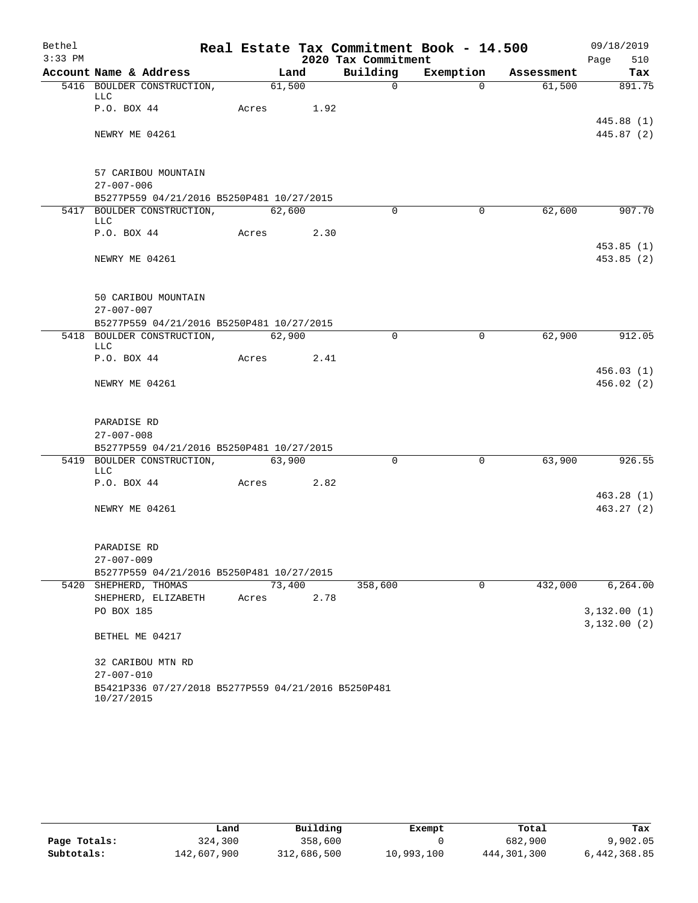# Real Estate Tax Commitment Book - 14.500

Bethel
3:33 PM

2020 Tax Commitment

09/18/2019
Page 510

| Account Name & Address | Land | Building | Exemption | Assessment | Tax |
|---|---|---|---|---|---|
| 5416 BOULDER CONSTRUCTION, LLC | 61,500 | 0 | 0 | 61,500 | 891.75 |
| P.O. BOX 44 | Acres 1.92 | | | | |
| | | | | | 445.88 (1) |
| NEWRY ME 04261 | | | | | 445.87 (2) |
| 57 CARIBOU MOUNTAIN | | | | | |
| 27-007-006 | | | | | |
| B5277P559 04/21/2016 B5250P481 10/27/2015 | | | | | |
| 5417 BOULDER CONSTRUCTION, LLC | 62,600 | 0 | 0 | 62,600 | 907.70 |
| P.O. BOX 44 | Acres 2.30 | | | | |
| | | | | | 453.85 (1) |
| NEWRY ME 04261 | | | | | 453.85 (2) |
| 50 CARIBOU MOUNTAIN | | | | | |
| 27-007-007 | | | | | |
| B5277P559 04/21/2016 B5250P481 10/27/2015 | | | | | |
| 5418 BOULDER CONSTRUCTION, LLC | 62,900 | 0 | 0 | 62,900 | 912.05 |
| P.O. BOX 44 | Acres 2.41 | | | | |
| | | | | | 456.03 (1) |
| NEWRY ME 04261 | | | | | 456.02 (2) |
| PARADISE RD | | | | | |
| 27-007-008 | | | | | |
| B5277P559 04/21/2016 B5250P481 10/27/2015 | | | | | |
| 5419 BOULDER CONSTRUCTION, LLC | 63,900 | 0 | 0 | 63,900 | 926.55 |
| P.O. BOX 44 | Acres 2.82 | | | | |
| | | | | | 463.28 (1) |
| NEWRY ME 04261 | | | | | 463.27 (2) |
| PARADISE RD | | | | | |
| 27-007-009 | | | | | |
| B5277P559 04/21/2016 B5250P481 10/27/2015 | | | | | |
| 5420 SHEPHERD, THOMAS | 73,400 | 358,600 | 0 | 432,000 | 6,264.00 |
| SHEPHERD, ELIZABETH | Acres 2.78 | | | | |
| PO BOX 185 | | | | | 3,132.00 (1) |
| | | | | | 3,132.00 (2) |
| BETHEL ME 04217 | | | | | |
| 32 CARIBOU MTN RD | | | | | |
| 27-007-010 | | | | | |
| B5421P336 07/27/2018 B5277P559 04/21/2016 B5250P481 10/27/2015 | | | | | |

| | Land | Building | Exempt | Total | Tax |
|---|---|---|---|---|---|
| Page Totals: | 324,300 | 358,600 | 0 | 682,900 | 9,902.05 |
| Subtotals: | 142,607,900 | 312,686,500 | 10,993,100 | 444,301,300 | 6,442,368.85 |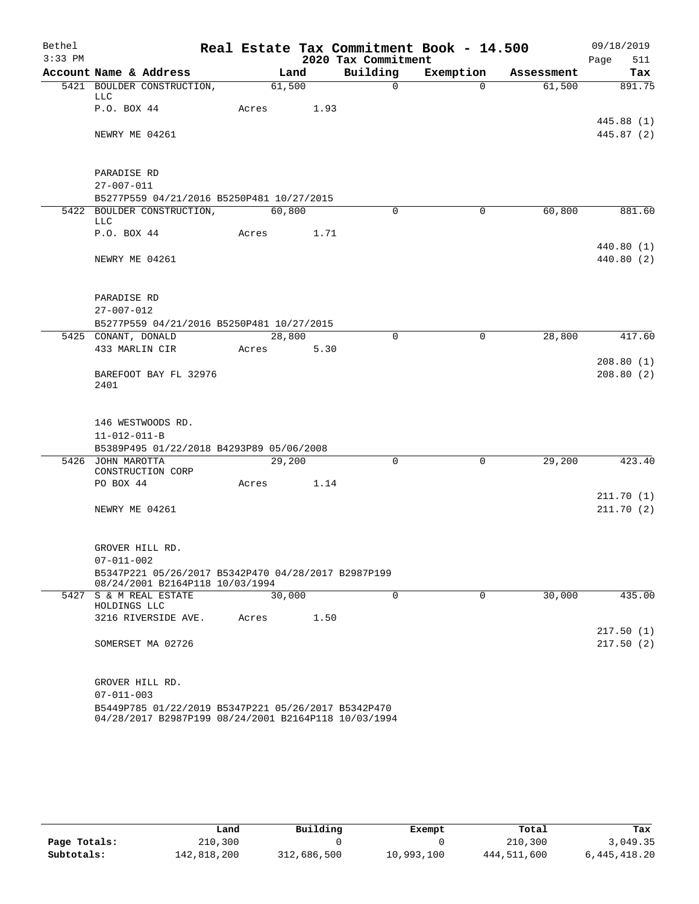# Real Estate Tax Commitment Book - 14.500

Bethel 3:33 PM — 2020 Tax Commitment — 09/18/2019

| Account Name & Address | Land | Building | Exemption | Assessment | Tax |
|---|---|---|---|---|---|
| 5421 BOULDER CONSTRUCTION, LLC | 61,500 | 0 | 0 | 61,500 | 891.75 |
| P.O. BOX 44 | Acres 1.93 | | | | |
| | | | | | 445.88 (1) |
| NEWRY ME 04261 | | | | | 445.87 (2) |
| PARADISE RD | | | | | |
| 27-007-011 | | | | | |
| B5277P559 04/21/2016 B5250P481 10/27/2015 | | | | | |
| 5422 BOULDER CONSTRUCTION, LLC | 60,800 | 0 | 0 | 60,800 | 881.60 |
| P.O. BOX 44 | Acres 1.71 | | | | |
| | | | | | 440.80 (1) |
| NEWRY ME 04261 | | | | | 440.80 (2) |
| PARADISE RD | | | | | |
| 27-007-012 | | | | | |
| B5277P559 04/21/2016 B5250P481 10/27/2015 | | | | | |
| 5425 CONANT, DONALD | 28,800 | 0 | 0 | 28,800 | 417.60 |
| 433 MARLIN CIR | Acres 5.30 | | | | |
| | | | | | 208.80 (1) |
| BAREFOOT BAY FL 32976 2401 | | | | | 208.80 (2) |
| 146 WESTWOODS RD. | | | | | |
| 11-012-011-B | | | | | |
| B5389P495 01/22/2018 B4293P89 05/06/2008 | | | | | |
| 5426 JOHN MAROTTA CONSTRUCTION CORP | 29,200 | 0 | 0 | 29,200 | 423.40 |
| PO BOX 44 | Acres 1.14 | | | | |
| | | | | | 211.70 (1) |
| NEWRY ME 04261 | | | | | 211.70 (2) |
| GROVER HILL RD. | | | | | |
| 07-011-002 | | | | | |
| B5347P221 05/26/2017 B5342P470 04/28/2017 B2987P199 08/24/2001 B2164P118 10/03/1994 | | | | | |
| 5427 S & M REAL ESTATE HOLDINGS LLC | 30,000 | 0 | 0 | 30,000 | 435.00 |
| 3216 RIVERSIDE AVE. | Acres 1.50 | | | | |
| | | | | | 217.50 (1) |
| SOMERSET MA 02726 | | | | | 217.50 (2) |
| GROVER HILL RD. | | | | | |
| 07-011-003 | | | | | |
| B5449P785 01/22/2019 B5347P221 05/26/2017 B5342P470 04/28/2017 B2987P199 08/24/2001 B2164P118 10/03/1994 | | | | | |

| | Land | Building | Exempt | Total | Tax |
|---|---|---|---|---|---|
| Page Totals: | 210,300 | 0 | 0 | 210,300 | 3,049.35 |
| Subtotals: | 142,818,200 | 312,686,500 | 10,993,100 | 444,511,600 | 6,445,418.20 |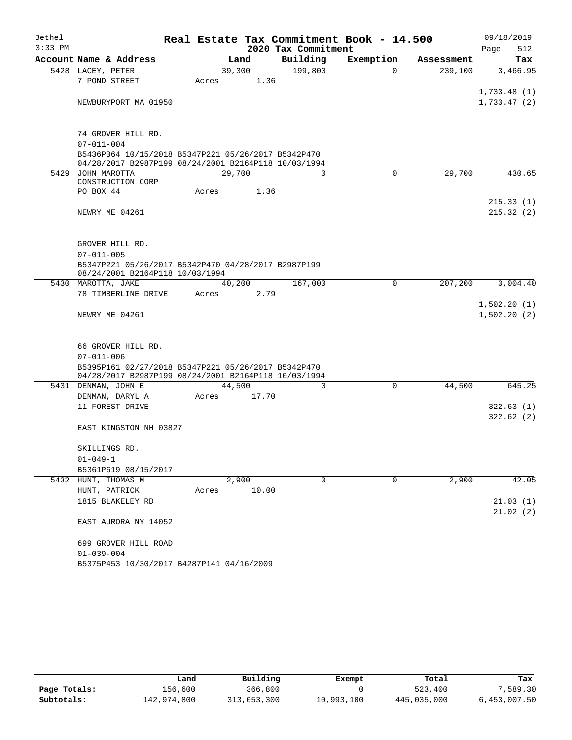Bethel — Real Estate Tax Commitment Book - 14.500 — 09/18/2019
3:33 PM — 2020 Tax Commitment — Page 512

| Account Name & Address | Land | Building | Exemption | Assessment | Tax |
|---|---|---|---|---|---|
| 5428 LACEY, PETER | 39,300 | 199,800 | 0 | 239,100 | 3,466.95 |
| 7 POND STREET | Acres 1.36 | | | | |
| | | | | | 1,733.48 (1) |
| NEWBURYPORT MA 01950 | | | | | 1,733.47 (2) |
| 74 GROVER HILL RD. | | | | | |
| 07-011-004 | | | | | |
| B5436P364 10/15/2018 B5347P221 05/26/2017 B5342P470 04/28/2017 B2987P199 08/24/2001 B2164P118 10/03/1994 | | | | | |
| 5429 JOHN MAROTTA CONSTRUCTION CORP | 29,700 | 0 | 0 | 29,700 | 430.65 |
| PO BOX 44 | Acres 1.36 | | | | |
| | | | | | 215.33 (1) |
| NEWRY ME 04261 | | | | | 215.32 (2) |
| GROVER HILL RD. | | | | | |
| 07-011-005 | | | | | |
| B5347P221 05/26/2017 B5342P470 04/28/2017 B2987P199 08/24/2001 B2164P118 10/03/1994 | | | | | |
| 5430 MAROTTA, JAKE | 40,200 | 167,000 | 0 | 207,200 | 3,004.40 |
| 78 TIMBERLINE DRIVE | Acres 2.79 | | | | |
| | | | | | 1,502.20 (1) |
| NEWRY ME 04261 | | | | | 1,502.20 (2) |
| 66 GROVER HILL RD. | | | | | |
| 07-011-006 | | | | | |
| B5395P161 02/27/2018 B5347P221 05/26/2017 B5342P470 04/28/2017 B2987P199 08/24/2001 B2164P118 10/03/1994 | | | | | |
| 5431 DENMAN, JOHN E | 44,500 | 0 | 0 | 44,500 | 645.25 |
| DENMAN, DARYL A | Acres 17.70 | | | | |
| 11 FOREST DRIVE | | | | | 322.63 (1) |
| | | | | | 322.62 (2) |
| EAST KINGSTON NH 03827 | | | | | |
| SKILLINGS RD. | | | | | |
| 01-049-1 | | | | | |
| B5361P619 08/15/2017 | | | | | |
| 5432 HUNT, THOMAS M | 2,900 | 0 | 0 | 2,900 | 42.05 |
| HUNT, PATRICK | Acres 10.00 | | | | |
| 1815 BLAKELEY RD | | | | | 21.03 (1) |
| | | | | | 21.02 (2) |
| EAST AURORA NY 14052 | | | | | |
| 699 GROVER HILL ROAD | | | | | |
| 01-039-004 | | | | | |
| B5375P453 10/30/2017 B4287P141 04/16/2009 | | | | | |

| | Land | Building | Exempt | Total | Tax |
|---|---|---|---|---|---|
| Page Totals: | 156,600 | 366,800 | 0 | 523,400 | 7,589.30 |
| Subtotals: | 142,974,800 | 313,053,300 | 10,993,100 | 445,035,000 | 6,453,007.50 |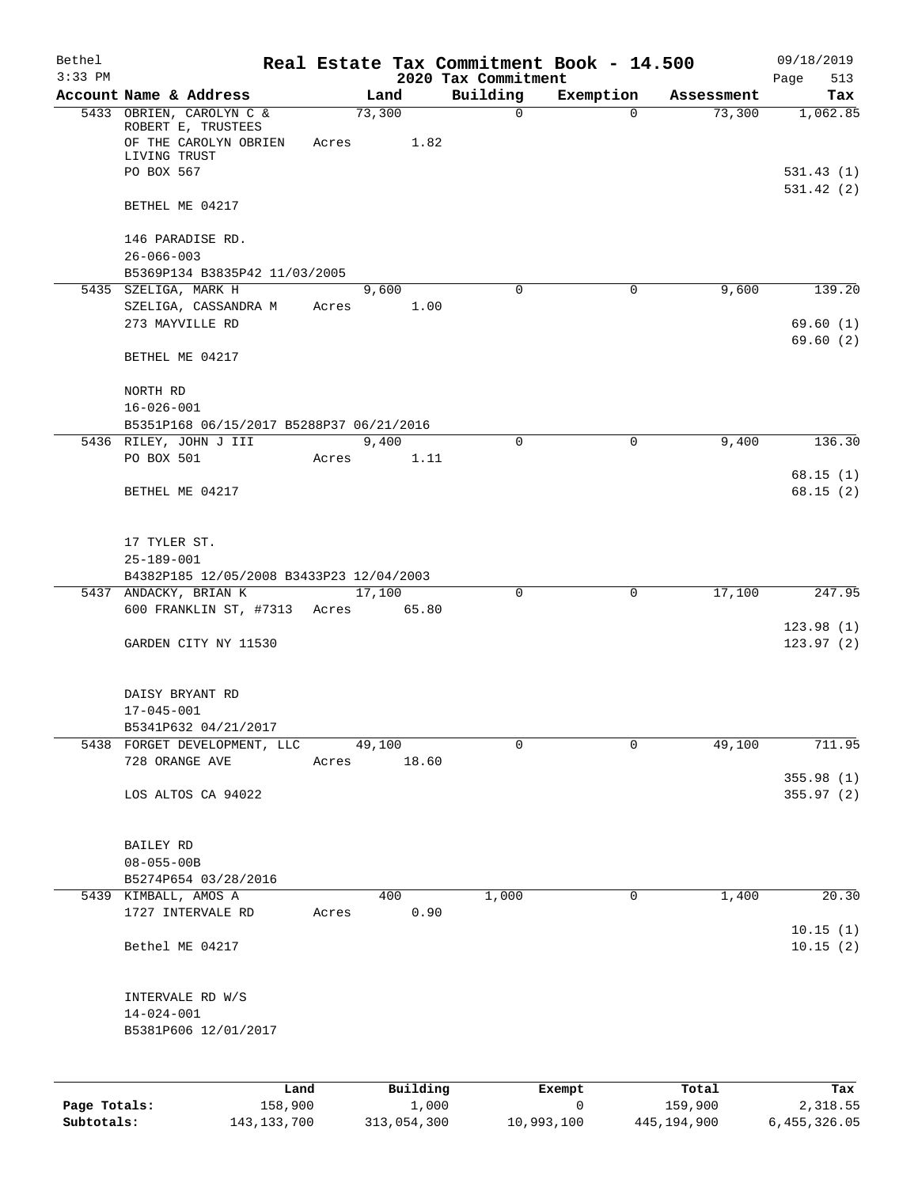Bethel 3:33 PM

# Real Estate Tax Commitment Book - 14.500

## 2020 Tax Commitment

09/18/2019

| Account Name & Address | Land | Building | Exemption | Assessment | Tax |
|---|---|---|---|---|---|
| 5433 OBRIEN, CAROLYN C & ROBERT E, TRUSTEES OF THE CAROLYN OBRIEN LIVING TRUST PO BOX 567 BETHEL ME 04217 146 PARADISE RD. 26-066-003 B5369P134 B3835P42 11/03/2005 | 73,300 Acres 1.82 | 0 | 0 | 73,300 | 1,062.85 531.43 (1) 531.42 (2) |
| 5435 SZELIGA, MARK H SZELIGA, CASSANDRA M 273 MAYVILLE RD BETHEL ME 04217 NORTH RD 16-026-001 B5351P168 06/15/2017 B5288P37 06/21/2016 | 9,600 Acres 1.00 | 0 | 0 | 9,600 | 139.20 69.60 (1) 69.60 (2) |
| 5436 RILEY, JOHN J III PO BOX 501 BETHEL ME 04217 17 TYLER ST. 25-189-001 B4382P185 12/05/2008 B3433P23 12/04/2003 | 9,400 Acres 1.11 | 0 | 0 | 9,400 | 136.30 68.15 (1) 68.15 (2) |
| 5437 ANDACKY, BRIAN K 600 FRANKLIN ST, #7313 GARDEN CITY NY 11530 DAISY BRYANT RD 17-045-001 B5341P632 04/21/2017 | 17,100 Acres 65.80 | 0 | 0 | 17,100 | 247.95 123.98 (1) 123.97 (2) |
| 5438 FORGET DEVELOPMENT, LLC 728 ORANGE AVE LOS ALTOS CA 94022 BAILEY RD 08-055-00B B5274P654 03/28/2016 | 49,100 Acres 18.60 | 0 | 0 | 49,100 | 711.95 355.98 (1) 355.97 (2) |
| 5439 KIMBALL, AMOS A 1727 INTERVALE RD Bethel ME 04217 INTERVALE RD W/S 14-024-001 B5381P606 12/01/2017 | 400 Acres 0.90 | 1,000 | 0 | 1,400 | 20.30 10.15 (1) 10.15 (2) |

| | Land | Building | Exempt | Total | Tax |
|---|---|---|---|---|---|
| Page Totals: | 158,900 | 1,000 | 0 | 159,900 | 2,318.55 |
| Subtotals: | 143,133,700 | 313,054,300 | 10,993,100 | 445,194,900 | 6,455,326.05 |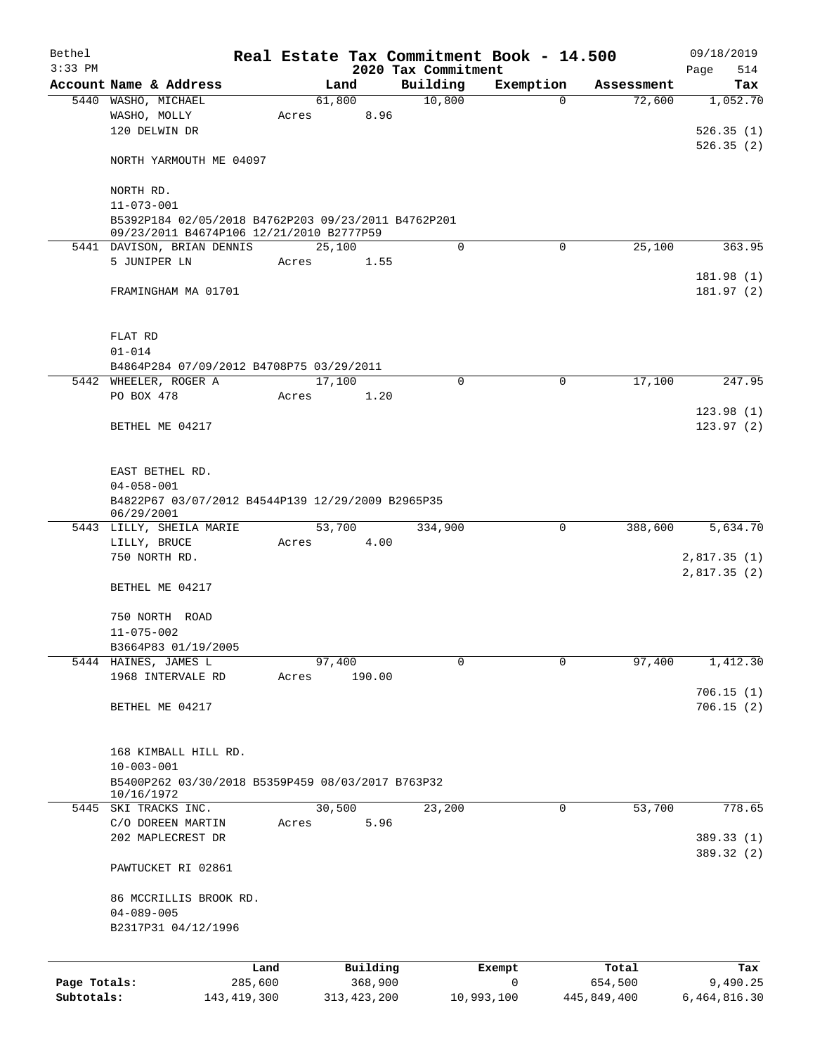# Real Estate Tax Commitment Book - 14.500

## 2020 Tax Commitment

Bethel
3:33 PM
09/18/2019

| Account Name & Address | Land | Building | Exemption | Assessment | Tax |
|---|---|---|---|---|---|
| 5440 WASHO, MICHAEL | 61,800 | 10,800 | 0 | 72,600 | 1,052.70 |
| WASHO, MOLLY | Acres 8.96 | | | | |
| 120 DELWIN DR | | | | | 526.35 (1) |
| | | | | | 526.35 (2) |
| NORTH YARMOUTH ME 04097 | | | | | |
| NORTH RD. | | | | | |
| 11-073-001 | | | | | |
| B5392P184 02/05/2018 B4762P203 09/23/2011 B4762P201 09/23/2011 B4674P106 12/21/2010 B2777P59 | | | | | |
| 5441 DAVISON, BRIAN DENNIS | 25,100 | 0 | 0 | 25,100 | 363.95 |
| 5 JUNIPER LN | Acres 1.55 | | | | |
| | | | | | 181.98 (1) |
| FRAMINGHAM MA 01701 | | | | | 181.97 (2) |
| FLAT RD | | | | | |
| 01-014 | | | | | |
| B4864P284 07/09/2012 B4708P75 03/29/2011 | | | | | |
| 5442 WHEELER, ROGER A | 17,100 | 0 | 0 | 17,100 | 247.95 |
| PO BOX 478 | Acres 1.20 | | | | |
| | | | | | 123.98 (1) |
| BETHEL ME 04217 | | | | | 123.97 (2) |
| EAST BETHEL RD. | | | | | |
| 04-058-001 | | | | | |
| B4822P67 03/07/2012 B4544P139 12/29/2009 B2965P35 06/29/2001 | | | | | |
| 5443 LILLY, SHEILA MARIE | 53,700 | 334,900 | 0 | 388,600 | 5,634.70 |
| LILLY, BRUCE | Acres 4.00 | | | | |
| 750 NORTH RD. | | | | | 2,817.35 (1) |
| | | | | | 2,817.35 (2) |
| BETHEL ME 04217 | | | | | |
| 750 NORTH ROAD | | | | | |
| 11-075-002 | | | | | |
| B3664P83 01/19/2005 | | | | | |
| 5444 HAINES, JAMES L | 97,400 | 0 | 0 | 97,400 | 1,412.30 |
| 1968 INTERVALE RD | Acres 190.00 | | | | |
| | | | | | 706.15 (1) |
| BETHEL ME 04217 | | | | | 706.15 (2) |
| 168 KIMBALL HILL RD. | | | | | |
| 10-003-001 | | | | | |
| B5400P262 03/30/2018 B5359P459 08/03/2017 B763P32 10/16/1972 | | | | | |
| 5445 SKI TRACKS INC. | 30,500 | 23,200 | 0 | 53,700 | 778.65 |
| C/O DOREEN MARTIN | Acres 5.96 | | | | |
| 202 MAPLECREST DR | | | | | 389.33 (1) |
| | | | | | 389.32 (2) |
| PAWTUCKET RI 02861 | | | | | |
| 86 MCCRILLIS BROOK RD. | | | | | |
| 04-089-005 | | | | | |
| B2317P31 04/12/1996 | | | | | |

| | Land | Building | Exempt | Total | Tax |
|---|---|---|---|---|---|
| Page Totals: | 285,600 | 368,900 | 0 | 654,500 | 9,490.25 |
| Subtotals: | 143,419,300 | 313,423,200 | 10,993,100 | 445,849,400 | 6,464,816.30 |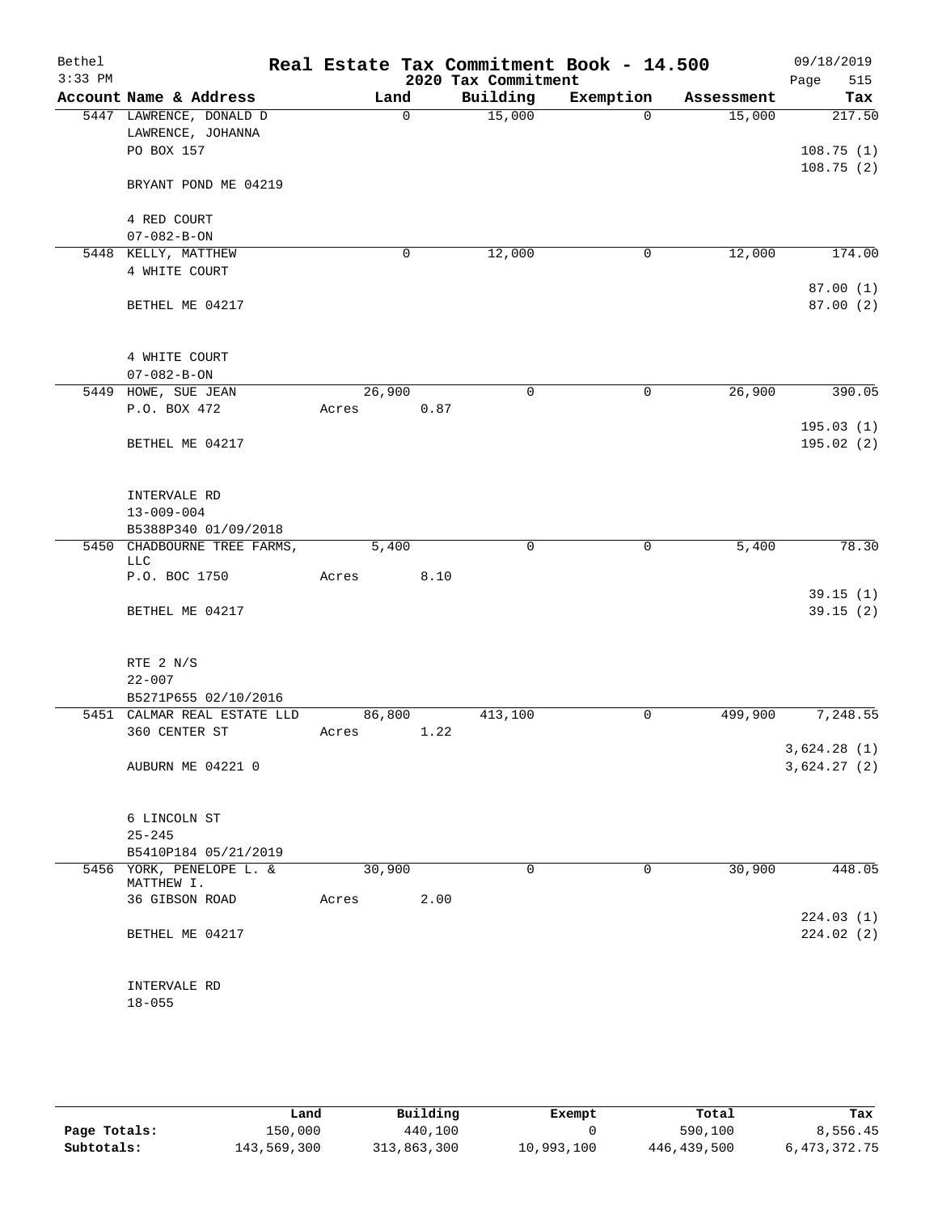**Real Estate Tax Commitment Book - 14.500**

**2020 Tax Commitment**

Bethel 3:33 PM — 09/18/2019

| Account | Name & Address | Land | Building | Exemption | Assessment | Tax |
|---|---|---|---|---|---|---|
| 5447 | LAWRENCE, DONALD D<br>LAWRENCE, JOHANNA<br>PO BOX 157<br><br>BRYANT POND ME 04219<br><br>4 RED COURT<br>07-082-B-ON | 0 | 15,000 | 0 | 15,000 | 217.50<br><br>108.75 (1)<br>108.75 (2) |
| 5448 | KELLY, MATTHEW<br>4 WHITE COURT<br><br>BETHEL ME 04217<br><br>4 WHITE COURT<br>07-082-B-ON | 0 | 12,000 | 0 | 12,000 | 174.00<br><br>87.00 (1)<br>87.00 (2) |
| 5449 | HOWE, SUE JEAN<br>P.O. BOX 472<br><br>BETHEL ME 04217<br><br>INTERVALE RD<br>13-009-004<br>B5388P340 01/09/2018 | 26,900<br>Acres 0.87 | 0 | 0 | 26,900 | 390.05<br><br>195.03 (1)<br>195.02 (2) |
| 5450 | CHADBOURNE TREE FARMS, LLC<br>P.O. BOC 1750<br><br>BETHEL ME 04217<br><br>RTE 2 N/S<br>22-007<br>B5271P655 02/10/2016 | 5,400<br>Acres 8.10 | 0 | 0 | 5,400 | 78.30<br><br>39.15 (1)<br>39.15 (2) |
| 5451 | CALMAR REAL ESTATE LLD<br>360 CENTER ST<br><br>AUBURN ME 04221 0<br><br>6 LINCOLN ST<br>25-245<br>B5410P184 05/21/2019 | 86,800<br>Acres 1.22 | 413,100 | 0 | 499,900 | 7,248.55<br><br>3,624.28 (1)<br>3,624.27 (2) |
| 5456 | YORK, PENELOPE L. & MATTHEW I.<br>36 GIBSON ROAD<br><br>BETHEL ME 04217<br><br>INTERVALE RD<br>18-055 | 30,900<br>Acres 2.00 | 0 | 0 | 30,900 | 448.05<br><br>224.03 (1)<br>224.02 (2) |

| | Land | Building | Exempt | Total | Tax |
|---|---|---|---|---|---|
| **Page Totals:** | 150,000 | 440,100 | 0 | 590,100 | 8,556.45 |
| **Subtotals:** | 143,569,300 | 313,863,300 | 10,993,100 | 446,439,500 | 6,473,372.75 |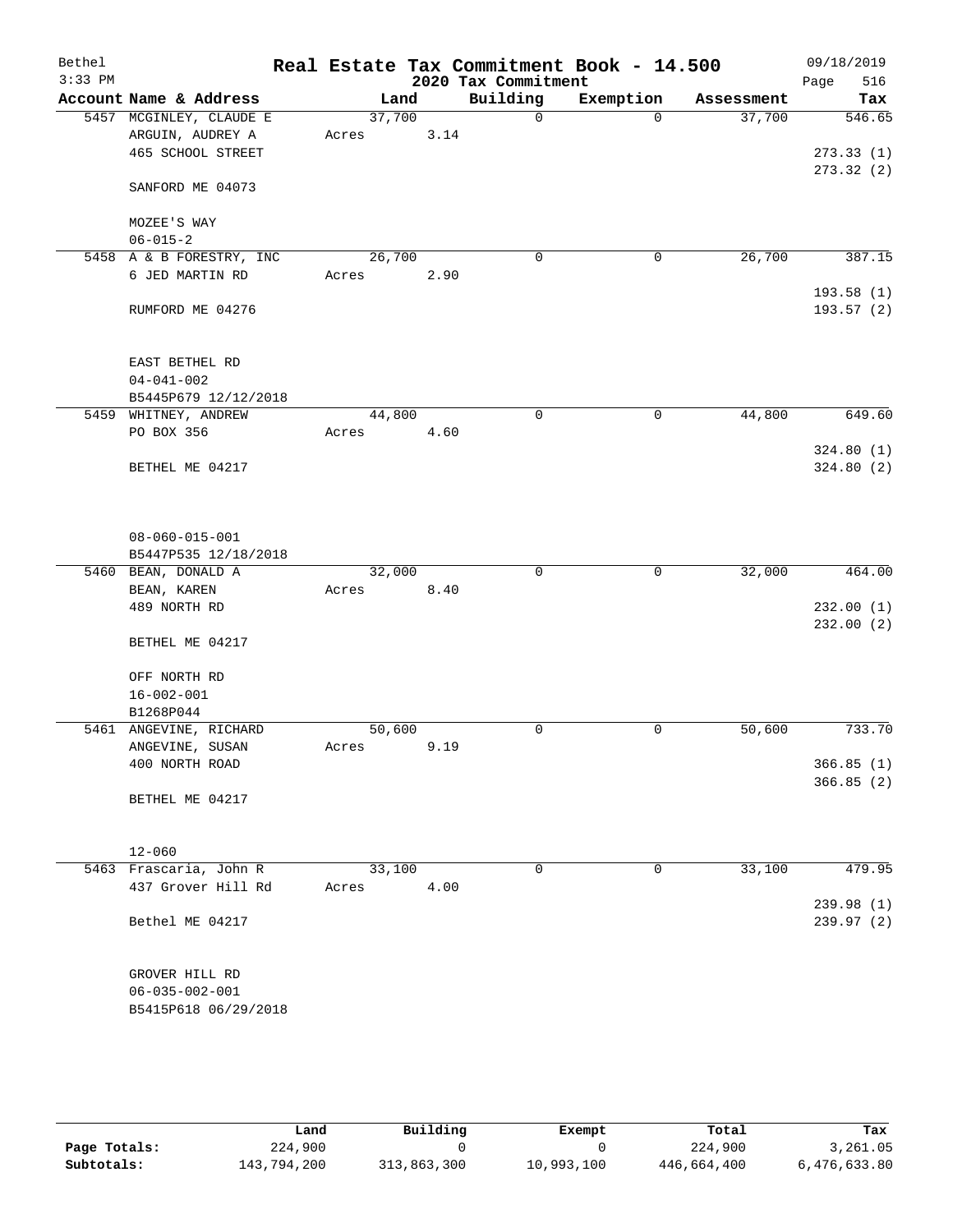Bethel 3:33 PM

# Real Estate Tax Commitment Book - 14.500

## 2020 Tax Commitment

09/18/2019

| Account | Name & Address | Land | | Building | Exemption | Assessment | Tax |
|---|---|---|---|---|---|---|---|
| 5457 | MCGINLEY, CLAUDE E<br>ARGUIN, AUDREY A<br>465 SCHOOL STREET<br><br>SANFORD ME 04073<br><br>MOZEE'S WAY<br>06-015-2 | 37,700<br>Acres | <br>3.14 | 0 | 0 | 37,700 | 546.65<br><br>273.33 (1)<br>273.32 (2) |
| 5458 | A & B FORESTRY, INC<br>6 JED MARTIN RD<br><br>RUMFORD ME 04276<br><br>EAST BETHEL RD<br>04-041-002<br>B5445P679 12/12/2018 | 26,700<br>Acres | <br>2.90 | 0 | 0 | 26,700 | 387.15<br><br>193.58 (1)<br>193.57 (2) |
| 5459 | WHITNEY, ANDREW<br>PO BOX 356<br><br>BETHEL ME 04217<br><br>08-060-015-001<br>B5447P535 12/18/2018 | 44,800<br>Acres | <br>4.60 | 0 | 0 | 44,800 | 649.60<br><br>324.80 (1)<br>324.80 (2) |
| 5460 | BEAN, DONALD A<br>BEAN, KAREN<br>489 NORTH RD<br><br>BETHEL ME 04217<br><br>OFF NORTH RD<br>16-002-001<br>B1268P044 | 32,000<br>Acres | <br>8.40 | 0 | 0 | 32,000 | 464.00<br><br>232.00 (1)<br>232.00 (2) |
| 5461 | ANGEVINE, RICHARD<br>ANGEVINE, SUSAN<br>400 NORTH ROAD<br><br>BETHEL ME 04217<br><br>12-060 | 50,600<br>Acres | <br>9.19 | 0 | 0 | 50,600 | 733.70<br><br>366.85 (1)<br>366.85 (2) |
| 5463 | Frascaria, John R<br>437 Grover Hill Rd<br><br>Bethel ME 04217<br><br>GROVER HILL RD<br>06-035-002-001<br>B5415P618 06/29/2018 | 33,100<br>Acres | <br>4.00 | 0 | 0 | 33,100 | 479.95<br><br>239.98 (1)<br>239.97 (2) |

| | Land | Building | Exempt | Total | Tax |
|---|---|---|---|---|---|
| **Page Totals:** | 224,900 | 0 | 0 | 224,900 | 3,261.05 |
| **Subtotals:** | 143,794,200 | 313,863,300 | 10,993,100 | 446,664,400 | 6,476,633.80 |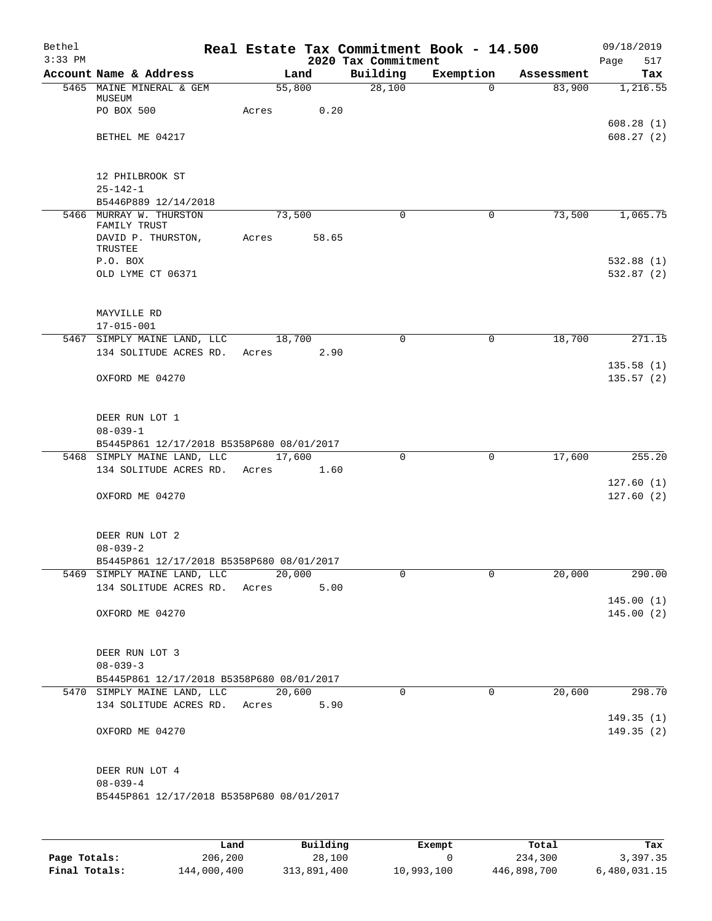Bethel 3:33 PM — Real Estate Tax Commitment Book - 14.500 — 2020 Tax Commitment — 09/18/2019

| Account Name & Address | Land | Building | Exemption | Assessment | Tax |
|---|---|---|---|---|---|
| 5465 MAINE MINERAL & GEM MUSEUM | 55,800 | 28,100 | 0 | 83,900 | 1,216.55 |
| PO BOX 500 | Acres 0.20 | | | | |
| | | | | | 608.28 (1) |
| BETHEL ME 04217 | | | | | 608.27 (2) |
| 12 PHILBROOK ST | | | | | |
| 25-142-1 | | | | | |
| B5446P889 12/14/2018 | | | | | |
| 5466 MURRAY W. THURSTON FAMILY TRUST | 73,500 | 0 | 0 | 73,500 | 1,065.75 |
| DAVID P. THURSTON, TRUSTEE | Acres 58.65 | | | | |
| P.O. BOX | | | | | 532.88 (1) |
| OLD LYME CT 06371 | | | | | 532.87 (2) |
| MAYVILLE RD | | | | | |
| 17-015-001 | | | | | |
| 5467 SIMPLY MAINE LAND, LLC | 18,700 | 0 | 0 | 18,700 | 271.15 |
| 134 SOLITUDE ACRES RD. | Acres 2.90 | | | | |
| | | | | | 135.58 (1) |
| OXFORD ME 04270 | | | | | 135.57 (2) |
| DEER RUN LOT 1 | | | | | |
| 08-039-1 | | | | | |
| B5445P861 12/17/2018 B5358P680 08/01/2017 | | | | | |
| 5468 SIMPLY MAINE LAND, LLC | 17,600 | 0 | 0 | 17,600 | 255.20 |
| 134 SOLITUDE ACRES RD. | Acres 1.60 | | | | |
| | | | | | 127.60 (1) |
| OXFORD ME 04270 | | | | | 127.60 (2) |
| DEER RUN LOT 2 | | | | | |
| 08-039-2 | | | | | |
| B5445P861 12/17/2018 B5358P680 08/01/2017 | | | | | |
| 5469 SIMPLY MAINE LAND, LLC | 20,000 | 0 | 0 | 20,000 | 290.00 |
| 134 SOLITUDE ACRES RD. | Acres 5.00 | | | | |
| | | | | | 145.00 (1) |
| OXFORD ME 04270 | | | | | 145.00 (2) |
| DEER RUN LOT 3 | | | | | |
| 08-039-3 | | | | | |
| B5445P861 12/17/2018 B5358P680 08/01/2017 | | | | | |
| 5470 SIMPLY MAINE LAND, LLC | 20,600 | 0 | 0 | 20,600 | 298.70 |
| 134 SOLITUDE ACRES RD. | Acres 5.90 | | | | |
| | | | | | 149.35 (1) |
| OXFORD ME 04270 | | | | | 149.35 (2) |
| DEER RUN LOT 4 | | | | | |
| 08-039-4 | | | | | |
| B5445P861 12/17/2018 B5358P680 08/01/2017 | | | | | |

| | Land | Building | Exempt | Total | Tax |
|---|---|---|---|---|---|
| Page Totals: | 206,200 | 28,100 | 0 | 234,300 | 3,397.35 |
| Final Totals: | 144,000,400 | 313,891,400 | 10,993,100 | 446,898,700 | 6,480,031.15 |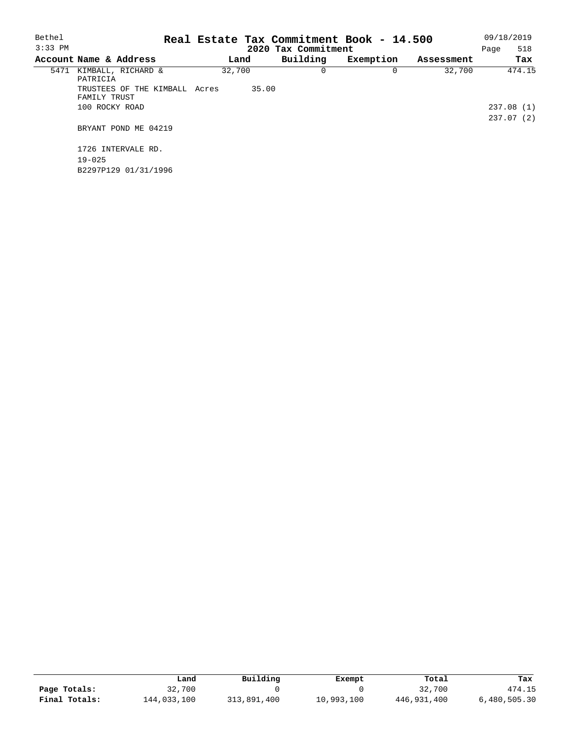# Real Estate Tax Commitment Book - 14.500

Bethel
3:33 PM

2020 Tax Commitment

09/18/2019
Page 518

| Account Name & Address | Land | Building | Exemption | Assessment | Tax |
|---|---|---|---|---|---|
| 5471 KIMBALL, RICHARD & PATRICIA | 32,700 | 0 | 0 | 32,700 | 474.15 |
| TRUSTEES OF THE KIMBALL FAMILY TRUST | Acres 35.00 | | | | |
| 100 ROCKY ROAD | | | | | 237.08 (1) |
| | | | | | 237.07 (2) |
| BRYANT POND ME 04219 | | | | | |
| 1726 INTERVALE RD. | | | | | |
| 19-025 | | | | | |
| B2297P129 01/31/1996 | | | | | |

| | Land | Building | Exempt | Total | Tax |
|---|---|---|---|---|---|
| **Page Totals:** | 32,700 | 0 | 0 | 32,700 | 474.15 |
| **Final Totals:** | 144,033,100 | 313,891,400 | 10,993,100 | 446,931,400 | 6,480,505.30 |